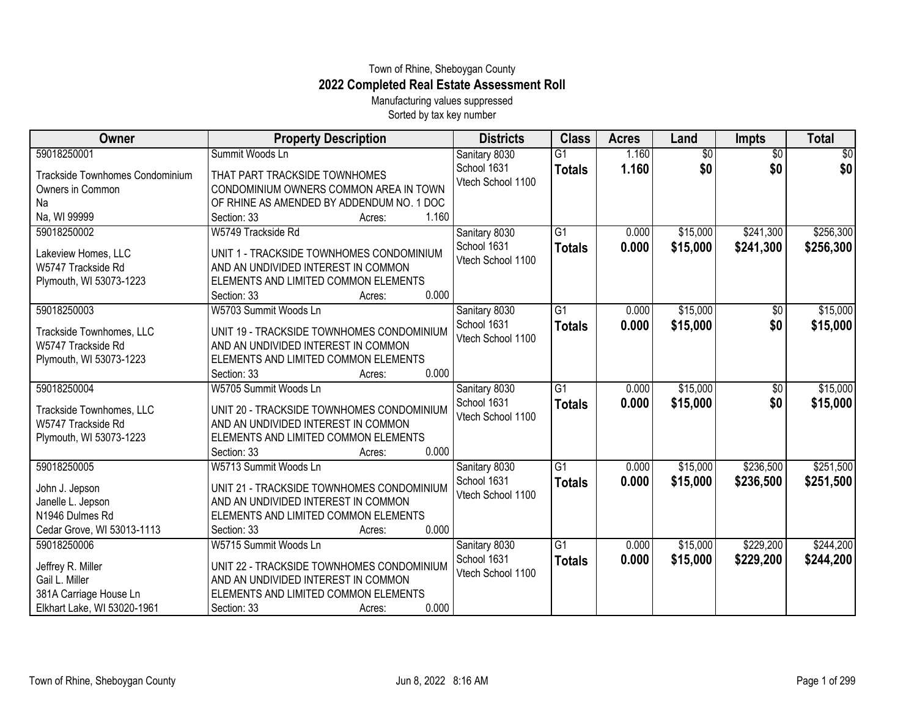Town of Rhine, Sheboygan County

# 2022 Completed Real Estate Assessment Roll

Manufacturing values suppressed

Sorted by tax key number

| Owner | Property Description | Districts | Class | Acres | Land | Impts | Total |
|---|---|---|---|---|---|---|---|
| 59018250001<br>Trackside Townhomes Condominium Owners in Common<br>Na<br>Na, WI 99999 | Summit Woods Ln<br>THAT PART TRACKSIDE TOWNHOMES CONDOMINIUM OWNERS COMMON AREA IN TOWN OF RHINE AS AMENDED BY ADDENDUM NO. 1 DOC<br>Section: 33 Acres: 1.160 | Sanitary 8030<br>School 1631<br>Vtech School 1100 | G1<br>**Totals** | 1.160<br>**1.160** | $0<br>**$0** | $0<br>**$0** | $0<br>**$0** |
| 59018250002<br>Lakeview Homes, LLC<br>W5747 Trackside Rd<br>Plymouth, WI 53073-1223 | W5749 Trackside Rd<br>UNIT 1 - TRACKSIDE TOWNHOMES CONDOMINIUM AND AN UNDIVIDED INTEREST IN COMMON ELEMENTS AND LIMITED COMMON ELEMENTS<br>Section: 33 Acres: 0.000 | Sanitary 8030<br>School 1631<br>Vtech School 1100 | G1<br>**Totals** | 0.000<br>**0.000** | $15,000<br>**$15,000** | $241,300<br>**$241,300** | $256,300<br>**$256,300** |
| 59018250003<br>Trackside Townhomes, LLC<br>W5747 Trackside Rd<br>Plymouth, WI 53073-1223 | W5703 Summit Woods Ln<br>UNIT 19 - TRACKSIDE TOWNHOMES CONDOMINIUM AND AN UNDIVIDED INTEREST IN COMMON ELEMENTS AND LIMITED COMMON ELEMENTS<br>Section: 33 Acres: 0.000 | Sanitary 8030<br>School 1631<br>Vtech School 1100 | G1<br>**Totals** | 0.000<br>**0.000** | $15,000<br>**$15,000** | $0<br>**$0** | $15,000<br>**$15,000** |
| 59018250004<br>Trackside Townhomes, LLC<br>W5747 Trackside Rd<br>Plymouth, WI 53073-1223 | W5705 Summit Woods Ln<br>UNIT 20 - TRACKSIDE TOWNHOMES CONDOMINIUM AND AN UNDIVIDED INTEREST IN COMMON ELEMENTS AND LIMITED COMMON ELEMENTS<br>Section: 33 Acres: 0.000 | Sanitary 8030<br>School 1631<br>Vtech School 1100 | G1<br>**Totals** | 0.000<br>**0.000** | $15,000<br>**$15,000** | $0<br>**$0** | $15,000<br>**$15,000** |
| 59018250005<br>John J. Jepson<br>Janelle L. Jepson<br>N1946 Dulmes Rd<br>Cedar Grove, WI 53013-1113 | W5713 Summit Woods Ln<br>UNIT 21 - TRACKSIDE TOWNHOMES CONDOMINIUM AND AN UNDIVIDED INTEREST IN COMMON ELEMENTS AND LIMITED COMMON ELEMENTS<br>Section: 33 Acres: 0.000 | Sanitary 8030<br>School 1631<br>Vtech School 1100 | G1<br>**Totals** | 0.000<br>**0.000** | $15,000<br>**$15,000** | $236,500<br>**$236,500** | $251,500<br>**$251,500** |
| 59018250006<br>Jeffrey R. Miller<br>Gail L. Miller<br>381A Carriage House Ln<br>Elkhart Lake, WI 53020-1961 | W5715 Summit Woods Ln<br>UNIT 22 - TRACKSIDE TOWNHOMES CONDOMINIUM AND AN UNDIVIDED INTEREST IN COMMON ELEMENTS AND LIMITED COMMON ELEMENTS<br>Section: 33 Acres: 0.000 | Sanitary 8030<br>School 1631<br>Vtech School 1100 | G1<br>**Totals** | 0.000<br>**0.000** | $15,000<br>**$15,000** | $229,200<br>**$229,200** | $244,200<br>**$244,200** |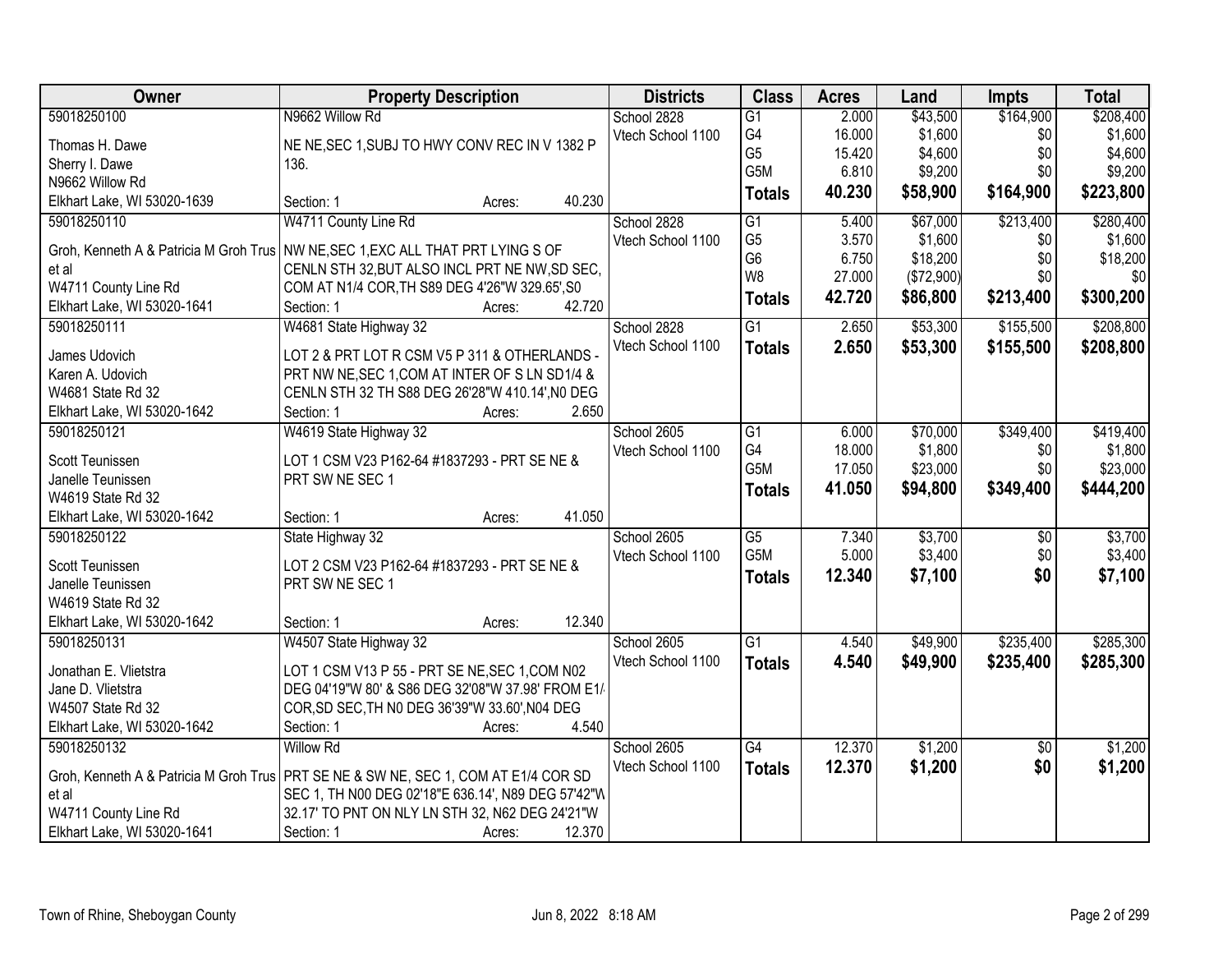| Owner | Property Description | Districts | Class | Acres | Land | Impts | Total |
|---|---|---|---|---|---|---|---|
| 59018250100<br>Thomas H. Dawe<br>Sherry I. Dawe<br>N9662 Willow Rd<br>Elkhart Lake, WI 53020-1639 | N9662 Willow Rd<br>NE NE,SEC 1,SUBJ TO HWY CONV REC IN V 1382 P 136.<br>Section: 1 Acres: 40.230 | School 2828<br>Vtech School 1100 | G1<br>G4<br>G5<br>G5M<br>**Totals** | 2.000<br>16.000<br>15.420<br>6.810<br>**40.230** | $43,500<br>$1,600<br>$4,600<br>$9,200<br>**$58,900** | $164,900<br>$0<br>$0<br>$0<br>**$164,900** | $208,400<br>$1,600<br>$4,600<br>$9,200<br>**$223,800** |
| 59018250110<br>Groh, Kenneth A & Patricia M Groh Trus et al<br>W4711 County Line Rd<br>Elkhart Lake, WI 53020-1641 | W4711 County Line Rd<br>NW NE,SEC 1,EXC ALL THAT PRT LYING S OF CENLN STH 32,BUT ALSO INCL PRT NE NW,SD SEC, COM AT N1/4 COR,TH S89 DEG 4'26"W 329.65',S0<br>Section: 1 Acres: 42.720 | School 2828<br>Vtech School 1100 | G1<br>G5<br>G6<br>W8<br>**Totals** | 5.400<br>3.570<br>6.750<br>27.000<br>**42.720** | $67,000<br>$1,600<br>$18,200<br>($72,900)<br>**$86,800** | $213,400<br>$0<br>$0<br>$0<br>**$213,400** | $280,400<br>$1,600<br>$18,200<br>$0<br>**$300,200** |
| 59018250111<br>James Udovich<br>Karen A. Udovich<br>W4681 State Rd 32<br>Elkhart Lake, WI 53020-1642 | W4681 State Highway 32<br>LOT 2 & PRT LOT R CSM V5 P 311 & OTHERLANDS - PRT NW NE,SEC 1,COM AT INTER OF S LN SD1/4 & CENLN STH 32 TH S88 DEG 26'28"W 410.14',N0 DEG<br>Section: 1 Acres: 2.650 | School 2828<br>Vtech School 1100 | G1<br>**Totals** | 2.650<br>**2.650** | $53,300<br>**$53,300** | $155,500<br>**$155,500** | $208,800<br>**$208,800** |
| 59018250121<br>Scott Teunissen<br>Janelle Teunissen<br>W4619 State Rd 32<br>Elkhart Lake, WI 53020-1642 | W4619 State Highway 32<br>LOT 1 CSM V23 P162-64 #1837293 - PRT SE NE & PRT SW NE SEC 1<br>Section: 1 Acres: 41.050 | School 2605<br>Vtech School 1100 | G1<br>G4<br>G5M<br>**Totals** | 6.000<br>18.000<br>17.050<br>**41.050** | $70,000<br>$1,800<br>$23,000<br>**$94,800** | $349,400<br>$0<br>$0<br>**$349,400** | $419,400<br>$1,800<br>$23,000<br>**$444,200** |
| 59018250122<br>Scott Teunissen<br>Janelle Teunissen<br>W4619 State Rd 32<br>Elkhart Lake, WI 53020-1642 | State Highway 32<br>LOT 2 CSM V23 P162-64 #1837293 - PRT SE NE & PRT SW NE SEC 1<br>Section: 1 Acres: 12.340 | School 2605<br>Vtech School 1100 | G5<br>G5M<br>**Totals** | 7.340<br>5.000<br>**12.340** | $3,700<br>$3,400<br>**$7,100** | $0<br>$0<br>**$0** | $3,700<br>$3,400<br>**$7,100** |
| 59018250131<br>Jonathan E. Vlietstra<br>Jane D. Vlietstra<br>W4507 State Rd 32<br>Elkhart Lake, WI 53020-1642 | W4507 State Highway 32<br>LOT 1 CSM V13 P 55 - PRT SE NE,SEC 1,COM N02 DEG 04'19"W 80' & S86 DEG 32'08"W 37.98' FROM E1/4 COR,SD SEC,TH N0 DEG 36'39"W 33.60',N04 DEG<br>Section: 1 Acres: 4.540 | School 2605<br>Vtech School 1100 | G1<br>**Totals** | 4.540<br>**4.540** | $49,900<br>**$49,900** | $235,400<br>**$235,400** | $285,300<br>**$285,300** |
| 59018250132<br>Groh, Kenneth A & Patricia M Groh Trus et al<br>W4711 County Line Rd<br>Elkhart Lake, WI 53020-1641 | Willow Rd<br>PRT SE NE & SW NE, SEC 1, COM AT E1/4 COR SD SEC 1, TH N00 DEG 02'18"E 636.14', N89 DEG 57'42"W 32.17' TO PNT ON NLY LN STH 32, N62 DEG 24'21"W<br>Section: 1 Acres: 12.370 | School 2605<br>Vtech School 1100 | G4<br>**Totals** | 12.370<br>**12.370** | $1,200<br>**$1,200** | $0<br>**$0** | $1,200<br>**$1,200** |

Town of Rhine, Sheboygan County Jun 8, 2022 8:18 AM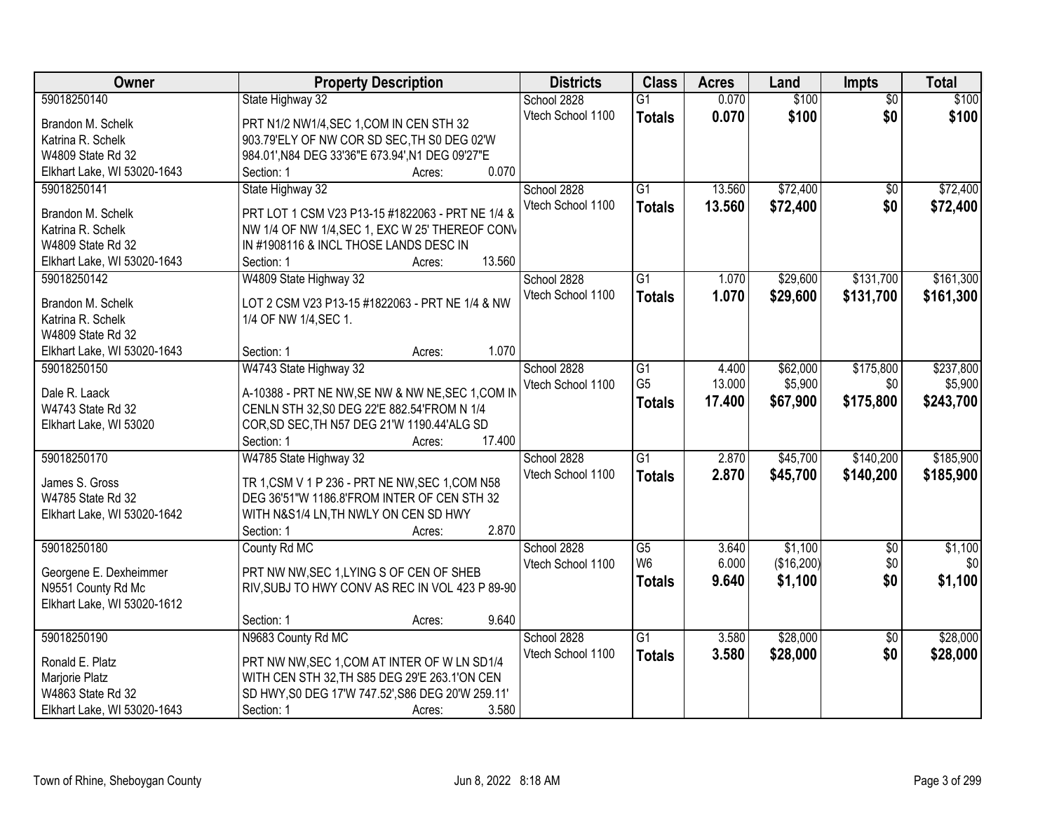| Owner | Property Description | Districts | Class | Acres | Land | Impts | Total |
|---|---|---|---|---|---|---|---|
| 59018250140<br>Brandon M. Schelk<br>Katrina R. Schelk<br>W4809 State Rd 32<br>Elkhart Lake, WI 53020-1643 | State Highway 32<br>PRT N1/2 NW1/4,SEC 1,COM IN CEN STH 32 903.79'ELY OF NW COR SD SEC,TH S0 DEG 02'W 984.01',N84 DEG 33'36"E 673.94',N1 DEG 09'27"E<br>Section: 1 Acres: 0.070 | School 2828<br>Vtech School 1100 | G1<br>**Totals** | 0.070<br>**0.070** | $100<br>**$100** | $0<br>**$0** | $100<br>**$100** |
| 59018250141<br>Brandon M. Schelk<br>Katrina R. Schelk<br>W4809 State Rd 32<br>Elkhart Lake, WI 53020-1643 | State Highway 32<br>PRT LOT 1 CSM V23 P13-15 #1822063 - PRT NE 1/4 & NW 1/4 OF NW 1/4,SEC 1, EXC W 25' THEREOF CONV IN #1908116 & INCL THOSE LANDS DESC IN<br>Section: 1 Acres: 13.560 | School 2828<br>Vtech School 1100 | G1<br>**Totals** | 13.560<br>**13.560** | $72,400<br>**$72,400** | $0<br>**$0** | $72,400<br>**$72,400** |
| 59018250142<br>Brandon M. Schelk<br>Katrina R. Schelk<br>W4809 State Rd 32<br>Elkhart Lake, WI 53020-1643 | W4809 State Highway 32<br>LOT 2 CSM V23 P13-15 #1822063 - PRT NE 1/4 & NW 1/4 OF NW 1/4,SEC 1.<br>Section: 1 Acres: 1.070 | School 2828<br>Vtech School 1100 | G1<br>**Totals** | 1.070<br>**1.070** | $29,600<br>**$29,600** | $131,700<br>**$131,700** | $161,300<br>**$161,300** |
| 59018250150<br>Dale R. Laack<br>W4743 State Rd 32<br>Elkhart Lake, WI 53020 | W4743 State Highway 32<br>A-10388 - PRT NE NW,SE NW & NW NE,SEC 1,COM IN CENLN STH 32,S0 DEG 22'E 882.54'FROM N 1/4 COR,SD SEC,TH N57 DEG 21'W 1190.44'ALG SD<br>Section: 1 Acres: 17.400 | School 2828<br>Vtech School 1100 | G1<br>G5<br>**Totals** | 4.400<br>13.000<br>**17.400** | $62,000<br>$5,900<br>**$67,900** | $175,800<br>$0<br>**$175,800** | $237,800<br>$5,900<br>**$243,700** |
| 59018250170<br>James S. Gross<br>W4785 State Rd 32<br>Elkhart Lake, WI 53020-1642 | W4785 State Highway 32<br>TR 1,CSM V 1 P 236 - PRT NE NW,SEC 1,COM N58 DEG 36'51"W 1186.8'FROM INTER OF CEN STH 32 WITH N&S1/4 LN,TH NWLY ON CEN SD HWY<br>Section: 1 Acres: 2.870 | School 2828<br>Vtech School 1100 | G1<br>**Totals** | 2.870<br>**2.870** | $45,700<br>**$45,700** | $140,200<br>**$140,200** | $185,900<br>**$185,900** |
| 59018250180<br>Georgene E. Dexheimmer<br>N9551 County Rd Mc<br>Elkhart Lake, WI 53020-1612 | County Rd MC<br>PRT NW NW,SEC 1,LYING S OF CEN OF SHEB RIV,SUBJ TO HWY CONV AS REC IN VOL 423 P 89-90<br>Section: 1 Acres: 9.640 | School 2828<br>Vtech School 1100 | G5<br>W6<br>**Totals** | 3.640<br>6.000<br>**9.640** | $1,100<br>($16,200)<br>**$1,100** | $0<br>$0<br>**$0** | $1,100<br>$0<br>**$1,100** |
| 59018250190<br>Ronald E. Platz<br>Marjorie Platz<br>W4863 State Rd 32<br>Elkhart Lake, WI 53020-1643 | N9683 County Rd MC<br>PRT NW NW,SEC 1,COM AT INTER OF W LN SD1/4 WITH CEN STH 32,TH S85 DEG 29'E 263.1'ON CEN SD HWY,S0 DEG 17'W 747.52',S86 DEG 20'W 259.11'<br>Section: 1 Acres: 3.580 | School 2828<br>Vtech School 1100 | G1<br>**Totals** | 3.580<br>**3.580** | $28,000<br>**$28,000** | $0<br>**$0** | $28,000<br>**$28,000** |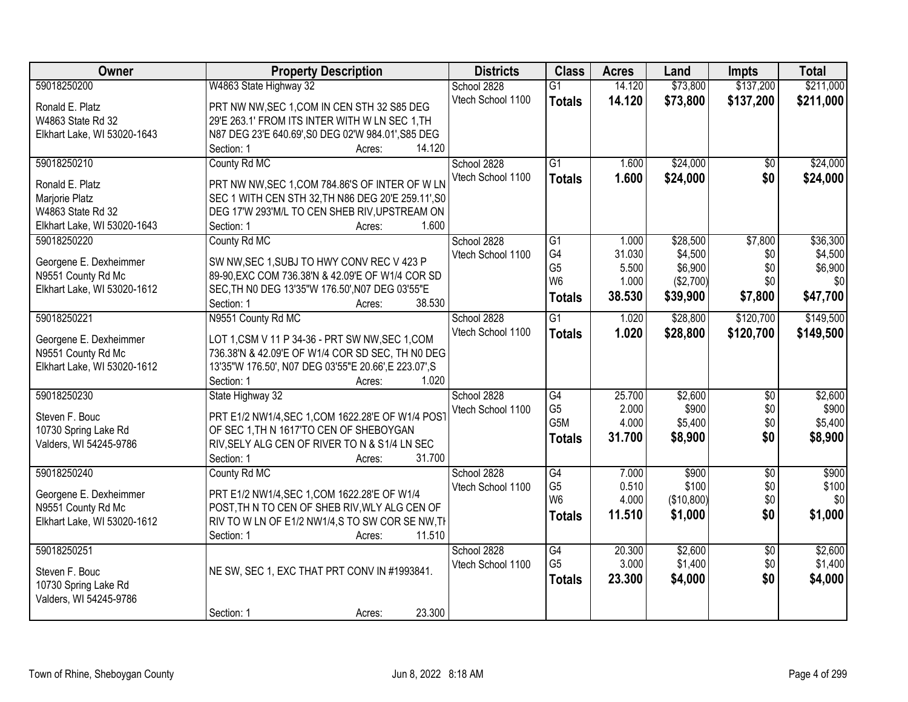| Owner | Property Description | Districts | Class | Acres | Land | Impts | Total |
|---|---|---|---|---|---|---|---|
| 59018250200<br>Ronald E. Platz<br>W4863 State Rd 32<br>Elkhart Lake, WI 53020-1643 | W4863 State Highway 32<br>PRT NW NW,SEC 1,COM IN CEN STH 32 S85 DEG 29'E 263.1' FROM ITS INTER WITH W LN SEC 1,TH N87 DEG 23'E 640.69',S0 DEG 02'W 984.01',S85 DEG<br>Section: 1 Acres: 14.120 | School 2828<br>Vtech School 1100 | G1<br>**Totals** | 14.120<br>**14.120** | $73,800<br>**$73,800** | $137,200<br>**$137,200** | $211,000<br>**$211,000** |
| 59018250210<br>Ronald E. Platz<br>Marjorie Platz<br>W4863 State Rd 32<br>Elkhart Lake, WI 53020-1643 | County Rd MC<br>PRT NW NW,SEC 1,COM 784.86'S OF INTER OF W LN SEC 1 WITH CEN STH 32,TH N86 DEG 20'E 259.11',S0 DEG 17'W 293'M/L TO CEN SHEB RIV,UPSTREAM ON<br>Section: 1 Acres: 1.600 | School 2828<br>Vtech School 1100 | G1<br>**Totals** | 1.600<br>**1.600** | $24,000<br>**$24,000** | $0<br>**$0** | $24,000<br>**$24,000** |
| 59018250220<br>Georgene E. Dexheimmer<br>N9551 County Rd Mc<br>Elkhart Lake, WI 53020-1612 | County Rd MC<br>SW NW,SEC 1,SUBJ TO HWY CONV REC V 423 P 89-90,EXC COM 736.38'N & 42.09'E OF W1/4 COR SD SEC,TH N0 DEG 13'35"W 176.50',N07 DEG 03'55"E<br>Section: 1 Acres: 38.530 | School 2828<br>Vtech School 1100 | G1<br>G4<br>G5<br>W6<br>**Totals** | 1.000<br>31.030<br>5.500<br>1.000<br>**38.530** | $28,500<br>$4,500<br>$6,900<br>($2,700)<br>**$39,900** | $7,800<br>$0<br>$0<br>$0<br>**$7,800** | $36,300<br>$4,500<br>$6,900<br>$0<br>**$47,700** |
| 59018250221<br>Georgene E. Dexheimmer<br>N9551 County Rd Mc<br>Elkhart Lake, WI 53020-1612 | N9551 County Rd MC<br>LOT 1,CSM V 11 P 34-36 - PRT SW NW,SEC 1,COM 736.38'N & 42.09'E OF W1/4 COR SD SEC, TH N0 DEG 13'35"W 176.50', N07 DEG 03'55"E 20.66',E 223.07',S<br>Section: 1 Acres: 1.020 | School 2828<br>Vtech School 1100 | G1<br>**Totals** | 1.020<br>**1.020** | $28,800<br>**$28,800** | $120,700<br>**$120,700** | $149,500<br>**$149,500** |
| 59018250230<br>Steven F. Bouc<br>10730 Spring Lake Rd<br>Valders, WI 54245-9786 | State Highway 32<br>PRT E1/2 NW1/4,SEC 1,COM 1622.28'E OF W1/4 POST OF SEC 1,TH N 1617'TO CEN OF SHEBOYGAN RIV,SELY ALG CEN OF RIVER TO N & S1/4 LN SEC<br>Section: 1 Acres: 31.700 | School 2828<br>Vtech School 1100 | G4<br>G5<br>G5M<br>**Totals** | 25.700<br>2.000<br>4.000<br>**31.700** | $2,600<br>$900<br>$5,400<br>**$8,900** | $0<br>$0<br>$0<br>**$0** | $2,600<br>$900<br>$5,400<br>**$8,900** |
| 59018250240<br>Georgene E. Dexheimmer<br>N9551 County Rd Mc<br>Elkhart Lake, WI 53020-1612 | County Rd MC<br>PRT E1/2 NW1/4,SEC 1,COM 1622.28'E OF W1/4 POST,TH N TO CEN OF SHEB RIV,WLY ALG CEN OF RIV TO W LN OF E1/2 NW1/4,S TO SW COR SE NW,TH<br>Section: 1 Acres: 11.510 | School 2828<br>Vtech School 1100 | G4<br>G5<br>W6<br>**Totals** | 7.000<br>0.510<br>4.000<br>**11.510** | $900<br>$100<br>($10,800)<br>**$1,000** | $0<br>$0<br>$0<br>**$0** | $900<br>$100<br>$0<br>**$1,000** |
| 59018250251<br>Steven F. Bouc<br>10730 Spring Lake Rd<br>Valders, WI 54245-9786 | NE SW, SEC 1, EXC THAT PRT CONV IN #1993841.<br>Section: 1 Acres: 23.300 | School 2828<br>Vtech School 1100 | G4<br>G5<br>**Totals** | 20.300<br>3.000<br>**23.300** | $2,600<br>$1,400<br>**$4,000** | $0<br>$0<br>**$0** | $2,600<br>$1,400<br>**$4,000** |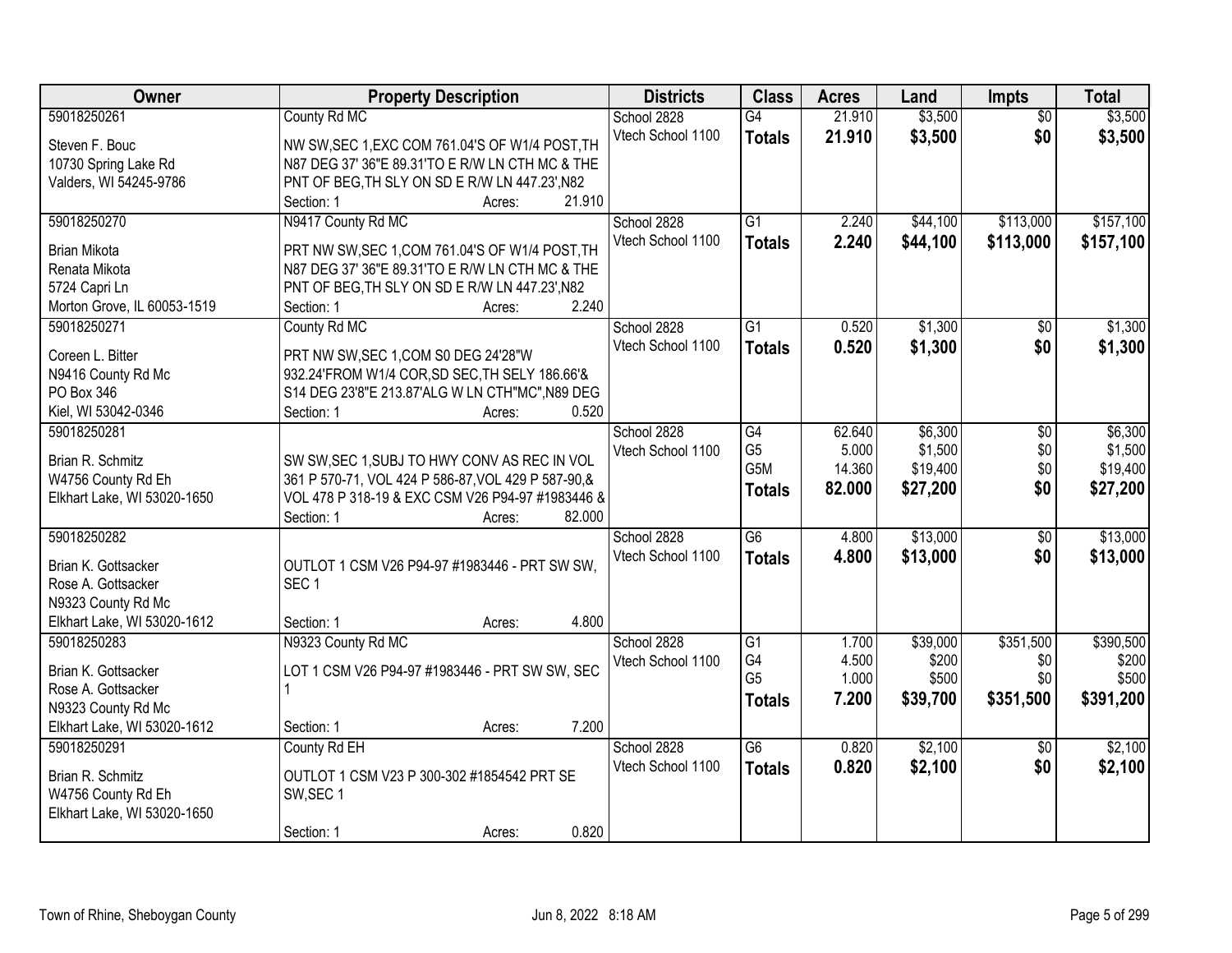| Owner | Property Description | Districts | Class | Acres | Land | Impts | Total |
|---|---|---|---|---|---|---|---|
| 59018250261<br>Steven F. Bouc<br>10730 Spring Lake Rd<br>Valders, WI 54245-9786 | County Rd MC<br>NW SW,SEC 1,EXC COM 761.04'S OF W1/4 POST,TH N87 DEG 37' 36"E 89.31'TO E R/W LN CTH MC & THE PNT OF BEG,TH SLY ON SD E R/W LN 447.23',N82<br>Section: 1 Acres: 21.910 | School 2828<br>Vtech School 1100 | G4<br>**Totals** | 21.910<br>**21.910** | $3,500<br>**$3,500** | $0<br>**$0** | $3,500<br>**$3,500** |
| 59018250270<br>Brian Mikota<br>Renata Mikota<br>5724 Capri Ln<br>Morton Grove, IL 60053-1519 | N9417 County Rd MC<br>PRT NW SW,SEC 1,COM 761.04'S OF W1/4 POST,TH N87 DEG 37' 36"E 89.31'TO E R/W LN CTH MC & THE PNT OF BEG,TH SLY ON SD E R/W LN 447.23',N82<br>Section: 1 Acres: 2.240 | School 2828<br>Vtech School 1100 | G1<br>**Totals** | 2.240<br>**2.240** | $44,100<br>**$44,100** | $113,000<br>**$113,000** | $157,100<br>**$157,100** |
| 59018250271<br>Coreen L. Bitter<br>N9416 County Rd Mc<br>PO Box 346<br>Kiel, WI 53042-0346 | County Rd MC<br>PRT NW SW,SEC 1,COM S0 DEG 24'28"W 932.24'FROM W1/4 COR,SD SEC,TH SELY 186.66'& S14 DEG 23'8"E 213.87'ALG W LN CTH"MC",N89 DEG<br>Section: 1 Acres: 0.520 | School 2828<br>Vtech School 1100 | G1<br>**Totals** | 0.520<br>**0.520** | $1,300<br>**$1,300** | $0<br>**$0** | $1,300<br>**$1,300** |
| 59018250281<br>Brian R. Schmitz<br>W4756 County Rd Eh<br>Elkhart Lake, WI 53020-1650 | SW SW,SEC 1,SUBJ TO HWY CONV AS REC IN VOL 361 P 570-71, VOL 424 P 586-87,VOL 429 P 587-90,& VOL 478 P 318-19 & EXC CSM V26 P94-97 #1983446 &<br>Section: 1 Acres: 82.000 | School 2828<br>Vtech School 1100 | G4<br>G5<br>G5M<br>**Totals** | 62.640<br>5.000<br>14.360<br>**82.000** | $6,300<br>$1,500<br>$19,400<br>**$27,200** | $0<br>$0<br>$0<br>**$0** | $6,300<br>$1,500<br>$19,400<br>**$27,200** |
| 59018250282<br>Brian K. Gottsacker<br>Rose A. Gottsacker<br>N9323 County Rd Mc<br>Elkhart Lake, WI 53020-1612 | OUTLOT 1 CSM V26 P94-97 #1983446 - PRT SW SW, SEC 1<br>Section: 1 Acres: 4.800 | School 2828<br>Vtech School 1100 | G6<br>**Totals** | 4.800<br>**4.800** | $13,000<br>**$13,000** | $0<br>**$0** | $13,000<br>**$13,000** |
| 59018250283<br>Brian K. Gottsacker<br>Rose A. Gottsacker<br>N9323 County Rd Mc<br>Elkhart Lake, WI 53020-1612 | N9323 County Rd MC<br>LOT 1 CSM V26 P94-97 #1983446 - PRT SW SW, SEC 1<br>Section: 1 Acres: 7.200 | School 2828<br>Vtech School 1100 | G1<br>G4<br>G5<br>**Totals** | 1.700<br>4.500<br>1.000<br>**7.200** | $39,000<br>$200<br>$500<br>**$39,700** | $351,500<br>$0<br>$0<br>**$351,500** | $390,500<br>$200<br>$500<br>**$391,200** |
| 59018250291<br>Brian R. Schmitz<br>W4756 County Rd Eh<br>Elkhart Lake, WI 53020-1650 | County Rd EH<br>OUTLOT 1 CSM V23 P 300-302 #1854542 PRT SE SW,SEC 1<br>Section: 1 Acres: 0.820 | School 2828<br>Vtech School 1100 | G6<br>**Totals** | 0.820<br>**0.820** | $2,100<br>**$2,100** | $0<br>**$0** | $2,100<br>**$2,100** |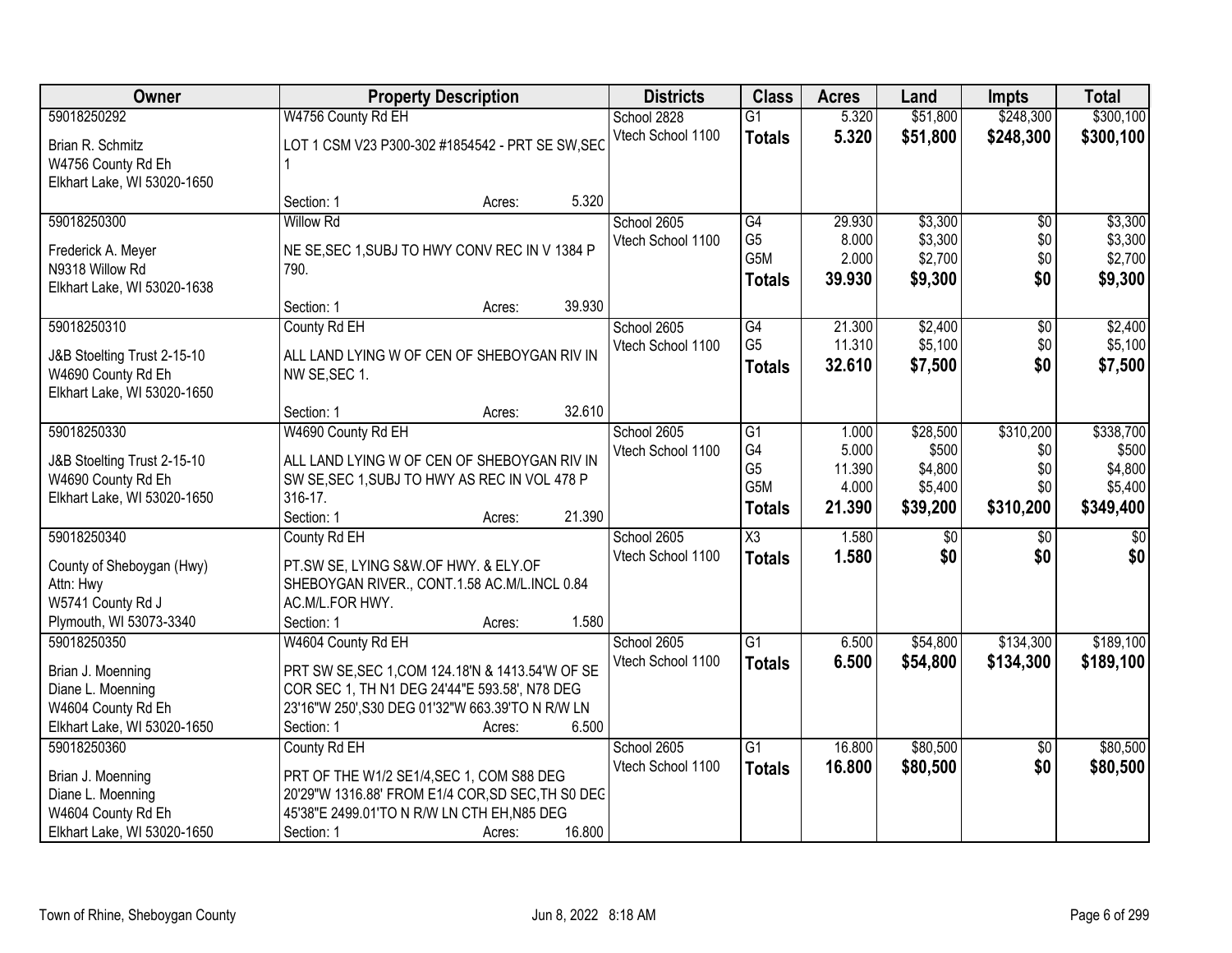| Owner | Property Description | Districts | Class | Acres | Land | Impts | Total |
|---|---|---|---|---|---|---|---|
| 59018250292<br>Brian R. Schmitz<br>W4756 County Rd Eh<br>Elkhart Lake, WI 53020-1650 | W4756 County Rd EH<br>LOT 1 CSM V23 P300-302 #1854542 - PRT SE SW,SEC 1<br>Section: 1 Acres: 5.320 | School 2828<br>Vtech School 1100 | G1<br>**Totals** | 5.320<br>**5.320** | $51,800<br>**$51,800** | $248,300<br>**$248,300** | $300,100<br>**$300,100** |
| 59018250300<br>Frederick A. Meyer<br>N9318 Willow Rd<br>Elkhart Lake, WI 53020-1638 | Willow Rd<br>NE SE,SEC 1,SUBJ TO HWY CONV REC IN V 1384 P 790.<br>Section: 1 Acres: 39.930 | School 2605<br>Vtech School 1100 | G4<br>G5<br>G5M<br>**Totals** | 29.930<br>8.000<br>2.000<br>**39.930** | $3,300<br>$3,300<br>$2,700<br>**$9,300** | $0<br>$0<br>$0<br>**$0** | $3,300<br>$3,300<br>$2,700<br>**$9,300** |
| 59018250310<br>J&B Stoelting Trust 2-15-10<br>W4690 County Rd Eh<br>Elkhart Lake, WI 53020-1650 | County Rd EH<br>ALL LAND LYING W OF CEN OF SHEBOYGAN RIV IN NW SE,SEC 1.<br>Section: 1 Acres: 32.610 | School 2605<br>Vtech School 1100 | G4<br>G5<br>**Totals** | 21.300<br>11.310<br>**32.610** | $2,400<br>$5,100<br>**$7,500** | $0<br>$0<br>**$0** | $2,400<br>$5,100<br>**$7,500** |
| 59018250330<br>J&B Stoelting Trust 2-15-10<br>W4690 County Rd Eh<br>Elkhart Lake, WI 53020-1650 | W4690 County Rd EH<br>ALL LAND LYING W OF CEN OF SHEBOYGAN RIV IN SW SE,SEC 1,SUBJ TO HWY AS REC IN VOL 478 P 316-17.<br>Section: 1 Acres: 21.390 | School 2605<br>Vtech School 1100 | G1<br>G4<br>G5<br>G5M<br>**Totals** | 1.000<br>5.000<br>11.390<br>4.000<br>**21.390** | $28,500<br>$500<br>$4,800<br>$5,400<br>**$39,200** | $310,200<br>$0<br>$0<br>$0<br>**$310,200** | $338,700<br>$500<br>$4,800<br>$5,400<br>**$349,400** |
| 59018250340<br>County of Sheboygan (Hwy)<br>Attn: Hwy<br>W5741 County Rd J<br>Plymouth, WI 53073-3340 | County Rd EH<br>PT.SW SE, LYING S&W.OF HWY. & ELY.OF SHEBOYGAN RIVER., CONT.1.58 AC.M/L.INCL 0.84 AC.M/L.FOR HWY.<br>Section: 1 Acres: 1.580 | School 2605<br>Vtech School 1100 | X3<br>**Totals** | 1.580<br>**1.580** | $0<br>**$0** | $0<br>**$0** | $0<br>**$0** |
| 59018250350<br>Brian J. Moenning<br>Diane L. Moenning<br>W4604 County Rd Eh<br>Elkhart Lake, WI 53020-1650 | W4604 County Rd EH<br>PRT SW SE,SEC 1,COM 124.18'N & 1413.54'W OF SE COR SEC 1, TH N1 DEG 24'44"E 593.58', N78 DEG 23'16"W 250',S30 DEG 01'32"W 663.39'TO N R/W LN<br>Section: 1 Acres: 6.500 | School 2605<br>Vtech School 1100 | G1<br>**Totals** | 6.500<br>**6.500** | $54,800<br>**$54,800** | $134,300<br>**$134,300** | $189,100<br>**$189,100** |
| 59018250360<br>Brian J. Moenning<br>Diane L. Moenning<br>W4604 County Rd Eh<br>Elkhart Lake, WI 53020-1650 | County Rd EH<br>PRT OF THE W1/2 SE1/4,SEC 1, COM S88 DEG 20'29"W 1316.88' FROM E1/4 COR,SD SEC,TH S0 DEG 45'38"E 2499.01'TO N R/W LN CTH EH,N85 DEG<br>Section: 1 Acres: 16.800 | School 2605<br>Vtech School 1100 | G1<br>**Totals** | 16.800<br>**16.800** | $80,500<br>**$80,500** | $0<br>**$0** | $80,500<br>**$80,500** |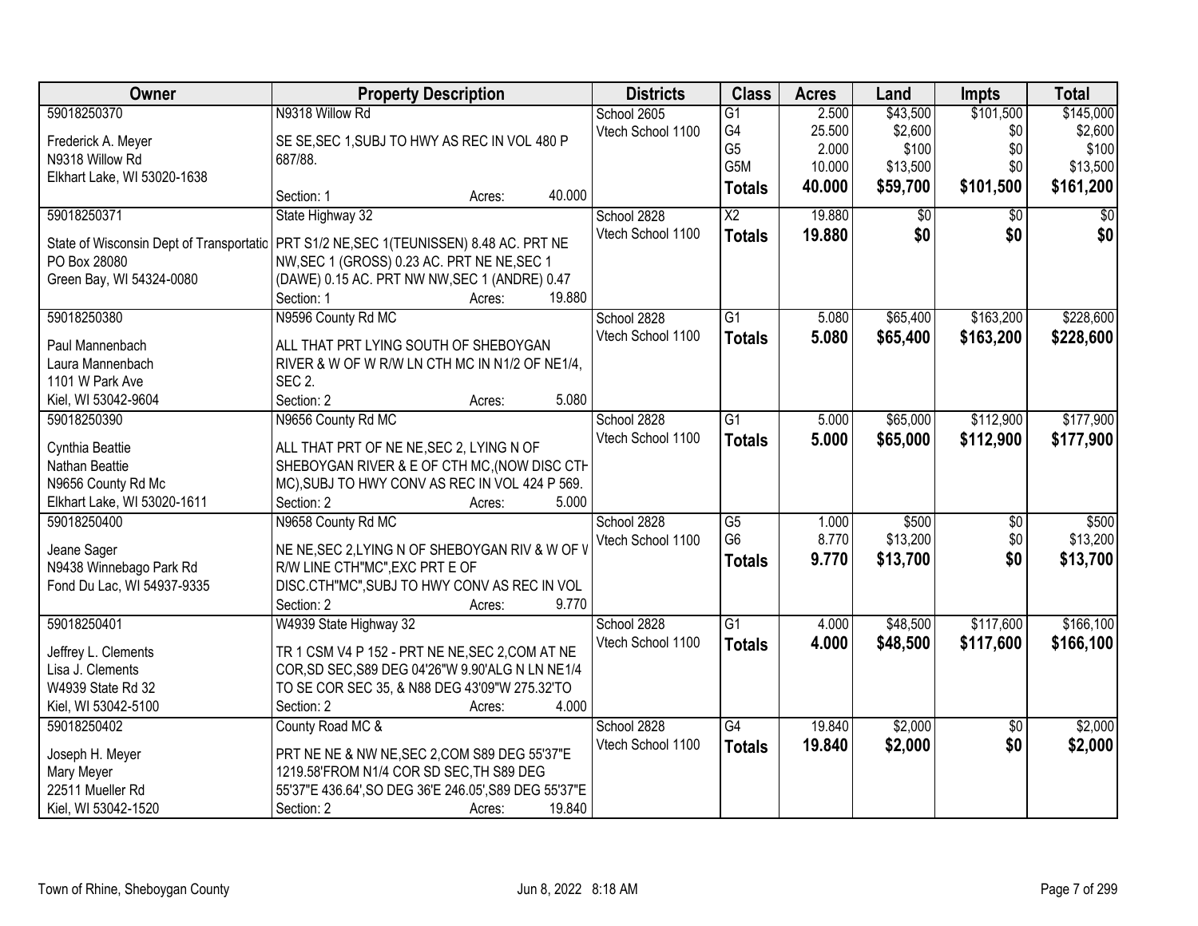| Owner | Property Description | Districts | Class | Acres | Land | Impts | Total |
|---|---|---|---|---|---|---|---|
| 59018250370<br>Frederick A. Meyer<br>N9318 Willow Rd<br>Elkhart Lake, WI 53020-1638 | N9318 Willow Rd<br>SE SE,SEC 1,SUBJ TO HWY AS REC IN VOL 480 P 687/88.<br>Section: 1 Acres: 40.000 | School 2605<br>Vtech School 1100 | G1<br>G4<br>G5<br>G5M<br>**Totals** | 2.500<br>25.500<br>2.000<br>10.000<br>**40.000** | $43,500<br>$2,600<br>$100<br>$13,500<br>**$59,700** | $101,500<br>$0<br>$0<br>$0<br>**$101,500** | $145,000<br>$2,600<br>$100<br>$13,500<br>**$161,200** |
| 59018250371<br>State of Wisconsin Dept of Transportatic<br>PO Box 28080<br>Green Bay, WI 54324-0080 | State Highway 32<br>PRT S1/2 NE,SEC 1(TEUNISSEN) 8.48 AC. PRT NE NW,SEC 1 (GROSS) 0.23 AC. PRT NE NE,SEC 1 (DAWE) 0.15 AC. PRT NW NW,SEC 1 (ANDRE) 0.47<br>Section: 1 Acres: 19.880 | School 2828<br>Vtech School 1100 | X2<br>**Totals** | 19.880<br>**19.880** | $0<br>**$0** | $0<br>**$0** | $0<br>**$0** |
| 59018250380<br>Paul Mannenbach<br>Laura Mannenbach<br>1101 W Park Ave<br>Kiel, WI 53042-9604 | N9596 County Rd MC<br>ALL THAT PRT LYING SOUTH OF SHEBOYGAN RIVER & W OF W R/W LN CTH MC IN N1/2 OF NE1/4, SEC 2.<br>Section: 2 Acres: 5.080 | School 2828<br>Vtech School 1100 | G1<br>**Totals** | 5.080<br>**5.080** | $65,400<br>**$65,400** | $163,200<br>**$163,200** | $228,600<br>**$228,600** |
| 59018250390<br>Cynthia Beattie<br>Nathan Beattie<br>N9656 County Rd Mc<br>Elkhart Lake, WI 53020-1611 | N9656 County Rd MC<br>ALL THAT PRT OF NE NE,SEC 2, LYING N OF SHEBOYGAN RIVER & E OF CTH MC,(NOW DISC CTH MC),SUBJ TO HWY CONV AS REC IN VOL 424 P 569.<br>Section: 2 Acres: 5.000 | School 2828<br>Vtech School 1100 | G1<br>**Totals** | 5.000<br>**5.000** | $65,000<br>**$65,000** | $112,900<br>**$112,900** | $177,900<br>**$177,900** |
| 59018250400<br>Jeane Sager<br>N9438 Winnebago Park Rd<br>Fond Du Lac, WI 54937-9335 | N9658 County Rd MC<br>NE NE,SEC 2,LYING N OF SHEBOYGAN RIV & W OF W R/W LINE CTH"MC",EXC PRT E OF DISC.CTH"MC",SUBJ TO HWY CONV AS REC IN VOL<br>Section: 2 Acres: 9.770 | School 2828<br>Vtech School 1100 | G5<br>G6<br>**Totals** | 1.000<br>8.770<br>**9.770** | $500<br>$13,200<br>**$13,700** | $0<br>$0<br>**$0** | $500<br>$13,200<br>**$13,700** |
| 59018250401<br>Jeffrey L. Clements<br>Lisa J. Clements<br>W4939 State Rd 32<br>Kiel, WI 53042-5100 | W4939 State Highway 32<br>TR 1 CSM V4 P 152 - PRT NE NE,SEC 2,COM AT NE COR,SD SEC,S89 DEG 04'26"W 9.90'ALG N LN NE1/4 TO SE COR SEC 35, & N88 DEG 43'09"W 275.32'TO<br>Section: 2 Acres: 4.000 | School 2828<br>Vtech School 1100 | G1<br>**Totals** | 4.000<br>**4.000** | $48,500<br>**$48,500** | $117,600<br>**$117,600** | $166,100<br>**$166,100** |
| 59018250402<br>Joseph H. Meyer<br>Mary Meyer<br>22511 Mueller Rd<br>Kiel, WI 53042-1520 | County Road MC &<br>PRT NE NE & NW NE,SEC 2,COM S89 DEG 55'37"E 1219.58'FROM N1/4 COR SD SEC,TH S89 DEG 55'37"E 436.64',SO DEG 36'E 246.05',S89 DEG 55'37"E<br>Section: 2 Acres: 19.840 | School 2828<br>Vtech School 1100 | G4<br>**Totals** | 19.840<br>**19.840** | $2,000<br>**$2,000** | $0<br>**$0** | $2,000<br>**$2,000** |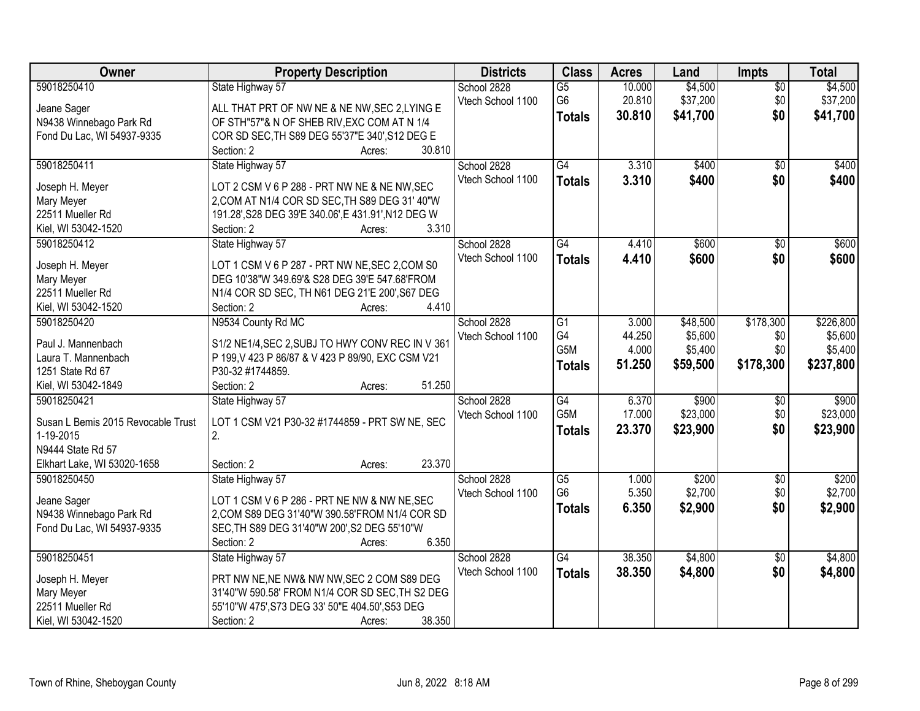| Owner | Property Description | Districts | Class | Acres | Land | Impts | Total |
|---|---|---|---|---|---|---|---|
| 59018250410<br><br>Jeane Sager<br>N9438 Winnebago Park Rd<br>Fond Du Lac, WI 54937-9335 | State Highway 57<br><br>ALL THAT PRT OF NW NE & NE NW,SEC 2,LYING E OF STH"57"& N OF SHEB RIV,EXC COM AT N 1/4 COR SD SEC,TH S89 DEG 55'37"E 340',S12 DEG E<br>Section: 2 Acres: 30.810 | School 2828<br>Vtech School 1100 | G5<br>G6<br>**Totals** | 10.000<br>20.810<br>**30.810** | $4,500<br>$37,200<br>**$41,700** | $0<br>$0<br>**$0** | $4,500<br>$37,200<br>**$41,700** |
| 59018250411<br><br>Joseph H. Meyer<br>Mary Meyer<br>22511 Mueller Rd<br>Kiel, WI 53042-1520 | State Highway 57<br><br>LOT 2 CSM V 6 P 288 - PRT NW NE & NE NW,SEC 2,COM AT N1/4 COR SD SEC,TH S89 DEG 31' 40"W 191.28',S28 DEG 39'E 340.06',E 431.91',N12 DEG W<br>Section: 2 Acres: 3.310 | School 2828<br>Vtech School 1100 | G4<br>**Totals** | 3.310<br>**3.310** | $400<br>**$400** | $0<br>**$0** | $400<br>**$400** |
| 59018250412<br><br>Joseph H. Meyer<br>Mary Meyer<br>22511 Mueller Rd<br>Kiel, WI 53042-1520 | State Highway 57<br><br>LOT 1 CSM V 6 P 287 - PRT NW NE,SEC 2,COM S0 DEG 10'38"W 349.69'& S28 DEG 39'E 547.68'FROM N1/4 COR SD SEC, TH N61 DEG 21'E 200',S67 DEG<br>Section: 2 Acres: 4.410 | School 2828<br>Vtech School 1100 | G4<br>**Totals** | 4.410<br>**4.410** | $600<br>**$600** | $0<br>**$0** | $600<br>**$600** |
| 59018250420<br><br>Paul J. Mannenbach<br>Laura T. Mannenbach<br>1251 State Rd 67<br>Kiel, WI 53042-1849 | N9534 County Rd MC<br><br>S1/2 NE1/4,SEC 2,SUBJ TO HWY CONV REC IN V 361 P 199,V 423 P 86/87 & V 423 P 89/90, EXC CSM V21 P30-32 #1744859.<br>Section: 2 Acres: 51.250 | School 2828<br>Vtech School 1100 | G1<br>G4<br>G5M<br>**Totals** | 3.000<br>44.250<br>4.000<br>**51.250** | $48,500<br>$5,600<br>$5,400<br>**$59,500** | $178,300<br>$0<br>$0<br>**$178,300** | $226,800<br>$5,600<br>$5,400<br>**$237,800** |
| 59018250421<br><br>Susan L Bemis 2015 Revocable Trust 1-19-2015<br>N9444 State Rd 57<br>Elkhart Lake, WI 53020-1658 | State Highway 57<br><br>LOT 1 CSM V21 P30-32 #1744859 - PRT SW NE, SEC 2.<br>Section: 2 Acres: 23.370 | School 2828<br>Vtech School 1100 | G4<br>G5M<br>**Totals** | 6.370<br>17.000<br>**23.370** | $900<br>$23,000<br>**$23,900** | $0<br>$0<br>**$0** | $900<br>$23,000<br>**$23,900** |
| 59018250450<br><br>Jeane Sager<br>N9438 Winnebago Park Rd<br>Fond Du Lac, WI 54937-9335 | State Highway 57<br><br>LOT 1 CSM V 6 P 286 - PRT NE NW & NW NE,SEC 2,COM S89 DEG 31'40"W 390.58'FROM N1/4 COR SD SEC,TH S89 DEG 31'40"W 200',S2 DEG 55'10"W<br>Section: 2 Acres: 6.350 | School 2828<br>Vtech School 1100 | G5<br>G6<br>**Totals** | 1.000<br>5.350<br>**6.350** | $200<br>$2,700<br>**$2,900** | $0<br>$0<br>**$0** | $200<br>$2,700<br>**$2,900** |
| 59018250451<br><br>Joseph H. Meyer<br>Mary Meyer<br>22511 Mueller Rd<br>Kiel, WI 53042-1520 | State Highway 57<br><br>PRT NW NE,NE NW& NW NW,SEC 2 COM S89 DEG 31'40"W 590.58' FROM N1/4 COR SD SEC,TH S2 DEG 55'10"W 475',S73 DEG 33' 50"E 404.50',S53 DEG<br>Section: 2 Acres: 38.350 | School 2828<br>Vtech School 1100 | G4<br>**Totals** | 38.350<br>**38.350** | $4,800<br>**$4,800** | $0<br>**$0** | $4,800<br>**$4,800** |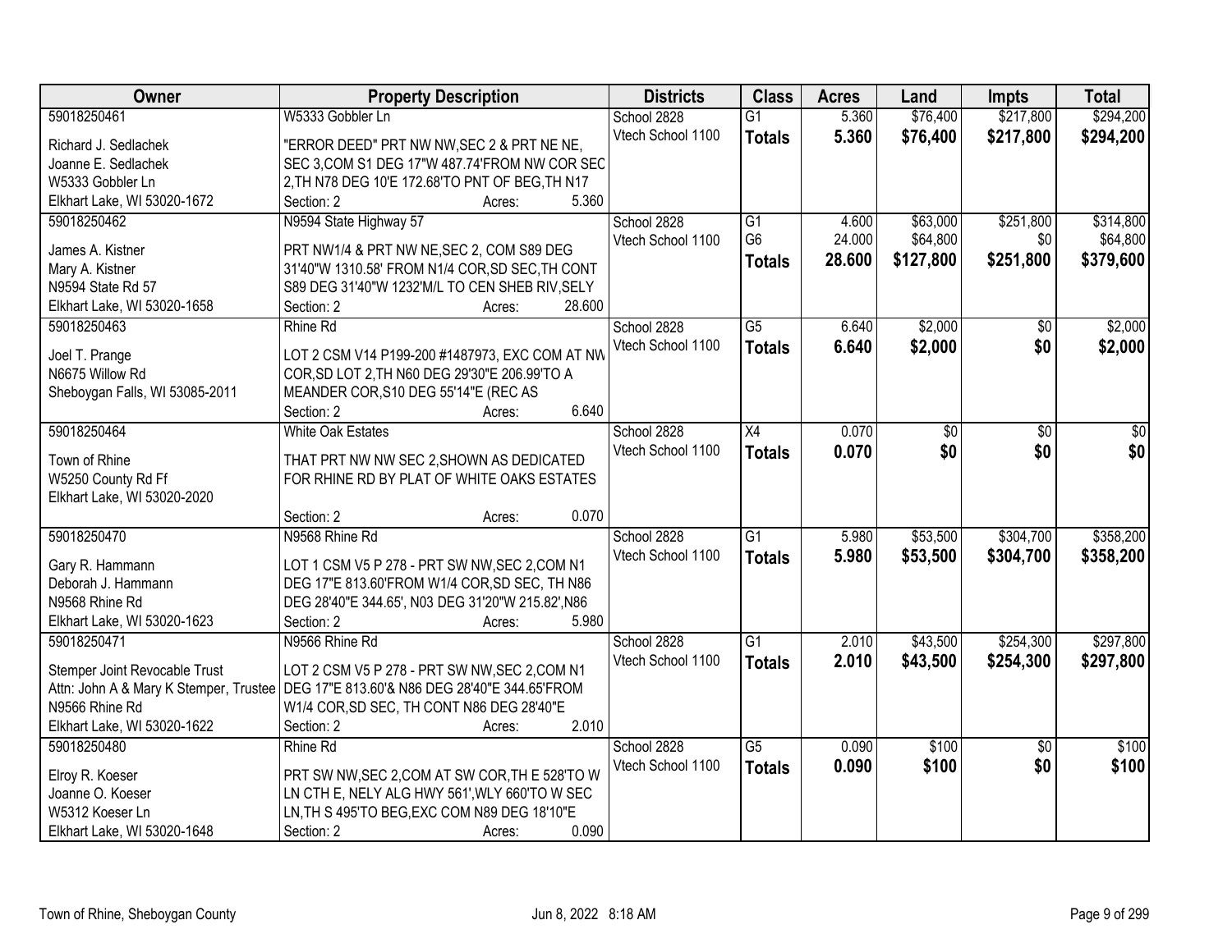| Owner | Property Description | Districts | Class | Acres | Land | Impts | Total |
|---|---|---|---|---|---|---|---|
| 59018250461<br>Richard J. Sedlachek<br>Joanne E. Sedlachek<br>W5333 Gobbler Ln<br>Elkhart Lake, WI 53020-1672 | W5333 Gobbler Ln<br>"ERROR DEED" PRT NW NW,SEC 2 & PRT NE NE, SEC 3,COM S1 DEG 17"W 487.74'FROM NW COR SEC 2,TH N78 DEG 10'E 172.68'TO PNT OF BEG,TH N17<br>Section: 2 Acres: 5.360 | School 2828<br>Vtech School 1100 | G1<br>**Totals** | 5.360<br>**5.360** | $76,400<br>**$76,400** | $217,800<br>**$217,800** | $294,200<br>**$294,200** |
| 59018250462<br>James A. Kistner<br>Mary A. Kistner<br>N9594 State Rd 57<br>Elkhart Lake, WI 53020-1658 | N9594 State Highway 57<br>PRT NW1/4 & PRT NW NE,SEC 2, COM S89 DEG 31'40"W 1310.58' FROM N1/4 COR,SD SEC,TH CONT S89 DEG 31'40"W 1232'M/L TO CEN SHEB RIV,SELY<br>Section: 2 Acres: 28.600 | School 2828<br>Vtech School 1100 | G1<br>G6<br>**Totals** | 4.600<br>24.000<br>**28.600** | $63,000<br>$64,800<br>**$127,800** | $251,800<br>$0<br>**$251,800** | $314,800<br>$64,800<br>**$379,600** |
| 59018250463<br>Joel T. Prange<br>N6675 Willow Rd<br>Sheboygan Falls, WI 53085-2011 | Rhine Rd<br>LOT 2 CSM V14 P199-200 #1487973, EXC COM AT NW COR,SD LOT 2,TH N60 DEG 29'30"E 206.99'TO A MEANDER COR,S10 DEG 55'14"E (REC AS<br>Section: 2 Acres: 6.640 | School 2828<br>Vtech School 1100 | G5<br>**Totals** | 6.640<br>**6.640** | $2,000<br>**$2,000** | $0<br>**$0** | $2,000<br>**$2,000** |
| 59018250464<br>Town of Rhine<br>W5250 County Rd Ff<br>Elkhart Lake, WI 53020-2020 | White Oak Estates<br>THAT PRT NW NW SEC 2,SHOWN AS DEDICATED FOR RHINE RD BY PLAT OF WHITE OAKS ESTATES<br>Section: 2 Acres: 0.070 | School 2828<br>Vtech School 1100 | X4<br>**Totals** | 0.070<br>**0.070** | $0<br>**$0** | $0<br>**$0** | $0<br>**$0** |
| 59018250470<br>Gary R. Hammann<br>Deborah J. Hammann<br>N9568 Rhine Rd<br>Elkhart Lake, WI 53020-1623 | N9568 Rhine Rd<br>LOT 1 CSM V5 P 278 - PRT SW NW,SEC 2,COM N1 DEG 17"E 813.60'FROM W1/4 COR,SD SEC, TH N86 DEG 28'40"E 344.65', N03 DEG 31'20"W 215.82',N86<br>Section: 2 Acres: 5.980 | School 2828<br>Vtech School 1100 | G1<br>**Totals** | 5.980<br>**5.980** | $53,500<br>**$53,500** | $304,700<br>**$304,700** | $358,200<br>**$358,200** |
| 59018250471<br>Stemper Joint Revocable Trust<br>Attn: John A & Mary K Stemper, Trustee<br>N9566 Rhine Rd<br>Elkhart Lake, WI 53020-1622 | N9566 Rhine Rd<br>LOT 2 CSM V5 P 278 - PRT SW NW,SEC 2,COM N1 DEG 17"E 813.60'& N86 DEG 28'40"E 344.65'FROM W1/4 COR,SD SEC, TH CONT N86 DEG 28'40"E<br>Section: 2 Acres: 2.010 | School 2828<br>Vtech School 1100 | G1<br>**Totals** | 2.010<br>**2.010** | $43,500<br>**$43,500** | $254,300<br>**$254,300** | $297,800<br>**$297,800** |
| 59018250480<br>Elroy R. Koeser<br>Joanne O. Koeser<br>W5312 Koeser Ln<br>Elkhart Lake, WI 53020-1648 | Rhine Rd<br>PRT SW NW,SEC 2,COM AT SW COR,TH E 528'TO W LN CTH E, NELY ALG HWY 561',WLY 660'TO W SEC LN,TH S 495'TO BEG,EXC COM N89 DEG 18'10"E<br>Section: 2 Acres: 0.090 | School 2828<br>Vtech School 1100 | G5<br>**Totals** | 0.090<br>**0.090** | $100<br>**$100** | $0<br>**$0** | $100<br>**$100** |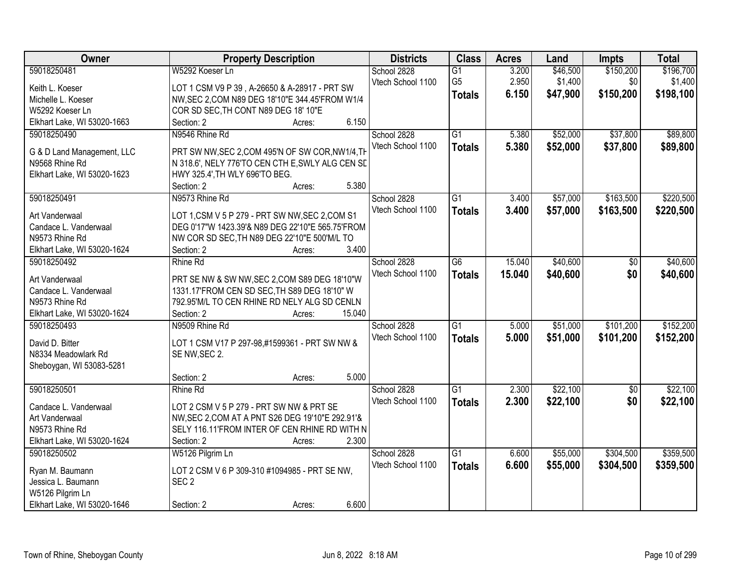| Owner | Property Description | Districts | Class | Acres | Land | Impts | Total |
|---|---|---|---|---|---|---|---|
| 59018250481<br>Keith L. Koeser<br>Michelle L. Koeser<br>W5292 Koeser Ln<br>Elkhart Lake, WI 53020-1663 | W5292 Koeser Ln<br>LOT 1 CSM V9 P 39 , A-26650 & A-28917 - PRT SW NW,SEC 2,COM N89 DEG 18'10"E 344.45'FROM W1/4 COR SD SEC,TH CONT N89 DEG 18' 10"E<br>Section: 2 Acres: 6.150 | School 2828<br>Vtech School 1100 | G1<br>G5<br>**Totals** | 3.200<br>2.950<br>**6.150** | $46,500<br>$1,400<br>**$47,900** | $150,200<br>$0<br>**$150,200** | $196,700<br>$1,400<br>**$198,100** |
| 59018250490<br>G & D Land Management, LLC<br>N9568 Rhine Rd<br>Elkhart Lake, WI 53020-1623 | N9546 Rhine Rd<br>PRT SW NW,SEC 2,COM 495'N OF SW COR,NW1/4,TH N 318.6', NELY 776'TO CEN CTH E,SWLY ALG CEN SD HWY 325.4',TH WLY 696'TO BEG.<br>Section: 2 Acres: 5.380 | School 2828<br>Vtech School 1100 | G1<br>**Totals** | 5.380<br>**5.380** | $52,000<br>**$52,000** | $37,800<br>**$37,800** | $89,800<br>**$89,800** |
| 59018250491<br>Art Vanderwaal<br>Candace L. Vanderwaal<br>N9573 Rhine Rd<br>Elkhart Lake, WI 53020-1624 | N9573 Rhine Rd<br>LOT 1,CSM V 5 P 279 - PRT SW NW,SEC 2,COM S1 DEG 0'17"W 1423.39'& N89 DEG 22'10"E 565.75'FROM NW COR SD SEC,TH N89 DEG 22'10"E 500'M/L TO<br>Section: 2 Acres: 3.400 | School 2828<br>Vtech School 1100 | G1<br>**Totals** | 3.400<br>**3.400** | $57,000<br>**$57,000** | $163,500<br>**$163,500** | $220,500<br>**$220,500** |
| 59018250492<br>Art Vanderwaal<br>Candace L. Vanderwaal<br>N9573 Rhine Rd<br>Elkhart Lake, WI 53020-1624 | Rhine Rd<br>PRT SE NW & SW NW,SEC 2,COM S89 DEG 18'10"W 1331.17'FROM CEN SD SEC,TH S89 DEG 18'10" W 792.95'M/L TO CEN RHINE RD NELY ALG SD CENLN<br>Section: 2 Acres: 15.040 | School 2828<br>Vtech School 1100 | G6<br>**Totals** | 15.040<br>**15.040** | $40,600<br>**$40,600** | $0<br>**$0** | $40,600<br>**$40,600** |
| 59018250493<br>David D. Bitter<br>N8334 Meadowlark Rd<br>Sheboygan, WI 53083-5281 | N9509 Rhine Rd<br>LOT 1 CSM V17 P 297-98,#1599361 - PRT SW NW & SE NW,SEC 2.<br>Section: 2 Acres: 5.000 | School 2828<br>Vtech School 1100 | G1<br>**Totals** | 5.000<br>**5.000** | $51,000<br>**$51,000** | $101,200<br>**$101,200** | $152,200<br>**$152,200** |
| 59018250501<br>Candace L. Vanderwaal<br>Art Vanderwaal<br>N9573 Rhine Rd<br>Elkhart Lake, WI 53020-1624 | Rhine Rd<br>LOT 2 CSM V 5 P 279 - PRT SW NW & PRT SE NW,SEC 2,COM AT A PNT S26 DEG 19'10"E 292.91'& SELY 116.11'FROM INTER OF CEN RHINE RD WITH N<br>Section: 2 Acres: 2.300 | School 2828<br>Vtech School 1100 | G1<br>**Totals** | 2.300<br>**2.300** | $22,100<br>**$22,100** | $0<br>**$0** | $22,100<br>**$22,100** |
| 59018250502<br>Ryan M. Baumann<br>Jessica L. Baumann<br>W5126 Pilgrim Ln<br>Elkhart Lake, WI 53020-1646 | W5126 Pilgrim Ln<br>LOT 2 CSM V 6 P 309-310 #1094985 - PRT SE NW, SEC 2<br>Section: 2 Acres: 6.600 | School 2828<br>Vtech School 1100 | G1<br>**Totals** | 6.600<br>**6.600** | $55,000<br>**$55,000** | $304,500<br>**$304,500** | $359,500<br>**$359,500** |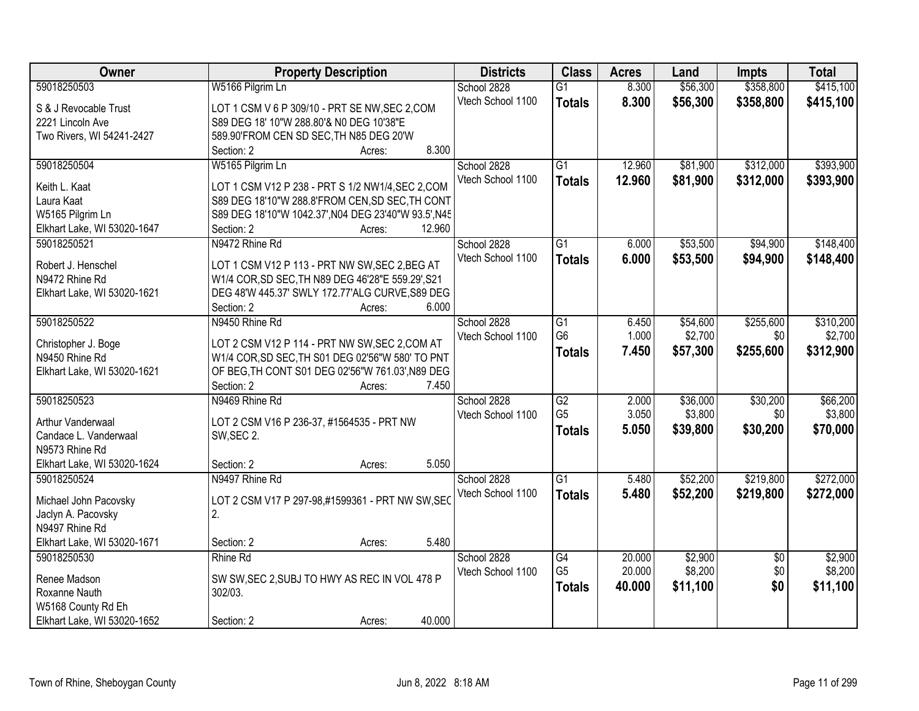| Owner | Property Description | Districts | Class | Acres | Land | Impts | Total |
|---|---|---|---|---|---|---|---|
| 59018250503 | W5166 Pilgrim Ln | School 2828 | G1 | 8.300 | $56,300 | $358,800 | $415,100 |
| S & J Revocable Trust<br>2221 Lincoln Ave<br>Two Rivers, WI 54241-2427 | LOT 1 CSM V 6 P 309/10 - PRT SE NW,SEC 2,COM S89 DEG 18' 10"W 288.80'& N0 DEG 10'38"E 589.90'FROM CEN SD SEC,TH N85 DEG 20'W<br>Section: 2 Acres: 8.300 | Vtech School 1100 | Totals | 8.300 | $56,300 | $358,800 | $415,100 |
| 59018250504 | W5165 Pilgrim Ln | School 2828 | G1 | 12.960 | $81,900 | $312,000 | $393,900 |
| Keith L. Kaat<br>Laura Kaat<br>W5165 Pilgrim Ln<br>Elkhart Lake, WI 53020-1647 | LOT 1 CSM V12 P 238 - PRT S 1/2 NW1/4,SEC 2,COM S89 DEG 18'10"W 288.8'FROM CEN,SD SEC,TH CONT S89 DEG 18'10"W 1042.37',N04 DEG 23'40"W 93.5',N45<br>Section: 2 Acres: 12.960 | Vtech School 1100 | Totals | 12.960 | $81,900 | $312,000 | $393,900 |
| 59018250521 | N9472 Rhine Rd | School 2828 | G1 | 6.000 | $53,500 | $94,900 | $148,400 |
| Robert J. Henschel<br>N9472 Rhine Rd<br>Elkhart Lake, WI 53020-1621 | LOT 1 CSM V12 P 113 - PRT NW SW,SEC 2,BEG AT W1/4 COR,SD SEC,TH N89 DEG 46'28"E 559.29',S21 DEG 48'W 445.37' SWLY 172.77'ALG CURVE,S89 DEG<br>Section: 2 Acres: 6.000 | Vtech School 1100 | Totals | 6.000 | $53,500 | $94,900 | $148,400 |
| 59018250522 | N9450 Rhine Rd | School 2828 | G1 | 6.450 | $54,600 | $255,600 | $310,200 |
| Christopher J. Boge<br>N9450 Rhine Rd<br>Elkhart Lake, WI 53020-1621 | LOT 2 CSM V12 P 114 - PRT NW SW,SEC 2,COM AT W1/4 COR,SD SEC,TH S01 DEG 02'56"W 580' TO PNT OF BEG,TH CONT S01 DEG 02'56"W 761.03',N89 DEG<br>Section: 2 Acres: 7.450 | Vtech School 1100 | G6 | 1.000 | $2,700 | $0 | $2,700 |
| | | | Totals | 7.450 | $57,300 | $255,600 | $312,900 |
| 59018250523 | N9469 Rhine Rd | School 2828 | G2 | 2.000 | $36,000 | $30,200 | $66,200 |
| Arthur Vanderwaal<br>Candace L. Vanderwaal<br>N9573 Rhine Rd<br>Elkhart Lake, WI 53020-1624 | LOT 2 CSM V16 P 236-37, #1564535 - PRT NW SW,SEC 2.<br>Section: 2 Acres: 5.050 | Vtech School 1100 | G5 | 3.050 | $3,800 | $0 | $3,800 |
| | | | Totals | 5.050 | $39,800 | $30,200 | $70,000 |
| 59018250524 | N9497 Rhine Rd | School 2828 | G1 | 5.480 | $52,200 | $219,800 | $272,000 |
| Michael John Pacovsky<br>Jaclyn A. Pacovsky<br>N9497 Rhine Rd<br>Elkhart Lake, WI 53020-1671 | LOT 2 CSM V17 P 297-98,#1599361 - PRT NW SW,SEC 2.<br>Section: 2 Acres: 5.480 | Vtech School 1100 | Totals | 5.480 | $52,200 | $219,800 | $272,000 |
| 59018250530 | Rhine Rd | School 2828 | G4 | 20.000 | $2,900 | $0 | $2,900 |
| Renee Madson<br>Roxanne Nauth<br>W5168 County Rd Eh<br>Elkhart Lake, WI 53020-1652 | SW SW,SEC 2,SUBJ TO HWY AS REC IN VOL 478 P 302/03.<br>Section: 2 Acres: 40.000 | Vtech School 1100 | G5 | 20.000 | $8,200 | $0 | $8,200 |
| | | | Totals | 40.000 | $11,100 | $0 | $11,100 |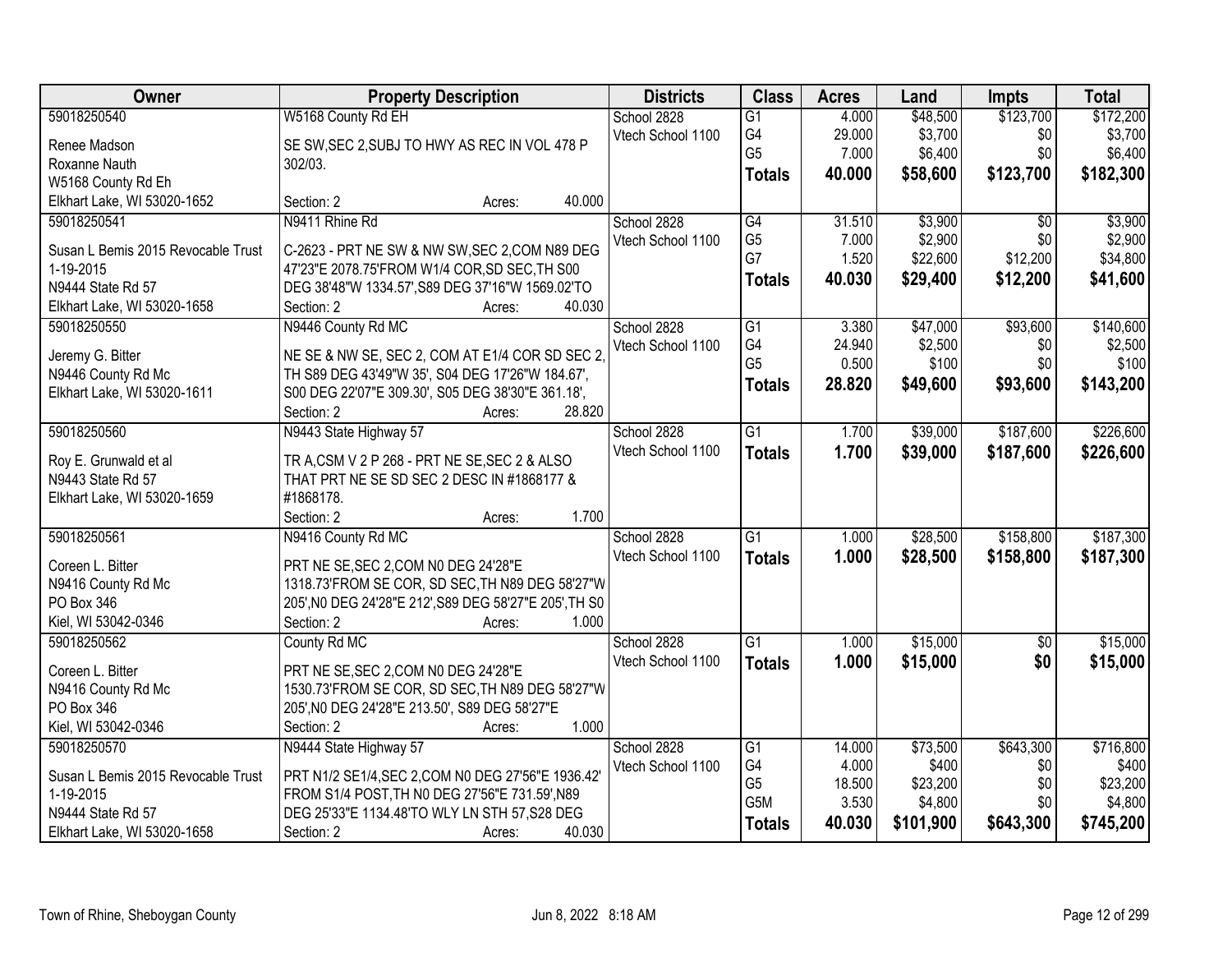| Owner | Property Description | Districts | Class | Acres | Land | Impts | Total |
|---|---|---|---|---|---|---|---|
| 59018250540<br>Renee Madson<br>Roxanne Nauth<br>W5168 County Rd Eh<br>Elkhart Lake, WI 53020-1652 | W5168 County Rd EH<br>SE SW,SEC 2,SUBJ TO HWY AS REC IN VOL 478 P 302/03.<br>Section: 2 Acres: 40.000 | School 2828<br>Vtech School 1100 | G1<br>G4<br>G5<br>**Totals** | 4.000<br>29.000<br>7.000<br>**40.000** | $48,500<br>$3,700<br>$6,400<br>**$58,600** | $123,700<br>$0<br>$0<br>**$123,700** | $172,200<br>$3,700<br>$6,400<br>**$182,300** |
| 59018250541<br>Susan L Bemis 2015 Revocable Trust 1-19-2015<br>N9444 State Rd 57<br>Elkhart Lake, WI 53020-1658 | N9411 Rhine Rd<br>C-2623 - PRT NE SW & NW SW,SEC 2,COM N89 DEG 47'23"E 2078.75'FROM W1/4 COR,SD SEC,TH S00 DEG 38'48"W 1334.57',S89 DEG 37'16"W 1569.02'TO<br>Section: 2 Acres: 40.030 | School 2828<br>Vtech School 1100 | G4<br>G5<br>G7<br>**Totals** | 31.510<br>7.000<br>1.520<br>**40.030** | $3,900<br>$2,900<br>$22,600<br>**$29,400** | $0<br>$0<br>$12,200<br>**$12,200** | $3,900<br>$2,900<br>$34,800<br>**$41,600** |
| 59018250550<br>Jeremy G. Bitter<br>N9446 County Rd Mc<br>Elkhart Lake, WI 53020-1611 | N9446 County Rd MC<br>NE SE & NW SE, SEC 2, COM AT E1/4 COR SD SEC 2, TH S89 DEG 43'49"W 35', S04 DEG 17'26"W 184.67', S00 DEG 22'07"E 309.30', S05 DEG 38'30"E 361.18',<br>Section: 2 Acres: 28.820 | School 2828<br>Vtech School 1100 | G1<br>G4<br>G5<br>**Totals** | 3.380<br>24.940<br>0.500<br>**28.820** | $47,000<br>$2,500<br>$100<br>**$49,600** | $93,600<br>$0<br>$0<br>**$93,600** | $140,600<br>$2,500<br>$100<br>**$143,200** |
| 59018250560<br>Roy E. Grunwald et al<br>N9443 State Rd 57<br>Elkhart Lake, WI 53020-1659 | N9443 State Highway 57<br>TR A,CSM V 2 P 268 - PRT NE SE,SEC 2 & ALSO THAT PRT NE SE SD SEC 2 DESC IN #1868177 & #1868178.<br>Section: 2 Acres: 1.700 | School 2828<br>Vtech School 1100 | G1<br>**Totals** | 1.700<br>**1.700** | $39,000<br>**$39,000** | $187,600<br>**$187,600** | $226,600<br>**$226,600** |
| 59018250561<br>Coreen L. Bitter<br>N9416 County Rd Mc<br>PO Box 346<br>Kiel, WI 53042-0346 | N9416 County Rd MC<br>PRT NE SE,SEC 2,COM N0 DEG 24'28"E 1318.73'FROM SE COR, SD SEC,TH N89 DEG 58'27"W 205',N0 DEG 24'28"E 212',S89 DEG 58'27"E 205',TH S0<br>Section: 2 Acres: 1.000 | School 2828<br>Vtech School 1100 | G1<br>**Totals** | 1.000<br>**1.000** | $28,500<br>**$28,500** | $158,800<br>**$158,800** | $187,300<br>**$187,300** |
| 59018250562<br>Coreen L. Bitter<br>N9416 County Rd Mc<br>PO Box 346<br>Kiel, WI 53042-0346 | County Rd MC<br>PRT NE SE,SEC 2,COM N0 DEG 24'28"E 1530.73'FROM SE COR, SD SEC,TH N89 DEG 58'27"W 205',N0 DEG 24'28"E 213.50', S89 DEG 58'27"E<br>Section: 2 Acres: 1.000 | School 2828<br>Vtech School 1100 | G1<br>**Totals** | 1.000<br>**1.000** | $15,000<br>**$15,000** | $0<br>**$0** | $15,000<br>**$15,000** |
| 59018250570<br>Susan L Bemis 2015 Revocable Trust 1-19-2015<br>N9444 State Rd 57<br>Elkhart Lake, WI 53020-1658 | N9444 State Highway 57<br>PRT N1/2 SE1/4,SEC 2,COM N0 DEG 27'56"E 1936.42' FROM S1/4 POST,TH N0 DEG 27'56"E 731.59',N89 DEG 25'33"E 1134.48'TO WLY LN STH 57,S28 DEG<br>Section: 2 Acres: 40.030 | School 2828<br>Vtech School 1100 | G1<br>G4<br>G5<br>G5M<br>**Totals** | 14.000<br>4.000<br>18.500<br>3.530<br>**40.030** | $73,500<br>$400<br>$23,200<br>$4,800<br>**$101,900** | $643,300<br>$0<br>$0<br>$0<br>**$643,300** | $716,800<br>$400<br>$23,200<br>$4,800<br>**$745,200** |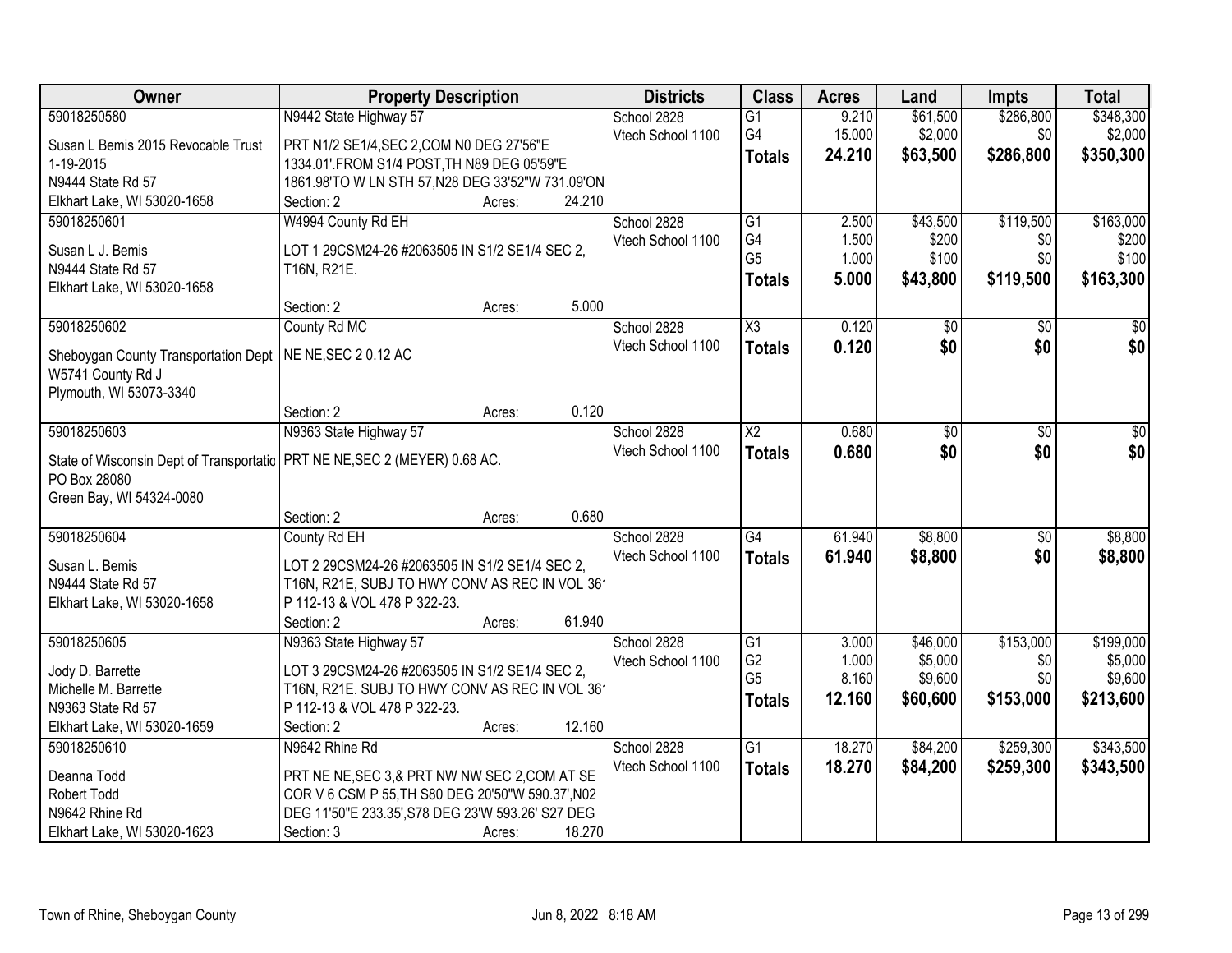| Owner | Property Description | Districts | Class | Acres | Land | Impts | Total |
|---|---|---|---|---|---|---|---|
| 59018250580<br>Susan L Bemis 2015 Revocable Trust 1-19-2015<br>N9444 State Rd 57<br>Elkhart Lake, WI 53020-1658 | N9442 State Highway 57<br>PRT N1/2 SE1/4,SEC 2,COM N0 DEG 27'56"E 1334.01'.FROM S1/4 POST,TH N89 DEG 05'59"E 1861.98'TO W LN STH 57,N28 DEG 33'52"W 731.09'ON<br>Section: 2 Acres: 24.210 | School 2828<br>Vtech School 1100 | G1<br>G4<br>**Totals** | 9.210<br>15.000<br>**24.210** | $61,500<br>$2,000<br>**$63,500** | $286,800<br>$0<br>**$286,800** | $348,300<br>$2,000<br>**$350,300** |
| 59018250601<br>Susan L J. Bemis<br>N9444 State Rd 57<br>Elkhart Lake, WI 53020-1658 | W4994 County Rd EH<br>LOT 1 29CSM24-26 #2063505 IN S1/2 SE1/4 SEC 2, T16N, R21E.<br>Section: 2 Acres: 5.000 | School 2828<br>Vtech School 1100 | G1<br>G4<br>G5<br>**Totals** | 2.500<br>1.500<br>1.000<br>**5.000** | $43,500<br>$200<br>$100<br>**$43,800** | $119,500<br>$0<br>$0<br>**$119,500** | $163,000<br>$200<br>$100<br>**$163,300** |
| 59018250602<br>Sheboygan County Transportation Dept<br>W5741 County Rd J<br>Plymouth, WI 53073-3340 | County Rd MC<br>NE NE,SEC 2 0.12 AC<br>Section: 2 Acres: 0.120 | School 2828<br>Vtech School 1100 | X3<br>**Totals** | 0.120<br>**0.120** | $0<br>**$0** | $0<br>**$0** | $0<br>**$0** |
| 59018250603<br>State of Wisconsin Dept of Transportatio<br>PO Box 28080<br>Green Bay, WI 54324-0080 | N9363 State Highway 57<br>PRT NE NE,SEC 2 (MEYER) 0.68 AC.<br>Section: 2 Acres: 0.680 | School 2828<br>Vtech School 1100 | X2<br>**Totals** | 0.680<br>**0.680** | $0<br>**$0** | $0<br>**$0** | $0<br>**$0** |
| 59018250604<br>Susan L. Bemis<br>N9444 State Rd 57<br>Elkhart Lake, WI 53020-1658 | County Rd EH<br>LOT 2 29CSM24-26 #2063505 IN S1/2 SE1/4 SEC 2, T16N, R21E, SUBJ TO HWY CONV AS REC IN VOL 361 P 112-13 & VOL 478 P 322-23.<br>Section: 2 Acres: 61.940 | School 2828<br>Vtech School 1100 | G4<br>**Totals** | 61.940<br>**61.940** | $8,800<br>**$8,800** | $0<br>**$0** | $8,800<br>**$8,800** |
| 59018250605<br>Jody D. Barrette<br>Michelle M. Barrette<br>N9363 State Rd 57<br>Elkhart Lake, WI 53020-1659 | N9363 State Highway 57<br>LOT 3 29CSM24-26 #2063505 IN S1/2 SE1/4 SEC 2, T16N, R21E. SUBJ TO HWY CONV AS REC IN VOL 361 P 112-13 & VOL 478 P 322-23.<br>Section: 2 Acres: 12.160 | School 2828<br>Vtech School 1100 | G1<br>G2<br>G5<br>**Totals** | 3.000<br>1.000<br>8.160<br>**12.160** | $46,000<br>$5,000<br>$9,600<br>**$60,600** | $153,000<br>$0<br>$0<br>**$153,000** | $199,000<br>$5,000<br>$9,600<br>**$213,600** |
| 59018250610<br>Deanna Todd<br>Robert Todd<br>N9642 Rhine Rd<br>Elkhart Lake, WI 53020-1623 | N9642 Rhine Rd<br>PRT NE NE,SEC 3,& PRT NW NW SEC 2,COM AT SE COR V 6 CSM P 55,TH S80 DEG 20'50"W 590.37',N02 DEG 11'50"E 233.35',S78 DEG 23'W 593.26' S27 DEG<br>Section: 3 Acres: 18.270 | School 2828<br>Vtech School 1100 | G1<br>**Totals** | 18.270<br>**18.270** | $84,200<br>**$84,200** | $259,300<br>**$259,300** | $343,500<br>**$343,500** |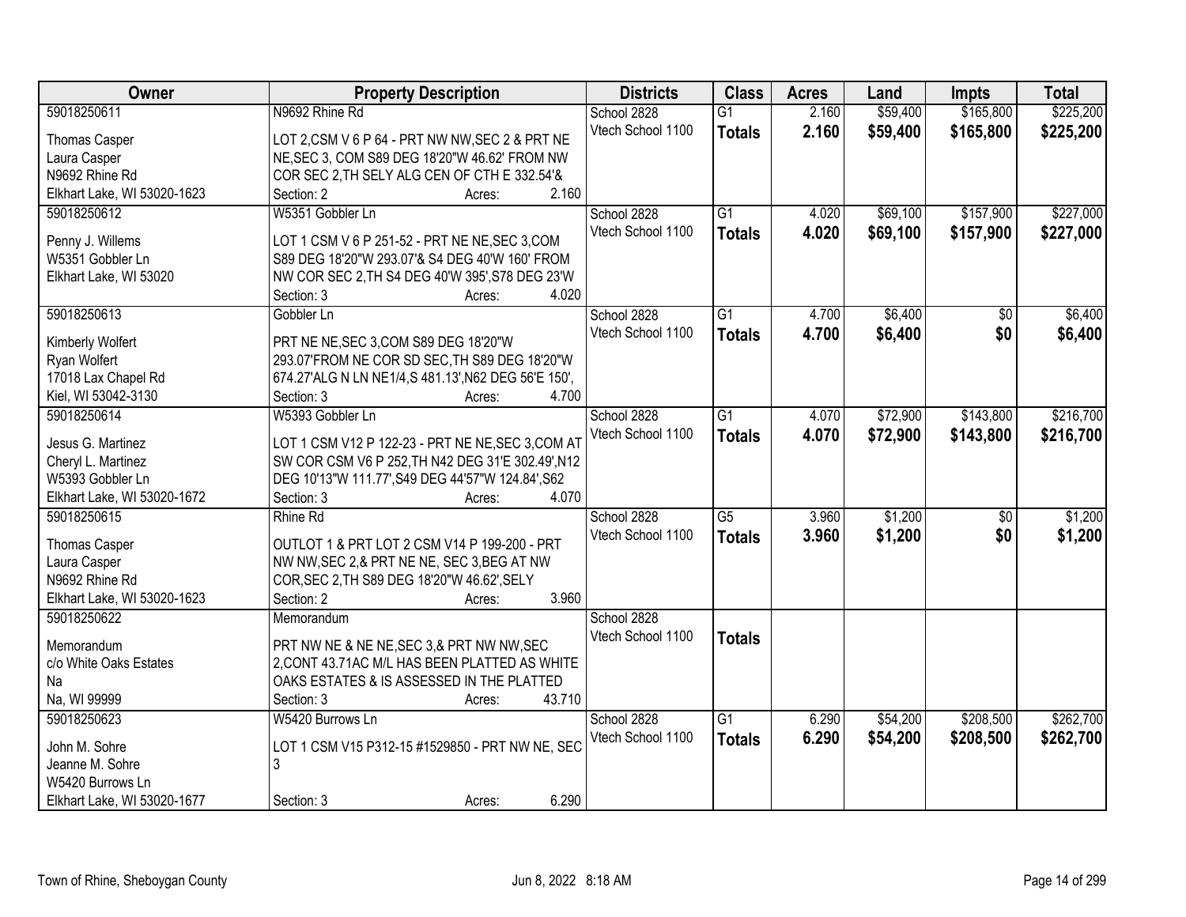| Owner | Property Description | Districts | Class | Acres | Land | Impts | Total |
|---|---|---|---|---|---|---|---|
| 59018250611<br>Thomas Casper<br>Laura Casper<br>N9692 Rhine Rd<br>Elkhart Lake, WI 53020-1623 | N9692 Rhine Rd<br>LOT 2,CSM V 6 P 64 - PRT NW NW,SEC 2 & PRT NE NE,SEC 3, COM S89 DEG 18'20"W 46.62' FROM NW COR SEC 2,TH SELY ALG CEN OF CTH E 332.54'&<br>Section: 2 Acres: 2.160 | School 2828<br>Vtech School 1100 | G1<br>**Totals** | 2.160<br>**2.160** | $59,400<br>**$59,400** | $165,800<br>**$165,800** | $225,200<br>**$225,200** |
| 59018250612<br>Penny J. Willems<br>W5351 Gobbler Ln<br>Elkhart Lake, WI 53020 | W5351 Gobbler Ln<br>LOT 1 CSM V 6 P 251-52 - PRT NE NE,SEC 3,COM S89 DEG 18'20"W 293.07'& S4 DEG 40'W 160' FROM NW COR SEC 2,TH S4 DEG 40'W 395',S78 DEG 23'W<br>Section: 3 Acres: 4.020 | School 2828<br>Vtech School 1100 | G1<br>**Totals** | 4.020<br>**4.020** | $69,100<br>**$69,100** | $157,900<br>**$157,900** | $227,000<br>**$227,000** |
| 59018250613<br>Kimberly Wolfert<br>Ryan Wolfert<br>17018 Lax Chapel Rd<br>Kiel, WI 53042-3130 | Gobbler Ln<br>PRT NE NE,SEC 3,COM S89 DEG 18'20"W 293.07'FROM NE COR SD SEC,TH S89 DEG 18'20"W 674.27'ALG N LN NE1/4,S 481.13',N62 DEG 56'E 150',<br>Section: 3 Acres: 4.700 | School 2828<br>Vtech School 1100 | G1<br>**Totals** | 4.700<br>**4.700** | $6,400<br>**$6,400** | $0<br>**$0** | $6,400<br>**$6,400** |
| 59018250614<br>Jesus G. Martinez<br>Cheryl L. Martinez<br>W5393 Gobbler Ln<br>Elkhart Lake, WI 53020-1672 | W5393 Gobbler Ln<br>LOT 1 CSM V12 P 122-23 - PRT NE NE,SEC 3,COM AT SW COR CSM V6 P 252,TH N42 DEG 31'E 302.49',N12 DEG 10'13"W 111.77',S49 DEG 44'57"W 124.84',S62<br>Section: 3 Acres: 4.070 | School 2828<br>Vtech School 1100 | G1<br>**Totals** | 4.070<br>**4.070** | $72,900<br>**$72,900** | $143,800<br>**$143,800** | $216,700<br>**$216,700** |
| 59018250615<br>Thomas Casper<br>Laura Casper<br>N9692 Rhine Rd<br>Elkhart Lake, WI 53020-1623 | Rhine Rd<br>OUTLOT 1 & PRT LOT 2 CSM V14 P 199-200 - PRT NW NW,SEC 2,& PRT NE NE, SEC 3,BEG AT NW COR,SEC 2,TH S89 DEG 18'20"W 46.62',SELY<br>Section: 2 Acres: 3.960 | School 2828<br>Vtech School 1100 | G5<br>**Totals** | 3.960<br>**3.960** | $1,200<br>**$1,200** | $0<br>**$0** | $1,200<br>**$1,200** |
| 59018250622<br>Memorandum<br>c/o White Oaks Estates<br>Na<br>Na, WI 99999 | Memorandum<br>PRT NW NE & NE NE,SEC 3,& PRT NW NW,SEC 2,CONT 43.71AC M/L HAS BEEN PLATTED AS WHITE OAKS ESTATES & IS ASSESSED IN THE PLATTED<br>Section: 3 Acres: 43.710 | School 2828<br>Vtech School 1100 | **Totals** | | | | |
| 59018250623<br>John M. Sohre<br>Jeanne M. Sohre<br>W5420 Burrows Ln<br>Elkhart Lake, WI 53020-1677 | W5420 Burrows Ln<br>LOT 1 CSM V15 P312-15 #1529850 - PRT NW NE, SEC 3<br>Section: 3 Acres: 6.290 | School 2828<br>Vtech School 1100 | G1<br>**Totals** | 6.290<br>**6.290** | $54,200<br>**$54,200** | $208,500<br>**$208,500** | $262,700<br>**$262,700** |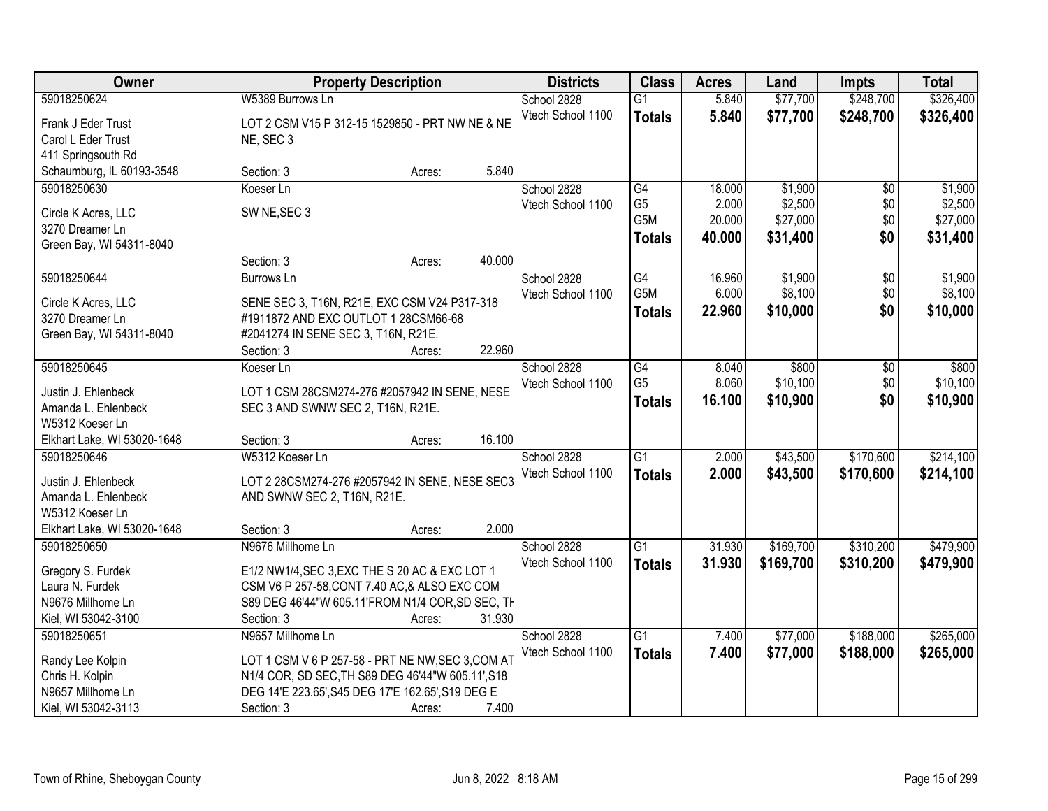| Owner | Property Description | Districts | Class | Acres | Land | Impts | Total |
|---|---|---|---|---|---|---|---|
| 59018250624<br>Frank J Eder Trust<br>Carol L Eder Trust<br>411 Springsouth Rd<br>Schaumburg, IL 60193-3548 | W5389 Burrows Ln<br>LOT 2 CSM V15 P 312-15 1529850 - PRT NW NE & NE NE, SEC 3<br>Section: 3 Acres: 5.840 | School 2828<br>Vtech School 1100 | G1<br>**Totals** | 5.840<br>**5.840** | $77,700<br>**$77,700** | $248,700<br>**$248,700** | $326,400<br>**$326,400** |
| 59018250630<br>Circle K Acres, LLC<br>3270 Dreamer Ln<br>Green Bay, WI 54311-8040 | Koeser Ln<br>SW NE,SEC 3<br>Section: 3 Acres: 40.000 | School 2828<br>Vtech School 1100 | G4<br>G5<br>G5M<br>**Totals** | 18.000<br>2.000<br>20.000<br>**40.000** | $1,900<br>$2,500<br>$27,000<br>**$31,400** | $0<br>$0<br>$0<br>**$0** | $1,900<br>$2,500<br>$27,000<br>**$31,400** |
| 59018250644<br>Circle K Acres, LLC<br>3270 Dreamer Ln<br>Green Bay, WI 54311-8040 | Burrows Ln<br>SENE SEC 3, T16N, R21E, EXC CSM V24 P317-318 #1911872 AND EXC OUTLOT 1 28CSM66-68 #2041274 IN SENE SEC 3, T16N, R21E.<br>Section: 3 Acres: 22.960 | School 2828<br>Vtech School 1100 | G4<br>G5M<br>**Totals** | 16.960<br>6.000<br>**22.960** | $1,900<br>$8,100<br>**$10,000** | $0<br>$0<br>**$0** | $1,900<br>$8,100<br>**$10,000** |
| 59018250645<br>Justin J. Ehlenbeck<br>Amanda L. Ehlenbeck<br>W5312 Koeser Ln<br>Elkhart Lake, WI 53020-1648 | Koeser Ln<br>LOT 1 CSM 28CSM274-276 #2057942 IN SENE, NESE SEC 3 AND SWNW SEC 2, T16N, R21E.<br>Section: 3 Acres: 16.100 | School 2828<br>Vtech School 1100 | G4<br>G5<br>**Totals** | 8.040<br>8.060<br>**16.100** | $800<br>$10,100<br>**$10,900** | $0<br>$0<br>**$0** | $800<br>$10,100<br>**$10,900** |
| 59018250646<br>Justin J. Ehlenbeck<br>Amanda L. Ehlenbeck<br>W5312 Koeser Ln<br>Elkhart Lake, WI 53020-1648 | W5312 Koeser Ln<br>LOT 2 28CSM274-276 #2057942 IN SENE, NESE SEC3 AND SWNW SEC 2, T16N, R21E.<br>Section: 3 Acres: 2.000 | School 2828<br>Vtech School 1100 | G1<br>**Totals** | 2.000<br>**2.000** | $43,500<br>**$43,500** | $170,600<br>**$170,600** | $214,100<br>**$214,100** |
| 59018250650<br>Gregory S. Furdek<br>Laura N. Furdek<br>N9676 Millhome Ln<br>Kiel, WI 53042-3100 | N9676 Millhome Ln<br>E1/2 NW1/4,SEC 3,EXC THE S 20 AC & EXC LOT 1 CSM V6 P 257-58,CONT 7.40 AC,& ALSO EXC COM S89 DEG 46'44"W 605.11'FROM N1/4 COR,SD SEC, TH<br>Section: 3 Acres: 31.930 | School 2828<br>Vtech School 1100 | G1<br>**Totals** | 31.930<br>**31.930** | $169,700<br>**$169,700** | $310,200<br>**$310,200** | $479,900<br>**$479,900** |
| 59018250651<br>Randy Lee Kolpin<br>Chris H. Kolpin<br>N9657 Millhome Ln<br>Kiel, WI 53042-3113 | N9657 Millhome Ln<br>LOT 1 CSM V 6 P 257-58 - PRT NE NW,SEC 3,COM AT N1/4 COR, SD SEC,TH S89 DEG 46'44"W 605.11',S18 DEG 14'E 223.65',S45 DEG 17'E 162.65',S19 DEG E<br>Section: 3 Acres: 7.400 | School 2828<br>Vtech School 1100 | G1<br>**Totals** | 7.400<br>**7.400** | $77,000<br>**$77,000** | $188,000<br>**$188,000** | $265,000<br>**$265,000** |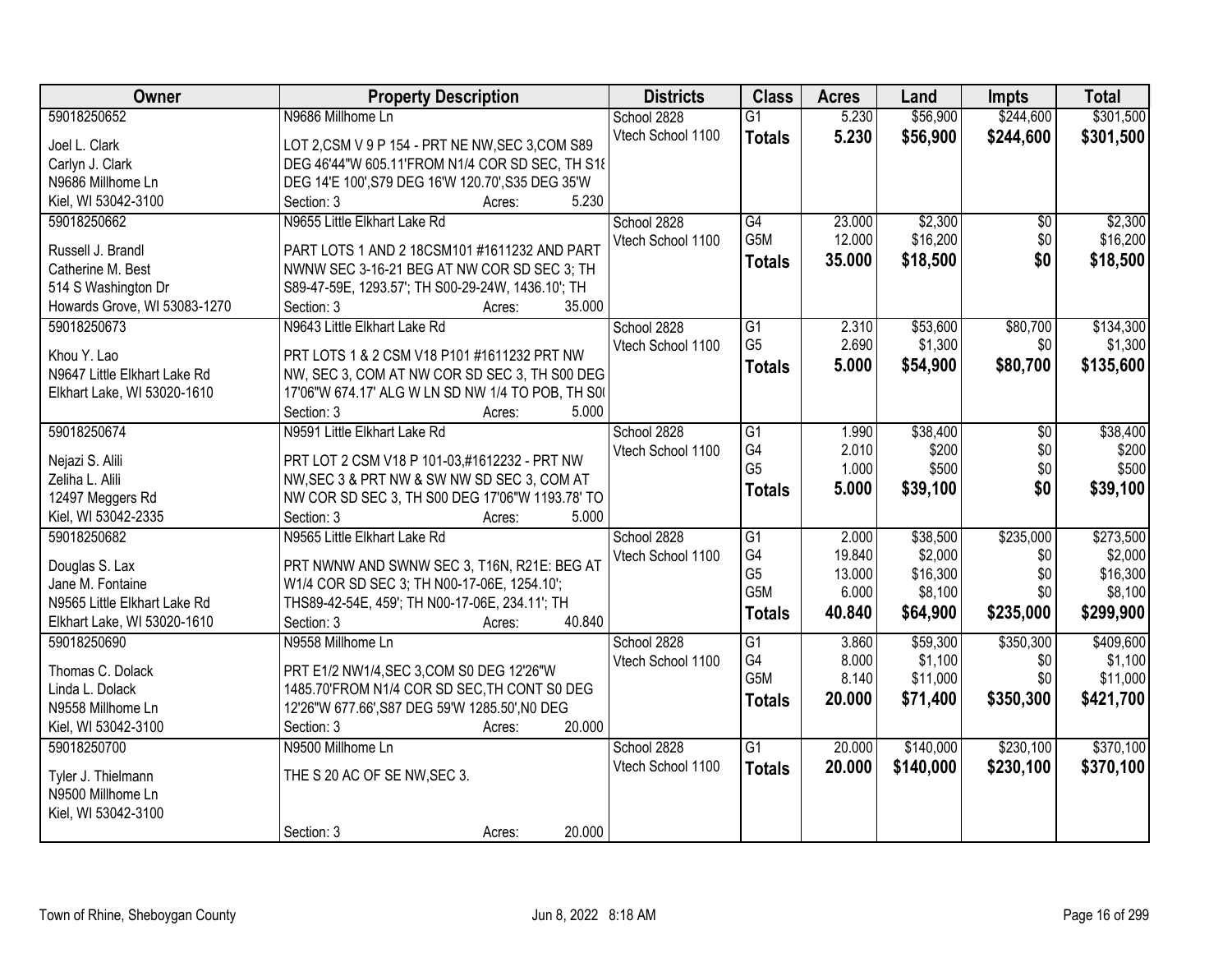| Owner | Property Description | Districts | Class | Acres | Land | Impts | Total |
|---|---|---|---|---|---|---|---|
| 59018250652<br>Joel L. Clark<br>Carlyn J. Clark<br>N9686 Millhome Ln<br>Kiel, WI 53042-3100 | N9686 Millhome Ln<br>LOT 2,CSM V 9 P 154 - PRT NE NW,SEC 3,COM S89 DEG 46'44"W 605.11'FROM N1/4 COR SD SEC, TH S18 DEG 14'E 100',S79 DEG 16'W 120.70',S35 DEG 35'W<br>Section: 3 Acres: 5.230 | School 2828<br>Vtech School 1100 | G1<br>**Totals** | 5.230<br>**5.230** | $56,900<br>**$56,900** | $244,600<br>**$244,600** | $301,500<br>**$301,500** |
| 59018250662<br>Russell J. Brandl<br>Catherine M. Best<br>514 S Washington Dr<br>Howards Grove, WI 53083-1270 | N9655 Little Elkhart Lake Rd<br>PART LOTS 1 AND 2 18CSM101 #1611232 AND PART NWNW SEC 3-16-21 BEG AT NW COR SD SEC 3; TH S89-47-59E, 1293.57'; TH S00-29-24W, 1436.10'; TH<br>Section: 3 Acres: 35.000 | School 2828<br>Vtech School 1100 | G4<br>G5M<br>**Totals** | 23.000<br>12.000<br>**35.000** | $2,300<br>$16,200<br>**$18,500** | $0<br>$0<br>**$0** | $2,300<br>$16,200<br>**$18,500** |
| 59018250673<br>Khou Y. Lao<br>N9647 Little Elkhart Lake Rd<br>Elkhart Lake, WI 53020-1610 | N9643 Little Elkhart Lake Rd<br>PRT LOTS 1 & 2 CSM V18 P101 #1611232 PRT NW NW, SEC 3, COM AT NW COR SD SEC 3, TH S00 DEG 17'06"W 674.17' ALG W LN SD NW 1/4 TO POB, TH S0(<br>Section: 3 Acres: 5.000 | School 2828<br>Vtech School 1100 | G1<br>G5<br>**Totals** | 2.310<br>2.690<br>**5.000** | $53,600<br>$1,300<br>**$54,900** | $80,700<br>$0<br>**$80,700** | $134,300<br>$1,300<br>**$135,600** |
| 59018250674<br>Nejazi S. Alili<br>Zeliha L. Alili<br>12497 Meggers Rd<br>Kiel, WI 53042-2335 | N9591 Little Elkhart Lake Rd<br>PRT LOT 2 CSM V18 P 101-03,#1612232 - PRT NW NW,SEC 3 & PRT NW & SW NW SD SEC 3, COM AT NW COR SD SEC 3, TH S00 DEG 17'06"W 1193.78' TO<br>Section: 3 Acres: 5.000 | School 2828<br>Vtech School 1100 | G1<br>G4<br>G5<br>**Totals** | 1.990<br>2.010<br>1.000<br>**5.000** | $38,400<br>$200<br>$500<br>**$39,100** | $0<br>$0<br>$0<br>**$0** | $38,400<br>$200<br>$500<br>**$39,100** |
| 59018250682<br>Douglas S. Lax<br>Jane M. Fontaine<br>N9565 Little Elkhart Lake Rd<br>Elkhart Lake, WI 53020-1610 | N9565 Little Elkhart Lake Rd<br>PRT NWNW AND SWNW SEC 3, T16N, R21E: BEG AT W1/4 COR SD SEC 3; TH N00-17-06E, 1254.10'; THS89-42-54E, 459'; TH N00-17-06E, 234.11'; TH<br>Section: 3 Acres: 40.840 | School 2828<br>Vtech School 1100 | G1<br>G4<br>G5<br>G5M<br>**Totals** | 2.000<br>19.840<br>13.000<br>6.000<br>**40.840** | $38,500<br>$2,000<br>$16,300<br>$8,100<br>**$64,900** | $235,000<br>$0<br>$0<br>$0<br>**$235,000** | $273,500<br>$2,000<br>$16,300<br>$8,100<br>**$299,900** |
| 59018250690<br>Thomas C. Dolack<br>Linda L. Dolack<br>N9558 Millhome Ln<br>Kiel, WI 53042-3100 | N9558 Millhome Ln<br>PRT E1/2 NW1/4,SEC 3,COM S0 DEG 12'26"W 1485.70'FROM N1/4 COR SD SEC,TH CONT S0 DEG 12'26"W 677.66',S87 DEG 59'W 1285.50',N0 DEG<br>Section: 3 Acres: 20.000 | School 2828<br>Vtech School 1100 | G1<br>G4<br>G5M<br>**Totals** | 3.860<br>8.000<br>8.140<br>**20.000** | $59,300<br>$1,100<br>$11,000<br>**$71,400** | $350,300<br>$0<br>$0<br>**$350,300** | $409,600<br>$1,100<br>$11,000<br>**$421,700** |
| 59018250700<br>Tyler J. Thielmann<br>N9500 Millhome Ln<br>Kiel, WI 53042-3100 | N9500 Millhome Ln<br>THE S 20 AC OF SE NW,SEC 3.<br>Section: 3 Acres: 20.000 | School 2828<br>Vtech School 1100 | G1<br>**Totals** | 20.000<br>**20.000** | $140,000<br>**$140,000** | $230,100<br>**$230,100** | $370,100<br>**$370,100** |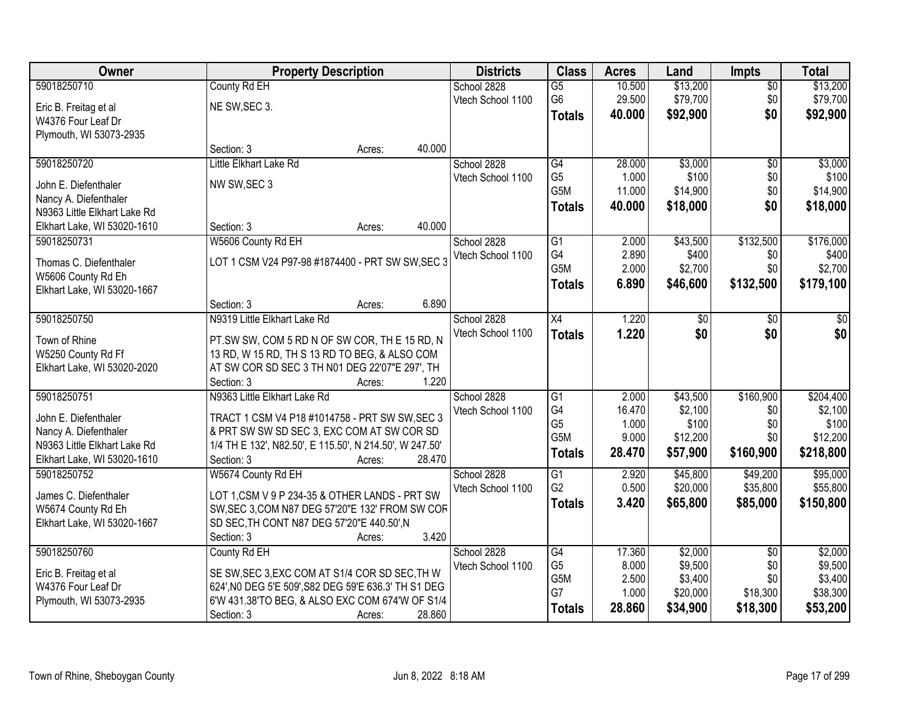| Owner | Property Description | Districts | Class | Acres | Land | Impts | Total |
|---|---|---|---|---|---|---|---|
| 59018250710<br>Eric B. Freitag et al<br>W4376 Four Leaf Dr<br>Plymouth, WI 53073-2935 | County Rd EH<br>NE SW,SEC 3.<br>Section: 3 Acres: 40.000 | School 2828<br>Vtech School 1100 | G5<br>G6<br>**Totals** | 10.500<br>29.500<br>**40.000** | $13,200<br>$79,700<br>**$92,900** | $0<br>$0<br>**$0** | $13,200<br>$79,700<br>**$92,900** |
| 59018250720<br>John E. Diefenthaler<br>Nancy A. Diefenthaler<br>N9363 Little Elkhart Lake Rd<br>Elkhart Lake, WI 53020-1610 | Little Elkhart Lake Rd<br>NW SW,SEC 3<br>Section: 3 Acres: 40.000 | School 2828<br>Vtech School 1100 | G4<br>G5<br>G5M<br>**Totals** | 28.000<br>1.000<br>11.000<br>**40.000** | $3,000<br>$100<br>$14,900<br>**$18,000** | $0<br>$0<br>$0<br>**$0** | $3,000<br>$100<br>$14,900<br>**$18,000** |
| 59018250731<br>Thomas C. Diefenthaler<br>W5606 County Rd Eh<br>Elkhart Lake, WI 53020-1667 | W5606 County Rd EH<br>LOT 1 CSM V24 P97-98 #1874400 - PRT SW SW,SEC 3<br>Section: 3 Acres: 6.890 | School 2828<br>Vtech School 1100 | G1<br>G4<br>G5M<br>**Totals** | 2.000<br>2.890<br>2.000<br>**6.890** | $43,500<br>$400<br>$2,700<br>**$46,600** | $132,500<br>$0<br>$0<br>**$132,500** | $176,000<br>$400<br>$2,700<br>**$179,100** |
| 59018250750<br>Town of Rhine<br>W5250 County Rd Ff<br>Elkhart Lake, WI 53020-2020 | N9319 Little Elkhart Lake Rd<br>PT.SW SW, COM 5 RD N OF SW COR, TH E 15 RD, N 13 RD, W 15 RD, TH S 13 RD TO BEG, & ALSO COM AT SW COR SD SEC 3 TH N01 DEG 22'07"E 297', TH<br>Section: 3 Acres: 1.220 | School 2828<br>Vtech School 1100 | X4<br>**Totals** | 1.220<br>**1.220** | $0<br>**$0** | $0<br>**$0** | $0<br>**$0** |
| 59018250751<br>John E. Diefenthaler<br>Nancy A. Diefenthaler<br>N9363 Little Elkhart Lake Rd<br>Elkhart Lake, WI 53020-1610 | N9363 Little Elkhart Lake Rd<br>TRACT 1 CSM V4 P18 #1014758 - PRT SW SW,SEC 3 & PRT SW SW SD SEC 3, EXC COM AT SW COR SD 1/4 TH E 132', N82.50', E 115.50', N 214.50', W 247.50'<br>Section: 3 Acres: 28.470 | School 2828<br>Vtech School 1100 | G1<br>G4<br>G5<br>G5M<br>**Totals** | 2.000<br>16.470<br>1.000<br>9.000<br>**28.470** | $43,500<br>$2,100<br>$100<br>$12,200<br>**$57,900** | $160,900<br>$0<br>$0<br>$0<br>**$160,900** | $204,400<br>$2,100<br>$100<br>$12,200<br>**$218,800** |
| 59018250752<br>James C. Diefenthaler<br>W5674 County Rd Eh<br>Elkhart Lake, WI 53020-1667 | W5674 County Rd EH<br>LOT 1,CSM V 9 P 234-35 & OTHER LANDS - PRT SW SW,SEC 3,COM N87 DEG 57'20"E 132' FROM SW COR SD SEC,TH CONT N87 DEG 57'20"E 440.50',N<br>Section: 3 Acres: 3.420 | School 2828<br>Vtech School 1100 | G1<br>G2<br>**Totals** | 2.920<br>0.500<br>**3.420** | $45,800<br>$20,000<br>**$65,800** | $49,200<br>$35,800<br>**$85,000** | $95,000<br>$55,800<br>**$150,800** |
| 59018250760<br>Eric B. Freitag et al<br>W4376 Four Leaf Dr<br>Plymouth, WI 53073-2935 | County Rd EH<br>SE SW,SEC 3,EXC COM AT S1/4 COR SD SEC,TH W 624',N0 DEG 5'E 509',S82 DEG 59'E 636.3' TH S1 DEG 6'W 431.38'TO BEG, & ALSO EXC COM 674'W OF S1/4<br>Section: 3 Acres: 28.860 | School 2828<br>Vtech School 1100 | G4<br>G5<br>G5M<br>G7<br>**Totals** | 17.360<br>8.000<br>2.500<br>1.000<br>**28.860** | $2,000<br>$9,500<br>$3,400<br>$20,000<br>**$34,900** | $0<br>$0<br>$0<br>$18,300<br>**$18,300** | $2,000<br>$9,500<br>$3,400<br>$38,300<br>**$53,200** |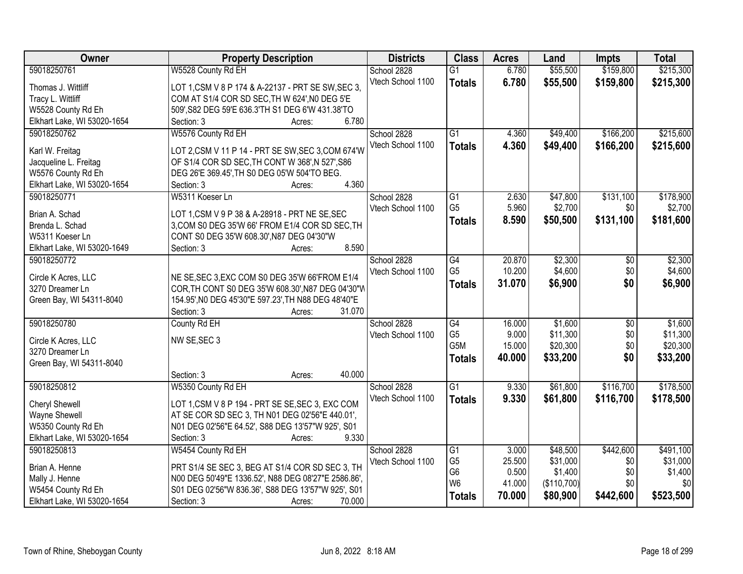| Owner | Property Description | Districts | Class | Acres | Land | Impts | Total |
|---|---|---|---|---|---|---|---|
| 59018250761 | W5528 County Rd EH | School 2828 | G1 | 6.780 | $55,500 | $159,800 | $215,300 |
| Thomas J. Wittliff<br>Tracy L. Wittliff<br>W5528 County Rd Eh<br>Elkhart Lake, WI 53020-1654 | LOT 1,CSM V 8 P 174 & A-22137 - PRT SE SW,SEC 3, COM AT S1/4 COR SD SEC,TH W 624',N0 DEG 5'E 509',S82 DEG 59'E 636.3'TH S1 DEG 6'W 431.38'TO<br>Section: 3 Acres: 6.780 | Vtech School 1100 | **Totals** | **6.780** | **$55,500** | **$159,800** | **$215,300** |
| 59018250762 | W5576 County Rd EH | School 2828 | G1 | 4.360 | $49,400 | $166,200 | $215,600 |
| Karl W. Freitag<br>Jacqueline L. Freitag<br>W5576 County Rd Eh<br>Elkhart Lake, WI 53020-1654 | LOT 2,CSM V 11 P 14 - PRT SE SW,SEC 3,COM 674'W OF S1/4 COR SD SEC,TH CONT W 368',N 527',S86 DEG 26'E 369.45',TH S0 DEG 05'W 504'TO BEG.<br>Section: 3 Acres: 4.360 | Vtech School 1100 | **Totals** | **4.360** | **$49,400** | **$166,200** | **$215,600** |
| 59018250771 | W5311 Koeser Ln | School 2828 | G1 | 2.630 | $47,800 | $131,100 | $178,900 |
| | | Vtech School 1100 | G5 | 5.960 | $2,700 | $0 | $2,700 |
| Brian A. Schad<br>Brenda L. Schad<br>W5311 Koeser Ln<br>Elkhart Lake, WI 53020-1649 | LOT 1,CSM V 9 P 38 & A-28918 - PRT NE SE,SEC 3,COM S0 DEG 35'W 66' FROM E1/4 COR SD SEC,TH CONT S0 DEG 35'W 608.30',N87 DEG 04'30"W<br>Section: 3 Acres: 8.590 | | **Totals** | **8.590** | **$50,500** | **$131,100** | **$181,600** |
| 59018250772 | | School 2828 | G4 | 20.870 | $2,300 | $0 | $2,300 |
| | | Vtech School 1100 | G5 | 10.200 | $4,600 | $0 | $4,600 |
| Circle K Acres, LLC<br>3270 Dreamer Ln<br>Green Bay, WI 54311-8040 | NE SE,SEC 3,EXC COM S0 DEG 35'W 66'FROM E1/4 COR,TH CONT S0 DEG 35'W 608.30',N87 DEG 04'30"W 154.95',N0 DEG 45'30"E 597.23',TH N88 DEG 48'40"E<br>Section: 3 Acres: 31.070 | | **Totals** | **31.070** | **$6,900** | **$0** | **$6,900** |
| 59018250780 | County Rd EH | School 2828 | G4 | 16.000 | $1,600 | $0 | $1,600 |
| | | Vtech School 1100 | G5 | 9.000 | $11,300 | $0 | $11,300 |
| | | | G5M | 15.000 | $20,300 | $0 | $20,300 |
| Circle K Acres, LLC<br>3270 Dreamer Ln<br>Green Bay, WI 54311-8040 | NW SE,SEC 3<br>Section: 3 Acres: 40.000 | | **Totals** | **40.000** | **$33,200** | **$0** | **$33,200** |
| 59018250812 | W5350 County Rd EH | School 2828 | G1 | 9.330 | $61,800 | $116,700 | $178,500 |
| Cheryl Shewell<br>Wayne Shewell<br>W5350 County Rd Eh<br>Elkhart Lake, WI 53020-1654 | LOT 1,CSM V 8 P 194 - PRT SE SE,SEC 3, EXC COM AT SE COR SD SEC 3, TH N01 DEG 02'56"E 440.01', N01 DEG 02'56"E 64.52', S88 DEG 13'57"W 925', S01<br>Section: 3 Acres: 9.330 | Vtech School 1100 | **Totals** | **9.330** | **$61,800** | **$116,700** | **$178,500** |
| 59018250813 | W5454 County Rd EH | School 2828 | G1 | 3.000 | $48,500 | $442,600 | $491,100 |
| | | Vtech School 1100 | G5 | 25.500 | $31,000 | $0 | $31,000 |
| | | | G6 | 0.500 | $1,400 | $0 | $1,400 |
| | | | W6 | 41.000 | ($110,700) | $0 | $0 |
| Brian A. Henne<br>Mally J. Henne<br>W5454 County Rd Eh<br>Elkhart Lake, WI 53020-1654 | PRT S1/4 SE SEC 3, BEG AT S1/4 COR SD SEC 3, TH N00 DEG 50'49"E 1336.52', N88 DEG 08'27"E 2586.86', S01 DEG 02'56"W 836.36', S88 DEG 13'57"W 925', S01<br>Section: 3 Acres: 70.000 | | **Totals** | **70.000** | **$80,900** | **$442,600** | **$523,500** |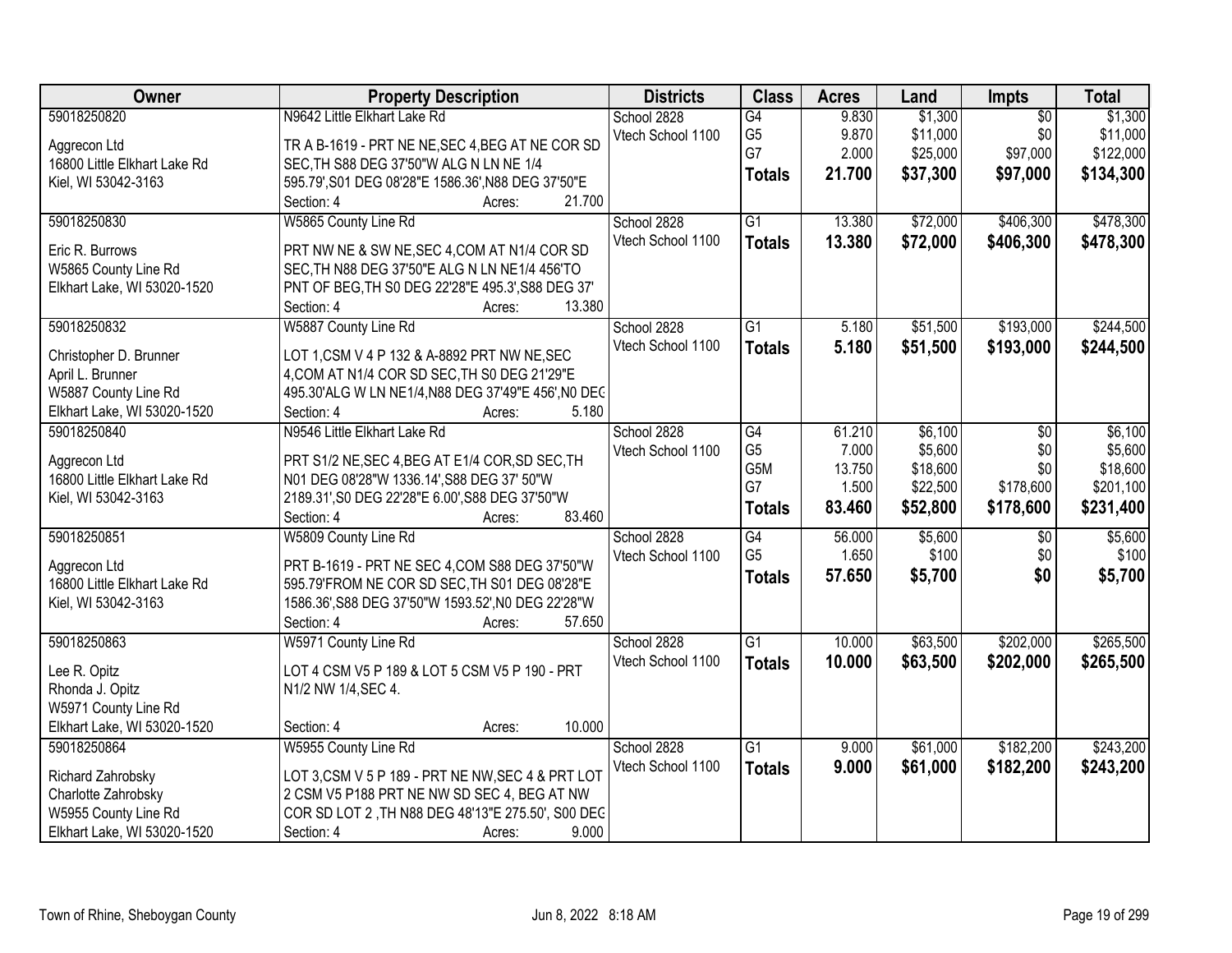| Owner | Property Description | Districts | Class | Acres | Land | Impts | Total |
|---|---|---|---|---|---|---|---|
| 59018250820<br><br>Aggrecon Ltd<br>16800 Little Elkhart Lake Rd<br>Kiel, WI 53042-3163 | N9642 Little Elkhart Lake Rd<br><br>TR A B-1619 - PRT NE NE,SEC 4,BEG AT NE COR SD SEC,TH S88 DEG 37'50"W ALG N LN NE 1/4 595.79',S01 DEG 08'28"E 1586.36',N88 DEG 37'50"E<br>Section: 4 Acres: 21.700 | School 2828<br>Vtech School 1100 | G4<br>G5<br>G7<br>**Totals** | 9.830<br>9.870<br>2.000<br>**21.700** | $1,300<br>$11,000<br>$25,000<br>**$37,300** | $0<br>$0<br>$97,000<br>**$97,000** | $1,300<br>$11,000<br>$122,000<br>**$134,300** |
| 59018250830<br><br>Eric R. Burrows<br>W5865 County Line Rd<br>Elkhart Lake, WI 53020-1520 | W5865 County Line Rd<br><br>PRT NW NE & SW NE,SEC 4,COM AT N1/4 COR SD SEC,TH N88 DEG 37'50"E ALG N LN NE1/4 456'TO PNT OF BEG,TH S0 DEG 22'28"E 495.3',S88 DEG 37'<br>Section: 4 Acres: 13.380 | School 2828<br>Vtech School 1100 | G1<br>**Totals** | 13.380<br>**13.380** | $72,000<br>**$72,000** | $406,300<br>**$406,300** | $478,300<br>**$478,300** |
| 59018250832<br><br>Christopher D. Brunner<br>April L. Brunner<br>W5887 County Line Rd<br>Elkhart Lake, WI 53020-1520 | W5887 County Line Rd<br><br>LOT 1,CSM V 4 P 132 & A-8892 PRT NW NE,SEC 4,COM AT N1/4 COR SD SEC,TH S0 DEG 21'29"E 495.30'ALG W LN NE1/4,N88 DEG 37'49"E 456',N0 DEG<br>Section: 4 Acres: 5.180 | School 2828<br>Vtech School 1100 | G1<br>**Totals** | 5.180<br>**5.180** | $51,500<br>**$51,500** | $193,000<br>**$193,000** | $244,500<br>**$244,500** |
| 59018250840<br><br>Aggrecon Ltd<br>16800 Little Elkhart Lake Rd<br>Kiel, WI 53042-3163 | N9546 Little Elkhart Lake Rd<br><br>PRT S1/2 NE,SEC 4,BEG AT E1/4 COR,SD SEC,TH N01 DEG 08'28"W 1336.14',S88 DEG 37' 50"W 2189.31',S0 DEG 22'28"E 6.00',S88 DEG 37'50"W<br>Section: 4 Acres: 83.460 | School 2828<br>Vtech School 1100 | G4<br>G5<br>G5M<br>G7<br>**Totals** | 61.210<br>7.000<br>13.750<br>1.500<br>**83.460** | $6,100<br>$5,600<br>$18,600<br>$22,500<br>**$52,800** | $0<br>$0<br>$0<br>$178,600<br>**$178,600** | $6,100<br>$5,600<br>$18,600<br>$201,100<br>**$231,400** |
| 59018250851<br><br>Aggrecon Ltd<br>16800 Little Elkhart Lake Rd<br>Kiel, WI 53042-3163 | W5809 County Line Rd<br><br>PRT B-1619 - PRT NE SEC 4,COM S88 DEG 37'50"W 595.79'FROM NE COR SD SEC,TH S01 DEG 08'28"E 1586.36',S88 DEG 37'50"W 1593.52',N0 DEG 22'28"W<br>Section: 4 Acres: 57.650 | School 2828<br>Vtech School 1100 | G4<br>G5<br>**Totals** | 56.000<br>1.650<br>**57.650** | $5,600<br>$100<br>**$5,700** | $0<br>$0<br>**$0** | $5,600<br>$100<br>**$5,700** |
| 59018250863<br><br>Lee R. Opitz<br>Rhonda J. Opitz<br>W5971 County Line Rd<br>Elkhart Lake, WI 53020-1520 | W5971 County Line Rd<br><br>LOT 4 CSM V5 P 189 & LOT 5 CSM V5 P 190 - PRT N1/2 NW 1/4,SEC 4.<br>Section: 4 Acres: 10.000 | School 2828<br>Vtech School 1100 | G1<br>**Totals** | 10.000<br>**10.000** | $63,500<br>**$63,500** | $202,000<br>**$202,000** | $265,500<br>**$265,500** |
| 59018250864<br><br>Richard Zahrobsky<br>Charlotte Zahrobsky<br>W5955 County Line Rd<br>Elkhart Lake, WI 53020-1520 | W5955 County Line Rd<br><br>LOT 3,CSM V 5 P 189 - PRT NE NW,SEC 4 & PRT LOT 2 CSM V5 P188 PRT NE NW SD SEC 4, BEG AT NW COR SD LOT 2 ,TH N88 DEG 48'13"E 275.50', S00 DEG<br>Section: 4 Acres: 9.000 | School 2828<br>Vtech School 1100 | G1<br>**Totals** | 9.000<br>**9.000** | $61,000<br>**$61,000** | $182,200<br>**$182,200** | $243,200<br>**$243,200** |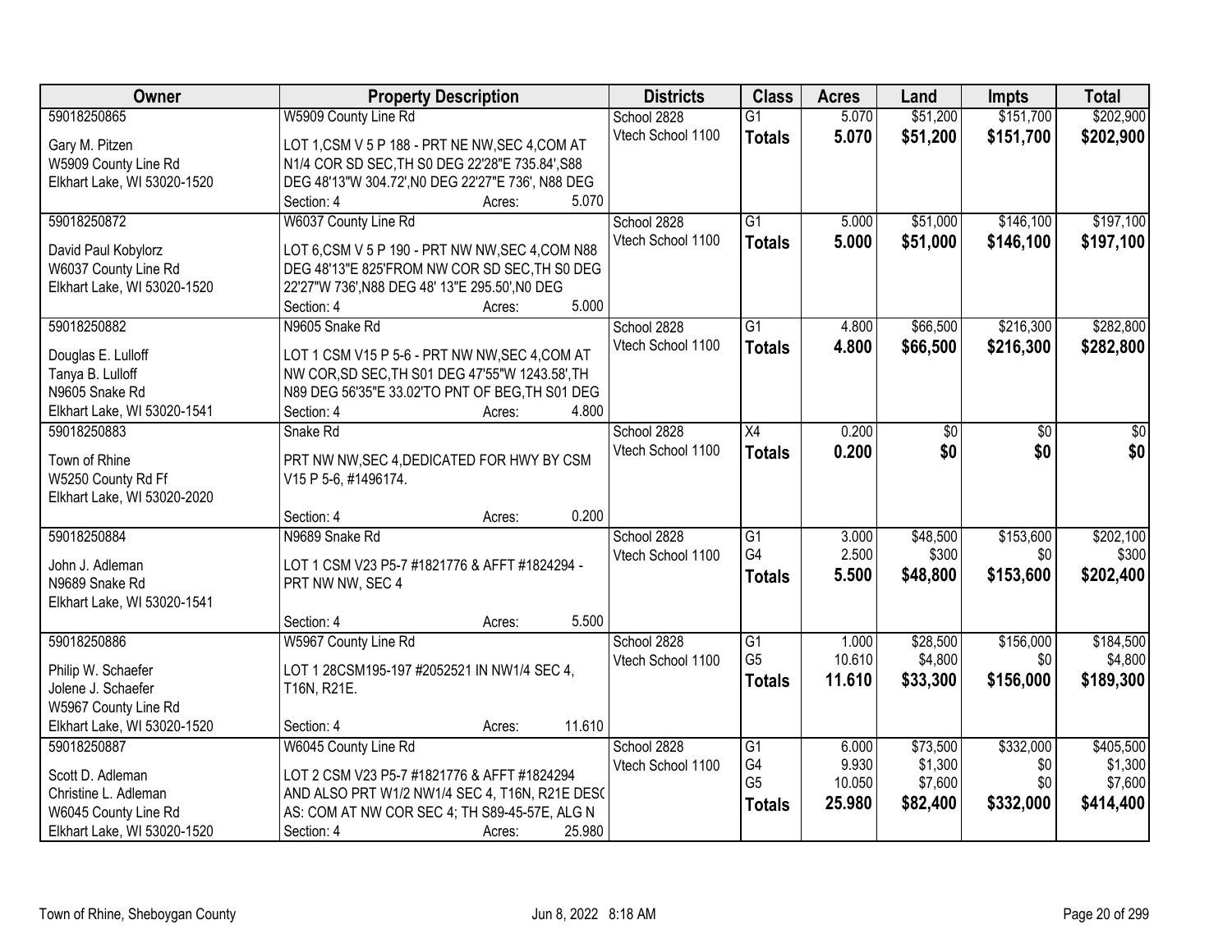| Owner | Property Description | Districts | Class | Acres | Land | Impts | Total |
|---|---|---|---|---|---|---|---|
| 59018250865<br>Gary M. Pitzen<br>W5909 County Line Rd<br>Elkhart Lake, WI 53020-1520 | W5909 County Line Rd<br>LOT 1,CSM V 5 P 188 - PRT NE NW,SEC 4,COM AT N1/4 COR SD SEC,TH S0 DEG 22'28"E 735.84',S88 DEG 48'13"W 304.72',N0 DEG 22'27"E 736', N88 DEG<br>Section: 4 Acres: 5.070 | School 2828<br>Vtech School 1100 | G1<br>**Totals** | 5.070<br>**5.070** | $51,200<br>**$51,200** | $151,700<br>**$151,700** | $202,900<br>**$202,900** |
| 59018250872<br>David Paul Kobylorz<br>W6037 County Line Rd<br>Elkhart Lake, WI 53020-1520 | W6037 County Line Rd<br>LOT 6,CSM V 5 P 190 - PRT NW NW,SEC 4,COM N88 DEG 48'13"E 825'FROM NW COR SD SEC,TH S0 DEG 22'27"W 736',N88 DEG 48' 13"E 295.50',N0 DEG<br>Section: 4 Acres: 5.000 | School 2828<br>Vtech School 1100 | G1<br>**Totals** | 5.000<br>**5.000** | $51,000<br>**$51,000** | $146,100<br>**$146,100** | $197,100<br>**$197,100** |
| 59018250882<br>Douglas E. Lulloff<br>Tanya B. Lulloff<br>N9605 Snake Rd<br>Elkhart Lake, WI 53020-1541 | N9605 Snake Rd<br>LOT 1 CSM V15 P 5-6 - PRT NW NW,SEC 4,COM AT NW COR,SD SEC,TH S01 DEG 47'55"W 1243.58',TH N89 DEG 56'35"E 33.02'TO PNT OF BEG,TH S01 DEG<br>Section: 4 Acres: 4.800 | School 2828<br>Vtech School 1100 | G1<br>**Totals** | 4.800<br>**4.800** | $66,500<br>**$66,500** | $216,300<br>**$216,300** | $282,800<br>**$282,800** |
| 59018250883<br>Town of Rhine<br>W5250 County Rd Ff<br>Elkhart Lake, WI 53020-2020 | Snake Rd<br>PRT NW NW,SEC 4,DEDICATED FOR HWY BY CSM V15 P 5-6, #1496174.<br>Section: 4 Acres: 0.200 | School 2828<br>Vtech School 1100 | X4<br>**Totals** | 0.200<br>**0.200** | $0<br>**$0** | $0<br>**$0** | $0<br>**$0** |
| 59018250884<br>John J. Adleman<br>N9689 Snake Rd<br>Elkhart Lake, WI 53020-1541 | N9689 Snake Rd<br>LOT 1 CSM V23 P5-7 #1821776 & AFFT #1824294 - PRT NW NW, SEC 4<br>Section: 4 Acres: 5.500 | School 2828<br>Vtech School 1100 | G1<br>G4<br>**Totals** | 3.000<br>2.500<br>**5.500** | $48,500<br>$300<br>**$48,800** | $153,600<br>$0<br>**$153,600** | $202,100<br>$300<br>**$202,400** |
| 59018250886<br>Philip W. Schaefer<br>Jolene J. Schaefer<br>W5967 County Line Rd<br>Elkhart Lake, WI 53020-1520 | W5967 County Line Rd<br>LOT 1 28CSM195-197 #2052521 IN NW1/4 SEC 4, T16N, R21E.<br>Section: 4 Acres: 11.610 | School 2828<br>Vtech School 1100 | G1<br>G5<br>**Totals** | 1.000<br>10.610<br>**11.610** | $28,500<br>$4,800<br>**$33,300** | $156,000<br>$0<br>**$156,000** | $184,500<br>$4,800<br>**$189,300** |
| 59018250887<br>Scott D. Adleman<br>Christine L. Adleman<br>W6045 County Line Rd<br>Elkhart Lake, WI 53020-1520 | W6045 County Line Rd<br>LOT 2 CSM V23 P5-7 #1821776 & AFFT #1824294 AND ALSO PRT W1/2 NW1/4 SEC 4, T16N, R21E DESC AS: COM AT NW COR SEC 4; TH S89-45-57E, ALG N<br>Section: 4 Acres: 25.980 | School 2828<br>Vtech School 1100 | G1<br>G4<br>G5<br>**Totals** | 6.000<br>9.930<br>10.050<br>**25.980** | $73,500<br>$1,300<br>$7,600<br>**$82,400** | $332,000<br>$0<br>$0<br>**$332,000** | $405,500<br>$1,300<br>$7,600<br>**$414,400** |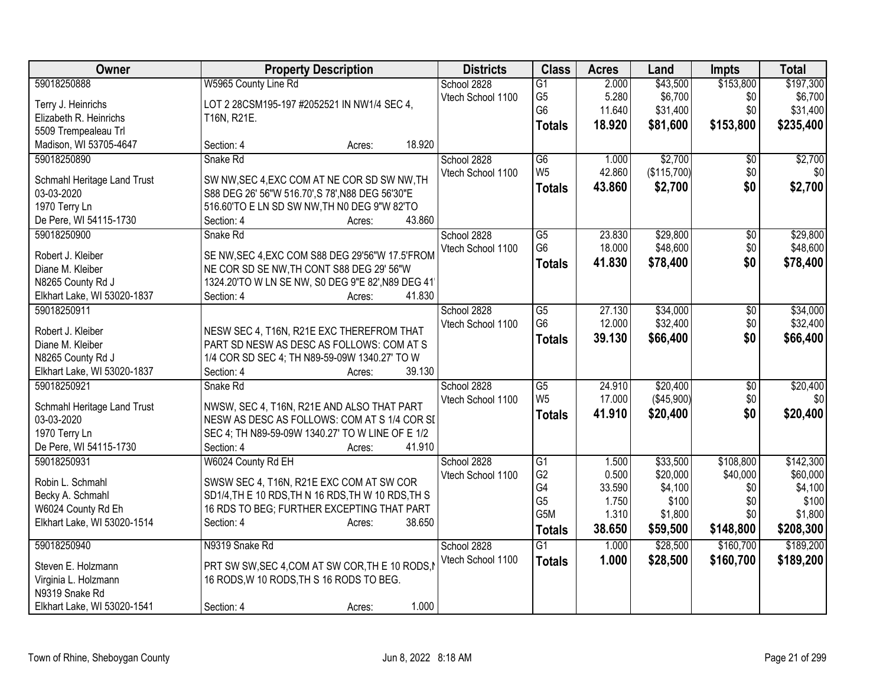| Owner | Property Description | Districts | Class | Acres | Land | Impts | Total |
|---|---|---|---|---|---|---|---|
| 59018250888<br>Terry J. Heinrichs<br>Elizabeth R. Heinrichs<br>5509 Trempealeau Trl<br>Madison, WI 53705-4647 | W5965 County Line Rd<br>LOT 2 28CSM195-197 #2052521 IN NW1/4 SEC 4, T16N, R21E.<br>Section: 4 Acres: 18.920 | School 2828<br>Vtech School 1100 | G1<br>G5<br>G6<br>**Totals** | 2.000<br>5.280<br>11.640<br>**18.920** | $43,500<br>$6,700<br>$31,400<br>**$81,600** | $153,800<br>$0<br>$0<br>**$153,800** | $197,300<br>$6,700<br>$31,400<br>**$235,400** |
| 59018250890<br>Schmahl Heritage Land Trust<br>03-03-2020<br>1970 Terry Ln<br>De Pere, WI 54115-1730 | Snake Rd<br>SW NW,SEC 4,EXC COM AT NE COR SD SW NW,TH S88 DEG 26' 56"W 516.70',S 78',N88 DEG 56'30"E 516.60'TO E LN SD SW NW,TH N0 DEG 9"W 82'TO<br>Section: 4 Acres: 43.860 | School 2828<br>Vtech School 1100 | G6<br>W5<br>**Totals** | 1.000<br>42.860<br>**43.860** | $2,700<br>($115,700)<br>**$2,700** | $0<br>$0<br>**$0** | $2,700<br>$0<br>**$2,700** |
| 59018250900<br>Robert J. Kleiber<br>Diane M. Kleiber<br>N8265 County Rd J<br>Elkhart Lake, WI 53020-1837 | Snake Rd<br>SE NW,SEC 4,EXC COM S88 DEG 29'56"W 17.5'FROM NE COR SD SE NW,TH CONT S88 DEG 29' 56"W 1324.20'TO W LN SE NW, S0 DEG 9"E 82',N89 DEG 41'<br>Section: 4 Acres: 41.830 | School 2828<br>Vtech School 1100 | G5<br>G6<br>**Totals** | 23.830<br>18.000<br>**41.830** | $29,800<br>$48,600<br>**$78,400** | $0<br>$0<br>**$0** | $29,800<br>$48,600<br>**$78,400** |
| 59018250911<br>Robert J. Kleiber<br>Diane M. Kleiber<br>N8265 County Rd J<br>Elkhart Lake, WI 53020-1837 | NESW SEC 4, T16N, R21E EXC THEREFROM THAT PART SD NESW AS DESC AS FOLLOWS: COM AT S 1/4 COR SD SEC 4; TH N89-59-09W 1340.27' TO W<br>Section: 4 Acres: 39.130 | School 2828<br>Vtech School 1100 | G5<br>G6<br>**Totals** | 27.130<br>12.000<br>**39.130** | $34,000<br>$32,400<br>**$66,400** | $0<br>$0<br>**$0** | $34,000<br>$32,400<br>**$66,400** |
| 59018250921<br>Schmahl Heritage Land Trust<br>03-03-2020<br>1970 Terry Ln<br>De Pere, WI 54115-1730 | Snake Rd<br>NWSW, SEC 4, T16N, R21E AND ALSO THAT PART NESW AS DESC AS FOLLOWS: COM AT S 1/4 COR SD SEC 4; TH N89-59-09W 1340.27' TO W LINE OF E 1/2<br>Section: 4 Acres: 41.910 | School 2828<br>Vtech School 1100 | G5<br>W5<br>**Totals** | 24.910<br>17.000<br>**41.910** | $20,400<br>($45,900)<br>**$20,400** | $0<br>$0<br>**$0** | $20,400<br>$0<br>**$20,400** |
| 59018250931<br>Robin L. Schmahl<br>Becky A. Schmahl<br>W6024 County Rd Eh<br>Elkhart Lake, WI 53020-1514 | W6024 County Rd EH<br>SWSW SEC 4, T16N, R21E EXC COM AT SW COR SD1/4,TH E 10 RDS,TH N 16 RDS,TH W 10 RDS,TH S 16 RDS TO BEG; FURTHER EXCEPTING THAT PART<br>Section: 4 Acres: 38.650 | School 2828<br>Vtech School 1100 | G1<br>G2<br>G4<br>G5<br>G5M<br>**Totals** | 1.500<br>0.500<br>33.590<br>1.750<br>1.310<br>**38.650** | $33,500<br>$20,000<br>$4,100<br>$100<br>$1,800<br>**$59,500** | $108,800<br>$40,000<br>$0<br>$0<br>$0<br>**$148,800** | $142,300<br>$60,000<br>$4,100<br>$100<br>$1,800<br>**$208,300** |
| 59018250940<br>Steven E. Holzmann<br>Virginia L. Holzmann<br>N9319 Snake Rd<br>Elkhart Lake, WI 53020-1541 | N9319 Snake Rd<br>PRT SW SW,SEC 4,COM AT SW COR,TH E 10 RODS,N 16 RODS,W 10 RODS,TH S 16 RODS TO BEG.<br>Section: 4 Acres: 1.000 | School 2828<br>Vtech School 1100 | G1<br>**Totals** | 1.000<br>**1.000** | $28,500<br>**$28,500** | $160,700<br>**$160,700** | $189,200<br>**$189,200** |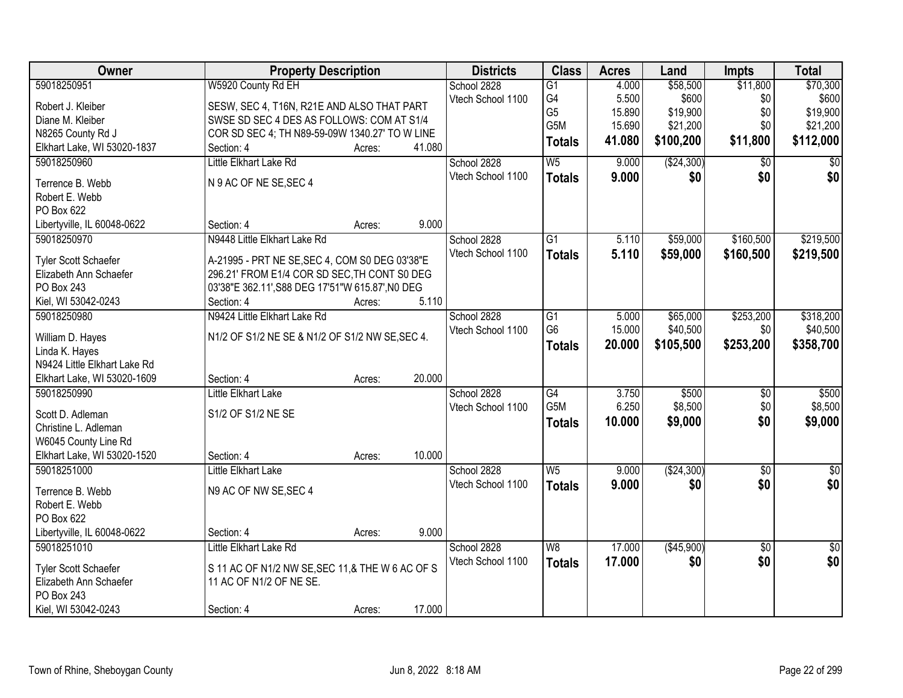| Owner | Property Description | Districts | Class | Acres | Land | Impts | Total |
|---|---|---|---|---|---|---|---|
| 59018250951<br>Robert J. Kleiber<br>Diane M. Kleiber<br>N8265 County Rd J<br>Elkhart Lake, WI 53020-1837 | W5920 County Rd EH<br>SESW, SEC 4, T16N, R21E AND ALSO THAT PART SWSE SD SEC 4 DES AS FOLLOWS: COM AT S1/4 COR SD SEC 4; TH N89-59-09W 1340.27' TO W LINE<br>Section: 4 Acres: 41.080 | School 2828<br>Vtech School 1100 | G1<br>G4<br>G5<br>G5M<br>**Totals** | 4.000<br>5.500<br>15.890<br>15.690<br>**41.080** | $58,500<br>$600<br>$19,900<br>$21,200<br>**$100,200** | $11,800<br>$0<br>$0<br>$0<br>**$11,800** | $70,300<br>$600<br>$19,900<br>$21,200<br>**$112,000** |
| 59018250960<br>Terrence B. Webb<br>Robert E. Webb<br>PO Box 622<br>Libertyville, IL 60048-0622 | Little Elkhart Lake Rd<br>N 9 AC OF NE SE,SEC 4<br>Section: 4 Acres: 9.000 | School 2828<br>Vtech School 1100 | W5<br>**Totals** | 9.000<br>**9.000** | ($24,300)<br>**$0** | $0<br>**$0** | $0<br>**$0** |
| 59018250970<br>Tyler Scott Schaefer<br>Elizabeth Ann Schaefer<br>PO Box 243<br>Kiel, WI 53042-0243 | N9448 Little Elkhart Lake Rd<br>A-21995 - PRT NE SE,SEC 4, COM S0 DEG 03'38"E 296.21' FROM E1/4 COR SD SEC,TH CONT S0 DEG 03'38"E 362.11',S88 DEG 17'51"W 615.87',N0 DEG<br>Section: 4 Acres: 5.110 | School 2828<br>Vtech School 1100 | G1<br>**Totals** | 5.110<br>**5.110** | $59,000<br>**$59,000** | $160,500<br>**$160,500** | $219,500<br>**$219,500** |
| 59018250980<br>William D. Hayes<br>Linda K. Hayes<br>N9424 Little Elkhart Lake Rd<br>Elkhart Lake, WI 53020-1609 | N9424 Little Elkhart Lake Rd<br>N1/2 OF S1/2 NE SE & N1/2 OF S1/2 NW SE,SEC 4.<br>Section: 4 Acres: 20.000 | School 2828<br>Vtech School 1100 | G1<br>G6<br>**Totals** | 5.000<br>15.000<br>**20.000** | $65,000<br>$40,500<br>**$105,500** | $253,200<br>$0<br>**$253,200** | $318,200<br>$40,500<br>**$358,700** |
| 59018250990<br>Scott D. Adleman<br>Christine L. Adleman<br>W6045 County Line Rd<br>Elkhart Lake, WI 53020-1520 | Little Elkhart Lake<br>S1/2 OF S1/2 NE SE<br>Section: 4 Acres: 10.000 | School 2828<br>Vtech School 1100 | G4<br>G5M<br>**Totals** | 3.750<br>6.250<br>**10.000** | $500<br>$8,500<br>**$9,000** | $0<br>$0<br>**$0** | $500<br>$8,500<br>**$9,000** |
| 59018251000<br>Terrence B. Webb<br>Robert E. Webb<br>PO Box 622<br>Libertyville, IL 60048-0622 | Little Elkhart Lake<br>N9 AC OF NW SE,SEC 4<br>Section: 4 Acres: 9.000 | School 2828<br>Vtech School 1100 | W5<br>**Totals** | 9.000<br>**9.000** | ($24,300)<br>**$0** | $0<br>**$0** | $0<br>**$0** |
| 59018251010<br>Tyler Scott Schaefer<br>Elizabeth Ann Schaefer<br>PO Box 243<br>Kiel, WI 53042-0243 | Little Elkhart Lake Rd<br>S 11 AC OF N1/2 NW SE,SEC 11,& THE W 6 AC OF S 11 AC OF N1/2 OF NE SE.<br>Section: 4 Acres: 17.000 | School 2828<br>Vtech School 1100 | W8<br>**Totals** | 17.000<br>**17.000** | ($45,900)<br>**$0** | $0<br>**$0** | $0<br>**$0** |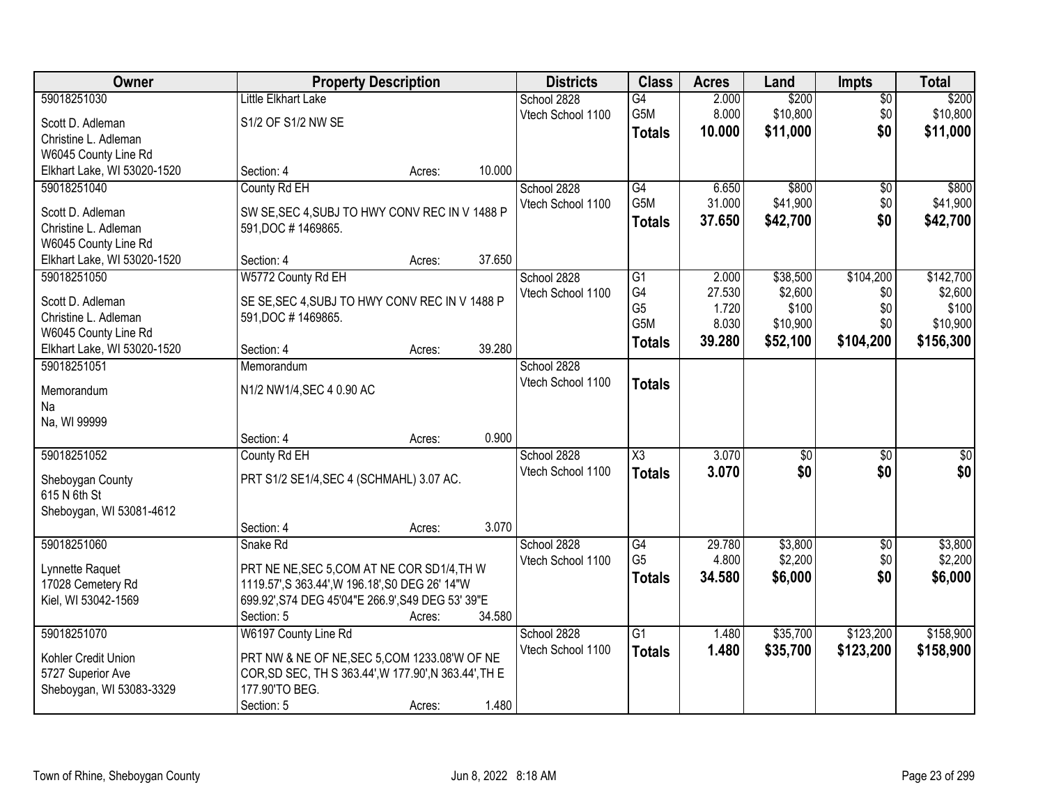| Owner | Property Description | Districts | Class | Acres | Land | Impts | Total |
|---|---|---|---|---|---|---|---|
| 59018251030<br>Scott D. Adleman<br>Christine L. Adleman<br>W6045 County Line Rd<br>Elkhart Lake, WI 53020-1520 | Little Elkhart Lake<br>S1/2 OF S1/2 NW SE<br>Section: 4 Acres: 10.000 | School 2828<br>Vtech School 1100 | G4<br>G5M<br>**Totals** | 2.000<br>8.000<br>**10.000** | $200<br>$10,800<br>**$11,000** | $0<br>$0<br>**$0** | $200<br>$10,800<br>**$11,000** |
| 59018251040<br>Scott D. Adleman<br>Christine L. Adleman<br>W6045 County Line Rd<br>Elkhart Lake, WI 53020-1520 | County Rd EH<br>SW SE,SEC 4,SUBJ TO HWY CONV REC IN V 1488 P 591,DOC # 1469865.<br>Section: 4 Acres: 37.650 | School 2828<br>Vtech School 1100 | G4<br>G5M<br>**Totals** | 6.650<br>31.000<br>**37.650** | $800<br>$41,900<br>**$42,700** | $0<br>$0<br>**$0** | $800<br>$41,900<br>**$42,700** |
| 59018251050<br>Scott D. Adleman<br>Christine L. Adleman<br>W6045 County Line Rd<br>Elkhart Lake, WI 53020-1520 | W5772 County Rd EH<br>SE SE,SEC 4,SUBJ TO HWY CONV REC IN V 1488 P 591,DOC # 1469865.<br>Section: 4 Acres: 39.280 | School 2828<br>Vtech School 1100 | G1<br>G4<br>G5<br>G5M<br>**Totals** | 2.000<br>27.530<br>1.720<br>8.030<br>**39.280** | $38,500<br>$2,600<br>$100<br>$10,900<br>**$52,100** | $104,200<br>$0<br>$0<br>$0<br>**$104,200** | $142,700<br>$2,600<br>$100<br>$10,900<br>**$156,300** |
| 59018251051<br>Memorandum<br>Na<br>Na, WI 99999 | Memorandum<br>N1/2 NW1/4,SEC 4 0.90 AC<br>Section: 4 Acres: 0.900 | School 2828<br>Vtech School 1100 | **Totals** | | | | |
| 59018251052<br>Sheboygan County<br>615 N 6th St<br>Sheboygan, WI 53081-4612 | County Rd EH<br>PRT S1/2 SE1/4,SEC 4 (SCHMAHL) 3.07 AC.<br>Section: 4 Acres: 3.070 | School 2828<br>Vtech School 1100 | X3<br>**Totals** | 3.070<br>**3.070** | $0<br>**$0** | $0<br>**$0** | $0<br>**$0** |
| 59018251060<br>Lynnette Raquet<br>17028 Cemetery Rd<br>Kiel, WI 53042-1569 | Snake Rd<br>PRT NE NE,SEC 5,COM AT NE COR SD1/4,TH W 1119.57',S 363.44',W 196.18',S0 DEG 26' 14"W 699.92',S74 DEG 45'04"E 266.9',S49 DEG 53' 39"E<br>Section: 5 Acres: 34.580 | School 2828<br>Vtech School 1100 | G4<br>G5<br>**Totals** | 29.780<br>4.800<br>**34.580** | $3,800<br>$2,200<br>**$6,000** | $0<br>$0<br>**$0** | $3,800<br>$2,200<br>**$6,000** |
| 59018251070<br>Kohler Credit Union<br>5727 Superior Ave<br>Sheboygan, WI 53083-3329 | W6197 County Line Rd<br>PRT NW & NE OF NE,SEC 5,COM 1233.08'W OF NE COR,SD SEC, TH S 363.44',W 177.90',N 363.44',TH E 177.90'TO BEG.<br>Section: 5 Acres: 1.480 | School 2828<br>Vtech School 1100 | G1<br>**Totals** | 1.480<br>**1.480** | $35,700<br>**$35,700** | $123,200<br>**$123,200** | $158,900<br>**$158,900** |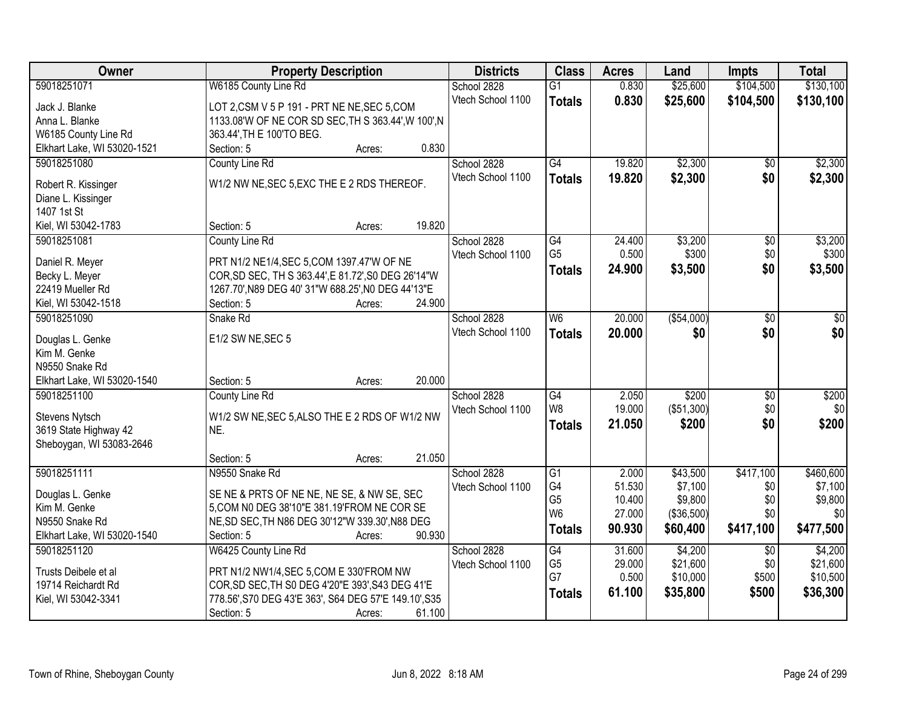| Owner | Property Description | Districts | Class | Acres | Land | Impts | Total |
|---|---|---|---|---|---|---|---|
| 59018251071<br>Jack J. Blanke<br>Anna L. Blanke<br>W6185 County Line Rd<br>Elkhart Lake, WI 53020-1521 | W6185 County Line Rd<br>LOT 2,CSM V 5 P 191 - PRT NE NE,SEC 5,COM 1133.08'W OF NE COR SD SEC,TH S 363.44',W 100',N 363.44',TH E 100'TO BEG.<br>Section: 5 Acres: 0.830 | School 2828<br>Vtech School 1100 | G1<br>**Totals** | 0.830<br>**0.830** | $25,600<br>**$25,600** | $104,500<br>**$104,500** | $130,100<br>**$130,100** |
| 59018251080<br>Robert R. Kissinger<br>Diane L. Kissinger<br>1407 1st St<br>Kiel, WI 53042-1783 | County Line Rd<br>W1/2 NW NE,SEC 5,EXC THE E 2 RDS THEREOF.<br>Section: 5 Acres: 19.820 | School 2828<br>Vtech School 1100 | G4<br>**Totals** | 19.820<br>**19.820** | $2,300<br>**$2,300** | $0<br>**$0** | $2,300<br>**$2,300** |
| 59018251081<br>Daniel R. Meyer<br>Becky L. Meyer<br>22419 Mueller Rd<br>Kiel, WI 53042-1518 | County Line Rd<br>PRT N1/2 NE1/4,SEC 5,COM 1397.47'W OF NE COR,SD SEC, TH S 363.44',E 81.72',S0 DEG 26'14"W 1267.70',N89 DEG 40' 31"W 688.25',N0 DEG 44'13"E<br>Section: 5 Acres: 24.900 | School 2828<br>Vtech School 1100 | G4<br>G5<br>**Totals** | 24.400<br>0.500<br>**24.900** | $3,200<br>$300<br>**$3,500** | $0<br>$0<br>**$0** | $3,200<br>$300<br>**$3,500** |
| 59018251090<br>Douglas L. Genke<br>Kim M. Genke<br>N9550 Snake Rd<br>Elkhart Lake, WI 53020-1540 | Snake Rd<br>E1/2 SW NE,SEC 5<br>Section: 5 Acres: 20.000 | School 2828<br>Vtech School 1100 | W6<br>**Totals** | 20.000<br>**20.000** | ($54,000)<br>**$0** | $0<br>**$0** | $0<br>**$0** |
| 59018251100<br>Stevens Nytsch<br>3619 State Highway 42<br>Sheboygan, WI 53083-2646 | County Line Rd<br>W1/2 SW NE,SEC 5,ALSO THE E 2 RDS OF W1/2 NW NE.<br>Section: 5 Acres: 21.050 | School 2828<br>Vtech School 1100 | G4<br>W8<br>**Totals** | 2.050<br>19.000<br>**21.050** | $200<br>($51,300)<br>**$200** | $0<br>$0<br>**$0** | $200<br>$0<br>**$200** |
| 59018251111<br>Douglas L. Genke<br>Kim M. Genke<br>N9550 Snake Rd<br>Elkhart Lake, WI 53020-1540 | N9550 Snake Rd<br>SE NE & PRTS OF NE NE, NE SE, & NW SE, SEC 5,COM N0 DEG 38'10"E 381.19'FROM NE COR SE NE,SD SEC,TH N86 DEG 30'12"W 339.30',N88 DEG<br>Section: 5 Acres: 90.930 | School 2828<br>Vtech School 1100 | G1<br>G4<br>G5<br>W6<br>**Totals** | 2.000<br>51.530<br>10.400<br>27.000<br>**90.930** | $43,500<br>$7,100<br>$9,800<br>($36,500)<br>**$60,400** | $417,100<br>$0<br>$0<br>$0<br>**$417,100** | $460,600<br>$7,100<br>$9,800<br>$0<br>**$477,500** |
| 59018251120<br>Trusts Deibele et al<br>19714 Reichardt Rd<br>Kiel, WI 53042-3341 | W6425 County Line Rd<br>PRT N1/2 NW1/4,SEC 5,COM E 330'FROM NW COR,SD SEC,TH S0 DEG 4'20"E 393',S43 DEG 41'E 778.56',S70 DEG 43'E 363', S64 DEG 57'E 149.10',S35<br>Section: 5 Acres: 61.100 | School 2828<br>Vtech School 1100 | G4<br>G5<br>G7<br>**Totals** | 31.600<br>29.000<br>0.500<br>**61.100** | $4,200<br>$21,600<br>$10,000<br>**$35,800** | $0<br>$0<br>$500<br>**$500** | $4,200<br>$21,600<br>$10,500<br>**$36,300** |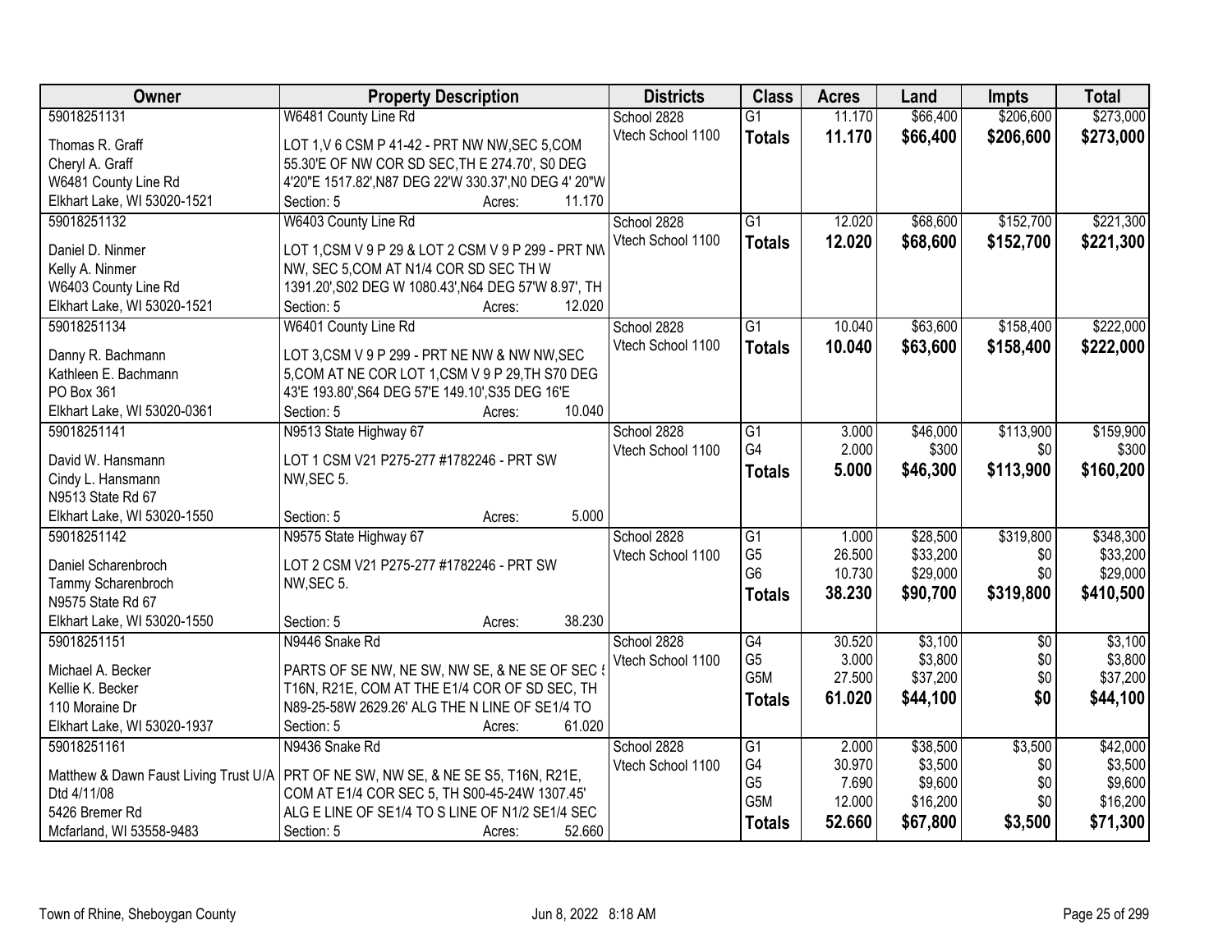| Owner | Property Description | Districts | Class | Acres | Land | Impts | Total |
|---|---|---|---|---|---|---|---|
| 59018251131 | W6481 County Line Rd | School 2828 | G1 | 11.170 | $66,400 | $206,600 | $273,000 |
| Thomas R. Graff<br>Cheryl A. Graff<br>W6481 County Line Rd<br>Elkhart Lake, WI 53020-1521 | LOT 1,V 6 CSM P 41-42 - PRT NW NW,SEC 5,COM 55.30'E OF NW COR SD SEC,TH E 274.70', S0 DEG 4'20"E 1517.82',N87 DEG 22'W 330.37',N0 DEG 4' 20"W<br>Section: 5 Acres: 11.170 | Vtech School 1100 | **Totals** | **11.170** | **$66,400** | **$206,600** | **$273,000** |
| 59018251132 | W6403 County Line Rd | School 2828 | G1 | 12.020 | $68,600 | $152,700 | $221,300 |
| Daniel D. Ninmer<br>Kelly A. Ninmer<br>W6403 County Line Rd<br>Elkhart Lake, WI 53020-1521 | LOT 1,CSM V 9 P 29 & LOT 2 CSM V 9 P 299 - PRT NW NW, SEC 5,COM AT N1/4 COR SD SEC TH W 1391.20',S02 DEG W 1080.43',N64 DEG 57'W 8.97', TH<br>Section: 5 Acres: 12.020 | Vtech School 1100 | **Totals** | **12.020** | **$68,600** | **$152,700** | **$221,300** |
| 59018251134 | W6401 County Line Rd | School 2828 | G1 | 10.040 | $63,600 | $158,400 | $222,000 |
| Danny R. Bachmann<br>Kathleen E. Bachmann<br>PO Box 361<br>Elkhart Lake, WI 53020-0361 | LOT 3,CSM V 9 P 299 - PRT NE NW & NW NW,SEC 5,COM AT NE COR LOT 1,CSM V 9 P 29,TH S70 DEG 43'E 193.80',S64 DEG 57'E 149.10',S35 DEG 16'E<br>Section: 5 Acres: 10.040 | Vtech School 1100 | **Totals** | **10.040** | **$63,600** | **$158,400** | **$222,000** |
| 59018251141 | N9513 State Highway 67 | School 2828 | G1 | 3.000 | $46,000 | $113,900 | $159,900 |
| David W. Hansmann<br>Cindy L. Hansmann<br>N9513 State Rd 67<br>Elkhart Lake, WI 53020-1550 | LOT 1 CSM V21 P275-277 #1782246 - PRT SW NW,SEC 5.<br>Section: 5 Acres: 5.000 | Vtech School 1100 | G4 | 2.000 | $300 | $0 | $300 |
| | | | **Totals** | **5.000** | **$46,300** | **$113,900** | **$160,200** |
| 59018251142 | N9575 State Highway 67 | School 2828 | G1 | 1.000 | $28,500 | $319,800 | $348,300 |
| Daniel Scharenbroch<br>Tammy Scharenbroch<br>N9575 State Rd 67<br>Elkhart Lake, WI 53020-1550 | LOT 2 CSM V21 P275-277 #1782246 - PRT SW NW,SEC 5.<br>Section: 5 Acres: 38.230 | Vtech School 1100 | G5 | 26.500 | $33,200 | $0 | $33,200 |
| | | | G6 | 10.730 | $29,000 | $0 | $29,000 |
| | | | **Totals** | **38.230** | **$90,700** | **$319,800** | **$410,500** |
| 59018251151 | N9446 Snake Rd | School 2828 | G4 | 30.520 | $3,100 | $0 | $3,100 |
| Michael A. Becker<br>Kellie K. Becker<br>110 Moraine Dr<br>Elkhart Lake, WI 53020-1937 | PARTS OF SE NW, NE SW, NW SE, & NE SE OF SEC 5 T16N, R21E, COM AT THE E1/4 COR OF SD SEC, TH N89-25-58W 2629.26' ALG THE N LINE OF SE1/4 TO<br>Section: 5 Acres: 61.020 | Vtech School 1100 | G5 | 3.000 | $3,800 | $0 | $3,800 |
| | | | G5M | 27.500 | $37,200 | $0 | $37,200 |
| | | | **Totals** | **61.020** | **$44,100** | **$0** | **$44,100** |
| 59018251161 | N9436 Snake Rd | School 2828 | G1 | 2.000 | $38,500 | $3,500 | $42,000 |
| Matthew & Dawn Faust Living Trust U/A Dtd 4/11/08<br>5426 Bremer Rd<br>Mcfarland, WI 53558-9483 | PRT OF NE SW, NW SE, & NE SE S5, T16N, R21E, COM AT E1/4 COR SEC 5, TH S00-45-24W 1307.45' ALG E LINE OF SE1/4 TO S LINE OF N1/2 SE1/4 SEC<br>Section: 5 Acres: 52.660 | Vtech School 1100 | G4 | 30.970 | $3,500 | $0 | $3,500 |
| | | | G5 | 7.690 | $9,600 | $0 | $9,600 |
| | | | G5M | 12.000 | $16,200 | $0 | $16,200 |
| | | | **Totals** | **52.660** | **$67,800** | **$3,500** | **$71,300** |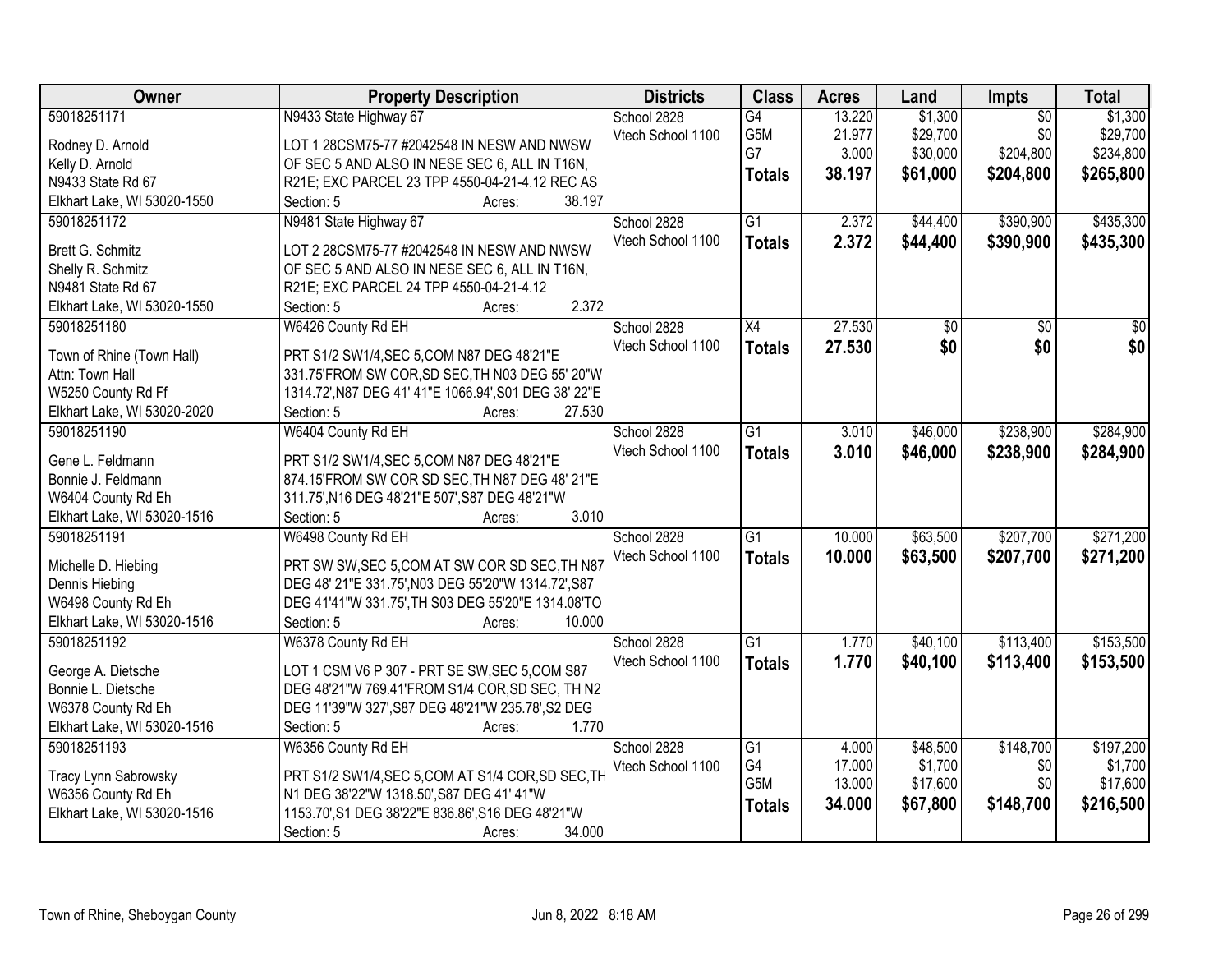| Owner | Property Description | Districts | Class | Acres | Land | Impts | Total |
|---|---|---|---|---|---|---|---|
| 59018251171<br>Rodney D. Arnold<br>Kelly D. Arnold<br>N9433 State Rd 67<br>Elkhart Lake, WI 53020-1550 | N9433 State Highway 67<br>LOT 1 28CSM75-77 #2042548 IN NESW AND NWSW OF SEC 5 AND ALSO IN NESE SEC 6, ALL IN T16N, R21E; EXC PARCEL 23 TPP 4550-04-21-4.12 REC AS<br>Section: 5 Acres: 38.197 | School 2828<br>Vtech School 1100 | G4<br>G5M<br>G7<br>**Totals** | 13.220<br>21.977<br>3.000<br>**38.197** | $1,300<br>$29,700<br>$30,000<br>**$61,000** | $0<br>$0<br>$204,800<br>**$204,800** | $1,300<br>$29,700<br>$234,800<br>**$265,800** |
| 59018251172<br>Brett G. Schmitz<br>Shelly R. Schmitz<br>N9481 State Rd 67<br>Elkhart Lake, WI 53020-1550 | N9481 State Highway 67<br>LOT 2 28CSM75-77 #2042548 IN NESW AND NWSW OF SEC 5 AND ALSO IN NESE SEC 6, ALL IN T16N, R21E; EXC PARCEL 24 TPP 4550-04-21-4.12<br>Section: 5 Acres: 2.372 | School 2828<br>Vtech School 1100 | G1<br>**Totals** | 2.372<br>**2.372** | $44,400<br>**$44,400** | $390,900<br>**$390,900** | $435,300<br>**$435,300** |
| 59018251180<br>Town of Rhine (Town Hall)<br>Attn: Town Hall<br>W5250 County Rd Ff<br>Elkhart Lake, WI 53020-2020 | W6426 County Rd EH<br>PRT S1/2 SW1/4,SEC 5,COM N87 DEG 48'21"E 331.75'FROM SW COR,SD SEC,TH N03 DEG 55' 20"W 1314.72',N87 DEG 41' 41"E 1066.94',S01 DEG 38' 22"E<br>Section: 5 Acres: 27.530 | School 2828<br>Vtech School 1100 | X4<br>**Totals** | 27.530<br>**27.530** | $0<br>**$0** | $0<br>**$0** | $0<br>**$0** |
| 59018251190<br>Gene L. Feldmann<br>Bonnie J. Feldmann<br>W6404 County Rd Eh<br>Elkhart Lake, WI 53020-1516 | W6404 County Rd EH<br>PRT S1/2 SW1/4,SEC 5,COM N87 DEG 48'21"E 874.15'FROM SW COR SD SEC,TH N87 DEG 48' 21"E 311.75',N16 DEG 48'21"E 507',S87 DEG 48'21"W<br>Section: 5 Acres: 3.010 | School 2828<br>Vtech School 1100 | G1<br>**Totals** | 3.010<br>**3.010** | $46,000<br>**$46,000** | $238,900<br>**$238,900** | $284,900<br>**$284,900** |
| 59018251191<br>Michelle D. Hiebing<br>Dennis Hiebing<br>W6498 County Rd Eh<br>Elkhart Lake, WI 53020-1516 | W6498 County Rd EH<br>PRT SW SW,SEC 5,COM AT SW COR SD SEC,TH N87 DEG 48' 21"E 331.75',N03 DEG 55'20"W 1314.72',S87 DEG 41'41"W 331.75',TH S03 DEG 55'20"E 1314.08'TO<br>Section: 5 Acres: 10.000 | School 2828<br>Vtech School 1100 | G1<br>**Totals** | 10.000<br>**10.000** | $63,500<br>**$63,500** | $207,700<br>**$207,700** | $271,200<br>**$271,200** |
| 59018251192<br>George A. Dietsche<br>Bonnie L. Dietsche<br>W6378 County Rd Eh<br>Elkhart Lake, WI 53020-1516 | W6378 County Rd EH<br>LOT 1 CSM V6 P 307 - PRT SE SW,SEC 5,COM S87 DEG 48'21"W 769.41'FROM S1/4 COR,SD SEC, TH N2 DEG 11'39"W 327',S87 DEG 48'21"W 235.78',S2 DEG<br>Section: 5 Acres: 1.770 | School 2828<br>Vtech School 1100 | G1<br>**Totals** | 1.770<br>**1.770** | $40,100<br>**$40,100** | $113,400<br>**$113,400** | $153,500<br>**$153,500** |
| 59018251193<br>Tracy Lynn Sabrowsky<br>W6356 County Rd Eh<br>Elkhart Lake, WI 53020-1516 | W6356 County Rd EH<br>PRT S1/2 SW1/4,SEC 5,COM AT S1/4 COR,SD SEC,TH N1 DEG 38'22"W 1318.50',S87 DEG 41' 41"W 1153.70',S1 DEG 38'22"E 836.86',S16 DEG 48'21"W<br>Section: 5 Acres: 34.000 | School 2828<br>Vtech School 1100 | G1<br>G4<br>G5M<br>**Totals** | 4.000<br>17.000<br>13.000<br>**34.000** | $48,500<br>$1,700<br>$17,600<br>**$67,800** | $148,700<br>$0<br>$0<br>**$148,700** | $197,200<br>$1,700<br>$17,600<br>**$216,500** |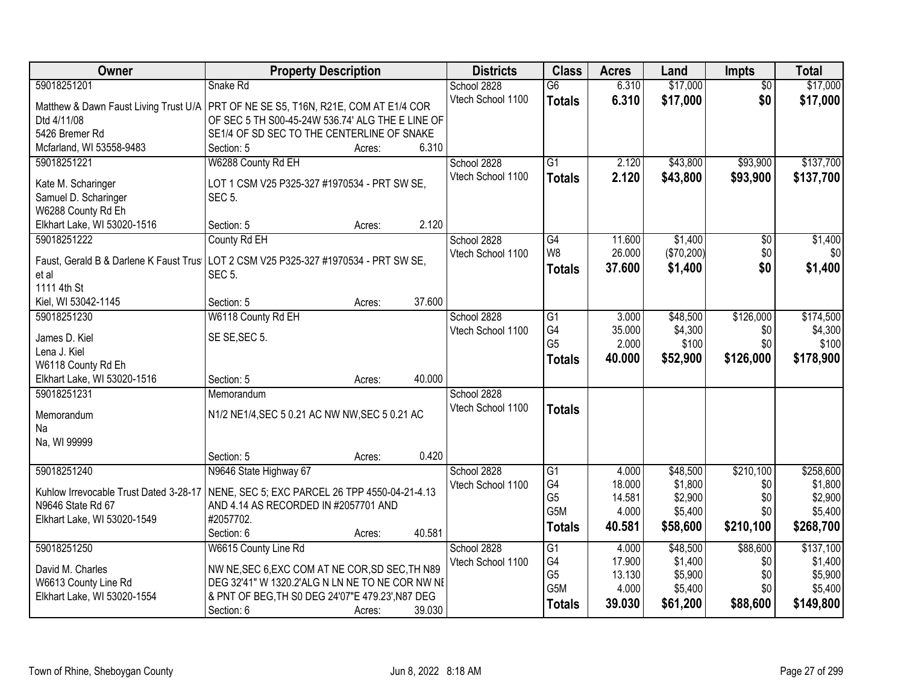| Owner | Property Description | Districts | Class | Acres | Land | Impts | Total |
|---|---|---|---|---|---|---|---|
| 59018251201 | Snake Rd | School 2828 | G6 | 6.310 | $17,000 | $0 | $17,000 |
| Matthew & Dawn Faust Living Trust U/A Dtd 4/11/08<br>5426 Bremer Rd<br>Mcfarland, WI 53558-9483 | PRT OF NE SE S5, T16N, R21E, COM AT E1/4 COR OF SEC 5 TH S00-45-24W 536.74' ALG THE E LINE OF SE1/4 OF SD SEC TO THE CENTERLINE OF SNAKE<br>Section: 5 Acres: 6.310 | Vtech School 1100 | **Totals** | **6.310** | **$17,000** | **$0** | **$17,000** |
| 59018251221 | W6288 County Rd EH | School 2828 | G1 | 2.120 | $43,800 | $93,900 | $137,700 |
| Kate M. Scharinger<br>Samuel D. Scharinger<br>W6288 County Rd Eh<br>Elkhart Lake, WI 53020-1516 | LOT 1 CSM V25 P325-327 #1970534 - PRT SW SE, SEC 5.<br>Section: 5 Acres: 2.120 | Vtech School 1100 | **Totals** | **2.120** | **$43,800** | **$93,900** | **$137,700** |
| 59018251222 | County Rd EH | School 2828 | G4 | 11.600 | $1,400 | $0 | $1,400 |
| Faust, Gerald B & Darlene K Faust Trust et al<br>1111 4th St<br>Kiel, WI 53042-1145 | LOT 2 CSM V25 P325-327 #1970534 - PRT SW SE, SEC 5.<br>Section: 5 Acres: 37.600 | Vtech School 1100 | W8 | 26.000 | ($70,200) | $0 | $0 |
| | | | **Totals** | **37.600** | **$1,400** | **$0** | **$1,400** |
| 59018251230 | W6118 County Rd EH | School 2828 | G1 | 3.000 | $48,500 | $126,000 | $174,500 |
| James D. Kiel<br>Lena J. Kiel<br>W6118 County Rd Eh<br>Elkhart Lake, WI 53020-1516 | SE SE,SEC 5.<br>Section: 5 Acres: 40.000 | Vtech School 1100 | G4 | 35.000 | $4,300 | $0 | $4,300 |
| | | | G5 | 2.000 | $100 | $0 | $100 |
| | | | **Totals** | **40.000** | **$52,900** | **$126,000** | **$178,900** |
| 59018251231 | Memorandum | School 2828 | | | | | |
| Memorandum<br>Na<br>Na, WI 99999 | N1/2 NE1/4,SEC 5 0.21 AC NW NW,SEC 5 0.21 AC<br>Section: 5 Acres: 0.420 | Vtech School 1100 | **Totals** | | | | |
| 59018251240 | N9646 State Highway 67 | School 2828 | G1 | 4.000 | $48,500 | $210,100 | $258,600 |
| Kuhlow Irrevocable Trust Dated 3-28-17<br>N9646 State Rd 67<br>Elkhart Lake, WI 53020-1549 | NENE, SEC 5; EXC PARCEL 26 TPP 4550-04-21-4.13 AND 4.14 AS RECORDED IN #2057701 AND #2057702.<br>Section: 6 Acres: 40.581 | Vtech School 1100 | G4 | 18.000 | $1,800 | $0 | $1,800 |
| | | | G5 | 14.581 | $2,900 | $0 | $2,900 |
| | | | G5M | 4.000 | $5,400 | $0 | $5,400 |
| | | | **Totals** | **40.581** | **$58,600** | **$210,100** | **$268,700** |
| 59018251250 | W6615 County Line Rd | School 2828 | G1 | 4.000 | $48,500 | $88,600 | $137,100 |
| David M. Charles<br>W6613 County Line Rd<br>Elkhart Lake, WI 53020-1554 | NW NE,SEC 6,EXC COM AT NE COR,SD SEC,TH N89 DEG 32'41" W 1320.2'ALG N LN NE TO NE COR NW NE & PNT OF BEG,TH S0 DEG 24'07"E 479.23',N87 DEG<br>Section: 6 Acres: 39.030 | Vtech School 1100 | G4 | 17.900 | $1,400 | $0 | $1,400 |
| | | | G5 | 13.130 | $5,900 | $0 | $5,900 |
| | | | G5M | 4.000 | $5,400 | $0 | $5,400 |
| | | | **Totals** | **39.030** | **$61,200** | **$88,600** | **$149,800** |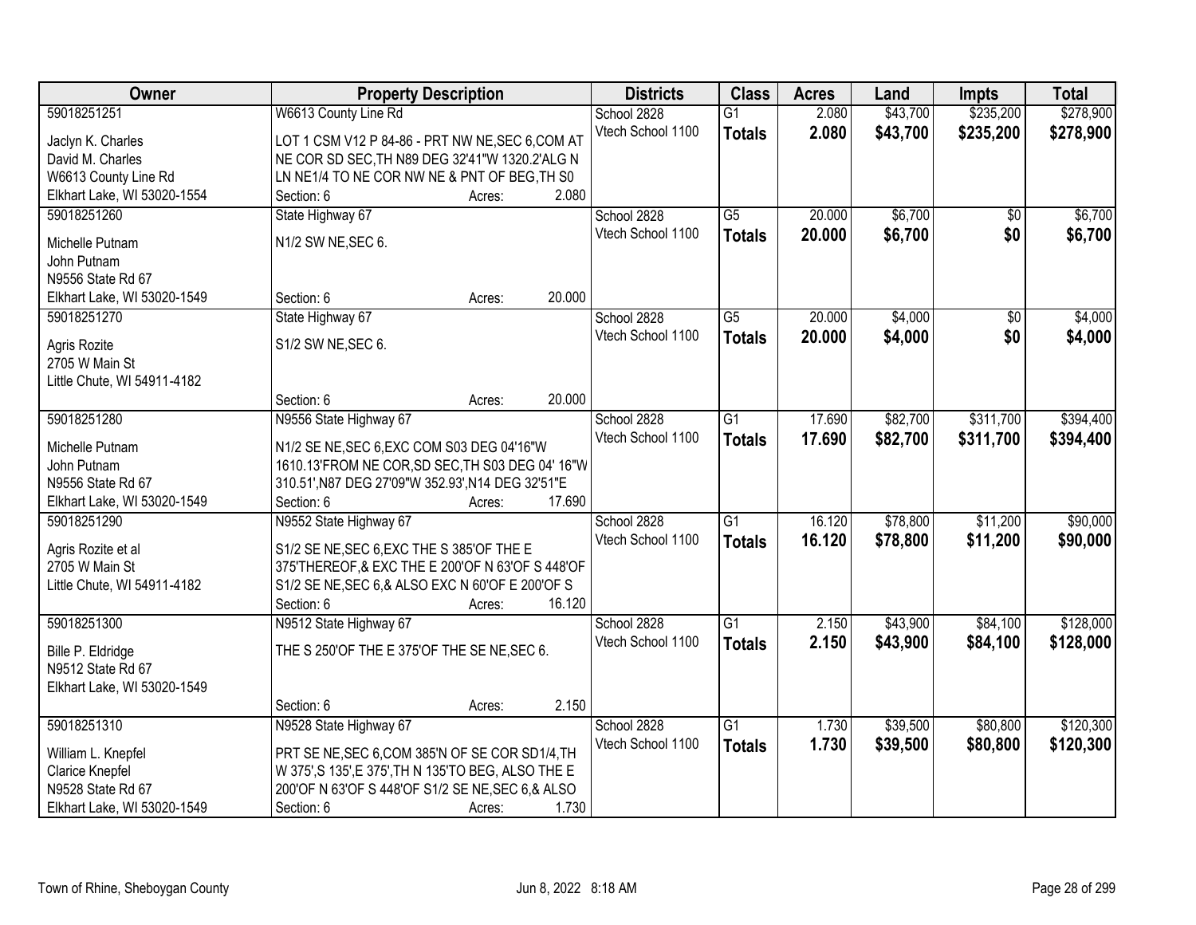| Owner | Property Description | Districts | Class | Acres | Land | Impts | Total |
|---|---|---|---|---|---|---|---|
| 59018251251<br>Jaclyn K. Charles<br>David M. Charles<br>W6613 County Line Rd<br>Elkhart Lake, WI 53020-1554 | W6613 County Line Rd<br>LOT 1 CSM V12 P 84-86 - PRT NW NE,SEC 6,COM AT NE COR SD SEC,TH N89 DEG 32'41"W 1320.2'ALG N LN NE1/4 TO NE COR NW NE & PNT OF BEG,TH S0<br>Section: 6 Acres: 2.080 | School 2828<br>Vtech School 1100 | G1<br>**Totals** | 2.080<br>**2.080** | $43,700<br>**$43,700** | $235,200<br>**$235,200** | $278,900<br>**$278,900** |
| 59018251260<br>Michelle Putnam<br>John Putnam<br>N9556 State Rd 67<br>Elkhart Lake, WI 53020-1549 | State Highway 67<br>N1/2 SW NE,SEC 6.<br>Section: 6 Acres: 20.000 | School 2828<br>Vtech School 1100 | G5<br>**Totals** | 20.000<br>**20.000** | $6,700<br>**$6,700** | $0<br>**$0** | $6,700<br>**$6,700** |
| 59018251270<br>Agris Rozite<br>2705 W Main St<br>Little Chute, WI 54911-4182 | State Highway 67<br>S1/2 SW NE,SEC 6.<br>Section: 6 Acres: 20.000 | School 2828<br>Vtech School 1100 | G5<br>**Totals** | 20.000<br>**20.000** | $4,000<br>**$4,000** | $0<br>**$0** | $4,000<br>**$4,000** |
| 59018251280<br>Michelle Putnam<br>John Putnam<br>N9556 State Rd 67<br>Elkhart Lake, WI 53020-1549 | N9556 State Highway 67<br>N1/2 SE NE,SEC 6,EXC COM S03 DEG 04'16"W 1610.13'FROM NE COR,SD SEC,TH S03 DEG 04' 16"W 310.51',N87 DEG 27'09"W 352.93',N14 DEG 32'51"E<br>Section: 6 Acres: 17.690 | School 2828<br>Vtech School 1100 | G1<br>**Totals** | 17.690<br>**17.690** | $82,700<br>**$82,700** | $311,700<br>**$311,700** | $394,400<br>**$394,400** |
| 59018251290<br>Agris Rozite et al<br>2705 W Main St<br>Little Chute, WI 54911-4182 | N9552 State Highway 67<br>S1/2 SE NE,SEC 6,EXC THE S 385'OF THE E 375'THEREOF,& EXC THE E 200'OF N 63'OF S 448'OF S1/2 SE NE,SEC 6,& ALSO EXC N 60'OF E 200'OF S<br>Section: 6 Acres: 16.120 | School 2828<br>Vtech School 1100 | G1<br>**Totals** | 16.120<br>**16.120** | $78,800<br>**$78,800** | $11,200<br>**$11,200** | $90,000<br>**$90,000** |
| 59018251300<br>Bille P. Eldridge<br>N9512 State Rd 67<br>Elkhart Lake, WI 53020-1549 | N9512 State Highway 67<br>THE S 250'OF THE E 375'OF THE SE NE,SEC 6.<br>Section: 6 Acres: 2.150 | School 2828<br>Vtech School 1100 | G1<br>**Totals** | 2.150<br>**2.150** | $43,900<br>**$43,900** | $84,100<br>**$84,100** | $128,000<br>**$128,000** |
| 59018251310<br>William L. Knepfel<br>Clarice Knepfel<br>N9528 State Rd 67<br>Elkhart Lake, WI 53020-1549 | N9528 State Highway 67<br>PRT SE NE,SEC 6,COM 385'N OF SE COR SD1/4,TH W 375',S 135',E 375',TH N 135'TO BEG, ALSO THE E 200'OF N 63'OF S 448'OF S1/2 SE NE,SEC 6,& ALSO<br>Section: 6 Acres: 1.730 | School 2828<br>Vtech School 1100 | G1<br>**Totals** | 1.730<br>**1.730** | $39,500<br>**$39,500** | $80,800<br>**$80,800** | $120,300<br>**$120,300** |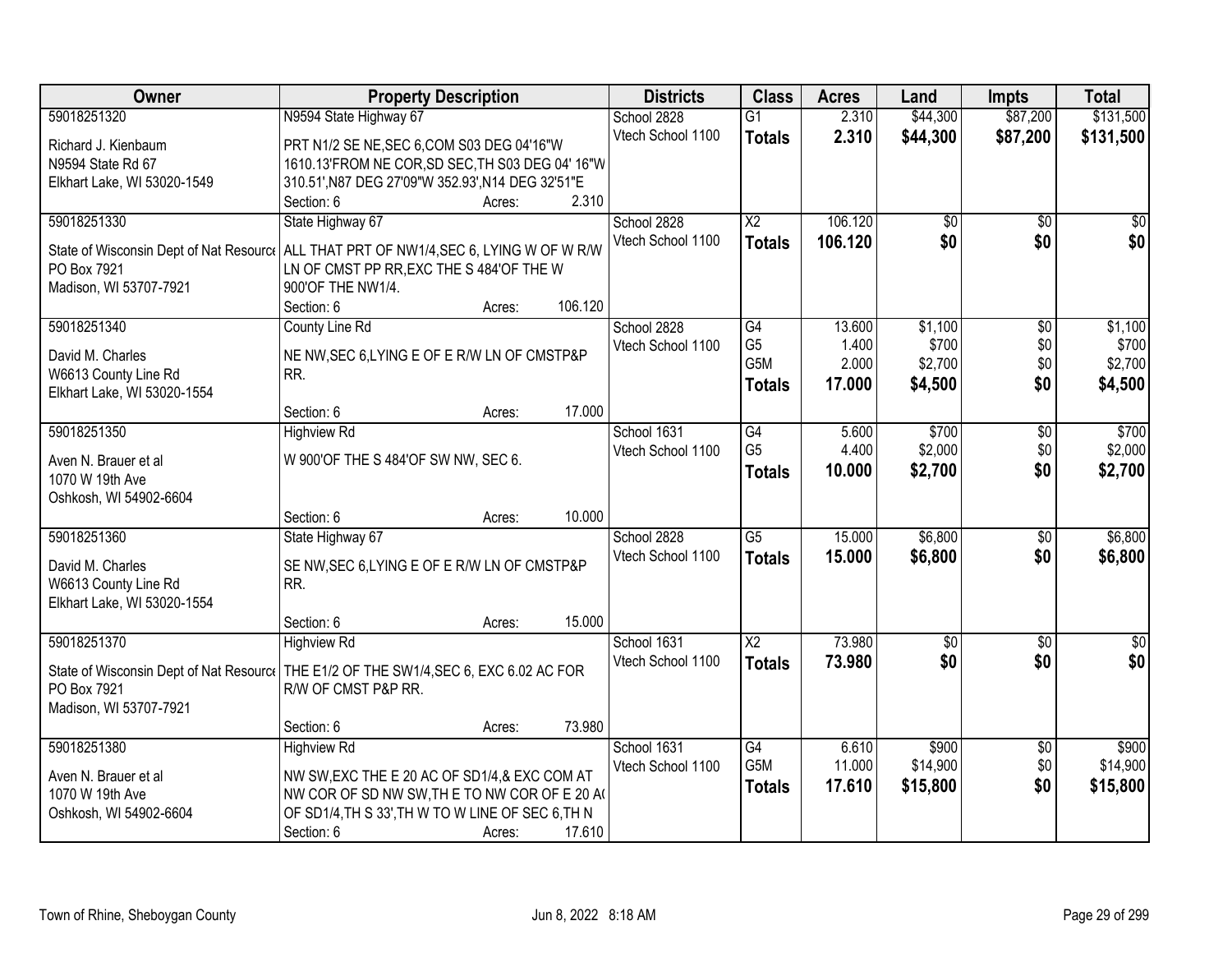| Owner | Property Description | Districts | Class | Acres | Land | Impts | Total |
|---|---|---|---|---|---|---|---|
| 59018251320<br>Richard J. Kienbaum<br>N9594 State Rd 67<br>Elkhart Lake, WI 53020-1549 | N9594 State Highway 67<br>PRT N1/2 SE NE,SEC 6,COM S03 DEG 04'16"W 1610.13'FROM NE COR,SD SEC,TH S03 DEG 04' 16"W 310.51',N87 DEG 27'09"W 352.93',N14 DEG 32'51"E<br>Section: 6 Acres: 2.310 | School 2828<br>Vtech School 1100 | G1<br>**Totals** | 2.310<br>**2.310** | $44,300<br>**$44,300** | $87,200<br>**$87,200** | $131,500<br>**$131,500** |
| 59018251330<br>State of Wisconsin Dept of Nat Resource<br>PO Box 7921<br>Madison, WI 53707-7921 | State Highway 67<br>ALL THAT PRT OF NW1/4,SEC 6, LYING W OF W R/W LN OF CMST PP RR,EXC THE S 484'OF THE W 900'OF THE NW1/4.<br>Section: 6 Acres: 106.120 | School 2828<br>Vtech School 1100 | X2<br>**Totals** | 106.120<br>**106.120** | $0<br>**$0** | $0<br>**$0** | $0<br>**$0** |
| 59018251340<br>David M. Charles<br>W6613 County Line Rd<br>Elkhart Lake, WI 53020-1554 | County Line Rd<br>NE NW,SEC 6,LYING E OF E R/W LN OF CMSTP&P RR.<br>Section: 6 Acres: 17.000 | School 2828<br>Vtech School 1100 | G4<br>G5<br>G5M<br>**Totals** | 13.600<br>1.400<br>2.000<br>**17.000** | $1,100<br>$700<br>$2,700<br>**$4,500** | $0<br>$0<br>$0<br>**$0** | $1,100<br>$700<br>$2,700<br>**$4,500** |
| 59018251350<br>Aven N. Brauer et al<br>1070 W 19th Ave<br>Oshkosh, WI 54902-6604 | Highview Rd<br>W 900'OF THE S 484'OF SW NW, SEC 6.<br>Section: 6 Acres: 10.000 | School 1631<br>Vtech School 1100 | G4<br>G5<br>**Totals** | 5.600<br>4.400<br>**10.000** | $700<br>$2,000<br>**$2,700** | $0<br>$0<br>**$0** | $700<br>$2,000<br>**$2,700** |
| 59018251360<br>David M. Charles<br>W6613 County Line Rd<br>Elkhart Lake, WI 53020-1554 | State Highway 67<br>SE NW,SEC 6,LYING E OF E R/W LN OF CMSTP&P RR.<br>Section: 6 Acres: 15.000 | School 2828<br>Vtech School 1100 | G5<br>**Totals** | 15.000<br>**15.000** | $6,800<br>**$6,800** | $0<br>**$0** | $6,800<br>**$6,800** |
| 59018251370<br>State of Wisconsin Dept of Nat Resource<br>PO Box 7921<br>Madison, WI 53707-7921 | Highview Rd<br>THE E1/2 OF THE SW1/4,SEC 6, EXC 6.02 AC FOR R/W OF CMST P&P RR.<br>Section: 6 Acres: 73.980 | School 1631<br>Vtech School 1100 | X2<br>**Totals** | 73.980<br>**73.980** | $0<br>**$0** | $0<br>**$0** | $0<br>**$0** |
| 59018251380<br>Aven N. Brauer et al<br>1070 W 19th Ave<br>Oshkosh, WI 54902-6604 | Highview Rd<br>NW SW,EXC THE E 20 AC OF SD1/4,& EXC COM AT NW COR OF SD NW SW,TH E TO NW COR OF E 20 AC OF SD1/4,TH S 33',TH W TO W LINE OF SEC 6,TH N<br>Section: 6 Acres: 17.610 | School 1631<br>Vtech School 1100 | G4<br>G5M<br>**Totals** | 6.610<br>11.000<br>**17.610** | $900<br>$14,900<br>**$15,800** | $0<br>$0<br>**$0** | $900<br>$14,900<br>**$15,800** |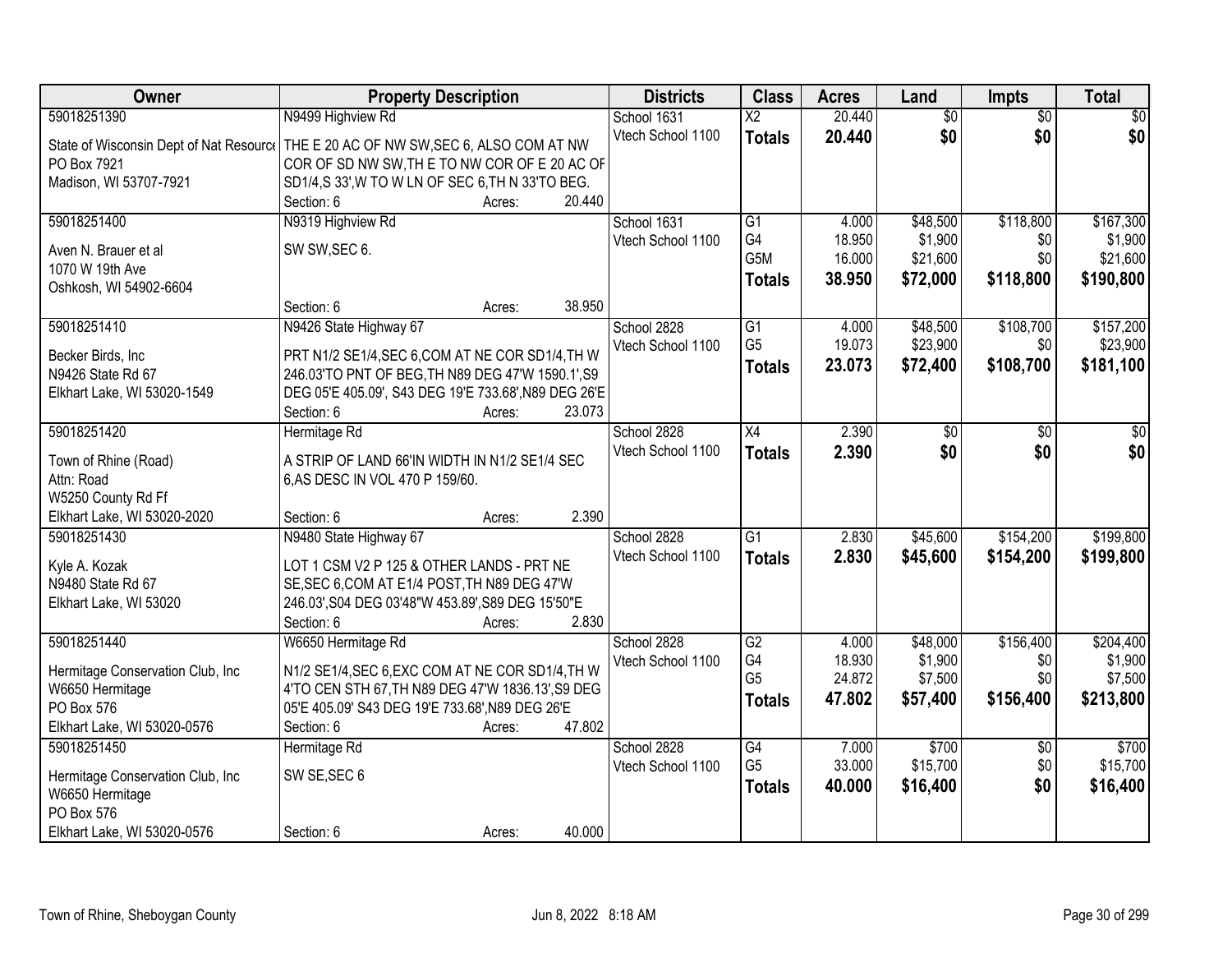| Owner | Property Description | Districts | Class | Acres | Land | Impts | Total |
|---|---|---|---|---|---|---|---|
| 59018251390<br>State of Wisconsin Dept of Nat Resource<br>PO Box 7921<br>Madison, WI 53707-7921 | N9499 Highview Rd<br>THE E 20 AC OF NW SW,SEC 6, ALSO COM AT NW COR OF SD NW SW,TH E TO NW COR OF E 20 AC OF SD1/4,S 33',W TO W LN OF SEC 6,TH N 33'TO BEG.<br>Section: 6 Acres: 20.440 | School 1631<br>Vtech School 1100 | X2<br>**Totals** | 20.440<br>**20.440** | $0<br>**$0** | $0<br>**$0** | $0<br>**$0** |
| 59018251400<br>Aven N. Brauer et al<br>1070 W 19th Ave<br>Oshkosh, WI 54902-6604 | N9319 Highview Rd<br>SW SW,SEC 6.<br>Section: 6 Acres: 38.950 | School 1631<br>Vtech School 1100 | G1<br>G4<br>G5M<br>**Totals** | 4.000<br>18.950<br>16.000<br>**38.950** | $48,500<br>$1,900<br>$21,600<br>**$72,000** | $118,800<br>$0<br>$0<br>**$118,800** | $167,300<br>$1,900<br>$21,600<br>**$190,800** |
| 59018251410<br>Becker Birds, Inc<br>N9426 State Rd 67<br>Elkhart Lake, WI 53020-1549 | N9426 State Highway 67<br>PRT N1/2 SE1/4,SEC 6,COM AT NE COR SD1/4,TH W 246.03'TO PNT OF BEG,TH N89 DEG 47'W 1590.1',S9 DEG 05'E 405.09', S43 DEG 19'E 733.68',N89 DEG 26'E<br>Section: 6 Acres: 23.073 | School 2828<br>Vtech School 1100 | G1<br>G5<br>**Totals** | 4.000<br>19.073<br>**23.073** | $48,500<br>$23,900<br>**$72,400** | $108,700<br>$0<br>**$108,700** | $157,200<br>$23,900<br>**$181,100** |
| 59018251420<br>Town of Rhine (Road)<br>Attn: Road<br>W5250 County Rd Ff<br>Elkhart Lake, WI 53020-2020 | Hermitage Rd<br>A STRIP OF LAND 66'IN WIDTH IN N1/2 SE1/4 SEC 6,AS DESC IN VOL 470 P 159/60.<br>Section: 6 Acres: 2.390 | School 2828<br>Vtech School 1100 | X4<br>**Totals** | 2.390<br>**2.390** | $0<br>**$0** | $0<br>**$0** | $0<br>**$0** |
| 59018251430<br>Kyle A. Kozak<br>N9480 State Rd 67<br>Elkhart Lake, WI 53020 | N9480 State Highway 67<br>LOT 1 CSM V2 P 125 & OTHER LANDS - PRT NE SE,SEC 6,COM AT E1/4 POST,TH N89 DEG 47'W 246.03',S04 DEG 03'48"W 453.89',S89 DEG 15'50"E<br>Section: 6 Acres: 2.830 | School 2828<br>Vtech School 1100 | G1<br>**Totals** | 2.830<br>**2.830** | $45,600<br>**$45,600** | $154,200<br>**$154,200** | $199,800<br>**$199,800** |
| 59018251440<br>Hermitage Conservation Club, Inc<br>W6650 Hermitage<br>PO Box 576<br>Elkhart Lake, WI 53020-0576 | W6650 Hermitage Rd<br>N1/2 SE1/4,SEC 6,EXC COM AT NE COR SD1/4,TH W 4'TO CEN STH 67,TH N89 DEG 47'W 1836.13',S9 DEG 05'E 405.09' S43 DEG 19'E 733.68',N89 DEG 26'E<br>Section: 6 Acres: 47.802 | School 2828<br>Vtech School 1100 | G2<br>G4<br>G5<br>**Totals** | 4.000<br>18.930<br>24.872<br>**47.802** | $48,000<br>$1,900<br>$7,500<br>**$57,400** | $156,400<br>$0<br>$0<br>**$156,400** | $204,400<br>$1,900<br>$7,500<br>**$213,800** |
| 59018251450<br>Hermitage Conservation Club, Inc<br>W6650 Hermitage<br>PO Box 576<br>Elkhart Lake, WI 53020-0576 | Hermitage Rd<br>SW SE,SEC 6<br>Section: 6 Acres: 40.000 | School 2828<br>Vtech School 1100 | G4<br>G5<br>**Totals** | 7.000<br>33.000<br>**40.000** | $700<br>$15,700<br>**$16,400** | $0<br>$0<br>**$0** | $700<br>$15,700<br>**$16,400** |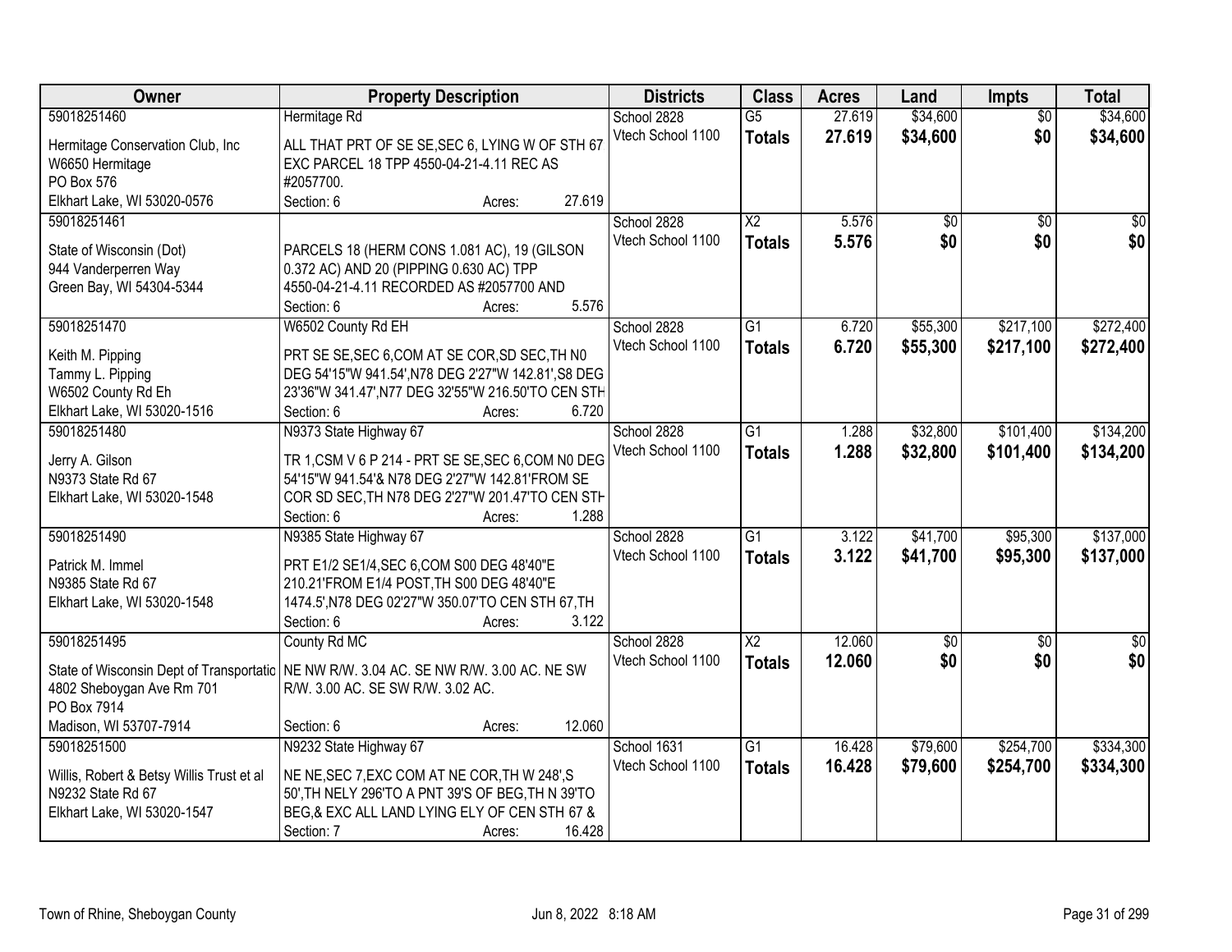| Owner | Property Description | Districts | Class | Acres | Land | Impts | Total |
|---|---|---|---|---|---|---|---|
| 59018251460<br>Hermitage Conservation Club, Inc<br>W6650 Hermitage<br>PO Box 576<br>Elkhart Lake, WI 53020-0576 | Hermitage Rd<br>ALL THAT PRT OF SE SE,SEC 6, LYING W OF STH 67 EXC PARCEL 18 TPP 4550-04-21-4.11 REC AS #2057700.<br>Section: 6 Acres: 27.619 | School 2828<br>Vtech School 1100 | G5<br>**Totals** | 27.619<br>**27.619** | $34,600<br>**$34,600** | $0<br>**$0** | $34,600<br>**$34,600** |
| 59018251461<br>State of Wisconsin (Dot)<br>944 Vanderperren Way<br>Green Bay, WI 54304-5344 | PARCELS 18 (HERM CONS 1.081 AC), 19 (GILSON 0.372 AC) AND 20 (PIPPING 0.630 AC) TPP 4550-04-21-4.11 RECORDED AS #2057700 AND<br>Section: 6 Acres: 5.576 | School 2828<br>Vtech School 1100 | X2<br>**Totals** | 5.576<br>**5.576** | $0<br>**$0** | $0<br>**$0** | $0<br>**$0** |
| 59018251470<br>Keith M. Pipping<br>Tammy L. Pipping<br>W6502 County Rd Eh<br>Elkhart Lake, WI 53020-1516 | W6502 County Rd EH<br>PRT SE SE,SEC 6,COM AT SE COR,SD SEC,TH N0 DEG 54'15"W 941.54',N78 DEG 2'27"W 142.81',S8 DEG 23'36"W 341.47',N77 DEG 32'55"W 216.50'TO CEN STH<br>Section: 6 Acres: 6.720 | School 2828<br>Vtech School 1100 | G1<br>**Totals** | 6.720<br>**6.720** | $55,300<br>**$55,300** | $217,100<br>**$217,100** | $272,400<br>**$272,400** |
| 59018251480<br>Jerry A. Gilson<br>N9373 State Rd 67<br>Elkhart Lake, WI 53020-1548 | N9373 State Highway 67<br>TR 1,CSM V 6 P 214 - PRT SE SE,SEC 6,COM N0 DEG 54'15"W 941.54'& N78 DEG 2'27"W 142.81'FROM SE COR SD SEC,TH N78 DEG 2'27"W 201.47'TO CEN STH<br>Section: 6 Acres: 1.288 | School 2828<br>Vtech School 1100 | G1<br>**Totals** | 1.288<br>**1.288** | $32,800<br>**$32,800** | $101,400<br>**$101,400** | $134,200<br>**$134,200** |
| 59018251490<br>Patrick M. Immel<br>N9385 State Rd 67<br>Elkhart Lake, WI 53020-1548 | N9385 State Highway 67<br>PRT E1/2 SE1/4,SEC 6,COM S00 DEG 48'40"E 210.21'FROM E1/4 POST,TH S00 DEG 48'40"E 1474.5',N78 DEG 02'27"W 350.07'TO CEN STH 67,TH<br>Section: 6 Acres: 3.122 | School 2828<br>Vtech School 1100 | G1<br>**Totals** | 3.122<br>**3.122** | $41,700<br>**$41,700** | $95,300<br>**$95,300** | $137,000<br>**$137,000** |
| 59018251495<br>State of Wisconsin Dept of Transportatio<br>4802 Sheboygan Ave Rm 701<br>PO Box 7914<br>Madison, WI 53707-7914 | County Rd MC<br>NE NW R/W. 3.04 AC. SE NW R/W. 3.00 AC. NE SW R/W. 3.00 AC. SE SW R/W. 3.02 AC.<br>Section: 6 Acres: 12.060 | School 2828<br>Vtech School 1100 | X2<br>**Totals** | 12.060<br>**12.060** | $0<br>**$0** | $0<br>**$0** | $0<br>**$0** |
| 59018251500<br>Willis, Robert & Betsy Willis Trust et al<br>N9232 State Rd 67<br>Elkhart Lake, WI 53020-1547 | N9232 State Highway 67<br>NE NE,SEC 7,EXC COM AT NE COR,TH W 248',S 50',TH NELY 296'TO A PNT 39'S OF BEG,TH N 39'TO BEG,& EXC ALL LAND LYING ELY OF CEN STH 67 &<br>Section: 7 Acres: 16.428 | School 1631<br>Vtech School 1100 | G1<br>**Totals** | 16.428<br>**16.428** | $79,600<br>**$79,600** | $254,700<br>**$254,700** | $334,300<br>**$334,300** |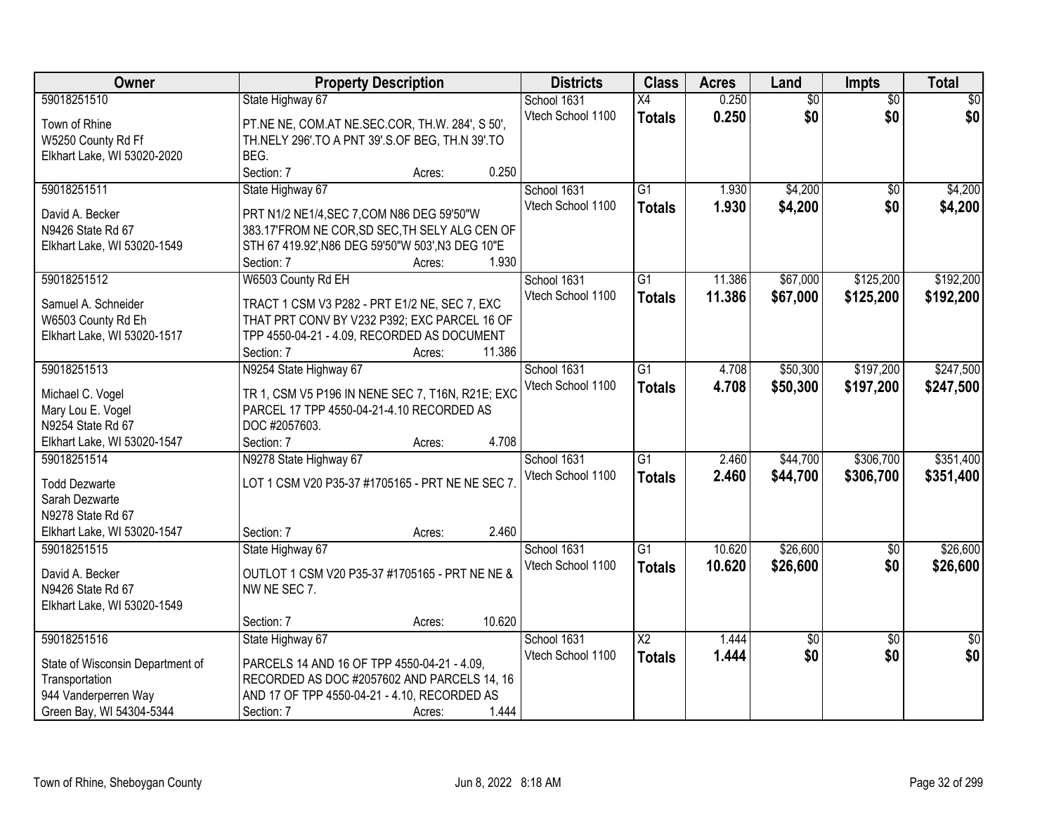| Owner | Property Description | Districts | Class | Acres | Land | Impts | Total |
|---|---|---|---|---|---|---|---|
| 59018251510<br><br>Town of Rhine<br>W5250 County Rd Ff<br>Elkhart Lake, WI 53020-2020 | State Highway 67<br><br>PT.NE NE, COM.AT NE.SEC.COR, TH.W. 284', S 50', TH.NELY 296'.TO A PNT 39'.S.OF BEG, TH.N 39'.TO BEG.<br>Section: 7 Acres: 0.250 | School 1631<br>Vtech School 1100 | X4<br>**Totals** | 0.250<br>**0.250** | $0<br>**$0** | $0<br>**$0** | $0<br>**$0** |
| 59018251511<br><br>David A. Becker<br>N9426 State Rd 67<br>Elkhart Lake, WI 53020-1549 | State Highway 67<br><br>PRT N1/2 NE1/4,SEC 7,COM N86 DEG 59'50"W 383.17'FROM NE COR,SD SEC,TH SELY ALG CEN OF STH 67 419.92',N86 DEG 59'50"W 503',N3 DEG 10"E<br>Section: 7 Acres: 1.930 | School 1631<br>Vtech School 1100 | G1<br>**Totals** | 1.930<br>**1.930** | $4,200<br>**$4,200** | $0<br>**$0** | $4,200<br>**$4,200** |
| 59018251512<br><br>Samuel A. Schneider<br>W6503 County Rd Eh<br>Elkhart Lake, WI 53020-1517 | W6503 County Rd EH<br><br>TRACT 1 CSM V3 P282 - PRT E1/2 NE, SEC 7, EXC THAT PRT CONV BY V232 P392; EXC PARCEL 16 OF TPP 4550-04-21 - 4.09, RECORDED AS DOCUMENT<br>Section: 7 Acres: 11.386 | School 1631<br>Vtech School 1100 | G1<br>**Totals** | 11.386<br>**11.386** | $67,000<br>**$67,000** | $125,200<br>**$125,200** | $192,200<br>**$192,200** |
| 59018251513<br><br>Michael C. Vogel<br>Mary Lou E. Vogel<br>N9254 State Rd 67<br>Elkhart Lake, WI 53020-1547 | N9254 State Highway 67<br><br>TR 1, CSM V5 P196 IN NENE SEC 7, T16N, R21E; EXC PARCEL 17 TPP 4550-04-21-4.10 RECORDED AS DOC #2057603.<br>Section: 7 Acres: 4.708 | School 1631<br>Vtech School 1100 | G1<br>**Totals** | 4.708<br>**4.708** | $50,300<br>**$50,300** | $197,200<br>**$197,200** | $247,500<br>**$247,500** |
| 59018251514<br><br>Todd Dezwarte<br>Sarah Dezwarte<br>N9278 State Rd 67<br>Elkhart Lake, WI 53020-1547 | N9278 State Highway 67<br><br>LOT 1 CSM V20 P35-37 #1705165 - PRT NE NE SEC 7.<br>Section: 7 Acres: 2.460 | School 1631<br>Vtech School 1100 | G1<br>**Totals** | 2.460<br>**2.460** | $44,700<br>**$44,700** | $306,700<br>**$306,700** | $351,400<br>**$351,400** |
| 59018251515<br><br>David A. Becker<br>N9426 State Rd 67<br>Elkhart Lake, WI 53020-1549 | State Highway 67<br><br>OUTLOT 1 CSM V20 P35-37 #1705165 - PRT NE NE & NW NE SEC 7.<br>Section: 7 Acres: 10.620 | School 1631<br>Vtech School 1100 | G1<br>**Totals** | 10.620<br>**10.620** | $26,600<br>**$26,600** | $0<br>**$0** | $26,600<br>**$26,600** |
| 59018251516<br><br>State of Wisconsin Department of Transportation<br>944 Vanderperren Way<br>Green Bay, WI 54304-5344 | State Highway 67<br><br>PARCELS 14 AND 16 OF TPP 4550-04-21 - 4.09, RECORDED AS DOC #2057602 AND PARCELS 14, 16 AND 17 OF TPP 4550-04-21 - 4.10, RECORDED AS<br>Section: 7 Acres: 1.444 | School 1631<br>Vtech School 1100 | X2<br>**Totals** | 1.444<br>**1.444** | $0<br>**$0** | $0<br>**$0** | $0<br>**$0** |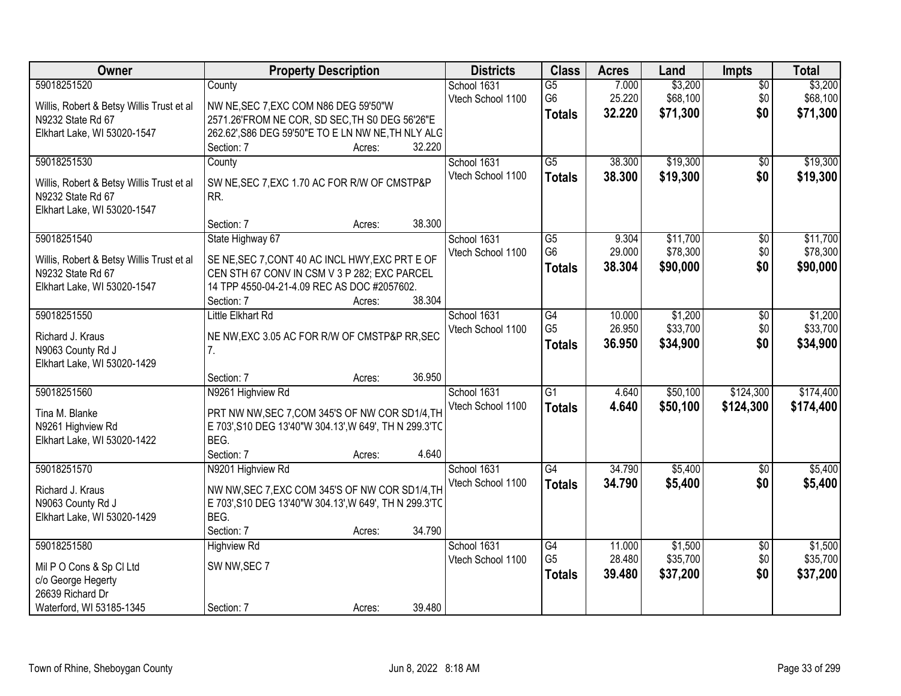| Owner | Property Description | Districts | Class | Acres | Land | Impts | Total |
|---|---|---|---|---|---|---|---|
| 59018251520<br>Willis, Robert & Betsy Willis Trust et al<br>N9232 State Rd 67<br>Elkhart Lake, WI 53020-1547 | County<br>NW NE,SEC 7,EXC COM N86 DEG 59'50"W 2571.26'FROM NE COR, SD SEC,TH S0 DEG 56'26"E 262.62',S86 DEG 59'50"E TO E LN NW NE,TH NLY ALG<br>Section: 7 Acres: 32.220 | School 1631<br>Vtech School 1100 | G5<br>G6<br>**Totals** | 7.000<br>25.220<br>**32.220** | $3,200<br>$68,100<br>**$71,300** | $0<br>$0<br>**$0** | $3,200<br>$68,100<br>**$71,300** |
| 59018251530<br>Willis, Robert & Betsy Willis Trust et al<br>N9232 State Rd 67<br>Elkhart Lake, WI 53020-1547 | County<br>SW NE,SEC 7,EXC 1.70 AC FOR R/W OF CMSTP&P RR.<br>Section: 7 Acres: 38.300 | School 1631<br>Vtech School 1100 | G5<br>**Totals** | 38.300<br>**38.300** | $19,300<br>**$19,300** | $0<br>**$0** | $19,300<br>**$19,300** |
| 59018251540<br>Willis, Robert & Betsy Willis Trust et al<br>N9232 State Rd 67<br>Elkhart Lake, WI 53020-1547 | State Highway 67<br>SE NE,SEC 7,CONT 40 AC INCL HWY,EXC PRT E OF CEN STH 67 CONV IN CSM V 3 P 282; EXC PARCEL 14 TPP 4550-04-21-4.09 REC AS DOC #2057602.<br>Section: 7 Acres: 38.304 | School 1631<br>Vtech School 1100 | G5<br>G6<br>**Totals** | 9.304<br>29.000<br>**38.304** | $11,700<br>$78,300<br>**$90,000** | $0<br>$0<br>**$0** | $11,700<br>$78,300<br>**$90,000** |
| 59018251550<br>Richard J. Kraus<br>N9063 County Rd J<br>Elkhart Lake, WI 53020-1429 | Little Elkhart Rd<br>NE NW,EXC 3.05 AC FOR R/W OF CMSTP&P RR,SEC 7.<br>Section: 7 Acres: 36.950 | School 1631<br>Vtech School 1100 | G4<br>G5<br>**Totals** | 10.000<br>26.950<br>**36.950** | $1,200<br>$33,700<br>**$34,900** | $0<br>$0<br>**$0** | $1,200<br>$33,700<br>**$34,900** |
| 59018251560<br>Tina M. Blanke<br>N9261 Highview Rd<br>Elkhart Lake, WI 53020-1422 | N9261 Highview Rd<br>PRT NW NW,SEC 7,COM 345'S OF NW COR SD1/4,TH E 703',S10 DEG 13'40"W 304.13',W 649', TH N 299.3'TO BEG.<br>Section: 7 Acres: 4.640 | School 1631<br>Vtech School 1100 | G1<br>**Totals** | 4.640<br>**4.640** | $50,100<br>**$50,100** | $124,300<br>**$124,300** | $174,400<br>**$174,400** |
| 59018251570<br>Richard J. Kraus<br>N9063 County Rd J<br>Elkhart Lake, WI 53020-1429 | N9201 Highview Rd<br>NW NW,SEC 7,EXC COM 345'S OF NW COR SD1/4,TH E 703',S10 DEG 13'40"W 304.13',W 649', TH N 299.3'TO BEG.<br>Section: 7 Acres: 34.790 | School 1631<br>Vtech School 1100 | G4<br>**Totals** | 34.790<br>**34.790** | $5,400<br>**$5,400** | $0<br>**$0** | $5,400<br>**$5,400** |
| 59018251580<br>Mil P O Cons & Sp Cl Ltd<br>c/o George Hegerty<br>26639 Richard Dr<br>Waterford, WI 53185-1345 | Highview Rd<br>SW NW,SEC 7<br>Section: 7 Acres: 39.480 | School 1631<br>Vtech School 1100 | G4<br>G5<br>**Totals** | 11.000<br>28.480<br>**39.480** | $1,500<br>$35,700<br>**$37,200** | $0<br>$0<br>**$0** | $1,500<br>$35,700<br>**$37,200** |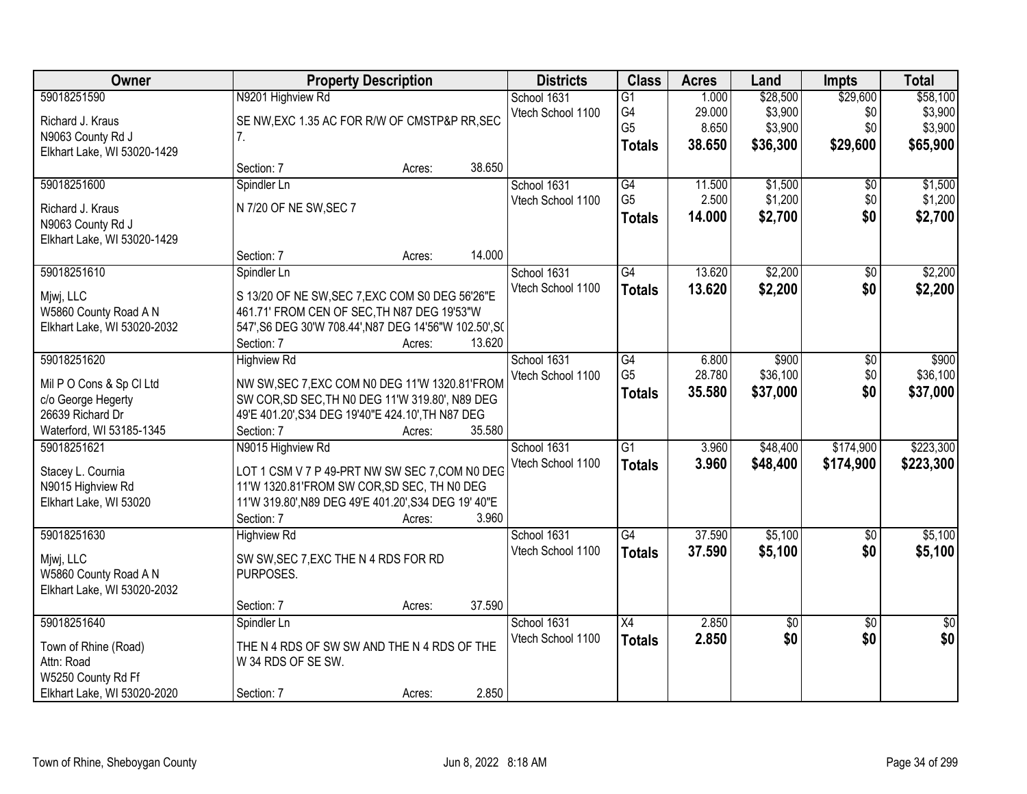| Owner | Property Description | Districts | Class | Acres | Land | Impts | Total |
|---|---|---|---|---|---|---|---|
| 59018251590<br>Richard J. Kraus<br>N9063 County Rd J<br>Elkhart Lake, WI 53020-1429 | N9201 Highview Rd<br>SE NW,EXC 1.35 AC FOR R/W OF CMSTP&P RR,SEC 7.<br>Section: 7 Acres: 38.650 | School 1631<br>Vtech School 1100 | G1<br>G4<br>G5<br>**Totals** | 1.000<br>29.000<br>8.650<br>**38.650** | $28,500<br>$3,900<br>$3,900<br>**$36,300** | $29,600<br>$0<br>$0<br>**$29,600** | $58,100<br>$3,900<br>$3,900<br>**$65,900** |
| 59018251600<br>Richard J. Kraus<br>N9063 County Rd J<br>Elkhart Lake, WI 53020-1429 | Spindler Ln<br>N 7/20 OF NE SW,SEC 7<br>Section: 7 Acres: 14.000 | School 1631<br>Vtech School 1100 | G4<br>G5<br>**Totals** | 11.500<br>2.500<br>**14.000** | $1,500<br>$1,200<br>**$2,700** | $0<br>$0<br>**$0** | $1,500<br>$1,200<br>**$2,700** |
| 59018251610<br>Mjwj, LLC<br>W5860 County Road A N<br>Elkhart Lake, WI 53020-2032 | Spindler Ln<br>S 13/20 OF NE SW,SEC 7,EXC COM S0 DEG 56'26"E 461.71' FROM CEN OF SEC,TH N87 DEG 19'53"W 547',S6 DEG 30'W 708.44',N87 DEG 14'56"W 102.50',S(<br>Section: 7 Acres: 13.620 | School 1631<br>Vtech School 1100 | G4<br>**Totals** | 13.620<br>**13.620** | $2,200<br>**$2,200** | $0<br>**$0** | $2,200<br>**$2,200** |
| 59018251620<br>Mil P O Cons & Sp Cl Ltd<br>c/o George Hegerty<br>26639 Richard Dr<br>Waterford, WI 53185-1345 | Highview Rd<br>NW SW,SEC 7,EXC COM N0 DEG 11'W 1320.81'FROM SW COR,SD SEC,TH N0 DEG 11'W 319.80', N89 DEG 49'E 401.20',S34 DEG 19'40"E 424.10',TH N87 DEG<br>Section: 7 Acres: 35.580 | School 1631<br>Vtech School 1100 | G4<br>G5<br>**Totals** | 6.800<br>28.780<br>**35.580** | $900<br>$36,100<br>**$37,000** | $0<br>$0<br>**$0** | $900<br>$36,100<br>**$37,000** |
| 59018251621<br>Stacey L. Cournia<br>N9015 Highview Rd<br>Elkhart Lake, WI 53020 | N9015 Highview Rd<br>LOT 1 CSM V 7 P 49-PRT NW SW SEC 7,COM N0 DEG 11'W 1320.81'FROM SW COR,SD SEC, TH N0 DEG 11'W 319.80',N89 DEG 49'E 401.20',S34 DEG 19' 40"E<br>Section: 7 Acres: 3.960 | School 1631<br>Vtech School 1100 | G1<br>**Totals** | 3.960<br>**3.960** | $48,400<br>**$48,400** | $174,900<br>**$174,900** | $223,300<br>**$223,300** |
| 59018251630<br>Mjwj, LLC<br>W5860 County Road A N<br>Elkhart Lake, WI 53020-2032 | Highview Rd<br>SW SW,SEC 7,EXC THE N 4 RDS FOR RD PURPOSES.<br>Section: 7 Acres: 37.590 | School 1631<br>Vtech School 1100 | G4<br>**Totals** | 37.590<br>**37.590** | $5,100<br>**$5,100** | $0<br>**$0** | $5,100<br>**$5,100** |
| 59018251640<br>Town of Rhine (Road)<br>Attn: Road<br>W5250 County Rd Ff<br>Elkhart Lake, WI 53020-2020 | Spindler Ln<br>THE N 4 RDS OF SW SW AND THE N 4 RDS OF THE W 34 RDS OF SE SW.<br>Section: 7 Acres: 2.850 | School 1631<br>Vtech School 1100 | X4<br>**Totals** | 2.850<br>**2.850** | $0<br>**$0** | $0<br>**$0** | $0<br>**$0** |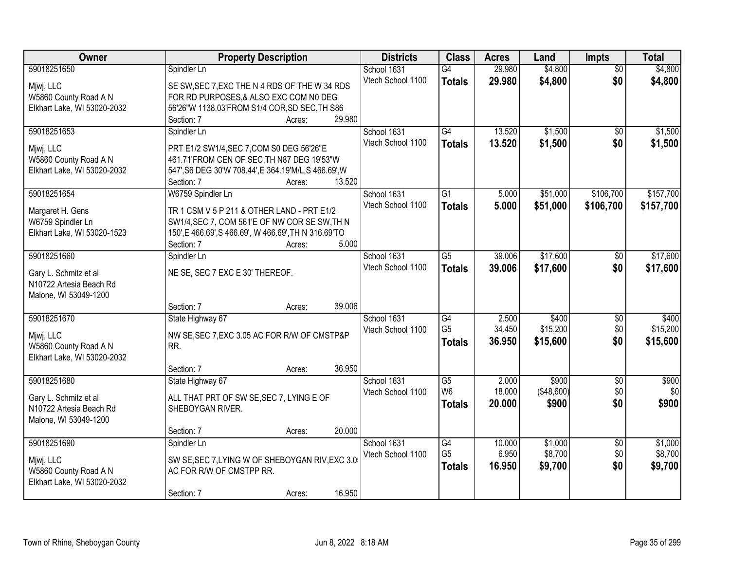| Owner | Property Description | Districts | Class | Acres | Land | Impts | Total |
|---|---|---|---|---|---|---|---|
| 59018251650<br>Mjwj, LLC<br>W5860 County Road A N<br>Elkhart Lake, WI 53020-2032 | Spindler Ln<br>SE SW,SEC 7,EXC THE N 4 RDS OF THE W 34 RDS FOR RD PURPOSES,& ALSO EXC COM N0 DEG 56'26"W 1138.03'FROM S1/4 COR,SD SEC,TH S86<br>Section: 7 Acres: 29.980 | School 1631<br>Vtech School 1100 | G4<br>**Totals** | 29.980<br>**29.980** | $4,800<br>**$4,800** | $0<br>**$0** | $4,800<br>**$4,800** |
| 59018251653<br>Mjwj, LLC<br>W5860 County Road A N<br>Elkhart Lake, WI 53020-2032 | Spindler Ln<br>PRT E1/2 SW1/4,SEC 7,COM S0 DEG 56'26"E 461.71'FROM CEN OF SEC,TH N87 DEG 19'53"W 547',S6 DEG 30'W 708.44',E 364.19'M/L,S 466.69',W<br>Section: 7 Acres: 13.520 | School 1631<br>Vtech School 1100 | G4<br>**Totals** | 13.520<br>**13.520** | $1,500<br>**$1,500** | $0<br>**$0** | $1,500<br>**$1,500** |
| 59018251654<br>Margaret H. Gens<br>W6759 Spindler Ln<br>Elkhart Lake, WI 53020-1523 | W6759 Spindler Ln<br>TR 1 CSM V 5 P 211 & OTHER LAND - PRT E1/2 SW1/4,SEC 7, COM 561'E OF NW COR SE SW,TH N 150',E 466.69',S 466.69', W 466.69',TH N 316.69'TO<br>Section: 7 Acres: 5.000 | School 1631<br>Vtech School 1100 | G1<br>**Totals** | 5.000<br>**5.000** | $51,000<br>**$51,000** | $106,700<br>**$106,700** | $157,700<br>**$157,700** |
| 59018251660<br>Gary L. Schmitz et al<br>N10722 Artesia Beach Rd<br>Malone, WI 53049-1200 | Spindler Ln<br>NE SE, SEC 7 EXC E 30' THEREOF.<br>Section: 7 Acres: 39.006 | School 1631<br>Vtech School 1100 | G5<br>**Totals** | 39.006<br>**39.006** | $17,600<br>**$17,600** | $0<br>**$0** | $17,600<br>**$17,600** |
| 59018251670<br>Mjwj, LLC<br>W5860 County Road A N<br>Elkhart Lake, WI 53020-2032 | State Highway 67<br>NW SE,SEC 7,EXC 3.05 AC FOR R/W OF CMSTP&P RR.<br>Section: 7 Acres: 36.950 | School 1631<br>Vtech School 1100 | G4<br>G5<br>**Totals** | 2.500<br>34.450<br>**36.950** | $400<br>$15,200<br>**$15,600** | $0<br>$0<br>**$0** | $400<br>$15,200<br>**$15,600** |
| 59018251680<br>Gary L. Schmitz et al<br>N10722 Artesia Beach Rd<br>Malone, WI 53049-1200 | State Highway 67<br>ALL THAT PRT OF SW SE,SEC 7, LYING E OF SHEBOYGAN RIVER.<br>Section: 7 Acres: 20.000 | School 1631<br>Vtech School 1100 | G5<br>W6<br>**Totals** | 2.000<br>18.000<br>**20.000** | $900<br>($48,600)<br>**$900** | $0<br>$0<br>**$0** | $900<br>$0<br>**$900** |
| 59018251690<br>Mjwj, LLC<br>W5860 County Road A N<br>Elkhart Lake, WI 53020-2032 | Spindler Ln<br>SW SE,SEC 7,LYING W OF SHEBOYGAN RIV,EXC 3.0! AC FOR R/W OF CMSTPP RR.<br>Section: 7 Acres: 16.950 | School 1631<br>Vtech School 1100 | G4<br>G5<br>**Totals** | 10.000<br>6.950<br>**16.950** | $1,000<br>$8,700<br>**$9,700** | $0<br>$0<br>**$0** | $1,000<br>$8,700<br>**$9,700** |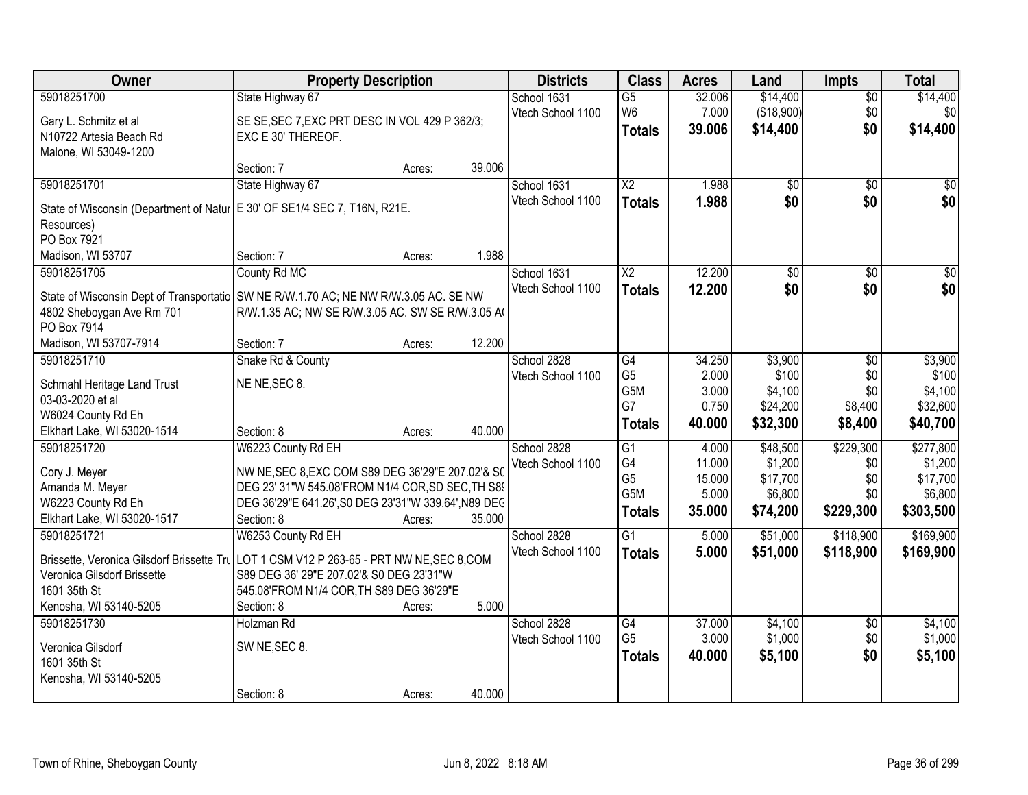| Owner | Property Description | | | Districts | Class | Acres | Land | Impts | Total |
|---|---|---|---|---|---|---|---|---|---|
| 59018251700 | State Highway 67 | | | School 1631 | G5 | 32.006 | $14,400 | $0 | $14,400 |
| Gary L. Schmitz et al | SE SE,SEC 7,EXC PRT DESC IN VOL 429 P 362/3; | | | Vtech School 1100 | W6 | 7.000 | ($18,900) | $0 | $0 |
| N10722 Artesia Beach Rd | EXC E 30' THEREOF. | | | | **Totals** | **39.006** | **$14,400** | **$0** | **$14,400** |
| Malone, WI 53049-1200 | | | | | | | | | |
| | Section: 7 | Acres: | 39.006 | | | | | | |
| 59018251701 | State Highway 67 | | | School 1631 | X2 | 1.988 | $0 | $0 | $0 |
| State of Wisconsin (Department of Natur Resources) | E 30' OF SE1/4 SEC 7, T16N, R21E. | | | Vtech School 1100 | **Totals** | **1.988** | **$0** | **$0** | **$0** |
| PO Box 7921 | | | | | | | | | |
| Madison, WI 53707 | Section: 7 | Acres: | 1.988 | | | | | | |
| 59018251705 | County Rd MC | | | School 1631 | X2 | 12.200 | $0 | $0 | $0 |
| State of Wisconsin Dept of Transportatio | SW NE R/W.1.70 AC; NE NW R/W.3.05 AC. SE NW | | | Vtech School 1100 | **Totals** | **12.200** | **$0** | **$0** | **$0** |
| 4802 Sheboygan Ave Rm 701 | R/W.1.35 AC; NW SE R/W.3.05 AC. SW SE R/W.3.05 A( | | | | | | | | |
| PO Box 7914 | | | | | | | | | |
| Madison, WI 53707-7914 | Section: 7 | Acres: | 12.200 | | | | | | |
| 59018251710 | Snake Rd & County | | | School 2828 | G4 | 34.250 | $3,900 | $0 | $3,900 |
| Schmahl Heritage Land Trust | NE NE,SEC 8. | | | Vtech School 1100 | G5 | 2.000 | $100 | $0 | $100 |
| 03-03-2020 et al | | | | | G5M | 3.000 | $4,100 | $0 | $4,100 |
| W6024 County Rd Eh | | | | | G7 | 0.750 | $24,200 | $8,400 | $32,600 |
| Elkhart Lake, WI 53020-1514 | Section: 8 | Acres: | 40.000 | | **Totals** | **40.000** | **$32,300** | **$8,400** | **$40,700** |
| 59018251720 | W6223 County Rd EH | | | School 2828 | G1 | 4.000 | $48,500 | $229,300 | $277,800 |
| Cory J. Meyer | NW NE,SEC 8,EXC COM S89 DEG 36'29"E 207.02'& S0 | | | Vtech School 1100 | G4 | 11.000 | $1,200 | $0 | $1,200 |
| Amanda M. Meyer | DEG 23' 31"W 545.08'FROM N1/4 COR,SD SEC,TH S89 | | | | G5 | 15.000 | $17,700 | $0 | $17,700 |
| W6223 County Rd Eh | DEG 36'29"E 641.26',S0 DEG 23'31"W 339.64',N89 DEG | | | | G5M | 5.000 | $6,800 | $0 | $6,800 |
| Elkhart Lake, WI 53020-1517 | Section: 8 | Acres: | 35.000 | | **Totals** | **35.000** | **$74,200** | **$229,300** | **$303,500** |
| 59018251721 | W6253 County Rd EH | | | School 2828 | G1 | 5.000 | $51,000 | $118,900 | $169,900 |
| Brissette, Veronica Gilsdorf Brissette Tru | LOT 1 CSM V12 P 263-65 - PRT NW NE,SEC 8,COM | | | Vtech School 1100 | **Totals** | **5.000** | **$51,000** | **$118,900** | **$169,900** |
| Veronica Gilsdorf Brissette | S89 DEG 36' 29"E 207.02'& S0 DEG 23'31"W | | | | | | | | |
| 1601 35th St | 545.08'FROM N1/4 COR,TH S89 DEG 36'29"E | | | | | | | | |
| Kenosha, WI 53140-5205 | Section: 8 | Acres: | 5.000 | | | | | | |
| 59018251730 | Holzman Rd | | | School 2828 | G4 | 37.000 | $4,100 | $0 | $4,100 |
| Veronica Gilsdorf | SW NE,SEC 8. | | | Vtech School 1100 | G5 | 3.000 | $1,000 | $0 | $1,000 |
| 1601 35th St | | | | | **Totals** | **40.000** | **$5,100** | **$0** | **$5,100** |
| Kenosha, WI 53140-5205 | | | | | | | | | |
| | Section: 8 | Acres: | 40.000 | | | | | | |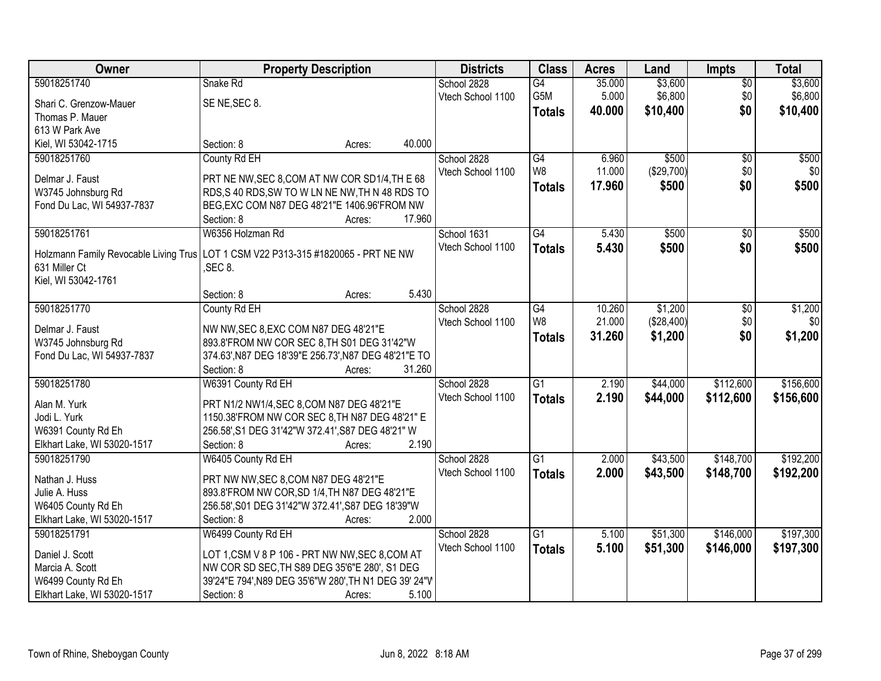| Owner | Property Description | Districts | Class | Acres | Land | Impts | Total |
|---|---|---|---|---|---|---|---|
| 59018251740<br>Shari C. Grenzow-Mauer<br>Thomas P. Mauer<br>613 W Park Ave<br>Kiel, WI 53042-1715 | Snake Rd<br>SE NE,SEC 8.<br>Section: 8 Acres: 40.000 | School 2828<br>Vtech School 1100 | G4<br>G5M<br>**Totals** | 35.000<br>5.000<br>**40.000** | $3,600<br>$6,800<br>**$10,400** | $0<br>$0<br>**$0** | $3,600<br>$6,800<br>**$10,400** |
| 59018251760<br>Delmar J. Faust<br>W3745 Johnsburg Rd<br>Fond Du Lac, WI 54937-7837 | County Rd EH<br>PRT NE NW,SEC 8,COM AT NW COR SD1/4,TH E 68 RDS,S 40 RDS,SW TO W LN NE NW,TH N 48 RDS TO BEG,EXC COM N87 DEG 48'21"E 1406.96'FROM NW<br>Section: 8 Acres: 17.960 | School 2828<br>Vtech School 1100 | G4<br>W8<br>**Totals** | 6.960<br>11.000<br>**17.960** | $500<br>($29,700)<br>**$500** | $0<br>$0<br>**$0** | $500<br>$0<br>**$500** |
| 59018251761<br>Holzmann Family Revocable Living Trus<br>631 Miller Ct<br>Kiel, WI 53042-1761 | W6356 Holzman Rd<br>LOT 1 CSM V22 P313-315 #1820065 - PRT NE NW ,SEC 8.<br>Section: 8 Acres: 5.430 | School 1631<br>Vtech School 1100 | G4<br>**Totals** | 5.430<br>**5.430** | $500<br>**$500** | $0<br>**$0** | $500<br>**$500** |
| 59018251770<br>Delmar J. Faust<br>W3745 Johnsburg Rd<br>Fond Du Lac, WI 54937-7837 | County Rd EH<br>NW NW,SEC 8,EXC COM N87 DEG 48'21"E 893.8'FROM NW COR SEC 8,TH S01 DEG 31'42"W 374.63',N87 DEG 18'39"E 256.73',N87 DEG 48'21"E TO<br>Section: 8 Acres: 31.260 | School 2828<br>Vtech School 1100 | G4<br>W8<br>**Totals** | 10.260<br>21.000<br>**31.260** | $1,200<br>($28,400)<br>**$1,200** | $0<br>$0<br>**$0** | $1,200<br>$0<br>**$1,200** |
| 59018251780<br>Alan M. Yurk<br>Jodi L. Yurk<br>W6391 County Rd Eh<br>Elkhart Lake, WI 53020-1517 | W6391 County Rd EH<br>PRT N1/2 NW1/4,SEC 8,COM N87 DEG 48'21"E 1150.38'FROM NW COR SEC 8,TH N87 DEG 48'21" E 256.58',S1 DEG 31'42"W 372.41',S87 DEG 48'21" W<br>Section: 8 Acres: 2.190 | School 2828<br>Vtech School 1100 | G1<br>**Totals** | 2.190<br>**2.190** | $44,000<br>**$44,000** | $112,600<br>**$112,600** | $156,600<br>**$156,600** |
| 59018251790<br>Nathan J. Huss<br>Julie A. Huss<br>W6405 County Rd Eh<br>Elkhart Lake, WI 53020-1517 | W6405 County Rd EH<br>PRT NW NW,SEC 8,COM N87 DEG 48'21"E 893.8'FROM NW COR,SD 1/4,TH N87 DEG 48'21"E 256.58',S01 DEG 31'42"W 372.41',S87 DEG 18'39"W<br>Section: 8 Acres: 2.000 | School 2828<br>Vtech School 1100 | G1<br>**Totals** | 2.000<br>**2.000** | $43,500<br>**$43,500** | $148,700<br>**$148,700** | $192,200<br>**$192,200** |
| 59018251791<br>Daniel J. Scott<br>Marcia A. Scott<br>W6499 County Rd Eh<br>Elkhart Lake, WI 53020-1517 | W6499 County Rd EH<br>LOT 1,CSM V 8 P 106 - PRT NW NW,SEC 8,COM AT NW COR SD SEC,TH S89 DEG 35'6"E 280', S1 DEG 39'24"E 794',N89 DEG 35'6"W 280',TH N1 DEG 39' 24"W<br>Section: 8 Acres: 5.100 | School 2828<br>Vtech School 1100 | G1<br>**Totals** | 5.100<br>**5.100** | $51,300<br>**$51,300** | $146,000<br>**$146,000** | $197,300<br>**$197,300** |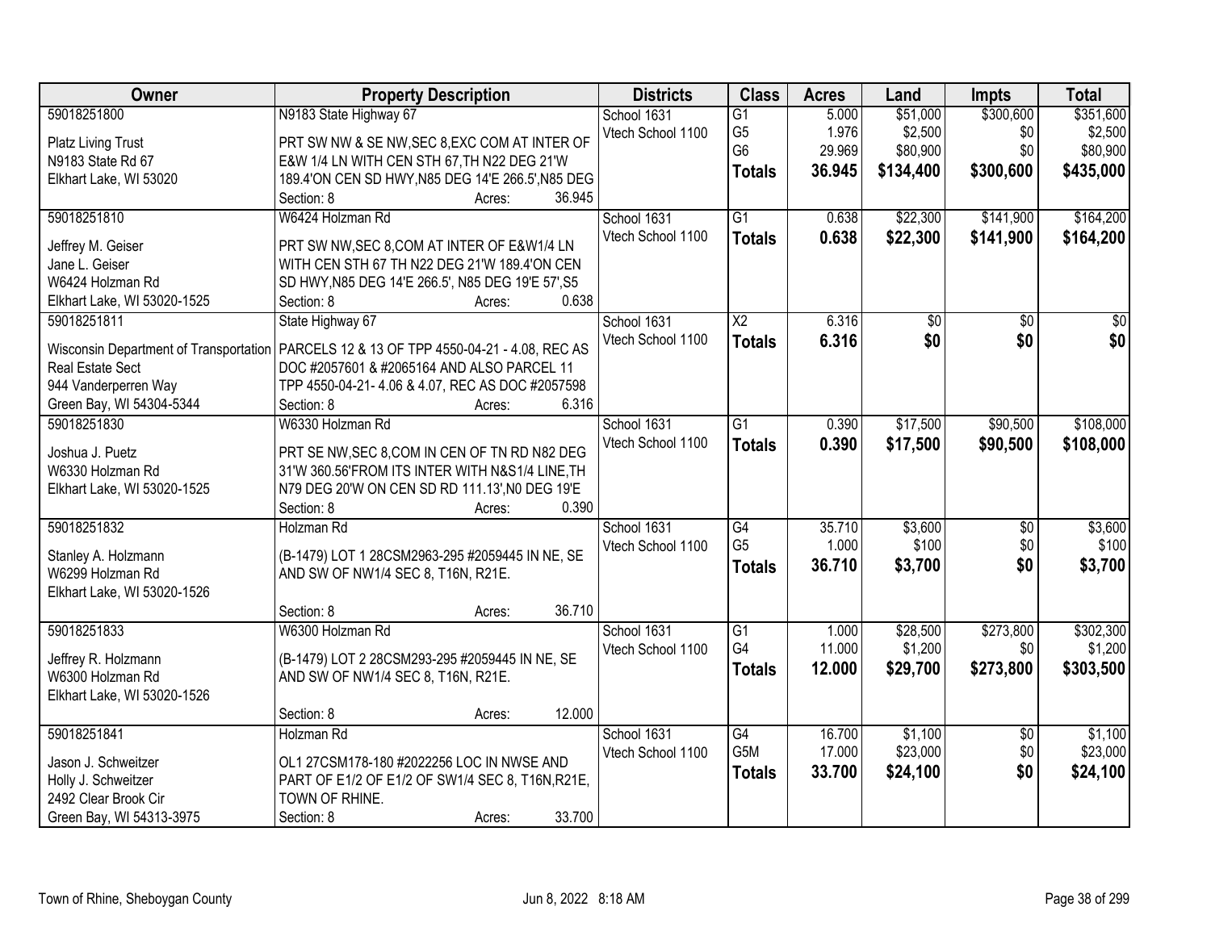| Owner | Property Description | Districts | Class | Acres | Land | Impts | Total |
|---|---|---|---|---|---|---|---|
| 59018251800<br>Platz Living Trust<br>N9183 State Rd 67<br>Elkhart Lake, WI 53020 | N9183 State Highway 67<br>PRT SW NW & SE NW,SEC 8,EXC COM AT INTER OF E&W 1/4 LN WITH CEN STH 67,TH N22 DEG 21'W 189.4'ON CEN SD HWY,N85 DEG 14'E 266.5',N85 DEG<br>Section: 8 Acres: 36.945 | School 1631<br>Vtech School 1100 | G1<br>G5<br>G6<br>**Totals** | 5.000<br>1.976<br>29.969<br>**36.945** | $51,000<br>$2,500<br>$80,900<br>**$134,400** | $300,600<br>$0<br>$0<br>**$300,600** | $351,600<br>$2,500<br>$80,900<br>**$435,000** |
| 59018251810<br>Jeffrey M. Geiser<br>Jane L. Geiser<br>W6424 Holzman Rd<br>Elkhart Lake, WI 53020-1525 | W6424 Holzman Rd<br>PRT SW NW,SEC 8,COM AT INTER OF E&W1/4 LN WITH CEN STH 67 TH N22 DEG 21'W 189.4'ON CEN SD HWY,N85 DEG 14'E 266.5', N85 DEG 19'E 57',S5<br>Section: 8 Acres: 0.638 | School 1631<br>Vtech School 1100 | G1<br>**Totals** | 0.638<br>**0.638** | $22,300<br>**$22,300** | $141,900<br>**$141,900** | $164,200<br>**$164,200** |
| 59018251811<br>Wisconsin Department of Transportation<br>Real Estate Sect<br>944 Vanderperren Way<br>Green Bay, WI 54304-5344 | State Highway 67<br>PARCELS 12 & 13 OF TPP 4550-04-21 - 4.08, REC AS DOC #2057601 & #2065164 AND ALSO PARCEL 11 TPP 4550-04-21- 4.06 & 4.07, REC AS DOC #2057598<br>Section: 8 Acres: 6.316 | School 1631<br>Vtech School 1100 | X2<br>**Totals** | 6.316<br>**6.316** | $0<br>**$0** | $0<br>**$0** | $0<br>**$0** |
| 59018251830<br>Joshua J. Puetz<br>W6330 Holzman Rd<br>Elkhart Lake, WI 53020-1525 | W6330 Holzman Rd<br>PRT SE NW,SEC 8,COM IN CEN OF TN RD N82 DEG 31'W 360.56'FROM ITS INTER WITH N&S1/4 LINE,TH N79 DEG 20'W ON CEN SD RD 111.13',N0 DEG 19'E<br>Section: 8 Acres: 0.390 | School 1631<br>Vtech School 1100 | G1<br>**Totals** | 0.390<br>**0.390** | $17,500<br>**$17,500** | $90,500<br>**$90,500** | $108,000<br>**$108,000** |
| 59018251832<br>Stanley A. Holzmann<br>W6299 Holzman Rd<br>Elkhart Lake, WI 53020-1526 | Holzman Rd<br>(B-1479) LOT 1 28CSM2963-295 #2059445 IN NE, SE AND SW OF NW1/4 SEC 8, T16N, R21E.<br>Section: 8 Acres: 36.710 | School 1631<br>Vtech School 1100 | G4<br>G5<br>**Totals** | 35.710<br>1.000<br>**36.710** | $3,600<br>$100<br>**$3,700** | $0<br>$0<br>**$0** | $3,600<br>$100<br>**$3,700** |
| 59018251833<br>Jeffrey R. Holzmann<br>W6300 Holzman Rd<br>Elkhart Lake, WI 53020-1526 | W6300 Holzman Rd<br>(B-1479) LOT 2 28CSM293-295 #2059445 IN NE, SE AND SW OF NW1/4 SEC 8, T16N, R21E.<br>Section: 8 Acres: 12.000 | School 1631<br>Vtech School 1100 | G1<br>G4<br>**Totals** | 1.000<br>11.000<br>**12.000** | $28,500<br>$1,200<br>**$29,700** | $273,800<br>$0<br>**$273,800** | $302,300<br>$1,200<br>**$303,500** |
| 59018251841<br>Jason J. Schweitzer<br>Holly J. Schweitzer<br>2492 Clear Brook Cir<br>Green Bay, WI 54313-3975 | Holzman Rd<br>OL1 27CSM178-180 #2022256 LOC IN NWSE AND PART OF E1/2 OF E1/2 OF SW1/4 SEC 8, T16N,R21E, TOWN OF RHINE.<br>Section: 8 Acres: 33.700 | School 1631<br>Vtech School 1100 | G4<br>G5M<br>**Totals** | 16.700<br>17.000<br>**33.700** | $1,100<br>$23,000<br>**$24,100** | $0<br>$0<br>**$0** | $1,100<br>$23,000<br>**$24,100** |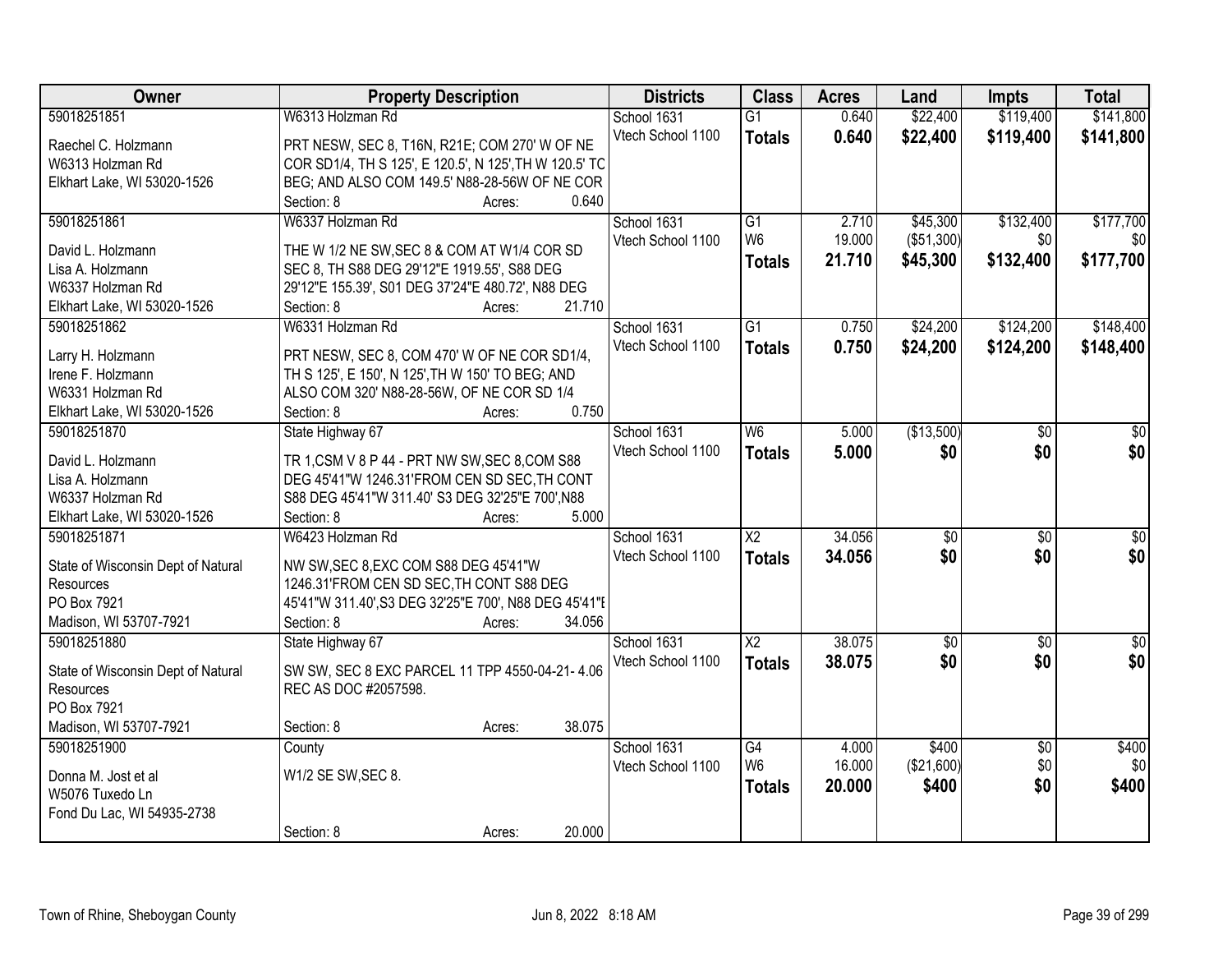| Owner | Property Description | Districts | Class | Acres | Land | Impts | Total |
|---|---|---|---|---|---|---|---|
| 59018251851<br><br>Raechel C. Holzmann<br>W6313 Holzman Rd<br>Elkhart Lake, WI 53020-1526 | W6313 Holzman Rd<br><br>PRT NESW, SEC 8, T16N, R21E; COM 270' W OF NE COR SD1/4, TH S 125', E 120.5', N 125',TH W 120.5' TC BEG; AND ALSO COM 149.5' N88-28-56W OF NE COR<br>Section: 8 Acres: 0.640 | School 1631<br>Vtech School 1100 | G1<br>**Totals** | 0.640<br>**0.640** | $22,400<br>**$22,400** | $119,400<br>**$119,400** | $141,800<br>**$141,800** |
| 59018251861<br><br>David L. Holzmann<br>Lisa A. Holzmann<br>W6337 Holzman Rd<br>Elkhart Lake, WI 53020-1526 | W6337 Holzman Rd<br><br>THE W 1/2 NE SW,SEC 8 & COM AT W1/4 COR SD SEC 8, TH S88 DEG 29'12"E 1919.55', S88 DEG 29'12"E 155.39', S01 DEG 37'24"E 480.72', N88 DEG<br>Section: 8 Acres: 21.710 | School 1631<br>Vtech School 1100 | G1<br>W6<br>**Totals** | 2.710<br>19.000<br>**21.710** | $45,300<br>($51,300)<br>**$45,300** | $132,400<br>$0<br>**$132,400** | $177,700<br>$0<br>**$177,700** |
| 59018251862<br><br>Larry H. Holzmann<br>Irene F. Holzmann<br>W6331 Holzman Rd<br>Elkhart Lake, WI 53020-1526 | W6331 Holzman Rd<br><br>PRT NESW, SEC 8, COM 470' W OF NE COR SD1/4, TH S 125', E 150', N 125',TH W 150' TO BEG; AND ALSO COM 320' N88-28-56W, OF NE COR SD 1/4<br>Section: 8 Acres: 0.750 | School 1631<br>Vtech School 1100 | G1<br>**Totals** | 0.750<br>**0.750** | $24,200<br>**$24,200** | $124,200<br>**$124,200** | $148,400<br>**$148,400** |
| 59018251870<br><br>David L. Holzmann<br>Lisa A. Holzmann<br>W6337 Holzman Rd<br>Elkhart Lake, WI 53020-1526 | State Highway 67<br><br>TR 1,CSM V 8 P 44 - PRT NW SW,SEC 8,COM S88 DEG 45'41"W 1246.31'FROM CEN SD SEC,TH CONT S88 DEG 45'41"W 311.40' S3 DEG 32'25"E 700',N88<br>Section: 8 Acres: 5.000 | School 1631<br>Vtech School 1100 | W6<br>**Totals** | 5.000<br>**5.000** | ($13,500)<br>**$0** | $0<br>**$0** | $0<br>**$0** |
| 59018251871<br><br>State of Wisconsin Dept of Natural Resources<br>PO Box 7921<br>Madison, WI 53707-7921 | W6423 Holzman Rd<br><br>NW SW,SEC 8,EXC COM S88 DEG 45'41"W 1246.31'FROM CEN SD SEC,TH CONT S88 DEG 45'41"W 311.40',S3 DEG 32'25"E 700', N88 DEG 45'41"E<br>Section: 8 Acres: 34.056 | School 1631<br>Vtech School 1100 | X2<br>**Totals** | 34.056<br>**34.056** | $0<br>**$0** | $0<br>**$0** | $0<br>**$0** |
| 59018251880<br><br>State of Wisconsin Dept of Natural Resources<br>PO Box 7921<br>Madison, WI 53707-7921 | State Highway 67<br><br>SW SW, SEC 8 EXC PARCEL 11 TPP 4550-04-21- 4.06 REC AS DOC #2057598.<br>Section: 8 Acres: 38.075 | School 1631<br>Vtech School 1100 | X2<br>**Totals** | 38.075<br>**38.075** | $0<br>**$0** | $0<br>**$0** | $0<br>**$0** |
| 59018251900<br><br>Donna M. Jost et al<br>W5076 Tuxedo Ln<br>Fond Du Lac, WI 54935-2738 | County<br><br>W1/2 SE SW,SEC 8.<br>Section: 8 Acres: 20.000 | School 1631<br>Vtech School 1100 | G4<br>W6<br>**Totals** | 4.000<br>16.000<br>**20.000** | $400<br>($21,600)<br>**$400** | $0<br>$0<br>**$0** | $400<br>$0<br>**$400** |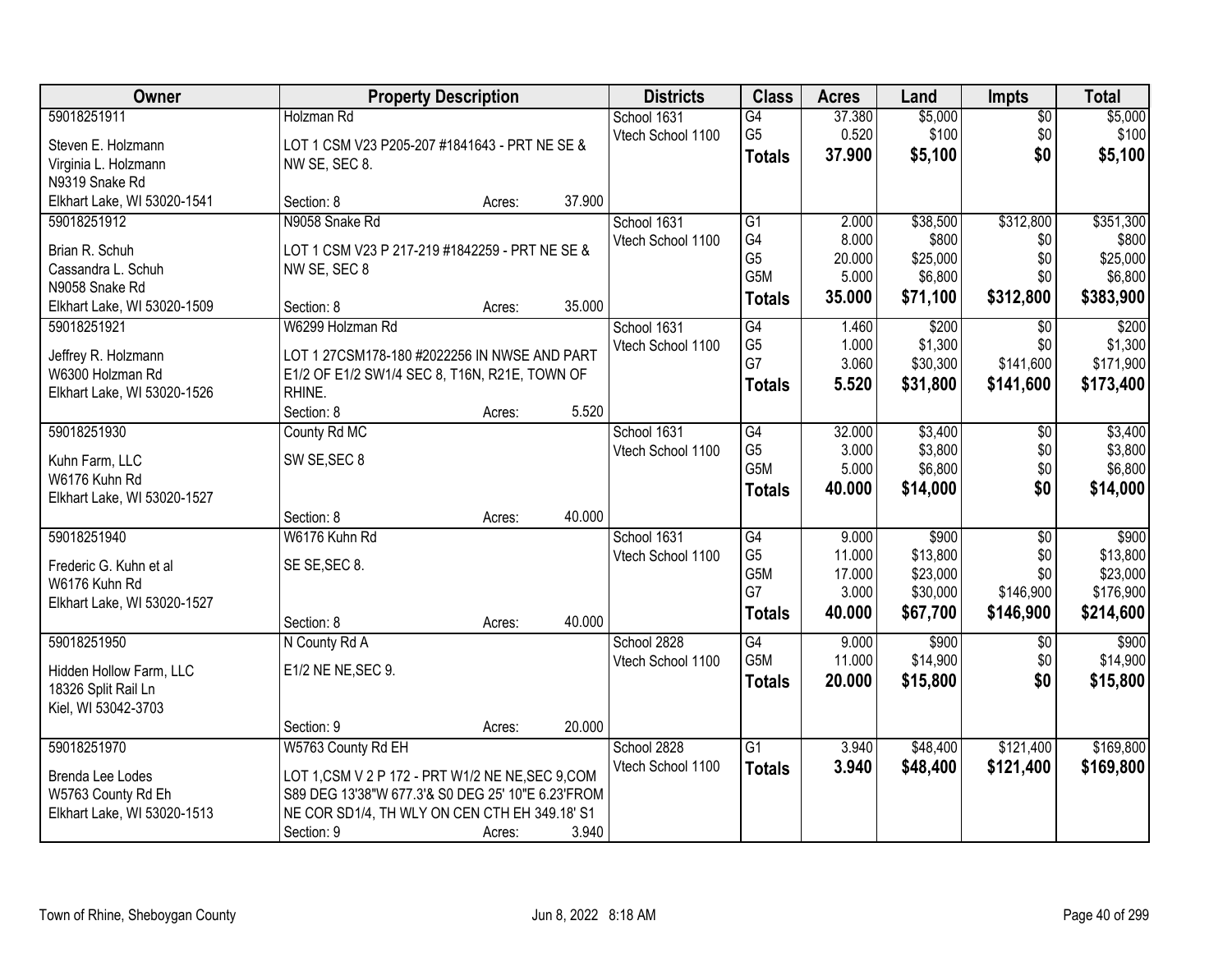| Owner | Property Description | Districts | Class | Acres | Land | Impts | Total |
|---|---|---|---|---|---|---|---|
| 59018251911<br>Steven E. Holzmann<br>Virginia L. Holzmann<br>N9319 Snake Rd<br>Elkhart Lake, WI 53020-1541 | Holzman Rd<br>LOT 1 CSM V23 P205-207 #1841643 - PRT NE SE & NW SE, SEC 8.<br>Section: 8 Acres: 37.900 | School 1631<br>Vtech School 1100 | G4<br>G5<br>**Totals** | 37.380<br>0.520<br>**37.900** | $5,000<br>$100<br>**$5,100** | $0<br>$0<br>**$0** | $5,000<br>$100<br>**$5,100** |
| 59018251912<br>Brian R. Schuh<br>Cassandra L. Schuh<br>N9058 Snake Rd<br>Elkhart Lake, WI 53020-1509 | N9058 Snake Rd<br>LOT 1 CSM V23 P 217-219 #1842259 - PRT NE SE & NW SE, SEC 8<br>Section: 8 Acres: 35.000 | School 1631<br>Vtech School 1100 | G1<br>G4<br>G5<br>G5M<br>**Totals** | 2.000<br>8.000<br>20.000<br>5.000<br>**35.000** | $38,500<br>$800<br>$25,000<br>$6,800<br>**$71,100** | $312,800<br>$0<br>$0<br>$0<br>**$312,800** | $351,300<br>$800<br>$25,000<br>$6,800<br>**$383,900** |
| 59018251921<br>Jeffrey R. Holzmann<br>W6300 Holzman Rd<br>Elkhart Lake, WI 53020-1526 | W6299 Holzman Rd<br>LOT 1 27CSM178-180 #2022256 IN NWSE AND PART E1/2 OF E1/2 SW1/4 SEC 8, T16N, R21E, TOWN OF RHINE.<br>Section: 8 Acres: 5.520 | School 1631<br>Vtech School 1100 | G4<br>G5<br>G7<br>**Totals** | 1.460<br>1.000<br>3.060<br>**5.520** | $200<br>$1,300<br>$30,300<br>**$31,800** | $0<br>$0<br>$141,600<br>**$141,600** | $200<br>$1,300<br>$171,900<br>**$173,400** |
| 59018251930<br>Kuhn Farm, LLC<br>W6176 Kuhn Rd<br>Elkhart Lake, WI 53020-1527 | County Rd MC<br>SW SE,SEC 8<br>Section: 8 Acres: 40.000 | School 1631<br>Vtech School 1100 | G4<br>G5<br>G5M<br>**Totals** | 32.000<br>3.000<br>5.000<br>**40.000** | $3,400<br>$3,800<br>$6,800<br>**$14,000** | $0<br>$0<br>$0<br>**$0** | $3,400<br>$3,800<br>$6,800<br>**$14,000** |
| 59018251940<br>Frederic G. Kuhn et al<br>W6176 Kuhn Rd<br>Elkhart Lake, WI 53020-1527 | W6176 Kuhn Rd<br>SE SE,SEC 8.<br>Section: 8 Acres: 40.000 | School 1631<br>Vtech School 1100 | G4<br>G5<br>G5M<br>G7<br>**Totals** | 9.000<br>11.000<br>17.000<br>3.000<br>**40.000** | $900<br>$13,800<br>$23,000<br>$30,000<br>**$67,700** | $0<br>$0<br>$0<br>$146,900<br>**$146,900** | $900<br>$13,800<br>$23,000<br>$176,900<br>**$214,600** |
| 59018251950<br>Hidden Hollow Farm, LLC<br>18326 Split Rail Ln<br>Kiel, WI 53042-3703 | N County Rd A<br>E1/2 NE NE,SEC 9.<br>Section: 9 Acres: 20.000 | School 2828<br>Vtech School 1100 | G4<br>G5M<br>**Totals** | 9.000<br>11.000<br>**20.000** | $900<br>$14,900<br>**$15,800** | $0<br>$0<br>**$0** | $900<br>$14,900<br>**$15,800** |
| 59018251970<br>Brenda Lee Lodes<br>W5763 County Rd Eh<br>Elkhart Lake, WI 53020-1513 | W5763 County Rd EH<br>LOT 1,CSM V 2 P 172 - PRT W1/2 NE NE,SEC 9,COM S89 DEG 13'38"W 677.3'& S0 DEG 25' 10"E 6.23'FROM NE COR SD1/4, TH WLY ON CEN CTH EH 349.18' S1<br>Section: 9 Acres: 3.940 | School 2828<br>Vtech School 1100 | G1<br>**Totals** | 3.940<br>**3.940** | $48,400<br>**$48,400** | $121,400<br>**$121,400** | $169,800<br>**$169,800** |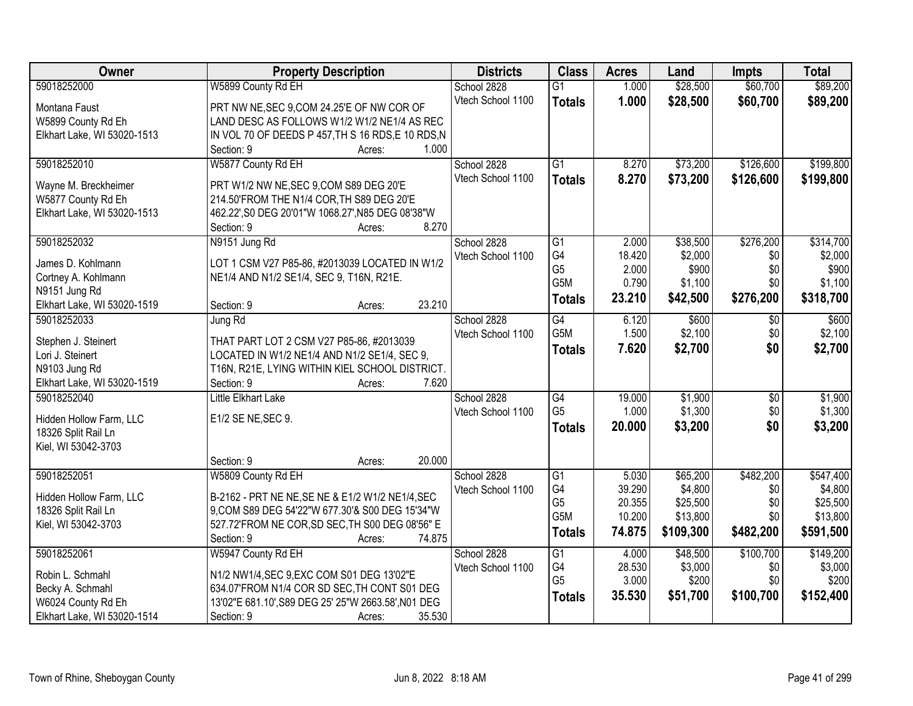| Owner | Property Description | Districts | Class | Acres | Land | Impts | Total |
|---|---|---|---|---|---|---|---|
| 59018252000<br>Montana Faust<br>W5899 County Rd Eh<br>Elkhart Lake, WI 53020-1513 | W5899 County Rd EH<br>PRT NW NE,SEC 9,COM 24.25'E OF NW COR OF LAND DESC AS FOLLOWS W1/2 W1/2 NE1/4 AS REC IN VOL 70 OF DEEDS P 457,TH S 16 RDS,E 10 RDS,N<br>Section: 9 Acres: 1.000 | School 2828<br>Vtech School 1100 | G1<br>**Totals** | 1.000<br>**1.000** | $28,500<br>**$28,500** | $60,700<br>**$60,700** | $89,200<br>**$89,200** |
| 59018252010<br>Wayne M. Breckheimer<br>W5877 County Rd Eh<br>Elkhart Lake, WI 53020-1513 | W5877 County Rd EH<br>PRT W1/2 NW NE,SEC 9,COM S89 DEG 20'E 214.50'FROM THE N1/4 COR,TH S89 DEG 20'E 462.22',S0 DEG 20'01"W 1068.27',N85 DEG 08'38"W<br>Section: 9 Acres: 8.270 | School 2828<br>Vtech School 1100 | G1<br>**Totals** | 8.270<br>**8.270** | $73,200<br>**$73,200** | $126,600<br>**$126,600** | $199,800<br>**$199,800** |
| 59018252032<br>James D. Kohlmann<br>Cortney A. Kohlmann<br>N9151 Jung Rd<br>Elkhart Lake, WI 53020-1519 | N9151 Jung Rd<br>LOT 1 CSM V27 P85-86, #2013039 LOCATED IN W1/2 NE1/4 AND N1/2 SE1/4, SEC 9, T16N, R21E.<br>Section: 9 Acres: 23.210 | School 2828<br>Vtech School 1100 | G1<br>G4<br>G5<br>G5M<br>**Totals** | 2.000<br>18.420<br>2.000<br>0.790<br>**23.210** | $38,500<br>$2,000<br>$900<br>$1,100<br>**$42,500** | $276,200<br>$0<br>$0<br>$0<br>**$276,200** | $314,700<br>$2,000<br>$900<br>$1,100<br>**$318,700** |
| 59018252033<br>Stephen J. Steinert<br>Lori J. Steinert<br>N9103 Jung Rd<br>Elkhart Lake, WI 53020-1519 | Jung Rd<br>THAT PART LOT 2 CSM V27 P85-86, #2013039 LOCATED IN W1/2 NE1/4 AND N1/2 SE1/4, SEC 9, T16N, R21E, LYING WITHIN KIEL SCHOOL DISTRICT.<br>Section: 9 Acres: 7.620 | School 2828<br>Vtech School 1100 | G4<br>G5M<br>**Totals** | 6.120<br>1.500<br>**7.620** | $600<br>$2,100<br>**$2,700** | $0<br>$0<br>**$0** | $600<br>$2,100<br>**$2,700** |
| 59018252040<br>Hidden Hollow Farm, LLC<br>18326 Split Rail Ln<br>Kiel, WI 53042-3703 | Little Elkhart Lake<br>E1/2 SE NE,SEC 9.<br>Section: 9 Acres: 20.000 | School 2828<br>Vtech School 1100 | G4<br>G5<br>**Totals** | 19.000<br>1.000<br>**20.000** | $1,900<br>$1,300<br>**$3,200** | $0<br>$0<br>**$0** | $1,900<br>$1,300<br>**$3,200** |
| 59018252051<br>Hidden Hollow Farm, LLC<br>18326 Split Rail Ln<br>Kiel, WI 53042-3703 | W5809 County Rd EH<br>B-2162 - PRT NE NE,SE NE & E1/2 W1/2 NE1/4,SEC 9,COM S89 DEG 54'22"W 677.30'& S00 DEG 15'34"W 527.72'FROM NE COR,SD SEC,TH S00 DEG 08'56" E<br>Section: 9 Acres: 74.875 | School 2828<br>Vtech School 1100 | G1<br>G4<br>G5<br>G5M<br>**Totals** | 5.030<br>39.290<br>20.355<br>10.200<br>**74.875** | $65,200<br>$4,800<br>$25,500<br>$13,800<br>**$109,300** | $482,200<br>$0<br>$0<br>$0<br>**$482,200** | $547,400<br>$4,800<br>$25,500<br>$13,800<br>**$591,500** |
| 59018252061<br>Robin L. Schmahl<br>Becky A. Schmahl<br>W6024 County Rd Eh<br>Elkhart Lake, WI 53020-1514 | W5947 County Rd EH<br>N1/2 NW1/4,SEC 9,EXC COM S01 DEG 13'02"E 634.07'FROM N1/4 COR SD SEC,TH CONT S01 DEG 13'02"E 681.10',S89 DEG 25' 25"W 2663.58',N01 DEG<br>Section: 9 Acres: 35.530 | School 2828<br>Vtech School 1100 | G1<br>G4<br>G5<br>**Totals** | 4.000<br>28.530<br>3.000<br>**35.530** | $48,500<br>$3,000<br>$200<br>**$51,700** | $100,700<br>$0<br>$0<br>**$100,700** | $149,200<br>$3,000<br>$200<br>**$152,400** |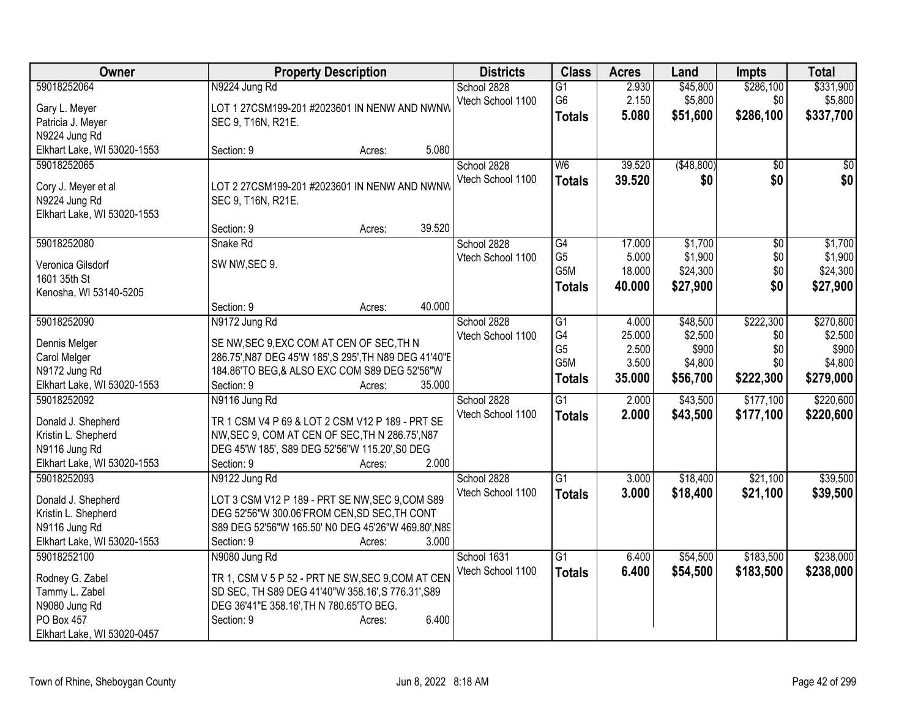| Owner | Property Description | Districts | Class | Acres | Land | Impts | Total |
|---|---|---|---|---|---|---|---|
| 59018252064<br>Gary L. Meyer<br>Patricia J. Meyer<br>N9224 Jung Rd<br>Elkhart Lake, WI 53020-1553 | N9224 Jung Rd<br>LOT 1 27CSM199-201 #2023601 IN NENW AND NWNW SEC 9, T16N, R21E.<br>Section: 9 Acres: 5.080 | School 2828<br>Vtech School 1100 | G1<br>G6<br>**Totals** | 2.930<br>2.150<br>**5.080** | $45,800<br>$5,800<br>**$51,600** | $286,100<br>$0<br>**$286,100** | $331,900<br>$5,800<br>**$337,700** |
| 59018252065<br>Cory J. Meyer et al<br>N9224 Jung Rd<br>Elkhart Lake, WI 53020-1553 | LOT 2 27CSM199-201 #2023601 IN NENW AND NWNW SEC 9, T16N, R21E.<br>Section: 9 Acres: 39.520 | School 2828<br>Vtech School 1100 | W6<br>**Totals** | 39.520<br>**39.520** | ($48,800)<br>**$0** | $0<br>**$0** | $0<br>**$0** |
| 59018252080<br>Veronica Gilsdorf<br>1601 35th St<br>Kenosha, WI 53140-5205 | Snake Rd<br>SW NW,SEC 9.<br>Section: 9 Acres: 40.000 | School 2828<br>Vtech School 1100 | G4<br>G5<br>G5M<br>**Totals** | 17.000<br>5.000<br>18.000<br>**40.000** | $1,700<br>$1,900<br>$24,300<br>**$27,900** | $0<br>$0<br>$0<br>**$0** | $1,700<br>$1,900<br>$24,300<br>**$27,900** |
| 59018252090<br>Dennis Melger<br>Carol Melger<br>N9172 Jung Rd<br>Elkhart Lake, WI 53020-1553 | N9172 Jung Rd<br>SE NW,SEC 9,EXC COM AT CEN OF SEC,TH N 286.75',N87 DEG 45'W 185',S 295',TH N89 DEG 41'40"E 184.86'TO BEG,& ALSO EXC COM S89 DEG 52'56"W<br>Section: 9 Acres: 35.000 | School 2828<br>Vtech School 1100 | G1<br>G4<br>G5<br>G5M<br>**Totals** | 4.000<br>25.000<br>2.500<br>3.500<br>**35.000** | $48,500<br>$2,500<br>$900<br>$4,800<br>**$56,700** | $222,300<br>$0<br>$0<br>$0<br>**$222,300** | $270,800<br>$2,500<br>$900<br>$4,800<br>**$279,000** |
| 59018252092<br>Donald J. Shepherd<br>Kristin L. Shepherd<br>N9116 Jung Rd<br>Elkhart Lake, WI 53020-1553 | N9116 Jung Rd<br>TR 1 CSM V4 P 69 & LOT 2 CSM V12 P 189 - PRT SE NW,SEC 9, COM AT CEN OF SEC,TH N 286.75',N87 DEG 45'W 185', S89 DEG 52'56"W 115.20',S0 DEG<br>Section: 9 Acres: 2.000 | School 2828<br>Vtech School 1100 | G1<br>**Totals** | 2.000<br>**2.000** | $43,500<br>**$43,500** | $177,100<br>**$177,100** | $220,600<br>**$220,600** |
| 59018252093<br>Donald J. Shepherd<br>Kristin L. Shepherd<br>N9116 Jung Rd<br>Elkhart Lake, WI 53020-1553 | N9122 Jung Rd<br>LOT 3 CSM V12 P 189 - PRT SE NW,SEC 9,COM S89 DEG 52'56"W 300.06'FROM CEN,SD SEC,TH CONT S89 DEG 52'56"W 165.50' N0 DEG 45'26"W 469.80',N89<br>Section: 9 Acres: 3.000 | School 2828<br>Vtech School 1100 | G1<br>**Totals** | 3.000<br>**3.000** | $18,400<br>**$18,400** | $21,100<br>**$21,100** | $39,500<br>**$39,500** |
| 59018252100<br>Rodney G. Zabel<br>Tammy L. Zabel<br>N9080 Jung Rd<br>PO Box 457<br>Elkhart Lake, WI 53020-0457 | N9080 Jung Rd<br>TR 1, CSM V 5 P 52 - PRT NE SW,SEC 9,COM AT CEN SD SEC, TH S89 DEG 41'40"W 358.16',S 776.31',S89 DEG 36'41"E 358.16',TH N 780.65'TO BEG.<br>Section: 9 Acres: 6.400 | School 1631<br>Vtech School 1100 | G1<br>**Totals** | 6.400<br>**6.400** | $54,500<br>**$54,500** | $183,500<br>**$183,500** | $238,000<br>**$238,000** |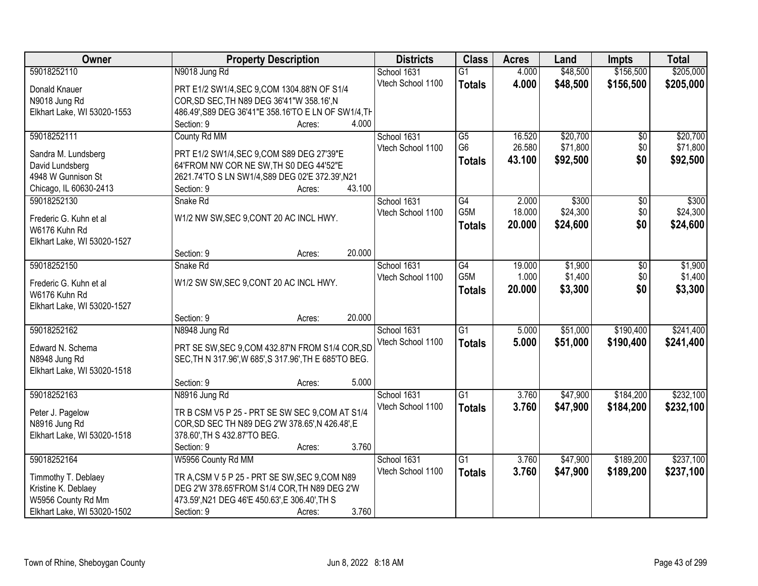| Owner | Property Description | Districts | Class | Acres | Land | Impts | Total |
|---|---|---|---|---|---|---|---|
| 59018252110<br>Donald Knauer<br>N9018 Jung Rd<br>Elkhart Lake, WI 53020-1553 | N9018 Jung Rd<br>PRT E1/2 SW1/4,SEC 9,COM 1304.88'N OF S1/4 COR,SD SEC,TH N89 DEG 36'41"W 358.16',N 486.49',S89 DEG 36'41"E 358.16'TO E LN OF SW1/4,TH<br>Section: 9 Acres: 4.000 | School 1631<br>Vtech School 1100 | G1<br>**Totals** | 4.000<br>**4.000** | $48,500<br>**$48,500** | $156,500<br>**$156,500** | $205,000<br>**$205,000** |
| 59018252111<br>Sandra M. Lundsberg<br>David Lundsberg<br>4948 W Gunnison St<br>Chicago, IL 60630-2413 | County Rd MM<br>PRT E1/2 SW1/4,SEC 9,COM S89 DEG 27'39"E 64'FROM NW COR NE SW,TH S0 DEG 44'52"E 2621.74'TO S LN SW1/4,S89 DEG 02'E 372.39',N21<br>Section: 9 Acres: 43.100 | School 1631<br>Vtech School 1100 | G5<br>G6<br>**Totals** | 16.520<br>26.580<br>**43.100** | $20,700<br>$71,800<br>**$92,500** | $0<br>$0<br>**$0** | $20,700<br>$71,800<br>**$92,500** |
| 59018252130<br>Frederic G. Kuhn et al<br>W6176 Kuhn Rd<br>Elkhart Lake, WI 53020-1527 | Snake Rd<br>W1/2 NW SW,SEC 9,CONT 20 AC INCL HWY.<br>Section: 9 Acres: 20.000 | School 1631<br>Vtech School 1100 | G4<br>G5M<br>**Totals** | 2.000<br>18.000<br>**20.000** | $300<br>$24,300<br>**$24,600** | $0<br>$0<br>**$0** | $300<br>$24,300<br>**$24,600** |
| 59018252150<br>Frederic G. Kuhn et al<br>W6176 Kuhn Rd<br>Elkhart Lake, WI 53020-1527 | Snake Rd<br>W1/2 SW SW,SEC 9,CONT 20 AC INCL HWY.<br>Section: 9 Acres: 20.000 | School 1631<br>Vtech School 1100 | G4<br>G5M<br>**Totals** | 19.000<br>1.000<br>**20.000** | $1,900<br>$1,400<br>**$3,300** | $0<br>$0<br>**$0** | $1,900<br>$1,400<br>**$3,300** |
| 59018252162<br>Edward N. Schema<br>N8948 Jung Rd<br>Elkhart Lake, WI 53020-1518 | N8948 Jung Rd<br>PRT SE SW,SEC 9,COM 432.87'N FROM S1/4 COR,SD SEC,TH N 317.96',W 685',S 317.96',TH E 685'TO BEG.<br>Section: 9 Acres: 5.000 | School 1631<br>Vtech School 1100 | G1<br>**Totals** | 5.000<br>**5.000** | $51,000<br>**$51,000** | $190,400<br>**$190,400** | $241,400<br>**$241,400** |
| 59018252163<br>Peter J. Pagelow<br>N8916 Jung Rd<br>Elkhart Lake, WI 53020-1518 | N8916 Jung Rd<br>TR B CSM V5 P 25 - PRT SE SW SEC 9,COM AT S1/4 COR,SD SEC TH N89 DEG 2'W 378.65',N 426.48',E 378.60',TH S 432.87'TO BEG.<br>Section: 9 Acres: 3.760 | School 1631<br>Vtech School 1100 | G1<br>**Totals** | 3.760<br>**3.760** | $47,900<br>**$47,900** | $184,200<br>**$184,200** | $232,100<br>**$232,100** |
| 59018252164<br>Timmothy T. Deblaey<br>Kristine K. Deblaey<br>W5956 County Rd Mm<br>Elkhart Lake, WI 53020-1502 | W5956 County Rd MM<br>TR A,CSM V 5 P 25 - PRT SE SW,SEC 9,COM N89 DEG 2'W 378.65'FROM S1/4 COR,TH N89 DEG 2'W 473.59',N21 DEG 46'E 450.63',E 306.40',TH S<br>Section: 9 Acres: 3.760 | School 1631<br>Vtech School 1100 | G1<br>**Totals** | 3.760<br>**3.760** | $47,900<br>**$47,900** | $189,200<br>**$189,200** | $237,100<br>**$237,100** |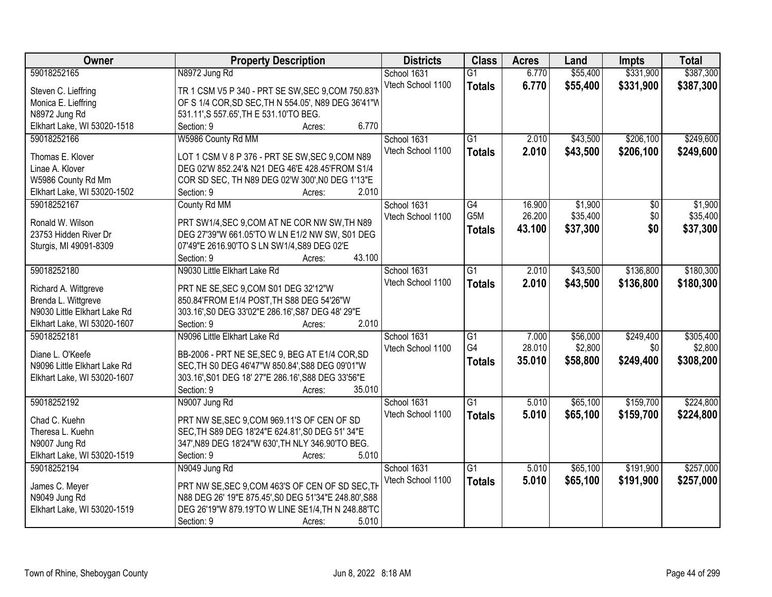| Owner | Property Description | Districts | Class | Acres | Land | Impts | Total |
|---|---|---|---|---|---|---|---|
| 59018252165<br>Steven C. Lieffring<br>Monica E. Lieffring<br>N8972 Jung Rd<br>Elkhart Lake, WI 53020-1518 | N8972 Jung Rd<br>TR 1 CSM V5 P 340 - PRT SE SW,SEC 9,COM 750.83'N OF S 1/4 COR,SD SEC,TH N 554.05', N89 DEG 36'41"W 531.11',S 557.65',TH E 531.10'TO BEG.<br>Section: 9 Acres: 6.770 | School 1631<br>Vtech School 1100 | G1<br>**Totals** | 6.770<br>**6.770** | $55,400<br>**$55,400** | $331,900<br>**$331,900** | $387,300<br>**$387,300** |
| 59018252166<br>Thomas E. Klover<br>Linae A. Klover<br>W5986 County Rd Mm<br>Elkhart Lake, WI 53020-1502 | W5986 County Rd MM<br>LOT 1 CSM V 8 P 376 - PRT SE SW,SEC 9,COM N89 DEG 02'W 852.24'& N21 DEG 46'E 428.45'FROM S1/4 COR SD SEC, TH N89 DEG 02'W 300',N0 DEG 1'13"E<br>Section: 9 Acres: 2.010 | School 1631<br>Vtech School 1100 | G1<br>**Totals** | 2.010<br>**2.010** | $43,500<br>**$43,500** | $206,100<br>**$206,100** | $249,600<br>**$249,600** |
| 59018252167<br>Ronald W. Wilson<br>23753 Hidden River Dr<br>Sturgis, MI 49091-8309 | County Rd MM<br>PRT SW1/4,SEC 9,COM AT NE COR NW SW,TH N89 DEG 27'39"W 661.05'TO W LN E1/2 NW SW, S01 DEG 07'49"E 2616.90'TO S LN SW1/4,S89 DEG 02'E<br>Section: 9 Acres: 43.100 | School 1631<br>Vtech School 1100 | G4<br>G5M<br>**Totals** | 16.900<br>26.200<br>**43.100** | $1,900<br>$35,400<br>**$37,300** | $0<br>$0<br>**$0** | $1,900<br>$35,400<br>**$37,300** |
| 59018252180<br>Richard A. Wittgreve<br>Brenda L. Wittgreve<br>N9030 Little Elkhart Lake Rd<br>Elkhart Lake, WI 53020-1607 | N9030 Little Elkhart Lake Rd<br>PRT NE SE,SEC 9,COM S01 DEG 32'12"W 850.84'FROM E1/4 POST,TH S88 DEG 54'26"W 303.16',S0 DEG 33'02"E 286.16',S87 DEG 48' 29"E<br>Section: 9 Acres: 2.010 | School 1631<br>Vtech School 1100 | G1<br>**Totals** | 2.010<br>**2.010** | $43,500<br>**$43,500** | $136,800<br>**$136,800** | $180,300<br>**$180,300** |
| 59018252181<br>Diane L. O'Keefe<br>N9096 Little Elkhart Lake Rd<br>Elkhart Lake, WI 53020-1607 | N9096 Little Elkhart Lake Rd<br>BB-2006 - PRT NE SE,SEC 9, BEG AT E1/4 COR,SD SEC,TH S0 DEG 46'47"W 850.84',S88 DEG 09'01"W 303.16',S01 DEG 18' 27"E 286.16',S88 DEG 33'56"E<br>Section: 9 Acres: 35.010 | School 1631<br>Vtech School 1100 | G1<br>G4<br>**Totals** | 7.000<br>28.010<br>**35.010** | $56,000<br>$2,800<br>**$58,800** | $249,400<br>$0<br>**$249,400** | $305,400<br>$2,800<br>**$308,200** |
| 59018252192<br>Chad C. Kuehn<br>Theresa L. Kuehn<br>N9007 Jung Rd<br>Elkhart Lake, WI 53020-1519 | N9007 Jung Rd<br>PRT NW SE,SEC 9,COM 969.11'S OF CEN OF SD SEC,TH S89 DEG 18'24"E 624.81',S0 DEG 51' 34"E 347',N89 DEG 18'24"W 630',TH NLY 346.90'TO BEG.<br>Section: 9 Acres: 5.010 | School 1631<br>Vtech School 1100 | G1<br>**Totals** | 5.010<br>**5.010** | $65,100<br>**$65,100** | $159,700<br>**$159,700** | $224,800<br>**$224,800** |
| 59018252194<br>James C. Meyer<br>N9049 Jung Rd<br>Elkhart Lake, WI 53020-1519 | N9049 Jung Rd<br>PRT NW SE,SEC 9,COM 463'S OF CEN OF SD SEC,TH N88 DEG 26' 19"E 875.45',S0 DEG 51'34"E 248.80',S88 DEG 26'19"W 879.19'TO W LINE SE1/4,TH N 248.88'TO<br>Section: 9 Acres: 5.010 | School 1631<br>Vtech School 1100 | G1<br>**Totals** | 5.010<br>**5.010** | $65,100<br>**$65,100** | $191,900<br>**$191,900** | $257,000<br>**$257,000** |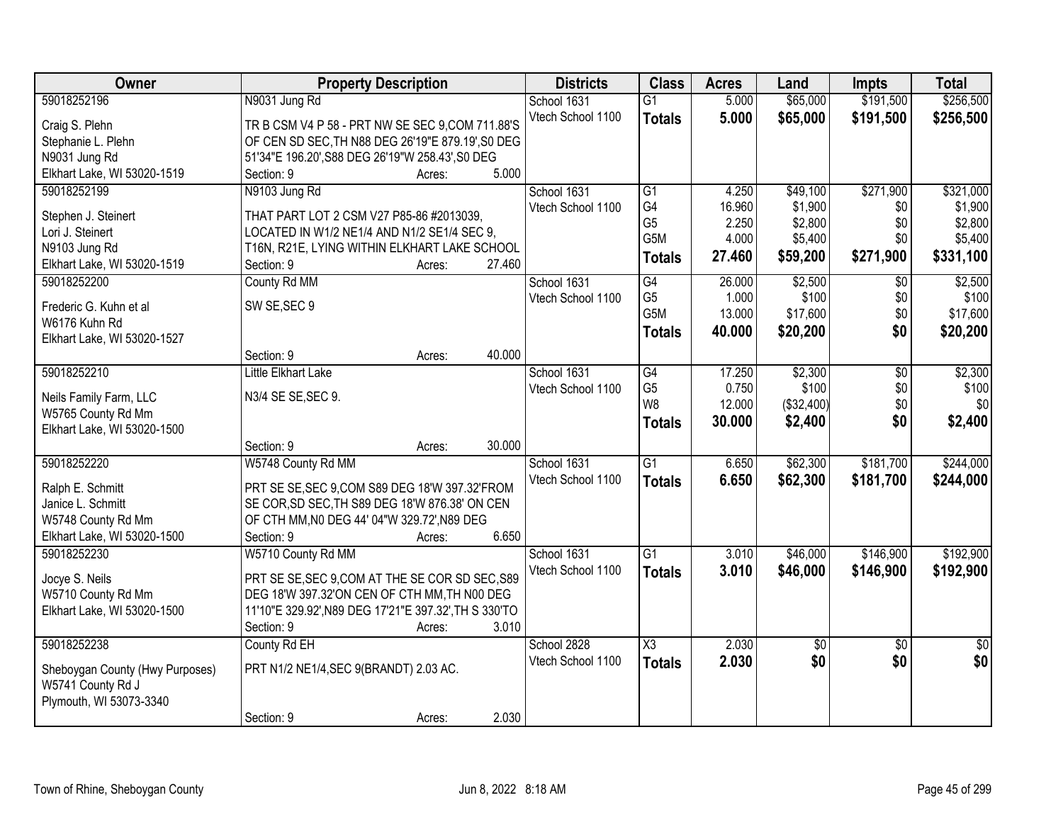| Owner | Property Description | Districts | Class | Acres | Land | Impts | Total |
|---|---|---|---|---|---|---|---|
| 59018252196<br>Craig S. Plehn<br>Stephanie L. Plehn<br>N9031 Jung Rd<br>Elkhart Lake, WI 53020-1519 | N9031 Jung Rd<br>TR B CSM V4 P 58 - PRT NW SE SEC 9,COM 711.88'S OF CEN SD SEC,TH N88 DEG 26'19"E 879.19',S0 DEG 51'34"E 196.20',S88 DEG 26'19"W 258.43',S0 DEG<br>Section: 9 Acres: 5.000 | School 1631<br>Vtech School 1100 | G1<br>**Totals** | 5.000<br>**5.000** | $65,000<br>**$65,000** | $191,500<br>**$191,500** | $256,500<br>**$256,500** |
| 59018252199<br>Stephen J. Steinert<br>Lori J. Steinert<br>N9103 Jung Rd<br>Elkhart Lake, WI 53020-1519 | N9103 Jung Rd<br>THAT PART LOT 2 CSM V27 P85-86 #2013039, LOCATED IN W1/2 NE1/4 AND N1/2 SE1/4 SEC 9, T16N, R21E, LYING WITHIN ELKHART LAKE SCHOOL<br>Section: 9 Acres: 27.460 | School 1631<br>Vtech School 1100 | G1<br>G4<br>G5<br>G5M<br>**Totals** | 4.250<br>16.960<br>2.250<br>4.000<br>**27.460** | $49,100<br>$1,900<br>$2,800<br>$5,400<br>**$59,200** | $271,900<br>$0<br>$0<br>$0<br>**$271,900** | $321,000<br>$1,900<br>$2,800<br>$5,400<br>**$331,100** |
| 59018252200<br>Frederic G. Kuhn et al<br>W6176 Kuhn Rd<br>Elkhart Lake, WI 53020-1527 | County Rd MM<br>SW SE,SEC 9<br>Section: 9 Acres: 40.000 | School 1631<br>Vtech School 1100 | G4<br>G5<br>G5M<br>**Totals** | 26.000<br>1.000<br>13.000<br>**40.000** | $2,500<br>$100<br>$17,600<br>**$20,200** | $0<br>$0<br>$0<br>**$0** | $2,500<br>$100<br>$17,600<br>**$20,200** |
| 59018252210<br>Neils Family Farm, LLC<br>W5765 County Rd Mm<br>Elkhart Lake, WI 53020-1500 | Little Elkhart Lake<br>N3/4 SE SE,SEC 9.<br>Section: 9 Acres: 30.000 | School 1631<br>Vtech School 1100 | G4<br>G5<br>W8<br>**Totals** | 17.250<br>0.750<br>12.000<br>**30.000** | $2,300<br>$100<br>($32,400)<br>**$2,400** | $0<br>$0<br>$0<br>**$0** | $2,300<br>$100<br>$0<br>**$2,400** |
| 59018252220<br>Ralph E. Schmitt<br>Janice L. Schmitt<br>W5748 County Rd Mm<br>Elkhart Lake, WI 53020-1500 | W5748 County Rd MM<br>PRT SE SE,SEC 9,COM S89 DEG 18'W 397.32'FROM SE COR,SD SEC,TH S89 DEG 18'W 876.38' ON CEN OF CTH MM,N0 DEG 44' 04"W 329.72',N89 DEG<br>Section: 9 Acres: 6.650 | School 1631<br>Vtech School 1100 | G1<br>**Totals** | 6.650<br>**6.650** | $62,300<br>**$62,300** | $181,700<br>**$181,700** | $244,000<br>**$244,000** |
| 59018252230<br>Jocye S. Neils<br>W5710 County Rd Mm<br>Elkhart Lake, WI 53020-1500 | W5710 County Rd MM<br>PRT SE SE,SEC 9,COM AT THE SE COR SD SEC,S89 DEG 18'W 397.32'ON CEN OF CTH MM,TH N00 DEG 11'10"E 329.92',N89 DEG 17'21"E 397.32',TH S 330'TO<br>Section: 9 Acres: 3.010 | School 1631<br>Vtech School 1100 | G1<br>**Totals** | 3.010<br>**3.010** | $46,000<br>**$46,000** | $146,900<br>**$146,900** | $192,900<br>**$192,900** |
| 59018252238<br>Sheboygan County (Hwy Purposes)<br>W5741 County Rd J<br>Plymouth, WI 53073-3340 | County Rd EH<br>PRT N1/2 NE1/4,SEC 9(BRANDT) 2.03 AC.<br>Section: 9 Acres: 2.030 | School 2828<br>Vtech School 1100 | X3<br>**Totals** | 2.030<br>**2.030** | $0<br>**$0** | $0<br>**$0** | $0<br>**$0** |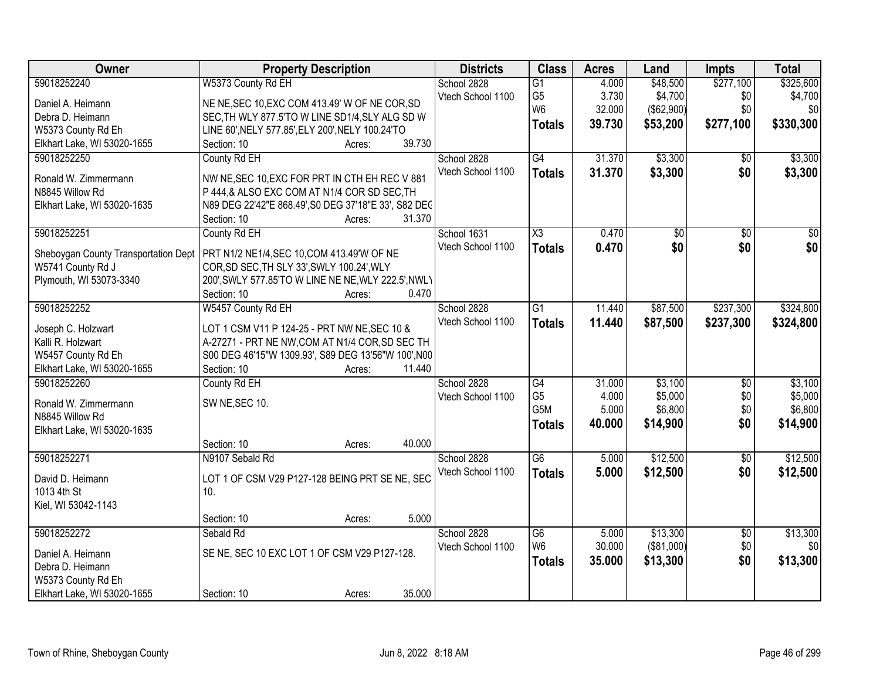| Owner | Property Description | Districts | Class | Acres | Land | Impts | Total |
|---|---|---|---|---|---|---|---|
| 59018252240<br>Daniel A. Heimann<br>Debra D. Heimann<br>W5373 County Rd Eh<br>Elkhart Lake, WI 53020-1655 | W5373 County Rd EH<br>NE NE,SEC 10,EXC COM 413.49' W OF NE COR,SD SEC,TH WLY 877.5'TO W LINE SD1/4,SLY ALG SD W LINE 60',NELY 577.85',ELY 200',NELY 100.24'TO<br>Section: 10 Acres: 39.730 | School 2828<br>Vtech School 1100 | G1<br>G5<br>W6<br>**Totals** | 4.000<br>3.730<br>32.000<br>**39.730** | $48,500<br>$4,700<br>($62,900)<br>**$53,200** | $277,100<br>$0<br>$0<br>**$277,100** | $325,600<br>$4,700<br>$0<br>**$330,300** |
| 59018252250<br>Ronald W. Zimmermann<br>N8845 Willow Rd<br>Elkhart Lake, WI 53020-1635 | County Rd EH<br>NW NE,SEC 10,EXC FOR PRT IN CTH EH REC V 881 P 444,& ALSO EXC COM AT N1/4 COR SD SEC,TH N89 DEG 22'42"E 868.49',S0 DEG 37'18"E 33', S82 DEG<br>Section: 10 Acres: 31.370 | School 2828<br>Vtech School 1100 | G4<br>**Totals** | 31.370<br>**31.370** | $3,300<br>**$3,300** | $0<br>**$0** | $3,300<br>**$3,300** |
| 59018252251<br>Sheboygan County Transportation Dept<br>W5741 County Rd J<br>Plymouth, WI 53073-3340 | County Rd EH<br>PRT N1/2 NE1/4,SEC 10,COM 413.49'W OF NE COR,SD SEC,TH SLY 33',SWLY 100.24',WLY 200',SWLY 577.85'TO W LINE NE NE,WLY 222.5',NWLY<br>Section: 10 Acres: 0.470 | School 1631<br>Vtech School 1100 | X3<br>**Totals** | 0.470<br>**0.470** | $0<br>**$0** | $0<br>**$0** | $0<br>**$0** |
| 59018252252<br>Joseph C. Holzwart<br>Kalli R. Holzwart<br>W5457 County Rd Eh<br>Elkhart Lake, WI 53020-1655 | W5457 County Rd EH<br>LOT 1 CSM V11 P 124-25 - PRT NW NE,SEC 10 & A-27271 - PRT NE NW,COM AT N1/4 COR,SD SEC TH S00 DEG 46'15"W 1309.93', S89 DEG 13'56"W 100',N00<br>Section: 10 Acres: 11.440 | School 2828<br>Vtech School 1100 | G1<br>**Totals** | 11.440<br>**11.440** | $87,500<br>**$87,500** | $237,300<br>**$237,300** | $324,800<br>**$324,800** |
| 59018252260<br>Ronald W. Zimmermann<br>N8845 Willow Rd<br>Elkhart Lake, WI 53020-1635 | County Rd EH<br>SW NE,SEC 10.<br>Section: 10 Acres: 40.000 | School 2828<br>Vtech School 1100 | G4<br>G5<br>G5M<br>**Totals** | 31.000<br>4.000<br>5.000<br>**40.000** | $3,100<br>$5,000<br>$6,800<br>**$14,900** | $0<br>$0<br>$0<br>**$0** | $3,100<br>$5,000<br>$6,800<br>**$14,900** |
| 59018252271<br>David D. Heimann<br>1013 4th St<br>Kiel, WI 53042-1143 | N9107 Sebald Rd<br>LOT 1 OF CSM V29 P127-128 BEING PRT SE NE, SEC 10.<br>Section: 10 Acres: 5.000 | School 2828<br>Vtech School 1100 | G6<br>**Totals** | 5.000<br>**5.000** | $12,500<br>**$12,500** | $0<br>**$0** | $12,500<br>**$12,500** |
| 59018252272<br>Daniel A. Heimann<br>Debra D. Heimann<br>W5373 County Rd Eh<br>Elkhart Lake, WI 53020-1655 | Sebald Rd<br>SE NE, SEC 10 EXC LOT 1 OF CSM V29 P127-128.<br>Section: 10 Acres: 35.000 | School 2828<br>Vtech School 1100 | G6<br>W6<br>**Totals** | 5.000<br>30.000<br>**35.000** | $13,300<br>($81,000)<br>**$13,300** | $0<br>$0<br>**$0** | $13,300<br>$0<br>**$13,300** |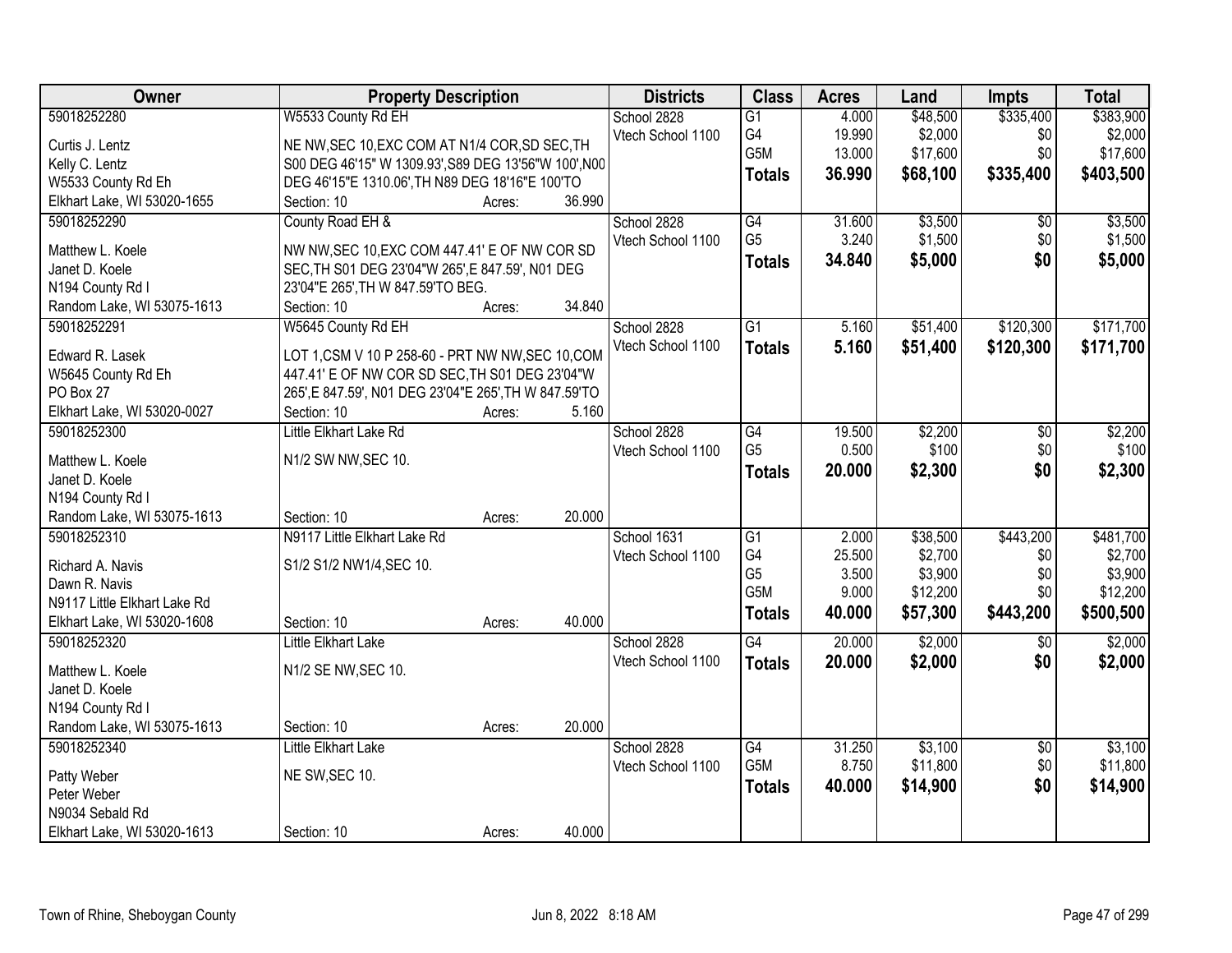| Owner | Property Description | Districts | Class | Acres | Land | Impts | Total |
|---|---|---|---|---|---|---|---|
| 59018252280<br>Curtis J. Lentz<br>Kelly C. Lentz<br>W5533 County Rd Eh<br>Elkhart Lake, WI 53020-1655 | W5533 County Rd EH<br>NE NW,SEC 10,EXC COM AT N1/4 COR,SD SEC,TH S00 DEG 46'15" W 1309.93',S89 DEG 13'56"W 100',N00 DEG 46'15"E 1310.06',TH N89 DEG 18'16"E 100'TO<br>Section: 10 Acres: 36.990 | School 2828<br>Vtech School 1100 | G1<br>G4<br>G5M<br>**Totals** | 4.000<br>19.990<br>13.000<br>**36.990** | $48,500<br>$2,000<br>$17,600<br>**$68,100** | $335,400<br>$0<br>$0<br>**$335,400** | $383,900<br>$2,000<br>$17,600<br>**$403,500** |
| 59018252290<br>Matthew L. Koele<br>Janet D. Koele<br>N194 County Rd I<br>Random Lake, WI 53075-1613 | County Road EH &<br>NW NW,SEC 10,EXC COM 447.41' E OF NW COR SD SEC,TH S01 DEG 23'04"W 265',E 847.59', N01 DEG 23'04"E 265',TH W 847.59'TO BEG.<br>Section: 10 Acres: 34.840 | School 2828<br>Vtech School 1100 | G4<br>G5<br>**Totals** | 31.600<br>3.240<br>**34.840** | $3,500<br>$1,500<br>**$5,000** | $0<br>$0<br>**$0** | $3,500<br>$1,500<br>**$5,000** |
| 59018252291<br>Edward R. Lasek<br>W5645 County Rd Eh<br>PO Box 27<br>Elkhart Lake, WI 53020-0027 | W5645 County Rd EH<br>LOT 1,CSM V 10 P 258-60 - PRT NW NW,SEC 10,COM 447.41' E OF NW COR SD SEC,TH S01 DEG 23'04"W 265',E 847.59', N01 DEG 23'04"E 265',TH W 847.59'TO<br>Section: 10 Acres: 5.160 | School 2828<br>Vtech School 1100 | G1<br>**Totals** | 5.160<br>**5.160** | $51,400<br>**$51,400** | $120,300<br>**$120,300** | $171,700<br>**$171,700** |
| 59018252300<br>Matthew L. Koele<br>Janet D. Koele<br>N194 County Rd I<br>Random Lake, WI 53075-1613 | Little Elkhart Lake Rd<br>N1/2 SW NW,SEC 10.<br>Section: 10 Acres: 20.000 | School 2828<br>Vtech School 1100 | G4<br>G5<br>**Totals** | 19.500<br>0.500<br>**20.000** | $2,200<br>$100<br>**$2,300** | $0<br>$0<br>**$0** | $2,200<br>$100<br>**$2,300** |
| 59018252310<br>Richard A. Navis<br>Dawn R. Navis<br>N9117 Little Elkhart Lake Rd<br>Elkhart Lake, WI 53020-1608 | N9117 Little Elkhart Lake Rd<br>S1/2 S1/2 NW1/4,SEC 10.<br>Section: 10 Acres: 40.000 | School 1631<br>Vtech School 1100 | G1<br>G4<br>G5<br>G5M<br>**Totals** | 2.000<br>25.500<br>3.500<br>9.000<br>**40.000** | $38,500<br>$2,700<br>$3,900<br>$12,200<br>**$57,300** | $443,200<br>$0<br>$0<br>$0<br>**$443,200** | $481,700<br>$2,700<br>$3,900<br>$12,200<br>**$500,500** |
| 59018252320<br>Matthew L. Koele<br>Janet D. Koele<br>N194 County Rd I<br>Random Lake, WI 53075-1613 | Little Elkhart Lake<br>N1/2 SE NW,SEC 10.<br>Section: 10 Acres: 20.000 | School 2828<br>Vtech School 1100 | G4<br>**Totals** | 20.000<br>**20.000** | $2,000<br>**$2,000** | $0<br>**$0** | $2,000<br>**$2,000** |
| 59018252340<br>Patty Weber<br>Peter Weber<br>N9034 Sebald Rd<br>Elkhart Lake, WI 53020-1613 | Little Elkhart Lake<br>NE SW,SEC 10.<br>Section: 10 Acres: 40.000 | School 2828<br>Vtech School 1100 | G4<br>G5M<br>**Totals** | 31.250<br>8.750<br>**40.000** | $3,100<br>$11,800<br>**$14,900** | $0<br>$0<br>**$0** | $3,100<br>$11,800<br>**$14,900** |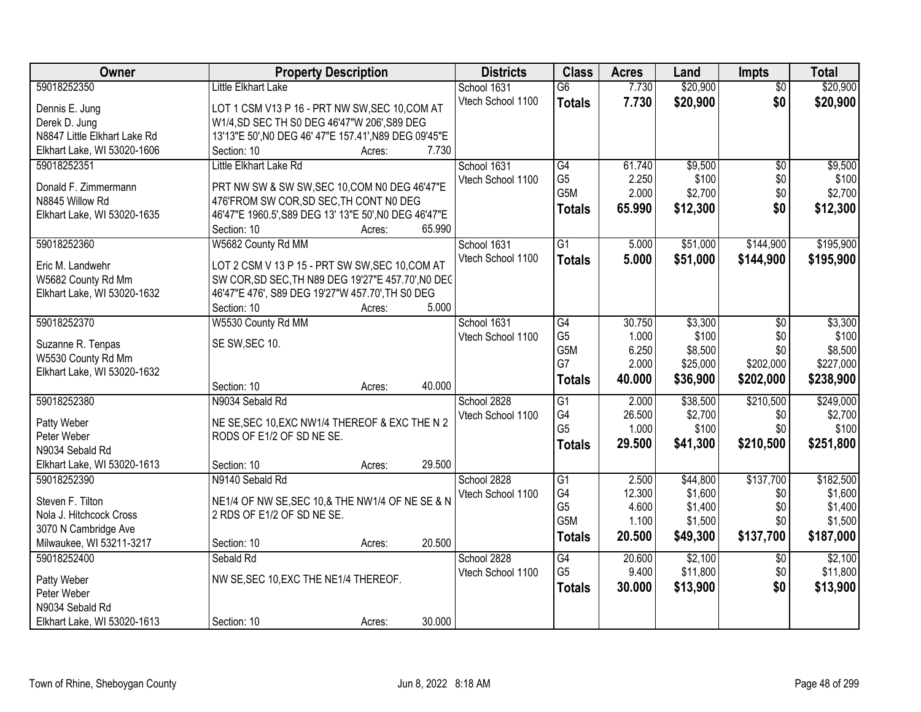| Owner | Property Description | Districts | Class | Acres | Land | Impts | Total |
|---|---|---|---|---|---|---|---|
| 59018252350<br><br>Dennis E. Jung<br>Derek D. Jung<br>N8847 Little Elkhart Lake Rd<br>Elkhart Lake, WI 53020-1606 | Little Elkhart Lake<br><br>LOT 1 CSM V13 P 16 - PRT NW SW,SEC 10,COM AT W1/4,SD SEC TH S0 DEG 46'47"W 206',S89 DEG 13'13"E 50',N0 DEG 46' 47"E 157.41',N89 DEG 09'45"E<br>Section: 10 Acres: 7.730 | School 1631<br>Vtech School 1100 | G6<br>**Totals** | 7.730<br>**7.730** | $20,900<br>**$20,900** | $0<br>**$0** | $20,900<br>**$20,900** |
| 59018252351<br><br>Donald F. Zimmermann<br>N8845 Willow Rd<br>Elkhart Lake, WI 53020-1635 | Little Elkhart Lake Rd<br><br>PRT NW SW & SW SW,SEC 10,COM N0 DEG 46'47"E 476'FROM SW COR,SD SEC,TH CONT N0 DEG 46'47"E 1960.5',S89 DEG 13' 13"E 50',N0 DEG 46'47"E<br>Section: 10 Acres: 65.990 | School 1631<br>Vtech School 1100 | G4<br>G5<br>G5M<br>**Totals** | 61.740<br>2.250<br>2.000<br>**65.990** | $9,500<br>$100<br>$2,700<br>**$12,300** | $0<br>$0<br>$0<br>**$0** | $9,500<br>$100<br>$2,700<br>**$12,300** |
| 59018252360<br><br>Eric M. Landwehr<br>W5682 County Rd Mm<br>Elkhart Lake, WI 53020-1632 | W5682 County Rd MM<br><br>LOT 2 CSM V 13 P 15 - PRT SW SW,SEC 10,COM AT SW COR,SD SEC,TH N89 DEG 19'27"E 457.70',N0 DEG 46'47"E 476', S89 DEG 19'27"W 457.70',TH S0 DEG<br>Section: 10 Acres: 5.000 | School 1631<br>Vtech School 1100 | G1<br>**Totals** | 5.000<br>**5.000** | $51,000<br>**$51,000** | $144,900<br>**$144,900** | $195,900<br>**$195,900** |
| 59018252370<br><br>Suzanne R. Tenpas<br>W5530 County Rd Mm<br>Elkhart Lake, WI 53020-1632 | W5530 County Rd MM<br><br>SE SW,SEC 10.<br><br>Section: 10 Acres: 40.000 | School 1631<br>Vtech School 1100 | G4<br>G5<br>G5M<br>G7<br>**Totals** | 30.750<br>1.000<br>6.250<br>2.000<br>**40.000** | $3,300<br>$100<br>$8,500<br>$25,000<br>**$36,900** | $0<br>$0<br>$0<br>$202,000<br>**$202,000** | $3,300<br>$100<br>$8,500<br>$227,000<br>**$238,900** |
| 59018252380<br><br>Patty Weber<br>Peter Weber<br>N9034 Sebald Rd<br>Elkhart Lake, WI 53020-1613 | N9034 Sebald Rd<br><br>NE SE,SEC 10,EXC NW1/4 THEREOF & EXC THE N 2 RODS OF E1/2 OF SD NE SE.<br><br>Section: 10 Acres: 29.500 | School 2828<br>Vtech School 1100 | G1<br>G4<br>G5<br>**Totals** | 2.000<br>26.500<br>1.000<br>**29.500** | $38,500<br>$2,700<br>$100<br>**$41,300** | $210,500<br>$0<br>$0<br>**$210,500** | $249,000<br>$2,700<br>$100<br>**$251,800** |
| 59018252390<br><br>Steven F. Tilton<br>Nola J. Hitchcock Cross<br>3070 N Cambridge Ave<br>Milwaukee, WI 53211-3217 | N9140 Sebald Rd<br><br>NE1/4 OF NW SE,SEC 10,& THE NW1/4 OF NE SE & N 2 RDS OF E1/2 OF SD NE SE.<br><br>Section: 10 Acres: 20.500 | School 2828<br>Vtech School 1100 | G1<br>G4<br>G5<br>G5M<br>**Totals** | 2.500<br>12.300<br>4.600<br>1.100<br>**20.500** | $44,800<br>$1,600<br>$1,400<br>$1,500<br>**$49,300** | $137,700<br>$0<br>$0<br>$0<br>**$137,700** | $182,500<br>$1,600<br>$1,400<br>$1,500<br>**$187,000** |
| 59018252400<br><br>Patty Weber<br>Peter Weber<br>N9034 Sebald Rd<br>Elkhart Lake, WI 53020-1613 | Sebald Rd<br><br>NW SE,SEC 10,EXC THE NE1/4 THEREOF.<br><br>Section: 10 Acres: 30.000 | School 2828<br>Vtech School 1100 | G4<br>G5<br>**Totals** | 20.600<br>9.400<br>**30.000** | $2,100<br>$11,800<br>**$13,900** | $0<br>$0<br>**$0** | $2,100<br>$11,800<br>**$13,900** |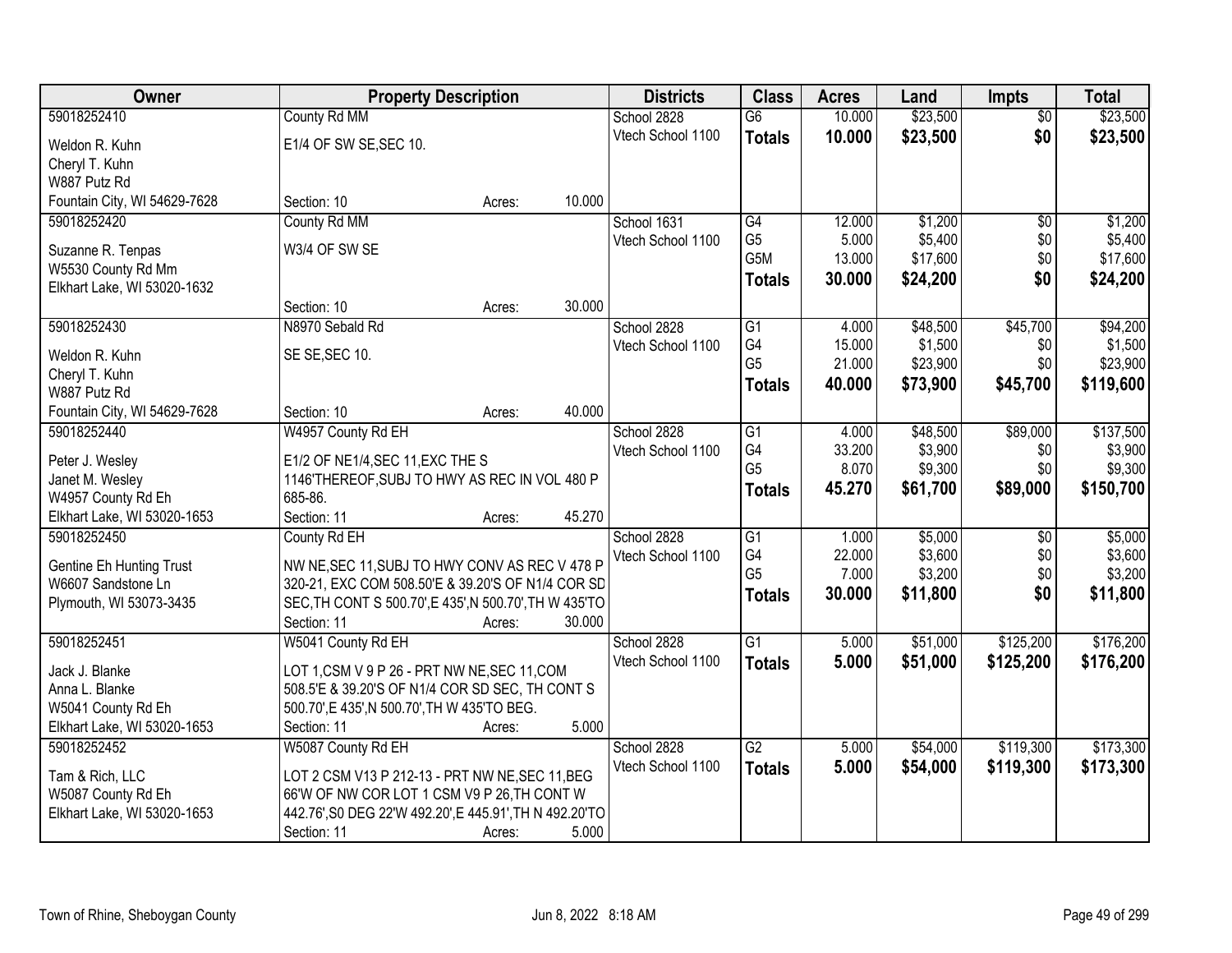| Owner | Property Description | | | Districts | Class | Acres | Land | Impts | Total |
|---|---|---|---|---|---|---|---|---|---|
| 59018252410 | County Rd MM | | | School 2828 | G6 | 10.000 | $23,500 | $0 | $23,500 |
| Weldon R. Kuhn<br>Cheryl T. Kuhn<br>W887 Putz Rd<br>Fountain City, WI 54629-7628 | E1/4 OF SW SE,SEC 10. | | | Vtech School 1100 | **Totals** | **10.000** | **$23,500** | **$0** | **$23,500** |
| | Section: 10 | Acres: | 10.000 | | | | | | |
| 59018252420 | County Rd MM | | | School 1631 | G4 | 12.000 | $1,200 | $0 | $1,200 |
| Suzanne R. Tenpas<br>W5530 County Rd Mm<br>Elkhart Lake, WI 53020-1632 | W3/4 OF SW SE | | | Vtech School 1100 | G5 | 5.000 | $5,400 | $0 | $5,400 |
| | | | | | G5M | 13.000 | $17,600 | $0 | $17,600 |
| | | | | | **Totals** | **30.000** | **$24,200** | **$0** | **$24,200** |
| | Section: 10 | Acres: | 30.000 | | | | | | |
| 59018252430 | N8970 Sebald Rd | | | School 2828 | G1 | 4.000 | $48,500 | $45,700 | $94,200 |
| Weldon R. Kuhn<br>Cheryl T. Kuhn<br>W887 Putz Rd<br>Fountain City, WI 54629-7628 | SE SE,SEC 10. | | | Vtech School 1100 | G4 | 15.000 | $1,500 | $0 | $1,500 |
| | | | | | G5 | 21.000 | $23,900 | $0 | $23,900 |
| | | | | | **Totals** | **40.000** | **$73,900** | **$45,700** | **$119,600** |
| | Section: 10 | Acres: | 40.000 | | | | | | |
| 59018252440 | W4957 County Rd EH | | | School 2828 | G1 | 4.000 | $48,500 | $89,000 | $137,500 |
| Peter J. Wesley<br>Janet M. Wesley<br>W4957 County Rd Eh<br>Elkhart Lake, WI 53020-1653 | E1/2 OF NE1/4,SEC 11,EXC THE S 1146'THEREOF,SUBJ TO HWY AS REC IN VOL 480 P 685-86. | | | Vtech School 1100 | G4 | 33.200 | $3,900 | $0 | $3,900 |
| | | | | | G5 | 8.070 | $9,300 | $0 | $9,300 |
| | | | | | **Totals** | **45.270** | **$61,700** | **$89,000** | **$150,700** |
| | Section: 11 | Acres: | 45.270 | | | | | | |
| 59018252450 | County Rd EH | | | School 2828 | G1 | 1.000 | $5,000 | $0 | $5,000 |
| Gentine Eh Hunting Trust<br>W6607 Sandstone Ln<br>Plymouth, WI 53073-3435 | NW NE,SEC 11,SUBJ TO HWY CONV AS REC V 478 P 320-21, EXC COM 508.50'E & 39.20'S OF N1/4 COR SD SEC,TH CONT S 500.70',E 435',N 500.70',TH W 435'TO | | | Vtech School 1100 | G4 | 22.000 | $3,600 | $0 | $3,600 |
| | | | | | G5 | 7.000 | $3,200 | $0 | $3,200 |
| | | | | | **Totals** | **30.000** | **$11,800** | **$0** | **$11,800** |
| | Section: 11 | Acres: | 30.000 | | | | | | |
| 59018252451 | W5041 County Rd EH | | | School 2828 | G1 | 5.000 | $51,000 | $125,200 | $176,200 |
| Jack J. Blanke<br>Anna L. Blanke<br>W5041 County Rd Eh<br>Elkhart Lake, WI 53020-1653 | LOT 1,CSM V 9 P 26 - PRT NW NE,SEC 11,COM 508.5'E & 39.20'S OF N1/4 COR SD SEC, TH CONT S 500.70',E 435',N 500.70',TH W 435'TO BEG. | | | Vtech School 1100 | **Totals** | **5.000** | **$51,000** | **$125,200** | **$176,200** |
| | Section: 11 | Acres: | 5.000 | | | | | | |
| 59018252452 | W5087 County Rd EH | | | School 2828 | G2 | 5.000 | $54,000 | $119,300 | $173,300 |
| Tam & Rich, LLC<br>W5087 County Rd Eh<br>Elkhart Lake, WI 53020-1653 | LOT 2 CSM V13 P 212-13 - PRT NW NE,SEC 11,BEG 66'W OF NW COR LOT 1 CSM V9 P 26,TH CONT W 442.76',S0 DEG 22'W 492.20',E 445.91',TH N 492.20'TO | | | Vtech School 1100 | **Totals** | **5.000** | **$54,000** | **$119,300** | **$173,300** |
| | Section: 11 | Acres: | 5.000 | | | | | | |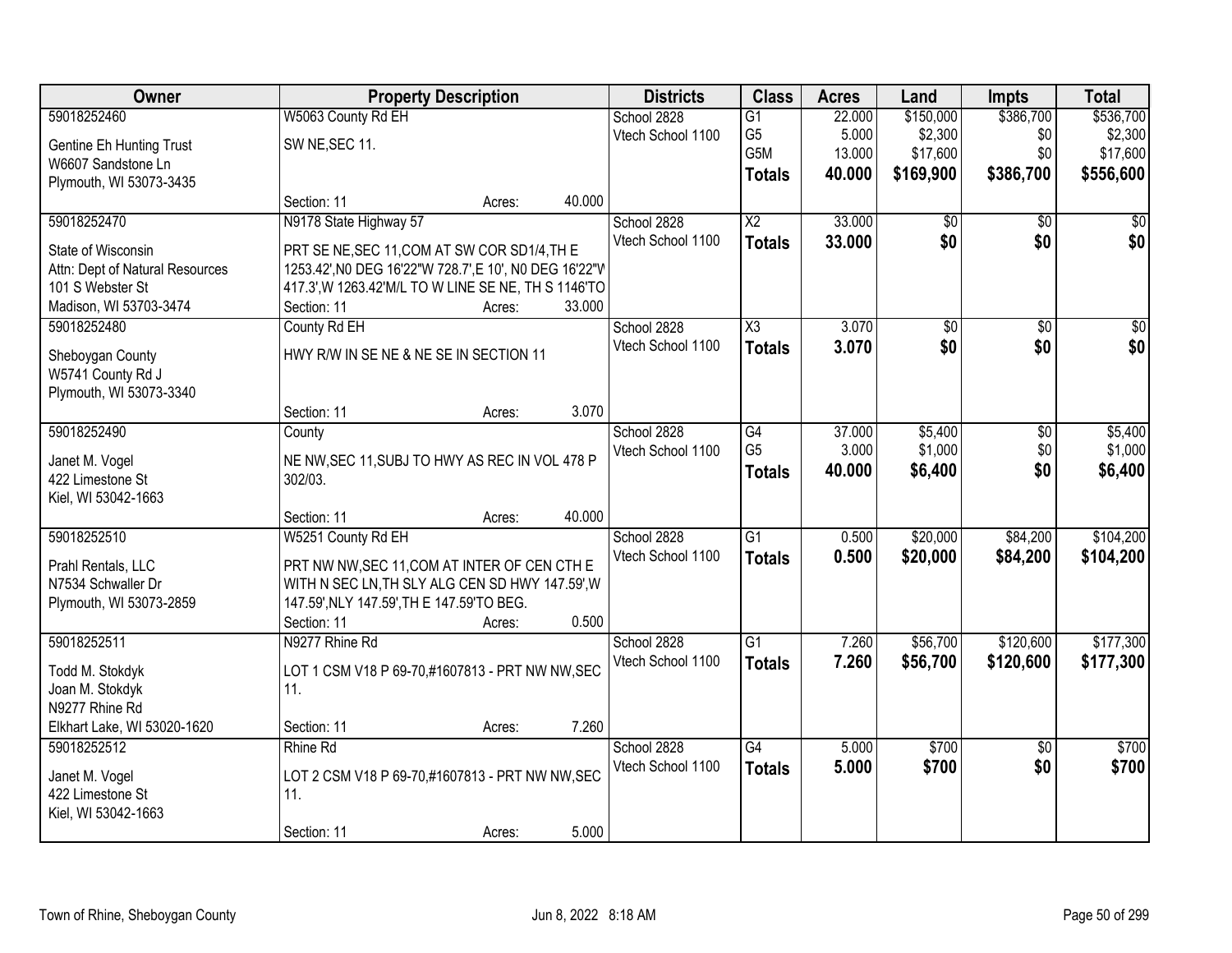| Owner | Property Description | Districts | Class | Acres | Land | Impts | Total |
|---|---|---|---|---|---|---|---|
| 59018252460<br>Gentine Eh Hunting Trust<br>W6607 Sandstone Ln<br>Plymouth, WI 53073-3435 | W5063 County Rd EH<br>SW NE,SEC 11.<br>Section: 11 Acres: 40.000 | School 2828<br>Vtech School 1100 | G1<br>G5<br>G5M<br>**Totals** | 22.000<br>5.000<br>13.000<br>**40.000** | $150,000<br>$2,300<br>$17,600<br>**$169,900** | $386,700<br>$0<br>$0<br>**$386,700** | $536,700<br>$2,300<br>$17,600<br>**$556,600** |
| 59018252470<br>State of Wisconsin<br>Attn: Dept of Natural Resources<br>101 S Webster St<br>Madison, WI 53703-3474 | N9178 State Highway 57<br>PRT SE NE,SEC 11,COM AT SW COR SD1/4,TH E 1253.42',N0 DEG 16'22"W 728.7',E 10', N0 DEG 16'22"W 417.3',W 1263.42'M/L TO W LINE SE NE, TH S 1146'TO<br>Section: 11 Acres: 33.000 | School 2828<br>Vtech School 1100 | X2<br>**Totals** | 33.000<br>**33.000** | $0<br>**$0** | $0<br>**$0** | $0<br>**$0** |
| 59018252480<br>Sheboygan County<br>W5741 County Rd J<br>Plymouth, WI 53073-3340 | County Rd EH<br>HWY R/W IN SE NE & NE SE IN SECTION 11<br>Section: 11 Acres: 3.070 | School 2828<br>Vtech School 1100 | X3<br>**Totals** | 3.070<br>**3.070** | $0<br>**$0** | $0<br>**$0** | $0<br>**$0** |
| 59018252490<br>Janet M. Vogel<br>422 Limestone St<br>Kiel, WI 53042-1663 | County<br>NE NW,SEC 11,SUBJ TO HWY AS REC IN VOL 478 P 302/03.<br>Section: 11 Acres: 40.000 | School 2828<br>Vtech School 1100 | G4<br>G5<br>**Totals** | 37.000<br>3.000<br>**40.000** | $5,400<br>$1,000<br>**$6,400** | $0<br>$0<br>**$0** | $5,400<br>$1,000<br>**$6,400** |
| 59018252510<br>Prahl Rentals, LLC<br>N7534 Schwaller Dr<br>Plymouth, WI 53073-2859 | W5251 County Rd EH<br>PRT NW NW,SEC 11,COM AT INTER OF CEN CTH E WITH N SEC LN,TH SLY ALG CEN SD HWY 147.59',W 147.59',NLY 147.59',TH E 147.59'TO BEG.<br>Section: 11 Acres: 0.500 | School 2828<br>Vtech School 1100 | G1<br>**Totals** | 0.500<br>**0.500** | $20,000<br>**$20,000** | $84,200<br>**$84,200** | $104,200<br>**$104,200** |
| 59018252511<br>Todd M. Stokdyk<br>Joan M. Stokdyk<br>N9277 Rhine Rd<br>Elkhart Lake, WI 53020-1620 | N9277 Rhine Rd<br>LOT 1 CSM V18 P 69-70,#1607813 - PRT NW NW,SEC 11.<br>Section: 11 Acres: 7.260 | School 2828<br>Vtech School 1100 | G1<br>**Totals** | 7.260<br>**7.260** | $56,700<br>**$56,700** | $120,600<br>**$120,600** | $177,300<br>**$177,300** |
| 59018252512<br>Janet M. Vogel<br>422 Limestone St<br>Kiel, WI 53042-1663 | Rhine Rd<br>LOT 2 CSM V18 P 69-70,#1607813 - PRT NW NW,SEC 11.<br>Section: 11 Acres: 5.000 | School 2828<br>Vtech School 1100 | G4<br>**Totals** | 5.000<br>**5.000** | $700<br>**$700** | $0<br>**$0** | $700<br>**$700** |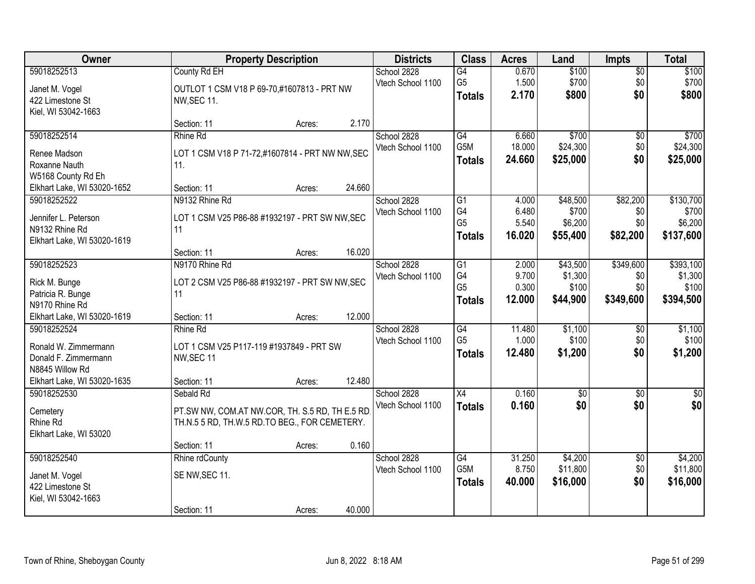| Owner | Property Description | Districts | Class | Acres | Land | Impts | Total |
|---|---|---|---|---|---|---|---|
| 59018252513<br>Janet M. Vogel<br>422 Limestone St<br>Kiel, WI 53042-1663 | County Rd EH<br>OUTLOT 1 CSM V18 P 69-70,#1607813 - PRT NW NW,SEC 11.<br>Section: 11 Acres: 2.170 | School 2828<br>Vtech School 1100 | G4<br>G5<br>**Totals** | 0.670<br>1.500<br>**2.170** | $100<br>$700<br>**$800** | $0<br>$0<br>**$0** | $100<br>$700<br>**$800** |
| 59018252514<br>Renee Madson<br>Roxanne Nauth<br>W5168 County Rd Eh<br>Elkhart Lake, WI 53020-1652 | Rhine Rd<br>LOT 1 CSM V18 P 71-72,#1607814 - PRT NW NW,SEC 11.<br>Section: 11 Acres: 24.660 | School 2828<br>Vtech School 1100 | G4<br>G5M<br>**Totals** | 6.660<br>18.000<br>**24.660** | $700<br>$24,300<br>**$25,000** | $0<br>$0<br>**$0** | $700<br>$24,300<br>**$25,000** |
| 59018252522<br>Jennifer L. Peterson<br>N9132 Rhine Rd<br>Elkhart Lake, WI 53020-1619 | N9132 Rhine Rd<br>LOT 1 CSM V25 P86-88 #1932197 - PRT SW NW,SEC 11<br>Section: 11 Acres: 16.020 | School 2828<br>Vtech School 1100 | G1<br>G4<br>G5<br>**Totals** | 4.000<br>6.480<br>5.540<br>**16.020** | $48,500<br>$700<br>$6,200<br>**$55,400** | $82,200<br>$0<br>$0<br>**$82,200** | $130,700<br>$700<br>$6,200<br>**$137,600** |
| 59018252523<br>Rick M. Bunge<br>Patricia R. Bunge<br>N9170 Rhine Rd<br>Elkhart Lake, WI 53020-1619 | N9170 Rhine Rd<br>LOT 2 CSM V25 P86-88 #1932197 - PRT SW NW,SEC 11<br>Section: 11 Acres: 12.000 | School 2828<br>Vtech School 1100 | G1<br>G4<br>G5<br>**Totals** | 2.000<br>9.700<br>0.300<br>**12.000** | $43,500<br>$1,300<br>$100<br>**$44,900** | $349,600<br>$0<br>$0<br>**$349,600** | $393,100<br>$1,300<br>$100<br>**$394,500** |
| 59018252524<br>Ronald W. Zimmermann<br>Donald F. Zimmermann<br>N8845 Willow Rd<br>Elkhart Lake, WI 53020-1635 | Rhine Rd<br>LOT 1 CSM V25 P117-119 #1937849 - PRT SW NW,SEC 11<br>Section: 11 Acres: 12.480 | School 2828<br>Vtech School 1100 | G4<br>G5<br>**Totals** | 11.480<br>1.000<br>**12.480** | $1,100<br>$100<br>**$1,200** | $0<br>$0<br>**$0** | $1,100<br>$100<br>**$1,200** |
| 59018252530<br>Cemetery<br>Rhine Rd<br>Elkhart Lake, WI 53020 | Sebald Rd<br>PT.SW NW, COM.AT NW.COR, TH. S.5 RD, TH E.5 RD. TH.N.5 5 RD, TH.W.5 RD.TO BEG., FOR CEMETERY.<br>Section: 11 Acres: 0.160 | School 2828<br>Vtech School 1100 | X4<br>**Totals** | 0.160<br>**0.160** | $0<br>**$0** | $0<br>**$0** | $0<br>**$0** |
| 59018252540<br>Janet M. Vogel<br>422 Limestone St<br>Kiel, WI 53042-1663 | Rhine rdCounty<br>SE NW,SEC 11.<br>Section: 11 Acres: 40.000 | School 2828<br>Vtech School 1100 | G4<br>G5M<br>**Totals** | 31.250<br>8.750<br>**40.000** | $4,200<br>$11,800<br>**$16,000** | $0<br>$0<br>**$0** | $4,200<br>$11,800<br>**$16,000** |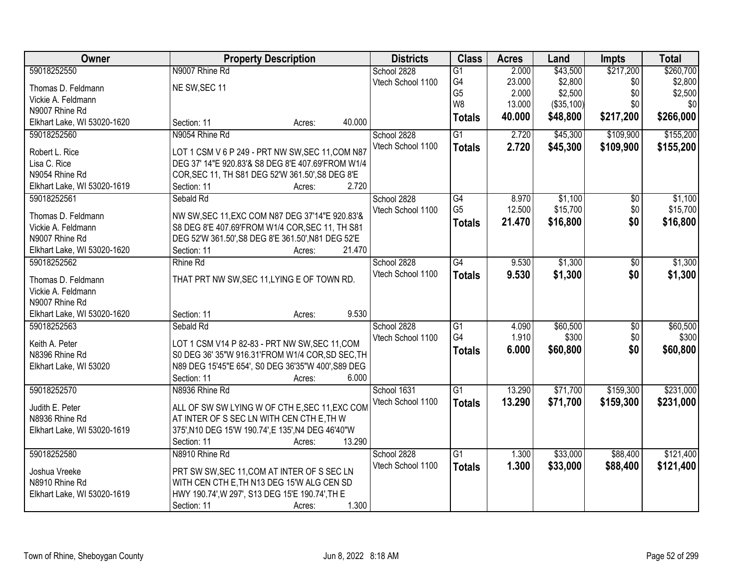| Owner | Property Description | Districts | Class | Acres | Land | Impts | Total |
|---|---|---|---|---|---|---|---|
| 59018252550<br>Thomas D. Feldmann<br>Vickie A. Feldmann<br>N9007 Rhine Rd<br>Elkhart Lake, WI 53020-1620 | N9007 Rhine Rd<br>NE SW,SEC 11<br>Section: 11 Acres: 40.000 | School 2828<br>Vtech School 1100 | G1<br>G4<br>G5<br>W8<br>**Totals** | 2.000<br>23.000<br>2.000<br>13.000<br>**40.000** | $43,500<br>$2,800<br>$2,500<br>($35,100)<br>**$48,800** | $217,200<br>$0<br>$0<br>$0<br>**$217,200** | $260,700<br>$2,800<br>$2,500<br>$0<br>**$266,000** |
| 59018252560<br>Robert L. Rice<br>Lisa C. Rice<br>N9054 Rhine Rd<br>Elkhart Lake, WI 53020-1619 | N9054 Rhine Rd<br>LOT 1 CSM V 6 P 249 - PRT NW SW,SEC 11,COM N87 DEG 37' 14"E 920.83'& S8 DEG 8'E 407.69'FROM W1/4 COR,SEC 11, TH S81 DEG 52'W 361.50',S8 DEG 8'E<br>Section: 11 Acres: 2.720 | School 2828<br>Vtech School 1100 | G1<br>**Totals** | 2.720<br>**2.720** | $45,300<br>**$45,300** | $109,900<br>**$109,900** | $155,200<br>**$155,200** |
| 59018252561<br>Thomas D. Feldmann<br>Vickie A. Feldmann<br>N9007 Rhine Rd<br>Elkhart Lake, WI 53020-1620 | Sebald Rd<br>NW SW,SEC 11,EXC COM N87 DEG 37'14"E 920.83'& S8 DEG 8'E 407.69'FROM W1/4 COR,SEC 11, TH S81 DEG 52'W 361.50',S8 DEG 8'E 361.50',N81 DEG 52'E<br>Section: 11 Acres: 21.470 | School 2828<br>Vtech School 1100 | G4<br>G5<br>**Totals** | 8.970<br>12.500<br>**21.470** | $1,100<br>$15,700<br>**$16,800** | $0<br>$0<br>**$0** | $1,100<br>$15,700<br>**$16,800** |
| 59018252562<br>Thomas D. Feldmann<br>Vickie A. Feldmann<br>N9007 Rhine Rd<br>Elkhart Lake, WI 53020-1620 | Rhine Rd<br>THAT PRT NW SW,SEC 11,LYING E OF TOWN RD.<br>Section: 11 Acres: 9.530 | School 2828<br>Vtech School 1100 | G4<br>**Totals** | 9.530<br>**9.530** | $1,300<br>**$1,300** | $0<br>**$0** | $1,300<br>**$1,300** |
| 59018252563<br>Keith A. Peter<br>N8396 Rhine Rd<br>Elkhart Lake, WI 53020 | Sebald Rd<br>LOT 1 CSM V14 P 82-83 - PRT NW SW,SEC 11,COM S0 DEG 36' 35"W 916.31'FROM W1/4 COR,SD SEC,TH N89 DEG 15'45"E 654', S0 DEG 36'35"W 400',S89 DEG<br>Section: 11 Acres: 6.000 | School 2828<br>Vtech School 1100 | G1<br>G4<br>**Totals** | 4.090<br>1.910<br>**6.000** | $60,500<br>$300<br>**$60,800** | $0<br>$0<br>**$0** | $60,500<br>$300<br>**$60,800** |
| 59018252570<br>Judith E. Peter<br>N8936 Rhine Rd<br>Elkhart Lake, WI 53020-1619 | N8936 Rhine Rd<br>ALL OF SW SW LYING W OF CTH E,SEC 11,EXC COM AT INTER OF S SEC LN WITH CEN CTH E,TH W 375',N10 DEG 15'W 190.74',E 135',N4 DEG 46'40"W<br>Section: 11 Acres: 13.290 | School 1631<br>Vtech School 1100 | G1<br>**Totals** | 13.290<br>**13.290** | $71,700<br>**$71,700** | $159,300<br>**$159,300** | $231,000<br>**$231,000** |
| 59018252580<br>Joshua Vreeke<br>N8910 Rhine Rd<br>Elkhart Lake, WI 53020-1619 | N8910 Rhine Rd<br>PRT SW SW,SEC 11,COM AT INTER OF S SEC LN WITH CEN CTH E,TH N13 DEG 15'W ALG CEN SD HWY 190.74',W 297', S13 DEG 15'E 190.74',TH E<br>Section: 11 Acres: 1.300 | School 2828<br>Vtech School 1100 | G1<br>**Totals** | 1.300<br>**1.300** | $33,000<br>**$33,000** | $88,400<br>**$88,400** | $121,400<br>**$121,400** |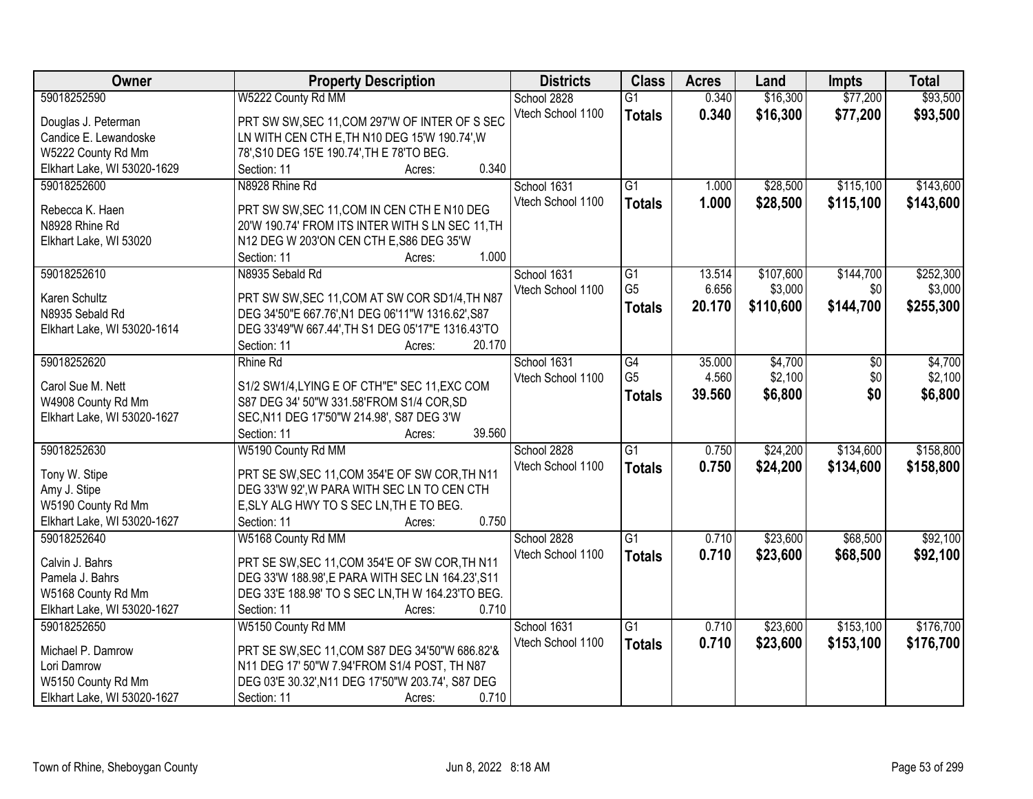| Owner | Property Description | Districts | Class | Acres | Land | Impts | Total |
|---|---|---|---|---|---|---|---|
| 59018252590<br>Douglas J. Peterman<br>Candice E. Lewandoske<br>W5222 County Rd Mm<br>Elkhart Lake, WI 53020-1629 | W5222 County Rd MM<br>PRT SW SW,SEC 11,COM 297'W OF INTER OF S SEC LN WITH CEN CTH E,TH N10 DEG 15'W 190.74',W 78',S10 DEG 15'E 190.74',TH E 78'TO BEG.<br>Section: 11 Acres: 0.340 | School 2828<br>Vtech School 1100 | G1<br>**Totals** | 0.340<br>**0.340** | $16,300<br>**$16,300** | $77,200<br>**$77,200** | $93,500<br>**$93,500** |
| 59018252600<br>Rebecca K. Haen<br>N8928 Rhine Rd<br>Elkhart Lake, WI 53020 | N8928 Rhine Rd<br>PRT SW SW,SEC 11,COM IN CEN CTH E N10 DEG 20'W 190.74' FROM ITS INTER WITH S LN SEC 11,TH N12 DEG W 203'ON CEN CTH E,S86 DEG 35'W<br>Section: 11 Acres: 1.000 | School 1631<br>Vtech School 1100 | G1<br>**Totals** | 1.000<br>**1.000** | $28,500<br>**$28,500** | $115,100<br>**$115,100** | $143,600<br>**$143,600** |
| 59018252610<br>Karen Schultz<br>N8935 Sebald Rd<br>Elkhart Lake, WI 53020-1614 | N8935 Sebald Rd<br>PRT SW SW,SEC 11,COM AT SW COR SD1/4,TH N87 DEG 34'50"E 667.76',N1 DEG 06'11"W 1316.62',S87 DEG 33'49"W 667.44',TH S1 DEG 05'17"E 1316.43'TO<br>Section: 11 Acres: 20.170 | School 1631<br>Vtech School 1100 | G1<br>G5<br>**Totals** | 13.514<br>6.656<br>**20.170** | $107,600<br>$3,000<br>**$110,600** | $144,700<br>$0<br>**$144,700** | $252,300<br>$3,000<br>**$255,300** |
| 59018252620<br>Carol Sue M. Nett<br>W4908 County Rd Mm<br>Elkhart Lake, WI 53020-1627 | Rhine Rd<br>S1/2 SW1/4,LYING E OF CTH"E" SEC 11,EXC COM S87 DEG 34' 50"W 331.58'FROM S1/4 COR,SD SEC,N11 DEG 17'50"W 214.98', S87 DEG 3'W<br>Section: 11 Acres: 39.560 | School 1631<br>Vtech School 1100 | G4<br>G5<br>**Totals** | 35.000<br>4.560<br>**39.560** | $4,700<br>$2,100<br>**$6,800** | $0<br>$0<br>**$0** | $4,700<br>$2,100<br>**$6,800** |
| 59018252630<br>Tony W. Stipe<br>Amy J. Stipe<br>W5190 County Rd Mm<br>Elkhart Lake, WI 53020-1627 | W5190 County Rd MM<br>PRT SE SW,SEC 11,COM 354'E OF SW COR,TH N11 DEG 33'W 92',W PARA WITH SEC LN TO CEN CTH E,SLY ALG HWY TO S SEC LN,TH E TO BEG.<br>Section: 11 Acres: 0.750 | School 2828<br>Vtech School 1100 | G1<br>**Totals** | 0.750<br>**0.750** | $24,200<br>**$24,200** | $134,600<br>**$134,600** | $158,800<br>**$158,800** |
| 59018252640<br>Calvin J. Bahrs<br>Pamela J. Bahrs<br>W5168 County Rd Mm<br>Elkhart Lake, WI 53020-1627 | W5168 County Rd MM<br>PRT SE SW,SEC 11,COM 354'E OF SW COR,TH N11 DEG 33'W 188.98',E PARA WITH SEC LN 164.23',S11 DEG 33'E 188.98' TO S SEC LN,TH W 164.23'TO BEG.<br>Section: 11 Acres: 0.710 | School 2828<br>Vtech School 1100 | G1<br>**Totals** | 0.710<br>**0.710** | $23,600<br>**$23,600** | $68,500<br>**$68,500** | $92,100<br>**$92,100** |
| 59018252650<br>Michael P. Damrow<br>Lori Damrow<br>W5150 County Rd Mm<br>Elkhart Lake, WI 53020-1627 | W5150 County Rd MM<br>PRT SE SW,SEC 11,COM S87 DEG 34'50"W 686.82'& N11 DEG 17' 50"W 7.94'FROM S1/4 POST, TH N87 DEG 03'E 30.32',N11 DEG 17'50"W 203.74', S87 DEG<br>Section: 11 Acres: 0.710 | School 1631<br>Vtech School 1100 | G1<br>**Totals** | 0.710<br>**0.710** | $23,600<br>**$23,600** | $153,100<br>**$153,100** | $176,700<br>**$176,700** |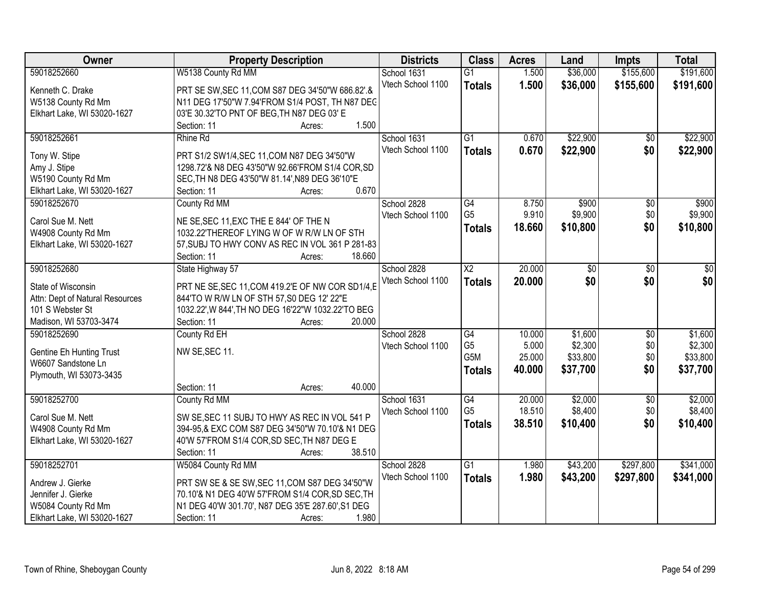| Owner | Property Description | Districts | Class | Acres | Land | Impts | Total |
|---|---|---|---|---|---|---|---|
| 59018252660<br><br>Kenneth C. Drake<br>W5138 County Rd Mm<br>Elkhart Lake, WI 53020-1627 | W5138 County Rd MM<br><br>PRT SE SW,SEC 11,COM S87 DEG 34'50"W 686.82'.& N11 DEG 17'50"W 7.94'FROM S1/4 POST, TH N87 DEG 03'E 30.32'TO PNT OF BEG,TH N87 DEG 03' E<br>Section: 11 Acres: 1.500 | School 1631<br>Vtech School 1100 | G1<br>**Totals** | 1.500<br>**1.500** | \$36,000<br>**\$36,000** | \$155,600<br>**\$155,600** | \$191,600<br>**\$191,600** |
| 59018252661<br><br>Tony W. Stipe<br>Amy J. Stipe<br>W5190 County Rd Mm<br>Elkhart Lake, WI 53020-1627 | Rhine Rd<br><br>PRT S1/2 SW1/4,SEC 11,COM N87 DEG 34'50"W 1298.72'& N8 DEG 43'50"W 92.66'FROM S1/4 COR,SD SEC,TH N8 DEG 43'50"W 81.14',N89 DEG 36'10"E<br>Section: 11 Acres: 0.670 | School 1631<br>Vtech School 1100 | G1<br>**Totals** | 0.670<br>**0.670** | \$22,900<br>**\$22,900** | \$0<br>**\$0** | \$22,900<br>**\$22,900** |
| 59018252670<br><br>Carol Sue M. Nett<br>W4908 County Rd Mm<br>Elkhart Lake, WI 53020-1627 | County Rd MM<br><br>NE SE,SEC 11,EXC THE E 844' OF THE N 1032.22'THEREOF LYING W OF W R/W LN OF STH 57,SUBJ TO HWY CONV AS REC IN VOL 361 P 281-83<br>Section: 11 Acres: 18.660 | School 2828<br>Vtech School 1100 | G4<br>G5<br>**Totals** | 8.750<br>9.910<br>**18.660** | \$900<br>\$9,900<br>**\$10,800** | \$0<br>\$0<br>**\$0** | \$900<br>\$9,900<br>**\$10,800** |
| 59018252680<br><br>State of Wisconsin<br>Attn: Dept of Natural Resources<br>101 S Webster St<br>Madison, WI 53703-3474 | State Highway 57<br><br>PRT NE SE,SEC 11,COM 419.2'E OF NW COR SD1/4,E 844'TO W R/W LN OF STH 57,S0 DEG 12' 22"E 1032.22',W 844',TH NO DEG 16'22"W 1032.22'TO BEG<br>Section: 11 Acres: 20.000 | School 2828<br>Vtech School 1100 | X2<br>**Totals** | 20.000<br>**20.000** | \$0<br>**\$0** | \$0<br>**\$0** | \$0<br>**\$0** |
| 59018252690<br><br>Gentine Eh Hunting Trust<br>W6607 Sandstone Ln<br>Plymouth, WI 53073-3435 | County Rd EH<br><br>NW SE,SEC 11.<br><br>Section: 11 Acres: 40.000 | School 2828<br>Vtech School 1100 | G4<br>G5<br>G5M<br>**Totals** | 10.000<br>5.000<br>25.000<br>**40.000** | \$1,600<br>\$2,300<br>\$33,800<br>**\$37,700** | \$0<br>\$0<br>\$0<br>**\$0** | \$1,600<br>\$2,300<br>\$33,800<br>**\$37,700** |
| 59018252700<br><br>Carol Sue M. Nett<br>W4908 County Rd Mm<br>Elkhart Lake, WI 53020-1627 | County Rd MM<br><br>SW SE,SEC 11 SUBJ TO HWY AS REC IN VOL 541 P 394-95,& EXC COM S87 DEG 34'50"W 70.10'& N1 DEG 40'W 57'FROM S1/4 COR,SD SEC,TH N87 DEG E<br>Section: 11 Acres: 38.510 | School 1631<br>Vtech School 1100 | G4<br>G5<br>**Totals** | 20.000<br>18.510<br>**38.510** | \$2,000<br>\$8,400<br>**\$10,400** | \$0<br>\$0<br>**\$0** | \$2,000<br>\$8,400<br>**\$10,400** |
| 59018252701<br><br>Andrew J. Gierke<br>Jennifer J. Gierke<br>W5084 County Rd Mm<br>Elkhart Lake, WI 53020-1627 | W5084 County Rd MM<br><br>PRT SW SE & SE SW,SEC 11,COM S87 DEG 34'50"W 70.10'& N1 DEG 40'W 57'FROM S1/4 COR,SD SEC,TH N1 DEG 40'W 301.70', N87 DEG 35'E 287.60',S1 DEG<br>Section: 11 Acres: 1.980 | School 2828<br>Vtech School 1100 | G1<br>**Totals** | 1.980<br>**1.980** | \$43,200<br>**\$43,200** | \$297,800<br>**\$297,800** | \$341,000<br>**\$341,000** |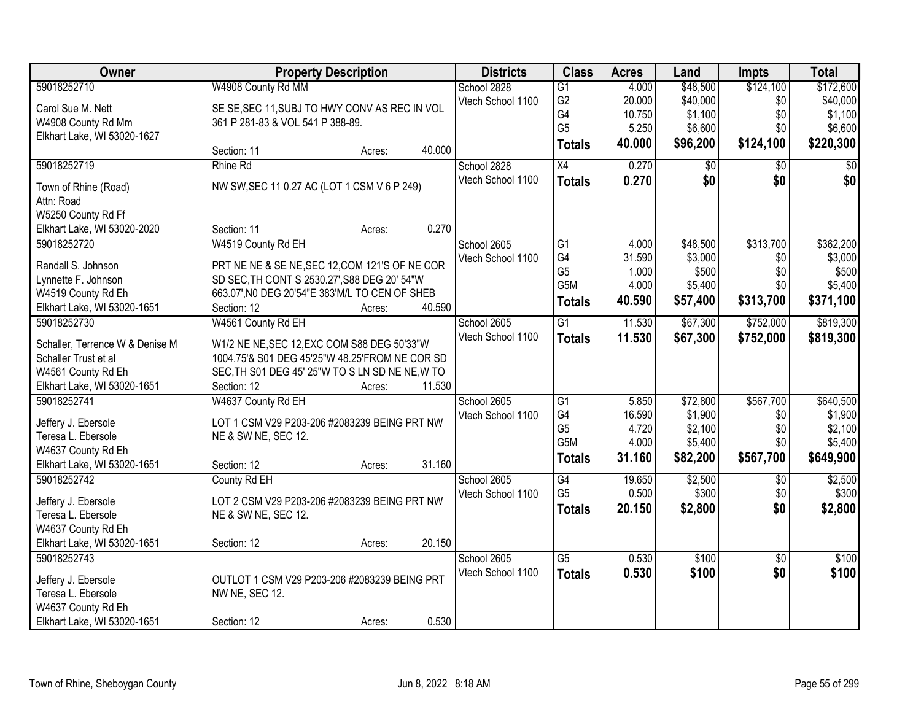| Owner | Property Description | Districts | Class | Acres | Land | Impts | Total |
|---|---|---|---|---|---|---|---|
| 59018252710<br>Carol Sue M. Nett<br>W4908 County Rd Mm<br>Elkhart Lake, WI 53020-1627 | W4908 County Rd MM<br>SE SE,SEC 11,SUBJ TO HWY CONV AS REC IN VOL 361 P 281-83 & VOL 541 P 388-89.<br>Section: 11 Acres: 40.000 | School 2828<br>Vtech School 1100 | G1<br>G2<br>G4<br>G5<br>**Totals** | 4.000<br>20.000<br>10.750<br>5.250<br>**40.000** | $48,500<br>$40,000<br>$1,100<br>$6,600<br>**$96,200** | $124,100<br>$0<br>$0<br>$0<br>**$124,100** | $172,600<br>$40,000<br>$1,100<br>$6,600<br>**$220,300** |
| 59018252719<br>Town of Rhine (Road)<br>Attn: Road<br>W5250 County Rd Ff<br>Elkhart Lake, WI 53020-2020 | Rhine Rd<br>NW SW,SEC 11 0.27 AC (LOT 1 CSM V 6 P 249)<br>Section: 11 Acres: 0.270 | School 2828<br>Vtech School 1100 | X4<br>**Totals** | 0.270<br>**0.270** | $0<br>**$0** | $0<br>**$0** | $0<br>**$0** |
| 59018252720<br>Randall S. Johnson<br>Lynnette F. Johnson<br>W4519 County Rd Eh<br>Elkhart Lake, WI 53020-1651 | W4519 County Rd EH<br>PRT NE NE & SE NE,SEC 12,COM 121'S OF NE COR SD SEC,TH CONT S 2530.27',S88 DEG 20' 54"W 663.07',N0 DEG 20'54"E 383'M/L TO CEN OF SHEB<br>Section: 12 Acres: 40.590 | School 2605<br>Vtech School 1100 | G1<br>G4<br>G5<br>G5M<br>**Totals** | 4.000<br>31.590<br>1.000<br>4.000<br>**40.590** | $48,500<br>$3,000<br>$500<br>$5,400<br>**$57,400** | $313,700<br>$0<br>$0<br>$0<br>**$313,700** | $362,200<br>$3,000<br>$500<br>$5,400<br>**$371,100** |
| 59018252730<br>Schaller, Terrence W & Denise M<br>Schaller Trust et al<br>W4561 County Rd Eh<br>Elkhart Lake, WI 53020-1651 | W4561 County Rd EH<br>W1/2 NE NE,SEC 12,EXC COM S88 DEG 50'33"W 1004.75'& S01 DEG 45'25"W 48.25'FROM NE COR SD SEC,TH S01 DEG 45' 25"W TO S LN SD NE NE,W TO<br>Section: 12 Acres: 11.530 | School 2605<br>Vtech School 1100 | G1<br>**Totals** | 11.530<br>**11.530** | $67,300<br>**$67,300** | $752,000<br>**$752,000** | $819,300<br>**$819,300** |
| 59018252741<br>Jeffery J. Ebersole<br>Teresa L. Ebersole<br>W4637 County Rd Eh<br>Elkhart Lake, WI 53020-1651 | W4637 County Rd EH<br>LOT 1 CSM V29 P203-206 #2083239 BEING PRT NW NE & SW NE, SEC 12.<br>Section: 12 Acres: 31.160 | School 2605<br>Vtech School 1100 | G1<br>G4<br>G5<br>G5M<br>**Totals** | 5.850<br>16.590<br>4.720<br>4.000<br>**31.160** | $72,800<br>$1,900<br>$2,100<br>$5,400<br>**$82,200** | $567,700<br>$0<br>$0<br>$0<br>**$567,700** | $640,500<br>$1,900<br>$2,100<br>$5,400<br>**$649,900** |
| 59018252742<br>Jeffery J. Ebersole<br>Teresa L. Ebersole<br>W4637 County Rd Eh<br>Elkhart Lake, WI 53020-1651 | County Rd EH<br>LOT 2 CSM V29 P203-206 #2083239 BEING PRT NW NE & SW NE, SEC 12.<br>Section: 12 Acres: 20.150 | School 2605<br>Vtech School 1100 | G4<br>G5<br>**Totals** | 19.650<br>0.500<br>**20.150** | $2,500<br>$300<br>**$2,800** | $0<br>$0<br>**$0** | $2,500<br>$300<br>**$2,800** |
| 59018252743<br>Jeffery J. Ebersole<br>Teresa L. Ebersole<br>W4637 County Rd Eh<br>Elkhart Lake, WI 53020-1651 | OUTLOT 1 CSM V29 P203-206 #2083239 BEING PRT NW NE, SEC 12.<br>Section: 12 Acres: 0.530 | School 2605<br>Vtech School 1100 | G5<br>**Totals** | 0.530<br>**0.530** | $100<br>**$100** | $0<br>**$0** | $100<br>**$100** |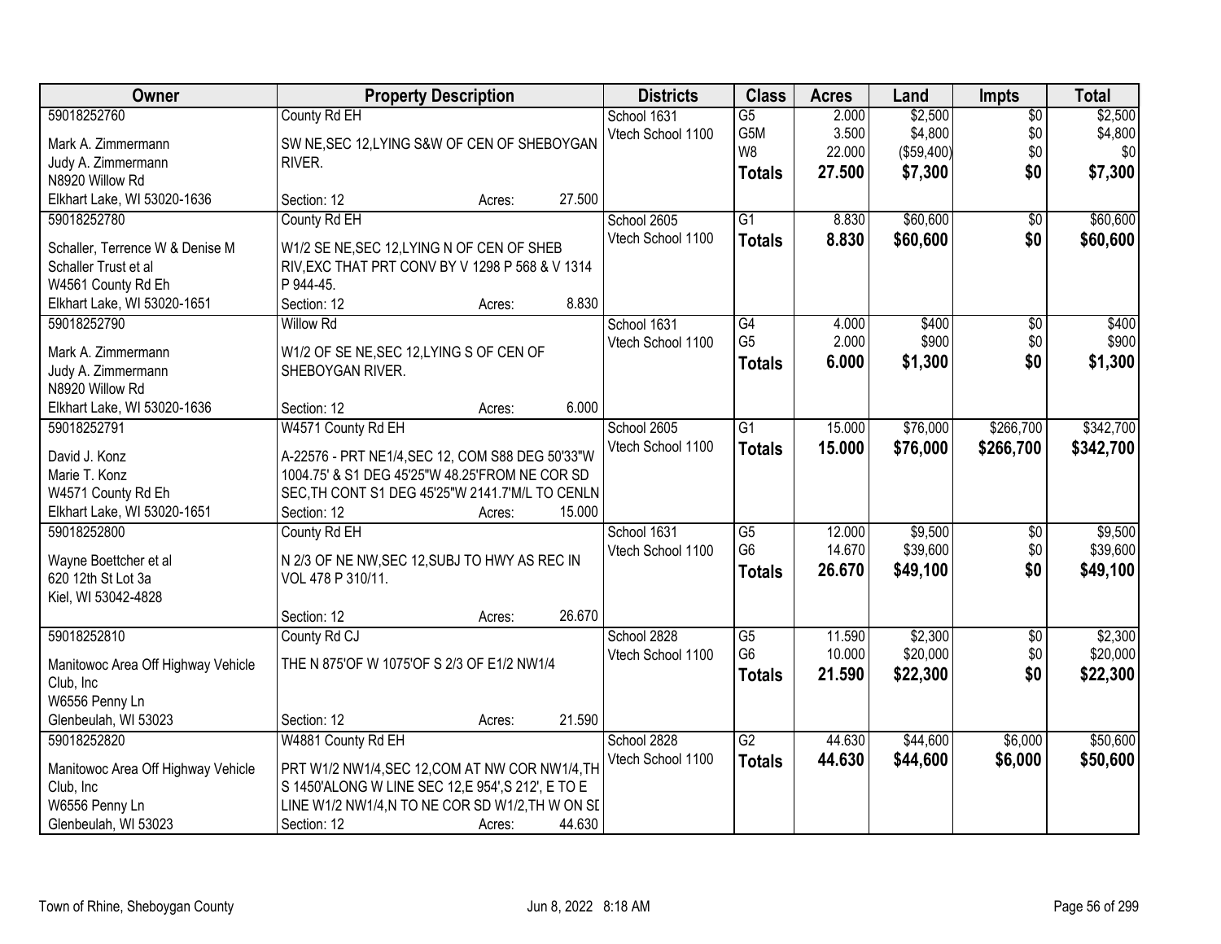| Owner | Property Description | Districts | Class | Acres | Land | Impts | Total |
|---|---|---|---|---|---|---|---|
| 59018252760<br>Mark A. Zimmermann<br>Judy A. Zimmermann<br>N8920 Willow Rd<br>Elkhart Lake, WI 53020-1636 | County Rd EH<br>SW NE,SEC 12,LYING S&W OF CEN OF SHEBOYGAN RIVER.<br>Section: 12 Acres: 27.500 | School 1631<br>Vtech School 1100 | G5<br>G5M<br>W8<br>**Totals** | 2.000<br>3.500<br>22.000<br>**27.500** | $2,500<br>$4,800<br>($59,400)<br>**$7,300** | $0<br>$0<br>$0<br>**$0** | $2,500<br>$4,800<br>$0<br>**$7,300** |
| 59018252780<br>Schaller, Terrence W & Denise M<br>Schaller Trust et al<br>W4561 County Rd Eh<br>Elkhart Lake, WI 53020-1651 | County Rd EH<br>W1/2 SE NE,SEC 12,LYING N OF CEN OF SHEB RIV,EXC THAT PRT CONV BY V 1298 P 568 & V 1314 P 944-45.<br>Section: 12 Acres: 8.830 | School 2605<br>Vtech School 1100 | G1<br>**Totals** | 8.830<br>**8.830** | $60,600<br>**$60,600** | $0<br>**$0** | $60,600<br>**$60,600** |
| 59018252790<br>Mark A. Zimmermann<br>Judy A. Zimmermann<br>N8920 Willow Rd<br>Elkhart Lake, WI 53020-1636 | Willow Rd<br>W1/2 OF SE NE,SEC 12,LYING S OF CEN OF SHEBOYGAN RIVER.<br>Section: 12 Acres: 6.000 | School 1631<br>Vtech School 1100 | G4<br>G5<br>**Totals** | 4.000<br>2.000<br>**6.000** | $400<br>$900<br>**$1,300** | $0<br>$0<br>**$0** | $400<br>$900<br>**$1,300** |
| 59018252791<br>David J. Konz<br>Marie T. Konz<br>W4571 County Rd Eh<br>Elkhart Lake, WI 53020-1651 | W4571 County Rd EH<br>A-22576 - PRT NE1/4,SEC 12, COM S88 DEG 50'33"W 1004.75' & S1 DEG 45'25"W 48.25'FROM NE COR SD SEC,TH CONT S1 DEG 45'25"W 2141.7'M/L TO CENLN<br>Section: 12 Acres: 15.000 | School 2605<br>Vtech School 1100 | G1<br>**Totals** | 15.000<br>**15.000** | $76,000<br>**$76,000** | $266,700<br>**$266,700** | $342,700<br>**$342,700** |
| 59018252800<br>Wayne Boettcher et al<br>620 12th St Lot 3a<br>Kiel, WI 53042-4828 | County Rd EH<br>N 2/3 OF NE NW,SEC 12,SUBJ TO HWY AS REC IN VOL 478 P 310/11.<br>Section: 12 Acres: 26.670 | School 1631<br>Vtech School 1100 | G5<br>G6<br>**Totals** | 12.000<br>14.670<br>**26.670** | $9,500<br>$39,600<br>**$49,100** | $0<br>$0<br>**$0** | $9,500<br>$39,600<br>**$49,100** |
| 59018252810<br>Manitowoc Area Off Highway Vehicle Club, Inc<br>W6556 Penny Ln<br>Glenbeulah, WI 53023 | County Rd CJ<br>THE N 875'OF W 1075'OF S 2/3 OF E1/2 NW1/4<br>Section: 12 Acres: 21.590 | School 2828<br>Vtech School 1100 | G5<br>G6<br>**Totals** | 11.590<br>10.000<br>**21.590** | $2,300<br>$20,000<br>**$22,300** | $0<br>$0<br>**$0** | $2,300<br>$20,000<br>**$22,300** |
| 59018252820<br>Manitowoc Area Off Highway Vehicle Club, Inc<br>W6556 Penny Ln<br>Glenbeulah, WI 53023 | W4881 County Rd EH<br>PRT W1/2 NW1/4,SEC 12,COM AT NW COR NW1/4,TH S 1450'ALONG W LINE SEC 12,E 954',S 212', E TO E LINE W1/2 NW1/4,N TO NE COR SD W1/2,TH W ON SD<br>Section: 12 Acres: 44.630 | School 2828<br>Vtech School 1100 | G2<br>**Totals** | 44.630<br>**44.630** | $44,600<br>**$44,600** | $6,000<br>**$6,000** | $50,600<br>**$50,600** |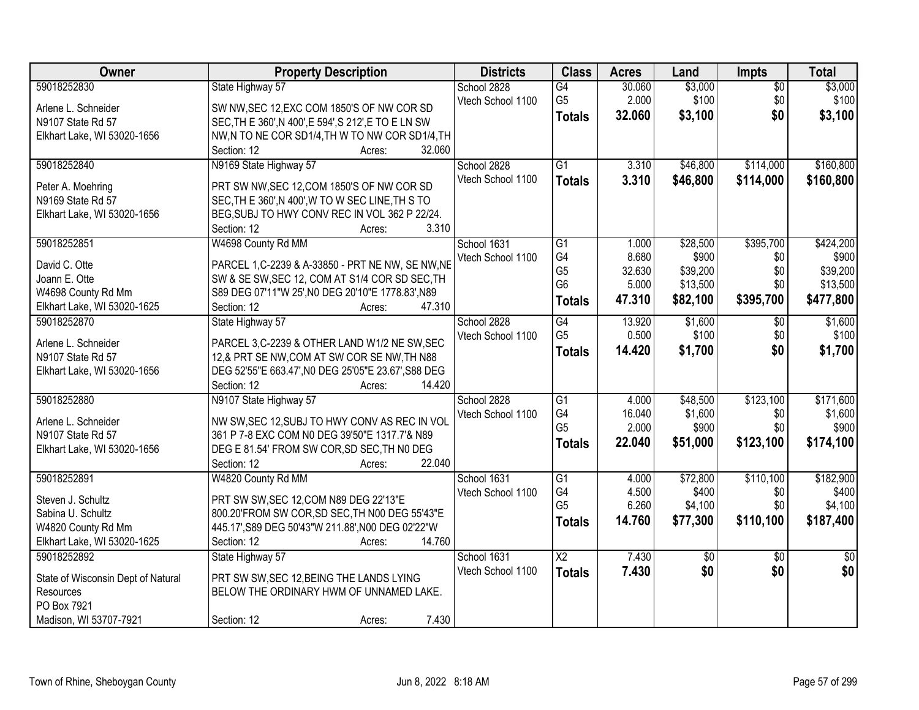| Owner | Property Description | Districts | Class | Acres | Land | Impts | Total |
|---|---|---|---|---|---|---|---|
| 59018252830<br>Arlene L. Schneider<br>N9107 State Rd 57<br>Elkhart Lake, WI 53020-1656 | State Highway 57<br>SW NW,SEC 12,EXC COM 1850'S OF NW COR SD SEC,TH E 360',N 400',E 594',S 212',E TO E LN SW NW,N TO NE COR SD1/4,TH W TO NW COR SD1/4,TH<br>Section: 12 Acres: 32.060 | School 2828<br>Vtech School 1100 | G4<br>G5<br>**Totals** | 30.060<br>2.000<br>**32.060** | $3,000<br>$100<br>**$3,100** | $0<br>$0<br>**$0** | $3,000<br>$100<br>**$3,100** |
| 59018252840<br>Peter A. Moehring<br>N9169 State Rd 57<br>Elkhart Lake, WI 53020-1656 | N9169 State Highway 57<br>PRT SW NW,SEC 12,COM 1850'S OF NW COR SD SEC,TH E 360',N 400',W TO W SEC LINE,TH S TO BEG,SUBJ TO HWY CONV REC IN VOL 362 P 22/24.<br>Section: 12 Acres: 3.310 | School 2828<br>Vtech School 1100 | G1<br>**Totals** | 3.310<br>**3.310** | $46,800<br>**$46,800** | $114,000<br>**$114,000** | $160,800<br>**$160,800** |
| 59018252851<br>David C. Otte<br>Joann E. Otte<br>W4698 County Rd Mm<br>Elkhart Lake, WI 53020-1625 | W4698 County Rd MM<br>PARCEL 1,C-2239 & A-33850 - PRT NE NW, SE NW,NE SW & SE SW,SEC 12, COM AT S1/4 COR SD SEC,TH S89 DEG 07'11"W 25',N0 DEG 20'10"E 1778.83',N89<br>Section: 12 Acres: 47.310 | School 1631<br>Vtech School 1100 | G1<br>G4<br>G5<br>G6<br>**Totals** | 1.000<br>8.680<br>32.630<br>5.000<br>**47.310** | $28,500<br>$900<br>$39,200<br>$13,500<br>**$82,100** | $395,700<br>$0<br>$0<br>$0<br>**$395,700** | $424,200<br>$900<br>$39,200<br>$13,500<br>**$477,800** |
| 59018252870<br>Arlene L. Schneider<br>N9107 State Rd 57<br>Elkhart Lake, WI 53020-1656 | State Highway 57<br>PARCEL 3,C-2239 & OTHER LAND W1/2 NE SW,SEC 12,& PRT SE NW,COM AT SW COR SE NW,TH N88 DEG 52'55"E 663.47',N0 DEG 25'05"E 23.67',S88 DEG<br>Section: 12 Acres: 14.420 | School 2828<br>Vtech School 1100 | G4<br>G5<br>**Totals** | 13.920<br>0.500<br>**14.420** | $1,600<br>$100<br>**$1,700** | $0<br>$0<br>**$0** | $1,600<br>$100<br>**$1,700** |
| 59018252880<br>Arlene L. Schneider<br>N9107 State Rd 57<br>Elkhart Lake, WI 53020-1656 | N9107 State Highway 57<br>NW SW,SEC 12,SUBJ TO HWY CONV AS REC IN VOL 361 P 7-8 EXC COM N0 DEG 39'50"E 1317.7'& N89 DEG E 81.54' FROM SW COR,SD SEC,TH N0 DEG<br>Section: 12 Acres: 22.040 | School 2828<br>Vtech School 1100 | G1<br>G4<br>G5<br>**Totals** | 4.000<br>16.040<br>2.000<br>**22.040** | $48,500<br>$1,600<br>$900<br>**$51,000** | $123,100<br>$0<br>$0<br>**$123,100** | $171,600<br>$1,600<br>$900<br>**$174,100** |
| 59018252891<br>Steven J. Schultz<br>Sabina U. Schultz<br>W4820 County Rd Mm<br>Elkhart Lake, WI 53020-1625 | W4820 County Rd MM<br>PRT SW SW,SEC 12,COM N89 DEG 22'13"E 800.20'FROM SW COR,SD SEC,TH N00 DEG 55'43"E 445.17',S89 DEG 50'43"W 211.88',N00 DEG 02'22"W<br>Section: 12 Acres: 14.760 | School 1631<br>Vtech School 1100 | G1<br>G4<br>G5<br>**Totals** | 4.000<br>4.500<br>6.260<br>**14.760** | $72,800<br>$400<br>$4,100<br>**$77,300** | $110,100<br>$0<br>$0<br>**$110,100** | $182,900<br>$400<br>$4,100<br>**$187,400** |
| 59018252892<br>State of Wisconsin Dept of Natural Resources<br>PO Box 7921<br>Madison, WI 53707-7921 | State Highway 57<br>PRT SW SW,SEC 12,BEING THE LANDS LYING BELOW THE ORDINARY HWM OF UNNAMED LAKE.<br>Section: 12 Acres: 7.430 | School 1631<br>Vtech School 1100 | X2<br>**Totals** | 7.430<br>**7.430** | $0<br>**$0** | $0<br>**$0** | $0<br>**$0** |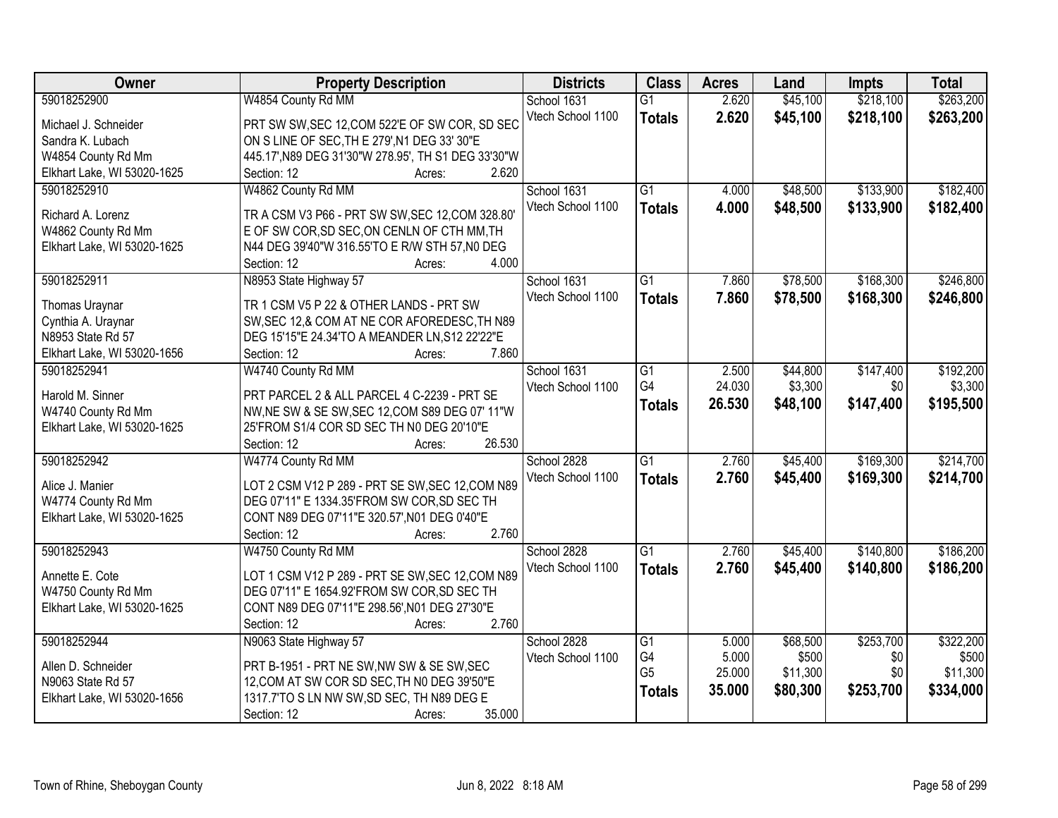| Owner | Property Description | Districts | Class | Acres | Land | Impts | Total |
|---|---|---|---|---|---|---|---|
| 59018252900<br><br>Michael J. Schneider<br>Sandra K. Lubach<br>W4854 County Rd Mm<br>Elkhart Lake, WI 53020-1625 | W4854 County Rd MM<br><br>PRT SW SW,SEC 12,COM 522'E OF SW COR, SD SEC ON S LINE OF SEC,TH E 279',N1 DEG 33' 30"E 445.17',N89 DEG 31'30"W 278.95', TH S1 DEG 33'30"W<br>Section: 12 Acres: 2.620 | School 1631<br>Vtech School 1100 | G1<br>**Totals** | 2.620<br>**2.620** | \$45,100<br>**\$45,100** | \$218,100<br>**\$218,100** | \$263,200<br>**\$263,200** |
| 59018252910<br><br>Richard A. Lorenz<br>W4862 County Rd Mm<br>Elkhart Lake, WI 53020-1625 | W4862 County Rd MM<br><br>TR A CSM V3 P66 - PRT SW SW,SEC 12,COM 328.80' E OF SW COR,SD SEC,ON CENLN OF CTH MM,TH N44 DEG 39'40"W 316.55'TO E R/W STH 57,N0 DEG<br>Section: 12 Acres: 4.000 | School 1631<br>Vtech School 1100 | G1<br>**Totals** | 4.000<br>**4.000** | \$48,500<br>**\$48,500** | \$133,900<br>**\$133,900** | \$182,400<br>**\$182,400** |
| 59018252911<br><br>Thomas Uraynar<br>Cynthia A. Uraynar<br>N8953 State Rd 57<br>Elkhart Lake, WI 53020-1656 | N8953 State Highway 57<br><br>TR 1 CSM V5 P 22 & OTHER LANDS - PRT SW SW,SEC 12,& COM AT NE COR AFOREDESC,TH N89 DEG 15'15"E 24.34'TO A MEANDER LN,S12 22'22"E<br>Section: 12 Acres: 7.860 | School 1631<br>Vtech School 1100 | G1<br>**Totals** | 7.860<br>**7.860** | \$78,500<br>**\$78,500** | \$168,300<br>**\$168,300** | \$246,800<br>**\$246,800** |
| 59018252941<br><br>Harold M. Sinner<br>W4740 County Rd Mm<br>Elkhart Lake, WI 53020-1625 | W4740 County Rd MM<br><br>PRT PARCEL 2 & ALL PARCEL 4 C-2239 - PRT SE NW,NE SW & SE SW,SEC 12,COM S89 DEG 07' 11"W 25'FROM S1/4 COR SD SEC TH N0 DEG 20'10"E<br>Section: 12 Acres: 26.530 | School 1631<br>Vtech School 1100 | G1<br>G4<br>**Totals** | 2.500<br>24.030<br>**26.530** | \$44,800<br>\$3,300<br>**\$48,100** | \$147,400<br>\$0<br>**\$147,400** | \$192,200<br>\$3,300<br>**\$195,500** |
| 59018252942<br><br>Alice J. Manier<br>W4774 County Rd Mm<br>Elkhart Lake, WI 53020-1625 | W4774 County Rd MM<br><br>LOT 2 CSM V12 P 289 - PRT SE SW,SEC 12,COM N89 DEG 07'11" E 1334.35'FROM SW COR,SD SEC TH CONT N89 DEG 07'11"E 320.57',N01 DEG 0'40"E<br>Section: 12 Acres: 2.760 | School 2828<br>Vtech School 1100 | G1<br>**Totals** | 2.760<br>**2.760** | \$45,400<br>**\$45,400** | \$169,300<br>**\$169,300** | \$214,700<br>**\$214,700** |
| 59018252943<br><br>Annette E. Cote<br>W4750 County Rd Mm<br>Elkhart Lake, WI 53020-1625 | W4750 County Rd MM<br><br>LOT 1 CSM V12 P 289 - PRT SE SW,SEC 12,COM N89 DEG 07'11" E 1654.92'FROM SW COR,SD SEC TH CONT N89 DEG 07'11"E 298.56',N01 DEG 27'30"E<br>Section: 12 Acres: 2.760 | School 2828<br>Vtech School 1100 | G1<br>**Totals** | 2.760<br>**2.760** | \$45,400<br>**\$45,400** | \$140,800<br>**\$140,800** | \$186,200<br>**\$186,200** |
| 59018252944<br><br>Allen D. Schneider<br>N9063 State Rd 57<br>Elkhart Lake, WI 53020-1656 | N9063 State Highway 57<br><br>PRT B-1951 - PRT NE SW,NW SW & SE SW,SEC 12,COM AT SW COR SD SEC,TH N0 DEG 39'50"E 1317.7'TO S LN NW SW,SD SEC, TH N89 DEG E<br>Section: 12 Acres: 35.000 | School 2828<br>Vtech School 1100 | G1<br>G4<br>G5<br>**Totals** | 5.000<br>5.000<br>25.000<br>**35.000** | \$68,500<br>\$500<br>\$11,300<br>**\$80,300** | \$253,700<br>\$0<br>\$0<br>**\$253,700** | \$322,200<br>\$500<br>\$11,300<br>**\$334,000** |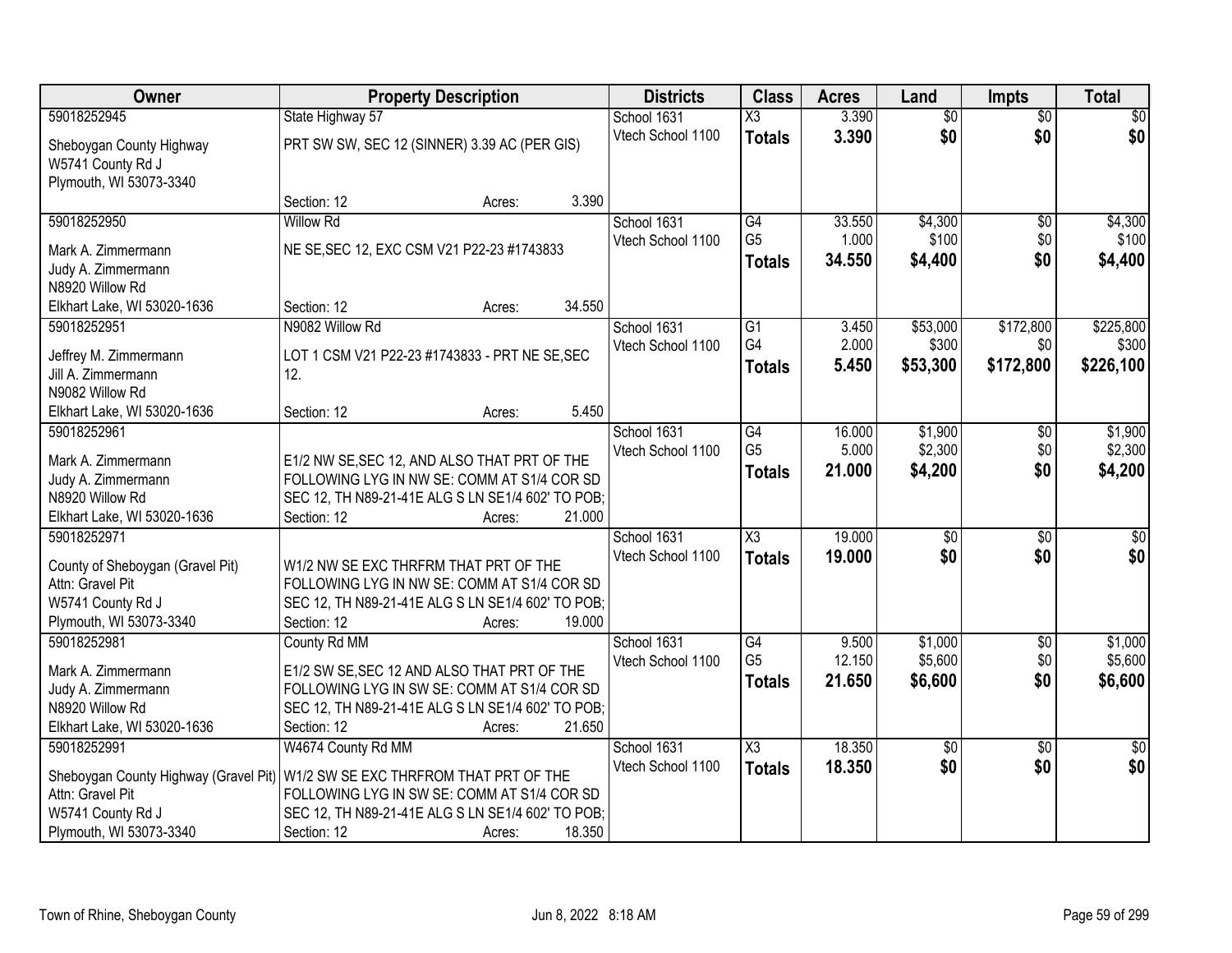| Owner | Property Description | Districts | Class | Acres | Land | Impts | Total |
|---|---|---|---|---|---|---|---|
| 59018252945<br>Sheboygan County Highway<br>W5741 County Rd J<br>Plymouth, WI 53073-3340 | State Highway 57<br>PRT SW SW, SEC 12 (SINNER) 3.39 AC (PER GIS)<br>Section: 12 Acres: 3.390 | School 1631<br>Vtech School 1100 | X3<br>**Totals** | 3.390<br>**3.390** | $0<br>**$0** | $0<br>**$0** | $0<br>**$0** |
| 59018252950<br>Mark A. Zimmermann<br>Judy A. Zimmermann<br>N8920 Willow Rd<br>Elkhart Lake, WI 53020-1636 | Willow Rd<br>NE SE,SEC 12, EXC CSM V21 P22-23 #1743833<br>Section: 12 Acres: 34.550 | School 1631<br>Vtech School 1100 | G4<br>G5<br>**Totals** | 33.550<br>1.000<br>**34.550** | $4,300<br>$100<br>**$4,400** | $0<br>$0<br>**$0** | $4,300<br>$100<br>**$4,400** |
| 59018252951<br>Jeffrey M. Zimmermann<br>Jill A. Zimmermann<br>N9082 Willow Rd<br>Elkhart Lake, WI 53020-1636 | N9082 Willow Rd<br>LOT 1 CSM V21 P22-23 #1743833 - PRT NE SE,SEC 12.<br>Section: 12 Acres: 5.450 | School 1631<br>Vtech School 1100 | G1<br>G4<br>**Totals** | 3.450<br>2.000<br>**5.450** | $53,000<br>$300<br>**$53,300** | $172,800<br>$0<br>**$172,800** | $225,800<br>$300<br>**$226,100** |
| 59018252961<br>Mark A. Zimmermann<br>Judy A. Zimmermann<br>N8920 Willow Rd<br>Elkhart Lake, WI 53020-1636 | E1/2 NW SE,SEC 12, AND ALSO THAT PRT OF THE FOLLOWING LYG IN NW SE: COMM AT S1/4 COR SD SEC 12, TH N89-21-41E ALG S LN SE1/4 602' TO POB;<br>Section: 12 Acres: 21.000 | School 1631<br>Vtech School 1100 | G4<br>G5<br>**Totals** | 16.000<br>5.000<br>**21.000** | $1,900<br>$2,300<br>**$4,200** | $0<br>$0<br>**$0** | $1,900<br>$2,300<br>**$4,200** |
| 59018252971<br>County of Sheboygan (Gravel Pit)<br>Attn: Gravel Pit<br>W5741 County Rd J<br>Plymouth, WI 53073-3340 | W1/2 NW SE EXC THRFRM THAT PRT OF THE FOLLOWING LYG IN NW SE: COMM AT S1/4 COR SD SEC 12, TH N89-21-41E ALG S LN SE1/4 602' TO POB;<br>Section: 12 Acres: 19.000 | School 1631<br>Vtech School 1100 | X3<br>**Totals** | 19.000<br>**19.000** | $0<br>**$0** | $0<br>**$0** | $0<br>**$0** |
| 59018252981<br>Mark A. Zimmermann<br>Judy A. Zimmermann<br>N8920 Willow Rd<br>Elkhart Lake, WI 53020-1636 | County Rd MM<br>E1/2 SW SE,SEC 12 AND ALSO THAT PRT OF THE FOLLOWING LYG IN SW SE: COMM AT S1/4 COR SD SEC 12, TH N89-21-41E ALG S LN SE1/4 602' TO POB;<br>Section: 12 Acres: 21.650 | School 1631<br>Vtech School 1100 | G4<br>G5<br>**Totals** | 9.500<br>12.150<br>**21.650** | $1,000<br>$5,600<br>**$6,600** | $0<br>$0<br>**$0** | $1,000<br>$5,600<br>**$6,600** |
| 59018252991<br>Sheboygan County Highway (Gravel Pit)<br>Attn: Gravel Pit<br>W5741 County Rd J<br>Plymouth, WI 53073-3340 | W4674 County Rd MM<br>W1/2 SW SE EXC THRFROM THAT PRT OF THE FOLLOWING LYG IN SW SE: COMM AT S1/4 COR SD SEC 12, TH N89-21-41E ALG S LN SE1/4 602' TO POB;<br>Section: 12 Acres: 18.350 | School 1631<br>Vtech School 1100 | X3<br>**Totals** | 18.350<br>**18.350** | $0<br>**$0** | $0<br>**$0** | $0<br>**$0** |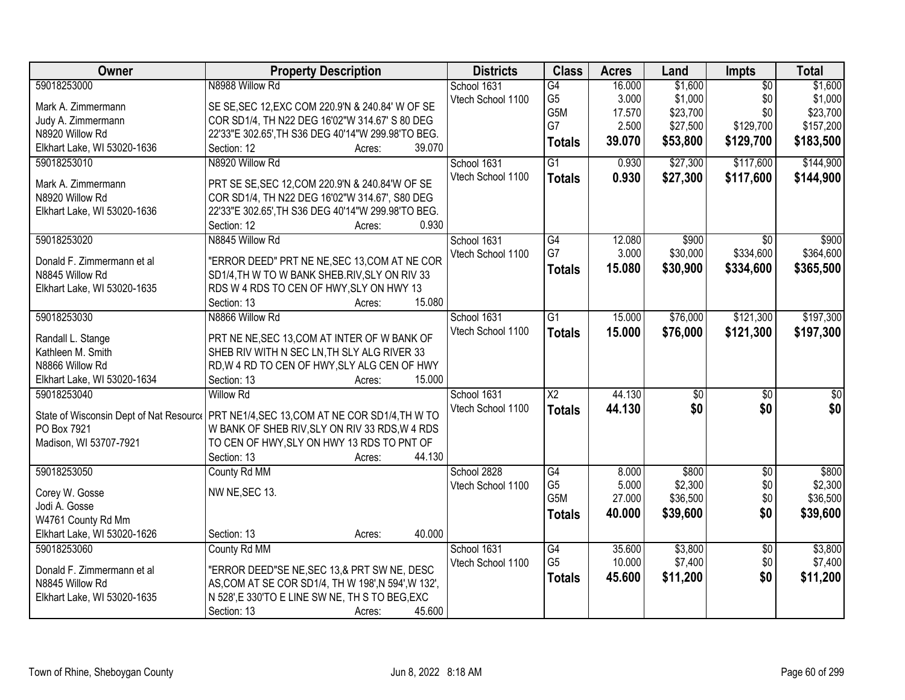| Owner | Property Description | Districts | Class | Acres | Land | Impts | Total |
|---|---|---|---|---|---|---|---|
| 59018253000<br><br>Mark A. Zimmermann<br>Judy A. Zimmermann<br>N8920 Willow Rd<br>Elkhart Lake, WI 53020-1636 | N8988 Willow Rd<br><br>SE SE,SEC 12,EXC COM 220.9'N & 240.84' W OF SE COR SD1/4, TH N22 DEG 16'02"W 314.67' S 80 DEG 22'33"E 302.65',TH S36 DEG 40'14"W 299.98'TO BEG.<br>Section: 12 Acres: 39.070 | School 1631<br>Vtech School 1100 | G4<br>G5<br>G5M<br>G7<br>**Totals** | 16.000<br>3.000<br>17.570<br>2.500<br>**39.070** | $1,600<br>$1,000<br>$23,700<br>$27,500<br>**$53,800** | $0<br>$0<br>$0<br>$129,700<br>**$129,700** | $1,600<br>$1,000<br>$23,700<br>$157,200<br>**$183,500** |
| 59018253010<br><br>Mark A. Zimmermann<br>N8920 Willow Rd<br>Elkhart Lake, WI 53020-1636 | N8920 Willow Rd<br><br>PRT SE SE,SEC 12,COM 220.9'N & 240.84'W OF SE COR SD1/4, TH N22 DEG 16'02"W 314.67', S80 DEG 22'33"E 302.65',TH S36 DEG 40'14"W 299.98'TO BEG.<br>Section: 12 Acres: 0.930 | School 1631<br>Vtech School 1100 | G1<br>**Totals** | 0.930<br>**0.930** | $27,300<br>**$27,300** | $117,600<br>**$117,600** | $144,900<br>**$144,900** |
| 59018253020<br><br>Donald F. Zimmermann et al<br>N8845 Willow Rd<br>Elkhart Lake, WI 53020-1635 | N8845 Willow Rd<br><br>"ERROR DEED" PRT NE NE,SEC 13,COM AT NE COR SD1/4,TH W TO W BANK SHEB.RIV,SLY ON RIV 33 RDS W 4 RDS TO CEN OF HWY,SLY ON HWY 13<br>Section: 13 Acres: 15.080 | School 1631<br>Vtech School 1100 | G4<br>G7<br>**Totals** | 12.080<br>3.000<br>**15.080** | $900<br>$30,000<br>**$30,900** | $0<br>$334,600<br>**$334,600** | $900<br>$364,600<br>**$365,500** |
| 59018253030<br><br>Randall L. Stange<br>Kathleen M. Smith<br>N8866 Willow Rd<br>Elkhart Lake, WI 53020-1634 | N8866 Willow Rd<br><br>PRT NE NE,SEC 13,COM AT INTER OF W BANK OF SHEB RIV WITH N SEC LN,TH SLY ALG RIVER 33 RD,W 4 RD TO CEN OF HWY,SLY ALG CEN OF HWY<br>Section: 13 Acres: 15.000 | School 1631<br>Vtech School 1100 | G1<br>**Totals** | 15.000<br>**15.000** | $76,000<br>**$76,000** | $121,300<br>**$121,300** | $197,300<br>**$197,300** |
| 59018253040<br><br>State of Wisconsin Dept of Nat Resource<br>PO Box 7921<br>Madison, WI 53707-7921 | Willow Rd<br><br>PRT NE1/4,SEC 13,COM AT NE COR SD1/4,TH W TO W BANK OF SHEB RIV,SLY ON RIV 33 RDS,W 4 RDS TO CEN OF HWY,SLY ON HWY 13 RDS TO PNT OF<br>Section: 13 Acres: 44.130 | School 1631<br>Vtech School 1100 | X2<br>**Totals** | 44.130<br>**44.130** | $0<br>**$0** | $0<br>**$0** | $0<br>**$0** |
| 59018253050<br><br>Corey W. Gosse<br>Jodi A. Gosse<br>W4761 County Rd Mm<br>Elkhart Lake, WI 53020-1626 | County Rd MM<br><br>NW NE,SEC 13.<br><br>Section: 13 Acres: 40.000 | School 2828<br>Vtech School 1100 | G4<br>G5<br>G5M<br>**Totals** | 8.000<br>5.000<br>27.000<br>**40.000** | $800<br>$2,300<br>$36,500<br>**$39,600** | $0<br>$0<br>$0<br>**$0** | $800<br>$2,300<br>$36,500<br>**$39,600** |
| 59018253060<br><br>Donald F. Zimmermann et al<br>N8845 Willow Rd<br>Elkhart Lake, WI 53020-1635 | County Rd MM<br><br>"ERROR DEED"SE NE,SEC 13,& PRT SW NE, DESC AS,COM AT SE COR SD1/4, TH W 198',N 594',W 132', N 528',E 330'TO E LINE SW NE, TH S TO BEG,EXC<br>Section: 13 Acres: 45.600 | School 1631<br>Vtech School 1100 | G4<br>G5<br>**Totals** | 35.600<br>10.000<br>**45.600** | $3,800<br>$7,400<br>**$11,200** | $0<br>$0<br>**$0** | $3,800<br>$7,400<br>**$11,200** |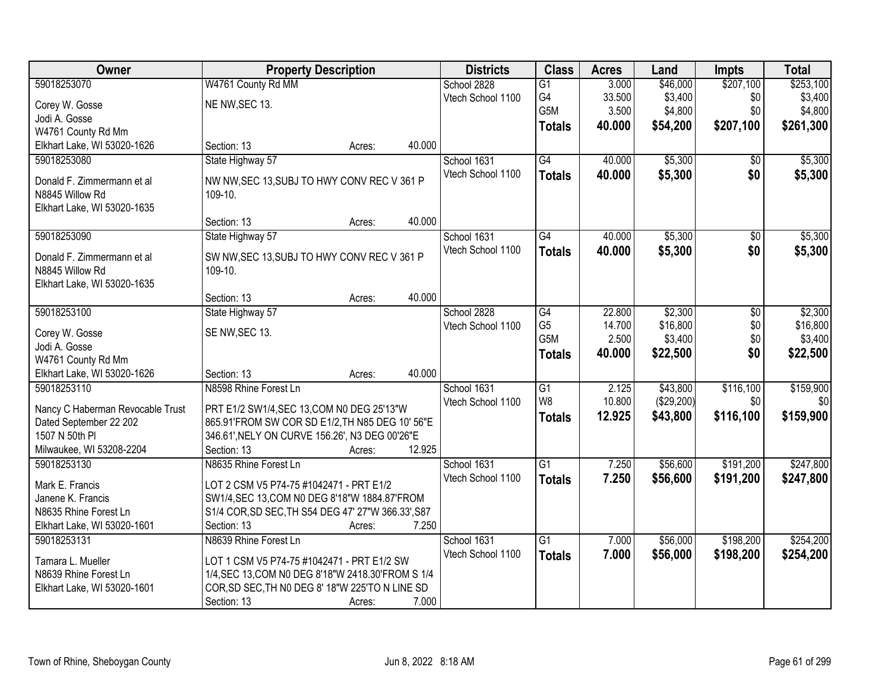| Owner | Property Description | Districts | Class | Acres | Land | Impts | Total |
|---|---|---|---|---|---|---|---|
| 59018253070<br>Corey W. Gosse<br>Jodi A. Gosse<br>W4761 County Rd Mm<br>Elkhart Lake, WI 53020-1626 | W4761 County Rd MM<br>NE NW,SEC 13.<br>Section: 13 Acres: 40.000 | School 2828<br>Vtech School 1100 | G1<br>G4<br>G5M<br>**Totals** | 3.000<br>33.500<br>3.500<br>**40.000** | $46,000<br>$3,400<br>$4,800<br>**$54,200** | $207,100<br>$0<br>$0<br>**$207,100** | $253,100<br>$3,400<br>$4,800<br>**$261,300** |
| 59018253080<br>Donald F. Zimmermann et al<br>N8845 Willow Rd<br>Elkhart Lake, WI 53020-1635 | State Highway 57<br>NW NW,SEC 13,SUBJ TO HWY CONV REC V 361 P 109-10.<br>Section: 13 Acres: 40.000 | School 1631<br>Vtech School 1100 | G4<br>**Totals** | 40.000<br>**40.000** | $5,300<br>**$5,300** | $0<br>**$0** | $5,300<br>**$5,300** |
| 59018253090<br>Donald F. Zimmermann et al<br>N8845 Willow Rd<br>Elkhart Lake, WI 53020-1635 | State Highway 57<br>SW NW,SEC 13,SUBJ TO HWY CONV REC V 361 P 109-10.<br>Section: 13 Acres: 40.000 | School 1631<br>Vtech School 1100 | G4<br>**Totals** | 40.000<br>**40.000** | $5,300<br>**$5,300** | $0<br>**$0** | $5,300<br>**$5,300** |
| 59018253100<br>Corey W. Gosse<br>Jodi A. Gosse<br>W4761 County Rd Mm<br>Elkhart Lake, WI 53020-1626 | State Highway 57<br>SE NW,SEC 13.<br>Section: 13 Acres: 40.000 | School 2828<br>Vtech School 1100 | G4<br>G5<br>G5M<br>**Totals** | 22.800<br>14.700<br>2.500<br>**40.000** | $2,300<br>$16,800<br>$3,400<br>**$22,500** | $0<br>$0<br>$0<br>**$0** | $2,300<br>$16,800<br>$3,400<br>**$22,500** |
| 59018253110<br>Nancy C Haberman Revocable Trust<br>Dated September 22 202<br>1507 N 50th Pl<br>Milwaukee, WI 53208-2204 | N8598 Rhine Forest Ln<br>PRT E1/2 SW1/4,SEC 13,COM N0 DEG 25'13"W 865.91'FROM SW COR SD E1/2,TH N85 DEG 10' 56"E 346.61',NELY ON CURVE 156.26', N3 DEG 00'26"E<br>Section: 13 Acres: 12.925 | School 1631<br>Vtech School 1100 | G1<br>W8<br>**Totals** | 2.125<br>10.800<br>**12.925** | $43,800<br>($29,200)<br>**$43,800** | $116,100<br>$0<br>**$116,100** | $159,900<br>$0<br>**$159,900** |
| 59018253130<br>Mark E. Francis<br>Janene K. Francis<br>N8635 Rhine Forest Ln<br>Elkhart Lake, WI 53020-1601 | N8635 Rhine Forest Ln<br>LOT 2 CSM V5 P74-75 #1042471 - PRT E1/2 SW1/4,SEC 13,COM N0 DEG 8'18"W 1884.87'FROM S1/4 COR,SD SEC,TH S54 DEG 47' 27"W 366.33',S87<br>Section: 13 Acres: 7.250 | School 1631<br>Vtech School 1100 | G1<br>**Totals** | 7.250<br>**7.250** | $56,600<br>**$56,600** | $191,200<br>**$191,200** | $247,800<br>**$247,800** |
| 59018253131<br>Tamara L. Mueller<br>N8639 Rhine Forest Ln<br>Elkhart Lake, WI 53020-1601 | N8639 Rhine Forest Ln<br>LOT 1 CSM V5 P74-75 #1042471 - PRT E1/2 SW 1/4,SEC 13,COM N0 DEG 8'18"W 2418.30'FROM S 1/4 COR,SD SEC,TH N0 DEG 8' 18"W 225'TO N LINE SD<br>Section: 13 Acres: 7.000 | School 1631<br>Vtech School 1100 | G1<br>**Totals** | 7.000<br>**7.000** | $56,000<br>**$56,000** | $198,200<br>**$198,200** | $254,200<br>**$254,200** |

Town of Rhine, Sheboygan County — Jun 8, 2022 8:18 AM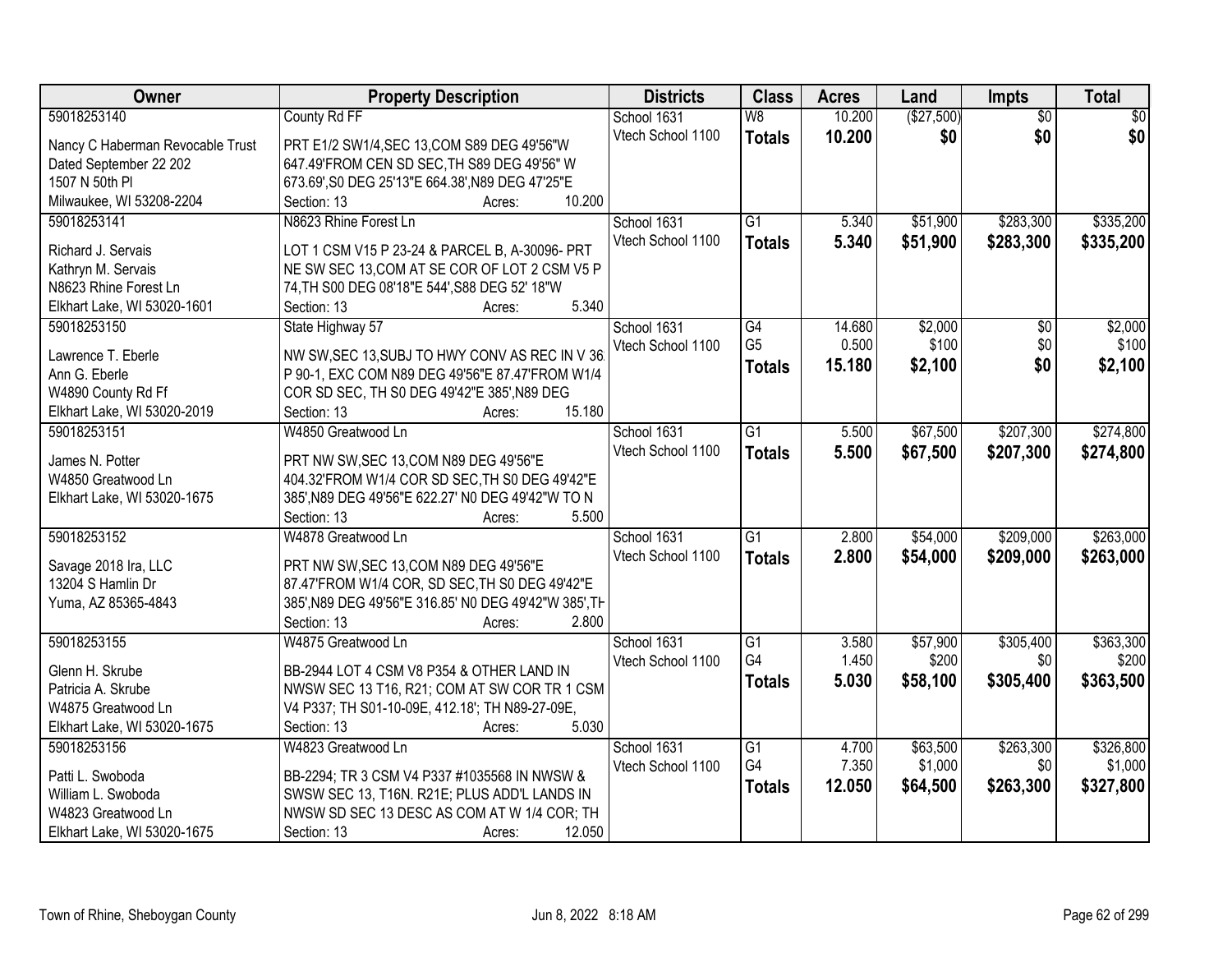| Owner | Property Description | Districts | Class | Acres | Land | Impts | Total |
|---|---|---|---|---|---|---|---|
| 59018253140<br>Nancy C Haberman Revocable Trust<br>Dated September 22 202<br>1507 N 50th Pl<br>Milwaukee, WI 53208-2204 | County Rd FF<br>PRT E1/2 SW1/4,SEC 13,COM S89 DEG 49'56"W 647.49'FROM CEN SD SEC,TH S89 DEG 49'56" W 673.69',S0 DEG 25'13"E 664.38',N89 DEG 47'25"E<br>Section: 13 Acres: 10.200 | School 1631<br>Vtech School 1100 | W8<br>**Totals** | 10.200<br>**10.200** | ($27,500)<br>**$0** | $0<br>**$0** | $0<br>**$0** |
| 59018253141<br>Richard J. Servais<br>Kathryn M. Servais<br>N8623 Rhine Forest Ln<br>Elkhart Lake, WI 53020-1601 | N8623 Rhine Forest Ln<br>LOT 1 CSM V15 P 23-24 & PARCEL B, A-30096- PRT NE SW SEC 13,COM AT SE COR OF LOT 2 CSM V5 P 74,TH S00 DEG 08'18"E 544',S88 DEG 52' 18"W<br>Section: 13 Acres: 5.340 | School 1631<br>Vtech School 1100 | G1<br>**Totals** | 5.340<br>**5.340** | $51,900<br>**$51,900** | $283,300<br>**$283,300** | $335,200<br>**$335,200** |
| 59018253150<br>Lawrence T. Eberle<br>Ann G. Eberle<br>W4890 County Rd Ff<br>Elkhart Lake, WI 53020-2019 | State Highway 57<br>NW SW,SEC 13,SUBJ TO HWY CONV AS REC IN V 36 P 90-1, EXC COM N89 DEG 49'56"E 87.47'FROM W1/4 COR SD SEC, TH S0 DEG 49'42"E 385',N89 DEG<br>Section: 13 Acres: 15.180 | School 1631<br>Vtech School 1100 | G4<br>G5<br>**Totals** | 14.680<br>0.500<br>**15.180** | $2,000<br>$100<br>**$2,100** | $0<br>$0<br>**$0** | $2,000<br>$100<br>**$2,100** |
| 59018253151<br>James N. Potter<br>W4850 Greatwood Ln<br>Elkhart Lake, WI 53020-1675 | W4850 Greatwood Ln<br>PRT NW SW,SEC 13,COM N89 DEG 49'56"E 404.32'FROM W1/4 COR SD SEC,TH S0 DEG 49'42"E 385',N89 DEG 49'56"E 622.27' N0 DEG 49'42"W TO N<br>Section: 13 Acres: 5.500 | School 1631<br>Vtech School 1100 | G1<br>**Totals** | 5.500<br>**5.500** | $67,500<br>**$67,500** | $207,300<br>**$207,300** | $274,800<br>**$274,800** |
| 59018253152<br>Savage 2018 Ira, LLC<br>13204 S Hamlin Dr<br>Yuma, AZ 85365-4843 | W4878 Greatwood Ln<br>PRT NW SW,SEC 13,COM N89 DEG 49'56"E 87.47'FROM W1/4 COR, SD SEC,TH S0 DEG 49'42"E 385',N89 DEG 49'56"E 316.85' N0 DEG 49'42"W 385',TH<br>Section: 13 Acres: 2.800 | School 1631<br>Vtech School 1100 | G1<br>**Totals** | 2.800<br>**2.800** | $54,000<br>**$54,000** | $209,000<br>**$209,000** | $263,000<br>**$263,000** |
| 59018253155<br>Glenn H. Skrube<br>Patricia A. Skrube<br>W4875 Greatwood Ln<br>Elkhart Lake, WI 53020-1675 | W4875 Greatwood Ln<br>BB-2944 LOT 4 CSM V8 P354 & OTHER LAND IN NWSW SEC 13 T16, R21; COM AT SW COR TR 1 CSM V4 P337; TH S01-10-09E, 412.18'; TH N89-27-09E,<br>Section: 13 Acres: 5.030 | School 1631<br>Vtech School 1100 | G1<br>G4<br>**Totals** | 3.580<br>1.450<br>**5.030** | $57,900<br>$200<br>**$58,100** | $305,400<br>$0<br>**$305,400** | $363,300<br>$200<br>**$363,500** |
| 59018253156<br>Patti L. Swoboda<br>William L. Swoboda<br>W4823 Greatwood Ln<br>Elkhart Lake, WI 53020-1675 | W4823 Greatwood Ln<br>BB-2294; TR 3 CSM V4 P337 #1035568 IN NWSW & SWSW SEC 13, T16N. R21E; PLUS ADD'L LANDS IN NWSW SD SEC 13 DESC AS COM AT W 1/4 COR; TH<br>Section: 13 Acres: 12.050 | School 1631<br>Vtech School 1100 | G1<br>G4<br>**Totals** | 4.700<br>7.350<br>**12.050** | $63,500<br>$1,000<br>**$64,500** | $263,300<br>$0<br>**$263,300** | $326,800<br>$1,000<br>**$327,800** |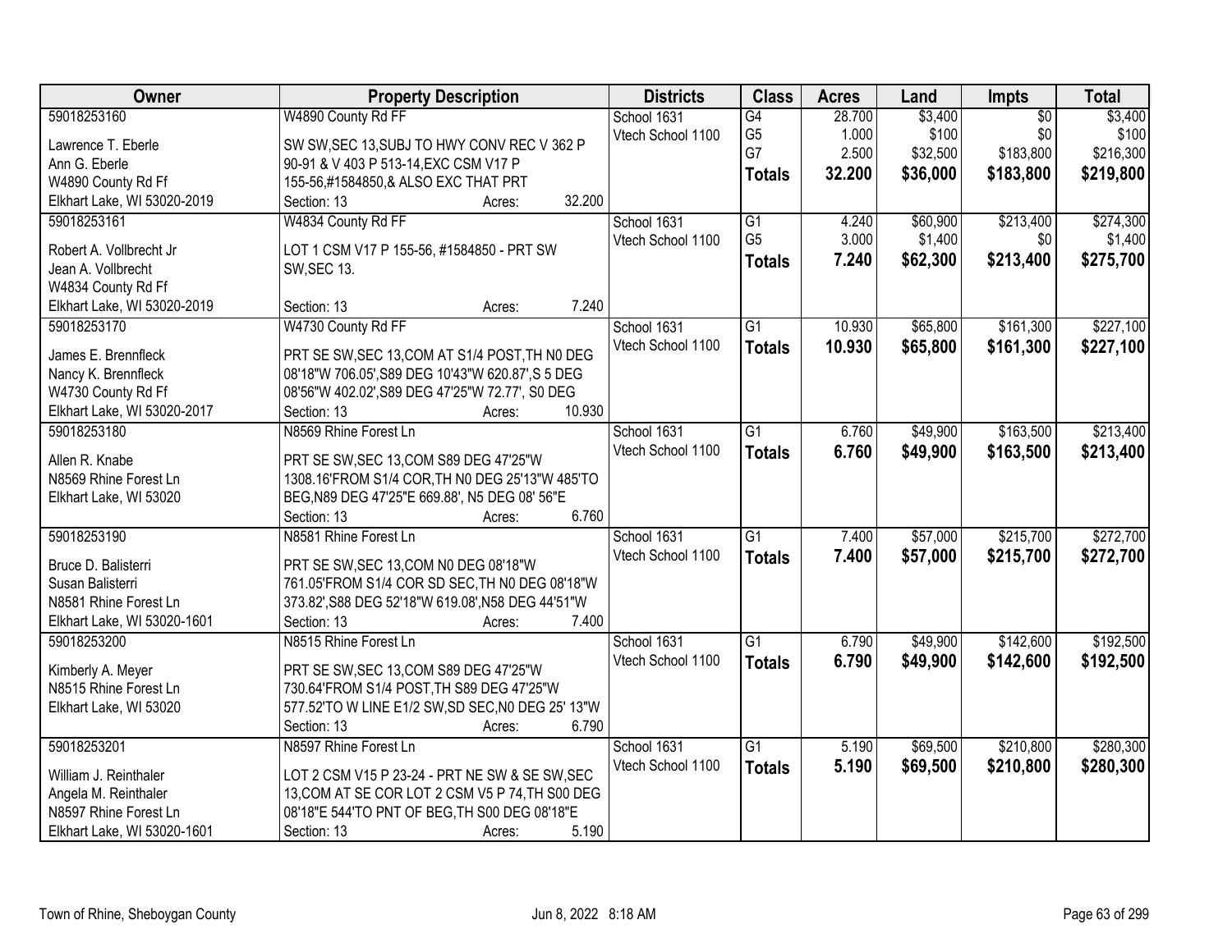| Owner | Property Description | Districts | Class | Acres | Land | Impts | Total |
|---|---|---|---|---|---|---|---|
| 59018253160<br>Lawrence T. Eberle<br>Ann G. Eberle<br>W4890 County Rd Ff<br>Elkhart Lake, WI 53020-2019 | W4890 County Rd FF<br>SW SW,SEC 13,SUBJ TO HWY CONV REC V 362 P 90-91 & V 403 P 513-14,EXC CSM V17 P 155-56,#1584850,& ALSO EXC THAT PRT<br>Section: 13 Acres: 32.200 | School 1631<br>Vtech School 1100 | G4<br>G5<br>G7<br>**Totals** | 28.700<br>1.000<br>2.500<br>**32.200** | $3,400<br>$100<br>$32,500<br>**$36,000** | $0<br>$0<br>$183,800<br>**$183,800** | $3,400<br>$100<br>$216,300<br>**$219,800** |
| 59018253161<br>Robert A. Vollbrecht Jr<br>Jean A. Vollbrecht<br>W4834 County Rd Ff<br>Elkhart Lake, WI 53020-2019 | W4834 County Rd FF<br>LOT 1 CSM V17 P 155-56, #1584850 - PRT SW SW,SEC 13.<br>Section: 13 Acres: 7.240 | School 1631<br>Vtech School 1100 | G1<br>G5<br>**Totals** | 4.240<br>3.000<br>**7.240** | $60,900<br>$1,400<br>**$62,300** | $213,400<br>$0<br>**$213,400** | $274,300<br>$1,400<br>**$275,700** |
| 59018253170<br>James E. Brennfleck<br>Nancy K. Brennfleck<br>W4730 County Rd Ff<br>Elkhart Lake, WI 53020-2017 | W4730 County Rd FF<br>PRT SE SW,SEC 13,COM AT S1/4 POST,TH N0 DEG 08'18"W 706.05',S89 DEG 10'43"W 620.87',S 5 DEG 08'56"W 402.02',S89 DEG 47'25"W 72.77', S0 DEG<br>Section: 13 Acres: 10.930 | School 1631<br>Vtech School 1100 | G1<br>**Totals** | 10.930<br>**10.930** | $65,800<br>**$65,800** | $161,300<br>**$161,300** | $227,100<br>**$227,100** |
| 59018253180<br>Allen R. Knabe<br>N8569 Rhine Forest Ln<br>Elkhart Lake, WI 53020 | N8569 Rhine Forest Ln<br>PRT SE SW,SEC 13,COM S89 DEG 47'25"W 1308.16'FROM S1/4 COR,TH N0 DEG 25'13"W 485'TO BEG,N89 DEG 47'25"E 669.88', N5 DEG 08' 56"E<br>Section: 13 Acres: 6.760 | School 1631<br>Vtech School 1100 | G1<br>**Totals** | 6.760<br>**6.760** | $49,900<br>**$49,900** | $163,500<br>**$163,500** | $213,400<br>**$213,400** |
| 59018253190<br>Bruce D. Balisterri<br>Susan Balisterri<br>N8581 Rhine Forest Ln<br>Elkhart Lake, WI 53020-1601 | N8581 Rhine Forest Ln<br>PRT SE SW,SEC 13,COM N0 DEG 08'18"W 761.05'FROM S1/4 COR SD SEC,TH N0 DEG 08'18"W 373.82',S88 DEG 52'18"W 619.08',N58 DEG 44'51"W<br>Section: 13 Acres: 7.400 | School 1631<br>Vtech School 1100 | G1<br>**Totals** | 7.400<br>**7.400** | $57,000<br>**$57,000** | $215,700<br>**$215,700** | $272,700<br>**$272,700** |
| 59018253200<br>Kimberly A. Meyer<br>N8515 Rhine Forest Ln<br>Elkhart Lake, WI 53020 | N8515 Rhine Forest Ln<br>PRT SE SW,SEC 13,COM S89 DEG 47'25"W 730.64'FROM S1/4 POST,TH S89 DEG 47'25"W 577.52'TO W LINE E1/2 SW,SD SEC,N0 DEG 25' 13"W<br>Section: 13 Acres: 6.790 | School 1631<br>Vtech School 1100 | G1<br>**Totals** | 6.790<br>**6.790** | $49,900<br>**$49,900** | $142,600<br>**$142,600** | $192,500<br>**$192,500** |
| 59018253201<br>William J. Reinthaler<br>Angela M. Reinthaler<br>N8597 Rhine Forest Ln<br>Elkhart Lake, WI 53020-1601 | N8597 Rhine Forest Ln<br>LOT 2 CSM V15 P 23-24 - PRT NE SW & SE SW,SEC 13,COM AT SE COR LOT 2 CSM V5 P 74,TH S00 DEG 08'18"E 544'TO PNT OF BEG,TH S00 DEG 08'18"E<br>Section: 13 Acres: 5.190 | School 1631<br>Vtech School 1100 | G1<br>**Totals** | 5.190<br>**5.190** | $69,500<br>**$69,500** | $210,800<br>**$210,800** | $280,300<br>**$280,300** |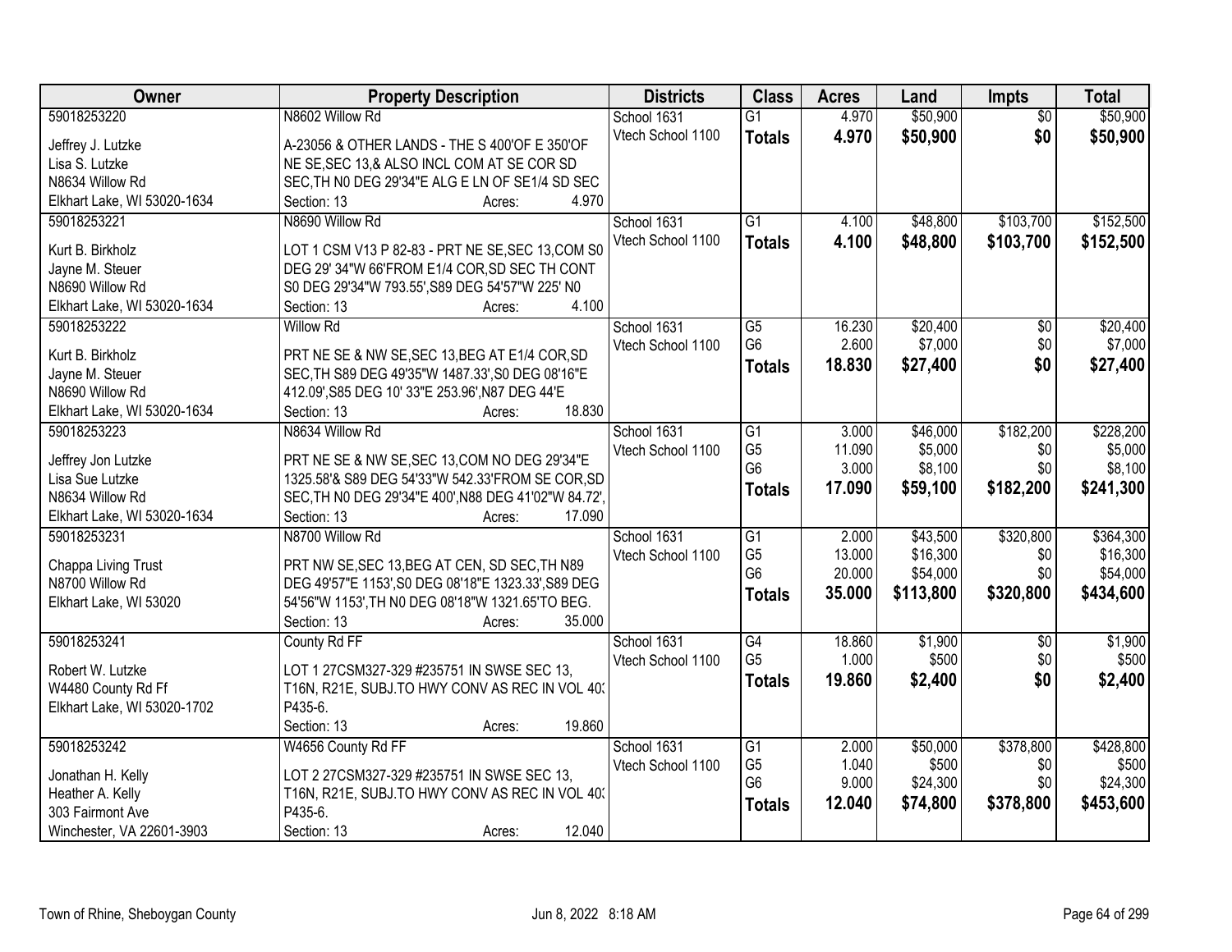| Owner | Property Description | Districts | Class | Acres | Land | Impts | Total |
|---|---|---|---|---|---|---|---|
| 59018253220<br><br>Jeffrey J. Lutzke<br>Lisa S. Lutzke<br>N8634 Willow Rd<br>Elkhart Lake, WI 53020-1634 | N8602 Willow Rd<br><br>A-23056 & OTHER LANDS - THE S 400'OF E 350'OF NE SE,SEC 13,& ALSO INCL COM AT SE COR SD SEC,TH N0 DEG 29'34"E ALG E LN OF SE1/4 SD SEC<br>Section: 13 Acres: 4.970 | School 1631<br>Vtech School 1100 | G1<br>**Totals** | 4.970<br>**4.970** | \$50,900<br>**\$50,900** | \$0<br>**\$0** | \$50,900<br>**\$50,900** |
| 59018253221<br><br>Kurt B. Birkholz<br>Jayne M. Steuer<br>N8690 Willow Rd<br>Elkhart Lake, WI 53020-1634 | N8690 Willow Rd<br><br>LOT 1 CSM V13 P 82-83 - PRT NE SE,SEC 13,COM S0 DEG 29' 34"W 66'FROM E1/4 COR,SD SEC TH CONT S0 DEG 29'34"W 793.55',S89 DEG 54'57"W 225' N0<br>Section: 13 Acres: 4.100 | School 1631<br>Vtech School 1100 | G1<br>**Totals** | 4.100<br>**4.100** | \$48,800<br>**\$48,800** | \$103,700<br>**\$103,700** | \$152,500<br>**\$152,500** |
| 59018253222<br><br>Kurt B. Birkholz<br>Jayne M. Steuer<br>N8690 Willow Rd<br>Elkhart Lake, WI 53020-1634 | Willow Rd<br><br>PRT NE SE & NW SE,SEC 13,BEG AT E1/4 COR,SD SEC,TH S89 DEG 49'35"W 1487.33',S0 DEG 08'16"E 412.09',S85 DEG 10' 33"E 253.96',N87 DEG 44'E<br>Section: 13 Acres: 18.830 | School 1631<br>Vtech School 1100 | G5<br>G6<br>**Totals** | 16.230<br>2.600<br>**18.830** | \$20,400<br>\$7,000<br>**\$27,400** | \$0<br>\$0<br>**\$0** | \$20,400<br>\$7,000<br>**\$27,400** |
| 59018253223<br><br>Jeffrey Jon Lutzke<br>Lisa Sue Lutzke<br>N8634 Willow Rd<br>Elkhart Lake, WI 53020-1634 | N8634 Willow Rd<br><br>PRT NE SE & NW SE,SEC 13,COM NO DEG 29'34"E 1325.58'& S89 DEG 54'33"W 542.33'FROM SE COR,SD SEC,TH N0 DEG 29'34"E 400',N88 DEG 41'02"W 84.72',<br>Section: 13 Acres: 17.090 | School 1631<br>Vtech School 1100 | G1<br>G5<br>G6<br>**Totals** | 3.000<br>11.090<br>3.000<br>**17.090** | \$46,000<br>\$5,000<br>\$8,100<br>**\$59,100** | \$182,200<br>\$0<br>\$0<br>**\$182,200** | \$228,200<br>\$5,000<br>\$8,100<br>**\$241,300** |
| 59018253231<br><br>Chappa Living Trust<br>N8700 Willow Rd<br>Elkhart Lake, WI 53020 | N8700 Willow Rd<br><br>PRT NW SE,SEC 13,BEG AT CEN, SD SEC,TH N89 DEG 49'57"E 1153',S0 DEG 08'18"E 1323.33',S89 DEG 54'56"W 1153',TH N0 DEG 08'18"W 1321.65'TO BEG.<br>Section: 13 Acres: 35.000 | School 1631<br>Vtech School 1100 | G1<br>G5<br>G6<br>**Totals** | 2.000<br>13.000<br>20.000<br>**35.000** | \$43,500<br>\$16,300<br>\$54,000<br>**\$113,800** | \$320,800<br>\$0<br>\$0<br>**\$320,800** | \$364,300<br>\$16,300<br>\$54,000<br>**\$434,600** |
| 59018253241<br><br>Robert W. Lutzke<br>W4480 County Rd Ff<br>Elkhart Lake, WI 53020-1702 | County Rd FF<br><br>LOT 1 27CSM327-329 #235751 IN SWSE SEC 13, T16N, R21E, SUBJ.TO HWY CONV AS REC IN VOL 403 P435-6.<br>Section: 13 Acres: 19.860 | School 1631<br>Vtech School 1100 | G4<br>G5<br>**Totals** | 18.860<br>1.000<br>**19.860** | \$1,900<br>\$500<br>**\$2,400** | \$0<br>\$0<br>**\$0** | \$1,900<br>\$500<br>**\$2,400** |
| 59018253242<br><br>Jonathan H. Kelly<br>Heather A. Kelly<br>303 Fairmont Ave<br>Winchester, VA 22601-3903 | W4656 County Rd FF<br><br>LOT 2 27CSM327-329 #235751 IN SWSE SEC 13, T16N, R21E, SUBJ.TO HWY CONV AS REC IN VOL 403 P435-6.<br>Section: 13 Acres: 12.040 | School 1631<br>Vtech School 1100 | G1<br>G5<br>G6<br>**Totals** | 2.000<br>1.040<br>9.000<br>**12.040** | \$50,000<br>\$500<br>\$24,300<br>**\$74,800** | \$378,800<br>\$0<br>\$0<br>**\$378,800** | \$428,800<br>\$500<br>\$24,300<br>**\$453,600** |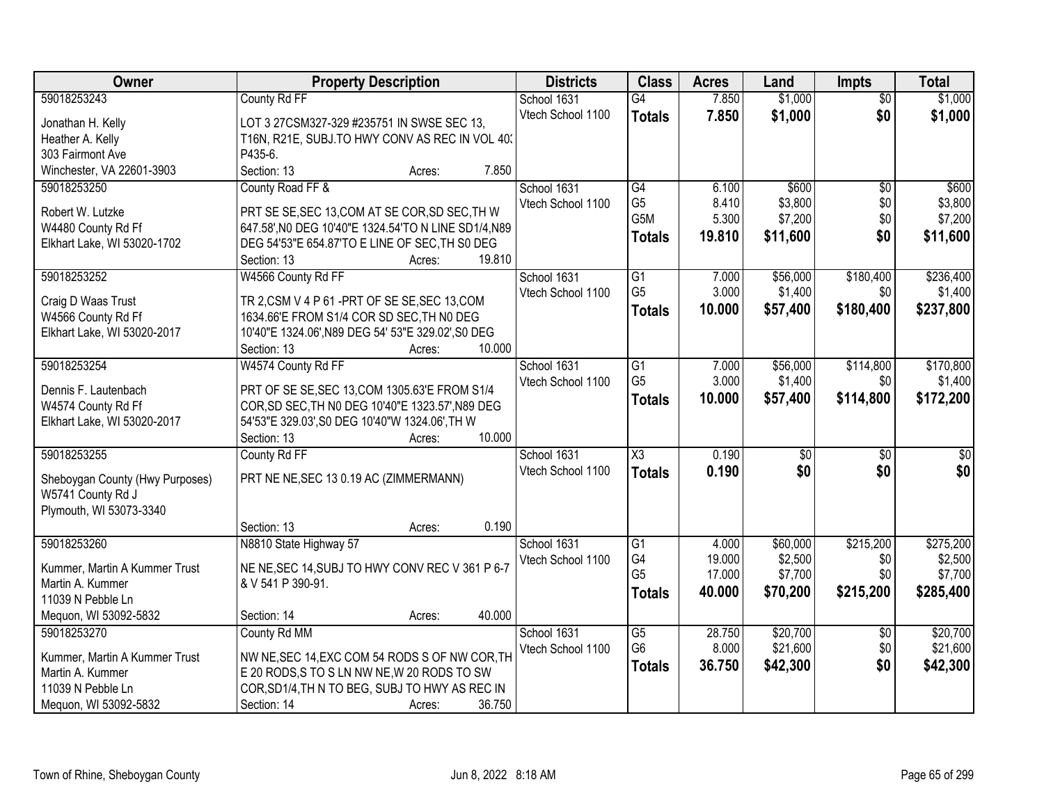| Owner | Property Description | Districts | Class | Acres | Land | Impts | Total |
|---|---|---|---|---|---|---|---|
| 59018253243<br>Jonathan H. Kelly<br>Heather A. Kelly<br>303 Fairmont Ave<br>Winchester, VA 22601-3903 | County Rd FF<br>LOT 3 27CSM327-329 #235751 IN SWSE SEC 13, T16N, R21E, SUBJ.TO HWY CONV AS REC IN VOL 403 P435-6.<br>Section: 13 Acres: 7.850 | School 1631<br>Vtech School 1100 | G4<br>**Totals** | 7.850<br>**7.850** | $1,000<br>**$1,000** | $0<br>**$0** | $1,000<br>**$1,000** |
| 59018253250<br>Robert W. Lutzke<br>W4480 County Rd Ff<br>Elkhart Lake, WI 53020-1702 | County Road FF &<br>PRT SE SE,SEC 13,COM AT SE COR,SD SEC,TH W 647.58',N0 DEG 10'40"E 1324.54'TO N LINE SD1/4,N89 DEG 54'53"E 654.87'TO E LINE OF SEC,TH S0 DEG<br>Section: 13 Acres: 19.810 | School 1631<br>Vtech School 1100 | G4<br>G5<br>G5M<br>**Totals** | 6.100<br>8.410<br>5.300<br>**19.810** | $600<br>$3,800<br>$7,200<br>**$11,600** | $0<br>$0<br>$0<br>**$0** | $600<br>$3,800<br>$7,200<br>**$11,600** |
| 59018253252<br>Craig D Waas Trust<br>W4566 County Rd Ff<br>Elkhart Lake, WI 53020-2017 | W4566 County Rd FF<br>TR 2,CSM V 4 P 61 -PRT OF SE SE,SEC 13,COM 1634.66'E FROM S1/4 COR SD SEC,TH N0 DEG 10'40"E 1324.06',N89 DEG 54' 53"E 329.02',S0 DEG<br>Section: 13 Acres: 10.000 | School 1631<br>Vtech School 1100 | G1<br>G5<br>**Totals** | 7.000<br>3.000<br>**10.000** | $56,000<br>$1,400<br>**$57,400** | $180,400<br>$0<br>**$180,400** | $236,400<br>$1,400<br>**$237,800** |
| 59018253254<br>Dennis F. Lautenbach<br>W4574 County Rd Ff<br>Elkhart Lake, WI 53020-2017 | W4574 County Rd FF<br>PRT OF SE SE,SEC 13,COM 1305.63'E FROM S1/4 COR,SD SEC,TH N0 DEG 10'40"E 1323.57',N89 DEG 54'53"E 329.03',S0 DEG 10'40"W 1324.06',TH W<br>Section: 13 Acres: 10.000 | School 1631<br>Vtech School 1100 | G1<br>G5<br>**Totals** | 7.000<br>3.000<br>**10.000** | $56,000<br>$1,400<br>**$57,400** | $114,800<br>$0<br>**$114,800** | $170,800<br>$1,400<br>**$172,200** |
| 59018253255<br>Sheboygan County (Hwy Purposes)<br>W5741 County Rd J<br>Plymouth, WI 53073-3340 | County Rd FF<br>PRT NE NE,SEC 13 0.19 AC (ZIMMERMANN)<br>Section: 13 Acres: 0.190 | School 1631<br>Vtech School 1100 | X3<br>**Totals** | 0.190<br>**0.190** | $0<br>**$0** | $0<br>**$0** | $0<br>**$0** |
| 59018253260<br>Kummer, Martin A Kummer Trust<br>Martin A. Kummer<br>11039 N Pebble Ln<br>Mequon, WI 53092-5832 | N8810 State Highway 57<br>NE NE,SEC 14,SUBJ TO HWY CONV REC V 361 P 6-7 & V 541 P 390-91.<br>Section: 14 Acres: 40.000 | School 1631<br>Vtech School 1100 | G1<br>G4<br>G5<br>**Totals** | 4.000<br>19.000<br>17.000<br>**40.000** | $60,000<br>$2,500<br>$7,700<br>**$70,200** | $215,200<br>$0<br>$0<br>**$215,200** | $275,200<br>$2,500<br>$7,700<br>**$285,400** |
| 59018253270<br>Kummer, Martin A Kummer Trust<br>Martin A. Kummer<br>11039 N Pebble Ln<br>Mequon, WI 53092-5832 | County Rd MM<br>NW NE,SEC 14,EXC COM 54 RODS S OF NW COR,TH E 20 RODS,S TO S LN NW NE,W 20 RODS TO SW COR,SD1/4,TH N TO BEG, SUBJ TO HWY AS REC IN<br>Section: 14 Acres: 36.750 | School 1631<br>Vtech School 1100 | G5<br>G6<br>**Totals** | 28.750<br>8.000<br>**36.750** | $20,700<br>$21,600<br>**$42,300** | $0<br>$0<br>**$0** | $20,700<br>$21,600<br>**$42,300** |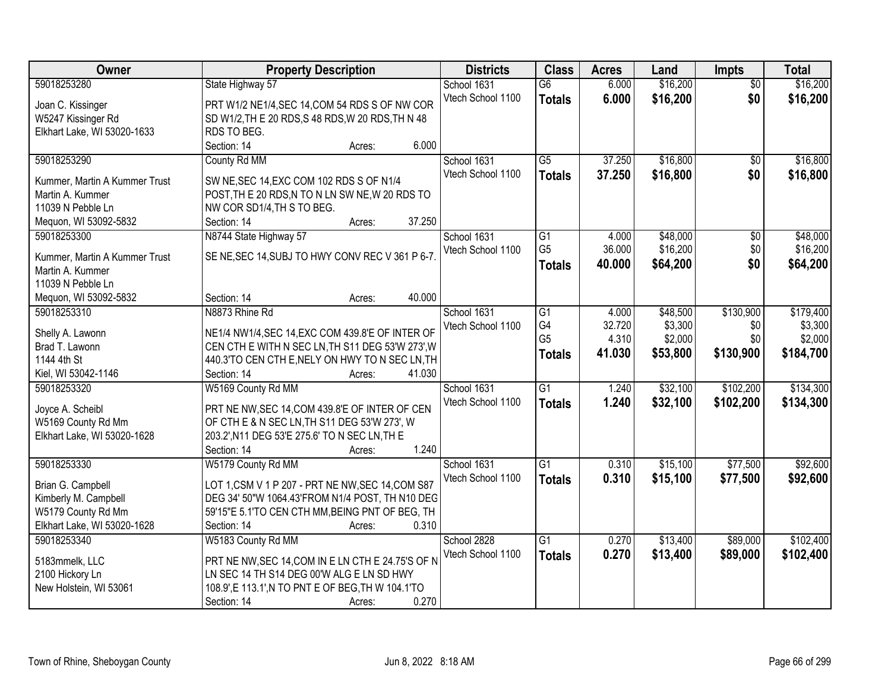| Owner | Property Description | Districts | Class | Acres | Land | Impts | Total |
|---|---|---|---|---|---|---|---|
| 59018253280<br>Joan C. Kissinger<br>W5247 Kissinger Rd<br>Elkhart Lake, WI 53020-1633 | State Highway 57<br>PRT W1/2 NE1/4,SEC 14,COM 54 RDS S OF NW COR SD W1/2,TH E 20 RDS,S 48 RDS,W 20 RDS,TH N 48 RDS TO BEG.<br>Section: 14 Acres: 6.000 | School 1631<br>Vtech School 1100 | G6<br>**Totals** | 6.000<br>**6.000** | $16,200<br>**$16,200** | $0<br>**$0** | $16,200<br>**$16,200** |
| 59018253290<br>Kummer, Martin A Kummer Trust<br>Martin A. Kummer<br>11039 N Pebble Ln<br>Mequon, WI 53092-5832 | County Rd MM<br>SW NE,SEC 14,EXC COM 102 RDS S OF N1/4 POST,TH E 20 RDS,N TO N LN SW NE,W 20 RDS TO NW COR SD1/4,TH S TO BEG.<br>Section: 14 Acres: 37.250 | School 1631<br>Vtech School 1100 | G5<br>**Totals** | 37.250<br>**37.250** | $16,800<br>**$16,800** | $0<br>**$0** | $16,800<br>**$16,800** |
| 59018253300<br>Kummer, Martin A Kummer Trust<br>Martin A. Kummer<br>11039 N Pebble Ln<br>Mequon, WI 53092-5832 | N8744 State Highway 57<br>SE NE,SEC 14,SUBJ TO HWY CONV REC V 361 P 6-7.<br>Section: 14 Acres: 40.000 | School 1631<br>Vtech School 1100 | G1<br>G5<br>**Totals** | 4.000<br>36.000<br>**40.000** | $48,000<br>$16,200<br>**$64,200** | $0<br>$0<br>**$0** | $48,000<br>$16,200<br>**$64,200** |
| 59018253310<br>Shelly A. Lawonn<br>Brad T. Lawonn<br>1144 4th St<br>Kiel, WI 53042-1146 | N8873 Rhine Rd<br>NE1/4 NW1/4,SEC 14,EXC COM 439.8'E OF INTER OF CEN CTH E WITH N SEC LN,TH S11 DEG 53'W 273',W 440.3'TO CEN CTH E,NELY ON HWY TO N SEC LN,TH<br>Section: 14 Acres: 41.030 | School 1631<br>Vtech School 1100 | G1<br>G4<br>G5<br>**Totals** | 4.000<br>32.720<br>4.310<br>**41.030** | $48,500<br>$3,300<br>$2,000<br>**$53,800** | $130,900<br>$0<br>$0<br>**$130,900** | $179,400<br>$3,300<br>$2,000<br>**$184,700** |
| 59018253320<br>Joyce A. Scheibl<br>W5169 County Rd Mm<br>Elkhart Lake, WI 53020-1628 | W5169 County Rd MM<br>PRT NE NW,SEC 14,COM 439.8'E OF INTER OF CEN OF CTH E & N SEC LN,TH S11 DEG 53'W 273', W 203.2',N11 DEG 53'E 275.6' TO N SEC LN,TH E<br>Section: 14 Acres: 1.240 | School 1631<br>Vtech School 1100 | G1<br>**Totals** | 1.240<br>**1.240** | $32,100<br>**$32,100** | $102,200<br>**$102,200** | $134,300<br>**$134,300** |
| 59018253330<br>Brian G. Campbell<br>Kimberly M. Campbell<br>W5179 County Rd Mm<br>Elkhart Lake, WI 53020-1628 | W5179 County Rd MM<br>LOT 1,CSM V 1 P 207 - PRT NE NW,SEC 14,COM S87 DEG 34' 50"W 1064.43'FROM N1/4 POST, TH N10 DEG 59'15"E 5.1'TO CEN CTH MM,BEING PNT OF BEG, TH<br>Section: 14 Acres: 0.310 | School 1631<br>Vtech School 1100 | G1<br>**Totals** | 0.310<br>**0.310** | $15,100<br>**$15,100** | $77,500<br>**$77,500** | $92,600<br>**$92,600** |
| 59018253340<br>5183mmelk, LLC<br>2100 Hickory Ln<br>New Holstein, WI 53061 | W5183 County Rd MM<br>PRT NE NW,SEC 14,COM IN E LN CTH E 24.75'S OF N LN SEC 14 TH S14 DEG 00'W ALG E LN SD HWY 108.9',E 113.1',N TO PNT E OF BEG,TH W 104.1'TO<br>Section: 14 Acres: 0.270 | School 2828<br>Vtech School 1100 | G1<br>**Totals** | 0.270<br>**0.270** | $13,400<br>**$13,400** | $89,000<br>**$89,000** | $102,400<br>**$102,400** |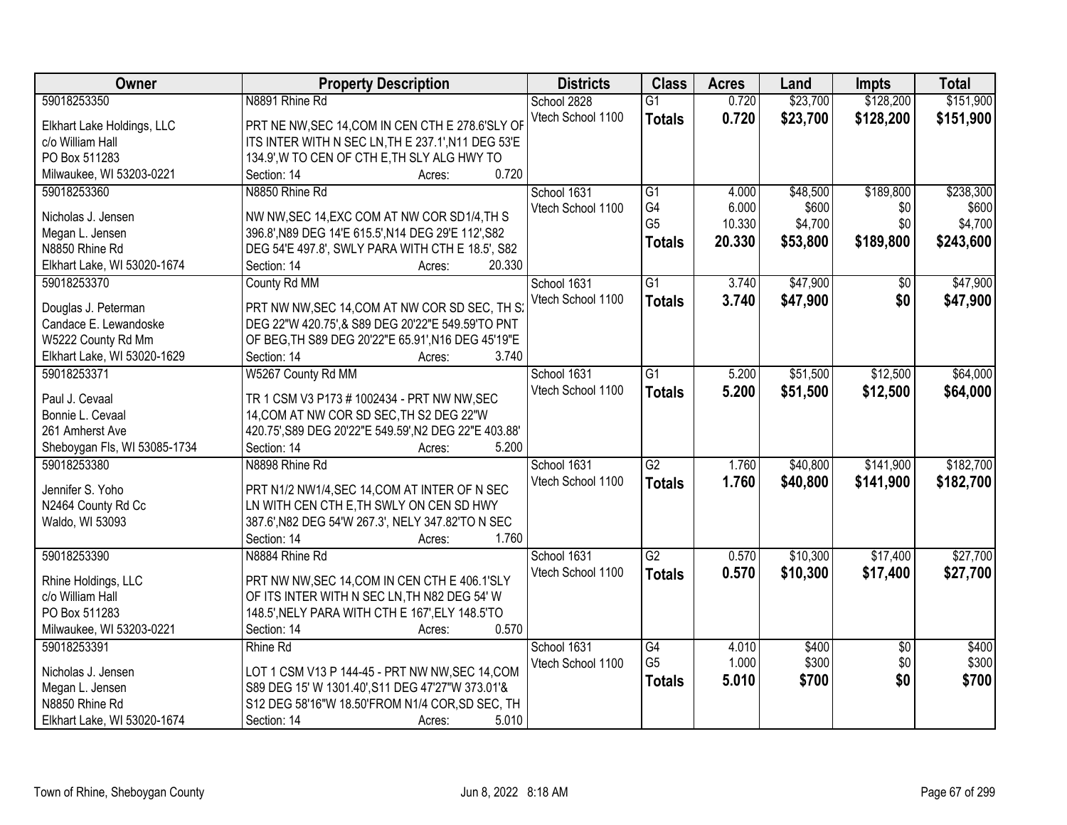| Owner | Property Description | Districts | Class | Acres | Land | Impts | Total |
|---|---|---|---|---|---|---|---|
| 59018253350<br>Elkhart Lake Holdings, LLC<br>c/o William Hall<br>PO Box 511283<br>Milwaukee, WI 53203-0221 | N8891 Rhine Rd<br>PRT NE NW,SEC 14,COM IN CEN CTH E 278.6'SLY OF ITS INTER WITH N SEC LN,TH E 237.1',N11 DEG 53'E 134.9',W TO CEN OF CTH E,TH SLY ALG HWY TO<br>Section: 14 Acres: 0.720 | School 2828<br>Vtech School 1100 | G1<br>**Totals** | 0.720<br>**0.720** | $23,700<br>**$23,700** | $128,200<br>**$128,200** | $151,900<br>**$151,900** |
| 59018253360<br>Nicholas J. Jensen<br>Megan L. Jensen<br>N8850 Rhine Rd<br>Elkhart Lake, WI 53020-1674 | N8850 Rhine Rd<br>NW NW,SEC 14,EXC COM AT NW COR SD1/4,TH S 396.8',N89 DEG 14'E 615.5',N14 DEG 29'E 112',S82 DEG 54'E 497.8', SWLY PARA WITH CTH E 18.5', S82<br>Section: 14 Acres: 20.330 | School 1631<br>Vtech School 1100 | G1<br>G4<br>G5<br>**Totals** | 4.000<br>6.000<br>10.330<br>**20.330** | $48,500<br>$600<br>$4,700<br>**$53,800** | $189,800<br>$0<br>$0<br>**$189,800** | $238,300<br>$600<br>$4,700<br>**$243,600** |
| 59018253370<br>Douglas J. Peterman<br>Candace E. Lewandoske<br>W5222 County Rd Mm<br>Elkhart Lake, WI 53020-1629 | County Rd MM<br>PRT NW NW,SEC 14,COM AT NW COR SD SEC, TH S2 DEG 22"W 420.75',& S89 DEG 20'22"E 549.59'TO PNT OF BEG,TH S89 DEG 20'22"E 65.91',N16 DEG 45'19"E<br>Section: 14 Acres: 3.740 | School 1631<br>Vtech School 1100 | G1<br>**Totals** | 3.740<br>**3.740** | $47,900<br>**$47,900** | $0<br>**$0** | $47,900<br>**$47,900** |
| 59018253371<br>Paul J. Cevaal<br>Bonnie L. Cevaal<br>261 Amherst Ave<br>Sheboygan Fls, WI 53085-1734 | W5267 County Rd MM<br>TR 1 CSM V3 P173 # 1002434 - PRT NW NW,SEC 14,COM AT NW COR SD SEC,TH S2 DEG 22"W 420.75',S89 DEG 20'22"E 549.59',N2 DEG 22"E 403.88'<br>Section: 14 Acres: 5.200 | School 1631<br>Vtech School 1100 | G1<br>**Totals** | 5.200<br>**5.200** | $51,500<br>**$51,500** | $12,500<br>**$12,500** | $64,000<br>**$64,000** |
| 59018253380<br>Jennifer S. Yoho<br>N2464 County Rd Cc<br>Waldo, WI 53093 | N8898 Rhine Rd<br>PRT N1/2 NW1/4,SEC 14,COM AT INTER OF N SEC LN WITH CEN CTH E,TH SWLY ON CEN SD HWY 387.6',N82 DEG 54'W 267.3', NELY 347.82'TO N SEC<br>Section: 14 Acres: 1.760 | School 1631<br>Vtech School 1100 | G2<br>**Totals** | 1.760<br>**1.760** | $40,800<br>**$40,800** | $141,900<br>**$141,900** | $182,700<br>**$182,700** |
| 59018253390<br>Rhine Holdings, LLC<br>c/o William Hall<br>PO Box 511283<br>Milwaukee, WI 53203-0221 | N8884 Rhine Rd<br>PRT NW NW,SEC 14,COM IN CEN CTH E 406.1'SLY OF ITS INTER WITH N SEC LN,TH N82 DEG 54' W 148.5',NELY PARA WITH CTH E 167',ELY 148.5'TO<br>Section: 14 Acres: 0.570 | School 1631<br>Vtech School 1100 | G2<br>**Totals** | 0.570<br>**0.570** | $10,300<br>**$10,300** | $17,400<br>**$17,400** | $27,700<br>**$27,700** |
| 59018253391<br>Nicholas J. Jensen<br>Megan L. Jensen<br>N8850 Rhine Rd<br>Elkhart Lake, WI 53020-1674 | Rhine Rd<br>LOT 1 CSM V13 P 144-45 - PRT NW NW,SEC 14,COM S89 DEG 15' W 1301.40',S11 DEG 47'27"W 373.01'& S12 DEG 58'16"W 18.50'FROM N1/4 COR,SD SEC, TH<br>Section: 14 Acres: 5.010 | School 1631<br>Vtech School 1100 | G4<br>G5<br>**Totals** | 4.010<br>1.000<br>**5.010** | $400<br>$300<br>**$700** | $0<br>$0<br>**$0** | $400<br>$300<br>**$700** |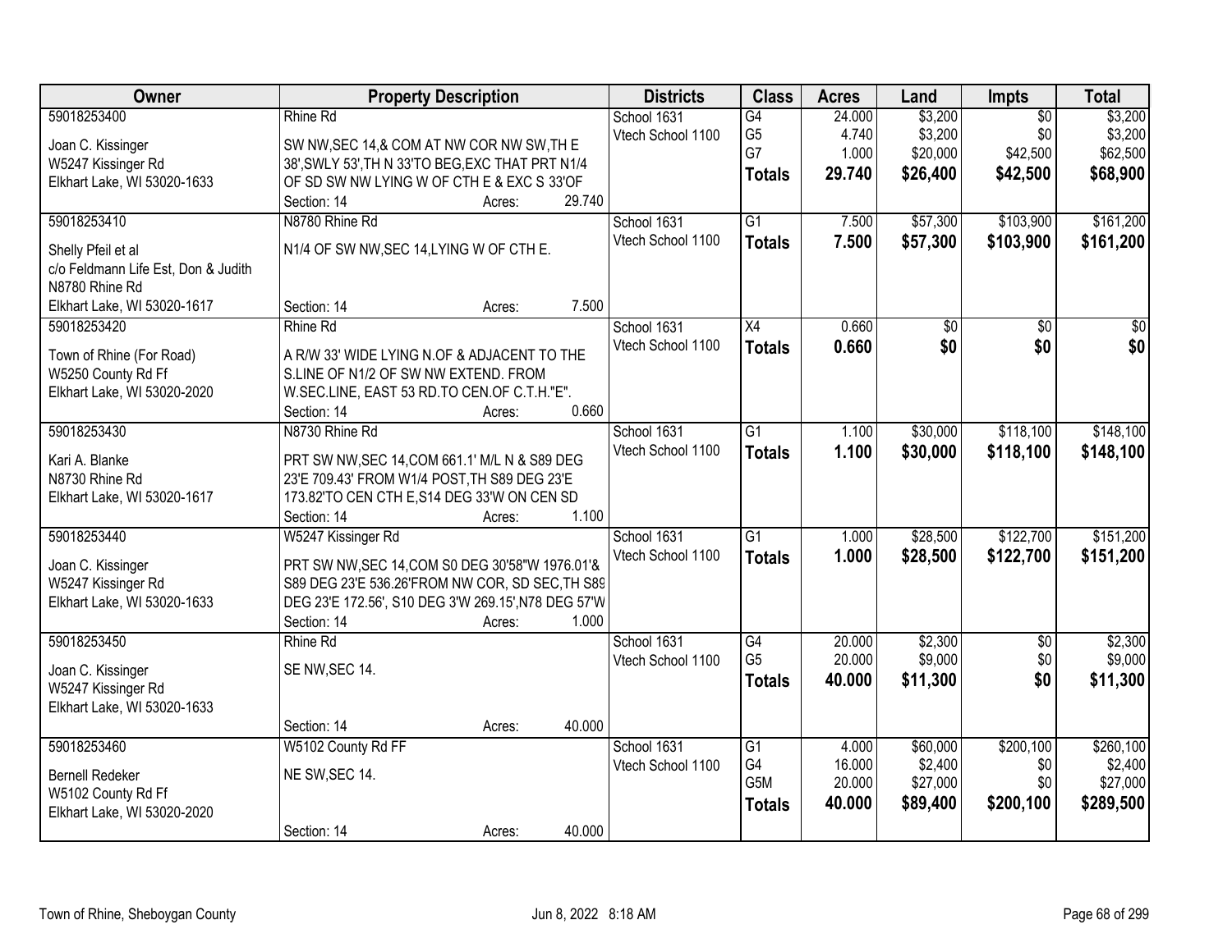| Owner | Property Description | Districts | Class | Acres | Land | Impts | Total |
|---|---|---|---|---|---|---|---|
| 59018253400<br><br>Joan C. Kissinger<br>W5247 Kissinger Rd<br>Elkhart Lake, WI 53020-1633 | Rhine Rd<br><br>SW NW,SEC 14,& COM AT NW COR NW SW,TH E 38',SWLY 53',TH N 33'TO BEG,EXC THAT PRT N1/4 OF SD SW NW LYING W OF CTH E & EXC S 33'OF<br>Section: 14 Acres: 29.740 | School 1631<br>Vtech School 1100 | G4<br>G5<br>G7<br>**Totals** | 24.000<br>4.740<br>1.000<br>**29.740** | $3,200<br>$3,200<br>$20,000<br>**$26,400** | $0<br>$0<br>$42,500<br>**$42,500** | $3,200<br>$3,200<br>$62,500<br>**$68,900** |
| 59018253410<br><br>Shelly Pfeil et al<br>c/o Feldmann Life Est, Don & Judith<br>N8780 Rhine Rd<br>Elkhart Lake, WI 53020-1617 | N8780 Rhine Rd<br><br>N1/4 OF SW NW,SEC 14,LYING W OF CTH E.<br><br>Section: 14 Acres: 7.500 | School 1631<br>Vtech School 1100 | G1<br>**Totals** | 7.500<br>**7.500** | $57,300<br>**$57,300** | $103,900<br>**$103,900** | $161,200<br>**$161,200** |
| 59018253420<br><br>Town of Rhine (For Road)<br>W5250 County Rd Ff<br>Elkhart Lake, WI 53020-2020 | Rhine Rd<br><br>A R/W 33' WIDE LYING N.OF & ADJACENT TO THE S.LINE OF N1/2 OF SW NW EXTEND. FROM W.SEC.LINE, EAST 53 RD.TO CEN.OF C.T.H."E".<br>Section: 14 Acres: 0.660 | School 1631<br>Vtech School 1100 | X4<br>**Totals** | 0.660<br>**0.660** | $0<br>**$0** | $0<br>**$0** | $0<br>**$0** |
| 59018253430<br><br>Kari A. Blanke<br>N8730 Rhine Rd<br>Elkhart Lake, WI 53020-1617 | N8730 Rhine Rd<br><br>PRT SW NW,SEC 14,COM 661.1' M/L N & S89 DEG 23'E 709.43' FROM W1/4 POST,TH S89 DEG 23'E 173.82'TO CEN CTH E,S14 DEG 33'W ON CEN SD<br>Section: 14 Acres: 1.100 | School 1631<br>Vtech School 1100 | G1<br>**Totals** | 1.100<br>**1.100** | $30,000<br>**$30,000** | $118,100<br>**$118,100** | $148,100<br>**$148,100** |
| 59018253440<br><br>Joan C. Kissinger<br>W5247 Kissinger Rd<br>Elkhart Lake, WI 53020-1633 | W5247 Kissinger Rd<br><br>PRT SW NW,SEC 14,COM S0 DEG 30'58"W 1976.01'& S89 DEG 23'E 536.26'FROM NW COR, SD SEC,TH S89 DEG 23'E 172.56', S10 DEG 3'W 269.15',N78 DEG 57'W<br>Section: 14 Acres: 1.000 | School 1631<br>Vtech School 1100 | G1<br>**Totals** | 1.000<br>**1.000** | $28,500<br>**$28,500** | $122,700<br>**$122,700** | $151,200<br>**$151,200** |
| 59018253450<br><br>Joan C. Kissinger<br>W5247 Kissinger Rd<br>Elkhart Lake, WI 53020-1633 | Rhine Rd<br><br>SE NW,SEC 14.<br><br>Section: 14 Acres: 40.000 | School 1631<br>Vtech School 1100 | G4<br>G5<br>**Totals** | 20.000<br>20.000<br>**40.000** | $2,300<br>$9,000<br>**$11,300** | $0<br>$0<br>**$0** | $2,300<br>$9,000<br>**$11,300** |
| 59018253460<br><br>Bernell Redeker<br>W5102 County Rd Ff<br>Elkhart Lake, WI 53020-2020 | W5102 County Rd FF<br><br>NE SW,SEC 14.<br><br>Section: 14 Acres: 40.000 | School 1631<br>Vtech School 1100 | G1<br>G4<br>G5M<br>**Totals** | 4.000<br>16.000<br>20.000<br>**40.000** | $60,000<br>$2,400<br>$27,000<br>**$89,400** | $200,100<br>$0<br>$0<br>**$200,100** | $260,100<br>$2,400<br>$27,000<br>**$289,500** |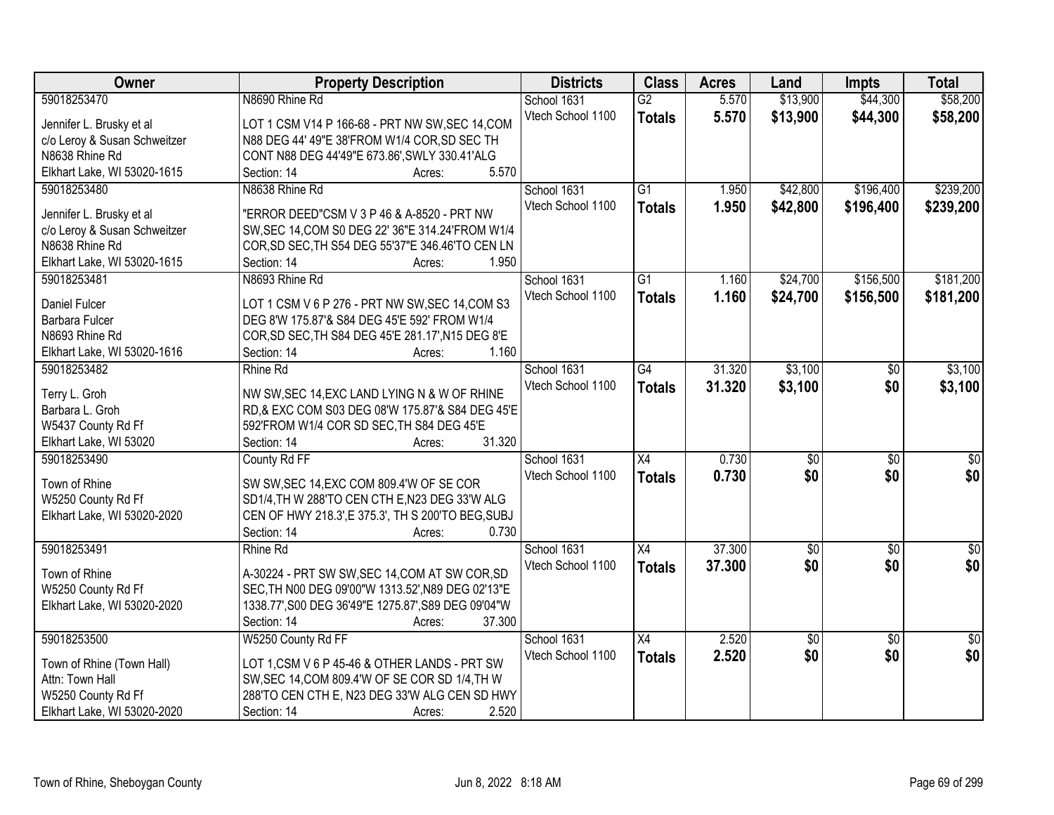| Owner | Property Description | Districts | Class | Acres | Land | Impts | Total |
|---|---|---|---|---|---|---|---|
| 59018253470<br><br>Jennifer L. Brusky et al<br>c/o Leroy & Susan Schweitzer<br>N8638 Rhine Rd<br>Elkhart Lake, WI 53020-1615 | N8690 Rhine Rd<br><br>LOT 1 CSM V14 P 166-68 - PRT NW SW,SEC 14,COM N88 DEG 44' 49"E 38'FROM W1/4 COR,SD SEC TH CONT N88 DEG 44'49"E 673.86',SWLY 330.41'ALG<br>Section: 14 Acres: 5.570 | School 1631<br>Vtech School 1100 | G2<br>**Totals** | 5.570<br>**5.570** | \$13,900<br>**\$13,900** | \$44,300<br>**\$44,300** | \$58,200<br>**\$58,200** |
| 59018253480<br><br>Jennifer L. Brusky et al<br>c/o Leroy & Susan Schweitzer<br>N8638 Rhine Rd<br>Elkhart Lake, WI 53020-1615 | N8638 Rhine Rd<br><br>"ERROR DEED"CSM V 3 P 46 & A-8520 - PRT NW SW,SEC 14,COM S0 DEG 22' 36"E 314.24'FROM W1/4 COR,SD SEC,TH S54 DEG 55'37"E 346.46'TO CEN LN<br>Section: 14 Acres: 1.950 | School 1631<br>Vtech School 1100 | G1<br>**Totals** | 1.950<br>**1.950** | \$42,800<br>**\$42,800** | \$196,400<br>**\$196,400** | \$239,200<br>**\$239,200** |
| 59018253481<br><br>Daniel Fulcer<br>Barbara Fulcer<br>N8693 Rhine Rd<br>Elkhart Lake, WI 53020-1616 | N8693 Rhine Rd<br><br>LOT 1 CSM V 6 P 276 - PRT NW SW,SEC 14,COM S3 DEG 8'W 175.87'& S84 DEG 45'E 592' FROM W1/4 COR,SD SEC,TH S84 DEG 45'E 281.17',N15 DEG 8'E<br>Section: 14 Acres: 1.160 | School 1631<br>Vtech School 1100 | G1<br>**Totals** | 1.160<br>**1.160** | \$24,700<br>**\$24,700** | \$156,500<br>**\$156,500** | \$181,200<br>**\$181,200** |
| 59018253482<br><br>Terry L. Groh<br>Barbara L. Groh<br>W5437 County Rd Ff<br>Elkhart Lake, WI 53020 | Rhine Rd<br><br>NW SW,SEC 14,EXC LAND LYING N & W OF RHINE RD,& EXC COM S03 DEG 08'W 175.87'& S84 DEG 45'E 592'FROM W1/4 COR SD SEC,TH S84 DEG 45'E<br>Section: 14 Acres: 31.320 | School 1631<br>Vtech School 1100 | G4<br>**Totals** | 31.320<br>**31.320** | \$3,100<br>**\$3,100** | \$0<br>**\$0** | \$3,100<br>**\$3,100** |
| 59018253490<br><br>Town of Rhine<br>W5250 County Rd Ff<br>Elkhart Lake, WI 53020-2020 | County Rd FF<br><br>SW SW,SEC 14,EXC COM 809.4'W OF SE COR SD1/4,TH W 288'TO CEN CTH E,N23 DEG 33'W ALG CEN OF HWY 218.3',E 375.3', TH S 200'TO BEG,SUBJ<br>Section: 14 Acres: 0.730 | School 1631<br>Vtech School 1100 | X4<br>**Totals** | 0.730<br>**0.730** | \$0<br>**\$0** | \$0<br>**\$0** | \$0<br>**\$0** |
| 59018253491<br><br>Town of Rhine<br>W5250 County Rd Ff<br>Elkhart Lake, WI 53020-2020 | Rhine Rd<br><br>A-30224 - PRT SW SW,SEC 14,COM AT SW COR,SD SEC,TH N00 DEG 09'00"W 1313.52',N89 DEG 02'13"E 1338.77',S00 DEG 36'49"E 1275.87',S89 DEG 09'04"W<br>Section: 14 Acres: 37.300 | School 1631<br>Vtech School 1100 | X4<br>**Totals** | 37.300<br>**37.300** | \$0<br>**\$0** | \$0<br>**\$0** | \$0<br>**\$0** |
| 59018253500<br><br>Town of Rhine (Town Hall)<br>Attn: Town Hall<br>W5250 County Rd Ff<br>Elkhart Lake, WI 53020-2020 | W5250 County Rd FF<br><br>LOT 1,CSM V 6 P 45-46 & OTHER LANDS - PRT SW SW,SEC 14,COM 809.4'W OF SE COR SD 1/4,TH W 288'TO CEN CTH E, N23 DEG 33'W ALG CEN SD HWY<br>Section: 14 Acres: 2.520 | School 1631<br>Vtech School 1100 | X4<br>**Totals** | 2.520<br>**2.520** | \$0<br>**\$0** | \$0<br>**\$0** | \$0<br>**\$0** |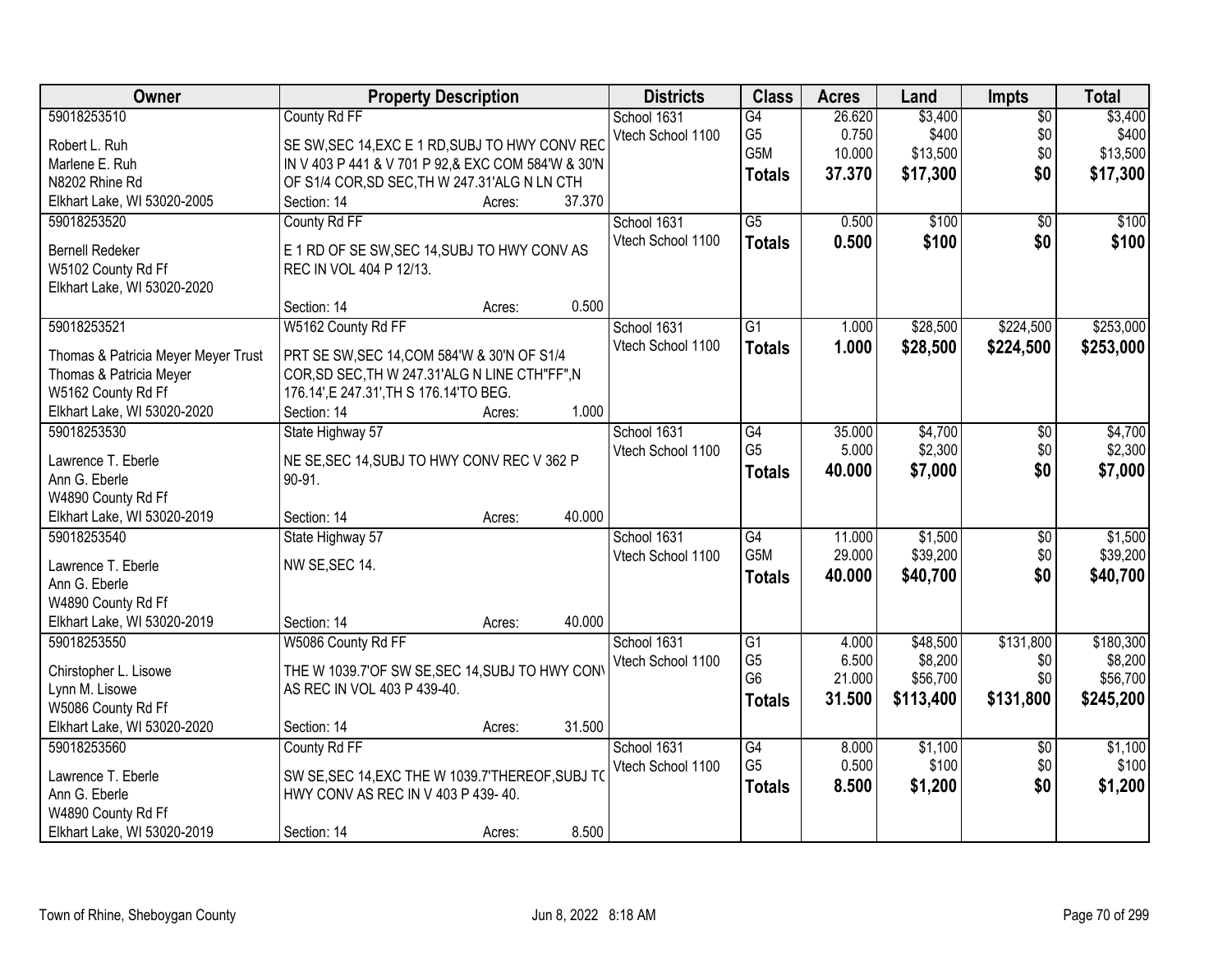| Owner | Property Description | Districts | Class | Acres | Land | Impts | Total |
|---|---|---|---|---|---|---|---|
| 59018253510<br>Robert L. Ruh<br>Marlene E. Ruh<br>N8202 Rhine Rd<br>Elkhart Lake, WI 53020-2005 | County Rd FF<br>SE SW,SEC 14,EXC E 1 RD,SUBJ TO HWY CONV REC IN V 403 P 441 & V 701 P 92,& EXC COM 584'W & 30'N OF S1/4 COR,SD SEC,TH W 247.31'ALG N LN CTH<br>Section: 14 Acres: 37.370 | School 1631<br>Vtech School 1100 | G4<br>G5<br>G5M<br>**Totals** | 26.620<br>0.750<br>10.000<br>**37.370** | $3,400<br>$400<br>$13,500<br>**$17,300** | $0<br>$0<br>$0<br>**$0** | $3,400<br>$400<br>$13,500<br>**$17,300** |
| 59018253520<br>Bernell Redeker<br>W5102 County Rd Ff<br>Elkhart Lake, WI 53020-2020 | County Rd FF<br>E 1 RD OF SE SW,SEC 14,SUBJ TO HWY CONV AS REC IN VOL 404 P 12/13.<br>Section: 14 Acres: 0.500 | School 1631<br>Vtech School 1100 | G5<br>**Totals** | 0.500<br>**0.500** | $100<br>**$100** | $0<br>**$0** | $100<br>**$100** |
| 59018253521<br>Thomas & Patricia Meyer Meyer Trust<br>Thomas & Patricia Meyer<br>W5162 County Rd Ff<br>Elkhart Lake, WI 53020-2020 | W5162 County Rd FF<br>PRT SE SW,SEC 14,COM 584'W & 30'N OF S1/4 COR,SD SEC,TH W 247.31'ALG N LINE CTH"FF",N 176.14',E 247.31',TH S 176.14'TO BEG.<br>Section: 14 Acres: 1.000 | School 1631<br>Vtech School 1100 | G1<br>**Totals** | 1.000<br>**1.000** | $28,500<br>**$28,500** | $224,500<br>**$224,500** | $253,000<br>**$253,000** |
| 59018253530<br>Lawrence T. Eberle<br>Ann G. Eberle<br>W4890 County Rd Ff<br>Elkhart Lake, WI 53020-2019 | State Highway 57<br>NE SE,SEC 14,SUBJ TO HWY CONV REC V 362 P 90-91.<br>Section: 14 Acres: 40.000 | School 1631<br>Vtech School 1100 | G4<br>G5<br>**Totals** | 35.000<br>5.000<br>**40.000** | $4,700<br>$2,300<br>**$7,000** | $0<br>$0<br>**$0** | $4,700<br>$2,300<br>**$7,000** |
| 59018253540<br>Lawrence T. Eberle<br>Ann G. Eberle<br>W4890 County Rd Ff<br>Elkhart Lake, WI 53020-2019 | State Highway 57<br>NW SE,SEC 14.<br>Section: 14 Acres: 40.000 | School 1631<br>Vtech School 1100 | G4<br>G5M<br>**Totals** | 11.000<br>29.000<br>**40.000** | $1,500<br>$39,200<br>**$40,700** | $0<br>$0<br>**$0** | $1,500<br>$39,200<br>**$40,700** |
| 59018253550<br>Chirstopher L. Lisowe<br>Lynn M. Lisowe<br>W5086 County Rd Ff<br>Elkhart Lake, WI 53020-2020 | W5086 County Rd FF<br>THE W 1039.7'OF SW SE,SEC 14,SUBJ TO HWY CONV AS REC IN VOL 403 P 439-40.<br>Section: 14 Acres: 31.500 | School 1631<br>Vtech School 1100 | G1<br>G5<br>G6<br>**Totals** | 4.000<br>6.500<br>21.000<br>**31.500** | $48,500<br>$8,200<br>$56,700<br>**$113,400** | $131,800<br>$0<br>$0<br>**$131,800** | $180,300<br>$8,200<br>$56,700<br>**$245,200** |
| 59018253560<br>Lawrence T. Eberle<br>Ann G. Eberle<br>W4890 County Rd Ff<br>Elkhart Lake, WI 53020-2019 | County Rd FF<br>SW SE,SEC 14,EXC THE W 1039.7'THEREOF,SUBJ TO HWY CONV AS REC IN V 403 P 439- 40.<br>Section: 14 Acres: 8.500 | School 1631<br>Vtech School 1100 | G4<br>G5<br>**Totals** | 8.000<br>0.500<br>**8.500** | $1,100<br>$100<br>**$1,200** | $0<br>$0<br>**$0** | $1,100<br>$100<br>**$1,200** |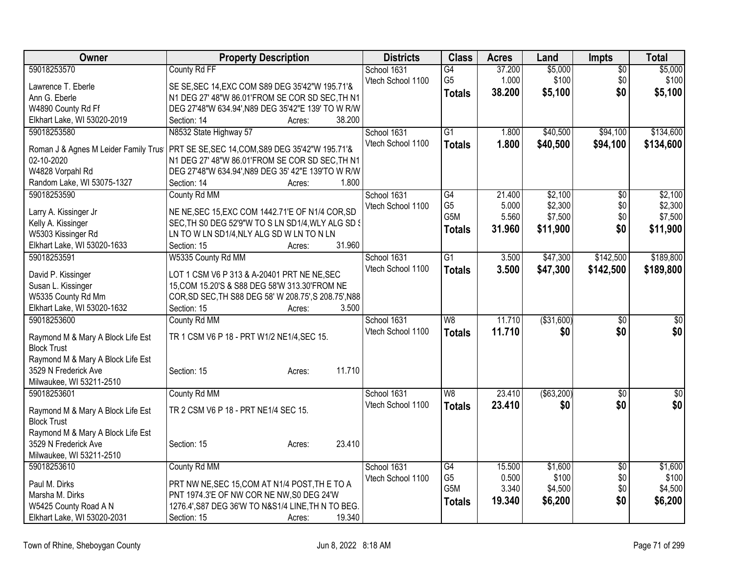| Owner | Property Description | Districts | Class | Acres | Land | Impts | Total |
|---|---|---|---|---|---|---|---|
| 59018253570<br>Lawrence T. Eberle<br>Ann G. Eberle<br>W4890 County Rd Ff<br>Elkhart Lake, WI 53020-2019 | County Rd FF<br>SE SE,SEC 14,EXC COM S89 DEG 35'42"W 195.71'& N1 DEG 27' 48"W 86.01'FROM SE COR SD SEC,TH N1 DEG 27'48"W 634.94',N89 DEG 35'42"E 139' TO W R/W<br>Section: 14 Acres: 38.200 | School 1631<br>Vtech School 1100 | G4<br>G5<br>**Totals** | 37.200<br>1.000<br>**38.200** | $5,000<br>$100<br>**$5,100** | $0<br>$0<br>**$0** | $5,000<br>$100<br>**$5,100** |
| 59018253580<br>Roman J & Agnes M Leider Family Trust 02-10-2020<br>W4828 Vorpahl Rd<br>Random Lake, WI 53075-1327 | N8532 State Highway 57<br>PRT SE SE,SEC 14,COM,S89 DEG 35'42"W 195.71'& N1 DEG 27' 48"W 86.01'FROM SE COR SD SEC,TH N1 DEG 27'48"W 634.94',N89 DEG 35' 42"E 139'TO W R/W<br>Section: 14 Acres: 1.800 | School 1631<br>Vtech School 1100 | G1<br>**Totals** | 1.800<br>**1.800** | $40,500<br>**$40,500** | $94,100<br>**$94,100** | $134,600<br>**$134,600** |
| 59018253590<br>Larry A. Kissinger Jr<br>Kelly A. Kissinger<br>W5303 Kissinger Rd<br>Elkhart Lake, WI 53020-1633 | County Rd MM<br>NE NE,SEC 15,EXC COM 1442.71'E OF N1/4 COR,SD SEC,TH S0 DEG 52'9"W TO S LN SD1/4,WLY ALG SD S LN TO W LN SD1/4,NLY ALG SD W LN TO N LN<br>Section: 15 Acres: 31.960 | School 1631<br>Vtech School 1100 | G4<br>G5<br>G5M<br>**Totals** | 21.400<br>5.000<br>5.560<br>**31.960** | $2,100<br>$2,300<br>$7,500<br>**$11,900** | $0<br>$0<br>$0<br>**$0** | $2,100<br>$2,300<br>$7,500<br>**$11,900** |
| 59018253591<br>David P. Kissinger<br>Susan L. Kissinger<br>W5335 County Rd Mm<br>Elkhart Lake, WI 53020-1632 | W5335 County Rd MM<br>LOT 1 CSM V6 P 313 & A-20401 PRT NE NE,SEC 15,COM 15.20'S & S88 DEG 58'W 313.30'FROM NE COR,SD SEC,TH S88 DEG 58' W 208.75',S 208.75',N88<br>Section: 15 Acres: 3.500 | School 1631<br>Vtech School 1100 | G1<br>**Totals** | 3.500<br>**3.500** | $47,300<br>**$47,300** | $142,500<br>**$142,500** | $189,800<br>**$189,800** |
| 59018253600<br>Raymond M & Mary A Block Life Est<br>Block Trust<br>Raymond M & Mary A Block Life Est<br>3529 N Frederick Ave<br>Milwaukee, WI 53211-2510 | County Rd MM<br>TR 1 CSM V6 P 18 - PRT W1/2 NE1/4,SEC 15.<br>Section: 15 Acres: 11.710 | School 1631<br>Vtech School 1100 | W8<br>**Totals** | 11.710<br>**11.710** | ($31,600)<br>**$0** | $0<br>**$0** | $0<br>**$0** |
| 59018253601<br>Raymond M & Mary A Block Life Est<br>Block Trust<br>Raymond M & Mary A Block Life Est<br>3529 N Frederick Ave<br>Milwaukee, WI 53211-2510 | County Rd MM<br>TR 2 CSM V6 P 18 - PRT NE1/4 SEC 15.<br>Section: 15 Acres: 23.410 | School 1631<br>Vtech School 1100 | W8<br>**Totals** | 23.410<br>**23.410** | ($63,200)<br>**$0** | $0<br>**$0** | $0<br>**$0** |
| 59018253610<br>Paul M. Dirks<br>Marsha M. Dirks<br>W5425 County Road A N<br>Elkhart Lake, WI 53020-2031 | County Rd MM<br>PRT NW NE,SEC 15,COM AT N1/4 POST,TH E TO A PNT 1974.3'E OF NW COR NE NW,S0 DEG 24'W 1276.4',S87 DEG 36'W TO N&S1/4 LINE,TH N TO BEG.<br>Section: 15 Acres: 19.340 | School 1631<br>Vtech School 1100 | G4<br>G5<br>G5M<br>**Totals** | 15.500<br>0.500<br>3.340<br>**19.340** | $1,600<br>$100<br>$4,500<br>**$6,200** | $0<br>$0<br>$0<br>**$0** | $1,600<br>$100<br>$4,500<br>**$6,200** |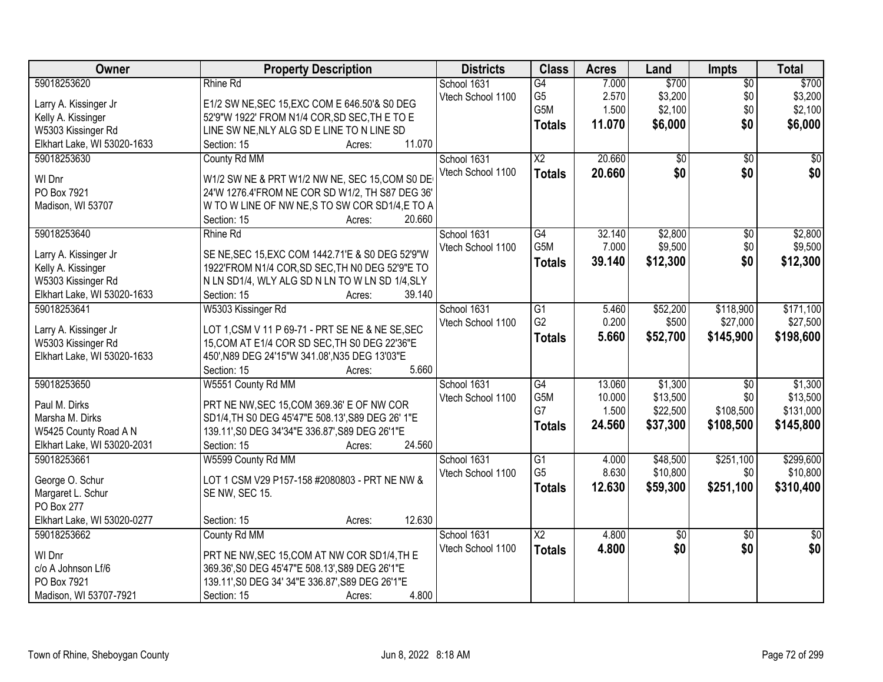| Owner | Property Description | Districts | Class | Acres | Land | Impts | Total |
|---|---|---|---|---|---|---|---|
| 59018253620<br>Larry A. Kissinger Jr<br>Kelly A. Kissinger<br>W5303 Kissinger Rd<br>Elkhart Lake, WI 53020-1633 | Rhine Rd<br>E1/2 SW NE,SEC 15,EXC COM E 646.50'& S0 DEG 52'9"W 1922' FROM N1/4 COR,SD SEC,TH E TO E LINE SW NE,NLY ALG SD E LINE TO N LINE SD<br>Section: 15 Acres: 11.070 | School 1631<br>Vtech School 1100 | G4<br>G5<br>G5M<br>**Totals** | 7.000<br>2.570<br>1.500<br>**11.070** | $700<br>$3,200<br>$2,100<br>**$6,000** | $0<br>$0<br>$0<br>**$0** | $700<br>$3,200<br>$2,100<br>**$6,000** |
| 59018253630<br>WI Dnr<br>PO Box 7921<br>Madison, WI 53707 | County Rd MM<br>W1/2 SW NE & PRT W1/2 NW NE, SEC 15,COM S0 DE 24'W 1276.4'FROM NE COR SD W1/2, TH S87 DEG 36' W TO W LINE OF NW NE,S TO SW COR SD1/4,E TO A<br>Section: 15 Acres: 20.660 | School 1631<br>Vtech School 1100 | X2<br>**Totals** | 20.660<br>**20.660** | $0<br>**$0** | $0<br>**$0** | $0<br>**$0** |
| 59018253640<br>Larry A. Kissinger Jr<br>Kelly A. Kissinger<br>W5303 Kissinger Rd<br>Elkhart Lake, WI 53020-1633 | Rhine Rd<br>SE NE,SEC 15,EXC COM 1442.71'E & S0 DEG 52'9"W 1922'FROM N1/4 COR,SD SEC,TH N0 DEG 52'9"E TO N LN SD1/4, WLY ALG SD N LN TO W LN SD 1/4,SLY<br>Section: 15 Acres: 39.140 | School 1631<br>Vtech School 1100 | G4<br>G5M<br>**Totals** | 32.140<br>7.000<br>**39.140** | $2,800<br>$9,500<br>**$12,300** | $0<br>$0<br>**$0** | $2,800<br>$9,500<br>**$12,300** |
| 59018253641<br>Larry A. Kissinger Jr<br>W5303 Kissinger Rd<br>Elkhart Lake, WI 53020-1633 | W5303 Kissinger Rd<br>LOT 1,CSM V 11 P 69-71 - PRT SE NE & NE SE,SEC 15,COM AT E1/4 COR SD SEC,TH S0 DEG 22'36"E 450',N89 DEG 24'15"W 341.08',N35 DEG 13'03"E<br>Section: 15 Acres: 5.660 | School 1631<br>Vtech School 1100 | G1<br>G2<br>**Totals** | 5.460<br>0.200<br>**5.660** | $52,200<br>$500<br>**$52,700** | $118,900<br>$27,000<br>**$145,900** | $171,100<br>$27,500<br>**$198,600** |
| 59018253650<br>Paul M. Dirks<br>Marsha M. Dirks<br>W5425 County Road A N<br>Elkhart Lake, WI 53020-2031 | W5551 County Rd MM<br>PRT NE NW,SEC 15,COM 369.36' E OF NW COR SD1/4,TH S0 DEG 45'47"E 508.13',S89 DEG 26' 1"E 139.11',S0 DEG 34'34"E 336.87',S89 DEG 26'1"E<br>Section: 15 Acres: 24.560 | School 1631<br>Vtech School 1100 | G4<br>G5M<br>G7<br>**Totals** | 13.060<br>10.000<br>1.500<br>**24.560** | $1,300<br>$13,500<br>$22,500<br>**$37,300** | $0<br>$0<br>$108,500<br>**$108,500** | $1,300<br>$13,500<br>$131,000<br>**$145,800** |
| 59018253661<br>George O. Schur<br>Margaret L. Schur<br>PO Box 277<br>Elkhart Lake, WI 53020-0277 | W5599 County Rd MM<br>LOT 1 CSM V29 P157-158 #2080803 - PRT NE NW & SE NW, SEC 15.<br>Section: 15 Acres: 12.630 | School 1631<br>Vtech School 1100 | G1<br>G5<br>**Totals** | 4.000<br>8.630<br>**12.630** | $48,500<br>$10,800<br>**$59,300** | $251,100<br>$0<br>**$251,100** | $299,600<br>$10,800<br>**$310,400** |
| 59018253662<br>WI Dnr<br>c/o A Johnson Lf/6<br>PO Box 7921<br>Madison, WI 53707-7921 | County Rd MM<br>PRT NE NW,SEC 15,COM AT NW COR SD1/4,TH E 369.36',S0 DEG 45'47"E 508.13',S89 DEG 26'1"E 139.11',S0 DEG 34' 34"E 336.87',S89 DEG 26'1"E<br>Section: 15 Acres: 4.800 | School 1631<br>Vtech School 1100 | X2<br>**Totals** | 4.800<br>**4.800** | $0<br>**$0** | $0<br>**$0** | $0<br>**$0** |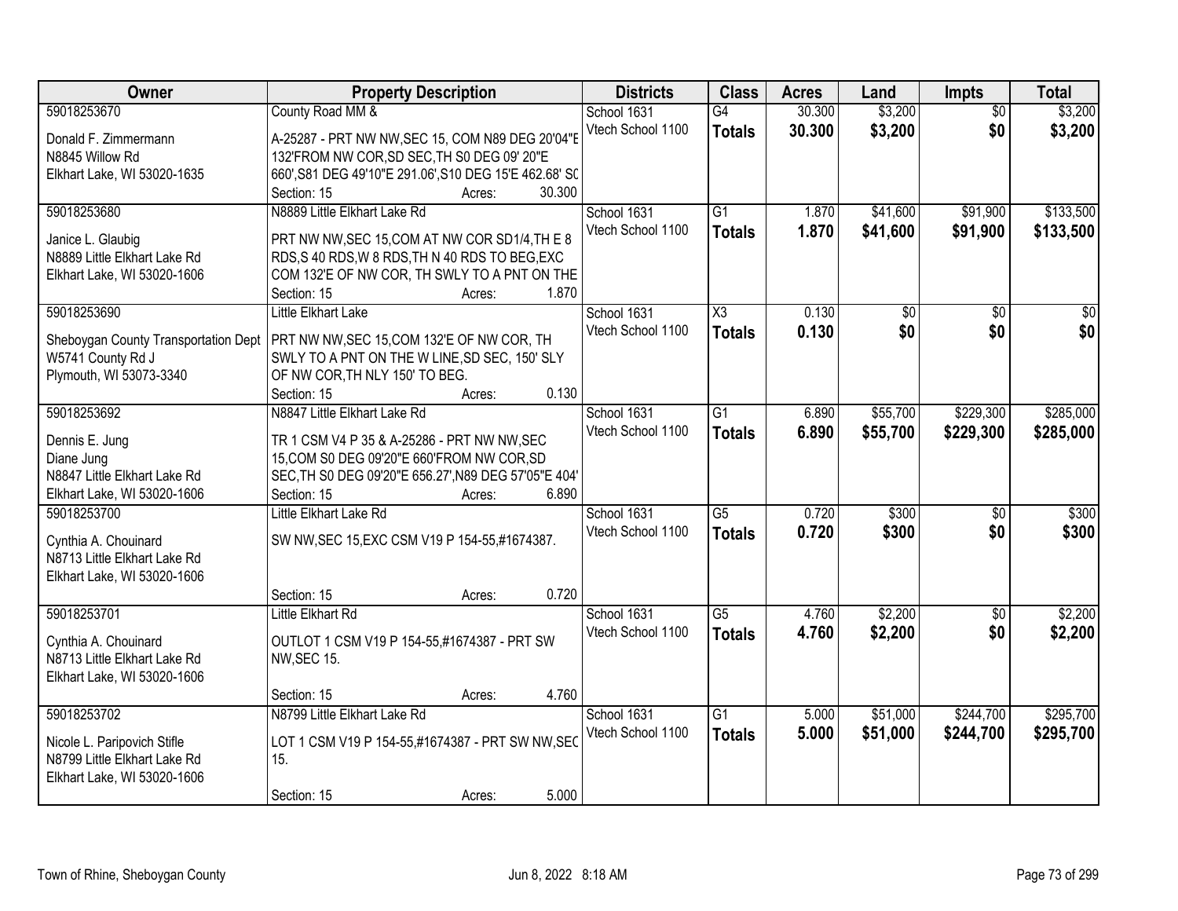| Owner | Property Description | Districts | Class | Acres | Land | Impts | Total |
|---|---|---|---|---|---|---|---|
| 59018253670<br>Donald F. Zimmermann<br>N8845 Willow Rd<br>Elkhart Lake, WI 53020-1635 | County Road MM &<br>A-25287 - PRT NW NW,SEC 15, COM N89 DEG 20'04"E 132'FROM NW COR,SD SEC,TH S0 DEG 09' 20"E 660',S81 DEG 49'10"E 291.06',S10 DEG 15'E 462.68' SO<br>Section: 15 Acres: 30.300 | School 1631<br>Vtech School 1100 | G4<br>**Totals** | 30.300<br>**30.300** | $3,200<br>**$3,200** | $0<br>**$0** | $3,200<br>**$3,200** |
| 59018253680<br>Janice L. Glaubig<br>N8889 Little Elkhart Lake Rd<br>Elkhart Lake, WI 53020-1606 | N8889 Little Elkhart Lake Rd<br>PRT NW NW,SEC 15,COM AT NW COR SD1/4,TH E 8 RDS,S 40 RDS,W 8 RDS,TH N 40 RDS TO BEG,EXC COM 132'E OF NW COR, TH SWLY TO A PNT ON THE<br>Section: 15 Acres: 1.870 | School 1631<br>Vtech School 1100 | G1<br>**Totals** | 1.870<br>**1.870** | $41,600<br>**$41,600** | $91,900<br>**$91,900** | $133,500<br>**$133,500** |
| 59018253690<br>Sheboygan County Transportation Dept<br>W5741 County Rd J<br>Plymouth, WI 53073-3340 | Little Elkhart Lake<br>PRT NW NW,SEC 15,COM 132'E OF NW COR, TH SWLY TO A PNT ON THE W LINE,SD SEC, 150' SLY OF NW COR,TH NLY 150' TO BEG.<br>Section: 15 Acres: 0.130 | School 1631<br>Vtech School 1100 | X3<br>**Totals** | 0.130<br>**0.130** | $0<br>**$0** | $0<br>**$0** | $0<br>**$0** |
| 59018253692<br>Dennis E. Jung<br>Diane Jung<br>N8847 Little Elkhart Lake Rd<br>Elkhart Lake, WI 53020-1606 | N8847 Little Elkhart Lake Rd<br>TR 1 CSM V4 P 35 & A-25286 - PRT NW NW,SEC 15,COM S0 DEG 09'20"E 660'FROM NW COR,SD SEC,TH S0 DEG 09'20"E 656.27',N89 DEG 57'05"E 404'<br>Section: 15 Acres: 6.890 | School 1631<br>Vtech School 1100 | G1<br>**Totals** | 6.890<br>**6.890** | $55,700<br>**$55,700** | $229,300<br>**$229,300** | $285,000<br>**$285,000** |
| 59018253700<br>Cynthia A. Chouinard<br>N8713 Little Elkhart Lake Rd<br>Elkhart Lake, WI 53020-1606 | Little Elkhart Lake Rd<br>SW NW,SEC 15,EXC CSM V19 P 154-55,#1674387.<br>Section: 15 Acres: 0.720 | School 1631<br>Vtech School 1100 | G5<br>**Totals** | 0.720<br>**0.720** | $300<br>**$300** | $0<br>**$0** | $300<br>**$300** |
| 59018253701<br>Cynthia A. Chouinard<br>N8713 Little Elkhart Lake Rd<br>Elkhart Lake, WI 53020-1606 | Little Elkhart Rd<br>OUTLOT 1 CSM V19 P 154-55,#1674387 - PRT SW NW,SEC 15.<br>Section: 15 Acres: 4.760 | School 1631<br>Vtech School 1100 | G5<br>**Totals** | 4.760<br>**4.760** | $2,200<br>**$2,200** | $0<br>**$0** | $2,200<br>**$2,200** |
| 59018253702<br>Nicole L. Paripovich Stifle<br>N8799 Little Elkhart Lake Rd<br>Elkhart Lake, WI 53020-1606 | N8799 Little Elkhart Lake Rd<br>LOT 1 CSM V19 P 154-55,#1674387 - PRT SW NW,SEC 15.<br>Section: 15 Acres: 5.000 | School 1631<br>Vtech School 1100 | G1<br>**Totals** | 5.000<br>**5.000** | $51,000<br>**$51,000** | $244,700<br>**$244,700** | $295,700<br>**$295,700** |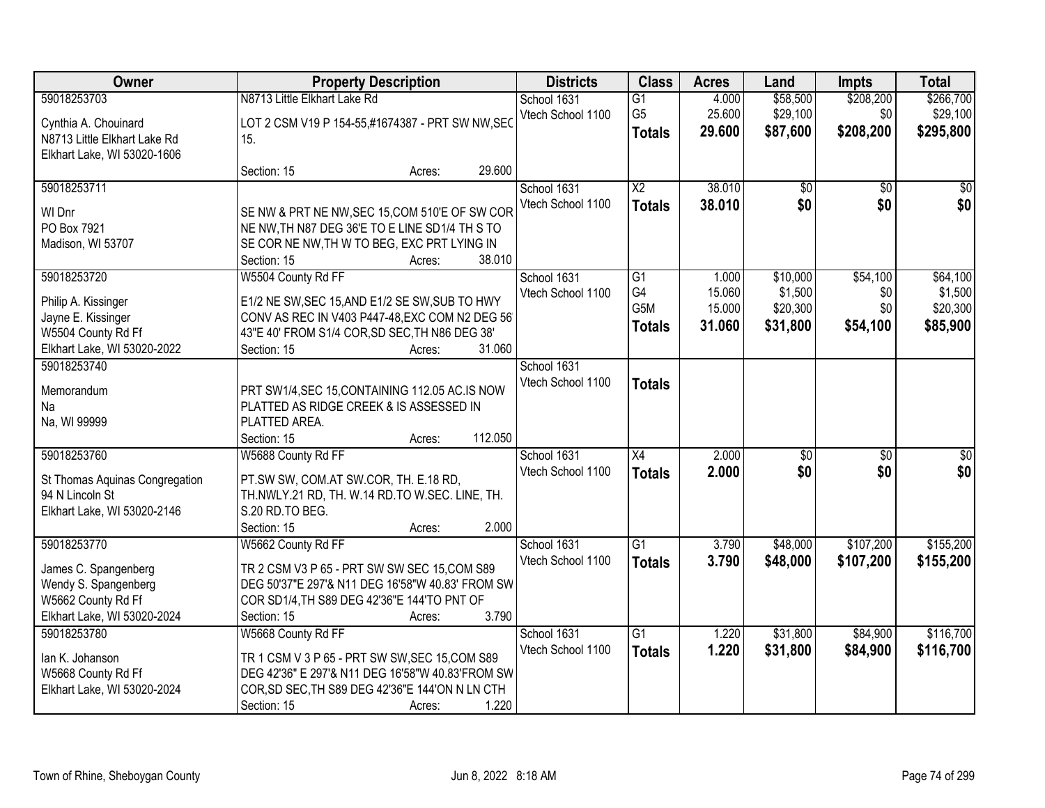| Owner | Property Description | Districts | Class | Acres | Land | Impts | Total |
|---|---|---|---|---|---|---|---|
| 59018253703<br>Cynthia A. Chouinard<br>N8713 Little Elkhart Lake Rd<br>Elkhart Lake, WI 53020-1606 | N8713 Little Elkhart Lake Rd<br>LOT 2 CSM V19 P 154-55,#1674387 - PRT SW NW,SEC 15.<br>Section: 15 Acres: 29.600 | School 1631<br>Vtech School 1100 | G1<br>G5<br>**Totals** | 4.000<br>25.600<br>**29.600** | $58,500<br>$29,100<br>**$87,600** | $208,200<br>$0<br>**$208,200** | $266,700<br>$29,100<br>**$295,800** |
| 59018253711<br>WI Dnr<br>PO Box 7921<br>Madison, WI 53707 | SE NW & PRT NE NW,SEC 15,COM 510'E OF SW COR NE NW,TH N87 DEG 36'E TO E LINE SD1/4 TH S TO SE COR NE NW,TH W TO BEG, EXC PRT LYING IN<br>Section: 15 Acres: 38.010 | School 1631<br>Vtech School 1100 | X2<br>**Totals** | 38.010<br>**38.010** | $0<br>**$0** | $0<br>**$0** | $0<br>**$0** |
| 59018253720<br>Philip A. Kissinger<br>Jayne E. Kissinger<br>W5504 County Rd Ff<br>Elkhart Lake, WI 53020-2022 | W5504 County Rd FF<br>E1/2 NE SW,SEC 15,AND E1/2 SE SW,SUB TO HWY CONV AS REC IN V403 P447-48,EXC COM N2 DEG 56' 43"E 40' FROM S1/4 COR,SD SEC,TH N86 DEG 38'<br>Section: 15 Acres: 31.060 | School 1631<br>Vtech School 1100 | G1<br>G4<br>G5M<br>**Totals** | 1.000<br>15.060<br>15.000<br>**31.060** | $10,000<br>$1,500<br>$20,300<br>**$31,800** | $54,100<br>$0<br>$0<br>**$54,100** | $64,100<br>$1,500<br>$20,300<br>**$85,900** |
| 59018253740<br>Memorandum<br>Na<br>Na, WI 99999 | PRT SW1/4,SEC 15,CONTAINING 112.05 AC.IS NOW PLATTED AS RIDGE CREEK & IS ASSESSED IN PLATTED AREA.<br>Section: 15 Acres: 112.050 | School 1631<br>Vtech School 1100 | **Totals** | | | | |
| 59018253760<br>St Thomas Aquinas Congregation<br>94 N Lincoln St<br>Elkhart Lake, WI 53020-2146 | W5688 County Rd FF<br>PT.SW SW, COM.AT SW.COR, TH. E.18 RD, TH.NWLY.21 RD, TH. W.14 RD.TO W.SEC. LINE, TH. S.20 RD.TO BEG.<br>Section: 15 Acres: 2.000 | School 1631<br>Vtech School 1100 | X4<br>**Totals** | 2.000<br>**2.000** | $0<br>**$0** | $0<br>**$0** | $0<br>**$0** |
| 59018253770<br>James C. Spangenberg<br>Wendy S. Spangenberg<br>W5662 County Rd Ff<br>Elkhart Lake, WI 53020-2024 | W5662 County Rd FF<br>TR 2 CSM V3 P 65 - PRT SW SW SEC 15,COM S89 DEG 50'37"E 297'& N11 DEG 16'58"W 40.83' FROM SW COR SD1/4,TH S89 DEG 42'36"E 144'TO PNT OF<br>Section: 15 Acres: 3.790 | School 1631<br>Vtech School 1100 | G1<br>**Totals** | 3.790<br>**3.790** | $48,000<br>**$48,000** | $107,200<br>**$107,200** | $155,200<br>**$155,200** |
| 59018253780<br>Ian K. Johanson<br>W5668 County Rd Ff<br>Elkhart Lake, WI 53020-2024 | W5668 County Rd FF<br>TR 1 CSM V 3 P 65 - PRT SW SW,SEC 15,COM S89 DEG 42'36" E 297'& N11 DEG 16'58"W 40.83'FROM SW COR,SD SEC,TH S89 DEG 42'36"E 144'ON N LN CTH<br>Section: 15 Acres: 1.220 | School 1631<br>Vtech School 1100 | G1<br>**Totals** | 1.220<br>**1.220** | $31,800<br>**$31,800** | $84,900<br>**$84,900** | $116,700<br>**$116,700** |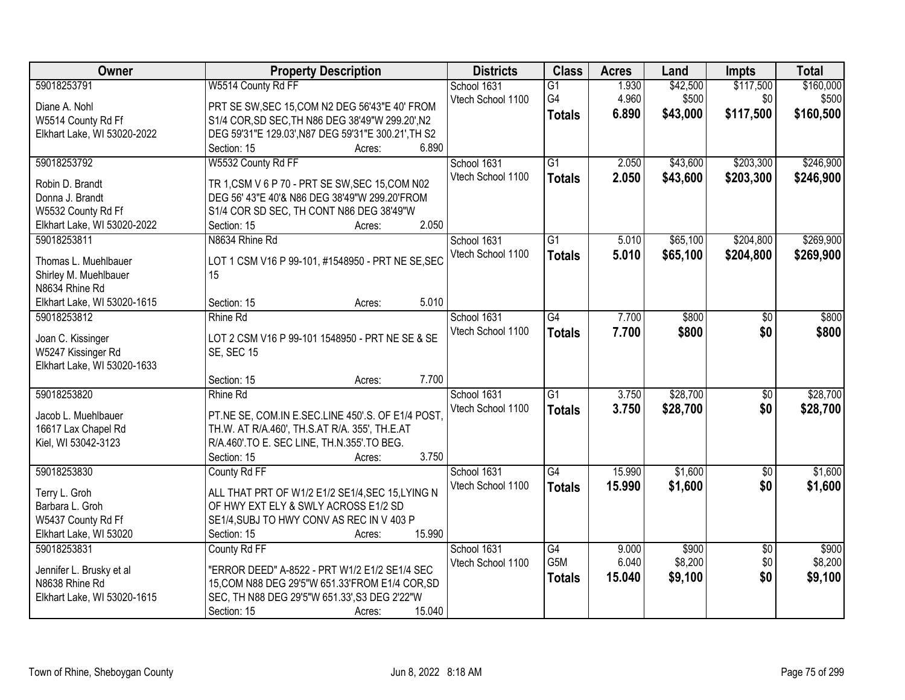| Owner | Property Description | Districts | Class | Acres | Land | Impts | Total |
|---|---|---|---|---|---|---|---|
| 59018253791<br>Diane A. Nohl<br>W5514 County Rd Ff<br>Elkhart Lake, WI 53020-2022 | W5514 County Rd FF<br>PRT SE SW,SEC 15,COM N2 DEG 56'43"E 40' FROM S1/4 COR,SD SEC,TH N86 DEG 38'49"W 299.20',N2 DEG 59'31"E 129.03',N87 DEG 59'31"E 300.21',TH S2<br>Section: 15 Acres: 6.890 | School 1631<br>Vtech School 1100 | G1<br>G4<br>**Totals** | 1.930<br>4.960<br>**6.890** | $42,500<br>$500<br>**$43,000** | $117,500<br>$0<br>**$117,500** | $160,000<br>$500<br>**$160,500** |
| 59018253792<br>Robin D. Brandt<br>Donna J. Brandt<br>W5532 County Rd Ff<br>Elkhart Lake, WI 53020-2022 | W5532 County Rd FF<br>TR 1,CSM V 6 P 70 - PRT SE SW,SEC 15,COM N02 DEG 56' 43"E 40'& N86 DEG 38'49"W 299.20'FROM S1/4 COR SD SEC, TH CONT N86 DEG 38'49"W<br>Section: 15 Acres: 2.050 | School 1631<br>Vtech School 1100 | G1<br>**Totals** | 2.050<br>**2.050** | $43,600<br>**$43,600** | $203,300<br>**$203,300** | $246,900<br>**$246,900** |
| 59018253811<br>Thomas L. Muehlbauer<br>Shirley M. Muehlbauer<br>N8634 Rhine Rd<br>Elkhart Lake, WI 53020-1615 | N8634 Rhine Rd<br>LOT 1 CSM V16 P 99-101, #1548950 - PRT NE SE,SEC 15<br>Section: 15 Acres: 5.010 | School 1631<br>Vtech School 1100 | G1<br>**Totals** | 5.010<br>**5.010** | $65,100<br>**$65,100** | $204,800<br>**$204,800** | $269,900<br>**$269,900** |
| 59018253812<br>Joan C. Kissinger<br>W5247 Kissinger Rd<br>Elkhart Lake, WI 53020-1633 | Rhine Rd<br>LOT 2 CSM V16 P 99-101 1548950 - PRT NE SE & SE SE, SEC 15<br>Section: 15 Acres: 7.700 | School 1631<br>Vtech School 1100 | G4<br>**Totals** | 7.700<br>**7.700** | $800<br>**$800** | $0<br>**$0** | $800<br>**$800** |
| 59018253820<br>Jacob L. Muehlbauer<br>16617 Lax Chapel Rd<br>Kiel, WI 53042-3123 | Rhine Rd<br>PT.NE SE, COM.IN E.SEC.LINE 450'.S. OF E1/4 POST, TH.W. AT R/A.460', TH.S.AT R/A. 355', TH.E.AT R/A.460'.TO E. SEC LINE, TH.N.355'.TO BEG.<br>Section: 15 Acres: 3.750 | School 1631<br>Vtech School 1100 | G1<br>**Totals** | 3.750<br>**3.750** | $28,700<br>**$28,700** | $0<br>**$0** | $28,700<br>**$28,700** |
| 59018253830<br>Terry L. Groh<br>Barbara L. Groh<br>W5437 County Rd Ff<br>Elkhart Lake, WI 53020 | County Rd FF<br>ALL THAT PRT OF W1/2 E1/2 SE1/4,SEC 15,LYING N OF HWY EXT ELY & SWLY ACROSS E1/2 SD SE1/4,SUBJ TO HWY CONV AS REC IN V 403 P<br>Section: 15 Acres: 15.990 | School 1631<br>Vtech School 1100 | G4<br>**Totals** | 15.990<br>**15.990** | $1,600<br>**$1,600** | $0<br>**$0** | $1,600<br>**$1,600** |
| 59018253831<br>Jennifer L. Brusky et al<br>N8638 Rhine Rd<br>Elkhart Lake, WI 53020-1615 | County Rd FF<br>"ERROR DEED" A-8522 - PRT W1/2 E1/2 SE1/4 SEC 15,COM N88 DEG 29'5"W 651.33'FROM E1/4 COR,SD SEC, TH N88 DEG 29'5"W 651.33',S3 DEG 2'22"W<br>Section: 15 Acres: 15.040 | School 1631<br>Vtech School 1100 | G4<br>G5M<br>**Totals** | 9.000<br>6.040<br>**15.040** | $900<br>$8,200<br>**$9,100** | $0<br>$0<br>**$0** | $900<br>$8,200<br>**$9,100** |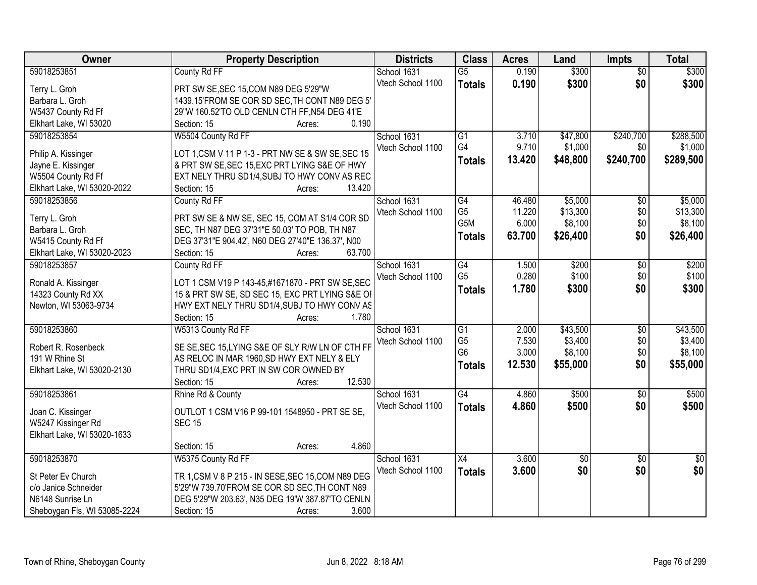| Owner | Property Description | Districts | Class | Acres | Land | Impts | Total |
|---|---|---|---|---|---|---|---|
| 59018253851<br>Terry L. Groh<br>Barbara L. Groh<br>W5437 County Rd Ff<br>Elkhart Lake, WI 53020 | County Rd FF<br>PRT SW SE,SEC 15,COM N89 DEG 5'29"W 1439.15'FROM SE COR SD SEC,TH CONT N89 DEG 5' 29"W 160.52'TO OLD CENLN CTH FF,N54 DEG 41'E<br>Section: 15 Acres: 0.190 | School 1631<br>Vtech School 1100 | G5<br>**Totals** | 0.190<br>**0.190** | $300<br>**$300** | $0<br>**$0** | $300<br>**$300** |
| 59018253854<br>Philip A. Kissinger<br>Jayne E. Kissinger<br>W5504 County Rd Ff<br>Elkhart Lake, WI 53020-2022 | W5504 County Rd FF<br>LOT 1,CSM V 11 P 1-3 - PRT NW SE & SW SE,SEC 15 & PRT SW SE,SEC 15,EXC PRT LYING S&E OF HWY EXT NELY THRU SD1/4,SUBJ TO HWY CONV AS REC<br>Section: 15 Acres: 13.420 | School 1631<br>Vtech School 1100 | G1<br>G4<br>**Totals** | 3.710<br>9.710<br>**13.420** | $47,800<br>$1,000<br>**$48,800** | $240,700<br>$0<br>**$240,700** | $288,500<br>$1,000<br>**$289,500** |
| 59018253856<br>Terry L. Groh<br>Barbara L. Groh<br>W5415 County Rd Ff<br>Elkhart Lake, WI 53020-2023 | County Rd FF<br>PRT SW SE & NW SE, SEC 15, COM AT S1/4 COR SD SEC, TH N87 DEG 37'31"E 50.03' TO POB, TH N87 DEG 37'31"E 904.42', N60 DEG 27'40"E 136.37', N00<br>Section: 15 Acres: 63.700 | School 1631<br>Vtech School 1100 | G4<br>G5<br>G5M<br>**Totals** | 46.480<br>11.220<br>6.000<br>**63.700** | $5,000<br>$13,300<br>$8,100<br>**$26,400** | $0<br>$0<br>$0<br>**$0** | $5,000<br>$13,300<br>$8,100<br>**$26,400** |
| 59018253857<br>Ronald A. Kissinger<br>14323 County Rd XX<br>Newton, WI 53063-9734 | County Rd FF<br>LOT 1 CSM V19 P 143-45,#1671870 - PRT SW SE,SEC 15 & PRT SW SE, SD SEC 15, EXC PRT LYING S&E OF HWY EXT NELY THRU SD1/4,SUBJ TO HWY CONV AS<br>Section: 15 Acres: 1.780 | School 1631<br>Vtech School 1100 | G4<br>G5<br>**Totals** | 1.500<br>0.280<br>**1.780** | $200<br>$100<br>**$300** | $0<br>$0<br>**$0** | $200<br>$100<br>**$300** |
| 59018253860<br>Robert R. Rosenbeck<br>191 W Rhine St<br>Elkhart Lake, WI 53020-2130 | W5313 County Rd FF<br>SE SE,SEC 15,LYING S&E OF SLY R/W LN OF CTH FF AS RELOC IN MAR 1960,SD HWY EXT NELY & ELY THRU SD1/4,EXC PRT IN SW COR OWNED BY<br>Section: 15 Acres: 12.530 | School 1631<br>Vtech School 1100 | G1<br>G5<br>G6<br>**Totals** | 2.000<br>7.530<br>3.000<br>**12.530** | $43,500<br>$3,400<br>$8,100<br>**$55,000** | $0<br>$0<br>$0<br>**$0** | $43,500<br>$3,400<br>$8,100<br>**$55,000** |
| 59018253861<br>Joan C. Kissinger<br>W5247 Kissinger Rd<br>Elkhart Lake, WI 53020-1633 | Rhine Rd & County<br>OUTLOT 1 CSM V16 P 99-101 1548950 - PRT SE SE, SEC 15<br>Section: 15 Acres: 4.860 | School 1631<br>Vtech School 1100 | G4<br>**Totals** | 4.860<br>**4.860** | $500<br>**$500** | $0<br>**$0** | $500<br>**$500** |
| 59018253870<br>St Peter Ev Church<br>c/o Janice Schneider<br>N6148 Sunrise Ln<br>Sheboygan Fls, WI 53085-2224 | W5375 County Rd FF<br>TR 1,CSM V 8 P 215 - IN SESE,SEC 15,COM N89 DEG 5'29"W 739.70'FROM SE COR SD SEC,TH CONT N89 DEG 5'29"W 203.63', N35 DEG 19'W 387.87'TO CENLN<br>Section: 15 Acres: 3.600 | School 1631<br>Vtech School 1100 | X4<br>**Totals** | 3.600<br>**3.600** | $0<br>**$0** | $0<br>**$0** | $0<br>**$0** |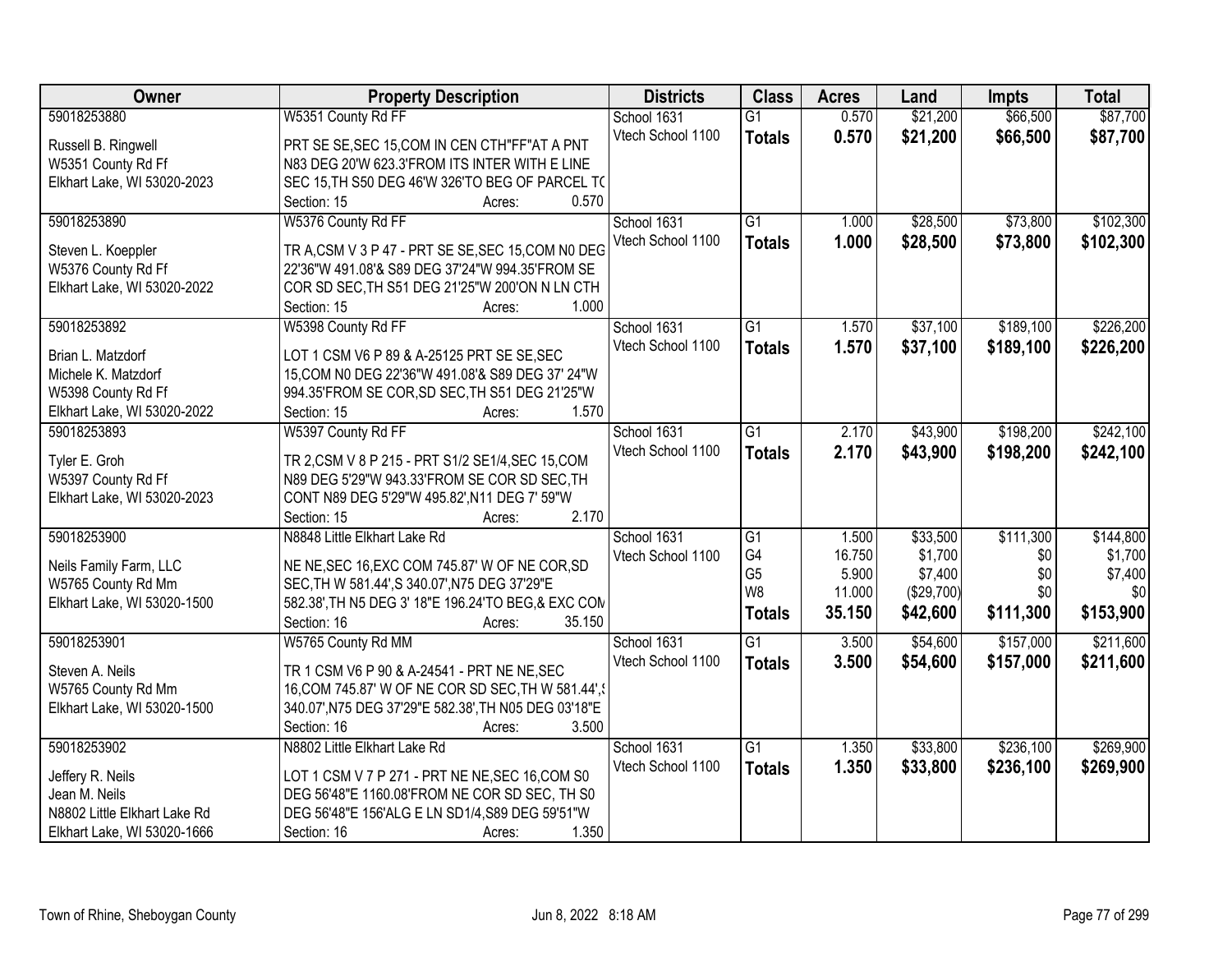| Owner | Property Description | Districts | Class | Acres | Land | Impts | Total |
|---|---|---|---|---|---|---|---|
| 59018253880<br>Russell B. Ringwell<br>W5351 County Rd Ff<br>Elkhart Lake, WI 53020-2023 | W5351 County Rd FF<br>PRT SE SE,SEC 15,COM IN CEN CTH"FF"AT A PNT N83 DEG 20'W 623.3'FROM ITS INTER WITH E LINE SEC 15,TH S50 DEG 46'W 326'TO BEG OF PARCEL TC<br>Section: 15 Acres: 0.570 | School 1631<br>Vtech School 1100 | G1<br>**Totals** | 0.570<br>**0.570** | $21,200<br>**$21,200** | $66,500<br>**$66,500** | $87,700<br>**$87,700** |
| 59018253890<br>Steven L. Koeppler<br>W5376 County Rd Ff<br>Elkhart Lake, WI 53020-2022 | W5376 County Rd FF<br>TR A,CSM V 3 P 47 - PRT SE SE,SEC 15,COM N0 DEG 22'36"W 491.08'& S89 DEG 37'24"W 994.35'FROM SE COR SD SEC,TH S51 DEG 21'25"W 200'ON N LN CTH<br>Section: 15 Acres: 1.000 | School 1631<br>Vtech School 1100 | G1<br>**Totals** | 1.000<br>**1.000** | $28,500<br>**$28,500** | $73,800<br>**$73,800** | $102,300<br>**$102,300** |
| 59018253892<br>Brian L. Matzdorf<br>Michele K. Matzdorf<br>W5398 County Rd Ff<br>Elkhart Lake, WI 53020-2022 | W5398 County Rd FF<br>LOT 1 CSM V6 P 89 & A-25125 PRT SE SE,SEC 15,COM N0 DEG 22'36"W 491.08'& S89 DEG 37' 24"W 994.35'FROM SE COR,SD SEC,TH S51 DEG 21'25"W<br>Section: 15 Acres: 1.570 | School 1631<br>Vtech School 1100 | G1<br>**Totals** | 1.570<br>**1.570** | $37,100<br>**$37,100** | $189,100<br>**$189,100** | $226,200<br>**$226,200** |
| 59018253893<br>Tyler E. Groh<br>W5397 County Rd Ff<br>Elkhart Lake, WI 53020-2023 | W5397 County Rd FF<br>TR 2,CSM V 8 P 215 - PRT S1/2 SE1/4,SEC 15,COM N89 DEG 5'29"W 943.33'FROM SE COR SD SEC,TH CONT N89 DEG 5'29"W 495.82',N11 DEG 7' 59"W<br>Section: 15 Acres: 2.170 | School 1631<br>Vtech School 1100 | G1<br>**Totals** | 2.170<br>**2.170** | $43,900<br>**$43,900** | $198,200<br>**$198,200** | $242,100<br>**$242,100** |
| 59018253900<br>Neils Family Farm, LLC<br>W5765 County Rd Mm<br>Elkhart Lake, WI 53020-1500 | N8848 Little Elkhart Lake Rd<br>NE NE,SEC 16,EXC COM 745.87' W OF NE COR,SD SEC,TH W 581.44',S 340.07',N75 DEG 37'29"E 582.38',TH N5 DEG 3' 18"E 196.24'TO BEG,& EXC COM<br>Section: 16 Acres: 35.150 | School 1631<br>Vtech School 1100 | G1<br>G4<br>G5<br>W8<br>**Totals** | 1.500<br>16.750<br>5.900<br>11.000<br>**35.150** | $33,500<br>$1,700<br>$7,400<br>($29,700)<br>**$42,600** | $111,300<br>$0<br>$0<br>$0<br>**$111,300** | $144,800<br>$1,700<br>$7,400<br>$0<br>**$153,900** |
| 59018253901<br>Steven A. Neils<br>W5765 County Rd Mm<br>Elkhart Lake, WI 53020-1500 | W5765 County Rd MM<br>TR 1 CSM V6 P 90 & A-24541 - PRT NE NE,SEC 16,COM 745.87' W OF NE COR SD SEC,TH W 581.44',S 340.07',N75 DEG 37'29"E 582.38',TH N05 DEG 03'18"E<br>Section: 16 Acres: 3.500 | School 1631<br>Vtech School 1100 | G1<br>**Totals** | 3.500<br>**3.500** | $54,600<br>**$54,600** | $157,000<br>**$157,000** | $211,600<br>**$211,600** |
| 59018253902<br>Jeffery R. Neils<br>Jean M. Neils<br>N8802 Little Elkhart Lake Rd<br>Elkhart Lake, WI 53020-1666 | N8802 Little Elkhart Lake Rd<br>LOT 1 CSM V 7 P 271 - PRT NE NE,SEC 16,COM S0 DEG 56'48"E 1160.08'FROM NE COR SD SEC, TH S0 DEG 56'48"E 156'ALG E LN SD1/4,S89 DEG 59'51"W<br>Section: 16 Acres: 1.350 | School 1631<br>Vtech School 1100 | G1<br>**Totals** | 1.350<br>**1.350** | $33,800<br>**$33,800** | $236,100<br>**$236,100** | $269,900<br>**$269,900** |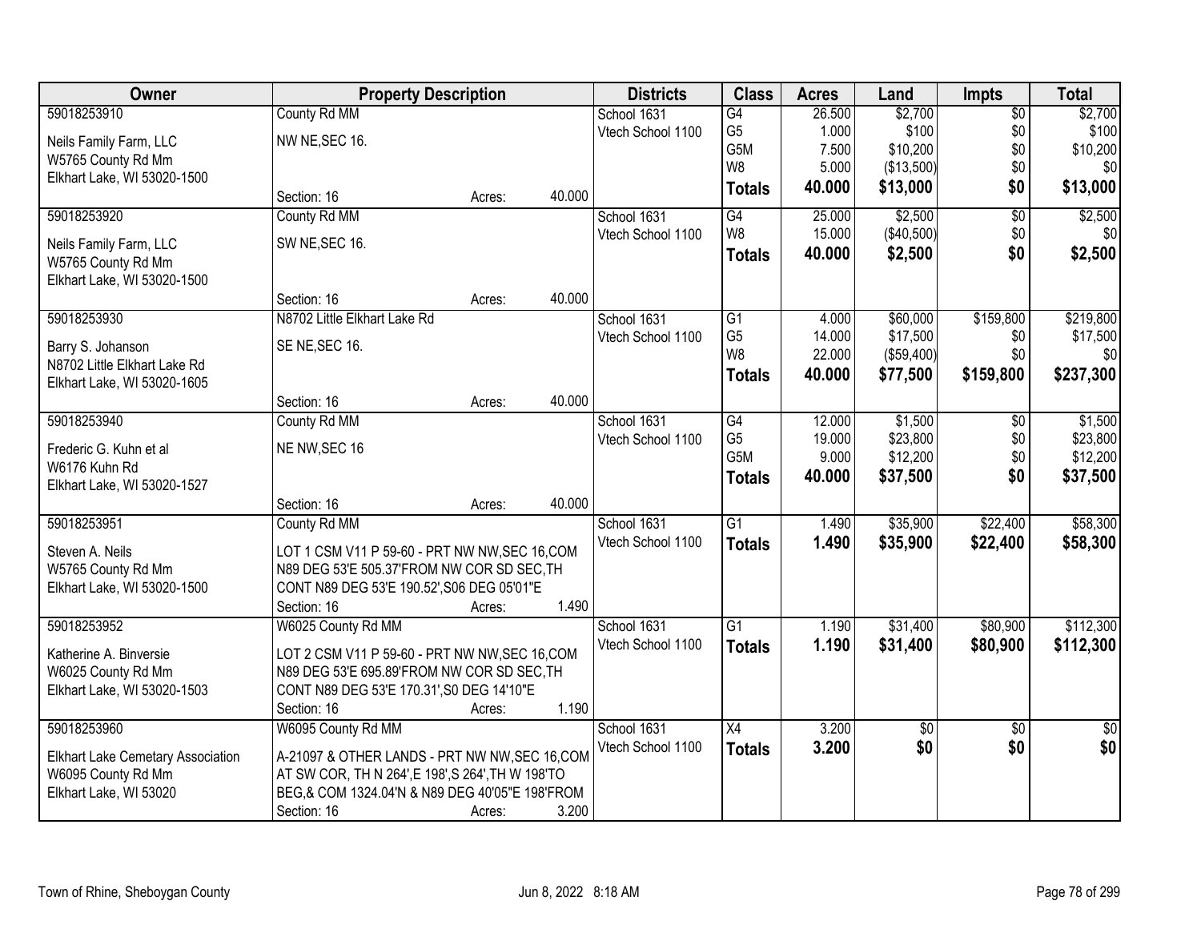| Owner | Property Description | | | Districts | Class | Acres | Land | Impts | Total |
|---|---|---|---|---|---|---|---|---|---|
| 59018253910 | County Rd MM | | | School 1631 | G4 | 26.500 | $2,700 | $0 | $2,700 |
| Neils Family Farm, LLC | NW NE,SEC 16. | | | Vtech School 1100 | G5 | 1.000 | $100 | $0 | $100 |
| W5765 County Rd Mm | | | | | G5M | 7.500 | $10,200 | $0 | $10,200 |
| Elkhart Lake, WI 53020-1500 | | | | | W8 | 5.000 | ($13,500) | $0 | $0 |
| | Section: 16 | Acres: | 40.000 | | **Totals** | **40.000** | **$13,000** | **$0** | **$13,000** |
| 59018253920 | County Rd MM | | | School 1631 | G4 | 25.000 | $2,500 | $0 | $2,500 |
| Neils Family Farm, LLC | SW NE,SEC 16. | | | Vtech School 1100 | W8 | 15.000 | ($40,500) | $0 | $0 |
| W5765 County Rd Mm | | | | | **Totals** | **40.000** | **$2,500** | **$0** | **$2,500** |
| Elkhart Lake, WI 53020-1500 | | | | | | | | | |
| | Section: 16 | Acres: | 40.000 | | | | | | |
| 59018253930 | N8702 Little Elkhart Lake Rd | | | School 1631 | G1 | 4.000 | $60,000 | $159,800 | $219,800 |
| Barry S. Johanson | SE NE,SEC 16. | | | Vtech School 1100 | G5 | 14.000 | $17,500 | $0 | $17,500 |
| N8702 Little Elkhart Lake Rd | | | | | W8 | 22.000 | ($59,400) | $0 | $0 |
| Elkhart Lake, WI 53020-1605 | | | | | **Totals** | **40.000** | **$77,500** | **$159,800** | **$237,300** |
| | Section: 16 | Acres: | 40.000 | | | | | | |
| 59018253940 | County Rd MM | | | School 1631 | G4 | 12.000 | $1,500 | $0 | $1,500 |
| Frederic G. Kuhn et al | NE NW,SEC 16 | | | Vtech School 1100 | G5 | 19.000 | $23,800 | $0 | $23,800 |
| W6176 Kuhn Rd | | | | | G5M | 9.000 | $12,200 | $0 | $12,200 |
| Elkhart Lake, WI 53020-1527 | | | | | **Totals** | **40.000** | **$37,500** | **$0** | **$37,500** |
| | Section: 16 | Acres: | 40.000 | | | | | | |
| 59018253951 | County Rd MM | | | School 1631 | G1 | 1.490 | $35,900 | $22,400 | $58,300 |
| Steven A. Neils | LOT 1 CSM V11 P 59-60 - PRT NW NW,SEC 16,COM | | | Vtech School 1100 | **Totals** | **1.490** | **$35,900** | **$22,400** | **$58,300** |
| W5765 County Rd Mm | N89 DEG 53'E 505.37'FROM NW COR SD SEC,TH | | | | | | | | |
| Elkhart Lake, WI 53020-1500 | CONT N89 DEG 53'E 190.52',S06 DEG 05'01"E | | | | | | | | |
| | Section: 16 | Acres: | 1.490 | | | | | | |
| 59018253952 | W6025 County Rd MM | | | School 1631 | G1 | 1.190 | $31,400 | $80,900 | $112,300 |
| Katherine A. Binversie | LOT 2 CSM V11 P 59-60 - PRT NW NW,SEC 16,COM | | | Vtech School 1100 | **Totals** | **1.190** | **$31,400** | **$80,900** | **$112,300** |
| W6025 County Rd Mm | N89 DEG 53'E 695.89'FROM NW COR SD SEC,TH | | | | | | | | |
| Elkhart Lake, WI 53020-1503 | CONT N89 DEG 53'E 170.31',S0 DEG 14'10"E | | | | | | | | |
| | Section: 16 | Acres: | 1.190 | | | | | | |
| 59018253960 | W6095 County Rd MM | | | School 1631 | X4 | 3.200 | $0 | $0 | $0 |
| Elkhart Lake Cemetary Association | A-21097 & OTHER LANDS - PRT NW NW,SEC 16,COM | | | Vtech School 1100 | **Totals** | **3.200** | **$0** | **$0** | **$0** |
| W6095 County Rd Mm | AT SW COR, TH N 264',E 198',S 264',TH W 198'TO | | | | | | | | |
| Elkhart Lake, WI 53020 | BEG,& COM 1324.04'N & N89 DEG 40'05"E 198'FROM | | | | | | | | |
| | Section: 16 | Acres: | 3.200 | | | | | | |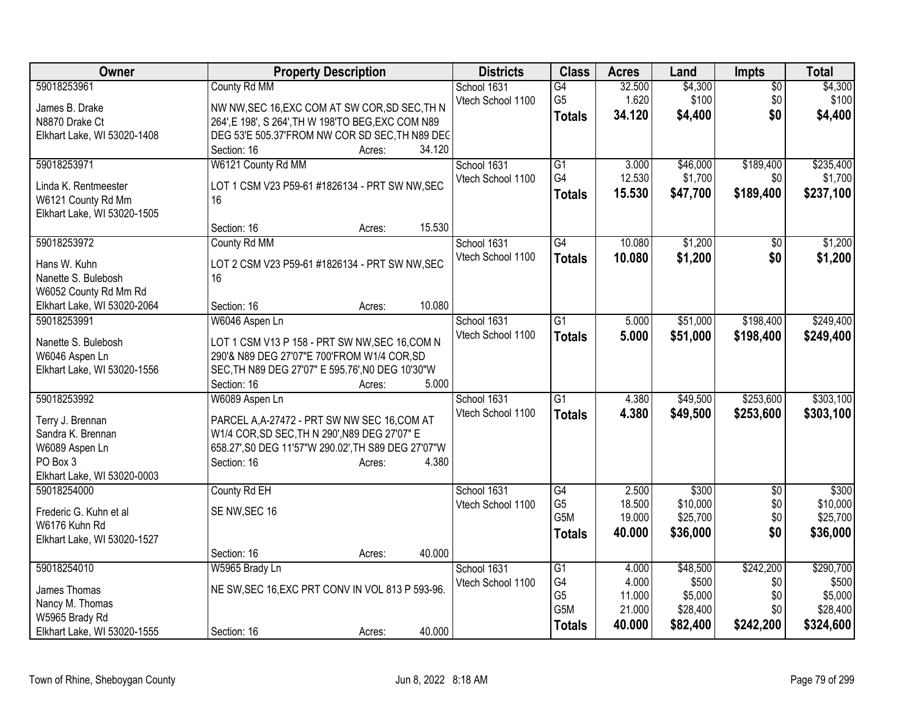| Owner | Property Description | Districts | Class | Acres | Land | Impts | Total |
|---|---|---|---|---|---|---|---|
| 59018253961<br>James B. Drake<br>N8870 Drake Ct<br>Elkhart Lake, WI 53020-1408 | County Rd MM<br>NW NW,SEC 16,EXC COM AT SW COR,SD SEC,TH N 264',E 198', S 264',TH W 198'TO BEG,EXC COM N89 DEG 53'E 505.37'FROM NW COR SD SEC,TH N89 DEG<br>Section: 16 Acres: 34.120 | School 1631<br>Vtech School 1100 | G4<br>G5<br>**Totals** | 32.500<br>1.620<br>**34.120** | $4,300<br>$100<br>**$4,400** | $0<br>$0<br>**$0** | $4,300<br>$100<br>**$4,400** |
| 59018253971<br>Linda K. Rentmeester<br>W6121 County Rd Mm<br>Elkhart Lake, WI 53020-1505 | W6121 County Rd MM<br>LOT 1 CSM V23 P59-61 #1826134 - PRT SW NW,SEC 16<br>Section: 16 Acres: 15.530 | School 1631<br>Vtech School 1100 | G1<br>G4<br>**Totals** | 3.000<br>12.530<br>**15.530** | $46,000<br>$1,700<br>**$47,700** | $189,400<br>$0<br>**$189,400** | $235,400<br>$1,700<br>**$237,100** |
| 59018253972<br>Hans W. Kuhn<br>Nanette S. Bulebosh<br>W6052 County Rd Mm Rd<br>Elkhart Lake, WI 53020-2064 | County Rd MM<br>LOT 2 CSM V23 P59-61 #1826134 - PRT SW NW,SEC 16<br>Section: 16 Acres: 10.080 | School 1631<br>Vtech School 1100 | G4<br>**Totals** | 10.080<br>**10.080** | $1,200<br>**$1,200** | $0<br>**$0** | $1,200<br>**$1,200** |
| 59018253991<br>Nanette S. Bulebosh<br>W6046 Aspen Ln<br>Elkhart Lake, WI 53020-1556 | W6046 Aspen Ln<br>LOT 1 CSM V13 P 158 - PRT SW NW,SEC 16,COM N 290'& N89 DEG 27'07"E 700'FROM W1/4 COR,SD SEC,TH N89 DEG 27'07" E 595.76',N0 DEG 10'30"W<br>Section: 16 Acres: 5.000 | School 1631<br>Vtech School 1100 | G1<br>**Totals** | 5.000<br>**5.000** | $51,000<br>**$51,000** | $198,400<br>**$198,400** | $249,400<br>**$249,400** |
| 59018253992<br>Terry J. Brennan<br>Sandra K. Brennan<br>W6089 Aspen Ln<br>PO Box 3<br>Elkhart Lake, WI 53020-0003 | W6089 Aspen Ln<br>PARCEL A,A-27472 - PRT SW NW SEC 16,COM AT W1/4 COR,SD SEC,TH N 290',N89 DEG 27'07" E 658.27',S0 DEG 11'57"W 290.02',TH S89 DEG 27'07"W<br>Section: 16 Acres: 4.380 | School 1631<br>Vtech School 1100 | G1<br>**Totals** | 4.380<br>**4.380** | $49,500<br>**$49,500** | $253,600<br>**$253,600** | $303,100<br>**$303,100** |
| 59018254000<br>Frederic G. Kuhn et al<br>W6176 Kuhn Rd<br>Elkhart Lake, WI 53020-1527 | County Rd EH<br>SE NW,SEC 16<br>Section: 16 Acres: 40.000 | School 1631<br>Vtech School 1100 | G4<br>G5<br>G5M<br>**Totals** | 2.500<br>18.500<br>19.000<br>**40.000** | $300<br>$10,000<br>$25,700<br>**$36,000** | $0<br>$0<br>$0<br>**$0** | $300<br>$10,000<br>$25,700<br>**$36,000** |
| 59018254010<br>James Thomas<br>Nancy M. Thomas<br>W5965 Brady Rd<br>Elkhart Lake, WI 53020-1555 | W5965 Brady Ln<br>NE SW,SEC 16,EXC PRT CONV IN VOL 813 P 593-96.<br>Section: 16 Acres: 40.000 | School 1631<br>Vtech School 1100 | G1<br>G4<br>G5<br>G5M<br>**Totals** | 4.000<br>4.000<br>11.000<br>21.000<br>**40.000** | $48,500<br>$500<br>$5,000<br>$28,400<br>**$82,400** | $242,200<br>$0<br>$0<br>$0<br>**$242,200** | $290,700<br>$500<br>$5,000<br>$28,400<br>**$324,600** |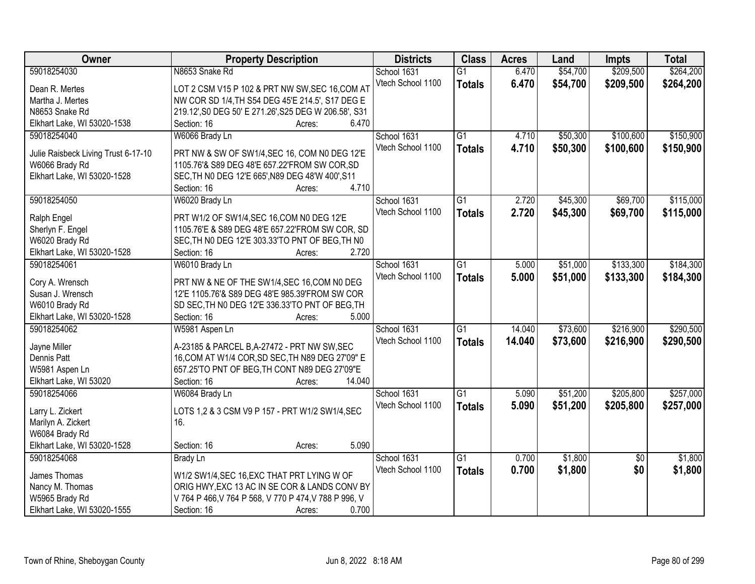| Owner | Property Description | Districts | Class | Acres | Land | Impts | Total |
|---|---|---|---|---|---|---|---|
| 59018254030<br>Dean R. Mertes<br>Martha J. Mertes<br>N8653 Snake Rd<br>Elkhart Lake, WI 53020-1538 | N8653 Snake Rd<br>LOT 2 CSM V15 P 102 & PRT NW SW,SEC 16,COM AT NW COR SD 1/4,TH S54 DEG 45'E 214.5', S17 DEG E 219.12',S0 DEG 50' E 271.26',S25 DEG W 206.58', S31<br>Section: 16 Acres: 6.470 | School 1631<br>Vtech School 1100 | G1<br>**Totals** | 6.470<br>**6.470** | \$54,700<br>**\$54,700** | \$209,500<br>**\$209,500** | \$264,200<br>**\$264,200** |
| 59018254040<br>Julie Raisbeck Living Trust 6-17-10<br>W6066 Brady Rd<br>Elkhart Lake, WI 53020-1528 | W6066 Brady Ln<br>PRT NW & SW OF SW1/4,SEC 16, COM N0 DEG 12'E 1105.76'& S89 DEG 48'E 657.22'FROM SW COR,SD SEC,TH N0 DEG 12'E 665',N89 DEG 48'W 400',S11<br>Section: 16 Acres: 4.710 | School 1631<br>Vtech School 1100 | G1<br>**Totals** | 4.710<br>**4.710** | \$50,300<br>**\$50,300** | \$100,600<br>**\$100,600** | \$150,900<br>**\$150,900** |
| 59018254050<br>Ralph Engel<br>Sherlyn F. Engel<br>W6020 Brady Rd<br>Elkhart Lake, WI 53020-1528 | W6020 Brady Ln<br>PRT W1/2 OF SW1/4,SEC 16,COM N0 DEG 12'E 1105.76'E & S89 DEG 48'E 657.22'FROM SW COR, SD SEC,TH N0 DEG 12'E 303.33'TO PNT OF BEG,TH N0<br>Section: 16 Acres: 2.720 | School 1631<br>Vtech School 1100 | G1<br>**Totals** | 2.720<br>**2.720** | \$45,300<br>**\$45,300** | \$69,700<br>**\$69,700** | \$115,000<br>**\$115,000** |
| 59018254061<br>Cory A. Wrensch<br>Susan J. Wrensch<br>W6010 Brady Rd<br>Elkhart Lake, WI 53020-1528 | W6010 Brady Ln<br>PRT NW & NE OF THE SW1/4,SEC 16,COM N0 DEG 12'E 1105.76'& S89 DEG 48'E 985.39'FROM SW COR SD SEC,TH N0 DEG 12'E 336.33'TO PNT OF BEG,TH<br>Section: 16 Acres: 5.000 | School 1631<br>Vtech School 1100 | G1<br>**Totals** | 5.000<br>**5.000** | \$51,000<br>**\$51,000** | \$133,300<br>**\$133,300** | \$184,300<br>**\$184,300** |
| 59018254062<br>Jayne Miller<br>Dennis Patt<br>W5981 Aspen Ln<br>Elkhart Lake, WI 53020 | W5981 Aspen Ln<br>A-23185 & PARCEL B,A-27472 - PRT NW SW,SEC 16,COM AT W1/4 COR,SD SEC,TH N89 DEG 27'09" E 657.25'TO PNT OF BEG,TH CONT N89 DEG 27'09"E<br>Section: 16 Acres: 14.040 | School 1631<br>Vtech School 1100 | G1<br>**Totals** | 14.040<br>**14.040** | \$73,600<br>**\$73,600** | \$216,900<br>**\$216,900** | \$290,500<br>**\$290,500** |
| 59018254066<br>Larry L. Zickert<br>Marilyn A. Zickert<br>W6084 Brady Rd<br>Elkhart Lake, WI 53020-1528 | W6084 Brady Ln<br>LOTS 1,2 & 3 CSM V9 P 157 - PRT W1/2 SW1/4,SEC 16.<br>Section: 16 Acres: 5.090 | School 1631<br>Vtech School 1100 | G1<br>**Totals** | 5.090<br>**5.090** | \$51,200<br>**\$51,200** | \$205,800<br>**\$205,800** | \$257,000<br>**\$257,000** |
| 59018254068<br>James Thomas<br>Nancy M. Thomas<br>W5965 Brady Rd<br>Elkhart Lake, WI 53020-1555 | Brady Ln<br>W1/2 SW1/4,SEC 16,EXC THAT PRT LYING W OF ORIG HWY,EXC 13 AC IN SE COR & LANDS CONV BY V 764 P 466,V 764 P 568, V 770 P 474,V 788 P 996, V<br>Section: 16 Acres: 0.700 | School 1631<br>Vtech School 1100 | G1<br>**Totals** | 0.700<br>**0.700** | \$1,800<br>**\$1,800** | \$0<br>**\$0** | \$1,800<br>**\$1,800** |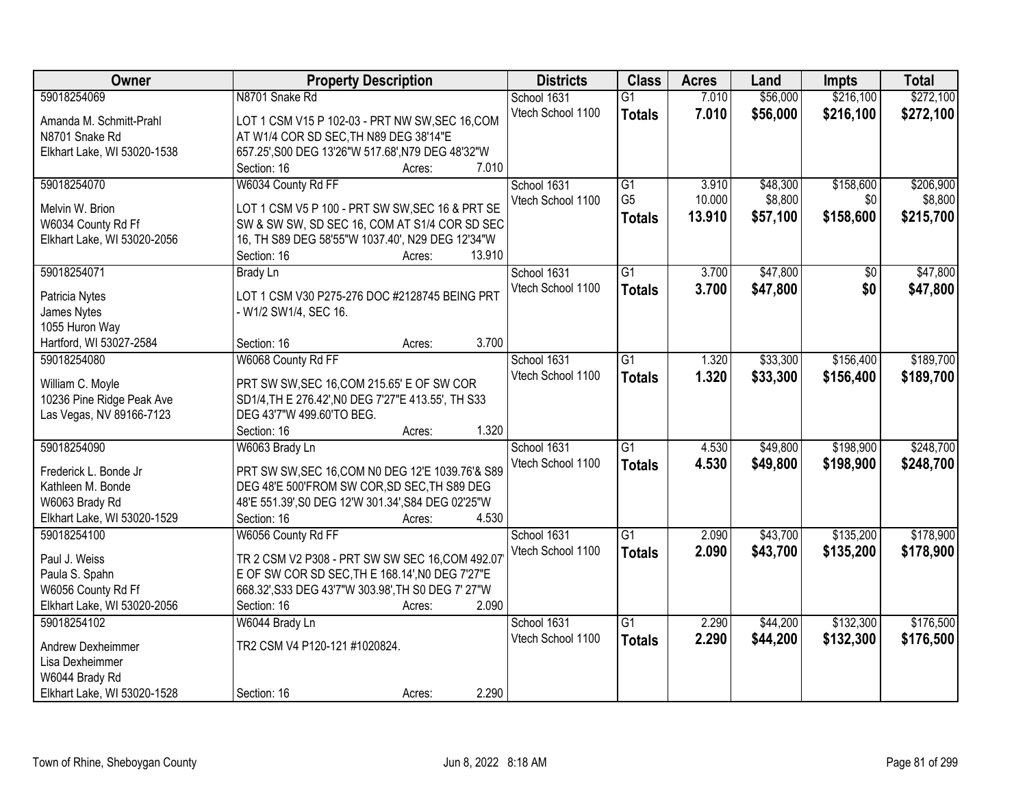| Owner | Property Description | Districts | Class | Acres | Land | Impts | Total |
|---|---|---|---|---|---|---|---|
| 59018254069<br>Amanda M. Schmitt-Prahl<br>N8701 Snake Rd<br>Elkhart Lake, WI 53020-1538 | N8701 Snake Rd<br>LOT 1 CSM V15 P 102-03 - PRT NW SW,SEC 16,COM AT W1/4 COR SD SEC,TH N89 DEG 38'14"E 657.25',S00 DEG 13'26"W 517.68',N79 DEG 48'32"W<br>Section: 16 Acres: 7.010 | School 1631<br>Vtech School 1100 | G1<br>**Totals** | 7.010<br>**7.010** | $56,000<br>**$56,000** | $216,100<br>**$216,100** | $272,100<br>**$272,100** |
| 59018254070<br>Melvin W. Brion<br>W6034 County Rd Ff<br>Elkhart Lake, WI 53020-2056 | W6034 County Rd FF<br>LOT 1 CSM V5 P 100 - PRT SW SW,SEC 16 & PRT SE SW & SW SW, SD SEC 16, COM AT S1/4 COR SD SEC 16, TH S89 DEG 58'55"W 1037.40', N29 DEG 12'34"W<br>Section: 16 Acres: 13.910 | School 1631<br>Vtech School 1100 | G1<br>G5<br>**Totals** | 3.910<br>10.000<br>**13.910** | $48,300<br>$8,800<br>**$57,100** | $158,600<br>$0<br>**$158,600** | $206,900<br>$8,800<br>**$215,700** |
| 59018254071<br>Patricia Nytes<br>James Nytes<br>1055 Huron Way<br>Hartford, WI 53027-2584 | Brady Ln<br>LOT 1 CSM V30 P275-276 DOC #2128745 BEING PRT - W1/2 SW1/4, SEC 16.<br>Section: 16 Acres: 3.700 | School 1631<br>Vtech School 1100 | G1<br>**Totals** | 3.700<br>**3.700** | $47,800<br>**$47,800** | $0<br>**$0** | $47,800<br>**$47,800** |
| 59018254080<br>William C. Moyle<br>10236 Pine Ridge Peak Ave<br>Las Vegas, NV 89166-7123 | W6068 County Rd FF<br>PRT SW SW,SEC 16,COM 215.65' E OF SW COR SD1/4,TH E 276.42',N0 DEG 7'27"E 413.55', TH S33 DEG 43'7"W 499.60'TO BEG.<br>Section: 16 Acres: 1.320 | School 1631<br>Vtech School 1100 | G1<br>**Totals** | 1.320<br>**1.320** | $33,300<br>**$33,300** | $156,400<br>**$156,400** | $189,700<br>**$189,700** |
| 59018254090<br>Frederick L. Bonde Jr<br>Kathleen M. Bonde<br>W6063 Brady Rd<br>Elkhart Lake, WI 53020-1529 | W6063 Brady Ln<br>PRT SW SW,SEC 16,COM N0 DEG 12'E 1039.76'& S89 DEG 48'E 500'FROM SW COR,SD SEC,TH S89 DEG 48'E 551.39',S0 DEG 12'W 301.34',S84 DEG 02'25"W<br>Section: 16 Acres: 4.530 | School 1631<br>Vtech School 1100 | G1<br>**Totals** | 4.530<br>**4.530** | $49,800<br>**$49,800** | $198,900<br>**$198,900** | $248,700<br>**$248,700** |
| 59018254100<br>Paul J. Weiss<br>Paula S. Spahn<br>W6056 County Rd Ff<br>Elkhart Lake, WI 53020-2056 | W6056 County Rd FF<br>TR 2 CSM V2 P308 - PRT SW SW SEC 16,COM 492.07' E OF SW COR SD SEC,TH E 168.14',N0 DEG 7'27"E 668.32',S33 DEG 43'7"W 303.98',TH S0 DEG 7' 27"W<br>Section: 16 Acres: 2.090 | School 1631<br>Vtech School 1100 | G1<br>**Totals** | 2.090<br>**2.090** | $43,700<br>**$43,700** | $135,200<br>**$135,200** | $178,900<br>**$178,900** |
| 59018254102<br>Andrew Dexheimmer<br>Lisa Dexheimmer<br>W6044 Brady Rd<br>Elkhart Lake, WI 53020-1528 | W6044 Brady Ln<br>TR2 CSM V4 P120-121 #1020824.<br>Section: 16 Acres: 2.290 | School 1631<br>Vtech School 1100 | G1<br>**Totals** | 2.290<br>**2.290** | $44,200<br>**$44,200** | $132,300<br>**$132,300** | $176,500<br>**$176,500** |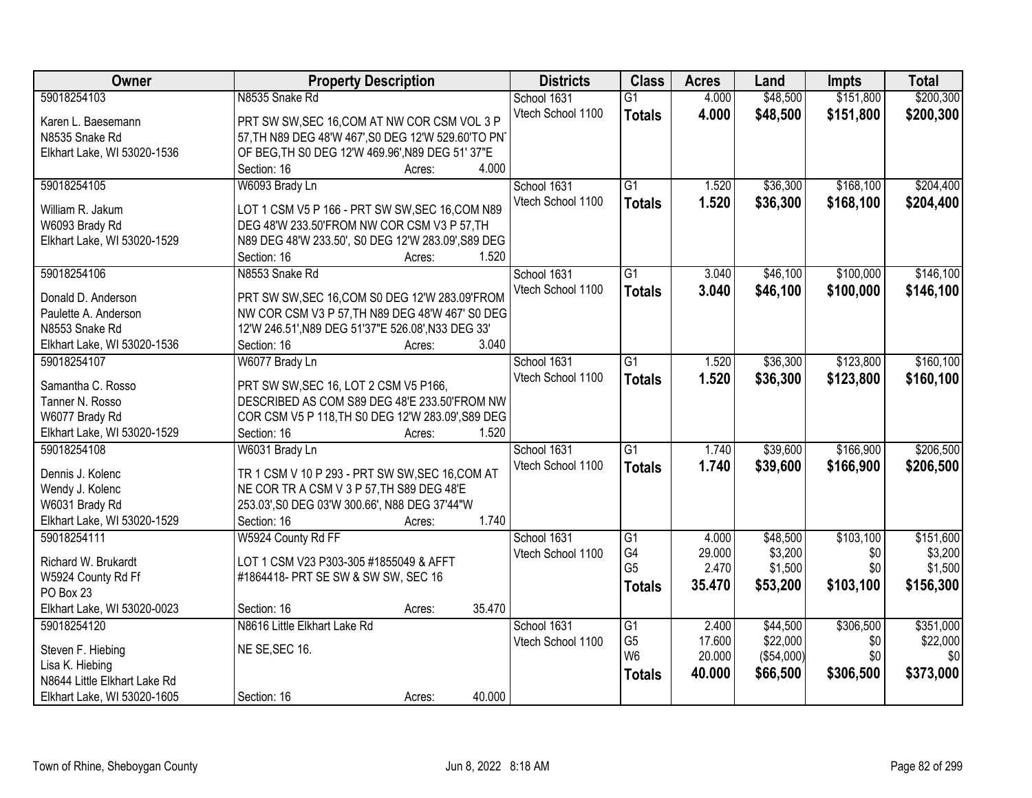| Owner | Property Description | Districts | Class | Acres | Land | Impts | Total |
|---|---|---|---|---|---|---|---|
| 59018254103<br>Karen L. Baesemann<br>N8535 Snake Rd<br>Elkhart Lake, WI 53020-1536 | N8535 Snake Rd<br>PRT SW SW,SEC 16,COM AT NW COR CSM VOL 3 P 57,TH N89 DEG 48'W 467',S0 DEG 12'W 529.60'TO PNT OF BEG,TH S0 DEG 12'W 469.96',N89 DEG 51' 37"E<br>Section: 16 Acres: 4.000 | School 1631<br>Vtech School 1100 | G1<br>**Totals** | 4.000<br>**4.000** | $48,500<br>**$48,500** | $151,800<br>**$151,800** | $200,300<br>**$200,300** |
| 59018254105<br>William R. Jakum<br>W6093 Brady Rd<br>Elkhart Lake, WI 53020-1529 | W6093 Brady Ln<br>LOT 1 CSM V5 P 166 - PRT SW SW,SEC 16,COM N89 DEG 48'W 233.50'FROM NW COR CSM V3 P 57,TH N89 DEG 48'W 233.50', S0 DEG 12'W 283.09',S89 DEG<br>Section: 16 Acres: 1.520 | School 1631<br>Vtech School 1100 | G1<br>**Totals** | 1.520<br>**1.520** | $36,300<br>**$36,300** | $168,100<br>**$168,100** | $204,400<br>**$204,400** |
| 59018254106<br>Donald D. Anderson<br>Paulette A. Anderson<br>N8553 Snake Rd<br>Elkhart Lake, WI 53020-1536 | N8553 Snake Rd<br>PRT SW SW,SEC 16,COM S0 DEG 12'W 283.09'FROM NW COR CSM V3 P 57,TH N89 DEG 48'W 467' S0 DEG 12'W 246.51',N89 DEG 51'37"E 526.08',N33 DEG 33'<br>Section: 16 Acres: 3.040 | School 1631<br>Vtech School 1100 | G1<br>**Totals** | 3.040<br>**3.040** | $46,100<br>**$46,100** | $100,000<br>**$100,000** | $146,100<br>**$146,100** |
| 59018254107<br>Samantha C. Rosso<br>Tanner N. Rosso<br>W6077 Brady Rd<br>Elkhart Lake, WI 53020-1529 | W6077 Brady Ln<br>PRT SW SW,SEC 16, LOT 2 CSM V5 P166, DESCRIBED AS COM S89 DEG 48'E 233.50'FROM NW COR CSM V5 P 118,TH S0 DEG 12'W 283.09',S89 DEG<br>Section: 16 Acres: 1.520 | School 1631<br>Vtech School 1100 | G1<br>**Totals** | 1.520<br>**1.520** | $36,300<br>**$36,300** | $123,800<br>**$123,800** | $160,100<br>**$160,100** |
| 59018254108<br>Dennis J. Kolenc<br>Wendy J. Kolenc<br>W6031 Brady Rd<br>Elkhart Lake, WI 53020-1529 | W6031 Brady Ln<br>TR 1 CSM V 10 P 293 - PRT SW SW,SEC 16,COM AT NE COR TR A CSM V 3 P 57,TH S89 DEG 48'E 253.03',S0 DEG 03'W 300.66', N88 DEG 37'44"W<br>Section: 16 Acres: 1.740 | School 1631<br>Vtech School 1100 | G1<br>**Totals** | 1.740<br>**1.740** | $39,600<br>**$39,600** | $166,900<br>**$166,900** | $206,500<br>**$206,500** |
| 59018254111<br>Richard W. Brukardt<br>W5924 County Rd Ff<br>PO Box 23<br>Elkhart Lake, WI 53020-0023 | W5924 County Rd FF<br>LOT 1 CSM V23 P303-305 #1855049 & AFFT #1864418- PRT SE SW & SW SW, SEC 16<br>Section: 16 Acres: 35.470 | School 1631<br>Vtech School 1100 | G1<br>G4<br>G5<br>**Totals** | 4.000<br>29.000<br>2.470<br>**35.470** | $48,500<br>$3,200<br>$1,500<br>**$53,200** | $103,100<br>$0<br>$0<br>**$103,100** | $151,600<br>$3,200<br>$1,500<br>**$156,300** |
| 59018254120<br>Steven F. Hiebing<br>Lisa K. Hiebing<br>N8644 Little Elkhart Lake Rd<br>Elkhart Lake, WI 53020-1605 | N8616 Little Elkhart Lake Rd<br>NE SE,SEC 16.<br>Section: 16 Acres: 40.000 | School 1631<br>Vtech School 1100 | G1<br>G5<br>W6<br>**Totals** | 2.400<br>17.600<br>20.000<br>**40.000** | $44,500<br>$22,000<br>($54,000)<br>**$66,500** | $306,500<br>$0<br>$0<br>**$306,500** | $351,000<br>$22,000<br>$0<br>**$373,000** |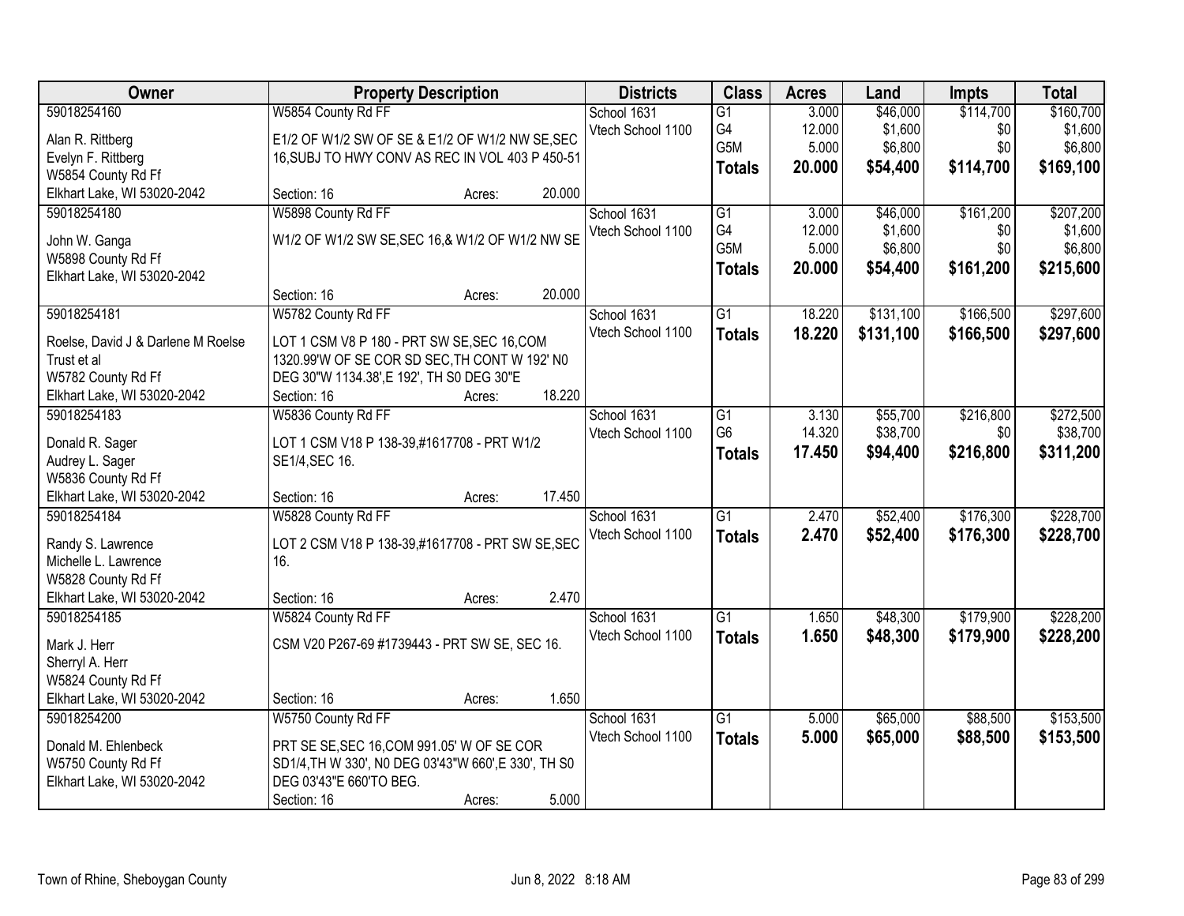| Owner | Property Description | Districts | Class | Acres | Land | Impts | Total |
|---|---|---|---|---|---|---|---|
| 59018254160<br>Alan R. Rittberg<br>Evelyn F. Rittberg<br>W5854 County Rd Ff<br>Elkhart Lake, WI 53020-2042 | W5854 County Rd FF<br>E1/2 OF W1/2 SW OF SE & E1/2 OF W1/2 NW SE,SEC 16,SUBJ TO HWY CONV AS REC IN VOL 403 P 450-51<br>Section: 16 Acres: 20.000 | School 1631<br>Vtech School 1100 | G1<br>G4<br>G5M<br>**Totals** | 3.000<br>12.000<br>5.000<br>**20.000** | $46,000<br>$1,600<br>$6,800<br>**$54,400** | $114,700<br>$0<br>$0<br>**$114,700** | $160,700<br>$1,600<br>$6,800<br>**$169,100** |
| 59018254180<br>John W. Ganga<br>W5898 County Rd Ff<br>Elkhart Lake, WI 53020-2042 | W5898 County Rd FF<br>W1/2 OF W1/2 SW SE,SEC 16,& W1/2 OF W1/2 NW SE<br>Section: 16 Acres: 20.000 | School 1631<br>Vtech School 1100 | G1<br>G4<br>G5M<br>**Totals** | 3.000<br>12.000<br>5.000<br>**20.000** | $46,000<br>$1,600<br>$6,800<br>**$54,400** | $161,200<br>$0<br>$0<br>**$161,200** | $207,200<br>$1,600<br>$6,800<br>**$215,600** |
| 59018254181<br>Roelse, David J & Darlene M Roelse Trust et al<br>W5782 County Rd Ff<br>Elkhart Lake, WI 53020-2042 | W5782 County Rd FF<br>LOT 1 CSM V8 P 180 - PRT SW SE,SEC 16,COM 1320.99'W OF SE COR SD SEC,TH CONT W 192' N0 DEG 30"W 1134.38',E 192', TH S0 DEG 30"E<br>Section: 16 Acres: 18.220 | School 1631<br>Vtech School 1100 | G1<br>**Totals** | 18.220<br>**18.220** | $131,100<br>**$131,100** | $166,500<br>**$166,500** | $297,600<br>**$297,600** |
| 59018254183<br>Donald R. Sager<br>Audrey L. Sager<br>W5836 County Rd Ff<br>Elkhart Lake, WI 53020-2042 | W5836 County Rd FF<br>LOT 1 CSM V18 P 138-39,#1617708 - PRT W1/2 SE1/4,SEC 16.<br>Section: 16 Acres: 17.450 | School 1631<br>Vtech School 1100 | G1<br>G6<br>**Totals** | 3.130<br>14.320<br>**17.450** | $55,700<br>$38,700<br>**$94,400** | $216,800<br>$0<br>**$216,800** | $272,500<br>$38,700<br>**$311,200** |
| 59018254184<br>Randy S. Lawrence<br>Michelle L. Lawrence<br>W5828 County Rd Ff<br>Elkhart Lake, WI 53020-2042 | W5828 County Rd FF<br>LOT 2 CSM V18 P 138-39,#1617708 - PRT SW SE,SEC 16.<br>Section: 16 Acres: 2.470 | School 1631<br>Vtech School 1100 | G1<br>**Totals** | 2.470<br>**2.470** | $52,400<br>**$52,400** | $176,300<br>**$176,300** | $228,700<br>**$228,700** |
| 59018254185<br>Mark J. Herr<br>Sherryl A. Herr<br>W5824 County Rd Ff<br>Elkhart Lake, WI 53020-2042 | W5824 County Rd FF<br>CSM V20 P267-69 #1739443 - PRT SW SE, SEC 16.<br>Section: 16 Acres: 1.650 | School 1631<br>Vtech School 1100 | G1<br>**Totals** | 1.650<br>**1.650** | $48,300<br>**$48,300** | $179,900<br>**$179,900** | $228,200<br>**$228,200** |
| 59018254200<br>Donald M. Ehlenbeck<br>W5750 County Rd Ff<br>Elkhart Lake, WI 53020-2042 | W5750 County Rd FF<br>PRT SE SE,SEC 16,COM 991.05' W OF SE COR SD1/4,TH W 330', N0 DEG 03'43"W 660',E 330', TH S0 DEG 03'43"E 660'TO BEG.<br>Section: 16 Acres: 5.000 | School 1631<br>Vtech School 1100 | G1<br>**Totals** | 5.000<br>**5.000** | $65,000<br>**$65,000** | $88,500<br>**$88,500** | $153,500<br>**$153,500** |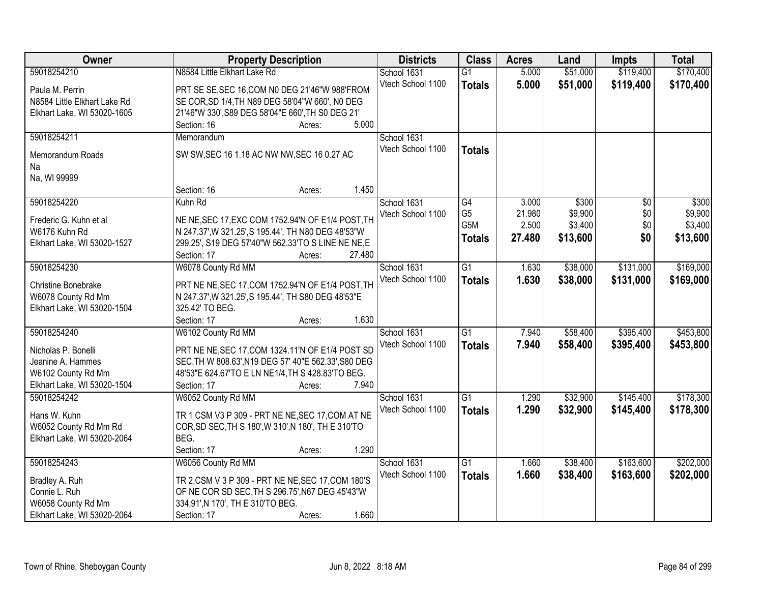| Owner | Property Description | Districts | Class | Acres | Land | Impts | Total |
|---|---|---|---|---|---|---|---|
| 59018254210<br>Paula M. Perrin<br>N8584 Little Elkhart Lake Rd<br>Elkhart Lake, WI 53020-1605 | N8584 Little Elkhart Lake Rd<br>PRT SE SE,SEC 16,COM N0 DEG 21'46"W 988'FROM SE COR,SD 1/4,TH N89 DEG 58'04"W 660', N0 DEG 21'46"W 330',S89 DEG 58'04"E 660',TH S0 DEG 21'<br>Section: 16 Acres: 5.000 | School 1631<br>Vtech School 1100 | G1<br>**Totals** | 5.000<br>**5.000** | $51,000<br>**$51,000** | $119,400<br>**$119,400** | $170,400<br>**$170,400** |
| 59018254211<br>Memorandum Roads<br>Na<br>Na, WI 99999 | Memorandum<br>SW SW,SEC 16 1.18 AC NW NW,SEC 16 0.27 AC<br>Section: 16 Acres: 1.450 | School 1631<br>Vtech School 1100 | **Totals** | | | | |
| 59018254220<br>Frederic G. Kuhn et al<br>W6176 Kuhn Rd<br>Elkhart Lake, WI 53020-1527 | Kuhn Rd<br>NE NE,SEC 17,EXC COM 1752.94'N OF E1/4 POST,TH N 247.37',W 321.25',S 195.44', TH N80 DEG 48'53"W 299.25', S19 DEG 57'40"W 562.33'TO S LINE NE NE,E<br>Section: 17 Acres: 27.480 | School 1631<br>Vtech School 1100 | G4<br>G5<br>G5M<br>**Totals** | 3.000<br>21.980<br>2.500<br>**27.480** | $300<br>$9,900<br>$3,400<br>**$13,600** | $0<br>$0<br>$0<br>**$0** | $300<br>$9,900<br>$3,400<br>**$13,600** |
| 59018254230<br>Christine Bonebrake<br>W6078 County Rd Mm<br>Elkhart Lake, WI 53020-1504 | W6078 County Rd MM<br>PRT NE NE,SEC 17,COM 1752.94'N OF E1/4 POST,TH N 247.37',W 321.25',S 195.44', TH S80 DEG 48'53"E 325.42' TO BEG.<br>Section: 17 Acres: 1.630 | School 1631<br>Vtech School 1100 | G1<br>**Totals** | 1.630<br>**1.630** | $38,000<br>**$38,000** | $131,000<br>**$131,000** | $169,000<br>**$169,000** |
| 59018254240<br>Nicholas P. Bonelli<br>Jeanine A. Hammes<br>W6102 County Rd Mm<br>Elkhart Lake, WI 53020-1504 | W6102 County Rd MM<br>PRT NE NE,SEC 17,COM 1324.11'N OF E1/4 POST SD SEC,TH W 808.63',N19 DEG 57' 40"E 562.33',S80 DEG 48'53"E 624.67'TO E LN NE1/4,TH S 428.83'TO BEG.<br>Section: 17 Acres: 7.940 | School 1631<br>Vtech School 1100 | G1<br>**Totals** | 7.940<br>**7.940** | $58,400<br>**$58,400** | $395,400<br>**$395,400** | $453,800<br>**$453,800** |
| 59018254242<br>Hans W. Kuhn<br>W6052 County Rd Mm Rd<br>Elkhart Lake, WI 53020-2064 | W6052 County Rd MM<br>TR 1 CSM V3 P 309 - PRT NE NE,SEC 17,COM AT NE COR,SD SEC,TH S 180',W 310',N 180', TH E 310'TO BEG.<br>Section: 17 Acres: 1.290 | School 1631<br>Vtech School 1100 | G1<br>**Totals** | 1.290<br>**1.290** | $32,900<br>**$32,900** | $145,400<br>**$145,400** | $178,300<br>**$178,300** |
| 59018254243<br>Bradley A. Ruh<br>Connie L. Ruh<br>W6058 County Rd Mm<br>Elkhart Lake, WI 53020-2064 | W6056 County Rd MM<br>TR 2,CSM V 3 P 309 - PRT NE NE,SEC 17,COM 180'S OF NE COR SD SEC,TH S 296.75',N67 DEG 45'43"W 334.91',N 170', TH E 310'TO BEG.<br>Section: 17 Acres: 1.660 | School 1631<br>Vtech School 1100 | G1<br>**Totals** | 1.660<br>**1.660** | $38,400<br>**$38,400** | $163,600<br>**$163,600** | $202,000<br>**$202,000** |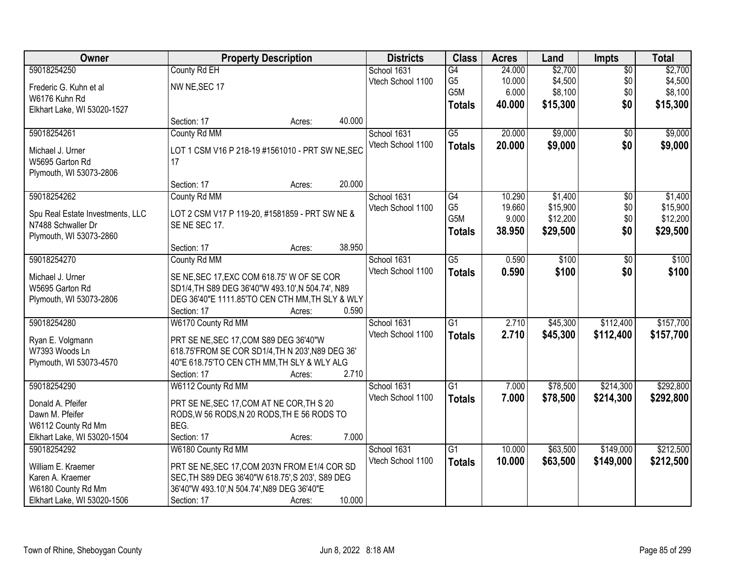| Owner | Property Description | Districts | Class | Acres | Land | Impts | Total |
|---|---|---|---|---|---|---|---|
| 59018254250<br>Frederic G. Kuhn et al<br>W6176 Kuhn Rd<br>Elkhart Lake, WI 53020-1527 | County Rd EH<br>NW NE,SEC 17<br>Section: 17 Acres: 40.000 | School 1631<br>Vtech School 1100 | G4<br>G5<br>G5M<br>**Totals** | 24.000<br>10.000<br>6.000<br>**40.000** | $2,700<br>$4,500<br>$8,100<br>**$15,300** | $0<br>$0<br>$0<br>**$0** | $2,700<br>$4,500<br>$8,100<br>**$15,300** |
| 59018254261<br>Michael J. Urner<br>W5695 Garton Rd<br>Plymouth, WI 53073-2806 | County Rd MM<br>LOT 1 CSM V16 P 218-19 #1561010 - PRT SW NE,SEC 17<br>Section: 17 Acres: 20.000 | School 1631<br>Vtech School 1100 | G5<br>**Totals** | 20.000<br>**20.000** | $9,000<br>**$9,000** | $0<br>**$0** | $9,000<br>**$9,000** |
| 59018254262<br>Spu Real Estate Investments, LLC<br>N7488 Schwaller Dr<br>Plymouth, WI 53073-2860 | County Rd MM<br>LOT 2 CSM V17 P 119-20, #1581859 - PRT SW NE & SE NE SEC 17.<br>Section: 17 Acres: 38.950 | School 1631<br>Vtech School 1100 | G4<br>G5<br>G5M<br>**Totals** | 10.290<br>19.660<br>9.000<br>**38.950** | $1,400<br>$15,900<br>$12,200<br>**$29,500** | $0<br>$0<br>$0<br>**$0** | $1,400<br>$15,900<br>$12,200<br>**$29,500** |
| 59018254270<br>Michael J. Urner<br>W5695 Garton Rd<br>Plymouth, WI 53073-2806 | County Rd MM<br>SE NE,SEC 17,EXC COM 618.75' W OF SE COR SD1/4,TH S89 DEG 36'40"W 493.10',N 504.74', N89 DEG 36'40"E 1111.85'TO CEN CTH MM,TH SLY & WLY<br>Section: 17 Acres: 0.590 | School 1631<br>Vtech School 1100 | G5<br>**Totals** | 0.590<br>**0.590** | $100<br>**$100** | $0<br>**$0** | $100<br>**$100** |
| 59018254280<br>Ryan E. Volgmann<br>W7393 Woods Ln<br>Plymouth, WI 53073-4570 | W6170 County Rd MM<br>PRT SE NE,SEC 17,COM S89 DEG 36'40"W 618.75'FROM SE COR SD1/4,TH N 203',N89 DEG 36' 40"E 618.75'TO CEN CTH MM,TH SLY & WLY ALG<br>Section: 17 Acres: 2.710 | School 1631<br>Vtech School 1100 | G1<br>**Totals** | 2.710<br>**2.710** | $45,300<br>**$45,300** | $112,400<br>**$112,400** | $157,700<br>**$157,700** |
| 59018254290<br>Donald A. Pfeifer<br>Dawn M. Pfeifer<br>W6112 County Rd Mm<br>Elkhart Lake, WI 53020-1504 | W6112 County Rd MM<br>PRT SE NE,SEC 17,COM AT NE COR,TH S 20 RODS,W 56 RODS,N 20 RODS,TH E 56 RODS TO BEG.<br>Section: 17 Acres: 7.000 | School 1631<br>Vtech School 1100 | G1<br>**Totals** | 7.000<br>**7.000** | $78,500<br>**$78,500** | $214,300<br>**$214,300** | $292,800<br>**$292,800** |
| 59018254292<br>William E. Kraemer<br>Karen A. Kraemer<br>W6180 County Rd Mm<br>Elkhart Lake, WI 53020-1506 | W6180 County Rd MM<br>PRT SE NE,SEC 17,COM 203'N FROM E1/4 COR SD SEC,TH S89 DEG 36'40"W 618.75',S 203', S89 DEG 36'40"W 493.10',N 504.74',N89 DEG 36'40"E<br>Section: 17 Acres: 10.000 | School 1631<br>Vtech School 1100 | G1<br>**Totals** | 10.000<br>**10.000** | $63,500<br>**$63,500** | $149,000<br>**$149,000** | $212,500<br>**$212,500** |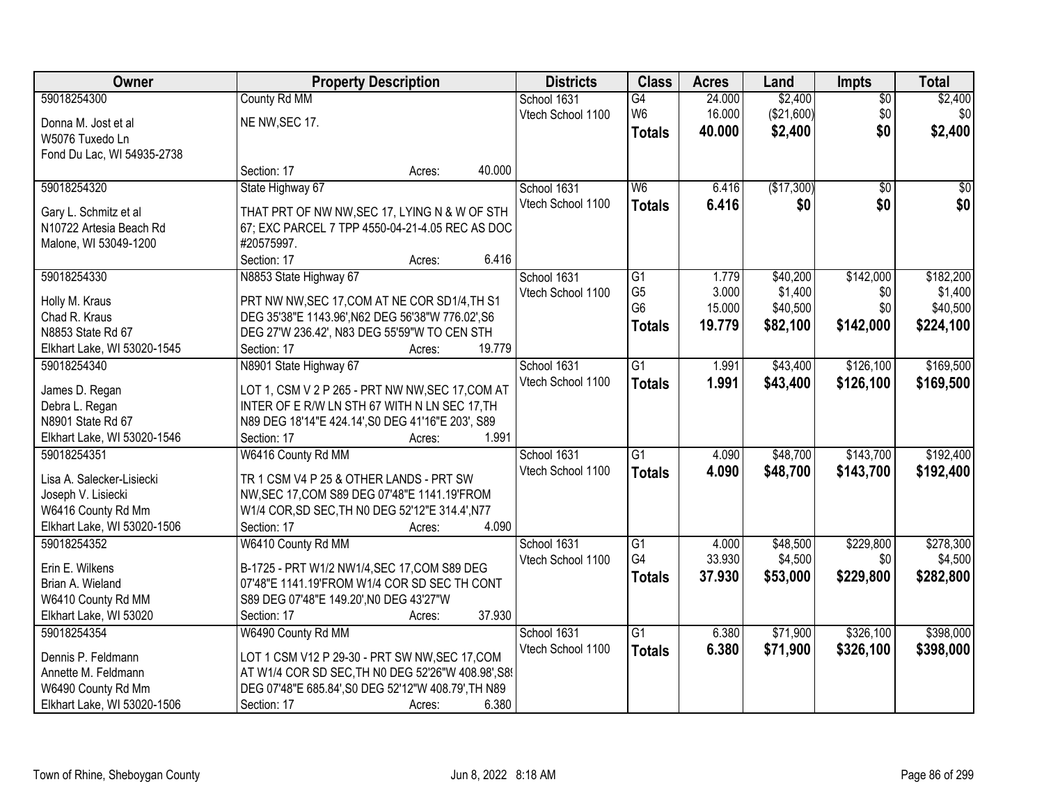| Owner | Property Description | Districts | Class | Acres | Land | Impts | Total |
|---|---|---|---|---|---|---|---|
| 59018254300<br>Donna M. Jost et al<br>W5076 Tuxedo Ln<br>Fond Du Lac, WI 54935-2738 | County Rd MM<br>NE NW,SEC 17.<br>Section: 17 Acres: 40.000 | School 1631<br>Vtech School 1100 | G4<br>W6<br>**Totals** | 24.000<br>16.000<br>**40.000** | $2,400<br>($21,600)<br>**$2,400** | $0<br>$0<br>**$0** | $2,400<br>$0<br>**$2,400** |
| 59018254320<br>Gary L. Schmitz et al<br>N10722 Artesia Beach Rd<br>Malone, WI 53049-1200 | State Highway 67<br>THAT PRT OF NW NW,SEC 17, LYING N & W OF STH 67; EXC PARCEL 7 TPP 4550-04-21-4.05 REC AS DOC #20575997.<br>Section: 17 Acres: 6.416 | School 1631<br>Vtech School 1100 | W6<br>**Totals** | 6.416<br>**6.416** | ($17,300)<br>**$0** | $0<br>**$0** | $0<br>**$0** |
| 59018254330<br>Holly M. Kraus<br>Chad R. Kraus<br>N8853 State Rd 67<br>Elkhart Lake, WI 53020-1545 | N8853 State Highway 67<br>PRT NW NW,SEC 17,COM AT NE COR SD1/4,TH S1 DEG 35'38"E 1143.96',N62 DEG 56'38"W 776.02',S6 DEG 27'W 236.42', N83 DEG 55'59"W TO CEN STH<br>Section: 17 Acres: 19.779 | School 1631<br>Vtech School 1100 | G1<br>G5<br>G6<br>**Totals** | 1.779<br>3.000<br>15.000<br>**19.779** | $40,200<br>$1,400<br>$40,500<br>**$82,100** | $142,000<br>$0<br>$0<br>**$142,000** | $182,200<br>$1,400<br>$40,500<br>**$224,100** |
| 59018254340<br>James D. Regan<br>Debra L. Regan<br>N8901 State Rd 67<br>Elkhart Lake, WI 53020-1546 | N8901 State Highway 67<br>LOT 1, CSM V 2 P 265 - PRT NW NW,SEC 17,COM AT INTER OF E R/W LN STH 67 WITH N LN SEC 17,TH N89 DEG 18'14"E 424.14',S0 DEG 41'16"E 203', S89<br>Section: 17 Acres: 1.991 | School 1631<br>Vtech School 1100 | G1<br>**Totals** | 1.991<br>**1.991** | $43,400<br>**$43,400** | $126,100<br>**$126,100** | $169,500<br>**$169,500** |
| 59018254351<br>Lisa A. Salecker-Lisiecki<br>Joseph V. Lisiecki<br>W6416 County Rd Mm<br>Elkhart Lake, WI 53020-1506 | W6416 County Rd MM<br>TR 1 CSM V4 P 25 & OTHER LANDS - PRT SW NW,SEC 17,COM S89 DEG 07'48"E 1141.19'FROM W1/4 COR,SD SEC,TH N0 DEG 52'12"E 314.4',N77<br>Section: 17 Acres: 4.090 | School 1631<br>Vtech School 1100 | G1<br>**Totals** | 4.090<br>**4.090** | $48,700<br>**$48,700** | $143,700<br>**$143,700** | $192,400<br>**$192,400** |
| 59018254352<br>Erin E. Wilkens<br>Brian A. Wieland<br>W6410 County Rd MM<br>Elkhart Lake, WI 53020 | W6410 County Rd MM<br>B-1725 - PRT W1/2 NW1/4,SEC 17,COM S89 DEG 07'48"E 1141.19'FROM W1/4 COR SD SEC TH CONT S89 DEG 07'48"E 149.20',N0 DEG 43'27"W<br>Section: 17 Acres: 37.930 | School 1631<br>Vtech School 1100 | G1<br>G4<br>**Totals** | 4.000<br>33.930<br>**37.930** | $48,500<br>$4,500<br>**$53,000** | $229,800<br>$0<br>**$229,800** | $278,300<br>$4,500<br>**$282,800** |
| 59018254354<br>Dennis P. Feldmann<br>Annette M. Feldmann<br>W6490 County Rd Mm<br>Elkhart Lake, WI 53020-1506 | W6490 County Rd MM<br>LOT 1 CSM V12 P 29-30 - PRT SW NW,SEC 17,COM AT W1/4 COR SD SEC,TH N0 DEG 52'26"W 408.98',S89 DEG 07'48"E 685.84',S0 DEG 52'12"W 408.79',TH N89<br>Section: 17 Acres: 6.380 | School 1631<br>Vtech School 1100 | G1<br>**Totals** | 6.380<br>**6.380** | $71,900<br>**$71,900** | $326,100<br>**$326,100** | $398,000<br>**$398,000** |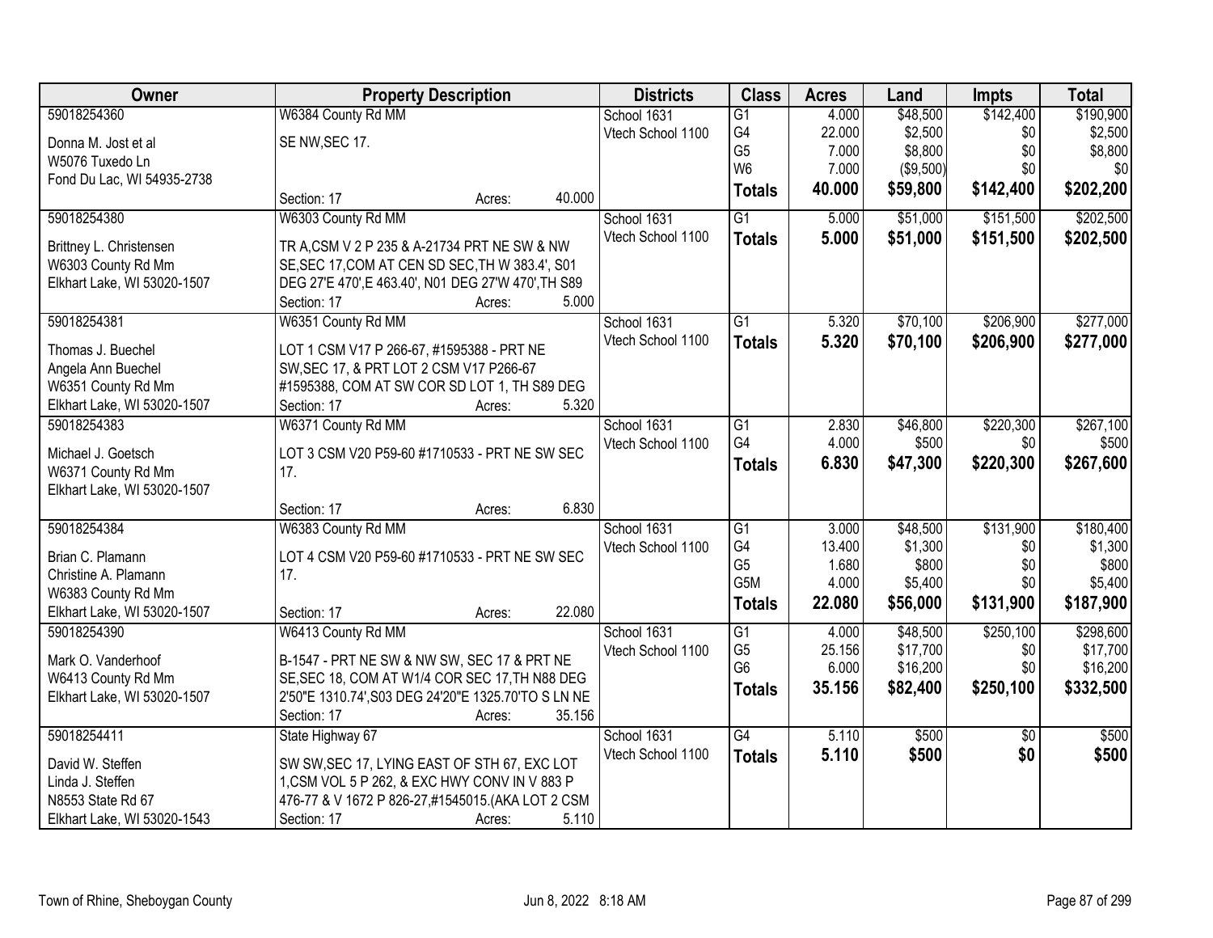| Owner | Property Description | Districts | Class | Acres | Land | Impts | Total |
|---|---|---|---|---|---|---|---|
| 59018254360<br>Donna M. Jost et al<br>W5076 Tuxedo Ln<br>Fond Du Lac, WI 54935-2738 | W6384 County Rd MM<br>SE NW,SEC 17.<br>Section: 17 Acres: 40.000 | School 1631<br>Vtech School 1100 | G1<br>G4<br>G5<br>W6<br>**Totals** | 4.000<br>22.000<br>7.000<br>7.000<br>**40.000** | $48,500<br>$2,500<br>$8,800<br>($9,500)<br>**$59,800** | $142,400<br>$0<br>$0<br>$0<br>**$142,400** | $190,900<br>$2,500<br>$8,800<br>$0<br>**$202,200** |
| 59018254380<br>Brittney L. Christensen<br>W6303 County Rd Mm<br>Elkhart Lake, WI 53020-1507 | W6303 County Rd MM<br>TR A,CSM V 2 P 235 & A-21734 PRT NE SW & NW SE,SEC 17,COM AT CEN SD SEC,TH W 383.4', S01 DEG 27'E 470',E 463.40', N01 DEG 27'W 470',TH S89<br>Section: 17 Acres: 5.000 | School 1631<br>Vtech School 1100 | G1<br>**Totals** | 5.000<br>**5.000** | $51,000<br>**$51,000** | $151,500<br>**$151,500** | $202,500<br>**$202,500** |
| 59018254381<br>Thomas J. Buechel<br>Angela Ann Buechel<br>W6351 County Rd Mm<br>Elkhart Lake, WI 53020-1507 | W6351 County Rd MM<br>LOT 1 CSM V17 P 266-67, #1595388 - PRT NE SW,SEC 17, & PRT LOT 2 CSM V17 P266-67 #1595388, COM AT SW COR SD LOT 1, TH S89 DEG<br>Section: 17 Acres: 5.320 | School 1631<br>Vtech School 1100 | G1<br>**Totals** | 5.320<br>**5.320** | $70,100<br>**$70,100** | $206,900<br>**$206,900** | $277,000<br>**$277,000** |
| 59018254383<br>Michael J. Goetsch<br>W6371 County Rd Mm<br>Elkhart Lake, WI 53020-1507 | W6371 County Rd MM<br>LOT 3 CSM V20 P59-60 #1710533 - PRT NE SW SEC 17.<br>Section: 17 Acres: 6.830 | School 1631<br>Vtech School 1100 | G1<br>G4<br>**Totals** | 2.830<br>4.000<br>**6.830** | $46,800<br>$500<br>**$47,300** | $220,300<br>$0<br>**$220,300** | $267,100<br>$500<br>**$267,600** |
| 59018254384<br>Brian C. Plamann<br>Christine A. Plamann<br>W6383 County Rd Mm<br>Elkhart Lake, WI 53020-1507 | W6383 County Rd MM<br>LOT 4 CSM V20 P59-60 #1710533 - PRT NE SW SEC 17.<br>Section: 17 Acres: 22.080 | School 1631<br>Vtech School 1100 | G1<br>G4<br>G5<br>G5M<br>**Totals** | 3.000<br>13.400<br>1.680<br>4.000<br>**22.080** | $48,500<br>$1,300<br>$800<br>$5,400<br>**$56,000** | $131,900<br>$0<br>$0<br>$0<br>**$131,900** | $180,400<br>$1,300<br>$800<br>$5,400<br>**$187,900** |
| 59018254390<br>Mark O. Vanderhoof<br>W6413 County Rd Mm<br>Elkhart Lake, WI 53020-1507 | W6413 County Rd MM<br>B-1547 - PRT NE SW & NW SW, SEC 17 & PRT NE SE,SEC 18, COM AT W1/4 COR SEC 17,TH N88 DEG 2'50"E 1310.74',S03 DEG 24'20"E 1325.70'TO S LN NE<br>Section: 17 Acres: 35.156 | School 1631<br>Vtech School 1100 | G1<br>G5<br>G6<br>**Totals** | 4.000<br>25.156<br>6.000<br>**35.156** | $48,500<br>$17,700<br>$16,200<br>**$82,400** | $250,100<br>$0<br>$0<br>**$250,100** | $298,600<br>$17,700<br>$16,200<br>**$332,500** |
| 59018254411<br>David W. Steffen<br>Linda J. Steffen<br>N8553 State Rd 67<br>Elkhart Lake, WI 53020-1543 | State Highway 67<br>SW SW,SEC 17, LYING EAST OF STH 67, EXC LOT 1,CSM VOL 5 P 262, & EXC HWY CONV IN V 883 P 476-77 & V 1672 P 826-27,#1545015.(AKA LOT 2 CSM<br>Section: 17 Acres: 5.110 | School 1631<br>Vtech School 1100 | G4<br>**Totals** | 5.110<br>**5.110** | $500<br>**$500** | $0<br>**$0** | $500<br>**$500** |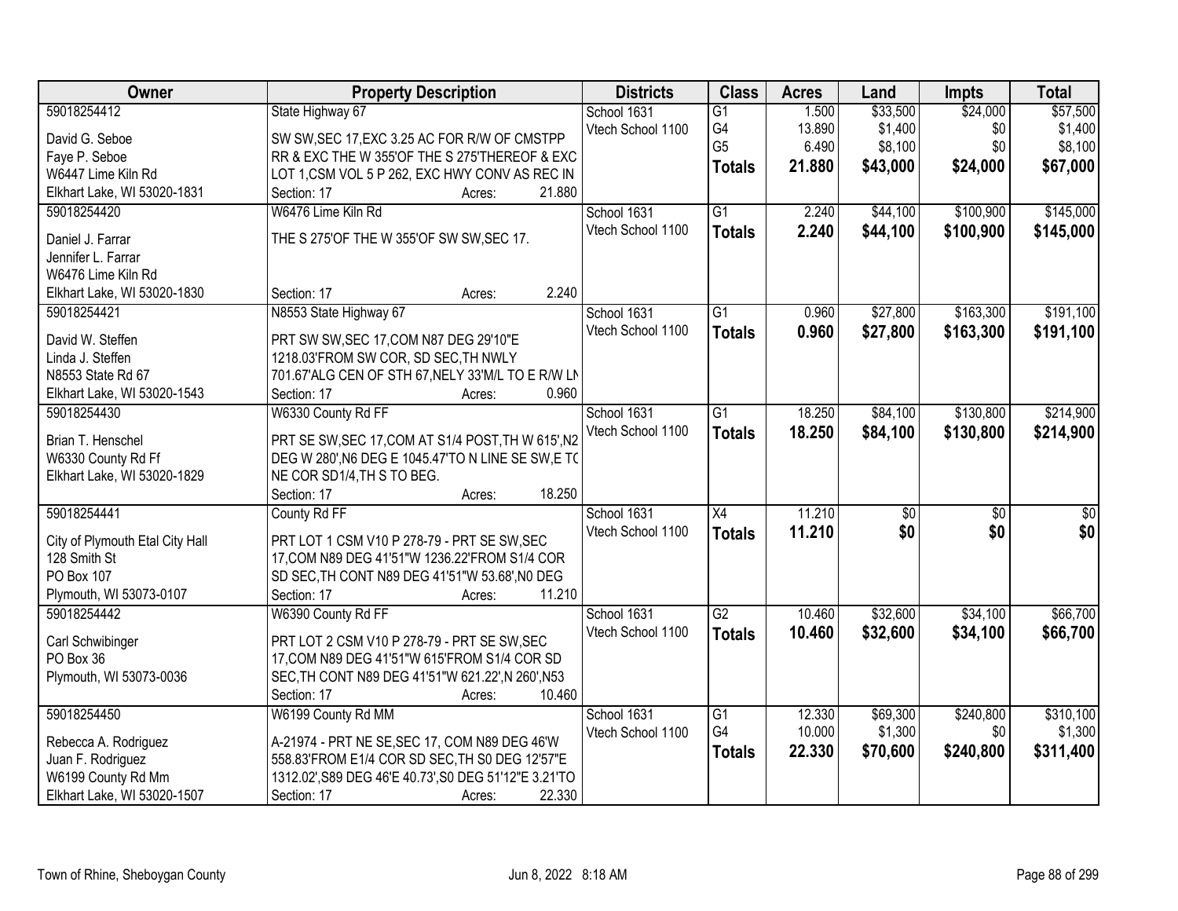| Owner | Property Description | Districts | Class | Acres | Land | Impts | Total |
|---|---|---|---|---|---|---|---|
| 59018254412<br>David G. Seboe<br>Faye P. Seboe<br>W6447 Lime Kiln Rd<br>Elkhart Lake, WI 53020-1831 | State Highway 67<br>SW SW,SEC 17,EXC 3.25 AC FOR R/W OF CMSTPP RR & EXC THE W 355'OF THE S 275'THEREOF & EXC LOT 1,CSM VOL 5 P 262, EXC HWY CONV AS REC IN<br>Section: 17 Acres: 21.880 | School 1631<br>Vtech School 1100 | G1<br>G4<br>G5<br>**Totals** | 1.500<br>13.890<br>6.490<br>**21.880** | $33,500<br>$1,400<br>$8,100<br>**$43,000** | $24,000<br>$0<br>$0<br>**$24,000** | $57,500<br>$1,400<br>$8,100<br>**$67,000** |
| 59018254420<br>Daniel J. Farrar<br>Jennifer L. Farrar<br>W6476 Lime Kiln Rd<br>Elkhart Lake, WI 53020-1830 | W6476 Lime Kiln Rd<br>THE S 275'OF THE W 355'OF SW SW,SEC 17.<br>Section: 17 Acres: 2.240 | School 1631<br>Vtech School 1100 | G1<br>**Totals** | 2.240<br>**2.240** | $44,100<br>**$44,100** | $100,900<br>**$100,900** | $145,000<br>**$145,000** |
| 59018254421<br>David W. Steffen<br>Linda J. Steffen<br>N8553 State Rd 67<br>Elkhart Lake, WI 53020-1543 | N8553 State Highway 67<br>PRT SW SW,SEC 17,COM N87 DEG 29'10"E 1218.03'FROM SW COR, SD SEC,TH NWLY 701.67'ALG CEN OF STH 67,NELY 33'M/L TO E R/W LN<br>Section: 17 Acres: 0.960 | School 1631<br>Vtech School 1100 | G1<br>**Totals** | 0.960<br>**0.960** | $27,800<br>**$27,800** | $163,300<br>**$163,300** | $191,100<br>**$191,100** |
| 59018254430<br>Brian T. Henschel<br>W6330 County Rd Ff<br>Elkhart Lake, WI 53020-1829 | W6330 County Rd FF<br>PRT SE SW,SEC 17,COM AT S1/4 POST,TH W 615',N2 DEG W 280',N6 DEG E 1045.47'TO N LINE SE SW,E TO NE COR SD1/4,TH S TO BEG.<br>Section: 17 Acres: 18.250 | School 1631<br>Vtech School 1100 | G1<br>**Totals** | 18.250<br>**18.250** | $84,100<br>**$84,100** | $130,800<br>**$130,800** | $214,900<br>**$214,900** |
| 59018254441<br>City of Plymouth Etal City Hall<br>128 Smith St<br>PO Box 107<br>Plymouth, WI 53073-0107 | County Rd FF<br>PRT LOT 1 CSM V10 P 278-79 - PRT SE SW,SEC 17,COM N89 DEG 41'51"W 1236.22'FROM S1/4 COR SD SEC,TH CONT N89 DEG 41'51"W 53.68',N0 DEG<br>Section: 17 Acres: 11.210 | School 1631<br>Vtech School 1100 | X4<br>**Totals** | 11.210<br>**11.210** | $0<br>**$0** | $0<br>**$0** | $0<br>**$0** |
| 59018254442<br>Carl Schwibinger<br>PO Box 36<br>Plymouth, WI 53073-0036 | W6390 County Rd FF<br>PRT LOT 2 CSM V10 P 278-79 - PRT SE SW,SEC 17,COM N89 DEG 41'51"W 615'FROM S1/4 COR SD SEC,TH CONT N89 DEG 41'51"W 621.22',N 260',N53<br>Section: 17 Acres: 10.460 | School 1631<br>Vtech School 1100 | G2<br>**Totals** | 10.460<br>**10.460** | $32,600<br>**$32,600** | $34,100<br>**$34,100** | $66,700<br>**$66,700** |
| 59018254450<br>Rebecca A. Rodriguez<br>Juan F. Rodriguez<br>W6199 County Rd Mm<br>Elkhart Lake, WI 53020-1507 | W6199 County Rd MM<br>A-21974 - PRT NE SE,SEC 17, COM N89 DEG 46'W 558.83'FROM E1/4 COR SD SEC,TH S0 DEG 12'57"E 1312.02',S89 DEG 46'E 40.73',S0 DEG 51'12"E 3.21'TO<br>Section: 17 Acres: 22.330 | School 1631<br>Vtech School 1100 | G1<br>G4<br>**Totals** | 12.330<br>10.000<br>**22.330** | $69,300<br>$1,300<br>**$70,600** | $240,800<br>$0<br>**$240,800** | $310,100<br>$1,300<br>**$311,400** |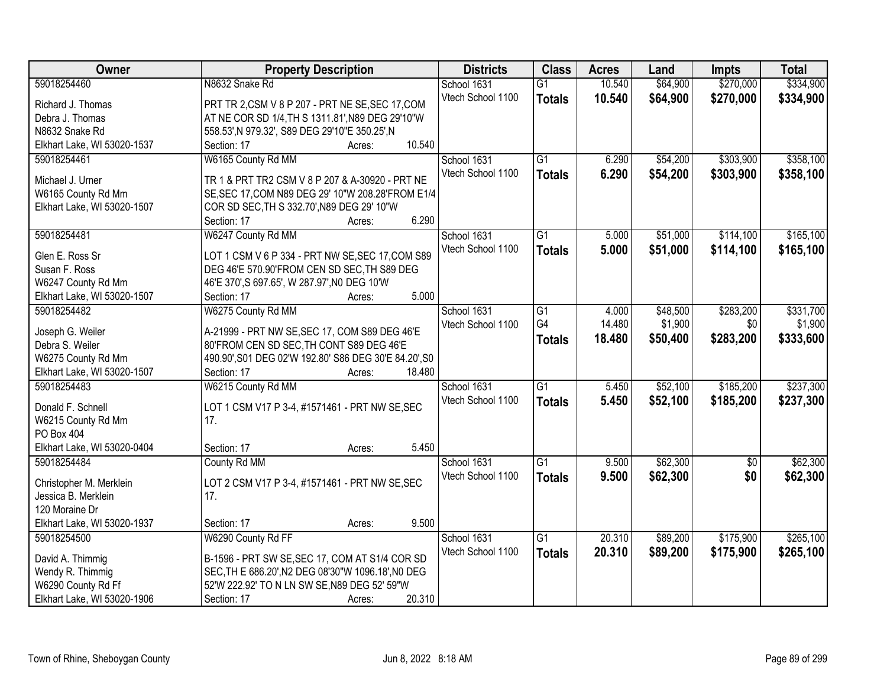| Owner | Property Description | Districts | Class | Acres | Land | Impts | Total |
|---|---|---|---|---|---|---|---|
| 59018254460<br>Richard J. Thomas<br>Debra J. Thomas<br>N8632 Snake Rd<br>Elkhart Lake, WI 53020-1537 | N8632 Snake Rd<br>PRT TR 2,CSM V 8 P 207 - PRT NE SE,SEC 17,COM AT NE COR SD 1/4,TH S 1311.81',N89 DEG 29'10"W 558.53',N 979.32', S89 DEG 29'10"E 350.25',N<br>Section: 17 Acres: 10.540 | School 1631<br>Vtech School 1100 | G1<br>**Totals** | 10.540<br>**10.540** | $64,900<br>**$64,900** | $270,000<br>**$270,000** | $334,900<br>**$334,900** |
| 59018254461<br>Michael J. Urner<br>W6165 County Rd Mm<br>Elkhart Lake, WI 53020-1507 | W6165 County Rd MM<br>TR 1 & PRT TR2 CSM V 8 P 207 & A-30920 - PRT NE SE,SEC 17,COM N89 DEG 29' 10"W 208.28'FROM E1/4 COR SD SEC,TH S 332.70',N89 DEG 29' 10"W<br>Section: 17 Acres: 6.290 | School 1631<br>Vtech School 1100 | G1<br>**Totals** | 6.290<br>**6.290** | $54,200<br>**$54,200** | $303,900<br>**$303,900** | $358,100<br>**$358,100** |
| 59018254481<br>Glen E. Ross Sr<br>Susan F. Ross<br>W6247 County Rd Mm<br>Elkhart Lake, WI 53020-1507 | W6247 County Rd MM<br>LOT 1 CSM V 6 P 334 - PRT NW SE,SEC 17,COM S89 DEG 46'E 570.90'FROM CEN SD SEC,TH S89 DEG 46'E 370',S 697.65', W 287.97',N0 DEG 10'W<br>Section: 17 Acres: 5.000 | School 1631<br>Vtech School 1100 | G1<br>**Totals** | 5.000<br>**5.000** | $51,000<br>**$51,000** | $114,100<br>**$114,100** | $165,100<br>**$165,100** |
| 59018254482<br>Joseph G. Weiler<br>Debra S. Weiler<br>W6275 County Rd Mm<br>Elkhart Lake, WI 53020-1507 | W6275 County Rd MM<br>A-21999 - PRT NW SE,SEC 17, COM S89 DEG 46'E 80'FROM CEN SD SEC,TH CONT S89 DEG 46'E 490.90',S01 DEG 02'W 192.80' S86 DEG 30'E 84.20',S0<br>Section: 17 Acres: 18.480 | School 1631<br>Vtech School 1100 | G1<br>G4<br>**Totals** | 4.000<br>14.480<br>**18.480** | $48,500<br>$1,900<br>**$50,400** | $283,200<br>$0<br>**$283,200** | $331,700<br>$1,900<br>**$333,600** |
| 59018254483<br>Donald F. Schnell<br>W6215 County Rd Mm<br>PO Box 404<br>Elkhart Lake, WI 53020-0404 | W6215 County Rd MM<br>LOT 1 CSM V17 P 3-4, #1571461 - PRT NW SE,SEC 17.<br>Section: 17 Acres: 5.450 | School 1631<br>Vtech School 1100 | G1<br>**Totals** | 5.450<br>**5.450** | $52,100<br>**$52,100** | $185,200<br>**$185,200** | $237,300<br>**$237,300** |
| 59018254484<br>Christopher M. Merklein<br>Jessica B. Merklein<br>120 Moraine Dr<br>Elkhart Lake, WI 53020-1937 | County Rd MM<br>LOT 2 CSM V17 P 3-4, #1571461 - PRT NW SE,SEC 17.<br>Section: 17 Acres: 9.500 | School 1631<br>Vtech School 1100 | G1<br>**Totals** | 9.500<br>**9.500** | $62,300<br>**$62,300** | $0<br>**$0** | $62,300<br>**$62,300** |
| 59018254500<br>David A. Thimmig<br>Wendy R. Thimmig<br>W6290 County Rd Ff<br>Elkhart Lake, WI 53020-1906 | W6290 County Rd FF<br>B-1596 - PRT SW SE,SEC 17, COM AT S1/4 COR SD SEC,TH E 686.20',N2 DEG 08'30"W 1096.18',N0 DEG 52'W 222.92' TO N LN SW SE,N89 DEG 52' 59"W<br>Section: 17 Acres: 20.310 | School 1631<br>Vtech School 1100 | G1<br>**Totals** | 20.310<br>**20.310** | $89,200<br>**$89,200** | $175,900<br>**$175,900** | $265,100<br>**$265,100** |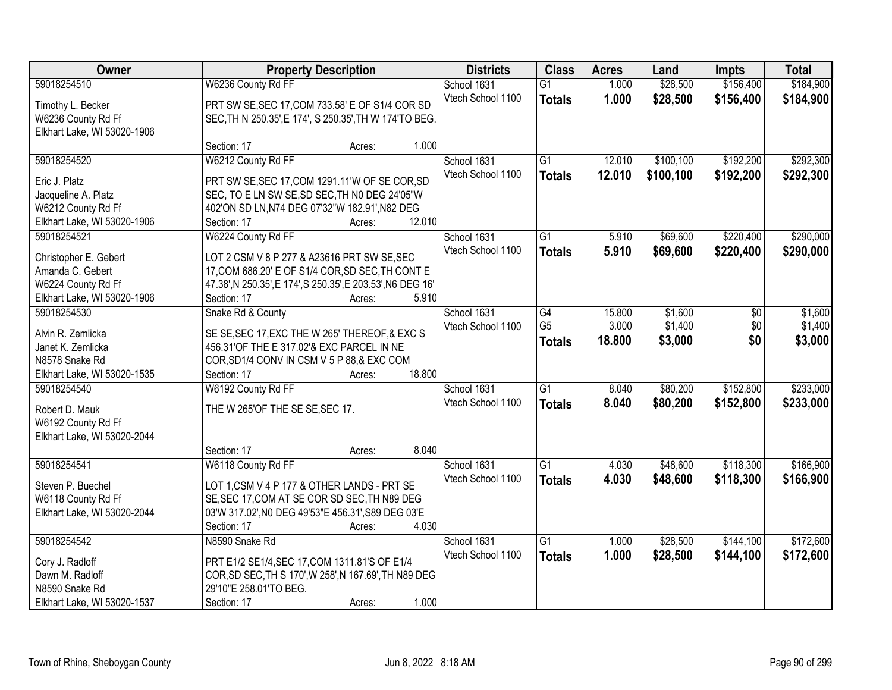| Owner | Property Description | Districts | Class | Acres | Land | Impts | Total |
|---|---|---|---|---|---|---|---|
| 59018254510<br>Timothy L. Becker<br>W6236 County Rd Ff<br>Elkhart Lake, WI 53020-1906 | W6236 County Rd FF<br>PRT SW SE,SEC 17,COM 733.58' E OF S1/4 COR SD SEC,TH N 250.35',E 174', S 250.35',TH W 174'TO BEG.<br>Section: 17 Acres: 1.000 | School 1631<br>Vtech School 1100 | G1<br>**Totals** | 1.000<br>**1.000** | $28,500<br>**$28,500** | $156,400<br>**$156,400** | $184,900<br>**$184,900** |
| 59018254520<br>Eric J. Platz<br>Jacqueline A. Platz<br>W6212 County Rd Ff<br>Elkhart Lake, WI 53020-1906 | W6212 County Rd FF<br>PRT SW SE,SEC 17,COM 1291.11'W OF SE COR,SD SEC, TO E LN SW SE,SD SEC,TH N0 DEG 24'05"W 402'ON SD LN,N74 DEG 07'32"W 182.91',N82 DEG<br>Section: 17 Acres: 12.010 | School 1631<br>Vtech School 1100 | G1<br>**Totals** | 12.010<br>**12.010** | $100,100<br>**$100,100** | $192,200<br>**$192,200** | $292,300<br>**$292,300** |
| 59018254521<br>Christopher E. Gebert<br>Amanda C. Gebert<br>W6224 County Rd Ff<br>Elkhart Lake, WI 53020-1906 | W6224 County Rd FF<br>LOT 2 CSM V 8 P 277 & A23616 PRT SW SE,SEC 17,COM 686.20' E OF S1/4 COR,SD SEC,TH CONT E 47.38',N 250.35',E 174',S 250.35',E 203.53',N6 DEG 16'<br>Section: 17 Acres: 5.910 | School 1631<br>Vtech School 1100 | G1<br>**Totals** | 5.910<br>**5.910** | $69,600<br>**$69,600** | $220,400<br>**$220,400** | $290,000<br>**$290,000** |
| 59018254530<br>Alvin R. Zemlicka<br>Janet K. Zemlicka<br>N8578 Snake Rd<br>Elkhart Lake, WI 53020-1535 | Snake Rd & County<br>SE SE,SEC 17,EXC THE W 265' THEREOF,& EXC S 456.31'OF THE E 317.02'& EXC PARCEL IN NE COR,SD1/4 CONV IN CSM V 5 P 88,& EXC COM<br>Section: 17 Acres: 18.800 | School 1631<br>Vtech School 1100 | G4<br>G5<br>**Totals** | 15.800<br>3.000<br>**18.800** | $1,600<br>$1,400<br>**$3,000** | $0<br>$0<br>**$0** | $1,600<br>$1,400<br>**$3,000** |
| 59018254540<br>Robert D. Mauk<br>W6192 County Rd Ff<br>Elkhart Lake, WI 53020-2044 | W6192 County Rd FF<br>THE W 265'OF THE SE SE,SEC 17.<br>Section: 17 Acres: 8.040 | School 1631<br>Vtech School 1100 | G1<br>**Totals** | 8.040<br>**8.040** | $80,200<br>**$80,200** | $152,800<br>**$152,800** | $233,000<br>**$233,000** |
| 59018254541<br>Steven P. Buechel<br>W6118 County Rd Ff<br>Elkhart Lake, WI 53020-2044 | W6118 County Rd FF<br>LOT 1,CSM V 4 P 177 & OTHER LANDS - PRT SE SE,SEC 17,COM AT SE COR SD SEC,TH N89 DEG 03'W 317.02',N0 DEG 49'53"E 456.31',S89 DEG 03'E<br>Section: 17 Acres: 4.030 | School 1631<br>Vtech School 1100 | G1<br>**Totals** | 4.030<br>**4.030** | $48,600<br>**$48,600** | $118,300<br>**$118,300** | $166,900<br>**$166,900** |
| 59018254542<br>Cory J. Radloff<br>Dawn M. Radloff<br>N8590 Snake Rd<br>Elkhart Lake, WI 53020-1537 | N8590 Snake Rd<br>PRT E1/2 SE1/4,SEC 17,COM 1311.81'S OF E1/4 COR,SD SEC,TH S 170',W 258',N 167.69',TH N89 DEG 29'10"E 258.01'TO BEG.<br>Section: 17 Acres: 1.000 | School 1631<br>Vtech School 1100 | G1<br>**Totals** | 1.000<br>**1.000** | $28,500<br>**$28,500** | $144,100<br>**$144,100** | $172,600<br>**$172,600** |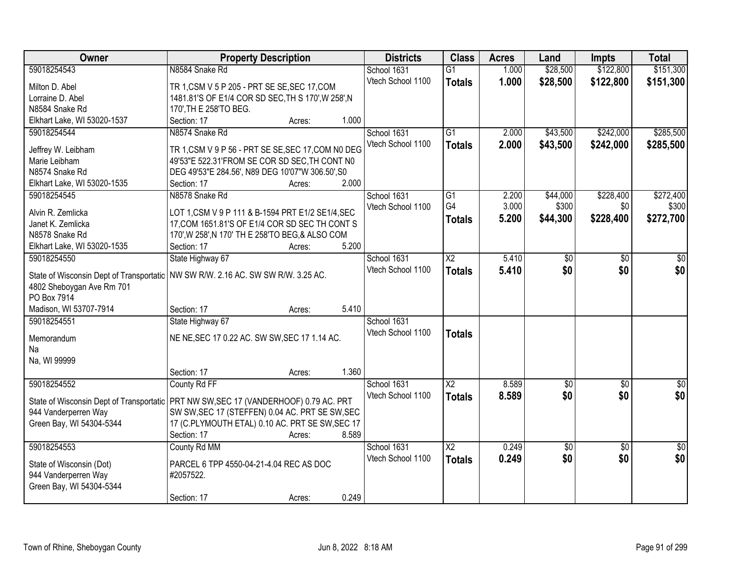| Owner | Property Description | Districts | Class | Acres | Land | Impts | Total |
|---|---|---|---|---|---|---|---|
| 59018254543<br>Milton D. Abel<br>Lorraine D. Abel<br>N8584 Snake Rd<br>Elkhart Lake, WI 53020-1537 | N8584 Snake Rd<br>TR 1,CSM V 5 P 205 - PRT SE SE,SEC 17,COM 1481.81'S OF E1/4 COR SD SEC,TH S 170',W 258',N 170',TH E 258'TO BEG.<br>Section: 17 Acres: 1.000 | School 1631<br>Vtech School 1100 | G1<br>**Totals** | 1.000<br>**1.000** | $28,500<br>**$28,500** | $122,800<br>**$122,800** | $151,300<br>**$151,300** |
| 59018254544<br>Jeffrey W. Leibham<br>Marie Leibham<br>N8574 Snake Rd<br>Elkhart Lake, WI 53020-1535 | N8574 Snake Rd<br>TR 1,CSM V 9 P 56 - PRT SE SE,SEC 17,COM N0 DEG 49'53"E 522.31'FROM SE COR SD SEC,TH CONT N0 DEG 49'53"E 284.56', N89 DEG 10'07"W 306.50',S0<br>Section: 17 Acres: 2.000 | School 1631<br>Vtech School 1100 | G1<br>**Totals** | 2.000<br>**2.000** | $43,500<br>**$43,500** | $242,000<br>**$242,000** | $285,500<br>**$285,500** |
| 59018254545<br>Alvin R. Zemlicka<br>Janet K. Zemlicka<br>N8578 Snake Rd<br>Elkhart Lake, WI 53020-1535 | N8578 Snake Rd<br>LOT 1,CSM V 9 P 111 & B-1594 PRT E1/2 SE1/4,SEC 17,COM 1651.81'S OF E1/4 COR SD SEC TH CONT S 170',W 258',N 170' TH E 258'TO BEG,& ALSO COM<br>Section: 17 Acres: 5.200 | School 1631<br>Vtech School 1100 | G1<br>G4<br>**Totals** | 2.200<br>3.000<br>**5.200** | $44,000<br>$300<br>**$44,300** | $228,400<br>$0<br>**$228,400** | $272,400<br>$300<br>**$272,700** |
| 59018254550<br>State of Wisconsin Dept of Transportatio<br>4802 Sheboygan Ave Rm 701<br>PO Box 7914<br>Madison, WI 53707-7914 | State Highway 67<br>NW SW R/W. 2.16 AC. SW SW R/W. 3.25 AC.<br>Section: 17 Acres: 5.410 | School 1631<br>Vtech School 1100 | X2<br>**Totals** | 5.410<br>**5.410** | $0<br>**$0** | $0<br>**$0** | $0<br>**$0** |
| 59018254551<br>Memorandum<br>Na<br>Na, WI 99999 | State Highway 67<br>NE NE,SEC 17 0.22 AC. SW SW,SEC 17 1.14 AC.<br>Section: 17 Acres: 1.360 | School 1631<br>Vtech School 1100 | **Totals** | | | | |
| 59018254552<br>State of Wisconsin Dept of Transportatio<br>944 Vanderperren Way<br>Green Bay, WI 54304-5344 | County Rd FF<br>PRT NW SW,SEC 17 (VANDERHOOF) 0.79 AC. PRT SW SW,SEC 17 (STEFFEN) 0.04 AC. PRT SE SW,SEC 17 (C.PLYMOUTH ETAL) 0.10 AC. PRT SE SW,SEC 17<br>Section: 17 Acres: 8.589 | School 1631<br>Vtech School 1100 | X2<br>**Totals** | 8.589<br>**8.589** | $0<br>**$0** | $0<br>**$0** | $0<br>**$0** |
| 59018254553<br>State of Wisconsin (Dot)<br>944 Vanderperren Way<br>Green Bay, WI 54304-5344 | County Rd MM<br>PARCEL 6 TPP 4550-04-21-4.04 REC AS DOC #2057522.<br>Section: 17 Acres: 0.249 | School 1631<br>Vtech School 1100 | X2<br>**Totals** | 0.249<br>**0.249** | $0<br>**$0** | $0<br>**$0** | $0<br>**$0** |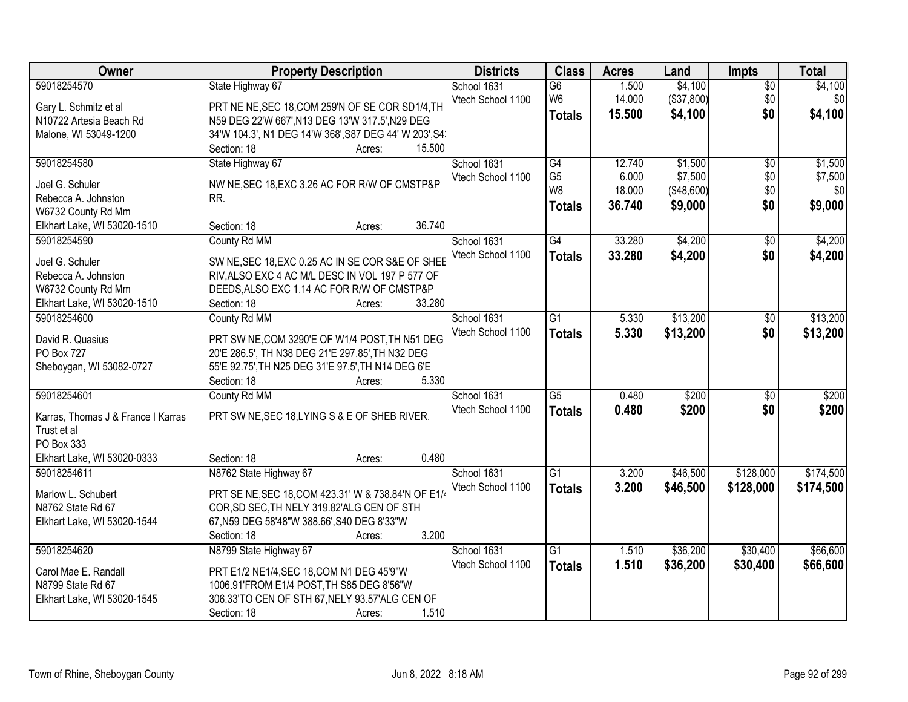| Owner | Property Description | Districts | Class | Acres | Land | Impts | Total |
|---|---|---|---|---|---|---|---|
| 59018254570<br>Gary L. Schmitz et al<br>N10722 Artesia Beach Rd<br>Malone, WI 53049-1200 | State Highway 67<br>PRT NE NE,SEC 18,COM 259'N OF SE COR SD1/4,TH N59 DEG 22'W 667',N13 DEG 13'W 317.5',N29 DEG 34'W 104.3', N1 DEG 14'W 368',S87 DEG 44' W 203',S4<br>Section: 18 Acres: 15.500 | School 1631<br>Vtech School 1100 | G6<br>W6<br>**Totals** | 1.500<br>14.000<br>**15.500** | $4,100<br>($37,800)<br>**$4,100** | $0<br>$0<br>**$0** | $4,100<br>$0<br>**$4,100** |
| 59018254580<br>Joel G. Schuler<br>Rebecca A. Johnston<br>W6732 County Rd Mm<br>Elkhart Lake, WI 53020-1510 | State Highway 67<br>NW NE,SEC 18,EXC 3.26 AC FOR R/W OF CMSTP&P RR.<br>Section: 18 Acres: 36.740 | School 1631<br>Vtech School 1100 | G4<br>G5<br>W8<br>**Totals** | 12.740<br>6.000<br>18.000<br>**36.740** | $1,500<br>$7,500<br>($48,600)<br>**$9,000** | $0<br>$0<br>$0<br>**$0** | $1,500<br>$7,500<br>$0<br>**$9,000** |
| 59018254590<br>Joel G. Schuler<br>Rebecca A. Johnston<br>W6732 County Rd Mm<br>Elkhart Lake, WI 53020-1510 | County Rd MM<br>SW NE,SEC 18,EXC 0.25 AC IN SE COR S&E OF SHEE RIV,ALSO EXC 4 AC M/L DESC IN VOL 197 P 577 OF DEEDS,ALSO EXC 1.14 AC FOR R/W OF CMSTP&P<br>Section: 18 Acres: 33.280 | School 1631<br>Vtech School 1100 | G4<br>**Totals** | 33.280<br>**33.280** | $4,200<br>**$4,200** | $0<br>**$0** | $4,200<br>**$4,200** |
| 59018254600<br>David R. Quasius<br>PO Box 727<br>Sheboygan, WI 53082-0727 | County Rd MM<br>PRT SW NE,COM 3290'E OF W1/4 POST,TH N51 DEG 20'E 286.5', TH N38 DEG 21'E 297.85',TH N32 DEG 55'E 92.75',TH N25 DEG 31'E 97.5',TH N14 DEG 6'E<br>Section: 18 Acres: 5.330 | School 1631<br>Vtech School 1100 | G1<br>**Totals** | 5.330<br>**5.330** | $13,200<br>**$13,200** | $0<br>**$0** | $13,200<br>**$13,200** |
| 59018254601<br>Karras, Thomas J & France I Karras Trust et al<br>PO Box 333<br>Elkhart Lake, WI 53020-0333 | County Rd MM<br>PRT SW NE,SEC 18,LYING S & E OF SHEB RIVER.<br>Section: 18 Acres: 0.480 | School 1631<br>Vtech School 1100 | G5<br>**Totals** | 0.480<br>**0.480** | $200<br>**$200** | $0<br>**$0** | $200<br>**$200** |
| 59018254611<br>Marlow L. Schubert<br>N8762 State Rd 67<br>Elkhart Lake, WI 53020-1544 | N8762 State Highway 67<br>PRT SE NE,SEC 18,COM 423.31' W & 738.84'N OF E1/4 COR,SD SEC,TH NELY 319.82'ALG CEN OF STH 67,N59 DEG 58'48"W 388.66',S40 DEG 8'33"W<br>Section: 18 Acres: 3.200 | School 1631<br>Vtech School 1100 | G1<br>**Totals** | 3.200<br>**3.200** | $46,500<br>**$46,500** | $128,000<br>**$128,000** | $174,500<br>**$174,500** |
| 59018254620<br>Carol Mae E. Randall<br>N8799 State Rd 67<br>Elkhart Lake, WI 53020-1545 | N8799 State Highway 67<br>PRT E1/2 NE1/4,SEC 18,COM N1 DEG 45'9"W 1006.91'FROM E1/4 POST,TH S85 DEG 8'56"W 306.33'TO CEN OF STH 67,NELY 93.57'ALG CEN OF<br>Section: 18 Acres: 1.510 | School 1631<br>Vtech School 1100 | G1<br>**Totals** | 1.510<br>**1.510** | $36,200<br>**$36,200** | $30,400<br>**$30,400** | $66,600<br>**$66,600** |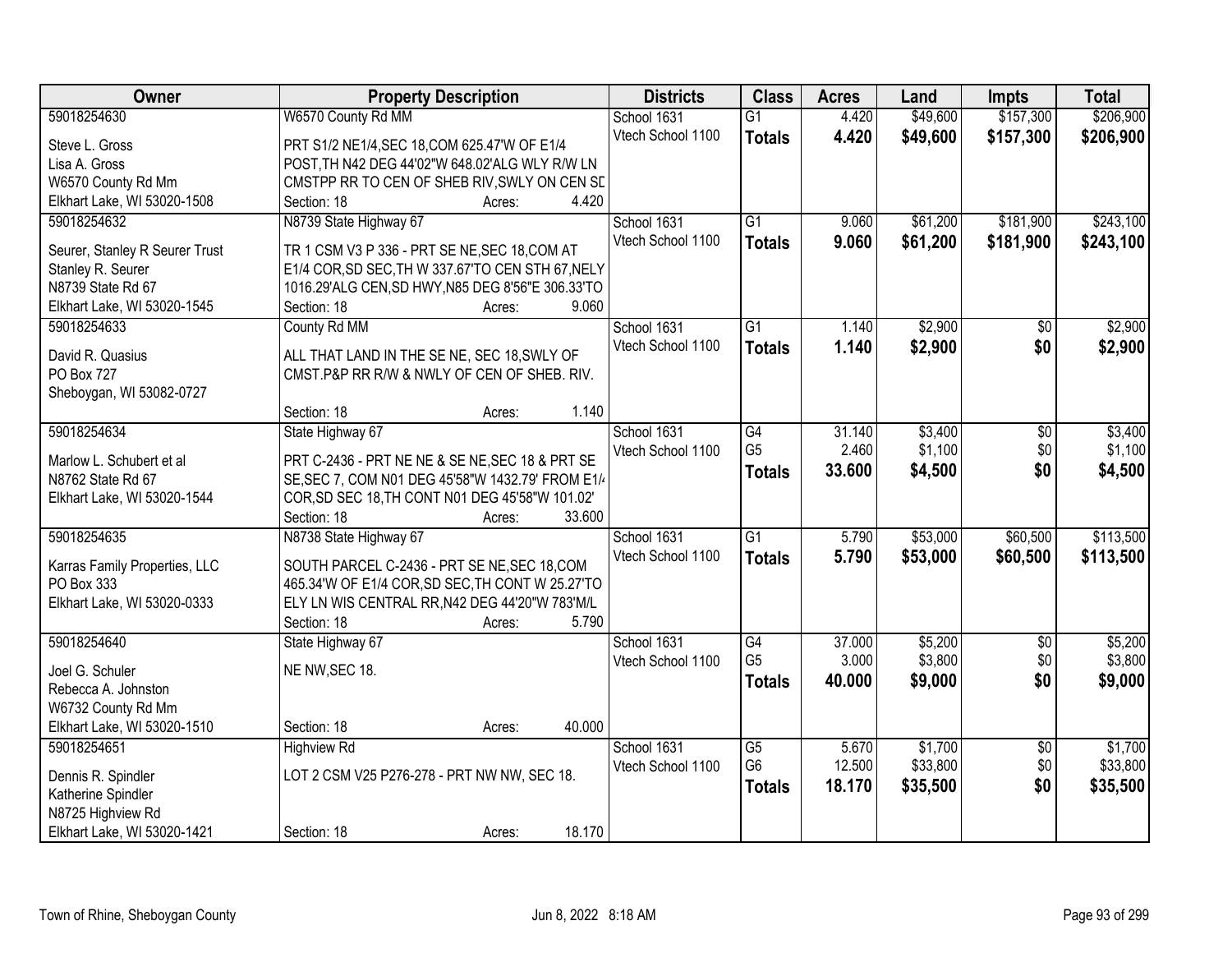| Owner | Property Description | Districts | Class | Acres | Land | Impts | Total |
|---|---|---|---|---|---|---|---|
| 59018254630<br>Steve L. Gross<br>Lisa A. Gross<br>W6570 County Rd Mm<br>Elkhart Lake, WI 53020-1508 | W6570 County Rd MM<br>PRT S1/2 NE1/4,SEC 18,COM 625.47'W OF E1/4 POST,TH N42 DEG 44'02"W 648.02'ALG WLY R/W LN CMSTPP RR TO CEN OF SHEB RIV,SWLY ON CEN SD<br>Section: 18 Acres: 4.420 | School 1631<br>Vtech School 1100 | G1<br>**Totals** | 4.420<br>**4.420** | $49,600<br>**$49,600** | $157,300<br>**$157,300** | $206,900<br>**$206,900** |
| 59018254632<br>Seurer, Stanley R Seurer Trust<br>Stanley R. Seurer<br>N8739 State Rd 67<br>Elkhart Lake, WI 53020-1545 | N8739 State Highway 67<br>TR 1 CSM V3 P 336 - PRT SE NE,SEC 18,COM AT E1/4 COR,SD SEC,TH W 337.67'TO CEN STH 67,NELY 1016.29'ALG CEN,SD HWY,N85 DEG 8'56"E 306.33'TO<br>Section: 18 Acres: 9.060 | School 1631<br>Vtech School 1100 | G1<br>**Totals** | 9.060<br>**9.060** | $61,200<br>**$61,200** | $181,900<br>**$181,900** | $243,100<br>**$243,100** |
| 59018254633<br>David R. Quasius<br>PO Box 727<br>Sheboygan, WI 53082-0727 | County Rd MM<br>ALL THAT LAND IN THE SE NE, SEC 18,SWLY OF CMST.P&P RR R/W & NWLY OF CEN OF SHEB. RIV.<br>Section: 18 Acres: 1.140 | School 1631<br>Vtech School 1100 | G1<br>**Totals** | 1.140<br>**1.140** | $2,900<br>**$2,900** | $0<br>**$0** | $2,900<br>**$2,900** |
| 59018254634<br>Marlow L. Schubert et al<br>N8762 State Rd 67<br>Elkhart Lake, WI 53020-1544 | State Highway 67<br>PRT C-2436 - PRT NE NE & SE NE,SEC 18 & PRT SE SE,SEC 7, COM N01 DEG 45'58"W 1432.79' FROM E1/4 COR,SD SEC 18,TH CONT N01 DEG 45'58"W 101.02'<br>Section: 18 Acres: 33.600 | School 1631<br>Vtech School 1100 | G4<br>G5<br>**Totals** | 31.140<br>2.460<br>**33.600** | $3,400<br>$1,100<br>**$4,500** | $0<br>$0<br>**$0** | $3,400<br>$1,100<br>**$4,500** |
| 59018254635<br>Karras Family Properties, LLC<br>PO Box 333<br>Elkhart Lake, WI 53020-0333 | N8738 State Highway 67<br>SOUTH PARCEL C-2436 - PRT SE NE,SEC 18,COM 465.34'W OF E1/4 COR,SD SEC,TH CONT W 25.27'TO ELY LN WIS CENTRAL RR,N42 DEG 44'20"W 783'M/L<br>Section: 18 Acres: 5.790 | School 1631<br>Vtech School 1100 | G1<br>**Totals** | 5.790<br>**5.790** | $53,000<br>**$53,000** | $60,500<br>**$60,500** | $113,500<br>**$113,500** |
| 59018254640<br>Joel G. Schuler<br>Rebecca A. Johnston<br>W6732 County Rd Mm<br>Elkhart Lake, WI 53020-1510 | State Highway 67<br>NE NW,SEC 18.<br>Section: 18 Acres: 40.000 | School 1631<br>Vtech School 1100 | G4<br>G5<br>**Totals** | 37.000<br>3.000<br>**40.000** | $5,200<br>$3,800<br>**$9,000** | $0<br>$0<br>**$0** | $5,200<br>$3,800<br>**$9,000** |
| 59018254651<br>Dennis R. Spindler<br>Katherine Spindler<br>N8725 Highview Rd<br>Elkhart Lake, WI 53020-1421 | Highview Rd<br>LOT 2 CSM V25 P276-278 - PRT NW NW, SEC 18.<br>Section: 18 Acres: 18.170 | School 1631<br>Vtech School 1100 | G5<br>G6<br>**Totals** | 5.670<br>12.500<br>**18.170** | $1,700<br>$33,800<br>**$35,500** | $0<br>$0<br>**$0** | $1,700<br>$33,800<br>**$35,500** |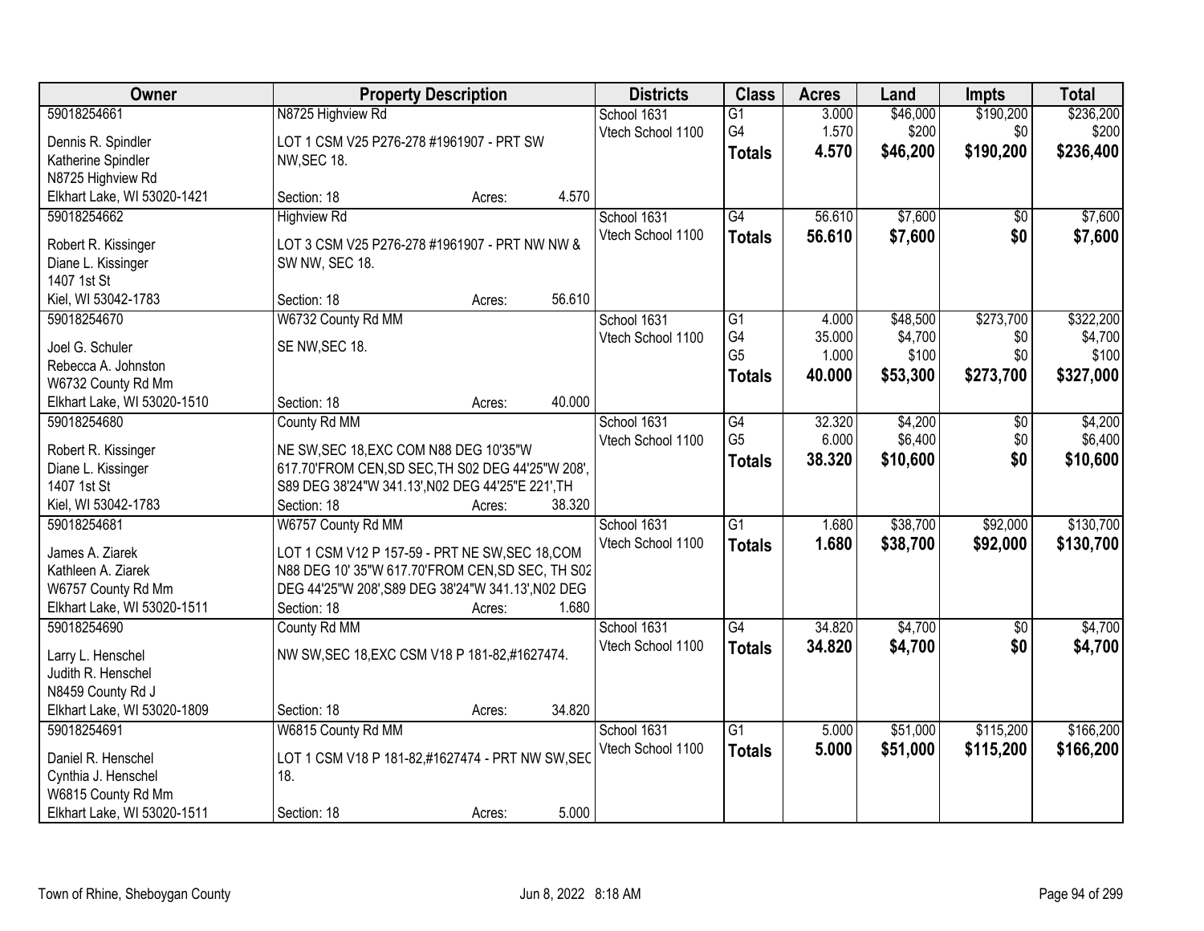| Owner | Property Description | Districts | Class | Acres | Land | Impts | Total |
|---|---|---|---|---|---|---|---|
| 59018254661<br>Dennis R. Spindler<br>Katherine Spindler<br>N8725 Highview Rd<br>Elkhart Lake, WI 53020-1421 | N8725 Highview Rd<br>LOT 1 CSM V25 P276-278 #1961907 - PRT SW NW,SEC 18.<br>Section: 18 Acres: 4.570 | School 1631<br>Vtech School 1100 | G1<br>G4<br>**Totals** | 3.000<br>1.570<br>**4.570** | $46,000<br>$200<br>**$46,200** | $190,200<br>$0<br>**$190,200** | $236,200<br>$200<br>**$236,400** |
| 59018254662<br>Robert R. Kissinger<br>Diane L. Kissinger<br>1407 1st St<br>Kiel, WI 53042-1783 | Highview Rd<br>LOT 3 CSM V25 P276-278 #1961907 - PRT NW NW & SW NW, SEC 18.<br>Section: 18 Acres: 56.610 | School 1631<br>Vtech School 1100 | G4<br>**Totals** | 56.610<br>**56.610** | $7,600<br>**$7,600** | $0<br>**$0** | $7,600<br>**$7,600** |
| 59018254670<br>Joel G. Schuler<br>Rebecca A. Johnston<br>W6732 County Rd Mm<br>Elkhart Lake, WI 53020-1510 | W6732 County Rd MM<br>SE NW,SEC 18.<br>Section: 18 Acres: 40.000 | School 1631<br>Vtech School 1100 | G1<br>G4<br>G5<br>**Totals** | 4.000<br>35.000<br>1.000<br>**40.000** | $48,500<br>$4,700<br>$100<br>**$53,300** | $273,700<br>$0<br>$0<br>**$273,700** | $322,200<br>$4,700<br>$100<br>**$327,000** |
| 59018254680<br>Robert R. Kissinger<br>Diane L. Kissinger<br>1407 1st St<br>Kiel, WI 53042-1783 | County Rd MM<br>NE SW,SEC 18,EXC COM N88 DEG 10'35"W 617.70'FROM CEN,SD SEC,TH S02 DEG 44'25"W 208', S89 DEG 38'24"W 341.13',N02 DEG 44'25"E 221',TH<br>Section: 18 Acres: 38.320 | School 1631<br>Vtech School 1100 | G4<br>G5<br>**Totals** | 32.320<br>6.000<br>**38.320** | $4,200<br>$6,400<br>**$10,600** | $0<br>$0<br>**$0** | $4,200<br>$6,400<br>**$10,600** |
| 59018254681<br>James A. Ziarek<br>Kathleen A. Ziarek<br>W6757 County Rd Mm<br>Elkhart Lake, WI 53020-1511 | W6757 County Rd MM<br>LOT 1 CSM V12 P 157-59 - PRT NE SW,SEC 18,COM N88 DEG 10' 35"W 617.70'FROM CEN,SD SEC, TH S02 DEG 44'25"W 208',S89 DEG 38'24"W 341.13',N02 DEG<br>Section: 18 Acres: 1.680 | School 1631<br>Vtech School 1100 | G1<br>**Totals** | 1.680<br>**1.680** | $38,700<br>**$38,700** | $92,000<br>**$92,000** | $130,700<br>**$130,700** |
| 59018254690<br>Larry L. Henschel<br>Judith R. Henschel<br>N8459 County Rd J<br>Elkhart Lake, WI 53020-1809 | County Rd MM<br>NW SW,SEC 18,EXC CSM V18 P 181-82,#1627474.<br>Section: 18 Acres: 34.820 | School 1631<br>Vtech School 1100 | G4<br>**Totals** | 34.820<br>**34.820** | $4,700<br>**$4,700** | $0<br>**$0** | $4,700<br>**$4,700** |
| 59018254691<br>Daniel R. Henschel<br>Cynthia J. Henschel<br>W6815 County Rd Mm<br>Elkhart Lake, WI 53020-1511 | W6815 County Rd MM<br>LOT 1 CSM V18 P 181-82,#1627474 - PRT NW SW,SEC 18.<br>Section: 18 Acres: 5.000 | School 1631<br>Vtech School 1100 | G1<br>**Totals** | 5.000<br>**5.000** | $51,000<br>**$51,000** | $115,200<br>**$115,200** | $166,200<br>**$166,200** |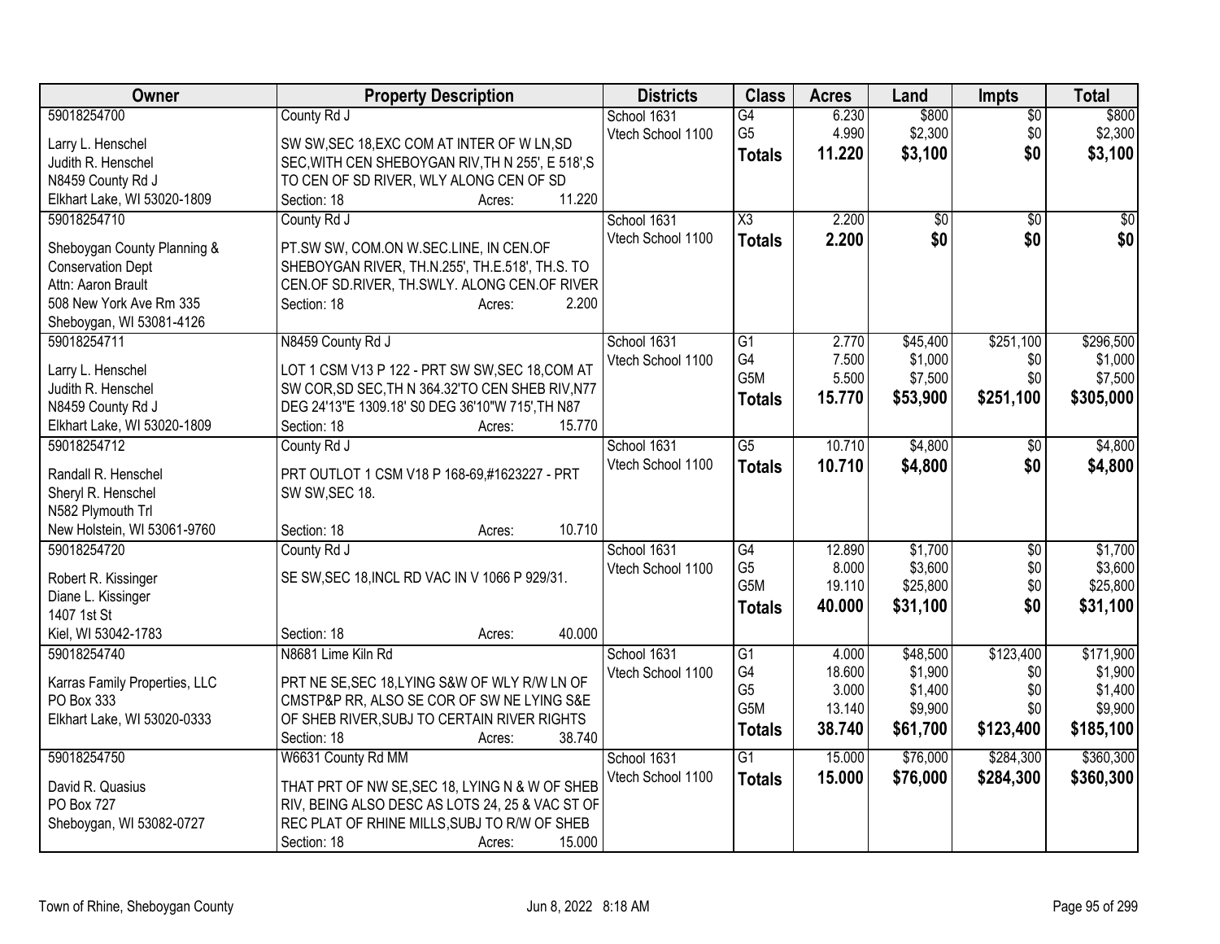| Owner | Property Description | Districts | Class | Acres | Land | Impts | Total |
|---|---|---|---|---|---|---|---|
| 59018254700<br><br>Larry L. Henschel<br>Judith R. Henschel<br>N8459 County Rd J<br>Elkhart Lake, WI 53020-1809 | County Rd J<br><br>SW SW,SEC 18,EXC COM AT INTER OF W LN,SD SEC,WITH CEN SHEBOYGAN RIV,TH N 255', E 518',S TO CEN OF SD RIVER, WLY ALONG CEN OF SD<br>Section: 18 Acres: 11.220 | School 1631<br>Vtech School 1100 | G4<br>G5<br>**Totals** | 6.230<br>4.990<br>**11.220** | $800<br>$2,300<br>**$3,100** | $0<br>$0<br>**$0** | $800<br>$2,300<br>**$3,100** |
| 59018254710<br><br>Sheboygan County Planning &<br>Conservation Dept<br>Attn: Aaron Brault<br>508 New York Ave Rm 335<br>Sheboygan, WI 53081-4126 | County Rd J<br><br>PT.SW SW, COM.ON W.SEC.LINE, IN CEN.OF SHEBOYGAN RIVER, TH.N.255', TH.E.518', TH.S. TO CEN.OF SD.RIVER, TH.SWLY. ALONG CEN.OF RIVER<br>Section: 18 Acres: 2.200 | School 1631<br>Vtech School 1100 | X3<br>**Totals** | 2.200<br>**2.200** | $0<br>**$0** | $0<br>**$0** | $0<br>**$0** |
| 59018254711<br><br>Larry L. Henschel<br>Judith R. Henschel<br>N8459 County Rd J<br>Elkhart Lake, WI 53020-1809 | N8459 County Rd J<br><br>LOT 1 CSM V13 P 122 - PRT SW SW,SEC 18,COM AT SW COR,SD SEC,TH N 364.32'TO CEN SHEB RIV,N77 DEG 24'13"E 1309.18' S0 DEG 36'10"W 715',TH N87<br>Section: 18 Acres: 15.770 | School 1631<br>Vtech School 1100 | G1<br>G4<br>G5M<br>**Totals** | 2.770<br>7.500<br>5.500<br>**15.770** | $45,400<br>$1,000<br>$7,500<br>**$53,900** | $251,100<br>$0<br>$0<br>**$251,100** | $296,500<br>$1,000<br>$7,500<br>**$305,000** |
| 59018254712<br><br>Randall R. Henschel<br>Sheryl R. Henschel<br>N582 Plymouth Trl<br>New Holstein, WI 53061-9760 | County Rd J<br><br>PRT OUTLOT 1 CSM V18 P 168-69,#1623227 - PRT SW SW,SEC 18.<br>Section: 18 Acres: 10.710 | School 1631<br>Vtech School 1100 | G5<br>**Totals** | 10.710<br>**10.710** | $4,800<br>**$4,800** | $0<br>**$0** | $4,800<br>**$4,800** |
| 59018254720<br><br>Robert R. Kissinger<br>Diane L. Kissinger<br>1407 1st St<br>Kiel, WI 53042-1783 | County Rd J<br><br>SE SW,SEC 18,INCL RD VAC IN V 1066 P 929/31.<br>Section: 18 Acres: 40.000 | School 1631<br>Vtech School 1100 | G4<br>G5<br>G5M<br>**Totals** | 12.890<br>8.000<br>19.110<br>**40.000** | $1,700<br>$3,600<br>$25,800<br>**$31,100** | $0<br>$0<br>$0<br>**$0** | $1,700<br>$3,600<br>$25,800<br>**$31,100** |
| 59018254740<br><br>Karras Family Properties, LLC<br>PO Box 333<br>Elkhart Lake, WI 53020-0333 | N8681 Lime Kiln Rd<br><br>PRT NE SE,SEC 18,LYING S&W OF WLY R/W LN OF CMSTP&P RR, ALSO SE COR OF SW NE LYING S&E OF SHEB RIVER,SUBJ TO CERTAIN RIVER RIGHTS<br>Section: 18 Acres: 38.740 | School 1631<br>Vtech School 1100 | G1<br>G4<br>G5<br>G5M<br>**Totals** | 4.000<br>18.600<br>3.000<br>13.140<br>**38.740** | $48,500<br>$1,900<br>$1,400<br>$9,900<br>**$61,700** | $123,400<br>$0<br>$0<br>$0<br>**$123,400** | $171,900<br>$1,900<br>$1,400<br>$9,900<br>**$185,100** |
| 59018254750<br><br>David R. Quasius<br>PO Box 727<br>Sheboygan, WI 53082-0727 | W6631 County Rd MM<br><br>THAT PRT OF NW SE,SEC 18, LYING N & W OF SHEB RIV, BEING ALSO DESC AS LOTS 24, 25 & VAC ST OF REC PLAT OF RHINE MILLS,SUBJ TO R/W OF SHEB<br>Section: 18 Acres: 15.000 | School 1631<br>Vtech School 1100 | G1<br>**Totals** | 15.000<br>**15.000** | $76,000<br>**$76,000** | $284,300<br>**$284,300** | $360,300<br>**$360,300** |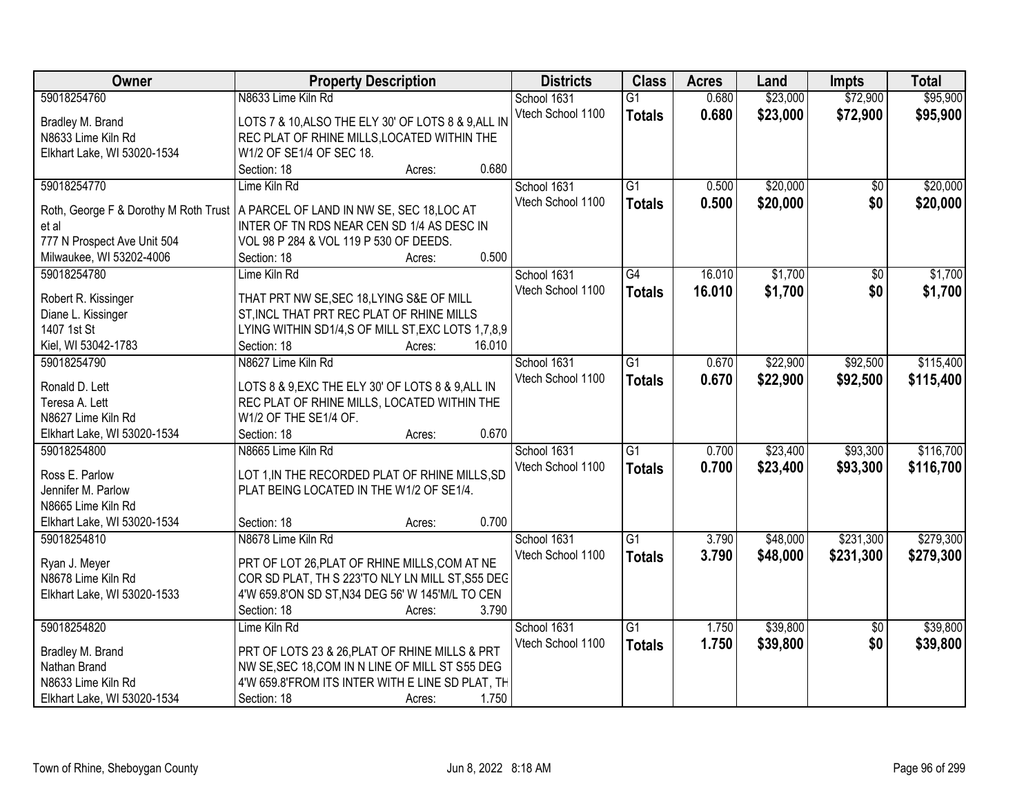| Owner | Property Description | Districts | Class | Acres | Land | Impts | Total |
|---|---|---|---|---|---|---|---|
| 59018254760<br>Bradley M. Brand<br>N8633 Lime Kiln Rd<br>Elkhart Lake, WI 53020-1534 | N8633 Lime Kiln Rd<br>LOTS 7 & 10,ALSO THE ELY 30' OF LOTS 8 & 9,ALL IN REC PLAT OF RHINE MILLS,LOCATED WITHIN THE W1/2 OF SE1/4 OF SEC 18.<br>Section: 18 Acres: 0.680 | School 1631<br>Vtech School 1100 | G1<br>**Totals** | 0.680<br>**0.680** | $23,000<br>**$23,000** | $72,900<br>**$72,900** | $95,900<br>**$95,900** |
| 59018254770<br>Roth, George F & Dorothy M Roth Trust et al<br>777 N Prospect Ave Unit 504<br>Milwaukee, WI 53202-4006 | Lime Kiln Rd<br>A PARCEL OF LAND IN NW SE, SEC 18,LOC AT INTER OF TN RDS NEAR CEN SD 1/4 AS DESC IN VOL 98 P 284 & VOL 119 P 530 OF DEEDS.<br>Section: 18 Acres: 0.500 | School 1631<br>Vtech School 1100 | G1<br>**Totals** | 0.500<br>**0.500** | $20,000<br>**$20,000** | $0<br>**$0** | $20,000<br>**$20,000** |
| 59018254780<br>Robert R. Kissinger<br>Diane L. Kissinger<br>1407 1st St<br>Kiel, WI 53042-1783 | Lime Kiln Rd<br>THAT PRT NW SE,SEC 18,LYING S&E OF MILL ST,INCL THAT PRT REC PLAT OF RHINE MILLS LYING WITHIN SD1/4,S OF MILL ST,EXC LOTS 1,7,8,9<br>Section: 18 Acres: 16.010 | School 1631<br>Vtech School 1100 | G4<br>**Totals** | 16.010<br>**16.010** | $1,700<br>**$1,700** | $0<br>**$0** | $1,700<br>**$1,700** |
| 59018254790<br>Ronald D. Lett<br>Teresa A. Lett<br>N8627 Lime Kiln Rd<br>Elkhart Lake, WI 53020-1534 | N8627 Lime Kiln Rd<br>LOTS 8 & 9,EXC THE ELY 30' OF LOTS 8 & 9,ALL IN REC PLAT OF RHINE MILLS, LOCATED WITHIN THE W1/2 OF THE SE1/4 OF.<br>Section: 18 Acres: 0.670 | School 1631<br>Vtech School 1100 | G1<br>**Totals** | 0.670<br>**0.670** | $22,900<br>**$22,900** | $92,500<br>**$92,500** | $115,400<br>**$115,400** |
| 59018254800<br>Ross E. Parlow<br>Jennifer M. Parlow<br>N8665 Lime Kiln Rd<br>Elkhart Lake, WI 53020-1534 | N8665 Lime Kiln Rd<br>LOT 1,IN THE RECORDED PLAT OF RHINE MILLS,SD PLAT BEING LOCATED IN THE W1/2 OF SE1/4.<br>Section: 18 Acres: 0.700 | School 1631<br>Vtech School 1100 | G1<br>**Totals** | 0.700<br>**0.700** | $23,400<br>**$23,400** | $93,300<br>**$93,300** | $116,700<br>**$116,700** |
| 59018254810<br>Ryan J. Meyer<br>N8678 Lime Kiln Rd<br>Elkhart Lake, WI 53020-1533 | N8678 Lime Kiln Rd<br>PRT OF LOT 26,PLAT OF RHINE MILLS,COM AT NE COR SD PLAT, TH S 223'TO NLY LN MILL ST,S55 DEG 4'W 659.8'ON SD ST,N34 DEG 56' W 145'M/L TO CEN<br>Section: 18 Acres: 3.790 | School 1631<br>Vtech School 1100 | G1<br>**Totals** | 3.790<br>**3.790** | $48,000<br>**$48,000** | $231,300<br>**$231,300** | $279,300<br>**$279,300** |
| 59018254820<br>Bradley M. Brand<br>Nathan Brand<br>N8633 Lime Kiln Rd<br>Elkhart Lake, WI 53020-1534 | Lime Kiln Rd<br>PRT OF LOTS 23 & 26,PLAT OF RHINE MILLS & PRT NW SE,SEC 18,COM IN N LINE OF MILL ST S55 DEG 4'W 659.8'FROM ITS INTER WITH E LINE SD PLAT, TH<br>Section: 18 Acres: 1.750 | School 1631<br>Vtech School 1100 | G1<br>**Totals** | 1.750<br>**1.750** | $39,800<br>**$39,800** | $0<br>**$0** | $39,800<br>**$39,800** |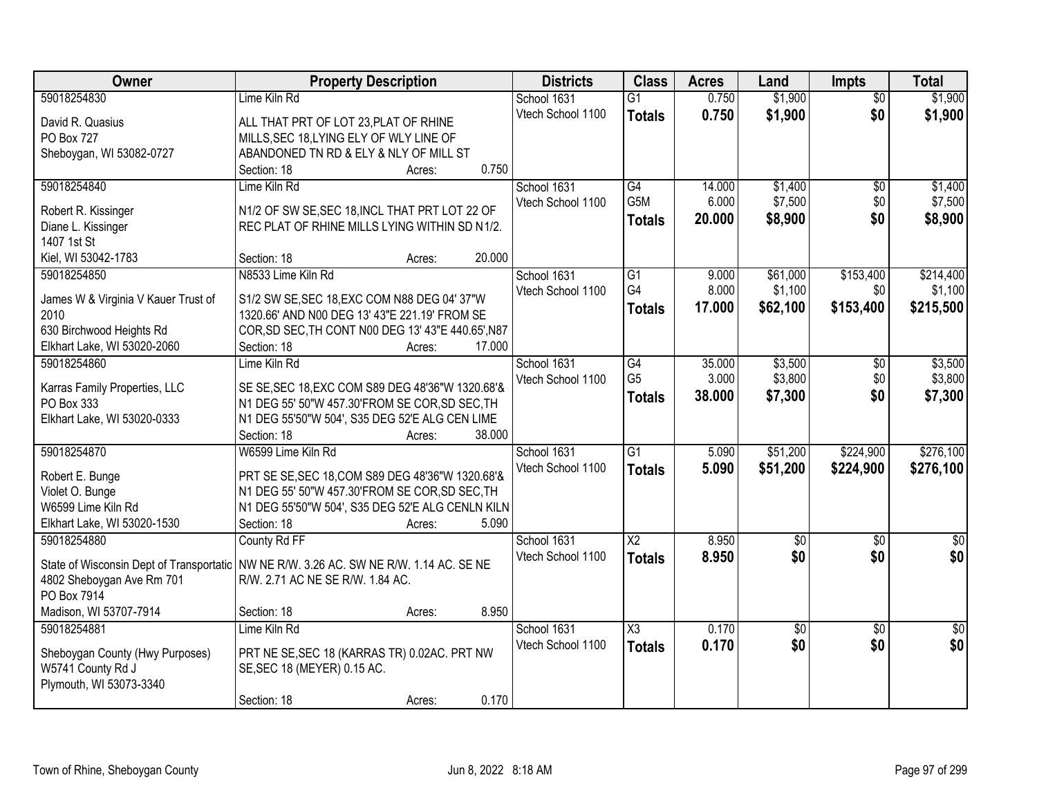| Owner | Property Description | Districts | Class | Acres | Land | Impts | Total |
|---|---|---|---|---|---|---|---|
| 59018254830<br><br>David R. Quasius<br>PO Box 727<br>Sheboygan, WI 53082-0727 | Lime Kiln Rd<br><br>ALL THAT PRT OF LOT 23,PLAT OF RHINE MILLS,SEC 18,LYING ELY OF WLY LINE OF ABANDONED TN RD & ELY & NLY OF MILL ST<br>Section: 18 Acres: 0.750 | School 1631<br>Vtech School 1100 | G1<br>**Totals** | 0.750<br>**0.750** | $1,900<br>**$1,900** | $0<br>**$0** | $1,900<br>**$1,900** |
| 59018254840<br><br>Robert R. Kissinger<br>Diane L. Kissinger<br>1407 1st St<br>Kiel, WI 53042-1783 | Lime Kiln Rd<br><br>N1/2 OF SW SE,SEC 18,INCL THAT PRT LOT 22 OF REC PLAT OF RHINE MILLS LYING WITHIN SD N1/2.<br>Section: 18 Acres: 20.000 | School 1631<br>Vtech School 1100 | G4<br>G5M<br>**Totals** | 14.000<br>6.000<br>**20.000** | $1,400<br>$7,500<br>**$8,900** | $0<br>$0<br>**$0** | $1,400<br>$7,500<br>**$8,900** |
| 59018254850<br><br>James W & Virginia V Kauer Trust of 2010<br>630 Birchwood Heights Rd<br>Elkhart Lake, WI 53020-2060 | N8533 Lime Kiln Rd<br><br>S1/2 SW SE,SEC 18,EXC COM N88 DEG 04' 37"W 1320.66' AND N00 DEG 13' 43"E 221.19' FROM SE COR,SD SEC,TH CONT N00 DEG 13' 43"E 440.65',N87<br>Section: 18 Acres: 17.000 | School 1631<br>Vtech School 1100 | G1<br>G4<br>**Totals** | 9.000<br>8.000<br>**17.000** | $61,000<br>$1,100<br>**$62,100** | $153,400<br>$0<br>**$153,400** | $214,400<br>$1,100<br>**$215,500** |
| 59018254860<br><br>Karras Family Properties, LLC<br>PO Box 333<br>Elkhart Lake, WI 53020-0333 | Lime Kiln Rd<br><br>SE SE,SEC 18,EXC COM S89 DEG 48'36"W 1320.68'& N1 DEG 55' 50"W 457.30'FROM SE COR,SD SEC,TH N1 DEG 55'50"W 504', S35 DEG 52'E ALG CEN LIME<br>Section: 18 Acres: 38.000 | School 1631<br>Vtech School 1100 | G4<br>G5<br>**Totals** | 35.000<br>3.000<br>**38.000** | $3,500<br>$3,800<br>**$7,300** | $0<br>$0<br>**$0** | $3,500<br>$3,800<br>**$7,300** |
| 59018254870<br><br>Robert E. Bunge<br>Violet O. Bunge<br>W6599 Lime Kiln Rd<br>Elkhart Lake, WI 53020-1530 | W6599 Lime Kiln Rd<br><br>PRT SE SE,SEC 18,COM S89 DEG 48'36"W 1320.68'& N1 DEG 55' 50"W 457.30'FROM SE COR,SD SEC,TH N1 DEG 55'50"W 504', S35 DEG 52'E ALG CENLN KILN<br>Section: 18 Acres: 5.090 | School 1631<br>Vtech School 1100 | G1<br>**Totals** | 5.090<br>**5.090** | $51,200<br>**$51,200** | $224,900<br>**$224,900** | $276,100<br>**$276,100** |
| 59018254880<br><br>State of Wisconsin Dept of Transportatio<br>4802 Sheboygan Ave Rm 701<br>PO Box 7914<br>Madison, WI 53707-7914 | County Rd FF<br><br>NW NE R/W. 3.26 AC. SW NE R/W. 1.14 AC. SE NE R/W. 2.71 AC NE SE R/W. 1.84 AC.<br>Section: 18 Acres: 8.950 | School 1631<br>Vtech School 1100 | X2<br>**Totals** | 8.950<br>**8.950** | $0<br>**$0** | $0<br>**$0** | $0<br>**$0** |
| 59018254881<br><br>Sheboygan County (Hwy Purposes)<br>W5741 County Rd J<br>Plymouth, WI 53073-3340 | Lime Kiln Rd<br><br>PRT NE SE,SEC 18 (KARRAS TR) 0.02AC. PRT NW SE,SEC 18 (MEYER) 0.15 AC.<br>Section: 18 Acres: 0.170 | School 1631<br>Vtech School 1100 | X3<br>**Totals** | 0.170<br>**0.170** | $0<br>**$0** | $0<br>**$0** | $0<br>**$0** |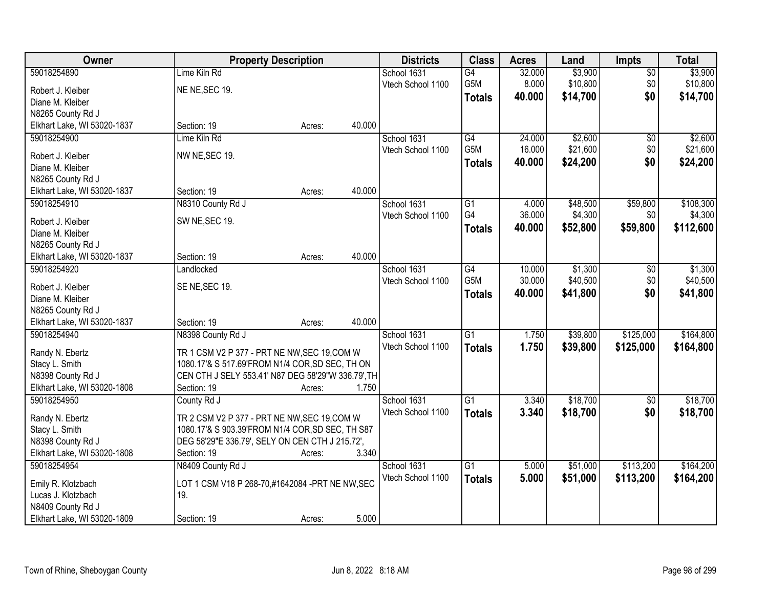| Owner | Property Description | Districts | Class | Acres | Land | Impts | Total |
|---|---|---|---|---|---|---|---|
| 59018254890<br>Robert J. Kleiber<br>Diane M. Kleiber<br>N8265 County Rd J<br>Elkhart Lake, WI 53020-1837 | Lime Kiln Rd<br>NE NE,SEC 19.<br>Section: 19 Acres: 40.000 | School 1631<br>Vtech School 1100 | G4<br>G5M<br>**Totals** | 32.000<br>8.000<br>**40.000** | $3,900<br>$10,800<br>**$14,700** | $0<br>$0<br>**$0** | $3,900<br>$10,800<br>**$14,700** |
| 59018254900<br>Robert J. Kleiber<br>Diane M. Kleiber<br>N8265 County Rd J<br>Elkhart Lake, WI 53020-1837 | Lime Kiln Rd<br>NW NE,SEC 19.<br>Section: 19 Acres: 40.000 | School 1631<br>Vtech School 1100 | G4<br>G5M<br>**Totals** | 24.000<br>16.000<br>**40.000** | $2,600<br>$21,600<br>**$24,200** | $0<br>$0<br>**$0** | $2,600<br>$21,600<br>**$24,200** |
| 59018254910<br>Robert J. Kleiber<br>Diane M. Kleiber<br>N8265 County Rd J<br>Elkhart Lake, WI 53020-1837 | N8310 County Rd J<br>SW NE,SEC 19.<br>Section: 19 Acres: 40.000 | School 1631<br>Vtech School 1100 | G1<br>G4<br>**Totals** | 4.000<br>36.000<br>**40.000** | $48,500<br>$4,300<br>**$52,800** | $59,800<br>$0<br>**$59,800** | $108,300<br>$4,300<br>**$112,600** |
| 59018254920<br>Robert J. Kleiber<br>Diane M. Kleiber<br>N8265 County Rd J<br>Elkhart Lake, WI 53020-1837 | Landlocked<br>SE NE,SEC 19.<br>Section: 19 Acres: 40.000 | School 1631<br>Vtech School 1100 | G4<br>G5M<br>**Totals** | 10.000<br>30.000<br>**40.000** | $1,300<br>$40,500<br>**$41,800** | $0<br>$0<br>**$0** | $1,300<br>$40,500<br>**$41,800** |
| 59018254940<br>Randy N. Ebertz<br>Stacy L. Smith<br>N8398 County Rd J<br>Elkhart Lake, WI 53020-1808 | N8398 County Rd J<br>TR 1 CSM V2 P 377 - PRT NE NW,SEC 19,COM W 1080.17'& S 517.69'FROM N1/4 COR,SD SEC, TH ON CEN CTH J SELY 553.41' N87 DEG 58'29"W 336.79',TH<br>Section: 19 Acres: 1.750 | School 1631<br>Vtech School 1100 | G1<br>**Totals** | 1.750<br>**1.750** | $39,800<br>**$39,800** | $125,000<br>**$125,000** | $164,800<br>**$164,800** |
| 59018254950<br>Randy N. Ebertz<br>Stacy L. Smith<br>N8398 County Rd J<br>Elkhart Lake, WI 53020-1808 | County Rd J<br>TR 2 CSM V2 P 377 - PRT NE NW,SEC 19,COM W 1080.17'& S 903.39'FROM N1/4 COR,SD SEC, TH S87 DEG 58'29"E 336.79', SELY ON CEN CTH J 215.72',<br>Section: 19 Acres: 3.340 | School 1631<br>Vtech School 1100 | G1<br>**Totals** | 3.340<br>**3.340** | $18,700<br>**$18,700** | $0<br>**$0** | $18,700<br>**$18,700** |
| 59018254954<br>Emily R. Klotzbach<br>Lucas J. Klotzbach<br>N8409 County Rd J<br>Elkhart Lake, WI 53020-1809 | N8409 County Rd J<br>LOT 1 CSM V18 P 268-70,#1642084 -PRT NE NW,SEC 19.<br>Section: 19 Acres: 5.000 | School 1631<br>Vtech School 1100 | G1<br>**Totals** | 5.000<br>**5.000** | $51,000<br>**$51,000** | $113,200<br>**$113,200** | $164,200<br>**$164,200** |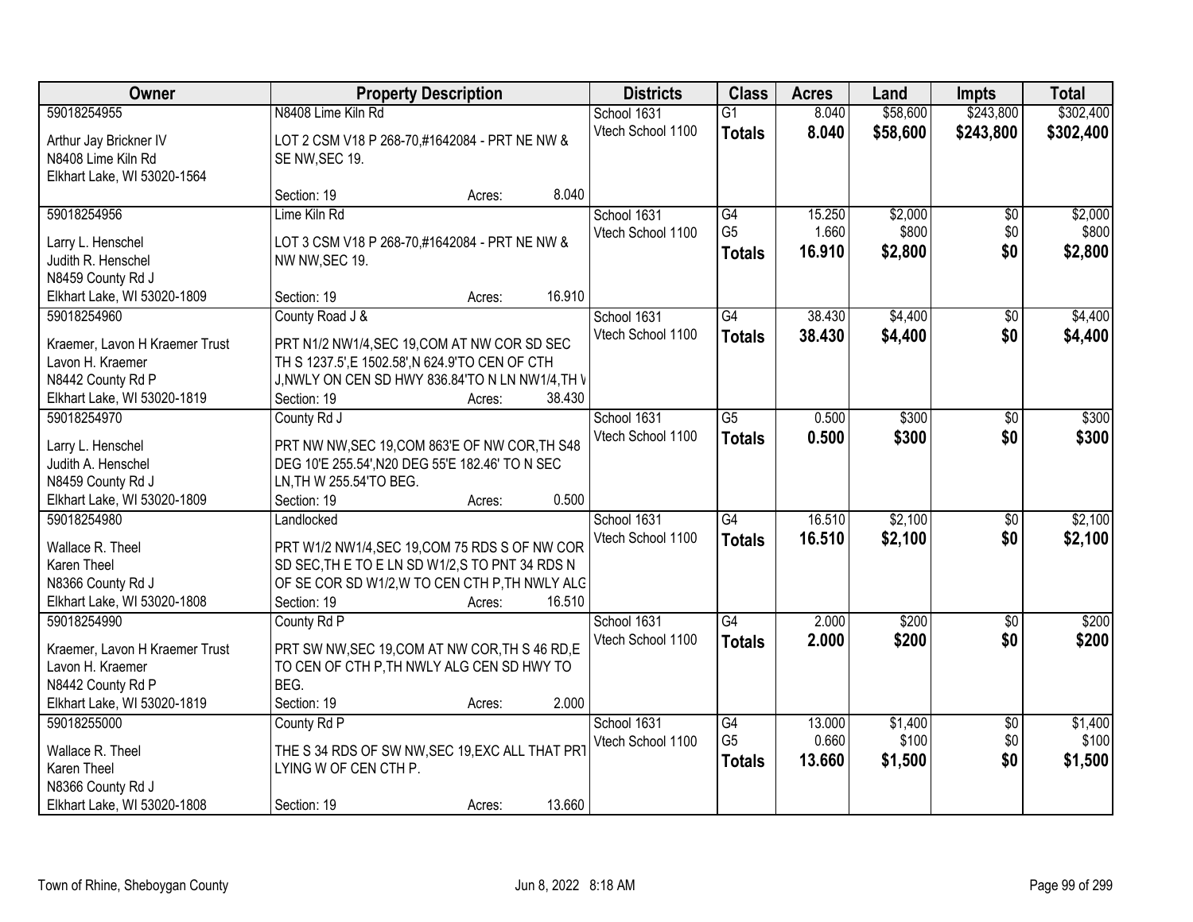| Owner | Property Description | Districts | Class | Acres | Land | Impts | Total |
|---|---|---|---|---|---|---|---|
| 59018254955<br>Arthur Jay Brickner IV<br>N8408 Lime Kiln Rd<br>Elkhart Lake, WI 53020-1564 | N8408 Lime Kiln Rd<br>LOT 2 CSM V18 P 268-70,#1642084 - PRT NE NW & SE NW,SEC 19.<br>Section: 19 Acres: 8.040 | School 1631<br>Vtech School 1100 | G1<br>**Totals** | 8.040<br>**8.040** | $58,600<br>**$58,600** | $243,800<br>**$243,800** | $302,400<br>**$302,400** |
| 59018254956<br>Larry L. Henschel<br>Judith R. Henschel<br>N8459 County Rd J<br>Elkhart Lake, WI 53020-1809 | Lime Kiln Rd<br>LOT 3 CSM V18 P 268-70,#1642084 - PRT NE NW & NW NW,SEC 19.<br>Section: 19 Acres: 16.910 | School 1631<br>Vtech School 1100 | G4<br>G5<br>**Totals** | 15.250<br>1.660<br>**16.910** | $2,000<br>$800<br>**$2,800** | $0<br>$0<br>**$0** | $2,000<br>$800<br>**$2,800** |
| 59018254960<br>Kraemer, Lavon H Kraemer Trust<br>Lavon H. Kraemer<br>N8442 County Rd P<br>Elkhart Lake, WI 53020-1819 | County Road J &<br>PRT N1/2 NW1/4,SEC 19,COM AT NW COR SD SEC TH S 1237.5',E 1502.58',N 624.9'TO CEN OF CTH J,NWLY ON CEN SD HWY 836.84'TO N LN NW1/4,TH V<br>Section: 19 Acres: 38.430 | School 1631<br>Vtech School 1100 | G4<br>**Totals** | 38.430<br>**38.430** | $4,400<br>**$4,400** | $0<br>**$0** | $4,400<br>**$4,400** |
| 59018254970<br>Larry L. Henschel<br>Judith A. Henschel<br>N8459 County Rd J<br>Elkhart Lake, WI 53020-1809 | County Rd J<br>PRT NW NW,SEC 19,COM 863'E OF NW COR,TH S48 DEG 10'E 255.54',N20 DEG 55'E 182.46' TO N SEC LN,TH W 255.54'TO BEG.<br>Section: 19 Acres: 0.500 | School 1631<br>Vtech School 1100 | G5<br>**Totals** | 0.500<br>**0.500** | $300<br>**$300** | $0<br>**$0** | $300<br>**$300** |
| 59018254980<br>Wallace R. Theel<br>Karen Theel<br>N8366 County Rd J<br>Elkhart Lake, WI 53020-1808 | Landlocked<br>PRT W1/2 NW1/4,SEC 19,COM 75 RDS S OF NW COR SD SEC,TH E TO E LN SD W1/2,S TO PNT 34 RDS N OF SE COR SD W1/2,W TO CEN CTH P,TH NWLY ALG<br>Section: 19 Acres: 16.510 | School 1631<br>Vtech School 1100 | G4<br>**Totals** | 16.510<br>**16.510** | $2,100<br>**$2,100** | $0<br>**$0** | $2,100<br>**$2,100** |
| 59018254990<br>Kraemer, Lavon H Kraemer Trust<br>Lavon H. Kraemer<br>N8442 County Rd P<br>Elkhart Lake, WI 53020-1819 | County Rd P<br>PRT SW NW,SEC 19,COM AT NW COR,TH S 46 RD,E TO CEN OF CTH P,TH NWLY ALG CEN SD HWY TO BEG.<br>Section: 19 Acres: 2.000 | School 1631<br>Vtech School 1100 | G4<br>**Totals** | 2.000<br>**2.000** | $200<br>**$200** | $0<br>**$0** | $200<br>**$200** |
| 59018255000<br>Wallace R. Theel<br>Karen Theel<br>N8366 County Rd J<br>Elkhart Lake, WI 53020-1808 | County Rd P<br>THE S 34 RDS OF SW NW,SEC 19,EXC ALL THAT PRT LYING W OF CEN CTH P.<br>Section: 19 Acres: 13.660 | School 1631<br>Vtech School 1100 | G4<br>G5<br>**Totals** | 13.000<br>0.660<br>**13.660** | $1,400<br>$100<br>**$1,500** | $0<br>$0<br>**$0** | $1,400<br>$100<br>**$1,500** |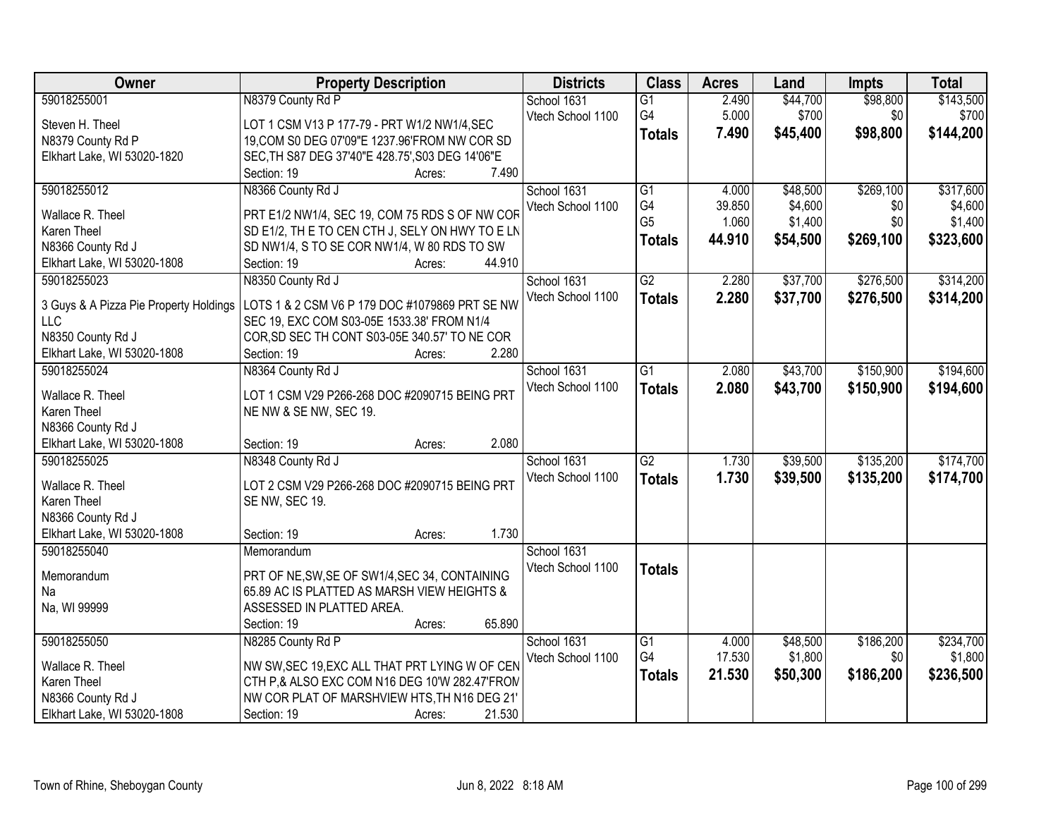| Owner | Property Description | Districts | Class | Acres | Land | Impts | Total |
|---|---|---|---|---|---|---|---|
| 59018255001<br>Steven H. Theel<br>N8379 County Rd P<br>Elkhart Lake, WI 53020-1820 | N8379 County Rd P<br>LOT 1 CSM V13 P 177-79 - PRT W1/2 NW1/4,SEC 19,COM S0 DEG 07'09"E 1237.96'FROM NW COR SD SEC,TH S87 DEG 37'40"E 428.75',S03 DEG 14'06"E<br>Section: 19 Acres: 7.490 | School 1631<br>Vtech School 1100 | G1<br>G4<br>**Totals** | 2.490<br>5.000<br>**7.490** | $44,700<br>$700<br>**$45,400** | $98,800<br>$0<br>**$98,800** | $143,500<br>$700<br>**$144,200** |
| 59018255012<br>Wallace R. Theel<br>Karen Theel<br>N8366 County Rd J<br>Elkhart Lake, WI 53020-1808 | N8366 County Rd J<br>PRT E1/2 NW1/4, SEC 19, COM 75 RDS S OF NW COR SD E1/2, TH E TO CEN CTH J, SELY ON HWY TO E LN SD NW1/4, S TO SE COR NW1/4, W 80 RDS TO SW<br>Section: 19 Acres: 44.910 | School 1631<br>Vtech School 1100 | G1<br>G4<br>G5<br>**Totals** | 4.000<br>39.850<br>1.060<br>**44.910** | $48,500<br>$4,600<br>$1,400<br>**$54,500** | $269,100<br>$0<br>$0<br>**$269,100** | $317,600<br>$4,600<br>$1,400<br>**$323,600** |
| 59018255023<br>3 Guys & A Pizza Pie Property Holdings LLC<br>N8350 County Rd J<br>Elkhart Lake, WI 53020-1808 | N8350 County Rd J<br>LOTS 1 & 2 CSM V6 P 179 DOC #1079869 PRT SE NW SEC 19, EXC COM S03-05E 1533.38' FROM N1/4 COR,SD SEC TH CONT S03-05E 340.57' TO NE COR<br>Section: 19 Acres: 2.280 | School 1631<br>Vtech School 1100 | G2<br>**Totals** | 2.280<br>**2.280** | $37,700<br>**$37,700** | $276,500<br>**$276,500** | $314,200<br>**$314,200** |
| 59018255024<br>Wallace R. Theel<br>Karen Theel<br>N8366 County Rd J<br>Elkhart Lake, WI 53020-1808 | N8364 County Rd J<br>LOT 1 CSM V29 P266-268 DOC #2090715 BEING PRT NE NW & SE NW, SEC 19.<br>Section: 19 Acres: 2.080 | School 1631<br>Vtech School 1100 | G1<br>**Totals** | 2.080<br>**2.080** | $43,700<br>**$43,700** | $150,900<br>**$150,900** | $194,600<br>**$194,600** |
| 59018255025<br>Wallace R. Theel<br>Karen Theel<br>N8366 County Rd J<br>Elkhart Lake, WI 53020-1808 | N8348 County Rd J<br>LOT 2 CSM V29 P266-268 DOC #2090715 BEING PRT SE NW, SEC 19.<br>Section: 19 Acres: 1.730 | School 1631<br>Vtech School 1100 | G2<br>**Totals** | 1.730<br>**1.730** | $39,500<br>**$39,500** | $135,200<br>**$135,200** | $174,700<br>**$174,700** |
| 59018255040<br>Memorandum<br>Na<br>Na, WI 99999 | Memorandum<br>PRT OF NE,SW,SE OF SW1/4,SEC 34, CONTAINING 65.89 AC IS PLATTED AS MARSH VIEW HEIGHTS & ASSESSED IN PLATTED AREA.<br>Section: 19 Acres: 65.890 | School 1631<br>Vtech School 1100 | **Totals** | | | | |
| 59018255050<br>Wallace R. Theel<br>Karen Theel<br>N8366 County Rd J<br>Elkhart Lake, WI 53020-1808 | N8285 County Rd P<br>NW SW,SEC 19,EXC ALL THAT PRT LYING W OF CEN CTH P,& ALSO EXC COM N16 DEG 10'W 282.47'FROM NW COR PLAT OF MARSHVIEW HTS,TH N16 DEG 21'<br>Section: 19 Acres: 21.530 | School 1631<br>Vtech School 1100 | G1<br>G4<br>**Totals** | 4.000<br>17.530<br>**21.530** | $48,500<br>$1,800<br>**$50,300** | $186,200<br>$0<br>**$186,200** | $234,700<br>$1,800<br>**$236,500** |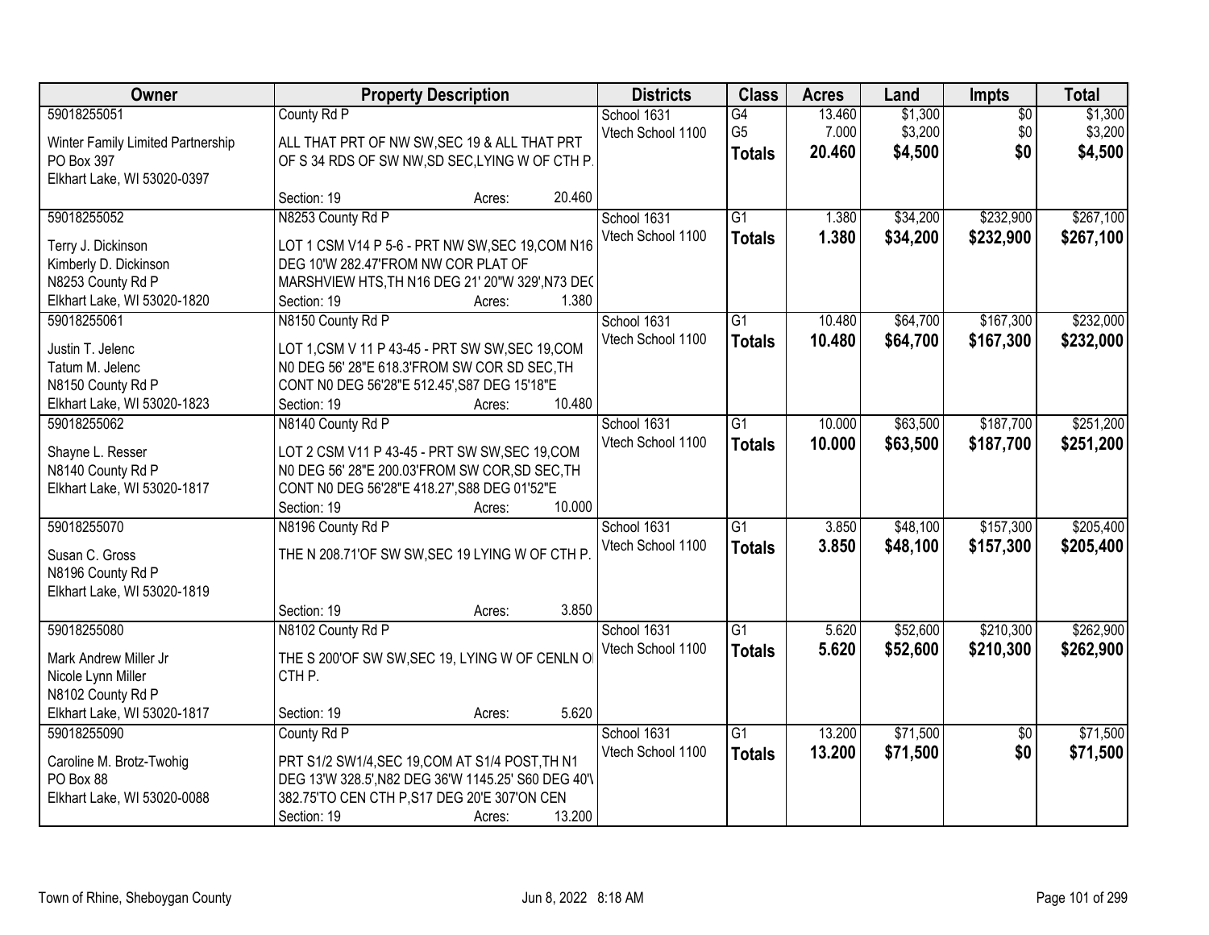| Owner | Property Description | Districts | Class | Acres | Land | Impts | Total |
|---|---|---|---|---|---|---|---|
| 59018255051<br>Winter Family Limited Partnership<br>PO Box 397<br>Elkhart Lake, WI 53020-0397 | County Rd P<br>ALL THAT PRT OF NW SW,SEC 19 & ALL THAT PRT OF S 34 RDS OF SW NW,SD SEC,LYING W OF CTH P.<br>Section: 19 Acres: 20.460 | School 1631<br>Vtech School 1100 | G4<br>G5<br>**Totals** | 13.460<br>7.000<br>**20.460** | $1,300<br>$3,200<br>**$4,500** | $0<br>$0<br>**$0** | $1,300<br>$3,200<br>**$4,500** |
| 59018255052<br>Terry J. Dickinson<br>Kimberly D. Dickinson<br>N8253 County Rd P<br>Elkhart Lake, WI 53020-1820 | N8253 County Rd P<br>LOT 1 CSM V14 P 5-6 - PRT NW SW,SEC 19,COM N16 DEG 10'W 282.47'FROM NW COR PLAT OF MARSHVIEW HTS,TH N16 DEG 21' 20"W 329',N73 DE(<br>Section: 19 Acres: 1.380 | School 1631<br>Vtech School 1100 | G1<br>**Totals** | 1.380<br>**1.380** | $34,200<br>**$34,200** | $232,900<br>**$232,900** | $267,100<br>**$267,100** |
| 59018255061<br>Justin T. Jelenc<br>Tatum M. Jelenc<br>N8150 County Rd P<br>Elkhart Lake, WI 53020-1823 | N8150 County Rd P<br>LOT 1,CSM V 11 P 43-45 - PRT SW SW,SEC 19,COM N0 DEG 56' 28"E 618.3'FROM SW COR SD SEC,TH CONT N0 DEG 56'28"E 512.45',S87 DEG 15'18"E<br>Section: 19 Acres: 10.480 | School 1631<br>Vtech School 1100 | G1<br>**Totals** | 10.480<br>**10.480** | $64,700<br>**$64,700** | $167,300<br>**$167,300** | $232,000<br>**$232,000** |
| 59018255062<br>Shayne L. Resser<br>N8140 County Rd P<br>Elkhart Lake, WI 53020-1817 | N8140 County Rd P<br>LOT 2 CSM V11 P 43-45 - PRT SW SW,SEC 19,COM N0 DEG 56' 28"E 200.03'FROM SW COR,SD SEC,TH CONT N0 DEG 56'28"E 418.27',S88 DEG 01'52"E<br>Section: 19 Acres: 10.000 | School 1631<br>Vtech School 1100 | G1<br>**Totals** | 10.000<br>**10.000** | $63,500<br>**$63,500** | $187,700<br>**$187,700** | $251,200<br>**$251,200** |
| 59018255070<br>Susan C. Gross<br>N8196 County Rd P<br>Elkhart Lake, WI 53020-1819 | N8196 County Rd P<br>THE N 208.71'OF SW SW,SEC 19 LYING W OF CTH P.<br>Section: 19 Acres: 3.850 | School 1631<br>Vtech School 1100 | G1<br>**Totals** | 3.850<br>**3.850** | $48,100<br>**$48,100** | $157,300<br>**$157,300** | $205,400<br>**$205,400** |
| 59018255080<br>Mark Andrew Miller Jr<br>Nicole Lynn Miller<br>N8102 County Rd P<br>Elkhart Lake, WI 53020-1817 | N8102 County Rd P<br>THE S 200'OF SW SW,SEC 19, LYING W OF CENLN O CTH P.<br>Section: 19 Acres: 5.620 | School 1631<br>Vtech School 1100 | G1<br>**Totals** | 5.620<br>**5.620** | $52,600<br>**$52,600** | $210,300<br>**$210,300** | $262,900<br>**$262,900** |
| 59018255090<br>Caroline M. Brotz-Twohig<br>PO Box 88<br>Elkhart Lake, WI 53020-0088 | County Rd P<br>PRT S1/2 SW1/4,SEC 19,COM AT S1/4 POST,TH N1 DEG 13'W 328.5',N82 DEG 36'W 1145.25' S60 DEG 40'\ 382.75'TO CEN CTH P,S17 DEG 20'E 307'ON CEN<br>Section: 19 Acres: 13.200 | School 1631<br>Vtech School 1100 | G1<br>**Totals** | 13.200<br>**13.200** | $71,500<br>**$71,500** | $0<br>**$0** | $71,500<br>**$71,500** |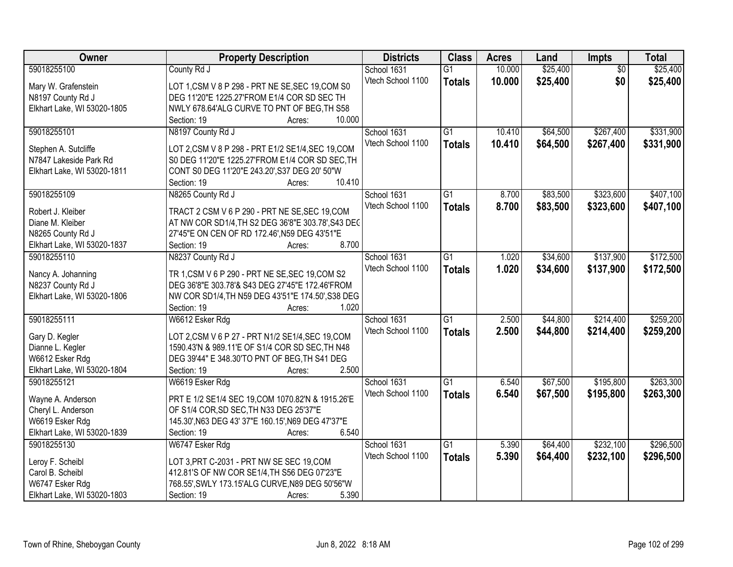| Owner | Property Description | Districts | Class | Acres | Land | Impts | Total |
|---|---|---|---|---|---|---|---|
| 59018255100<br><br>Mary W. Grafenstein<br>N8197 County Rd J<br>Elkhart Lake, WI 53020-1805 | County Rd J<br><br>LOT 1,CSM V 8 P 298 - PRT NE SE,SEC 19,COM S0 DEG 11'20"E 1225.27'FROM E1/4 COR SD SEC TH NWLY 678.64'ALG CURVE TO PNT OF BEG,TH S58<br>Section: 19 Acres: 10.000 | School 1631<br>Vtech School 1100 | G1<br>**Totals** | 10.000<br>**10.000** | $25,400<br>**$25,400** | $0<br>**$0** | $25,400<br>**$25,400** |
| 59018255101<br><br>Stephen A. Sutcliffe<br>N7847 Lakeside Park Rd<br>Elkhart Lake, WI 53020-1811 | N8197 County Rd J<br><br>LOT 2,CSM V 8 P 298 - PRT E1/2 SE1/4,SEC 19,COM S0 DEG 11'20"E 1225.27'FROM E1/4 COR SD SEC,TH CONT S0 DEG 11'20"E 243.20',S37 DEG 20' 50"W<br>Section: 19 Acres: 10.410 | School 1631<br>Vtech School 1100 | G1<br>**Totals** | 10.410<br>**10.410** | $64,500<br>**$64,500** | $267,400<br>**$267,400** | $331,900<br>**$331,900** |
| 59018255109<br><br>Robert J. Kleiber<br>Diane M. Kleiber<br>N8265 County Rd J<br>Elkhart Lake, WI 53020-1837 | N8265 County Rd J<br><br>TRACT 2 CSM V 6 P 290 - PRT NE SE,SEC 19,COM AT NW COR SD1/4,TH S2 DEG 36'8"E 303.78',S43 DEG 27'45"E ON CEN OF RD 172.46',N59 DEG 43'51"E<br>Section: 19 Acres: 8.700 | School 1631<br>Vtech School 1100 | G1<br>**Totals** | 8.700<br>**8.700** | $83,500<br>**$83,500** | $323,600<br>**$323,600** | $407,100<br>**$407,100** |
| 59018255110<br><br>Nancy A. Johanning<br>N8237 County Rd J<br>Elkhart Lake, WI 53020-1806 | N8237 County Rd J<br><br>TR 1,CSM V 6 P 290 - PRT NE SE,SEC 19,COM S2 DEG 36'8"E 303.78'& S43 DEG 27'45"E 172.46'FROM NW COR SD1/4,TH N59 DEG 43'51"E 174.50',S38 DEG<br>Section: 19 Acres: 1.020 | School 1631<br>Vtech School 1100 | G1<br>**Totals** | 1.020<br>**1.020** | $34,600<br>**$34,600** | $137,900<br>**$137,900** | $172,500<br>**$172,500** |
| 59018255111<br><br>Gary D. Kegler<br>Dianne L. Kegler<br>W6612 Esker Rdg<br>Elkhart Lake, WI 53020-1804 | W6612 Esker Rdg<br><br>LOT 2,CSM V 6 P 27 - PRT N1/2 SE1/4,SEC 19,COM 1590.43'N & 989.11'E OF S1/4 COR SD SEC,TH N48 DEG 39'44" E 348.30'TO PNT OF BEG,TH S41 DEG<br>Section: 19 Acres: 2.500 | School 1631<br>Vtech School 1100 | G1<br>**Totals** | 2.500<br>**2.500** | $44,800<br>**$44,800** | $214,400<br>**$214,400** | $259,200<br>**$259,200** |
| 59018255121<br><br>Wayne A. Anderson<br>Cheryl L. Anderson<br>W6619 Esker Rdg<br>Elkhart Lake, WI 53020-1839 | W6619 Esker Rdg<br><br>PRT E 1/2 SE1/4 SEC 19,COM 1070.82'N & 1915.26'E OF S1/4 COR,SD SEC,TH N33 DEG 25'37"E 145.30',N63 DEG 43' 37"E 160.15',N69 DEG 47'37"E<br>Section: 19 Acres: 6.540 | School 1631<br>Vtech School 1100 | G1<br>**Totals** | 6.540<br>**6.540** | $67,500<br>**$67,500** | $195,800<br>**$195,800** | $263,300<br>**$263,300** |
| 59018255130<br><br>Leroy F. Scheibl<br>Carol B. Scheibl<br>W6747 Esker Rdg<br>Elkhart Lake, WI 53020-1803 | W6747 Esker Rdg<br><br>LOT 3,PRT C-2031 - PRT NW SE SEC 19,COM 412.81'S OF NW COR SE1/4,TH S56 DEG 07'23"E 768.55',SWLY 173.15'ALG CURVE,N89 DEG 50'56"W<br>Section: 19 Acres: 5.390 | School 1631<br>Vtech School 1100 | G1<br>**Totals** | 5.390<br>**5.390** | $64,400<br>**$64,400** | $232,100<br>**$232,100** | $296,500<br>**$296,500** |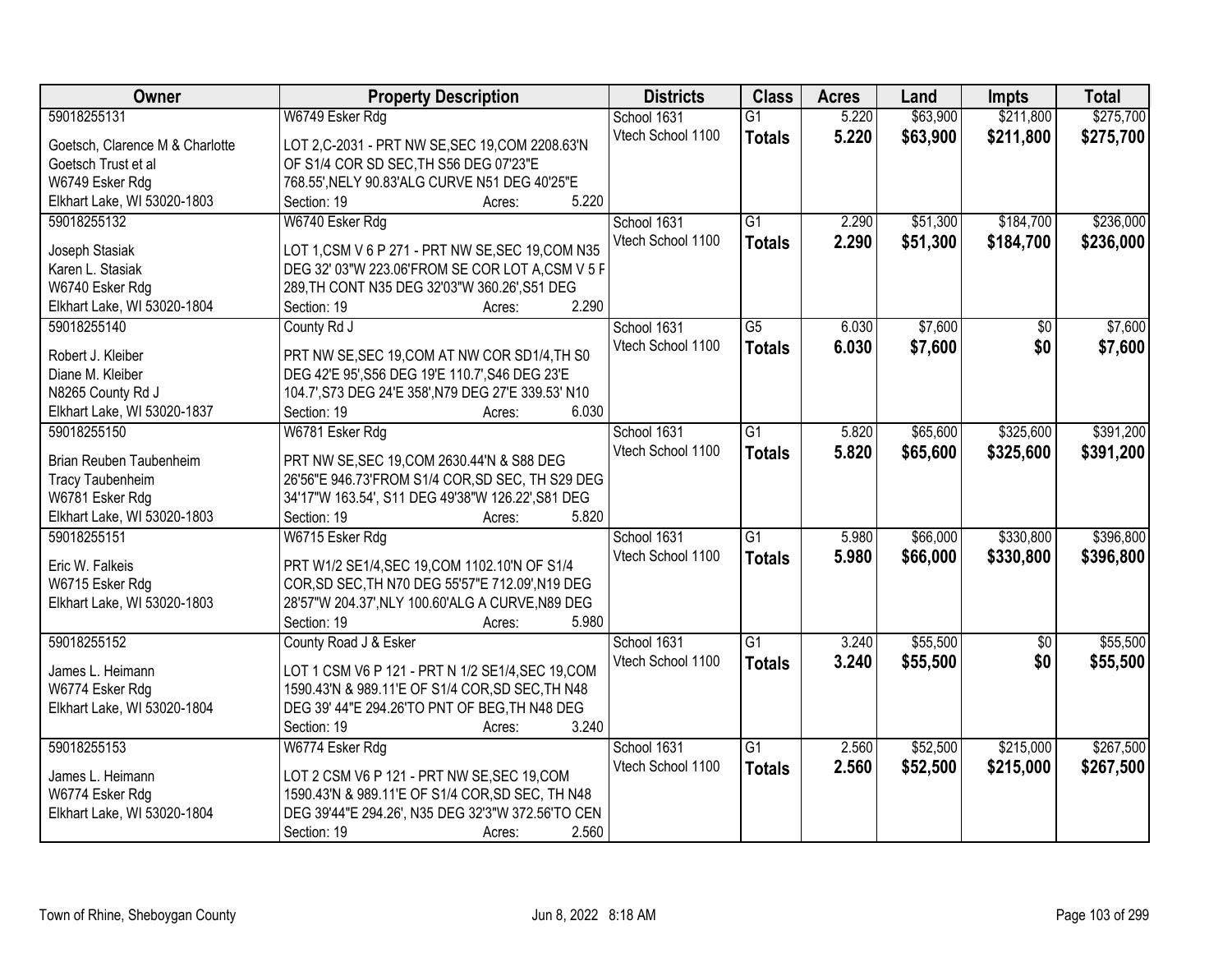| Owner | Property Description | Districts | Class | Acres | Land | Impts | Total |
|---|---|---|---|---|---|---|---|
| 59018255131<br>Goetsch, Clarence M & Charlotte<br>Goetsch Trust et al<br>W6749 Esker Rdg<br>Elkhart Lake, WI 53020-1803 | W6749 Esker Rdg<br>LOT 2,C-2031 - PRT NW SE,SEC 19,COM 2208.63'N OF S1/4 COR SD SEC,TH S56 DEG 07'23"E 768.55',NELY 90.83'ALG CURVE N51 DEG 40'25"E<br>Section: 19 Acres: 5.220 | School 1631<br>Vtech School 1100 | G1<br>**Totals** | 5.220<br>**5.220** | $63,900<br>**$63,900** | $211,800<br>**$211,800** | $275,700<br>**$275,700** |
| 59018255132<br>Joseph Stasiak<br>Karen L. Stasiak<br>W6740 Esker Rdg<br>Elkhart Lake, WI 53020-1804 | W6740 Esker Rdg<br>LOT 1,CSM V 6 P 271 - PRT NW SE,SEC 19,COM N35 DEG 32' 03"W 223.06'FROM SE COR LOT A,CSM V 5 P 289,TH CONT N35 DEG 32'03"W 360.26',S51 DEG<br>Section: 19 Acres: 2.290 | School 1631<br>Vtech School 1100 | G1<br>**Totals** | 2.290<br>**2.290** | $51,300<br>**$51,300** | $184,700<br>**$184,700** | $236,000<br>**$236,000** |
| 59018255140<br>Robert J. Kleiber<br>Diane M. Kleiber<br>N8265 County Rd J<br>Elkhart Lake, WI 53020-1837 | County Rd J<br>PRT NW SE,SEC 19,COM AT NW COR SD1/4,TH S0 DEG 42'E 95',S56 DEG 19'E 110.7',S46 DEG 23'E 104.7',S73 DEG 24'E 358',N79 DEG 27'E 339.53' N10<br>Section: 19 Acres: 6.030 | School 1631<br>Vtech School 1100 | G5<br>**Totals** | 6.030<br>**6.030** | $7,600<br>**$7,600** | $0<br>**$0** | $7,600<br>**$7,600** |
| 59018255150<br>Brian Reuben Taubenheim<br>Tracy Taubenheim<br>W6781 Esker Rdg<br>Elkhart Lake, WI 53020-1803 | W6781 Esker Rdg<br>PRT NW SE,SEC 19,COM 2630.44'N & S88 DEG 26'56"E 946.73'FROM S1/4 COR,SD SEC, TH S29 DEG 34'17"W 163.54', S11 DEG 49'38"W 126.22',S81 DEG<br>Section: 19 Acres: 5.820 | School 1631<br>Vtech School 1100 | G1<br>**Totals** | 5.820<br>**5.820** | $65,600<br>**$65,600** | $325,600<br>**$325,600** | $391,200<br>**$391,200** |
| 59018255151<br>Eric W. Falkeis<br>W6715 Esker Rdg<br>Elkhart Lake, WI 53020-1803 | W6715 Esker Rdg<br>PRT W1/2 SE1/4,SEC 19,COM 1102.10'N OF S1/4 COR,SD SEC,TH N70 DEG 55'57"E 712.09',N19 DEG 28'57"W 204.37',NLY 100.60'ALG A CURVE,N89 DEG<br>Section: 19 Acres: 5.980 | School 1631<br>Vtech School 1100 | G1<br>**Totals** | 5.980<br>**5.980** | $66,000<br>**$66,000** | $330,800<br>**$330,800** | $396,800<br>**$396,800** |
| 59018255152<br>James L. Heimann<br>W6774 Esker Rdg<br>Elkhart Lake, WI 53020-1804 | County Road J & Esker<br>LOT 1 CSM V6 P 121 - PRT N 1/2 SE1/4,SEC 19,COM 1590.43'N & 989.11'E OF S1/4 COR,SD SEC,TH N48 DEG 39' 44"E 294.26'TO PNT OF BEG,TH N48 DEG<br>Section: 19 Acres: 3.240 | School 1631<br>Vtech School 1100 | G1<br>**Totals** | 3.240<br>**3.240** | $55,500<br>**$55,500** | $0<br>**$0** | $55,500<br>**$55,500** |
| 59018255153<br>James L. Heimann<br>W6774 Esker Rdg<br>Elkhart Lake, WI 53020-1804 | W6774 Esker Rdg<br>LOT 2 CSM V6 P 121 - PRT NW SE,SEC 19,COM 1590.43'N & 989.11'E OF S1/4 COR,SD SEC, TH N48 DEG 39'44"E 294.26', N35 DEG 32'3"W 372.56'TO CEN<br>Section: 19 Acres: 2.560 | School 1631<br>Vtech School 1100 | G1<br>**Totals** | 2.560<br>**2.560** | $52,500<br>**$52,500** | $215,000<br>**$215,000** | $267,500<br>**$267,500** |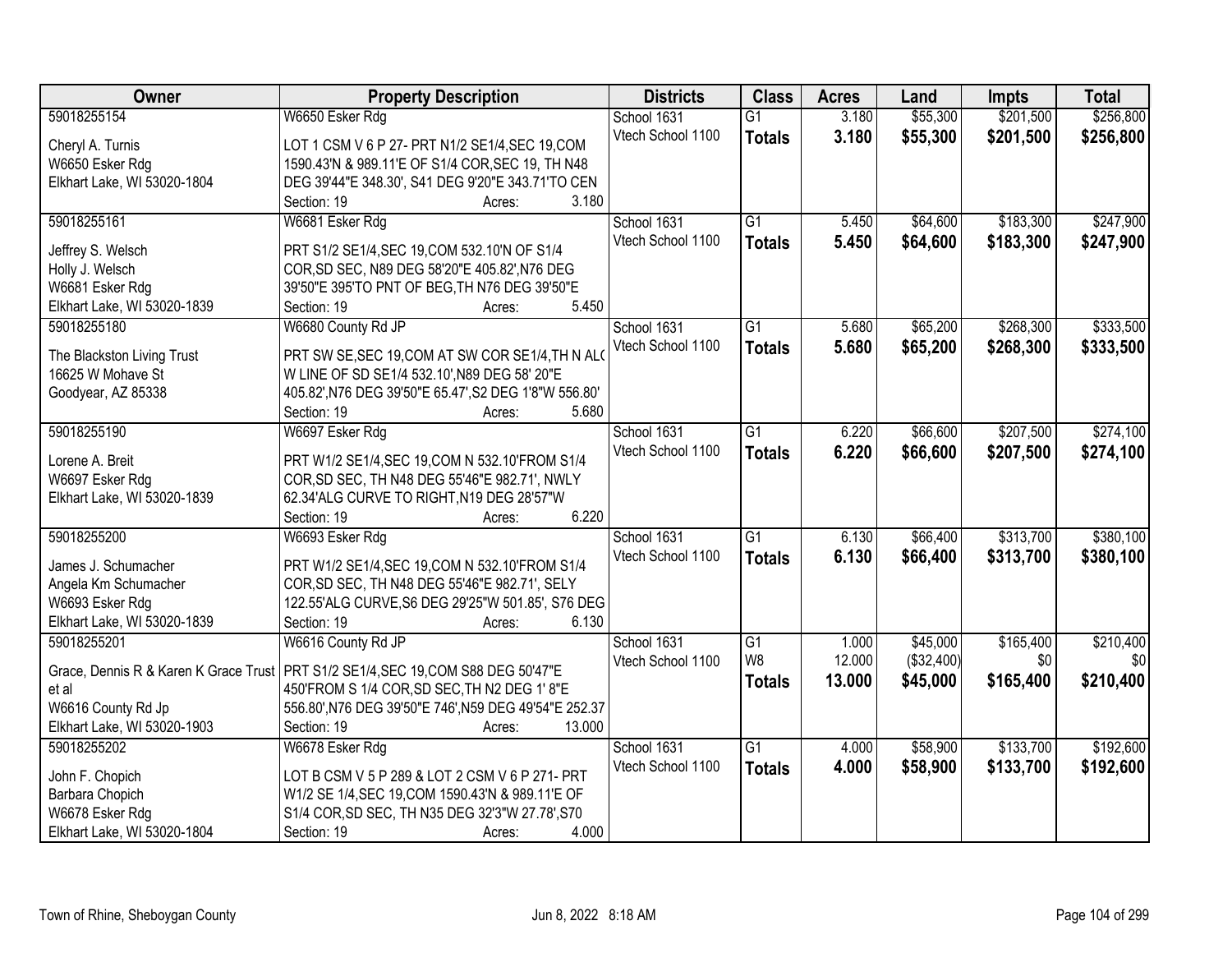| Owner | Property Description | Districts | Class | Acres | Land | Impts | Total |
|---|---|---|---|---|---|---|---|
| 59018255154<br><br>Cheryl A. Turnis<br>W6650 Esker Rdg<br>Elkhart Lake, WI 53020-1804 | W6650 Esker Rdg<br><br>LOT 1 CSM V 6 P 27- PRT N1/2 SE1/4,SEC 19,COM 1590.43'N & 989.11'E OF S1/4 COR,SEC 19, TH N48 DEG 39'44"E 348.30', S41 DEG 9'20"E 343.71'TO CEN<br>Section: 19 Acres: 3.180 | School 1631<br>Vtech School 1100 | G1<br>**Totals** | 3.180<br>**3.180** | $55,300<br>**$55,300** | $201,500<br>**$201,500** | $256,800<br>**$256,800** |
| 59018255161<br><br>Jeffrey S. Welsch<br>Holly J. Welsch<br>W6681 Esker Rdg<br>Elkhart Lake, WI 53020-1839 | W6681 Esker Rdg<br><br>PRT S1/2 SE1/4,SEC 19,COM 532.10'N OF S1/4 COR,SD SEC, N89 DEG 58'20"E 405.82',N76 DEG 39'50"E 395'TO PNT OF BEG,TH N76 DEG 39'50"E<br>Section: 19 Acres: 5.450 | School 1631<br>Vtech School 1100 | G1<br>**Totals** | 5.450<br>**5.450** | $64,600<br>**$64,600** | $183,300<br>**$183,300** | $247,900<br>**$247,900** |
| 59018255180<br><br>The Blackston Living Trust<br>16625 W Mohave St<br>Goodyear, AZ 85338 | W6680 County Rd JP<br><br>PRT SW SE,SEC 19,COM AT SW COR SE1/4,TH N AL( W LINE OF SD SE1/4 532.10',N89 DEG 58' 20"E 405.82',N76 DEG 39'50"E 65.47',S2 DEG 1'8"W 556.80'<br>Section: 19 Acres: 5.680 | School 1631<br>Vtech School 1100 | G1<br>**Totals** | 5.680<br>**5.680** | $65,200<br>**$65,200** | $268,300<br>**$268,300** | $333,500<br>**$333,500** |
| 59018255190<br><br>Lorene A. Breit<br>W6697 Esker Rdg<br>Elkhart Lake, WI 53020-1839 | W6697 Esker Rdg<br><br>PRT W1/2 SE1/4,SEC 19,COM N 532.10'FROM S1/4 COR,SD SEC, TH N48 DEG 55'46"E 982.71', NWLY 62.34'ALG CURVE TO RIGHT,N19 DEG 28'57"W<br>Section: 19 Acres: 6.220 | School 1631<br>Vtech School 1100 | G1<br>**Totals** | 6.220<br>**6.220** | $66,600<br>**$66,600** | $207,500<br>**$207,500** | $274,100<br>**$274,100** |
| 59018255200<br><br>James J. Schumacher<br>Angela Km Schumacher<br>W6693 Esker Rdg<br>Elkhart Lake, WI 53020-1839 | W6693 Esker Rdg<br><br>PRT W1/2 SE1/4,SEC 19,COM N 532.10'FROM S1/4 COR,SD SEC, TH N48 DEG 55'46"E 982.71', SELY 122.55'ALG CURVE,S6 DEG 29'25"W 501.85', S76 DEG<br>Section: 19 Acres: 6.130 | School 1631<br>Vtech School 1100 | G1<br>**Totals** | 6.130<br>**6.130** | $66,400<br>**$66,400** | $313,700<br>**$313,700** | $380,100<br>**$380,100** |
| 59018255201<br><br>Grace, Dennis R & Karen K Grace Trust et al<br>W6616 County Rd Jp<br>Elkhart Lake, WI 53020-1903 | W6616 County Rd JP<br><br>PRT S1/2 SE1/4,SEC 19,COM S88 DEG 50'47"E 450'FROM S 1/4 COR,SD SEC,TH N2 DEG 1' 8"E 556.80',N76 DEG 39'50"E 746',N59 DEG 49'54"E 252.37<br>Section: 19 Acres: 13.000 | School 1631<br>Vtech School 1100 | G1<br>W8<br>**Totals** | 1.000<br>12.000<br>**13.000** | $45,000<br>($32,400)<br>**$45,000** | $165,400<br>$0<br>**$165,400** | $210,400<br>$0<br>**$210,400** |
| 59018255202<br><br>John F. Chopich<br>Barbara Chopich<br>W6678 Esker Rdg<br>Elkhart Lake, WI 53020-1804 | W6678 Esker Rdg<br><br>LOT B CSM V 5 P 289 & LOT 2 CSM V 6 P 271- PRT W1/2 SE 1/4,SEC 19,COM 1590.43'N & 989.11'E OF S1/4 COR,SD SEC, TH N35 DEG 32'3"W 27.78',S70<br>Section: 19 Acres: 4.000 | School 1631<br>Vtech School 1100 | G1<br>**Totals** | 4.000<br>**4.000** | $58,900<br>**$58,900** | $133,700<br>**$133,700** | $192,600<br>**$192,600** |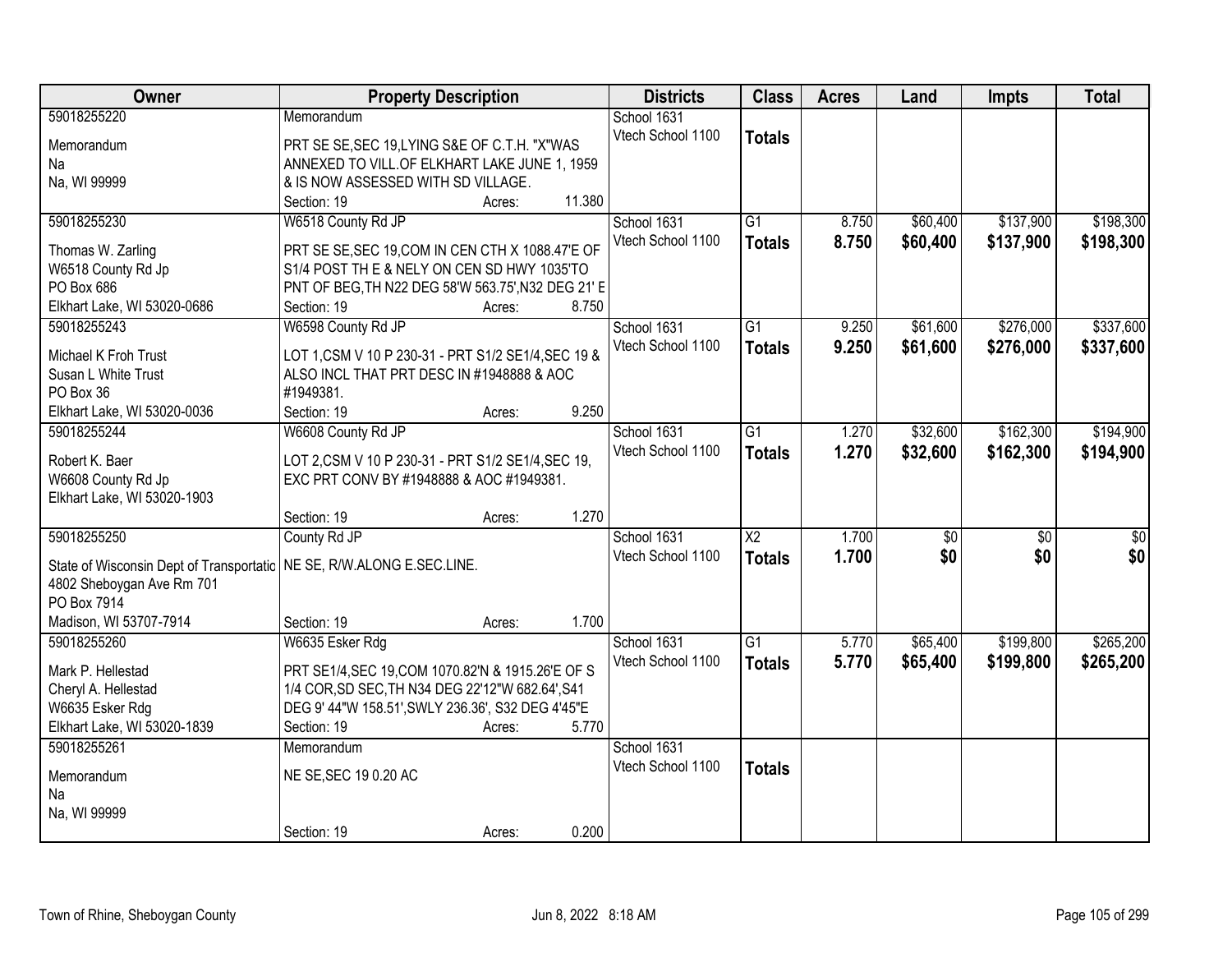| Owner | Property Description | Districts | Class | Acres | Land | Impts | Total |
|---|---|---|---|---|---|---|---|
| 59018255220<br>Memorandum<br>Na<br>Na, WI 99999 | Memorandum<br>PRT SE SE,SEC 19,LYING S&E OF C.T.H. "X"WAS ANNEXED TO VILL.OF ELKHART LAKE JUNE 1, 1959 & IS NOW ASSESSED WITH SD VILLAGE.<br>Section: 19 Acres: 11.380 | School 1631<br>Vtech School 1100 | **Totals** | | | | |
| 59018255230<br>Thomas W. Zarling<br>W6518 County Rd Jp<br>PO Box 686<br>Elkhart Lake, WI 53020-0686 | W6518 County Rd JP<br>PRT SE SE,SEC 19,COM IN CEN CTH X 1088.47'E OF S1/4 POST TH E & NELY ON CEN SD HWY 1035'TO PNT OF BEG,TH N22 DEG 58'W 563.75',N32 DEG 21' E<br>Section: 19 Acres: 8.750 | School 1631<br>Vtech School 1100 | G1<br>**Totals** | 8.750<br>**8.750** | $60,400<br>**$60,400** | $137,900<br>**$137,900** | $198,300<br>**$198,300** |
| 59018255243<br>Michael K Froh Trust<br>Susan L White Trust<br>PO Box 36<br>Elkhart Lake, WI 53020-0036 | W6598 County Rd JP<br>LOT 1,CSM V 10 P 230-31 - PRT S1/2 SE1/4,SEC 19 & ALSO INCL THAT PRT DESC IN #1948888 & AOC #1949381.<br>Section: 19 Acres: 9.250 | School 1631<br>Vtech School 1100 | G1<br>**Totals** | 9.250<br>**9.250** | $61,600<br>**$61,600** | $276,000<br>**$276,000** | $337,600<br>**$337,600** |
| 59018255244<br>Robert K. Baer<br>W6608 County Rd Jp<br>Elkhart Lake, WI 53020-1903 | W6608 County Rd JP<br>LOT 2,CSM V 10 P 230-31 - PRT S1/2 SE1/4,SEC 19, EXC PRT CONV BY #1948888 & AOC #1949381.<br>Section: 19 Acres: 1.270 | School 1631<br>Vtech School 1100 | G1<br>**Totals** | 1.270<br>**1.270** | $32,600<br>**$32,600** | $162,300<br>**$162,300** | $194,900<br>**$194,900** |
| 59018255250<br>State of Wisconsin Dept of Transportatio<br>4802 Sheboygan Ave Rm 701<br>PO Box 7914<br>Madison, WI 53707-7914 | County Rd JP<br>NE SE, R/W.ALONG E.SEC.LINE.<br>Section: 19 Acres: 1.700 | School 1631<br>Vtech School 1100 | X2<br>**Totals** | 1.700<br>**1.700** | $0<br>**$0** | $0<br>**$0** | $0<br>**$0** |
| 59018255260<br>Mark P. Hellestad<br>Cheryl A. Hellestad<br>W6635 Esker Rdg<br>Elkhart Lake, WI 53020-1839 | W6635 Esker Rdg<br>PRT SE1/4,SEC 19,COM 1070.82'N & 1915.26'E OF S 1/4 COR,SD SEC,TH N34 DEG 22'12"W 682.64',S41 DEG 9' 44"W 158.51',SWLY 236.36', S32 DEG 4'45"E<br>Section: 19 Acres: 5.770 | School 1631<br>Vtech School 1100 | G1<br>**Totals** | 5.770<br>**5.770** | $65,400<br>**$65,400** | $199,800<br>**$199,800** | $265,200<br>**$265,200** |
| 59018255261<br>Memorandum<br>Na<br>Na, WI 99999 | Memorandum<br>NE SE,SEC 19 0.20 AC<br>Section: 19 Acres: 0.200 | School 1631<br>Vtech School 1100 | **Totals** | | | | |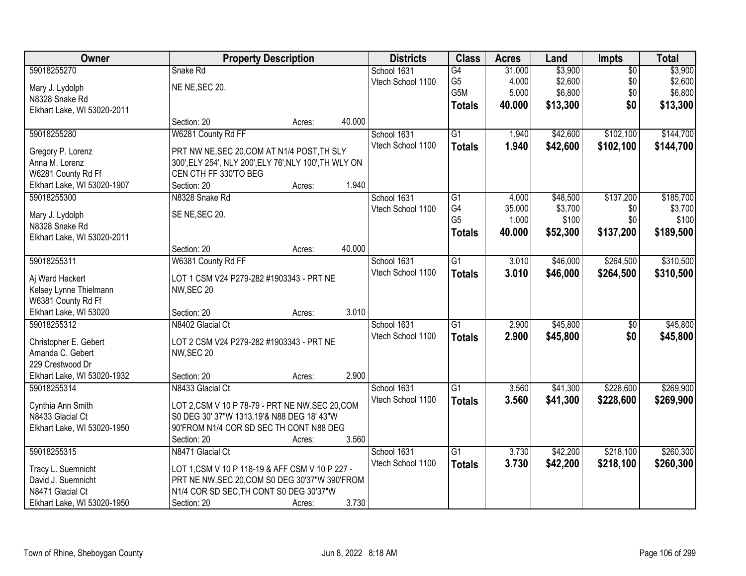| Owner | Property Description | Districts | Class | Acres | Land | Impts | Total |
|---|---|---|---|---|---|---|---|
| 59018255270<br>Mary J. Lydolph<br>N8328 Snake Rd<br>Elkhart Lake, WI 53020-2011 | Snake Rd<br>NE NE,SEC 20.<br>Section: 20 Acres: 40.000 | School 1631<br>Vtech School 1100 | G4<br>G5<br>G5M<br>**Totals** | 31.000<br>4.000<br>5.000<br>**40.000** | $3,900<br>$2,600<br>$6,800<br>**$13,300** | $0<br>$0<br>$0<br>**$0** | $3,900<br>$2,600<br>$6,800<br>**$13,300** |
| 59018255280<br>Gregory P. Lorenz<br>Anna M. Lorenz<br>W6281 County Rd Ff<br>Elkhart Lake, WI 53020-1907 | W6281 County Rd FF<br>PRT NW NE,SEC 20,COM AT N1/4 POST,TH SLY 300',ELY 254', NLY 200',ELY 76',NLY 100',TH WLY ON CEN CTH FF 330'TO BEG<br>Section: 20 Acres: 1.940 | School 1631<br>Vtech School 1100 | G1<br>**Totals** | 1.940<br>**1.940** | $42,600<br>**$42,600** | $102,100<br>**$102,100** | $144,700<br>**$144,700** |
| 59018255300<br>Mary J. Lydolph<br>N8328 Snake Rd<br>Elkhart Lake, WI 53020-2011 | N8328 Snake Rd<br>SE NE,SEC 20.<br>Section: 20 Acres: 40.000 | School 1631<br>Vtech School 1100 | G1<br>G4<br>G5<br>**Totals** | 4.000<br>35.000<br>1.000<br>**40.000** | $48,500<br>$3,700<br>$100<br>**$52,300** | $137,200<br>$0<br>$0<br>**$137,200** | $185,700<br>$3,700<br>$100<br>**$189,500** |
| 59018255311<br>Aj Ward Hackert<br>Kelsey Lynne Thielmann<br>W6381 County Rd Ff<br>Elkhart Lake, WI 53020 | W6381 County Rd FF<br>LOT 1 CSM V24 P279-282 #1903343 - PRT NE NW,SEC 20<br>Section: 20 Acres: 3.010 | School 1631<br>Vtech School 1100 | G1<br>**Totals** | 3.010<br>**3.010** | $46,000<br>**$46,000** | $264,500<br>**$264,500** | $310,500<br>**$310,500** |
| 59018255312<br>Christopher E. Gebert<br>Amanda C. Gebert<br>229 Crestwood Dr<br>Elkhart Lake, WI 53020-1932 | N8402 Glacial Ct<br>LOT 2 CSM V24 P279-282 #1903343 - PRT NE NW,SEC 20<br>Section: 20 Acres: 2.900 | School 1631<br>Vtech School 1100 | G1<br>**Totals** | 2.900<br>**2.900** | $45,800<br>**$45,800** | $0<br>**$0** | $45,800<br>**$45,800** |
| 59018255314<br>Cynthia Ann Smith<br>N8433 Glacial Ct<br>Elkhart Lake, WI 53020-1950 | N8433 Glacial Ct<br>LOT 2,CSM V 10 P 78-79 - PRT NE NW,SEC 20,COM S0 DEG 30' 37"W 1313.19'& N88 DEG 18' 43"W 90'FROM N1/4 COR SD SEC TH CONT N88 DEG<br>Section: 20 Acres: 3.560 | School 1631<br>Vtech School 1100 | G1<br>**Totals** | 3.560<br>**3.560** | $41,300<br>**$41,300** | $228,600<br>**$228,600** | $269,900<br>**$269,900** |
| 59018255315<br>Tracy L. Suemnicht<br>David J. Suemnicht<br>N8471 Glacial Ct<br>Elkhart Lake, WI 53020-1950 | N8471 Glacial Ct<br>LOT 1,CSM V 10 P 118-19 & AFF CSM V 10 P 227 - PRT NE NW,SEC 20,COM S0 DEG 30'37"W 390'FROM N1/4 COR SD SEC,TH CONT S0 DEG 30'37"W<br>Section: 20 Acres: 3.730 | School 1631<br>Vtech School 1100 | G1<br>**Totals** | 3.730<br>**3.730** | $42,200<br>**$42,200** | $218,100<br>**$218,100** | $260,300<br>**$260,300** |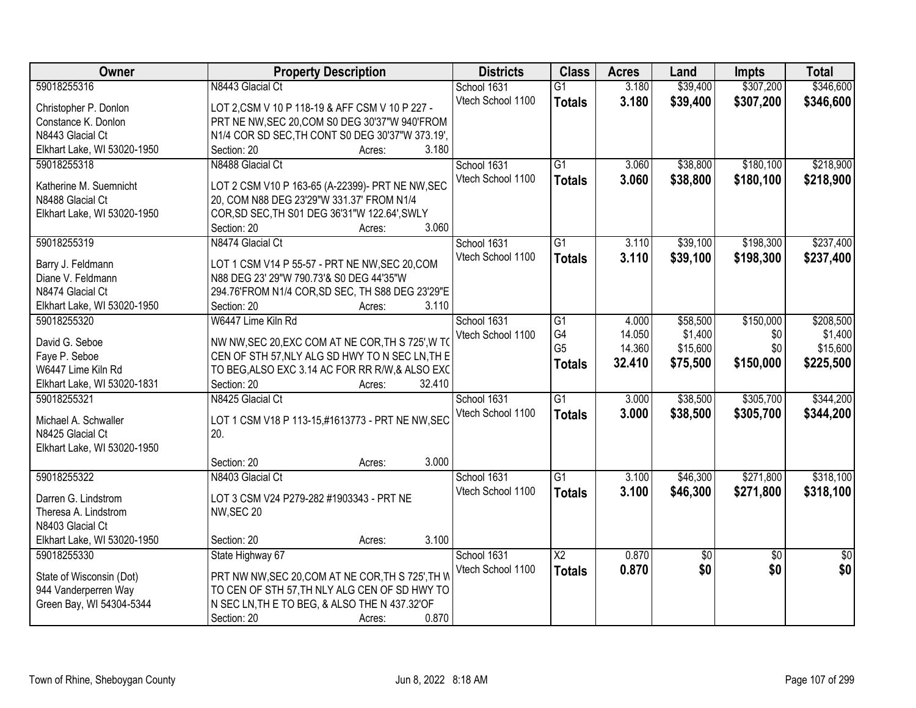| Owner | Property Description | Districts | Class | Acres | Land | Impts | Total |
|---|---|---|---|---|---|---|---|
| 59018255316<br><br>Christopher P. Donlon<br>Constance K. Donlon<br>N8443 Glacial Ct<br>Elkhart Lake, WI 53020-1950 | N8443 Glacial Ct<br><br>LOT 2,CSM V 10 P 118-19 & AFF CSM V 10 P 227 - PRT NE NW,SEC 20,COM S0 DEG 30'37"W 940'FROM N1/4 COR SD SEC,TH CONT S0 DEG 30'37"W 373.19',<br>Section: 20 Acres: 3.180 | School 1631<br>Vtech School 1100 | G1<br>**Totals** | 3.180<br>**3.180** | $39,400<br>**$39,400** | $307,200<br>**$307,200** | $346,600<br>**$346,600** |
| 59018255318<br><br>Katherine M. Suemnicht<br>N8488 Glacial Ct<br>Elkhart Lake, WI 53020-1950 | N8488 Glacial Ct<br><br>LOT 2 CSM V10 P 163-65 (A-22399)- PRT NE NW,SEC 20, COM N88 DEG 23'29"W 331.37' FROM N1/4 COR,SD SEC,TH S01 DEG 36'31"W 122.64',SWLY<br>Section: 20 Acres: 3.060 | School 1631<br>Vtech School 1100 | G1<br>**Totals** | 3.060<br>**3.060** | $38,800<br>**$38,800** | $180,100<br>**$180,100** | $218,900<br>**$218,900** |
| 59018255319<br><br>Barry J. Feldmann<br>Diane V. Feldmann<br>N8474 Glacial Ct<br>Elkhart Lake, WI 53020-1950 | N8474 Glacial Ct<br><br>LOT 1 CSM V14 P 55-57 - PRT NE NW,SEC 20,COM N88 DEG 23' 29"W 790.73'& S0 DEG 44'35"W 294.76'FROM N1/4 COR,SD SEC, TH S88 DEG 23'29"E<br>Section: 20 Acres: 3.110 | School 1631<br>Vtech School 1100 | G1<br>**Totals** | 3.110<br>**3.110** | $39,100<br>**$39,100** | $198,300<br>**$198,300** | $237,400<br>**$237,400** |
| 59018255320<br><br>David G. Seboe<br>Faye P. Seboe<br>W6447 Lime Kiln Rd<br>Elkhart Lake, WI 53020-1831 | W6447 Lime Kiln Rd<br><br>NW NW,SEC 20,EXC COM AT NE COR,TH S 725',W TO CEN OF STH 57,NLY ALG SD HWY TO N SEC LN,TH E TO BEG,ALSO EXC 3.14 AC FOR RR R/W,& ALSO EXC<br>Section: 20 Acres: 32.410 | School 1631<br>Vtech School 1100 | G1<br>G4<br>G5<br>**Totals** | 4.000<br>14.050<br>14.360<br>**32.410** | $58,500<br>$1,400<br>$15,600<br>**$75,500** | $150,000<br>$0<br>$0<br>**$150,000** | $208,500<br>$1,400<br>$15,600<br>**$225,500** |
| 59018255321<br><br>Michael A. Schwaller<br>N8425 Glacial Ct<br>Elkhart Lake, WI 53020-1950 | N8425 Glacial Ct<br><br>LOT 1 CSM V18 P 113-15,#1613773 - PRT NE NW,SEC 20.<br>Section: 20 Acres: 3.000 | School 1631<br>Vtech School 1100 | G1<br>**Totals** | 3.000<br>**3.000** | $38,500<br>**$38,500** | $305,700<br>**$305,700** | $344,200<br>**$344,200** |
| 59018255322<br><br>Darren G. Lindstrom<br>Theresa A. Lindstrom<br>N8403 Glacial Ct<br>Elkhart Lake, WI 53020-1950 | N8403 Glacial Ct<br><br>LOT 3 CSM V24 P279-282 #1903343 - PRT NE NW,SEC 20<br>Section: 20 Acres: 3.100 | School 1631<br>Vtech School 1100 | G1<br>**Totals** | 3.100<br>**3.100** | $46,300<br>**$46,300** | $271,800<br>**$271,800** | $318,100<br>**$318,100** |
| 59018255330<br><br>State of Wisconsin (Dot)<br>944 Vanderperren Way<br>Green Bay, WI 54304-5344 | State Highway 67<br><br>PRT NW NW,SEC 20,COM AT NE COR,TH S 725',TH W TO CEN OF STH 57,TH NLY ALG CEN OF SD HWY TO N SEC LN,TH E TO BEG, & ALSO THE N 437.32'OF<br>Section: 20 Acres: 0.870 | School 1631<br>Vtech School 1100 | X2<br>**Totals** | 0.870<br>**0.870** | $0<br>**$0** | $0<br>**$0** | $0<br>**$0** |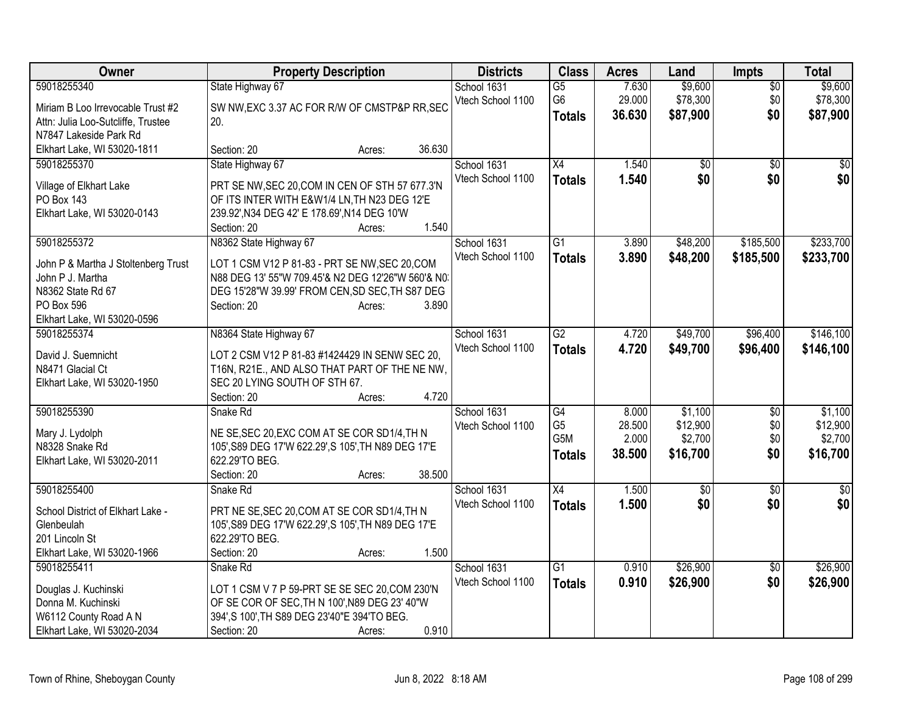| Owner | Property Description | Districts | Class | Acres | Land | Impts | Total |
|---|---|---|---|---|---|---|---|
| 59018255340<br>Miriam B Loo Irrevocable Trust #2<br>Attn: Julia Loo-Sutcliffe, Trustee<br>N7847 Lakeside Park Rd<br>Elkhart Lake, WI 53020-1811 | State Highway 67<br>SW NW,EXC 3.37 AC FOR R/W OF CMSTP&P RR,SEC 20.<br>Section: 20 Acres: 36.630 | School 1631<br>Vtech School 1100 | G5<br>G6<br>**Totals** | 7.630<br>29.000<br>**36.630** | $9,600<br>$78,300<br>**$87,900** | $0<br>$0<br>**$0** | $9,600<br>$78,300<br>**$87,900** |
| 59018255370<br>Village of Elkhart Lake<br>PO Box 143<br>Elkhart Lake, WI 53020-0143 | State Highway 67<br>PRT SE NW,SEC 20,COM IN CEN OF STH 57 677.3'N OF ITS INTER WITH E&W1/4 LN,TH N23 DEG 12'E 239.92',N34 DEG 42' E 178.69',N14 DEG 10'W<br>Section: 20 Acres: 1.540 | School 1631<br>Vtech School 1100 | X4<br>**Totals** | 1.540<br>**1.540** | $0<br>**$0** | $0<br>**$0** | $0<br>**$0** |
| 59018255372<br>John P & Martha J Stoltenberg Trust<br>John P J. Martha<br>N8362 State Rd 67<br>PO Box 596<br>Elkhart Lake, WI 53020-0596 | N8362 State Highway 67<br>LOT 1 CSM V12 P 81-83 - PRT SE NW,SEC 20,COM N88 DEG 13' 55"W 709.45'& N2 DEG 12'26"W 560'& N0: DEG 15'28"W 39.99' FROM CEN,SD SEC,TH S87 DEG<br>Section: 20 Acres: 3.890 | School 1631<br>Vtech School 1100 | G1<br>**Totals** | 3.890<br>**3.890** | $48,200<br>**$48,200** | $185,500<br>**$185,500** | $233,700<br>**$233,700** |
| 59018255374<br>David J. Suemnicht<br>N8471 Glacial Ct<br>Elkhart Lake, WI 53020-1950 | N8364 State Highway 67<br>LOT 2 CSM V12 P 81-83 #1424429 IN SENW SEC 20, T16N, R21E., AND ALSO THAT PART OF THE NE NW, SEC 20 LYING SOUTH OF STH 67.<br>Section: 20 Acres: 4.720 | School 1631<br>Vtech School 1100 | G2<br>**Totals** | 4.720<br>**4.720** | $49,700<br>**$49,700** | $96,400<br>**$96,400** | $146,100<br>**$146,100** |
| 59018255390<br>Mary J. Lydolph<br>N8328 Snake Rd<br>Elkhart Lake, WI 53020-2011 | Snake Rd<br>NE SE,SEC 20,EXC COM AT SE COR SD1/4,TH N 105',S89 DEG 17'W 622.29',S 105',TH N89 DEG 17'E 622.29'TO BEG.<br>Section: 20 Acres: 38.500 | School 1631<br>Vtech School 1100 | G4<br>G5<br>G5M<br>**Totals** | 8.000<br>28.500<br>2.000<br>**38.500** | $1,100<br>$12,900<br>$2,700<br>**$16,700** | $0<br>$0<br>$0<br>**$0** | $1,100<br>$12,900<br>$2,700<br>**$16,700** |
| 59018255400<br>School District of Elkhart Lake - Glenbeulah<br>201 Lincoln St<br>Elkhart Lake, WI 53020-1966 | Snake Rd<br>PRT NE SE,SEC 20,COM AT SE COR SD1/4,TH N 105',S89 DEG 17'W 622.29',S 105',TH N89 DEG 17'E 622.29'TO BEG.<br>Section: 20 Acres: 1.500 | School 1631<br>Vtech School 1100 | X4<br>**Totals** | 1.500<br>**1.500** | $0<br>**$0** | $0<br>**$0** | $0<br>**$0** |
| 59018255411<br>Douglas J. Kuchinski<br>Donna M. Kuchinski<br>W6112 County Road A N<br>Elkhart Lake, WI 53020-2034 | Snake Rd<br>LOT 1 CSM V 7 P 59-PRT SE SE SEC 20,COM 230'N OF SE COR OF SEC,TH N 100',N89 DEG 23' 40"W 394',S 100',TH S89 DEG 23'40"E 394'TO BEG.<br>Section: 20 Acres: 0.910 | School 1631<br>Vtech School 1100 | G1<br>**Totals** | 0.910<br>**0.910** | $26,900<br>**$26,900** | $0<br>**$0** | $26,900<br>**$26,900** |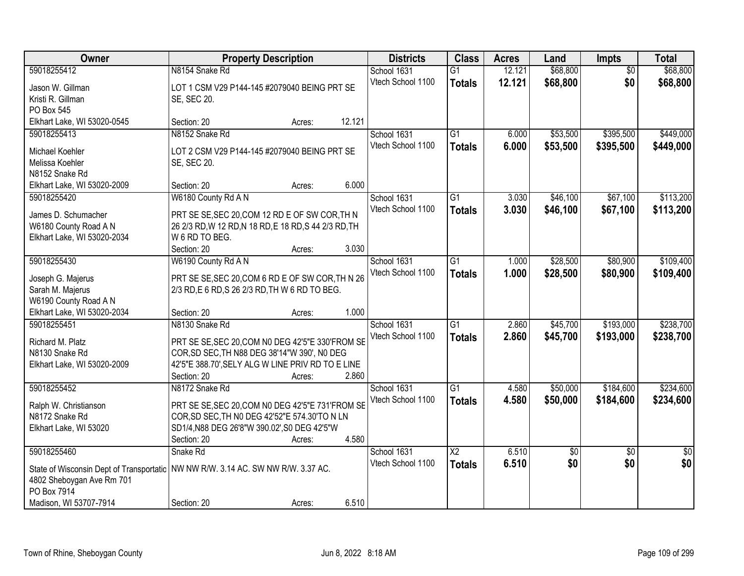| Owner | Property Description | Districts | Class | Acres | Land | Impts | Total |
|---|---|---|---|---|---|---|---|
| 59018255412<br>Jason W. Gillman<br>Kristi R. Gillman<br>PO Box 545<br>Elkhart Lake, WI 53020-0545 | N8154 Snake Rd<br>LOT 1 CSM V29 P144-145 #2079040 BEING PRT SE SE, SEC 20.<br>Section: 20 Acres: 12.121 | School 1631<br>Vtech School 1100 | G1<br>**Totals** | 12.121<br>**12.121** | $68,800<br>**$68,800** | $0<br>**$0** | $68,800<br>**$68,800** |
| 59018255413<br>Michael Koehler<br>Melissa Koehler<br>N8152 Snake Rd<br>Elkhart Lake, WI 53020-2009 | N8152 Snake Rd<br>LOT 2 CSM V29 P144-145 #2079040 BEING PRT SE SE, SEC 20.<br>Section: 20 Acres: 6.000 | School 1631<br>Vtech School 1100 | G1<br>**Totals** | 6.000<br>**6.000** | $53,500<br>**$53,500** | $395,500<br>**$395,500** | $449,000<br>**$449,000** |
| 59018255420<br>James D. Schumacher<br>W6180 County Road A N<br>Elkhart Lake, WI 53020-2034 | W6180 County Rd A N<br>PRT SE SE,SEC 20,COM 12 RD E OF SW COR,TH N 26 2/3 RD,W 12 RD,N 18 RD,E 18 RD,S 44 2/3 RD,TH W 6 RD TO BEG.<br>Section: 20 Acres: 3.030 | School 1631<br>Vtech School 1100 | G1<br>**Totals** | 3.030<br>**3.030** | $46,100<br>**$46,100** | $67,100<br>**$67,100** | $113,200<br>**$113,200** |
| 59018255430<br>Joseph G. Majerus<br>Sarah M. Majerus<br>W6190 County Road A N<br>Elkhart Lake, WI 53020-2034 | W6190 County Rd A N<br>PRT SE SE,SEC 20,COM 6 RD E OF SW COR,TH N 26 2/3 RD,E 6 RD,S 26 2/3 RD,TH W 6 RD TO BEG.<br>Section: 20 Acres: 1.000 | School 1631<br>Vtech School 1100 | G1<br>**Totals** | 1.000<br>**1.000** | $28,500<br>**$28,500** | $80,900<br>**$80,900** | $109,400<br>**$109,400** |
| 59018255451<br>Richard M. Platz<br>N8130 Snake Rd<br>Elkhart Lake, WI 53020-2009 | N8130 Snake Rd<br>PRT SE SE,SEC 20,COM N0 DEG 42'5"E 330'FROM SE COR,SD SEC,TH N88 DEG 38'14"W 390', N0 DEG 42'5"E 388.70',SELY ALG W LINE PRIV RD TO E LINE<br>Section: 20 Acres: 2.860 | School 1631<br>Vtech School 1100 | G1<br>**Totals** | 2.860<br>**2.860** | $45,700<br>**$45,700** | $193,000<br>**$193,000** | $238,700<br>**$238,700** |
| 59018255452<br>Ralph W. Christianson<br>N8172 Snake Rd<br>Elkhart Lake, WI 53020 | N8172 Snake Rd<br>PRT SE SE,SEC 20,COM N0 DEG 42'5"E 731'FROM SE COR,SD SEC,TH N0 DEG 42'52"E 574.30'TO N LN SD1/4,N88 DEG 26'8"W 390.02',S0 DEG 42'5"W<br>Section: 20 Acres: 4.580 | School 1631<br>Vtech School 1100 | G1<br>**Totals** | 4.580<br>**4.580** | $50,000<br>**$50,000** | $184,600<br>**$184,600** | $234,600<br>**$234,600** |
| 59018255460<br>State of Wisconsin Dept of Transportatic<br>4802 Sheboygan Ave Rm 701<br>PO Box 7914<br>Madison, WI 53707-7914 | Snake Rd<br>NW NW R/W. 3.14 AC. SW NW R/W. 3.37 AC.<br>Section: 20 Acres: 6.510 | School 1631<br>Vtech School 1100 | X2<br>**Totals** | 6.510<br>**6.510** | $0<br>**$0** | $0<br>**$0** | $0<br>**$0** |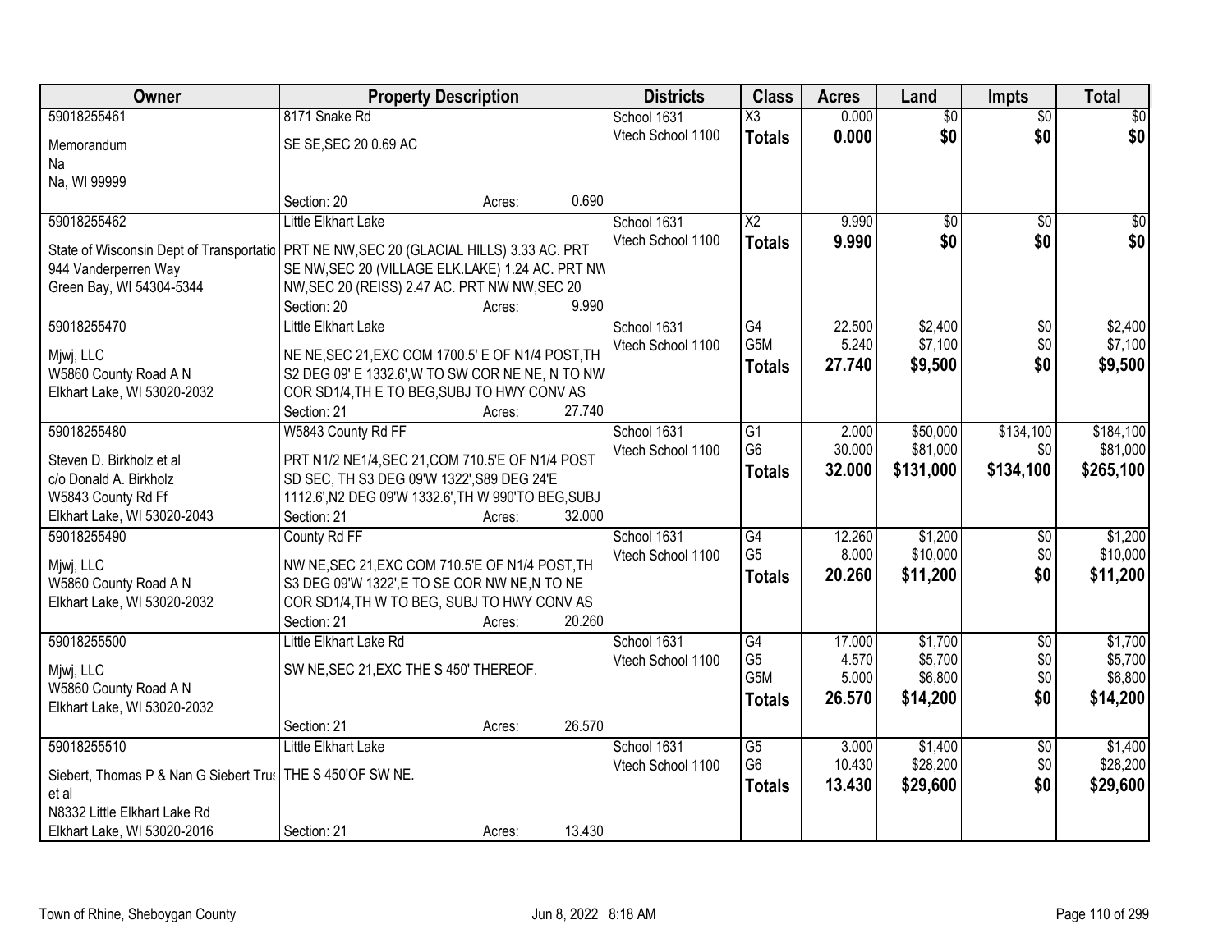| Owner | Property Description | Districts | Class | Acres | Land | Impts | Total |
|---|---|---|---|---|---|---|---|
| 59018255461<br>Memorandum<br>Na<br>Na, WI 99999 | 8171 Snake Rd<br>SE SE,SEC 20 0.69 AC<br>Section: 20 Acres: 0.690 | School 1631<br>Vtech School 1100 | X3<br>**Totals** | 0.000<br>**0.000** | $0<br>**$0** | $0<br>**$0** | $0<br>**$0** |
| 59018255462<br>State of Wisconsin Dept of Transportatic<br>944 Vanderperren Way<br>Green Bay, WI 54304-5344 | Little Elkhart Lake<br>PRT NE NW,SEC 20 (GLACIAL HILLS) 3.33 AC. PRT SE NW,SEC 20 (VILLAGE ELK.LAKE) 1.24 AC. PRT NW NW,SEC 20 (REISS) 2.47 AC. PRT NW NW,SEC 20<br>Section: 20 Acres: 9.990 | School 1631<br>Vtech School 1100 | X2<br>**Totals** | 9.990<br>**9.990** | $0<br>**$0** | $0<br>**$0** | $0<br>**$0** |
| 59018255470<br>Mjwj, LLC<br>W5860 County Road A N<br>Elkhart Lake, WI 53020-2032 | Little Elkhart Lake<br>NE NE,SEC 21,EXC COM 1700.5' E OF N1/4 POST,TH S2 DEG 09' E 1332.6',W TO SW COR NE NE, N TO NW COR SD1/4,TH E TO BEG,SUBJ TO HWY CONV AS<br>Section: 21 Acres: 27.740 | School 1631<br>Vtech School 1100 | G4<br>G5M<br>**Totals** | 22.500<br>5.240<br>**27.740** | $2,400<br>$7,100<br>**$9,500** | $0<br>$0<br>**$0** | $2,400<br>$7,100<br>**$9,500** |
| 59018255480<br>Steven D. Birkholz et al<br>c/o Donald A. Birkholz<br>W5843 County Rd Ff<br>Elkhart Lake, WI 53020-2043 | W5843 County Rd FF<br>PRT N1/2 NE1/4,SEC 21,COM 710.5'E OF N1/4 POST SD SEC, TH S3 DEG 09'W 1322',S89 DEG 24'E 1112.6',N2 DEG 09'W 1332.6',TH W 990'TO BEG,SUBJ<br>Section: 21 Acres: 32.000 | School 1631<br>Vtech School 1100 | G1<br>G6<br>**Totals** | 2.000<br>30.000<br>**32.000** | $50,000<br>$81,000<br>**$131,000** | $134,100<br>$0<br>**$134,100** | $184,100<br>$81,000<br>**$265,100** |
| 59018255490<br>Mjwj, LLC<br>W5860 County Road A N<br>Elkhart Lake, WI 53020-2032 | County Rd FF<br>NW NE,SEC 21,EXC COM 710.5'E OF N1/4 POST,TH S3 DEG 09'W 1322',E TO SE COR NW NE,N TO NE COR SD1/4,TH W TO BEG, SUBJ TO HWY CONV AS<br>Section: 21 Acres: 20.260 | School 1631<br>Vtech School 1100 | G4<br>G5<br>**Totals** | 12.260<br>8.000<br>**20.260** | $1,200<br>$10,000<br>**$11,200** | $0<br>$0<br>**$0** | $1,200<br>$10,000<br>**$11,200** |
| 59018255500<br>Mjwj, LLC<br>W5860 County Road A N<br>Elkhart Lake, WI 53020-2032 | Little Elkhart Lake Rd<br>SW NE,SEC 21,EXC THE S 450' THEREOF.<br>Section: 21 Acres: 26.570 | School 1631<br>Vtech School 1100 | G4<br>G5<br>G5M<br>**Totals** | 17.000<br>4.570<br>5.000<br>**26.570** | $1,700<br>$5,700<br>$6,800<br>**$14,200** | $0<br>$0<br>$0<br>**$0** | $1,700<br>$5,700<br>$6,800<br>**$14,200** |
| 59018255510<br>Siebert, Thomas P & Nan G Siebert Trus<br>et al<br>N8332 Little Elkhart Lake Rd<br>Elkhart Lake, WI 53020-2016 | Little Elkhart Lake<br>THE S 450'OF SW NE.<br>Section: 21 Acres: 13.430 | School 1631<br>Vtech School 1100 | G5<br>G6<br>**Totals** | 3.000<br>10.430<br>**13.430** | $1,400<br>$28,200<br>**$29,600** | $0<br>$0<br>**$0** | $1,400<br>$28,200<br>**$29,600** |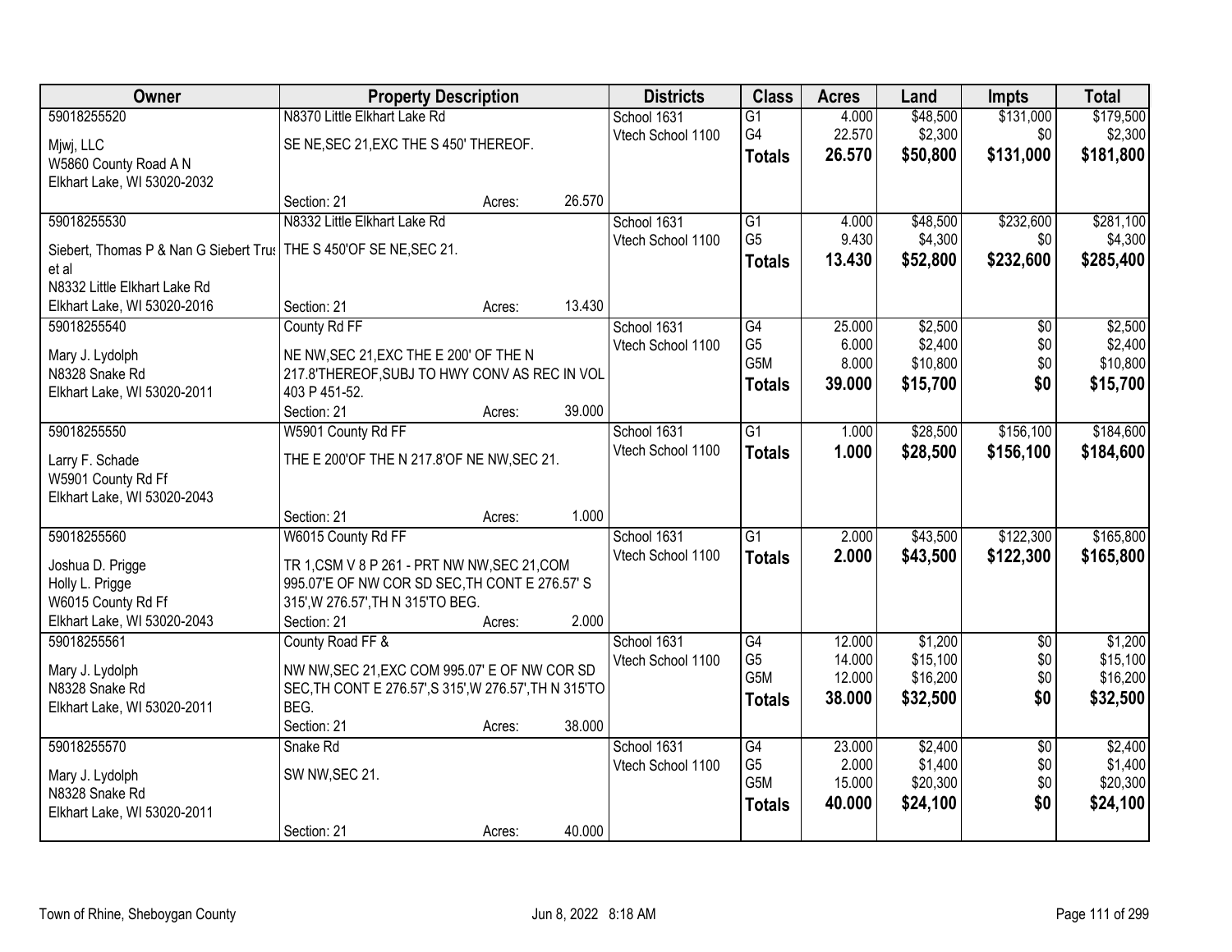| Owner | Property Description | Districts | Class | Acres | Land | Impts | Total |
|---|---|---|---|---|---|---|---|
| 59018255520<br>Mjwj, LLC<br>W5860 County Road A N<br>Elkhart Lake, WI 53020-2032 | N8370 Little Elkhart Lake Rd<br>SE NE,SEC 21,EXC THE S 450' THEREOF.<br>Section: 21 Acres: 26.570 | School 1631<br>Vtech School 1100 | G1<br>G4<br>**Totals** | 4.000<br>22.570<br>**26.570** | \$48,500<br>\$2,300<br>**\$50,800** | \$131,000<br>\$0<br>**\$131,000** | \$179,500<br>\$2,300<br>**\$181,800** |
| 59018255530<br>Siebert, Thomas P & Nan G Siebert Trus et al<br>N8332 Little Elkhart Lake Rd<br>Elkhart Lake, WI 53020-2016 | N8332 Little Elkhart Lake Rd<br>THE S 450'OF SE NE,SEC 21.<br>Section: 21 Acres: 13.430 | School 1631<br>Vtech School 1100 | G1<br>G5<br>**Totals** | 4.000<br>9.430<br>**13.430** | \$48,500<br>\$4,300<br>**\$52,800** | \$232,600<br>\$0<br>**\$232,600** | \$281,100<br>\$4,300<br>**\$285,400** |
| 59018255540<br>Mary J. Lydolph<br>N8328 Snake Rd<br>Elkhart Lake, WI 53020-2011 | County Rd FF<br>NE NW,SEC 21,EXC THE E 200' OF THE N 217.8'THEREOF,SUBJ TO HWY CONV AS REC IN VOL 403 P 451-52.<br>Section: 21 Acres: 39.000 | School 1631<br>Vtech School 1100 | G4<br>G5<br>G5M<br>**Totals** | 25.000<br>6.000<br>8.000<br>**39.000** | \$2,500<br>\$2,400<br>\$10,800<br>**\$15,700** | \$0<br>\$0<br>\$0<br>**\$0** | \$2,500<br>\$2,400<br>\$10,800<br>**\$15,700** |
| 59018255550<br>Larry F. Schade<br>W5901 County Rd Ff<br>Elkhart Lake, WI 53020-2043 | W5901 County Rd FF<br>THE E 200'OF THE N 217.8'OF NE NW,SEC 21.<br>Section: 21 Acres: 1.000 | School 1631<br>Vtech School 1100 | G1<br>**Totals** | 1.000<br>**1.000** | \$28,500<br>**\$28,500** | \$156,100<br>**\$156,100** | \$184,600<br>**\$184,600** |
| 59018255560<br>Joshua D. Prigge<br>Holly L. Prigge<br>W6015 County Rd Ff<br>Elkhart Lake, WI 53020-2043 | W6015 County Rd FF<br>TR 1,CSM V 8 P 261 - PRT NW NW,SEC 21,COM 995.07'E OF NW COR SD SEC,TH CONT E 276.57' S 315',W 276.57',TH N 315'TO BEG.<br>Section: 21 Acres: 2.000 | School 1631<br>Vtech School 1100 | G1<br>**Totals** | 2.000<br>**2.000** | \$43,500<br>**\$43,500** | \$122,300<br>**\$122,300** | \$165,800<br>**\$165,800** |
| 59018255561<br>Mary J. Lydolph<br>N8328 Snake Rd<br>Elkhart Lake, WI 53020-2011 | County Road FF &<br>NW NW,SEC 21,EXC COM 995.07' E OF NW COR SD SEC,TH CONT E 276.57',S 315',W 276.57',TH N 315'TO BEG.<br>Section: 21 Acres: 38.000 | School 1631<br>Vtech School 1100 | G4<br>G5<br>G5M<br>**Totals** | 12.000<br>14.000<br>12.000<br>**38.000** | \$1,200<br>\$15,100<br>\$16,200<br>**\$32,500** | \$0<br>\$0<br>\$0<br>**\$0** | \$1,200<br>\$15,100<br>\$16,200<br>**\$32,500** |
| 59018255570<br>Mary J. Lydolph<br>N8328 Snake Rd<br>Elkhart Lake, WI 53020-2011 | Snake Rd<br>SW NW,SEC 21.<br>Section: 21 Acres: 40.000 | School 1631<br>Vtech School 1100 | G4<br>G5<br>G5M<br>**Totals** | 23.000<br>2.000<br>15.000<br>**40.000** | \$2,400<br>\$1,400<br>\$20,300<br>**\$24,100** | \$0<br>\$0<br>\$0<br>**\$0** | \$2,400<br>\$1,400<br>\$20,300<br>**\$24,100** |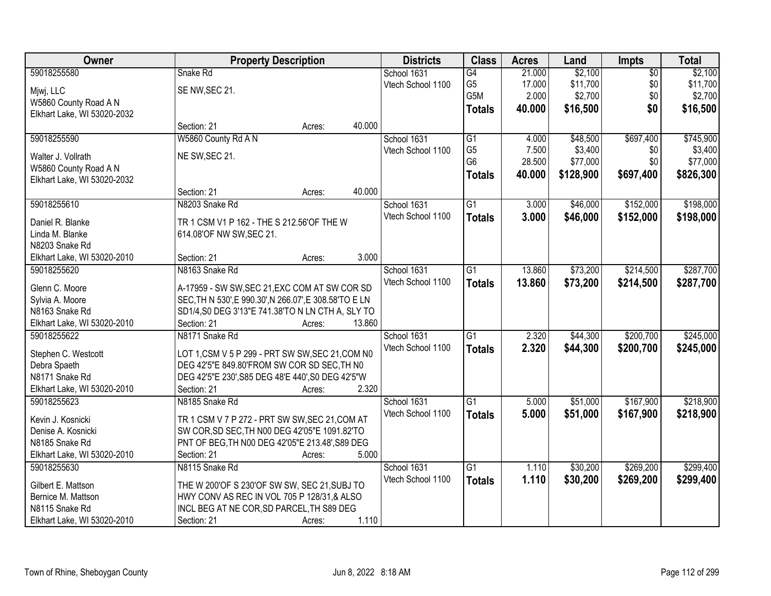| Owner | Property Description | Districts | Class | Acres | Land | Impts | Total |
|---|---|---|---|---|---|---|---|
| 59018255580<br>Mjwj, LLC<br>W5860 County Road A N<br>Elkhart Lake, WI 53020-2032 | Snake Rd<br>SE NW,SEC 21.<br>Section: 21 Acres: 40.000 | School 1631<br>Vtech School 1100 | G4<br>G5<br>G5M<br>**Totals** | 21.000<br>17.000<br>2.000<br>**40.000** | $2,100<br>$11,700<br>$2,700<br>**$16,500** | $0<br>$0<br>$0<br>**$0** | $2,100<br>$11,700<br>$2,700<br>**$16,500** |
| 59018255590<br>Walter J. Vollrath<br>W5860 County Road A N<br>Elkhart Lake, WI 53020-2032 | W5860 County Rd A N<br>NE SW,SEC 21.<br>Section: 21 Acres: 40.000 | School 1631<br>Vtech School 1100 | G1<br>G5<br>G6<br>**Totals** | 4.000<br>7.500<br>28.500<br>**40.000** | $48,500<br>$3,400<br>$77,000<br>**$128,900** | $697,400<br>$0<br>$0<br>**$697,400** | $745,900<br>$3,400<br>$77,000<br>**$826,300** |
| 59018255610<br>Daniel R. Blanke<br>Linda M. Blanke<br>N8203 Snake Rd<br>Elkhart Lake, WI 53020-2010 | N8203 Snake Rd<br>TR 1 CSM V1 P 162 - THE S 212.56'OF THE W 614.08'OF NW SW,SEC 21.<br>Section: 21 Acres: 3.000 | School 1631<br>Vtech School 1100 | G1<br>**Totals** | 3.000<br>**3.000** | $46,000<br>**$46,000** | $152,000<br>**$152,000** | $198,000<br>**$198,000** |
| 59018255620<br>Glenn C. Moore<br>Sylvia A. Moore<br>N8163 Snake Rd<br>Elkhart Lake, WI 53020-2010 | N8163 Snake Rd<br>A-17959 - SW SW,SEC 21,EXC COM AT SW COR SD SEC,TH N 530',E 990.30',N 266.07',E 308.58'TO E LN SD1/4,S0 DEG 3'13"E 741.38'TO N LN CTH A, SLY TO<br>Section: 21 Acres: 13.860 | School 1631<br>Vtech School 1100 | G1<br>**Totals** | 13.860<br>**13.860** | $73,200<br>**$73,200** | $214,500<br>**$214,500** | $287,700<br>**$287,700** |
| 59018255622<br>Stephen C. Westcott<br>Debra Spaeth<br>N8171 Snake Rd<br>Elkhart Lake, WI 53020-2010 | N8171 Snake Rd<br>LOT 1,CSM V 5 P 299 - PRT SW SW,SEC 21,COM N0 DEG 42'5"E 849.80'FROM SW COR SD SEC,TH N0 DEG 42'5"E 230',S85 DEG 48'E 440',S0 DEG 42'5"W<br>Section: 21 Acres: 2.320 | School 1631<br>Vtech School 1100 | G1<br>**Totals** | 2.320<br>**2.320** | $44,300<br>**$44,300** | $200,700<br>**$200,700** | $245,000<br>**$245,000** |
| 59018255623<br>Kevin J. Kosnicki<br>Denise A. Kosnicki<br>N8185 Snake Rd<br>Elkhart Lake, WI 53020-2010 | N8185 Snake Rd<br>TR 1 CSM V 7 P 272 - PRT SW SW,SEC 21,COM AT SW COR,SD SEC,TH N00 DEG 42'05"E 1091.82'TO PNT OF BEG,TH N00 DEG 42'05"E 213.48',S89 DEG<br>Section: 21 Acres: 5.000 | School 1631<br>Vtech School 1100 | G1<br>**Totals** | 5.000<br>**5.000** | $51,000<br>**$51,000** | $167,900<br>**$167,900** | $218,900<br>**$218,900** |
| 59018255630<br>Gilbert E. Mattson<br>Bernice M. Mattson<br>N8115 Snake Rd<br>Elkhart Lake, WI 53020-2010 | N8115 Snake Rd<br>THE W 200'OF S 230'OF SW SW, SEC 21,SUBJ TO HWY CONV AS REC IN VOL 705 P 128/31,& ALSO INCL BEG AT NE COR,SD PARCEL,TH S89 DEG<br>Section: 21 Acres: 1.110 | School 1631<br>Vtech School 1100 | G1<br>**Totals** | 1.110<br>**1.110** | $30,200<br>**$30,200** | $269,200<br>**$269,200** | $299,400<br>**$299,400** |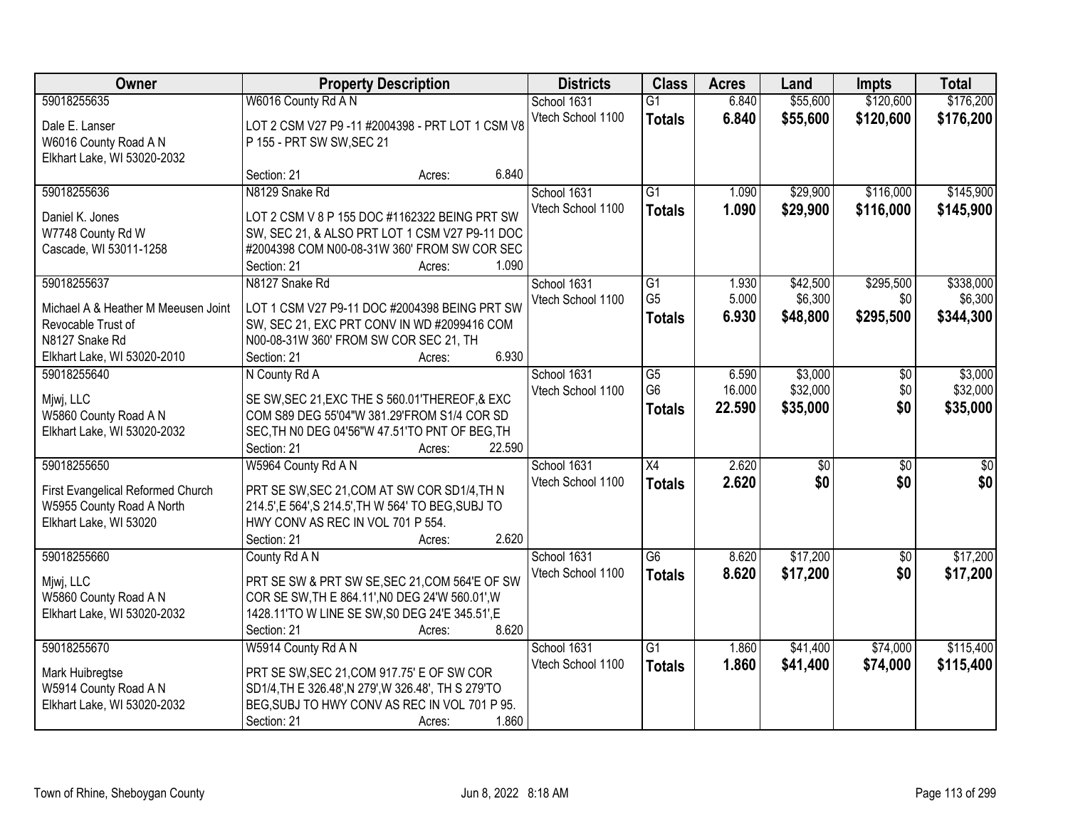| Owner | Property Description | Districts | Class | Acres | Land | Impts | Total |
|---|---|---|---|---|---|---|---|
| 59018255635<br>Dale E. Lanser<br>W6016 County Road A N<br>Elkhart Lake, WI 53020-2032 | W6016 County Rd A N<br>LOT 2 CSM V27 P9 -11 #2004398 - PRT LOT 1 CSM V8 P 155 - PRT SW SW,SEC 21<br>Section: 21 Acres: 6.840 | School 1631<br>Vtech School 1100 | G1<br>**Totals** | 6.840<br>**6.840** | $55,600<br>**$55,600** | $120,600<br>**$120,600** | $176,200<br>**$176,200** |
| 59018255636<br>Daniel K. Jones<br>W7748 County Rd W<br>Cascade, WI 53011-1258 | N8129 Snake Rd<br>LOT 2 CSM V 8 P 155 DOC #1162322 BEING PRT SW SW, SEC 21, & ALSO PRT LOT 1 CSM V27 P9-11 DOC #2004398 COM N00-08-31W 360' FROM SW COR SEC<br>Section: 21 Acres: 1.090 | School 1631<br>Vtech School 1100 | G1<br>**Totals** | 1.090<br>**1.090** | $29,900<br>**$29,900** | $116,000<br>**$116,000** | $145,900<br>**$145,900** |
| 59018255637<br>Michael A & Heather M Meeusen Joint Revocable Trust of<br>N8127 Snake Rd<br>Elkhart Lake, WI 53020-2010 | N8127 Snake Rd<br>LOT 1 CSM V27 P9-11 DOC #2004398 BEING PRT SW SW, SEC 21, EXC PRT CONV IN WD #2099416 COM N00-08-31W 360' FROM SW COR SEC 21, TH<br>Section: 21 Acres: 6.930 | School 1631<br>Vtech School 1100 | G1<br>G5<br>**Totals** | 1.930<br>5.000<br>**6.930** | $42,500<br>$6,300<br>**$48,800** | $295,500<br>$0<br>**$295,500** | $338,000<br>$6,300<br>**$344,300** |
| 59018255640<br>Mjwj, LLC<br>W5860 County Road A N<br>Elkhart Lake, WI 53020-2032 | N County Rd A<br>SE SW,SEC 21,EXC THE S 560.01'THEREOF,& EXC COM S89 DEG 55'04"W 381.29'FROM S1/4 COR SD SEC,TH N0 DEG 04'56"W 47.51'TO PNT OF BEG,TH<br>Section: 21 Acres: 22.590 | School 1631<br>Vtech School 1100 | G5<br>G6<br>**Totals** | 6.590<br>16.000<br>**22.590** | $3,000<br>$32,000<br>**$35,000** | $0<br>$0<br>**$0** | $3,000<br>$32,000<br>**$35,000** |
| 59018255650<br>First Evangelical Reformed Church<br>W5955 County Road A North<br>Elkhart Lake, WI 53020 | W5964 County Rd A N<br>PRT SE SW,SEC 21,COM AT SW COR SD1/4,TH N 214.5',E 564',S 214.5',TH W 564' TO BEG,SUBJ TO HWY CONV AS REC IN VOL 701 P 554.<br>Section: 21 Acres: 2.620 | School 1631<br>Vtech School 1100 | X4<br>**Totals** | 2.620<br>**2.620** | $0<br>**$0** | $0<br>**$0** | $0<br>**$0** |
| 59018255660<br>Mjwj, LLC<br>W5860 County Road A N<br>Elkhart Lake, WI 53020-2032 | County Rd A N<br>PRT SE SW & PRT SW SE,SEC 21,COM 564'E OF SW COR SE SW,TH E 864.11',N0 DEG 24'W 560.01',W 1428.11'TO W LINE SE SW,S0 DEG 24'E 345.51',E<br>Section: 21 Acres: 8.620 | School 1631<br>Vtech School 1100 | G6<br>**Totals** | 8.620<br>**8.620** | $17,200<br>**$17,200** | $0<br>**$0** | $17,200<br>**$17,200** |
| 59018255670<br>Mark Huibregtse<br>W5914 County Road A N<br>Elkhart Lake, WI 53020-2032 | W5914 County Rd A N<br>PRT SE SW,SEC 21,COM 917.75' E OF SW COR SD1/4,TH E 326.48',N 279',W 326.48', TH S 279'TO BEG,SUBJ TO HWY CONV AS REC IN VOL 701 P 95.<br>Section: 21 Acres: 1.860 | School 1631<br>Vtech School 1100 | G1<br>**Totals** | 1.860<br>**1.860** | $41,400<br>**$41,400** | $74,000<br>**$74,000** | $115,400<br>**$115,400** |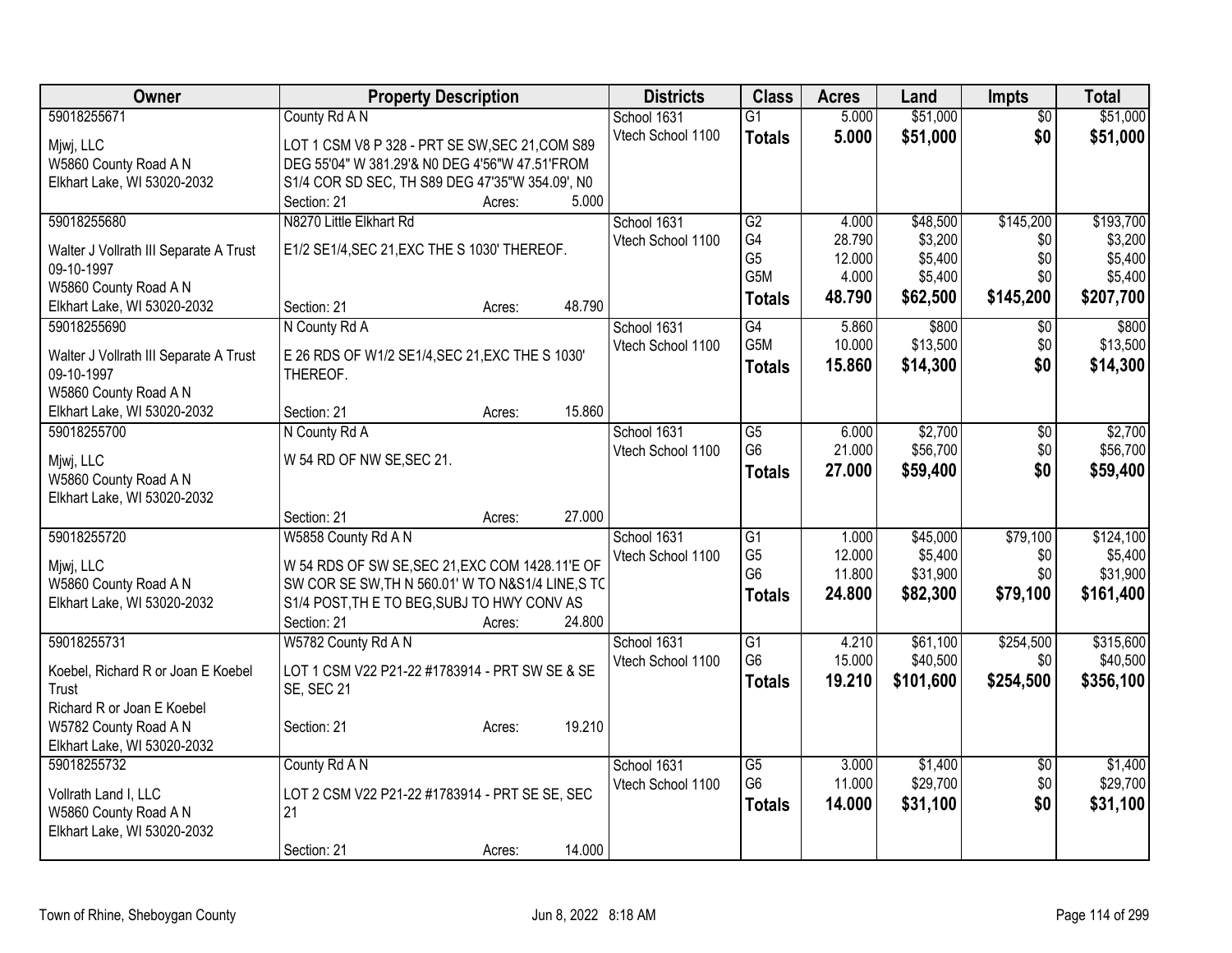| Owner | Property Description | Districts | Class | Acres | Land | Impts | Total |
|---|---|---|---|---|---|---|---|
| 59018255671<br>Mjwj, LLC<br>W5860 County Road A N<br>Elkhart Lake, WI 53020-2032 | County Rd A N<br>LOT 1 CSM V8 P 328 - PRT SE SW,SEC 21,COM S89 DEG 55'04" W 381.29'& N0 DEG 4'56"W 47.51'FROM S1/4 COR SD SEC, TH S89 DEG 47'35"W 354.09', N0<br>Section: 21 Acres: 5.000 | School 1631<br>Vtech School 1100 | G1<br>**Totals** | 5.000<br>**5.000** | $51,000<br>**$51,000** | $0<br>**$0** | $51,000<br>**$51,000** |
| 59018255680<br>Walter J Vollrath III Separate A Trust 09-10-1997<br>W5860 County Road A N<br>Elkhart Lake, WI 53020-2032 | N8270 Little Elkhart Rd<br>E1/2 SE1/4,SEC 21,EXC THE S 1030' THEREOF.<br>Section: 21 Acres: 48.790 | School 1631<br>Vtech School 1100 | G2<br>G4<br>G5<br>G5M<br>**Totals** | 4.000<br>28.790<br>12.000<br>4.000<br>**48.790** | $48,500<br>$3,200<br>$5,400<br>$5,400<br>**$62,500** | $145,200<br>$0<br>$0<br>$0<br>**$145,200** | $193,700<br>$3,200<br>$5,400<br>$5,400<br>**$207,700** |
| 59018255690<br>Walter J Vollrath III Separate A Trust 09-10-1997<br>W5860 County Road A N<br>Elkhart Lake, WI 53020-2032 | N County Rd A<br>E 26 RDS OF W1/2 SE1/4,SEC 21,EXC THE S 1030' THEREOF.<br>Section: 21 Acres: 15.860 | School 1631<br>Vtech School 1100 | G4<br>G5M<br>**Totals** | 5.860<br>10.000<br>**15.860** | $800<br>$13,500<br>**$14,300** | $0<br>$0<br>**$0** | $800<br>$13,500<br>**$14,300** |
| 59018255700<br>Mjwj, LLC<br>W5860 County Road A N<br>Elkhart Lake, WI 53020-2032 | N County Rd A<br>W 54 RD OF NW SE,SEC 21.<br>Section: 21 Acres: 27.000 | School 1631<br>Vtech School 1100 | G5<br>G6<br>**Totals** | 6.000<br>21.000<br>**27.000** | $2,700<br>$56,700<br>**$59,400** | $0<br>$0<br>**$0** | $2,700<br>$56,700<br>**$59,400** |
| 59018255720<br>Mjwj, LLC<br>W5860 County Road A N<br>Elkhart Lake, WI 53020-2032 | W5858 County Rd A N<br>W 54 RDS OF SW SE,SEC 21,EXC COM 1428.11'E OF SW COR SE SW,TH N 560.01' W TO N&S1/4 LINE,S TO S1/4 POST,TH E TO BEG,SUBJ TO HWY CONV AS<br>Section: 21 Acres: 24.800 | School 1631<br>Vtech School 1100 | G1<br>G5<br>G6<br>**Totals** | 1.000<br>12.000<br>11.800<br>**24.800** | $45,000<br>$5,400<br>$31,900<br>**$82,300** | $79,100<br>$0<br>$0<br>**$79,100** | $124,100<br>$5,400<br>$31,900<br>**$161,400** |
| 59018255731<br>Koebel, Richard R or Joan E Koebel Trust<br>Richard R or Joan E Koebel<br>W5782 County Road A N<br>Elkhart Lake, WI 53020-2032 | W5782 County Rd A N<br>LOT 1 CSM V22 P21-22 #1783914 - PRT SW SE & SE SE, SEC 21<br>Section: 21 Acres: 19.210 | School 1631<br>Vtech School 1100 | G1<br>G6<br>**Totals** | 4.210<br>15.000<br>**19.210** | $61,100<br>$40,500<br>**$101,600** | $254,500<br>$0<br>**$254,500** | $315,600<br>$40,500<br>**$356,100** |
| 59018255732<br>Vollrath Land I, LLC<br>W5860 County Road A N<br>Elkhart Lake, WI 53020-2032 | County Rd A N<br>LOT 2 CSM V22 P21-22 #1783914 - PRT SE SE, SEC 21<br>Section: 21 Acres: 14.000 | School 1631<br>Vtech School 1100 | G5<br>G6<br>**Totals** | 3.000<br>11.000<br>**14.000** | $1,400<br>$29,700<br>**$31,100** | $0<br>$0<br>**$0** | $1,400<br>$29,700<br>**$31,100** |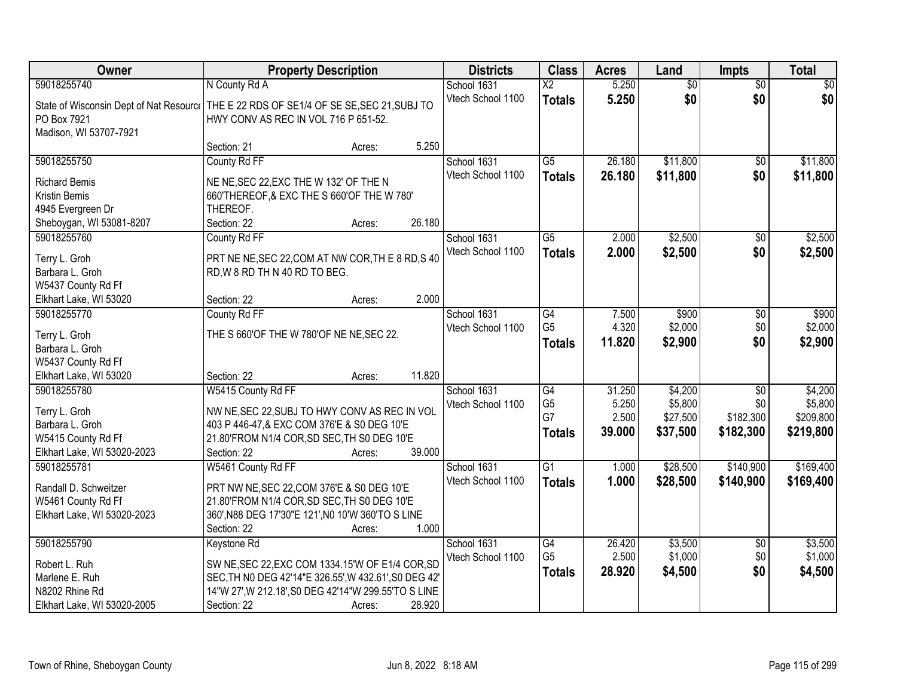| Owner | Property Description | Districts | Class | Acres | Land | Impts | Total |
|---|---|---|---|---|---|---|---|
| 59018255740<br>State of Wisconsin Dept of Nat Resource<br>PO Box 7921<br>Madison, WI 53707-7921 | N County Rd A<br>THE E 22 RDS OF SE1/4 OF SE SE,SEC 21,SUBJ TO HWY CONV AS REC IN VOL 716 P 651-52.<br>Section: 21 Acres: 5.250 | School 1631<br>Vtech School 1100 | X2<br>**Totals** | 5.250<br>**5.250** | $0<br>**$0** | $0<br>**$0** | $0<br>**$0** |
| 59018255750<br>Richard Bemis<br>Kristin Bemis<br>4945 Evergreen Dr<br>Sheboygan, WI 53081-8207 | County Rd FF<br>NE NE,SEC 22,EXC THE W 132' OF THE N 660'THEREOF,& EXC THE S 660'OF THE W 780' THEREOF.<br>Section: 22 Acres: 26.180 | School 1631<br>Vtech School 1100 | G5<br>**Totals** | 26.180<br>**26.180** | $11,800<br>**$11,800** | $0<br>**$0** | $11,800<br>**$11,800** |
| 59018255760<br>Terry L. Groh<br>Barbara L. Groh<br>W5437 County Rd Ff<br>Elkhart Lake, WI 53020 | County Rd FF<br>PRT NE NE,SEC 22,COM AT NW COR,TH E 8 RD,S 40 RD,W 8 RD TH N 40 RD TO BEG.<br>Section: 22 Acres: 2.000 | School 1631<br>Vtech School 1100 | G5<br>**Totals** | 2.000<br>**2.000** | $2,500<br>**$2,500** | $0<br>**$0** | $2,500<br>**$2,500** |
| 59018255770<br>Terry L. Groh<br>Barbara L. Groh<br>W5437 County Rd Ff<br>Elkhart Lake, WI 53020 | County Rd FF<br>THE S 660'OF THE W 780'OF NE NE,SEC 22.<br>Section: 22 Acres: 11.820 | School 1631<br>Vtech School 1100 | G4<br>G5<br>**Totals** | 7.500<br>4.320<br>**11.820** | $900<br>$2,000<br>**$2,900** | $0<br>$0<br>**$0** | $900<br>$2,000<br>**$2,900** |
| 59018255780<br>Terry L. Groh<br>Barbara L. Groh<br>W5415 County Rd Ff<br>Elkhart Lake, WI 53020-2023 | W5415 County Rd FF<br>NW NE,SEC 22,SUBJ TO HWY CONV AS REC IN VOL 403 P 446-47,& EXC COM 376'E & S0 DEG 10'E 21.80'FROM N1/4 COR,SD SEC,TH S0 DEG 10'E<br>Section: 22 Acres: 39.000 | School 1631<br>Vtech School 1100 | G4<br>G5<br>G7<br>**Totals** | 31.250<br>5.250<br>2.500<br>**39.000** | $4,200<br>$5,800<br>$27,500<br>**$37,500** | $0<br>$0<br>$182,300<br>**$182,300** | $4,200<br>$5,800<br>$209,800<br>**$219,800** |
| 59018255781<br>Randall D. Schweitzer<br>W5461 County Rd Ff<br>Elkhart Lake, WI 53020-2023 | W5461 County Rd FF<br>PRT NW NE,SEC 22,COM 376'E & S0 DEG 10'E 21.80'FROM N1/4 COR,SD SEC,TH S0 DEG 10'E 360',N88 DEG 17'30"E 121',N0 10'W 360'TO S LINE<br>Section: 22 Acres: 1.000 | School 1631<br>Vtech School 1100 | G1<br>**Totals** | 1.000<br>**1.000** | $28,500<br>**$28,500** | $140,900<br>**$140,900** | $169,400<br>**$169,400** |
| 59018255790<br>Robert L. Ruh<br>Marlene E. Ruh<br>N8202 Rhine Rd<br>Elkhart Lake, WI 53020-2005 | Keystone Rd<br>SW NE,SEC 22,EXC COM 1334.15'W OF E1/4 COR,SD SEC,TH N0 DEG 42'14"E 326.55',W 432.61',S0 DEG 42' 14"W 27',W 212.18',S0 DEG 42'14"W 299.55'TO S LINE<br>Section: 22 Acres: 28.920 | School 1631<br>Vtech School 1100 | G4<br>G5<br>**Totals** | 26.420<br>2.500<br>**28.920** | $3,500<br>$1,000<br>**$4,500** | $0<br>$0<br>**$0** | $3,500<br>$1,000<br>**$4,500** |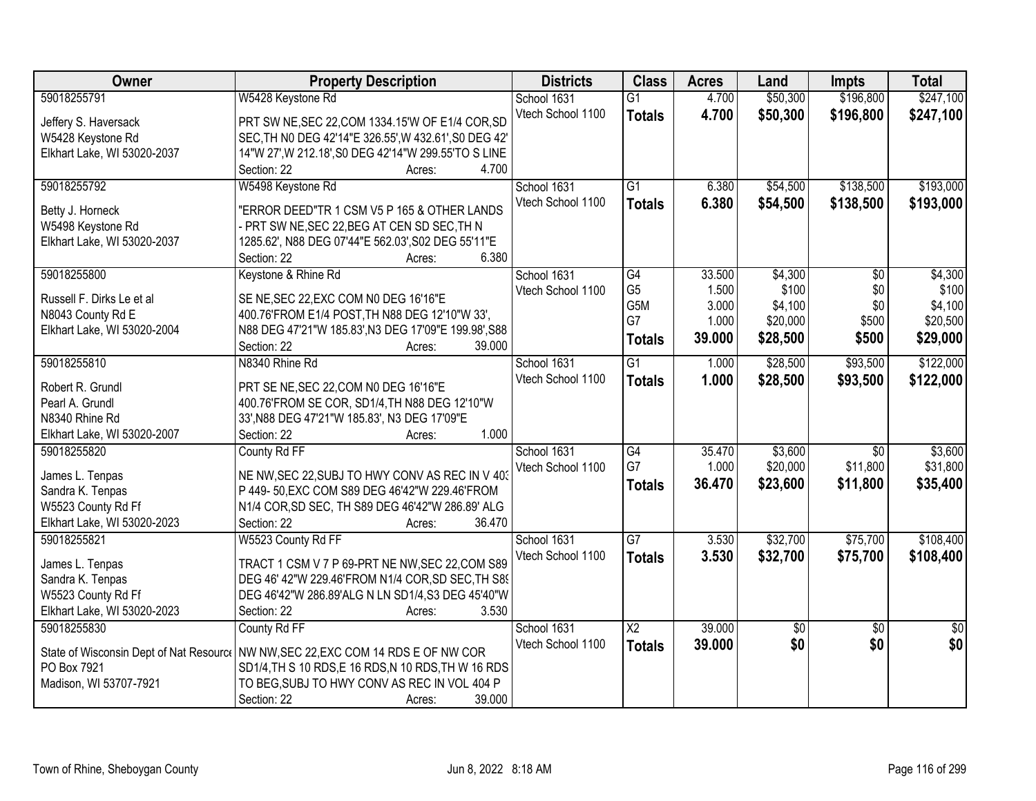| Owner | Property Description | Districts | Class | Acres | Land | Impts | Total |
|---|---|---|---|---|---|---|---|
| 59018255791<br><br>Jeffery S. Haversack<br>W5428 Keystone Rd<br>Elkhart Lake, WI 53020-2037 | W5428 Keystone Rd<br><br>PRT SW NE,SEC 22,COM 1334.15'W OF E1/4 COR,SD SEC,TH N0 DEG 42'14"E 326.55',W 432.61',S0 DEG 42' 14"W 27',W 212.18',S0 DEG 42'14"W 299.55'TO S LINE<br>Section: 22 Acres: 4.700 | School 1631<br>Vtech School 1100 | G1<br>**Totals** | 4.700<br>**4.700** | $50,300<br>**$50,300** | $196,800<br>**$196,800** | $247,100<br>**$247,100** |
| 59018255792<br><br>Betty J. Horneck<br>W5498 Keystone Rd<br>Elkhart Lake, WI 53020-2037 | W5498 Keystone Rd<br><br>"ERROR DEED"TR 1 CSM V5 P 165 & OTHER LANDS - PRT SW NE,SEC 22,BEG AT CEN SD SEC,TH N 1285.62', N88 DEG 07'44"E 562.03',S02 DEG 55'11"E<br>Section: 22 Acres: 6.380 | School 1631<br>Vtech School 1100 | G1<br>**Totals** | 6.380<br>**6.380** | $54,500<br>**$54,500** | $138,500<br>**$138,500** | $193,000<br>**$193,000** |
| 59018255800<br><br>Russell F. Dirks Le et al<br>N8043 County Rd E<br>Elkhart Lake, WI 53020-2004 | Keystone & Rhine Rd<br><br>SE NE,SEC 22,EXC COM N0 DEG 16'16"E 400.76'FROM E1/4 POST,TH N88 DEG 12'10"W 33', N88 DEG 47'21"W 185.83',N3 DEG 17'09"E 199.98',S88<br>Section: 22 Acres: 39.000 | School 1631<br>Vtech School 1100 | G4<br>G5<br>G5M<br>G7<br>**Totals** | 33.500<br>1.500<br>3.000<br>1.000<br>**39.000** | $4,300<br>$100<br>$4,100<br>$20,000<br>**$28,500** | $0<br>$0<br>$0<br>$500<br>**$500** | $4,300<br>$100<br>$4,100<br>$20,500<br>**$29,000** |
| 59018255810<br><br>Robert R. Grundl<br>Pearl A. Grundl<br>N8340 Rhine Rd<br>Elkhart Lake, WI 53020-2007 | N8340 Rhine Rd<br><br>PRT SE NE,SEC 22,COM N0 DEG 16'16"E 400.76'FROM SE COR, SD1/4,TH N88 DEG 12'10"W 33',N88 DEG 47'21"W 185.83', N3 DEG 17'09"E<br>Section: 22 Acres: 1.000 | School 1631<br>Vtech School 1100 | G1<br>**Totals** | 1.000<br>**1.000** | $28,500<br>**$28,500** | $93,500<br>**$93,500** | $122,000<br>**$122,000** |
| 59018255820<br><br>James L. Tenpas<br>Sandra K. Tenpas<br>W5523 County Rd Ff<br>Elkhart Lake, WI 53020-2023 | County Rd FF<br><br>NE NW,SEC 22,SUBJ TO HWY CONV AS REC IN V 403 P 449- 50,EXC COM S89 DEG 46'42"W 229.46'FROM N1/4 COR,SD SEC, TH S89 DEG 46'42"W 286.89' ALG<br>Section: 22 Acres: 36.470 | School 1631<br>Vtech School 1100 | G4<br>G7<br>**Totals** | 35.470<br>1.000<br>**36.470** | $3,600<br>$20,000<br>**$23,600** | $0<br>$11,800<br>**$11,800** | $3,600<br>$31,800<br>**$35,400** |
| 59018255821<br><br>James L. Tenpas<br>Sandra K. Tenpas<br>W5523 County Rd Ff<br>Elkhart Lake, WI 53020-2023 | W5523 County Rd FF<br><br>TRACT 1 CSM V 7 P 69-PRT NE NW,SEC 22,COM S89 DEG 46' 42"W 229.46'FROM N1/4 COR,SD SEC,TH S89 DEG 46'42"W 286.89'ALG N LN SD1/4,S3 DEG 45'40"W<br>Section: 22 Acres: 3.530 | School 1631<br>Vtech School 1100 | G7<br>**Totals** | 3.530<br>**3.530** | $32,700<br>**$32,700** | $75,700<br>**$75,700** | $108,400<br>**$108,400** |
| 59018255830<br><br>State of Wisconsin Dept of Nat Resource<br>PO Box 7921<br>Madison, WI 53707-7921 | County Rd FF<br><br>NW NW,SEC 22,EXC COM 14 RDS E OF NW COR SD1/4,TH S 10 RDS,E 16 RDS,N 10 RDS,TH W 16 RDS TO BEG,SUBJ TO HWY CONV AS REC IN VOL 404 P<br>Section: 22 Acres: 39.000 | School 1631<br>Vtech School 1100 | X2<br>**Totals** | 39.000<br>**39.000** | $0<br>**$0** | $0<br>**$0** | $0<br>**$0** |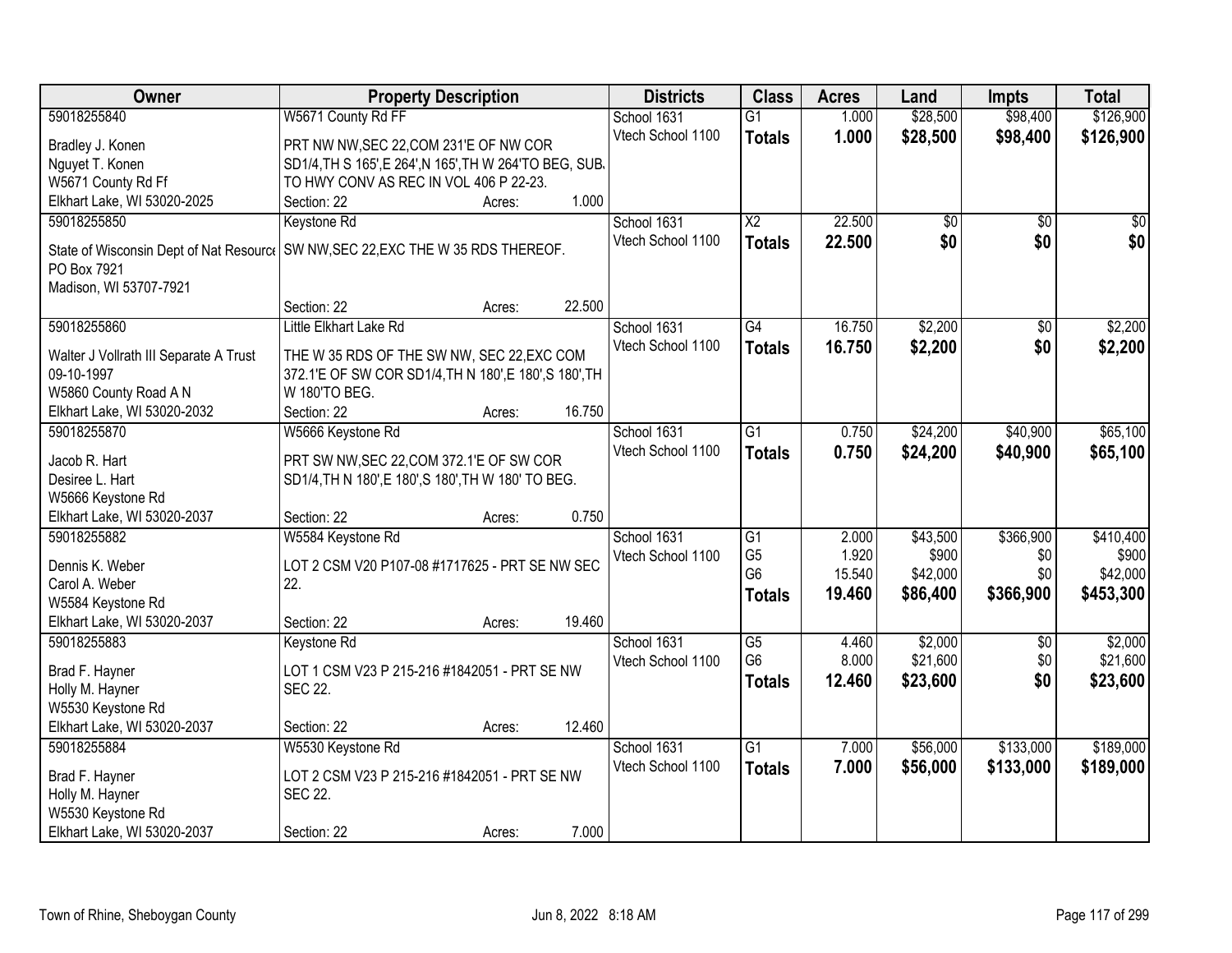| Owner | Property Description | Districts | Class | Acres | Land | Impts | Total |
|---|---|---|---|---|---|---|---|
| 59018255840<br>Bradley J. Konen<br>Nguyet T. Konen<br>W5671 County Rd Ff<br>Elkhart Lake, WI 53020-2025 | W5671 County Rd FF<br>PRT NW NW,SEC 22,COM 231'E OF NW COR SD1/4,TH S 165',E 264',N 165',TH W 264'TO BEG, SUB. TO HWY CONV AS REC IN VOL 406 P 22-23.<br>Section: 22 Acres: 1.000 | School 1631<br>Vtech School 1100 | G1<br>**Totals** | 1.000<br>**1.000** | $28,500<br>**$28,500** | $98,400<br>**$98,400** | $126,900<br>**$126,900** |
| 59018255850<br>State of Wisconsin Dept of Nat Resource<br>PO Box 7921<br>Madison, WI 53707-7921 | Keystone Rd<br>SW NW,SEC 22,EXC THE W 35 RDS THEREOF.<br>Section: 22 Acres: 22.500 | School 1631<br>Vtech School 1100 | X2<br>**Totals** | 22.500<br>**22.500** | $0<br>**$0** | $0<br>**$0** | $0<br>**$0** |
| 59018255860<br>Walter J Vollrath III Separate A Trust<br>09-10-1997<br>W5860 County Road A N<br>Elkhart Lake, WI 53020-2032 | Little Elkhart Lake Rd<br>THE W 35 RDS OF THE SW NW, SEC 22,EXC COM 372.1'E OF SW COR SD1/4,TH N 180',E 180',S 180',TH W 180'TO BEG.<br>Section: 22 Acres: 16.750 | School 1631<br>Vtech School 1100 | G4<br>**Totals** | 16.750<br>**16.750** | $2,200<br>**$2,200** | $0<br>**$0** | $2,200<br>**$2,200** |
| 59018255870<br>Jacob R. Hart<br>Desiree L. Hart<br>W5666 Keystone Rd<br>Elkhart Lake, WI 53020-2037 | W5666 Keystone Rd<br>PRT SW NW,SEC 22,COM 372.1'E OF SW COR SD1/4,TH N 180',E 180',S 180',TH W 180' TO BEG.<br>Section: 22 Acres: 0.750 | School 1631<br>Vtech School 1100 | G1<br>**Totals** | 0.750<br>**0.750** | $24,200<br>**$24,200** | $40,900<br>**$40,900** | $65,100<br>**$65,100** |
| 59018255882<br>Dennis K. Weber<br>Carol A. Weber<br>W5584 Keystone Rd<br>Elkhart Lake, WI 53020-2037 | W5584 Keystone Rd<br>LOT 2 CSM V20 P107-08 #1717625 - PRT SE NW SEC 22.<br>Section: 22 Acres: 19.460 | School 1631<br>Vtech School 1100 | G1<br>G5<br>G6<br>**Totals** | 2.000<br>1.920<br>15.540<br>**19.460** | $43,500<br>$900<br>$42,000<br>**$86,400** | $366,900<br>$0<br>$0<br>**$366,900** | $410,400<br>$900<br>$42,000<br>**$453,300** |
| 59018255883<br>Brad F. Hayner<br>Holly M. Hayner<br>W5530 Keystone Rd<br>Elkhart Lake, WI 53020-2037 | Keystone Rd<br>LOT 1 CSM V23 P 215-216 #1842051 - PRT SE NW SEC 22.<br>Section: 22 Acres: 12.460 | School 1631<br>Vtech School 1100 | G5<br>G6<br>**Totals** | 4.460<br>8.000<br>**12.460** | $2,000<br>$21,600<br>**$23,600** | $0<br>$0<br>**$0** | $2,000<br>$21,600<br>**$23,600** |
| 59018255884<br>Brad F. Hayner<br>Holly M. Hayner<br>W5530 Keystone Rd<br>Elkhart Lake, WI 53020-2037 | W5530 Keystone Rd<br>LOT 2 CSM V23 P 215-216 #1842051 - PRT SE NW SEC 22.<br>Section: 22 Acres: 7.000 | School 1631<br>Vtech School 1100 | G1<br>**Totals** | 7.000<br>**7.000** | $56,000<br>**$56,000** | $133,000<br>**$133,000** | $189,000<br>**$189,000** |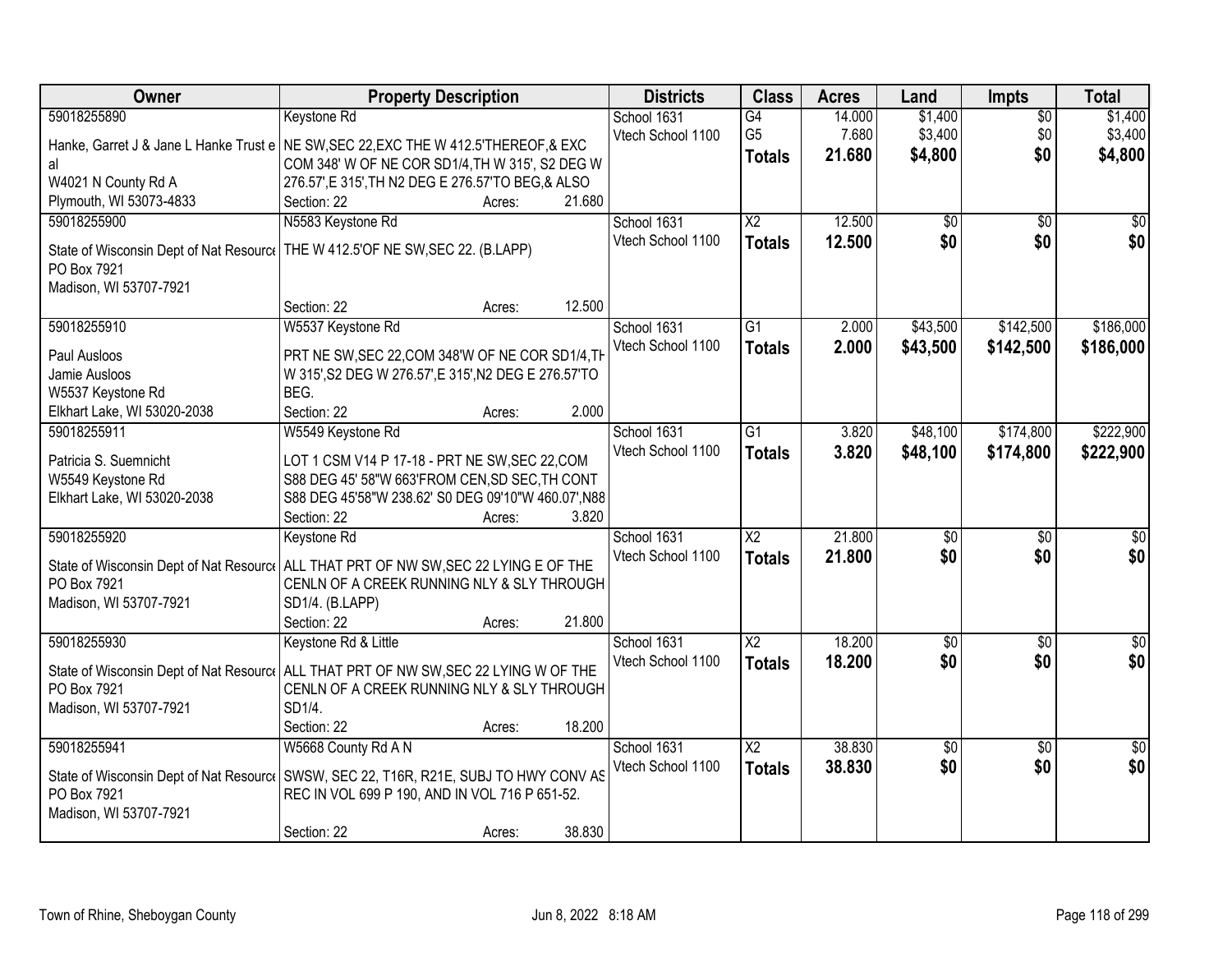| Owner | Property Description | Districts | Class | Acres | Land | Impts | Total |
|---|---|---|---|---|---|---|---|
| 59018255890<br>Hanke, Garret J & Jane L Hanke Trust et al<br>W4021 N County Rd A<br>Plymouth, WI 53073-4833 | Keystone Rd<br>NE SW,SEC 22,EXC THE W 412.5'THEREOF,& EXC COM 348' W OF NE COR SD1/4,TH W 315', S2 DEG W 276.57',E 315',TH N2 DEG E 276.57'TO BEG,& ALSO<br>Section: 22 Acres: 21.680 | School 1631<br>Vtech School 1100 | G4<br>G5<br>**Totals** | 14.000<br>7.680<br>**21.680** | $1,400<br>$3,400<br>**$4,800** | $0<br>$0<br>**$0** | $1,400<br>$3,400<br>**$4,800** |
| 59018255900<br>State of Wisconsin Dept of Nat Resources<br>PO Box 7921<br>Madison, WI 53707-7921 | N5583 Keystone Rd<br>THE W 412.5'OF NE SW,SEC 22. (B.LAPP)<br>Section: 22 Acres: 12.500 | School 1631<br>Vtech School 1100 | X2<br>**Totals** | 12.500<br>**12.500** | $0<br>**$0** | $0<br>**$0** | $0<br>**$0** |
| 59018255910<br>Paul Ausloos<br>Jamie Ausloos<br>W5537 Keystone Rd<br>Elkhart Lake, WI 53020-2038 | W5537 Keystone Rd<br>PRT NE SW,SEC 22,COM 348'W OF NE COR SD1/4,TH W 315',S2 DEG W 276.57',E 315',N2 DEG E 276.57'TO BEG.<br>Section: 22 Acres: 2.000 | School 1631<br>Vtech School 1100 | G1<br>**Totals** | 2.000<br>**2.000** | $43,500<br>**$43,500** | $142,500<br>**$142,500** | $186,000<br>**$186,000** |
| 59018255911<br>Patricia S. Suemnicht<br>W5549 Keystone Rd<br>Elkhart Lake, WI 53020-2038 | W5549 Keystone Rd<br>LOT 1 CSM V14 P 17-18 - PRT NE SW,SEC 22,COM S88 DEG 45' 58"W 663'FROM CEN,SD SEC,TH CONT S88 DEG 45'58"W 238.62' S0 DEG 09'10"W 460.07',N88<br>Section: 22 Acres: 3.820 | School 1631<br>Vtech School 1100 | G1<br>**Totals** | 3.820<br>**3.820** | $48,100<br>**$48,100** | $174,800<br>**$174,800** | $222,900<br>**$222,900** |
| 59018255920<br>State of Wisconsin Dept of Nat Resources<br>PO Box 7921<br>Madison, WI 53707-7921 | Keystone Rd<br>ALL THAT PRT OF NW SW,SEC 22 LYING E OF THE CENLN OF A CREEK RUNNING NLY & SLY THROUGH SD1/4. (B.LAPP)<br>Section: 22 Acres: 21.800 | School 1631<br>Vtech School 1100 | X2<br>**Totals** | 21.800<br>**21.800** | $0<br>**$0** | $0<br>**$0** | $0<br>**$0** |
| 59018255930<br>State of Wisconsin Dept of Nat Resources<br>PO Box 7921<br>Madison, WI 53707-7921 | Keystone Rd & Little<br>ALL THAT PRT OF NW SW,SEC 22 LYING W OF THE CENLN OF A CREEK RUNNING NLY & SLY THROUGH SD1/4.<br>Section: 22 Acres: 18.200 | School 1631<br>Vtech School 1100 | X2<br>**Totals** | 18.200<br>**18.200** | $0<br>**$0** | $0<br>**$0** | $0<br>**$0** |
| 59018255941<br>State of Wisconsin Dept of Nat Resources<br>PO Box 7921<br>Madison, WI 53707-7921 | W5668 County Rd A N<br>SWSW, SEC 22, T16R, R21E, SUBJ TO HWY CONV AS REC IN VOL 699 P 190, AND IN VOL 716 P 651-52.<br>Section: 22 Acres: 38.830 | School 1631<br>Vtech School 1100 | X2<br>**Totals** | 38.830<br>**38.830** | $0<br>**$0** | $0<br>**$0** | $0<br>**$0** |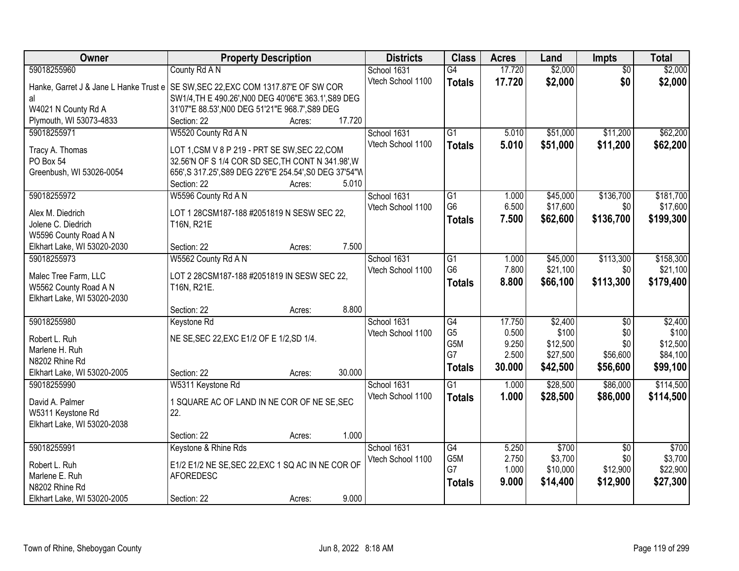| Owner | Property Description | Districts | Class | Acres | Land | Impts | Total |
|---|---|---|---|---|---|---|---|
| 59018255960<br>Hanke, Garret J & Jane L Hanke Trust et al<br>W4021 N County Rd A<br>Plymouth, WI 53073-4833 | County Rd A N<br>SE SW,SEC 22,EXC COM 1317.87'E OF SW COR SW1/4,TH E 490.26',N00 DEG 40'06"E 363.1',S89 DEG 31'07"E 88.53',N00 DEG 51'21"E 968.7',S89 DEG<br>Section: 22 Acres: 17.720 | School 1631<br>Vtech School 1100 | G4<br>**Totals** | 17.720<br>**17.720** | $2,000<br>**$2,000** | $0<br>**$0** | $2,000<br>**$2,000** |
| 59018255971<br>Tracy A. Thomas<br>PO Box 54<br>Greenbush, WI 53026-0054 | W5520 County Rd A N<br>LOT 1,CSM V 8 P 219 - PRT SE SW,SEC 22,COM 32.56'N OF S 1/4 COR SD SEC,TH CONT N 341.98',W 656',S 317.25',S89 DEG 22'6"E 254.54',S0 DEG 37'54"W<br>Section: 22 Acres: 5.010 | School 1631<br>Vtech School 1100 | G1<br>**Totals** | 5.010<br>**5.010** | $51,000<br>**$51,000** | $11,200<br>**$11,200** | $62,200<br>**$62,200** |
| 59018255972<br>Alex M. Diedrich<br>Jolene C. Diedrich<br>W5596 County Road A N<br>Elkhart Lake, WI 53020-2030 | W5596 County Rd A N<br>LOT 1 28CSM187-188 #2051819 N SESW SEC 22, T16N, R21E<br>Section: 22 Acres: 7.500 | School 1631<br>Vtech School 1100 | G1<br>G6<br>**Totals** | 1.000<br>6.500<br>**7.500** | $45,000<br>$17,600<br>**$62,600** | $136,700<br>$0<br>**$136,700** | $181,700<br>$17,600<br>**$199,300** |
| 59018255973<br>Malec Tree Farm, LLC<br>W5562 County Road A N<br>Elkhart Lake, WI 53020-2030 | W5562 County Rd A N<br>LOT 2 28CSM187-188 #2051819 IN SESW SEC 22, T16N, R21E.<br>Section: 22 Acres: 8.800 | School 1631<br>Vtech School 1100 | G1<br>G6<br>**Totals** | 1.000<br>7.800<br>**8.800** | $45,000<br>$21,100<br>**$66,100** | $113,300<br>$0<br>**$113,300** | $158,300<br>$21,100<br>**$179,400** |
| 59018255980<br>Robert L. Ruh<br>Marlene H. Ruh<br>N8202 Rhine Rd<br>Elkhart Lake, WI 53020-2005 | Keystone Rd<br>NE SE,SEC 22,EXC E1/2 OF E 1/2,SD 1/4.<br>Section: 22 Acres: 30.000 | School 1631<br>Vtech School 1100 | G4<br>G5<br>G5M<br>G7<br>**Totals** | 17.750<br>0.500<br>9.250<br>2.500<br>**30.000** | $2,400<br>$100<br>$12,500<br>$27,500<br>**$42,500** | $0<br>$0<br>$0<br>$56,600<br>**$56,600** | $2,400<br>$100<br>$12,500<br>$84,100<br>**$99,100** |
| 59018255990<br>David A. Palmer<br>W5311 Keystone Rd<br>Elkhart Lake, WI 53020-2038 | W5311 Keystone Rd<br>1 SQUARE AC OF LAND IN NE COR OF NE SE,SEC 22.<br>Section: 22 Acres: 1.000 | School 1631<br>Vtech School 1100 | G1<br>**Totals** | 1.000<br>**1.000** | $28,500<br>**$28,500** | $86,000<br>**$86,000** | $114,500<br>**$114,500** |
| 59018255991<br>Robert L. Ruh<br>Marlene E. Ruh<br>N8202 Rhine Rd<br>Elkhart Lake, WI 53020-2005 | Keystone & Rhine Rds<br>E1/2 E1/2 NE SE,SEC 22,EXC 1 SQ AC IN NE COR OF AFOREDESC<br>Section: 22 Acres: 9.000 | School 1631<br>Vtech School 1100 | G4<br>G5M<br>G7<br>**Totals** | 5.250<br>2.750<br>1.000<br>**9.000** | $700<br>$3,700<br>$10,000<br>**$14,400** | $0<br>$0<br>$12,900<br>**$12,900** | $700<br>$3,700<br>$22,900<br>**$27,300** |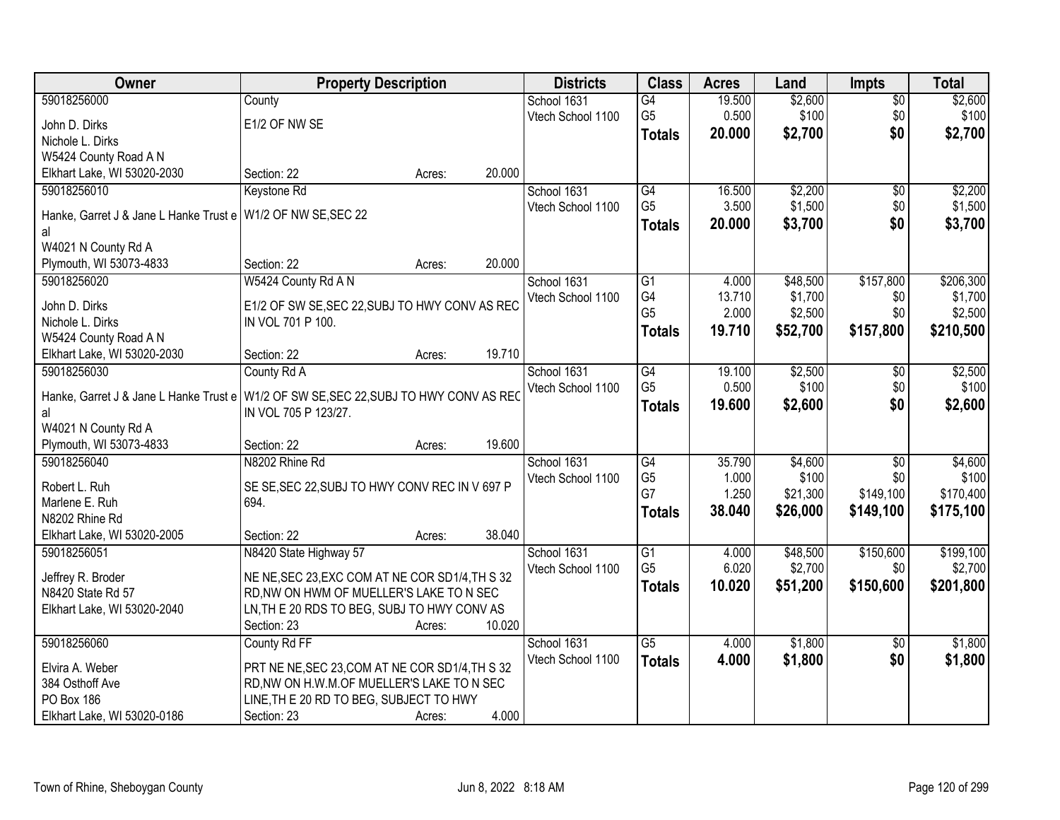| Owner | Property Description | Districts | Class | Acres | Land | Impts | Total |
|---|---|---|---|---|---|---|---|
| 59018256000<br>John D. Dirks<br>Nichole L. Dirks<br>W5424 County Road A N<br>Elkhart Lake, WI 53020-2030 | County<br>E1/2 OF NW SE<br>Section: 22 Acres: 20.000 | School 1631<br>Vtech School 1100 | G4<br>G5<br>**Totals** | 19.500<br>0.500<br>**20.000** | $2,600<br>$100<br>**$2,700** | $0<br>$0<br>**$0** | $2,600<br>$100<br>**$2,700** |
| 59018256010<br>Hanke, Garret J & Jane L Hanke Trust e al<br>W4021 N County Rd A<br>Plymouth, WI 53073-4833 | Keystone Rd<br>W1/2 OF NW SE,SEC 22<br>Section: 22 Acres: 20.000 | School 1631<br>Vtech School 1100 | G4<br>G5<br>**Totals** | 16.500<br>3.500<br>**20.000** | $2,200<br>$1,500<br>**$3,700** | $0<br>$0<br>**$0** | $2,200<br>$1,500<br>**$3,700** |
| 59018256020<br>John D. Dirks<br>Nichole L. Dirks<br>W5424 County Road A N<br>Elkhart Lake, WI 53020-2030 | W5424 County Rd A N<br>E1/2 OF SW SE,SEC 22,SUBJ TO HWY CONV AS REC IN VOL 701 P 100.<br>Section: 22 Acres: 19.710 | School 1631<br>Vtech School 1100 | G1<br>G4<br>G5<br>**Totals** | 4.000<br>13.710<br>2.000<br>**19.710** | $48,500<br>$1,700<br>$2,500<br>**$52,700** | $157,800<br>$0<br>$0<br>**$157,800** | $206,300<br>$1,700<br>$2,500<br>**$210,500** |
| 59018256030<br>Hanke, Garret J & Jane L Hanke Trust e al<br>W4021 N County Rd A<br>Plymouth, WI 53073-4833 | County Rd A<br>W1/2 OF SW SE,SEC 22,SUBJ TO HWY CONV AS REC IN VOL 705 P 123/27.<br>Section: 22 Acres: 19.600 | School 1631<br>Vtech School 1100 | G4<br>G5<br>**Totals** | 19.100<br>0.500<br>**19.600** | $2,500<br>$100<br>**$2,600** | $0<br>$0<br>**$0** | $2,500<br>$100<br>**$2,600** |
| 59018256040<br>Robert L. Ruh<br>Marlene E. Ruh<br>N8202 Rhine Rd<br>Elkhart Lake, WI 53020-2005 | N8202 Rhine Rd<br>SE SE,SEC 22,SUBJ TO HWY CONV REC IN V 697 P 694.<br>Section: 22 Acres: 38.040 | School 1631<br>Vtech School 1100 | G4<br>G5<br>G7<br>**Totals** | 35.790<br>1.000<br>1.250<br>**38.040** | $4,600<br>$100<br>$21,300<br>**$26,000** | $0<br>$0<br>$149,100<br>**$149,100** | $4,600<br>$100<br>$170,400<br>**$175,100** |
| 59018256051<br>Jeffrey R. Broder<br>N8420 State Rd 57<br>Elkhart Lake, WI 53020-2040 | N8420 State Highway 57<br>NE NE,SEC 23,EXC COM AT NE COR SD1/4,TH S 32 RD,NW ON HWM OF MUELLER'S LAKE TO N SEC LN,TH E 20 RDS TO BEG, SUBJ TO HWY CONV AS<br>Section: 23 Acres: 10.020 | School 1631<br>Vtech School 1100 | G1<br>G5<br>**Totals** | 4.000<br>6.020<br>**10.020** | $48,500<br>$2,700<br>**$51,200** | $150,600<br>$0<br>**$150,600** | $199,100<br>$2,700<br>**$201,800** |
| 59018256060<br>Elvira A. Weber<br>384 Osthoff Ave<br>PO Box 186<br>Elkhart Lake, WI 53020-0186 | County Rd FF<br>PRT NE NE,SEC 23,COM AT NE COR SD1/4,TH S 32 RD,NW ON H.W.M.OF MUELLER'S LAKE TO N SEC LINE,TH E 20 RD TO BEG, SUBJECT TO HWY<br>Section: 23 Acres: 4.000 | School 1631<br>Vtech School 1100 | G5<br>**Totals** | 4.000<br>**4.000** | $1,800<br>**$1,800** | $0<br>**$0** | $1,800<br>**$1,800** |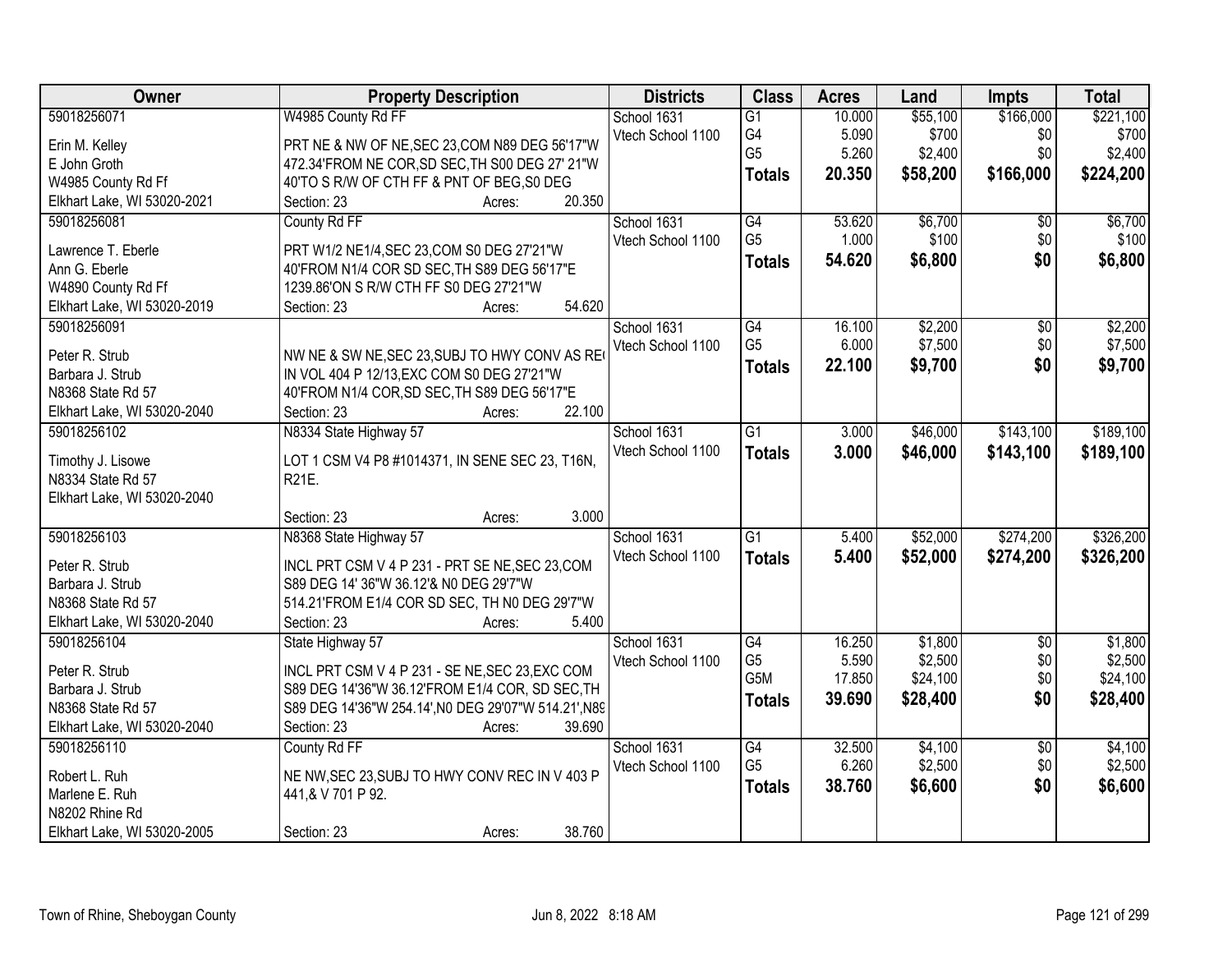| Owner | Property Description | Districts | Class | Acres | Land | Impts | Total |
|---|---|---|---|---|---|---|---|
| 59018256071<br>Erin M. Kelley<br>E John Groth<br>W4985 County Rd Ff<br>Elkhart Lake, WI 53020-2021 | W4985 County Rd FF<br>PRT NE & NW OF NE,SEC 23,COM N89 DEG 56'17"W 472.34'FROM NE COR,SD SEC,TH S00 DEG 27' 21"W 40'TO S R/W OF CTH FF & PNT OF BEG,S0 DEG<br>Section: 23 Acres: 20.350 | School 1631<br>Vtech School 1100 | G1<br>G4<br>G5<br>**Totals** | 10.000<br>5.090<br>5.260<br>**20.350** | $55,100<br>$700<br>$2,400<br>**$58,200** | $166,000<br>$0<br>$0<br>**$166,000** | $221,100<br>$700<br>$2,400<br>**$224,200** |
| 59018256081<br>Lawrence T. Eberle<br>Ann G. Eberle<br>W4890 County Rd Ff<br>Elkhart Lake, WI 53020-2019 | County Rd FF<br>PRT W1/2 NE1/4,SEC 23,COM S0 DEG 27'21"W 40'FROM N1/4 COR SD SEC,TH S89 DEG 56'17"E 1239.86'ON S R/W CTH FF S0 DEG 27'21"W<br>Section: 23 Acres: 54.620 | School 1631<br>Vtech School 1100 | G4<br>G5<br>**Totals** | 53.620<br>1.000<br>**54.620** | $6,700<br>$100<br>**$6,800** | $0<br>$0<br>**$0** | $6,700<br>$100<br>**$6,800** |
| 59018256091<br>Peter R. Strub<br>Barbara J. Strub<br>N8368 State Rd 57<br>Elkhart Lake, WI 53020-2040 | NW NE & SW NE,SEC 23,SUBJ TO HWY CONV AS RE( IN VOL 404 P 12/13,EXC COM S0 DEG 27'21"W 40'FROM N1/4 COR,SD SEC,TH S89 DEG 56'17"E<br>Section: 23 Acres: 22.100 | School 1631<br>Vtech School 1100 | G4<br>G5<br>**Totals** | 16.100<br>6.000<br>**22.100** | $2,200<br>$7,500<br>**$9,700** | $0<br>$0<br>**$0** | $2,200<br>$7,500<br>**$9,700** |
| 59018256102<br>Timothy J. Lisowe<br>N8334 State Rd 57<br>Elkhart Lake, WI 53020-2040 | N8334 State Highway 57<br>LOT 1 CSM V4 P8 #1014371, IN SENE SEC 23, T16N, R21E.<br>Section: 23 Acres: 3.000 | School 1631<br>Vtech School 1100 | G1<br>**Totals** | 3.000<br>**3.000** | $46,000<br>**$46,000** | $143,100<br>**$143,100** | $189,100<br>**$189,100** |
| 59018256103<br>Peter R. Strub<br>Barbara J. Strub<br>N8368 State Rd 57<br>Elkhart Lake, WI 53020-2040 | N8368 State Highway 57<br>INCL PRT CSM V 4 P 231 - PRT SE NE,SEC 23,COM S89 DEG 14' 36"W 36.12'& N0 DEG 29'7"W 514.21'FROM E1/4 COR SD SEC, TH N0 DEG 29'7"W<br>Section: 23 Acres: 5.400 | School 1631<br>Vtech School 1100 | G1<br>**Totals** | 5.400<br>**5.400** | $52,000<br>**$52,000** | $274,200<br>**$274,200** | $326,200<br>**$326,200** |
| 59018256104<br>Peter R. Strub<br>Barbara J. Strub<br>N8368 State Rd 57<br>Elkhart Lake, WI 53020-2040 | State Highway 57<br>INCL PRT CSM V 4 P 231 - SE NE,SEC 23,EXC COM S89 DEG 14'36"W 36.12'FROM E1/4 COR, SD SEC,TH S89 DEG 14'36"W 254.14',N0 DEG 29'07"W 514.21',N89<br>Section: 23 Acres: 39.690 | School 1631<br>Vtech School 1100 | G4<br>G5<br>G5M<br>**Totals** | 16.250<br>5.590<br>17.850<br>**39.690** | $1,800<br>$2,500<br>$24,100<br>**$28,400** | $0<br>$0<br>$0<br>**$0** | $1,800<br>$2,500<br>$24,100<br>**$28,400** |
| 59018256110<br>Robert L. Ruh<br>Marlene E. Ruh<br>N8202 Rhine Rd<br>Elkhart Lake, WI 53020-2005 | County Rd FF<br>NE NW,SEC 23,SUBJ TO HWY CONV REC IN V 403 P 441,& V 701 P 92.<br>Section: 23 Acres: 38.760 | School 1631<br>Vtech School 1100 | G4<br>G5<br>**Totals** | 32.500<br>6.260<br>**38.760** | $4,100<br>$2,500<br>**$6,600** | $0<br>$0<br>**$0** | $4,100<br>$2,500<br>**$6,600** |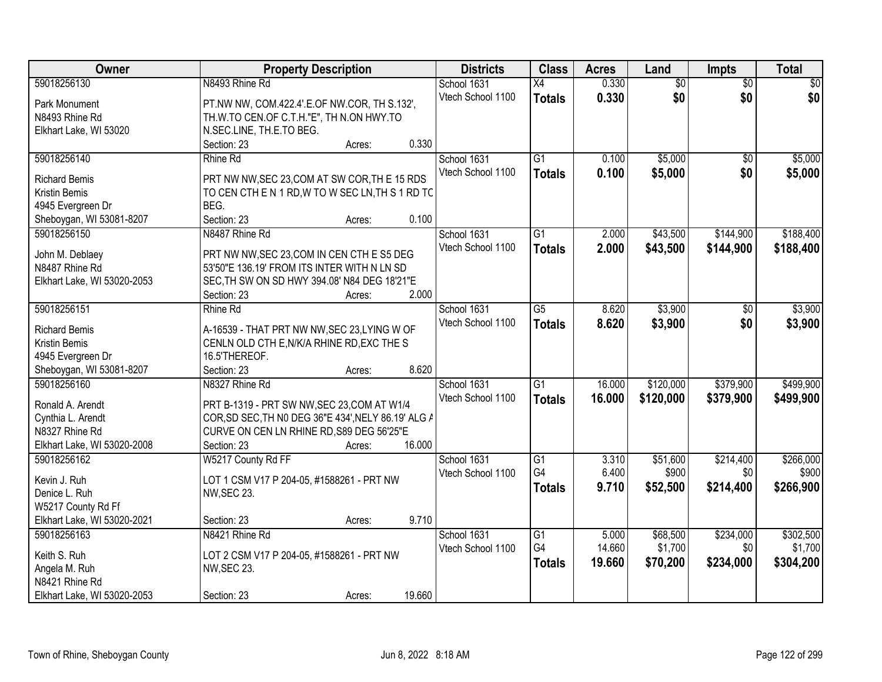| Owner | Property Description | Districts | Class | Acres | Land | Impts | Total |
|---|---|---|---|---|---|---|---|
| 59018256130<br>Park Monument<br>N8493 Rhine Rd<br>Elkhart Lake, WI 53020 | N8493 Rhine Rd<br>PT.NW NW, COM.422.4'.E.OF NW.COR, TH S.132', TH.W.TO CEN.OF C.T.H."E", TH N.ON HWY.TO N.SEC.LINE, TH.E.TO BEG.<br>Section: 23 Acres: 0.330 | School 1631<br>Vtech School 1100 | X4<br>**Totals** | 0.330<br>**0.330** | $0<br>**$0** | $0<br>**$0** | $0<br>**$0** |
| 59018256140<br>Richard Bemis<br>Kristin Bemis<br>4945 Evergreen Dr<br>Sheboygan, WI 53081-8207 | Rhine Rd<br>PRT NW NW,SEC 23,COM AT SW COR,TH E 15 RDS TO CEN CTH E N 1 RD,W TO W SEC LN,TH S 1 RD TO BEG.<br>Section: 23 Acres: 0.100 | School 1631<br>Vtech School 1100 | G1<br>**Totals** | 0.100<br>**0.100** | $5,000<br>**$5,000** | $0<br>**$0** | $5,000<br>**$5,000** |
| 59018256150<br>John M. Deblaey<br>N8487 Rhine Rd<br>Elkhart Lake, WI 53020-2053 | N8487 Rhine Rd<br>PRT NW NW,SEC 23,COM IN CEN CTH E S5 DEG 53'50"E 136.19' FROM ITS INTER WITH N LN SD SEC,TH SW ON SD HWY 394.08' N84 DEG 18'21"E<br>Section: 23 Acres: 2.000 | School 1631<br>Vtech School 1100 | G1<br>**Totals** | 2.000<br>**2.000** | $43,500<br>**$43,500** | $144,900<br>**$144,900** | $188,400<br>**$188,400** |
| 59018256151<br>Richard Bemis<br>Kristin Bemis<br>4945 Evergreen Dr<br>Sheboygan, WI 53081-8207 | Rhine Rd<br>A-16539 - THAT PRT NW NW,SEC 23,LYING W OF CENLN OLD CTH E,N/K/A RHINE RD,EXC THE S 16.5'THEREOF.<br>Section: 23 Acres: 8.620 | School 1631<br>Vtech School 1100 | G5<br>**Totals** | 8.620<br>**8.620** | $3,900<br>**$3,900** | $0<br>**$0** | $3,900<br>**$3,900** |
| 59018256160<br>Ronald A. Arendt<br>Cynthia L. Arendt<br>N8327 Rhine Rd<br>Elkhart Lake, WI 53020-2008 | N8327 Rhine Rd<br>PRT B-1319 - PRT SW NW,SEC 23,COM AT W1/4 COR,SD SEC,TH N0 DEG 36"E 434',NELY 86.19' ALG A CURVE ON CEN LN RHINE RD,S89 DEG 56'25"E<br>Section: 23 Acres: 16.000 | School 1631<br>Vtech School 1100 | G1<br>**Totals** | 16.000<br>**16.000** | $120,000<br>**$120,000** | $379,900<br>**$379,900** | $499,900<br>**$499,900** |
| 59018256162<br>Kevin J. Ruh<br>Denice L. Ruh<br>W5217 County Rd Ff<br>Elkhart Lake, WI 53020-2021 | W5217 County Rd FF<br>LOT 1 CSM V17 P 204-05, #1588261 - PRT NW NW,SEC 23.<br>Section: 23 Acres: 9.710 | School 1631<br>Vtech School 1100 | G1<br>G4<br>**Totals** | 3.310<br>6.400<br>**9.710** | $51,600<br>$900<br>**$52,500** | $214,400<br>$0<br>**$214,400** | $266,000<br>$900<br>**$266,900** |
| 59018256163<br>Keith S. Ruh<br>Angela M. Ruh<br>N8421 Rhine Rd<br>Elkhart Lake, WI 53020-2053 | N8421 Rhine Rd<br>LOT 2 CSM V17 P 204-05, #1588261 - PRT NW NW,SEC 23.<br>Section: 23 Acres: 19.660 | School 1631<br>Vtech School 1100 | G1<br>G4<br>**Totals** | 5.000<br>14.660<br>**19.660** | $68,500<br>$1,700<br>**$70,200** | $234,000<br>$0<br>**$234,000** | $302,500<br>$1,700<br>**$304,200** |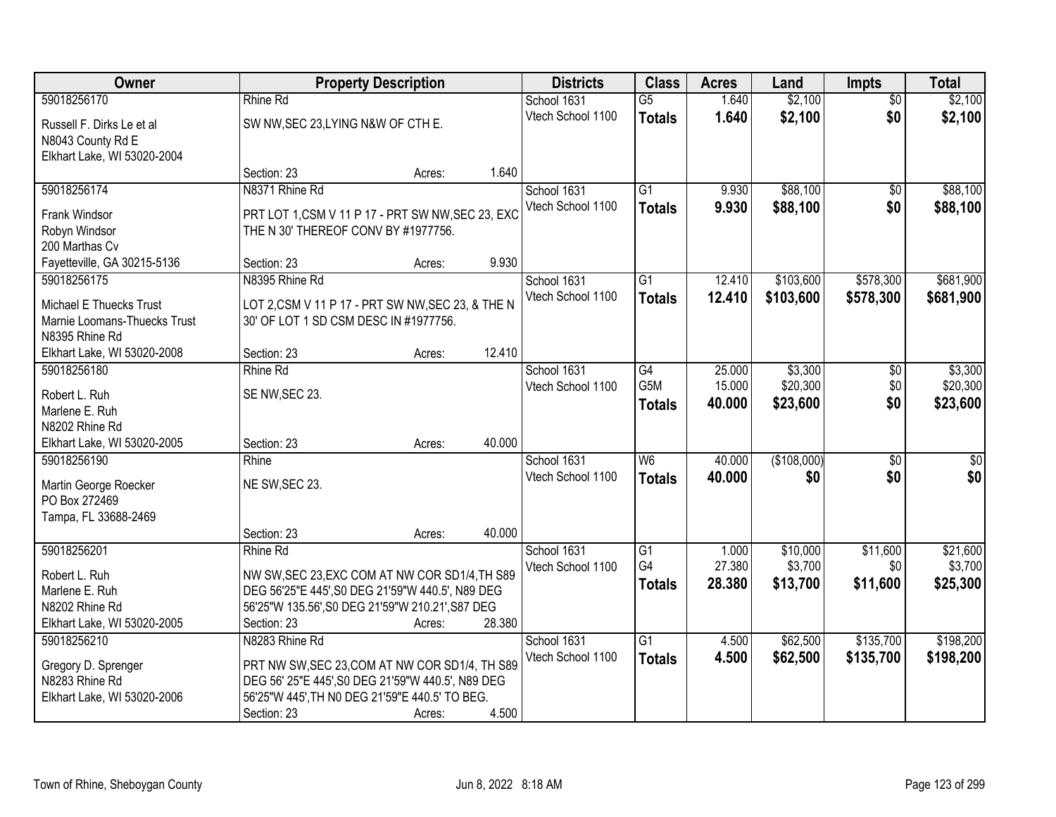| Owner | Property Description | Districts | Class | Acres | Land | Impts | Total |
|---|---|---|---|---|---|---|---|
| 59018256170<br>Russell F. Dirks Le et al<br>N8043 County Rd E<br>Elkhart Lake, WI 53020-2004 | Rhine Rd<br>SW NW,SEC 23,LYING N&W OF CTH E.<br>Section: 23 Acres: 1.640 | School 1631<br>Vtech School 1100 | G5<br>**Totals** | 1.640<br>**1.640** | $2,100<br>**$2,100** | $0<br>**$0** | $2,100<br>**$2,100** |
| 59018256174<br>Frank Windsor<br>Robyn Windsor<br>200 Marthas Cv<br>Fayetteville, GA 30215-5136 | N8371 Rhine Rd<br>PRT LOT 1,CSM V 11 P 17 - PRT SW NW,SEC 23, EXC THE N 30' THEREOF CONV BY #1977756.<br>Section: 23 Acres: 9.930 | School 1631<br>Vtech School 1100 | G1<br>**Totals** | 9.930<br>**9.930** | $88,100<br>**$88,100** | $0<br>**$0** | $88,100<br>**$88,100** |
| 59018256175<br>Michael E Thuecks Trust<br>Marnie Loomans-Thuecks Trust<br>N8395 Rhine Rd<br>Elkhart Lake, WI 53020-2008 | N8395 Rhine Rd<br>LOT 2,CSM V 11 P 17 - PRT SW NW,SEC 23, & THE N 30' OF LOT 1 SD CSM DESC IN #1977756.<br>Section: 23 Acres: 12.410 | School 1631<br>Vtech School 1100 | G1<br>**Totals** | 12.410<br>**12.410** | $103,600<br>**$103,600** | $578,300<br>**$578,300** | $681,900<br>**$681,900** |
| 59018256180<br>Robert L. Ruh<br>Marlene E. Ruh<br>N8202 Rhine Rd<br>Elkhart Lake, WI 53020-2005 | Rhine Rd<br>SE NW,SEC 23.<br>Section: 23 Acres: 40.000 | School 1631<br>Vtech School 1100 | G4<br>G5M<br>**Totals** | 25.000<br>15.000<br>**40.000** | $3,300<br>$20,300<br>**$23,600** | $0<br>$0<br>**$0** | $3,300<br>$20,300<br>**$23,600** |
| 59018256190<br>Martin George Roecker<br>PO Box 272469<br>Tampa, FL 33688-2469 | Rhine<br>NE SW,SEC 23.<br>Section: 23 Acres: 40.000 | School 1631<br>Vtech School 1100 | W6<br>**Totals** | 40.000<br>**40.000** | ($108,000)<br>**$0** | $0<br>**$0** | $0<br>**$0** |
| 59018256201<br>Robert L. Ruh<br>Marlene E. Ruh<br>N8202 Rhine Rd<br>Elkhart Lake, WI 53020-2005 | Rhine Rd<br>NW SW,SEC 23,EXC COM AT NW COR SD1/4,TH S89 DEG 56'25"E 445',S0 DEG 21'59"W 440.5', N89 DEG 56'25"W 135.56',S0 DEG 21'59"W 210.21',S87 DEG<br>Section: 23 Acres: 28.380 | School 1631<br>Vtech School 1100 | G1<br>G4<br>**Totals** | 1.000<br>27.380<br>**28.380** | $10,000<br>$3,700<br>**$13,700** | $11,600<br>$0<br>**$11,600** | $21,600<br>$3,700<br>**$25,300** |
| 59018256210<br>Gregory D. Sprenger<br>N8283 Rhine Rd<br>Elkhart Lake, WI 53020-2006 | N8283 Rhine Rd<br>PRT NW SW,SEC 23,COM AT NW COR SD1/4, TH S89 DEG 56' 25"E 445',S0 DEG 21'59"W 440.5', N89 DEG 56'25"W 445',TH N0 DEG 21'59"E 440.5' TO BEG.<br>Section: 23 Acres: 4.500 | School 1631<br>Vtech School 1100 | G1<br>**Totals** | 4.500<br>**4.500** | $62,500<br>**$62,500** | $135,700<br>**$135,700** | $198,200<br>**$198,200** |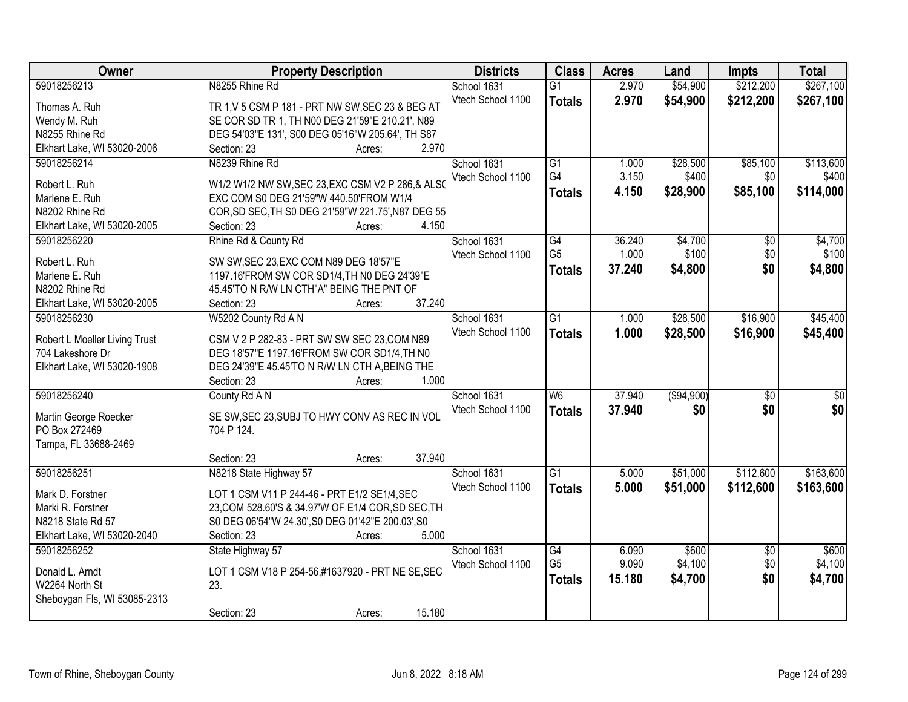| Owner | Property Description | Districts | Class | Acres | Land | Impts | Total |
|---|---|---|---|---|---|---|---|
| 59018256213<br>Thomas A. Ruh<br>Wendy M. Ruh<br>N8255 Rhine Rd<br>Elkhart Lake, WI 53020-2006 | N8255 Rhine Rd<br>TR 1,V 5 CSM P 181 - PRT NW SW,SEC 23 & BEG AT SE COR SD TR 1, TH N00 DEG 21'59"E 210.21', N89 DEG 54'03"E 131', S00 DEG 05'16"W 205.64', TH S87<br>Section: 23 Acres: 2.970 | School 1631<br>Vtech School 1100 | G1<br>**Totals** | 2.970<br>**2.970** | $54,900<br>**$54,900** | $212,200<br>**$212,200** | $267,100<br>**$267,100** |
| 59018256214<br>Robert L. Ruh<br>Marlene E. Ruh<br>N8202 Rhine Rd<br>Elkhart Lake, WI 53020-2005 | N8239 Rhine Rd<br>W1/2 W1/2 NW SW,SEC 23,EXC CSM V2 P 286,& ALSO EXC COM S0 DEG 21'59"W 440.50'FROM W1/4 COR,SD SEC,TH S0 DEG 21'59"W 221.75',N87 DEG 55<br>Section: 23 Acres: 4.150 | School 1631<br>Vtech School 1100 | G1<br>G4<br>**Totals** | 1.000<br>3.150<br>**4.150** | $28,500<br>$400<br>**$28,900** | $85,100<br>$0<br>**$85,100** | $113,600<br>$400<br>**$114,000** |
| 59018256220<br>Robert L. Ruh<br>Marlene E. Ruh<br>N8202 Rhine Rd<br>Elkhart Lake, WI 53020-2005 | Rhine Rd & County Rd<br>SW SW,SEC 23,EXC COM N89 DEG 18'57"E 1197.16'FROM SW COR SD1/4,TH N0 DEG 24'39"E 45.45'TO N R/W LN CTH"A" BEING THE PNT OF<br>Section: 23 Acres: 37.240 | School 1631<br>Vtech School 1100 | G4<br>G5<br>**Totals** | 36.240<br>1.000<br>**37.240** | $4,700<br>$100<br>**$4,800** | $0<br>$0<br>**$0** | $4,700<br>$100<br>**$4,800** |
| 59018256230<br>Robert L Moeller Living Trust<br>704 Lakeshore Dr<br>Elkhart Lake, WI 53020-1908 | W5202 County Rd A N<br>CSM V 2 P 282-83 - PRT SW SW SEC 23,COM N89 DEG 18'57"E 1197.16'FROM SW COR SD1/4,TH N0 DEG 24'39"E 45.45'TO N R/W LN CTH A,BEING THE<br>Section: 23 Acres: 1.000 | School 1631<br>Vtech School 1100 | G1<br>**Totals** | 1.000<br>**1.000** | $28,500<br>**$28,500** | $16,900<br>**$16,900** | $45,400<br>**$45,400** |
| 59018256240<br>Martin George Roecker<br>PO Box 272469<br>Tampa, FL 33688-2469 | County Rd A N<br>SE SW,SEC 23,SUBJ TO HWY CONV AS REC IN VOL 704 P 124.<br>Section: 23 Acres: 37.940 | School 1631<br>Vtech School 1100 | W6<br>**Totals** | 37.940<br>**37.940** | ($94,900)<br>**$0** | $0<br>**$0** | $0<br>**$0** |
| 59018256251<br>Mark D. Forstner<br>Marki R. Forstner<br>N8218 State Rd 57<br>Elkhart Lake, WI 53020-2040 | N8218 State Highway 57<br>LOT 1 CSM V11 P 244-46 - PRT E1/2 SE1/4,SEC 23,COM 528.60'S & 34.97'W OF E1/4 COR,SD SEC,TH S0 DEG 06'54"W 24.30',S0 DEG 01'42"E 200.03',S0<br>Section: 23 Acres: 5.000 | School 1631<br>Vtech School 1100 | G1<br>**Totals** | 5.000<br>**5.000** | $51,000<br>**$51,000** | $112,600<br>**$112,600** | $163,600<br>**$163,600** |
| 59018256252<br>Donald L. Arndt<br>W2264 North St<br>Sheboygan Fls, WI 53085-2313 | State Highway 57<br>LOT 1 CSM V18 P 254-56,#1637920 - PRT NE SE,SEC 23.<br>Section: 23 Acres: 15.180 | School 1631<br>Vtech School 1100 | G4<br>G5<br>**Totals** | 6.090<br>9.090<br>**15.180** | $600<br>$4,100<br>**$4,700** | $0<br>$0<br>**$0** | $600<br>$4,100<br>**$4,700** |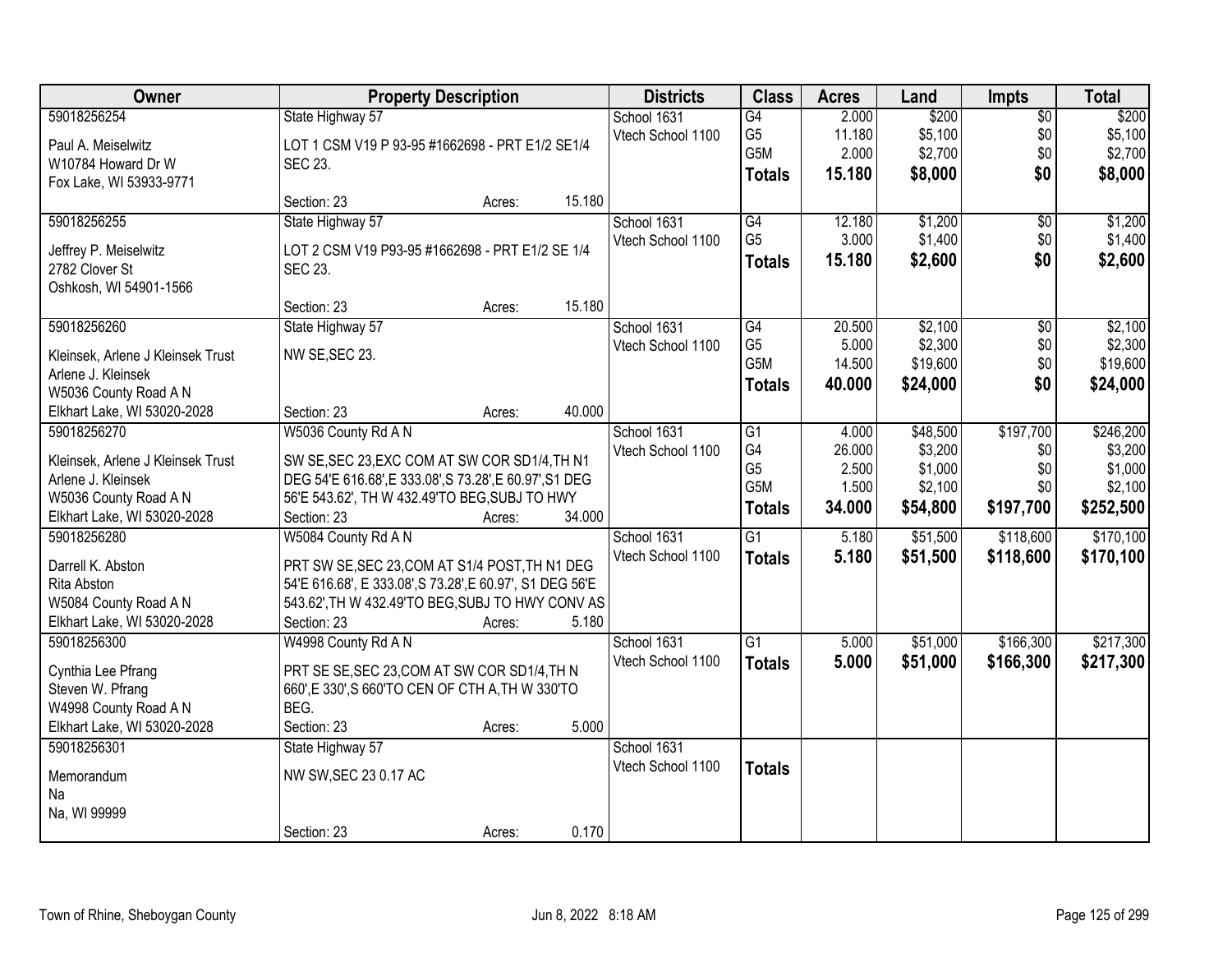| Owner | Property Description | Districts | Class | Acres | Land | Impts | Total |
|---|---|---|---|---|---|---|---|
| 59018256254<br>Paul A. Meiselwitz<br>W10784 Howard Dr W<br>Fox Lake, WI 53933-9771 | State Highway 57<br>LOT 1 CSM V19 P 93-95 #1662698 - PRT E1/2 SE1/4 SEC 23.<br>Section: 23 Acres: 15.180 | School 1631<br>Vtech School 1100 | G4<br>G5<br>G5M<br>**Totals** | 2.000<br>11.180<br>2.000<br>**15.180** | $200<br>$5,100<br>$2,700<br>**$8,000** | $0<br>$0<br>$0<br>**$0** | $200<br>$5,100<br>$2,700<br>**$8,000** |
| 59018256255<br>Jeffrey P. Meiselwitz<br>2782 Clover St<br>Oshkosh, WI 54901-1566 | State Highway 57<br>LOT 2 CSM V19 P93-95 #1662698 - PRT E1/2 SE 1/4 SEC 23.<br>Section: 23 Acres: 15.180 | School 1631<br>Vtech School 1100 | G4<br>G5<br>**Totals** | 12.180<br>3.000<br>**15.180** | $1,200<br>$1,400<br>**$2,600** | $0<br>$0<br>**$0** | $1,200<br>$1,400<br>**$2,600** |
| 59018256260<br>Kleinsek, Arlene J Kleinsek Trust<br>Arlene J. Kleinsek<br>W5036 County Road A N<br>Elkhart Lake, WI 53020-2028 | State Highway 57<br>NW SE,SEC 23.<br>Section: 23 Acres: 40.000 | School 1631<br>Vtech School 1100 | G4<br>G5<br>G5M<br>**Totals** | 20.500<br>5.000<br>14.500<br>**40.000** | $2,100<br>$2,300<br>$19,600<br>**$24,000** | $0<br>$0<br>$0<br>**$0** | $2,100<br>$2,300<br>$19,600<br>**$24,000** |
| 59018256270<br>Kleinsek, Arlene J Kleinsek Trust<br>Arlene J. Kleinsek<br>W5036 County Road A N<br>Elkhart Lake, WI 53020-2028 | W5036 County Rd A N<br>SW SE,SEC 23,EXC COM AT SW COR SD1/4,TH N1 DEG 54'E 616.68',E 333.08',S 73.28',E 60.97',S1 DEG 56'E 543.62', TH W 432.49'TO BEG,SUBJ TO HWY<br>Section: 23 Acres: 34.000 | School 1631<br>Vtech School 1100 | G1<br>G4<br>G5<br>G5M<br>**Totals** | 4.000<br>26.000<br>2.500<br>1.500<br>**34.000** | $48,500<br>$3,200<br>$1,000<br>$2,100<br>**$54,800** | $197,700<br>$0<br>$0<br>$0<br>**$197,700** | $246,200<br>$3,200<br>$1,000<br>$2,100<br>**$252,500** |
| 59018256280<br>Darrell K. Abston<br>Rita Abston<br>W5084 County Road A N<br>Elkhart Lake, WI 53020-2028 | W5084 County Rd A N<br>PRT SW SE,SEC 23,COM AT S1/4 POST,TH N1 DEG 54'E 616.68', E 333.08',S 73.28',E 60.97', S1 DEG 56'E 543.62',TH W 432.49'TO BEG,SUBJ TO HWY CONV AS<br>Section: 23 Acres: 5.180 | School 1631<br>Vtech School 1100 | G1<br>**Totals** | 5.180<br>**5.180** | $51,500<br>**$51,500** | $118,600<br>**$118,600** | $170,100<br>**$170,100** |
| 59018256300<br>Cynthia Lee Pfrang<br>Steven W. Pfrang<br>W4998 County Road A N<br>Elkhart Lake, WI 53020-2028 | W4998 County Rd A N<br>PRT SE SE,SEC 23,COM AT SW COR SD1/4,TH N 660',E 330',S 660'TO CEN OF CTH A,TH W 330'TO BEG.<br>Section: 23 Acres: 5.000 | School 1631<br>Vtech School 1100 | G1<br>**Totals** | 5.000<br>**5.000** | $51,000<br>**$51,000** | $166,300<br>**$166,300** | $217,300<br>**$217,300** |
| 59018256301<br>Memorandum<br>Na<br>Na, WI 99999 | State Highway 57<br>NW SW,SEC 23 0.17 AC<br>Section: 23 Acres: 0.170 | School 1631<br>Vtech School 1100 | **Totals** | | | | |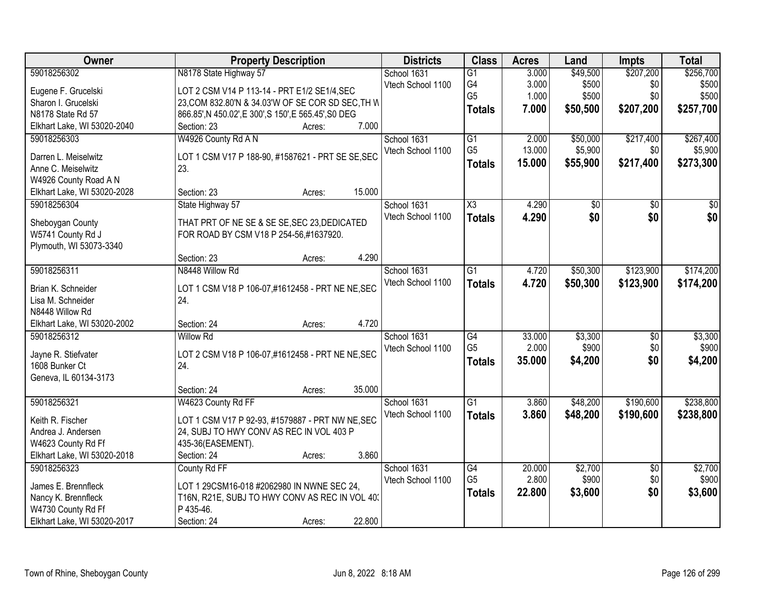| Owner | Property Description | Districts | Class | Acres | Land | Impts | Total |
|---|---|---|---|---|---|---|---|
| 59018256302<br>Eugene F. Grucelski<br>Sharon I. Grucelski<br>N8178 State Rd 57<br>Elkhart Lake, WI 53020-2040 | N8178 State Highway 57<br>LOT 2 CSM V14 P 113-14 - PRT E1/2 SE1/4,SEC 23,COM 832.80'N & 34.03'W OF SE COR SD SEC,TH W 866.85',N 450.02',E 300',S 150',E 565.45',S0 DEG<br>Section: 23 Acres: 7.000 | School 1631<br>Vtech School 1100 | G1<br>G4<br>G5<br>**Totals** | 3.000<br>3.000<br>1.000<br>**7.000** | $49,500<br>$500<br>$500<br>**$50,500** | $207,200<br>$0<br>$0<br>**$207,200** | $256,700<br>$500<br>$500<br>**$257,700** |
| 59018256303<br>Darren L. Meiselwitz<br>Anne C. Meiselwitz<br>W4926 County Road A N<br>Elkhart Lake, WI 53020-2028 | W4926 County Rd A N<br>LOT 1 CSM V17 P 188-90, #1587621 - PRT SE SE,SEC 23.<br>Section: 23 Acres: 15.000 | School 1631<br>Vtech School 1100 | G1<br>G5<br>**Totals** | 2.000<br>13.000<br>**15.000** | $50,000<br>$5,900<br>**$55,900** | $217,400<br>$0<br>**$217,400** | $267,400<br>$5,900<br>**$273,300** |
| 59018256304<br>Sheboygan County<br>W5741 County Rd J<br>Plymouth, WI 53073-3340 | State Highway 57<br>THAT PRT OF NE SE & SE SE,SEC 23,DEDICATED FOR ROAD BY CSM V18 P 254-56,#1637920.<br>Section: 23 Acres: 4.290 | School 1631<br>Vtech School 1100 | X3<br>**Totals** | 4.290<br>**4.290** | $0<br>**$0** | $0<br>**$0** | $0<br>**$0** |
| 59018256311<br>Brian K. Schneider<br>Lisa M. Schneider<br>N8448 Willow Rd<br>Elkhart Lake, WI 53020-2002 | N8448 Willow Rd<br>LOT 1 CSM V18 P 106-07,#1612458 - PRT NE NE,SEC 24.<br>Section: 24 Acres: 4.720 | School 1631<br>Vtech School 1100 | G1<br>**Totals** | 4.720<br>**4.720** | $50,300<br>**$50,300** | $123,900<br>**$123,900** | $174,200<br>**$174,200** |
| 59018256312<br>Jayne R. Stiefvater<br>1608 Bunker Ct<br>Geneva, IL 60134-3173 | Willow Rd<br>LOT 2 CSM V18 P 106-07,#1612458 - PRT NE NE,SEC 24.<br>Section: 24 Acres: 35.000 | School 1631<br>Vtech School 1100 | G4<br>G5<br>**Totals** | 33.000<br>2.000<br>**35.000** | $3,300<br>$900<br>**$4,200** | $0<br>$0<br>**$0** | $3,300<br>$900<br>**$4,200** |
| 59018256321<br>Keith R. Fischer<br>Andrea J. Andersen<br>W4623 County Rd Ff<br>Elkhart Lake, WI 53020-2018 | W4623 County Rd FF<br>LOT 1 CSM V17 P 92-93, #1579887 - PRT NW NE,SEC 24, SUBJ TO HWY CONV AS REC IN VOL 403 P 435-36(EASEMENT).<br>Section: 24 Acres: 3.860 | School 1631<br>Vtech School 1100 | G1<br>**Totals** | 3.860<br>**3.860** | $48,200<br>**$48,200** | $190,600<br>**$190,600** | $238,800<br>**$238,800** |
| 59018256323<br>James E. Brennfleck<br>Nancy K. Brennfleck<br>W4730 County Rd Ff<br>Elkhart Lake, WI 53020-2017 | County Rd FF<br>LOT 1 29CSM16-018 #2062980 IN NWNE SEC 24, T16N, R21E, SUBJ TO HWY CONV AS REC IN VOL 403 P 435-46.<br>Section: 24 Acres: 22.800 | School 1631<br>Vtech School 1100 | G4<br>G5<br>**Totals** | 20.000<br>2.800<br>**22.800** | $2,700<br>$900<br>**$3,600** | $0<br>$0<br>**$0** | $2,700<br>$900<br>**$3,600** |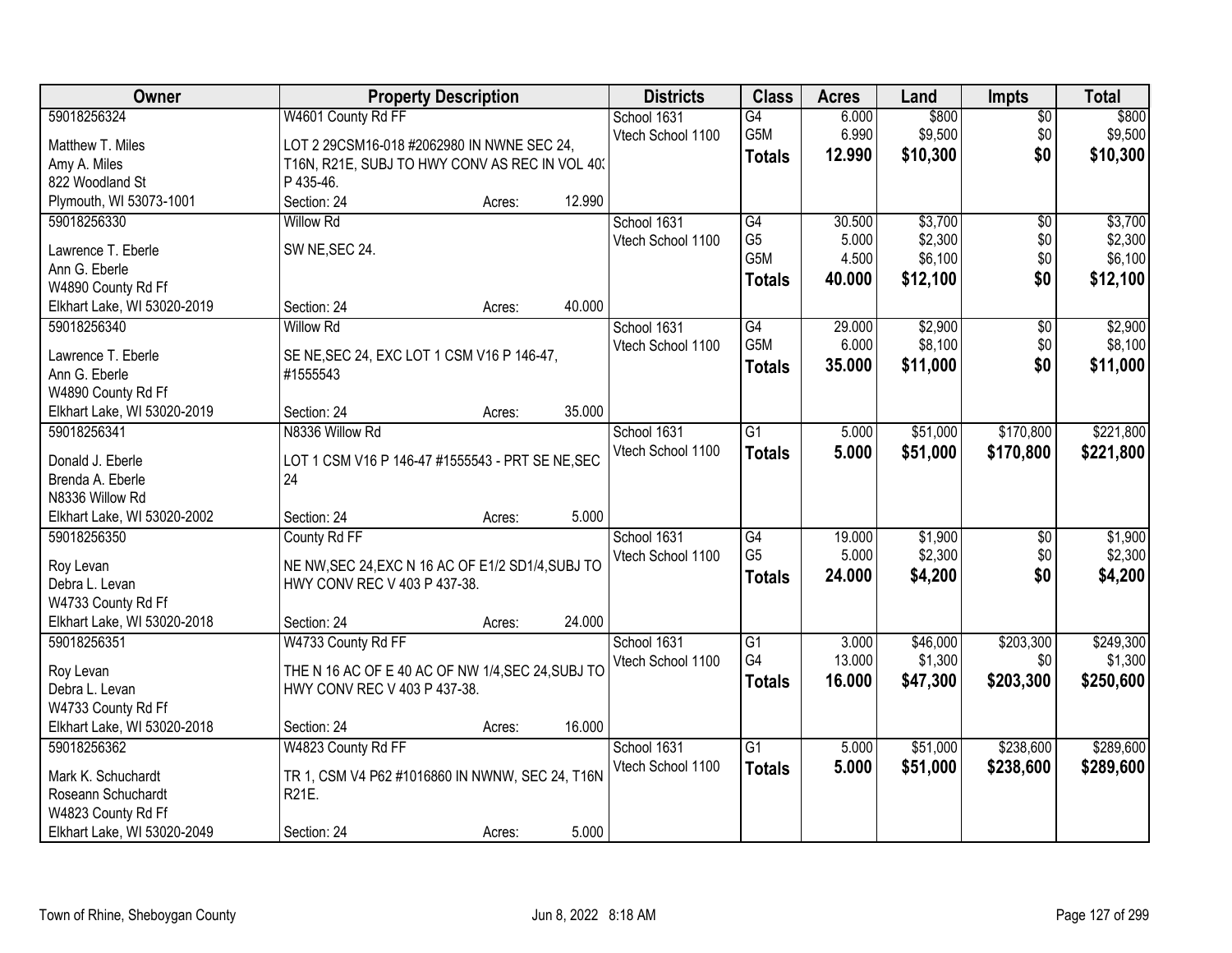| Owner | Property Description | Districts | Class | Acres | Land | Impts | Total |
|---|---|---|---|---|---|---|---|
| 59018256324<br>Matthew T. Miles<br>Amy A. Miles<br>822 Woodland St<br>Plymouth, WI 53073-1001 | W4601 County Rd FF<br>LOT 2 29CSM16-018 #2062980 IN NWNE SEC 24, T16N, R21E, SUBJ TO HWY CONV AS REC IN VOL 403 P 435-46.<br>Section: 24 Acres: 12.990 | School 1631<br>Vtech School 1100 | G4<br>G5M<br>**Totals** | 6.000<br>6.990<br>**12.990** | $800<br>$9,500<br>**$10,300** | $0<br>$0<br>**$0** | $800<br>$9,500<br>**$10,300** |
| 59018256330<br>Lawrence T. Eberle<br>Ann G. Eberle<br>W4890 County Rd Ff<br>Elkhart Lake, WI 53020-2019 | Willow Rd<br>SW NE,SEC 24.<br>Section: 24 Acres: 40.000 | School 1631<br>Vtech School 1100 | G4<br>G5<br>G5M<br>**Totals** | 30.500<br>5.000<br>4.500<br>**40.000** | $3,700<br>$2,300<br>$6,100<br>**$12,100** | $0<br>$0<br>$0<br>**$0** | $3,700<br>$2,300<br>$6,100<br>**$12,100** |
| 59018256340<br>Lawrence T. Eberle<br>Ann G. Eberle<br>W4890 County Rd Ff<br>Elkhart Lake, WI 53020-2019 | Willow Rd<br>SE NE,SEC 24, EXC LOT 1 CSM V16 P 146-47, #1555543<br>Section: 24 Acres: 35.000 | School 1631<br>Vtech School 1100 | G4<br>G5M<br>**Totals** | 29.000<br>6.000<br>**35.000** | $2,900<br>$8,100<br>**$11,000** | $0<br>$0<br>**$0** | $2,900<br>$8,100<br>**$11,000** |
| 59018256341<br>Donald J. Eberle<br>Brenda A. Eberle<br>N8336 Willow Rd<br>Elkhart Lake, WI 53020-2002 | N8336 Willow Rd<br>LOT 1 CSM V16 P 146-47 #1555543 - PRT SE NE,SEC 24<br>Section: 24 Acres: 5.000 | School 1631<br>Vtech School 1100 | G1<br>**Totals** | 5.000<br>**5.000** | $51,000<br>**$51,000** | $170,800<br>**$170,800** | $221,800<br>**$221,800** |
| 59018256350<br>Roy Levan<br>Debra L. Levan<br>W4733 County Rd Ff<br>Elkhart Lake, WI 53020-2018 | County Rd FF<br>NE NW,SEC 24,EXC N 16 AC OF E1/2 SD1/4,SUBJ TO HWY CONV REC V 403 P 437-38.<br>Section: 24 Acres: 24.000 | School 1631<br>Vtech School 1100 | G4<br>G5<br>**Totals** | 19.000<br>5.000<br>**24.000** | $1,900<br>$2,300<br>**$4,200** | $0<br>$0<br>**$0** | $1,900<br>$2,300<br>**$4,200** |
| 59018256351<br>Roy Levan<br>Debra L. Levan<br>W4733 County Rd Ff<br>Elkhart Lake, WI 53020-2018 | W4733 County Rd FF<br>THE N 16 AC OF E 40 AC OF NW 1/4,SEC 24,SUBJ TO HWY CONV REC V 403 P 437-38.<br>Section: 24 Acres: 16.000 | School 1631<br>Vtech School 1100 | G1<br>G4<br>**Totals** | 3.000<br>13.000<br>**16.000** | $46,000<br>$1,300<br>**$47,300** | $203,300<br>$0<br>**$203,300** | $249,300<br>$1,300<br>**$250,600** |
| 59018256362<br>Mark K. Schuchardt<br>Roseann Schuchardt<br>W4823 County Rd Ff<br>Elkhart Lake, WI 53020-2049 | W4823 County Rd FF<br>TR 1, CSM V4 P62 #1016860 IN NWNW, SEC 24, T16N R21E.<br>Section: 24 Acres: 5.000 | School 1631<br>Vtech School 1100 | G1<br>**Totals** | 5.000<br>**5.000** | $51,000<br>**$51,000** | $238,600<br>**$238,600** | $289,600<br>**$289,600** |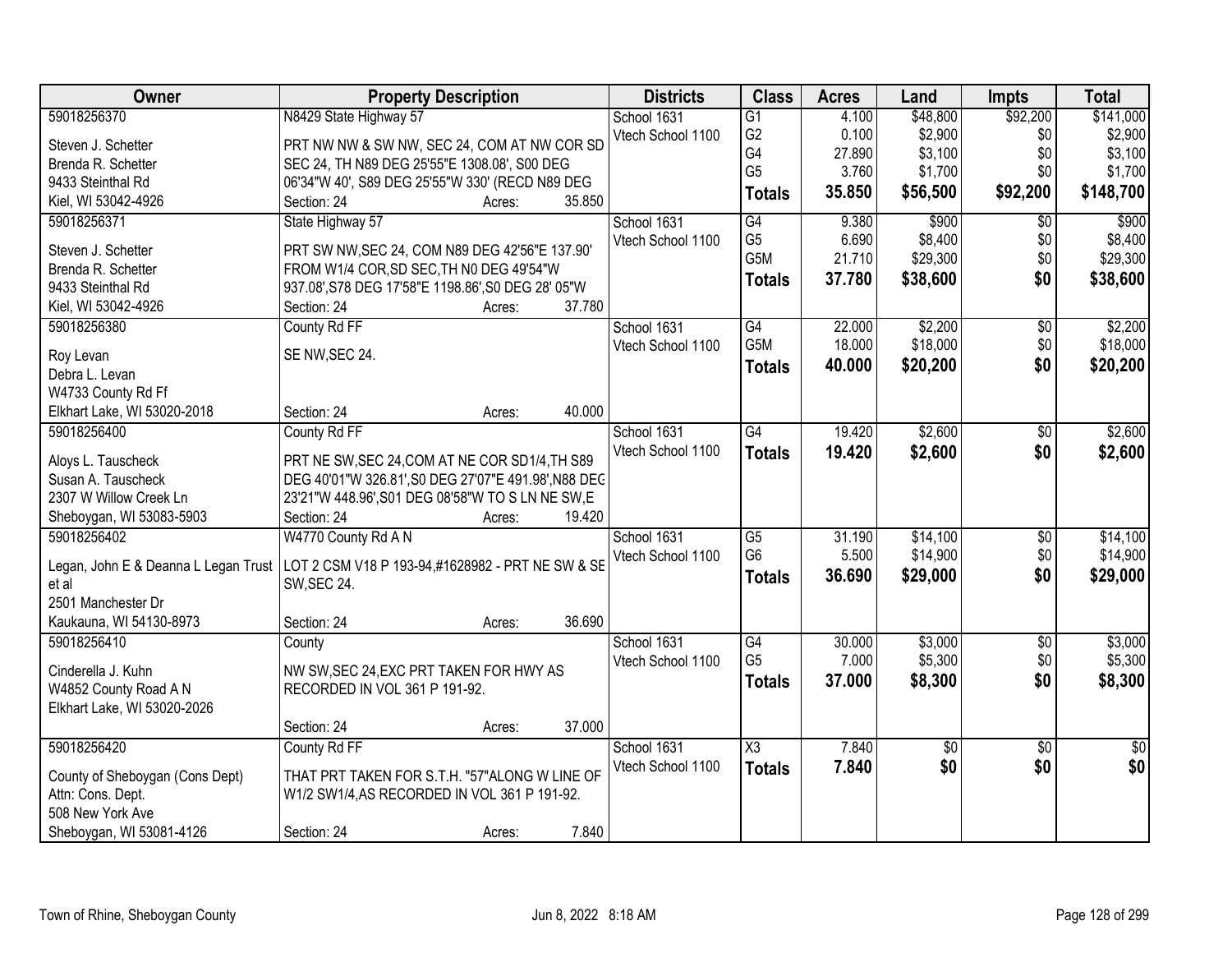| Owner | Property Description | Districts | Class | Acres | Land | Impts | Total |
|---|---|---|---|---|---|---|---|
| 59018256370<br><br>Steven J. Schetter<br>Brenda R. Schetter<br>9433 Steinthal Rd<br>Kiel, WI 53042-4926 | N8429 State Highway 57<br><br>PRT NW NW & SW NW, SEC 24, COM AT NW COR SD SEC 24, TH N89 DEG 25'55"E 1308.08', S00 DEG 06'34"W 40', S89 DEG 25'55"W 330' (RECD N89 DEG<br>Section: 24 Acres: 35.850 | School 1631<br>Vtech School 1100 | G1<br>G2<br>G4<br>G5<br>**Totals** | 4.100<br>0.100<br>27.890<br>3.760<br>**35.850** | $48,800<br>$2,900<br>$3,100<br>$1,700<br>**$56,500** | $92,200<br>$0<br>$0<br>$0<br>**$92,200** | $141,000<br>$2,900<br>$3,100<br>$1,700<br>**$148,700** |
| 59018256371<br><br>Steven J. Schetter<br>Brenda R. Schetter<br>9433 Steinthal Rd<br>Kiel, WI 53042-4926 | State Highway 57<br><br>PRT SW NW,SEC 24, COM N89 DEG 42'56"E 137.90' FROM W1/4 COR,SD SEC,TH N0 DEG 49'54"W 937.08',S78 DEG 17'58"E 1198.86',S0 DEG 28' 05"W<br>Section: 24 Acres: 37.780 | School 1631<br>Vtech School 1100 | G4<br>G5<br>G5M<br>**Totals** | 9.380<br>6.690<br>21.710<br>**37.780** | $900<br>$8,400<br>$29,300<br>**$38,600** | $0<br>$0<br>$0<br>**$0** | $900<br>$8,400<br>$29,300<br>**$38,600** |
| 59018256380<br><br>Roy Levan<br>Debra L. Levan<br>W4733 County Rd Ff<br>Elkhart Lake, WI 53020-2018 | County Rd FF<br><br>SE NW,SEC 24.<br><br>Section: 24 Acres: 40.000 | School 1631<br>Vtech School 1100 | G4<br>G5M<br>**Totals** | 22.000<br>18.000<br>**40.000** | $2,200<br>$18,000<br>**$20,200** | $0<br>$0<br>**$0** | $2,200<br>$18,000<br>**$20,200** |
| 59018256400<br><br>Aloys L. Tauscheck<br>Susan A. Tauscheck<br>2307 W Willow Creek Ln<br>Sheboygan, WI 53083-5903 | County Rd FF<br><br>PRT NE SW,SEC 24,COM AT NE COR SD1/4,TH S89 DEG 40'01"W 326.81',S0 DEG 27'07"E 491.98',N88 DEG 23'21"W 448.96',S01 DEG 08'58"W TO S LN NE SW,E<br>Section: 24 Acres: 19.420 | School 1631<br>Vtech School 1100 | G4<br>**Totals** | 19.420<br>**19.420** | $2,600<br>**$2,600** | $0<br>**$0** | $2,600<br>**$2,600** |
| 59018256402<br><br>Legan, John E & Deanna L Legan Trust et al<br>2501 Manchester Dr<br>Kaukauna, WI 54130-8973 | W4770 County Rd A N<br><br>LOT 2 CSM V18 P 193-94,#1628982 - PRT NE SW & SE SW,SEC 24.<br><br>Section: 24 Acres: 36.690 | School 1631<br>Vtech School 1100 | G5<br>G6<br>**Totals** | 31.190<br>5.500<br>**36.690** | $14,100<br>$14,900<br>**$29,000** | $0<br>$0<br>**$0** | $14,100<br>$14,900<br>**$29,000** |
| 59018256410<br><br>Cinderella J. Kuhn<br>W4852 County Road A N<br>Elkhart Lake, WI 53020-2026 | County<br><br>NW SW,SEC 24,EXC PRT TAKEN FOR HWY AS RECORDED IN VOL 361 P 191-92.<br><br>Section: 24 Acres: 37.000 | School 1631<br>Vtech School 1100 | G4<br>G5<br>**Totals** | 30.000<br>7.000<br>**37.000** | $3,000<br>$5,300<br>**$8,300** | $0<br>$0<br>**$0** | $3,000<br>$5,300<br>**$8,300** |
| 59018256420<br><br>County of Sheboygan (Cons Dept)<br>Attn: Cons. Dept.<br>508 New York Ave<br>Sheboygan, WI 53081-4126 | County Rd FF<br><br>THAT PRT TAKEN FOR S.T.H. "57"ALONG W LINE OF W1/2 SW1/4,AS RECORDED IN VOL 361 P 191-92.<br><br>Section: 24 Acres: 7.840 | School 1631<br>Vtech School 1100 | X3<br>**Totals** | 7.840<br>**7.840** | $0<br>**$0** | $0<br>**$0** | $0<br>**$0** |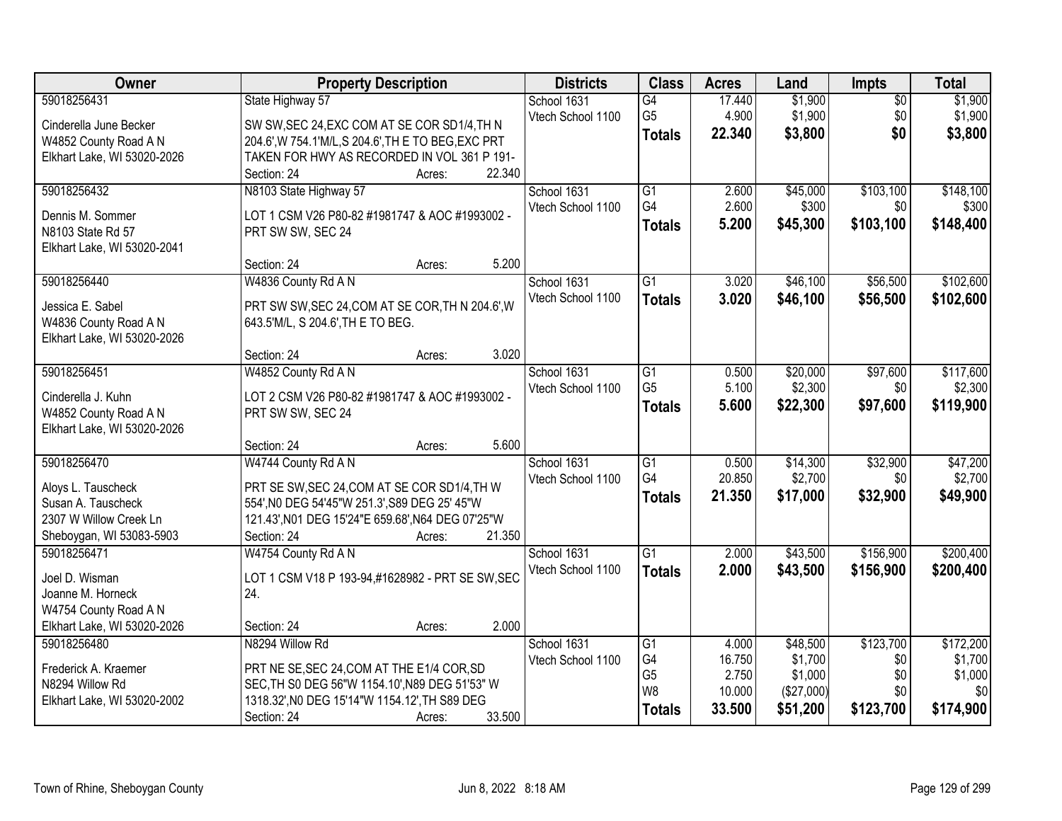| Owner | Property Description | Districts | Class | Acres | Land | Impts | Total |
|---|---|---|---|---|---|---|---|
| 59018256431<br><br>Cinderella June Becker<br>W4852 County Road A N<br>Elkhart Lake, WI 53020-2026 | State Highway 57<br><br>SW SW,SEC 24,EXC COM AT SE COR SD1/4,TH N 204.6',W 754.1'M/L,S 204.6',TH E TO BEG,EXC PRT TAKEN FOR HWY AS RECORDED IN VOL 361 P 191-<br>Section: 24 Acres: 22.340 | School 1631<br>Vtech School 1100 | G4<br>G5<br>**Totals** | 17.440<br>4.900<br>**22.340** | $1,900<br>$1,900<br>**$3,800** | $0<br>$0<br>**$0** | $1,900<br>$1,900<br>**$3,800** |
| 59018256432<br><br>Dennis M. Sommer<br>N8103 State Rd 57<br>Elkhart Lake, WI 53020-2041 | N8103 State Highway 57<br><br>LOT 1 CSM V26 P80-82 #1981747 & AOC #1993002 - PRT SW SW, SEC 24<br><br>Section: 24 Acres: 5.200 | School 1631<br>Vtech School 1100 | G1<br>G4<br>**Totals** | 2.600<br>2.600<br>**5.200** | $45,000<br>$300<br>**$45,300** | $103,100<br>$0<br>**$103,100** | $148,100<br>$300<br>**$148,400** |
| 59018256440<br><br>Jessica E. Sabel<br>W4836 County Road A N<br>Elkhart Lake, WI 53020-2026 | W4836 County Rd A N<br><br>PRT SW SW,SEC 24,COM AT SE COR,TH N 204.6',W 643.5'M/L, S 204.6',TH E TO BEG.<br><br>Section: 24 Acres: 3.020 | School 1631<br>Vtech School 1100 | G1<br>**Totals** | 3.020<br>**3.020** | $46,100<br>**$46,100** | $56,500<br>**$56,500** | $102,600<br>**$102,600** |
| 59018256451<br><br>Cinderella J. Kuhn<br>W4852 County Road A N<br>Elkhart Lake, WI 53020-2026 | W4852 County Rd A N<br><br>LOT 2 CSM V26 P80-82 #1981747 & AOC #1993002 - PRT SW SW, SEC 24<br><br>Section: 24 Acres: 5.600 | School 1631<br>Vtech School 1100 | G1<br>G5<br>**Totals** | 0.500<br>5.100<br>**5.600** | $20,000<br>$2,300<br>**$22,300** | $97,600<br>$0<br>**$97,600** | $117,600<br>$2,300<br>**$119,900** |
| 59018256470<br><br>Aloys L. Tauscheck<br>Susan A. Tauscheck<br>2307 W Willow Creek Ln<br>Sheboygan, WI 53083-5903 | W4744 County Rd A N<br><br>PRT SE SW,SEC 24,COM AT SE COR SD1/4,TH W 554',N0 DEG 54'45"W 251.3',S89 DEG 25' 45"W 121.43',N01 DEG 15'24"E 659.68',N64 DEG 07'25"W<br>Section: 24 Acres: 21.350 | School 1631<br>Vtech School 1100 | G1<br>G4<br>**Totals** | 0.500<br>20.850<br>**21.350** | $14,300<br>$2,700<br>**$17,000** | $32,900<br>$0<br>**$32,900** | $47,200<br>$2,700<br>**$49,900** |
| 59018256471<br><br>Joel D. Wisman<br>Joanne M. Horneck<br>W4754 County Road A N<br>Elkhart Lake, WI 53020-2026 | W4754 County Rd A N<br><br>LOT 1 CSM V18 P 193-94,#1628982 - PRT SE SW,SEC 24.<br><br>Section: 24 Acres: 2.000 | School 1631<br>Vtech School 1100 | G1<br>**Totals** | 2.000<br>**2.000** | $43,500<br>**$43,500** | $156,900<br>**$156,900** | $200,400<br>**$200,400** |
| 59018256480<br><br>Frederick A. Kraemer<br>N8294 Willow Rd<br>Elkhart Lake, WI 53020-2002 | N8294 Willow Rd<br><br>PRT NE SE,SEC 24,COM AT THE E1/4 COR,SD SEC,TH S0 DEG 56"W 1154.10',N89 DEG 51'53" W 1318.32',N0 DEG 15'14"W 1154.12',TH S89 DEG<br>Section: 24 Acres: 33.500 | School 1631<br>Vtech School 1100 | G1<br>G4<br>G5<br>W8<br>**Totals** | 4.000<br>16.750<br>2.750<br>10.000<br>**33.500** | $48,500<br>$1,700<br>$1,000<br>($27,000)<br>**$51,200** | $123,700<br>$0<br>$0<br>$0<br>**$123,700** | $172,200<br>$1,700<br>$1,000<br>$0<br>**$174,900** |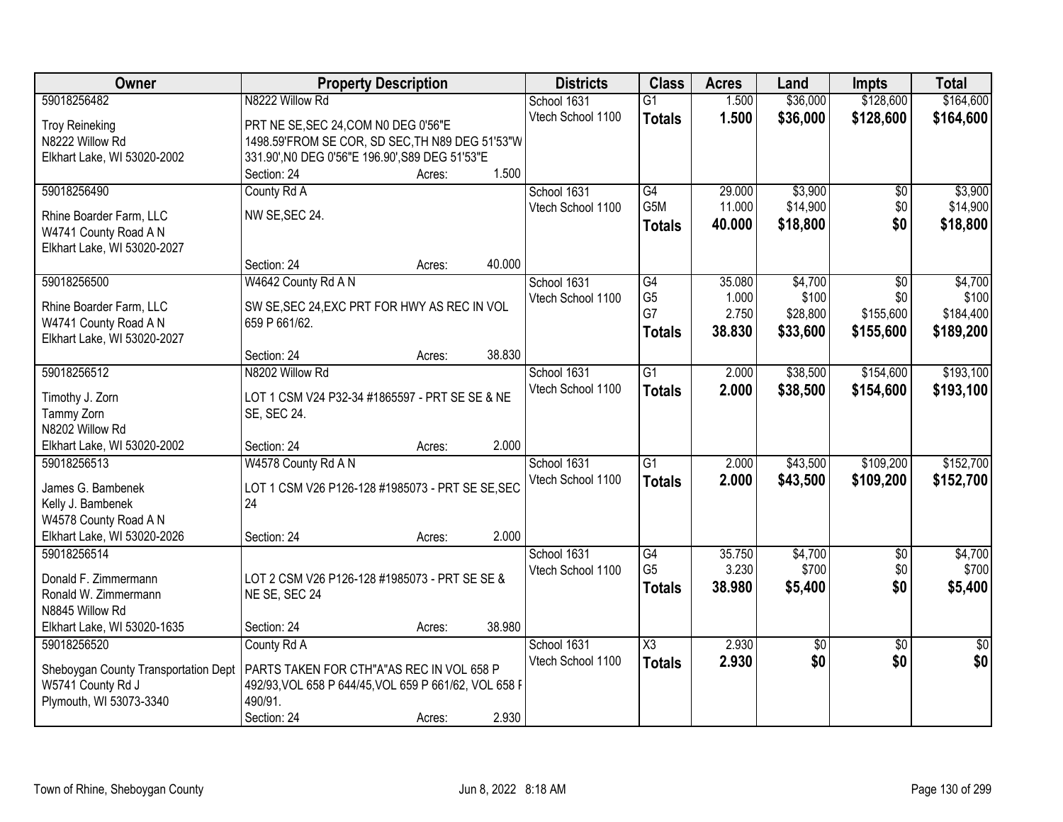| Owner | Property Description | Districts | Class | Acres | Land | Impts | Total |
|---|---|---|---|---|---|---|---|
| 59018256482 | N8222 Willow Rd | School 1631 | G1 | 1.500 | $36,000 | $128,600 | $164,600 |
| Troy Reineking<br>N8222 Willow Rd<br>Elkhart Lake, WI 53020-2002 | PRT NE SE,SEC 24,COM N0 DEG 0'56"E 1498.59'FROM SE COR, SD SEC,TH N89 DEG 51'53"W 331.90',N0 DEG 0'56"E 196.90',S89 DEG 51'53"E<br>Section: 24 Acres: 1.500 | Vtech School 1100 | **Totals** | **1.500** | **$36,000** | **$128,600** | **$164,600** |
| 59018256490 | County Rd A | School 1631 | G4 | 29.000 | $3,900 | $0 | $3,900 |
| Rhine Boarder Farm, LLC<br>W4741 County Road A N<br>Elkhart Lake, WI 53020-2027 | NW SE,SEC 24.<br>Section: 24 Acres: 40.000 | Vtech School 1100 | G5M | 11.000 | $14,900 | $0 | $14,900 |
| | | | **Totals** | **40.000** | **$18,800** | **$0** | **$18,800** |
| 59018256500 | W4642 County Rd A N | School 1631 | G4 | 35.080 | $4,700 | $0 | $4,700 |
| Rhine Boarder Farm, LLC<br>W4741 County Road A N<br>Elkhart Lake, WI 53020-2027 | SW SE,SEC 24,EXC PRT FOR HWY AS REC IN VOL 659 P 661/62.<br>Section: 24 Acres: 38.830 | Vtech School 1100 | G5 | 1.000 | $100 | $0 | $100 |
| | | | G7 | 2.750 | $28,800 | $155,600 | $184,400 |
| | | | **Totals** | **38.830** | **$33,600** | **$155,600** | **$189,200** |
| 59018256512 | N8202 Willow Rd | School 1631 | G1 | 2.000 | $38,500 | $154,600 | $193,100 |
| Timothy J. Zorn<br>Tammy Zorn<br>N8202 Willow Rd<br>Elkhart Lake, WI 53020-2002 | LOT 1 CSM V24 P32-34 #1865597 - PRT SE SE & NE SE, SEC 24.<br>Section: 24 Acres: 2.000 | Vtech School 1100 | **Totals** | **2.000** | **$38,500** | **$154,600** | **$193,100** |
| 59018256513 | W4578 County Rd A N | School 1631 | G1 | 2.000 | $43,500 | $109,200 | $152,700 |
| James G. Bambenek<br>Kelly J. Bambenek<br>W4578 County Road A N<br>Elkhart Lake, WI 53020-2026 | LOT 1 CSM V26 P126-128 #1985073 - PRT SE SE,SEC 24<br>Section: 24 Acres: 2.000 | Vtech School 1100 | **Totals** | **2.000** | **$43,500** | **$109,200** | **$152,700** |
| 59018256514 | | School 1631 | G4 | 35.750 | $4,700 | $0 | $4,700 |
| Donald F. Zimmermann<br>Ronald W. Zimmermann<br>N8845 Willow Rd<br>Elkhart Lake, WI 53020-1635 | LOT 2 CSM V26 P126-128 #1985073 - PRT SE SE & NE SE, SEC 24<br>Section: 24 Acres: 38.980 | Vtech School 1100 | G5 | 3.230 | $700 | $0 | $700 |
| | | | **Totals** | **38.980** | **$5,400** | **$0** | **$5,400** |
| 59018256520 | County Rd A | School 1631 | X3 | 2.930 | $0 | $0 | $0 |
| Sheboygan County Transportation Dept<br>W5741 County Rd J<br>Plymouth, WI 53073-3340 | PARTS TAKEN FOR CTH"A"AS REC IN VOL 658 P 492/93,VOL 658 P 644/45,VOL 659 P 661/62, VOL 658 P 490/91.<br>Section: 24 Acres: 2.930 | Vtech School 1100 | **Totals** | **2.930** | **$0** | **$0** | **$0** |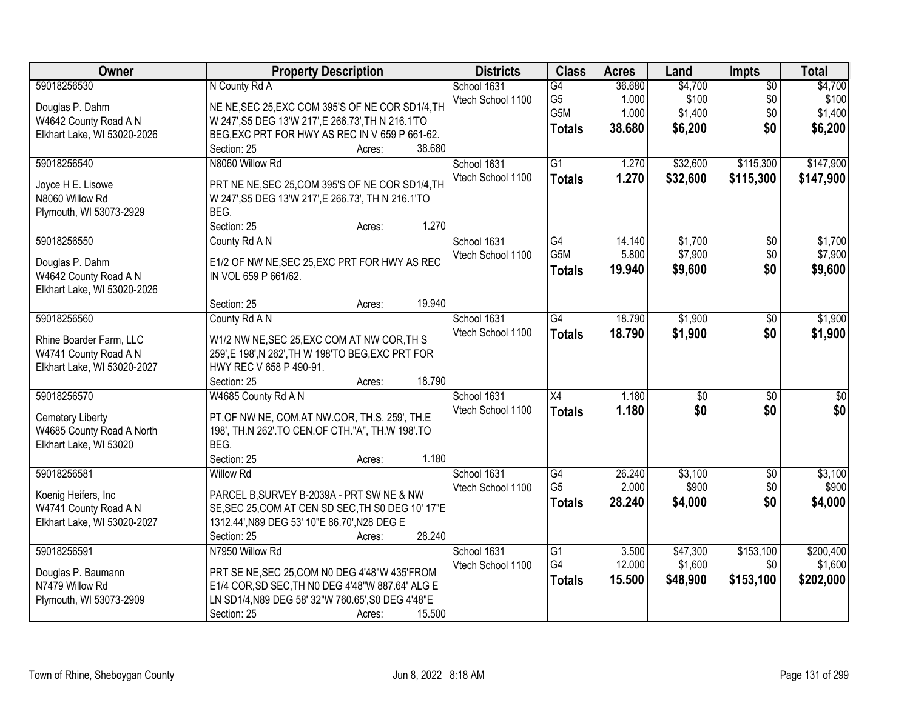| Owner | Property Description | Districts | Class | Acres | Land | Impts | Total |
|---|---|---|---|---|---|---|---|
| 59018256530<br><br>Douglas P. Dahm<br>W4642 County Road A N<br>Elkhart Lake, WI 53020-2026 | N County Rd A<br><br>NE NE,SEC 25,EXC COM 395'S OF NE COR SD1/4,TH W 247',S5 DEG 13'W 217',E 266.73',TH N 216.1'TO BEG,EXC PRT FOR HWY AS REC IN V 659 P 661-62.<br>Section: 25 Acres: 38.680 | School 1631<br>Vtech School 1100 | G4<br>G5<br>G5M<br>**Totals** | 36.680<br>1.000<br>1.000<br>**38.680** | $4,700<br>$100<br>$1,400<br>**$6,200** | $0<br>$0<br>$0<br>**$0** | $4,700<br>$100<br>$1,400<br>**$6,200** |
| 59018256540<br><br>Joyce H E. Lisowe<br>N8060 Willow Rd<br>Plymouth, WI 53073-2929 | N8060 Willow Rd<br><br>PRT NE NE,SEC 25,COM 395'S OF NE COR SD1/4,TH W 247',S5 DEG 13'W 217',E 266.73', TH N 216.1'TO BEG.<br>Section: 25 Acres: 1.270 | School 1631<br>Vtech School 1100 | G1<br>**Totals** | 1.270<br>**1.270** | $32,600<br>**$32,600** | $115,300<br>**$115,300** | $147,900<br>**$147,900** |
| 59018256550<br><br>Douglas P. Dahm<br>W4642 County Road A N<br>Elkhart Lake, WI 53020-2026 | County Rd A N<br><br>E1/2 OF NW NE,SEC 25,EXC PRT FOR HWY AS REC IN VOL 659 P 661/62.<br>Section: 25 Acres: 19.940 | School 1631<br>Vtech School 1100 | G4<br>G5M<br>**Totals** | 14.140<br>5.800<br>**19.940** | $1,700<br>$7,900<br>**$9,600** | $0<br>$0<br>**$0** | $1,700<br>$7,900<br>**$9,600** |
| 59018256560<br><br>Rhine Boarder Farm, LLC<br>W4741 County Road A N<br>Elkhart Lake, WI 53020-2027 | County Rd A N<br><br>W1/2 NW NE,SEC 25,EXC COM AT NW COR,TH S 259',E 198',N 262',TH W 198'TO BEG,EXC PRT FOR HWY REC V 658 P 490-91.<br>Section: 25 Acres: 18.790 | School 1631<br>Vtech School 1100 | G4<br>**Totals** | 18.790<br>**18.790** | $1,900<br>**$1,900** | $0<br>**$0** | $1,900<br>**$1,900** |
| 59018256570<br><br>Cemetery Liberty<br>W4685 County Road A North<br>Elkhart Lake, WI 53020 | W4685 County Rd A N<br><br>PT.OF NW NE, COM.AT NW.COR, TH.S. 259', TH.E 198', TH.N 262'.TO CEN.OF CTH."A", TH.W 198'.TO BEG.<br>Section: 25 Acres: 1.180 | School 1631<br>Vtech School 1100 | X4<br>**Totals** | 1.180<br>**1.180** | $0<br>**$0** | $0<br>**$0** | $0<br>**$0** |
| 59018256581<br><br>Koenig Heifers, Inc<br>W4741 County Road A N<br>Elkhart Lake, WI 53020-2027 | Willow Rd<br><br>PARCEL B,SURVEY B-2039A - PRT SW NE & NW SE,SEC 25,COM AT CEN SD SEC,TH S0 DEG 10' 17"E 1312.44',N89 DEG 53' 10"E 86.70',N28 DEG E<br>Section: 25 Acres: 28.240 | School 1631<br>Vtech School 1100 | G4<br>G5<br>**Totals** | 26.240<br>2.000<br>**28.240** | $3,100<br>$900<br>**$4,000** | $0<br>$0<br>**$0** | $3,100<br>$900<br>**$4,000** |
| 59018256591<br><br>Douglas P. Baumann<br>N7479 Willow Rd<br>Plymouth, WI 53073-2909 | N7950 Willow Rd<br><br>PRT SE NE,SEC 25,COM N0 DEG 4'48"W 435'FROM E1/4 COR,SD SEC,TH N0 DEG 4'48"W 887.64' ALG E LN SD1/4,N89 DEG 58' 32"W 760.65',S0 DEG 4'48"E<br>Section: 25 Acres: 15.500 | School 1631<br>Vtech School 1100 | G1<br>G4<br>**Totals** | 3.500<br>12.000<br>**15.500** | $47,300<br>$1,600<br>**$48,900** | $153,100<br>$0<br>**$153,100** | $200,400<br>$1,600<br>**$202,000** |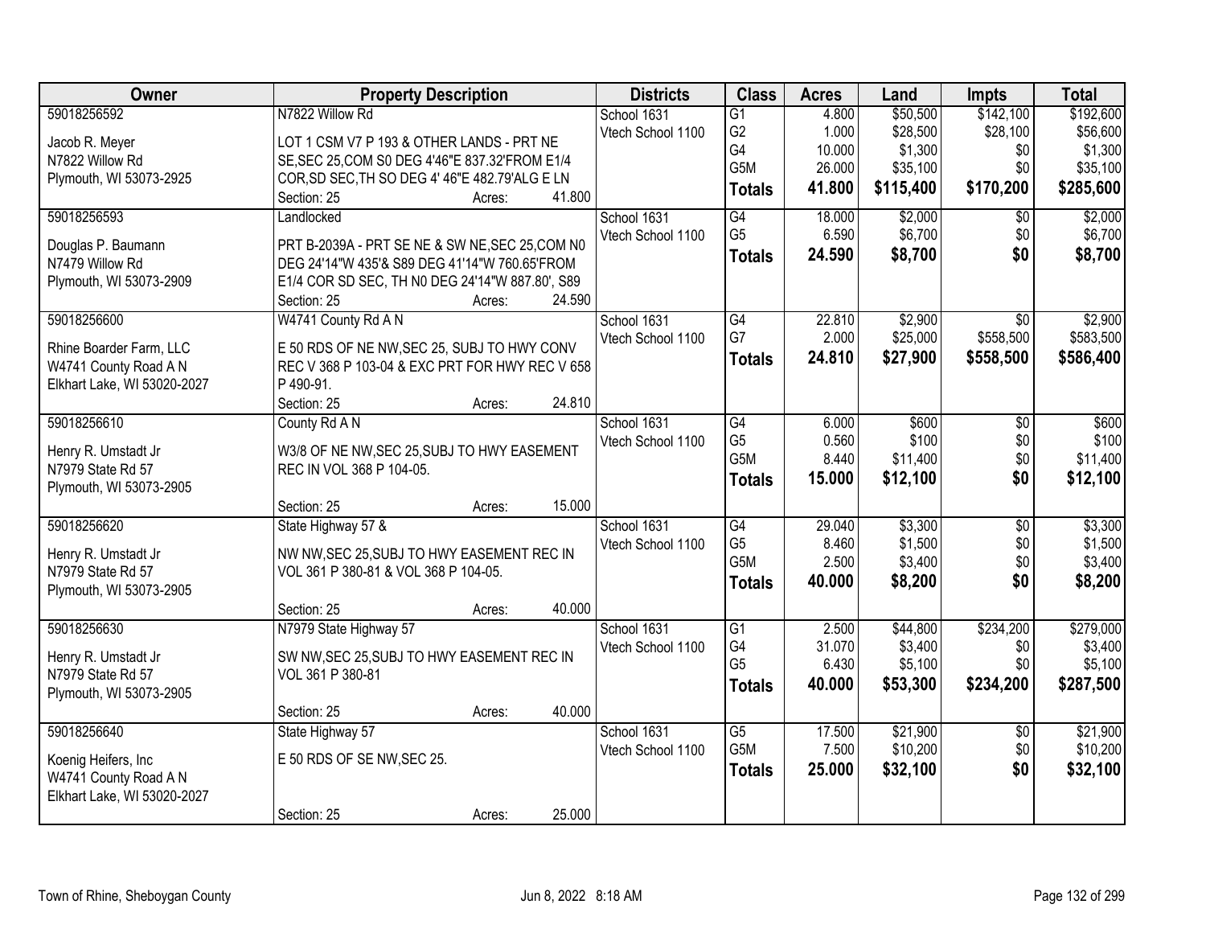| Owner | Property Description | Districts | Class | Acres | Land | Impts | Total |
|---|---|---|---|---|---|---|---|
| 59018256592<br>Jacob R. Meyer<br>N7822 Willow Rd<br>Plymouth, WI 53073-2925 | N7822 Willow Rd<br>LOT 1 CSM V7 P 193 & OTHER LANDS - PRT NE SE,SEC 25,COM S0 DEG 4'46"E 837.32'FROM E1/4 COR,SD SEC,TH SO DEG 4' 46"E 482.79'ALG E LN<br>Section: 25 Acres: 41.800 | School 1631<br>Vtech School 1100 | G1<br>G2<br>G4<br>G5M<br>**Totals** | 4.800<br>1.000<br>10.000<br>26.000<br>**41.800** | $50,500<br>$28,500<br>$1,300<br>$35,100<br>**$115,400** | $142,100<br>$28,100<br>$0<br>$0<br>**$170,200** | $192,600<br>$56,600<br>$1,300<br>$35,100<br>**$285,600** |
| 59018256593<br>Douglas P. Baumann<br>N7479 Willow Rd<br>Plymouth, WI 53073-2909 | Landlocked<br>PRT B-2039A - PRT SE NE & SW NE,SEC 25,COM N0 DEG 24'14"W 435'& S89 DEG 41'14"W 760.65'FROM E1/4 COR SD SEC, TH N0 DEG 24'14"W 887.80', S89<br>Section: 25 Acres: 24.590 | School 1631<br>Vtech School 1100 | G4<br>G5<br>**Totals** | 18.000<br>6.590<br>**24.590** | $2,000<br>$6,700<br>**$8,700** | $0<br>$0<br>**$0** | $2,000<br>$6,700<br>**$8,700** |
| 59018256600<br>Rhine Boarder Farm, LLC<br>W4741 County Road A N<br>Elkhart Lake, WI 53020-2027 | W4741 County Rd A N<br>E 50 RDS OF NE NW,SEC 25, SUBJ TO HWY CONV REC V 368 P 103-04 & EXC PRT FOR HWY REC V 658 P 490-91.<br>Section: 25 Acres: 24.810 | School 1631<br>Vtech School 1100 | G4<br>G7<br>**Totals** | 22.810<br>2.000<br>**24.810** | $2,900<br>$25,000<br>**$27,900** | $0<br>$558,500<br>**$558,500** | $2,900<br>$583,500<br>**$586,400** |
| 59018256610<br>Henry R. Umstadt Jr<br>N7979 State Rd 57<br>Plymouth, WI 53073-2905 | County Rd A N<br>W3/8 OF NE NW,SEC 25,SUBJ TO HWY EASEMENT REC IN VOL 368 P 104-05.<br>Section: 25 Acres: 15.000 | School 1631<br>Vtech School 1100 | G4<br>G5<br>G5M<br>**Totals** | 6.000<br>0.560<br>8.440<br>**15.000** | $600<br>$100<br>$11,400<br>**$12,100** | $0<br>$0<br>$0<br>**$0** | $600<br>$100<br>$11,400<br>**$12,100** |
| 59018256620<br>Henry R. Umstadt Jr<br>N7979 State Rd 57<br>Plymouth, WI 53073-2905 | State Highway 57 &<br>NW NW,SEC 25,SUBJ TO HWY EASEMENT REC IN VOL 361 P 380-81 & VOL 368 P 104-05.<br>Section: 25 Acres: 40.000 | School 1631<br>Vtech School 1100 | G4<br>G5<br>G5M<br>**Totals** | 29.040<br>8.460<br>2.500<br>**40.000** | $3,300<br>$1,500<br>$3,400<br>**$8,200** | $0<br>$0<br>$0<br>**$0** | $3,300<br>$1,500<br>$3,400<br>**$8,200** |
| 59018256630<br>Henry R. Umstadt Jr<br>N7979 State Rd 57<br>Plymouth, WI 53073-2905 | N7979 State Highway 57<br>SW NW,SEC 25,SUBJ TO HWY EASEMENT REC IN VOL 361 P 380-81<br>Section: 25 Acres: 40.000 | School 1631<br>Vtech School 1100 | G1<br>G4<br>G5<br>**Totals** | 2.500<br>31.070<br>6.430<br>**40.000** | $44,800<br>$3,400<br>$5,100<br>**$53,300** | $234,200<br>$0<br>$0<br>**$234,200** | $279,000<br>$3,400<br>$5,100<br>**$287,500** |
| 59018256640<br>Koenig Heifers, Inc<br>W4741 County Road A N<br>Elkhart Lake, WI 53020-2027 | State Highway 57<br>E 50 RDS OF SE NW,SEC 25.<br>Section: 25 Acres: 25.000 | School 1631<br>Vtech School 1100 | G5<br>G5M<br>**Totals** | 17.500<br>7.500<br>**25.000** | $21,900<br>$10,200<br>**$32,100** | $0<br>$0<br>**$0** | $21,900<br>$10,200<br>**$32,100** |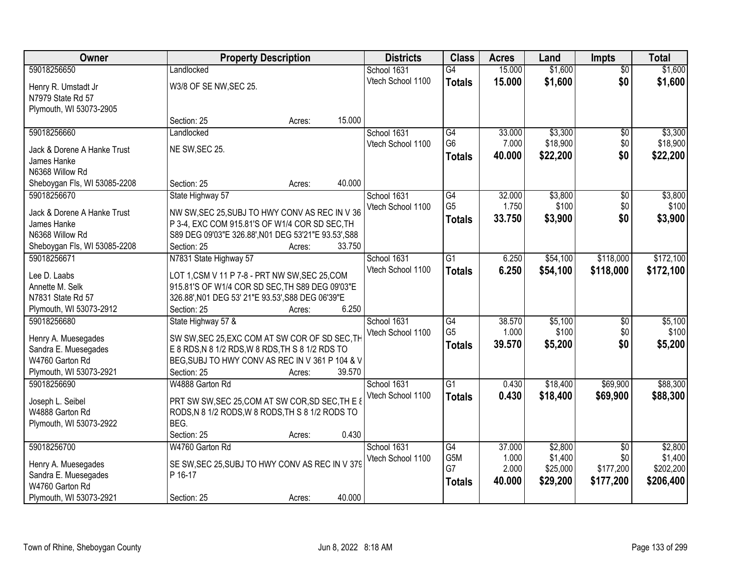| Owner | Property Description | Districts | Class | Acres | Land | Impts | Total |
|---|---|---|---|---|---|---|---|
| 59018256650<br>Henry R. Umstadt Jr<br>N7979 State Rd 57<br>Plymouth, WI 53073-2905 | Landlocked<br>W3/8 OF SE NW,SEC 25.<br>Section: 25 Acres: 15.000 | School 1631<br>Vtech School 1100 | G4<br>**Totals** | 15.000<br>**15.000** | $1,600<br>**$1,600** | $0<br>**$0** | $1,600<br>**$1,600** |
| 59018256660<br>Jack & Dorene A Hanke Trust<br>James Hanke<br>N6368 Willow Rd<br>Sheboygan Fls, WI 53085-2208 | Landlocked<br>NE SW,SEC 25.<br>Section: 25 Acres: 40.000 | School 1631<br>Vtech School 1100 | G4<br>G6<br>**Totals** | 33.000<br>7.000<br>**40.000** | $3,300<br>$18,900<br>**$22,200** | $0<br>$0<br>**$0** | $3,300<br>$18,900<br>**$22,200** |
| 59018256670<br>Jack & Dorene A Hanke Trust<br>James Hanke<br>N6368 Willow Rd<br>Sheboygan Fls, WI 53085-2208 | State Highway 57<br>NW SW,SEC 25,SUBJ TO HWY CONV AS REC IN V 36 P 3-4, EXC COM 915.81'S OF W1/4 COR SD SEC,TH S89 DEG 09'03"E 326.88',N01 DEG 53'21"E 93.53',S88<br>Section: 25 Acres: 33.750 | School 1631<br>Vtech School 1100 | G4<br>G5<br>**Totals** | 32.000<br>1.750<br>**33.750** | $3,800<br>$100<br>**$3,900** | $0<br>$0<br>**$0** | $3,800<br>$100<br>**$3,900** |
| 59018256671<br>Lee D. Laabs<br>Annette M. Selk<br>N7831 State Rd 57<br>Plymouth, WI 53073-2912 | N7831 State Highway 57<br>LOT 1,CSM V 11 P 7-8 - PRT NW SW,SEC 25,COM 915.81'S OF W1/4 COR SD SEC,TH S89 DEG 09'03"E 326.88',N01 DEG 53' 21"E 93.53',S88 DEG 06'39"E<br>Section: 25 Acres: 6.250 | School 1631<br>Vtech School 1100 | G1<br>**Totals** | 6.250<br>**6.250** | $54,100<br>**$54,100** | $118,000<br>**$118,000** | $172,100<br>**$172,100** |
| 59018256680<br>Henry A. Muesegades<br>Sandra E. Muesegades<br>W4760 Garton Rd<br>Plymouth, WI 53073-2921 | State Highway 57 &<br>SW SW,SEC 25,EXC COM AT SW COR OF SD SEC,TH E 8 RDS,N 8 1/2 RDS,W 8 RDS,TH S 8 1/2 RDS TO BEG,SUBJ TO HWY CONV AS REC IN V 361 P 104 & V<br>Section: 25 Acres: 39.570 | School 1631<br>Vtech School 1100 | G4<br>G5<br>**Totals** | 38.570<br>1.000<br>**39.570** | $5,100<br>$100<br>**$5,200** | $0<br>$0<br>**$0** | $5,100<br>$100<br>**$5,200** |
| 59018256690<br>Joseph L. Seibel<br>W4888 Garton Rd<br>Plymouth, WI 53073-2922 | W4888 Garton Rd<br>PRT SW SW,SEC 25,COM AT SW COR,SD SEC,TH E 8 RODS,N 8 1/2 RODS,W 8 RODS,TH S 8 1/2 RODS TO BEG.<br>Section: 25 Acres: 0.430 | School 1631<br>Vtech School 1100 | G1<br>**Totals** | 0.430<br>**0.430** | $18,400<br>**$18,400** | $69,900<br>**$69,900** | $88,300<br>**$88,300** |
| 59018256700<br>Henry A. Muesegades<br>Sandra E. Muesegades<br>W4760 Garton Rd<br>Plymouth, WI 53073-2921 | W4760 Garton Rd<br>SE SW,SEC 25,SUBJ TO HWY CONV AS REC IN V 379 P 16-17<br>Section: 25 Acres: 40.000 | School 1631<br>Vtech School 1100 | G4<br>G5M<br>G7<br>**Totals** | 37.000<br>1.000<br>2.000<br>**40.000** | $2,800<br>$1,400<br>$25,000<br>**$29,200** | $0<br>$0<br>$177,200<br>**$177,200** | $2,800<br>$1,400<br>$202,200<br>**$206,400** |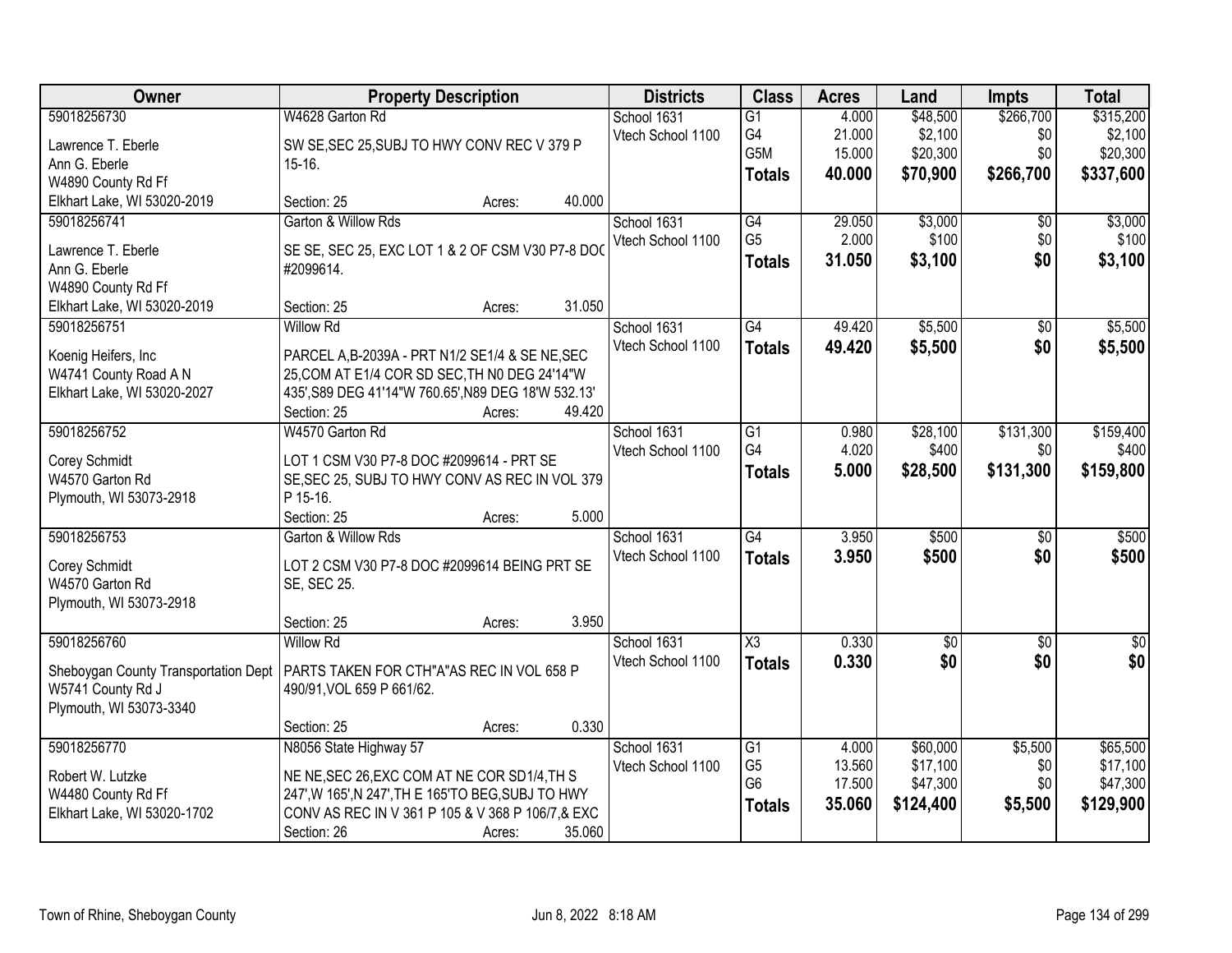| Owner | Property Description | Districts | Class | Acres | Land | Impts | Total |
|---|---|---|---|---|---|---|---|
| 59018256730<br>Lawrence T. Eberle<br>Ann G. Eberle<br>W4890 County Rd Ff<br>Elkhart Lake, WI 53020-2019 | W4628 Garton Rd<br>SW SE,SEC 25,SUBJ TO HWY CONV REC V 379 P 15-16.<br>Section: 25 Acres: 40.000 | School 1631<br>Vtech School 1100 | G1<br>G4<br>G5M<br>**Totals** | 4.000<br>21.000<br>15.000<br>**40.000** | $48,500<br>$2,100<br>$20,300<br>**$70,900** | $266,700<br>$0<br>$0<br>**$266,700** | $315,200<br>$2,100<br>$20,300<br>**$337,600** |
| 59018256741<br>Lawrence T. Eberle<br>Ann G. Eberle<br>W4890 County Rd Ff<br>Elkhart Lake, WI 53020-2019 | Garton & Willow Rds<br>SE SE, SEC 25, EXC LOT 1 & 2 OF CSM V30 P7-8 DOC #2099614.<br>Section: 25 Acres: 31.050 | School 1631<br>Vtech School 1100 | G4<br>G5<br>**Totals** | 29.050<br>2.000<br>**31.050** | $3,000<br>$100<br>**$3,100** | $0<br>$0<br>**$0** | $3,000<br>$100<br>**$3,100** |
| 59018256751<br>Koenig Heifers, Inc<br>W4741 County Road A N<br>Elkhart Lake, WI 53020-2027 | Willow Rd<br>PARCEL A,B-2039A - PRT N1/2 SE1/4 & SE NE,SEC 25,COM AT E1/4 COR SD SEC,TH N0 DEG 24'14"W 435',S89 DEG 41'14"W 760.65',N89 DEG 18'W 532.13'<br>Section: 25 Acres: 49.420 | School 1631<br>Vtech School 1100 | G4<br>**Totals** | 49.420<br>**49.420** | $5,500<br>**$5,500** | $0<br>**$0** | $5,500<br>**$5,500** |
| 59018256752<br>Corey Schmidt<br>W4570 Garton Rd<br>Plymouth, WI 53073-2918 | W4570 Garton Rd<br>LOT 1 CSM V30 P7-8 DOC #2099614 - PRT SE SE,SEC 25, SUBJ TO HWY CONV AS REC IN VOL 379 P 15-16.<br>Section: 25 Acres: 5.000 | School 1631<br>Vtech School 1100 | G1<br>G4<br>**Totals** | 0.980<br>4.020<br>**5.000** | $28,100<br>$400<br>**$28,500** | $131,300<br>$0<br>**$131,300** | $159,400<br>$400<br>**$159,800** |
| 59018256753<br>Corey Schmidt<br>W4570 Garton Rd<br>Plymouth, WI 53073-2918 | Garton & Willow Rds<br>LOT 2 CSM V30 P7-8 DOC #2099614 BEING PRT SE SE, SEC 25.<br>Section: 25 Acres: 3.950 | School 1631<br>Vtech School 1100 | G4<br>**Totals** | 3.950<br>**3.950** | $500<br>**$500** | $0<br>**$0** | $500<br>**$500** |
| 59018256760<br>Sheboygan County Transportation Dept<br>W5741 County Rd J<br>Plymouth, WI 53073-3340 | Willow Rd<br>PARTS TAKEN FOR CTH"A"AS REC IN VOL 658 P 490/91,VOL 659 P 661/62.<br>Section: 25 Acres: 0.330 | School 1631<br>Vtech School 1100 | X3<br>**Totals** | 0.330<br>**0.330** | $0<br>**$0** | $0<br>**$0** | $0<br>**$0** |
| 59018256770<br>Robert W. Lutzke<br>W4480 County Rd Ff<br>Elkhart Lake, WI 53020-1702 | N8056 State Highway 57<br>NE NE,SEC 26,EXC COM AT NE COR SD1/4,TH S 247',W 165',N 247',TH E 165'TO BEG,SUBJ TO HWY CONV AS REC IN V 361 P 105 & V 368 P 106/7,& EXC<br>Section: 26 Acres: 35.060 | School 1631<br>Vtech School 1100 | G1<br>G5<br>G6<br>**Totals** | 4.000<br>13.560<br>17.500<br>**35.060** | $60,000<br>$17,100<br>$47,300<br>**$124,400** | $5,500<br>$0<br>$0<br>**$5,500** | $65,500<br>$17,100<br>$47,300<br>**$129,900** |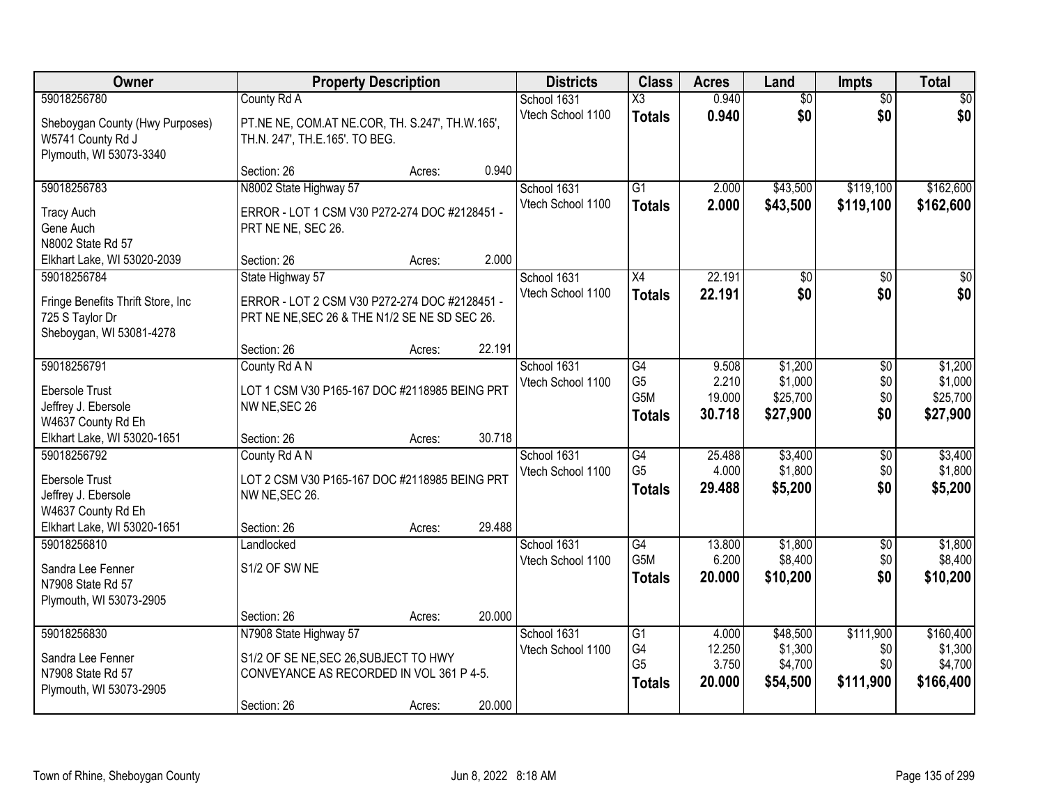| Owner | Property Description | Districts | Class | Acres | Land | Impts | Total |
|---|---|---|---|---|---|---|---|
| 59018256780<br>Sheboygan County (Hwy Purposes)<br>W5741 County Rd J<br>Plymouth, WI 53073-3340 | County Rd A<br>PT.NE NE, COM.AT NE.COR, TH. S.247', TH.W.165', TH.N. 247', TH.E.165'. TO BEG.<br>Section: 26 Acres: 0.940 | School 1631<br>Vtech School 1100 | X3<br>**Totals** | 0.940<br>**0.940** | $0<br>**$0** | $0<br>**$0** | $0<br>**$0** |
| 59018256783<br>Tracy Auch<br>Gene Auch<br>N8002 State Rd 57<br>Elkhart Lake, WI 53020-2039 | N8002 State Highway 57<br>ERROR - LOT 1 CSM V30 P272-274 DOC #2128451 - PRT NE NE, SEC 26.<br>Section: 26 Acres: 2.000 | School 1631<br>Vtech School 1100 | G1<br>**Totals** | 2.000<br>**2.000** | $43,500<br>**$43,500** | $119,100<br>**$119,100** | $162,600<br>**$162,600** |
| 59018256784<br>Fringe Benefits Thrift Store, Inc<br>725 S Taylor Dr<br>Sheboygan, WI 53081-4278 | State Highway 57<br>ERROR - LOT 2 CSM V30 P272-274 DOC #2128451 - PRT NE NE,SEC 26 & THE N1/2 SE NE SD SEC 26.<br>Section: 26 Acres: 22.191 | School 1631<br>Vtech School 1100 | X4<br>**Totals** | 22.191<br>**22.191** | $0<br>**$0** | $0<br>**$0** | $0<br>**$0** |
| 59018256791<br>Ebersole Trust<br>Jeffrey J. Ebersole<br>W4637 County Rd Eh<br>Elkhart Lake, WI 53020-1651 | County Rd A N<br>LOT 1 CSM V30 P165-167 DOC #2118985 BEING PRT NW NE,SEC 26<br>Section: 26 Acres: 30.718 | School 1631<br>Vtech School 1100 | G4<br>G5<br>G5M<br>**Totals** | 9.508<br>2.210<br>19.000<br>**30.718** | $1,200<br>$1,000<br>$25,700<br>**$27,900** | $0<br>$0<br>$0<br>**$0** | $1,200<br>$1,000<br>$25,700<br>**$27,900** |
| 59018256792<br>Ebersole Trust<br>Jeffrey J. Ebersole<br>W4637 County Rd Eh<br>Elkhart Lake, WI 53020-1651 | County Rd A N<br>LOT 2 CSM V30 P165-167 DOC #2118985 BEING PRT NW NE,SEC 26.<br>Section: 26 Acres: 29.488 | School 1631<br>Vtech School 1100 | G4<br>G5<br>**Totals** | 25.488<br>4.000<br>**29.488** | $3,400<br>$1,800<br>**$5,200** | $0<br>$0<br>**$0** | $3,400<br>$1,800<br>**$5,200** |
| 59018256810<br>Sandra Lee Fenner<br>N7908 State Rd 57<br>Plymouth, WI 53073-2905 | Landlocked<br>S1/2 OF SW NE<br>Section: 26 Acres: 20.000 | School 1631<br>Vtech School 1100 | G4<br>G5M<br>**Totals** | 13.800<br>6.200<br>**20.000** | $1,800<br>$8,400<br>**$10,200** | $0<br>$0<br>**$0** | $1,800<br>$8,400<br>**$10,200** |
| 59018256830<br>Sandra Lee Fenner<br>N7908 State Rd 57<br>Plymouth, WI 53073-2905 | N7908 State Highway 57<br>S1/2 OF SE NE,SEC 26,SUBJECT TO HWY CONVEYANCE AS RECORDED IN VOL 361 P 4-5.<br>Section: 26 Acres: 20.000 | School 1631<br>Vtech School 1100 | G1<br>G4<br>G5<br>**Totals** | 4.000<br>12.250<br>3.750<br>**20.000** | $48,500<br>$1,300<br>$4,700<br>**$54,500** | $111,900<br>$0<br>$0<br>**$111,900** | $160,400<br>$1,300<br>$4,700<br>**$166,400** |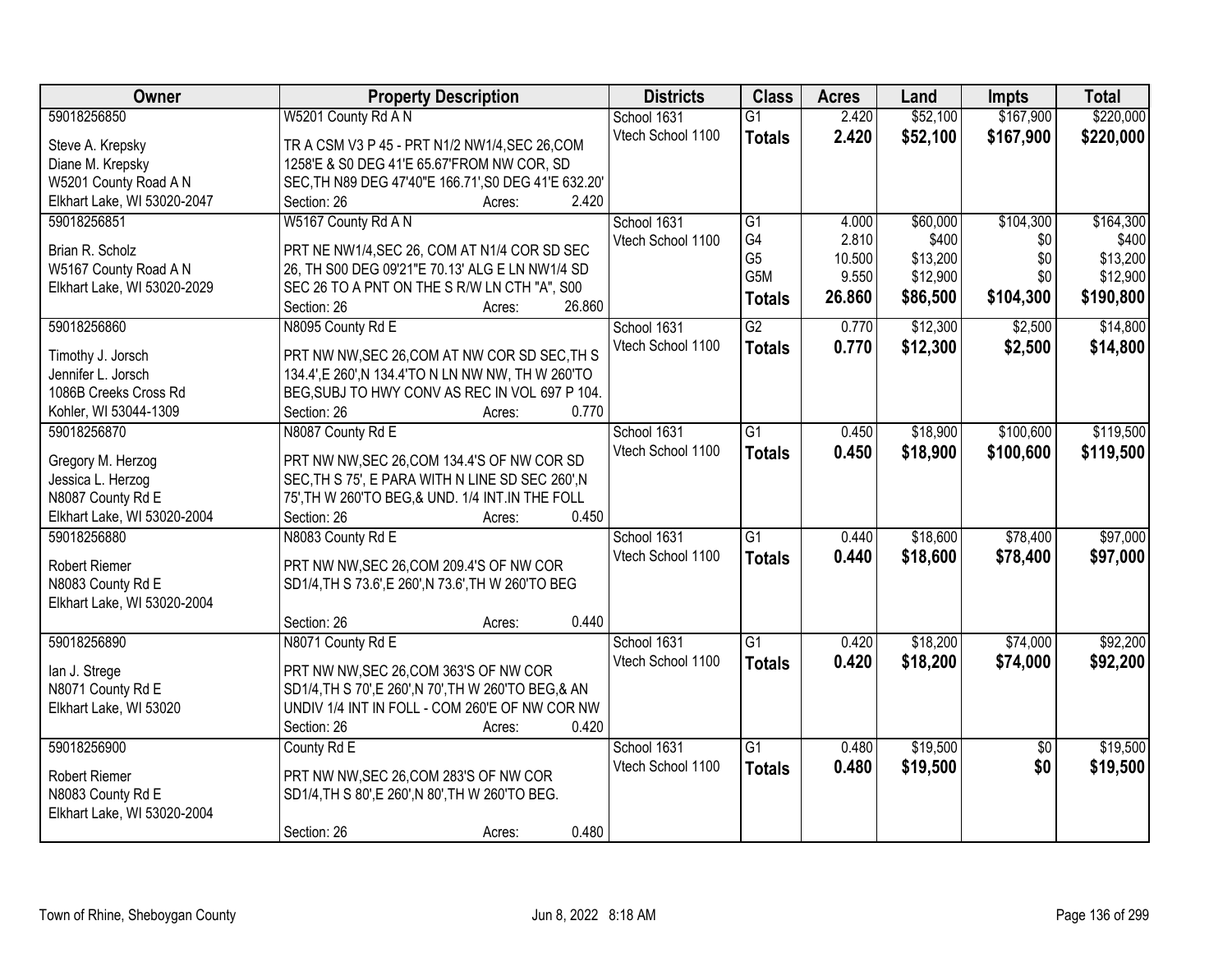| Owner | Property Description | Districts | Class | Acres | Land | Impts | Total |
|---|---|---|---|---|---|---|---|
| 59018256850<br>Steve A. Krepsky<br>Diane M. Krepsky<br>W5201 County Road A N<br>Elkhart Lake, WI 53020-2047 | W5201 County Rd A N<br>TR A CSM V3 P 45 - PRT N1/2 NW1/4,SEC 26,COM 1258'E & S0 DEG 41'E 65.67'FROM NW COR, SD SEC,TH N89 DEG 47'40"E 166.71',S0 DEG 41'E 632.20'<br>Section: 26 Acres: 2.420 | School 1631<br>Vtech School 1100 | G1<br>**Totals** | 2.420<br>**2.420** | $52,100<br>**$52,100** | $167,900<br>**$167,900** | $220,000<br>**$220,000** |
| 59018256851<br>Brian R. Scholz<br>W5167 County Road A N<br>Elkhart Lake, WI 53020-2029 | W5167 County Rd A N<br>PRT NE NW1/4,SEC 26, COM AT N1/4 COR SD SEC 26, TH S00 DEG 09'21"E 70.13' ALG E LN NW1/4 SD SEC 26 TO A PNT ON THE S R/W LN CTH "A", S00<br>Section: 26 Acres: 26.860 | School 1631<br>Vtech School 1100 | G1<br>G4<br>G5<br>G5M<br>**Totals** | 4.000<br>2.810<br>10.500<br>9.550<br>**26.860** | $60,000<br>$400<br>$13,200<br>$12,900<br>**$86,500** | $104,300<br>$0<br>$0<br>$0<br>**$104,300** | $164,300<br>$400<br>$13,200<br>$12,900<br>**$190,800** |
| 59018256860<br>Timothy J. Jorsch<br>Jennifer L. Jorsch<br>1086B Creeks Cross Rd<br>Kohler, WI 53044-1309 | N8095 County Rd E<br>PRT NW NW,SEC 26,COM AT NW COR SD SEC,TH S 134.4',E 260',N 134.4'TO N LN NW NW, TH W 260'TO BEG,SUBJ TO HWY CONV AS REC IN VOL 697 P 104.<br>Section: 26 Acres: 0.770 | School 1631<br>Vtech School 1100 | G2<br>**Totals** | 0.770<br>**0.770** | $12,300<br>**$12,300** | $2,500<br>**$2,500** | $14,800<br>**$14,800** |
| 59018256870<br>Gregory M. Herzog<br>Jessica L. Herzog<br>N8087 County Rd E<br>Elkhart Lake, WI 53020-2004 | N8087 County Rd E<br>PRT NW NW,SEC 26,COM 134.4'S OF NW COR SD SEC,TH S 75', E PARA WITH N LINE SD SEC 260',N 75',TH W 260'TO BEG,& UND. 1/4 INT.IN THE FOLL<br>Section: 26 Acres: 0.450 | School 1631<br>Vtech School 1100 | G1<br>**Totals** | 0.450<br>**0.450** | $18,900<br>**$18,900** | $100,600<br>**$100,600** | $119,500<br>**$119,500** |
| 59018256880<br>Robert Riemer<br>N8083 County Rd E<br>Elkhart Lake, WI 53020-2004 | N8083 County Rd E<br>PRT NW NW,SEC 26,COM 209.4'S OF NW COR SD1/4,TH S 73.6',E 260',N 73.6',TH W 260'TO BEG<br>Section: 26 Acres: 0.440 | School 1631<br>Vtech School 1100 | G1<br>**Totals** | 0.440<br>**0.440** | $18,600<br>**$18,600** | $78,400<br>**$78,400** | $97,000<br>**$97,000** |
| 59018256890<br>Ian J. Strege<br>N8071 County Rd E<br>Elkhart Lake, WI 53020 | N8071 County Rd E<br>PRT NW NW,SEC 26,COM 363'S OF NW COR SD1/4,TH S 70',E 260',N 70',TH W 260'TO BEG,& AN UNDIV 1/4 INT IN FOLL - COM 260'E OF NW COR NW<br>Section: 26 Acres: 0.420 | School 1631<br>Vtech School 1100 | G1<br>**Totals** | 0.420<br>**0.420** | $18,200<br>**$18,200** | $74,000<br>**$74,000** | $92,200<br>**$92,200** |
| 59018256900<br>Robert Riemer<br>N8083 County Rd E<br>Elkhart Lake, WI 53020-2004 | County Rd E<br>PRT NW NW,SEC 26,COM 283'S OF NW COR SD1/4,TH S 80',E 260',N 80',TH W 260'TO BEG.<br>Section: 26 Acres: 0.480 | School 1631<br>Vtech School 1100 | G1<br>**Totals** | 0.480<br>**0.480** | $19,500<br>**$19,500** | $0<br>**$0** | $19,500<br>**$19,500** |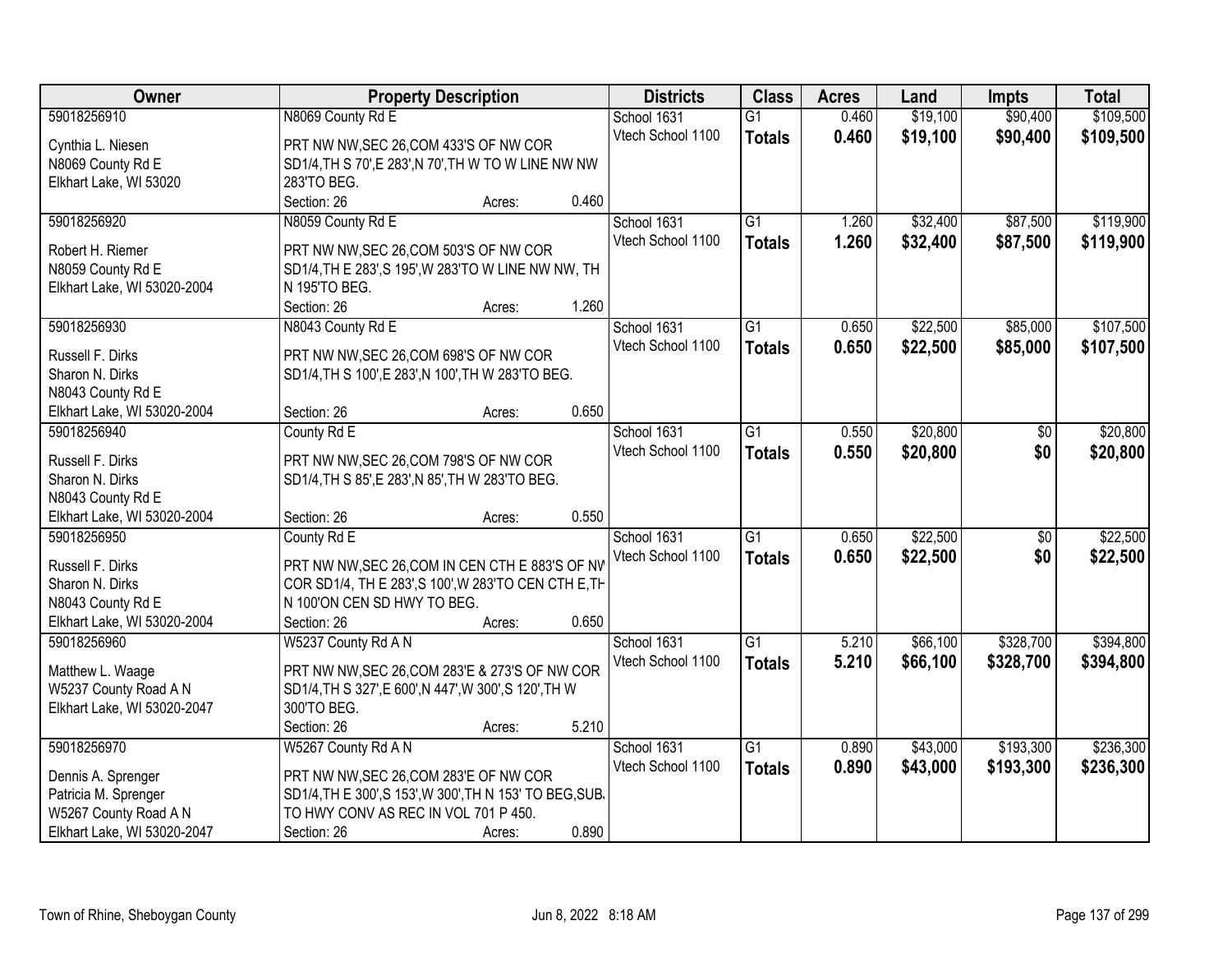| Owner | Property Description | Districts | Class | Acres | Land | Impts | Total |
|---|---|---|---|---|---|---|---|
| 59018256910<br>Cynthia L. Niesen<br>N8069 County Rd E<br>Elkhart Lake, WI 53020 | N8069 County Rd E<br>PRT NW NW,SEC 26,COM 433'S OF NW COR SD1/4,TH S 70',E 283',N 70',TH W TO W LINE NW NW 283'TO BEG.<br>Section: 26 Acres: 0.460 | School 1631<br>Vtech School 1100 | G1<br>**Totals** | 0.460<br>**0.460** | $19,100<br>**$19,100** | $90,400<br>**$90,400** | $109,500<br>**$109,500** |
| 59018256920<br>Robert H. Riemer<br>N8059 County Rd E<br>Elkhart Lake, WI 53020-2004 | N8059 County Rd E<br>PRT NW NW,SEC 26,COM 503'S OF NW COR SD1/4,TH E 283',S 195',W 283'TO W LINE NW NW, TH N 195'TO BEG.<br>Section: 26 Acres: 1.260 | School 1631<br>Vtech School 1100 | G1<br>**Totals** | 1.260<br>**1.260** | $32,400<br>**$32,400** | $87,500<br>**$87,500** | $119,900<br>**$119,900** |
| 59018256930<br>Russell F. Dirks<br>Sharon N. Dirks<br>N8043 County Rd E<br>Elkhart Lake, WI 53020-2004 | N8043 County Rd E<br>PRT NW NW,SEC 26,COM 698'S OF NW COR SD1/4,TH S 100',E 283',N 100',TH W 283'TO BEG.<br>Section: 26 Acres: 0.650 | School 1631<br>Vtech School 1100 | G1<br>**Totals** | 0.650<br>**0.650** | $22,500<br>**$22,500** | $85,000<br>**$85,000** | $107,500<br>**$107,500** |
| 59018256940<br>Russell F. Dirks<br>Sharon N. Dirks<br>N8043 County Rd E<br>Elkhart Lake, WI 53020-2004 | County Rd E<br>PRT NW NW,SEC 26,COM 798'S OF NW COR SD1/4,TH S 85',E 283',N 85',TH W 283'TO BEG.<br>Section: 26 Acres: 0.550 | School 1631<br>Vtech School 1100 | G1<br>**Totals** | 0.550<br>**0.550** | $20,800<br>**$20,800** | $0<br>**$0** | $20,800<br>**$20,800** |
| 59018256950<br>Russell F. Dirks<br>Sharon N. Dirks<br>N8043 County Rd E<br>Elkhart Lake, WI 53020-2004 | County Rd E<br>PRT NW NW,SEC 26,COM IN CEN CTH E 883'S OF NW COR SD1/4, TH E 283',S 100',W 283'TO CEN CTH E,TH N 100'ON CEN SD HWY TO BEG.<br>Section: 26 Acres: 0.650 | School 1631<br>Vtech School 1100 | G1<br>**Totals** | 0.650<br>**0.650** | $22,500<br>**$22,500** | $0<br>**$0** | $22,500<br>**$22,500** |
| 59018256960<br>Matthew L. Waage<br>W5237 County Road A N<br>Elkhart Lake, WI 53020-2047 | W5237 County Rd A N<br>PRT NW NW,SEC 26,COM 283'E & 273'S OF NW COR SD1/4,TH S 327',E 600',N 447',W 300',S 120',TH W 300'TO BEG.<br>Section: 26 Acres: 5.210 | School 1631<br>Vtech School 1100 | G1<br>**Totals** | 5.210<br>**5.210** | $66,100<br>**$66,100** | $328,700<br>**$328,700** | $394,800<br>**$394,800** |
| 59018256970<br>Dennis A. Sprenger<br>Patricia M. Sprenger<br>W5267 County Road A N<br>Elkhart Lake, WI 53020-2047 | W5267 County Rd A N<br>PRT NW NW,SEC 26,COM 283'E OF NW COR SD1/4,TH E 300',S 153',W 300',TH N 153' TO BEG,SUB. TO HWY CONV AS REC IN VOL 701 P 450.<br>Section: 26 Acres: 0.890 | School 1631<br>Vtech School 1100 | G1<br>**Totals** | 0.890<br>**0.890** | $43,000<br>**$43,000** | $193,300<br>**$193,300** | $236,300<br>**$236,300** |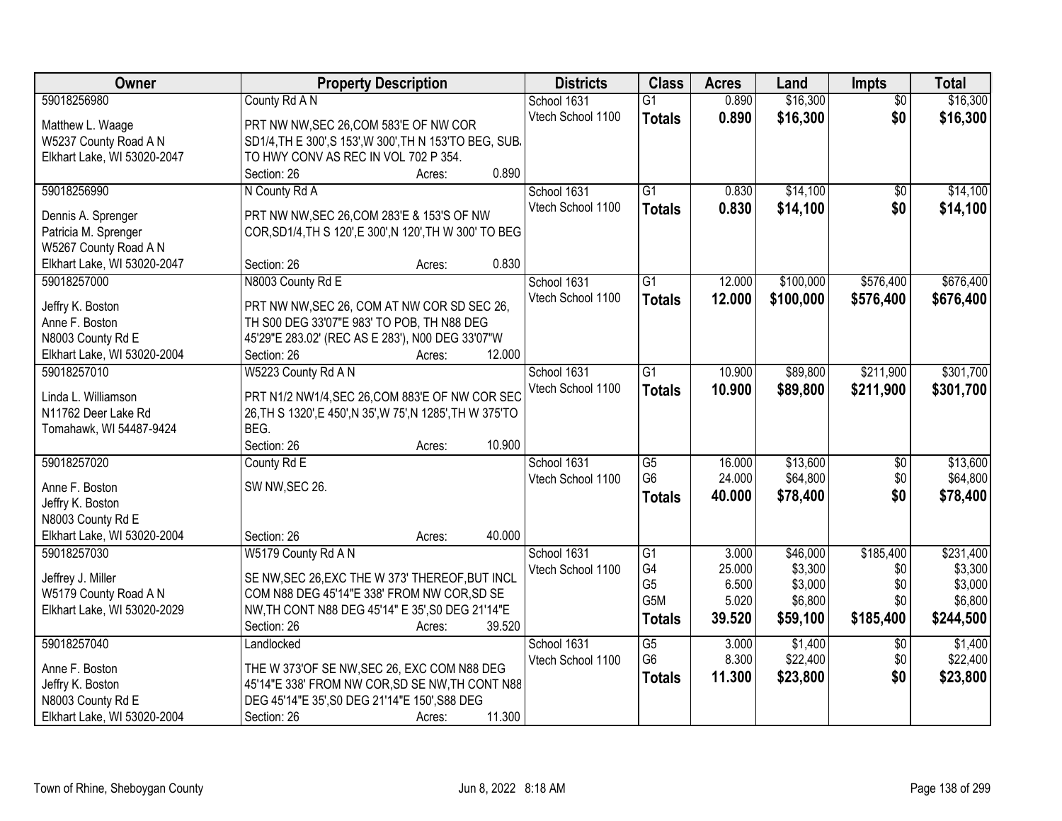| Owner | Property Description | Districts | Class | Acres | Land | Impts | Total |
|---|---|---|---|---|---|---|---|
| 59018256980<br>Matthew L. Waage<br>W5237 County Road A N<br>Elkhart Lake, WI 53020-2047 | County Rd A N<br>PRT NW NW,SEC 26,COM 583'E OF NW COR SD1/4,TH E 300',S 153',W 300',TH N 153'TO BEG, SUB. TO HWY CONV AS REC IN VOL 702 P 354.<br>Section: 26 Acres: 0.890 | School 1631<br>Vtech School 1100 | G1<br>**Totals** | 0.890<br>**0.890** | $16,300<br>**$16,300** | $0<br>**$0** | $16,300<br>**$16,300** |
| 59018256990<br>Dennis A. Sprenger<br>Patricia M. Sprenger<br>W5267 County Road A N<br>Elkhart Lake, WI 53020-2047 | N County Rd A<br>PRT NW NW,SEC 26,COM 283'E & 153'S OF NW COR,SD1/4,TH S 120',E 300',N 120',TH W 300' TO BEG<br>Section: 26 Acres: 0.830 | School 1631<br>Vtech School 1100 | G1<br>**Totals** | 0.830<br>**0.830** | $14,100<br>**$14,100** | $0<br>**$0** | $14,100<br>**$14,100** |
| 59018257000<br>Jeffry K. Boston<br>Anne F. Boston<br>N8003 County Rd E<br>Elkhart Lake, WI 53020-2004 | N8003 County Rd E<br>PRT NW NW,SEC 26, COM AT NW COR SD SEC 26, TH S00 DEG 33'07"E 983' TO POB, TH N88 DEG 45'29"E 283.02' (REC AS E 283'), N00 DEG 33'07"W<br>Section: 26 Acres: 12.000 | School 1631<br>Vtech School 1100 | G1<br>**Totals** | 12.000<br>**12.000** | $100,000<br>**$100,000** | $576,400<br>**$576,400** | $676,400<br>**$676,400** |
| 59018257010<br>Linda L. Williamson<br>N11762 Deer Lake Rd<br>Tomahawk, WI 54487-9424 | W5223 County Rd A N<br>PRT N1/2 NW1/4,SEC 26,COM 883'E OF NW COR SEC 26,TH S 1320',E 450',N 35',W 75',N 1285',TH W 375'TO BEG.<br>Section: 26 Acres: 10.900 | School 1631<br>Vtech School 1100 | G1<br>**Totals** | 10.900<br>**10.900** | $89,800<br>**$89,800** | $211,900<br>**$211,900** | $301,700<br>**$301,700** |
| 59018257020<br>Anne F. Boston<br>Jeffry K. Boston<br>N8003 County Rd E<br>Elkhart Lake, WI 53020-2004 | County Rd E<br>SW NW,SEC 26.<br>Section: 26 Acres: 40.000 | School 1631<br>Vtech School 1100 | G5<br>G6<br>**Totals** | 16.000<br>24.000<br>**40.000** | $13,600<br>$64,800<br>**$78,400** | $0<br>$0<br>**$0** | $13,600<br>$64,800<br>**$78,400** |
| 59018257030<br>Jeffrey J. Miller<br>W5179 County Road A N<br>Elkhart Lake, WI 53020-2029 | W5179 County Rd A N<br>SE NW,SEC 26,EXC THE W 373' THEREOF,BUT INCL COM N88 DEG 45'14"E 338' FROM NW COR,SD SE NW,TH CONT N88 DEG 45'14" E 35',S0 DEG 21'14"E<br>Section: 26 Acres: 39.520 | School 1631<br>Vtech School 1100 | G1<br>G4<br>G5<br>G5M<br>**Totals** | 3.000<br>25.000<br>6.500<br>5.020<br>**39.520** | $46,000<br>$3,300<br>$3,000<br>$6,800<br>**$59,100** | $185,400<br>$0<br>$0<br>$0<br>**$185,400** | $231,400<br>$3,300<br>$3,000<br>$6,800<br>**$244,500** |
| 59018257040<br>Anne F. Boston<br>Jeffry K. Boston<br>N8003 County Rd E<br>Elkhart Lake, WI 53020-2004 | Landlocked<br>THE W 373'OF SE NW,SEC 26, EXC COM N88 DEG 45'14"E 338' FROM NW COR,SD SE NW,TH CONT N88 DEG 45'14"E 35',S0 DEG 21'14"E 150',S88 DEG<br>Section: 26 Acres: 11.300 | School 1631<br>Vtech School 1100 | G5<br>G6<br>**Totals** | 3.000<br>8.300<br>**11.300** | $1,400<br>$22,400<br>**$23,800** | $0<br>$0<br>**$0** | $1,400<br>$22,400<br>**$23,800** |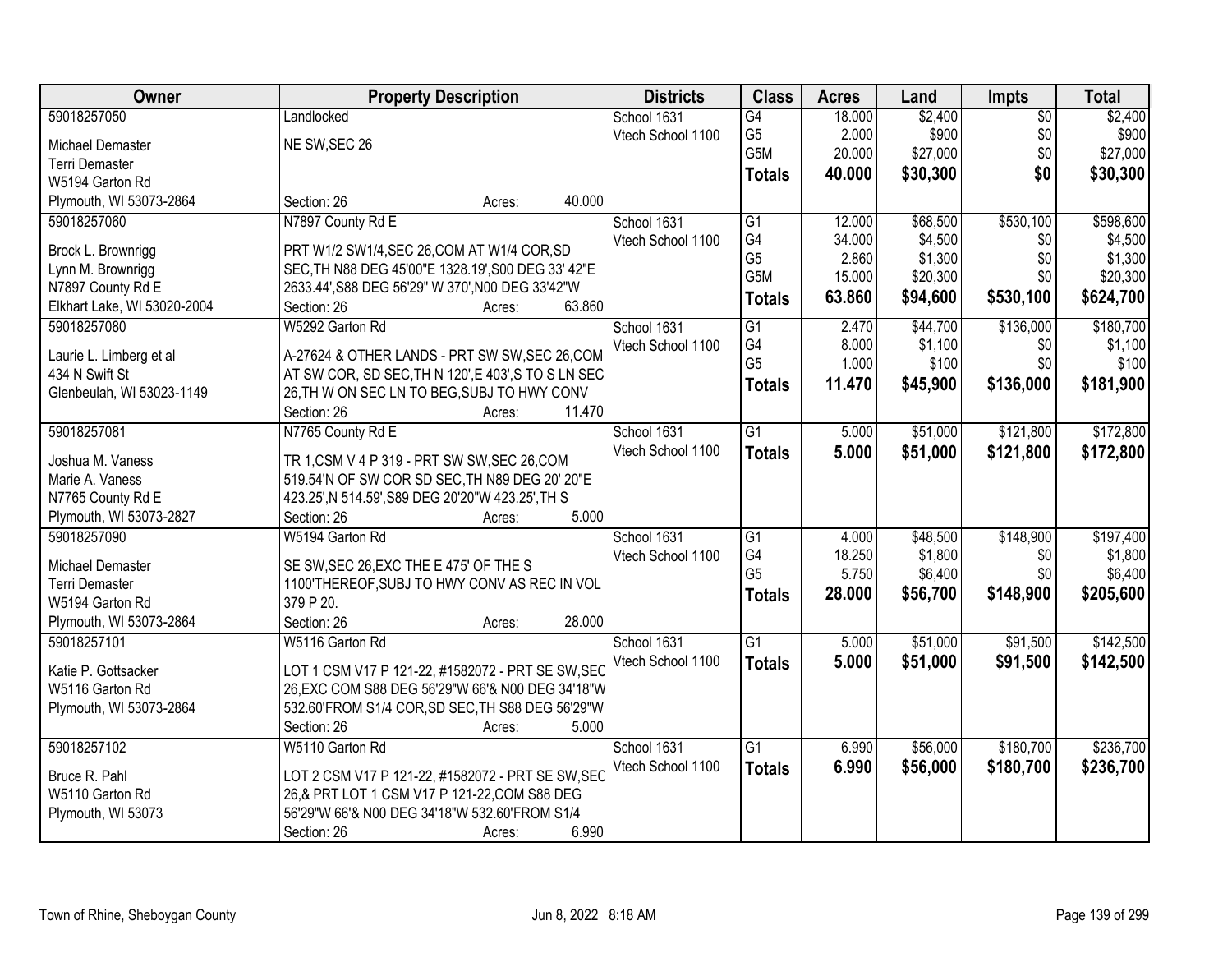| Owner | Property Description | Districts | Class | Acres | Land | Impts | Total |
|---|---|---|---|---|---|---|---|
| 59018257050<br><br>Michael Demaster<br>Terri Demaster<br>W5194 Garton Rd<br>Plymouth, WI 53073-2864 | Landlocked<br><br>NE SW,SEC 26<br><br>Section: 26 Acres: 40.000 | School 1631<br>Vtech School 1100 | G4<br>G5<br>G5M<br>**Totals** | 18.000<br>2.000<br>20.000<br>**40.000** | $2,400<br>$900<br>$27,000<br>**$30,300** | $0<br>$0<br>$0<br>**$0** | $2,400<br>$900<br>$27,000<br>**$30,300** |
| 59018257060<br><br>Brock L. Brownrigg<br>Lynn M. Brownrigg<br>N7897 County Rd E<br>Elkhart Lake, WI 53020-2004 | N7897 County Rd E<br><br>PRT W1/2 SW1/4,SEC 26,COM AT W1/4 COR,SD SEC,TH N88 DEG 45'00"E 1328.19',S00 DEG 33' 42"E 2633.44',S88 DEG 56'29" W 370',N00 DEG 33'42"W<br>Section: 26 Acres: 63.860 | School 1631<br>Vtech School 1100 | G1<br>G4<br>G5<br>G5M<br>**Totals** | 12.000<br>34.000<br>2.860<br>15.000<br>**63.860** | $68,500<br>$4,500<br>$1,300<br>$20,300<br>**$94,600** | $530,100<br>$0<br>$0<br>$0<br>**$530,100** | $598,600<br>$4,500<br>$1,300<br>$20,300<br>**$624,700** |
| 59018257080<br><br>Laurie L. Limberg et al<br>434 N Swift St<br>Glenbeulah, WI 53023-1149 | W5292 Garton Rd<br><br>A-27624 & OTHER LANDS - PRT SW SW,SEC 26,COM AT SW COR, SD SEC,TH N 120',E 403',S TO S LN SEC 26,TH W ON SEC LN TO BEG,SUBJ TO HWY CONV<br>Section: 26 Acres: 11.470 | School 1631<br>Vtech School 1100 | G1<br>G4<br>G5<br>**Totals** | 2.470<br>8.000<br>1.000<br>**11.470** | $44,700<br>$1,100<br>$100<br>**$45,900** | $136,000<br>$0<br>$0<br>**$136,000** | $180,700<br>$1,100<br>$100<br>**$181,900** |
| 59018257081<br><br>Joshua M. Vaness<br>Marie A. Vaness<br>N7765 County Rd E<br>Plymouth, WI 53073-2827 | N7765 County Rd E<br><br>TR 1,CSM V 4 P 319 - PRT SW SW,SEC 26,COM 519.54'N OF SW COR SD SEC,TH N89 DEG 20' 20"E 423.25',N 514.59',S89 DEG 20'20"W 423.25',TH S<br>Section: 26 Acres: 5.000 | School 1631<br>Vtech School 1100 | G1<br>**Totals** | 5.000<br>**5.000** | $51,000<br>**$51,000** | $121,800<br>**$121,800** | $172,800<br>**$172,800** |
| 59018257090<br><br>Michael Demaster<br>Terri Demaster<br>W5194 Garton Rd<br>Plymouth, WI 53073-2864 | W5194 Garton Rd<br><br>SE SW,SEC 26,EXC THE E 475' OF THE S 1100'THEREOF,SUBJ TO HWY CONV AS REC IN VOL 379 P 20.<br>Section: 26 Acres: 28.000 | School 1631<br>Vtech School 1100 | G1<br>G4<br>G5<br>**Totals** | 4.000<br>18.250<br>5.750<br>**28.000** | $48,500<br>$1,800<br>$6,400<br>**$56,700** | $148,900<br>$0<br>$0<br>**$148,900** | $197,400<br>$1,800<br>$6,400<br>**$205,600** |
| 59018257101<br><br>Katie P. Gottsacker<br>W5116 Garton Rd<br>Plymouth, WI 53073-2864 | W5116 Garton Rd<br><br>LOT 1 CSM V17 P 121-22, #1582072 - PRT SE SW,SEC 26,EXC COM S88 DEG 56'29"W 66'& N00 DEG 34'18"W 532.60'FROM S1/4 COR,SD SEC,TH S88 DEG 56'29"W<br>Section: 26 Acres: 5.000 | School 1631<br>Vtech School 1100 | G1<br>**Totals** | 5.000<br>**5.000** | $51,000<br>**$51,000** | $91,500<br>**$91,500** | $142,500<br>**$142,500** |
| 59018257102<br><br>Bruce R. Pahl<br>W5110 Garton Rd<br>Plymouth, WI 53073 | W5110 Garton Rd<br><br>LOT 2 CSM V17 P 121-22, #1582072 - PRT SE SW,SEC 26,& PRT LOT 1 CSM V17 P 121-22,COM S88 DEG 56'29"W 66'& N00 DEG 34'18"W 532.60'FROM S1/4<br>Section: 26 Acres: 6.990 | School 1631<br>Vtech School 1100 | G1<br>**Totals** | 6.990<br>**6.990** | $56,000<br>**$56,000** | $180,700<br>**$180,700** | $236,700<br>**$236,700** |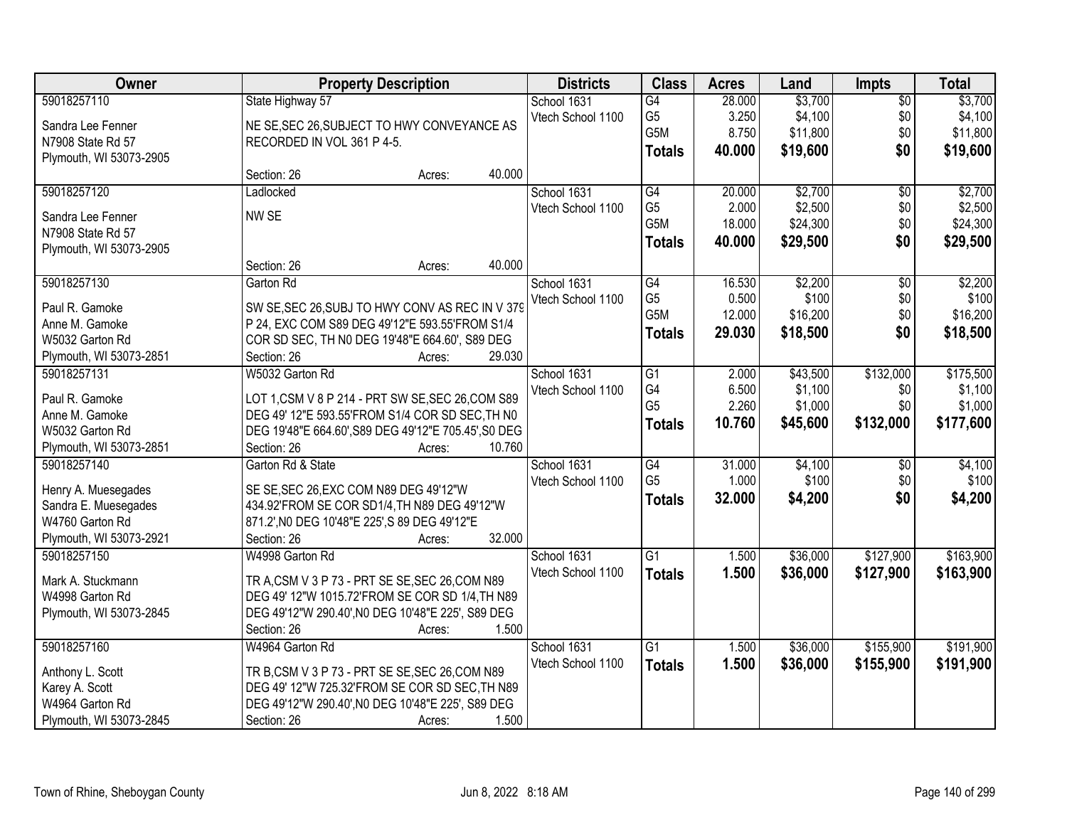| Owner | Property Description | Districts | Class | Acres | Land | Impts | Total |
|---|---|---|---|---|---|---|---|
| 59018257110<br>Sandra Lee Fenner<br>N7908 State Rd 57<br>Plymouth, WI 53073-2905 | State Highway 57<br>NE SE,SEC 26,SUBJECT TO HWY CONVEYANCE AS RECORDED IN VOL 361 P 4-5.<br>Section: 26 Acres: 40.000 | School 1631<br>Vtech School 1100 | G4<br>G5<br>G5M<br>**Totals** | 28.000<br>3.250<br>8.750<br>**40.000** | $3,700<br>$4,100<br>$11,800<br>**$19,600** | $0<br>$0<br>$0<br>**$0** | $3,700<br>$4,100<br>$11,800<br>**$19,600** |
| 59018257120<br>Sandra Lee Fenner<br>N7908 State Rd 57<br>Plymouth, WI 53073-2905 | Ladlocked<br>NW SE<br>Section: 26 Acres: 40.000 | School 1631<br>Vtech School 1100 | G4<br>G5<br>G5M<br>**Totals** | 20.000<br>2.000<br>18.000<br>**40.000** | $2,700<br>$2,500<br>$24,300<br>**$29,500** | $0<br>$0<br>$0<br>**$0** | $2,700<br>$2,500<br>$24,300<br>**$29,500** |
| 59018257130<br>Paul R. Gamoke<br>Anne M. Gamoke<br>W5032 Garton Rd<br>Plymouth, WI 53073-2851 | Garton Rd<br>SW SE,SEC 26,SUBJ TO HWY CONV AS REC IN V 379 P 24, EXC COM S89 DEG 49'12"E 593.55'FROM S1/4 COR SD SEC, TH N0 DEG 19'48"E 664.60', S89 DEG<br>Section: 26 Acres: 29.030 | School 1631<br>Vtech School 1100 | G4<br>G5<br>G5M<br>**Totals** | 16.530<br>0.500<br>12.000<br>**29.030** | $2,200<br>$100<br>$16,200<br>**$18,500** | $0<br>$0<br>$0<br>**$0** | $2,200<br>$100<br>$16,200<br>**$18,500** |
| 59018257131<br>Paul R. Gamoke<br>Anne M. Gamoke<br>W5032 Garton Rd<br>Plymouth, WI 53073-2851 | W5032 Garton Rd<br>LOT 1,CSM V 8 P 214 - PRT SW SE,SEC 26,COM S89 DEG 49' 12"E 593.55'FROM S1/4 COR SD SEC,TH N0 DEG 19'48"E 664.60',S89 DEG 49'12"E 705.45',S0 DEG<br>Section: 26 Acres: 10.760 | School 1631<br>Vtech School 1100 | G1<br>G4<br>G5<br>**Totals** | 2.000<br>6.500<br>2.260<br>**10.760** | $43,500<br>$1,100<br>$1,000<br>**$45,600** | $132,000<br>$0<br>$0<br>**$132,000** | $175,500<br>$1,100<br>$1,000<br>**$177,600** |
| 59018257140<br>Henry A. Muesegades<br>Sandra E. Muesegades<br>W4760 Garton Rd<br>Plymouth, WI 53073-2921 | Garton Rd & State<br>SE SE,SEC 26,EXC COM N89 DEG 49'12"W 434.92'FROM SE COR SD1/4,TH N89 DEG 49'12"W 871.2',N0 DEG 10'48"E 225',S 89 DEG 49'12"E<br>Section: 26 Acres: 32.000 | School 1631<br>Vtech School 1100 | G4<br>G5<br>**Totals** | 31.000<br>1.000<br>**32.000** | $4,100<br>$100<br>**$4,200** | $0<br>$0<br>**$0** | $4,100<br>$100<br>**$4,200** |
| 59018257150<br>Mark A. Stuckmann<br>W4998 Garton Rd<br>Plymouth, WI 53073-2845 | W4998 Garton Rd<br>TR A,CSM V 3 P 73 - PRT SE SE,SEC 26,COM N89 DEG 49' 12"W 1015.72'FROM SE COR SD 1/4,TH N89 DEG 49'12"W 290.40',N0 DEG 10'48"E 225', S89 DEG<br>Section: 26 Acres: 1.500 | School 1631<br>Vtech School 1100 | G1<br>**Totals** | 1.500<br>**1.500** | $36,000<br>**$36,000** | $127,900<br>**$127,900** | $163,900<br>**$163,900** |
| 59018257160<br>Anthony L. Scott<br>Karey A. Scott<br>W4964 Garton Rd<br>Plymouth, WI 53073-2845 | W4964 Garton Rd<br>TR B,CSM V 3 P 73 - PRT SE SE,SEC 26,COM N89 DEG 49' 12"W 725.32'FROM SE COR SD SEC,TH N89 DEG 49'12"W 290.40',N0 DEG 10'48"E 225', S89 DEG<br>Section: 26 Acres: 1.500 | School 1631<br>Vtech School 1100 | G1<br>**Totals** | 1.500<br>**1.500** | $36,000<br>**$36,000** | $155,900<br>**$155,900** | $191,900<br>**$191,900** |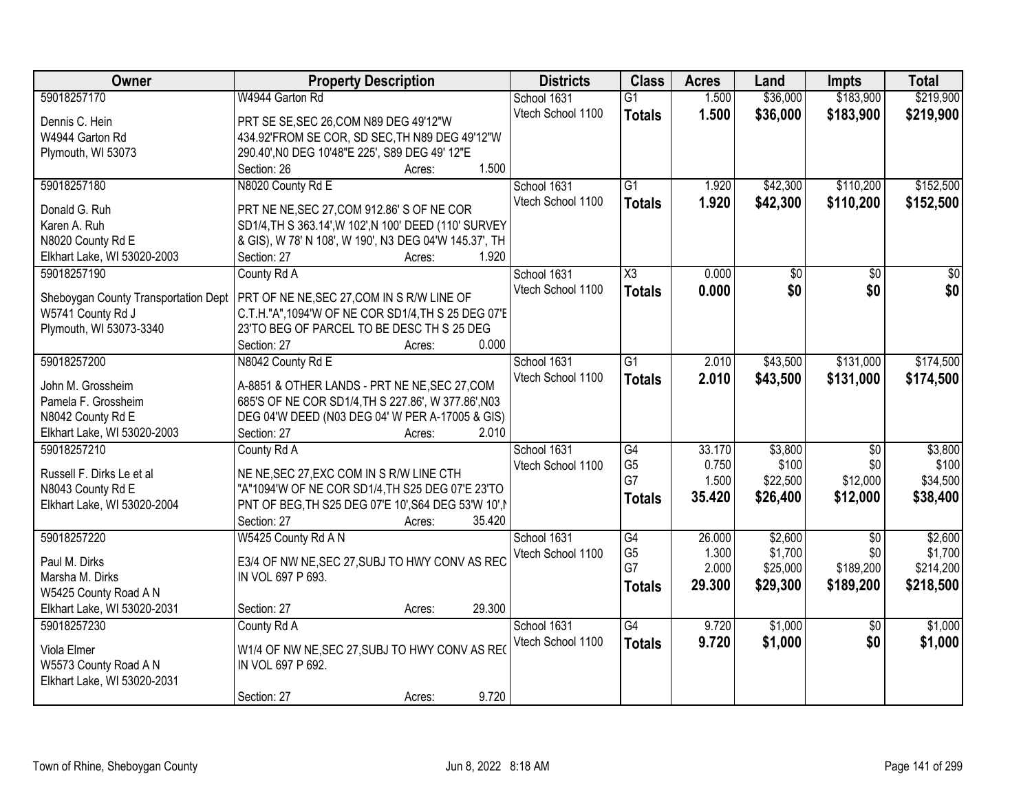| Owner | Property Description | Districts | Class | Acres | Land | Impts | Total |
|---|---|---|---|---|---|---|---|
| 59018257170 | W4944 Garton Rd | School 1631 | G1 | 1.500 | $36,000 | $183,900 | $219,900 |
| Dennis C. Hein<br>W4944 Garton Rd<br>Plymouth, WI 53073 | PRT SE SE,SEC 26,COM N89 DEG 49'12"W 434.92'FROM SE COR, SD SEC,TH N89 DEG 49'12"W 290.40',N0 DEG 10'48"E 225', S89 DEG 49' 12"E<br>Section: 26 Acres: 1.500 | Vtech School 1100 | **Totals** | **1.500** | **$36,000** | **$183,900** | **$219,900** |
| 59018257180 | N8020 County Rd E | School 1631 | G1 | 1.920 | $42,300 | $110,200 | $152,500 |
| Donald G. Ruh<br>Karen A. Ruh<br>N8020 County Rd E<br>Elkhart Lake, WI 53020-2003 | PRT NE NE,SEC 27,COM 912.86' S OF NE COR SD1/4,TH S 363.14',W 102',N 100' DEED (110' SURVEY & GIS), W 78' N 108', W 190', N3 DEG 04'W 145.37', TH<br>Section: 27 Acres: 1.920 | Vtech School 1100 | **Totals** | **1.920** | **$42,300** | **$110,200** | **$152,500** |
| 59018257190 | County Rd A | School 1631 | X3 | 0.000 | $0 | $0 | $0 |
| Sheboygan County Transportation Dept<br>W5741 County Rd J<br>Plymouth, WI 53073-3340 | PRT OF NE NE,SEC 27,COM IN S R/W LINE OF C.T.H."A",1094'W OF NE COR SD1/4,TH S 25 DEG 07'E 23'TO BEG OF PARCEL TO BE DESC TH S 25 DEG<br>Section: 27 Acres: 0.000 | Vtech School 1100 | **Totals** | **0.000** | **$0** | **$0** | **$0** |
| 59018257200 | N8042 County Rd E | School 1631 | G1 | 2.010 | $43,500 | $131,000 | $174,500 |
| John M. Grossheim<br>Pamela F. Grossheim<br>N8042 County Rd E<br>Elkhart Lake, WI 53020-2003 | A-8851 & OTHER LANDS - PRT NE NE,SEC 27,COM 685'S OF NE COR SD1/4,TH S 227.86', W 377.86',N03 DEG 04'W DEED (N03 DEG 04' W PER A-17005 & GIS)<br>Section: 27 Acres: 2.010 | Vtech School 1100 | **Totals** | **2.010** | **$43,500** | **$131,000** | **$174,500** |
| 59018257210 | County Rd A | School 1631 | G4 | 33.170 | $3,800 | $0 | $3,800 |
| Russell F. Dirks Le et al<br>N8043 County Rd E<br>Elkhart Lake, WI 53020-2004 | NE NE,SEC 27,EXC COM IN S R/W LINE CTH "A"1094'W OF NE COR SD1/4,TH S25 DEG 07'E 23'TO PNT OF BEG,TH S25 DEG 07'E 10',S64 DEG 53'W 10',N<br>Section: 27 Acres: 35.420 | Vtech School 1100 | G5 | 0.750 | $100 | $0 | $100 |
| | | | G7 | 1.500 | $22,500 | $12,000 | $34,500 |
| | | | **Totals** | **35.420** | **$26,400** | **$12,000** | **$38,400** |
| 59018257220 | W5425 County Rd A N | School 1631 | G4 | 26.000 | $2,600 | $0 | $2,600 |
| Paul M. Dirks<br>Marsha M. Dirks<br>W5425 County Road A N<br>Elkhart Lake, WI 53020-2031 | E3/4 OF NW NE,SEC 27,SUBJ TO HWY CONV AS REC IN VOL 697 P 693.<br>Section: 27 Acres: 29.300 | Vtech School 1100 | G5 | 1.300 | $1,700 | $0 | $1,700 |
| | | | G7 | 2.000 | $25,000 | $189,200 | $214,200 |
| | | | **Totals** | **29.300** | **$29,300** | **$189,200** | **$218,500** |
| 59018257230 | County Rd A | School 1631 | G4 | 9.720 | $1,000 | $0 | $1,000 |
| Viola Elmer<br>W5573 County Road A N<br>Elkhart Lake, WI 53020-2031 | W1/4 OF NW NE,SEC 27,SUBJ TO HWY CONV AS REC IN VOL 697 P 692.<br>Section: 27 Acres: 9.720 | Vtech School 1100 | **Totals** | **9.720** | **$1,000** | **$0** | **$1,000** |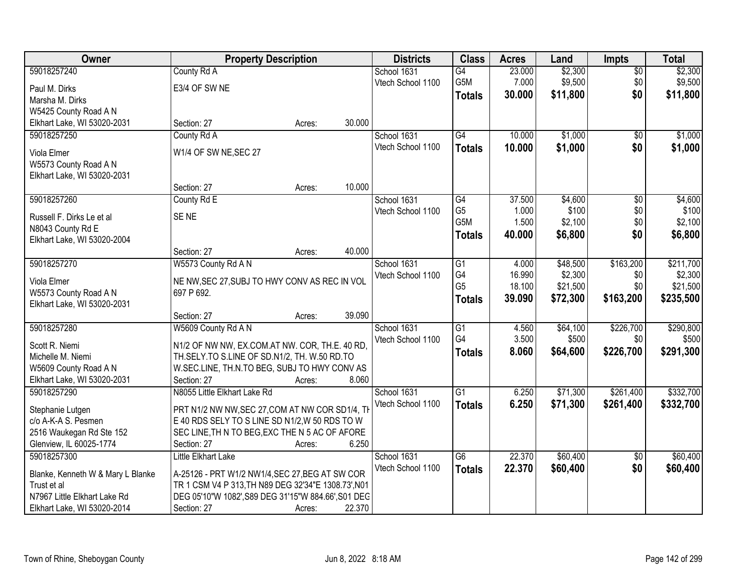| Owner | Property Description | Districts | Class | Acres | Land | Impts | Total |
|---|---|---|---|---|---|---|---|
| 59018257240<br>Paul M. Dirks<br>Marsha M. Dirks<br>W5425 County Road A N<br>Elkhart Lake, WI 53020-2031 | County Rd A<br>E3/4 OF SW NE<br>Section: 27 Acres: 30.000 | School 1631<br>Vtech School 1100 | G4<br>G5M<br>**Totals** | 23.000<br>7.000<br>**30.000** | $2,300<br>$9,500<br>**$11,800** | $0<br>$0<br>**$0** | $2,300<br>$9,500<br>**$11,800** |
| 59018257250<br>Viola Elmer<br>W5573 County Road A N<br>Elkhart Lake, WI 53020-2031 | County Rd A<br>W1/4 OF SW NE,SEC 27<br>Section: 27 Acres: 10.000 | School 1631<br>Vtech School 1100 | G4<br>**Totals** | 10.000<br>**10.000** | $1,000<br>**$1,000** | $0<br>**$0** | $1,000<br>**$1,000** |
| 59018257260<br>Russell F. Dirks Le et al<br>N8043 County Rd E<br>Elkhart Lake, WI 53020-2004 | County Rd E<br>SE NE<br>Section: 27 Acres: 40.000 | School 1631<br>Vtech School 1100 | G4<br>G5<br>G5M<br>**Totals** | 37.500<br>1.000<br>1.500<br>**40.000** | $4,600<br>$100<br>$2,100<br>**$6,800** | $0<br>$0<br>$0<br>**$0** | $4,600<br>$100<br>$2,100<br>**$6,800** |
| 59018257270<br>Viola Elmer<br>W5573 County Road A N<br>Elkhart Lake, WI 53020-2031 | W5573 County Rd A N<br>NE NW,SEC 27,SUBJ TO HWY CONV AS REC IN VOL 697 P 692.<br>Section: 27 Acres: 39.090 | School 1631<br>Vtech School 1100 | G1<br>G4<br>G5<br>**Totals** | 4.000<br>16.990<br>18.100<br>**39.090** | $48,500<br>$2,300<br>$21,500<br>**$72,300** | $163,200<br>$0<br>$0<br>**$163,200** | $211,700<br>$2,300<br>$21,500<br>**$235,500** |
| 59018257280<br>Scott R. Niemi<br>Michelle M. Niemi<br>W5609 County Road A N<br>Elkhart Lake, WI 53020-2031 | W5609 County Rd A N<br>N1/2 OF NW NW, EX.COM.AT NW. COR, TH.E. 40 RD, TH.SELY.TO S.LINE OF SD.N1/2, TH. W.50 RD.TO W.SEC.LINE, TH.N.TO BEG, SUBJ TO HWY CONV AS<br>Section: 27 Acres: 8.060 | School 1631<br>Vtech School 1100 | G1<br>G4<br>**Totals** | 4.560<br>3.500<br>**8.060** | $64,100<br>$500<br>**$64,600** | $226,700<br>$0<br>**$226,700** | $290,800<br>$500<br>**$291,300** |
| 59018257290<br>Stephanie Lutgen<br>c/o A-K-A S. Pesmen<br>2516 Waukegan Rd Ste 152<br>Glenview, IL 60025-1774 | N8055 Little Elkhart Lake Rd<br>PRT N1/2 NW NW,SEC 27,COM AT NW COR SD1/4, TH E 40 RDS SELY TO S LINE SD N1/2,W 50 RDS TO W SEC LINE,TH N TO BEG,EXC THE N 5 AC OF AFORE<br>Section: 27 Acres: 6.250 | School 1631<br>Vtech School 1100 | G1<br>**Totals** | 6.250<br>**6.250** | $71,300<br>**$71,300** | $261,400<br>**$261,400** | $332,700<br>**$332,700** |
| 59018257300<br>Blanke, Kenneth W & Mary L Blanke Trust et al<br>N7967 Little Elkhart Lake Rd<br>Elkhart Lake, WI 53020-2014 | Little Elkhart Lake<br>A-25126 - PRT W1/2 NW1/4,SEC 27,BEG AT SW COR TR 1 CSM V4 P 313,TH N89 DEG 32'34"E 1308.73',N01 DEG 05'10"W 1082',S89 DEG 31'15"W 884.66',S01 DEG<br>Section: 27 Acres: 22.370 | School 1631<br>Vtech School 1100 | G6<br>**Totals** | 22.370<br>**22.370** | $60,400<br>**$60,400** | $0<br>**$0** | $60,400<br>**$60,400** |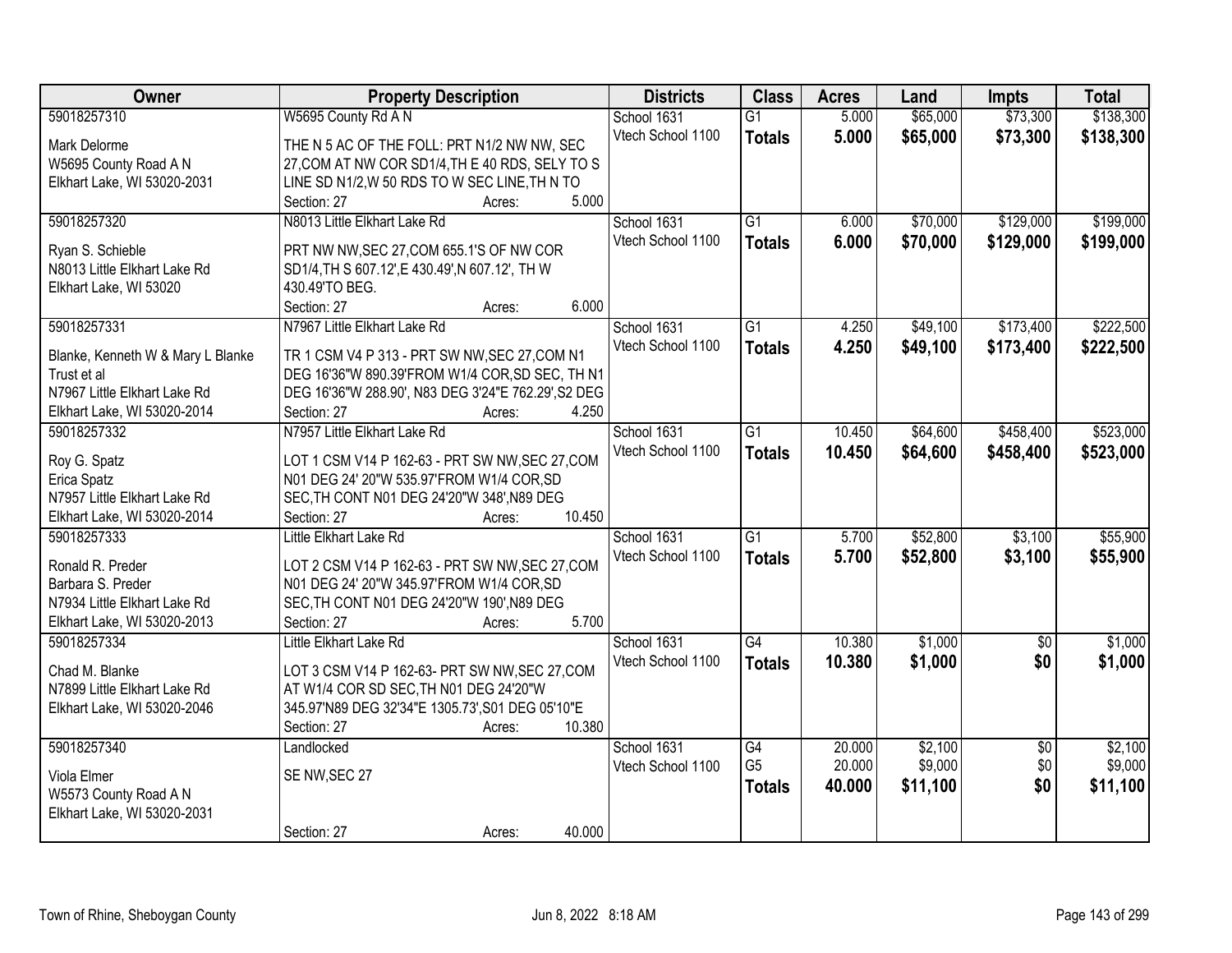| Owner | Property Description | Districts | Class | Acres | Land | Impts | Total |
|---|---|---|---|---|---|---|---|
| 59018257310<br><br>Mark Delorme<br>W5695 County Road A N<br>Elkhart Lake, WI 53020-2031 | W5695 County Rd A N<br><br>THE N 5 AC OF THE FOLL: PRT N1/2 NW NW, SEC 27,COM AT NW COR SD1/4,TH E 40 RDS, SELY TO S LINE SD N1/2,W 50 RDS TO W SEC LINE,TH N TO<br>Section: 27 Acres: 5.000 | School 1631<br>Vtech School 1100 | G1<br>**Totals** | 5.000<br>**5.000** | $65,000<br>**$65,000** | $73,300<br>**$73,300** | $138,300<br>**$138,300** |
| 59018257320<br><br>Ryan S. Schieble<br>N8013 Little Elkhart Lake Rd<br>Elkhart Lake, WI 53020 | N8013 Little Elkhart Lake Rd<br><br>PRT NW NW,SEC 27,COM 655.1'S OF NW COR SD1/4,TH S 607.12',E 430.49',N 607.12', TH W 430.49'TO BEG.<br>Section: 27 Acres: 6.000 | School 1631<br>Vtech School 1100 | G1<br>**Totals** | 6.000<br>**6.000** | $70,000<br>**$70,000** | $129,000<br>**$129,000** | $199,000<br>**$199,000** |
| 59018257331<br><br>Blanke, Kenneth W & Mary L Blanke Trust et al<br>N7967 Little Elkhart Lake Rd<br>Elkhart Lake, WI 53020-2014 | N7967 Little Elkhart Lake Rd<br><br>TR 1 CSM V4 P 313 - PRT SW NW,SEC 27,COM N1 DEG 16'36"W 890.39'FROM W1/4 COR,SD SEC, TH N1 DEG 16'36"W 288.90', N83 DEG 3'24"E 762.29',S2 DEG<br>Section: 27 Acres: 4.250 | School 1631<br>Vtech School 1100 | G1<br>**Totals** | 4.250<br>**4.250** | $49,100<br>**$49,100** | $173,400<br>**$173,400** | $222,500<br>**$222,500** |
| 59018257332<br><br>Roy G. Spatz<br>Erica Spatz<br>N7957 Little Elkhart Lake Rd<br>Elkhart Lake, WI 53020-2014 | N7957 Little Elkhart Lake Rd<br><br>LOT 1 CSM V14 P 162-63 - PRT SW NW,SEC 27,COM N01 DEG 24' 20"W 535.97'FROM W1/4 COR,SD SEC,TH CONT N01 DEG 24'20"W 348',N89 DEG<br>Section: 27 Acres: 10.450 | School 1631<br>Vtech School 1100 | G1<br>**Totals** | 10.450<br>**10.450** | $64,600<br>**$64,600** | $458,400<br>**$458,400** | $523,000<br>**$523,000** |
| 59018257333<br><br>Ronald R. Preder<br>Barbara S. Preder<br>N7934 Little Elkhart Lake Rd<br>Elkhart Lake, WI 53020-2013 | Little Elkhart Lake Rd<br><br>LOT 2 CSM V14 P 162-63 - PRT SW NW,SEC 27,COM N01 DEG 24' 20"W 345.97'FROM W1/4 COR,SD SEC,TH CONT N01 DEG 24'20"W 190',N89 DEG<br>Section: 27 Acres: 5.700 | School 1631<br>Vtech School 1100 | G1<br>**Totals** | 5.700<br>**5.700** | $52,800<br>**$52,800** | $3,100<br>**$3,100** | $55,900<br>**$55,900** |
| 59018257334<br><br>Chad M. Blanke<br>N7899 Little Elkhart Lake Rd<br>Elkhart Lake, WI 53020-2046 | Little Elkhart Lake Rd<br><br>LOT 3 CSM V14 P 162-63- PRT SW NW,SEC 27,COM AT W1/4 COR SD SEC,TH N01 DEG 24'20"W 345.97'N89 DEG 32'34"E 1305.73',S01 DEG 05'10"E<br>Section: 27 Acres: 10.380 | School 1631<br>Vtech School 1100 | G4<br>**Totals** | 10.380<br>**10.380** | $1,000<br>**$1,000** | $0<br>**$0** | $1,000<br>**$1,000** |
| 59018257340<br><br>Viola Elmer<br>W5573 County Road A N<br>Elkhart Lake, WI 53020-2031 | Landlocked<br><br>SE NW,SEC 27<br><br>Section: 27 Acres: 40.000 | School 1631<br>Vtech School 1100 | G4<br>G5<br>**Totals** | 20.000<br>20.000<br>**40.000** | $2,100<br>$9,000<br>**$11,100** | $0<br>$0<br>**$0** | $2,100<br>$9,000<br>**$11,100** |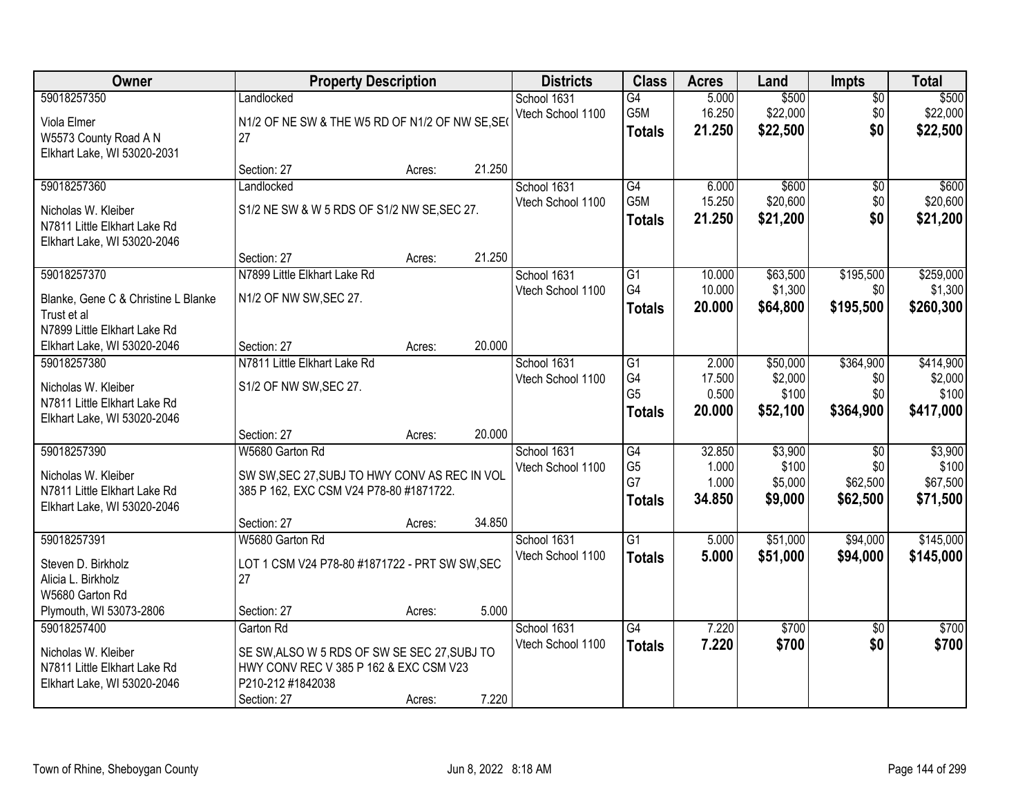| Owner | Property Description | Districts | Class | Acres | Land | Impts | Total |
|---|---|---|---|---|---|---|---|
| 59018257350<br>Viola Elmer<br>W5573 County Road A N<br>Elkhart Lake, WI 53020-2031 | Landlocked<br>N1/2 OF NE SW & THE W5 RD OF N1/2 OF NW SE,SE(<br>27<br>Section: 27 Acres: 21.250 | School 1631<br>Vtech School 1100 | G4<br>G5M<br>**Totals** | 5.000<br>16.250<br>**21.250** | $500<br>$22,000<br>**$22,500** | $0<br>$0<br>**$0** | $500<br>$22,000<br>**$22,500** |
| 59018257360<br>Nicholas W. Kleiber<br>N7811 Little Elkhart Lake Rd<br>Elkhart Lake, WI 53020-2046 | Landlocked<br>S1/2 NE SW & W 5 RDS OF S1/2 NW SE,SEC 27.<br>Section: 27 Acres: 21.250 | School 1631<br>Vtech School 1100 | G4<br>G5M<br>**Totals** | 6.000<br>15.250<br>**21.250** | $600<br>$20,600<br>**$21,200** | $0<br>$0<br>**$0** | $600<br>$20,600<br>**$21,200** |
| 59018257370<br>Blanke, Gene C & Christine L Blanke Trust et al<br>N7899 Little Elkhart Lake Rd<br>Elkhart Lake, WI 53020-2046 | N7899 Little Elkhart Lake Rd<br>N1/2 OF NW SW,SEC 27.<br>Section: 27 Acres: 20.000 | School 1631<br>Vtech School 1100 | G1<br>G4<br>**Totals** | 10.000<br>10.000<br>**20.000** | $63,500<br>$1,300<br>**$64,800** | $195,500<br>$0<br>**$195,500** | $259,000<br>$1,300<br>**$260,300** |
| 59018257380<br>Nicholas W. Kleiber<br>N7811 Little Elkhart Lake Rd<br>Elkhart Lake, WI 53020-2046 | N7811 Little Elkhart Lake Rd<br>S1/2 OF NW SW,SEC 27.<br>Section: 27 Acres: 20.000 | School 1631<br>Vtech School 1100 | G1<br>G4<br>G5<br>**Totals** | 2.000<br>17.500<br>0.500<br>**20.000** | $50,000<br>$2,000<br>$100<br>**$52,100** | $364,900<br>$0<br>$0<br>**$364,900** | $414,900<br>$2,000<br>$100<br>**$417,000** |
| 59018257390<br>Nicholas W. Kleiber<br>N7811 Little Elkhart Lake Rd<br>Elkhart Lake, WI 53020-2046 | W5680 Garton Rd<br>SW SW,SEC 27,SUBJ TO HWY CONV AS REC IN VOL 385 P 162, EXC CSM V24 P78-80 #1871722.<br>Section: 27 Acres: 34.850 | School 1631<br>Vtech School 1100 | G4<br>G5<br>G7<br>**Totals** | 32.850<br>1.000<br>1.000<br>**34.850** | $3,900<br>$100<br>$5,000<br>**$9,000** | $0<br>$0<br>$62,500<br>**$62,500** | $3,900<br>$100<br>$67,500<br>**$71,500** |
| 59018257391<br>Steven D. Birkholz<br>Alicia L. Birkholz<br>W5680 Garton Rd<br>Plymouth, WI 53073-2806 | W5680 Garton Rd<br>LOT 1 CSM V24 P78-80 #1871722 - PRT SW SW,SEC 27<br>Section: 27 Acres: 5.000 | School 1631<br>Vtech School 1100 | G1<br>**Totals** | 5.000<br>**5.000** | $51,000<br>**$51,000** | $94,000<br>**$94,000** | $145,000<br>**$145,000** |
| 59018257400<br>Nicholas W. Kleiber<br>N7811 Little Elkhart Lake Rd<br>Elkhart Lake, WI 53020-2046 | Garton Rd<br>SE SW,ALSO W 5 RDS OF SW SE SEC 27,SUBJ TO HWY CONV REC V 385 P 162 & EXC CSM V23 P210-212 #1842038<br>Section: 27 Acres: 7.220 | School 1631<br>Vtech School 1100 | G4<br>**Totals** | 7.220<br>**7.220** | $700<br>**$700** | $0<br>**$0** | $700<br>**$700** |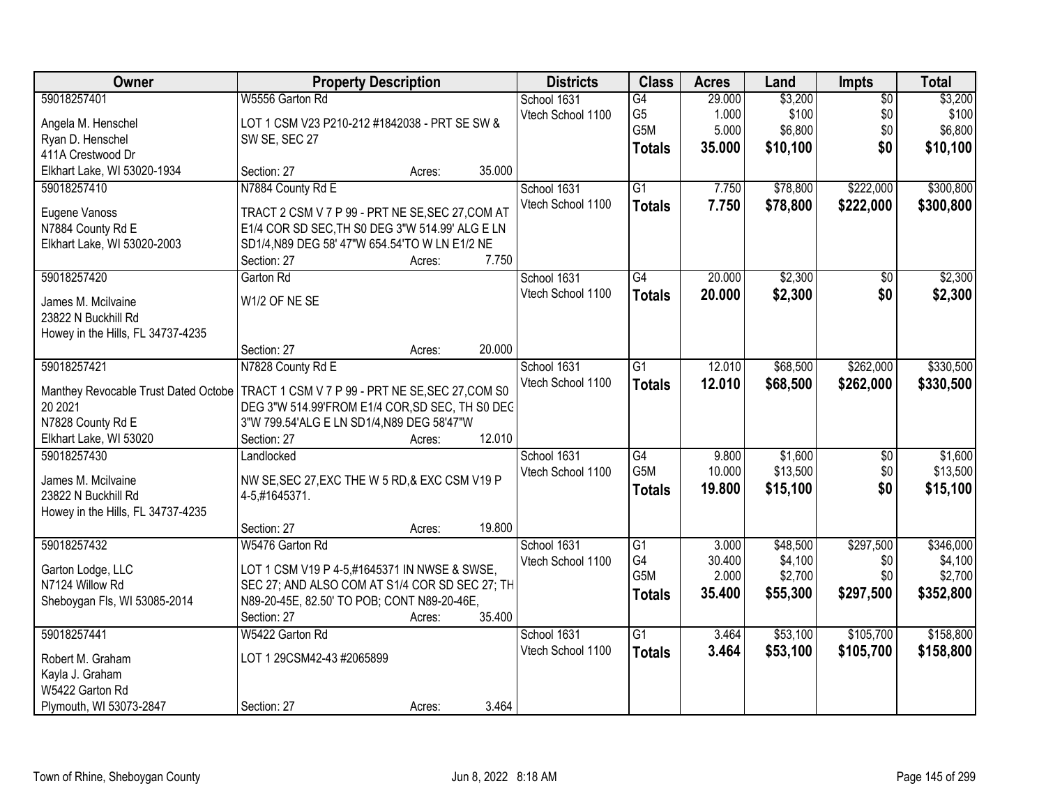| Owner | Property Description | Districts | Class | Acres | Land | Impts | Total |
|---|---|---|---|---|---|---|---|
| 59018257401<br>Angela M. Henschel<br>Ryan D. Henschel<br>411A Crestwood Dr<br>Elkhart Lake, WI 53020-1934 | W5556 Garton Rd<br>LOT 1 CSM V23 P210-212 #1842038 - PRT SE SW & SW SE, SEC 27<br>Section: 27 Acres: 35.000 | School 1631<br>Vtech School 1100 | G4<br>G5<br>G5M<br>**Totals** | 29.000<br>1.000<br>5.000<br>**35.000** | $3,200<br>$100<br>$6,800<br>**$10,100** | $0<br>$0<br>$0<br>**$0** | $3,200<br>$100<br>$6,800<br>**$10,100** |
| 59018257410<br>Eugene Vanoss<br>N7884 County Rd E<br>Elkhart Lake, WI 53020-2003 | N7884 County Rd E<br>TRACT 2 CSM V 7 P 99 - PRT NE SE,SEC 27,COM AT E1/4 COR SD SEC,TH S0 DEG 3"W 514.99' ALG E LN SD1/4,N89 DEG 58' 47"W 654.54'TO W LN E1/2 NE<br>Section: 27 Acres: 7.750 | School 1631<br>Vtech School 1100 | G1<br>**Totals** | 7.750<br>**7.750** | $78,800<br>**$78,800** | $222,000<br>**$222,000** | $300,800<br>**$300,800** |
| 59018257420<br>James M. Mcilvaine<br>23822 N Buckhill Rd<br>Howey in the Hills, FL 34737-4235 | Garton Rd<br>W1/2 OF NE SE<br>Section: 27 Acres: 20.000 | School 1631<br>Vtech School 1100 | G4<br>**Totals** | 20.000<br>**20.000** | $2,300<br>**$2,300** | $0<br>**$0** | $2,300<br>**$2,300** |
| 59018257421<br>Manthey Revocable Trust Dated Octobe 20 2021<br>N7828 County Rd E<br>Elkhart Lake, WI 53020 | N7828 County Rd E<br>TRACT 1 CSM V 7 P 99 - PRT NE SE,SEC 27,COM S0 DEG 3"W 514.99'FROM E1/4 COR,SD SEC, TH S0 DEG 3"W 799.54'ALG E LN SD1/4,N89 DEG 58'47"W<br>Section: 27 Acres: 12.010 | School 1631<br>Vtech School 1100 | G1<br>**Totals** | 12.010<br>**12.010** | $68,500<br>**$68,500** | $262,000<br>**$262,000** | $330,500<br>**$330,500** |
| 59018257430<br>James M. Mcilvaine<br>23822 N Buckhill Rd<br>Howey in the Hills, FL 34737-4235 | Landlocked<br>NW SE,SEC 27,EXC THE W 5 RD,& EXC CSM V19 P 4-5,#1645371.<br>Section: 27 Acres: 19.800 | School 1631<br>Vtech School 1100 | G4<br>G5M<br>**Totals** | 9.800<br>10.000<br>**19.800** | $1,600<br>$13,500<br>**$15,100** | $0<br>$0<br>**$0** | $1,600<br>$13,500<br>**$15,100** |
| 59018257432<br>Garton Lodge, LLC<br>N7124 Willow Rd<br>Sheboygan Fls, WI 53085-2014 | W5476 Garton Rd<br>LOT 1 CSM V19 P 4-5,#1645371 IN NWSE & SWSE, SEC 27; AND ALSO COM AT S1/4 COR SD SEC 27; TH N89-20-45E, 82.50' TO POB; CONT N89-20-46E,<br>Section: 27 Acres: 35.400 | School 1631<br>Vtech School 1100 | G1<br>G4<br>G5M<br>**Totals** | 3.000<br>30.400<br>2.000<br>**35.400** | $48,500<br>$4,100<br>$2,700<br>**$55,300** | $297,500<br>$0<br>$0<br>**$297,500** | $346,000<br>$4,100<br>$2,700<br>**$352,800** |
| 59018257441<br>Robert M. Graham<br>Kayla J. Graham<br>W5422 Garton Rd<br>Plymouth, WI 53073-2847 | W5422 Garton Rd<br>LOT 1 29CSM42-43 #2065899<br>Section: 27 Acres: 3.464 | School 1631<br>Vtech School 1100 | G1<br>**Totals** | 3.464<br>**3.464** | $53,100<br>**$53,100** | $105,700<br>**$105,700** | $158,800<br>**$158,800** |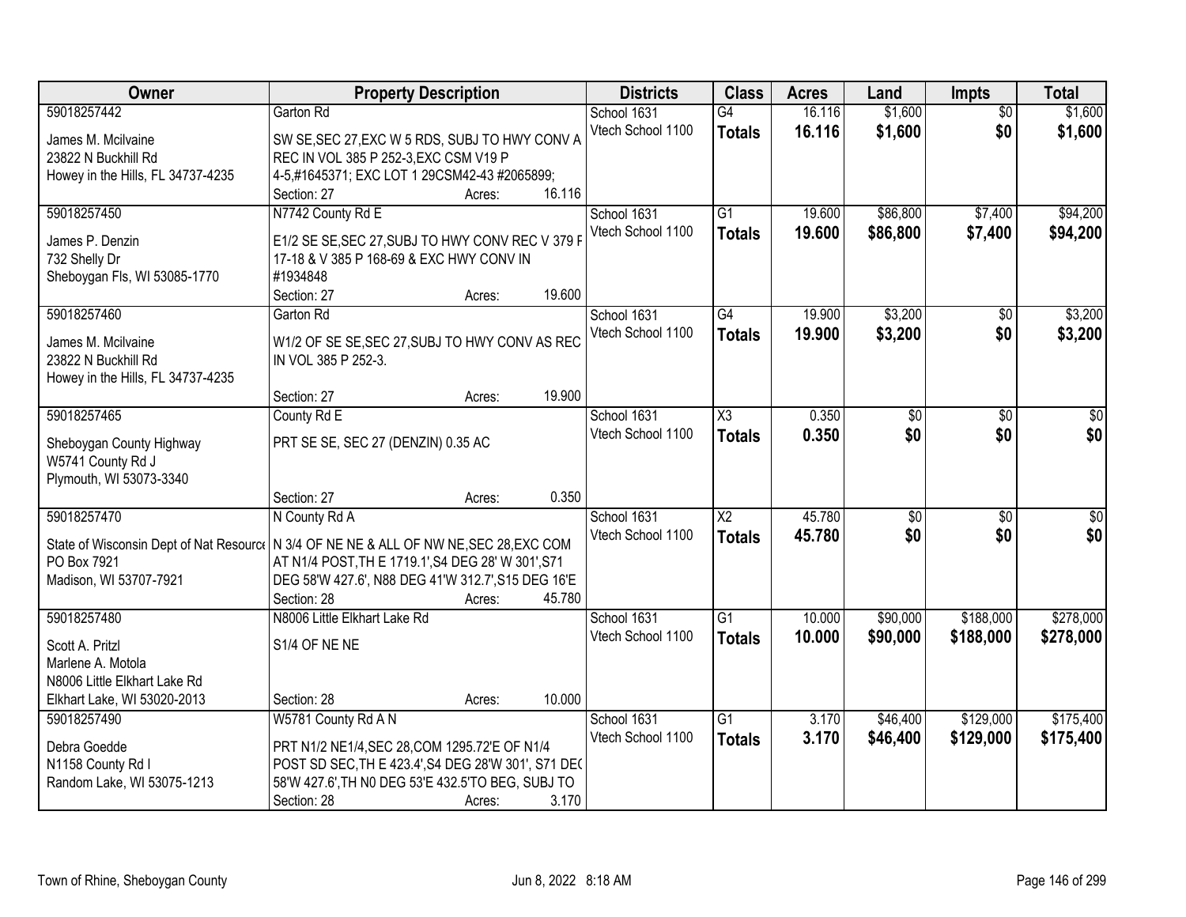| Owner | Property Description | Districts | Class | Acres | Land | Impts | Total |
|---|---|---|---|---|---|---|---|
| 59018257442<br>James M. Mcilvaine<br>23822 N Buckhill Rd<br>Howey in the Hills, FL 34737-4235 | Garton Rd<br>SW SE,SEC 27,EXC W 5 RDS, SUBJ TO HWY CONV A REC IN VOL 385 P 252-3,EXC CSM V19 P 4-5,#1645371; EXC LOT 1 29CSM42-43 #2065899;<br>Section: 27 Acres: 16.116 | School 1631<br>Vtech School 1100 | G4<br>**Totals** | 16.116<br>**16.116** | $1,600<br>**$1,600** | $0<br>**$0** | $1,600<br>**$1,600** |
| 59018257450<br>James P. Denzin<br>732 Shelly Dr<br>Sheboygan Fls, WI 53085-1770 | N7742 County Rd E<br>E1/2 SE SE,SEC 27,SUBJ TO HWY CONV REC V 379 P 17-18 & V 385 P 168-69 & EXC HWY CONV IN #1934848<br>Section: 27 Acres: 19.600 | School 1631<br>Vtech School 1100 | G1<br>**Totals** | 19.600<br>**19.600** | $86,800<br>**$86,800** | $7,400<br>**$7,400** | $94,200<br>**$94,200** |
| 59018257460<br>James M. Mcilvaine<br>23822 N Buckhill Rd<br>Howey in the Hills, FL 34737-4235 | Garton Rd<br>W1/2 OF SE SE,SEC 27,SUBJ TO HWY CONV AS REC IN VOL 385 P 252-3.<br>Section: 27 Acres: 19.900 | School 1631<br>Vtech School 1100 | G4<br>**Totals** | 19.900<br>**19.900** | $3,200<br>**$3,200** | $0<br>**$0** | $3,200<br>**$3,200** |
| 59018257465<br>Sheboygan County Highway<br>W5741 County Rd J<br>Plymouth, WI 53073-3340 | County Rd E<br>PRT SE SE, SEC 27 (DENZIN) 0.35 AC<br>Section: 27 Acres: 0.350 | School 1631<br>Vtech School 1100 | X3<br>**Totals** | 0.350<br>**0.350** | $0<br>**$0** | $0<br>**$0** | $0<br>**$0** |
| 59018257470<br>State of Wisconsin Dept of Nat Resource<br>PO Box 7921<br>Madison, WI 53707-7921 | N County Rd A<br>N 3/4 OF NE NE & ALL OF NW NE,SEC 28,EXC COM AT N1/4 POST,TH E 1719.1',S4 DEG 28' W 301',S71 DEG 58'W 427.6', N88 DEG 41'W 312.7',S15 DEG 16'E<br>Section: 28 Acres: 45.780 | School 1631<br>Vtech School 1100 | X2<br>**Totals** | 45.780<br>**45.780** | $0<br>**$0** | $0<br>**$0** | $0<br>**$0** |
| 59018257480<br>Scott A. Pritzl<br>Marlene A. Motola<br>N8006 Little Elkhart Lake Rd<br>Elkhart Lake, WI 53020-2013 | N8006 Little Elkhart Lake Rd<br>S1/4 OF NE NE<br>Section: 28 Acres: 10.000 | School 1631<br>Vtech School 1100 | G1<br>**Totals** | 10.000<br>**10.000** | $90,000<br>**$90,000** | $188,000<br>**$188,000** | $278,000<br>**$278,000** |
| 59018257490<br>Debra Goedde<br>N1158 County Rd I<br>Random Lake, WI 53075-1213 | W5781 County Rd A N<br>PRT N1/2 NE1/4,SEC 28,COM 1295.72'E OF N1/4 POST SD SEC,TH E 423.4',S4 DEG 28'W 301', S71 DEG 58'W 427.6',TH N0 DEG 53'E 432.5'TO BEG, SUBJ TO<br>Section: 28 Acres: 3.170 | School 1631<br>Vtech School 1100 | G1<br>**Totals** | 3.170<br>**3.170** | $46,400<br>**$46,400** | $129,000<br>**$129,000** | $175,400<br>**$175,400** |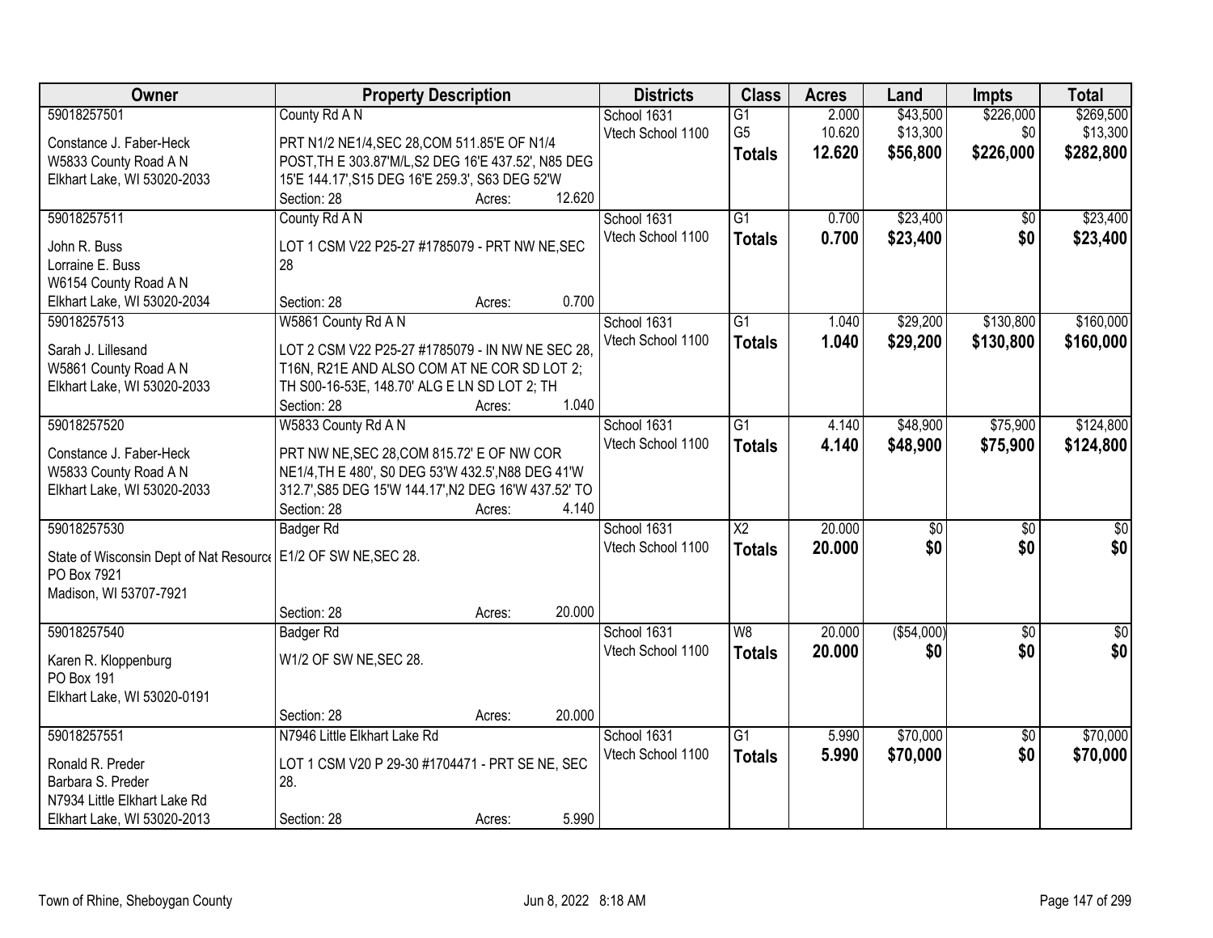| Owner | Property Description | Districts | Class | Acres | Land | Impts | Total |
|---|---|---|---|---|---|---|---|
| 59018257501<br>Constance J. Faber-Heck<br>W5833 County Road A N<br>Elkhart Lake, WI 53020-2033 | County Rd A N<br>PRT N1/2 NE1/4,SEC 28,COM 511.85'E OF N1/4 POST,TH E 303.87'M/L,S2 DEG 16'E 437.52', N85 DEG 15'E 144.17',S15 DEG 16'E 259.3', S63 DEG 52'W<br>Section: 28 Acres: 12.620 | School 1631<br>Vtech School 1100 | G1<br>G5<br>**Totals** | 2.000<br>10.620<br>**12.620** | $43,500<br>$13,300<br>**$56,800** | $226,000<br>$0<br>**$226,000** | $269,500<br>$13,300<br>**$282,800** |
| 59018257511<br>John R. Buss<br>Lorraine E. Buss<br>W6154 County Road A N<br>Elkhart Lake, WI 53020-2034 | County Rd A N<br>LOT 1 CSM V22 P25-27 #1785079 - PRT NW NE,SEC 28<br>Section: 28 Acres: 0.700 | School 1631<br>Vtech School 1100 | G1<br>**Totals** | 0.700<br>**0.700** | $23,400<br>**$23,400** | $0<br>**$0** | $23,400<br>**$23,400** |
| 59018257513<br>Sarah J. Lillesand<br>W5861 County Road A N<br>Elkhart Lake, WI 53020-2033 | W5861 County Rd A N<br>LOT 2 CSM V22 P25-27 #1785079 - IN NW NE SEC 28, T16N, R21E AND ALSO COM AT NE COR SD LOT 2; TH S00-16-53E, 148.70' ALG E LN SD LOT 2; TH<br>Section: 28 Acres: 1.040 | School 1631<br>Vtech School 1100 | G1<br>**Totals** | 1.040<br>**1.040** | $29,200<br>**$29,200** | $130,800<br>**$130,800** | $160,000<br>**$160,000** |
| 59018257520<br>Constance J. Faber-Heck<br>W5833 County Road A N<br>Elkhart Lake, WI 53020-2033 | W5833 County Rd A N<br>PRT NW NE,SEC 28,COM 815.72' E OF NW COR NE1/4,TH E 480', S0 DEG 53'W 432.5',N88 DEG 41'W 312.7',S85 DEG 15'W 144.17',N2 DEG 16'W 437.52' TO<br>Section: 28 Acres: 4.140 | School 1631<br>Vtech School 1100 | G1<br>**Totals** | 4.140<br>**4.140** | $48,900<br>**$48,900** | $75,900<br>**$75,900** | $124,800<br>**$124,800** |
| 59018257530<br>State of Wisconsin Dept of Nat Resource<br>PO Box 7921<br>Madison, WI 53707-7921 | Badger Rd<br>E1/2 OF SW NE,SEC 28.<br>Section: 28 Acres: 20.000 | School 1631<br>Vtech School 1100 | X2<br>**Totals** | 20.000<br>**20.000** | $0<br>**$0** | $0<br>**$0** | $0<br>**$0** |
| 59018257540<br>Karen R. Kloppenburg<br>PO Box 191<br>Elkhart Lake, WI 53020-0191 | Badger Rd<br>W1/2 OF SW NE,SEC 28.<br>Section: 28 Acres: 20.000 | School 1631<br>Vtech School 1100 | W8<br>**Totals** | 20.000<br>**20.000** | ($54,000)<br>**$0** | $0<br>**$0** | $0<br>**$0** |
| 59018257551<br>Ronald R. Preder<br>Barbara S. Preder<br>N7934 Little Elkhart Lake Rd<br>Elkhart Lake, WI 53020-2013 | N7946 Little Elkhart Lake Rd<br>LOT 1 CSM V20 P 29-30 #1704471 - PRT SE NE, SEC 28.<br>Section: 28 Acres: 5.990 | School 1631<br>Vtech School 1100 | G1<br>**Totals** | 5.990<br>**5.990** | $70,000<br>**$70,000** | $0<br>**$0** | $70,000<br>**$70,000** |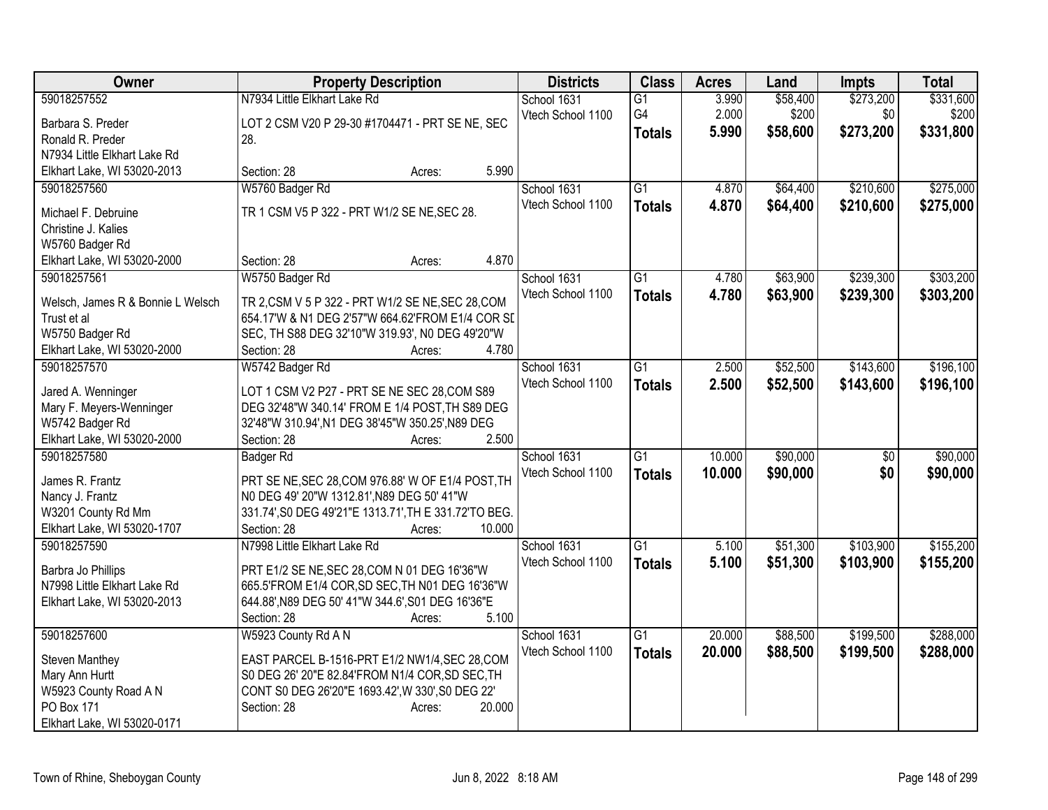| Owner | Property Description | Districts | Class | Acres | Land | Impts | Total |
|---|---|---|---|---|---|---|---|
| 59018257552<br>Barbara S. Preder<br>Ronald R. Preder<br>N7934 Little Elkhart Lake Rd<br>Elkhart Lake, WI 53020-2013 | N7934 Little Elkhart Lake Rd<br>LOT 2 CSM V20 P 29-30 #1704471 - PRT SE NE, SEC 28.<br>Section: 28 Acres: 5.990 | School 1631<br>Vtech School 1100 | G1<br>G4<br>**Totals** | 3.990<br>2.000<br>**5.990** | $58,400<br>$200<br>**$58,600** | $273,200<br>$0<br>**$273,200** | $331,600<br>$200<br>**$331,800** |
| 59018257560<br>Michael F. Debruine<br>Christine J. Kalies<br>W5760 Badger Rd<br>Elkhart Lake, WI 53020-2000 | W5760 Badger Rd<br>TR 1 CSM V5 P 322 - PRT W1/2 SE NE,SEC 28.<br>Section: 28 Acres: 4.870 | School 1631<br>Vtech School 1100 | G1<br>**Totals** | 4.870<br>**4.870** | $64,400<br>**$64,400** | $210,600<br>**$210,600** | $275,000<br>**$275,000** |
| 59018257561<br>Welsch, James R & Bonnie L Welsch<br>Trust et al<br>W5750 Badger Rd<br>Elkhart Lake, WI 53020-2000 | W5750 Badger Rd<br>TR 2,CSM V 5 P 322 - PRT W1/2 SE NE,SEC 28,COM 654.17'W & N1 DEG 2'57"W 664.62'FROM E1/4 COR SD SEC, TH S88 DEG 32'10"W 319.93', N0 DEG 49'20"W<br>Section: 28 Acres: 4.780 | School 1631<br>Vtech School 1100 | G1<br>**Totals** | 4.780<br>**4.780** | $63,900<br>**$63,900** | $239,300<br>**$239,300** | $303,200<br>**$303,200** |
| 59018257570<br>Jared A. Wenninger<br>Mary F. Meyers-Wenninger<br>W5742 Badger Rd<br>Elkhart Lake, WI 53020-2000 | W5742 Badger Rd<br>LOT 1 CSM V2 P27 - PRT SE NE SEC 28,COM S89 DEG 32'48"W 340.14' FROM E 1/4 POST,TH S89 DEG 32'48"W 310.94',N1 DEG 38'45"W 350.25',N89 DEG<br>Section: 28 Acres: 2.500 | School 1631<br>Vtech School 1100 | G1<br>**Totals** | 2.500<br>**2.500** | $52,500<br>**$52,500** | $143,600<br>**$143,600** | $196,100<br>**$196,100** |
| 59018257580<br>James R. Frantz<br>Nancy J. Frantz<br>W3201 County Rd Mm<br>Elkhart Lake, WI 53020-1707 | Badger Rd<br>PRT SE NE,SEC 28,COM 976.88' W OF E1/4 POST,TH N0 DEG 49' 20"W 1312.81',N89 DEG 50' 41"W 331.74',S0 DEG 49'21"E 1313.71',TH E 331.72'TO BEG.<br>Section: 28 Acres: 10.000 | School 1631<br>Vtech School 1100 | G1<br>**Totals** | 10.000<br>**10.000** | $90,000<br>**$90,000** | $0<br>**$0** | $90,000<br>**$90,000** |
| 59018257590<br>Barbra Jo Phillips<br>N7998 Little Elkhart Lake Rd<br>Elkhart Lake, WI 53020-2013 | N7998 Little Elkhart Lake Rd<br>PRT E1/2 SE NE,SEC 28,COM N 01 DEG 16'36"W 665.5'FROM E1/4 COR,SD SEC,TH N01 DEG 16'36"W 644.88',N89 DEG 50' 41"W 344.6',S01 DEG 16'36"E<br>Section: 28 Acres: 5.100 | School 1631<br>Vtech School 1100 | G1<br>**Totals** | 5.100<br>**5.100** | $51,300<br>**$51,300** | $103,900<br>**$103,900** | $155,200<br>**$155,200** |
| 59018257600<br>Steven Manthey<br>Mary Ann Hurtt<br>W5923 County Road A N<br>PO Box 171<br>Elkhart Lake, WI 53020-0171 | W5923 County Rd A N<br>EAST PARCEL B-1516-PRT E1/2 NW1/4,SEC 28,COM S0 DEG 26' 20"E 82.84'FROM N1/4 COR,SD SEC,TH CONT S0 DEG 26'20"E 1693.42',W 330',S0 DEG 22'<br>Section: 28 Acres: 20.000 | School 1631<br>Vtech School 1100 | G1<br>**Totals** | 20.000<br>**20.000** | $88,500<br>**$88,500** | $199,500<br>**$199,500** | $288,000<br>**$288,000** |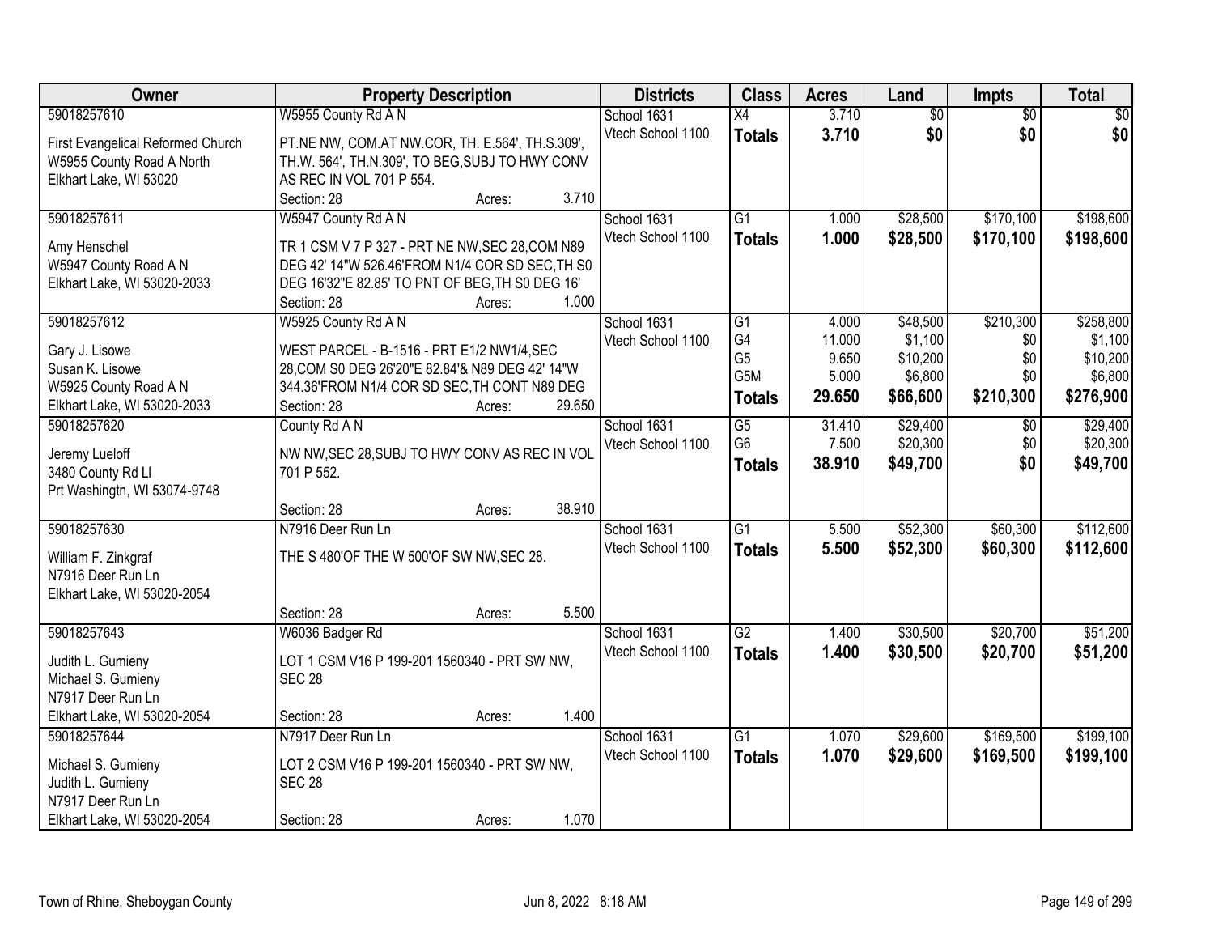| Owner | Property Description | Districts | Class | Acres | Land | Impts | Total |
|---|---|---|---|---|---|---|---|
| 59018257610<br><br>First Evangelical Reformed Church<br>W5955 County Road A North<br>Elkhart Lake, WI 53020 | W5955 County Rd A N<br><br>PT.NE NW, COM.AT NW.COR, TH. E.564', TH.S.309', TH.W. 564', TH.N.309', TO BEG,SUBJ TO HWY CONV AS REC IN VOL 701 P 554.<br>Section: 28 Acres: 3.710 | School 1631<br>Vtech School 1100 | X4<br>**Totals** | 3.710<br>**3.710** | $0<br>**$0** | $0<br>**$0** | $0<br>**$0** |
| 59018257611<br><br>Amy Henschel<br>W5947 County Road A N<br>Elkhart Lake, WI 53020-2033 | W5947 County Rd A N<br><br>TR 1 CSM V 7 P 327 - PRT NE NW,SEC 28,COM N89 DEG 42' 14"W 526.46'FROM N1/4 COR SD SEC,TH S0 DEG 16'32"E 82.85' TO PNT OF BEG,TH S0 DEG 16'<br>Section: 28 Acres: 1.000 | School 1631<br>Vtech School 1100 | G1<br>**Totals** | 1.000<br>**1.000** | $28,500<br>**$28,500** | $170,100<br>**$170,100** | $198,600<br>**$198,600** |
| 59018257612<br><br>Gary J. Lisowe<br>Susan K. Lisowe<br>W5925 County Road A N<br>Elkhart Lake, WI 53020-2033 | W5925 County Rd A N<br><br>WEST PARCEL - B-1516 - PRT E1/2 NW1/4,SEC 28,COM S0 DEG 26'20"E 82.84'& N89 DEG 42' 14"W 344.36'FROM N1/4 COR SD SEC,TH CONT N89 DEG<br>Section: 28 Acres: 29.650 | School 1631<br>Vtech School 1100 | G1<br>G4<br>G5<br>G5M<br>**Totals** | 4.000<br>11.000<br>9.650<br>5.000<br>**29.650** | $48,500<br>$1,100<br>$10,200<br>$6,800<br>**$66,600** | $210,300<br>$0<br>$0<br>$0<br>**$210,300** | $258,800<br>$1,100<br>$10,200<br>$6,800<br>**$276,900** |
| 59018257620<br><br>Jeremy Lueloff<br>3480 County Rd Ll<br>Prt Washingtn, WI 53074-9748 | County Rd A N<br><br>NW NW,SEC 28,SUBJ TO HWY CONV AS REC IN VOL 701 P 552.<br>Section: 28 Acres: 38.910 | School 1631<br>Vtech School 1100 | G5<br>G6<br>**Totals** | 31.410<br>7.500<br>**38.910** | $29,400<br>$20,300<br>**$49,700** | $0<br>$0<br>**$0** | $29,400<br>$20,300<br>**$49,700** |
| 59018257630<br><br>William F. Zinkgraf<br>N7916 Deer Run Ln<br>Elkhart Lake, WI 53020-2054 | N7916 Deer Run Ln<br><br>THE S 480'OF THE W 500'OF SW NW,SEC 28.<br>Section: 28 Acres: 5.500 | School 1631<br>Vtech School 1100 | G1<br>**Totals** | 5.500<br>**5.500** | $52,300<br>**$52,300** | $60,300<br>**$60,300** | $112,600<br>**$112,600** |
| 59018257643<br><br>Judith L. Gumieny<br>Michael S. Gumieny<br>N7917 Deer Run Ln<br>Elkhart Lake, WI 53020-2054 | W6036 Badger Rd<br><br>LOT 1 CSM V16 P 199-201 1560340 - PRT SW NW, SEC 28<br>Section: 28 Acres: 1.400 | School 1631<br>Vtech School 1100 | G2<br>**Totals** | 1.400<br>**1.400** | $30,500<br>**$30,500** | $20,700<br>**$20,700** | $51,200<br>**$51,200** |
| 59018257644<br><br>Michael S. Gumieny<br>Judith L. Gumieny<br>N7917 Deer Run Ln<br>Elkhart Lake, WI 53020-2054 | N7917 Deer Run Ln<br><br>LOT 2 CSM V16 P 199-201 1560340 - PRT SW NW, SEC 28<br>Section: 28 Acres: 1.070 | School 1631<br>Vtech School 1100 | G1<br>**Totals** | 1.070<br>**1.070** | $29,600<br>**$29,600** | $169,500<br>**$169,500** | $199,100<br>**$199,100** |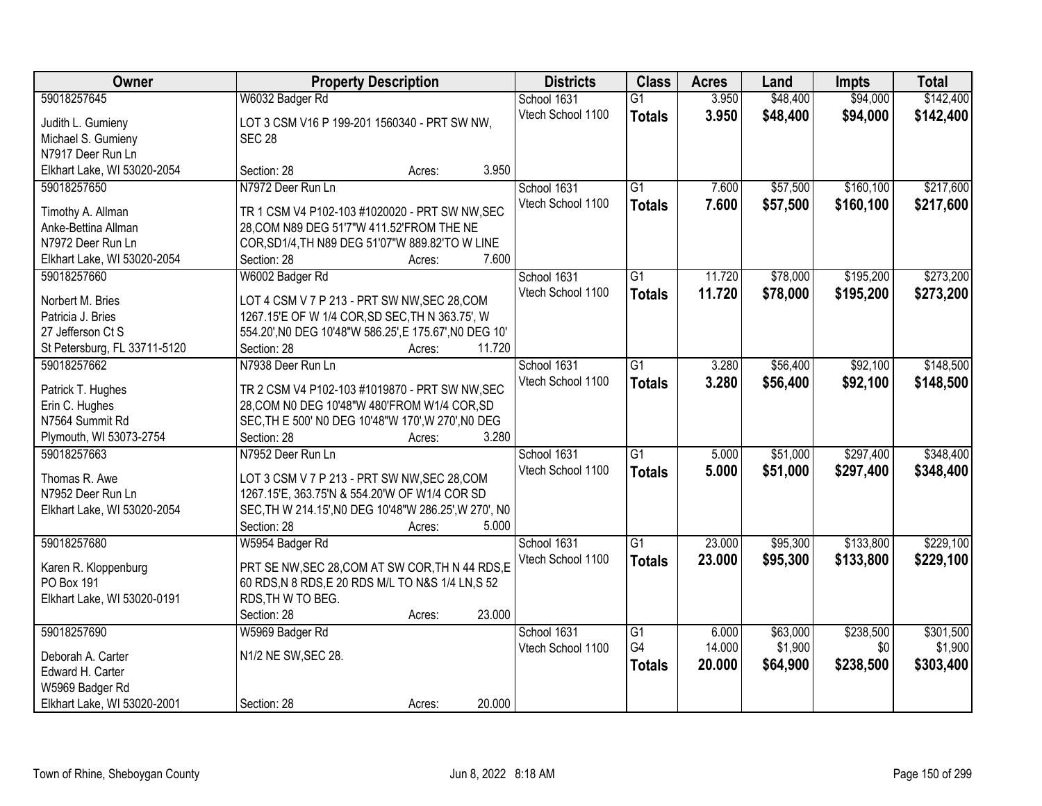| Owner | Property Description | Districts | Class | Acres | Land | Impts | Total |
|---|---|---|---|---|---|---|---|
| 59018257645<br>Judith L. Gumieny<br>Michael S. Gumieny<br>N7917 Deer Run Ln<br>Elkhart Lake, WI 53020-2054 | W6032 Badger Rd<br>LOT 3 CSM V16 P 199-201 1560340 - PRT SW NW, SEC 28<br>Section: 28 Acres: 3.950 | School 1631<br>Vtech School 1100 | G1<br>**Totals** | 3.950<br>**3.950** | $48,400<br>**$48,400** | $94,000<br>**$94,000** | $142,400<br>**$142,400** |
| 59018257650<br>Timothy A. Allman<br>Anke-Bettina Allman<br>N7972 Deer Run Ln<br>Elkhart Lake, WI 53020-2054 | N7972 Deer Run Ln<br>TR 1 CSM V4 P102-103 #1020020 - PRT SW NW,SEC 28,COM N89 DEG 51'7"W 411.52'FROM THE NE COR,SD1/4,TH N89 DEG 51'07"W 889.82'TO W LINE<br>Section: 28 Acres: 7.600 | School 1631<br>Vtech School 1100 | G1<br>**Totals** | 7.600<br>**7.600** | $57,500<br>**$57,500** | $160,100<br>**$160,100** | $217,600<br>**$217,600** |
| 59018257660<br>Norbert M. Bries<br>Patricia J. Bries<br>27 Jefferson Ct S<br>St Petersburg, FL 33711-5120 | W6002 Badger Rd<br>LOT 4 CSM V 7 P 213 - PRT SW NW,SEC 28,COM 1267.15'E OF W 1/4 COR,SD SEC,TH N 363.75', W 554.20',N0 DEG 10'48"W 586.25',E 175.67',N0 DEG 10'<br>Section: 28 Acres: 11.720 | School 1631<br>Vtech School 1100 | G1<br>**Totals** | 11.720<br>**11.720** | $78,000<br>**$78,000** | $195,200<br>**$195,200** | $273,200<br>**$273,200** |
| 59018257662<br>Patrick T. Hughes<br>Erin C. Hughes<br>N7564 Summit Rd<br>Plymouth, WI 53073-2754 | N7938 Deer Run Ln<br>TR 2 CSM V4 P102-103 #1019870 - PRT SW NW,SEC 28,COM N0 DEG 10'48"W 480'FROM W1/4 COR,SD SEC,TH E 500' N0 DEG 10'48"W 170',W 270',N0 DEG<br>Section: 28 Acres: 3.280 | School 1631<br>Vtech School 1100 | G1<br>**Totals** | 3.280<br>**3.280** | $56,400<br>**$56,400** | $92,100<br>**$92,100** | $148,500<br>**$148,500** |
| 59018257663<br>Thomas R. Awe<br>N7952 Deer Run Ln<br>Elkhart Lake, WI 53020-2054 | N7952 Deer Run Ln<br>LOT 3 CSM V 7 P 213 - PRT SW NW,SEC 28,COM 1267.15'E, 363.75'N & 554.20'W OF W1/4 COR SD SEC,TH W 214.15',N0 DEG 10'48"W 286.25',W 270', N0<br>Section: 28 Acres: 5.000 | School 1631<br>Vtech School 1100 | G1<br>**Totals** | 5.000<br>**5.000** | $51,000<br>**$51,000** | $297,400<br>**$297,400** | $348,400<br>**$348,400** |
| 59018257680<br>Karen R. Kloppenburg<br>PO Box 191<br>Elkhart Lake, WI 53020-0191 | W5954 Badger Rd<br>PRT SE NW,SEC 28,COM AT SW COR,TH N 44 RDS,E 60 RDS,N 8 RDS,E 20 RDS M/L TO N&S 1/4 LN,S 52 RDS,TH W TO BEG.<br>Section: 28 Acres: 23.000 | School 1631<br>Vtech School 1100 | G1<br>**Totals** | 23.000<br>**23.000** | $95,300<br>**$95,300** | $133,800<br>**$133,800** | $229,100<br>**$229,100** |
| 59018257690<br>Deborah A. Carter<br>Edward H. Carter<br>W5969 Badger Rd<br>Elkhart Lake, WI 53020-2001 | W5969 Badger Rd<br>N1/2 NE SW,SEC 28.<br>Section: 28 Acres: 20.000 | School 1631<br>Vtech School 1100 | G1<br>G4<br>**Totals** | 6.000<br>14.000<br>**20.000** | $63,000<br>$1,900<br>**$64,900** | $238,500<br>$0<br>**$238,500** | $301,500<br>$1,900<br>**$303,400** |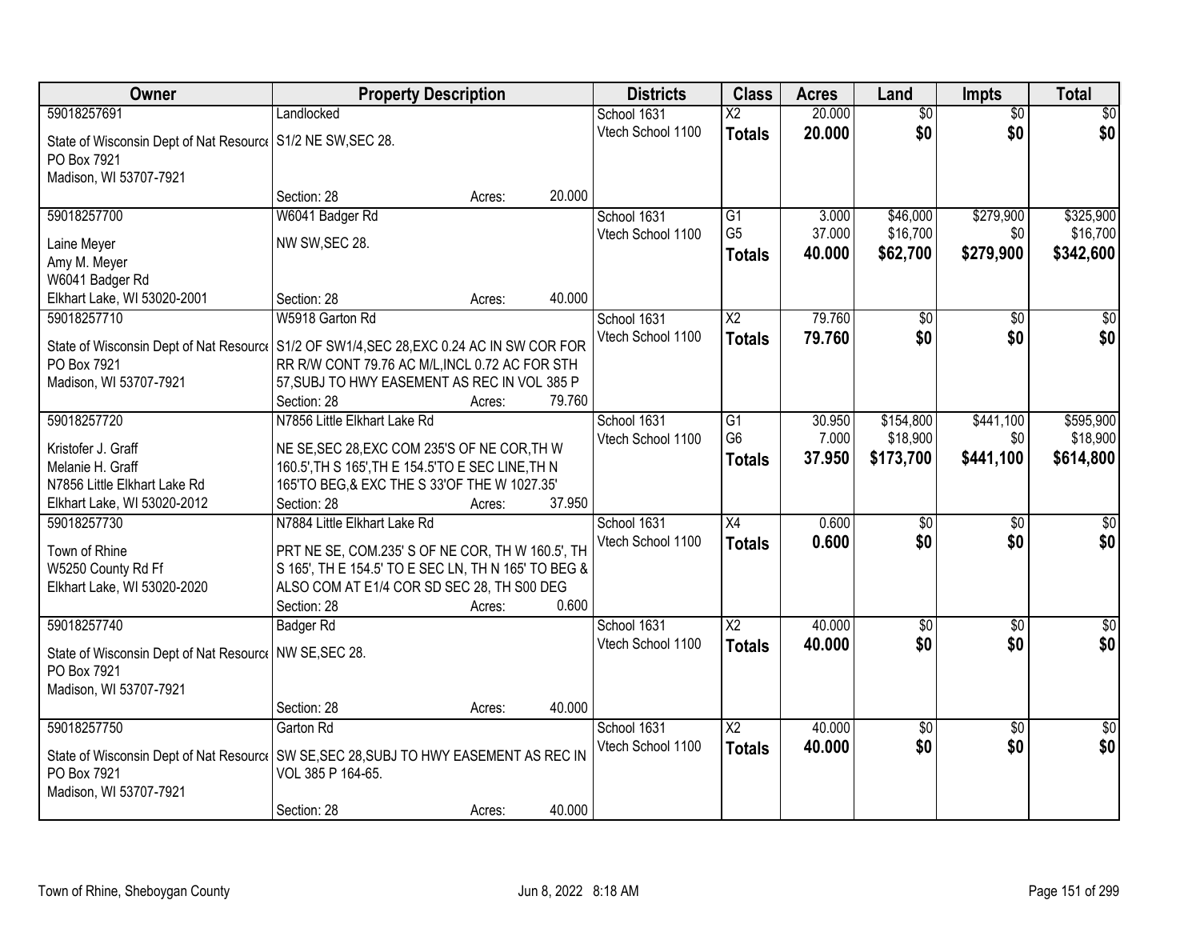| Owner | Property Description | | | Districts | Class | Acres | Land | Impts | Total |
|---|---|---|---|---|---|---|---|---|---|
| 59018257691 | Landlocked | | | School 1631 | X2 | 20.000 | $0 | $0 | $0 |
| State of Wisconsin Dept of Nat Resource<br>PO Box 7921<br>Madison, WI 53707-7921 | S1/2 NE SW,SEC 28. | | | Vtech School 1100 | **Totals** | **20.000** | **$0** | **$0** | **$0** |
| | Section: 28 | Acres: | 20.000 | | | | | | |
| 59018257700 | W6041 Badger Rd | | | School 1631 | G1 | 3.000 | $46,000 | $279,900 | $325,900 |
| Laine Meyer<br>Amy M. Meyer<br>W6041 Badger Rd<br>Elkhart Lake, WI 53020-2001 | NW SW,SEC 28. | | | Vtech School 1100 | G5 | 37.000 | $16,700 | $0 | $16,700 |
| | | | | | **Totals** | **40.000** | **$62,700** | **$279,900** | **$342,600** |
| | Section: 28 | Acres: | 40.000 | | | | | | |
| 59018257710 | W5918 Garton Rd | | | School 1631 | X2 | 79.760 | $0 | $0 | $0 |
| State of Wisconsin Dept of Nat Resource<br>PO Box 7921<br>Madison, WI 53707-7921 | S1/2 OF SW1/4,SEC 28,EXC 0.24 AC IN SW COR FOR RR R/W CONT 79.76 AC M/L,INCL 0.72 AC FOR STH 57,SUBJ TO HWY EASEMENT AS REC IN VOL 385 P | | | Vtech School 1100 | **Totals** | **79.760** | **$0** | **$0** | **$0** |
| | Section: 28 | Acres: | 79.760 | | | | | | |
| 59018257720 | N7856 Little Elkhart Lake Rd | | | School 1631 | G1 | 30.950 | $154,800 | $441,100 | $595,900 |
| Kristofer J. Graff<br>Melanie H. Graff<br>N7856 Little Elkhart Lake Rd<br>Elkhart Lake, WI 53020-2012 | NE SE,SEC 28,EXC COM 235'S OF NE COR,TH W 160.5',TH S 165',TH E 154.5'TO E SEC LINE,TH N 165'TO BEG,& EXC THE S 33'OF THE W 1027.35' | | | Vtech School 1100 | G6 | 7.000 | $18,900 | $0 | $18,900 |
| | | | | | **Totals** | **37.950** | **$173,700** | **$441,100** | **$614,800** |
| | Section: 28 | Acres: | 37.950 | | | | | | |
| 59018257730 | N7884 Little Elkhart Lake Rd | | | School 1631 | X4 | 0.600 | $0 | $0 | $0 |
| Town of Rhine<br>W5250 County Rd Ff<br>Elkhart Lake, WI 53020-2020 | PRT NE SE, COM.235' S OF NE COR, TH W 160.5', TH S 165', TH E 154.5' TO E SEC LN, TH N 165' TO BEG & ALSO COM AT E1/4 COR SD SEC 28, TH S00 DEG | | | Vtech School 1100 | **Totals** | **0.600** | **$0** | **$0** | **$0** |
| | Section: 28 | Acres: | 0.600 | | | | | | |
| 59018257740 | Badger Rd | | | School 1631 | X2 | 40.000 | $0 | $0 | $0 |
| State of Wisconsin Dept of Nat Resource<br>PO Box 7921<br>Madison, WI 53707-7921 | NW SE,SEC 28. | | | Vtech School 1100 | **Totals** | **40.000** | **$0** | **$0** | **$0** |
| | Section: 28 | Acres: | 40.000 | | | | | | |
| 59018257750 | Garton Rd | | | School 1631 | X2 | 40.000 | $0 | $0 | $0 |
| State of Wisconsin Dept of Nat Resource<br>PO Box 7921<br>Madison, WI 53707-7921 | SW SE,SEC 28,SUBJ TO HWY EASEMENT AS REC IN VOL 385 P 164-65. | | | Vtech School 1100 | **Totals** | **40.000** | **$0** | **$0** | **$0** |
| | Section: 28 | Acres: | 40.000 | | | | | | |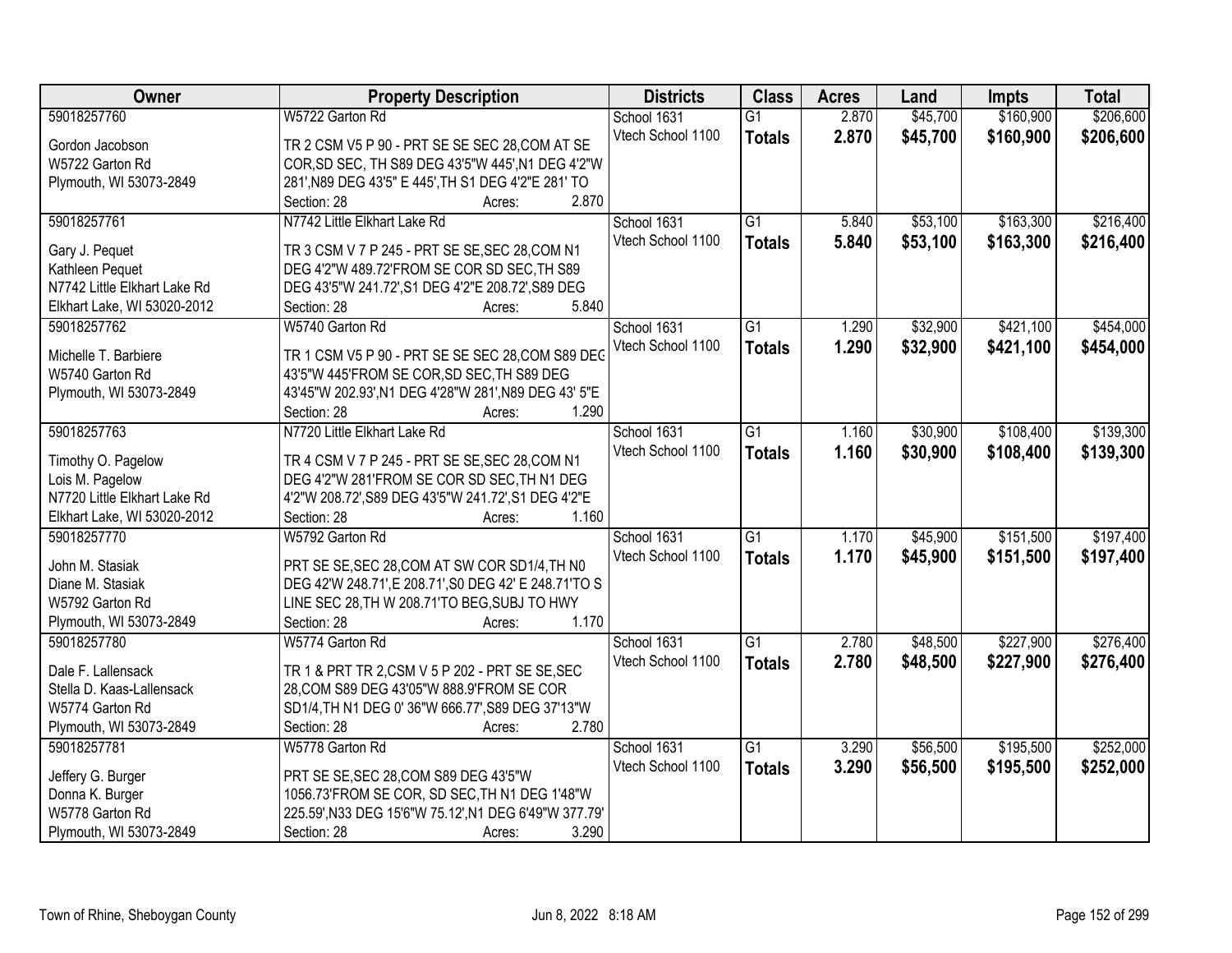| Owner | Property Description | Districts | Class | Acres | Land | Impts | Total |
|---|---|---|---|---|---|---|---|
| 59018257760<br>Gordon Jacobson<br>W5722 Garton Rd<br>Plymouth, WI 53073-2849 | W5722 Garton Rd<br>TR 2 CSM V5 P 90 - PRT SE SE SEC 28,COM AT SE COR,SD SEC, TH S89 DEG 43'5"W 445',N1 DEG 4'2"W 281',N89 DEG 43'5" E 445',TH S1 DEG 4'2"E 281' TO<br>Section: 28 Acres: 2.870 | School 1631<br>Vtech School 1100 | G1<br>**Totals** | 2.870<br>**2.870** | $45,700<br>**$45,700** | $160,900<br>**$160,900** | $206,600<br>**$206,600** |
| 59018257761<br>Gary J. Pequet<br>Kathleen Pequet<br>N7742 Little Elkhart Lake Rd<br>Elkhart Lake, WI 53020-2012 | N7742 Little Elkhart Lake Rd<br>TR 3 CSM V 7 P 245 - PRT SE SE,SEC 28,COM N1 DEG 4'2"W 489.72'FROM SE COR SD SEC,TH S89 DEG 43'5"W 241.72',S1 DEG 4'2"E 208.72',S89 DEG<br>Section: 28 Acres: 5.840 | School 1631<br>Vtech School 1100 | G1<br>**Totals** | 5.840<br>**5.840** | $53,100<br>**$53,100** | $163,300<br>**$163,300** | $216,400<br>**$216,400** |
| 59018257762<br>Michelle T. Barbiere<br>W5740 Garton Rd<br>Plymouth, WI 53073-2849 | W5740 Garton Rd<br>TR 1 CSM V5 P 90 - PRT SE SE SEC 28,COM S89 DEG 43'5"W 445'FROM SE COR,SD SEC,TH S89 DEG 43'45"W 202.93',N1 DEG 4'28"W 281',N89 DEG 43' 5"E<br>Section: 28 Acres: 1.290 | School 1631<br>Vtech School 1100 | G1<br>**Totals** | 1.290<br>**1.290** | $32,900<br>**$32,900** | $421,100<br>**$421,100** | $454,000<br>**$454,000** |
| 59018257763<br>Timothy O. Pagelow<br>Lois M. Pagelow<br>N7720 Little Elkhart Lake Rd<br>Elkhart Lake, WI 53020-2012 | N7720 Little Elkhart Lake Rd<br>TR 4 CSM V 7 P 245 - PRT SE SE,SEC 28,COM N1 DEG 4'2"W 281'FROM SE COR SD SEC,TH N1 DEG 4'2"W 208.72',S89 DEG 43'5"W 241.72',S1 DEG 4'2"E<br>Section: 28 Acres: 1.160 | School 1631<br>Vtech School 1100 | G1<br>**Totals** | 1.160<br>**1.160** | $30,900<br>**$30,900** | $108,400<br>**$108,400** | $139,300<br>**$139,300** |
| 59018257770<br>John M. Stasiak<br>Diane M. Stasiak<br>W5792 Garton Rd<br>Plymouth, WI 53073-2849 | W5792 Garton Rd<br>PRT SE SE,SEC 28,COM AT SW COR SD1/4,TH N0 DEG 42'W 248.71',E 208.71',S0 DEG 42' E 248.71'TO S LINE SEC 28,TH W 208.71'TO BEG,SUBJ TO HWY<br>Section: 28 Acres: 1.170 | School 1631<br>Vtech School 1100 | G1<br>**Totals** | 1.170<br>**1.170** | $45,900<br>**$45,900** | $151,500<br>**$151,500** | $197,400<br>**$197,400** |
| 59018257780<br>Dale F. Lallensack<br>Stella D. Kaas-Lallensack<br>W5774 Garton Rd<br>Plymouth, WI 53073-2849 | W5774 Garton Rd<br>TR 1 & PRT TR 2,CSM V 5 P 202 - PRT SE SE,SEC 28,COM S89 DEG 43'05"W 888.9'FROM SE COR SD1/4,TH N1 DEG 0' 36"W 666.77',S89 DEG 37'13"W<br>Section: 28 Acres: 2.780 | School 1631<br>Vtech School 1100 | G1<br>**Totals** | 2.780<br>**2.780** | $48,500<br>**$48,500** | $227,900<br>**$227,900** | $276,400<br>**$276,400** |
| 59018257781<br>Jeffery G. Burger<br>Donna K. Burger<br>W5778 Garton Rd<br>Plymouth, WI 53073-2849 | W5778 Garton Rd<br>PRT SE SE,SEC 28,COM S89 DEG 43'5"W 1056.73'FROM SE COR, SD SEC,TH N1 DEG 1'48"W 225.59',N33 DEG 15'6"W 75.12',N1 DEG 6'49"W 377.79'<br>Section: 28 Acres: 3.290 | School 1631<br>Vtech School 1100 | G1<br>**Totals** | 3.290<br>**3.290** | $56,500<br>**$56,500** | $195,500<br>**$195,500** | $252,000<br>**$252,000** |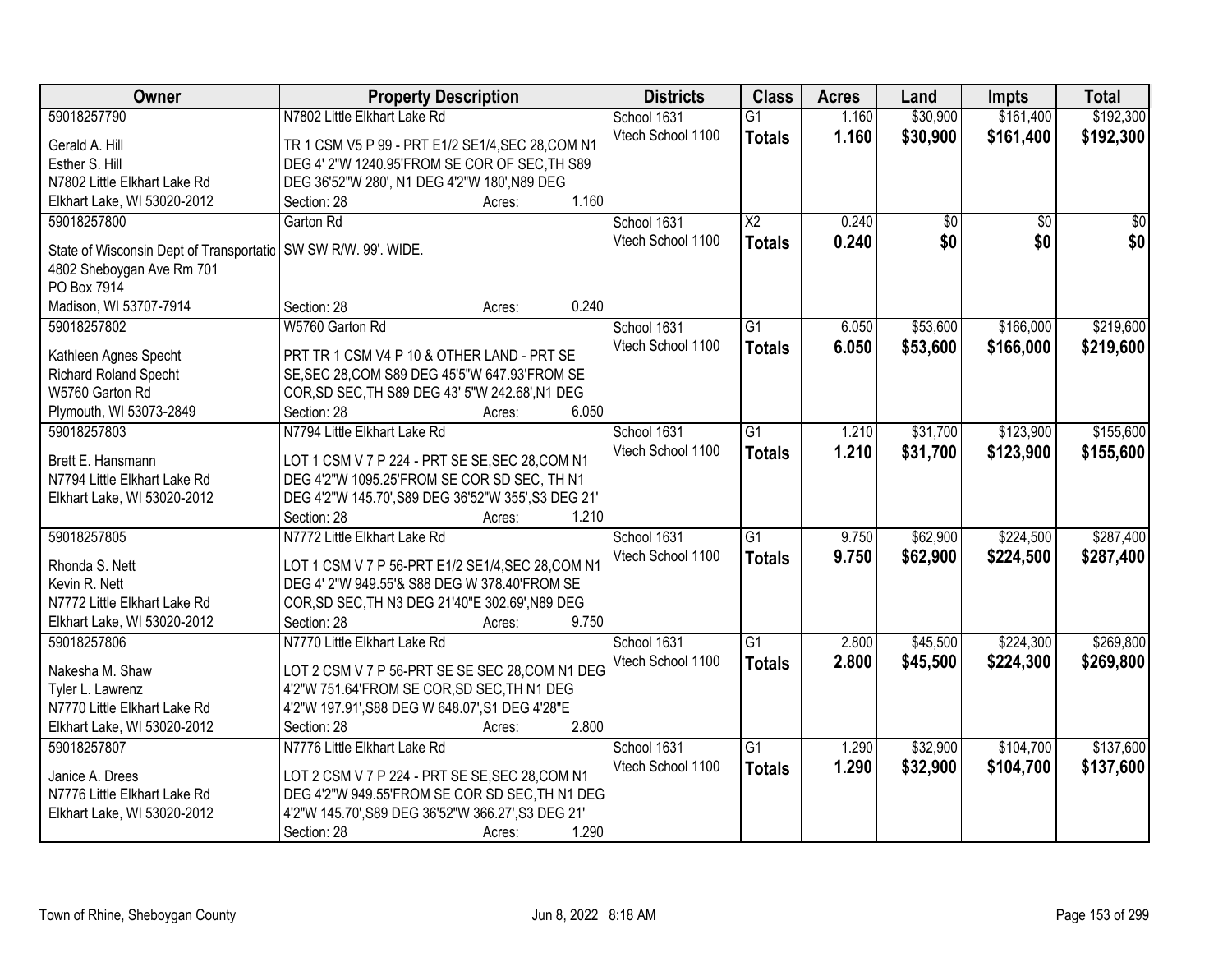| Owner | Property Description | Districts | Class | Acres | Land | Impts | Total |
|---|---|---|---|---|---|---|---|
| 59018257790<br>Gerald A. Hill<br>Esther S. Hill<br>N7802 Little Elkhart Lake Rd<br>Elkhart Lake, WI 53020-2012 | N7802 Little Elkhart Lake Rd<br>TR 1 CSM V5 P 99 - PRT E1/2 SE1/4,SEC 28,COM N1 DEG 4' 2"W 1240.95'FROM SE COR OF SEC,TH S89 DEG 36'52"W 280', N1 DEG 4'2"W 180',N89 DEG<br>Section: 28 Acres: 1.160 | School 1631<br>Vtech School 1100 | G1<br>**Totals** | 1.160<br>**1.160** | \$30,900<br>**\$30,900** | \$161,400<br>**\$161,400** | \$192,300<br>**\$192,300** |
| 59018257800<br>State of Wisconsin Dept of Transportatic<br>4802 Sheboygan Ave Rm 701<br>PO Box 7914<br>Madison, WI 53707-7914 | Garton Rd<br>SW SW R/W. 99'. WIDE.<br>Section: 28 Acres: 0.240 | School 1631<br>Vtech School 1100 | X2<br>**Totals** | 0.240<br>**0.240** | \$0<br>**\$0** | \$0<br>**\$0** | \$0<br>**\$0** |
| 59018257802<br>Kathleen Agnes Specht<br>Richard Roland Specht<br>W5760 Garton Rd<br>Plymouth, WI 53073-2849 | W5760 Garton Rd<br>PRT TR 1 CSM V4 P 10 & OTHER LAND - PRT SE SE,SEC 28,COM S89 DEG 45'5"W 647.93'FROM SE COR,SD SEC,TH S89 DEG 43' 5"W 242.68',N1 DEG<br>Section: 28 Acres: 6.050 | School 1631<br>Vtech School 1100 | G1<br>**Totals** | 6.050<br>**6.050** | \$53,600<br>**\$53,600** | \$166,000<br>**\$166,000** | \$219,600<br>**\$219,600** |
| 59018257803<br>Brett E. Hansmann<br>N7794 Little Elkhart Lake Rd<br>Elkhart Lake, WI 53020-2012 | N7794 Little Elkhart Lake Rd<br>LOT 1 CSM V 7 P 224 - PRT SE SE,SEC 28,COM N1 DEG 4'2"W 1095.25'FROM SE COR SD SEC, TH N1 DEG 4'2"W 145.70',S89 DEG 36'52"W 355',S3 DEG 21'<br>Section: 28 Acres: 1.210 | School 1631<br>Vtech School 1100 | G1<br>**Totals** | 1.210<br>**1.210** | \$31,700<br>**\$31,700** | \$123,900<br>**\$123,900** | \$155,600<br>**\$155,600** |
| 59018257805<br>Rhonda S. Nett<br>Kevin R. Nett<br>N7772 Little Elkhart Lake Rd<br>Elkhart Lake, WI 53020-2012 | N7772 Little Elkhart Lake Rd<br>LOT 1 CSM V 7 P 56-PRT E1/2 SE1/4,SEC 28,COM N1 DEG 4' 2"W 949.55'& S88 DEG W 378.40'FROM SE COR,SD SEC,TH N3 DEG 21'40"E 302.69',N89 DEG<br>Section: 28 Acres: 9.750 | School 1631<br>Vtech School 1100 | G1<br>**Totals** | 9.750<br>**9.750** | \$62,900<br>**\$62,900** | \$224,500<br>**\$224,500** | \$287,400<br>**\$287,400** |
| 59018257806<br>Nakesha M. Shaw<br>Tyler L. Lawrenz<br>N7770 Little Elkhart Lake Rd<br>Elkhart Lake, WI 53020-2012 | N7770 Little Elkhart Lake Rd<br>LOT 2 CSM V 7 P 56-PRT SE SE SEC 28,COM N1 DEG 4'2"W 751.64'FROM SE COR,SD SEC,TH N1 DEG 4'2"W 197.91',S88 DEG W 648.07',S1 DEG 4'28"E<br>Section: 28 Acres: 2.800 | School 1631<br>Vtech School 1100 | G1<br>**Totals** | 2.800<br>**2.800** | \$45,500<br>**\$45,500** | \$224,300<br>**\$224,300** | \$269,800<br>**\$269,800** |
| 59018257807<br>Janice A. Drees<br>N7776 Little Elkhart Lake Rd<br>Elkhart Lake, WI 53020-2012 | N7776 Little Elkhart Lake Rd<br>LOT 2 CSM V 7 P 224 - PRT SE SE,SEC 28,COM N1 DEG 4'2"W 949.55'FROM SE COR SD SEC,TH N1 DEG 4'2"W 145.70',S89 DEG 36'52"W 366.27',S3 DEG 21'<br>Section: 28 Acres: 1.290 | School 1631<br>Vtech School 1100 | G1<br>**Totals** | 1.290<br>**1.290** | \$32,900<br>**\$32,900** | \$104,700<br>**\$104,700** | \$137,600<br>**\$137,600** |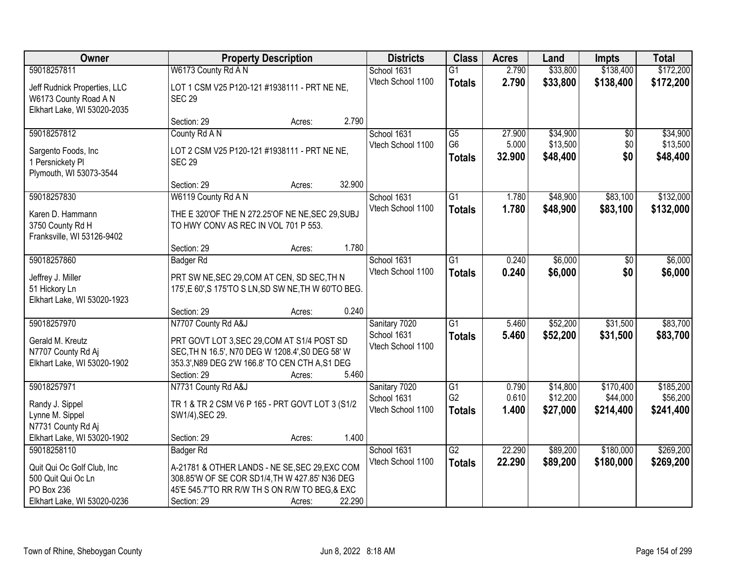| Owner | Property Description | Districts | Class | Acres | Land | Impts | Total |
|---|---|---|---|---|---|---|---|
| 59018257811<br><br>Jeff Rudnick Properties, LLC<br>W6173 County Road A N<br>Elkhart Lake, WI 53020-2035 | W6173 County Rd A N<br><br>LOT 1 CSM V25 P120-121 #1938111 - PRT NE NE, SEC 29<br><br>Section: 29 Acres: 2.790 | School 1631<br>Vtech School 1100 | G1<br>**Totals** | 2.790<br>**2.790** | $33,800<br>**$33,800** | $138,400<br>**$138,400** | $172,200<br>**$172,200** |
| 59018257812<br><br>Sargento Foods, Inc<br>1 Persnickety Pl<br>Plymouth, WI 53073-3544 | County Rd A N<br><br>LOT 2 CSM V25 P120-121 #1938111 - PRT NE NE, SEC 29<br><br>Section: 29 Acres: 32.900 | School 1631<br>Vtech School 1100 | G5<br>G6<br>**Totals** | 27.900<br>5.000<br>**32.900** | $34,900<br>$13,500<br>**$48,400** | $0<br>$0<br>**$0** | $34,900<br>$13,500<br>**$48,400** |
| 59018257830<br><br>Karen D. Hammann<br>3750 County Rd H<br>Franksville, WI 53126-9402 | W6119 County Rd A N<br><br>THE E 320'OF THE N 272.25'OF NE NE,SEC 29,SUBJ TO HWY CONV AS REC IN VOL 701 P 553.<br><br>Section: 29 Acres: 1.780 | School 1631<br>Vtech School 1100 | G1<br>**Totals** | 1.780<br>**1.780** | $48,900<br>**$48,900** | $83,100<br>**$83,100** | $132,000<br>**$132,000** |
| 59018257860<br><br>Jeffrey J. Miller<br>51 Hickory Ln<br>Elkhart Lake, WI 53020-1923 | Badger Rd<br><br>PRT SW NE,SEC 29,COM AT CEN, SD SEC,TH N 175',E 60',S 175'TO S LN,SD SW NE,TH W 60'TO BEG.<br><br>Section: 29 Acres: 0.240 | School 1631<br>Vtech School 1100 | G1<br>**Totals** | 0.240<br>**0.240** | $6,000<br>**$6,000** | $0<br>**$0** | $6,000<br>**$6,000** |
| 59018257970<br><br>Gerald M. Kreutz<br>N7707 County Rd Aj<br>Elkhart Lake, WI 53020-1902 | N7707 County Rd A&J<br><br>PRT GOVT LOT 3,SEC 29,COM AT S1/4 POST SD SEC,TH N 16.5', N70 DEG W 1208.4',S0 DEG 58' W 353.3',N89 DEG 2'W 166.8' TO CEN CTH A,S1 DEG<br>Section: 29 Acres: 5.460 | Sanitary 7020<br>School 1631<br>Vtech School 1100 | G1<br>**Totals** | 5.460<br>**5.460** | $52,200<br>**$52,200** | $31,500<br>**$31,500** | $83,700<br>**$83,700** |
| 59018257971<br><br>Randy J. Sippel<br>Lynne M. Sippel<br>N7731 County Rd Aj<br>Elkhart Lake, WI 53020-1902 | N7731 County Rd A&J<br><br>TR 1 & TR 2 CSM V6 P 165 - PRT GOVT LOT 3 (S1/2 SW1/4),SEC 29.<br><br>Section: 29 Acres: 1.400 | Sanitary 7020<br>School 1631<br>Vtech School 1100 | G1<br>G2<br>**Totals** | 0.790<br>0.610<br>**1.400** | $14,800<br>$12,200<br>**$27,000** | $170,400<br>$44,000<br>**$214,400** | $185,200<br>$56,200<br>**$241,400** |
| 59018258110<br><br>Quit Qui Oc Golf Club, Inc<br>500 Quit Qui Oc Ln<br>PO Box 236<br>Elkhart Lake, WI 53020-0236 | Badger Rd<br><br>A-21781 & OTHER LANDS - NE SE,SEC 29,EXC COM 308.85'W OF SE COR SD1/4,TH W 427.85' N36 DEG 45'E 545.7'TO RR R/W TH S ON R/W TO BEG,& EXC<br>Section: 29 Acres: 22.290 | School 1631<br>Vtech School 1100 | G2<br>**Totals** | 22.290<br>**22.290** | $89,200<br>**$89,200** | $180,000<br>**$180,000** | $269,200<br>**$269,200** |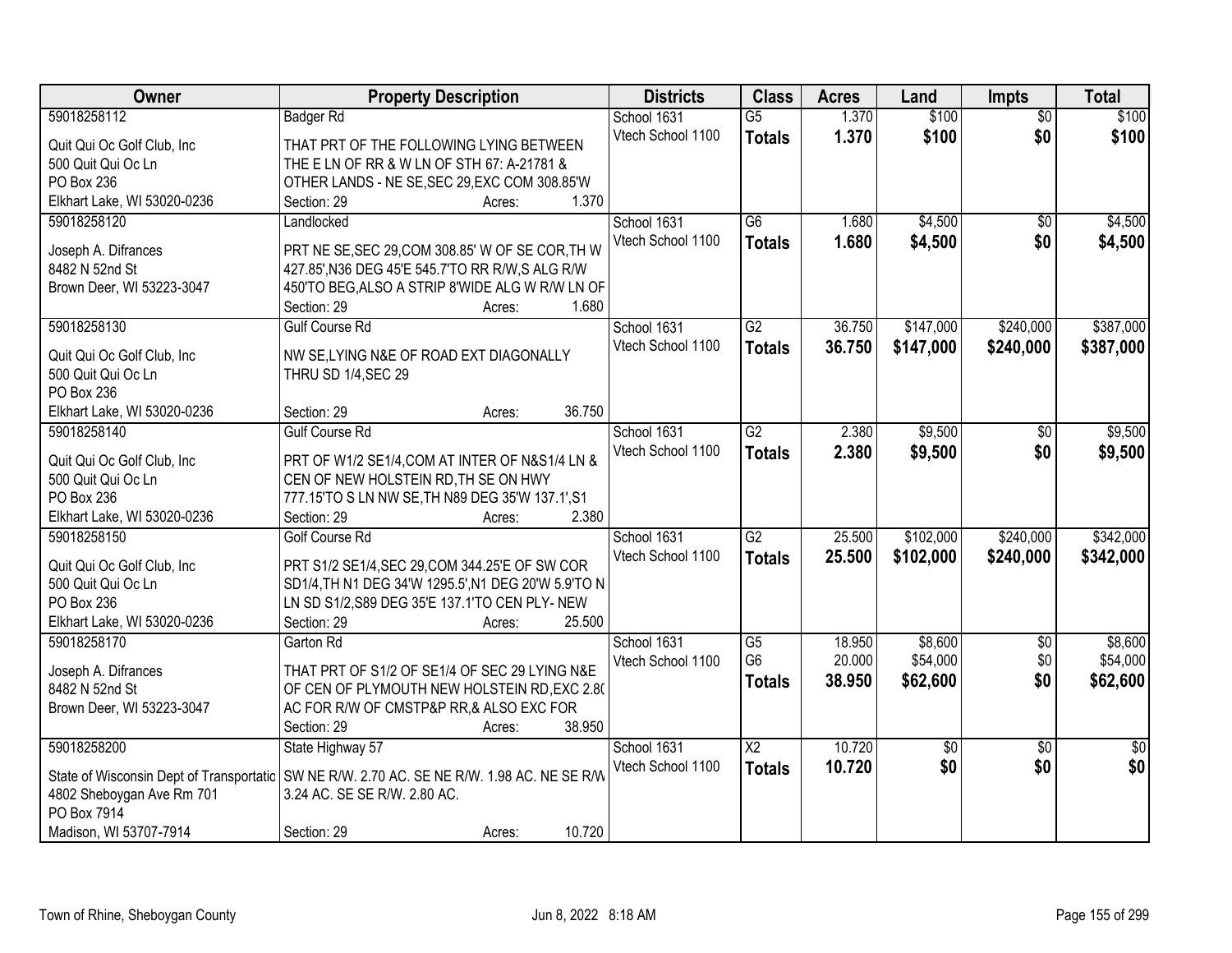| Owner | Property Description | Districts | Class | Acres | Land | Impts | Total |
|---|---|---|---|---|---|---|---|
| 59018258112<br>Quit Qui Oc Golf Club, Inc<br>500 Quit Qui Oc Ln<br>PO Box 236<br>Elkhart Lake, WI 53020-0236 | Badger Rd<br>THAT PRT OF THE FOLLOWING LYING BETWEEN THE E LN OF RR & W LN OF STH 67: A-21781 & OTHER LANDS - NE SE,SEC 29,EXC COM 308.85'W<br>Section: 29 Acres: 1.370 | School 1631<br>Vtech School 1100 | G5<br>**Totals** | 1.370<br>**1.370** | $100<br>**$100** | $0<br>**$0** | $100<br>**$100** |
| 59018258120<br>Joseph A. Difrances<br>8482 N 52nd St<br>Brown Deer, WI 53223-3047 | Landlocked<br>PRT NE SE,SEC 29,COM 308.85' W OF SE COR,TH W 427.85',N36 DEG 45'E 545.7'TO RR R/W,S ALG R/W 450'TO BEG,ALSO A STRIP 8'WIDE ALG W R/W LN OF<br>Section: 29 Acres: 1.680 | School 1631<br>Vtech School 1100 | G6<br>**Totals** | 1.680<br>**1.680** | $4,500<br>**$4,500** | $0<br>**$0** | $4,500<br>**$4,500** |
| 59018258130<br>Quit Qui Oc Golf Club, Inc<br>500 Quit Qui Oc Ln<br>PO Box 236<br>Elkhart Lake, WI 53020-0236 | Gulf Course Rd<br>NW SE,LYING N&E OF ROAD EXT DIAGONALLY THRU SD 1/4,SEC 29<br>Section: 29 Acres: 36.750 | School 1631<br>Vtech School 1100 | G2<br>**Totals** | 36.750<br>**36.750** | $147,000<br>**$147,000** | $240,000<br>**$240,000** | $387,000<br>**$387,000** |
| 59018258140<br>Quit Qui Oc Golf Club, Inc<br>500 Quit Qui Oc Ln<br>PO Box 236<br>Elkhart Lake, WI 53020-0236 | Gulf Course Rd<br>PRT OF W1/2 SE1/4,COM AT INTER OF N&S1/4 LN & CEN OF NEW HOLSTEIN RD,TH SE ON HWY 777.15'TO S LN NW SE,TH N89 DEG 35'W 137.1',S1<br>Section: 29 Acres: 2.380 | School 1631<br>Vtech School 1100 | G2<br>**Totals** | 2.380<br>**2.380** | $9,500<br>**$9,500** | $0<br>**$0** | $9,500<br>**$9,500** |
| 59018258150<br>Quit Qui Oc Golf Club, Inc<br>500 Quit Qui Oc Ln<br>PO Box 236<br>Elkhart Lake, WI 53020-0236 | Golf Course Rd<br>PRT S1/2 SE1/4,SEC 29,COM 344.25'E OF SW COR SD1/4,TH N1 DEG 34'W 1295.5',N1 DEG 20'W 5.9'TO N LN SD S1/2,S89 DEG 35'E 137.1'TO CEN PLY- NEW<br>Section: 29 Acres: 25.500 | School 1631<br>Vtech School 1100 | G2<br>**Totals** | 25.500<br>**25.500** | $102,000<br>**$102,000** | $240,000<br>**$240,000** | $342,000<br>**$342,000** |
| 59018258170<br>Joseph A. Difrances<br>8482 N 52nd St<br>Brown Deer, WI 53223-3047 | Garton Rd<br>THAT PRT OF S1/2 OF SE1/4 OF SEC 29 LYING N&E OF CEN OF PLYMOUTH NEW HOLSTEIN RD,EXC 2.80 AC FOR R/W OF CMSTP&P RR,& ALSO EXC FOR<br>Section: 29 Acres: 38.950 | School 1631<br>Vtech School 1100 | G5<br>G6<br>**Totals** | 18.950<br>20.000<br>**38.950** | $8,600<br>$54,000<br>**$62,600** | $0<br>$0<br>**$0** | $8,600<br>$54,000<br>**$62,600** |
| 59018258200<br>State of Wisconsin Dept of Transportatic<br>4802 Sheboygan Ave Rm 701<br>PO Box 7914<br>Madison, WI 53707-7914 | State Highway 57<br>SW NE R/W. 2.70 AC. SE NE R/W. 1.98 AC. NE SE R/W 3.24 AC. SE SE R/W. 2.80 AC.<br>Section: 29 Acres: 10.720 | School 1631<br>Vtech School 1100 | X2<br>**Totals** | 10.720<br>**10.720** | $0<br>**$0** | $0<br>**$0** | $0<br>**$0** |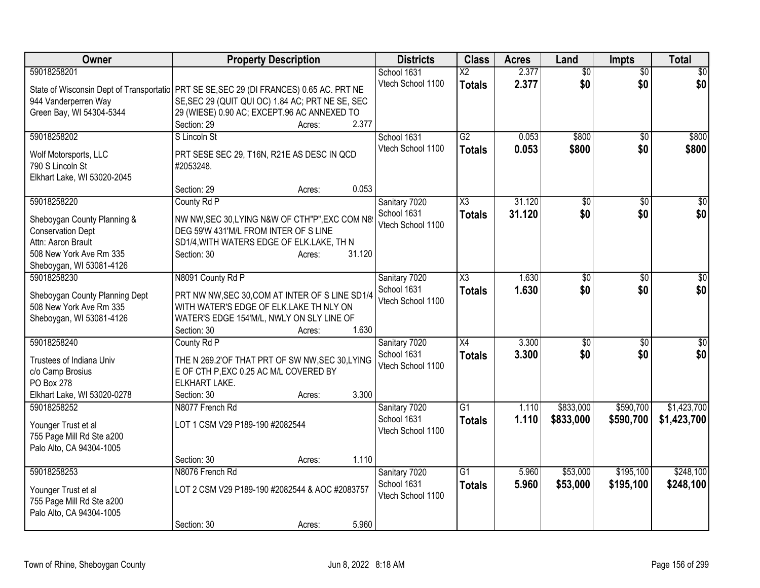| Owner | Property Description | Districts | Class | Acres | Land | Impts | Total |
|---|---|---|---|---|---|---|---|
| 59018258201<br>State of Wisconsin Dept of Transportatic<br>944 Vanderperren Way<br>Green Bay, WI 54304-5344 | PRT SE SE,SEC 29 (DI FRANCES) 0.65 AC. PRT NE SE,SEC 29 (QUIT QUI OC) 1.84 AC; PRT NE SE, SEC 29 (WIESE) 0.90 AC; EXCEPT.96 AC ANNEXED TO<br>Section: 29 Acres: 2.377 | School 1631<br>Vtech School 1100 | X2<br>**Totals** | 2.377<br>**2.377** | $0<br>**$0** | $0<br>**$0** | $0<br>**$0** |
| 59018258202<br>Wolf Motorsports, LLC<br>790 S Lincoln St<br>Elkhart Lake, WI 53020-2045 | S Lincoln St<br>PRT SESE SEC 29, T16N, R21E AS DESC IN QCD #2053248.<br>Section: 29 Acres: 0.053 | School 1631<br>Vtech School 1100 | G2<br>**Totals** | 0.053<br>**0.053** | $800<br>**$800** | $0<br>**$0** | $800<br>**$800** |
| 59018258220<br>Sheboygan County Planning &<br>Conservation Dept<br>Attn: Aaron Brault<br>508 New York Ave Rm 335<br>Sheboygan, WI 53081-4126 | County Rd P<br>NW NW,SEC 30,LYING N&W OF CTH"P",EXC COM N8 DEG 59'W 431'M/L FROM INTER OF S LINE SD1/4,WITH WATERS EDGE OF ELK.LAKE, TH N<br>Section: 30 Acres: 31.120 | Sanitary 7020<br>School 1631<br>Vtech School 1100 | X3<br>**Totals** | 31.120<br>**31.120** | $0<br>**$0** | $0<br>**$0** | $0<br>**$0** |
| 59018258230<br>Sheboygan County Planning Dept<br>508 New York Ave Rm 335<br>Sheboygan, WI 53081-4126 | N8091 County Rd P<br>PRT NW NW,SEC 30,COM AT INTER OF S LINE SD1/4 WITH WATER'S EDGE OF ELK.LAKE TH NLY ON WATER'S EDGE 154'M/L, NWLY ON SLY LINE OF<br>Section: 30 Acres: 1.630 | Sanitary 7020<br>School 1631<br>Vtech School 1100 | X3<br>**Totals** | 1.630<br>**1.630** | $0<br>**$0** | $0<br>**$0** | $0<br>**$0** |
| 59018258240<br>Trustees of Indiana Univ<br>c/o Camp Brosius<br>PO Box 278<br>Elkhart Lake, WI 53020-0278 | County Rd P<br>THE N 269.2'OF THAT PRT OF SW NW,SEC 30,LYING E OF CTH P,EXC 0.25 AC M/L COVERED BY ELKHART LAKE.<br>Section: 30 Acres: 3.300 | Sanitary 7020<br>School 1631<br>Vtech School 1100 | X4<br>**Totals** | 3.300<br>**3.300** | $0<br>**$0** | $0<br>**$0** | $0<br>**$0** |
| 59018258252<br>Younger Trust et al<br>755 Page Mill Rd Ste a200<br>Palo Alto, CA 94304-1005 | N8077 French Rd<br>LOT 1 CSM V29 P189-190 #2082544<br>Section: 30 Acres: 1.110 | Sanitary 7020<br>School 1631<br>Vtech School 1100 | G1<br>**Totals** | 1.110<br>**1.110** | $833,000<br>**$833,000** | $590,700<br>**$590,700** | $1,423,700<br>**$1,423,700** |
| 59018258253<br>Younger Trust et al<br>755 Page Mill Rd Ste a200<br>Palo Alto, CA 94304-1005 | N8076 French Rd<br>LOT 2 CSM V29 P189-190 #2082544 & AOC #2083757<br>Section: 30 Acres: 5.960 | Sanitary 7020<br>School 1631<br>Vtech School 1100 | G1<br>**Totals** | 5.960<br>**5.960** | $53,000<br>**$53,000** | $195,100<br>**$195,100** | $248,100<br>**$248,100** |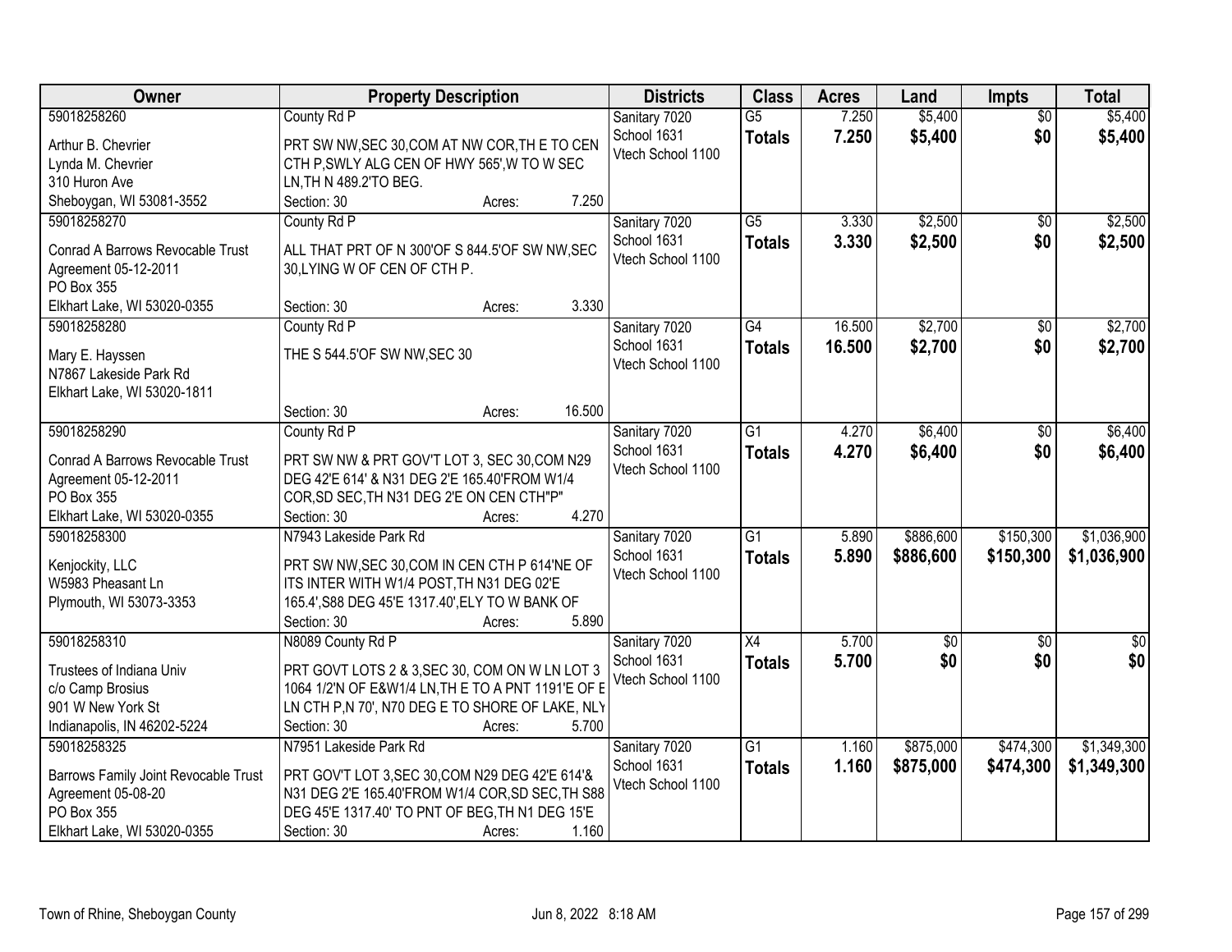| Owner | Property Description | Districts | Class | Acres | Land | Impts | Total |
|---|---|---|---|---|---|---|---|
| 59018258260<br>Arthur B. Chevrier<br>Lynda M. Chevrier<br>310 Huron Ave<br>Sheboygan, WI 53081-3552 | County Rd P<br>PRT SW NW,SEC 30,COM AT NW COR,TH E TO CEN CTH P,SWLY ALG CEN OF HWY 565',W TO W SEC LN,TH N 489.2'TO BEG.<br>Section: 30 Acres: 7.250 | Sanitary 7020<br>School 1631<br>Vtech School 1100 | G5<br>**Totals** | 7.250<br>**7.250** | $5,400<br>**$5,400** | $0<br>**$0** | $5,400<br>**$5,400** |
| 59018258270<br>Conrad A Barrows Revocable Trust<br>Agreement 05-12-2011<br>PO Box 355<br>Elkhart Lake, WI 53020-0355 | County Rd P<br>ALL THAT PRT OF N 300'OF S 844.5'OF SW NW,SEC 30,LYING W OF CEN OF CTH P.<br>Section: 30 Acres: 3.330 | Sanitary 7020<br>School 1631<br>Vtech School 1100 | G5<br>**Totals** | 3.330<br>**3.330** | $2,500<br>**$2,500** | $0<br>**$0** | $2,500<br>**$2,500** |
| 59018258280<br>Mary E. Hayssen<br>N7867 Lakeside Park Rd<br>Elkhart Lake, WI 53020-1811 | County Rd P<br>THE S 544.5'OF SW NW,SEC 30<br>Section: 30 Acres: 16.500 | Sanitary 7020<br>School 1631<br>Vtech School 1100 | G4<br>**Totals** | 16.500<br>**16.500** | $2,700<br>**$2,700** | $0<br>**$0** | $2,700<br>**$2,700** |
| 59018258290<br>Conrad A Barrows Revocable Trust<br>Agreement 05-12-2011<br>PO Box 355<br>Elkhart Lake, WI 53020-0355 | County Rd P<br>PRT SW NW & PRT GOV'T LOT 3, SEC 30,COM N29 DEG 42'E 614' & N31 DEG 2'E 165.40'FROM W1/4 COR,SD SEC,TH N31 DEG 2'E ON CEN CTH"P"<br>Section: 30 Acres: 4.270 | Sanitary 7020<br>School 1631<br>Vtech School 1100 | G1<br>**Totals** | 4.270<br>**4.270** | $6,400<br>**$6,400** | $0<br>**$0** | $6,400<br>**$6,400** |
| 59018258300<br>Kenjockity, LLC<br>W5983 Pheasant Ln<br>Plymouth, WI 53073-3353 | N7943 Lakeside Park Rd<br>PRT SW NW,SEC 30,COM IN CEN CTH P 614'NE OF ITS INTER WITH W1/4 POST,TH N31 DEG 02'E 165.4',S88 DEG 45'E 1317.40',ELY TO W BANK OF<br>Section: 30 Acres: 5.890 | Sanitary 7020<br>School 1631<br>Vtech School 1100 | G1<br>**Totals** | 5.890<br>**5.890** | $886,600<br>**$886,600** | $150,300<br>**$150,300** | $1,036,900<br>**$1,036,900** |
| 59018258310<br>Trustees of Indiana Univ<br>c/o Camp Brosius<br>901 W New York St<br>Indianapolis, IN 46202-5224 | N8089 County Rd P<br>PRT GOVT LOTS 2 & 3,SEC 30, COM ON W LN LOT 3 1064 1/2'N OF E&W1/4 LN,TH E TO A PNT 1191'E OF E LN CTH P,N 70', N70 DEG E TO SHORE OF LAKE, NLY<br>Section: 30 Acres: 5.700 | Sanitary 7020<br>School 1631<br>Vtech School 1100 | X4<br>**Totals** | 5.700<br>**5.700** | $0<br>**$0** | $0<br>**$0** | $0<br>**$0** |
| 59018258325<br>Barrows Family Joint Revocable Trust<br>Agreement 05-08-20<br>PO Box 355<br>Elkhart Lake, WI 53020-0355 | N7951 Lakeside Park Rd<br>PRT GOV'T LOT 3,SEC 30,COM N29 DEG 42'E 614'& N31 DEG 2'E 165.40'FROM W1/4 COR,SD SEC,TH S88 DEG 45'E 1317.40' TO PNT OF BEG,TH N1 DEG 15'E<br>Section: 30 Acres: 1.160 | Sanitary 7020<br>School 1631<br>Vtech School 1100 | G1<br>**Totals** | 1.160<br>**1.160** | $875,000<br>**$875,000** | $474,300<br>**$474,300** | $1,349,300<br>**$1,349,300** |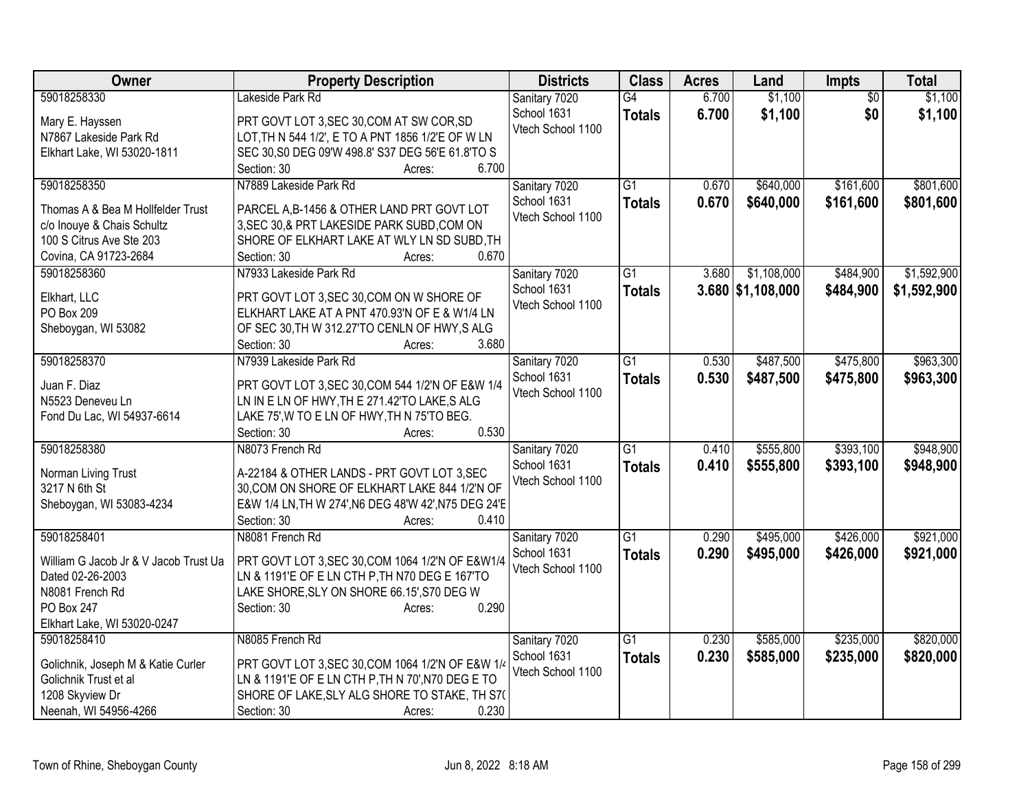| Owner | Property Description | Districts | Class | Acres | Land | Impts | Total |
|---|---|---|---|---|---|---|---|
| 59018258330<br>Mary E. Hayssen<br>N7867 Lakeside Park Rd<br>Elkhart Lake, WI 53020-1811 | Lakeside Park Rd<br>PRT GOVT LOT 3,SEC 30,COM AT SW COR,SD LOT,TH N 544 1/2', E TO A PNT 1856 1/2'E OF W LN SEC 30,S0 DEG 09'W 498.8' S37 DEG 56'E 61.8'TO S<br>Section: 30 Acres: 6.700 | Sanitary 7020<br>School 1631<br>Vtech School 1100 | G4<br>**Totals** | 6.700<br>**6.700** | $1,100<br>**$1,100** | $0<br>**$0** | $1,100<br>**$1,100** |
| 59018258350<br>Thomas A & Bea M Hollfelder Trust<br>c/o Inouye & Chais Schultz<br>100 S Citrus Ave Ste 203<br>Covina, CA 91723-2684 | N7889 Lakeside Park Rd<br>PARCEL A,B-1456 & OTHER LAND PRT GOVT LOT 3,SEC 30,& PRT LAKESIDE PARK SUBD,COM ON SHORE OF ELKHART LAKE AT WLY LN SD SUBD,TH<br>Section: 30 Acres: 0.670 | Sanitary 7020<br>School 1631<br>Vtech School 1100 | G1<br>**Totals** | 0.670<br>**0.670** | $640,000<br>**$640,000** | $161,600<br>**$161,600** | $801,600<br>**$801,600** |
| 59018258360<br>Elkhart, LLC<br>PO Box 209<br>Sheboygan, WI 53082 | N7933 Lakeside Park Rd<br>PRT GOVT LOT 3,SEC 30,COM ON W SHORE OF ELKHART LAKE AT A PNT 470.93'N OF E & W1/4 LN OF SEC 30,TH W 312.27'TO CENLN OF HWY,S ALG<br>Section: 30 Acres: 3.680 | Sanitary 7020<br>School 1631<br>Vtech School 1100 | G1<br>**Totals** | 3.680<br>**3.680** | $1,108,000<br>**$1,108,000** | $484,900<br>**$484,900** | $1,592,900<br>**$1,592,900** |
| 59018258370<br>Juan F. Diaz<br>N5523 Deneveu Ln<br>Fond Du Lac, WI 54937-6614 | N7939 Lakeside Park Rd<br>PRT GOVT LOT 3,SEC 30,COM 544 1/2'N OF E&W 1/4 LN IN E LN OF HWY,TH E 271.42'TO LAKE,S ALG LAKE 75',W TO E LN OF HWY,TH N 75'TO BEG.<br>Section: 30 Acres: 0.530 | Sanitary 7020<br>School 1631<br>Vtech School 1100 | G1<br>**Totals** | 0.530<br>**0.530** | $487,500<br>**$487,500** | $475,800<br>**$475,800** | $963,300<br>**$963,300** |
| 59018258380<br>Norman Living Trust<br>3217 N 6th St<br>Sheboygan, WI 53083-4234 | N8073 French Rd<br>A-22184 & OTHER LANDS - PRT GOVT LOT 3,SEC 30,COM ON SHORE OF ELKHART LAKE 844 1/2'N OF E&W 1/4 LN,TH W 274',N6 DEG 48'W 42',N75 DEG 24'E<br>Section: 30 Acres: 0.410 | Sanitary 7020<br>School 1631<br>Vtech School 1100 | G1<br>**Totals** | 0.410<br>**0.410** | $555,800<br>**$555,800** | $393,100<br>**$393,100** | $948,900<br>**$948,900** |
| 59018258401<br>William G Jacob Jr & V Jacob Trust Ua Dated 02-26-2003<br>N8081 French Rd<br>PO Box 247<br>Elkhart Lake, WI 53020-0247 | N8081 French Rd<br>PRT GOVT LOT 3,SEC 30,COM 1064 1/2'N OF E&W1/4 LN & 1191'E OF E LN CTH P,TH N70 DEG E 167'TO LAKE SHORE,SLY ON SHORE 66.15',S70 DEG W<br>Section: 30 Acres: 0.290 | Sanitary 7020<br>School 1631<br>Vtech School 1100 | G1<br>**Totals** | 0.290<br>**0.290** | $495,000<br>**$495,000** | $426,000<br>**$426,000** | $921,000<br>**$921,000** |
| 59018258410<br>Golichnik, Joseph M & Katie Curler<br>Golichnik Trust et al<br>1208 Skyview Dr<br>Neenah, WI 54956-4266 | N8085 French Rd<br>PRT GOVT LOT 3,SEC 30,COM 1064 1/2'N OF E&W 1/4 LN & 1191'E OF E LN CTH P,TH N 70',N70 DEG E TO SHORE OF LAKE,SLY ALG SHORE TO STAKE, TH S7(<br>Section: 30 Acres: 0.230 | Sanitary 7020<br>School 1631<br>Vtech School 1100 | G1<br>**Totals** | 0.230<br>**0.230** | $585,000<br>**$585,000** | $235,000<br>**$235,000** | $820,000<br>**$820,000** |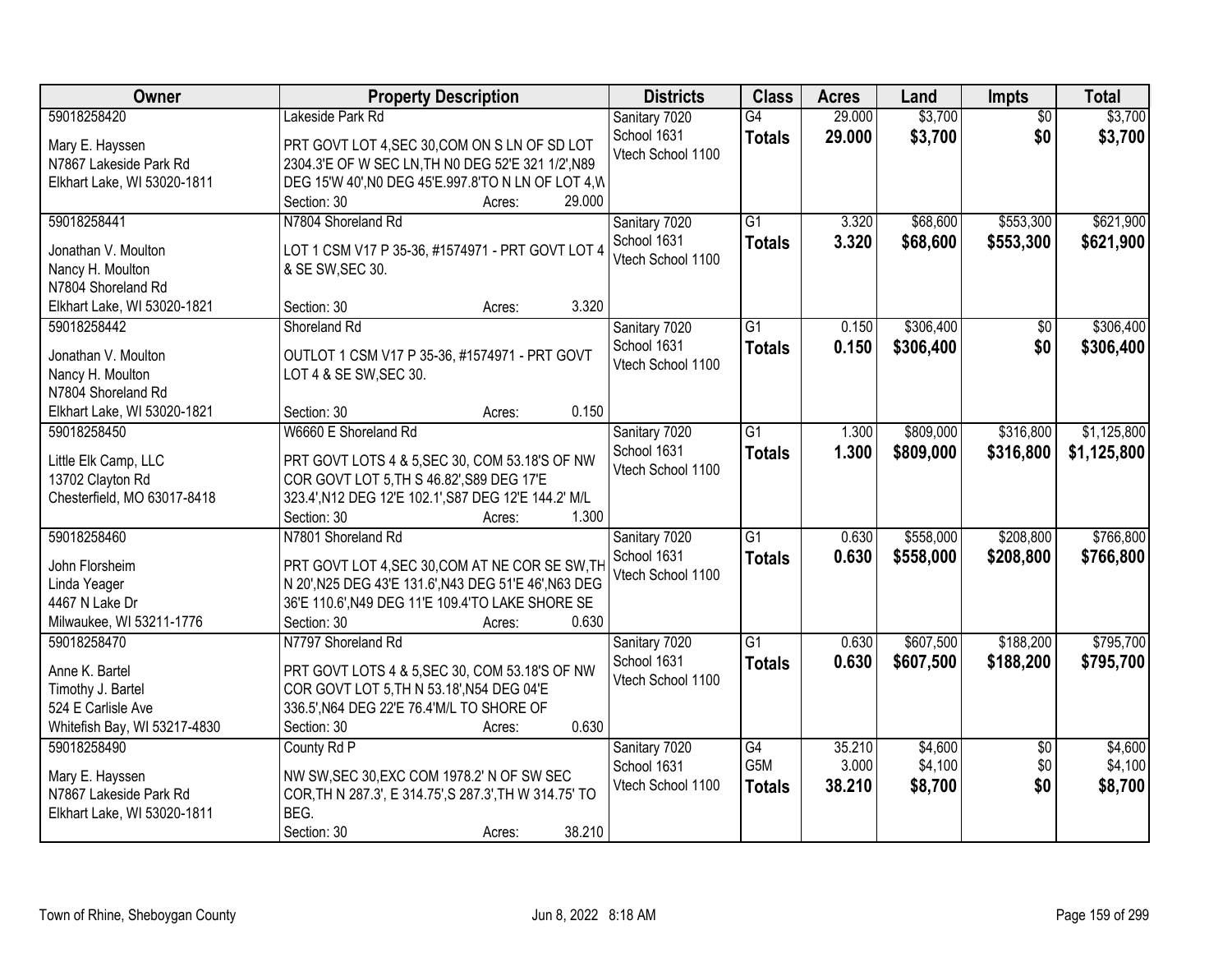| Owner | Property Description | Districts | Class | Acres | Land | Impts | Total |
|---|---|---|---|---|---|---|---|
| 59018258420<br>Mary E. Hayssen<br>N7867 Lakeside Park Rd<br>Elkhart Lake, WI 53020-1811 | Lakeside Park Rd<br>PRT GOVT LOT 4,SEC 30,COM ON S LN OF SD LOT 2304.3'E OF W SEC LN,TH N0 DEG 52'E 321 1/2',N89 DEG 15'W 40',N0 DEG 45'E.997.8'TO N LN OF LOT 4,W<br>Section: 30 Acres: 29.000 | Sanitary 7020<br>School 1631<br>Vtech School 1100 | G4<br>**Totals** | 29.000<br>**29.000** | $3,700<br>**$3,700** | $0<br>**$0** | $3,700<br>**$3,700** |
| 59018258441<br>Jonathan V. Moulton<br>Nancy H. Moulton<br>N7804 Shoreland Rd<br>Elkhart Lake, WI 53020-1821 | N7804 Shoreland Rd<br>LOT 1 CSM V17 P 35-36, #1574971 - PRT GOVT LOT 4 & SE SW,SEC 30.<br>Section: 30 Acres: 3.320 | Sanitary 7020<br>School 1631<br>Vtech School 1100 | G1<br>**Totals** | 3.320<br>**3.320** | $68,600<br>**$68,600** | $553,300<br>**$553,300** | $621,900<br>**$621,900** |
| 59018258442<br>Jonathan V. Moulton<br>Nancy H. Moulton<br>N7804 Shoreland Rd<br>Elkhart Lake, WI 53020-1821 | Shoreland Rd<br>OUTLOT 1 CSM V17 P 35-36, #1574971 - PRT GOVT LOT 4 & SE SW,SEC 30.<br>Section: 30 Acres: 0.150 | Sanitary 7020<br>School 1631<br>Vtech School 1100 | G1<br>**Totals** | 0.150<br>**0.150** | $306,400<br>**$306,400** | $0<br>**$0** | $306,400<br>**$306,400** |
| 59018258450<br>Little Elk Camp, LLC<br>13702 Clayton Rd<br>Chesterfield, MO 63017-8418 | W6660 E Shoreland Rd<br>PRT GOVT LOTS 4 & 5,SEC 30, COM 53.18'S OF NW COR GOVT LOT 5,TH S 46.82',S89 DEG 17'E 323.4',N12 DEG 12'E 102.1',S87 DEG 12'E 144.2' M/L<br>Section: 30 Acres: 1.300 | Sanitary 7020<br>School 1631<br>Vtech School 1100 | G1<br>**Totals** | 1.300<br>**1.300** | $809,000<br>**$809,000** | $316,800<br>**$316,800** | $1,125,800<br>**$1,125,800** |
| 59018258460<br>John Florsheim<br>Linda Yeager<br>4467 N Lake Dr<br>Milwaukee, WI 53211-1776 | N7801 Shoreland Rd<br>PRT GOVT LOT 4,SEC 30,COM AT NE COR SE SW,TH N 20',N25 DEG 43'E 131.6',N43 DEG 51'E 46',N63 DEG 36'E 110.6',N49 DEG 11'E 109.4'TO LAKE SHORE SE<br>Section: 30 Acres: 0.630 | Sanitary 7020<br>School 1631<br>Vtech School 1100 | G1<br>**Totals** | 0.630<br>**0.630** | $558,000<br>**$558,000** | $208,800<br>**$208,800** | $766,800<br>**$766,800** |
| 59018258470<br>Anne K. Bartel<br>Timothy J. Bartel<br>524 E Carlisle Ave<br>Whitefish Bay, WI 53217-4830 | N7797 Shoreland Rd<br>PRT GOVT LOTS 4 & 5,SEC 30, COM 53.18'S OF NW COR GOVT LOT 5,TH N 53.18',N54 DEG 04'E 336.5',N64 DEG 22'E 76.4'M/L TO SHORE OF<br>Section: 30 Acres: 0.630 | Sanitary 7020<br>School 1631<br>Vtech School 1100 | G1<br>**Totals** | 0.630<br>**0.630** | $607,500<br>**$607,500** | $188,200<br>**$188,200** | $795,700<br>**$795,700** |
| 59018258490<br>Mary E. Hayssen<br>N7867 Lakeside Park Rd<br>Elkhart Lake, WI 53020-1811 | County Rd P<br>NW SW,SEC 30,EXC COM 1978.2' N OF SW SEC COR,TH N 287.3', E 314.75',S 287.3',TH W 314.75' TO BEG.<br>Section: 30 Acres: 38.210 | Sanitary 7020<br>School 1631<br>Vtech School 1100 | G4<br>G5M<br>**Totals** | 35.210<br>3.000<br>**38.210** | $4,600<br>$4,100<br>**$8,700** | $0<br>$0<br>**$0** | $4,600<br>$4,100<br>**$8,700** |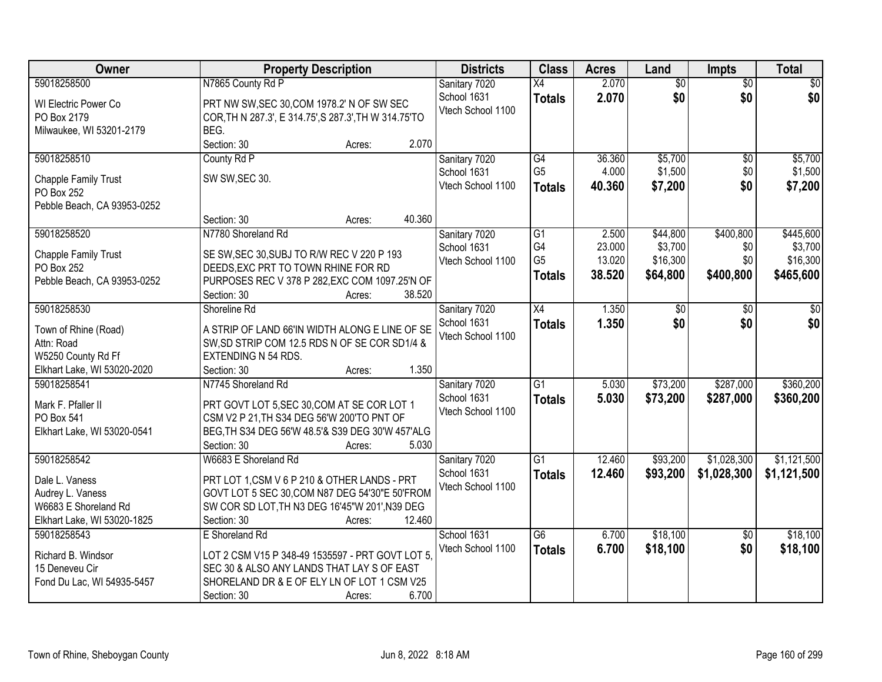| Owner | Property Description | Districts | Class | Acres | Land | Impts | Total |
|---|---|---|---|---|---|---|---|
| 59018258500<br>WI Electric Power Co<br>PO Box 2179<br>Milwaukee, WI 53201-2179 | N7865 County Rd P<br>PRT NW SW,SEC 30,COM 1978.2' N OF SW SEC COR,TH N 287.3', E 314.75',S 287.3',TH W 314.75'TO BEG.<br>Section: 30 Acres: 2.070 | Sanitary 7020<br>School 1631<br>Vtech School 1100 | X4<br>**Totals** | 2.070<br>**2.070** | $0<br>**$0** | $0<br>**$0** | $0<br>**$0** |
| 59018258510<br>Chapple Family Trust<br>PO Box 252<br>Pebble Beach, CA 93953-0252 | County Rd P<br>SW SW,SEC 30.<br>Section: 30 Acres: 40.360 | Sanitary 7020<br>School 1631<br>Vtech School 1100 | G4<br>G5<br>**Totals** | 36.360<br>4.000<br>**40.360** | $5,700<br>$1,500<br>**$7,200** | $0<br>$0<br>**$0** | $5,700<br>$1,500<br>**$7,200** |
| 59018258520<br>Chapple Family Trust<br>PO Box 252<br>Pebble Beach, CA 93953-0252 | N7780 Shoreland Rd<br>SE SW,SEC 30,SUBJ TO R/W REC V 220 P 193 DEEDS,EXC PRT TO TOWN RHINE FOR RD PURPOSES REC V 378 P 282,EXC COM 1097.25'N OF<br>Section: 30 Acres: 38.520 | Sanitary 7020<br>School 1631<br>Vtech School 1100 | G1<br>G4<br>G5<br>**Totals** | 2.500<br>23.000<br>13.020<br>**38.520** | $44,800<br>$3,700<br>$16,300<br>**$64,800** | $400,800<br>$0<br>$0<br>**$400,800** | $445,600<br>$3,700<br>$16,300<br>**$465,600** |
| 59018258530<br>Town of Rhine (Road)<br>Attn: Road<br>W5250 County Rd Ff<br>Elkhart Lake, WI 53020-2020 | Shoreline Rd<br>A STRIP OF LAND 66'IN WIDTH ALONG E LINE OF SE SW,SD STRIP COM 12.5 RDS N OF SE COR SD1/4 & EXTENDING N 54 RDS.<br>Section: 30 Acres: 1.350 | Sanitary 7020<br>School 1631<br>Vtech School 1100 | X4<br>**Totals** | 1.350<br>**1.350** | $0<br>**$0** | $0<br>**$0** | $0<br>**$0** |
| 59018258541<br>Mark F. Pfaller II<br>PO Box 541<br>Elkhart Lake, WI 53020-0541 | N7745 Shoreland Rd<br>PRT GOVT LOT 5,SEC 30,COM AT SE COR LOT 1 CSM V2 P 21,TH S34 DEG 56'W 200'TO PNT OF BEG,TH S34 DEG 56'W 48.5'& S39 DEG 30'W 457'ALG<br>Section: 30 Acres: 5.030 | Sanitary 7020<br>School 1631<br>Vtech School 1100 | G1<br>**Totals** | 5.030<br>**5.030** | $73,200<br>**$73,200** | $287,000<br>**$287,000** | $360,200<br>**$360,200** |
| 59018258542<br>Dale L. Vaness<br>Audrey L. Vaness<br>W6683 E Shoreland Rd<br>Elkhart Lake, WI 53020-1825 | W6683 E Shoreland Rd<br>PRT LOT 1,CSM V 6 P 210 & OTHER LANDS - PRT GOVT LOT 5 SEC 30,COM N87 DEG 54'30"E 50'FROM SW COR SD LOT,TH N3 DEG 16'45"W 201',N39 DEG<br>Section: 30 Acres: 12.460 | Sanitary 7020<br>School 1631<br>Vtech School 1100 | G1<br>**Totals** | 12.460<br>**12.460** | $93,200<br>**$93,200** | $1,028,300<br>**$1,028,300** | $1,121,500<br>**$1,121,500** |
| 59018258543<br>Richard B. Windsor<br>15 Deneveu Cir<br>Fond Du Lac, WI 54935-5457 | E Shoreland Rd<br>LOT 2 CSM V15 P 348-49 1535597 - PRT GOVT LOT 5, SEC 30 & ALSO ANY LANDS THAT LAY S OF EAST SHORELAND DR & E OF ELY LN OF LOT 1 CSM V25<br>Section: 30 Acres: 6.700 | School 1631<br>Vtech School 1100 | G6<br>**Totals** | 6.700<br>**6.700** | $18,100<br>**$18,100** | $0<br>**$0** | $18,100<br>**$18,100** |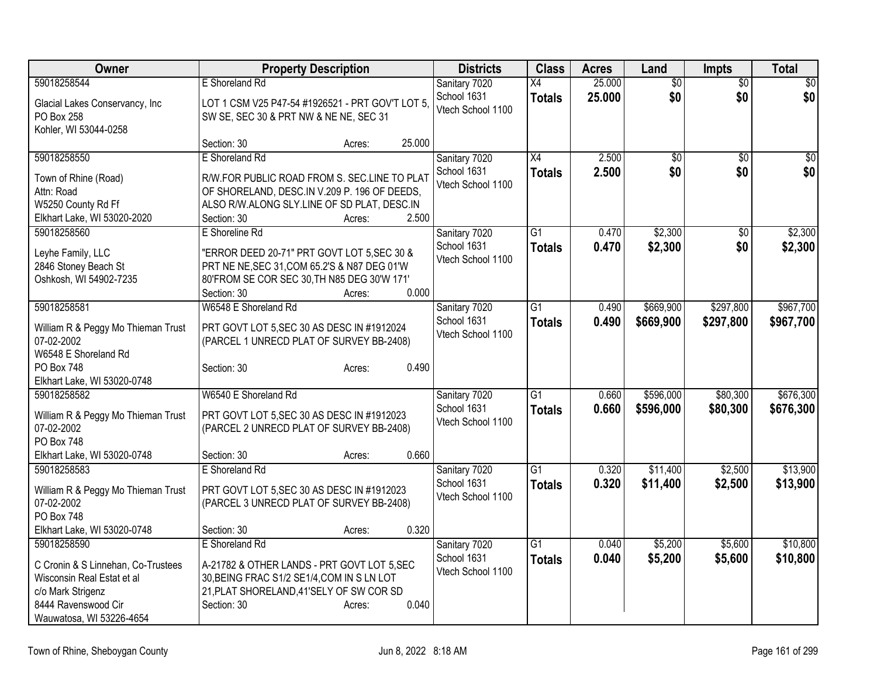| Owner | Property Description | Districts | Class | Acres | Land | Impts | Total |
|---|---|---|---|---|---|---|---|
| 59018258544<br>Glacial Lakes Conservancy, Inc<br>PO Box 258<br>Kohler, WI 53044-0258 | E Shoreland Rd<br>LOT 1 CSM V25 P47-54 #1926521 - PRT GOV'T LOT 5, SW SE, SEC 30 & PRT NW & NE NE, SEC 31<br>Section: 30 Acres: 25.000 | Sanitary 7020<br>School 1631<br>Vtech School 1100 | X4<br>**Totals** | 25.000<br>**25.000** | $0<br>**$0** | $0<br>**$0** | $0<br>**$0** |
| 59018258550<br>Town of Rhine (Road)<br>Attn: Road<br>W5250 County Rd Ff<br>Elkhart Lake, WI 53020-2020 | E Shoreland Rd<br>R/W.FOR PUBLIC ROAD FROM S. SEC.LINE TO PLAT OF SHORELAND, DESC.IN V.209 P. 196 OF DEEDS, ALSO R/W.ALONG SLY.LINE OF SD PLAT, DESC.IN<br>Section: 30 Acres: 2.500 | Sanitary 7020<br>School 1631<br>Vtech School 1100 | X4<br>**Totals** | 2.500<br>**2.500** | $0<br>**$0** | $0<br>**$0** | $0<br>**$0** |
| 59018258560<br>Leyhe Family, LLC<br>2846 Stoney Beach St<br>Oshkosh, WI 54902-7235 | E Shoreline Rd<br>"ERROR DEED 20-71" PRT GOVT LOT 5,SEC 30 & PRT NE NE,SEC 31,COM 65.2'S & N87 DEG 01'W 80'FROM SE COR SEC 30,TH N85 DEG 30'W 171'<br>Section: 30 Acres: 0.000 | Sanitary 7020<br>School 1631<br>Vtech School 1100 | G1<br>**Totals** | 0.470<br>**0.470** | $2,300<br>**$2,300** | $0<br>**$0** | $2,300<br>**$2,300** |
| 59018258581<br>William R & Peggy Mo Thieman Trust 07-02-2002<br>W6548 E Shoreland Rd<br>PO Box 748<br>Elkhart Lake, WI 53020-0748 | W6548 E Shoreland Rd<br>PRT GOVT LOT 5,SEC 30 AS DESC IN #1912024 (PARCEL 1 UNRECD PLAT OF SURVEY BB-2408)<br>Section: 30 Acres: 0.490 | Sanitary 7020<br>School 1631<br>Vtech School 1100 | G1<br>**Totals** | 0.490<br>**0.490** | $669,900<br>**$669,900** | $297,800<br>**$297,800** | $967,700<br>**$967,700** |
| 59018258582<br>William R & Peggy Mo Thieman Trust 07-02-2002<br>PO Box 748<br>Elkhart Lake, WI 53020-0748 | W6540 E Shoreland Rd<br>PRT GOVT LOT 5,SEC 30 AS DESC IN #1912023 (PARCEL 2 UNRECD PLAT OF SURVEY BB-2408)<br>Section: 30 Acres: 0.660 | Sanitary 7020<br>School 1631<br>Vtech School 1100 | G1<br>**Totals** | 0.660<br>**0.660** | $596,000<br>**$596,000** | $80,300<br>**$80,300** | $676,300<br>**$676,300** |
| 59018258583<br>William R & Peggy Mo Thieman Trust 07-02-2002<br>PO Box 748<br>Elkhart Lake, WI 53020-0748 | E Shoreland Rd<br>PRT GOVT LOT 5,SEC 30 AS DESC IN #1912023 (PARCEL 3 UNRECD PLAT OF SURVEY BB-2408)<br>Section: 30 Acres: 0.320 | Sanitary 7020<br>School 1631<br>Vtech School 1100 | G1<br>**Totals** | 0.320<br>**0.320** | $11,400<br>**$11,400** | $2,500<br>**$2,500** | $13,900<br>**$13,900** |
| 59018258590<br>C Cronin & S Linnehan, Co-Trustees<br>Wisconsin Real Estat et al<br>c/o Mark Strigenz<br>8444 Ravenswood Cir<br>Wauwatosa, WI 53226-4654 | E Shoreland Rd<br>A-21782 & OTHER LANDS - PRT GOVT LOT 5,SEC 30,BEING FRAC S1/2 SE1/4,COM IN S LN LOT 21,PLAT SHORELAND,41'SELY OF SW COR SD<br>Section: 30 Acres: 0.040 | Sanitary 7020<br>School 1631<br>Vtech School 1100 | G1<br>**Totals** | 0.040<br>**0.040** | $5,200<br>**$5,200** | $5,600<br>**$5,600** | $10,800<br>**$10,800** |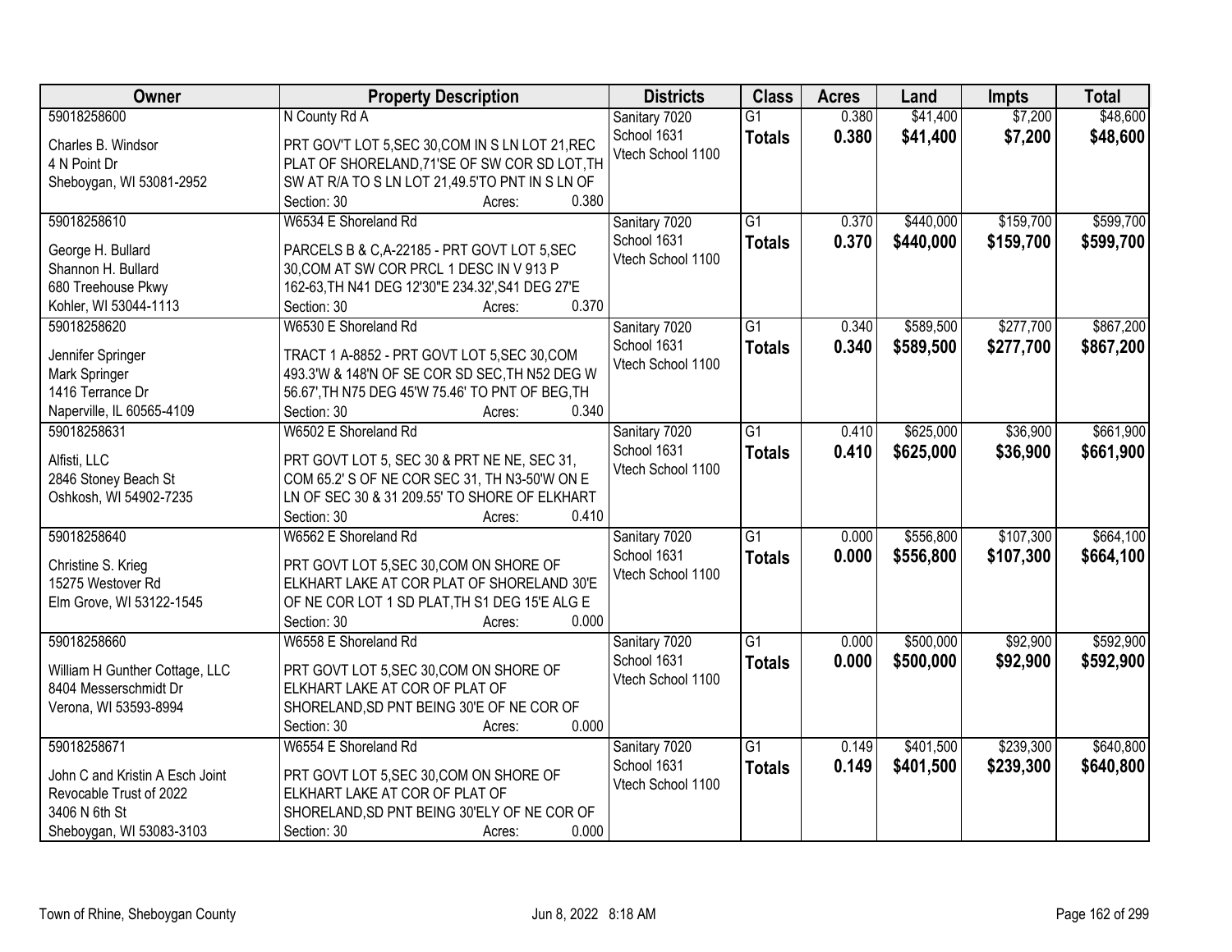| Owner | Property Description | Districts | Class | Acres | Land | Impts | Total |
|---|---|---|---|---|---|---|---|
| 59018258600<br>Charles B. Windsor<br>4 N Point Dr<br>Sheboygan, WI 53081-2952 | N County Rd A<br>PRT GOV'T LOT 5,SEC 30,COM IN S LN LOT 21,REC PLAT OF SHORELAND,71'SE OF SW COR SD LOT,TH SW AT R/A TO S LN LOT 21,49.5'TO PNT IN S LN OF<br>Section: 30 Acres: 0.380 | Sanitary 7020<br>School 1631<br>Vtech School 1100 | G1<br>**Totals** | 0.380<br>**0.380** | $41,400<br>**$41,400** | $7,200<br>**$7,200** | $48,600<br>**$48,600** |
| 59018258610<br>George H. Bullard<br>Shannon H. Bullard<br>680 Treehouse Pkwy<br>Kohler, WI 53044-1113 | W6534 E Shoreland Rd<br>PARCELS B & C,A-22185 - PRT GOVT LOT 5,SEC 30,COM AT SW COR PRCL 1 DESC IN V 913 P 162-63,TH N41 DEG 12'30"E 234.32',S41 DEG 27'E<br>Section: 30 Acres: 0.370 | Sanitary 7020<br>School 1631<br>Vtech School 1100 | G1<br>**Totals** | 0.370<br>**0.370** | $440,000<br>**$440,000** | $159,700<br>**$159,700** | $599,700<br>**$599,700** |
| 59018258620<br>Jennifer Springer<br>Mark Springer<br>1416 Terrance Dr<br>Naperville, IL 60565-4109 | W6530 E Shoreland Rd<br>TRACT 1 A-8852 - PRT GOVT LOT 5,SEC 30,COM 493.3'W & 148'N OF SE COR SD SEC,TH N52 DEG W 56.67',TH N75 DEG 45'W 75.46' TO PNT OF BEG,TH<br>Section: 30 Acres: 0.340 | Sanitary 7020<br>School 1631<br>Vtech School 1100 | G1<br>**Totals** | 0.340<br>**0.340** | $589,500<br>**$589,500** | $277,700<br>**$277,700** | $867,200<br>**$867,200** |
| 59018258631<br>Alfisti, LLC<br>2846 Stoney Beach St<br>Oshkosh, WI 54902-7235 | W6502 E Shoreland Rd<br>PRT GOVT LOT 5, SEC 30 & PRT NE NE, SEC 31, COM 65.2' S OF NE COR SEC 31, TH N3-50'W ON E LN OF SEC 30 & 31 209.55' TO SHORE OF ELKHART<br>Section: 30 Acres: 0.410 | Sanitary 7020<br>School 1631<br>Vtech School 1100 | G1<br>**Totals** | 0.410<br>**0.410** | $625,000<br>**$625,000** | $36,900<br>**$36,900** | $661,900<br>**$661,900** |
| 59018258640<br>Christine S. Krieg<br>15275 Westover Rd<br>Elm Grove, WI 53122-1545 | W6562 E Shoreland Rd<br>PRT GOVT LOT 5,SEC 30,COM ON SHORE OF ELKHART LAKE AT COR PLAT OF SHORELAND 30'E OF NE COR LOT 1 SD PLAT,TH S1 DEG 15'E ALG E<br>Section: 30 Acres: 0.000 | Sanitary 7020<br>School 1631<br>Vtech School 1100 | G1<br>**Totals** | 0.000<br>**0.000** | $556,800<br>**$556,800** | $107,300<br>**$107,300** | $664,100<br>**$664,100** |
| 59018258660<br>William H Gunther Cottage, LLC<br>8404 Messerschmidt Dr<br>Verona, WI 53593-8994 | W6558 E Shoreland Rd<br>PRT GOVT LOT 5,SEC 30,COM ON SHORE OF ELKHART LAKE AT COR OF PLAT OF SHORELAND,SD PNT BEING 30'E OF NE COR OF<br>Section: 30 Acres: 0.000 | Sanitary 7020<br>School 1631<br>Vtech School 1100 | G1<br>**Totals** | 0.000<br>**0.000** | $500,000<br>**$500,000** | $92,900<br>**$92,900** | $592,900<br>**$592,900** |
| 59018258671<br>John C and Kristin A Esch Joint Revocable Trust of 2022<br>3406 N 6th St<br>Sheboygan, WI 53083-3103 | W6554 E Shoreland Rd<br>PRT GOVT LOT 5,SEC 30,COM ON SHORE OF ELKHART LAKE AT COR OF PLAT OF SHORELAND,SD PNT BEING 30'ELY OF NE COR OF<br>Section: 30 Acres: 0.000 | Sanitary 7020<br>School 1631<br>Vtech School 1100 | G1<br>**Totals** | 0.149<br>**0.149** | $401,500<br>**$401,500** | $239,300<br>**$239,300** | $640,800<br>**$640,800** |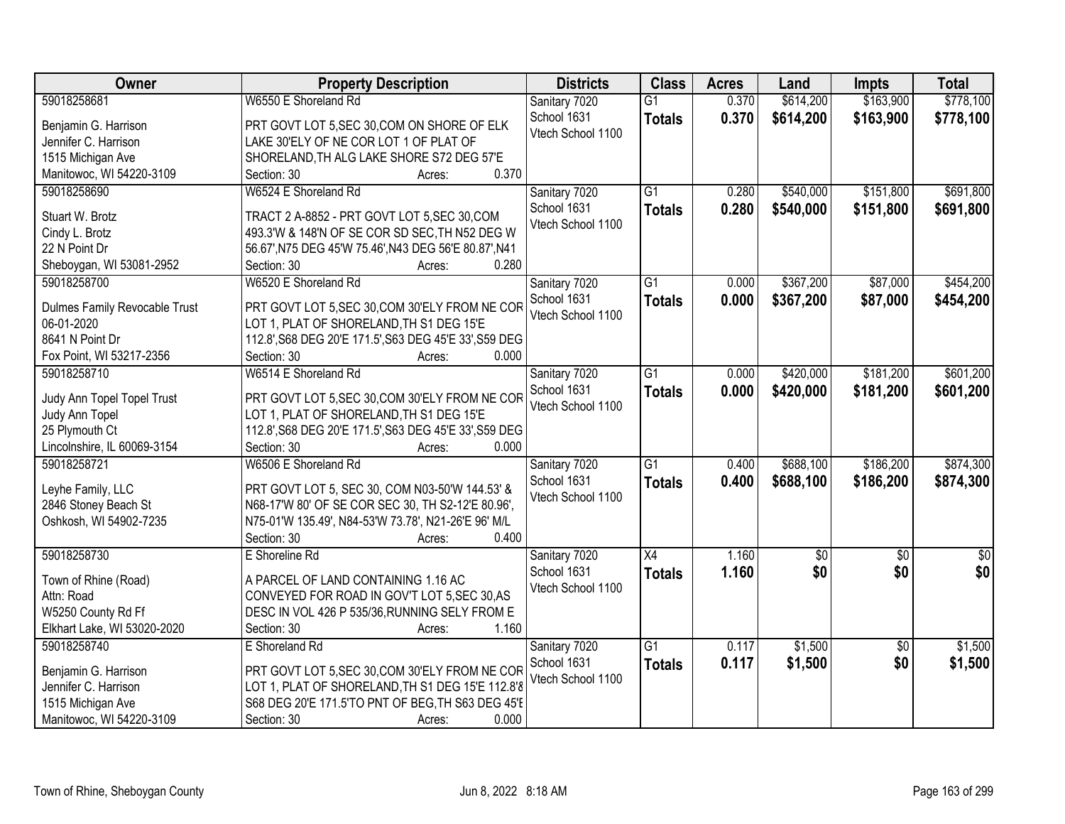| Owner | Property Description | Districts | Class | Acres | Land | Impts | Total |
|---|---|---|---|---|---|---|---|
| 59018258681<br>Benjamin G. Harrison<br>Jennifer C. Harrison<br>1515 Michigan Ave<br>Manitowoc, WI 54220-3109 | W6550 E Shoreland Rd<br>PRT GOVT LOT 5,SEC 30,COM ON SHORE OF ELK LAKE 30'ELY OF NE COR LOT 1 OF PLAT OF SHORELAND,TH ALG LAKE SHORE S72 DEG 57'E<br>Section: 30 Acres: 0.370 | Sanitary 7020<br>School 1631<br>Vtech School 1100 | G1<br>**Totals** | 0.370<br>**0.370** | $614,200<br>**$614,200** | $163,900<br>**$163,900** | $778,100<br>**$778,100** |
| 59018258690<br>Stuart W. Brotz<br>Cindy L. Brotz<br>22 N Point Dr<br>Sheboygan, WI 53081-2952 | W6524 E Shoreland Rd<br>TRACT 2 A-8852 - PRT GOVT LOT 5,SEC 30,COM 493.3'W & 148'N OF SE COR SD SEC,TH N52 DEG W 56.67',N75 DEG 45'W 75.46',N43 DEG 56'E 80.87',N41<br>Section: 30 Acres: 0.280 | Sanitary 7020<br>School 1631<br>Vtech School 1100 | G1<br>**Totals** | 0.280<br>**0.280** | $540,000<br>**$540,000** | $151,800<br>**$151,800** | $691,800<br>**$691,800** |
| 59018258700<br>Dulmes Family Revocable Trust<br>06-01-2020<br>8641 N Point Dr<br>Fox Point, WI 53217-2356 | W6520 E Shoreland Rd<br>PRT GOVT LOT 5,SEC 30,COM 30'ELY FROM NE COR LOT 1, PLAT OF SHORELAND,TH S1 DEG 15'E 112.8',S68 DEG 20'E 171.5',S63 DEG 45'E 33',S59 DEG<br>Section: 30 Acres: 0.000 | Sanitary 7020<br>School 1631<br>Vtech School 1100 | G1<br>**Totals** | 0.000<br>**0.000** | $367,200<br>**$367,200** | $87,000<br>**$87,000** | $454,200<br>**$454,200** |
| 59018258710<br>Judy Ann Topel Topel Trust<br>Judy Ann Topel<br>25 Plymouth Ct<br>Lincolnshire, IL 60069-3154 | W6514 E Shoreland Rd<br>PRT GOVT LOT 5,SEC 30,COM 30'ELY FROM NE COR LOT 1, PLAT OF SHORELAND,TH S1 DEG 15'E 112.8',S68 DEG 20'E 171.5',S63 DEG 45'E 33',S59 DEG<br>Section: 30 Acres: 0.000 | Sanitary 7020<br>School 1631<br>Vtech School 1100 | G1<br>**Totals** | 0.000<br>**0.000** | $420,000<br>**$420,000** | $181,200<br>**$181,200** | $601,200<br>**$601,200** |
| 59018258721<br>Leyhe Family, LLC<br>2846 Stoney Beach St<br>Oshkosh, WI 54902-7235 | W6506 E Shoreland Rd<br>PRT GOVT LOT 5, SEC 30, COM N03-50'W 144.53' & N68-17'W 80' OF SE COR SEC 30, TH S2-12'E 80.96', N75-01'W 135.49', N84-53'W 73.78', N21-26'E 96' M/L<br>Section: 30 Acres: 0.400 | Sanitary 7020<br>School 1631<br>Vtech School 1100 | G1<br>**Totals** | 0.400<br>**0.400** | $688,100<br>**$688,100** | $186,200<br>**$186,200** | $874,300<br>**$874,300** |
| 59018258730<br>Town of Rhine (Road)<br>Attn: Road<br>W5250 County Rd Ff<br>Elkhart Lake, WI 53020-2020 | E Shoreline Rd<br>A PARCEL OF LAND CONTAINING 1.16 AC CONVEYED FOR ROAD IN GOV'T LOT 5,SEC 30,AS DESC IN VOL 426 P 535/36,RUNNING SELY FROM E<br>Section: 30 Acres: 1.160 | Sanitary 7020<br>School 1631<br>Vtech School 1100 | X4<br>**Totals** | 1.160<br>**1.160** | $0<br>**$0** | $0<br>**$0** | $0<br>**$0** |
| 59018258740<br>Benjamin G. Harrison<br>Jennifer C. Harrison<br>1515 Michigan Ave<br>Manitowoc, WI 54220-3109 | E Shoreland Rd<br>PRT GOVT LOT 5,SEC 30,COM 30'ELY FROM NE COR LOT 1, PLAT OF SHORELAND,TH S1 DEG 15'E 112.8'& S68 DEG 20'E 171.5'TO PNT OF BEG,TH S63 DEG 45'E<br>Section: 30 Acres: 0.000 | Sanitary 7020<br>School 1631<br>Vtech School 1100 | G1<br>**Totals** | 0.117<br>**0.117** | $1,500<br>**$1,500** | $0<br>**$0** | $1,500<br>**$1,500** |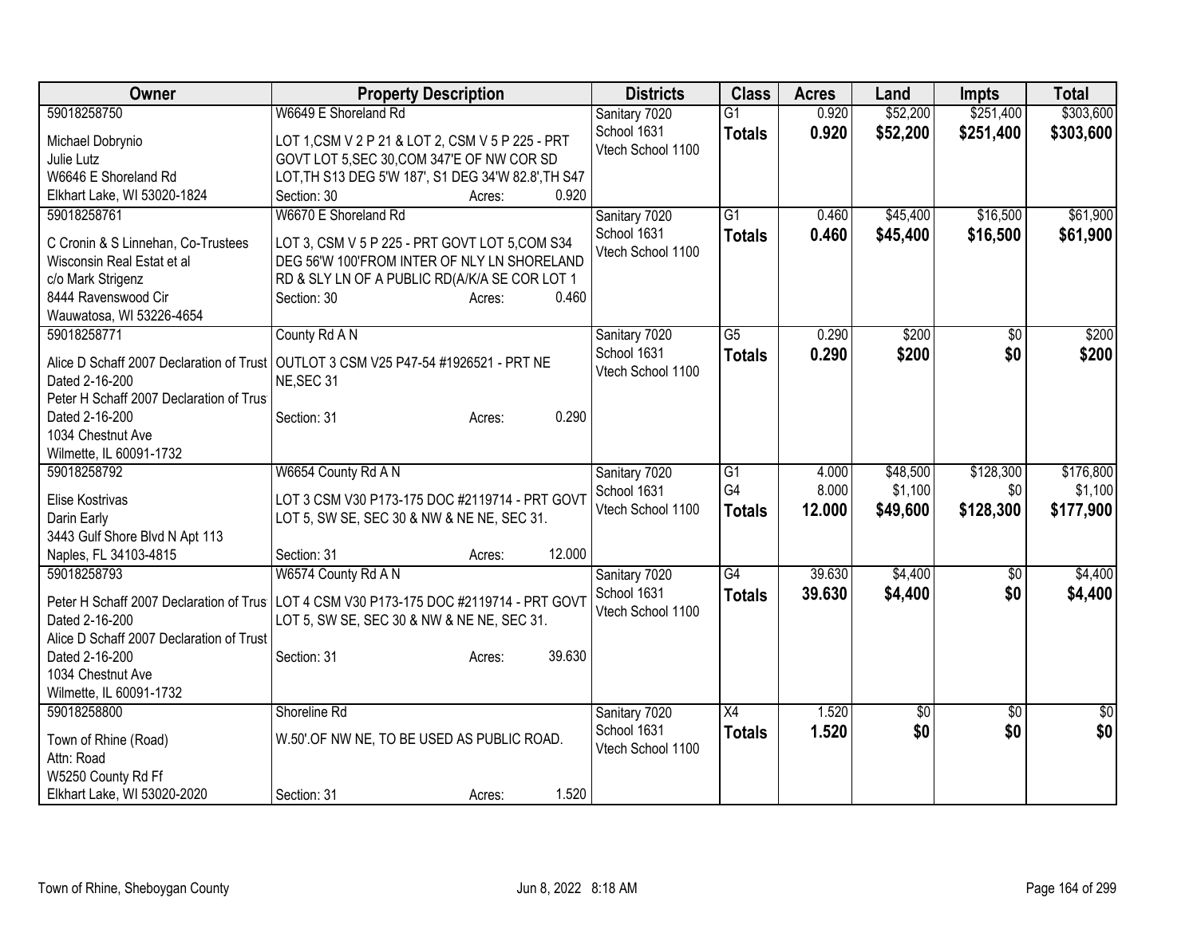| Owner | Property Description | Districts | Class | Acres | Land | Impts | Total |
|---|---|---|---|---|---|---|---|
| 59018258750<br>Michael Dobrynio<br>Julie Lutz<br>W6646 E Shoreland Rd<br>Elkhart Lake, WI 53020-1824 | W6649 E Shoreland Rd<br>LOT 1,CSM V 2 P 21 & LOT 2, CSM V 5 P 225 - PRT GOVT LOT 5,SEC 30,COM 347'E OF NW COR SD LOT,TH S13 DEG 5'W 187', S1 DEG 34'W 82.8',TH S47<br>Section: 30 Acres: 0.920 | Sanitary 7020<br>School 1631<br>Vtech School 1100 | G1<br>**Totals** | 0.920<br>**0.920** | $52,200<br>**$52,200** | $251,400<br>**$251,400** | $303,600<br>**$303,600** |
| 59018258761<br>C Cronin & S Linnehan, Co-Trustees<br>Wisconsin Real Estat et al<br>c/o Mark Strigenz<br>8444 Ravenswood Cir<br>Wauwatosa, WI 53226-4654 | W6670 E Shoreland Rd<br>LOT 3, CSM V 5 P 225 - PRT GOVT LOT 5,COM S34 DEG 56'W 100'FROM INTER OF NLY LN SHORELAND RD & SLY LN OF A PUBLIC RD(A/K/A SE COR LOT 1<br>Section: 30 Acres: 0.460 | Sanitary 7020<br>School 1631<br>Vtech School 1100 | G1<br>**Totals** | 0.460<br>**0.460** | $45,400<br>**$45,400** | $16,500<br>**$16,500** | $61,900<br>**$61,900** |
| 59018258771<br>Alice D Schaff 2007 Declaration of Trust<br>Dated 2-16-200<br>Peter H Schaff 2007 Declaration of Trus<br>Dated 2-16-200<br>1034 Chestnut Ave<br>Wilmette, IL 60091-1732 | County Rd A N<br>OUTLOT 3 CSM V25 P47-54 #1926521 - PRT NE NE,SEC 31<br>Section: 31 Acres: 0.290 | Sanitary 7020<br>School 1631<br>Vtech School 1100 | G5<br>**Totals** | 0.290<br>**0.290** | $200<br>**$200** | $0<br>**$0** | $200<br>**$200** |
| 59018258792<br>Elise Kostrivas<br>Darin Early<br>3443 Gulf Shore Blvd N Apt 113<br>Naples, FL 34103-4815 | W6654 County Rd A N<br>LOT 3 CSM V30 P173-175 DOC #2119714 - PRT GOVT LOT 5, SW SE, SEC 30 & NW & NE NE, SEC 31.<br>Section: 31 Acres: 12.000 | Sanitary 7020<br>School 1631<br>Vtech School 1100 | G1<br>G4<br>**Totals** | 4.000<br>8.000<br>**12.000** | $48,500<br>$1,100<br>**$49,600** | $128,300<br>$0<br>**$128,300** | $176,800<br>$1,100<br>**$177,900** |
| 59018258793<br>Peter H Schaff 2007 Declaration of Trus<br>Dated 2-16-200<br>Alice D Schaff 2007 Declaration of Trust<br>Dated 2-16-200<br>1034 Chestnut Ave<br>Wilmette, IL 60091-1732 | W6574 County Rd A N<br>LOT 4 CSM V30 P173-175 DOC #2119714 - PRT GOVT LOT 5, SW SE, SEC 30 & NW & NE NE, SEC 31.<br>Section: 31 Acres: 39.630 | Sanitary 7020<br>School 1631<br>Vtech School 1100 | G4<br>**Totals** | 39.630<br>**39.630** | $4,400<br>**$4,400** | $0<br>**$0** | $4,400<br>**$4,400** |
| 59018258800<br>Town of Rhine (Road)<br>Attn: Road<br>W5250 County Rd Ff<br>Elkhart Lake, WI 53020-2020 | Shoreline Rd<br>W.50'.OF NW NE, TO BE USED AS PUBLIC ROAD.<br>Section: 31 Acres: 1.520 | Sanitary 7020<br>School 1631<br>Vtech School 1100 | X4<br>**Totals** | 1.520<br>**1.520** | $0<br>**$0** | $0<br>**$0** | $0<br>**$0** |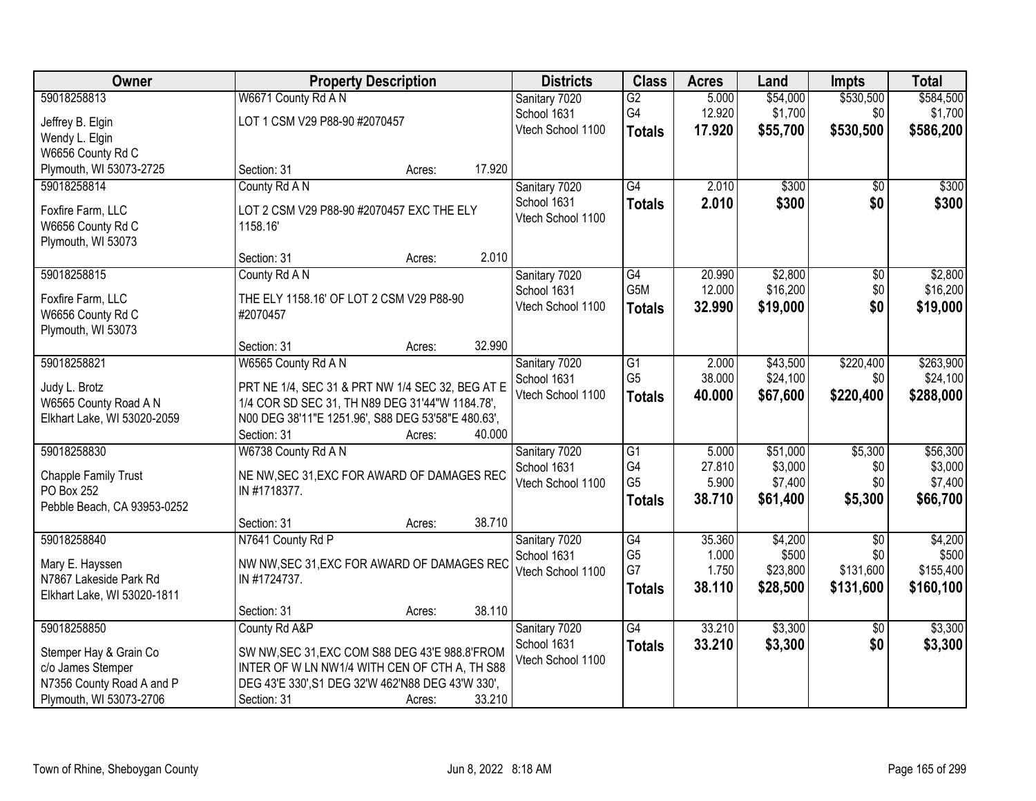| Owner | Property Description | Districts | Class | Acres | Land | Impts | Total |
|---|---|---|---|---|---|---|---|
| 59018258813<br>Jeffrey B. Elgin<br>Wendy L. Elgin<br>W6656 County Rd C<br>Plymouth, WI 53073-2725 | W6671 County Rd A N<br>LOT 1 CSM V29 P88-90 #2070457<br>Section: 31 Acres: 17.920 | Sanitary 7020<br>School 1631<br>Vtech School 1100 | G2<br>G4<br>**Totals** | 5.000<br>12.920<br>**17.920** | $54,000<br>$1,700<br>**$55,700** | $530,500<br>$0<br>**$530,500** | $584,500<br>$1,700<br>**$586,200** |
| 59018258814<br>Foxfire Farm, LLC<br>W6656 County Rd C<br>Plymouth, WI 53073 | County Rd A N<br>LOT 2 CSM V29 P88-90 #2070457 EXC THE ELY 1158.16'<br>Section: 31 Acres: 2.010 | Sanitary 7020<br>School 1631<br>Vtech School 1100 | G4<br>**Totals** | 2.010<br>**2.010** | $300<br>**$300** | $0<br>**$0** | $300<br>**$300** |
| 59018258815<br>Foxfire Farm, LLC<br>W6656 County Rd C<br>Plymouth, WI 53073 | County Rd A N<br>THE ELY 1158.16' OF LOT 2 CSM V29 P88-90 #2070457<br>Section: 31 Acres: 32.990 | Sanitary 7020<br>School 1631<br>Vtech School 1100 | G4<br>G5M<br>**Totals** | 20.990<br>12.000<br>**32.990** | $2,800<br>$16,200<br>**$19,000** | $0<br>$0<br>**$0** | $2,800<br>$16,200<br>**$19,000** |
| 59018258821<br>Judy L. Brotz<br>W6565 County Road A N<br>Elkhart Lake, WI 53020-2059 | W6565 County Rd A N<br>PRT NE 1/4, SEC 31 & PRT NW 1/4 SEC 32, BEG AT E 1/4 COR SD SEC 31, TH N89 DEG 31'44"W 1184.78', N00 DEG 38'11"E 1251.96', S88 DEG 53'58"E 480.63',<br>Section: 31 Acres: 40.000 | Sanitary 7020<br>School 1631<br>Vtech School 1100 | G1<br>G5<br>**Totals** | 2.000<br>38.000<br>**40.000** | $43,500<br>$24,100<br>**$67,600** | $220,400<br>$0<br>**$220,400** | $263,900<br>$24,100<br>**$288,000** |
| 59018258830<br>Chapple Family Trust<br>PO Box 252<br>Pebble Beach, CA 93953-0252 | W6738 County Rd A N<br>NE NW,SEC 31,EXC FOR AWARD OF DAMAGES REC IN #1718377.<br>Section: 31 Acres: 38.710 | Sanitary 7020<br>School 1631<br>Vtech School 1100 | G1<br>G4<br>G5<br>**Totals** | 5.000<br>27.810<br>5.900<br>**38.710** | $51,000<br>$3,000<br>$7,400<br>**$61,400** | $5,300<br>$0<br>$0<br>**$5,300** | $56,300<br>$3,000<br>$7,400<br>**$66,700** |
| 59018258840<br>Mary E. Hayssen<br>N7867 Lakeside Park Rd<br>Elkhart Lake, WI 53020-1811 | N7641 County Rd P<br>NW NW,SEC 31,EXC FOR AWARD OF DAMAGES REC IN #1724737.<br>Section: 31 Acres: 38.110 | Sanitary 7020<br>School 1631<br>Vtech School 1100 | G4<br>G5<br>G7<br>**Totals** | 35.360<br>1.000<br>1.750<br>**38.110** | $4,200<br>$500<br>$23,800<br>**$28,500** | $0<br>$0<br>$131,600<br>**$131,600** | $4,200<br>$500<br>$155,400<br>**$160,100** |
| 59018258850<br>Stemper Hay & Grain Co<br>c/o James Stemper<br>N7356 County Road A and P<br>Plymouth, WI 53073-2706 | County Rd A&P<br>SW NW,SEC 31,EXC COM S88 DEG 43'E 988.8'FROM INTER OF W LN NW1/4 WITH CEN OF CTH A, TH S88 DEG 43'E 330',S1 DEG 32'W 462'N88 DEG 43'W 330',<br>Section: 31 Acres: 33.210 | Sanitary 7020<br>School 1631<br>Vtech School 1100 | G4<br>**Totals** | 33.210<br>**33.210** | $3,300<br>**$3,300** | $0<br>**$0** | $3,300<br>**$3,300** |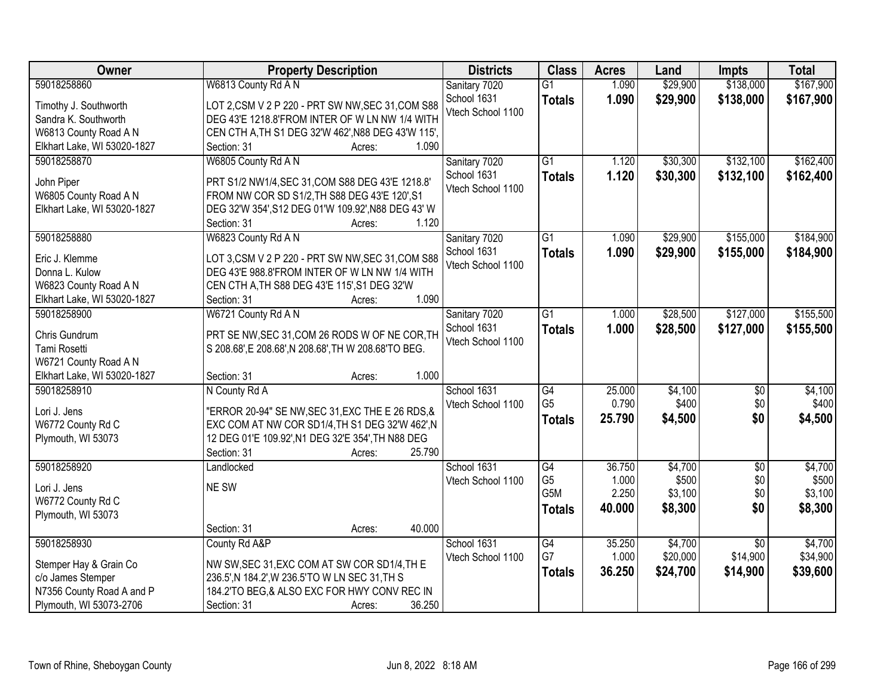| Owner | Property Description | Districts | Class | Acres | Land | Impts | Total |
|---|---|---|---|---|---|---|---|
| 59018258860<br><br>Timothy J. Southworth<br>Sandra K. Southworth<br>W6813 County Road A N<br>Elkhart Lake, WI 53020-1827 | W6813 County Rd A N<br><br>LOT 2,CSM V 2 P 220 - PRT SW NW,SEC 31,COM S88 DEG 43'E 1218.8'FROM INTER OF W LN NW 1/4 WITH CEN CTH A,TH S1 DEG 32'W 462',N88 DEG 43'W 115',<br>Section: 31 Acres: 1.090 | Sanitary 7020<br>School 1631<br>Vtech School 1100 | G1<br>**Totals** | 1.090<br>**1.090** | \$29,900<br>**\$29,900** | \$138,000<br>**\$138,000** | \$167,900<br>**\$167,900** |
| 59018258870<br><br>John Piper<br>W6805 County Road A N<br>Elkhart Lake, WI 53020-1827 | W6805 County Rd A N<br><br>PRT S1/2 NW1/4,SEC 31,COM S88 DEG 43'E 1218.8' FROM NW COR SD S1/2,TH S88 DEG 43'E 120',S1 DEG 32'W 354',S12 DEG 01'W 109.92',N88 DEG 43' W<br>Section: 31 Acres: 1.120 | Sanitary 7020<br>School 1631<br>Vtech School 1100 | G1<br>**Totals** | 1.120<br>**1.120** | \$30,300<br>**\$30,300** | \$132,100<br>**\$132,100** | \$162,400<br>**\$162,400** |
| 59018258880<br><br>Eric J. Klemme<br>Donna L. Kulow<br>W6823 County Road A N<br>Elkhart Lake, WI 53020-1827 | W6823 County Rd A N<br><br>LOT 3,CSM V 2 P 220 - PRT SW NW,SEC 31,COM S88 DEG 43'E 988.8'FROM INTER OF W LN NW 1/4 WITH CEN CTH A,TH S88 DEG 43'E 115',S1 DEG 32'W<br>Section: 31 Acres: 1.090 | Sanitary 7020<br>School 1631<br>Vtech School 1100 | G1<br>**Totals** | 1.090<br>**1.090** | \$29,900<br>**\$29,900** | \$155,000<br>**\$155,000** | \$184,900<br>**\$184,900** |
| 59018258900<br><br>Chris Gundrum<br>Tami Rosetti<br>W6721 County Road A N<br>Elkhart Lake, WI 53020-1827 | W6721 County Rd A N<br><br>PRT SE NW,SEC 31,COM 26 RODS W OF NE COR,TH S 208.68',E 208.68',N 208.68',TH W 208.68'TO BEG.<br>Section: 31 Acres: 1.000 | Sanitary 7020<br>School 1631<br>Vtech School 1100 | G1<br>**Totals** | 1.000<br>**1.000** | \$28,500<br>**\$28,500** | \$127,000<br>**\$127,000** | \$155,500<br>**\$155,500** |
| 59018258910<br><br>Lori J. Jens<br>W6772 County Rd C<br>Plymouth, WI 53073 | N County Rd A<br><br>"ERROR 20-94" SE NW,SEC 31,EXC THE E 26 RDS,& EXC COM AT NW COR SD1/4,TH S1 DEG 32'W 462',N 12 DEG 01'E 109.92',N1 DEG 32'E 354',TH N88 DEG<br>Section: 31 Acres: 25.790 | School 1631<br>Vtech School 1100 | G4<br>G5<br>**Totals** | 25.000<br>0.790<br>**25.790** | \$4,100<br>\$400<br>**\$4,500** | \$0<br>\$0<br>**\$0** | \$4,100<br>\$400<br>**\$4,500** |
| 59018258920<br><br>Lori J. Jens<br>W6772 County Rd C<br>Plymouth, WI 53073 | Landlocked<br><br>NE SW<br><br>Section: 31 Acres: 40.000 | School 1631<br>Vtech School 1100 | G4<br>G5<br>G5M<br>**Totals** | 36.750<br>1.000<br>2.250<br>**40.000** | \$4,700<br>\$500<br>\$3,100<br>**\$8,300** | \$0<br>\$0<br>\$0<br>**\$0** | \$4,700<br>\$500<br>\$3,100<br>**\$8,300** |
| 59018258930<br><br>Stemper Hay & Grain Co<br>c/o James Stemper<br>N7356 County Road A and P<br>Plymouth, WI 53073-2706 | County Rd A&P<br><br>NW SW,SEC 31,EXC COM AT SW COR SD1/4,TH E 236.5',N 184.2',W 236.5'TO W LN SEC 31,TH S 184.2'TO BEG,& ALSO EXC FOR HWY CONV REC IN<br>Section: 31 Acres: 36.250 | School 1631<br>Vtech School 1100 | G4<br>G7<br>**Totals** | 35.250<br>1.000<br>**36.250** | \$4,700<br>\$20,000<br>**\$24,700** | \$0<br>\$14,900<br>**\$14,900** | \$4,700<br>\$34,900<br>**\$39,600** |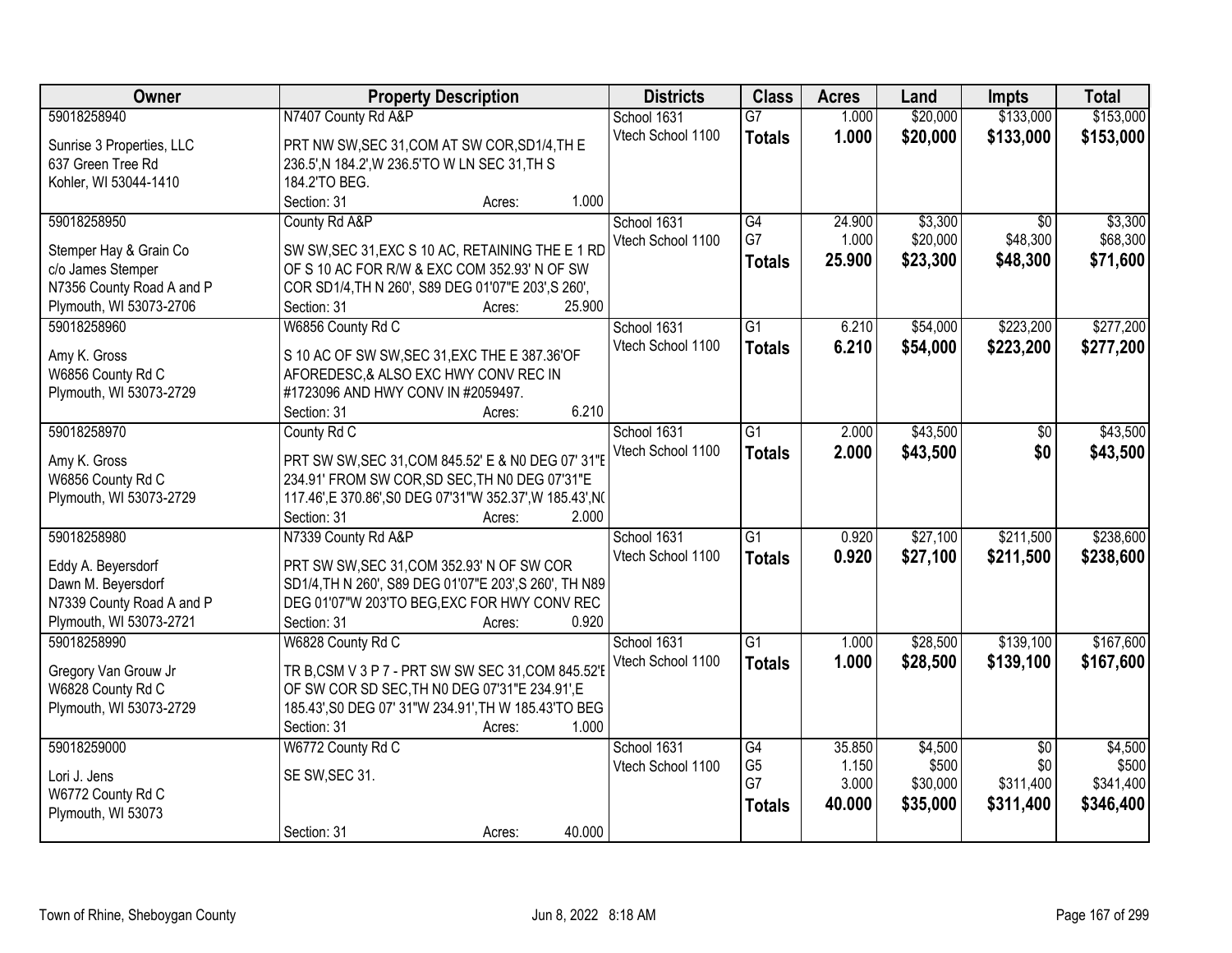| Owner | Property Description | Districts | Class | Acres | Land | Impts | Total |
|---|---|---|---|---|---|---|---|
| 59018258940<br><br>Sunrise 3 Properties, LLC<br>637 Green Tree Rd<br>Kohler, WI 53044-1410 | N7407 County Rd A&P<br><br>PRT NW SW,SEC 31,COM AT SW COR,SD1/4,TH E 236.5',N 184.2',W 236.5'TO W LN SEC 31,TH S 184.2'TO BEG.<br>Section: 31 Acres: 1.000 | School 1631<br>Vtech School 1100 | G7<br>**Totals** | 1.000<br>**1.000** | $20,000<br>**$20,000** | $133,000<br>**$133,000** | $153,000<br>**$153,000** |
| 59018258950<br><br>Stemper Hay & Grain Co<br>c/o James Stemper<br>N7356 County Road A and P<br>Plymouth, WI 53073-2706 | County Rd A&P<br><br>SW SW,SEC 31,EXC S 10 AC, RETAINING THE E 1 RD OF S 10 AC FOR R/W & EXC COM 352.93' N OF SW COR SD1/4,TH N 260', S89 DEG 01'07"E 203',S 260',<br>Section: 31 Acres: 25.900 | School 1631<br>Vtech School 1100 | G4<br>G7<br>**Totals** | 24.900<br>1.000<br>**25.900** | $3,300<br>$20,000<br>**$23,300** | $0<br>$48,300<br>**$48,300** | $3,300<br>$68,300<br>**$71,600** |
| 59018258960<br><br>Amy K. Gross<br>W6856 County Rd C<br>Plymouth, WI 53073-2729 | W6856 County Rd C<br><br>S 10 AC OF SW SW,SEC 31,EXC THE E 387.36'OF AFOREDESC,& ALSO EXC HWY CONV REC IN #1723096 AND HWY CONV IN #2059497.<br>Section: 31 Acres: 6.210 | School 1631<br>Vtech School 1100 | G1<br>**Totals** | 6.210<br>**6.210** | $54,000<br>**$54,000** | $223,200<br>**$223,200** | $277,200<br>**$277,200** |
| 59018258970<br><br>Amy K. Gross<br>W6856 County Rd C<br>Plymouth, WI 53073-2729 | County Rd C<br><br>PRT SW SW,SEC 31,COM 845.52' E & N0 DEG 07' 31"E 234.91' FROM SW COR,SD SEC,TH N0 DEG 07'31"E 117.46',E 370.86',S0 DEG 07'31"W 352.37',W 185.43',N0<br>Section: 31 Acres: 2.000 | School 1631<br>Vtech School 1100 | G1<br>**Totals** | 2.000<br>**2.000** | $43,500<br>**$43,500** | $0<br>**$0** | $43,500<br>**$43,500** |
| 59018258980<br><br>Eddy A. Beyersdorf<br>Dawn M. Beyersdorf<br>N7339 County Road A and P<br>Plymouth, WI 53073-2721 | N7339 County Rd A&P<br><br>PRT SW SW,SEC 31,COM 352.93' N OF SW COR SD1/4,TH N 260', S89 DEG 01'07"E 203',S 260', TH N89 DEG 01'07"W 203'TO BEG,EXC FOR HWY CONV REC<br>Section: 31 Acres: 0.920 | School 1631<br>Vtech School 1100 | G1<br>**Totals** | 0.920<br>**0.920** | $27,100<br>**$27,100** | $211,500<br>**$211,500** | $238,600<br>**$238,600** |
| 59018258990<br><br>Gregory Van Grouw Jr<br>W6828 County Rd C<br>Plymouth, WI 53073-2729 | W6828 County Rd C<br><br>TR B,CSM V 3 P 7 - PRT SW SW SEC 31,COM 845.52'E OF SW COR SD SEC,TH N0 DEG 07'31"E 234.91',E 185.43',S0 DEG 07' 31"W 234.91',TH W 185.43'TO BEG<br>Section: 31 Acres: 1.000 | School 1631<br>Vtech School 1100 | G1<br>**Totals** | 1.000<br>**1.000** | $28,500<br>**$28,500** | $139,100<br>**$139,100** | $167,600<br>**$167,600** |
| 59018259000<br><br>Lori J. Jens<br>W6772 County Rd C<br>Plymouth, WI 53073 | W6772 County Rd C<br><br>SE SW,SEC 31.<br><br>Section: 31 Acres: 40.000 | School 1631<br>Vtech School 1100 | G4<br>G5<br>G7<br>**Totals** | 35.850<br>1.150<br>3.000<br>**40.000** | $4,500<br>$500<br>$30,000<br>**$35,000** | $0<br>$0<br>$311,400<br>**$311,400** | $4,500<br>$500<br>$341,400<br>**$346,400** |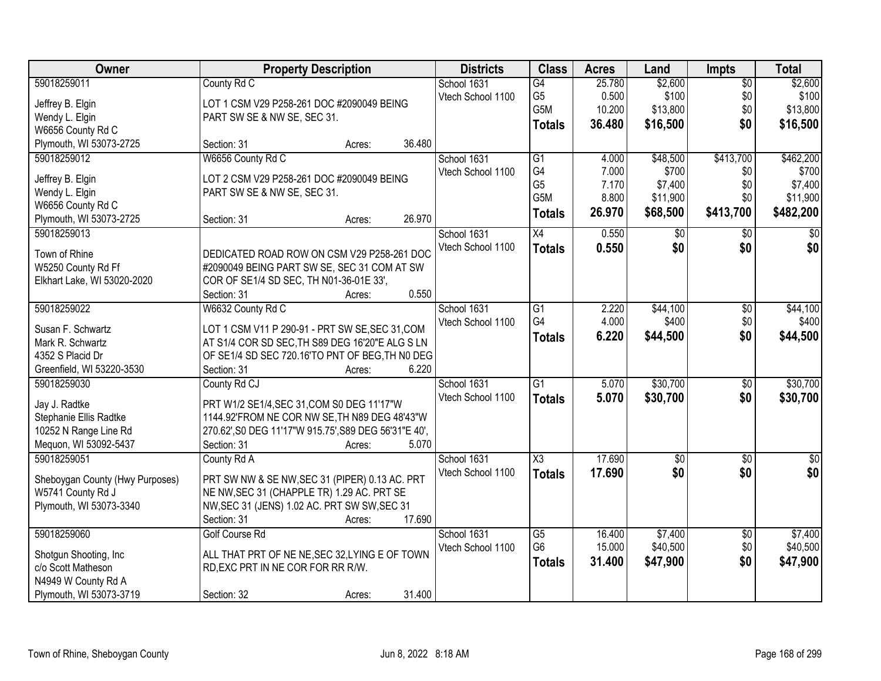| Owner | Property Description | Districts | Class | Acres | Land | Impts | Total |
|---|---|---|---|---|---|---|---|
| 59018259011<br>Jeffrey B. Elgin<br>Wendy L. Elgin<br>W6656 County Rd C<br>Plymouth, WI 53073-2725 | County Rd C<br>LOT 1 CSM V29 P258-261 DOC #2090049 BEING PART SW SE & NW SE, SEC 31.<br>Section: 31 Acres: 36.480 | School 1631<br>Vtech School 1100 | G4<br>G5<br>G5M<br>**Totals** | 25.780<br>0.500<br>10.200<br>**36.480** | $2,600<br>$100<br>$13,800<br>**$16,500** | $0<br>$0<br>$0<br>**$0** | $2,600<br>$100<br>$13,800<br>**$16,500** |
| 59018259012<br>Jeffrey B. Elgin<br>Wendy L. Elgin<br>W6656 County Rd C<br>Plymouth, WI 53073-2725 | W6656 County Rd C<br>LOT 2 CSM V29 P258-261 DOC #2090049 BEING PART SW SE & NW SE, SEC 31.<br>Section: 31 Acres: 26.970 | School 1631<br>Vtech School 1100 | G1<br>G4<br>G5<br>G5M<br>**Totals** | 4.000<br>7.000<br>7.170<br>8.800<br>**26.970** | $48,500<br>$700<br>$7,400<br>$11,900<br>**$68,500** | $413,700<br>$0<br>$0<br>$0<br>**$413,700** | $462,200<br>$700<br>$7,400<br>$11,900<br>**$482,200** |
| 59018259013<br>Town of Rhine<br>W5250 County Rd Ff<br>Elkhart Lake, WI 53020-2020 | DEDICATED ROAD ROW ON CSM V29 P258-261 DOC #2090049 BEING PART SW SE, SEC 31 COM AT SW COR OF SE1/4 SD SEC, TH N01-36-01E 33',<br>Section: 31 Acres: 0.550 | School 1631<br>Vtech School 1100 | X4<br>**Totals** | 0.550<br>**0.550** | $0<br>**$0** | $0<br>**$0** | $0<br>**$0** |
| 59018259022<br>Susan F. Schwartz<br>Mark R. Schwartz<br>4352 S Placid Dr<br>Greenfield, WI 53220-3530 | W6632 County Rd C<br>LOT 1 CSM V11 P 290-91 - PRT SW SE,SEC 31,COM AT S1/4 COR SD SEC,TH S89 DEG 16'20"E ALG S LN OF SE1/4 SD SEC 720.16'TO PNT OF BEG,TH N0 DEG<br>Section: 31 Acres: 6.220 | School 1631<br>Vtech School 1100 | G1<br>G4<br>**Totals** | 2.220<br>4.000<br>**6.220** | $44,100<br>$400<br>**$44,500** | $0<br>$0<br>**$0** | $44,100<br>$400<br>**$44,500** |
| 59018259030<br>Jay J. Radtke<br>Stephanie Ellis Radtke<br>10252 N Range Line Rd<br>Mequon, WI 53092-5437 | County Rd CJ<br>PRT W1/2 SE1/4,SEC 31,COM S0 DEG 11'17"W 1144.92'FROM NE COR NW SE,TH N89 DEG 48'43"W 270.62',S0 DEG 11'17"W 915.75',S89 DEG 56'31"E 40',<br>Section: 31 Acres: 5.070 | School 1631<br>Vtech School 1100 | G1<br>**Totals** | 5.070<br>**5.070** | $30,700<br>**$30,700** | $0<br>**$0** | $30,700<br>**$30,700** |
| 59018259051<br>Sheboygan County (Hwy Purposes)<br>W5741 County Rd J<br>Plymouth, WI 53073-3340 | County Rd A<br>PRT SW NW & SE NW,SEC 31 (PIPER) 0.13 AC. PRT NE NW,SEC 31 (CHAPPLE TR) 1.29 AC. PRT SE NW,SEC 31 (JENS) 1.02 AC. PRT SW SW,SEC 31<br>Section: 31 Acres: 17.690 | School 1631<br>Vtech School 1100 | X3<br>**Totals** | 17.690<br>**17.690** | $0<br>**$0** | $0<br>**$0** | $0<br>**$0** |
| 59018259060<br>Shotgun Shooting, Inc<br>c/o Scott Matheson<br>N4949 W County Rd A<br>Plymouth, WI 53073-3719 | Golf Course Rd<br>ALL THAT PRT OF NE NE,SEC 32,LYING E OF TOWN RD,EXC PRT IN NE COR FOR RR R/W.<br>Section: 32 Acres: 31.400 | School 1631<br>Vtech School 1100 | G5<br>G6<br>**Totals** | 16.400<br>15.000<br>**31.400** | $7,400<br>$40,500<br>**$47,900** | $0<br>$0<br>**$0** | $7,400<br>$40,500<br>**$47,900** |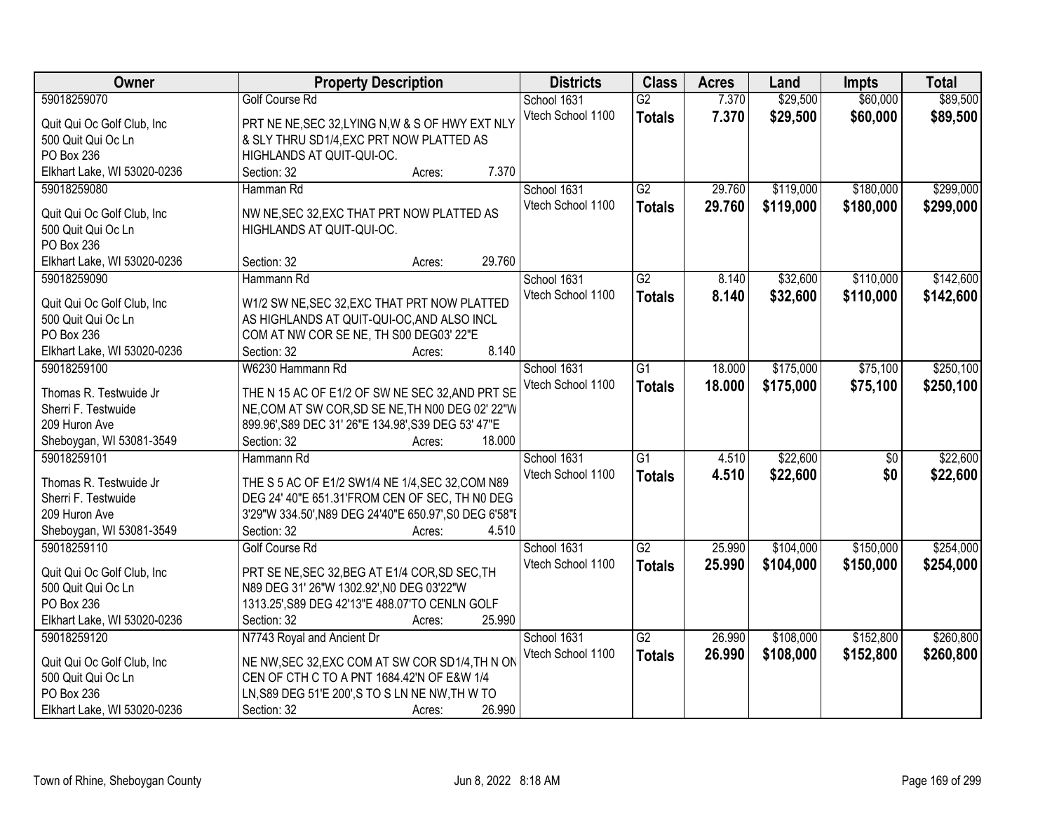| Owner | Property Description | Districts | Class | Acres | Land | Impts | Total |
|---|---|---|---|---|---|---|---|
| 59018259070<br>Quit Qui Oc Golf Club, Inc<br>500 Quit Qui Oc Ln<br>PO Box 236<br>Elkhart Lake, WI 53020-0236 | Golf Course Rd<br>PRT NE NE,SEC 32,LYING N,W & S OF HWY EXT NLY & SLY THRU SD1/4,EXC PRT NOW PLATTED AS HIGHLANDS AT QUIT-QUI-OC.<br>Section: 32 Acres: 7.370 | School 1631<br>Vtech School 1100 | G2<br>**Totals** | 7.370<br>**7.370** | $29,500<br>**$29,500** | $60,000<br>**$60,000** | $89,500<br>**$89,500** |
| 59018259080<br>Quit Qui Oc Golf Club, Inc<br>500 Quit Qui Oc Ln<br>PO Box 236<br>Elkhart Lake, WI 53020-0236 | Hamman Rd<br>NW NE,SEC 32,EXC THAT PRT NOW PLATTED AS HIGHLANDS AT QUIT-QUI-OC.<br>Section: 32 Acres: 29.760 | School 1631<br>Vtech School 1100 | G2<br>**Totals** | 29.760<br>**29.760** | $119,000<br>**$119,000** | $180,000<br>**$180,000** | $299,000<br>**$299,000** |
| 59018259090<br>Quit Qui Oc Golf Club, Inc<br>500 Quit Qui Oc Ln<br>PO Box 236<br>Elkhart Lake, WI 53020-0236 | Hammann Rd<br>W1/2 SW NE,SEC 32,EXC THAT PRT NOW PLATTED AS HIGHLANDS AT QUIT-QUI-OC,AND ALSO INCL COM AT NW COR SE NE, TH S00 DEG03' 22"E<br>Section: 32 Acres: 8.140 | School 1631<br>Vtech School 1100 | G2<br>**Totals** | 8.140<br>**8.140** | $32,600<br>**$32,600** | $110,000<br>**$110,000** | $142,600<br>**$142,600** |
| 59018259100<br>Thomas R. Testwuide Jr<br>Sherri F. Testwuide<br>209 Huron Ave<br>Sheboygan, WI 53081-3549 | W6230 Hammann Rd<br>THE N 15 AC OF E1/2 OF SW NE SEC 32,AND PRT SE NE,COM AT SW COR,SD SE NE,TH N00 DEG 02' 22"W 899.96',S89 DEC 31' 26"E 134.98',S39 DEG 53' 47"E<br>Section: 32 Acres: 18.000 | School 1631<br>Vtech School 1100 | G1<br>**Totals** | 18.000<br>**18.000** | $175,000<br>**$175,000** | $75,100<br>**$75,100** | $250,100<br>**$250,100** |
| 59018259101<br>Thomas R. Testwuide Jr<br>Sherri F. Testwuide<br>209 Huron Ave<br>Sheboygan, WI 53081-3549 | Hammann Rd<br>THE S 5 AC OF E1/2 SW1/4 NE 1/4,SEC 32,COM N89 DEG 24' 40"E 651.31'FROM CEN OF SEC, TH N0 DEG 3'29"W 334.50',N89 DEG 24'40"E 650.97',S0 DEG 6'58"E<br>Section: 32 Acres: 4.510 | School 1631<br>Vtech School 1100 | G1<br>**Totals** | 4.510<br>**4.510** | $22,600<br>**$22,600** | $0<br>**$0** | $22,600<br>**$22,600** |
| 59018259110<br>Quit Qui Oc Golf Club, Inc<br>500 Quit Qui Oc Ln<br>PO Box 236<br>Elkhart Lake, WI 53020-0236 | Golf Course Rd<br>PRT SE NE,SEC 32,BEG AT E1/4 COR,SD SEC,TH N89 DEG 31' 26"W 1302.92',N0 DEG 03'22"W 1313.25',S89 DEG 42'13"E 488.07'TO CENLN GOLF<br>Section: 32 Acres: 25.990 | School 1631<br>Vtech School 1100 | G2<br>**Totals** | 25.990<br>**25.990** | $104,000<br>**$104,000** | $150,000<br>**$150,000** | $254,000<br>**$254,000** |
| 59018259120<br>Quit Qui Oc Golf Club, Inc<br>500 Quit Qui Oc Ln<br>PO Box 236<br>Elkhart Lake, WI 53020-0236 | N7743 Royal and Ancient Dr<br>NE NW,SEC 32,EXC COM AT SW COR SD1/4,TH N ON CEN OF CTH C TO A PNT 1684.42'N OF E&W 1/4 LN,S89 DEG 51'E 200',S TO S LN NE NW,TH W TO<br>Section: 32 Acres: 26.990 | School 1631<br>Vtech School 1100 | G2<br>**Totals** | 26.990<br>**26.990** | $108,000<br>**$108,000** | $152,800<br>**$152,800** | $260,800<br>**$260,800** |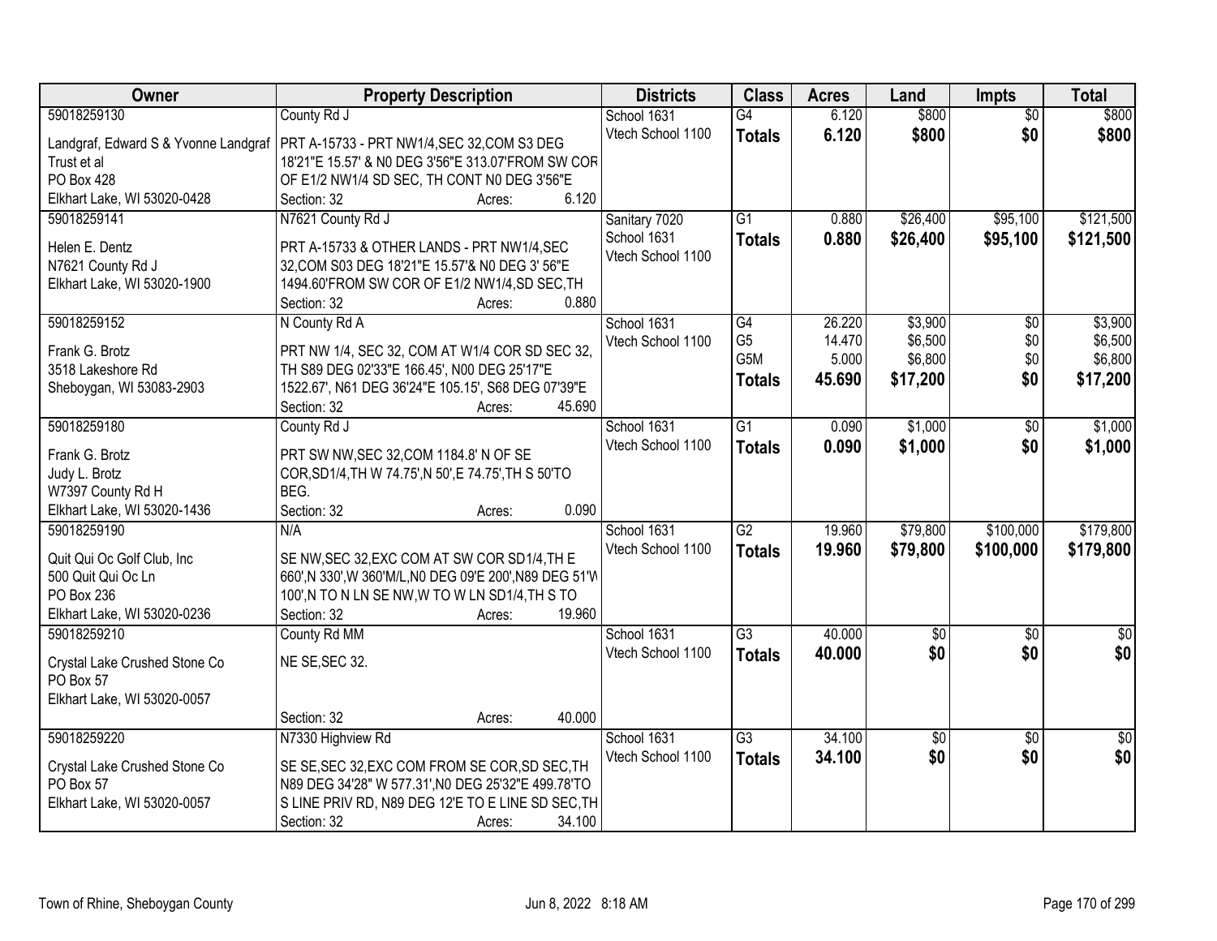| Owner | Property Description | Districts | Class | Acres | Land | Impts | Total |
|---|---|---|---|---|---|---|---|
| 59018259130<br>Landgraf, Edward S & Yvonne Landgraf Trust et al<br>PO Box 428<br>Elkhart Lake, WI 53020-0428 | County Rd J<br>PRT A-15733 - PRT NW1/4,SEC 32,COM S3 DEG 18'21"E 15.57' & N0 DEG 3'56"E 313.07'FROM SW COR OF E1/2 NW1/4 SD SEC, TH CONT N0 DEG 3'56"E<br>Section: 32 Acres: 6.120 | School 1631<br>Vtech School 1100 | G4<br>**Totals** | 6.120<br>**6.120** | $800<br>**$800** | $0<br>**$0** | $800<br>**$800** |
| 59018259141<br>Helen E. Dentz<br>N7621 County Rd J<br>Elkhart Lake, WI 53020-1900 | N7621 County Rd J<br>PRT A-15733 & OTHER LANDS - PRT NW1/4,SEC 32,COM S03 DEG 18'21"E 15.57'& N0 DEG 3' 56"E 1494.60'FROM SW COR OF E1/2 NW1/4,SD SEC,TH<br>Section: 32 Acres: 0.880 | Sanitary 7020<br>School 1631<br>Vtech School 1100 | G1<br>**Totals** | 0.880<br>**0.880** | $26,400<br>**$26,400** | $95,100<br>**$95,100** | $121,500<br>**$121,500** |
| 59018259152<br>Frank G. Brotz<br>3518 Lakeshore Rd<br>Sheboygan, WI 53083-2903 | N County Rd A<br>PRT NW 1/4, SEC 32, COM AT W1/4 COR SD SEC 32, TH S89 DEG 02'33"E 166.45', N00 DEG 25'17"E 1522.67', N61 DEG 36'24"E 105.15', S68 DEG 07'39"E<br>Section: 32 Acres: 45.690 | School 1631<br>Vtech School 1100 | G4<br>G5<br>G5M<br>**Totals** | 26.220<br>14.470<br>5.000<br>**45.690** | $3,900<br>$6,500<br>$6,800<br>**$17,200** | $0<br>$0<br>$0<br>**$0** | $3,900<br>$6,500<br>$6,800<br>**$17,200** |
| 59018259180<br>Frank G. Brotz<br>Judy L. Brotz<br>W7397 County Rd H<br>Elkhart Lake, WI 53020-1436 | County Rd J<br>PRT SW NW,SEC 32,COM 1184.8' N OF SE COR,SD1/4,TH W 74.75',N 50',E 74.75',TH S 50'TO BEG.<br>Section: 32 Acres: 0.090 | School 1631<br>Vtech School 1100 | G1<br>**Totals** | 0.090<br>**0.090** | $1,000<br>**$1,000** | $0<br>**$0** | $1,000<br>**$1,000** |
| 59018259190<br>Quit Qui Oc Golf Club, Inc<br>500 Quit Qui Oc Ln<br>PO Box 236<br>Elkhart Lake, WI 53020-0236 | N/A<br>SE NW,SEC 32,EXC COM AT SW COR SD1/4,TH E 660',N 330',W 360'M/L,N0 DEG 09'E 200',N89 DEG 51'W 100',N TO N LN SE NW,W TO W LN SD1/4,TH S TO<br>Section: 32 Acres: 19.960 | School 1631<br>Vtech School 1100 | G2<br>**Totals** | 19.960<br>**19.960** | $79,800<br>**$79,800** | $100,000<br>**$100,000** | $179,800<br>**$179,800** |
| 59018259210<br>Crystal Lake Crushed Stone Co<br>PO Box 57<br>Elkhart Lake, WI 53020-0057 | County Rd MM<br>NE SE,SEC 32.<br>Section: 32 Acres: 40.000 | School 1631<br>Vtech School 1100 | G3<br>**Totals** | 40.000<br>**40.000** | $0<br>**$0** | $0<br>**$0** | $0<br>**$0** |
| 59018259220<br>Crystal Lake Crushed Stone Co<br>PO Box 57<br>Elkhart Lake, WI 53020-0057 | N7330 Highview Rd<br>SE SE,SEC 32,EXC COM FROM SE COR,SD SEC,TH N89 DEG 34'28" W 577.31',N0 DEG 25'32"E 499.78'TO S LINE PRIV RD, N89 DEG 12'E TO E LINE SD SEC,TH<br>Section: 32 Acres: 34.100 | School 1631<br>Vtech School 1100 | G3<br>**Totals** | 34.100<br>**34.100** | $0<br>**$0** | $0<br>**$0** | $0<br>**$0** |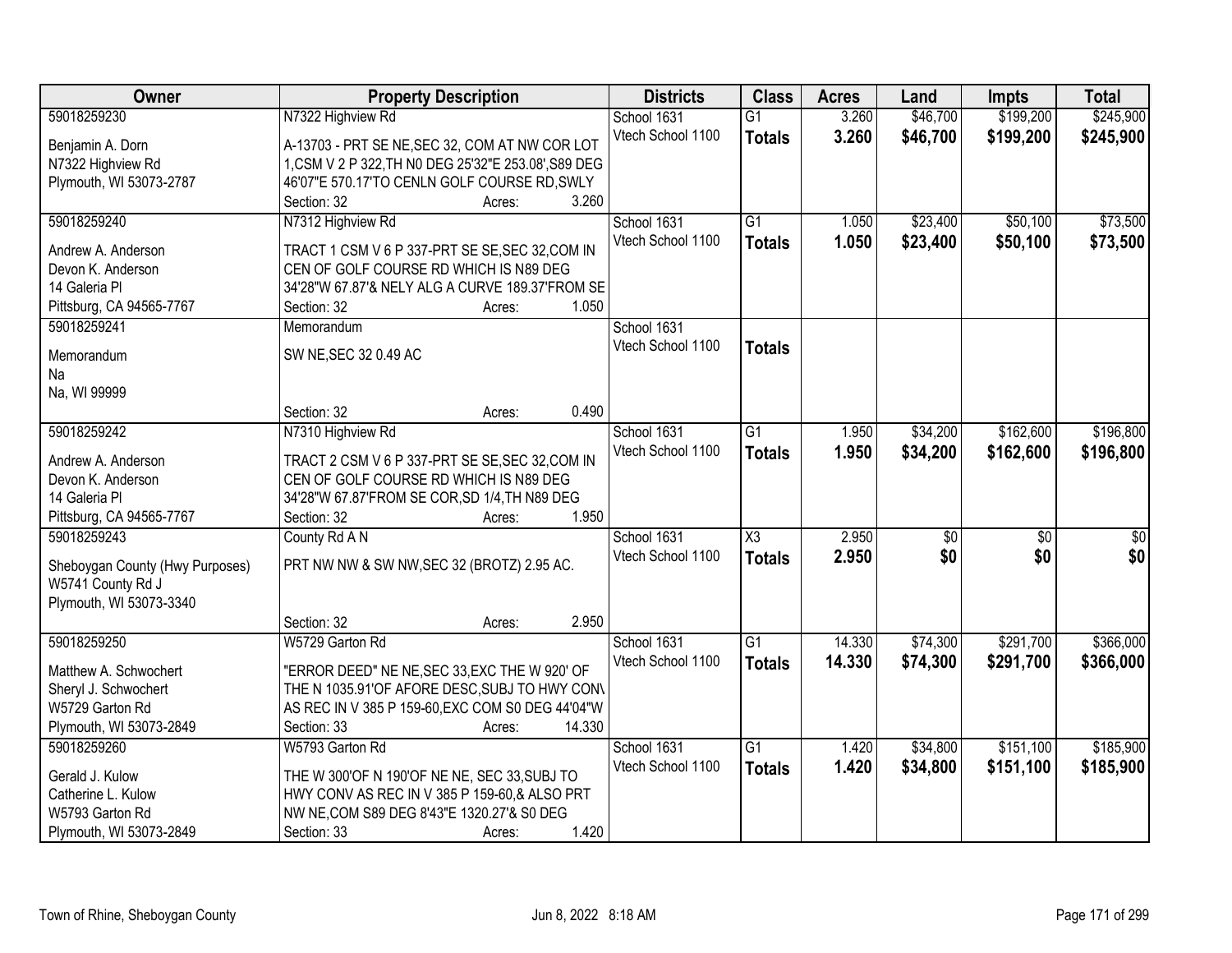| Owner | Property Description | Districts | Class | Acres | Land | Impts | Total |
|---|---|---|---|---|---|---|---|
| 59018259230<br><br>Benjamin A. Dorn<br>N7322 Highview Rd<br>Plymouth, WI 53073-2787 | N7322 Highview Rd<br><br>A-13703 - PRT SE NE,SEC 32, COM AT NW COR LOT 1,CSM V 2 P 322,TH N0 DEG 25'32"E 253.08',S89 DEG 46'07"E 570.17'TO CENLN GOLF COURSE RD,SWLY<br>Section: 32 Acres: 3.260 | School 1631<br>Vtech School 1100 | G1<br>**Totals** | 3.260<br>**3.260** | $46,700<br>**$46,700** | $199,200<br>**$199,200** | $245,900<br>**$245,900** |
| 59018259240<br><br>Andrew A. Anderson<br>Devon K. Anderson<br>14 Galeria Pl<br>Pittsburg, CA 94565-7767 | N7312 Highview Rd<br><br>TRACT 1 CSM V 6 P 337-PRT SE SE,SEC 32,COM IN CEN OF GOLF COURSE RD WHICH IS N89 DEG 34'28"W 67.87'& NELY ALG A CURVE 189.37'FROM SE<br>Section: 32 Acres: 1.050 | School 1631<br>Vtech School 1100 | G1<br>**Totals** | 1.050<br>**1.050** | $23,400<br>**$23,400** | $50,100<br>**$50,100** | $73,500<br>**$73,500** |
| 59018259241<br><br>Memorandum<br>Na<br>Na, WI 99999 | Memorandum<br><br>SW NE,SEC 32 0.49 AC<br><br>Section: 32 Acres: 0.490 | School 1631<br>Vtech School 1100 | <br>**Totals** | | | | |
| 59018259242<br><br>Andrew A. Anderson<br>Devon K. Anderson<br>14 Galeria Pl<br>Pittsburg, CA 94565-7767 | N7310 Highview Rd<br><br>TRACT 2 CSM V 6 P 337-PRT SE SE,SEC 32,COM IN CEN OF GOLF COURSE RD WHICH IS N89 DEG 34'28"W 67.87'FROM SE COR,SD 1/4,TH N89 DEG<br>Section: 32 Acres: 1.950 | School 1631<br>Vtech School 1100 | G1<br>**Totals** | 1.950<br>**1.950** | $34,200<br>**$34,200** | $162,600<br>**$162,600** | $196,800<br>**$196,800** |
| 59018259243<br><br>Sheboygan County (Hwy Purposes)<br>W5741 County Rd J<br>Plymouth, WI 53073-3340 | County Rd A N<br><br>PRT NW NW & SW NW,SEC 32 (BROTZ) 2.95 AC.<br><br>Section: 32 Acres: 2.950 | School 1631<br>Vtech School 1100 | X3<br>**Totals** | 2.950<br>**2.950** | $0<br>**$0** | $0<br>**$0** | $0<br>**$0** |
| 59018259250<br><br>Matthew A. Schwochert<br>Sheryl J. Schwochert<br>W5729 Garton Rd<br>Plymouth, WI 53073-2849 | W5729 Garton Rd<br><br>"ERROR DEED" NE NE,SEC 33,EXC THE W 920' OF THE N 1035.91'OF AFORE DESC,SUBJ TO HWY CONV AS REC IN V 385 P 159-60,EXC COM S0 DEG 44'04"W<br>Section: 33 Acres: 14.330 | School 1631<br>Vtech School 1100 | G1<br>**Totals** | 14.330<br>**14.330** | $74,300<br>**$74,300** | $291,700<br>**$291,700** | $366,000<br>**$366,000** |
| 59018259260<br><br>Gerald J. Kulow<br>Catherine L. Kulow<br>W5793 Garton Rd<br>Plymouth, WI 53073-2849 | W5793 Garton Rd<br><br>THE W 300'OF N 190'OF NE NE, SEC 33,SUBJ TO HWY CONV AS REC IN V 385 P 159-60,& ALSO PRT NW NE,COM S89 DEG 8'43"E 1320.27'& S0 DEG<br>Section: 33 Acres: 1.420 | School 1631<br>Vtech School 1100 | G1<br>**Totals** | 1.420<br>**1.420** | $34,800<br>**$34,800** | $151,100<br>**$151,100** | $185,900<br>**$185,900** |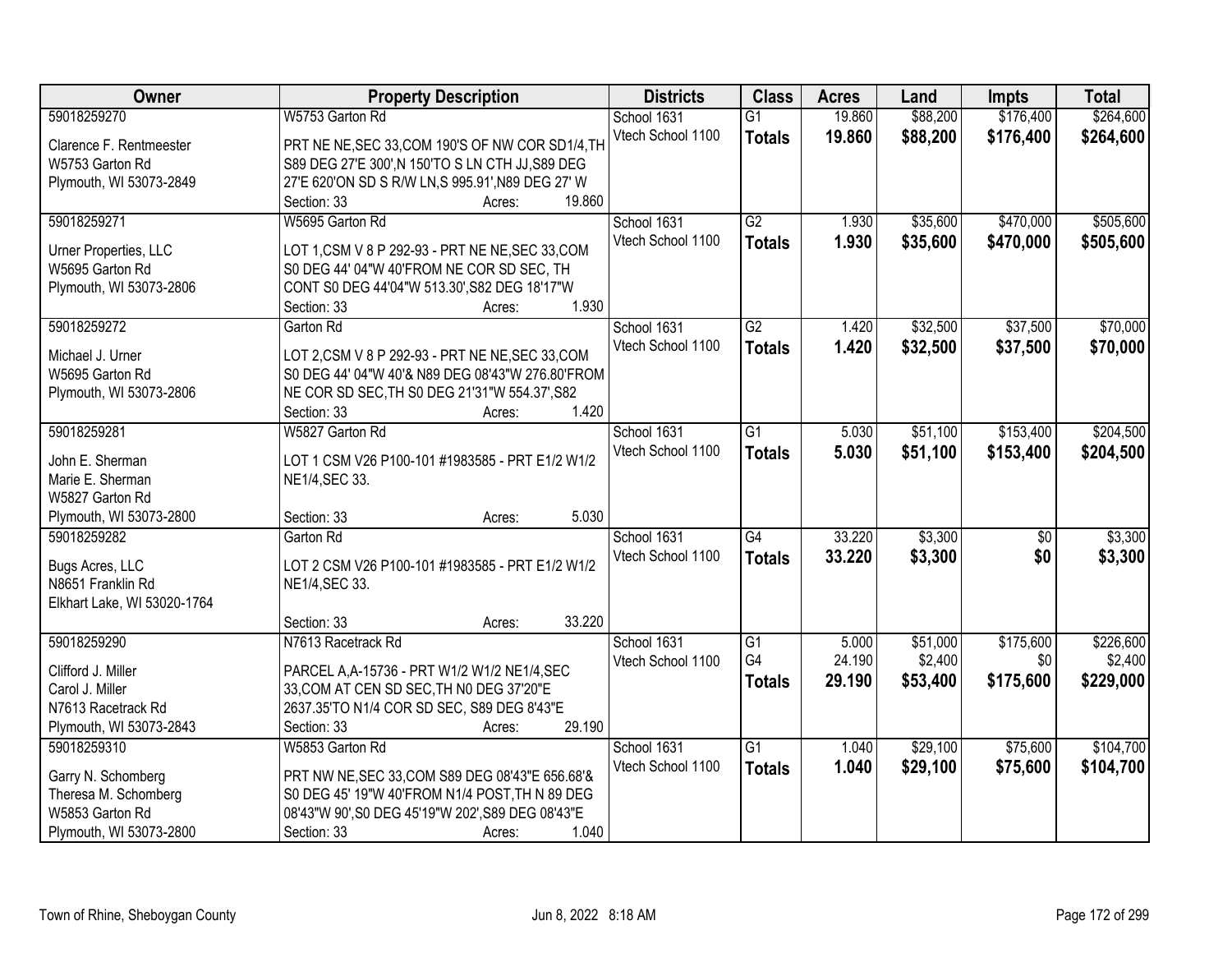| Owner | Property Description | Districts | Class | Acres | Land | Impts | Total |
|---|---|---|---|---|---|---|---|
| 59018259270<br><br>Clarence F. Rentmeester<br>W5753 Garton Rd<br>Plymouth, WI 53073-2849 | W5753 Garton Rd<br><br>PRT NE NE,SEC 33,COM 190'S OF NW COR SD1/4,TH S89 DEG 27'E 300',N 150'TO S LN CTH JJ,S89 DEG 27'E 620'ON SD S R/W LN,S 995.91',N89 DEG 27' W<br>Section: 33 Acres: 19.860 | School 1631<br>Vtech School 1100 | G1<br>**Totals** | 19.860<br>**19.860** | \$88,200<br>**\$88,200** | \$176,400<br>**\$176,400** | \$264,600<br>**\$264,600** |
| 59018259271<br><br>Urner Properties, LLC<br>W5695 Garton Rd<br>Plymouth, WI 53073-2806 | W5695 Garton Rd<br><br>LOT 1,CSM V 8 P 292-93 - PRT NE NE,SEC 33,COM S0 DEG 44' 04"W 40'FROM NE COR SD SEC, TH CONT S0 DEG 44'04"W 513.30',S82 DEG 18'17"W<br>Section: 33 Acres: 1.930 | School 1631<br>Vtech School 1100 | G2<br>**Totals** | 1.930<br>**1.930** | \$35,600<br>**\$35,600** | \$470,000<br>**\$470,000** | \$505,600<br>**\$505,600** |
| 59018259272<br><br>Michael J. Urner<br>W5695 Garton Rd<br>Plymouth, WI 53073-2806 | Garton Rd<br><br>LOT 2,CSM V 8 P 292-93 - PRT NE NE,SEC 33,COM S0 DEG 44' 04"W 40'& N89 DEG 08'43"W 276.80'FROM NE COR SD SEC,TH S0 DEG 21'31"W 554.37',S82<br>Section: 33 Acres: 1.420 | School 1631<br>Vtech School 1100 | G2<br>**Totals** | 1.420<br>**1.420** | \$32,500<br>**\$32,500** | \$37,500<br>**\$37,500** | \$70,000<br>**\$70,000** |
| 59018259281<br><br>John E. Sherman<br>Marie E. Sherman<br>W5827 Garton Rd<br>Plymouth, WI 53073-2800 | W5827 Garton Rd<br><br>LOT 1 CSM V26 P100-101 #1983585 - PRT E1/2 W1/2 NE1/4,SEC 33.<br><br>Section: 33 Acres: 5.030 | School 1631<br>Vtech School 1100 | G1<br>**Totals** | 5.030<br>**5.030** | \$51,100<br>**\$51,100** | \$153,400<br>**\$153,400** | \$204,500<br>**\$204,500** |
| 59018259282<br><br>Bugs Acres, LLC<br>N8651 Franklin Rd<br>Elkhart Lake, WI 53020-1764 | Garton Rd<br><br>LOT 2 CSM V26 P100-101 #1983585 - PRT E1/2 W1/2 NE1/4,SEC 33.<br><br>Section: 33 Acres: 33.220 | School 1631<br>Vtech School 1100 | G4<br>**Totals** | 33.220<br>**33.220** | \$3,300<br>**\$3,300** | \$0<br>**\$0** | \$3,300<br>**\$3,300** |
| 59018259290<br><br>Clifford J. Miller<br>Carol J. Miller<br>N7613 Racetrack Rd<br>Plymouth, WI 53073-2843 | N7613 Racetrack Rd<br><br>PARCEL A,A-15736 - PRT W1/2 W1/2 NE1/4,SEC 33,COM AT CEN SD SEC,TH N0 DEG 37'20"E 2637.35'TO N1/4 COR SD SEC, S89 DEG 8'43"E<br>Section: 33 Acres: 29.190 | School 1631<br>Vtech School 1100 | G1<br>G4<br>**Totals** | 5.000<br>24.190<br>**29.190** | \$51,000<br>\$2,400<br>**\$53,400** | \$175,600<br>\$0<br>**\$175,600** | \$226,600<br>\$2,400<br>**\$229,000** |
| 59018259310<br><br>Garry N. Schomberg<br>Theresa M. Schomberg<br>W5853 Garton Rd<br>Plymouth, WI 53073-2800 | W5853 Garton Rd<br><br>PRT NW NE,SEC 33,COM S89 DEG 08'43"E 656.68'& S0 DEG 45' 19"W 40'FROM N1/4 POST,TH N 89 DEG 08'43"W 90',S0 DEG 45'19"W 202',S89 DEG 08'43"E<br>Section: 33 Acres: 1.040 | School 1631<br>Vtech School 1100 | G1<br>**Totals** | 1.040<br>**1.040** | \$29,100<br>**\$29,100** | \$75,600<br>**\$75,600** | \$104,700<br>**\$104,700** |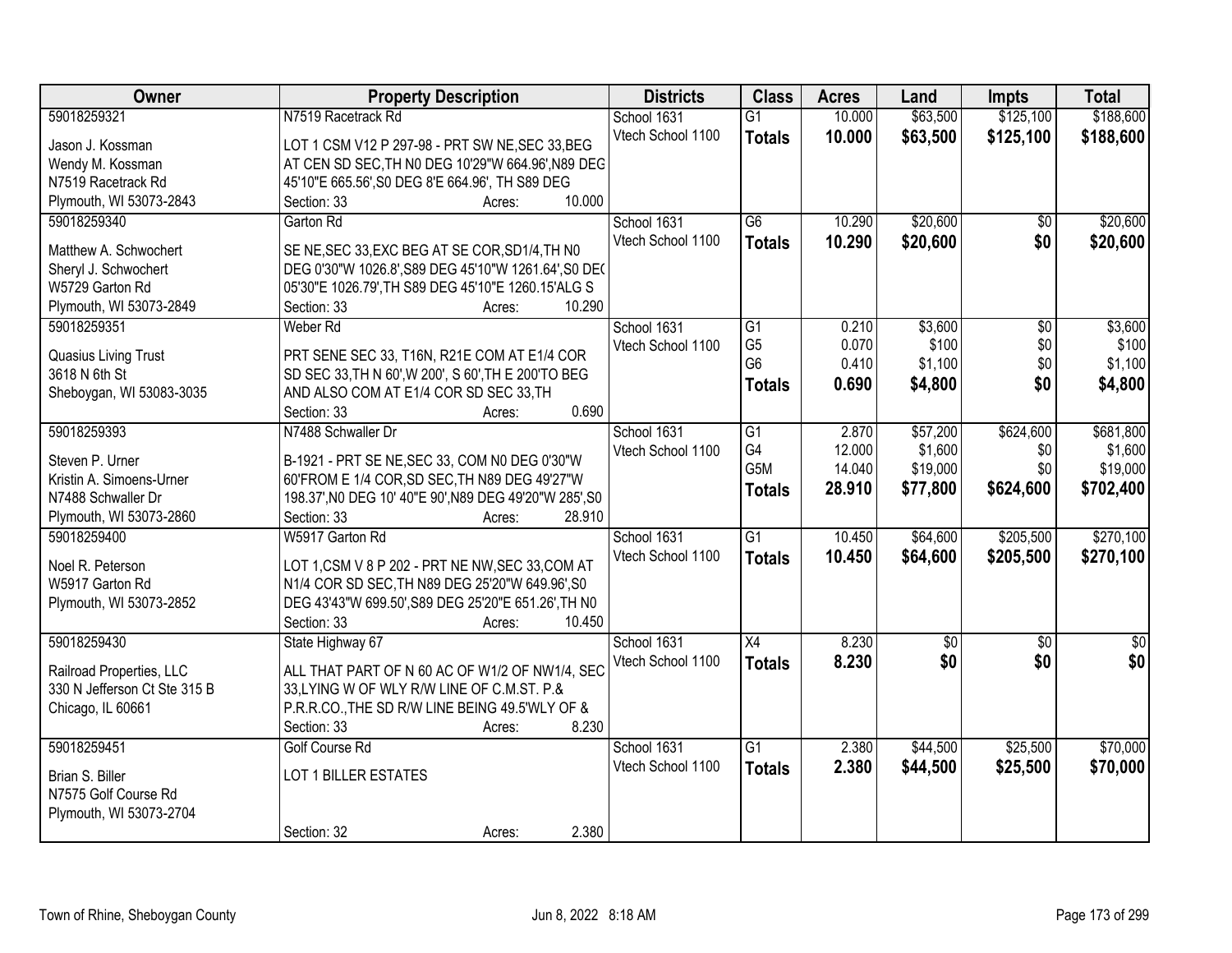| Owner | Property Description | Districts | Class | Acres | Land | Impts | Total |
|---|---|---|---|---|---|---|---|
| 59018259321<br><br>Jason J. Kossman<br>Wendy M. Kossman<br>N7519 Racetrack Rd<br>Plymouth, WI 53073-2843 | N7519 Racetrack Rd<br><br>LOT 1 CSM V12 P 297-98 - PRT SW NE,SEC 33,BEG AT CEN SD SEC,TH N0 DEG 10'29"W 664.96',N89 DEG 45'10"E 665.56',S0 DEG 8'E 664.96', TH S89 DEG<br>Section: 33 Acres: 10.000 | School 1631<br>Vtech School 1100 | G1<br>**Totals** | 10.000<br>**10.000** | $63,500<br>**$63,500** | $125,100<br>**$125,100** | $188,600<br>**$188,600** |
| 59018259340<br><br>Matthew A. Schwochert<br>Sheryl J. Schwochert<br>W5729 Garton Rd<br>Plymouth, WI 53073-2849 | Garton Rd<br><br>SE NE,SEC 33,EXC BEG AT SE COR,SD1/4,TH N0 DEG 0'30"W 1026.8',S89 DEG 45'10"W 1261.64',S0 DE( 05'30"E 1026.79',TH S89 DEG 45'10"E 1260.15'ALG S<br>Section: 33 Acres: 10.290 | School 1631<br>Vtech School 1100 | G6<br>**Totals** | 10.290<br>**10.290** | $20,600<br>**$20,600** | $0<br>**$0** | $20,600<br>**$20,600** |
| 59018259351<br><br>Quasius Living Trust<br>3618 N 6th St<br>Sheboygan, WI 53083-3035 | Weber Rd<br><br>PRT SENE SEC 33, T16N, R21E COM AT E1/4 COR SD SEC 33,TH N 60',W 200', S 60',TH E 200'TO BEG AND ALSO COM AT E1/4 COR SD SEC 33,TH<br>Section: 33 Acres: 0.690 | School 1631<br>Vtech School 1100 | G1<br>G5<br>G6<br>**Totals** | 0.210<br>0.070<br>0.410<br>**0.690** | $3,600<br>$100<br>$1,100<br>**$4,800** | $0<br>$0<br>$0<br>**$0** | $3,600<br>$100<br>$1,100<br>**$4,800** |
| 59018259393<br><br>Steven P. Urner<br>Kristin A. Simoens-Urner<br>N7488 Schwaller Dr<br>Plymouth, WI 53073-2860 | N7488 Schwaller Dr<br><br>B-1921 - PRT SE NE,SEC 33, COM N0 DEG 0'30"W 60'FROM E 1/4 COR,SD SEC,TH N89 DEG 49'27"W 198.37',N0 DEG 10' 40"E 90',N89 DEG 49'20"W 285',S0<br>Section: 33 Acres: 28.910 | School 1631<br>Vtech School 1100 | G1<br>G4<br>G5M<br>**Totals** | 2.870<br>12.000<br>14.040<br>**28.910** | $57,200<br>$1,600<br>$19,000<br>**$77,800** | $624,600<br>$0<br>$0<br>**$624,600** | $681,800<br>$1,600<br>$19,000<br>**$702,400** |
| 59018259400<br><br>Noel R. Peterson<br>W5917 Garton Rd<br>Plymouth, WI 53073-2852 | W5917 Garton Rd<br><br>LOT 1,CSM V 8 P 202 - PRT NE NW,SEC 33,COM AT N1/4 COR SD SEC,TH N89 DEG 25'20"W 649.96',S0 DEG 43'43"W 699.50',S89 DEG 25'20"E 651.26',TH N0<br>Section: 33 Acres: 10.450 | School 1631<br>Vtech School 1100 | G1<br>**Totals** | 10.450<br>**10.450** | $64,600<br>**$64,600** | $205,500<br>**$205,500** | $270,100<br>**$270,100** |
| 59018259430<br><br>Railroad Properties, LLC<br>330 N Jefferson Ct Ste 315 B<br>Chicago, IL 60661 | State Highway 67<br><br>ALL THAT PART OF N 60 AC OF W1/2 OF NW1/4, SEC 33,LYING W OF WLY R/W LINE OF C.M.ST. P.& P.R.R.CO.,THE SD R/W LINE BEING 49.5'WLY OF &<br>Section: 33 Acres: 8.230 | School 1631<br>Vtech School 1100 | X4<br>**Totals** | 8.230<br>**8.230** | $0<br>**$0** | $0<br>**$0** | $0<br>**$0** |
| 59018259451<br><br>Brian S. Biller<br>N7575 Golf Course Rd<br>Plymouth, WI 53073-2704 | Golf Course Rd<br><br>LOT 1 BILLER ESTATES<br><br>Section: 32 Acres: 2.380 | School 1631<br>Vtech School 1100 | G1<br>**Totals** | 2.380<br>**2.380** | $44,500<br>**$44,500** | $25,500<br>**$25,500** | $70,000<br>**$70,000** |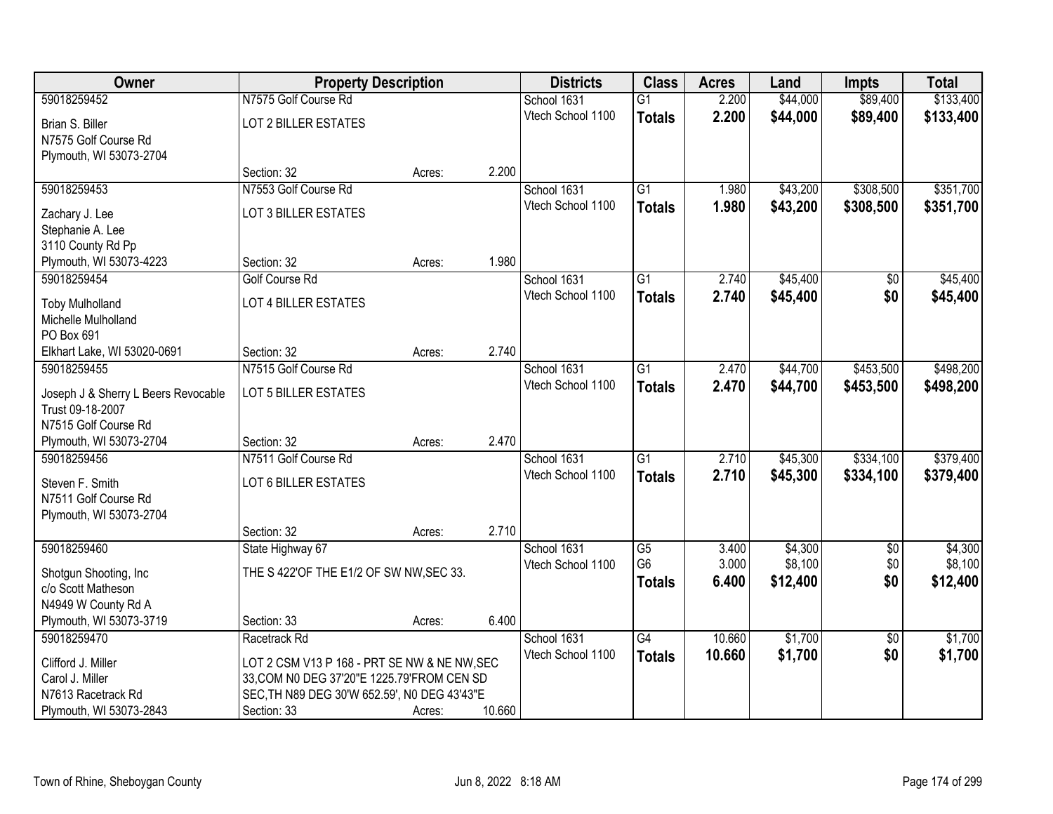| Owner | Property Description | | | Districts | Class | Acres | Land | Impts | Total |
|---|---|---|---|---|---|---|---|---|---|
| 59018259452<br>Brian S. Biller<br>N7575 Golf Course Rd<br>Plymouth, WI 53073-2704 | N7575 Golf Course Rd<br>LOT 2 BILLER ESTATES<br>Section: 32 | Acres: | 2.200 | School 1631<br>Vtech School 1100 | G1<br>**Totals** | 2.200<br>**2.200** | $44,000<br>**$44,000** | $89,400<br>**$89,400** | $133,400<br>**$133,400** |
| 59018259453<br>Zachary J. Lee<br>Stephanie A. Lee<br>3110 County Rd Pp<br>Plymouth, WI 53073-4223 | N7553 Golf Course Rd<br>LOT 3 BILLER ESTATES<br>Section: 32 | Acres: | 1.980 | School 1631<br>Vtech School 1100 | G1<br>**Totals** | 1.980<br>**1.980** | $43,200<br>**$43,200** | $308,500<br>**$308,500** | $351,700<br>**$351,700** |
| 59018259454<br>Toby Mulholland<br>Michelle Mulholland<br>PO Box 691<br>Elkhart Lake, WI 53020-0691 | Golf Course Rd<br>LOT 4 BILLER ESTATES<br>Section: 32 | Acres: | 2.740 | School 1631<br>Vtech School 1100 | G1<br>**Totals** | 2.740<br>**2.740** | $45,400<br>**$45,400** | $0<br>**$0** | $45,400<br>**$45,400** |
| 59018259455<br>Joseph J & Sherry L Beers Revocable Trust 09-18-2007<br>N7515 Golf Course Rd<br>Plymouth, WI 53073-2704 | N7515 Golf Course Rd<br>LOT 5 BILLER ESTATES<br>Section: 32 | Acres: | 2.470 | School 1631<br>Vtech School 1100 | G1<br>**Totals** | 2.470<br>**2.470** | $44,700<br>**$44,700** | $453,500<br>**$453,500** | $498,200<br>**$498,200** |
| 59018259456<br>Steven F. Smith<br>N7511 Golf Course Rd<br>Plymouth, WI 53073-2704 | N7511 Golf Course Rd<br>LOT 6 BILLER ESTATES<br>Section: 32 | Acres: | 2.710 | School 1631<br>Vtech School 1100 | G1<br>**Totals** | 2.710<br>**2.710** | $45,300<br>**$45,300** | $334,100<br>**$334,100** | $379,400<br>**$379,400** |
| 59018259460<br>Shotgun Shooting, Inc<br>c/o Scott Matheson<br>N4949 W County Rd A<br>Plymouth, WI 53073-3719 | State Highway 67<br>THE S 422'OF THE E1/2 OF SW NW,SEC 33.<br>Section: 33 | Acres: | 6.400 | School 1631<br>Vtech School 1100 | G5<br>G6<br>**Totals** | 3.400<br>3.000<br>**6.400** | $4,300<br>$8,100<br>**$12,400** | $0<br>$0<br>**$0** | $4,300<br>$8,100<br>**$12,400** |
| 59018259470<br>Clifford J. Miller<br>Carol J. Miller<br>N7613 Racetrack Rd<br>Plymouth, WI 53073-2843 | Racetrack Rd<br>LOT 2 CSM V13 P 168 - PRT SE NW & NE NW,SEC 33,COM N0 DEG 37'20"E 1225.79'FROM CEN SD SEC,TH N89 DEG 30'W 652.59', N0 DEG 43'43"E<br>Section: 33 | Acres: | 10.660 | School 1631<br>Vtech School 1100 | G4<br>**Totals** | 10.660<br>**10.660** | $1,700<br>**$1,700** | $0<br>**$0** | $1,700<br>**$1,700** |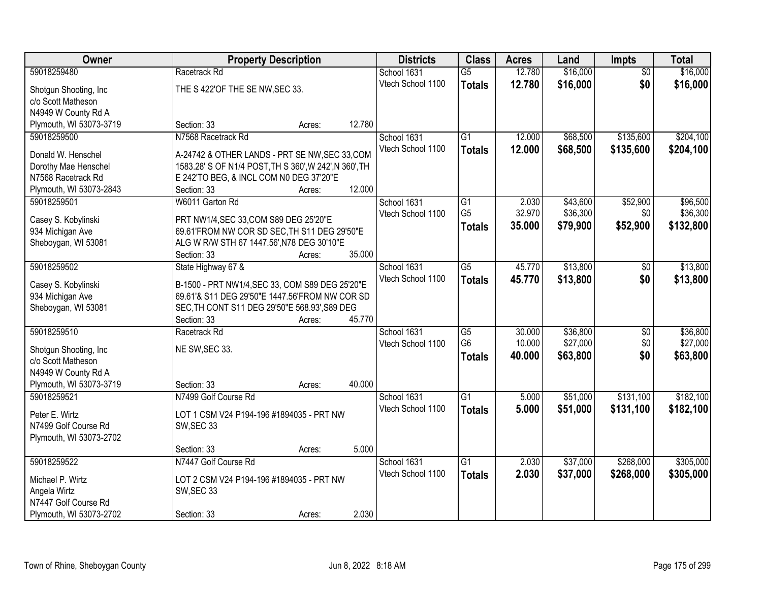| Owner | Property Description | Districts | Class | Acres | Land | Impts | Total |
|---|---|---|---|---|---|---|---|
| 59018259480<br>Shotgun Shooting, Inc<br>c/o Scott Matheson<br>N4949 W County Rd A<br>Plymouth, WI 53073-3719 | Racetrack Rd<br>THE S 422'OF THE SE NW,SEC 33.<br>Section: 33 Acres: 12.780 | School 1631<br>Vtech School 1100 | G5<br>**Totals** | 12.780<br>**12.780** | $16,000<br>**$16,000** | $0<br>**$0** | $16,000<br>**$16,000** |
| 59018259500<br>Donald W. Henschel<br>Dorothy Mae Henschel<br>N7568 Racetrack Rd<br>Plymouth, WI 53073-2843 | N7568 Racetrack Rd<br>A-24742 & OTHER LANDS - PRT SE NW,SEC 33,COM 1583.28' S OF N1/4 POST,TH S 360',W 242',N 360',TH E 242'TO BEG, & INCL COM N0 DEG 37'20"E<br>Section: 33 Acres: 12.000 | School 1631<br>Vtech School 1100 | G1<br>**Totals** | 12.000<br>**12.000** | $68,500<br>**$68,500** | $135,600<br>**$135,600** | $204,100<br>**$204,100** |
| 59018259501<br>Casey S. Kobylinski<br>934 Michigan Ave<br>Sheboygan, WI 53081 | W6011 Garton Rd<br>PRT NW1/4,SEC 33,COM S89 DEG 25'20"E 69.61'FROM NW COR SD SEC,TH S11 DEG 29'50"E ALG W R/W STH 67 1447.56',N78 DEG 30'10"E<br>Section: 33 Acres: 35.000 | School 1631<br>Vtech School 1100 | G1<br>G5<br>**Totals** | 2.030<br>32.970<br>**35.000** | $43,600<br>$36,300<br>**$79,900** | $52,900<br>$0<br>**$52,900** | $96,500<br>$36,300<br>**$132,800** |
| 59018259502<br>Casey S. Kobylinski<br>934 Michigan Ave<br>Sheboygan, WI 53081 | State Highway 67 &<br>B-1500 - PRT NW1/4,SEC 33, COM S89 DEG 25'20"E 69.61'& S11 DEG 29'50"E 1447.56'FROM NW COR SD SEC,TH CONT S11 DEG 29'50"E 568.93',S89 DEG<br>Section: 33 Acres: 45.770 | School 1631<br>Vtech School 1100 | G5<br>**Totals** | 45.770<br>**45.770** | $13,800<br>**$13,800** | $0<br>**$0** | $13,800<br>**$13,800** |
| 59018259510<br>Shotgun Shooting, Inc<br>c/o Scott Matheson<br>N4949 W County Rd A<br>Plymouth, WI 53073-3719 | Racetrack Rd<br>NE SW,SEC 33.<br>Section: 33 Acres: 40.000 | School 1631<br>Vtech School 1100 | G5<br>G6<br>**Totals** | 30.000<br>10.000<br>**40.000** | $36,800<br>$27,000<br>**$63,800** | $0<br>$0<br>**$0** | $36,800<br>$27,000<br>**$63,800** |
| 59018259521<br>Peter E. Wirtz<br>N7499 Golf Course Rd<br>Plymouth, WI 53073-2702 | N7499 Golf Course Rd<br>LOT 1 CSM V24 P194-196 #1894035 - PRT NW SW,SEC 33<br>Section: 33 Acres: 5.000 | School 1631<br>Vtech School 1100 | G1<br>**Totals** | 5.000<br>**5.000** | $51,000<br>**$51,000** | $131,100<br>**$131,100** | $182,100<br>**$182,100** |
| 59018259522<br>Michael P. Wirtz<br>Angela Wirtz<br>N7447 Golf Course Rd<br>Plymouth, WI 53073-2702 | N7447 Golf Course Rd<br>LOT 2 CSM V24 P194-196 #1894035 - PRT NW SW,SEC 33<br>Section: 33 Acres: 2.030 | School 1631<br>Vtech School 1100 | G1<br>**Totals** | 2.030<br>**2.030** | $37,000<br>**$37,000** | $268,000<br>**$268,000** | $305,000<br>**$305,000** |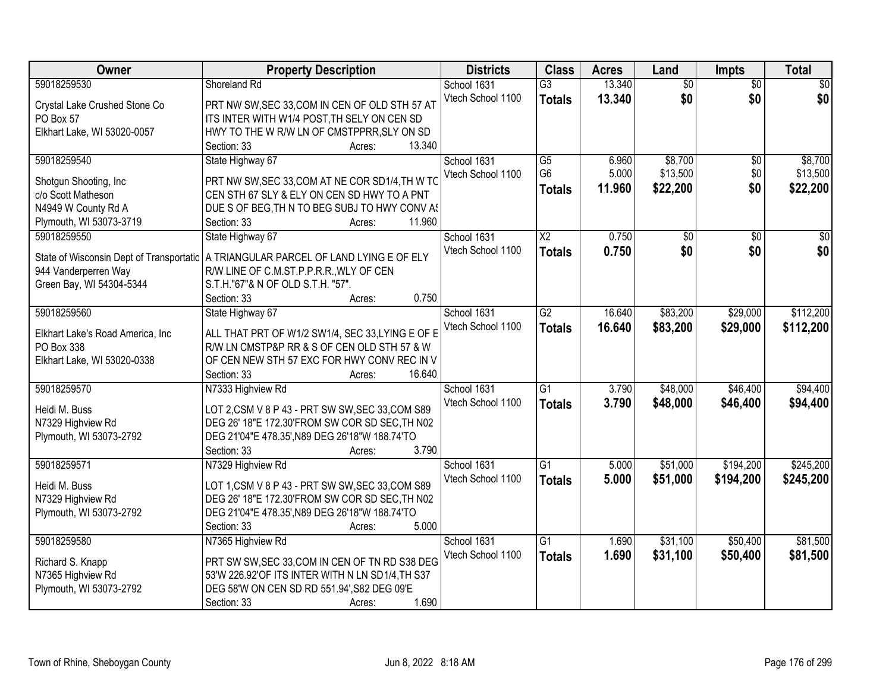| Owner | Property Description | Districts | Class | Acres | Land | Impts | Total |
|---|---|---|---|---|---|---|---|
| 59018259530<br>Crystal Lake Crushed Stone Co<br>PO Box 57<br>Elkhart Lake, WI 53020-0057 | Shoreland Rd<br>PRT NW SW,SEC 33,COM IN CEN OF OLD STH 57 AT ITS INTER WITH W1/4 POST,TH SELY ON CEN SD HWY TO THE W R/W LN OF CMSTPPRR,SLY ON SD<br>Section: 33 Acres: 13.340 | School 1631<br>Vtech School 1100 | G3<br>**Totals** | 13.340<br>**13.340** | $0<br>**$0** | $0<br>**$0** | $0<br>**$0** |
| 59018259540<br>Shotgun Shooting, Inc<br>c/o Scott Matheson<br>N4949 W County Rd A<br>Plymouth, WI 53073-3719 | State Highway 67<br>PRT NW SW,SEC 33,COM AT NE COR SD1/4,TH W TC CEN STH 67 SLY & ELY ON CEN SD HWY TO A PNT DUE S OF BEG,TH N TO BEG SUBJ TO HWY CONV AS<br>Section: 33 Acres: 11.960 | School 1631<br>Vtech School 1100 | G5<br>G6<br>**Totals** | 6.960<br>5.000<br>**11.960** | $8,700<br>$13,500<br>**$22,200** | $0<br>$0<br>**$0** | $8,700<br>$13,500<br>**$22,200** |
| 59018259550<br>State of Wisconsin Dept of Transportatio<br>944 Vanderperren Way<br>Green Bay, WI 54304-5344 | State Highway 67<br>A TRIANGULAR PARCEL OF LAND LYING E OF ELY R/W LINE OF C.M.ST.P.P.R.R.,WLY OF CEN S.T.H."67"& N OF OLD S.T.H. "57".<br>Section: 33 Acres: 0.750 | School 1631<br>Vtech School 1100 | X2<br>**Totals** | 0.750<br>**0.750** | $0<br>**$0** | $0<br>**$0** | $0<br>**$0** |
| 59018259560<br>Elkhart Lake's Road America, Inc<br>PO Box 338<br>Elkhart Lake, WI 53020-0338 | State Highway 67<br>ALL THAT PRT OF W1/2 SW1/4, SEC 33,LYING E OF E R/W LN CMSTP&P RR & S OF CEN OLD STH 57 & W OF CEN NEW STH 57 EXC FOR HWY CONV REC IN V<br>Section: 33 Acres: 16.640 | School 1631<br>Vtech School 1100 | G2<br>**Totals** | 16.640<br>**16.640** | $83,200<br>**$83,200** | $29,000<br>**$29,000** | $112,200<br>**$112,200** |
| 59018259570<br>Heidi M. Buss<br>N7329 Highview Rd<br>Plymouth, WI 53073-2792 | N7333 Highview Rd<br>LOT 2,CSM V 8 P 43 - PRT SW SW,SEC 33,COM S89 DEG 26' 18"E 172.30'FROM SW COR SD SEC,TH N02 DEG 21'04"E 478.35',N89 DEG 26'18"W 188.74'TO<br>Section: 33 Acres: 3.790 | School 1631<br>Vtech School 1100 | G1<br>**Totals** | 3.790<br>**3.790** | $48,000<br>**$48,000** | $46,400<br>**$46,400** | $94,400<br>**$94,400** |
| 59018259571<br>Heidi M. Buss<br>N7329 Highview Rd<br>Plymouth, WI 53073-2792 | N7329 Highview Rd<br>LOT 1,CSM V 8 P 43 - PRT SW SW,SEC 33,COM S89 DEG 26' 18"E 172.30'FROM SW COR SD SEC,TH N02 DEG 21'04"E 478.35',N89 DEG 26'18"W 188.74'TO<br>Section: 33 Acres: 5.000 | School 1631<br>Vtech School 1100 | G1<br>**Totals** | 5.000<br>**5.000** | $51,000<br>**$51,000** | $194,200<br>**$194,200** | $245,200<br>**$245,200** |
| 59018259580<br>Richard S. Knapp<br>N7365 Highview Rd<br>Plymouth, WI 53073-2792 | N7365 Highview Rd<br>PRT SW SW,SEC 33,COM IN CEN OF TN RD S38 DEG 53'W 226.92'OF ITS INTER WITH N LN SD1/4,TH S37 DEG 58'W ON CEN SD RD 551.94',S82 DEG 09'E<br>Section: 33 Acres: 1.690 | School 1631<br>Vtech School 1100 | G1<br>**Totals** | 1.690<br>**1.690** | $31,100<br>**$31,100** | $50,400<br>**$50,400** | $81,500<br>**$81,500** |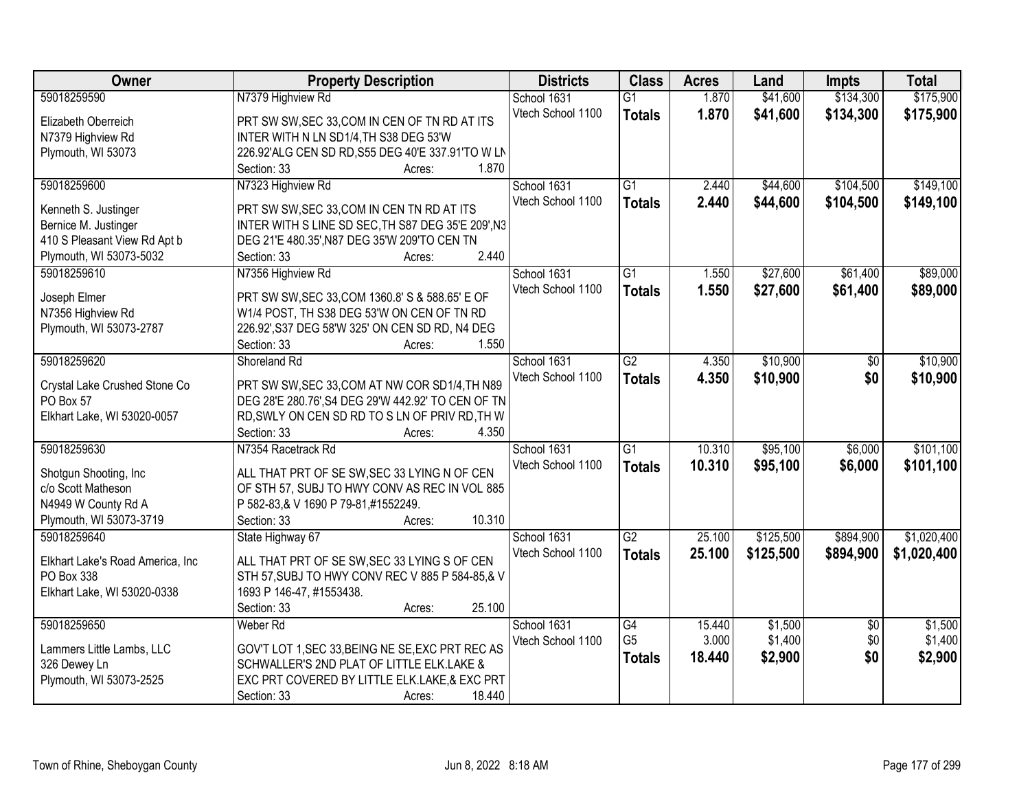| Owner | Property Description | Districts | Class | Acres | Land | Impts | Total |
|---|---|---|---|---|---|---|---|
| 59018259590<br><br>Elizabeth Oberreich<br>N7379 Highview Rd<br>Plymouth, WI 53073 | N7379 Highview Rd<br><br>PRT SW SW,SEC 33,COM IN CEN OF TN RD AT ITS INTER WITH N LN SD1/4,TH S38 DEG 53'W 226.92'ALG CEN SD RD,S55 DEG 40'E 337.91'TO W LN<br>Section: 33 Acres: 1.870 | School 1631<br>Vtech School 1100 | G1<br>**Totals** | 1.870<br>**1.870** | $41,600<br>**$41,600** | $134,300<br>**$134,300** | $175,900<br>**$175,900** |
| 59018259600<br><br>Kenneth S. Justinger<br>Bernice M. Justinger<br>410 S Pleasant View Rd Apt b<br>Plymouth, WI 53073-5032 | N7323 Highview Rd<br><br>PRT SW SW,SEC 33,COM IN CEN TN RD AT ITS INTER WITH S LINE SD SEC,TH S87 DEG 35'E 209',N3 DEG 21'E 480.35',N87 DEG 35'W 209'TO CEN TN<br>Section: 33 Acres: 2.440 | School 1631<br>Vtech School 1100 | G1<br>**Totals** | 2.440<br>**2.440** | $44,600<br>**$44,600** | $104,500<br>**$104,500** | $149,100<br>**$149,100** |
| 59018259610<br><br>Joseph Elmer<br>N7356 Highview Rd<br>Plymouth, WI 53073-2787 | N7356 Highview Rd<br><br>PRT SW SW,SEC 33,COM 1360.8' S & 588.65' E OF W1/4 POST, TH S38 DEG 53'W ON CEN OF TN RD 226.92',S37 DEG 58'W 325' ON CEN SD RD, N4 DEG<br>Section: 33 Acres: 1.550 | School 1631<br>Vtech School 1100 | G1<br>**Totals** | 1.550<br>**1.550** | $27,600<br>**$27,600** | $61,400<br>**$61,400** | $89,000<br>**$89,000** |
| 59018259620<br><br>Crystal Lake Crushed Stone Co<br>PO Box 57<br>Elkhart Lake, WI 53020-0057 | Shoreland Rd<br><br>PRT SW SW,SEC 33,COM AT NW COR SD1/4,TH N89 DEG 28'E 280.76',S4 DEG 29'W 442.92' TO CEN OF TN RD,SWLY ON CEN SD RD TO S LN OF PRIV RD,TH W<br>Section: 33 Acres: 4.350 | School 1631<br>Vtech School 1100 | G2<br>**Totals** | 4.350<br>**4.350** | $10,900<br>**$10,900** | $0<br>**$0** | $10,900<br>**$10,900** |
| 59018259630<br><br>Shotgun Shooting, Inc<br>c/o Scott Matheson<br>N4949 W County Rd A<br>Plymouth, WI 53073-3719 | N7354 Racetrack Rd<br><br>ALL THAT PRT OF SE SW,SEC 33 LYING N OF CEN OF STH 57, SUBJ TO HWY CONV AS REC IN VOL 885 P 582-83,& V 1690 P 79-81,#1552249.<br>Section: 33 Acres: 10.310 | School 1631<br>Vtech School 1100 | G1<br>**Totals** | 10.310<br>**10.310** | $95,100<br>**$95,100** | $6,000<br>**$6,000** | $101,100<br>**$101,100** |
| 59018259640<br><br>Elkhart Lake's Road America, Inc<br>PO Box 338<br>Elkhart Lake, WI 53020-0338 | State Highway 67<br><br>ALL THAT PRT OF SE SW,SEC 33 LYING S OF CEN STH 57,SUBJ TO HWY CONV REC V 885 P 584-85,& V 1693 P 146-47, #1553438.<br>Section: 33 Acres: 25.100 | School 1631<br>Vtech School 1100 | G2<br>**Totals** | 25.100<br>**25.100** | $125,500<br>**$125,500** | $894,900<br>**$894,900** | $1,020,400<br>**$1,020,400** |
| 59018259650<br><br>Lammers Little Lambs, LLC<br>326 Dewey Ln<br>Plymouth, WI 53073-2525 | Weber Rd<br><br>GOV'T LOT 1,SEC 33,BEING NE SE,EXC PRT REC AS SCHWALLER'S 2ND PLAT OF LITTLE ELK.LAKE & EXC PRT COVERED BY LITTLE ELK.LAKE,& EXC PRT<br>Section: 33 Acres: 18.440 | School 1631<br>Vtech School 1100 | G4<br>G5<br>**Totals** | 15.440<br>3.000<br>**18.440** | $1,500<br>$1,400<br>**$2,900** | $0<br>$0<br>**$0** | $1,500<br>$1,400<br>**$2,900** |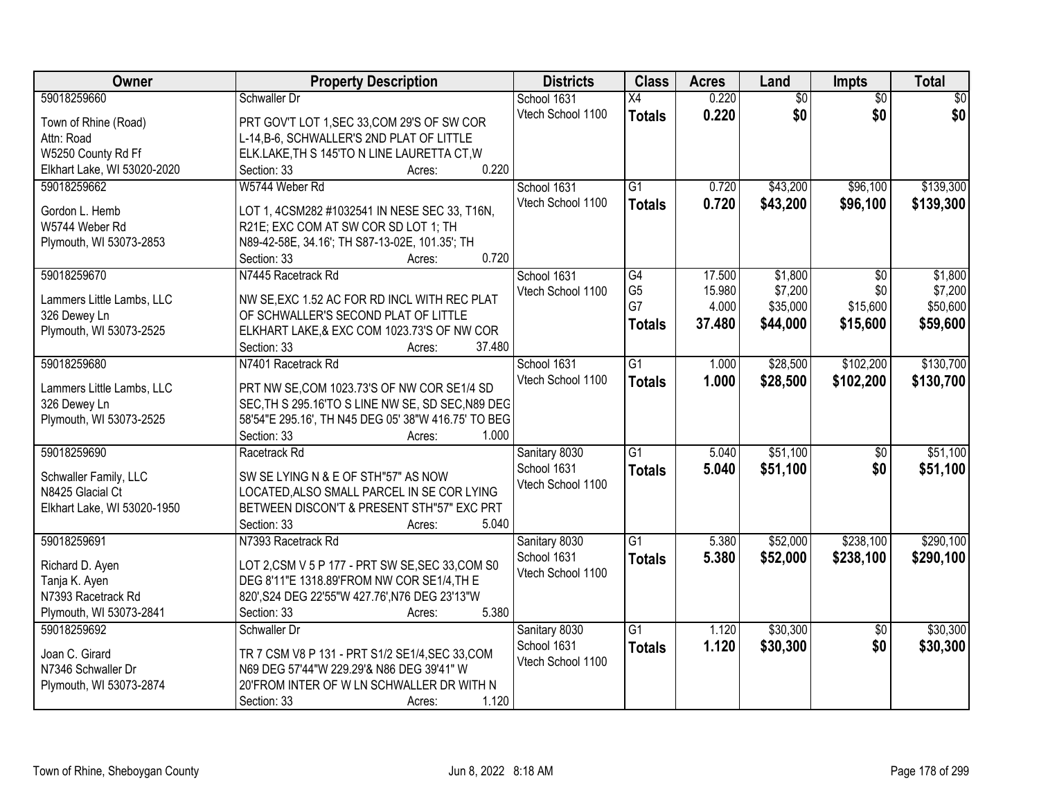| Owner | Property Description | Districts | Class | Acres | Land | Impts | Total |
|---|---|---|---|---|---|---|---|
| 59018259660<br><br>Town of Rhine (Road)<br>Attn: Road<br>W5250 County Rd Ff<br>Elkhart Lake, WI 53020-2020 | Schwaller Dr<br><br>PRT GOV'T LOT 1,SEC 33,COM 29'S OF SW COR L-14,B-6, SCHWALLER'S 2ND PLAT OF LITTLE ELK.LAKE,TH S 145'TO N LINE LAURETTA CT,W<br>Section: 33 Acres: 0.220 | School 1631<br>Vtech School 1100 | X4<br>**Totals** | 0.220<br>**0.220** | $0<br>**$0** | $0<br>**$0** | $0<br>**$0** |
| 59018259662<br><br>Gordon L. Hemb<br>W5744 Weber Rd<br>Plymouth, WI 53073-2853 | W5744 Weber Rd<br><br>LOT 1, 4CSM282 #1032541 IN NESE SEC 33, T16N, R21E; EXC COM AT SW COR SD LOT 1; TH N89-42-58E, 34.16'; TH S87-13-02E, 101.35'; TH<br>Section: 33 Acres: 0.720 | School 1631<br>Vtech School 1100 | G1<br>**Totals** | 0.720<br>**0.720** | $43,200<br>**$43,200** | $96,100<br>**$96,100** | $139,300<br>**$139,300** |
| 59018259670<br><br>Lammers Little Lambs, LLC<br>326 Dewey Ln<br>Plymouth, WI 53073-2525 | N7445 Racetrack Rd<br><br>NW SE,EXC 1.52 AC FOR RD INCL WITH REC PLAT OF SCHWALLER'S SECOND PLAT OF LITTLE ELKHART LAKE,& EXC COM 1023.73'S OF NW COR<br>Section: 33 Acres: 37.480 | School 1631<br>Vtech School 1100 | G4<br>G5<br>G7<br>**Totals** | 17.500<br>15.980<br>4.000<br>**37.480** | $1,800<br>$7,200<br>$35,000<br>**$44,000** | $0<br>$0<br>$15,600<br>**$15,600** | $1,800<br>$7,200<br>$50,600<br>**$59,600** |
| 59018259680<br><br>Lammers Little Lambs, LLC<br>326 Dewey Ln<br>Plymouth, WI 53073-2525 | N7401 Racetrack Rd<br><br>PRT NW SE,COM 1023.73'S OF NW COR SE1/4 SD SEC,TH S 295.16'TO S LINE NW SE, SD SEC,N89 DEG 58'54"E 295.16', TH N45 DEG 05' 38"W 416.75' TO BEG<br>Section: 33 Acres: 1.000 | School 1631<br>Vtech School 1100 | G1<br>**Totals** | 1.000<br>**1.000** | $28,500<br>**$28,500** | $102,200<br>**$102,200** | $130,700<br>**$130,700** |
| 59018259690<br><br>Schwaller Family, LLC<br>N8425 Glacial Ct<br>Elkhart Lake, WI 53020-1950 | Racetrack Rd<br><br>SW SE LYING N & E OF STH"57" AS NOW LOCATED,ALSO SMALL PARCEL IN SE COR LYING BETWEEN DISCON'T & PRESENT STH"57" EXC PRT<br>Section: 33 Acres: 5.040 | Sanitary 8030<br>School 1631<br>Vtech School 1100 | G1<br>**Totals** | 5.040<br>**5.040** | $51,100<br>**$51,100** | $0<br>**$0** | $51,100<br>**$51,100** |
| 59018259691<br><br>Richard D. Ayen<br>Tanja K. Ayen<br>N7393 Racetrack Rd<br>Plymouth, WI 53073-2841 | N7393 Racetrack Rd<br><br>LOT 2,CSM V 5 P 177 - PRT SW SE,SEC 33,COM S0 DEG 8'11"E 1318.89'FROM NW COR SE1/4,TH E 820',S24 DEG 22'55"W 427.76',N76 DEG 23'13"W<br>Section: 33 Acres: 5.380 | Sanitary 8030<br>School 1631<br>Vtech School 1100 | G1<br>**Totals** | 5.380<br>**5.380** | $52,000<br>**$52,000** | $238,100<br>**$238,100** | $290,100<br>**$290,100** |
| 59018259692<br><br>Joan C. Girard<br>N7346 Schwaller Dr<br>Plymouth, WI 53073-2874 | Schwaller Dr<br><br>TR 7 CSM V8 P 131 - PRT S1/2 SE1/4,SEC 33,COM N69 DEG 57'44"W 229.29'& N86 DEG 39'41" W 20'FROM INTER OF W LN SCHWALLER DR WITH N<br>Section: 33 Acres: 1.120 | Sanitary 8030<br>School 1631<br>Vtech School 1100 | G1<br>**Totals** | 1.120<br>**1.120** | $30,300<br>**$30,300** | $0<br>**$0** | $30,300<br>**$30,300** |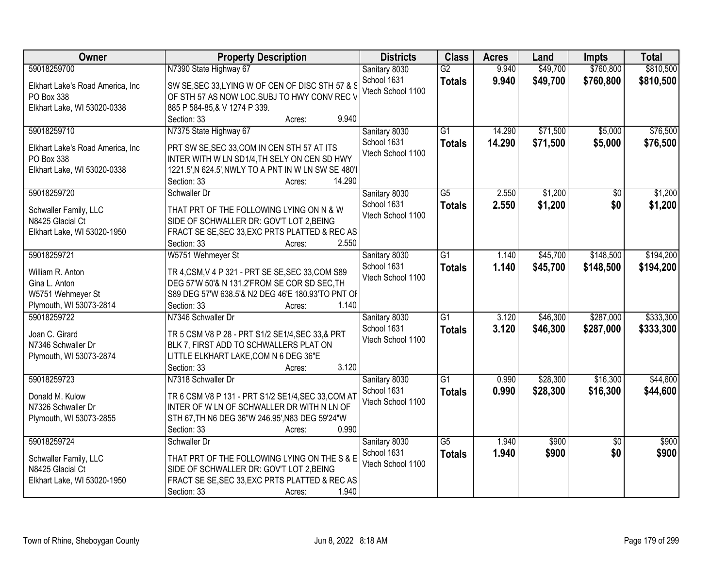| Owner | Property Description | Districts | Class | Acres | Land | Impts | Total |
|---|---|---|---|---|---|---|---|
| 59018259700<br>Elkhart Lake's Road America, Inc<br>PO Box 338<br>Elkhart Lake, WI 53020-0338 | N7390 State Highway 67<br>SW SE,SEC 33,LYING W OF CEN OF DISC STH 57 & S OF STH 57 AS NOW LOC,SUBJ TO HWY CONV REC V 885 P 584-85,& V 1274 P 339.<br>Section: 33 Acres: 9.940 | Sanitary 8030<br>School 1631<br>Vtech School 1100 | G2<br>**Totals** | 9.940<br>**9.940** | $49,700<br>**$49,700** | $760,800<br>**$760,800** | $810,500<br>**$810,500** |
| 59018259710<br>Elkhart Lake's Road America, Inc<br>PO Box 338<br>Elkhart Lake, WI 53020-0338 | N7375 State Highway 67<br>PRT SW SE,SEC 33,COM IN CEN STH 57 AT ITS INTER WITH W LN SD1/4,TH SELY ON CEN SD HWY 1221.5',N 624.5',NWLY TO A PNT IN W LN SW SE 480'I<br>Section: 33 Acres: 14.290 | Sanitary 8030<br>School 1631<br>Vtech School 1100 | G1<br>**Totals** | 14.290<br>**14.290** | $71,500<br>**$71,500** | $5,000<br>**$5,000** | $76,500<br>**$76,500** |
| 59018259720<br>Schwaller Family, LLC<br>N8425 Glacial Ct<br>Elkhart Lake, WI 53020-1950 | Schwaller Dr<br>THAT PRT OF THE FOLLOWING LYING ON N & W SIDE OF SCHWALLER DR: GOV'T LOT 2,BEING FRACT SE SE,SEC 33,EXC PRTS PLATTED & REC AS<br>Section: 33 Acres: 2.550 | Sanitary 8030<br>School 1631<br>Vtech School 1100 | G5<br>**Totals** | 2.550<br>**2.550** | $1,200<br>**$1,200** | $0<br>**$0** | $1,200<br>**$1,200** |
| 59018259721<br>William R. Anton<br>Gina L. Anton<br>W5751 Wehmeyer St<br>Plymouth, WI 53073-2814 | W5751 Wehmeyer St<br>TR 4,CSM,V 4 P 321 - PRT SE SE,SEC 33,COM S89 DEG 57'W 50'& N 131.2'FROM SE COR SD SEC,TH S89 DEG 57'W 638.5'& N2 DEG 46'E 180.93'TO PNT OF<br>Section: 33 Acres: 1.140 | Sanitary 8030<br>School 1631<br>Vtech School 1100 | G1<br>**Totals** | 1.140<br>**1.140** | $45,700<br>**$45,700** | $148,500<br>**$148,500** | $194,200<br>**$194,200** |
| 59018259722<br>Joan C. Girard<br>N7346 Schwaller Dr<br>Plymouth, WI 53073-2874 | N7346 Schwaller Dr<br>TR 5 CSM V8 P 28 - PRT S1/2 SE1/4,SEC 33,& PRT BLK 7, FIRST ADD TO SCHWALLERS PLAT ON LITTLE ELKHART LAKE,COM N 6 DEG 36"E<br>Section: 33 Acres: 3.120 | Sanitary 8030<br>School 1631<br>Vtech School 1100 | G1<br>**Totals** | 3.120<br>**3.120** | $46,300<br>**$46,300** | $287,000<br>**$287,000** | $333,300<br>**$333,300** |
| 59018259723<br>Donald M. Kulow<br>N7326 Schwaller Dr<br>Plymouth, WI 53073-2855 | N7318 Schwaller Dr<br>TR 6 CSM V8 P 131 - PRT S1/2 SE1/4,SEC 33,COM AT INTER OF W LN OF SCHWALLER DR WITH N LN OF STH 67,TH N6 DEG 36"W 246.95',N83 DEG 59'24"W<br>Section: 33 Acres: 0.990 | Sanitary 8030<br>School 1631<br>Vtech School 1100 | G1<br>**Totals** | 0.990<br>**0.990** | $28,300<br>**$28,300** | $16,300<br>**$16,300** | $44,600<br>**$44,600** |
| 59018259724<br>Schwaller Family, LLC<br>N8425 Glacial Ct<br>Elkhart Lake, WI 53020-1950 | Schwaller Dr<br>THAT PRT OF THE FOLLOWING LYING ON THE S & E SIDE OF SCHWALLER DR: GOV'T LOT 2,BEING FRACT SE SE,SEC 33,EXC PRTS PLATTED & REC AS<br>Section: 33 Acres: 1.940 | Sanitary 8030<br>School 1631<br>Vtech School 1100 | G5<br>**Totals** | 1.940<br>**1.940** | $900<br>**$900** | $0<br>**$0** | $900<br>**$900** |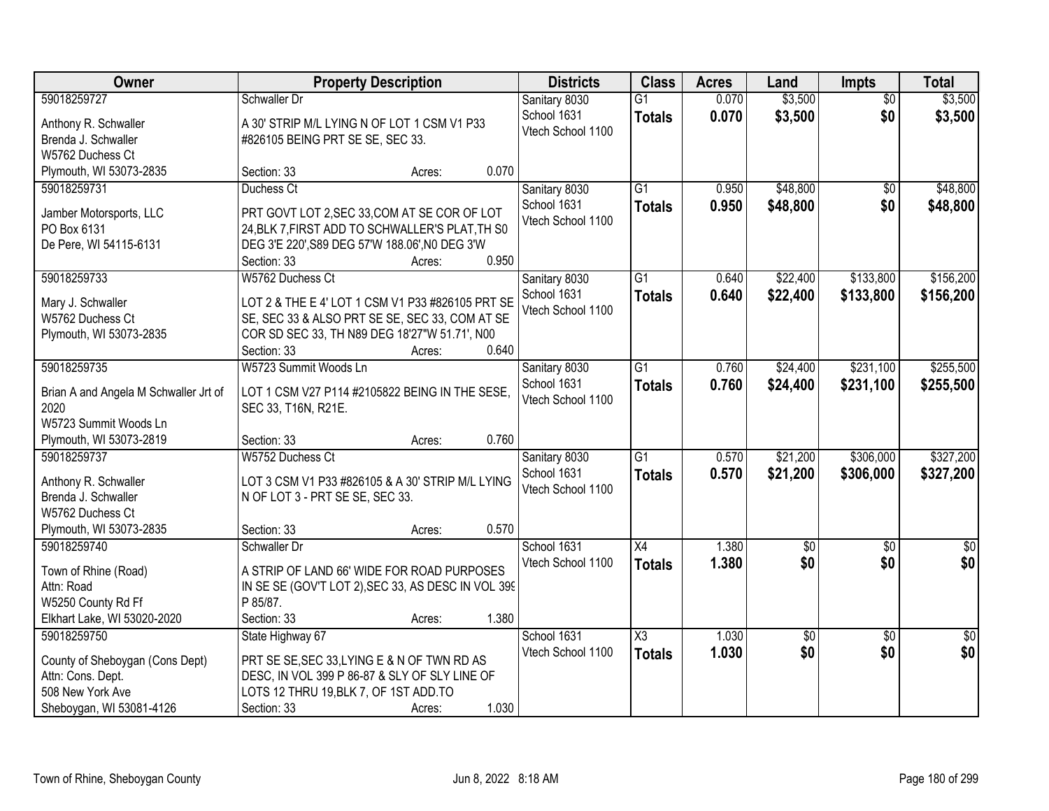| Owner | Property Description | Districts | Class | Acres | Land | Impts | Total |
|---|---|---|---|---|---|---|---|
| 59018259727<br>Anthony R. Schwaller<br>Brenda J. Schwaller<br>W5762 Duchess Ct<br>Plymouth, WI 53073-2835 | Schwaller Dr<br>A 30' STRIP M/L LYING N OF LOT 1 CSM V1 P33 #826105 BEING PRT SE SE, SEC 33.<br>Section: 33 Acres: 0.070 | Sanitary 8030<br>School 1631<br>Vtech School 1100 | G1<br>**Totals** | 0.070<br>**0.070** | $3,500<br>**$3,500** | $0<br>**$0** | $3,500<br>**$3,500** |
| 59018259731<br>Jamber Motorsports, LLC<br>PO Box 6131<br>De Pere, WI 54115-6131 | Duchess Ct<br>PRT GOVT LOT 2,SEC 33,COM AT SE COR OF LOT 24,BLK 7,FIRST ADD TO SCHWALLER'S PLAT,TH S0 DEG 3'E 220',S89 DEG 57'W 188.06',N0 DEG 3'W<br>Section: 33 Acres: 0.950 | Sanitary 8030<br>School 1631<br>Vtech School 1100 | G1<br>**Totals** | 0.950<br>**0.950** | $48,800<br>**$48,800** | $0<br>**$0** | $48,800<br>**$48,800** |
| 59018259733<br>Mary J. Schwaller<br>W5762 Duchess Ct<br>Plymouth, WI 53073-2835 | W5762 Duchess Ct<br>LOT 2 & THE E 4' LOT 1 CSM V1 P33 #826105 PRT SE SE, SEC 33 & ALSO PRT SE SE, SEC 33, COM AT SE COR SD SEC 33, TH N89 DEG 18'27"W 51.71', N00<br>Section: 33 Acres: 0.640 | Sanitary 8030<br>School 1631<br>Vtech School 1100 | G1<br>**Totals** | 0.640<br>**0.640** | $22,400<br>**$22,400** | $133,800<br>**$133,800** | $156,200<br>**$156,200** |
| 59018259735<br>Brian A and Angela M Schwaller Jrt of 2020<br>W5723 Summit Woods Ln<br>Plymouth, WI 53073-2819 | W5723 Summit Woods Ln<br>LOT 1 CSM V27 P114 #2105822 BEING IN THE SESE, SEC 33, T16N, R21E.<br>Section: 33 Acres: 0.760 | Sanitary 8030<br>School 1631<br>Vtech School 1100 | G1<br>**Totals** | 0.760<br>**0.760** | $24,400<br>**$24,400** | $231,100<br>**$231,100** | $255,500<br>**$255,500** |
| 59018259737<br>Anthony R. Schwaller<br>Brenda J. Schwaller<br>W5762 Duchess Ct<br>Plymouth, WI 53073-2835 | W5752 Duchess Ct<br>LOT 3 CSM V1 P33 #826105 & A 30' STRIP M/L LYING N OF LOT 3 - PRT SE SE, SEC 33.<br>Section: 33 Acres: 0.570 | Sanitary 8030<br>School 1631<br>Vtech School 1100 | G1<br>**Totals** | 0.570<br>**0.570** | $21,200<br>**$21,200** | $306,000<br>**$306,000** | $327,200<br>**$327,200** |
| 59018259740<br>Town of Rhine (Road)<br>Attn: Road<br>W5250 County Rd Ff<br>Elkhart Lake, WI 53020-2020 | Schwaller Dr<br>A STRIP OF LAND 66' WIDE FOR ROAD PURPOSES IN SE SE (GOV'T LOT 2),SEC 33, AS DESC IN VOL 399 P 85/87.<br>Section: 33 Acres: 1.380 | School 1631<br>Vtech School 1100 | X4<br>**Totals** | 1.380<br>**1.380** | $0<br>**$0** | $0<br>**$0** | $0<br>**$0** |
| 59018259750<br>County of Sheboygan (Cons Dept)<br>Attn: Cons. Dept.<br>508 New York Ave<br>Sheboygan, WI 53081-4126 | State Highway 67<br>PRT SE SE,SEC 33,LYING E & N OF TWN RD AS DESC, IN VOL 399 P 86-87 & SLY OF SLY LINE OF LOTS 12 THRU 19,BLK 7, OF 1ST ADD.TO<br>Section: 33 Acres: 1.030 | School 1631<br>Vtech School 1100 | X3<br>**Totals** | 1.030<br>**1.030** | $0<br>**$0** | $0<br>**$0** | $0<br>**$0** |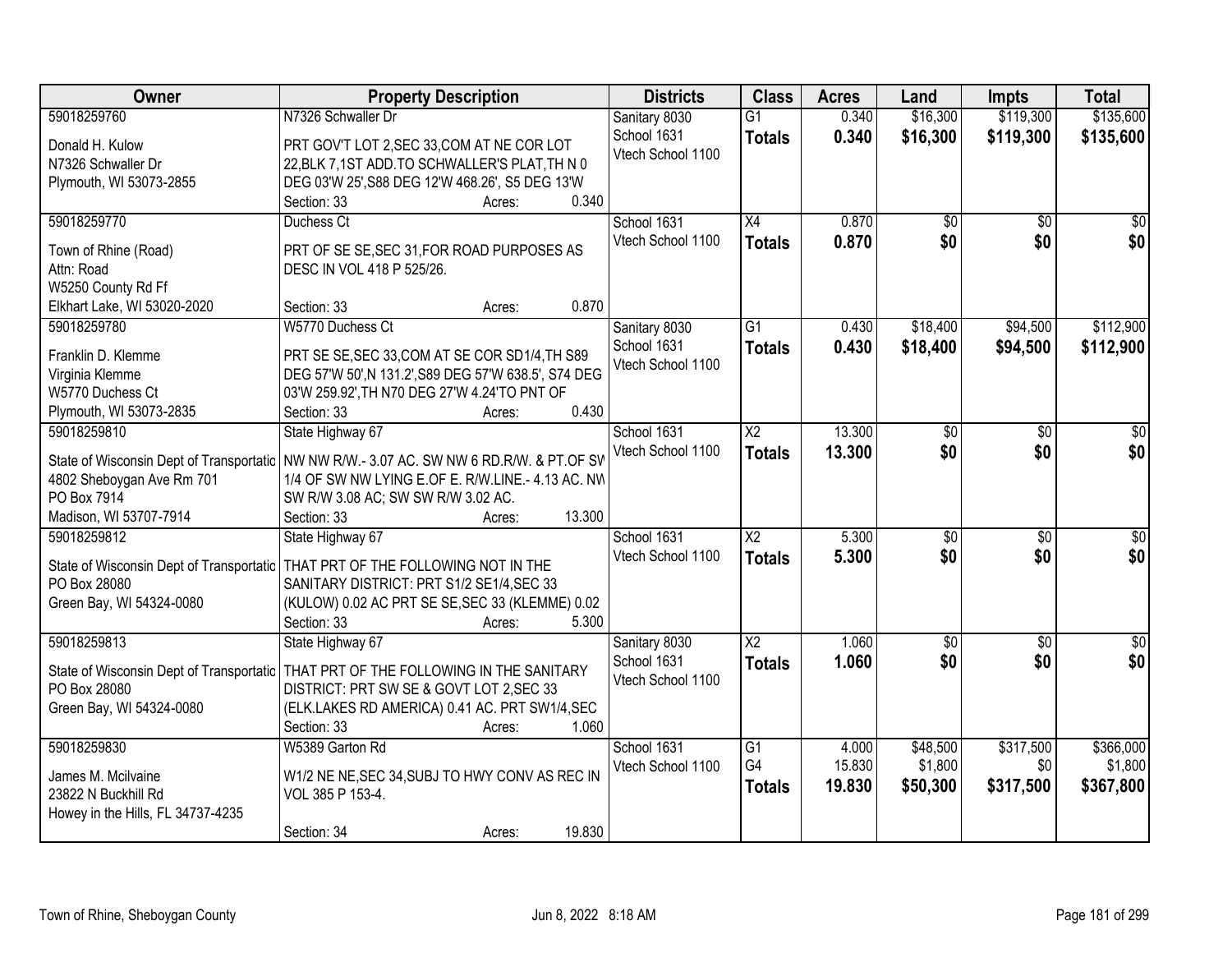| Owner | Property Description | Districts | Class | Acres | Land | Impts | Total |
|---|---|---|---|---|---|---|---|
| 59018259760<br>Donald H. Kulow<br>N7326 Schwaller Dr<br>Plymouth, WI 53073-2855 | N7326 Schwaller Dr<br>PRT GOV'T LOT 2,SEC 33,COM AT NE COR LOT 22,BLK 7,1ST ADD.TO SCHWALLER'S PLAT,TH N 0 DEG 03'W 25',S88 DEG 12'W 468.26', S5 DEG 13'W<br>Section: 33 Acres: 0.340 | Sanitary 8030<br>School 1631<br>Vtech School 1100 | G1<br>**Totals** | 0.340<br>**0.340** | $16,300<br>**$16,300** | $119,300<br>**$119,300** | $135,600<br>**$135,600** |
| 59018259770<br>Town of Rhine (Road)<br>Attn: Road<br>W5250 County Rd Ff<br>Elkhart Lake, WI 53020-2020 | Duchess Ct<br>PRT OF SE SE,SEC 31,FOR ROAD PURPOSES AS DESC IN VOL 418 P 525/26.<br>Section: 33 Acres: 0.870 | School 1631<br>Vtech School 1100 | X4<br>**Totals** | 0.870<br>**0.870** | $0<br>**$0** | $0<br>**$0** | $0<br>**$0** |
| 59018259780<br>Franklin D. Klemme<br>Virginia Klemme<br>W5770 Duchess Ct<br>Plymouth, WI 53073-2835 | W5770 Duchess Ct<br>PRT SE SE,SEC 33,COM AT SE COR SD1/4,TH S89 DEG 57'W 50',N 131.2',S89 DEG 57'W 638.5', S74 DEG 03'W 259.92',TH N70 DEG 27'W 4.24'TO PNT OF<br>Section: 33 Acres: 0.430 | Sanitary 8030<br>School 1631<br>Vtech School 1100 | G1<br>**Totals** | 0.430<br>**0.430** | $18,400<br>**$18,400** | $94,500<br>**$94,500** | $112,900<br>**$112,900** |
| 59018259810<br>State of Wisconsin Dept of Transportatio<br>4802 Sheboygan Ave Rm 701<br>PO Box 7914<br>Madison, WI 53707-7914 | State Highway 67<br>NW NW R/W.- 3.07 AC. SW NW 6 RD.R/W. & PT.OF SW 1/4 OF SW NW LYING E.OF E. R/W.LINE.- 4.13 AC. NW SW R/W 3.08 AC; SW SW R/W 3.02 AC.<br>Section: 33 Acres: 13.300 | School 1631<br>Vtech School 1100 | X2<br>**Totals** | 13.300<br>**13.300** | $0<br>**$0** | $0<br>**$0** | $0<br>**$0** |
| 59018259812<br>State of Wisconsin Dept of Transportatio<br>PO Box 28080<br>Green Bay, WI 54324-0080 | State Highway 67<br>THAT PRT OF THE FOLLOWING NOT IN THE SANITARY DISTRICT: PRT S1/2 SE1/4,SEC 33 (KULOW) 0.02 AC PRT SE SE,SEC 33 (KLEMME) 0.02<br>Section: 33 Acres: 5.300 | School 1631<br>Vtech School 1100 | X2<br>**Totals** | 5.300<br>**5.300** | $0<br>**$0** | $0<br>**$0** | $0<br>**$0** |
| 59018259813<br>State of Wisconsin Dept of Transportatio<br>PO Box 28080<br>Green Bay, WI 54324-0080 | State Highway 67<br>THAT PRT OF THE FOLLOWING IN THE SANITARY DISTRICT: PRT SW SE & GOVT LOT 2,SEC 33 (ELK.LAKES RD AMERICA) 0.41 AC. PRT SW1/4,SEC<br>Section: 33 Acres: 1.060 | Sanitary 8030<br>School 1631<br>Vtech School 1100 | X2<br>**Totals** | 1.060<br>**1.060** | $0<br>**$0** | $0<br>**$0** | $0<br>**$0** |
| 59018259830<br>James M. Mcilvaine<br>23822 N Buckhill Rd<br>Howey in the Hills, FL 34737-4235 | W5389 Garton Rd<br>W1/2 NE NE,SEC 34,SUBJ TO HWY CONV AS REC IN VOL 385 P 153-4.<br>Section: 34 Acres: 19.830 | School 1631<br>Vtech School 1100 | G1<br>G4<br>**Totals** | 4.000<br>15.830<br>**19.830** | $48,500<br>$1,800<br>**$50,300** | $317,500<br>$0<br>**$317,500** | $366,000<br>$1,800<br>**$367,800** |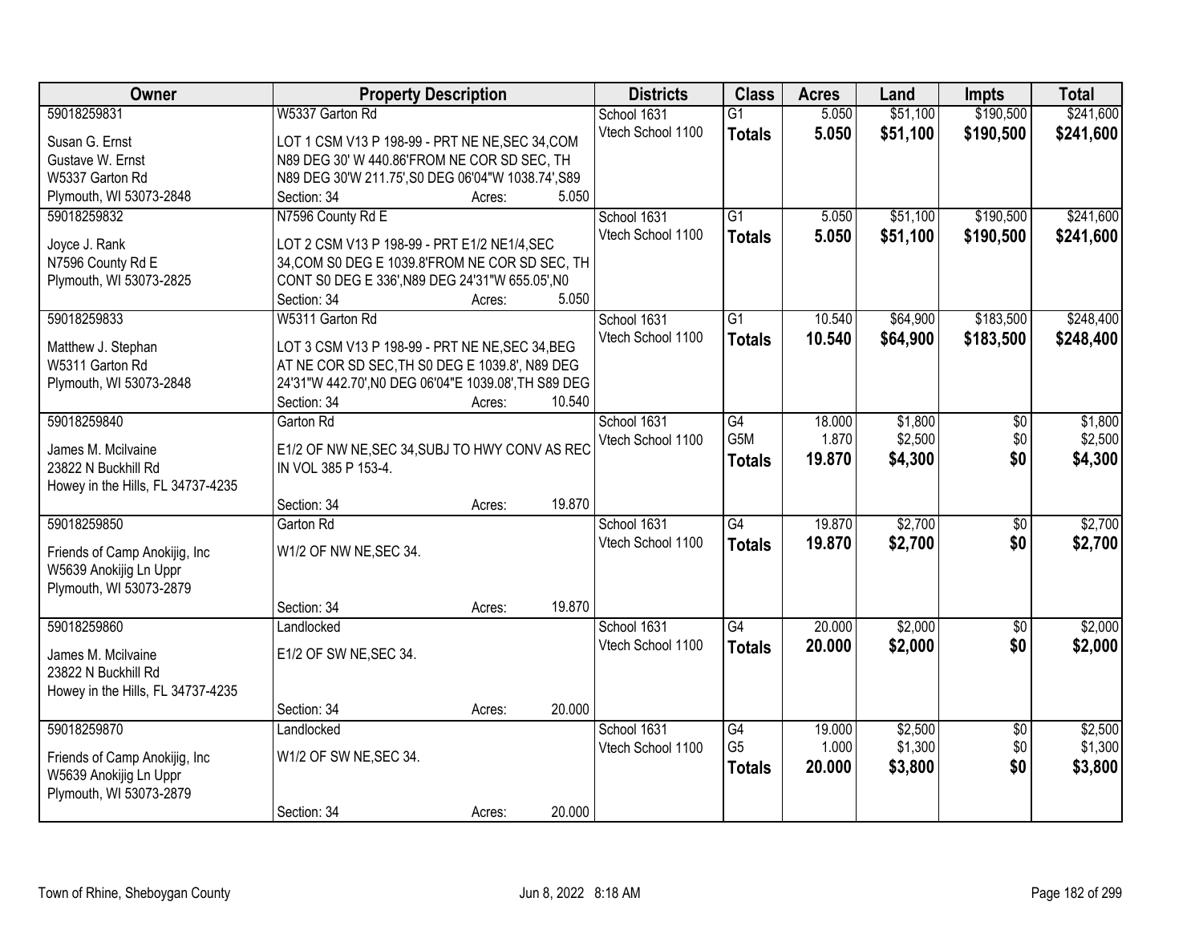| Owner | Property Description | Districts | Class | Acres | Land | Impts | Total |
|---|---|---|---|---|---|---|---|
| 59018259831<br>Susan G. Ernst<br>Gustave W. Ernst<br>W5337 Garton Rd<br>Plymouth, WI 53073-2848 | W5337 Garton Rd<br>LOT 1 CSM V13 P 198-99 - PRT NE NE,SEC 34,COM N89 DEG 30' W 440.86'FROM NE COR SD SEC, TH N89 DEG 30'W 211.75',S0 DEG 06'04"W 1038.74',S89<br>Section: 34 Acres: 5.050 | School 1631<br>Vtech School 1100 | G1<br>**Totals** | 5.050<br>**5.050** | $51,100<br>**$51,100** | $190,500<br>**$190,500** | $241,600<br>**$241,600** |
| 59018259832<br>Joyce J. Rank<br>N7596 County Rd E<br>Plymouth, WI 53073-2825 | N7596 County Rd E<br>LOT 2 CSM V13 P 198-99 - PRT E1/2 NE1/4,SEC 34,COM S0 DEG E 1039.8'FROM NE COR SD SEC, TH CONT S0 DEG E 336',N89 DEG 24'31"W 655.05',N0<br>Section: 34 Acres: 5.050 | School 1631<br>Vtech School 1100 | G1<br>**Totals** | 5.050<br>**5.050** | $51,100<br>**$51,100** | $190,500<br>**$190,500** | $241,600<br>**$241,600** |
| 59018259833<br>Matthew J. Stephan<br>W5311 Garton Rd<br>Plymouth, WI 53073-2848 | W5311 Garton Rd<br>LOT 3 CSM V13 P 198-99 - PRT NE NE,SEC 34,BEG AT NE COR SD SEC,TH S0 DEG E 1039.8', N89 DEG 24'31"W 442.70',N0 DEG 06'04"E 1039.08',TH S89 DEG<br>Section: 34 Acres: 10.540 | School 1631<br>Vtech School 1100 | G1<br>**Totals** | 10.540<br>**10.540** | $64,900<br>**$64,900** | $183,500<br>**$183,500** | $248,400<br>**$248,400** |
| 59018259840<br>James M. Mcilvaine<br>23822 N Buckhill Rd<br>Howey in the Hills, FL 34737-4235 | Garton Rd<br>E1/2 OF NW NE,SEC 34,SUBJ TO HWY CONV AS REC IN VOL 385 P 153-4.<br>Section: 34 Acres: 19.870 | School 1631<br>Vtech School 1100 | G4<br>G5M<br>**Totals** | 18.000<br>1.870<br>**19.870** | $1,800<br>$2,500<br>**$4,300** | $0<br>$0<br>**$0** | $1,800<br>$2,500<br>**$4,300** |
| 59018259850<br>Friends of Camp Anokijig, Inc<br>W5639 Anokijig Ln Uppr<br>Plymouth, WI 53073-2879 | Garton Rd<br>W1/2 OF NW NE,SEC 34.<br>Section: 34 Acres: 19.870 | School 1631<br>Vtech School 1100 | G4<br>**Totals** | 19.870<br>**19.870** | $2,700<br>**$2,700** | $0<br>**$0** | $2,700<br>**$2,700** |
| 59018259860<br>James M. Mcilvaine<br>23822 N Buckhill Rd<br>Howey in the Hills, FL 34737-4235 | Landlocked<br>E1/2 OF SW NE,SEC 34.<br>Section: 34 Acres: 20.000 | School 1631<br>Vtech School 1100 | G4<br>**Totals** | 20.000<br>**20.000** | $2,000<br>**$2,000** | $0<br>**$0** | $2,000<br>**$2,000** |
| 59018259870<br>Friends of Camp Anokijig, Inc<br>W5639 Anokijig Ln Uppr<br>Plymouth, WI 53073-2879 | Landlocked<br>W1/2 OF SW NE,SEC 34.<br>Section: 34 Acres: 20.000 | School 1631<br>Vtech School 1100 | G4<br>G5<br>**Totals** | 19.000<br>1.000<br>**20.000** | $2,500<br>$1,300<br>**$3,800** | $0<br>$0<br>**$0** | $2,500<br>$1,300<br>**$3,800** |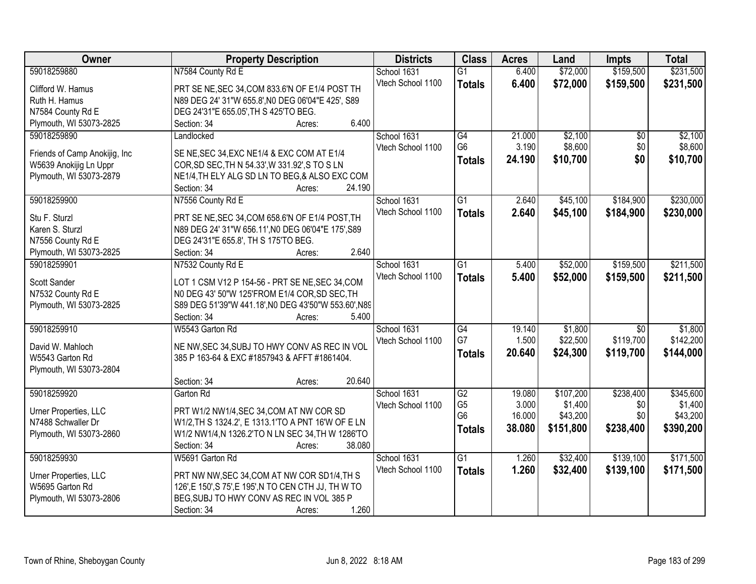| Owner | Property Description | Districts | Class | Acres | Land | Impts | Total |
|---|---|---|---|---|---|---|---|
| 59018259880<br>Clifford W. Hamus<br>Ruth H. Hamus<br>N7584 County Rd E<br>Plymouth, WI 53073-2825 | N7584 County Rd E<br>PRT SE NE,SEC 34,COM 833.6'N OF E1/4 POST TH N89 DEG 24' 31"W 655.8',N0 DEG 06'04"E 425', S89 DEG 24'31"E 655.05',TH S 425'TO BEG.<br>Section: 34 Acres: 6.400 | School 1631<br>Vtech School 1100 | G1<br>**Totals** | 6.400<br>**6.400** | $72,000<br>**$72,000** | $159,500<br>**$159,500** | $231,500<br>**$231,500** |
| 59018259890<br>Friends of Camp Anokijig, Inc<br>W5639 Anokijig Ln Uppr<br>Plymouth, WI 53073-2879 | Landlocked<br>SE NE,SEC 34,EXC NE1/4 & EXC COM AT E1/4 COR,SD SEC,TH N 54.33',W 331.92',S TO S LN NE1/4,TH ELY ALG SD LN TO BEG,& ALSO EXC COM<br>Section: 34 Acres: 24.190 | School 1631<br>Vtech School 1100 | G4<br>G6<br>**Totals** | 21.000<br>3.190<br>**24.190** | $2,100<br>$8,600<br>**$10,700** | $0<br>$0<br>**$0** | $2,100<br>$8,600<br>**$10,700** |
| 59018259900<br>Stu F. Sturzl<br>Karen S. Sturzl<br>N7556 County Rd E<br>Plymouth, WI 53073-2825 | N7556 County Rd E<br>PRT SE NE,SEC 34,COM 658.6'N OF E1/4 POST,TH N89 DEG 24' 31"W 656.11',N0 DEG 06'04"E 175',S89 DEG 24'31"E 655.8', TH S 175'TO BEG.<br>Section: 34 Acres: 2.640 | School 1631<br>Vtech School 1100 | G1<br>**Totals** | 2.640<br>**2.640** | $45,100<br>**$45,100** | $184,900<br>**$184,900** | $230,000<br>**$230,000** |
| 59018259901<br>Scott Sander<br>N7532 County Rd E<br>Plymouth, WI 53073-2825 | N7532 County Rd E<br>LOT 1 CSM V12 P 154-56 - PRT SE NE,SEC 34,COM N0 DEG 43' 50"W 125'FROM E1/4 COR,SD SEC,TH S89 DEG 51'39"W 441.18',N0 DEG 43'50"W 553.60',N89<br>Section: 34 Acres: 5.400 | School 1631<br>Vtech School 1100 | G1<br>**Totals** | 5.400<br>**5.400** | $52,000<br>**$52,000** | $159,500<br>**$159,500** | $211,500<br>**$211,500** |
| 59018259910<br>David W. Mahloch<br>W5543 Garton Rd<br>Plymouth, WI 53073-2804 | W5543 Garton Rd<br>NE NW,SEC 34,SUBJ TO HWY CONV AS REC IN VOL 385 P 163-64 & EXC #1857943 & AFFT #1861404.<br>Section: 34 Acres: 20.640 | School 1631<br>Vtech School 1100 | G4<br>G7<br>**Totals** | 19.140<br>1.500<br>**20.640** | $1,800<br>$22,500<br>**$24,300** | $0<br>$119,700<br>**$119,700** | $1,800<br>$142,200<br>**$144,000** |
| 59018259920<br>Urner Properties, LLC<br>N7488 Schwaller Dr<br>Plymouth, WI 53073-2860 | Garton Rd<br>PRT W1/2 NW1/4,SEC 34,COM AT NW COR SD W1/2,TH S 1324.2', E 1313.1'TO A PNT 16'W OF E LN W1/2 NW1/4,N 1326.2'TO N LN SEC 34,TH W 1286'TO<br>Section: 34 Acres: 38.080 | School 1631<br>Vtech School 1100 | G2<br>G5<br>G6<br>**Totals** | 19.080<br>3.000<br>16.000<br>**38.080** | $107,200<br>$1,400<br>$43,200<br>**$151,800** | $238,400<br>$0<br>$0<br>**$238,400** | $345,600<br>$1,400<br>$43,200<br>**$390,200** |
| 59018259930<br>Urner Properties, LLC<br>W5695 Garton Rd<br>Plymouth, WI 53073-2806 | W5691 Garton Rd<br>PRT NW NW,SEC 34,COM AT NW COR SD1/4,TH S 126',E 150',S 75',E 195',N TO CEN CTH JJ, TH W TO BEG,SUBJ TO HWY CONV AS REC IN VOL 385 P<br>Section: 34 Acres: 1.260 | School 1631<br>Vtech School 1100 | G1<br>**Totals** | 1.260<br>**1.260** | $32,400<br>**$32,400** | $139,100<br>**$139,100** | $171,500<br>**$171,500** |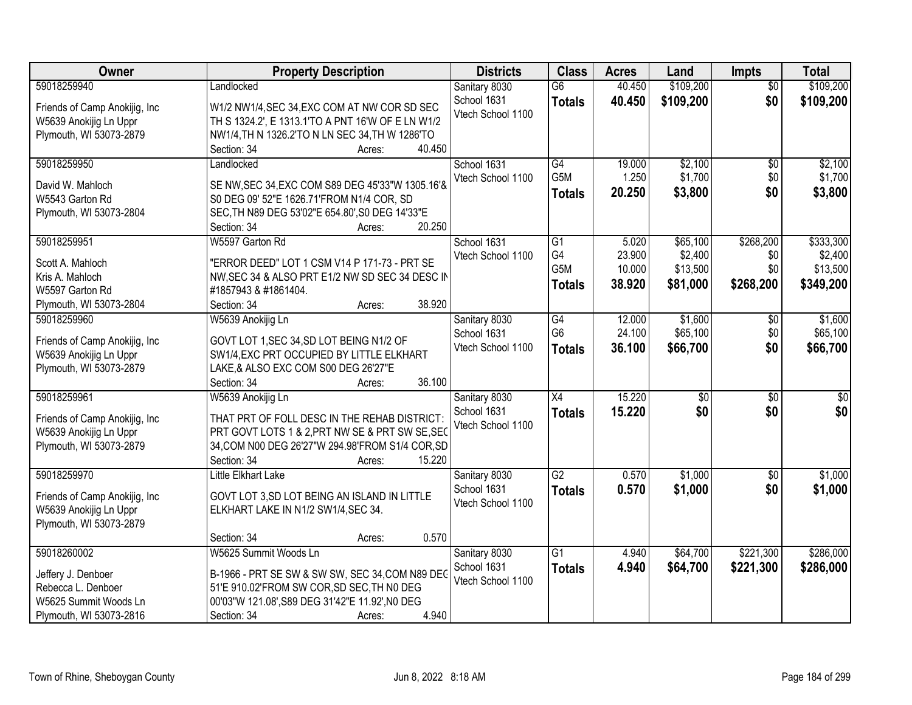| Owner | Property Description | Districts | Class | Acres | Land | Impts | Total |
|---|---|---|---|---|---|---|---|
| 59018259940<br>Friends of Camp Anokijig, Inc<br>W5639 Anokijig Ln Uppr<br>Plymouth, WI 53073-2879 | Landlocked<br>W1/2 NW1/4,SEC 34,EXC COM AT NW COR SD SEC TH S 1324.2', E 1313.1'TO A PNT 16'W OF E LN W1/2 NW1/4,TH N 1326.2'TO N LN SEC 34,TH W 1286'TO<br>Section: 34 Acres: 40.450 | Sanitary 8030<br>School 1631<br>Vtech School 1100 | G6<br>**Totals** | 40.450<br>**40.450** | $109,200<br>**$109,200** | $0<br>**$0** | $109,200<br>**$109,200** |
| 59018259950<br>David W. Mahloch<br>W5543 Garton Rd<br>Plymouth, WI 53073-2804 | Landlocked<br>SE NW,SEC 34,EXC COM S89 DEG 45'33"W 1305.16'& S0 DEG 09' 52"E 1626.71'FROM N1/4 COR, SD SEC,TH N89 DEG 53'02"E 654.80',S0 DEG 14'33"E<br>Section: 34 Acres: 20.250 | School 1631<br>Vtech School 1100 | G4<br>G5M<br>**Totals** | 19.000<br>1.250<br>**20.250** | $2,100<br>$1,700<br>**$3,800** | $0<br>$0<br>**$0** | $2,100<br>$1,700<br>**$3,800** |
| 59018259951<br>Scott A. Mahloch<br>Kris A. Mahloch<br>W5597 Garton Rd<br>Plymouth, WI 53073-2804 | W5597 Garton Rd<br>"ERROR DEED" LOT 1 CSM V14 P 171-73 - PRT SE NW,SEC 34 & ALSO PRT E1/2 NW SD SEC 34 DESC IN #1857943 & #1861404.<br>Section: 34 Acres: 38.920 | School 1631<br>Vtech School 1100 | G1<br>G4<br>G5M<br>**Totals** | 5.020<br>23.900<br>10.000<br>**38.920** | $65,100<br>$2,400<br>$13,500<br>**$81,000** | $268,200<br>$0<br>$0<br>**$268,200** | $333,300<br>$2,400<br>$13,500<br>**$349,200** |
| 59018259960<br>Friends of Camp Anokijig, Inc<br>W5639 Anokijig Ln Uppr<br>Plymouth, WI 53073-2879 | W5639 Anokijig Ln<br>GOVT LOT 1,SEC 34,SD LOT BEING N1/2 OF SW1/4,EXC PRT OCCUPIED BY LITTLE ELKHART LAKE,& ALSO EXC COM S00 DEG 26'27"E<br>Section: 34 Acres: 36.100 | Sanitary 8030<br>School 1631<br>Vtech School 1100 | G4<br>G6<br>**Totals** | 12.000<br>24.100<br>**36.100** | $1,600<br>$65,100<br>**$66,700** | $0<br>$0<br>**$0** | $1,600<br>$65,100<br>**$66,700** |
| 59018259961<br>Friends of Camp Anokijig, Inc<br>W5639 Anokijig Ln Uppr<br>Plymouth, WI 53073-2879 | W5639 Anokijig Ln<br>THAT PRT OF FOLL DESC IN THE REHAB DISTRICT: PRT GOVT LOTS 1 & 2,PRT NW SE & PRT SW SE,SEC 34,COM N00 DEG 26'27"W 294.98'FROM S1/4 COR,SD<br>Section: 34 Acres: 15.220 | Sanitary 8030<br>School 1631<br>Vtech School 1100 | X4<br>**Totals** | 15.220<br>**15.220** | $0<br>**$0** | $0<br>**$0** | $0<br>**$0** |
| 59018259970<br>Friends of Camp Anokijig, Inc<br>W5639 Anokijig Ln Uppr<br>Plymouth, WI 53073-2879 | Little Elkhart Lake<br>GOVT LOT 3,SD LOT BEING AN ISLAND IN LITTLE ELKHART LAKE IN N1/2 SW1/4,SEC 34.<br>Section: 34 Acres: 0.570 | Sanitary 8030<br>School 1631<br>Vtech School 1100 | G2<br>**Totals** | 0.570<br>**0.570** | $1,000<br>**$1,000** | $0<br>**$0** | $1,000<br>**$1,000** |
| 59018260002<br>Jeffery J. Denboer<br>Rebecca L. Denboer<br>W5625 Summit Woods Ln<br>Plymouth, WI 53073-2816 | W5625 Summit Woods Ln<br>B-1966 - PRT SE SW & SW SW, SEC 34,COM N89 DEG 51'E 910.02'FROM SW COR,SD SEC,TH N0 DEG 00'03"W 121.08',S89 DEG 31'42"E 11.92',N0 DEG<br>Section: 34 Acres: 4.940 | Sanitary 8030<br>School 1631<br>Vtech School 1100 | G1<br>**Totals** | 4.940<br>**4.940** | $64,700<br>**$64,700** | $221,300<br>**$221,300** | $286,000<br>**$286,000** |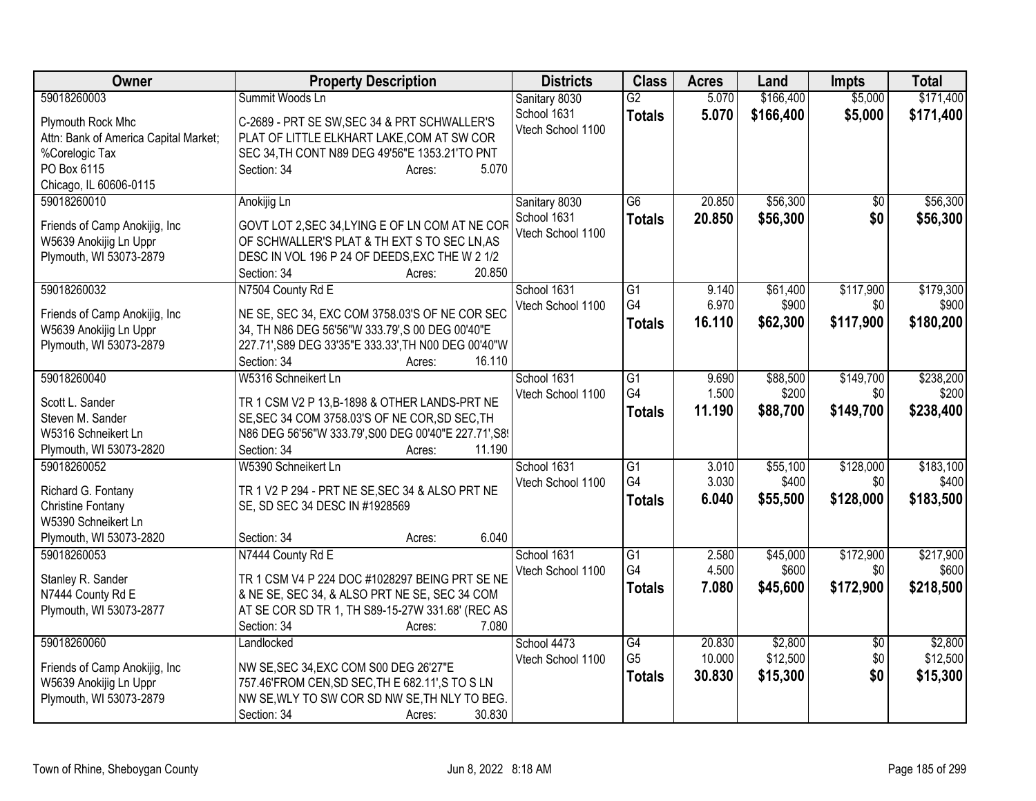| Owner | Property Description | Districts | Class | Acres | Land | Impts | Total |
|---|---|---|---|---|---|---|---|
| 59018260003<br>Plymouth Rock Mhc<br>Attn: Bank of America Capital Market;<br>%Corelogic Tax<br>PO Box 6115<br>Chicago, IL 60606-0115 | Summit Woods Ln<br>C-2689 - PRT SE SW,SEC 34 & PRT SCHWALLER'S PLAT OF LITTLE ELKHART LAKE,COM AT SW COR SEC 34,TH CONT N89 DEG 49'56"E 1353.21'TO PNT<br>Section: 34 Acres: 5.070 | Sanitary 8030<br>School 1631<br>Vtech School 1100 | G2<br>**Totals** | 5.070<br>**5.070** | $166,400<br>**$166,400** | $5,000<br>**$5,000** | $171,400<br>**$171,400** |
| 59018260010<br>Friends of Camp Anokijig, Inc<br>W5639 Anokijig Ln Uppr<br>Plymouth, WI 53073-2879 | Anokijig Ln<br>GOVT LOT 2,SEC 34,LYING E OF LN COM AT NE COR OF SCHWALLER'S PLAT & TH EXT S TO SEC LN,AS DESC IN VOL 196 P 24 OF DEEDS,EXC THE W 2 1/2<br>Section: 34 Acres: 20.850 | Sanitary 8030<br>School 1631<br>Vtech School 1100 | G6<br>**Totals** | 20.850<br>**20.850** | $56,300<br>**$56,300** | $0<br>**$0** | $56,300<br>**$56,300** |
| 59018260032<br>Friends of Camp Anokijig, Inc<br>W5639 Anokijig Ln Uppr<br>Plymouth, WI 53073-2879 | N7504 County Rd E<br>NE SE, SEC 34, EXC COM 3758.03'S OF NE COR SEC 34, TH N86 DEG 56'56"W 333.79',S 00 DEG 00'40"E 227.71',S89 DEG 33'35"E 333.33',TH N00 DEG 00'40"W<br>Section: 34 Acres: 16.110 | School 1631<br>Vtech School 1100 | G1<br>G4<br>**Totals** | 9.140<br>6.970<br>**16.110** | $61,400<br>$900<br>**$62,300** | $117,900<br>$0<br>**$117,900** | $179,300<br>$900<br>**$180,200** |
| 59018260040<br>Scott L. Sander<br>Steven M. Sander<br>W5316 Schneikert Ln<br>Plymouth, WI 53073-2820 | W5316 Schneikert Ln<br>TR 1 CSM V2 P 13,B-1898 & OTHER LANDS-PRT NE SE,SEC 34 COM 3758.03'S OF NE COR,SD SEC,TH N86 DEG 56'56"W 333.79',S00 DEG 00'40"E 227.71',S8<br>Section: 34 Acres: 11.190 | School 1631<br>Vtech School 1100 | G1<br>G4<br>**Totals** | 9.690<br>1.500<br>**11.190** | $88,500<br>$200<br>**$88,700** | $149,700<br>$0<br>**$149,700** | $238,200<br>$200<br>**$238,400** |
| 59018260052<br>Richard G. Fontany<br>Christine Fontany<br>W5390 Schneikert Ln<br>Plymouth, WI 53073-2820 | W5390 Schneikert Ln<br>TR 1 V2 P 294 - PRT NE SE,SEC 34 & ALSO PRT NE SE, SD SEC 34 DESC IN #1928569<br>Section: 34 Acres: 6.040 | School 1631<br>Vtech School 1100 | G1<br>G4<br>**Totals** | 3.010<br>3.030<br>**6.040** | $55,100<br>$400<br>**$55,500** | $128,000<br>$0<br>**$128,000** | $183,100<br>$400<br>**$183,500** |
| 59018260053<br>Stanley R. Sander<br>N7444 County Rd E<br>Plymouth, WI 53073-2877 | N7444 County Rd E<br>TR 1 CSM V4 P 224 DOC #1028297 BEING PRT SE NE & NE SE, SEC 34, & ALSO PRT NE SE, SEC 34 COM AT SE COR SD TR 1, TH S89-15-27W 331.68' (REC AS<br>Section: 34 Acres: 7.080 | School 1631<br>Vtech School 1100 | G1<br>G4<br>**Totals** | 2.580<br>4.500<br>**7.080** | $45,000<br>$600<br>**$45,600** | $172,900<br>$0<br>**$172,900** | $217,900<br>$600<br>**$218,500** |
| 59018260060<br>Friends of Camp Anokijig, Inc<br>W5639 Anokijig Ln Uppr<br>Plymouth, WI 53073-2879 | Landlocked<br>NW SE,SEC 34,EXC COM S00 DEG 26'27"E 757.46'FROM CEN,SD SEC,TH E 682.11',S TO S LN NW SE,WLY TO SW COR SD NW SE,TH NLY TO BEG.<br>Section: 34 Acres: 30.830 | School 4473<br>Vtech School 1100 | G4<br>G5<br>**Totals** | 20.830<br>10.000<br>**30.830** | $2,800<br>$12,500<br>**$15,300** | $0<br>$0<br>**$0** | $2,800<br>$12,500<br>**$15,300** |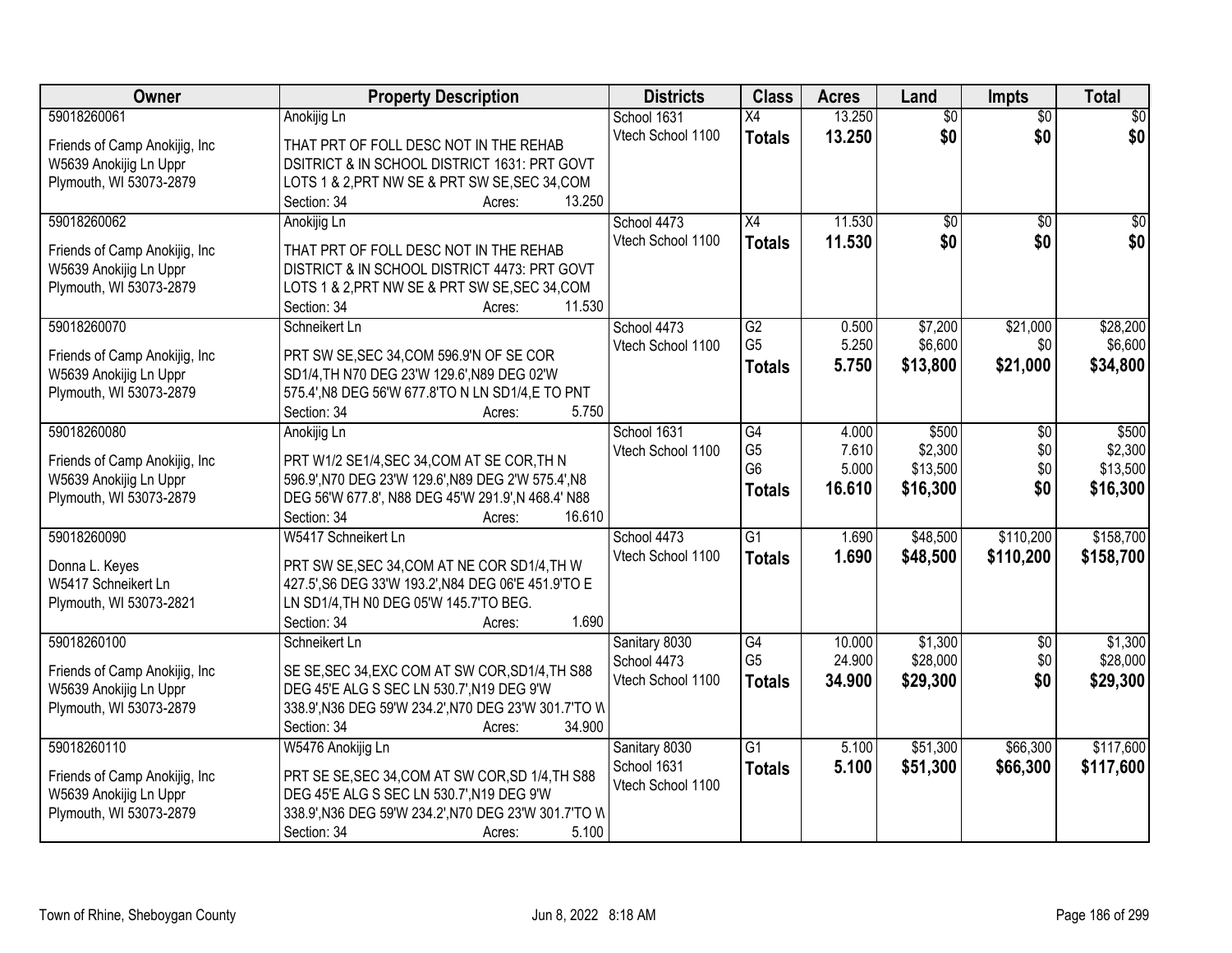| Owner | Property Description | Districts | Class | Acres | Land | Impts | Total |
|---|---|---|---|---|---|---|---|
| 59018260061<br>Friends of Camp Anokijig, Inc<br>W5639 Anokijig Ln Uppr<br>Plymouth, WI 53073-2879 | Anokijig Ln<br>THAT PRT OF FOLL DESC NOT IN THE REHAB DSITRICT & IN SCHOOL DISTRICT 1631: PRT GOVT LOTS 1 & 2,PRT NW SE & PRT SW SE,SEC 34,COM<br>Section: 34 Acres: 13.250 | School 1631<br>Vtech School 1100 | X4<br>**Totals** | 13.250<br>**13.250** | $0<br>**$0** | $0<br>**$0** | $0<br>**$0** |
| 59018260062<br>Friends of Camp Anokijig, Inc<br>W5639 Anokijig Ln Uppr<br>Plymouth, WI 53073-2879 | Anokijig Ln<br>THAT PRT OF FOLL DESC NOT IN THE REHAB DISTRICT & IN SCHOOL DISTRICT 4473: PRT GOVT LOTS 1 & 2,PRT NW SE & PRT SW SE,SEC 34,COM<br>Section: 34 Acres: 11.530 | School 4473<br>Vtech School 1100 | X4<br>**Totals** | 11.530<br>**11.530** | $0<br>**$0** | $0<br>**$0** | $0<br>**$0** |
| 59018260070<br>Friends of Camp Anokijig, Inc<br>W5639 Anokijig Ln Uppr<br>Plymouth, WI 53073-2879 | Schneikert Ln<br>PRT SW SE,SEC 34,COM 596.9'N OF SE COR SD1/4,TH N70 DEG 23'W 129.6',N89 DEG 02'W 575.4',N8 DEG 56'W 677.8'TO N LN SD1/4,E TO PNT<br>Section: 34 Acres: 5.750 | School 4473<br>Vtech School 1100 | G2<br>G5<br>**Totals** | 0.500<br>5.250<br>**5.750** | $7,200<br>$6,600<br>**$13,800** | $21,000<br>$0<br>**$21,000** | $28,200<br>$6,600<br>**$34,800** |
| 59018260080<br>Friends of Camp Anokijig, Inc<br>W5639 Anokijig Ln Uppr<br>Plymouth, WI 53073-2879 | Anokijig Ln<br>PRT W1/2 SE1/4,SEC 34,COM AT SE COR,TH N 596.9',N70 DEG 23'W 129.6',N89 DEG 2'W 575.4',N8 DEG 56'W 677.8', N88 DEG 45'W 291.9',N 468.4' N88<br>Section: 34 Acres: 16.610 | School 1631<br>Vtech School 1100 | G4<br>G5<br>G6<br>**Totals** | 4.000<br>7.610<br>5.000<br>**16.610** | $500<br>$2,300<br>$13,500<br>**$16,300** | $0<br>$0<br>$0<br>**$0** | $500<br>$2,300<br>$13,500<br>**$16,300** |
| 59018260090<br>Donna L. Keyes<br>W5417 Schneikert Ln<br>Plymouth, WI 53073-2821 | W5417 Schneikert Ln<br>PRT SW SE,SEC 34,COM AT NE COR SD1/4,TH W 427.5',S6 DEG 33'W 193.2',N84 DEG 06'E 451.9'TO E LN SD1/4,TH N0 DEG 05'W 145.7'TO BEG.<br>Section: 34 Acres: 1.690 | School 4473<br>Vtech School 1100 | G1<br>**Totals** | 1.690<br>**1.690** | $48,500<br>**$48,500** | $110,200<br>**$110,200** | $158,700<br>**$158,700** |
| 59018260100<br>Friends of Camp Anokijig, Inc<br>W5639 Anokijig Ln Uppr<br>Plymouth, WI 53073-2879 | Schneikert Ln<br>SE SE,SEC 34,EXC COM AT SW COR,SD1/4,TH S88 DEG 45'E ALG S SEC LN 530.7',N19 DEG 9'W 338.9',N36 DEG 59'W 234.2',N70 DEG 23'W 301.7'TO W<br>Section: 34 Acres: 34.900 | Sanitary 8030<br>School 4473<br>Vtech School 1100 | G4<br>G5<br>**Totals** | 10.000<br>24.900<br>**34.900** | $1,300<br>$28,000<br>**$29,300** | $0<br>$0<br>**$0** | $1,300<br>$28,000<br>**$29,300** |
| 59018260110<br>Friends of Camp Anokijig, Inc<br>W5639 Anokijig Ln Uppr<br>Plymouth, WI 53073-2879 | W5476 Anokijig Ln<br>PRT SE SE,SEC 34,COM AT SW COR,SD 1/4,TH S88 DEG 45'E ALG S SEC LN 530.7',N19 DEG 9'W 338.9',N36 DEG 59'W 234.2',N70 DEG 23'W 301.7'TO W<br>Section: 34 Acres: 5.100 | Sanitary 8030<br>School 1631<br>Vtech School 1100 | G1<br>**Totals** | 5.100<br>**5.100** | $51,300<br>**$51,300** | $66,300<br>**$66,300** | $117,600<br>**$117,600** |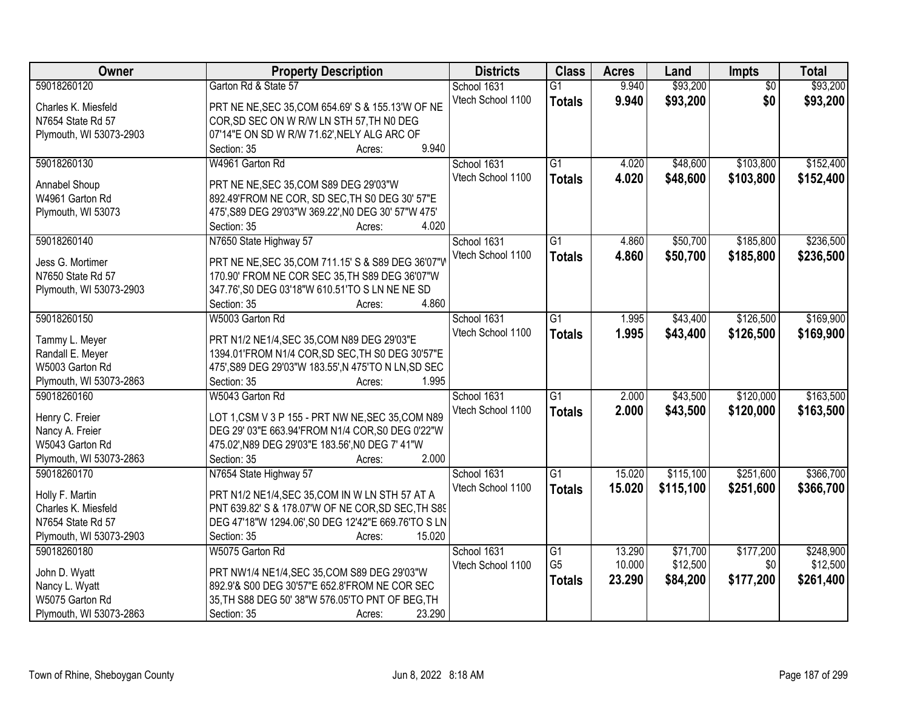| Owner | Property Description | Districts | Class | Acres | Land | Impts | Total |
|---|---|---|---|---|---|---|---|
| 59018260120<br>Charles K. Miesfeld<br>N7654 State Rd 57<br>Plymouth, WI 53073-2903 | Garton Rd & State 57<br>PRT NE NE,SEC 35,COM 654.69' S & 155.13'W OF NE COR,SD SEC ON W R/W LN STH 57,TH N0 DEG 07'14"E ON SD W R/W 71.62',NELY ALG ARC OF<br>Section: 35 Acres: 9.940 | School 1631<br>Vtech School 1100 | G1<br>**Totals** | 9.940<br>**9.940** | $93,200<br>**$93,200** | $0<br>**$0** | $93,200<br>**$93,200** |
| 59018260130<br>Annabel Shoup<br>W4961 Garton Rd<br>Plymouth, WI 53073 | W4961 Garton Rd<br>PRT NE NE,SEC 35,COM S89 DEG 29'03"W 892.49'FROM NE COR, SD SEC,TH S0 DEG 30' 57"E 475',S89 DEG 29'03"W 369.22',N0 DEG 30' 57"W 475'<br>Section: 35 Acres: 4.020 | School 1631<br>Vtech School 1100 | G1<br>**Totals** | 4.020<br>**4.020** | $48,600<br>**$48,600** | $103,800<br>**$103,800** | $152,400<br>**$152,400** |
| 59018260140<br>Jess G. Mortimer<br>N7650 State Rd 57<br>Plymouth, WI 53073-2903 | N7650 State Highway 57<br>PRT NE NE,SEC 35,COM 711.15' S & S89 DEG 36'07"W 170.90' FROM NE COR SEC 35,TH S89 DEG 36'07"W 347.76',S0 DEG 03'18"W 610.51'TO S LN NE NE SD<br>Section: 35 Acres: 4.860 | School 1631<br>Vtech School 1100 | G1<br>**Totals** | 4.860<br>**4.860** | $50,700<br>**$50,700** | $185,800<br>**$185,800** | $236,500<br>**$236,500** |
| 59018260150<br>Tammy L. Meyer<br>Randall E. Meyer<br>W5003 Garton Rd<br>Plymouth, WI 53073-2863 | W5003 Garton Rd<br>PRT N1/2 NE1/4,SEC 35,COM N89 DEG 29'03"E 1394.01'FROM N1/4 COR,SD SEC,TH S0 DEG 30'57"E 475',S89 DEG 29'03"W 183.55',N 475'TO N LN,SD SEC<br>Section: 35 Acres: 1.995 | School 1631<br>Vtech School 1100 | G1<br>**Totals** | 1.995<br>**1.995** | $43,400<br>**$43,400** | $126,500<br>**$126,500** | $169,900<br>**$169,900** |
| 59018260160<br>Henry C. Freier<br>Nancy A. Freier<br>W5043 Garton Rd<br>Plymouth, WI 53073-2863 | W5043 Garton Rd<br>LOT 1,CSM V 3 P 155 - PRT NW NE,SEC 35,COM N89 DEG 29' 03"E 663.94'FROM N1/4 COR,S0 DEG 0'22"W 475.02',N89 DEG 29'03"E 183.56',N0 DEG 7' 41"W<br>Section: 35 Acres: 2.000 | School 1631<br>Vtech School 1100 | G1<br>**Totals** | 2.000<br>**2.000** | $43,500<br>**$43,500** | $120,000<br>**$120,000** | $163,500<br>**$163,500** |
| 59018260170<br>Holly F. Martin<br>Charles K. Miesfeld<br>N7654 State Rd 57<br>Plymouth, WI 53073-2903 | N7654 State Highway 57<br>PRT N1/2 NE1/4,SEC 35,COM IN W LN STH 57 AT A PNT 639.82' S & 178.07'W OF NE COR,SD SEC,TH S89 DEG 47'18"W 1294.06',S0 DEG 12'42"E 669.76'TO S LN<br>Section: 35 Acres: 15.020 | School 1631<br>Vtech School 1100 | G1<br>**Totals** | 15.020<br>**15.020** | $115,100<br>**$115,100** | $251,600<br>**$251,600** | $366,700<br>**$366,700** |
| 59018260180<br>John D. Wyatt<br>Nancy L. Wyatt<br>W5075 Garton Rd<br>Plymouth, WI 53073-2863 | W5075 Garton Rd<br>PRT NW1/4 NE1/4,SEC 35,COM S89 DEG 29'03"W 892.9'& S00 DEG 30'57"E 652.8'FROM NE COR SEC 35,TH S88 DEG 50' 38"W 576.05'TO PNT OF BEG,TH<br>Section: 35 Acres: 23.290 | School 1631<br>Vtech School 1100 | G1<br>G5<br>**Totals** | 13.290<br>10.000<br>**23.290** | $71,700<br>$12,500<br>**$84,200** | $177,200<br>$0<br>**$177,200** | $248,900<br>$12,500<br>**$261,400** |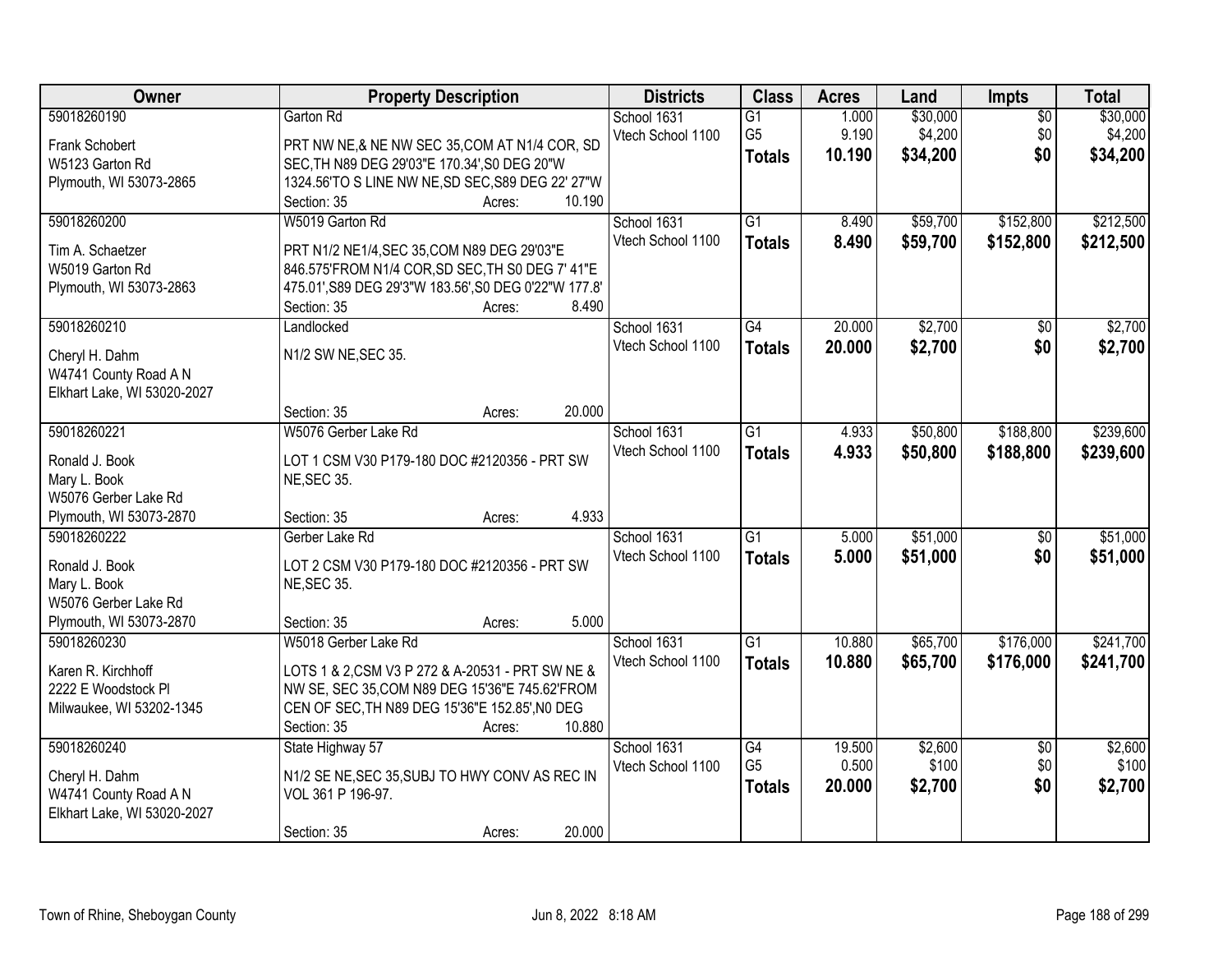| Owner | Property Description | Districts | Class | Acres | Land | Impts | Total |
|---|---|---|---|---|---|---|---|
| 59018260190<br><br>Frank Schobert<br>W5123 Garton Rd<br>Plymouth, WI 53073-2865 | Garton Rd<br><br>PRT NW NE,& NE NW SEC 35,COM AT N1/4 COR, SD SEC,TH N89 DEG 29'03"E 170.34',S0 DEG 20"W 1324.56'TO S LINE NW NE,SD SEC,S89 DEG 22' 27"W<br>Section: 35 Acres: 10.190 | School 1631<br>Vtech School 1100 | G1<br>G5<br>**Totals** | 1.000<br>9.190<br>**10.190** | $30,000<br>$4,200<br>**$34,200** | $0<br>$0<br>**$0** | $30,000<br>$4,200<br>**$34,200** |
| 59018260200<br><br>Tim A. Schaetzer<br>W5019 Garton Rd<br>Plymouth, WI 53073-2863 | W5019 Garton Rd<br><br>PRT N1/2 NE1/4,SEC 35,COM N89 DEG 29'03"E 846.575'FROM N1/4 COR,SD SEC,TH S0 DEG 7' 41"E 475.01',S89 DEG 29'3"W 183.56',S0 DEG 0'22"W 177.8'<br>Section: 35 Acres: 8.490 | School 1631<br>Vtech School 1100 | G1<br>**Totals** | 8.490<br>**8.490** | $59,700<br>**$59,700** | $152,800<br>**$152,800** | $212,500<br>**$212,500** |
| 59018260210<br><br>Cheryl H. Dahm<br>W4741 County Road A N<br>Elkhart Lake, WI 53020-2027 | Landlocked<br><br>N1/2 SW NE,SEC 35.<br><br>Section: 35 Acres: 20.000 | School 1631<br>Vtech School 1100 | G4<br>**Totals** | 20.000<br>**20.000** | $2,700<br>**$2,700** | $0<br>**$0** | $2,700<br>**$2,700** |
| 59018260221<br><br>Ronald J. Book<br>Mary L. Book<br>W5076 Gerber Lake Rd<br>Plymouth, WI 53073-2870 | W5076 Gerber Lake Rd<br><br>LOT 1 CSM V30 P179-180 DOC #2120356 - PRT SW NE,SEC 35.<br><br>Section: 35 Acres: 4.933 | School 1631<br>Vtech School 1100 | G1<br>**Totals** | 4.933<br>**4.933** | $50,800<br>**$50,800** | $188,800<br>**$188,800** | $239,600<br>**$239,600** |
| 59018260222<br><br>Ronald J. Book<br>Mary L. Book<br>W5076 Gerber Lake Rd<br>Plymouth, WI 53073-2870 | Gerber Lake Rd<br><br>LOT 2 CSM V30 P179-180 DOC #2120356 - PRT SW NE,SEC 35.<br><br>Section: 35 Acres: 5.000 | School 1631<br>Vtech School 1100 | G1<br>**Totals** | 5.000<br>**5.000** | $51,000<br>**$51,000** | $0<br>**$0** | $51,000<br>**$51,000** |
| 59018260230<br><br>Karen R. Kirchhoff<br>2222 E Woodstock Pl<br>Milwaukee, WI 53202-1345 | W5018 Gerber Lake Rd<br><br>LOTS 1 & 2,CSM V3 P 272 & A-20531 - PRT SW NE & NW SE, SEC 35,COM N89 DEG 15'36"E 745.62'FROM CEN OF SEC,TH N89 DEG 15'36"E 152.85',N0 DEG<br>Section: 35 Acres: 10.880 | School 1631<br>Vtech School 1100 | G1<br>**Totals** | 10.880<br>**10.880** | $65,700<br>**$65,700** | $176,000<br>**$176,000** | $241,700<br>**$241,700** |
| 59018260240<br><br>Cheryl H. Dahm<br>W4741 County Road A N<br>Elkhart Lake, WI 53020-2027 | State Highway 57<br><br>N1/2 SE NE,SEC 35,SUBJ TO HWY CONV AS REC IN VOL 361 P 196-97.<br><br>Section: 35 Acres: 20.000 | School 1631<br>Vtech School 1100 | G4<br>G5<br>**Totals** | 19.500<br>0.500<br>**20.000** | $2,600<br>$100<br>**$2,700** | $0<br>$0<br>**$0** | $2,600<br>$100<br>**$2,700** |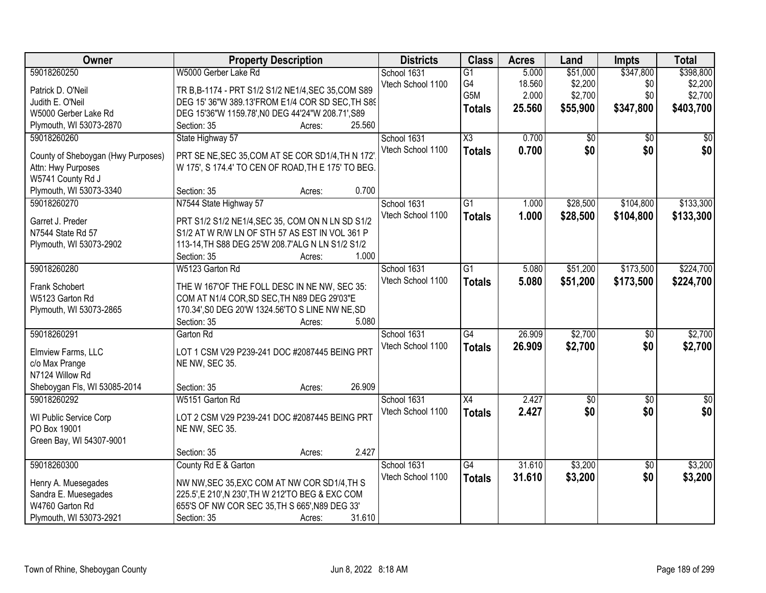| Owner | Property Description | Districts | Class | Acres | Land | Impts | Total |
|---|---|---|---|---|---|---|---|
| 59018260250<br>Patrick D. O'Neil<br>Judith E. O'Neil<br>W5000 Gerber Lake Rd<br>Plymouth, WI 53073-2870 | W5000 Gerber Lake Rd<br>TR B,B-1174 - PRT S1/2 S1/2 NE1/4,SEC 35,COM S89 DEG 15' 36"W 389.13'FROM E1/4 COR SD SEC,TH S89 DEG 15'36"W 1159.78',N0 DEG 44'24"W 208.71',S89<br>Section: 35 Acres: 25.560 | School 1631<br>Vtech School 1100 | G1<br>G4<br>G5M<br>**Totals** | 5.000<br>18.560<br>2.000<br>**25.560** | $51,000<br>$2,200<br>$2,700<br>**$55,900** | $347,800<br>$0<br>$0<br>**$347,800** | $398,800<br>$2,200<br>$2,700<br>**$403,700** |
| 59018260260<br>County of Sheboygan (Hwy Purposes)<br>Attn: Hwy Purposes<br>W5741 County Rd J<br>Plymouth, WI 53073-3340 | State Highway 57<br>PRT SE NE,SEC 35,COM AT SE COR SD1/4,TH N 172', W 175', S 174.4' TO CEN OF ROAD,TH E 175' TO BEG.<br>Section: 35 Acres: 0.700 | School 1631<br>Vtech School 1100 | X3<br>**Totals** | 0.700<br>**0.700** | $0<br>**$0** | $0<br>**$0** | $0<br>**$0** |
| 59018260270<br>Garret J. Preder<br>N7544 State Rd 57<br>Plymouth, WI 53073-2902 | N7544 State Highway 57<br>PRT S1/2 S1/2 NE1/4,SEC 35, COM ON N LN SD S1/2 S1/2 AT W R/W LN OF STH 57 AS EST IN VOL 361 P 113-14,TH S88 DEG 25'W 208.7'ALG N LN S1/2 S1/2<br>Section: 35 Acres: 1.000 | School 1631<br>Vtech School 1100 | G1<br>**Totals** | 1.000<br>**1.000** | $28,500<br>**$28,500** | $104,800<br>**$104,800** | $133,300<br>**$133,300** |
| 59018260280<br>Frank Schobert<br>W5123 Garton Rd<br>Plymouth, WI 53073-2865 | W5123 Garton Rd<br>THE W 167'OF THE FOLL DESC IN NE NW, SEC 35: COM AT N1/4 COR,SD SEC,TH N89 DEG 29'03"E 170.34',S0 DEG 20'W 1324.56'TO S LINE NW NE,SD<br>Section: 35 Acres: 5.080 | School 1631<br>Vtech School 1100 | G1<br>**Totals** | 5.080<br>**5.080** | $51,200<br>**$51,200** | $173,500<br>**$173,500** | $224,700<br>**$224,700** |
| 59018260291<br>Elmview Farms, LLC<br>c/o Max Prange<br>N7124 Willow Rd<br>Sheboygan Fls, WI 53085-2014 | Garton Rd<br>LOT 1 CSM V29 P239-241 DOC #2087445 BEING PRT NE NW, SEC 35.<br>Section: 35 Acres: 26.909 | School 1631<br>Vtech School 1100 | G4<br>**Totals** | 26.909<br>**26.909** | $2,700<br>**$2,700** | $0<br>**$0** | $2,700<br>**$2,700** |
| 59018260292<br>WI Public Service Corp<br>PO Box 19001<br>Green Bay, WI 54307-9001 | W5151 Garton Rd<br>LOT 2 CSM V29 P239-241 DOC #2087445 BEING PRT NE NW, SEC 35.<br>Section: 35 Acres: 2.427 | School 1631<br>Vtech School 1100 | X4<br>**Totals** | 2.427<br>**2.427** | $0<br>**$0** | $0<br>**$0** | $0<br>**$0** |
| 59018260300<br>Henry A. Muesegades<br>Sandra E. Muesegades<br>W4760 Garton Rd<br>Plymouth, WI 53073-2921 | County Rd E & Garton<br>NW NW,SEC 35,EXC COM AT NW COR SD1/4,TH S 225.5',E 210',N 230',TH W 212'TO BEG & EXC COM 655'S OF NW COR SEC 35,TH S 665',N89 DEG 33'<br>Section: 35 Acres: 31.610 | School 1631<br>Vtech School 1100 | G4<br>**Totals** | 31.610<br>**31.610** | $3,200<br>**$3,200** | $0<br>**$0** | $3,200<br>**$3,200** |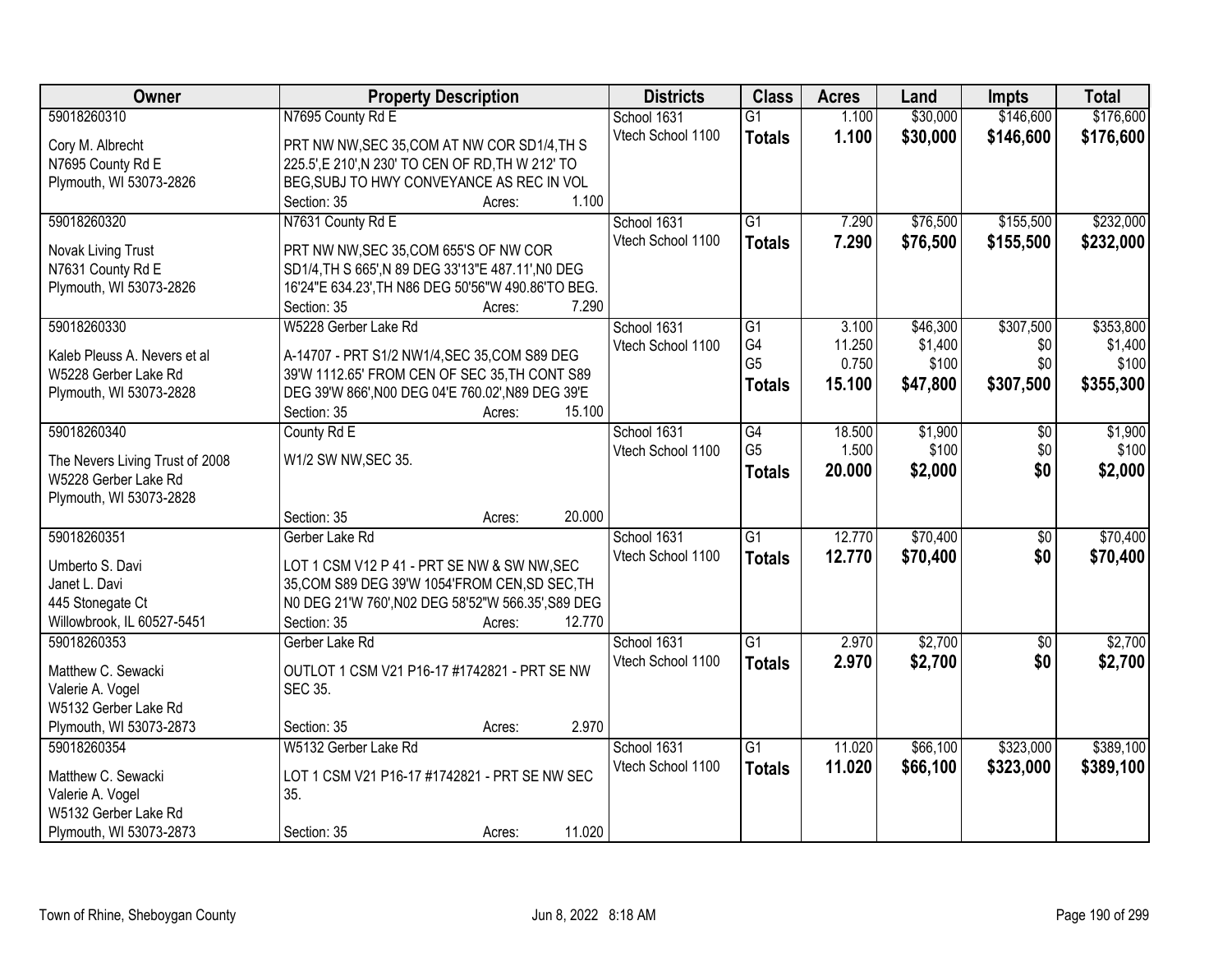| Owner | Property Description | Districts | Class | Acres | Land | Impts | Total |
|---|---|---|---|---|---|---|---|
| 59018260310<br><br>Cory M. Albrecht<br>N7695 County Rd E<br>Plymouth, WI 53073-2826 | N7695 County Rd E<br><br>PRT NW NW,SEC 35,COM AT NW COR SD1/4,TH S 225.5',E 210',N 230' TO CEN OF RD,TH W 212' TO BEG,SUBJ TO HWY CONVEYANCE AS REC IN VOL<br>Section: 35 Acres: 1.100 | School 1631<br>Vtech School 1100 | G1<br>**Totals** | 1.100<br>**1.100** | $30,000<br>**$30,000** | $146,600<br>**$146,600** | $176,600<br>**$176,600** |
| 59018260320<br><br>Novak Living Trust<br>N7631 County Rd E<br>Plymouth, WI 53073-2826 | N7631 County Rd E<br><br>PRT NW NW,SEC 35,COM 655'S OF NW COR SD1/4,TH S 665',N 89 DEG 33'13"E 487.11',N0 DEG 16'24"E 634.23',TH N86 DEG 50'56"W 490.86'TO BEG.<br>Section: 35 Acres: 7.290 | School 1631<br>Vtech School 1100 | G1<br>**Totals** | 7.290<br>**7.290** | $76,500<br>**$76,500** | $155,500<br>**$155,500** | $232,000<br>**$232,000** |
| 59018260330<br><br>Kaleb Pleuss A. Nevers et al<br>W5228 Gerber Lake Rd<br>Plymouth, WI 53073-2828 | W5228 Gerber Lake Rd<br><br>A-14707 - PRT S1/2 NW1/4,SEC 35,COM S89 DEG 39'W 1112.65' FROM CEN OF SEC 35,TH CONT S89 DEG 39'W 866',N00 DEG 04'E 760.02',N89 DEG 39'E<br>Section: 35 Acres: 15.100 | School 1631<br>Vtech School 1100 | G1<br>G4<br>G5<br>**Totals** | 3.100<br>11.250<br>0.750<br>**15.100** | $46,300<br>$1,400<br>$100<br>**$47,800** | $307,500<br>$0<br>$0<br>**$307,500** | $353,800<br>$1,400<br>$100<br>**$355,300** |
| 59018260340<br><br>The Nevers Living Trust of 2008<br>W5228 Gerber Lake Rd<br>Plymouth, WI 53073-2828 | County Rd E<br><br>W1/2 SW NW,SEC 35.<br><br>Section: 35 Acres: 20.000 | School 1631<br>Vtech School 1100 | G4<br>G5<br>**Totals** | 18.500<br>1.500<br>**20.000** | $1,900<br>$100<br>**$2,000** | $0<br>$0<br>**$0** | $1,900<br>$100<br>**$2,000** |
| 59018260351<br><br>Umberto S. Davi<br>Janet L. Davi<br>445 Stonegate Ct<br>Willowbrook, IL 60527-5451 | Gerber Lake Rd<br><br>LOT 1 CSM V12 P 41 - PRT SE NW & SW NW,SEC 35,COM S89 DEG 39'W 1054'FROM CEN,SD SEC,TH N0 DEG 21'W 760',N02 DEG 58'52"W 566.35',S89 DEG<br>Section: 35 Acres: 12.770 | School 1631<br>Vtech School 1100 | G1<br>**Totals** | 12.770<br>**12.770** | $70,400<br>**$70,400** | $0<br>**$0** | $70,400<br>**$70,400** |
| 59018260353<br><br>Matthew C. Sewacki<br>Valerie A. Vogel<br>W5132 Gerber Lake Rd<br>Plymouth, WI 53073-2873 | Gerber Lake Rd<br><br>OUTLOT 1 CSM V21 P16-17 #1742821 - PRT SE NW SEC 35.<br><br>Section: 35 Acres: 2.970 | School 1631<br>Vtech School 1100 | G1<br>**Totals** | 2.970<br>**2.970** | $2,700<br>**$2,700** | $0<br>**$0** | $2,700<br>**$2,700** |
| 59018260354<br><br>Matthew C. Sewacki<br>Valerie A. Vogel<br>W5132 Gerber Lake Rd<br>Plymouth, WI 53073-2873 | W5132 Gerber Lake Rd<br><br>LOT 1 CSM V21 P16-17 #1742821 - PRT SE NW SEC 35.<br><br>Section: 35 Acres: 11.020 | School 1631<br>Vtech School 1100 | G1<br>**Totals** | 11.020<br>**11.020** | $66,100<br>**$66,100** | $323,000<br>**$323,000** | $389,100<br>**$389,100** |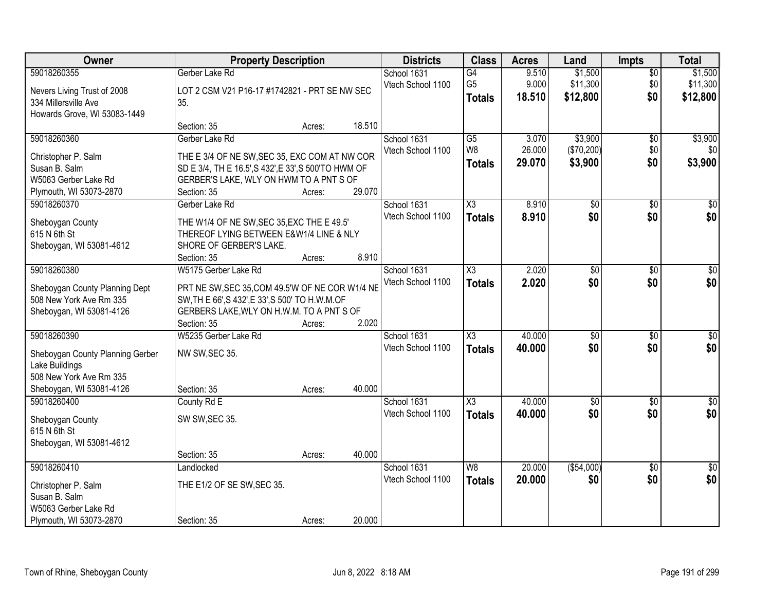| Owner | Property Description | Districts | Class | Acres | Land | Impts | Total |
|---|---|---|---|---|---|---|---|
| 59018260355<br><br>Nevers Living Trust of 2008<br>334 Millersville Ave<br>Howards Grove, WI 53083-1449 | Gerber Lake Rd<br><br>LOT 2 CSM V21 P16-17 #1742821 - PRT SE NW SEC 35.<br><br>Section: 35 Acres: 18.510 | School 1631<br>Vtech School 1100 | G4<br>G5<br>**Totals** | 9.510<br>9.000<br>**18.510** | $1,500<br>$11,300<br>**$12,800** | $0<br>$0<br>**$0** | $1,500<br>$11,300<br>**$12,800** |
| 59018260360<br><br>Christopher P. Salm<br>Susan B. Salm<br>W5063 Gerber Lake Rd<br>Plymouth, WI 53073-2870 | Gerber Lake Rd<br><br>THE E 3/4 OF NE SW,SEC 35, EXC COM AT NW COR SD E 3/4, TH E 16.5',S 432',E 33',S 500'TO HWM OF GERBER'S LAKE, WLY ON HWM TO A PNT S OF<br>Section: 35 Acres: 29.070 | School 1631<br>Vtech School 1100 | G5<br>W8<br>**Totals** | 3.070<br>26.000<br>**29.070** | $3,900<br>($70,200)<br>**$3,900** | $0<br>$0<br>**$0** | $3,900<br>$0<br>**$3,900** |
| 59018260370<br><br>Sheboygan County<br>615 N 6th St<br>Sheboygan, WI 53081-4612 | Gerber Lake Rd<br><br>THE W1/4 OF NE SW,SEC 35,EXC THE E 49.5' THEREOF LYING BETWEEN E&W1/4 LINE & NLY SHORE OF GERBER'S LAKE.<br>Section: 35 Acres: 8.910 | School 1631<br>Vtech School 1100 | X3<br>**Totals** | 8.910<br>**8.910** | $0<br>**$0** | $0<br>**$0** | $0<br>**$0** |
| 59018260380<br><br>Sheboygan County Planning Dept<br>508 New York Ave Rm 335<br>Sheboygan, WI 53081-4126 | W5175 Gerber Lake Rd<br><br>PRT NE SW,SEC 35,COM 49.5'W OF NE COR W1/4 NE SW,TH E 66',S 432',E 33',S 500' TO H.W.M.OF GERBERS LAKE,WLY ON H.W.M. TO A PNT S OF<br>Section: 35 Acres: 2.020 | School 1631<br>Vtech School 1100 | X3<br>**Totals** | 2.020<br>**2.020** | $0<br>**$0** | $0<br>**$0** | $0<br>**$0** |
| 59018260390<br><br>Sheboygan County Planning Gerber Lake Buildings<br>508 New York Ave Rm 335<br>Sheboygan, WI 53081-4126 | W5235 Gerber Lake Rd<br><br>NW SW,SEC 35.<br><br>Section: 35 Acres: 40.000 | School 1631<br>Vtech School 1100 | X3<br>**Totals** | 40.000<br>**40.000** | $0<br>**$0** | $0<br>**$0** | $0<br>**$0** |
| 59018260400<br><br>Sheboygan County<br>615 N 6th St<br>Sheboygan, WI 53081-4612 | County Rd E<br><br>SW SW,SEC 35.<br><br>Section: 35 Acres: 40.000 | School 1631<br>Vtech School 1100 | X3<br>**Totals** | 40.000<br>**40.000** | $0<br>**$0** | $0<br>**$0** | $0<br>**$0** |
| 59018260410<br><br>Christopher P. Salm<br>Susan B. Salm<br>W5063 Gerber Lake Rd<br>Plymouth, WI 53073-2870 | Landlocked<br><br>THE E1/2 OF SE SW,SEC 35.<br><br>Section: 35 Acres: 20.000 | School 1631<br>Vtech School 1100 | W8<br>**Totals** | 20.000<br>**20.000** | ($54,000)<br>**$0** | $0<br>**$0** | $0<br>**$0** |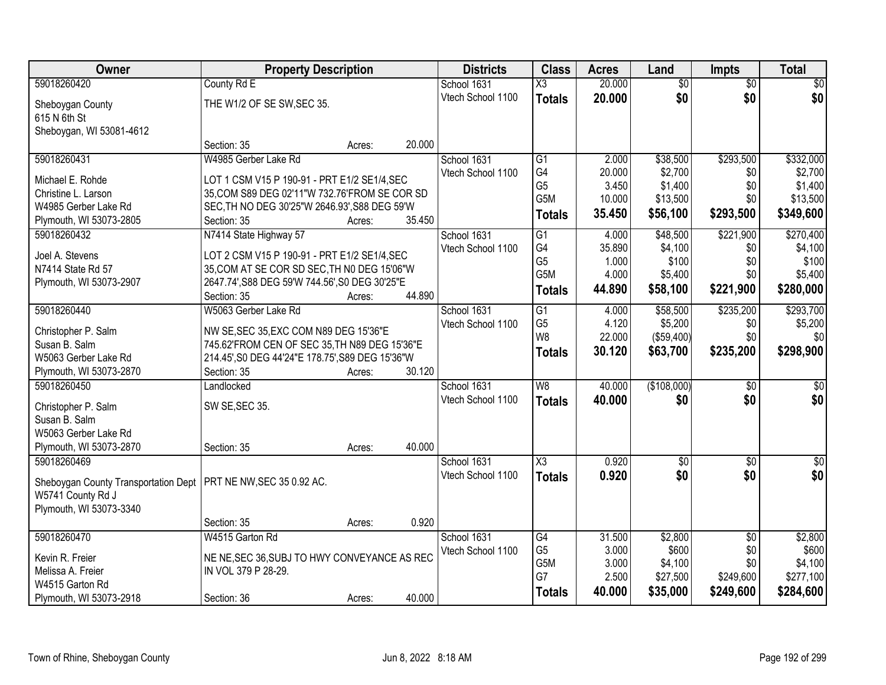| Owner | Property Description | Districts | Class | Acres | Land | Impts | Total |
|---|---|---|---|---|---|---|---|
| 59018260420<br>Sheboygan County<br>615 N 6th St<br>Sheboygan, WI 53081-4612 | County Rd E<br>THE W1/2 OF SE SW,SEC 35.<br>Section: 35 Acres: 20.000 | School 1631<br>Vtech School 1100 | X3<br>**Totals** | 20.000<br>**20.000** | $0<br>**$0** | $0<br>**$0** | $0<br>**$0** |
| 59018260431<br>Michael E. Rohde<br>Christine L. Larson<br>W4985 Gerber Lake Rd<br>Plymouth, WI 53073-2805 | W4985 Gerber Lake Rd<br>LOT 1 CSM V15 P 190-91 - PRT E1/2 SE1/4,SEC 35,COM S89 DEG 02'11"W 732.76'FROM SE COR SD SEC,TH NO DEG 30'25"W 2646.93',S88 DEG 59'W<br>Section: 35 Acres: 35.450 | School 1631<br>Vtech School 1100 | G1<br>G4<br>G5<br>G5M<br>**Totals** | 2.000<br>20.000<br>3.450<br>10.000<br>**35.450** | $38,500<br>$2,700<br>$1,400<br>$13,500<br>**$56,100** | $293,500<br>$0<br>$0<br>$0<br>**$293,500** | $332,000<br>$2,700<br>$1,400<br>$13,500<br>**$349,600** |
| 59018260432<br>Joel A. Stevens<br>N7414 State Rd 57<br>Plymouth, WI 53073-2907 | N7414 State Highway 57<br>LOT 2 CSM V15 P 190-91 - PRT E1/2 SE1/4,SEC 35,COM AT SE COR SD SEC,TH N0 DEG 15'06"W 2647.74',S88 DEG 59'W 744.56',S0 DEG 30'25"E<br>Section: 35 Acres: 44.890 | School 1631<br>Vtech School 1100 | G1<br>G4<br>G5<br>G5M<br>**Totals** | 4.000<br>35.890<br>1.000<br>4.000<br>**44.890** | $48,500<br>$4,100<br>$100<br>$5,400<br>**$58,100** | $221,900<br>$0<br>$0<br>$0<br>**$221,900** | $270,400<br>$4,100<br>$100<br>$5,400<br>**$280,000** |
| 59018260440<br>Christopher P. Salm<br>Susan B. Salm<br>W5063 Gerber Lake Rd<br>Plymouth, WI 53073-2870 | W5063 Gerber Lake Rd<br>NW SE,SEC 35,EXC COM N89 DEG 15'36"E 745.62'FROM CEN OF SEC 35,TH N89 DEG 15'36"E 214.45',S0 DEG 44'24"E 178.75',S89 DEG 15'36"W<br>Section: 35 Acres: 30.120 | School 1631<br>Vtech School 1100 | G1<br>G5<br>W8<br>**Totals** | 4.000<br>4.120<br>22.000<br>**30.120** | $58,500<br>$5,200<br>($59,400)<br>**$63,700** | $235,200<br>$0<br>$0<br>**$235,200** | $293,700<br>$5,200<br>$0<br>**$298,900** |
| 59018260450<br>Christopher P. Salm<br>Susan B. Salm<br>W5063 Gerber Lake Rd<br>Plymouth, WI 53073-2870 | Landlocked<br>SW SE,SEC 35.<br>Section: 35 Acres: 40.000 | School 1631<br>Vtech School 1100 | W8<br>**Totals** | 40.000<br>**40.000** | ($108,000)<br>**$0** | $0<br>**$0** | $0<br>**$0** |
| 59018260469<br>Sheboygan County Transportation Dept<br>W5741 County Rd J<br>Plymouth, WI 53073-3340 | PRT NE NW,SEC 35 0.92 AC.<br>Section: 35 Acres: 0.920 | School 1631<br>Vtech School 1100 | X3<br>**Totals** | 0.920<br>**0.920** | $0<br>**$0** | $0<br>**$0** | $0<br>**$0** |
| 59018260470<br>Kevin R. Freier<br>Melissa A. Freier<br>W4515 Garton Rd<br>Plymouth, WI 53073-2918 | W4515 Garton Rd<br>NE NE,SEC 36,SUBJ TO HWY CONVEYANCE AS REC IN VOL 379 P 28-29.<br>Section: 36 Acres: 40.000 | School 1631<br>Vtech School 1100 | G4<br>G5<br>G5M<br>G7<br>**Totals** | 31.500<br>3.000<br>3.000<br>2.500<br>**40.000** | $2,800<br>$600<br>$4,100<br>$27,500<br>**$35,000** | $0<br>$0<br>$0<br>$249,600<br>**$249,600** | $2,800<br>$600<br>$4,100<br>$277,100<br>**$284,600** |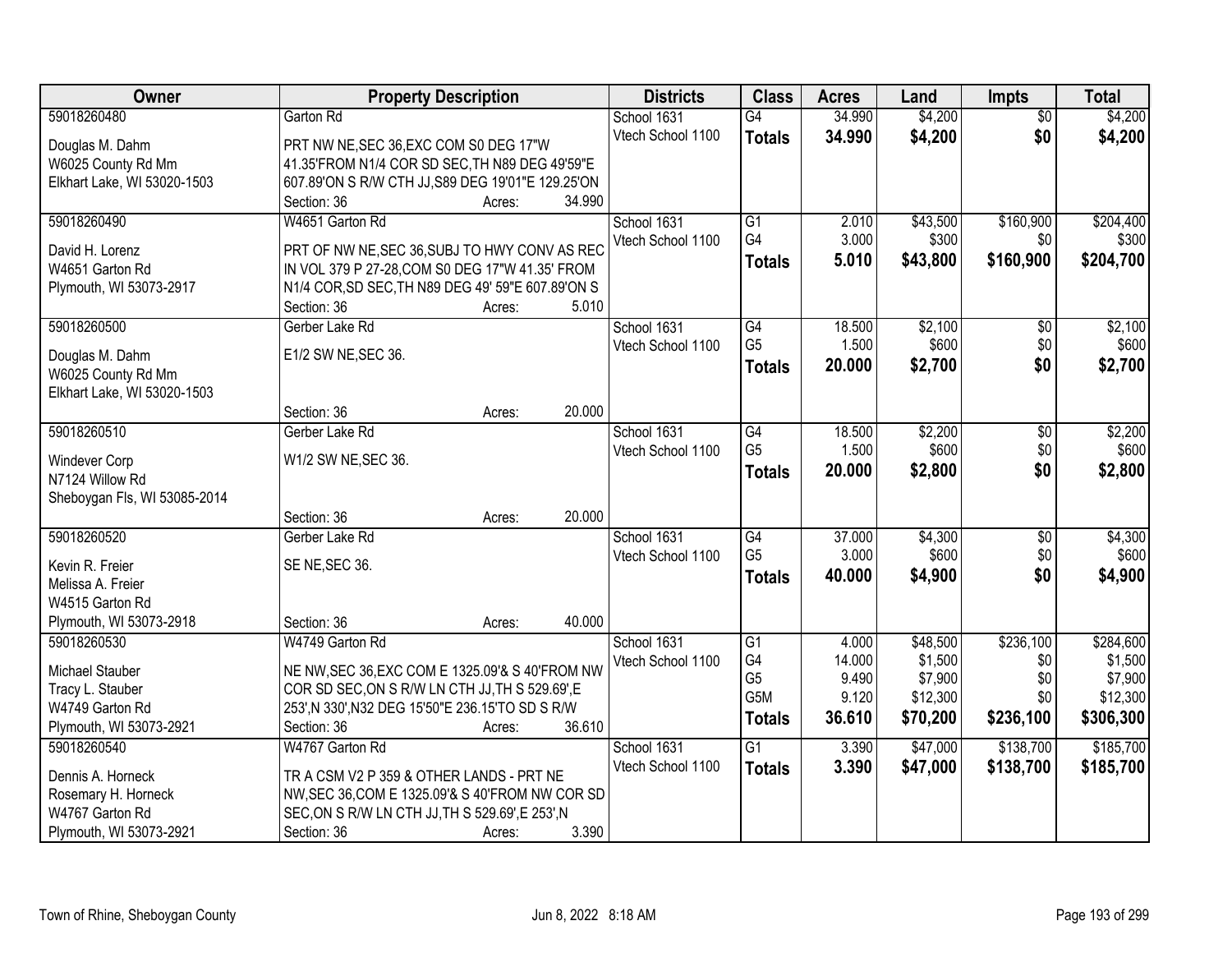| Owner | Property Description | Districts | Class | Acres | Land | Impts | Total |
|---|---|---|---|---|---|---|---|
| 59018260480<br>Douglas M. Dahm<br>W6025 County Rd Mm<br>Elkhart Lake, WI 53020-1503 | Garton Rd<br>PRT NW NE,SEC 36,EXC COM S0 DEG 17"W 41.35'FROM N1/4 COR SD SEC,TH N89 DEG 49'59"E 607.89'ON S R/W CTH JJ,S89 DEG 19'01"E 129.25'ON<br>Section: 36 Acres: 34.990 | School 1631<br>Vtech School 1100 | G4<br>**Totals** | 34.990<br>**34.990** | $4,200<br>**$4,200** | $0<br>**$0** | $4,200<br>**$4,200** |
| 59018260490<br>David H. Lorenz<br>W4651 Garton Rd<br>Plymouth, WI 53073-2917 | W4651 Garton Rd<br>PRT OF NW NE,SEC 36,SUBJ TO HWY CONV AS REC IN VOL 379 P 27-28,COM S0 DEG 17"W 41.35' FROM N1/4 COR,SD SEC,TH N89 DEG 49' 59"E 607.89'ON S<br>Section: 36 Acres: 5.010 | School 1631<br>Vtech School 1100 | G1<br>G4<br>**Totals** | 2.010<br>3.000<br>**5.010** | $43,500<br>$300<br>**$43,800** | $160,900<br>$0<br>**$160,900** | $204,400<br>$300<br>**$204,700** |
| 59018260500<br>Douglas M. Dahm<br>W6025 County Rd Mm<br>Elkhart Lake, WI 53020-1503 | Gerber Lake Rd<br>E1/2 SW NE,SEC 36.<br>Section: 36 Acres: 20.000 | School 1631<br>Vtech School 1100 | G4<br>G5<br>**Totals** | 18.500<br>1.500<br>**20.000** | $2,100<br>$600<br>**$2,700** | $0<br>$0<br>**$0** | $2,100<br>$600<br>**$2,700** |
| 59018260510<br>Windever Corp<br>N7124 Willow Rd<br>Sheboygan Fls, WI 53085-2014 | Gerber Lake Rd<br>W1/2 SW NE,SEC 36.<br>Section: 36 Acres: 20.000 | School 1631<br>Vtech School 1100 | G4<br>G5<br>**Totals** | 18.500<br>1.500<br>**20.000** | $2,200<br>$600<br>**$2,800** | $0<br>$0<br>**$0** | $2,200<br>$600<br>**$2,800** |
| 59018260520<br>Kevin R. Freier<br>Melissa A. Freier<br>W4515 Garton Rd<br>Plymouth, WI 53073-2918 | Gerber Lake Rd<br>SE NE,SEC 36.<br>Section: 36 Acres: 40.000 | School 1631<br>Vtech School 1100 | G4<br>G5<br>**Totals** | 37.000<br>3.000<br>**40.000** | $4,300<br>$600<br>**$4,900** | $0<br>$0<br>**$0** | $4,300<br>$600<br>**$4,900** |
| 59018260530<br>Michael Stauber<br>Tracy L. Stauber<br>W4749 Garton Rd<br>Plymouth, WI 53073-2921 | W4749 Garton Rd<br>NE NW,SEC 36,EXC COM E 1325.09'& S 40'FROM NW COR SD SEC,ON S R/W LN CTH JJ,TH S 529.69',E 253',N 330',N32 DEG 15'50"E 236.15'TO SD S R/W<br>Section: 36 Acres: 36.610 | School 1631<br>Vtech School 1100 | G1<br>G4<br>G5<br>G5M<br>**Totals** | 4.000<br>14.000<br>9.490<br>9.120<br>**36.610** | $48,500<br>$1,500<br>$7,900<br>$12,300<br>**$70,200** | $236,100<br>$0<br>$0<br>$0<br>**$236,100** | $284,600<br>$1,500<br>$7,900<br>$12,300<br>**$306,300** |
| 59018260540<br>Dennis A. Horneck<br>Rosemary H. Horneck<br>W4767 Garton Rd<br>Plymouth, WI 53073-2921 | W4767 Garton Rd<br>TR A CSM V2 P 359 & OTHER LANDS - PRT NE NW,SEC 36,COM E 1325.09'& S 40'FROM NW COR SD SEC,ON S R/W LN CTH JJ,TH S 529.69',E 253',N<br>Section: 36 Acres: 3.390 | School 1631<br>Vtech School 1100 | G1<br>**Totals** | 3.390<br>**3.390** | $47,000<br>**$47,000** | $138,700<br>**$138,700** | $185,700<br>**$185,700** |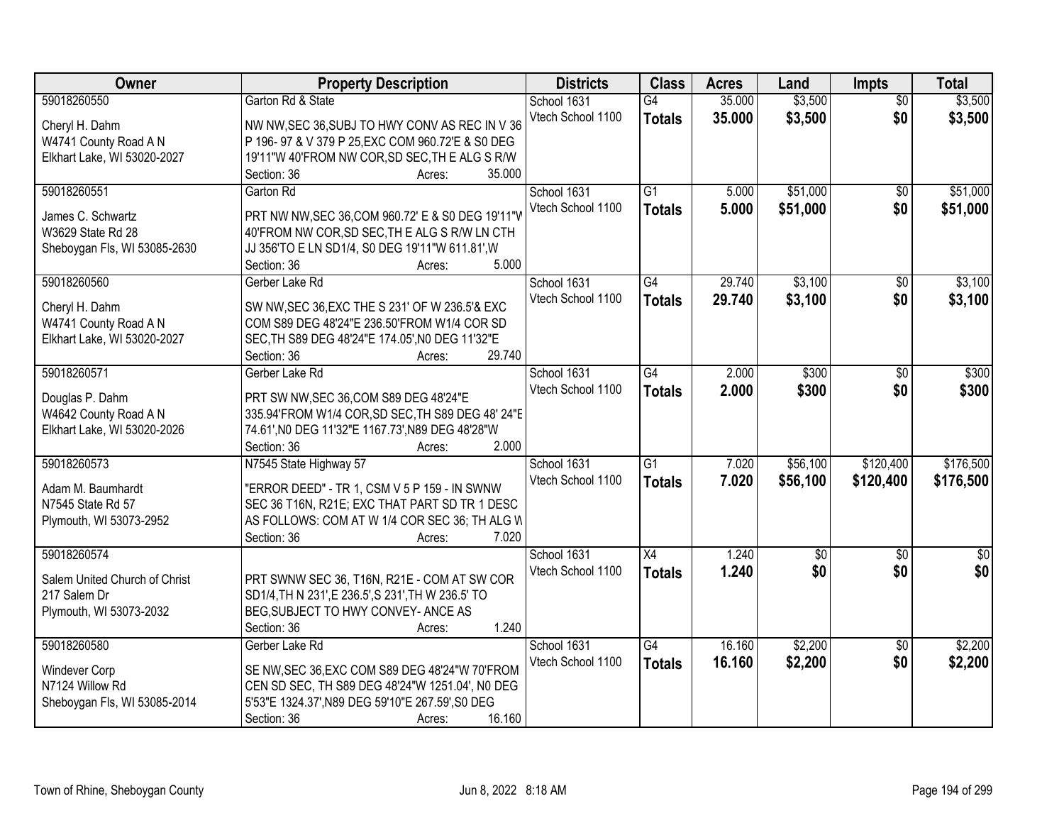| Owner | Property Description | Districts | Class | Acres | Land | Impts | Total |
|---|---|---|---|---|---|---|---|
| 59018260550<br><br>Cheryl H. Dahm<br>W4741 County Road A N<br>Elkhart Lake, WI 53020-2027 | Garton Rd & State<br><br>NW NW,SEC 36,SUBJ TO HWY CONV AS REC IN V 36 P 196- 97 & V 379 P 25,EXC COM 960.72'E & S0 DEG 19'11"W 40'FROM NW COR,SD SEC,TH E ALG S R/W<br>Section: 36 Acres: 35.000 | School 1631<br>Vtech School 1100 | G4<br>**Totals** | 35.000<br>**35.000** | $3,500<br>**$3,500** | $0<br>**$0** | $3,500<br>**$3,500** |
| 59018260551<br><br>James C. Schwartz<br>W3629 State Rd 28<br>Sheboygan Fls, WI 53085-2630 | Garton Rd<br><br>PRT NW NW,SEC 36,COM 960.72' E & S0 DEG 19'11"W 40'FROM NW COR,SD SEC,TH E ALG S R/W LN CTH JJ 356'TO E LN SD1/4, S0 DEG 19'11"W 611.81',W<br>Section: 36 Acres: 5.000 | School 1631<br>Vtech School 1100 | G1<br>**Totals** | 5.000<br>**5.000** | $51,000<br>**$51,000** | $0<br>**$0** | $51,000<br>**$51,000** |
| 59018260560<br><br>Cheryl H. Dahm<br>W4741 County Road A N<br>Elkhart Lake, WI 53020-2027 | Gerber Lake Rd<br><br>SW NW,SEC 36,EXC THE S 231' OF W 236.5'& EXC COM S89 DEG 48'24"E 236.50'FROM W1/4 COR SD SEC,TH S89 DEG 48'24"E 174.05',N0 DEG 11'32"E<br>Section: 36 Acres: 29.740 | School 1631<br>Vtech School 1100 | G4<br>**Totals** | 29.740<br>**29.740** | $3,100<br>**$3,100** | $0<br>**$0** | $3,100<br>**$3,100** |
| 59018260571<br><br>Douglas P. Dahm<br>W4642 County Road A N<br>Elkhart Lake, WI 53020-2026 | Gerber Lake Rd<br><br>PRT SW NW,SEC 36,COM S89 DEG 48'24"E 335.94'FROM W1/4 COR,SD SEC,TH S89 DEG 48' 24"E 74.61',N0 DEG 11'32"E 1167.73',N89 DEG 48'28"W<br>Section: 36 Acres: 2.000 | School 1631<br>Vtech School 1100 | G4<br>**Totals** | 2.000<br>**2.000** | $300<br>**$300** | $0<br>**$0** | $300<br>**$300** |
| 59018260573<br><br>Adam M. Baumhardt<br>N7545 State Rd 57<br>Plymouth, WI 53073-2952 | N7545 State Highway 57<br><br>"ERROR DEED" - TR 1, CSM V 5 P 159 - IN SWNW SEC 36 T16N, R21E; EXC THAT PART SD TR 1 DESC AS FOLLOWS: COM AT W 1/4 COR SEC 36; TH ALG W<br>Section: 36 Acres: 7.020 | School 1631<br>Vtech School 1100 | G1<br>**Totals** | 7.020<br>**7.020** | $56,100<br>**$56,100** | $120,400<br>**$120,400** | $176,500<br>**$176,500** |
| 59018260574<br><br>Salem United Church of Christ<br>217 Salem Dr<br>Plymouth, WI 53073-2032 | PRT SWNW SEC 36, T16N, R21E - COM AT SW COR SD1/4,TH N 231',E 236.5',S 231',TH W 236.5' TO BEG,SUBJECT TO HWY CONVEY- ANCE AS<br>Section: 36 Acres: 1.240 | School 1631<br>Vtech School 1100 | X4<br>**Totals** | 1.240<br>**1.240** | $0<br>**$0** | $0<br>**$0** | $0<br>**$0** |
| 59018260580<br><br>Windever Corp<br>N7124 Willow Rd<br>Sheboygan Fls, WI 53085-2014 | Gerber Lake Rd<br><br>SE NW,SEC 36,EXC COM S89 DEG 48'24"W 70'FROM CEN SD SEC, TH S89 DEG 48'24"W 1251.04', N0 DEG 5'53"E 1324.37',N89 DEG 59'10"E 267.59',S0 DEG<br>Section: 36 Acres: 16.160 | School 1631<br>Vtech School 1100 | G4<br>**Totals** | 16.160<br>**16.160** | $2,200<br>**$2,200** | $0<br>**$0** | $2,200<br>**$2,200** |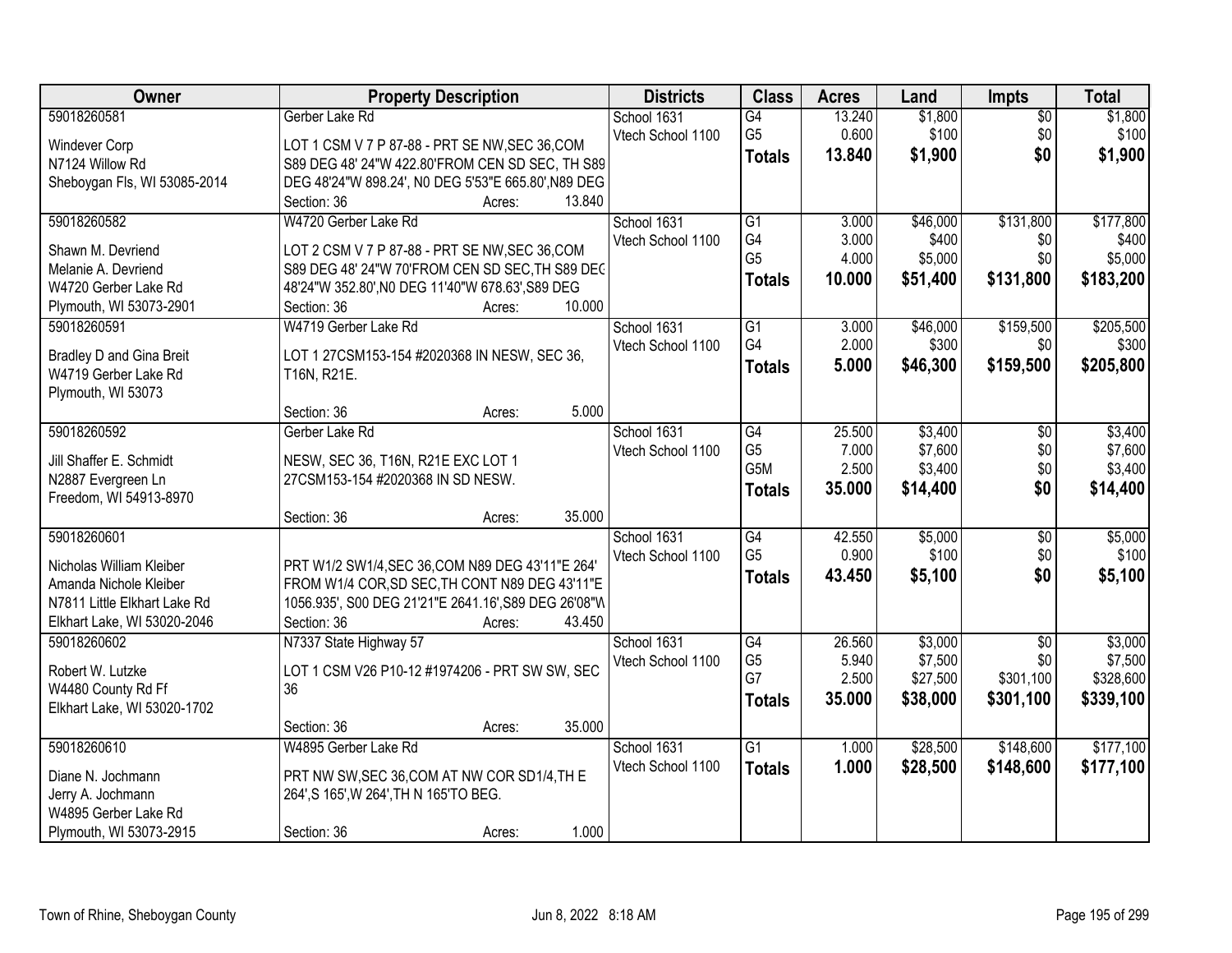| Owner | Property Description | Districts | Class | Acres | Land | Impts | Total |
|---|---|---|---|---|---|---|---|
| 59018260581<br>Windever Corp<br>N7124 Willow Rd<br>Sheboygan Fls, WI 53085-2014 | Gerber Lake Rd<br>LOT 1 CSM V 7 P 87-88 - PRT SE NW,SEC 36,COM S89 DEG 48' 24"W 422.80'FROM CEN SD SEC, TH S89 DEG 48'24"W 898.24', N0 DEG 5'53"E 665.80',N89 DEG<br>Section: 36 Acres: 13.840 | School 1631<br>Vtech School 1100 | G4<br>G5<br>**Totals** | 13.240<br>0.600<br>**13.840** | $1,800<br>$100<br>**$1,900** | $0<br>$0<br>**$0** | $1,800<br>$100<br>**$1,900** |
| 59018260582<br>Shawn M. Devriend<br>Melanie A. Devriend<br>W4720 Gerber Lake Rd<br>Plymouth, WI 53073-2901 | W4720 Gerber Lake Rd<br>LOT 2 CSM V 7 P 87-88 - PRT SE NW,SEC 36,COM S89 DEG 48' 24"W 70'FROM CEN SD SEC,TH S89 DEG 48'24"W 352.80',N0 DEG 11'40"W 678.63',S89 DEG<br>Section: 36 Acres: 10.000 | School 1631<br>Vtech School 1100 | G1<br>G4<br>G5<br>**Totals** | 3.000<br>3.000<br>4.000<br>**10.000** | $46,000<br>$400<br>$5,000<br>**$51,400** | $131,800<br>$0<br>$0<br>**$131,800** | $177,800<br>$400<br>$5,000<br>**$183,200** |
| 59018260591<br>Bradley D and Gina Breit<br>W4719 Gerber Lake Rd<br>Plymouth, WI 53073 | W4719 Gerber Lake Rd<br>LOT 1 27CSM153-154 #2020368 IN NESW, SEC 36, T16N, R21E.<br>Section: 36 Acres: 5.000 | School 1631<br>Vtech School 1100 | G1<br>G4<br>**Totals** | 3.000<br>2.000<br>**5.000** | $46,000<br>$300<br>**$46,300** | $159,500<br>$0<br>**$159,500** | $205,500<br>$300<br>**$205,800** |
| 59018260592<br>Jill Shaffer E. Schmidt<br>N2887 Evergreen Ln<br>Freedom, WI 54913-8970 | Gerber Lake Rd<br>NESW, SEC 36, T16N, R21E EXC LOT 1 27CSM153-154 #2020368 IN SD NESW.<br>Section: 36 Acres: 35.000 | School 1631<br>Vtech School 1100 | G4<br>G5<br>G5M<br>**Totals** | 25.500<br>7.000<br>2.500<br>**35.000** | $3,400<br>$7,600<br>$3,400<br>**$14,400** | $0<br>$0<br>$0<br>**$0** | $3,400<br>$7,600<br>$3,400<br>**$14,400** |
| 59018260601<br>Nicholas William Kleiber<br>Amanda Nichole Kleiber<br>N7811 Little Elkhart Lake Rd<br>Elkhart Lake, WI 53020-2046 | PRT W1/2 SW1/4,SEC 36,COM N89 DEG 43'11"E 264' FROM W1/4 COR,SD SEC,TH CONT N89 DEG 43'11"E 1056.935', S00 DEG 21'21"E 2641.16',S89 DEG 26'08"W<br>Section: 36 Acres: 43.450 | School 1631<br>Vtech School 1100 | G4<br>G5<br>**Totals** | 42.550<br>0.900<br>**43.450** | $5,000<br>$100<br>**$5,100** | $0<br>$0<br>**$0** | $5,000<br>$100<br>**$5,100** |
| 59018260602<br>Robert W. Lutzke<br>W4480 County Rd Ff<br>Elkhart Lake, WI 53020-1702 | N7337 State Highway 57<br>LOT 1 CSM V26 P10-12 #1974206 - PRT SW SW, SEC 36<br>Section: 36 Acres: 35.000 | School 1631<br>Vtech School 1100 | G4<br>G5<br>G7<br>**Totals** | 26.560<br>5.940<br>2.500<br>**35.000** | $3,000<br>$7,500<br>$27,500<br>**$38,000** | $0<br>$0<br>$301,100<br>**$301,100** | $3,000<br>$7,500<br>$328,600<br>**$339,100** |
| 59018260610<br>Diane N. Jochmann<br>Jerry A. Jochmann<br>W4895 Gerber Lake Rd<br>Plymouth, WI 53073-2915 | W4895 Gerber Lake Rd<br>PRT NW SW,SEC 36,COM AT NW COR SD1/4,TH E 264',S 165',W 264',TH N 165'TO BEG.<br>Section: 36 Acres: 1.000 | School 1631<br>Vtech School 1100 | G1<br>**Totals** | 1.000<br>**1.000** | $28,500<br>**$28,500** | $148,600<br>**$148,600** | $177,100<br>**$177,100** |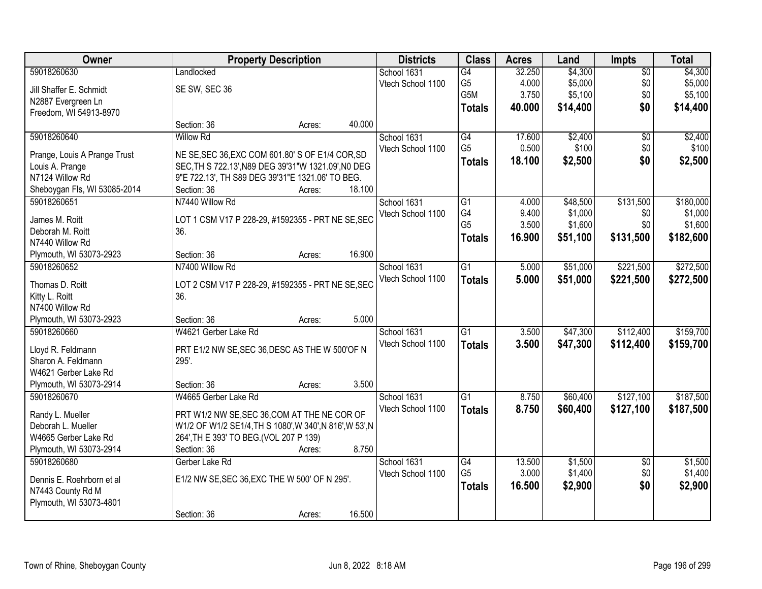| Owner | Property Description | Districts | Class | Acres | Land | Impts | Total |
|---|---|---|---|---|---|---|---|
| 59018260630<br>Jill Shaffer E. Schmidt<br>N2887 Evergreen Ln<br>Freedom, WI 54913-8970 | Landlocked<br>SE SW, SEC 36<br>Section: 36 Acres: 40.000 | School 1631<br>Vtech School 1100 | G4<br>G5<br>G5M<br>**Totals** | 32.250<br>4.000<br>3.750<br>**40.000** | $4,300<br>$5,000<br>$5,100<br>**$14,400** | $0<br>$0<br>$0<br>**$0** | $4,300<br>$5,000<br>$5,100<br>**$14,400** |
| 59018260640<br>Prange, Louis A Prange Trust<br>Louis A. Prange<br>N7124 Willow Rd<br>Sheboygan Fls, WI 53085-2014 | Willow Rd<br>NE SE,SEC 36,EXC COM 601.80' S OF E1/4 COR,SD SEC,TH S 722.13',N89 DEG 39'31"W 1321.09',N0 DEG 9"E 722.13', TH S89 DEG 39'31"E 1321.06' TO BEG.<br>Section: 36 Acres: 18.100 | School 1631<br>Vtech School 1100 | G4<br>G5<br>**Totals** | 17.600<br>0.500<br>**18.100** | $2,400<br>$100<br>**$2,500** | $0<br>$0<br>**$0** | $2,400<br>$100<br>**$2,500** |
| 59018260651<br>James M. Roitt<br>Deborah M. Roitt<br>N7440 Willow Rd<br>Plymouth, WI 53073-2923 | N7440 Willow Rd<br>LOT 1 CSM V17 P 228-29, #1592355 - PRT NE SE,SEC 36.<br>Section: 36 Acres: 16.900 | School 1631<br>Vtech School 1100 | G1<br>G4<br>G5<br>**Totals** | 4.000<br>9.400<br>3.500<br>**16.900** | $48,500<br>$1,000<br>$1,600<br>**$51,100** | $131,500<br>$0<br>$0<br>**$131,500** | $180,000<br>$1,000<br>$1,600<br>**$182,600** |
| 59018260652<br>Thomas D. Roitt<br>Kitty L. Roitt<br>N7400 Willow Rd<br>Plymouth, WI 53073-2923 | N7400 Willow Rd<br>LOT 2 CSM V17 P 228-29, #1592355 - PRT NE SE,SEC 36.<br>Section: 36 Acres: 5.000 | School 1631<br>Vtech School 1100 | G1<br>**Totals** | 5.000<br>**5.000** | $51,000<br>**$51,000** | $221,500<br>**$221,500** | $272,500<br>**$272,500** |
| 59018260660<br>Lloyd R. Feldmann<br>Sharon A. Feldmann<br>W4621 Gerber Lake Rd<br>Plymouth, WI 53073-2914 | W4621 Gerber Lake Rd<br>PRT E1/2 NW SE,SEC 36,DESC AS THE W 500'OF N 295'.<br>Section: 36 Acres: 3.500 | School 1631<br>Vtech School 1100 | G1<br>**Totals** | 3.500<br>**3.500** | $47,300<br>**$47,300** | $112,400<br>**$112,400** | $159,700<br>**$159,700** |
| 59018260670<br>Randy L. Mueller<br>Deborah L. Mueller<br>W4665 Gerber Lake Rd<br>Plymouth, WI 53073-2914 | W4665 Gerber Lake Rd<br>PRT W1/2 NW SE,SEC 36,COM AT THE NE COR OF W1/2 OF W1/2 SE1/4,TH S 1080',W 340',N 816',W 53',N 264',TH E 393' TO BEG.(VOL 207 P 139)<br>Section: 36 Acres: 8.750 | School 1631<br>Vtech School 1100 | G1<br>**Totals** | 8.750<br>**8.750** | $60,400<br>**$60,400** | $127,100<br>**$127,100** | $187,500<br>**$187,500** |
| 59018260680<br>Dennis E. Roehrborn et al<br>N7443 County Rd M<br>Plymouth, WI 53073-4801 | Gerber Lake Rd<br>E1/2 NW SE,SEC 36,EXC THE W 500' OF N 295'.<br>Section: 36 Acres: 16.500 | School 1631<br>Vtech School 1100 | G4<br>G5<br>**Totals** | 13.500<br>3.000<br>**16.500** | $1,500<br>$1,400<br>**$2,900** | $0<br>$0<br>**$0** | $1,500<br>$1,400<br>**$2,900** |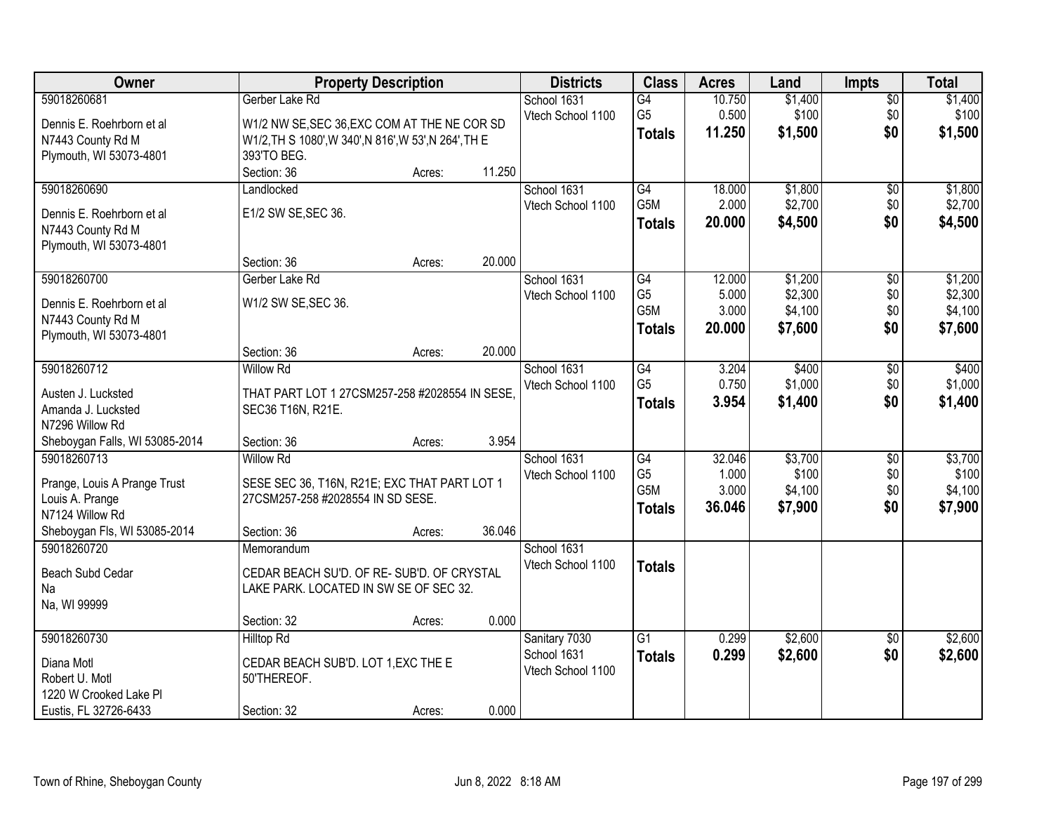| Owner | Property Description | Districts | Class | Acres | Land | Impts | Total |
|---|---|---|---|---|---|---|---|
| 59018260681<br>Dennis E. Roehrborn et al<br>N7443 County Rd M<br>Plymouth, WI 53073-4801 | Gerber Lake Rd<br>W1/2 NW SE,SEC 36,EXC COM AT THE NE COR SD W1/2,TH S 1080',W 340',N 816',W 53',N 264',TH E 393'TO BEG.<br>Section: 36 Acres: 11.250 | School 1631<br>Vtech School 1100 | G4<br>G5<br>**Totals** | 10.750<br>0.500<br>**11.250** | $1,400<br>$100<br>**$1,500** | $0<br>$0<br>**$0** | $1,400<br>$100<br>**$1,500** |
| 59018260690<br>Dennis E. Roehrborn et al<br>N7443 County Rd M<br>Plymouth, WI 53073-4801 | Landlocked<br>E1/2 SW SE,SEC 36.<br>Section: 36 Acres: 20.000 | School 1631<br>Vtech School 1100 | G4<br>G5M<br>**Totals** | 18.000<br>2.000<br>**20.000** | $1,800<br>$2,700<br>**$4,500** | $0<br>$0<br>**$0** | $1,800<br>$2,700<br>**$4,500** |
| 59018260700<br>Dennis E. Roehrborn et al<br>N7443 County Rd M<br>Plymouth, WI 53073-4801 | Gerber Lake Rd<br>W1/2 SW SE,SEC 36.<br>Section: 36 Acres: 20.000 | School 1631<br>Vtech School 1100 | G4<br>G5<br>G5M<br>**Totals** | 12.000<br>5.000<br>3.000<br>**20.000** | $1,200<br>$2,300<br>$4,100<br>**$7,600** | $0<br>$0<br>$0<br>**$0** | $1,200<br>$2,300<br>$4,100<br>**$7,600** |
| 59018260712<br>Austen J. Lucksted<br>Amanda J. Lucksted<br>N7296 Willow Rd<br>Sheboygan Falls, WI 53085-2014 | Willow Rd<br>THAT PART LOT 1 27CSM257-258 #2028554 IN SESE, SEC36 T16N, R21E.<br>Section: 36 Acres: 3.954 | School 1631<br>Vtech School 1100 | G4<br>G5<br>**Totals** | 3.204<br>0.750<br>**3.954** | $400<br>$1,000<br>**$1,400** | $0<br>$0<br>**$0** | $400<br>$1,000<br>**$1,400** |
| 59018260713<br>Prange, Louis A Prange Trust<br>Louis A. Prange<br>N7124 Willow Rd<br>Sheboygan Fls, WI 53085-2014 | Willow Rd<br>SESE SEC 36, T16N, R21E; EXC THAT PART LOT 1 27CSM257-258 #2028554 IN SD SESE.<br>Section: 36 Acres: 36.046 | School 1631<br>Vtech School 1100 | G4<br>G5<br>G5M<br>**Totals** | 32.046<br>1.000<br>3.000<br>**36.046** | $3,700<br>$100<br>$4,100<br>**$7,900** | $0<br>$0<br>$0<br>**$0** | $3,700<br>$100<br>$4,100<br>**$7,900** |
| 59018260720<br>Beach Subd Cedar<br>Na<br>Na, WI 99999 | Memorandum<br>CEDAR BEACH SU'D. OF RE- SUB'D. OF CRYSTAL LAKE PARK. LOCATED IN SW SE OF SEC 32.<br>Section: 32 Acres: 0.000 | School 1631<br>Vtech School 1100 | **Totals** | | | | |
| 59018260730<br>Diana Motl<br>Robert U. Motl<br>1220 W Crooked Lake Pl<br>Eustis, FL 32726-6433 | Hilltop Rd<br>CEDAR BEACH SUB'D. LOT 1,EXC THE E 50'THEREOF.<br>Section: 32 Acres: 0.000 | Sanitary 7030<br>School 1631<br>Vtech School 1100 | G1<br>**Totals** | 0.299<br>**0.299** | $2,600<br>**$2,600** | $0<br>**$0** | $2,600<br>**$2,600** |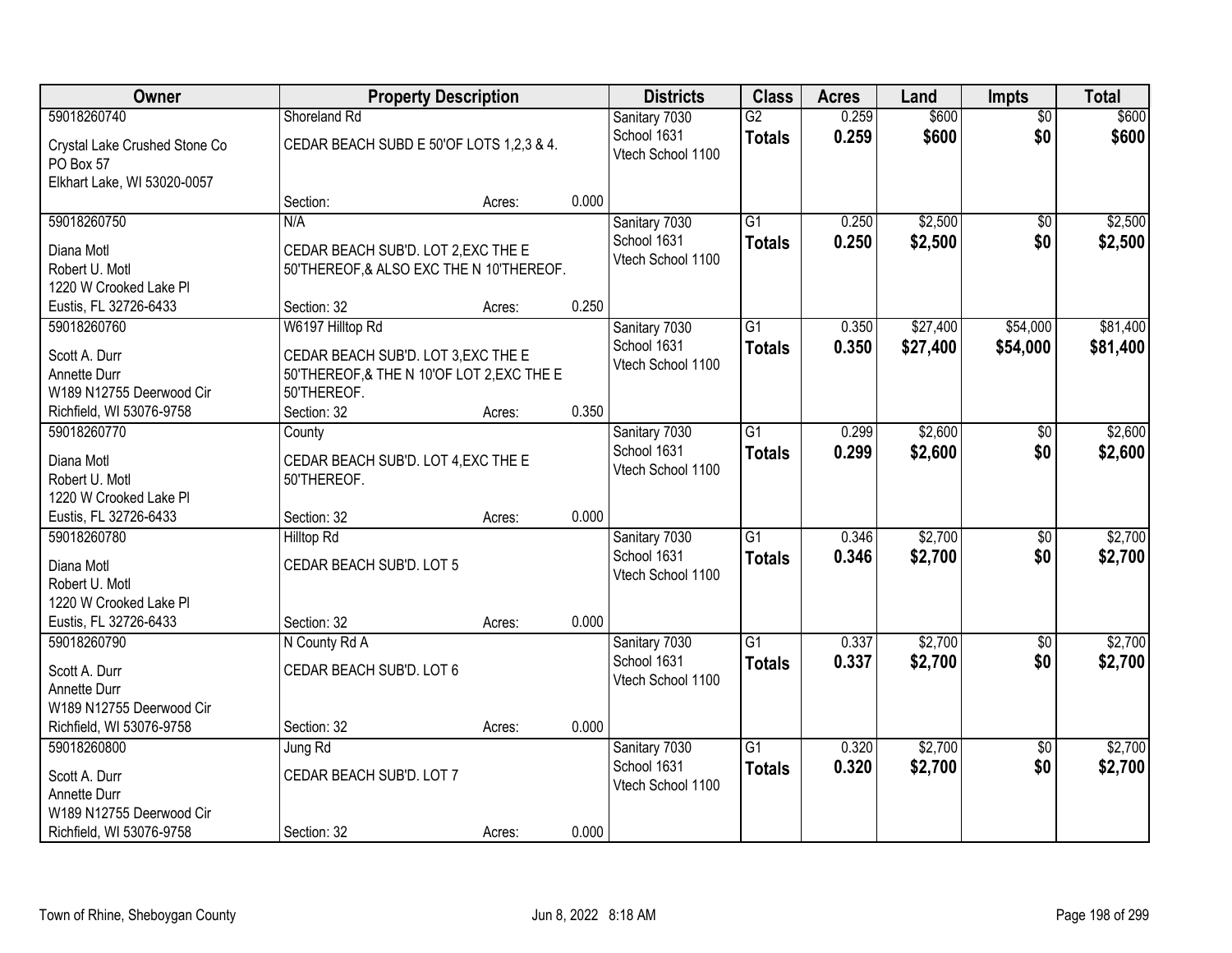| Owner | Property Description | Districts | Class | Acres | Land | Impts | Total |
|---|---|---|---|---|---|---|---|
| 59018260740<br>Crystal Lake Crushed Stone Co<br>PO Box 57<br>Elkhart Lake, WI 53020-0057 | Shoreland Rd<br>CEDAR BEACH SUBD E 50'OF LOTS 1,2,3 & 4.<br>Section: Acres: 0.000 | Sanitary 7030<br>School 1631<br>Vtech School 1100 | G2<br>**Totals** | 0.259<br>**0.259** | $600<br>**$600** | $0<br>**$0** | $600<br>**$600** |
| 59018260750<br>Diana Motl<br>Robert U. Motl<br>1220 W Crooked Lake Pl<br>Eustis, FL 32726-6433 | N/A<br>CEDAR BEACH SUB'D. LOT 2,EXC THE E 50'THEREOF,& ALSO EXC THE N 10'THEREOF.<br>Section: 32 Acres: 0.250 | Sanitary 7030<br>School 1631<br>Vtech School 1100 | G1<br>**Totals** | 0.250<br>**0.250** | $2,500<br>**$2,500** | $0<br>**$0** | $2,500<br>**$2,500** |
| 59018260760<br>Scott A. Durr<br>Annette Durr<br>W189 N12755 Deerwood Cir<br>Richfield, WI 53076-9758 | W6197 Hilltop Rd<br>CEDAR BEACH SUB'D. LOT 3,EXC THE E 50'THEREOF,& THE N 10'OF LOT 2,EXC THE E 50'THEREOF.<br>Section: 32 Acres: 0.350 | Sanitary 7030<br>School 1631<br>Vtech School 1100 | G1<br>**Totals** | 0.350<br>**0.350** | $27,400<br>**$27,400** | $54,000<br>**$54,000** | $81,400<br>**$81,400** |
| 59018260770<br>Diana Motl<br>Robert U. Motl<br>1220 W Crooked Lake Pl<br>Eustis, FL 32726-6433 | County<br>CEDAR BEACH SUB'D. LOT 4,EXC THE E 50'THEREOF.<br>Section: 32 Acres: 0.000 | Sanitary 7030<br>School 1631<br>Vtech School 1100 | G1<br>**Totals** | 0.299<br>**0.299** | $2,600<br>**$2,600** | $0<br>**$0** | $2,600<br>**$2,600** |
| 59018260780<br>Diana Motl<br>Robert U. Motl<br>1220 W Crooked Lake Pl<br>Eustis, FL 32726-6433 | Hilltop Rd<br>CEDAR BEACH SUB'D. LOT 5<br>Section: 32 Acres: 0.000 | Sanitary 7030<br>School 1631<br>Vtech School 1100 | G1<br>**Totals** | 0.346<br>**0.346** | $2,700<br>**$2,700** | $0<br>**$0** | $2,700<br>**$2,700** |
| 59018260790<br>Scott A. Durr<br>Annette Durr<br>W189 N12755 Deerwood Cir<br>Richfield, WI 53076-9758 | N County Rd A<br>CEDAR BEACH SUB'D. LOT 6<br>Section: 32 Acres: 0.000 | Sanitary 7030<br>School 1631<br>Vtech School 1100 | G1<br>**Totals** | 0.337<br>**0.337** | $2,700<br>**$2,700** | $0<br>**$0** | $2,700<br>**$2,700** |
| 59018260800<br>Scott A. Durr<br>Annette Durr<br>W189 N12755 Deerwood Cir<br>Richfield, WI 53076-9758 | Jung Rd<br>CEDAR BEACH SUB'D. LOT 7<br>Section: 32 Acres: 0.000 | Sanitary 7030<br>School 1631<br>Vtech School 1100 | G1<br>**Totals** | 0.320<br>**0.320** | $2,700<br>**$2,700** | $0<br>**$0** | $2,700<br>**$2,700** |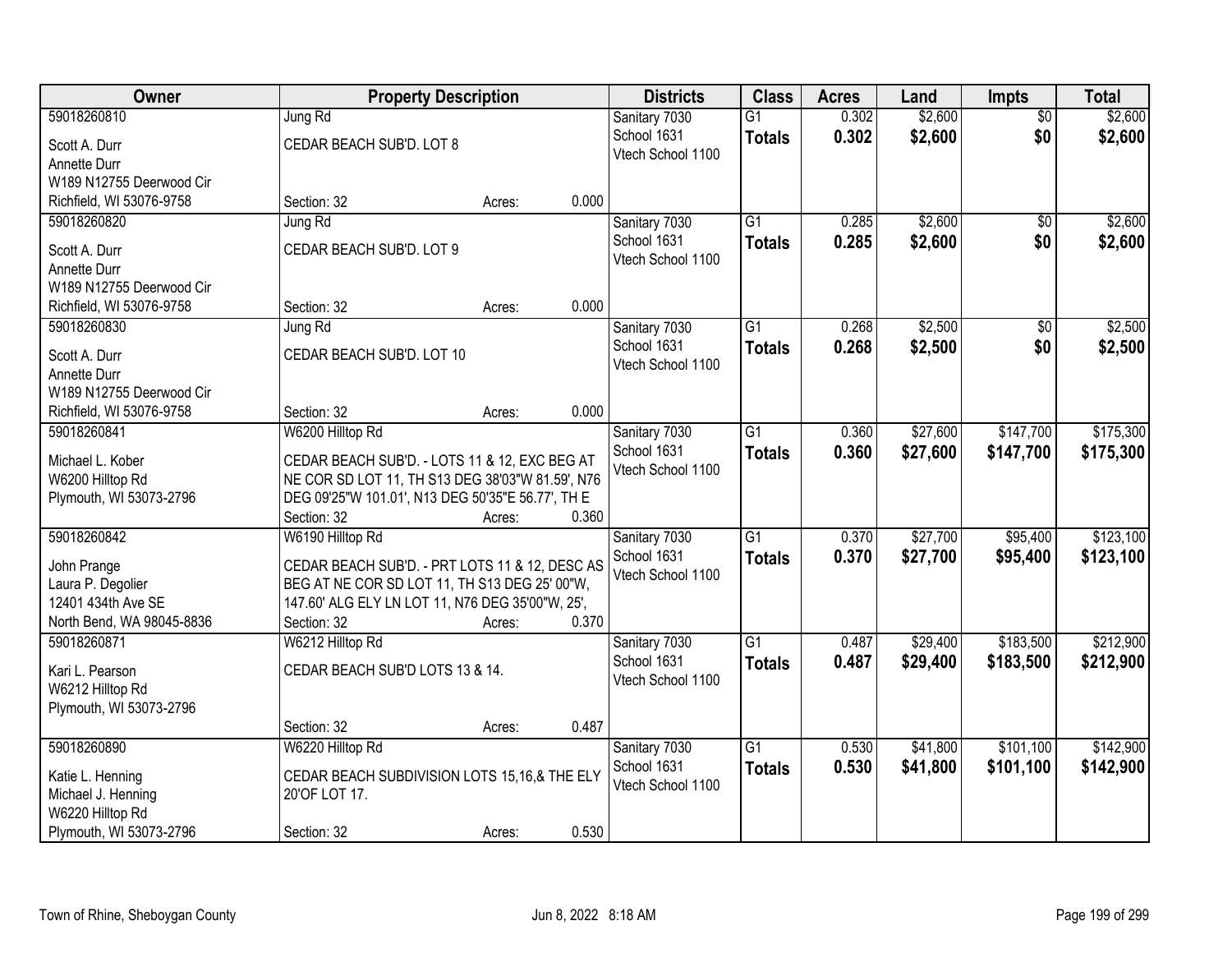| Owner | Property Description | Districts | Class | Acres | Land | Impts | Total |
|---|---|---|---|---|---|---|---|
| 59018260810<br>Scott A. Durr<br>Annette Durr<br>W189 N12755 Deerwood Cir<br>Richfield, WI 53076-9758 | Jung Rd<br>CEDAR BEACH SUB'D. LOT 8<br>Section: 32 Acres: 0.000 | Sanitary 7030<br>School 1631<br>Vtech School 1100 | G1<br>**Totals** | 0.302<br>**0.302** | $2,600<br>**$2,600** | $0<br>**$0** | $2,600<br>**$2,600** |
| 59018260820<br>Scott A. Durr<br>Annette Durr<br>W189 N12755 Deerwood Cir<br>Richfield, WI 53076-9758 | Jung Rd<br>CEDAR BEACH SUB'D. LOT 9<br>Section: 32 Acres: 0.000 | Sanitary 7030<br>School 1631<br>Vtech School 1100 | G1<br>**Totals** | 0.285<br>**0.285** | $2,600<br>**$2,600** | $0<br>**$0** | $2,600<br>**$2,600** |
| 59018260830<br>Scott A. Durr<br>Annette Durr<br>W189 N12755 Deerwood Cir<br>Richfield, WI 53076-9758 | Jung Rd<br>CEDAR BEACH SUB'D. LOT 10<br>Section: 32 Acres: 0.000 | Sanitary 7030<br>School 1631<br>Vtech School 1100 | G1<br>**Totals** | 0.268<br>**0.268** | $2,500<br>**$2,500** | $0<br>**$0** | $2,500<br>**$2,500** |
| 59018260841<br>Michael L. Kober<br>W6200 Hilltop Rd<br>Plymouth, WI 53073-2796 | W6200 Hilltop Rd<br>CEDAR BEACH SUB'D. - LOTS 11 & 12, EXC BEG AT NE COR SD LOT 11, TH S13 DEG 38'03"W 81.59', N76 DEG 09'25"W 101.01', N13 DEG 50'35"E 56.77', TH E<br>Section: 32 Acres: 0.360 | Sanitary 7030<br>School 1631<br>Vtech School 1100 | G1<br>**Totals** | 0.360<br>**0.360** | $27,600<br>**$27,600** | $147,700<br>**$147,700** | $175,300<br>**$175,300** |
| 59018260842<br>John Prange<br>Laura P. Degolier<br>12401 434th Ave SE<br>North Bend, WA 98045-8836 | W6190 Hilltop Rd<br>CEDAR BEACH SUB'D. - PRT LOTS 11 & 12, DESC AS BEG AT NE COR SD LOT 11, TH S13 DEG 25' 00"W, 147.60' ALG ELY LN LOT 11, N76 DEG 35'00"W, 25',<br>Section: 32 Acres: 0.370 | Sanitary 7030<br>School 1631<br>Vtech School 1100 | G1<br>**Totals** | 0.370<br>**0.370** | $27,700<br>**$27,700** | $95,400<br>**$95,400** | $123,100<br>**$123,100** |
| 59018260871<br>Kari L. Pearson<br>W6212 Hilltop Rd<br>Plymouth, WI 53073-2796 | W6212 Hilltop Rd<br>CEDAR BEACH SUB'D LOTS 13 & 14.<br>Section: 32 Acres: 0.487 | Sanitary 7030<br>School 1631<br>Vtech School 1100 | G1<br>**Totals** | 0.487<br>**0.487** | $29,400<br>**$29,400** | $183,500<br>**$183,500** | $212,900<br>**$212,900** |
| 59018260890<br>Katie L. Henning<br>Michael J. Henning<br>W6220 Hilltop Rd<br>Plymouth, WI 53073-2796 | W6220 Hilltop Rd<br>CEDAR BEACH SUBDIVISION LOTS 15,16,& THE ELY 20'OF LOT 17.<br>Section: 32 Acres: 0.530 | Sanitary 7030<br>School 1631<br>Vtech School 1100 | G1<br>**Totals** | 0.530<br>**0.530** | $41,800<br>**$41,800** | $101,100<br>**$101,100** | $142,900<br>**$142,900** |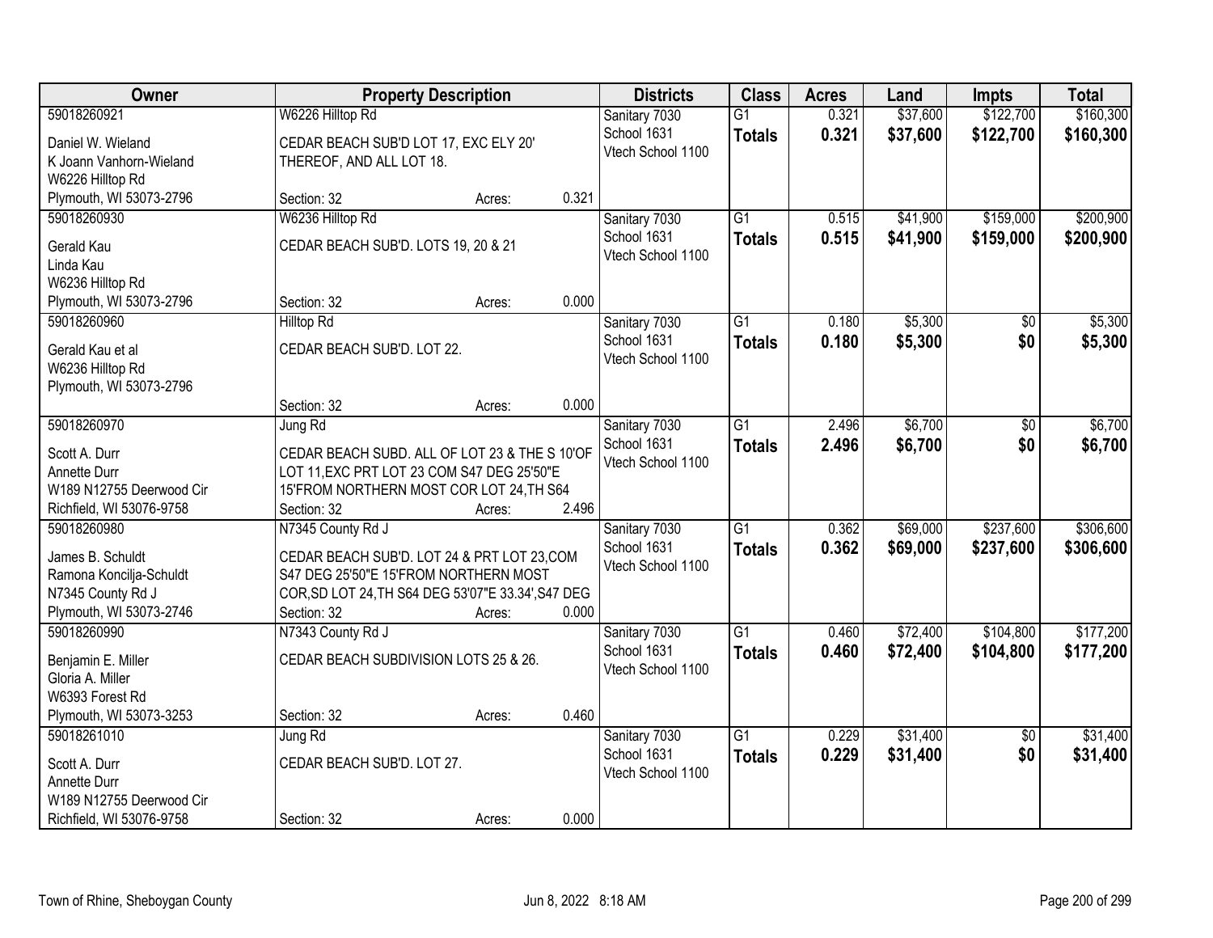| Owner | Property Description | Districts | Class | Acres | Land | Impts | Total |
|---|---|---|---|---|---|---|---|
| 59018260921<br>Daniel W. Wieland<br>K Joann Vanhorn-Wieland<br>W6226 Hilltop Rd<br>Plymouth, WI 53073-2796 | W6226 Hilltop Rd<br>CEDAR BEACH SUB'D LOT 17, EXC ELY 20' THEREOF, AND ALL LOT 18.<br>Section: 32 Acres: 0.321 | Sanitary 7030<br>School 1631<br>Vtech School 1100 | G1<br>**Totals** | 0.321<br>**0.321** | $37,600<br>**$37,600** | $122,700<br>**$122,700** | $160,300<br>**$160,300** |
| 59018260930<br>Gerald Kau<br>Linda Kau<br>W6236 Hilltop Rd<br>Plymouth, WI 53073-2796 | W6236 Hilltop Rd<br>CEDAR BEACH SUB'D. LOTS 19, 20 & 21<br>Section: 32 Acres: 0.000 | Sanitary 7030<br>School 1631<br>Vtech School 1100 | G1<br>**Totals** | 0.515<br>**0.515** | $41,900<br>**$41,900** | $159,000<br>**$159,000** | $200,900<br>**$200,900** |
| 59018260960<br>Gerald Kau et al<br>W6236 Hilltop Rd<br>Plymouth, WI 53073-2796 | Hilltop Rd<br>CEDAR BEACH SUB'D. LOT 22.<br>Section: 32 Acres: 0.000 | Sanitary 7030<br>School 1631<br>Vtech School 1100 | G1<br>**Totals** | 0.180<br>**0.180** | $5,300<br>**$5,300** | $0<br>**$0** | $5,300<br>**$5,300** |
| 59018260970<br>Scott A. Durr<br>Annette Durr<br>W189 N12755 Deerwood Cir<br>Richfield, WI 53076-9758 | Jung Rd<br>CEDAR BEACH SUBD. ALL OF LOT 23 & THE S 10'OF LOT 11,EXC PRT LOT 23 COM S47 DEG 25'50"E 15'FROM NORTHERN MOST COR LOT 24,TH S64<br>Section: 32 Acres: 2.496 | Sanitary 7030<br>School 1631<br>Vtech School 1100 | G1<br>**Totals** | 2.496<br>**2.496** | $6,700<br>**$6,700** | $0<br>**$0** | $6,700<br>**$6,700** |
| 59018260980<br>James B. Schuldt<br>Ramona Koncilja-Schuldt<br>N7345 County Rd J<br>Plymouth, WI 53073-2746 | N7345 County Rd J<br>CEDAR BEACH SUB'D. LOT 24 & PRT LOT 23,COM S47 DEG 25'50"E 15'FROM NORTHERN MOST COR,SD LOT 24,TH S64 DEG 53'07"E 33.34',S47 DEG<br>Section: 32 Acres: 0.000 | Sanitary 7030<br>School 1631<br>Vtech School 1100 | G1<br>**Totals** | 0.362<br>**0.362** | $69,000<br>**$69,000** | $237,600<br>**$237,600** | $306,600<br>**$306,600** |
| 59018260990<br>Benjamin E. Miller<br>Gloria A. Miller<br>W6393 Forest Rd<br>Plymouth, WI 53073-3253 | N7343 County Rd J<br>CEDAR BEACH SUBDIVISION LOTS 25 & 26.<br>Section: 32 Acres: 0.460 | Sanitary 7030<br>School 1631<br>Vtech School 1100 | G1<br>**Totals** | 0.460<br>**0.460** | $72,400<br>**$72,400** | $104,800<br>**$104,800** | $177,200<br>**$177,200** |
| 59018261010<br>Scott A. Durr<br>Annette Durr<br>W189 N12755 Deerwood Cir<br>Richfield, WI 53076-9758 | Jung Rd<br>CEDAR BEACH SUB'D. LOT 27.<br>Section: 32 Acres: 0.000 | Sanitary 7030<br>School 1631<br>Vtech School 1100 | G1<br>**Totals** | 0.229<br>**0.229** | $31,400<br>**$31,400** | $0<br>**$0** | $31,400<br>**$31,400** |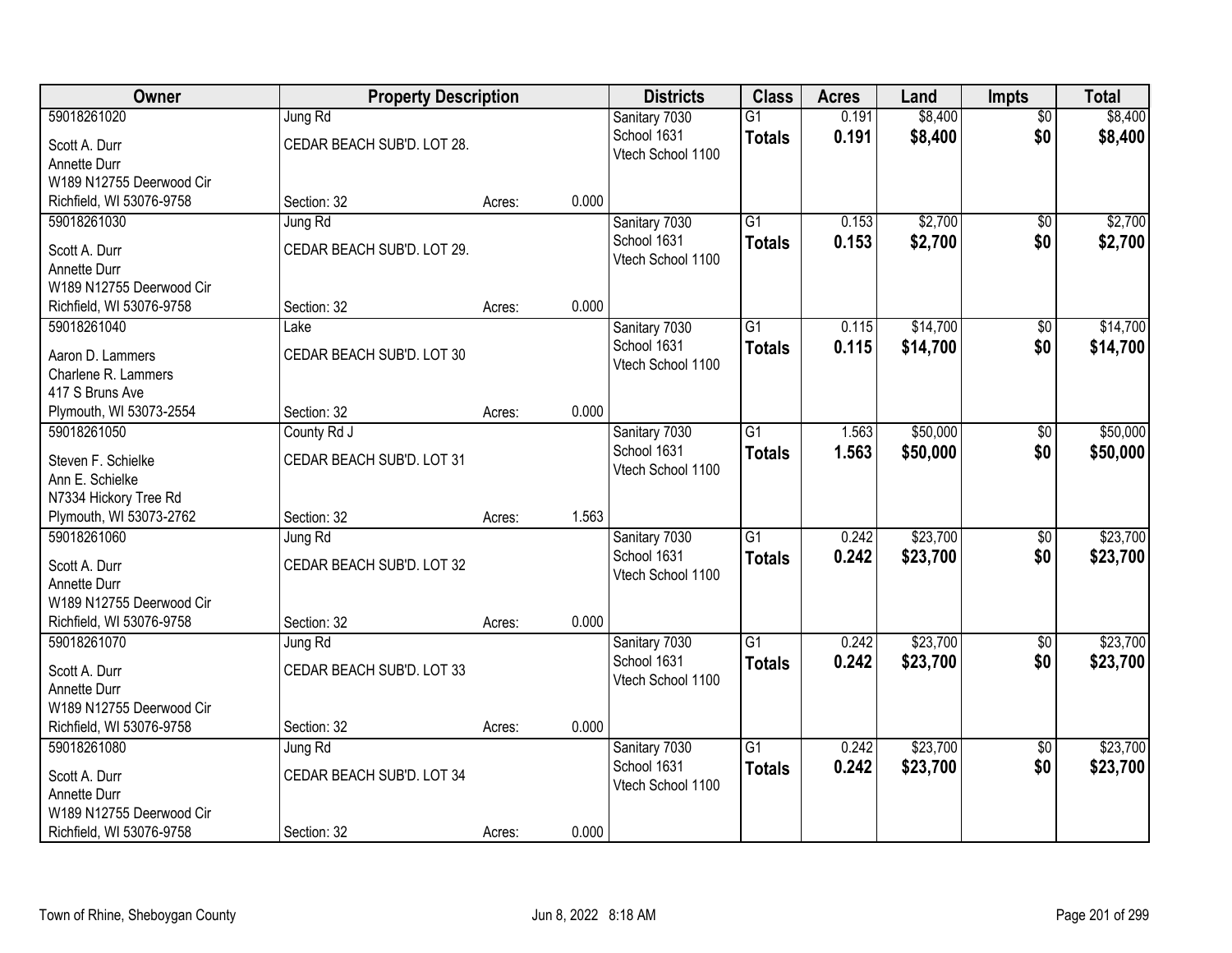| Owner | Property Description | | | Districts | Class | Acres | Land | Impts | Total |
|---|---|---|---|---|---|---|---|---|---|
| 59018261020 | Jung Rd | | | Sanitary 7030 | G1 | 0.191 | $8,400 | $0 | $8,400 |
| Scott A. Durr | CEDAR BEACH SUB'D. LOT 28. | | | School 1631 | **Totals** | **0.191** | **$8,400** | **$0** | **$8,400** |
| Annette Durr | | | | Vtech School 1100 | | | | | |
| W189 N12755 Deerwood Cir | | | | | | | | | |
| Richfield, WI 53076-9758 | Section: 32 | Acres: | 0.000 | | | | | | |
| 59018261030 | Jung Rd | | | Sanitary 7030 | G1 | 0.153 | $2,700 | $0 | $2,700 |
| Scott A. Durr | CEDAR BEACH SUB'D. LOT 29. | | | School 1631 | **Totals** | **0.153** | **$2,700** | **$0** | **$2,700** |
| Annette Durr | | | | Vtech School 1100 | | | | | |
| W189 N12755 Deerwood Cir | | | | | | | | | |
| Richfield, WI 53076-9758 | Section: 32 | Acres: | 0.000 | | | | | | |
| 59018261040 | Lake | | | Sanitary 7030 | G1 | 0.115 | $14,700 | $0 | $14,700 |
| Aaron D. Lammers | CEDAR BEACH SUB'D. LOT 30 | | | School 1631 | **Totals** | **0.115** | **$14,700** | **$0** | **$14,700** |
| Charlene R. Lammers | | | | Vtech School 1100 | | | | | |
| 417 S Bruns Ave | | | | | | | | | |
| Plymouth, WI 53073-2554 | Section: 32 | Acres: | 0.000 | | | | | | |
| 59018261050 | County Rd J | | | Sanitary 7030 | G1 | 1.563 | $50,000 | $0 | $50,000 |
| Steven F. Schielke | CEDAR BEACH SUB'D. LOT 31 | | | School 1631 | **Totals** | **1.563** | **$50,000** | **$0** | **$50,000** |
| Ann E. Schielke | | | | Vtech School 1100 | | | | | |
| N7334 Hickory Tree Rd | | | | | | | | | |
| Plymouth, WI 53073-2762 | Section: 32 | Acres: | 1.563 | | | | | | |
| 59018261060 | Jung Rd | | | Sanitary 7030 | G1 | 0.242 | $23,700 | $0 | $23,700 |
| Scott A. Durr | CEDAR BEACH SUB'D. LOT 32 | | | School 1631 | **Totals** | **0.242** | **$23,700** | **$0** | **$23,700** |
| Annette Durr | | | | Vtech School 1100 | | | | | |
| W189 N12755 Deerwood Cir | | | | | | | | | |
| Richfield, WI 53076-9758 | Section: 32 | Acres: | 0.000 | | | | | | |
| 59018261070 | Jung Rd | | | Sanitary 7030 | G1 | 0.242 | $23,700 | $0 | $23,700 |
| Scott A. Durr | CEDAR BEACH SUB'D. LOT 33 | | | School 1631 | **Totals** | **0.242** | **$23,700** | **$0** | **$23,700** |
| Annette Durr | | | | Vtech School 1100 | | | | | |
| W189 N12755 Deerwood Cir | | | | | | | | | |
| Richfield, WI 53076-9758 | Section: 32 | Acres: | 0.000 | | | | | | |
| 59018261080 | Jung Rd | | | Sanitary 7030 | G1 | 0.242 | $23,700 | $0 | $23,700 |
| Scott A. Durr | CEDAR BEACH SUB'D. LOT 34 | | | School 1631 | **Totals** | **0.242** | **$23,700** | **$0** | **$23,700** |
| Annette Durr | | | | Vtech School 1100 | | | | | |
| W189 N12755 Deerwood Cir | | | | | | | | | |
| Richfield, WI 53076-9758 | Section: 32 | Acres: | 0.000 | | | | | | |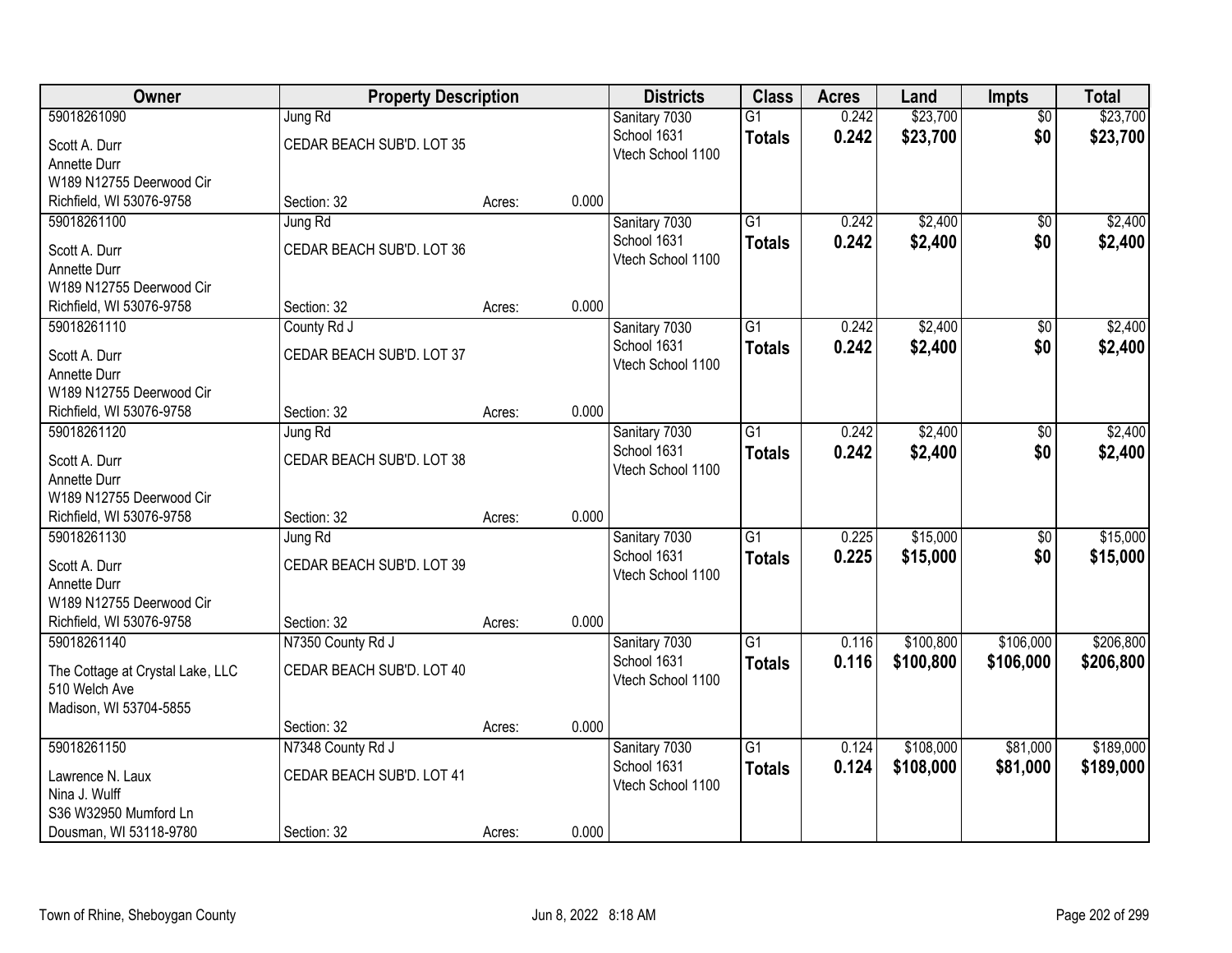| Owner | Property Description | | | Districts | Class | Acres | Land | Impts | Total |
|---|---|---|---|---|---|---|---|---|---|
| 59018261090<br>Scott A. Durr<br>Annette Durr<br>W189 N12755 Deerwood Cir<br>Richfield, WI 53076-9758 | Jung Rd<br>CEDAR BEACH SUB'D. LOT 35<br>Section: 32 | Acres: | 0.000 | Sanitary 7030<br>School 1631<br>Vtech School 1100 | G1<br>**Totals** | 0.242<br>**0.242** | $23,700<br>**$23,700** | $0<br>**$0** | $23,700<br>**$23,700** |
| 59018261100<br>Scott A. Durr<br>Annette Durr<br>W189 N12755 Deerwood Cir<br>Richfield, WI 53076-9758 | Jung Rd<br>CEDAR BEACH SUB'D. LOT 36<br>Section: 32 | Acres: | 0.000 | Sanitary 7030<br>School 1631<br>Vtech School 1100 | G1<br>**Totals** | 0.242<br>**0.242** | $2,400<br>**$2,400** | $0<br>**$0** | $2,400<br>**$2,400** |
| 59018261110<br>Scott A. Durr<br>Annette Durr<br>W189 N12755 Deerwood Cir<br>Richfield, WI 53076-9758 | County Rd J<br>CEDAR BEACH SUB'D. LOT 37<br>Section: 32 | Acres: | 0.000 | Sanitary 7030<br>School 1631<br>Vtech School 1100 | G1<br>**Totals** | 0.242<br>**0.242** | $2,400<br>**$2,400** | $0<br>**$0** | $2,400<br>**$2,400** |
| 59018261120<br>Scott A. Durr<br>Annette Durr<br>W189 N12755 Deerwood Cir<br>Richfield, WI 53076-9758 | Jung Rd<br>CEDAR BEACH SUB'D. LOT 38<br>Section: 32 | Acres: | 0.000 | Sanitary 7030<br>School 1631<br>Vtech School 1100 | G1<br>**Totals** | 0.242<br>**0.242** | $2,400<br>**$2,400** | $0<br>**$0** | $2,400<br>**$2,400** |
| 59018261130<br>Scott A. Durr<br>Annette Durr<br>W189 N12755 Deerwood Cir<br>Richfield, WI 53076-9758 | Jung Rd<br>CEDAR BEACH SUB'D. LOT 39<br>Section: 32 | Acres: | 0.000 | Sanitary 7030<br>School 1631<br>Vtech School 1100 | G1<br>**Totals** | 0.225<br>**0.225** | $15,000<br>**$15,000** | $0<br>**$0** | $15,000<br>**$15,000** |
| 59018261140<br>The Cottage at Crystal Lake, LLC<br>510 Welch Ave<br>Madison, WI 53704-5855 | N7350 County Rd J<br>CEDAR BEACH SUB'D. LOT 40<br>Section: 32 | Acres: | 0.000 | Sanitary 7030<br>School 1631<br>Vtech School 1100 | G1<br>**Totals** | 0.116<br>**0.116** | $100,800<br>**$100,800** | $106,000<br>**$106,000** | $206,800<br>**$206,800** |
| 59018261150<br>Lawrence N. Laux<br>Nina J. Wulff<br>S36 W32950 Mumford Ln<br>Dousman, WI 53118-9780 | N7348 County Rd J<br>CEDAR BEACH SUB'D. LOT 41<br>Section: 32 | Acres: | 0.000 | Sanitary 7030<br>School 1631<br>Vtech School 1100 | G1<br>**Totals** | 0.124<br>**0.124** | $108,000<br>**$108,000** | $81,000<br>**$81,000** | $189,000<br>**$189,000** |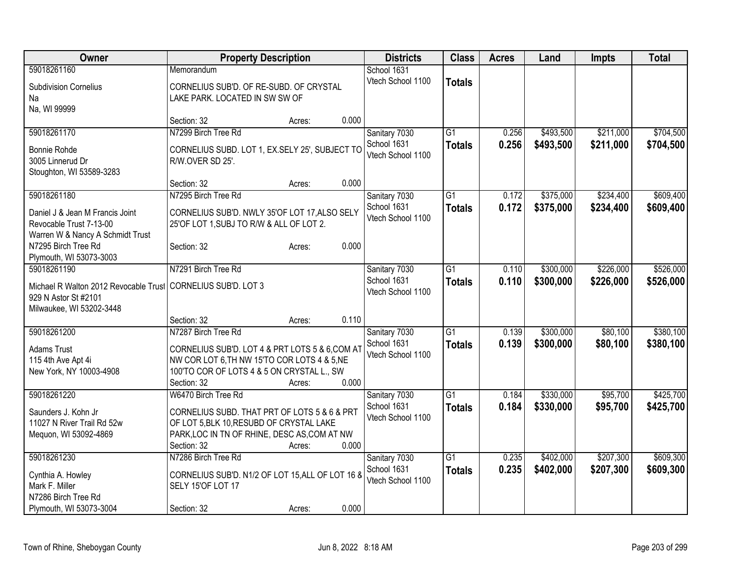| Owner | Property Description | Districts | Class | Acres | Land | Impts | Total |
|---|---|---|---|---|---|---|---|
| 59018261160<br>Subdivision Cornelius<br>Na<br>Na, WI 99999 | Memorandum<br>CORNELIUS SUB'D. OF RE-SUBD. OF CRYSTAL LAKE PARK. LOCATED IN SW SW OF<br>Section: 32 Acres: 0.000 | School 1631<br>Vtech School 1100 | **Totals** | | | | |
| 59018261170<br>Bonnie Rohde<br>3005 Linnerud Dr<br>Stoughton, WI 53589-3283 | N7299 Birch Tree Rd<br>CORNELIUS SUBD. LOT 1, EX.SELY 25', SUBJECT TO R/W.OVER SD 25'.<br>Section: 32 Acres: 0.000 | Sanitary 7030<br>School 1631<br>Vtech School 1100 | G1<br>**Totals** | 0.256<br>**0.256** | $493,500<br>**$493,500** | $211,000<br>**$211,000** | $704,500<br>**$704,500** |
| 59018261180<br>Daniel J & Jean M Francis Joint Revocable Trust 7-13-00<br>Warren W & Nancy A Schmidt Trust<br>N7295 Birch Tree Rd<br>Plymouth, WI 53073-3003 | N7295 Birch Tree Rd<br>CORNELIUS SUB'D. NWLY 35'OF LOT 17,ALSO SELY 25'OF LOT 1,SUBJ TO R/W & ALL OF LOT 2.<br>Section: 32 Acres: 0.000 | Sanitary 7030<br>School 1631<br>Vtech School 1100 | G1<br>**Totals** | 0.172<br>**0.172** | $375,000<br>**$375,000** | $234,400<br>**$234,400** | $609,400<br>**$609,400** |
| 59018261190<br>Michael R Walton 2012 Revocable Trust<br>929 N Astor St #2101<br>Milwaukee, WI 53202-3448 | N7291 Birch Tree Rd<br>CORNELIUS SUB'D. LOT 3<br>Section: 32 Acres: 0.110 | Sanitary 7030<br>School 1631<br>Vtech School 1100 | G1<br>**Totals** | 0.110<br>**0.110** | $300,000<br>**$300,000** | $226,000<br>**$226,000** | $526,000<br>**$526,000** |
| 59018261200<br>Adams Trust<br>115 4th Ave Apt 4i<br>New York, NY 10003-4908 | N7287 Birch Tree Rd<br>CORNELIUS SUB'D. LOT 4 & PRT LOTS 5 & 6,COM AT NW COR LOT 6,TH NW 15'TO COR LOTS 4 & 5,NE 100'TO COR OF LOTS 4 & 5 ON CRYSTAL L., SW<br>Section: 32 Acres: 0.000 | Sanitary 7030<br>School 1631<br>Vtech School 1100 | G1<br>**Totals** | 0.139<br>**0.139** | $300,000<br>**$300,000** | $80,100<br>**$80,100** | $380,100<br>**$380,100** |
| 59018261220<br>Saunders J. Kohn Jr<br>11027 N River Trail Rd 52w<br>Mequon, WI 53092-4869 | W6470 Birch Tree Rd<br>CORNELIUS SUBD. THAT PRT OF LOTS 5 & 6 & PRT OF LOT 5,BLK 10,RESUBD OF CRYSTAL LAKE PARK,LOC IN TN OF RHINE, DESC AS,COM AT NW<br>Section: 32 Acres: 0.000 | Sanitary 7030<br>School 1631<br>Vtech School 1100 | G1<br>**Totals** | 0.184<br>**0.184** | $330,000<br>**$330,000** | $95,700<br>**$95,700** | $425,700<br>**$425,700** |
| 59018261230<br>Cynthia A. Howley<br>Mark F. Miller<br>N7286 Birch Tree Rd<br>Plymouth, WI 53073-3004 | N7286 Birch Tree Rd<br>CORNELIUS SUB'D. N1/2 OF LOT 15,ALL OF LOT 16 & SELY 15'OF LOT 17<br>Section: 32 Acres: 0.000 | Sanitary 7030<br>School 1631<br>Vtech School 1100 | G1<br>**Totals** | 0.235<br>**0.235** | $402,000<br>**$402,000** | $207,300<br>**$207,300** | $609,300<br>**$609,300** |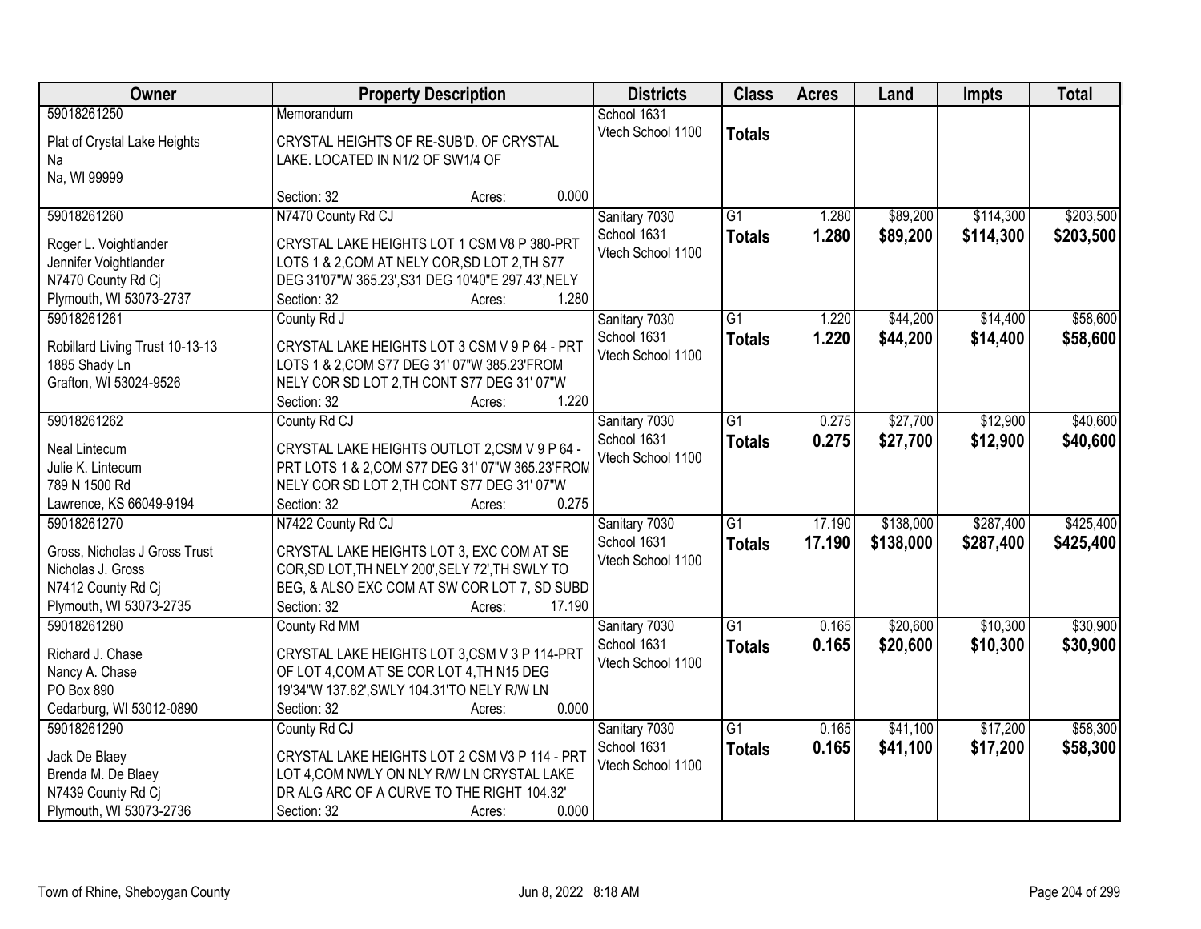| Owner | Property Description | Districts | Class | Acres | Land | Impts | Total |
|---|---|---|---|---|---|---|---|
| 59018261250<br>Plat of Crystal Lake Heights<br>Na<br>Na, WI 99999 | Memorandum<br>CRYSTAL HEIGHTS OF RE-SUB'D. OF CRYSTAL LAKE. LOCATED IN N1/2 OF SW1/4 OF<br>Section: 32 Acres: 0.000 | School 1631<br>Vtech School 1100 | **Totals** | | | | |
| 59018261260<br>Roger L. Voightlander<br>Jennifer Voightlander<br>N7470 County Rd Cj<br>Plymouth, WI 53073-2737 | N7470 County Rd CJ<br>CRYSTAL LAKE HEIGHTS LOT 1 CSM V8 P 380-PRT LOTS 1 & 2,COM AT NELY COR,SD LOT 2,TH S77 DEG 31'07"W 365.23',S31 DEG 10'40"E 297.43',NELY<br>Section: 32 Acres: 1.280 | Sanitary 7030<br>School 1631<br>Vtech School 1100 | G1<br>**Totals** | 1.280<br>**1.280** | $89,200<br>**$89,200** | $114,300<br>**$114,300** | $203,500<br>**$203,500** |
| 59018261261<br>Robillard Living Trust 10-13-13<br>1885 Shady Ln<br>Grafton, WI 53024-9526 | County Rd J<br>CRYSTAL LAKE HEIGHTS LOT 3 CSM V 9 P 64 - PRT LOTS 1 & 2,COM S77 DEG 31' 07"W 385.23'FROM NELY COR SD LOT 2,TH CONT S77 DEG 31' 07"W<br>Section: 32 Acres: 1.220 | Sanitary 7030<br>School 1631<br>Vtech School 1100 | G1<br>**Totals** | 1.220<br>**1.220** | $44,200<br>**$44,200** | $14,400<br>**$14,400** | $58,600<br>**$58,600** |
| 59018261262<br>Neal Lintecum<br>Julie K. Lintecum<br>789 N 1500 Rd<br>Lawrence, KS 66049-9194 | County Rd CJ<br>CRYSTAL LAKE HEIGHTS OUTLOT 2,CSM V 9 P 64 - PRT LOTS 1 & 2,COM S77 DEG 31' 07"W 365.23'FROM NELY COR SD LOT 2,TH CONT S77 DEG 31' 07"W<br>Section: 32 Acres: 0.275 | Sanitary 7030<br>School 1631<br>Vtech School 1100 | G1<br>**Totals** | 0.275<br>**0.275** | $27,700<br>**$27,700** | $12,900<br>**$12,900** | $40,600<br>**$40,600** |
| 59018261270<br>Gross, Nicholas J Gross Trust<br>Nicholas J. Gross<br>N7412 County Rd Cj<br>Plymouth, WI 53073-2735 | N7422 County Rd CJ<br>CRYSTAL LAKE HEIGHTS LOT 3, EXC COM AT SE COR,SD LOT,TH NELY 200',SELY 72',TH SWLY TO BEG, & ALSO EXC COM AT SW COR LOT 7, SD SUBD<br>Section: 32 Acres: 17.190 | Sanitary 7030<br>School 1631<br>Vtech School 1100 | G1<br>**Totals** | 17.190<br>**17.190** | $138,000<br>**$138,000** | $287,400<br>**$287,400** | $425,400<br>**$425,400** |
| 59018261280<br>Richard J. Chase<br>Nancy A. Chase<br>PO Box 890<br>Cedarburg, WI 53012-0890 | County Rd MM<br>CRYSTAL LAKE HEIGHTS LOT 3,CSM V 3 P 114-PRT OF LOT 4,COM AT SE COR LOT 4,TH N15 DEG 19'34"W 137.82',SWLY 104.31'TO NELY R/W LN<br>Section: 32 Acres: 0.000 | Sanitary 7030<br>School 1631<br>Vtech School 1100 | G1<br>**Totals** | 0.165<br>**0.165** | $20,600<br>**$20,600** | $10,300<br>**$10,300** | $30,900<br>**$30,900** |
| 59018261290<br>Jack De Blaey<br>Brenda M. De Blaey<br>N7439 County Rd Cj<br>Plymouth, WI 53073-2736 | County Rd CJ<br>CRYSTAL LAKE HEIGHTS LOT 2 CSM V3 P 114 - PRT LOT 4,COM NWLY ON NLY R/W LN CRYSTAL LAKE DR ALG ARC OF A CURVE TO THE RIGHT 104.32'<br>Section: 32 Acres: 0.000 | Sanitary 7030<br>School 1631<br>Vtech School 1100 | G1<br>**Totals** | 0.165<br>**0.165** | $41,100<br>**$41,100** | $17,200<br>**$17,200** | $58,300<br>**$58,300** |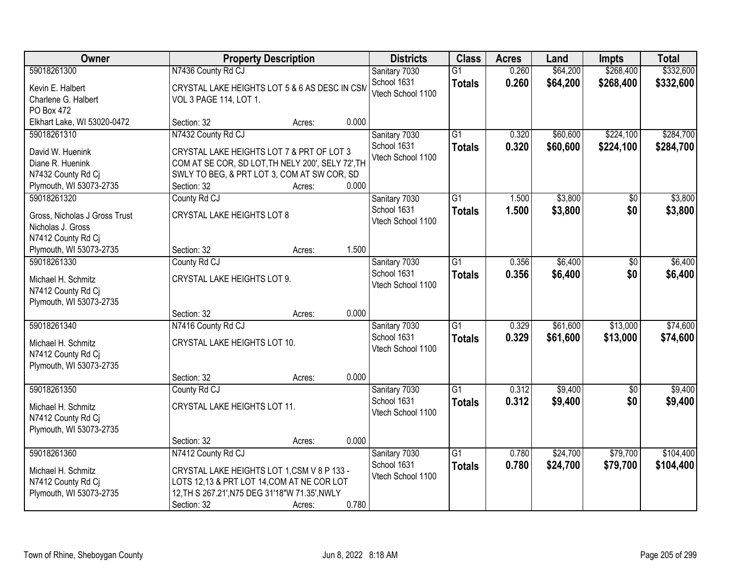| Owner | Property Description | Districts | Class | Acres | Land | Impts | Total |
|---|---|---|---|---|---|---|---|
| 59018261300<br>Kevin E. Halbert<br>Charlene G. Halbert<br>PO Box 472<br>Elkhart Lake, WI 53020-0472 | N7436 County Rd CJ<br>CRYSTAL LAKE HEIGHTS LOT 5 & 6 AS DESC IN CSM VOL 3 PAGE 114, LOT 1.<br>Section: 32 Acres: 0.000 | Sanitary 7030<br>School 1631<br>Vtech School 1100 | G1<br>**Totals** | 0.260<br>**0.260** | $64,200<br>**$64,200** | $268,400<br>**$268,400** | $332,600<br>**$332,600** |
| 59018261310<br>David W. Huenink<br>Diane R. Huenink<br>N7432 County Rd Cj<br>Plymouth, WI 53073-2735 | N7432 County Rd CJ<br>CRYSTAL LAKE HEIGHTS LOT 7 & PRT OF LOT 3 COM AT SE COR, SD LOT,TH NELY 200', SELY 72',TH SWLY TO BEG, & PRT LOT 3, COM AT SW COR, SD<br>Section: 32 Acres: 0.000 | Sanitary 7030<br>School 1631<br>Vtech School 1100 | G1<br>**Totals** | 0.320<br>**0.320** | $60,600<br>**$60,600** | $224,100<br>**$224,100** | $284,700<br>**$284,700** |
| 59018261320<br>Gross, Nicholas J Gross Trust<br>Nicholas J. Gross<br>N7412 County Rd Cj<br>Plymouth, WI 53073-2735 | County Rd CJ<br>CRYSTAL LAKE HEIGHTS LOT 8<br>Section: 32 Acres: 1.500 | Sanitary 7030<br>School 1631<br>Vtech School 1100 | G1<br>**Totals** | 1.500<br>**1.500** | $3,800<br>**$3,800** | $0<br>**$0** | $3,800<br>**$3,800** |
| 59018261330<br>Michael H. Schmitz<br>N7412 County Rd Cj<br>Plymouth, WI 53073-2735 | County Rd CJ<br>CRYSTAL LAKE HEIGHTS LOT 9.<br>Section: 32 Acres: 0.000 | Sanitary 7030<br>School 1631<br>Vtech School 1100 | G1<br>**Totals** | 0.356<br>**0.356** | $6,400<br>**$6,400** | $0<br>**$0** | $6,400<br>**$6,400** |
| 59018261340<br>Michael H. Schmitz<br>N7412 County Rd Cj<br>Plymouth, WI 53073-2735 | N7416 County Rd CJ<br>CRYSTAL LAKE HEIGHTS LOT 10.<br>Section: 32 Acres: 0.000 | Sanitary 7030<br>School 1631<br>Vtech School 1100 | G1<br>**Totals** | 0.329<br>**0.329** | $61,600<br>**$61,600** | $13,000<br>**$13,000** | $74,600<br>**$74,600** |
| 59018261350<br>Michael H. Schmitz<br>N7412 County Rd Cj<br>Plymouth, WI 53073-2735 | County Rd CJ<br>CRYSTAL LAKE HEIGHTS LOT 11.<br>Section: 32 Acres: 0.000 | Sanitary 7030<br>School 1631<br>Vtech School 1100 | G1<br>**Totals** | 0.312<br>**0.312** | $9,400<br>**$9,400** | $0<br>**$0** | $9,400<br>**$9,400** |
| 59018261360<br>Michael H. Schmitz<br>N7412 County Rd Cj<br>Plymouth, WI 53073-2735 | N7412 County Rd CJ<br>CRYSTAL LAKE HEIGHTS LOT 1,CSM V 8 P 133 - LOTS 12,13 & PRT LOT 14,COM AT NE COR LOT 12,TH S 267.21',N75 DEG 31'18"W 71.35',NWLY<br>Section: 32 Acres: 0.780 | Sanitary 7030<br>School 1631<br>Vtech School 1100 | G1<br>**Totals** | 0.780<br>**0.780** | $24,700<br>**$24,700** | $79,700<br>**$79,700** | $104,400<br>**$104,400** |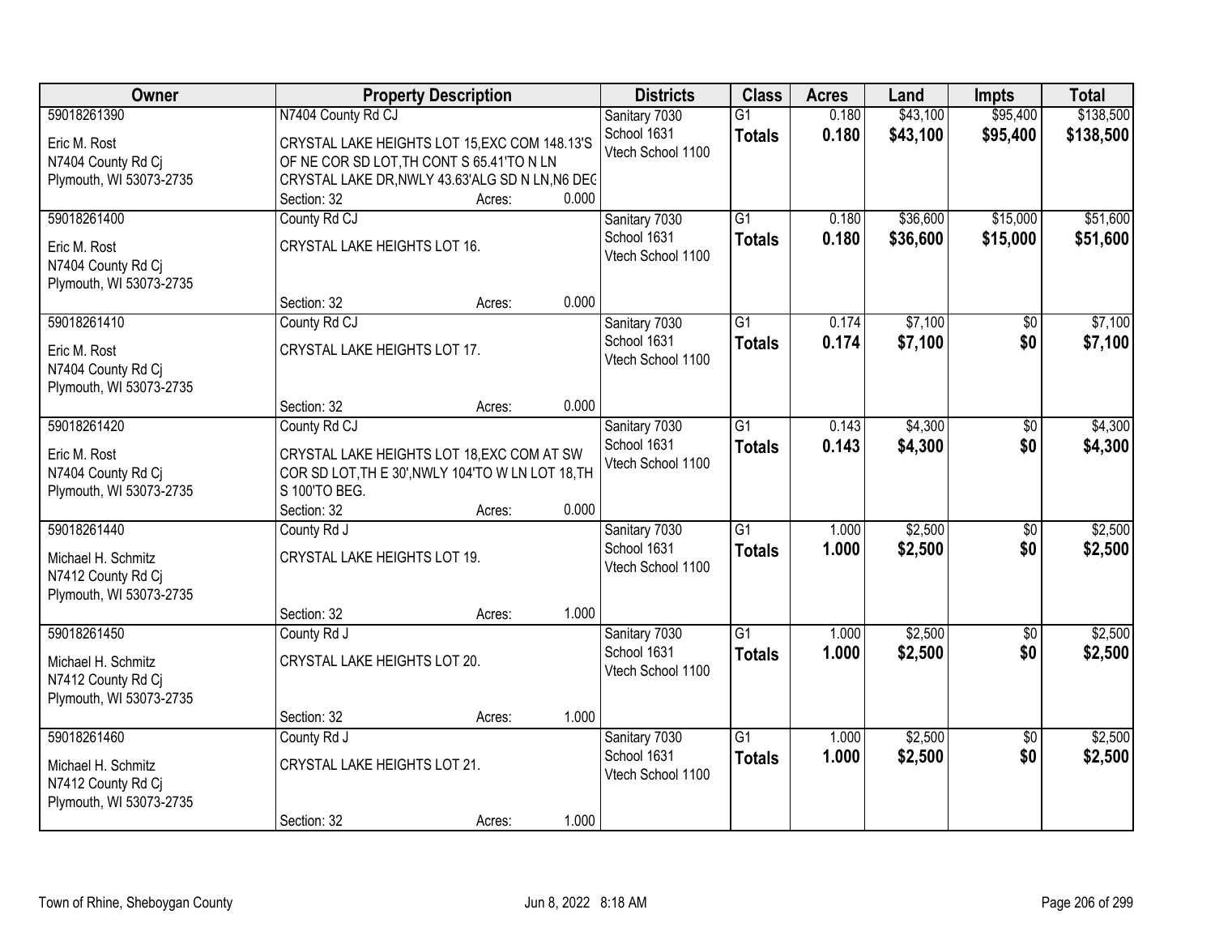| Owner | Property Description | Districts | Class | Acres | Land | Impts | Total |
|---|---|---|---|---|---|---|---|
| 59018261390<br>Eric M. Rost<br>N7404 County Rd Cj<br>Plymouth, WI 53073-2735 | N7404 County Rd CJ<br>CRYSTAL LAKE HEIGHTS LOT 15,EXC COM 148.13'S OF NE COR SD LOT,TH CONT S 65.41'TO N LN CRYSTAL LAKE DR,NWLY 43.63'ALG SD N LN,N6 DEG<br>Section: 32 Acres: 0.000 | Sanitary 7030<br>School 1631<br>Vtech School 1100 | G1<br>**Totals** | 0.180<br>**0.180** | $43,100<br>**$43,100** | $95,400<br>**$95,400** | $138,500<br>**$138,500** |
| 59018261400<br>Eric M. Rost<br>N7404 County Rd Cj<br>Plymouth, WI 53073-2735 | County Rd CJ<br>CRYSTAL LAKE HEIGHTS LOT 16.<br>Section: 32 Acres: 0.000 | Sanitary 7030<br>School 1631<br>Vtech School 1100 | G1<br>**Totals** | 0.180<br>**0.180** | $36,600<br>**$36,600** | $15,000<br>**$15,000** | $51,600<br>**$51,600** |
| 59018261410<br>Eric M. Rost<br>N7404 County Rd Cj<br>Plymouth, WI 53073-2735 | County Rd CJ<br>CRYSTAL LAKE HEIGHTS LOT 17.<br>Section: 32 Acres: 0.000 | Sanitary 7030<br>School 1631<br>Vtech School 1100 | G1<br>**Totals** | 0.174<br>**0.174** | $7,100<br>**$7,100** | $0<br>**$0** | $7,100<br>**$7,100** |
| 59018261420<br>Eric M. Rost<br>N7404 County Rd Cj<br>Plymouth, WI 53073-2735 | County Rd CJ<br>CRYSTAL LAKE HEIGHTS LOT 18,EXC COM AT SW COR SD LOT,TH E 30',NWLY 104'TO W LN LOT 18,TH S 100'TO BEG.<br>Section: 32 Acres: 0.000 | Sanitary 7030<br>School 1631<br>Vtech School 1100 | G1<br>**Totals** | 0.143<br>**0.143** | $4,300<br>**$4,300** | $0<br>**$0** | $4,300<br>**$4,300** |
| 59018261440<br>Michael H. Schmitz<br>N7412 County Rd Cj<br>Plymouth, WI 53073-2735 | County Rd J<br>CRYSTAL LAKE HEIGHTS LOT 19.<br>Section: 32 Acres: 1.000 | Sanitary 7030<br>School 1631<br>Vtech School 1100 | G1<br>**Totals** | 1.000<br>**1.000** | $2,500<br>**$2,500** | $0<br>**$0** | $2,500<br>**$2,500** |
| 59018261450<br>Michael H. Schmitz<br>N7412 County Rd Cj<br>Plymouth, WI 53073-2735 | County Rd J<br>CRYSTAL LAKE HEIGHTS LOT 20.<br>Section: 32 Acres: 1.000 | Sanitary 7030<br>School 1631<br>Vtech School 1100 | G1<br>**Totals** | 1.000<br>**1.000** | $2,500<br>**$2,500** | $0<br>**$0** | $2,500<br>**$2,500** |
| 59018261460<br>Michael H. Schmitz<br>N7412 County Rd Cj<br>Plymouth, WI 53073-2735 | County Rd J<br>CRYSTAL LAKE HEIGHTS LOT 21.<br>Section: 32 Acres: 1.000 | Sanitary 7030<br>School 1631<br>Vtech School 1100 | G1<br>**Totals** | 1.000<br>**1.000** | $2,500<br>**$2,500** | $0<br>**$0** | $2,500<br>**$2,500** |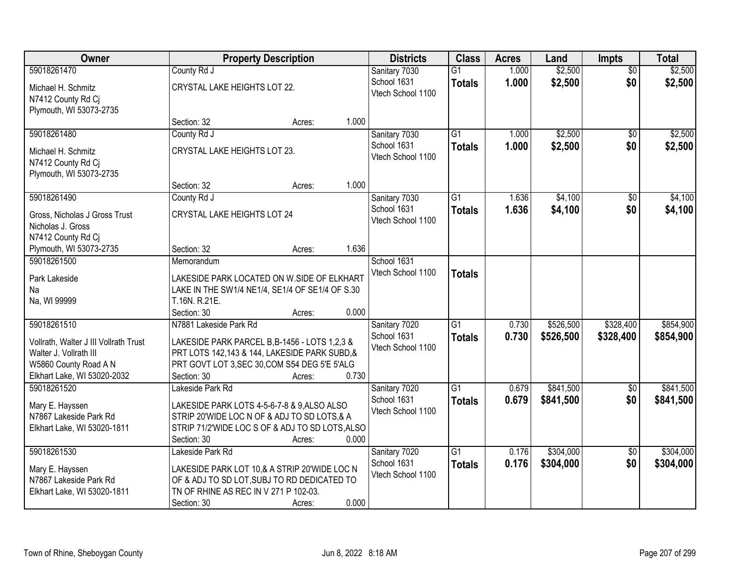| Owner | Property Description | Districts | Class | Acres | Land | Impts | Total |
|---|---|---|---|---|---|---|---|
| 59018261470<br>Michael H. Schmitz<br>N7412 County Rd Cj<br>Plymouth, WI 53073-2735 | County Rd J<br>CRYSTAL LAKE HEIGHTS LOT 22.<br>Section: 32 Acres: 1.000 | Sanitary 7030<br>School 1631<br>Vtech School 1100 | G1<br>**Totals** | 1.000<br>**1.000** | $2,500<br>**$2,500** | $0<br>**$0** | $2,500<br>**$2,500** |
| 59018261480<br>Michael H. Schmitz<br>N7412 County Rd Cj<br>Plymouth, WI 53073-2735 | County Rd J<br>CRYSTAL LAKE HEIGHTS LOT 23.<br>Section: 32 Acres: 1.000 | Sanitary 7030<br>School 1631<br>Vtech School 1100 | G1<br>**Totals** | 1.000<br>**1.000** | $2,500<br>**$2,500** | $0<br>**$0** | $2,500<br>**$2,500** |
| 59018261490<br>Gross, Nicholas J Gross Trust<br>Nicholas J. Gross<br>N7412 County Rd Cj<br>Plymouth, WI 53073-2735 | County Rd J<br>CRYSTAL LAKE HEIGHTS LOT 24<br>Section: 32 Acres: 1.636 | Sanitary 7030<br>School 1631<br>Vtech School 1100 | G1<br>**Totals** | 1.636<br>**1.636** | $4,100<br>**$4,100** | $0<br>**$0** | $4,100<br>**$4,100** |
| 59018261500<br>Park Lakeside<br>Na<br>Na, WI 99999 | Memorandum<br>LAKESIDE PARK LOCATED ON W.SIDE OF ELKHART LAKE IN THE SW1/4 NE1/4, SE1/4 OF SE1/4 OF S.30 T.16N. R.21E.<br>Section: 30 Acres: 0.000 | School 1631<br>Vtech School 1100 | **Totals** | | | | |
| 59018261510<br>Vollrath, Walter J III Vollrath Trust<br>Walter J. Vollrath III<br>W5860 County Road A N<br>Elkhart Lake, WI 53020-2032 | N7881 Lakeside Park Rd<br>LAKESIDE PARK PARCEL B,B-1456 - LOTS 1,2,3 & PRT LOTS 142,143 & 144, LAKESIDE PARK SUBD,& PRT GOVT LOT 3,SEC 30,COM S54 DEG 5'E 5'ALG<br>Section: 30 Acres: 0.730 | Sanitary 7020<br>School 1631<br>Vtech School 1100 | G1<br>**Totals** | 0.730<br>**0.730** | $526,500<br>**$526,500** | $328,400<br>**$328,400** | $854,900<br>**$854,900** |
| 59018261520<br>Mary E. Hayssen<br>N7867 Lakeside Park Rd<br>Elkhart Lake, WI 53020-1811 | Lakeside Park Rd<br>LAKESIDE PARK LOTS 4-5-6-7-8 & 9,ALSO ALSO STRIP 20'WIDE LOC N OF & ADJ TO SD LOTS,& A STRIP 71/2'WIDE LOC S OF & ADJ TO SD LOTS,ALSO<br>Section: 30 Acres: 0.000 | Sanitary 7020<br>School 1631<br>Vtech School 1100 | G1<br>**Totals** | 0.679<br>**0.679** | $841,500<br>**$841,500** | $0<br>**$0** | $841,500<br>**$841,500** |
| 59018261530<br>Mary E. Hayssen<br>N7867 Lakeside Park Rd<br>Elkhart Lake, WI 53020-1811 | Lakeside Park Rd<br>LAKESIDE PARK LOT 10,& A STRIP 20'WIDE LOC N OF & ADJ TO SD LOT,SUBJ TO RD DEDICATED TO TN OF RHINE AS REC IN V 271 P 102-03.<br>Section: 30 Acres: 0.000 | Sanitary 7020<br>School 1631<br>Vtech School 1100 | G1<br>**Totals** | 0.176<br>**0.176** | $304,000<br>**$304,000** | $0<br>**$0** | $304,000<br>**$304,000** |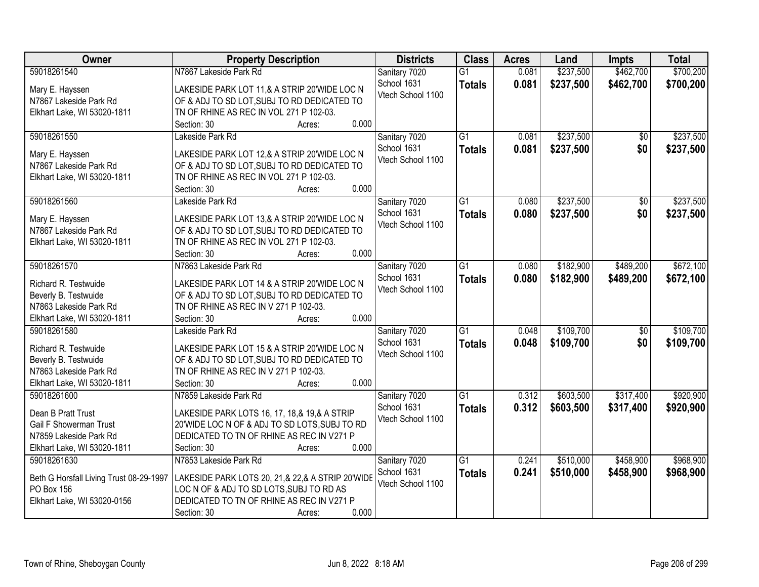| Owner | Property Description | Districts | Class | Acres | Land | Impts | Total |
|---|---|---|---|---|---|---|---|
| 59018261540<br><br>Mary E. Hayssen<br>N7867 Lakeside Park Rd<br>Elkhart Lake, WI 53020-1811 | N7867 Lakeside Park Rd<br><br>LAKESIDE PARK LOT 11,& A STRIP 20'WIDE LOC N OF & ADJ TO SD LOT,SUBJ TO RD DEDICATED TO TN OF RHINE AS REC IN VOL 271 P 102-03.<br>Section: 30 Acres: 0.000 | Sanitary 7020<br>School 1631<br>Vtech School 1100 | G1<br>**Totals** | 0.081<br>**0.081** | $237,500<br>**$237,500** | $462,700<br>**$462,700** | $700,200<br>**$700,200** |
| 59018261550<br><br>Mary E. Hayssen<br>N7867 Lakeside Park Rd<br>Elkhart Lake, WI 53020-1811 | Lakeside Park Rd<br><br>LAKESIDE PARK LOT 12,& A STRIP 20'WIDE LOC N OF & ADJ TO SD LOT,SUBJ TO RD DEDICATED TO TN OF RHINE AS REC IN VOL 271 P 102-03.<br>Section: 30 Acres: 0.000 | Sanitary 7020<br>School 1631<br>Vtech School 1100 | G1<br>**Totals** | 0.081<br>**0.081** | $237,500<br>**$237,500** | $0<br>**$0** | $237,500<br>**$237,500** |
| 59018261560<br><br>Mary E. Hayssen<br>N7867 Lakeside Park Rd<br>Elkhart Lake, WI 53020-1811 | Lakeside Park Rd<br><br>LAKESIDE PARK LOT 13,& A STRIP 20'WIDE LOC N OF & ADJ TO SD LOT,SUBJ TO RD DEDICATED TO TN OF RHINE AS REC IN VOL 271 P 102-03.<br>Section: 30 Acres: 0.000 | Sanitary 7020<br>School 1631<br>Vtech School 1100 | G1<br>**Totals** | 0.080<br>**0.080** | $237,500<br>**$237,500** | $0<br>**$0** | $237,500<br>**$237,500** |
| 59018261570<br><br>Richard R. Testwuide<br>Beverly B. Testwuide<br>N7863 Lakeside Park Rd<br>Elkhart Lake, WI 53020-1811 | N7863 Lakeside Park Rd<br><br>LAKESIDE PARK LOT 14 & A STRIP 20'WIDE LOC N OF & ADJ TO SD LOT,SUBJ TO RD DEDICATED TO TN OF RHINE AS REC IN V 271 P 102-03.<br>Section: 30 Acres: 0.000 | Sanitary 7020<br>School 1631<br>Vtech School 1100 | G1<br>**Totals** | 0.080<br>**0.080** | $182,900<br>**$182,900** | $489,200<br>**$489,200** | $672,100<br>**$672,100** |
| 59018261580<br><br>Richard R. Testwuide<br>Beverly B. Testwuide<br>N7863 Lakeside Park Rd<br>Elkhart Lake, WI 53020-1811 | Lakeside Park Rd<br><br>LAKESIDE PARK LOT 15 & A STRIP 20'WIDE LOC N OF & ADJ TO SD LOT,SUBJ TO RD DEDICATED TO TN OF RHINE AS REC IN V 271 P 102-03.<br>Section: 30 Acres: 0.000 | Sanitary 7020<br>School 1631<br>Vtech School 1100 | G1<br>**Totals** | 0.048<br>**0.048** | $109,700<br>**$109,700** | $0<br>**$0** | $109,700<br>**$109,700** |
| 59018261600<br><br>Dean B Pratt Trust<br>Gail F Showerman Trust<br>N7859 Lakeside Park Rd<br>Elkhart Lake, WI 53020-1811 | N7859 Lakeside Park Rd<br><br>LAKESIDE PARK LOTS 16, 17, 18,& 19,& A STRIP 20'WIDE LOC N OF & ADJ TO SD LOTS,SUBJ TO RD DEDICATED TO TN OF RHINE AS REC IN V271 P<br>Section: 30 Acres: 0.000 | Sanitary 7020<br>School 1631<br>Vtech School 1100 | G1<br>**Totals** | 0.312<br>**0.312** | $603,500<br>**$603,500** | $317,400<br>**$317,400** | $920,900<br>**$920,900** |
| 59018261630<br><br>Beth G Horsfall Living Trust 08-29-1997<br>PO Box 156<br>Elkhart Lake, WI 53020-0156 | N7853 Lakeside Park Rd<br><br>LAKESIDE PARK LOTS 20, 21,& 22,& A STRIP 20'WIDE LOC N OF & ADJ TO SD LOTS,SUBJ TO RD AS DEDICATED TO TN OF RHINE AS REC IN V271 P<br>Section: 30 Acres: 0.000 | Sanitary 7020<br>School 1631<br>Vtech School 1100 | G1<br>**Totals** | 0.241<br>**0.241** | $510,000<br>**$510,000** | $458,900<br>**$458,900** | $968,900<br>**$968,900** |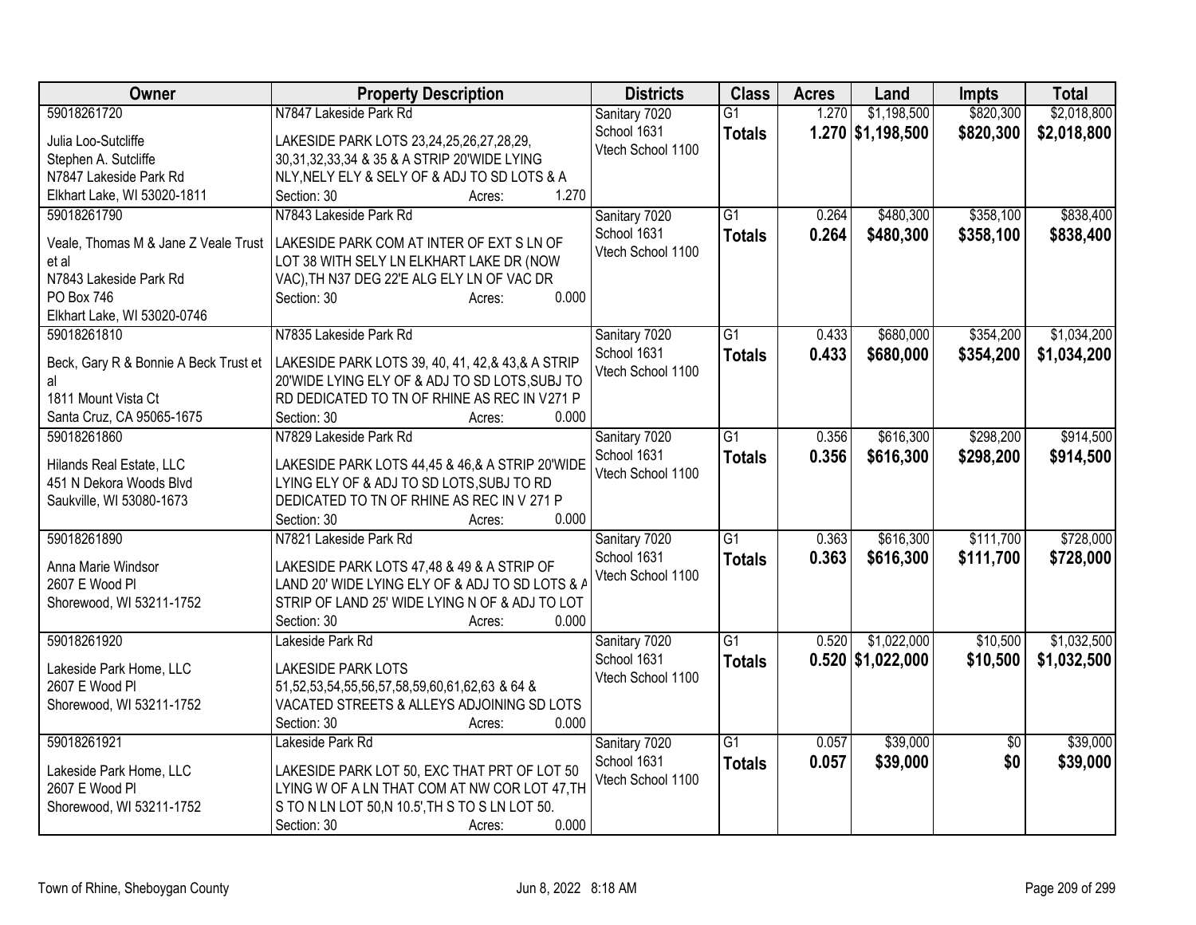| Owner | Property Description | Districts | Class | Acres | Land | Impts | Total |
|---|---|---|---|---|---|---|---|
| 59018261720<br>Julia Loo-Sutcliffe<br>Stephen A. Sutcliffe<br>N7847 Lakeside Park Rd<br>Elkhart Lake, WI 53020-1811 | N7847 Lakeside Park Rd<br>LAKESIDE PARK LOTS 23,24,25,26,27,28,29, 30,31,32,33,34 & 35 & A STRIP 20'WIDE LYING NLY,NELY ELY & SELY OF & ADJ TO SD LOTS & A<br>Section: 30 Acres: 1.270 | Sanitary 7020<br>School 1631<br>Vtech School 1100 | G1<br>**Totals** | 1.270<br>**1.270** | $1,198,500<br>**$1,198,500** | $820,300<br>**$820,300** | $2,018,800<br>**$2,018,800** |
| 59018261790<br>Veale, Thomas M & Jane Z Veale Trust et al<br>N7843 Lakeside Park Rd<br>PO Box 746<br>Elkhart Lake, WI 53020-0746 | N7843 Lakeside Park Rd<br>LAKESIDE PARK COM AT INTER OF EXT S LN OF LOT 38 WITH SELY LN ELKHART LAKE DR (NOW VAC),TH N37 DEG 22'E ALG ELY LN OF VAC DR<br>Section: 30 Acres: 0.000 | Sanitary 7020<br>School 1631<br>Vtech School 1100 | G1<br>**Totals** | 0.264<br>**0.264** | $480,300<br>**$480,300** | $358,100<br>**$358,100** | $838,400<br>**$838,400** |
| 59018261810<br>Beck, Gary R & Bonnie A Beck Trust et al<br>1811 Mount Vista Ct<br>Santa Cruz, CA 95065-1675 | N7835 Lakeside Park Rd<br>LAKESIDE PARK LOTS 39, 40, 41, 42,& 43,& A STRIP 20'WIDE LYING ELY OF & ADJ TO SD LOTS,SUBJ TO RD DEDICATED TO TN OF RHINE AS REC IN V271 P<br>Section: 30 Acres: 0.000 | Sanitary 7020<br>School 1631<br>Vtech School 1100 | G1<br>**Totals** | 0.433<br>**0.433** | $680,000<br>**$680,000** | $354,200<br>**$354,200** | $1,034,200<br>**$1,034,200** |
| 59018261860<br>Hilands Real Estate, LLC<br>451 N Dekora Woods Blvd<br>Saukville, WI 53080-1673 | N7829 Lakeside Park Rd<br>LAKESIDE PARK LOTS 44,45 & 46,& A STRIP 20'WIDE LYING ELY OF & ADJ TO SD LOTS,SUBJ TO RD DEDICATED TO TN OF RHINE AS REC IN V 271 P<br>Section: 30 Acres: 0.000 | Sanitary 7020<br>School 1631<br>Vtech School 1100 | G1<br>**Totals** | 0.356<br>**0.356** | $616,300<br>**$616,300** | $298,200<br>**$298,200** | $914,500<br>**$914,500** |
| 59018261890<br>Anna Marie Windsor<br>2607 E Wood Pl<br>Shorewood, WI 53211-1752 | N7821 Lakeside Park Rd<br>LAKESIDE PARK LOTS 47,48 & 49 & A STRIP OF LAND 20' WIDE LYING ELY OF & ADJ TO SD LOTS & A STRIP OF LAND 25' WIDE LYING N OF & ADJ TO LOT<br>Section: 30 Acres: 0.000 | Sanitary 7020<br>School 1631<br>Vtech School 1100 | G1<br>**Totals** | 0.363<br>**0.363** | $616,300<br>**$616,300** | $111,700<br>**$111,700** | $728,000<br>**$728,000** |
| 59018261920<br>Lakeside Park Home, LLC<br>2607 E Wood Pl<br>Shorewood, WI 53211-1752 | Lakeside Park Rd<br>LAKESIDE PARK LOTS 51,52,53,54,55,56,57,58,59,60,61,62,63 & 64 & VACATED STREETS & ALLEYS ADJOINING SD LOTS<br>Section: 30 Acres: 0.000 | Sanitary 7020<br>School 1631<br>Vtech School 1100 | G1<br>**Totals** | 0.520<br>**0.520** | $1,022,000<br>**$1,022,000** | $10,500<br>**$10,500** | $1,032,500<br>**$1,032,500** |
| 59018261921<br>Lakeside Park Home, LLC<br>2607 E Wood Pl<br>Shorewood, WI 53211-1752 | Lakeside Park Rd<br>LAKESIDE PARK LOT 50, EXC THAT PRT OF LOT 50 LYING W OF A LN THAT COM AT NW COR LOT 47,TH S TO N LN LOT 50,N 10.5',TH S TO S LN LOT 50.<br>Section: 30 Acres: 0.000 | Sanitary 7020<br>School 1631<br>Vtech School 1100 | G1<br>**Totals** | 0.057<br>**0.057** | $39,000<br>**$39,000** | $0<br>**$0** | $39,000<br>**$39,000** |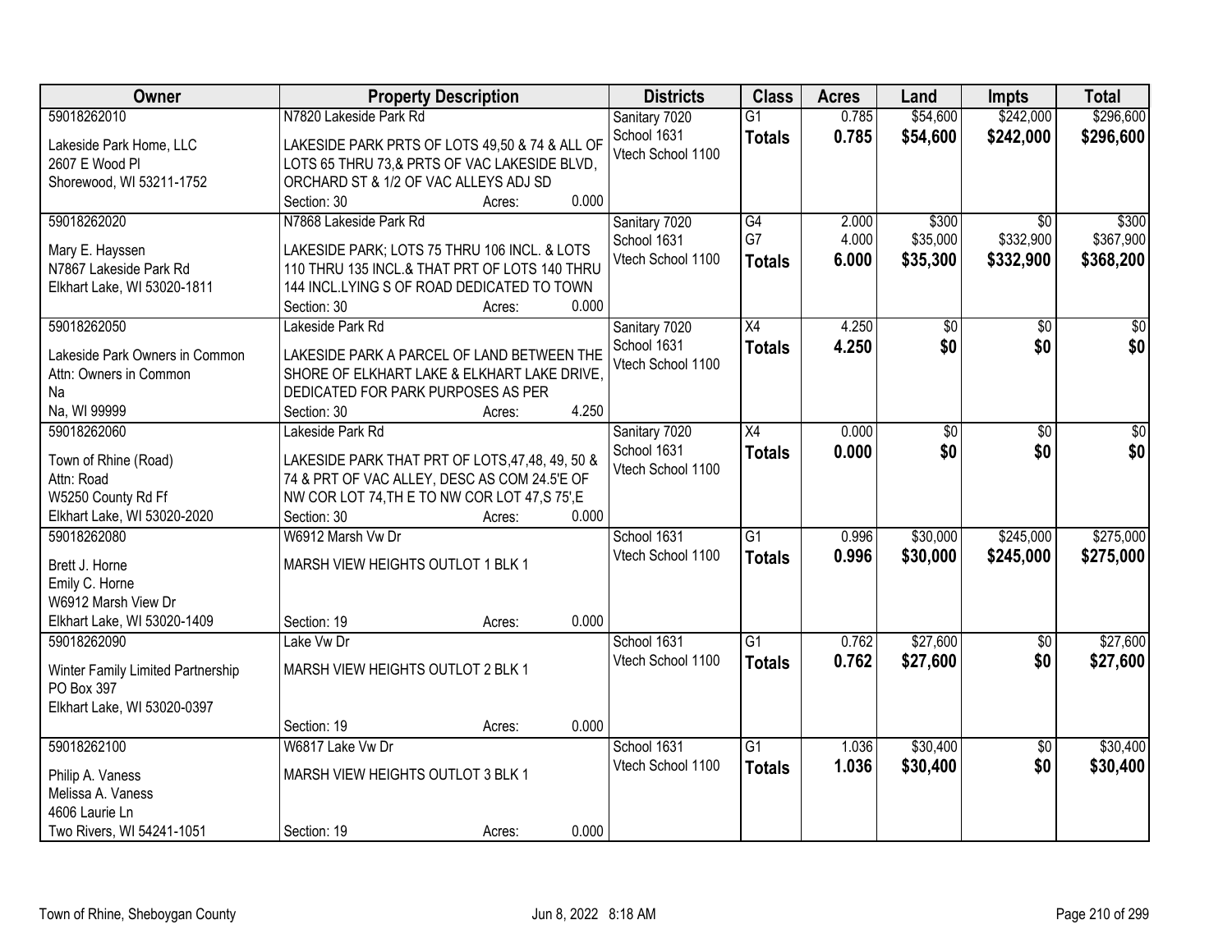| Owner | Property Description | Districts | Class | Acres | Land | Impts | Total |
|---|---|---|---|---|---|---|---|
| 59018262010<br>Lakeside Park Home, LLC<br>2607 E Wood Pl<br>Shorewood, WI 53211-1752 | N7820 Lakeside Park Rd<br>LAKESIDE PARK PRTS OF LOTS 49,50 & 74 & ALL OF LOTS 65 THRU 73,& PRTS OF VAC LAKESIDE BLVD, ORCHARD ST & 1/2 OF VAC ALLEYS ADJ SD<br>Section: 30 Acres: 0.000 | Sanitary 7020<br>School 1631<br>Vtech School 1100 | G1<br>**Totals** | 0.785<br>**0.785** | $54,600<br>**$54,600** | $242,000<br>**$242,000** | $296,600<br>**$296,600** |
| 59018262020<br>Mary E. Hayssen<br>N7867 Lakeside Park Rd<br>Elkhart Lake, WI 53020-1811 | N7868 Lakeside Park Rd<br>LAKESIDE PARK; LOTS 75 THRU 106 INCL. & LOTS 110 THRU 135 INCL.& THAT PRT OF LOTS 140 THRU 144 INCL.LYING S OF ROAD DEDICATED TO TOWN<br>Section: 30 Acres: 0.000 | Sanitary 7020<br>School 1631<br>Vtech School 1100 | G4<br>G7<br>**Totals** | 2.000<br>4.000<br>**6.000** | $300<br>$35,000<br>**$35,300** | $0<br>$332,900<br>**$332,900** | $300<br>$367,900<br>**$368,200** |
| 59018262050<br>Lakeside Park Owners in Common<br>Attn: Owners in Common<br>Na<br>Na, WI 99999 | Lakeside Park Rd<br>LAKESIDE PARK A PARCEL OF LAND BETWEEN THE SHORE OF ELKHART LAKE & ELKHART LAKE DRIVE, DEDICATED FOR PARK PURPOSES AS PER<br>Section: 30 Acres: 4.250 | Sanitary 7020<br>School 1631<br>Vtech School 1100 | X4<br>**Totals** | 4.250<br>**4.250** | $0<br>**$0** | $0<br>**$0** | $0<br>**$0** |
| 59018262060<br>Town of Rhine (Road)<br>Attn: Road<br>W5250 County Rd Ff<br>Elkhart Lake, WI 53020-2020 | Lakeside Park Rd<br>LAKESIDE PARK THAT PRT OF LOTS,47,48, 49, 50 & 74 & PRT OF VAC ALLEY, DESC AS COM 24.5'E OF NW COR LOT 74,TH E TO NW COR LOT 47,S 75',E<br>Section: 30 Acres: 0.000 | Sanitary 7020<br>School 1631<br>Vtech School 1100 | X4<br>**Totals** | 0.000<br>**0.000** | $0<br>**$0** | $0<br>**$0** | $0<br>**$0** |
| 59018262080<br>Brett J. Horne<br>Emily C. Horne<br>W6912 Marsh View Dr<br>Elkhart Lake, WI 53020-1409 | W6912 Marsh Vw Dr<br>MARSH VIEW HEIGHTS OUTLOT 1 BLK 1<br>Section: 19 Acres: 0.000 | School 1631<br>Vtech School 1100 | G1<br>**Totals** | 0.996<br>**0.996** | $30,000<br>**$30,000** | $245,000<br>**$245,000** | $275,000<br>**$275,000** |
| 59018262090<br>Winter Family Limited Partnership<br>PO Box 397<br>Elkhart Lake, WI 53020-0397 | Lake Vw Dr<br>MARSH VIEW HEIGHTS OUTLOT 2 BLK 1<br>Section: 19 Acres: 0.000 | School 1631<br>Vtech School 1100 | G1<br>**Totals** | 0.762<br>**0.762** | $27,600<br>**$27,600** | $0<br>**$0** | $27,600<br>**$27,600** |
| 59018262100<br>Philip A. Vaness<br>Melissa A. Vaness<br>4606 Laurie Ln<br>Two Rivers, WI 54241-1051 | W6817 Lake Vw Dr<br>MARSH VIEW HEIGHTS OUTLOT 3 BLK 1<br>Section: 19 Acres: 0.000 | School 1631<br>Vtech School 1100 | G1<br>**Totals** | 1.036<br>**1.036** | $30,400<br>**$30,400** | $0<br>**$0** | $30,400<br>**$30,400** |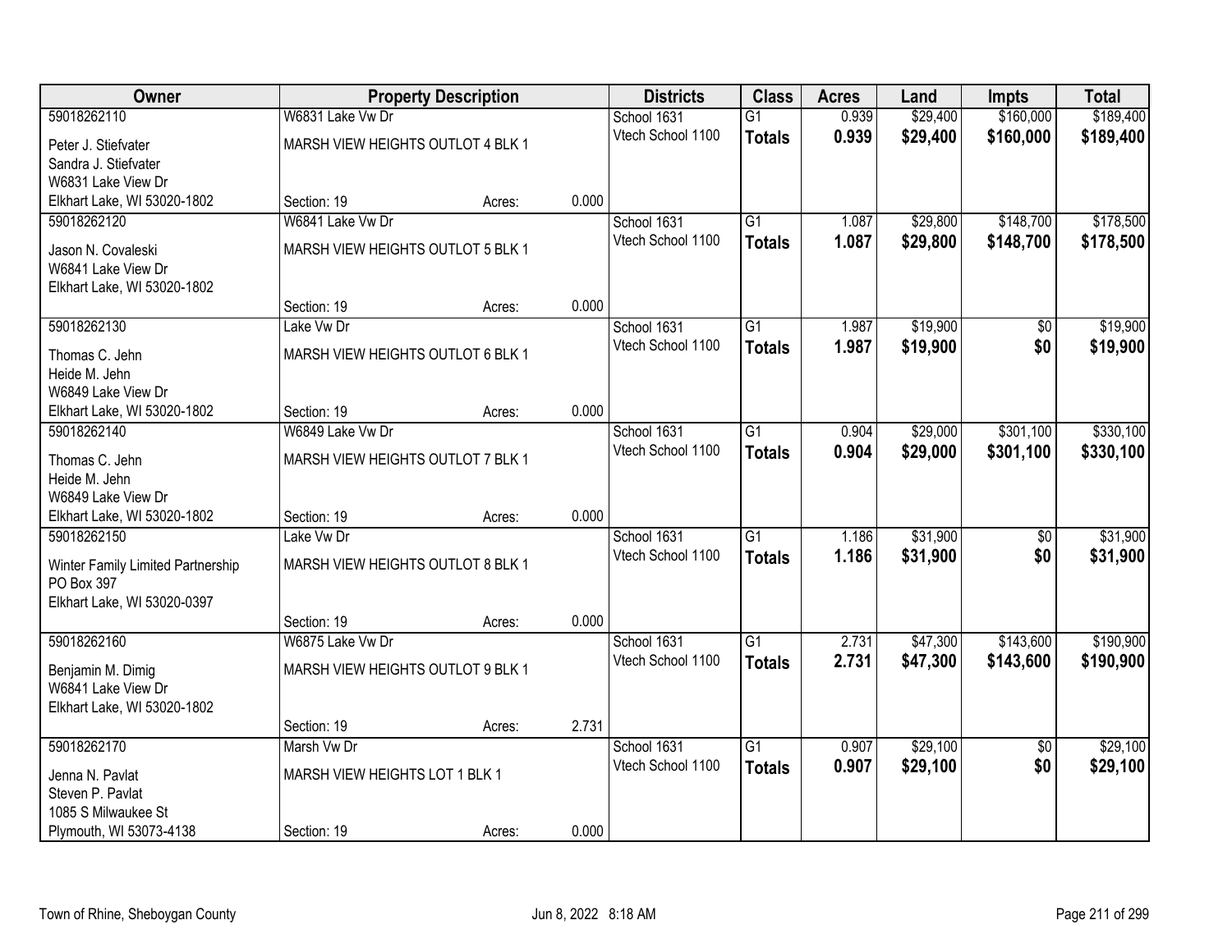| Owner | Property Description | | | Districts | Class | Acres | Land | Impts | Total |
|---|---|---|---|---|---|---|---|---|---|
| 59018262110 | W6831 Lake Vw Dr | | | School 1631 | G1 | 0.939 | $29,400 | $160,000 | $189,400 |
| Peter J. Stiefvater<br>Sandra J. Stiefvater<br>W6831 Lake View Dr<br>Elkhart Lake, WI 53020-1802 | MARSH VIEW HEIGHTS OUTLOT 4 BLK 1 | | | Vtech School 1100 | **Totals** | **0.939** | **$29,400** | **$160,000** | **$189,400** |
| | Section: 19 | Acres: | 0.000 | | | | | | |
| 59018262120 | W6841 Lake Vw Dr | | | School 1631 | G1 | 1.087 | $29,800 | $148,700 | $178,500 |
| Jason N. Covaleski<br>W6841 Lake View Dr<br>Elkhart Lake, WI 53020-1802 | MARSH VIEW HEIGHTS OUTLOT 5 BLK 1 | | | Vtech School 1100 | **Totals** | **1.087** | **$29,800** | **$148,700** | **$178,500** |
| | Section: 19 | Acres: | 0.000 | | | | | | |
| 59018262130 | Lake Vw Dr | | | School 1631 | G1 | 1.987 | $19,900 | $0 | $19,900 |
| Thomas C. Jehn<br>Heide M. Jehn<br>W6849 Lake View Dr<br>Elkhart Lake, WI 53020-1802 | MARSH VIEW HEIGHTS OUTLOT 6 BLK 1 | | | Vtech School 1100 | **Totals** | **1.987** | **$19,900** | **$0** | **$19,900** |
| | Section: 19 | Acres: | 0.000 | | | | | | |
| 59018262140 | W6849 Lake Vw Dr | | | School 1631 | G1 | 0.904 | $29,000 | $301,100 | $330,100 |
| Thomas C. Jehn<br>Heide M. Jehn<br>W6849 Lake View Dr<br>Elkhart Lake, WI 53020-1802 | MARSH VIEW HEIGHTS OUTLOT 7 BLK 1 | | | Vtech School 1100 | **Totals** | **0.904** | **$29,000** | **$301,100** | **$330,100** |
| | Section: 19 | Acres: | 0.000 | | | | | | |
| 59018262150 | Lake Vw Dr | | | School 1631 | G1 | 1.186 | $31,900 | $0 | $31,900 |
| Winter Family Limited Partnership<br>PO Box 397<br>Elkhart Lake, WI 53020-0397 | MARSH VIEW HEIGHTS OUTLOT 8 BLK 1 | | | Vtech School 1100 | **Totals** | **1.186** | **$31,900** | **$0** | **$31,900** |
| | Section: 19 | Acres: | 0.000 | | | | | | |
| 59018262160 | W6875 Lake Vw Dr | | | School 1631 | G1 | 2.731 | $47,300 | $143,600 | $190,900 |
| Benjamin M. Dimig<br>W6841 Lake View Dr<br>Elkhart Lake, WI 53020-1802 | MARSH VIEW HEIGHTS OUTLOT 9 BLK 1 | | | Vtech School 1100 | **Totals** | **2.731** | **$47,300** | **$143,600** | **$190,900** |
| | Section: 19 | Acres: | 2.731 | | | | | | |
| 59018262170 | Marsh Vw Dr | | | School 1631 | G1 | 0.907 | $29,100 | $0 | $29,100 |
| Jenna N. Pavlat<br>Steven P. Pavlat<br>1085 S Milwaukee St<br>Plymouth, WI 53073-4138 | MARSH VIEW HEIGHTS LOT 1 BLK 1 | | | Vtech School 1100 | **Totals** | **0.907** | **$29,100** | **$0** | **$29,100** |
| | Section: 19 | Acres: | 0.000 | | | | | | |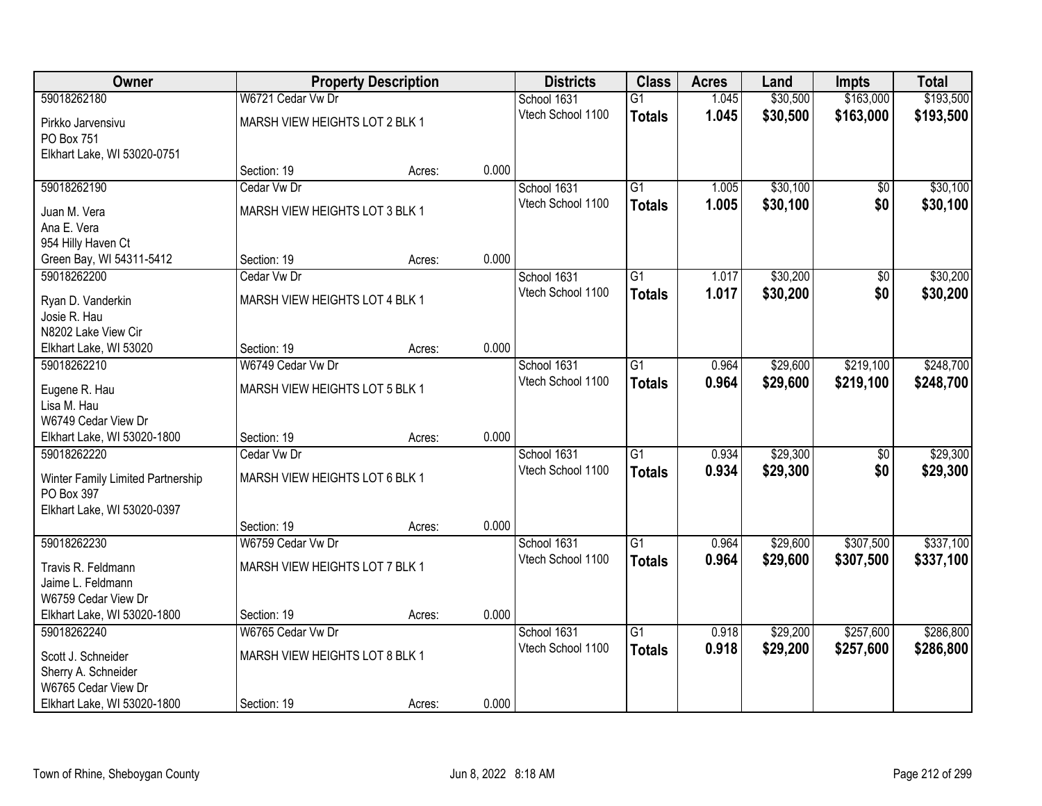| Owner | Property Description | | | Districts | Class | Acres | Land | Impts | Total |
|---|---|---|---|---|---|---|---|---|---|
| 59018262180 | W6721 Cedar Vw Dr | | | School 1631 | G1 | 1.045 | $30,500 | $163,000 | $193,500 |
| Pirkko Jarvensivu<br>PO Box 751<br>Elkhart Lake, WI 53020-0751 | MARSH VIEW HEIGHTS LOT 2 BLK 1 | | | Vtech School 1100 | **Totals** | **1.045** | **$30,500** | **$163,000** | **$193,500** |
| | Section: 19 | Acres: | 0.000 | | | | | | |
| 59018262190 | Cedar Vw Dr | | | School 1631 | G1 | 1.005 | $30,100 | $0 | $30,100 |
| Juan M. Vera<br>Ana E. Vera<br>954 Hilly Haven Ct<br>Green Bay, WI 54311-5412 | MARSH VIEW HEIGHTS LOT 3 BLK 1 | | | Vtech School 1100 | **Totals** | **1.005** | **$30,100** | **$0** | **$30,100** |
| | Section: 19 | Acres: | 0.000 | | | | | | |
| 59018262200 | Cedar Vw Dr | | | School 1631 | G1 | 1.017 | $30,200 | $0 | $30,200 |
| Ryan D. Vanderkin<br>Josie R. Hau<br>N8202 Lake View Cir<br>Elkhart Lake, WI 53020 | MARSH VIEW HEIGHTS LOT 4 BLK 1 | | | Vtech School 1100 | **Totals** | **1.017** | **$30,200** | **$0** | **$30,200** |
| | Section: 19 | Acres: | 0.000 | | | | | | |
| 59018262210 | W6749 Cedar Vw Dr | | | School 1631 | G1 | 0.964 | $29,600 | $219,100 | $248,700 |
| Eugene R. Hau<br>Lisa M. Hau<br>W6749 Cedar View Dr<br>Elkhart Lake, WI 53020-1800 | MARSH VIEW HEIGHTS LOT 5 BLK 1 | | | Vtech School 1100 | **Totals** | **0.964** | **$29,600** | **$219,100** | **$248,700** |
| | Section: 19 | Acres: | 0.000 | | | | | | |
| 59018262220 | Cedar Vw Dr | | | School 1631 | G1 | 0.934 | $29,300 | $0 | $29,300 |
| Winter Family Limited Partnership<br>PO Box 397<br>Elkhart Lake, WI 53020-0397 | MARSH VIEW HEIGHTS LOT 6 BLK 1 | | | Vtech School 1100 | **Totals** | **0.934** | **$29,300** | **$0** | **$29,300** |
| | Section: 19 | Acres: | 0.000 | | | | | | |
| 59018262230 | W6759 Cedar Vw Dr | | | School 1631 | G1 | 0.964 | $29,600 | $307,500 | $337,100 |
| Travis R. Feldmann<br>Jaime L. Feldmann<br>W6759 Cedar View Dr<br>Elkhart Lake, WI 53020-1800 | MARSH VIEW HEIGHTS LOT 7 BLK 1 | | | Vtech School 1100 | **Totals** | **0.964** | **$29,600** | **$307,500** | **$337,100** |
| | Section: 19 | Acres: | 0.000 | | | | | | |
| 59018262240 | W6765 Cedar Vw Dr | | | School 1631 | G1 | 0.918 | $29,200 | $257,600 | $286,800 |
| Scott J. Schneider<br>Sherry A. Schneider<br>W6765 Cedar View Dr<br>Elkhart Lake, WI 53020-1800 | MARSH VIEW HEIGHTS LOT 8 BLK 1 | | | Vtech School 1100 | **Totals** | **0.918** | **$29,200** | **$257,600** | **$286,800** |
| | Section: 19 | Acres: | 0.000 | | | | | | |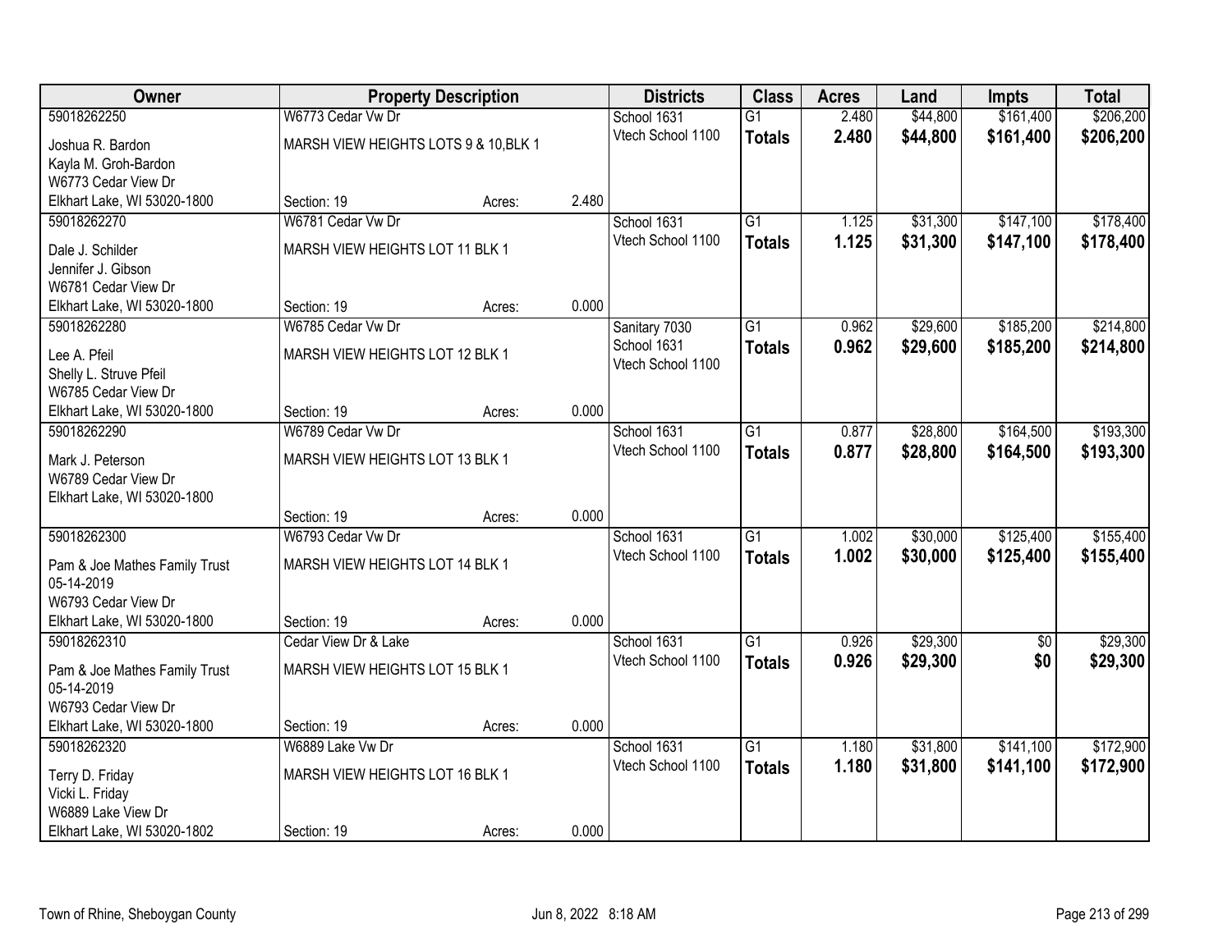| Owner | Property Description | | | Districts | Class | Acres | Land | Impts | Total |
|---|---|---|---|---|---|---|---|---|---|
| 59018262250 | W6773 Cedar Vw Dr | | | School 1631 | G1 | 2.480 | $44,800 | $161,400 | $206,200 |
| Joshua R. Bardon<br>Kayla M. Groh-Bardon<br>W6773 Cedar View Dr<br>Elkhart Lake, WI 53020-1800 | MARSH VIEW HEIGHTS LOTS 9 & 10,BLK 1<br>Section: 19 | Acres: | 2.480 | Vtech School 1100 | **Totals** | **2.480** | **$44,800** | **$161,400** | **$206,200** |
| 59018262270 | W6781 Cedar Vw Dr | | | School 1631 | G1 | 1.125 | $31,300 | $147,100 | $178,400 |
| Dale J. Schilder<br>Jennifer J. Gibson<br>W6781 Cedar View Dr<br>Elkhart Lake, WI 53020-1800 | MARSH VIEW HEIGHTS LOT 11 BLK 1<br>Section: 19 | Acres: | 0.000 | Vtech School 1100 | **Totals** | **1.125** | **$31,300** | **$147,100** | **$178,400** |
| 59018262280 | W6785 Cedar Vw Dr | | | Sanitary 7030 | G1 | 0.962 | $29,600 | $185,200 | $214,800 |
| Lee A. Pfeil<br>Shelly L. Struve Pfeil<br>W6785 Cedar View Dr<br>Elkhart Lake, WI 53020-1800 | MARSH VIEW HEIGHTS LOT 12 BLK 1<br>Section: 19 | Acres: | 0.000 | School 1631<br>Vtech School 1100 | **Totals** | **0.962** | **$29,600** | **$185,200** | **$214,800** |
| 59018262290 | W6789 Cedar Vw Dr | | | School 1631 | G1 | 0.877 | $28,800 | $164,500 | $193,300 |
| Mark J. Peterson<br>W6789 Cedar View Dr<br>Elkhart Lake, WI 53020-1800 | MARSH VIEW HEIGHTS LOT 13 BLK 1<br>Section: 19 | Acres: | 0.000 | Vtech School 1100 | **Totals** | **0.877** | **$28,800** | **$164,500** | **$193,300** |
| 59018262300 | W6793 Cedar Vw Dr | | | School 1631 | G1 | 1.002 | $30,000 | $125,400 | $155,400 |
| Pam & Joe Mathes Family Trust<br>05-14-2019<br>W6793 Cedar View Dr<br>Elkhart Lake, WI 53020-1800 | MARSH VIEW HEIGHTS LOT 14 BLK 1<br>Section: 19 | Acres: | 0.000 | Vtech School 1100 | **Totals** | **1.002** | **$30,000** | **$125,400** | **$155,400** |
| 59018262310 | Cedar View Dr & Lake | | | School 1631 | G1 | 0.926 | $29,300 | $0 | $29,300 |
| Pam & Joe Mathes Family Trust<br>05-14-2019<br>W6793 Cedar View Dr<br>Elkhart Lake, WI 53020-1800 | MARSH VIEW HEIGHTS LOT 15 BLK 1<br>Section: 19 | Acres: | 0.000 | Vtech School 1100 | **Totals** | **0.926** | **$29,300** | **$0** | **$29,300** |
| 59018262320 | W6889 Lake Vw Dr | | | School 1631 | G1 | 1.180 | $31,800 | $141,100 | $172,900 |
| Terry D. Friday<br>Vicki L. Friday<br>W6889 Lake View Dr<br>Elkhart Lake, WI 53020-1802 | MARSH VIEW HEIGHTS LOT 16 BLK 1<br>Section: 19 | Acres: | 0.000 | Vtech School 1100 | **Totals** | **1.180** | **$31,800** | **$141,100** | **$172,900** |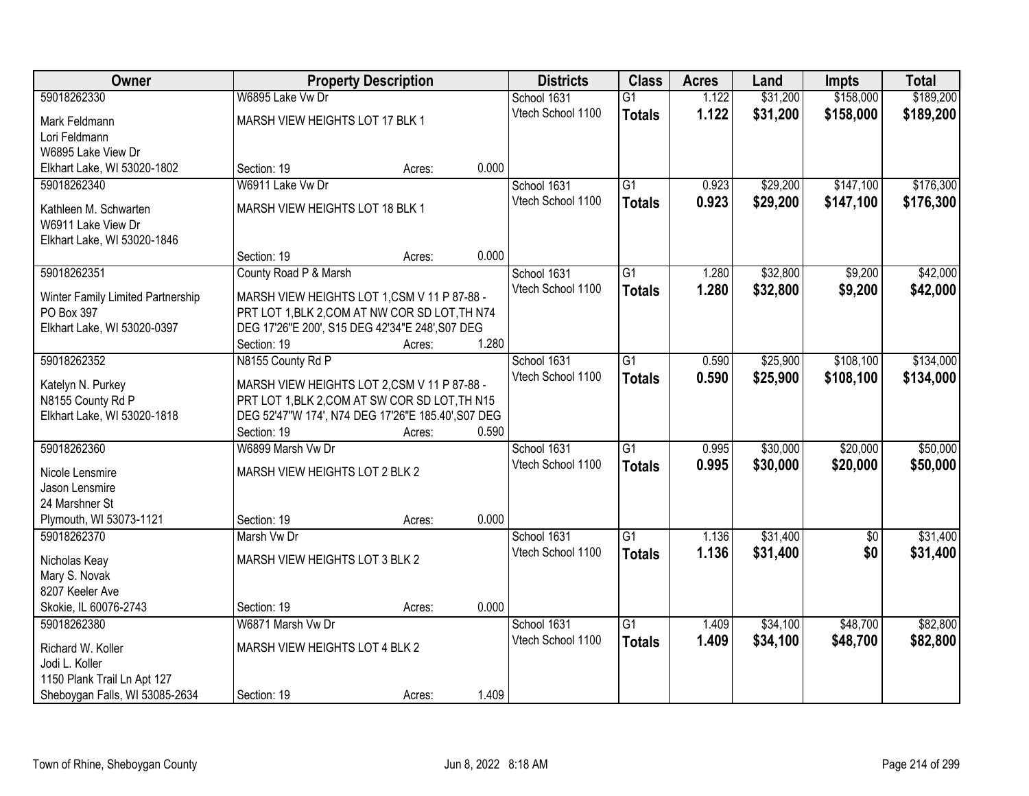| Owner | Property Description | Districts | Class | Acres | Land | Impts | Total |
|---|---|---|---|---|---|---|---|
| 59018262330<br>Mark Feldmann<br>Lori Feldmann<br>W6895 Lake View Dr<br>Elkhart Lake, WI 53020-1802 | W6895 Lake Vw Dr<br>MARSH VIEW HEIGHTS LOT 17 BLK 1<br>Section: 19 Acres: 0.000 | School 1631<br>Vtech School 1100 | G1<br>**Totals** | 1.122<br>**1.122** | $31,200<br>**$31,200** | $158,000<br>**$158,000** | $189,200<br>**$189,200** |
| 59018262340<br>Kathleen M. Schwarten<br>W6911 Lake View Dr<br>Elkhart Lake, WI 53020-1846 | W6911 Lake Vw Dr<br>MARSH VIEW HEIGHTS LOT 18 BLK 1<br>Section: 19 Acres: 0.000 | School 1631<br>Vtech School 1100 | G1<br>**Totals** | 0.923<br>**0.923** | $29,200<br>**$29,200** | $147,100<br>**$147,100** | $176,300<br>**$176,300** |
| 59018262351<br>Winter Family Limited Partnership<br>PO Box 397<br>Elkhart Lake, WI 53020-0397 | County Road P & Marsh<br>MARSH VIEW HEIGHTS LOT 1,CSM V 11 P 87-88 - PRT LOT 1,BLK 2,COM AT NW COR SD LOT,TH N74 DEG 17'26"E 200', S15 DEG 42'34"E 248',S07 DEG<br>Section: 19 Acres: 1.280 | School 1631<br>Vtech School 1100 | G1<br>**Totals** | 1.280<br>**1.280** | $32,800<br>**$32,800** | $9,200<br>**$9,200** | $42,000<br>**$42,000** |
| 59018262352<br>Katelyn N. Purkey<br>N8155 County Rd P<br>Elkhart Lake, WI 53020-1818 | N8155 County Rd P<br>MARSH VIEW HEIGHTS LOT 2,CSM V 11 P 87-88 - PRT LOT 1,BLK 2,COM AT SW COR SD LOT,TH N15 DEG 52'47"W 174', N74 DEG 17'26"E 185.40',S07 DEG<br>Section: 19 Acres: 0.590 | School 1631<br>Vtech School 1100 | G1<br>**Totals** | 0.590<br>**0.590** | $25,900<br>**$25,900** | $108,100<br>**$108,100** | $134,000<br>**$134,000** |
| 59018262360<br>Nicole Lensmire<br>Jason Lensmire<br>24 Marshner St<br>Plymouth, WI 53073-1121 | W6899 Marsh Vw Dr<br>MARSH VIEW HEIGHTS LOT 2 BLK 2<br>Section: 19 Acres: 0.000 | School 1631<br>Vtech School 1100 | G1<br>**Totals** | 0.995<br>**0.995** | $30,000<br>**$30,000** | $20,000<br>**$20,000** | $50,000<br>**$50,000** |
| 59018262370<br>Nicholas Keay<br>Mary S. Novak<br>8207 Keeler Ave<br>Skokie, IL 60076-2743 | Marsh Vw Dr<br>MARSH VIEW HEIGHTS LOT 3 BLK 2<br>Section: 19 Acres: 0.000 | School 1631<br>Vtech School 1100 | G1<br>**Totals** | 1.136<br>**1.136** | $31,400<br>**$31,400** | $0<br>**$0** | $31,400<br>**$31,400** |
| 59018262380<br>Richard W. Koller<br>Jodi L. Koller<br>1150 Plank Trail Ln Apt 127<br>Sheboygan Falls, WI 53085-2634 | W6871 Marsh Vw Dr<br>MARSH VIEW HEIGHTS LOT 4 BLK 2<br>Section: 19 Acres: 1.409 | School 1631<br>Vtech School 1100 | G1<br>**Totals** | 1.409<br>**1.409** | $34,100<br>**$34,100** | $48,700<br>**$48,700** | $82,800<br>**$82,800** |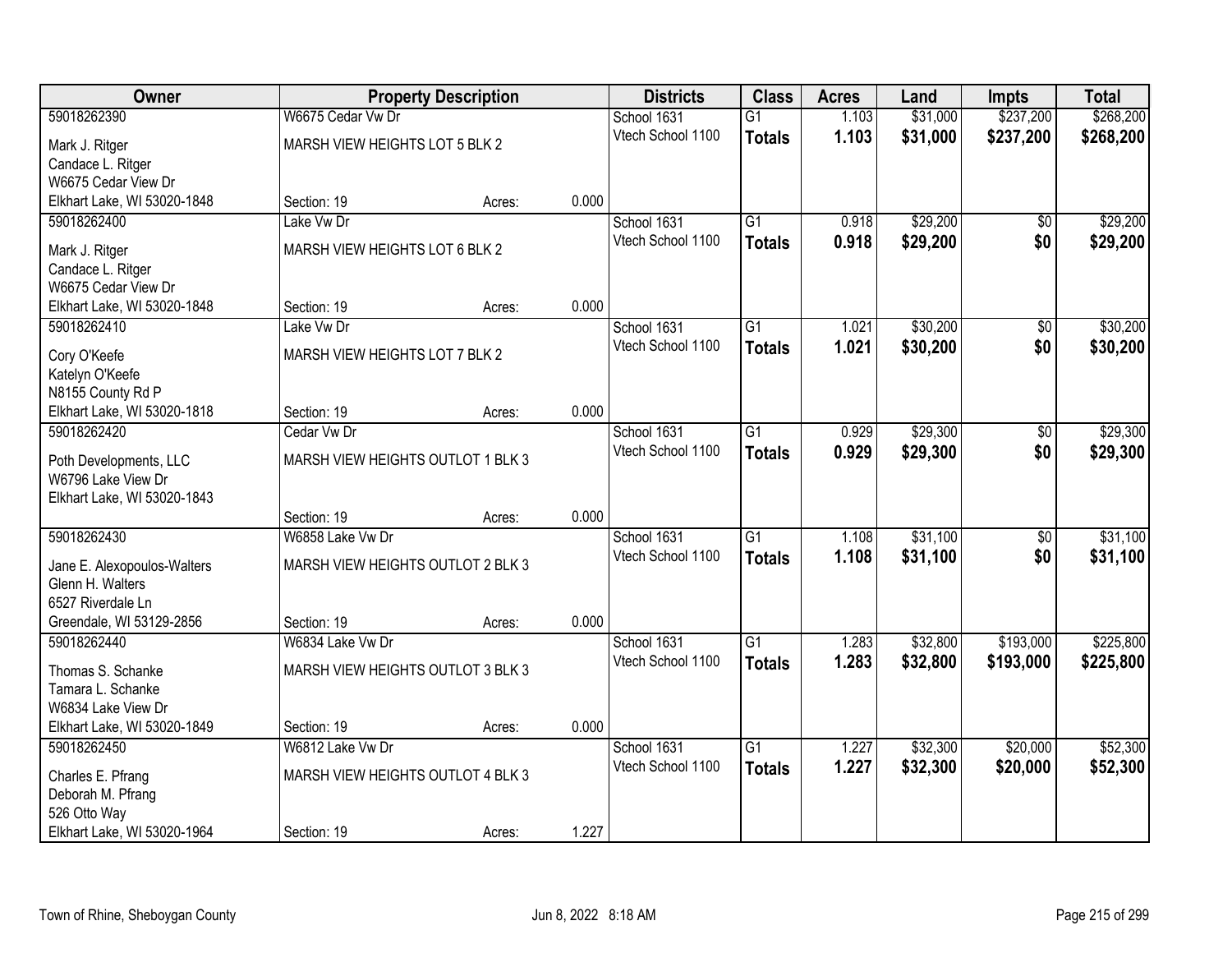| Owner | Property Description | | | Districts | Class | Acres | Land | Impts | Total |
|---|---|---|---|---|---|---|---|---|---|
| 59018262390 | W6675 Cedar Vw Dr | | | School 1631 | G1 | 1.103 | $31,000 | $237,200 | $268,200 |
| Mark J. Ritger<br>Candace L. Ritger<br>W6675 Cedar View Dr<br>Elkhart Lake, WI 53020-1848 | MARSH VIEW HEIGHTS LOT 5 BLK 2<br><br>Section: 19 | Acres: | 0.000 | Vtech School 1100 | **Totals** | **1.103** | **$31,000** | **$237,200** | **$268,200** |
| 59018262400 | Lake Vw Dr | | | School 1631 | G1 | 0.918 | $29,200 | $0 | $29,200 |
| Mark J. Ritger<br>Candace L. Ritger<br>W6675 Cedar View Dr<br>Elkhart Lake, WI 53020-1848 | MARSH VIEW HEIGHTS LOT 6 BLK 2<br><br>Section: 19 | Acres: | 0.000 | Vtech School 1100 | **Totals** | **0.918** | **$29,200** | **$0** | **$29,200** |
| 59018262410 | Lake Vw Dr | | | School 1631 | G1 | 1.021 | $30,200 | $0 | $30,200 |
| Cory O'Keefe<br>Katelyn O'Keefe<br>N8155 County Rd P<br>Elkhart Lake, WI 53020-1818 | MARSH VIEW HEIGHTS LOT 7 BLK 2<br><br>Section: 19 | Acres: | 0.000 | Vtech School 1100 | **Totals** | **1.021** | **$30,200** | **$0** | **$30,200** |
| 59018262420 | Cedar Vw Dr | | | School 1631 | G1 | 0.929 | $29,300 | $0 | $29,300 |
| Poth Developments, LLC<br>W6796 Lake View Dr<br>Elkhart Lake, WI 53020-1843 | MARSH VIEW HEIGHTS OUTLOT 1 BLK 3<br><br>Section: 19 | Acres: | 0.000 | Vtech School 1100 | **Totals** | **0.929** | **$29,300** | **$0** | **$29,300** |
| 59018262430 | W6858 Lake Vw Dr | | | School 1631 | G1 | 1.108 | $31,100 | $0 | $31,100 |
| Jane E. Alexopoulos-Walters<br>Glenn H. Walters<br>6527 Riverdale Ln<br>Greendale, WI 53129-2856 | MARSH VIEW HEIGHTS OUTLOT 2 BLK 3<br><br>Section: 19 | Acres: | 0.000 | Vtech School 1100 | **Totals** | **1.108** | **$31,100** | **$0** | **$31,100** |
| 59018262440 | W6834 Lake Vw Dr | | | School 1631 | G1 | 1.283 | $32,800 | $193,000 | $225,800 |
| Thomas S. Schanke<br>Tamara L. Schanke<br>W6834 Lake View Dr<br>Elkhart Lake, WI 53020-1849 | MARSH VIEW HEIGHTS OUTLOT 3 BLK 3<br><br>Section: 19 | Acres: | 0.000 | Vtech School 1100 | **Totals** | **1.283** | **$32,800** | **$193,000** | **$225,800** |
| 59018262450 | W6812 Lake Vw Dr | | | School 1631 | G1 | 1.227 | $32,300 | $20,000 | $52,300 |
| Charles E. Pfrang<br>Deborah M. Pfrang<br>526 Otto Way<br>Elkhart Lake, WI 53020-1964 | MARSH VIEW HEIGHTS OUTLOT 4 BLK 3<br><br>Section: 19 | Acres: | 1.227 | Vtech School 1100 | **Totals** | **1.227** | **$32,300** | **$20,000** | **$52,300** |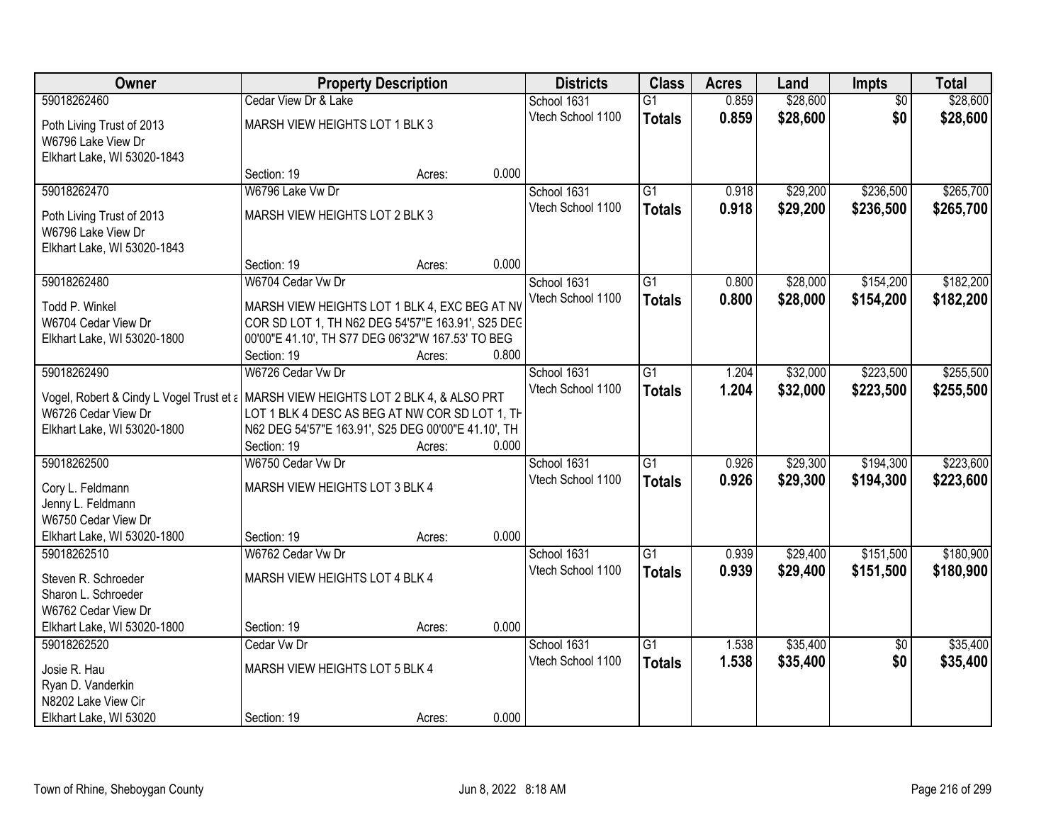| Owner | Property Description | Districts | Class | Acres | Land | Impts | Total |
|---|---|---|---|---|---|---|---|
| 59018262460<br>Poth Living Trust of 2013<br>W6796 Lake View Dr<br>Elkhart Lake, WI 53020-1843 | Cedar View Dr & Lake<br>MARSH VIEW HEIGHTS LOT 1 BLK 3<br>Section: 19 Acres: 0.000 | School 1631<br>Vtech School 1100 | G1<br>**Totals** | 0.859<br>**0.859** | $28,600<br>**$28,600** | $0<br>**$0** | $28,600<br>**$28,600** |
| 59018262470<br>Poth Living Trust of 2013<br>W6796 Lake View Dr<br>Elkhart Lake, WI 53020-1843 | W6796 Lake Vw Dr<br>MARSH VIEW HEIGHTS LOT 2 BLK 3<br>Section: 19 Acres: 0.000 | School 1631<br>Vtech School 1100 | G1<br>**Totals** | 0.918<br>**0.918** | $29,200<br>**$29,200** | $236,500<br>**$236,500** | $265,700<br>**$265,700** |
| 59018262480<br>Todd P. Winkel<br>W6704 Cedar View Dr<br>Elkhart Lake, WI 53020-1800 | W6704 Cedar Vw Dr<br>MARSH VIEW HEIGHTS LOT 1 BLK 4, EXC BEG AT NV COR SD LOT 1, TH N62 DEG 54'57"E 163.91', S25 DEG 00'00"E 41.10', TH S77 DEG 06'32"W 167.53' TO BEG<br>Section: 19 Acres: 0.800 | School 1631<br>Vtech School 1100 | G1<br>**Totals** | 0.800<br>**0.800** | $28,000<br>**$28,000** | $154,200<br>**$154,200** | $182,200<br>**$182,200** |
| 59018262490<br>Vogel, Robert & Cindy L Vogel Trust et a<br>W6726 Cedar View Dr<br>Elkhart Lake, WI 53020-1800 | W6726 Cedar Vw Dr<br>MARSH VIEW HEIGHTS LOT 2 BLK 4, & ALSO PRT LOT 1 BLK 4 DESC AS BEG AT NW COR SD LOT 1, TH N62 DEG 54'57"E 163.91', S25 DEG 00'00"E 41.10', TH<br>Section: 19 Acres: 0.000 | School 1631<br>Vtech School 1100 | G1<br>**Totals** | 1.204<br>**1.204** | $32,000<br>**$32,000** | $223,500<br>**$223,500** | $255,500<br>**$255,500** |
| 59018262500<br>Cory L. Feldmann<br>Jenny L. Feldmann<br>W6750 Cedar View Dr<br>Elkhart Lake, WI 53020-1800 | W6750 Cedar Vw Dr<br>MARSH VIEW HEIGHTS LOT 3 BLK 4<br>Section: 19 Acres: 0.000 | School 1631<br>Vtech School 1100 | G1<br>**Totals** | 0.926<br>**0.926** | $29,300<br>**$29,300** | $194,300<br>**$194,300** | $223,600<br>**$223,600** |
| 59018262510<br>Steven R. Schroeder<br>Sharon L. Schroeder<br>W6762 Cedar View Dr<br>Elkhart Lake, WI 53020-1800 | W6762 Cedar Vw Dr<br>MARSH VIEW HEIGHTS LOT 4 BLK 4<br>Section: 19 Acres: 0.000 | School 1631<br>Vtech School 1100 | G1<br>**Totals** | 0.939<br>**0.939** | $29,400<br>**$29,400** | $151,500<br>**$151,500** | $180,900<br>**$180,900** |
| 59018262520<br>Josie R. Hau<br>Ryan D. Vanderkin<br>N8202 Lake View Cir<br>Elkhart Lake, WI 53020 | Cedar Vw Dr<br>MARSH VIEW HEIGHTS LOT 5 BLK 4<br>Section: 19 Acres: 0.000 | School 1631<br>Vtech School 1100 | G1<br>**Totals** | 1.538<br>**1.538** | $35,400<br>**$35,400** | $0<br>**$0** | $35,400<br>**$35,400** |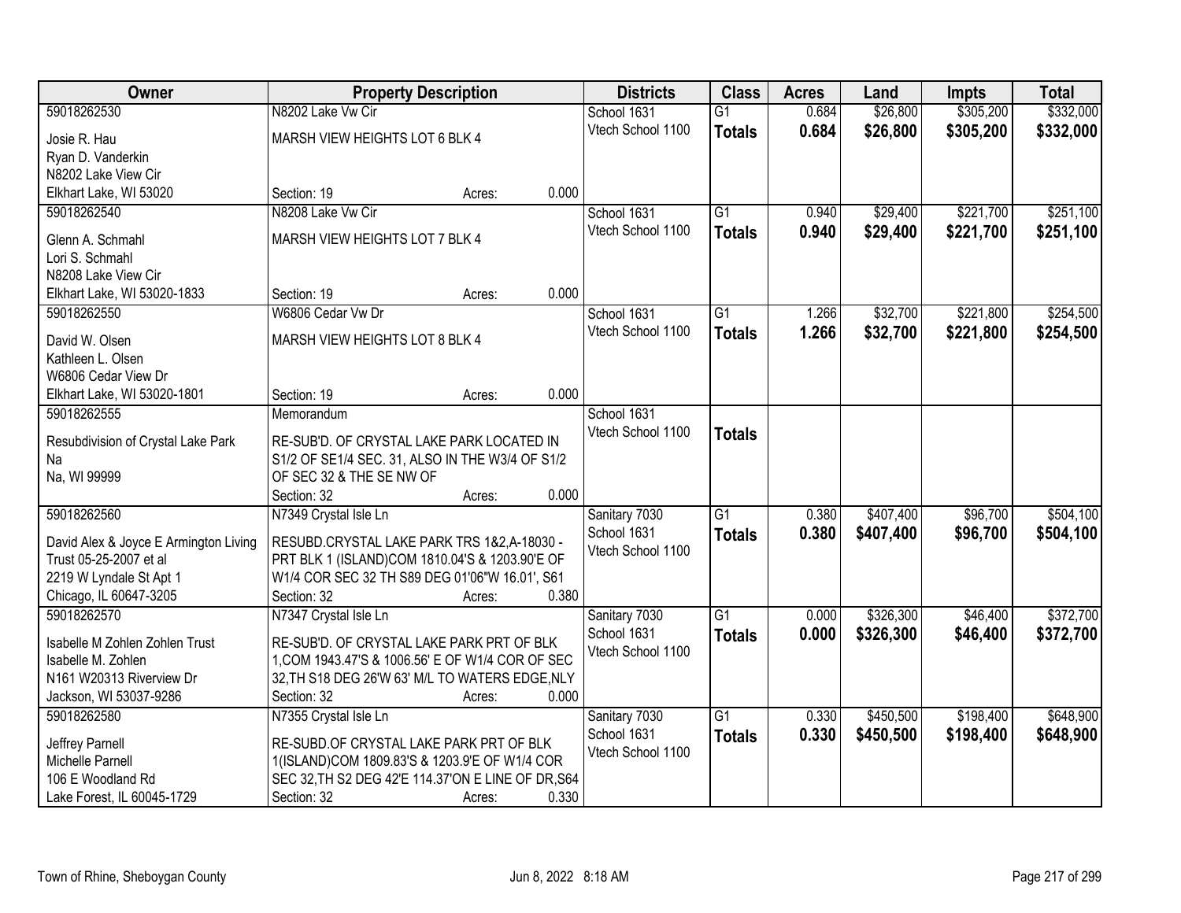| Owner | Property Description | | | Districts | Class | Acres | Land | Impts | Total |
|---|---|---|---|---|---|---|---|---|---|
| 59018262530<br>Josie R. Hau<br>Ryan D. Vanderkin<br>N8202 Lake View Cir<br>Elkhart Lake, WI 53020 | N8202 Lake Vw Cir<br>MARSH VIEW HEIGHTS LOT 6 BLK 4<br>Section: 19 | Acres: | 0.000 | School 1631<br>Vtech School 1100 | G1<br>**Totals** | 0.684<br>**0.684** | $26,800<br>**$26,800** | $305,200<br>**$305,200** | $332,000<br>**$332,000** |
| 59018262540<br>Glenn A. Schmahl<br>Lori S. Schmahl<br>N8208 Lake View Cir<br>Elkhart Lake, WI 53020-1833 | N8208 Lake Vw Cir<br>MARSH VIEW HEIGHTS LOT 7 BLK 4<br>Section: 19 | Acres: | 0.000 | School 1631<br>Vtech School 1100 | G1<br>**Totals** | 0.940<br>**0.940** | $29,400<br>**$29,400** | $221,700<br>**$221,700** | $251,100<br>**$251,100** |
| 59018262550<br>David W. Olsen<br>Kathleen L. Olsen<br>W6806 Cedar View Dr<br>Elkhart Lake, WI 53020-1801 | W6806 Cedar Vw Dr<br>MARSH VIEW HEIGHTS LOT 8 BLK 4<br>Section: 19 | Acres: | 0.000 | School 1631<br>Vtech School 1100 | G1<br>**Totals** | 1.266<br>**1.266** | $32,700<br>**$32,700** | $221,800<br>**$221,800** | $254,500<br>**$254,500** |
| 59018262555<br>Resubdivision of Crystal Lake Park<br>Na<br>Na, WI 99999 | Memorandum<br>RE-SUB'D. OF CRYSTAL LAKE PARK LOCATED IN S1/2 OF SE1/4 SEC. 31, ALSO IN THE W3/4 OF S1/2 OF SEC 32 & THE SE NW OF<br>Section: 32 | Acres: | 0.000 | School 1631<br>Vtech School 1100 | **Totals** | | | | |
| 59018262560<br>David Alex & Joyce E Armington Living Trust 05-25-2007 et al<br>2219 W Lyndale St Apt 1<br>Chicago, IL 60647-3205 | N7349 Crystal Isle Ln<br>RESUBD.CRYSTAL LAKE PARK TRS 1&2,A-18030 - PRT BLK 1 (ISLAND)COM 1810.04'S & 1203.90'E OF W1/4 COR SEC 32 TH S89 DEG 01'06"W 16.01', S61<br>Section: 32 | Acres: | 0.380 | Sanitary 7030<br>School 1631<br>Vtech School 1100 | G1<br>**Totals** | 0.380<br>**0.380** | $407,400<br>**$407,400** | $96,700<br>**$96,700** | $504,100<br>**$504,100** |
| 59018262570<br>Isabelle M Zohlen Zohlen Trust<br>Isabelle M. Zohlen<br>N161 W20313 Riverview Dr<br>Jackson, WI 53037-9286 | N7347 Crystal Isle Ln<br>RE-SUB'D. OF CRYSTAL LAKE PARK PRT OF BLK 1,COM 1943.47'S & 1006.56' E OF W1/4 COR OF SEC 32,TH S18 DEG 26'W 63' M/L TO WATERS EDGE,NLY<br>Section: 32 | Acres: | 0.000 | Sanitary 7030<br>School 1631<br>Vtech School 1100 | G1<br>**Totals** | 0.000<br>**0.000** | $326,300<br>**$326,300** | $46,400<br>**$46,400** | $372,700<br>**$372,700** |
| 59018262580<br>Jeffrey Parnell<br>Michelle Parnell<br>106 E Woodland Rd<br>Lake Forest, IL 60045-1729 | N7355 Crystal Isle Ln<br>RE-SUBD.OF CRYSTAL LAKE PARK PRT OF BLK 1(ISLAND)COM 1809.83'S & 1203.9'E OF W1/4 COR SEC 32,TH S2 DEG 42'E 114.37'ON E LINE OF DR,S64<br>Section: 32 | Acres: | 0.330 | Sanitary 7030<br>School 1631<br>Vtech School 1100 | G1<br>**Totals** | 0.330<br>**0.330** | $450,500<br>**$450,500** | $198,400<br>**$198,400** | $648,900<br>**$648,900** |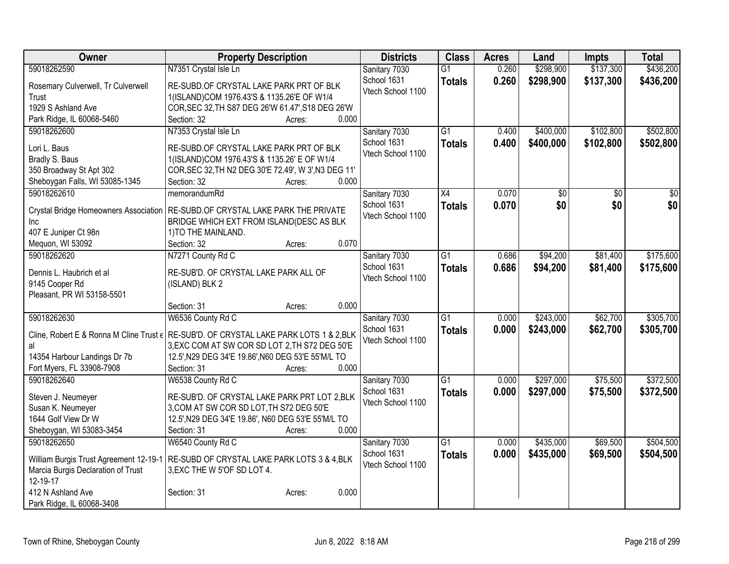| Owner | Property Description | Districts | Class | Acres | Land | Impts | Total |
|---|---|---|---|---|---|---|---|
| 59018262590<br>Rosemary Culverwell, Tr Culverwell Trust<br>1929 S Ashland Ave<br>Park Ridge, IL 60068-5460 | N7351 Crystal Isle Ln<br>RE-SUBD.OF CRYSTAL LAKE PARK PRT OF BLK 1(ISLAND)COM 1976.43'S & 1135.26'E OF W1/4 COR,SEC 32,TH S87 DEG 26'W 61.47',S18 DEG 26'W<br>Section: 32 Acres: 0.000 | Sanitary 7030<br>School 1631<br>Vtech School 1100 | G1<br>**Totals** | 0.260<br>**0.260** | $298,900<br>**$298,900** | $137,300<br>**$137,300** | $436,200<br>**$436,200** |
| 59018262600<br>Lori L. Baus<br>Bradly S. Baus<br>350 Broadway St Apt 302<br>Sheboygan Falls, WI 53085-1345 | N7353 Crystal Isle Ln<br>RE-SUBD.OF CRYSTAL LAKE PARK PRT OF BLK 1(ISLAND)COM 1976.43'S & 1135.26' E OF W1/4 COR,SEC 32,TH N2 DEG 30'E 72.49', W 3',N3 DEG 11'<br>Section: 32 Acres: 0.000 | Sanitary 7030<br>School 1631<br>Vtech School 1100 | G1<br>**Totals** | 0.400<br>**0.400** | $400,000<br>**$400,000** | $102,800<br>**$102,800** | $502,800<br>**$502,800** |
| 59018262610<br>Crystal Bridge Homeowners Association Inc<br>407 E Juniper Ct 98n<br>Mequon, WI 53092 | memorandumRd<br>RE-SUBD.OF CRYSTAL LAKE PARK THE PRIVATE BRIDGE WHICH EXT FROM ISLAND(DESC AS BLK 1)TO THE MAINLAND.<br>Section: 32 Acres: 0.070 | Sanitary 7030<br>School 1631<br>Vtech School 1100 | X4<br>**Totals** | 0.070<br>**0.070** | $0<br>**$0** | $0<br>**$0** | $0<br>**$0** |
| 59018262620<br>Dennis L. Haubrich et al<br>9145 Cooper Rd<br>Pleasant, PR WI 53158-5501 | N7271 County Rd C<br>RE-SUB'D. OF CRYSTAL LAKE PARK ALL OF (ISLAND) BLK 2<br>Section: 31 Acres: 0.000 | Sanitary 7030<br>School 1631<br>Vtech School 1100 | G1<br>**Totals** | 0.686<br>**0.686** | $94,200<br>**$94,200** | $81,400<br>**$81,400** | $175,600<br>**$175,600** |
| 59018262630<br>Cline, Robert E & Ronna M Cline Trust et al<br>14354 Harbour Landings Dr 7b<br>Fort Myers, FL 33908-7908 | W6536 County Rd C<br>RE-SUB'D. OF CRYSTAL LAKE PARK LOTS 1 & 2,BLK 3,EXC COM AT SW COR SD LOT 2,TH S72 DEG 50'E 12.5',N29 DEG 34'E 19.86',N60 DEG 53'E 55'M/L TO<br>Section: 31 Acres: 0.000 | Sanitary 7030<br>School 1631<br>Vtech School 1100 | G1<br>**Totals** | 0.000<br>**0.000** | $243,000<br>**$243,000** | $62,700<br>**$62,700** | $305,700<br>**$305,700** |
| 59018262640<br>Steven J. Neumeyer<br>Susan K. Neumeyer<br>1644 Golf View Dr W<br>Sheboygan, WI 53083-3454 | W6538 County Rd C<br>RE-SUB'D. OF CRYSTAL LAKE PARK PRT LOT 2,BLK 3,COM AT SW COR SD LOT,TH S72 DEG 50'E 12.5',N29 DEG 34'E 19.86', N60 DEG 53'E 55'M/L TO<br>Section: 31 Acres: 0.000 | Sanitary 7030<br>School 1631<br>Vtech School 1100 | G1<br>**Totals** | 0.000<br>**0.000** | $297,000<br>**$297,000** | $75,500<br>**$75,500** | $372,500<br>**$372,500** |
| 59018262650<br>William Burgis Trust Agreement 12-19-1<br>Marcia Burgis Declaration of Trust 12-19-17<br>412 N Ashland Ave<br>Park Ridge, IL 60068-3408 | W6540 County Rd C<br>RE-SUBD OF CRYSTAL LAKE PARK LOTS 3 & 4,BLK 3,EXC THE W 5'OF SD LOT 4.<br>Section: 31 Acres: 0.000 | Sanitary 7030<br>School 1631<br>Vtech School 1100 | G1<br>**Totals** | 0.000<br>**0.000** | $435,000<br>**$435,000** | $69,500<br>**$69,500** | $504,500<br>**$504,500** |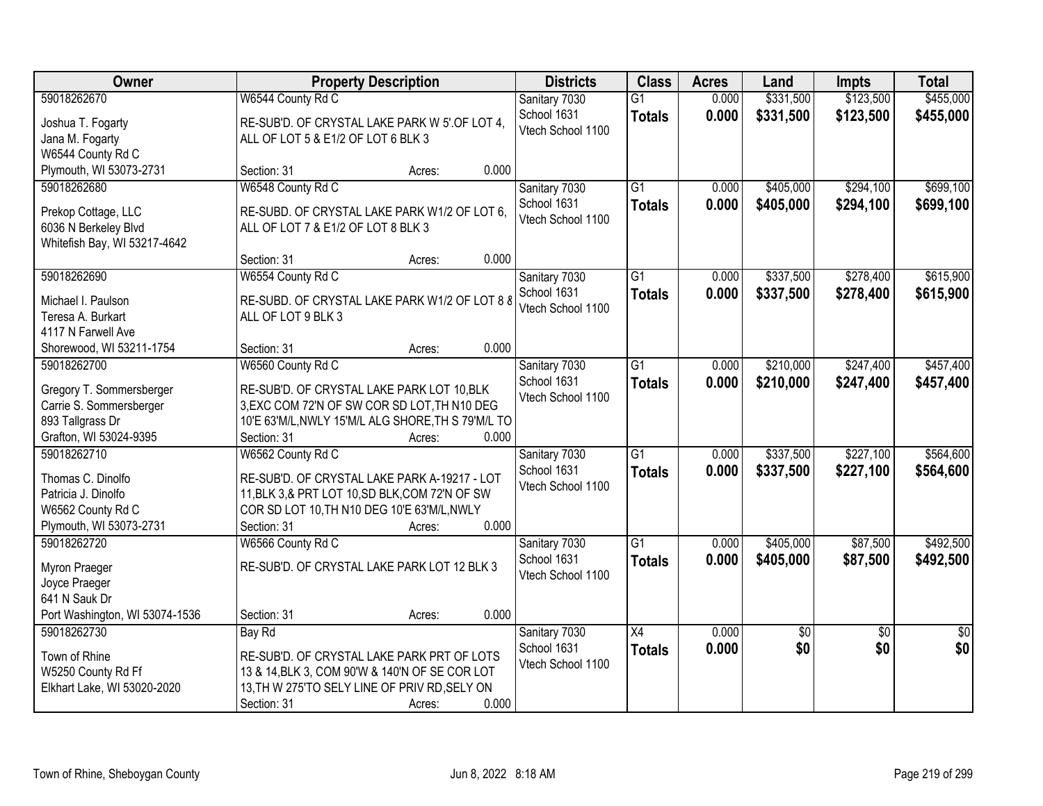| Owner | Property Description | Districts | Class | Acres | Land | Impts | Total |
|---|---|---|---|---|---|---|---|
| 59018262670<br>Joshua T. Fogarty<br>Jana M. Fogarty<br>W6544 County Rd C<br>Plymouth, WI 53073-2731 | W6544 County Rd C<br>RE-SUB'D. OF CRYSTAL LAKE PARK W 5'.OF LOT 4, ALL OF LOT 5 & E1/2 OF LOT 6 BLK 3<br>Section: 31 Acres: 0.000 | Sanitary 7030<br>School 1631<br>Vtech School 1100 | G1<br>**Totals** | 0.000<br>**0.000** | $331,500<br>**$331,500** | $123,500<br>**$123,500** | $455,000<br>**$455,000** |
| 59018262680<br>Prekop Cottage, LLC<br>6036 N Berkeley Blvd<br>Whitefish Bay, WI 53217-4642 | W6548 County Rd C<br>RE-SUBD. OF CRYSTAL LAKE PARK W1/2 OF LOT 6, ALL OF LOT 7 & E1/2 OF LOT 8 BLK 3<br>Section: 31 Acres: 0.000 | Sanitary 7030<br>School 1631<br>Vtech School 1100 | G1<br>**Totals** | 0.000<br>**0.000** | $405,000<br>**$405,000** | $294,100<br>**$294,100** | $699,100<br>**$699,100** |
| 59018262690<br>Michael I. Paulson<br>Teresa A. Burkart<br>4117 N Farwell Ave<br>Shorewood, WI 53211-1754 | W6554 County Rd C<br>RE-SUBD. OF CRYSTAL LAKE PARK W1/2 OF LOT 8 & ALL OF LOT 9 BLK 3<br>Section: 31 Acres: 0.000 | Sanitary 7030<br>School 1631<br>Vtech School 1100 | G1<br>**Totals** | 0.000<br>**0.000** | $337,500<br>**$337,500** | $278,400<br>**$278,400** | $615,900<br>**$615,900** |
| 59018262700<br>Gregory T. Sommersberger<br>Carrie S. Sommersberger<br>893 Tallgrass Dr<br>Grafton, WI 53024-9395 | W6560 County Rd C<br>RE-SUB'D. OF CRYSTAL LAKE PARK LOT 10,BLK 3,EXC COM 72'N OF SW COR SD LOT,TH N10 DEG 10'E 63'M/L,NWLY 15'M/L ALG SHORE,TH S 79'M/L TO<br>Section: 31 Acres: 0.000 | Sanitary 7030<br>School 1631<br>Vtech School 1100 | G1<br>**Totals** | 0.000<br>**0.000** | $210,000<br>**$210,000** | $247,400<br>**$247,400** | $457,400<br>**$457,400** |
| 59018262710<br>Thomas C. Dinolfo<br>Patricia J. Dinolfo<br>W6562 County Rd C<br>Plymouth, WI 53073-2731 | W6562 County Rd C<br>RE-SUB'D. OF CRYSTAL LAKE PARK A-19217 - LOT 11,BLK 3,& PRT LOT 10,SD BLK,COM 72'N OF SW COR SD LOT 10,TH N10 DEG 10'E 63'M/L,NWLY<br>Section: 31 Acres: 0.000 | Sanitary 7030<br>School 1631<br>Vtech School 1100 | G1<br>**Totals** | 0.000<br>**0.000** | $337,500<br>**$337,500** | $227,100<br>**$227,100** | $564,600<br>**$564,600** |
| 59018262720<br>Myron Praeger<br>Joyce Praeger<br>641 N Sauk Dr<br>Port Washington, WI 53074-1536 | W6566 County Rd C<br>RE-SUB'D. OF CRYSTAL LAKE PARK LOT 12 BLK 3<br>Section: 31 Acres: 0.000 | Sanitary 7030<br>School 1631<br>Vtech School 1100 | G1<br>**Totals** | 0.000<br>**0.000** | $405,000<br>**$405,000** | $87,500<br>**$87,500** | $492,500<br>**$492,500** |
| 59018262730<br>Town of Rhine<br>W5250 County Rd Ff<br>Elkhart Lake, WI 53020-2020 | Bay Rd<br>RE-SUB'D. OF CRYSTAL LAKE PARK PRT OF LOTS 13 & 14,BLK 3, COM 90'W & 140'N OF SE COR LOT 13,TH W 275'TO SELY LINE OF PRIV RD,SELY ON<br>Section: 31 Acres: 0.000 | Sanitary 7030<br>School 1631<br>Vtech School 1100 | X4<br>**Totals** | 0.000<br>**0.000** | $0<br>**$0** | $0<br>**$0** | $0<br>**$0** |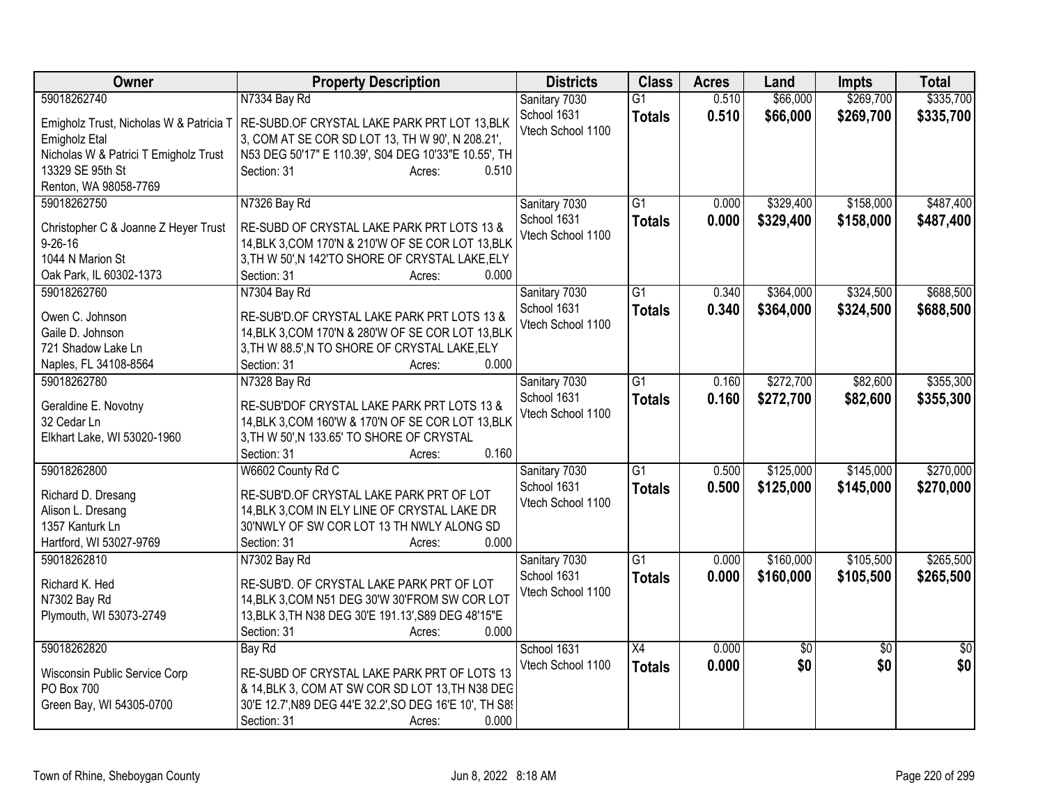| Owner | Property Description | Districts | Class | Acres | Land | Impts | Total |
|---|---|---|---|---|---|---|---|
| 59018262740<br>Emigholz Trust, Nicholas W & Patricia T Emigholz Etal<br>Nicholas W & Patrici T Emigholz Trust<br>13329 SE 95th St<br>Renton, WA 98058-7769 | N7334 Bay Rd<br>RE-SUBD.OF CRYSTAL LAKE PARK PRT LOT 13,BLK 3, COM AT SE COR SD LOT 13, TH W 90', N 208.21', N53 DEG 50'17" E 110.39', S04 DEG 10'33"E 10.55', TH<br>Section: 31 Acres: 0.510 | Sanitary 7030<br>School 1631<br>Vtech School 1100 | G1<br>**Totals** | 0.510<br>**0.510** | $66,000<br>**$66,000** | $269,700<br>**$269,700** | $335,700<br>**$335,700** |
| 59018262750<br>Christopher C & Joanne Z Heyer Trust 9-26-16<br>1044 N Marion St<br>Oak Park, IL 60302-1373 | N7326 Bay Rd<br>RE-SUBD OF CRYSTAL LAKE PARK PRT LOTS 13 & 14,BLK 3,COM 170'N & 210'W OF SE COR LOT 13,BLK 3,TH W 50',N 142'TO SHORE OF CRYSTAL LAKE,ELY<br>Section: 31 Acres: 0.000 | Sanitary 7030<br>School 1631<br>Vtech School 1100 | G1<br>**Totals** | 0.000<br>**0.000** | $329,400<br>**$329,400** | $158,000<br>**$158,000** | $487,400<br>**$487,400** |
| 59018262760<br>Owen C. Johnson<br>Gaile D. Johnson<br>721 Shadow Lake Ln<br>Naples, FL 34108-8564 | N7304 Bay Rd<br>RE-SUB'D.OF CRYSTAL LAKE PARK PRT LOTS 13 & 14,BLK 3,COM 170'N & 280'W OF SE COR LOT 13,BLK 3,TH W 88.5',N TO SHORE OF CRYSTAL LAKE,ELY<br>Section: 31 Acres: 0.000 | Sanitary 7030<br>School 1631<br>Vtech School 1100 | G1<br>**Totals** | 0.340<br>**0.340** | $364,000<br>**$364,000** | $324,500<br>**$324,500** | $688,500<br>**$688,500** |
| 59018262780<br>Geraldine E. Novotny<br>32 Cedar Ln<br>Elkhart Lake, WI 53020-1960 | N7328 Bay Rd<br>RE-SUB'DOF CRYSTAL LAKE PARK PRT LOTS 13 & 14,BLK 3,COM 160'W & 170'N OF SE COR LOT 13,BLK 3,TH W 50',N 133.65' TO SHORE OF CRYSTAL<br>Section: 31 Acres: 0.160 | Sanitary 7030<br>School 1631<br>Vtech School 1100 | G1<br>**Totals** | 0.160<br>**0.160** | $272,700<br>**$272,700** | $82,600<br>**$82,600** | $355,300<br>**$355,300** |
| 59018262800<br>Richard D. Dresang<br>Alison L. Dresang<br>1357 Kanturk Ln<br>Hartford, WI 53027-9769 | W6602 County Rd C<br>RE-SUB'D.OF CRYSTAL LAKE PARK PRT OF LOT 14,BLK 3,COM IN ELY LINE OF CRYSTAL LAKE DR 30'NWLY OF SW COR LOT 13 TH NWLY ALONG SD<br>Section: 31 Acres: 0.000 | Sanitary 7030<br>School 1631<br>Vtech School 1100 | G1<br>**Totals** | 0.500<br>**0.500** | $125,000<br>**$125,000** | $145,000<br>**$145,000** | $270,000<br>**$270,000** |
| 59018262810<br>Richard K. Hed<br>N7302 Bay Rd<br>Plymouth, WI 53073-2749 | N7302 Bay Rd<br>RE-SUB'D. OF CRYSTAL LAKE PARK PRT OF LOT 14,BLK 3,COM N51 DEG 30'W 30'FROM SW COR LOT 13,BLK 3,TH N38 DEG 30'E 191.13',S89 DEG 48'15"E<br>Section: 31 Acres: 0.000 | Sanitary 7030<br>School 1631<br>Vtech School 1100 | G1<br>**Totals** | 0.000<br>**0.000** | $160,000<br>**$160,000** | $105,500<br>**$105,500** | $265,500<br>**$265,500** |
| 59018262820<br>Wisconsin Public Service Corp<br>PO Box 700<br>Green Bay, WI 54305-0700 | Bay Rd<br>RE-SUBD OF CRYSTAL LAKE PARK PRT OF LOTS 13 & 14,BLK 3, COM AT SW COR SD LOT 13,TH N38 DEG 30'E 12.7',N89 DEG 44'E 32.2',SO DEG 16'E 10', TH S8<br>Section: 31 Acres: 0.000 | School 1631<br>Vtech School 1100 | X4<br>**Totals** | 0.000<br>**0.000** | $0<br>**$0** | $0<br>**$0** | $0<br>**$0** |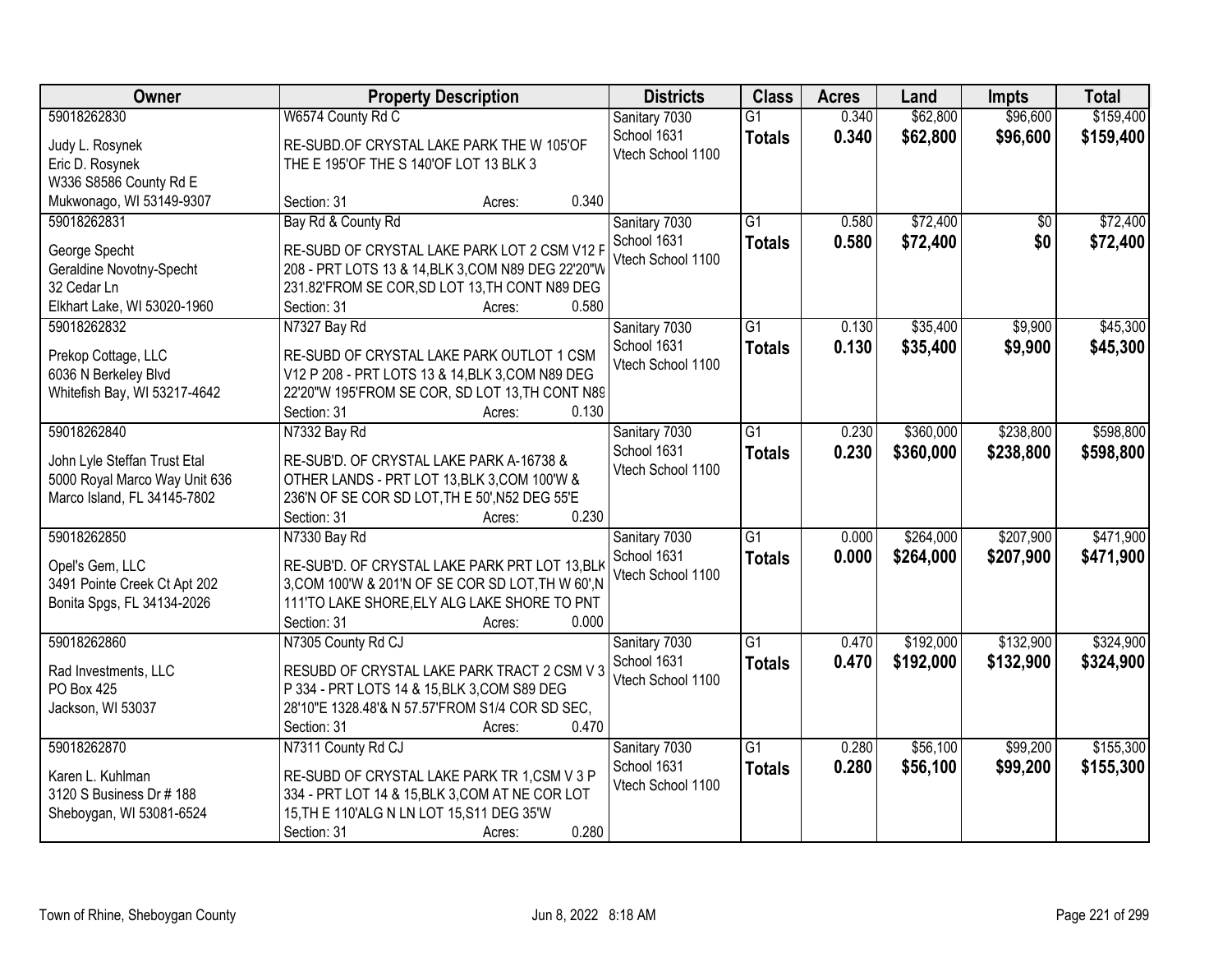| Owner | Property Description | Districts | Class | Acres | Land | Impts | Total |
|---|---|---|---|---|---|---|---|
| 59018262830<br>Judy L. Rosynek<br>Eric D. Rosynek<br>W336 S8586 County Rd E<br>Mukwonago, WI 53149-9307 | W6574 County Rd C<br>RE-SUBD.OF CRYSTAL LAKE PARK THE W 105'OF THE E 195'OF THE S 140'OF LOT 13 BLK 3<br>Section: 31 Acres: 0.340 | Sanitary 7030<br>School 1631<br>Vtech School 1100 | G1<br>**Totals** | 0.340<br>**0.340** | $62,800<br>**$62,800** | $96,600<br>**$96,600** | $159,400<br>**$159,400** |
| 59018262831<br>George Specht<br>Geraldine Novotny-Specht<br>32 Cedar Ln<br>Elkhart Lake, WI 53020-1960 | Bay Rd & County Rd<br>RE-SUBD OF CRYSTAL LAKE PARK LOT 2 CSM V12 P 208 - PRT LOTS 13 & 14,BLK 3,COM N89 DEG 22'20"W 231.82'FROM SE COR,SD LOT 13,TH CONT N89 DEG<br>Section: 31 Acres: 0.580 | Sanitary 7030<br>School 1631<br>Vtech School 1100 | G1<br>**Totals** | 0.580<br>**0.580** | $72,400<br>**$72,400** | $0<br>**$0** | $72,400<br>**$72,400** |
| 59018262832<br>Prekop Cottage, LLC<br>6036 N Berkeley Blvd<br>Whitefish Bay, WI 53217-4642 | N7327 Bay Rd<br>RE-SUBD OF CRYSTAL LAKE PARK OUTLOT 1 CSM V12 P 208 - PRT LOTS 13 & 14,BLK 3,COM N89 DEG 22'20"W 195'FROM SE COR, SD LOT 13,TH CONT N89<br>Section: 31 Acres: 0.130 | Sanitary 7030<br>School 1631<br>Vtech School 1100 | G1<br>**Totals** | 0.130<br>**0.130** | $35,400<br>**$35,400** | $9,900<br>**$9,900** | $45,300<br>**$45,300** |
| 59018262840<br>John Lyle Steffan Trust Etal<br>5000 Royal Marco Way Unit 636<br>Marco Island, FL 34145-7802 | N7332 Bay Rd<br>RE-SUB'D. OF CRYSTAL LAKE PARK A-16738 & OTHER LANDS - PRT LOT 13,BLK 3,COM 100'W & 236'N OF SE COR SD LOT,TH E 50',N52 DEG 55'E<br>Section: 31 Acres: 0.230 | Sanitary 7030<br>School 1631<br>Vtech School 1100 | G1<br>**Totals** | 0.230<br>**0.230** | $360,000<br>**$360,000** | $238,800<br>**$238,800** | $598,800<br>**$598,800** |
| 59018262850<br>Opel's Gem, LLC<br>3491 Pointe Creek Ct Apt 202<br>Bonita Spgs, FL 34134-2026 | N7330 Bay Rd<br>RE-SUB'D. OF CRYSTAL LAKE PARK PRT LOT 13,BLK 3,COM 100'W & 201'N OF SE COR SD LOT,TH W 60',N 111'TO LAKE SHORE,ELY ALG LAKE SHORE TO PNT<br>Section: 31 Acres: 0.000 | Sanitary 7030<br>School 1631<br>Vtech School 1100 | G1<br>**Totals** | 0.000<br>**0.000** | $264,000<br>**$264,000** | $207,900<br>**$207,900** | $471,900<br>**$471,900** |
| 59018262860<br>Rad Investments, LLC<br>PO Box 425<br>Jackson, WI 53037 | N7305 County Rd CJ<br>RESUBD OF CRYSTAL LAKE PARK TRACT 2 CSM V 3 P 334 - PRT LOTS 14 & 15,BLK 3,COM S89 DEG 28'10"E 1328.48'& N 57.57'FROM S1/4 COR SD SEC,<br>Section: 31 Acres: 0.470 | Sanitary 7030<br>School 1631<br>Vtech School 1100 | G1<br>**Totals** | 0.470<br>**0.470** | $192,000<br>**$192,000** | $132,900<br>**$132,900** | $324,900<br>**$324,900** |
| 59018262870<br>Karen L. Kuhlman<br>3120 S Business Dr # 188<br>Sheboygan, WI 53081-6524 | N7311 County Rd CJ<br>RE-SUBD OF CRYSTAL LAKE PARK TR 1,CSM V 3 P 334 - PRT LOT 14 & 15,BLK 3,COM AT NE COR LOT 15,TH E 110'ALG N LN LOT 15,S11 DEG 35'W<br>Section: 31 Acres: 0.280 | Sanitary 7030<br>School 1631<br>Vtech School 1100 | G1<br>**Totals** | 0.280<br>**0.280** | $56,100<br>**$56,100** | $99,200<br>**$99,200** | $155,300<br>**$155,300** |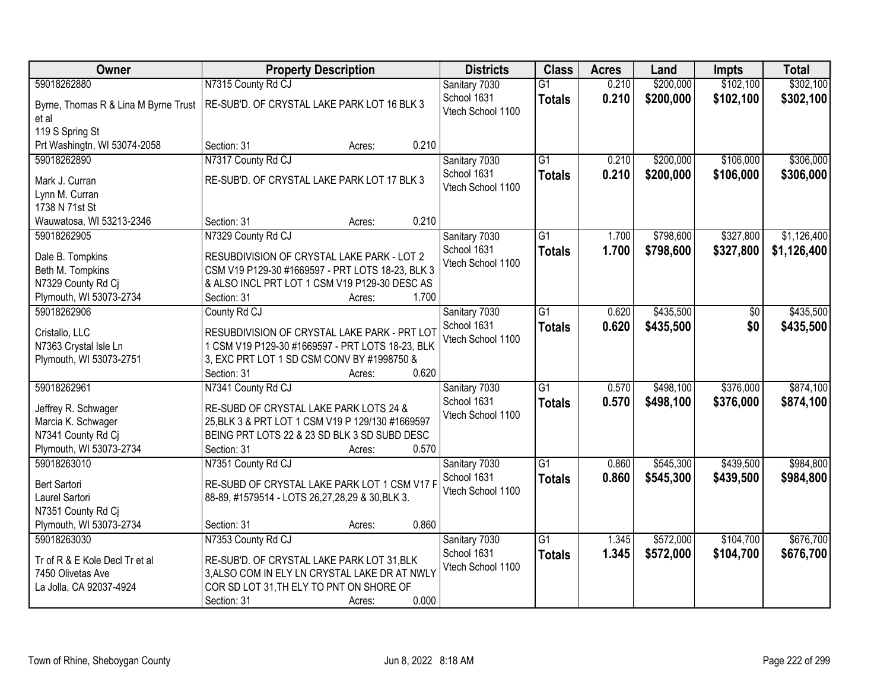| Owner | Property Description | Districts | Class | Acres | Land | Impts | Total |
|---|---|---|---|---|---|---|---|
| 59018262880<br>Byrne, Thomas R & Lina M Byrne Trust et al<br>119 S Spring St<br>Prt Washingtn, WI 53074-2058 | N7315 County Rd CJ<br>RE-SUB'D. OF CRYSTAL LAKE PARK LOT 16 BLK 3<br>Section: 31 Acres: 0.210 | Sanitary 7030<br>School 1631<br>Vtech School 1100 | G1<br>**Totals** | 0.210<br>**0.210** | $200,000<br>**$200,000** | $102,100<br>**$102,100** | $302,100<br>**$302,100** |
| 59018262890<br>Mark J. Curran<br>Lynn M. Curran<br>1738 N 71st St<br>Wauwatosa, WI 53213-2346 | N7317 County Rd CJ<br>RE-SUB'D. OF CRYSTAL LAKE PARK LOT 17 BLK 3<br>Section: 31 Acres: 0.210 | Sanitary 7030<br>School 1631<br>Vtech School 1100 | G1<br>**Totals** | 0.210<br>**0.210** | $200,000<br>**$200,000** | $106,000<br>**$106,000** | $306,000<br>**$306,000** |
| 59018262905<br>Dale B. Tompkins<br>Beth M. Tompkins<br>N7329 County Rd Cj<br>Plymouth, WI 53073-2734 | N7329 County Rd CJ<br>RESUBDIVISION OF CRYSTAL LAKE PARK - LOT 2 CSM V19 P129-30 #1669597 - PRT LOTS 18-23, BLK 3 & ALSO INCL PRT LOT 1 CSM V19 P129-30 DESC AS<br>Section: 31 Acres: 1.700 | Sanitary 7030<br>School 1631<br>Vtech School 1100 | G1<br>**Totals** | 1.700<br>**1.700** | $798,600<br>**$798,600** | $327,800<br>**$327,800** | $1,126,400<br>**$1,126,400** |
| 59018262906<br>Cristallo, LLC<br>N7363 Crystal Isle Ln<br>Plymouth, WI 53073-2751 | County Rd CJ<br>RESUBDIVISION OF CRYSTAL LAKE PARK - PRT LOT 1 CSM V19 P129-30 #1669597 - PRT LOTS 18-23, BLK 3, EXC PRT LOT 1 SD CSM CONV BY #1998750 &<br>Section: 31 Acres: 0.620 | Sanitary 7030<br>School 1631<br>Vtech School 1100 | G1<br>**Totals** | 0.620<br>**0.620** | $435,500<br>**$435,500** | $0<br>**$0** | $435,500<br>**$435,500** |
| 59018262961<br>Jeffrey R. Schwager<br>Marcia K. Schwager<br>N7341 County Rd Cj<br>Plymouth, WI 53073-2734 | N7341 County Rd CJ<br>RE-SUBD OF CRYSTAL LAKE PARK LOTS 24 & 25,BLK 3 & PRT LOT 1 CSM V19 P 129/130 #1669597 BEING PRT LOTS 22 & 23 SD BLK 3 SD SUBD DESC<br>Section: 31 Acres: 0.570 | Sanitary 7030<br>School 1631<br>Vtech School 1100 | G1<br>**Totals** | 0.570<br>**0.570** | $498,100<br>**$498,100** | $376,000<br>**$376,000** | $874,100<br>**$874,100** |
| 59018263010<br>Bert Sartori<br>Laurel Sartori<br>N7351 County Rd Cj<br>Plymouth, WI 53073-2734 | N7351 County Rd CJ<br>RE-SUBD OF CRYSTAL LAKE PARK LOT 1 CSM V17 P 88-89, #1579514 - LOTS 26,27,28,29 & 30,BLK 3.<br>Section: 31 Acres: 0.860 | Sanitary 7030<br>School 1631<br>Vtech School 1100 | G1<br>**Totals** | 0.860<br>**0.860** | $545,300<br>**$545,300** | $439,500<br>**$439,500** | $984,800<br>**$984,800** |
| 59018263030<br>Tr of R & E Kole Decl Tr et al<br>7450 Olivetas Ave<br>La Jolla, CA 92037-4924 | N7353 County Rd CJ<br>RE-SUB'D. OF CRYSTAL LAKE PARK LOT 31,BLK 3,ALSO COM IN ELY LN CRYSTAL LAKE DR AT NWLY COR SD LOT 31,TH ELY TO PNT ON SHORE OF<br>Section: 31 Acres: 0.000 | Sanitary 7030<br>School 1631<br>Vtech School 1100 | G1<br>**Totals** | 1.345<br>**1.345** | $572,000<br>**$572,000** | $104,700<br>**$104,700** | $676,700<br>**$676,700** |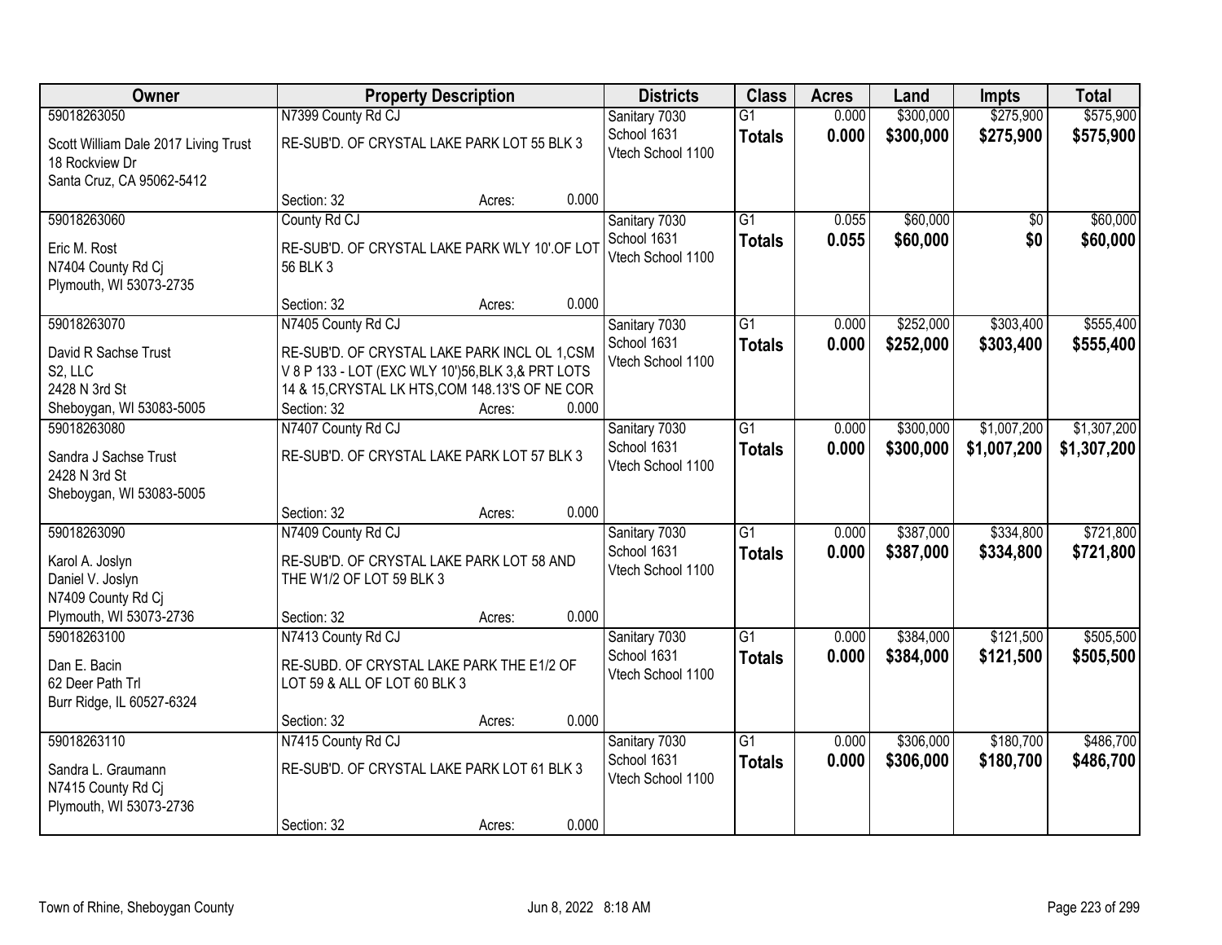| Owner | Property Description | Districts | Class | Acres | Land | Impts | Total |
|---|---|---|---|---|---|---|---|
| 59018263050<br>Scott William Dale 2017 Living Trust<br>18 Rockview Dr<br>Santa Cruz, CA 95062-5412 | N7399 County Rd CJ<br>RE-SUB'D. OF CRYSTAL LAKE PARK LOT 55 BLK 3<br>Section: 32 Acres: 0.000 | Sanitary 7030<br>School 1631<br>Vtech School 1100 | G1<br>**Totals** | 0.000<br>**0.000** | $300,000<br>**$300,000** | $275,900<br>**$275,900** | $575,900<br>**$575,900** |
| 59018263060<br>Eric M. Rost<br>N7404 County Rd Cj<br>Plymouth, WI 53073-2735 | County Rd CJ<br>RE-SUB'D. OF CRYSTAL LAKE PARK WLY 10'.OF LOT 56 BLK 3<br>Section: 32 Acres: 0.000 | Sanitary 7030<br>School 1631<br>Vtech School 1100 | G1<br>**Totals** | 0.055<br>**0.055** | $60,000<br>**$60,000** | $0<br>**$0** | $60,000<br>**$60,000** |
| 59018263070<br>David R Sachse Trust<br>S2, LLC<br>2428 N 3rd St<br>Sheboygan, WI 53083-5005 | N7405 County Rd CJ<br>RE-SUB'D. OF CRYSTAL LAKE PARK INCL OL 1,CSM V 8 P 133 - LOT (EXC WLY 10')56,BLK 3,& PRT LOTS 14 & 15,CRYSTAL LK HTS,COM 148.13'S OF NE COR<br>Section: 32 Acres: 0.000 | Sanitary 7030<br>School 1631<br>Vtech School 1100 | G1<br>**Totals** | 0.000<br>**0.000** | $252,000<br>**$252,000** | $303,400<br>**$303,400** | $555,400<br>**$555,400** |
| 59018263080<br>Sandra J Sachse Trust<br>2428 N 3rd St<br>Sheboygan, WI 53083-5005 | N7407 County Rd CJ<br>RE-SUB'D. OF CRYSTAL LAKE PARK LOT 57 BLK 3<br>Section: 32 Acres: 0.000 | Sanitary 7030<br>School 1631<br>Vtech School 1100 | G1<br>**Totals** | 0.000<br>**0.000** | $300,000<br>**$300,000** | $1,007,200<br>**$1,007,200** | $1,307,200<br>**$1,307,200** |
| 59018263090<br>Karol A. Joslyn<br>Daniel V. Joslyn<br>N7409 County Rd Cj<br>Plymouth, WI 53073-2736 | N7409 County Rd CJ<br>RE-SUB'D. OF CRYSTAL LAKE PARK LOT 58 AND THE W1/2 OF LOT 59 BLK 3<br>Section: 32 Acres: 0.000 | Sanitary 7030<br>School 1631<br>Vtech School 1100 | G1<br>**Totals** | 0.000<br>**0.000** | $387,000<br>**$387,000** | $334,800<br>**$334,800** | $721,800<br>**$721,800** |
| 59018263100<br>Dan E. Bacin<br>62 Deer Path Trl<br>Burr Ridge, IL 60527-6324 | N7413 County Rd CJ<br>RE-SUBD. OF CRYSTAL LAKE PARK THE E1/2 OF LOT 59 & ALL OF LOT 60 BLK 3<br>Section: 32 Acres: 0.000 | Sanitary 7030<br>School 1631<br>Vtech School 1100 | G1<br>**Totals** | 0.000<br>**0.000** | $384,000<br>**$384,000** | $121,500<br>**$121,500** | $505,500<br>**$505,500** |
| 59018263110<br>Sandra L. Graumann<br>N7415 County Rd Cj<br>Plymouth, WI 53073-2736 | N7415 County Rd CJ<br>RE-SUB'D. OF CRYSTAL LAKE PARK LOT 61 BLK 3<br>Section: 32 Acres: 0.000 | Sanitary 7030<br>School 1631<br>Vtech School 1100 | G1<br>**Totals** | 0.000<br>**0.000** | $306,000<br>**$306,000** | $180,700<br>**$180,700** | $486,700<br>**$486,700** |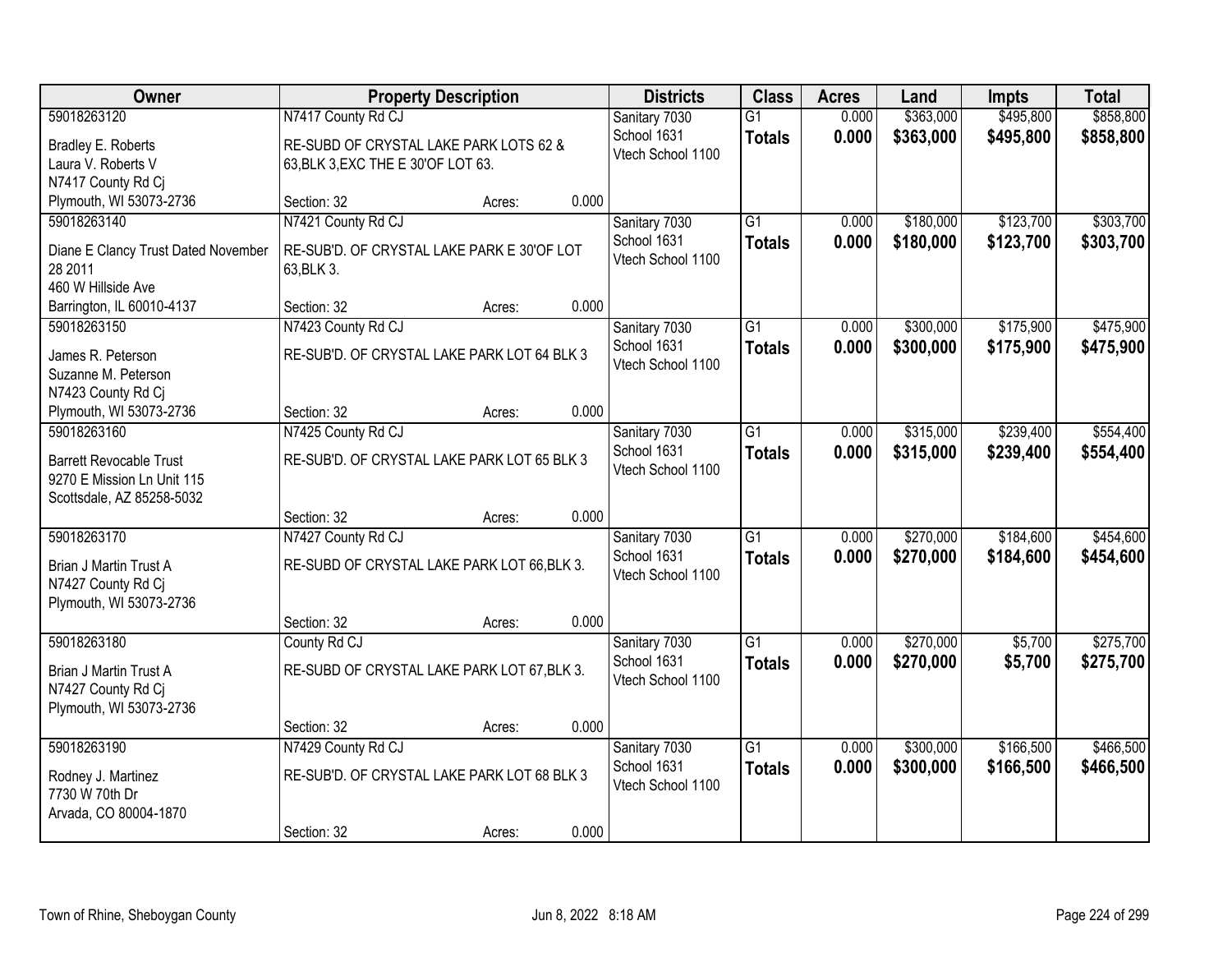| Owner | Property Description | Districts | Class | Acres | Land | Impts | Total |
|---|---|---|---|---|---|---|---|
| 59018263120<br>Bradley E. Roberts<br>Laura V. Roberts V<br>N7417 County Rd Cj<br>Plymouth, WI 53073-2736 | N7417 County Rd CJ<br>RE-SUBD OF CRYSTAL LAKE PARK LOTS 62 & 63,BLK 3,EXC THE E 30'OF LOT 63.<br>Section: 32 Acres: 0.000 | Sanitary 7030<br>School 1631<br>Vtech School 1100 | G1<br>**Totals** | 0.000<br>**0.000** | $363,000<br>**$363,000** | $495,800<br>**$495,800** | $858,800<br>**$858,800** |
| 59018263140<br>Diane E Clancy Trust Dated November 28 2011<br>460 W Hillside Ave<br>Barrington, IL 60010-4137 | N7421 County Rd CJ<br>RE-SUB'D. OF CRYSTAL LAKE PARK E 30'OF LOT 63,BLK 3.<br>Section: 32 Acres: 0.000 | Sanitary 7030<br>School 1631<br>Vtech School 1100 | G1<br>**Totals** | 0.000<br>**0.000** | $180,000<br>**$180,000** | $123,700<br>**$123,700** | $303,700<br>**$303,700** |
| 59018263150<br>James R. Peterson<br>Suzanne M. Peterson<br>N7423 County Rd Cj<br>Plymouth, WI 53073-2736 | N7423 County Rd CJ<br>RE-SUB'D. OF CRYSTAL LAKE PARK LOT 64 BLK 3<br>Section: 32 Acres: 0.000 | Sanitary 7030<br>School 1631<br>Vtech School 1100 | G1<br>**Totals** | 0.000<br>**0.000** | $300,000<br>**$300,000** | $175,900<br>**$175,900** | $475,900<br>**$475,900** |
| 59018263160<br>Barrett Revocable Trust<br>9270 E Mission Ln Unit 115<br>Scottsdale, AZ 85258-5032 | N7425 County Rd CJ<br>RE-SUB'D. OF CRYSTAL LAKE PARK LOT 65 BLK 3<br>Section: 32 Acres: 0.000 | Sanitary 7030<br>School 1631<br>Vtech School 1100 | G1<br>**Totals** | 0.000<br>**0.000** | $315,000<br>**$315,000** | $239,400<br>**$239,400** | $554,400<br>**$554,400** |
| 59018263170<br>Brian J Martin Trust A<br>N7427 County Rd Cj<br>Plymouth, WI 53073-2736 | N7427 County Rd CJ<br>RE-SUBD OF CRYSTAL LAKE PARK LOT 66,BLK 3.<br>Section: 32 Acres: 0.000 | Sanitary 7030<br>School 1631<br>Vtech School 1100 | G1<br>**Totals** | 0.000<br>**0.000** | $270,000<br>**$270,000** | $184,600<br>**$184,600** | $454,600<br>**$454,600** |
| 59018263180<br>Brian J Martin Trust A<br>N7427 County Rd Cj<br>Plymouth, WI 53073-2736 | County Rd CJ<br>RE-SUBD OF CRYSTAL LAKE PARK LOT 67,BLK 3.<br>Section: 32 Acres: 0.000 | Sanitary 7030<br>School 1631<br>Vtech School 1100 | G1<br>**Totals** | 0.000<br>**0.000** | $270,000<br>**$270,000** | $5,700<br>**$5,700** | $275,700<br>**$275,700** |
| 59018263190<br>Rodney J. Martinez<br>7730 W 70th Dr<br>Arvada, CO 80004-1870 | N7429 County Rd CJ<br>RE-SUB'D. OF CRYSTAL LAKE PARK LOT 68 BLK 3<br>Section: 32 Acres: 0.000 | Sanitary 7030<br>School 1631<br>Vtech School 1100 | G1<br>**Totals** | 0.000<br>**0.000** | $300,000<br>**$300,000** | $166,500<br>**$166,500** | $466,500<br>**$466,500** |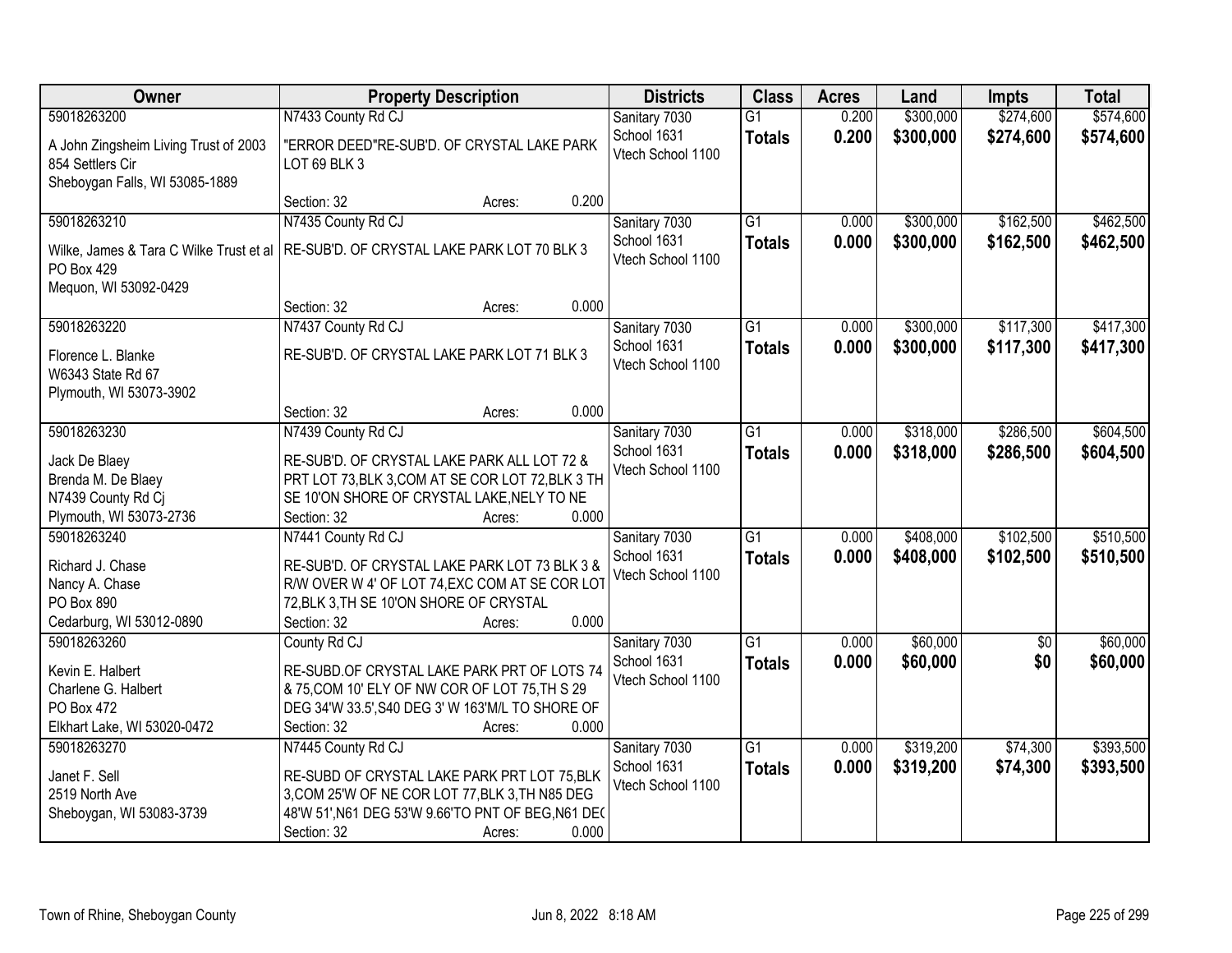| Owner | Property Description | Districts | Class | Acres | Land | Impts | Total |
|---|---|---|---|---|---|---|---|
| 59018263200<br>A John Zingsheim Living Trust of 2003<br>854 Settlers Cir<br>Sheboygan Falls, WI 53085-1889 | N7433 County Rd CJ<br>"ERROR DEED"RE-SUB'D. OF CRYSTAL LAKE PARK LOT 69 BLK 3<br>Section: 32 Acres: 0.200 | Sanitary 7030<br>School 1631<br>Vtech School 1100 | G1<br>**Totals** | 0.200<br>**0.200** | $300,000<br>**$300,000** | $274,600<br>**$274,600** | $574,600<br>**$574,600** |
| 59018263210<br>Wilke, James & Tara C Wilke Trust et al<br>PO Box 429<br>Mequon, WI 53092-0429 | N7435 County Rd CJ<br>RE-SUB'D. OF CRYSTAL LAKE PARK LOT 70 BLK 3<br>Section: 32 Acres: 0.000 | Sanitary 7030<br>School 1631<br>Vtech School 1100 | G1<br>**Totals** | 0.000<br>**0.000** | $300,000<br>**$300,000** | $162,500<br>**$162,500** | $462,500<br>**$462,500** |
| 59018263220<br>Florence L. Blanke<br>W6343 State Rd 67<br>Plymouth, WI 53073-3902 | N7437 County Rd CJ<br>RE-SUB'D. OF CRYSTAL LAKE PARK LOT 71 BLK 3<br>Section: 32 Acres: 0.000 | Sanitary 7030<br>School 1631<br>Vtech School 1100 | G1<br>**Totals** | 0.000<br>**0.000** | $300,000<br>**$300,000** | $117,300<br>**$117,300** | $417,300<br>**$417,300** |
| 59018263230<br>Jack De Blaey<br>Brenda M. De Blaey<br>N7439 County Rd Cj<br>Plymouth, WI 53073-2736 | N7439 County Rd CJ<br>RE-SUB'D. OF CRYSTAL LAKE PARK ALL LOT 72 & PRT LOT 73,BLK 3,COM AT SE COR LOT 72,BLK 3 TH SE 10'ON SHORE OF CRYSTAL LAKE,NELY TO NE<br>Section: 32 Acres: 0.000 | Sanitary 7030<br>School 1631<br>Vtech School 1100 | G1<br>**Totals** | 0.000<br>**0.000** | $318,000<br>**$318,000** | $286,500<br>**$286,500** | $604,500<br>**$604,500** |
| 59018263240<br>Richard J. Chase<br>Nancy A. Chase<br>PO Box 890<br>Cedarburg, WI 53012-0890 | N7441 County Rd CJ<br>RE-SUB'D. OF CRYSTAL LAKE PARK LOT 73 BLK 3 & R/W OVER W 4' OF LOT 74,EXC COM AT SE COR LOT 72,BLK 3,TH SE 10'ON SHORE OF CRYSTAL<br>Section: 32 Acres: 0.000 | Sanitary 7030<br>School 1631<br>Vtech School 1100 | G1<br>**Totals** | 0.000<br>**0.000** | $408,000<br>**$408,000** | $102,500<br>**$102,500** | $510,500<br>**$510,500** |
| 59018263260<br>Kevin E. Halbert<br>Charlene G. Halbert<br>PO Box 472<br>Elkhart Lake, WI 53020-0472 | County Rd CJ<br>RE-SUBD.OF CRYSTAL LAKE PARK PRT OF LOTS 74 & 75,COM 10' ELY OF NW COR OF LOT 75,TH S 29 DEG 34'W 33.5',S40 DEG 3' W 163'M/L TO SHORE OF<br>Section: 32 Acres: 0.000 | Sanitary 7030<br>School 1631<br>Vtech School 1100 | G1<br>**Totals** | 0.000<br>**0.000** | $60,000<br>**$60,000** | $0<br>**$0** | $60,000<br>**$60,000** |
| 59018263270<br>Janet F. Sell<br>2519 North Ave<br>Sheboygan, WI 53083-3739 | N7445 County Rd CJ<br>RE-SUBD OF CRYSTAL LAKE PARK PRT LOT 75,BLK 3,COM 25'W OF NE COR LOT 77,BLK 3,TH N85 DEG 48'W 51',N61 DEG 53'W 9.66'TO PNT OF BEG,N61 DE(<br>Section: 32 Acres: 0.000 | Sanitary 7030<br>School 1631<br>Vtech School 1100 | G1<br>**Totals** | 0.000<br>**0.000** | $319,200<br>**$319,200** | $74,300<br>**$74,300** | $393,500<br>**$393,500** |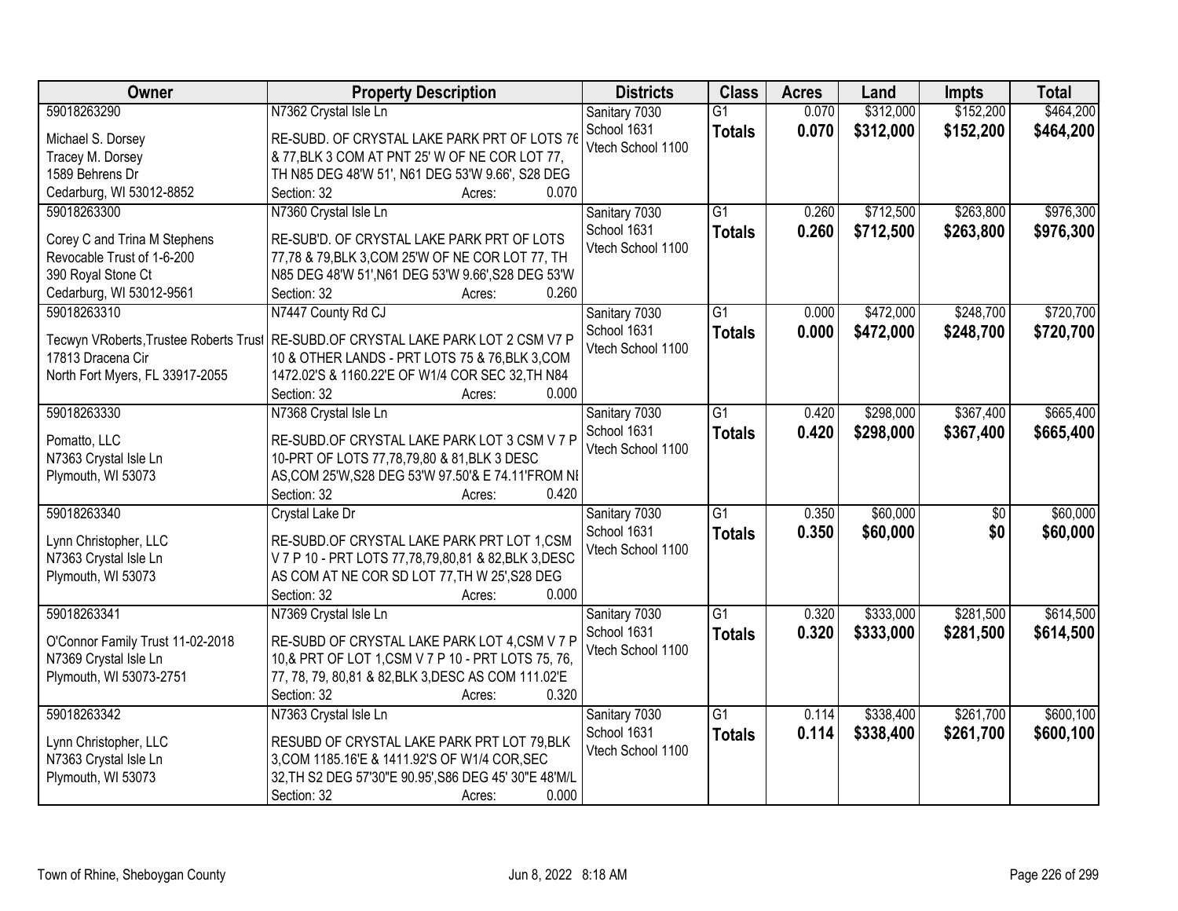| Owner | Property Description | Districts | Class | Acres | Land | Impts | Total |
|---|---|---|---|---|---|---|---|
| 59018263290<br>Michael S. Dorsey<br>Tracey M. Dorsey<br>1589 Behrens Dr<br>Cedarburg, WI 53012-8852 | N7362 Crystal Isle Ln<br>RE-SUBD. OF CRYSTAL LAKE PARK PRT OF LOTS 76 & 77,BLK 3 COM AT PNT 25' W OF NE COR LOT 77, TH N85 DEG 48'W 51', N61 DEG 53'W 9.66', S28 DEG<br>Section: 32 Acres: 0.070 | Sanitary 7030<br>School 1631<br>Vtech School 1100 | G1<br>**Totals** | 0.070<br>**0.070** | $312,000<br>**$312,000** | $152,200<br>**$152,200** | $464,200<br>**$464,200** |
| 59018263300<br>Corey C and Trina M Stephens Revocable Trust of 1-6-200<br>390 Royal Stone Ct<br>Cedarburg, WI 53012-9561 | N7360 Crystal Isle Ln<br>RE-SUB'D. OF CRYSTAL LAKE PARK PRT OF LOTS 77,78 & 79,BLK 3,COM 25'W OF NE COR LOT 77, TH N85 DEG 48'W 51',N61 DEG 53'W 9.66',S28 DEG 53'W<br>Section: 32 Acres: 0.260 | Sanitary 7030<br>School 1631<br>Vtech School 1100 | G1<br>**Totals** | 0.260<br>**0.260** | $712,500<br>**$712,500** | $263,800<br>**$263,800** | $976,300<br>**$976,300** |
| 59018263310<br>Tecwyn VRoberts,Trustee Roberts Trust<br>17813 Dracena Cir<br>North Fort Myers, FL 33917-2055 | N7447 County Rd CJ<br>RE-SUBD.OF CRYSTAL LAKE PARK LOT 2 CSM V7 P 10 & OTHER LANDS - PRT LOTS 75 & 76,BLK 3,COM 1472.02'S & 1160.22'E OF W1/4 COR SEC 32,TH N84<br>Section: 32 Acres: 0.000 | Sanitary 7030<br>School 1631<br>Vtech School 1100 | G1<br>**Totals** | 0.000<br>**0.000** | $472,000<br>**$472,000** | $248,700<br>**$248,700** | $720,700<br>**$720,700** |
| 59018263330<br>Pomatto, LLC<br>N7363 Crystal Isle Ln<br>Plymouth, WI 53073 | N7368 Crystal Isle Ln<br>RE-SUBD.OF CRYSTAL LAKE PARK LOT 3 CSM V 7 P 10-PRT OF LOTS 77,78,79,80 & 81,BLK 3 DESC AS,COM 25'W,S28 DEG 53'W 97.50'& E 74.11'FROM NI<br>Section: 32 Acres: 0.420 | Sanitary 7030<br>School 1631<br>Vtech School 1100 | G1<br>**Totals** | 0.420<br>**0.420** | $298,000<br>**$298,000** | $367,400<br>**$367,400** | $665,400<br>**$665,400** |
| 59018263340<br>Lynn Christopher, LLC<br>N7363 Crystal Isle Ln<br>Plymouth, WI 53073 | Crystal Lake Dr<br>RE-SUBD.OF CRYSTAL LAKE PARK PRT LOT 1,CSM V 7 P 10 - PRT LOTS 77,78,79,80,81 & 82,BLK 3,DESC AS COM AT NE COR SD LOT 77,TH W 25',S28 DEG<br>Section: 32 Acres: 0.000 | Sanitary 7030<br>School 1631<br>Vtech School 1100 | G1<br>**Totals** | 0.350<br>**0.350** | $60,000<br>**$60,000** | $0<br>**$0** | $60,000<br>**$60,000** |
| 59018263341<br>O'Connor Family Trust 11-02-2018<br>N7369 Crystal Isle Ln<br>Plymouth, WI 53073-2751 | N7369 Crystal Isle Ln<br>RE-SUBD OF CRYSTAL LAKE PARK LOT 4,CSM V 7 P 10,& PRT OF LOT 1,CSM V 7 P 10 - PRT LOTS 75, 76, 77, 78, 79, 80,81 & 82,BLK 3,DESC AS COM 111.02'E<br>Section: 32 Acres: 0.320 | Sanitary 7030<br>School 1631<br>Vtech School 1100 | G1<br>**Totals** | 0.320<br>**0.320** | $333,000<br>**$333,000** | $281,500<br>**$281,500** | $614,500<br>**$614,500** |
| 59018263342<br>Lynn Christopher, LLC<br>N7363 Crystal Isle Ln<br>Plymouth, WI 53073 | N7363 Crystal Isle Ln<br>RESUBD OF CRYSTAL LAKE PARK PRT LOT 79,BLK 3,COM 1185.16'E & 1411.92'S OF W1/4 COR,SEC 32,TH S2 DEG 57'30"E 90.95',S86 DEG 45' 30"E 48'M/L<br>Section: 32 Acres: 0.000 | Sanitary 7030<br>School 1631<br>Vtech School 1100 | G1<br>**Totals** | 0.114<br>**0.114** | $338,400<br>**$338,400** | $261,700<br>**$261,700** | $600,100<br>**$600,100** |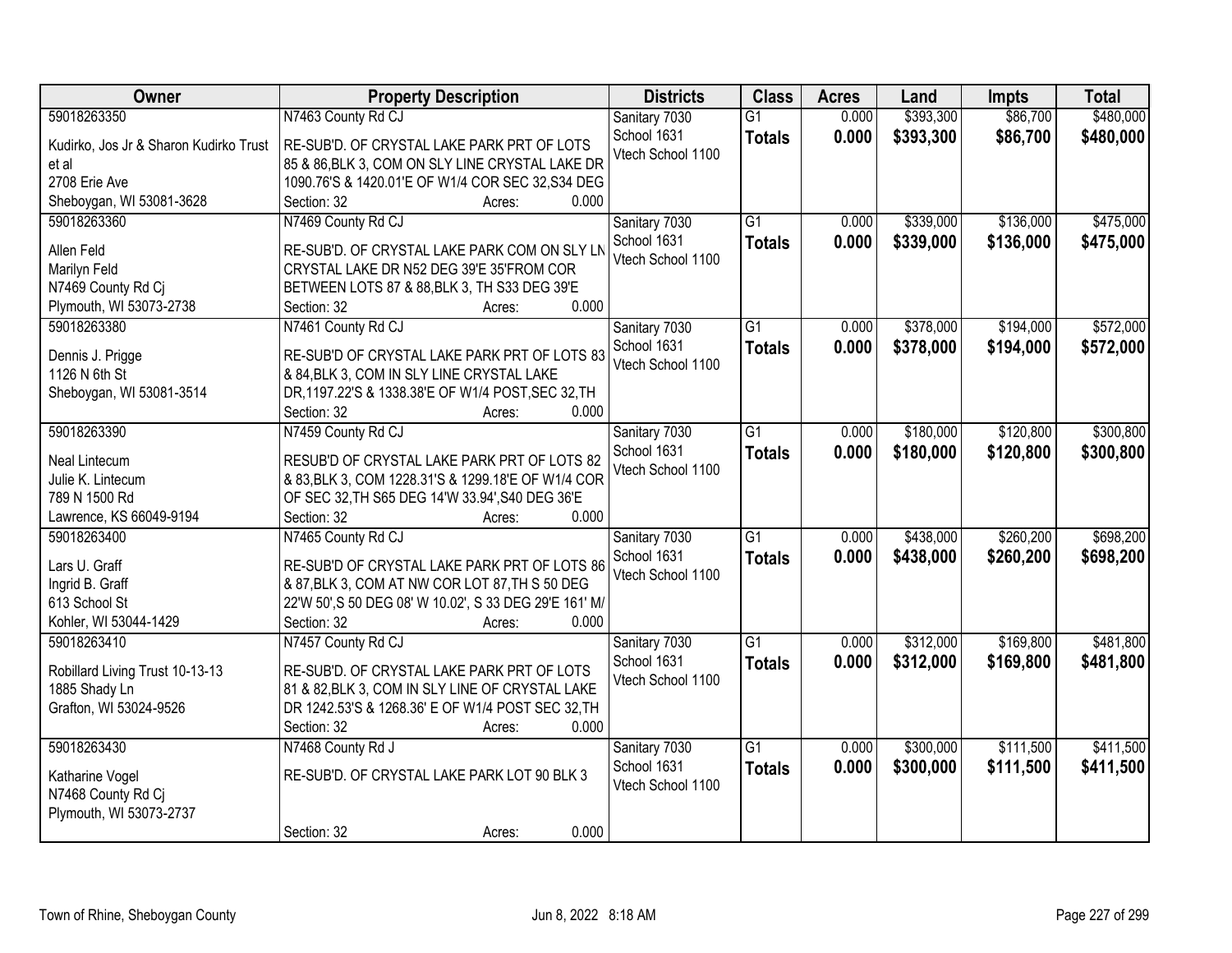| Owner | Property Description | Districts | Class | Acres | Land | Impts | Total |
|---|---|---|---|---|---|---|---|
| 59018263350<br>Kudirko, Jos Jr & Sharon Kudirko Trust et al<br>2708 Erie Ave<br>Sheboygan, WI 53081-3628 | N7463 County Rd CJ<br>RE-SUB'D. OF CRYSTAL LAKE PARK PRT OF LOTS 85 & 86,BLK 3, COM ON SLY LINE CRYSTAL LAKE DR 1090.76'S & 1420.01'E OF W1/4 COR SEC 32,S34 DEG<br>Section: 32 Acres: 0.000 | Sanitary 7030<br>School 1631<br>Vtech School 1100 | G1<br>**Totals** | 0.000<br>**0.000** | \$393,300<br>**\$393,300** | \$86,700<br>**\$86,700** | \$480,000<br>**\$480,000** |
| 59018263360<br>Allen Feld<br>Marilyn Feld<br>N7469 County Rd Cj<br>Plymouth, WI 53073-2738 | N7469 County Rd CJ<br>RE-SUB'D. OF CRYSTAL LAKE PARK COM ON SLY LN CRYSTAL LAKE DR N52 DEG 39'E 35'FROM COR BETWEEN LOTS 87 & 88,BLK 3, TH S33 DEG 39'E<br>Section: 32 Acres: 0.000 | Sanitary 7030<br>School 1631<br>Vtech School 1100 | G1<br>**Totals** | 0.000<br>**0.000** | \$339,000<br>**\$339,000** | \$136,000<br>**\$136,000** | \$475,000<br>**\$475,000** |
| 59018263380<br>Dennis J. Prigge<br>1126 N 6th St<br>Sheboygan, WI 53081-3514 | N7461 County Rd CJ<br>RE-SUB'D OF CRYSTAL LAKE PARK PRT OF LOTS 83 & 84,BLK 3, COM IN SLY LINE CRYSTAL LAKE DR,1197.22'S & 1338.38'E OF W1/4 POST,SEC 32,TH<br>Section: 32 Acres: 0.000 | Sanitary 7030<br>School 1631<br>Vtech School 1100 | G1<br>**Totals** | 0.000<br>**0.000** | \$378,000<br>**\$378,000** | \$194,000<br>**\$194,000** | \$572,000<br>**\$572,000** |
| 59018263390<br>Neal Lintecum<br>Julie K. Lintecum<br>789 N 1500 Rd<br>Lawrence, KS 66049-9194 | N7459 County Rd CJ<br>RESUB'D OF CRYSTAL LAKE PARK PRT OF LOTS 82 & 83,BLK 3, COM 1228.31'S & 1299.18'E OF W1/4 COR OF SEC 32,TH S65 DEG 14'W 33.94',S40 DEG 36'E<br>Section: 32 Acres: 0.000 | Sanitary 7030<br>School 1631<br>Vtech School 1100 | G1<br>**Totals** | 0.000<br>**0.000** | \$180,000<br>**\$180,000** | \$120,800<br>**\$120,800** | \$300,800<br>**\$300,800** |
| 59018263400<br>Lars U. Graff<br>Ingrid B. Graff<br>613 School St<br>Kohler, WI 53044-1429 | N7465 County Rd CJ<br>RE-SUB'D OF CRYSTAL LAKE PARK PRT OF LOTS 86 & 87,BLK 3, COM AT NW COR LOT 87,TH S 50 DEG 22'W 50',S 50 DEG 08' W 10.02', S 33 DEG 29'E 161' M/<br>Section: 32 Acres: 0.000 | Sanitary 7030<br>School 1631<br>Vtech School 1100 | G1<br>**Totals** | 0.000<br>**0.000** | \$438,000<br>**\$438,000** | \$260,200<br>**\$260,200** | \$698,200<br>**\$698,200** |
| 59018263410<br>Robillard Living Trust 10-13-13<br>1885 Shady Ln<br>Grafton, WI 53024-9526 | N7457 County Rd CJ<br>RE-SUB'D. OF CRYSTAL LAKE PARK PRT OF LOTS 81 & 82,BLK 3, COM IN SLY LINE OF CRYSTAL LAKE DR 1242.53'S & 1268.36' E OF W1/4 POST SEC 32,TH<br>Section: 32 Acres: 0.000 | Sanitary 7030<br>School 1631<br>Vtech School 1100 | G1<br>**Totals** | 0.000<br>**0.000** | \$312,000<br>**\$312,000** | \$169,800<br>**\$169,800** | \$481,800<br>**\$481,800** |
| 59018263430<br>Katharine Vogel<br>N7468 County Rd Cj<br>Plymouth, WI 53073-2737 | N7468 County Rd J<br>RE-SUB'D. OF CRYSTAL LAKE PARK LOT 90 BLK 3<br>Section: 32 Acres: 0.000 | Sanitary 7030<br>School 1631<br>Vtech School 1100 | G1<br>**Totals** | 0.000<br>**0.000** | \$300,000<br>**\$300,000** | \$111,500<br>**\$111,500** | \$411,500<br>**\$411,500** |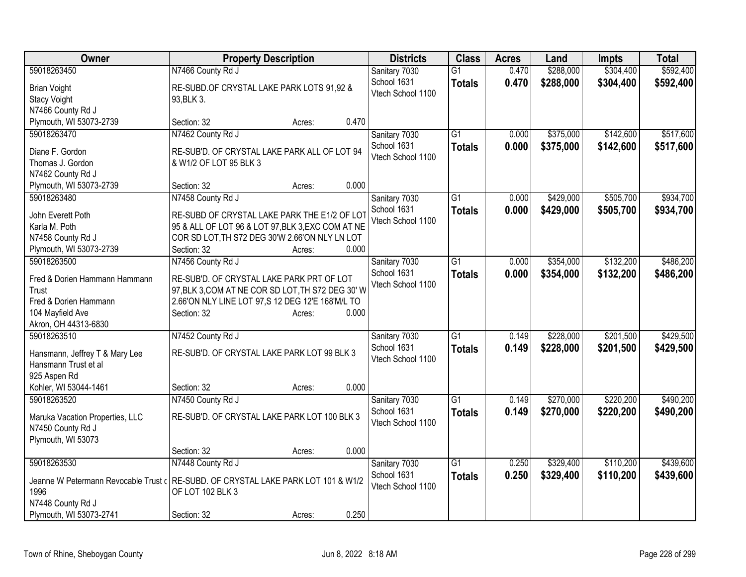| Owner | Property Description | Districts | Class | Acres | Land | Impts | Total |
|---|---|---|---|---|---|---|---|
| 59018263450<br>Brian Voight<br>Stacy Voight<br>N7466 County Rd J<br>Plymouth, WI 53073-2739 | N7466 County Rd J<br>RE-SUBD.OF CRYSTAL LAKE PARK LOTS 91,92 & 93,BLK 3.<br>Section: 32 Acres: 0.470 | Sanitary 7030<br>School 1631<br>Vtech School 1100 | G1<br>**Totals** | 0.470<br>**0.470** | $288,000<br>**$288,000** | $304,400<br>**$304,400** | $592,400<br>**$592,400** |
| 59018263470<br>Diane F. Gordon<br>Thomas J. Gordon<br>N7462 County Rd J<br>Plymouth, WI 53073-2739 | N7462 County Rd J<br>RE-SUB'D. OF CRYSTAL LAKE PARK ALL OF LOT 94 & W1/2 OF LOT 95 BLK 3<br>Section: 32 Acres: 0.000 | Sanitary 7030<br>School 1631<br>Vtech School 1100 | G1<br>**Totals** | 0.000<br>**0.000** | $375,000<br>**$375,000** | $142,600<br>**$142,600** | $517,600<br>**$517,600** |
| 59018263480<br>John Everett Poth<br>Karla M. Poth<br>N7458 County Rd J<br>Plymouth, WI 53073-2739 | N7458 County Rd J<br>RE-SUBD OF CRYSTAL LAKE PARK THE E1/2 OF LOT 95 & ALL OF LOT 96 & LOT 97,BLK 3,EXC COM AT NE COR SD LOT,TH S72 DEG 30'W 2.66'ON NLY LN LOT<br>Section: 32 Acres: 0.000 | Sanitary 7030<br>School 1631<br>Vtech School 1100 | G1<br>**Totals** | 0.000<br>**0.000** | $429,000<br>**$429,000** | $505,700<br>**$505,700** | $934,700<br>**$934,700** |
| 59018263500<br>Fred & Dorien Hammann Hammann Trust<br>Fred & Dorien Hammann<br>104 Mayfield Ave<br>Akron, OH 44313-6830 | N7456 County Rd J<br>RE-SUB'D. OF CRYSTAL LAKE PARK PRT OF LOT 97,BLK 3,COM AT NE COR SD LOT,TH S72 DEG 30' W 2.66'ON NLY LINE LOT 97,S 12 DEG 12'E 168'M/L TO<br>Section: 32 Acres: 0.000 | Sanitary 7030<br>School 1631<br>Vtech School 1100 | G1<br>**Totals** | 0.000<br>**0.000** | $354,000<br>**$354,000** | $132,200<br>**$132,200** | $486,200<br>**$486,200** |
| 59018263510<br>Hansmann, Jeffrey T & Mary Lee Hansmann Trust et al<br>925 Aspen Rd<br>Kohler, WI 53044-1461 | N7452 County Rd J<br>RE-SUB'D. OF CRYSTAL LAKE PARK LOT 99 BLK 3<br>Section: 32 Acres: 0.000 | Sanitary 7030<br>School 1631<br>Vtech School 1100 | G1<br>**Totals** | 0.149<br>**0.149** | $228,000<br>**$228,000** | $201,500<br>**$201,500** | $429,500<br>**$429,500** |
| 59018263520<br>Maruka Vacation Properties, LLC<br>N7450 County Rd J<br>Plymouth, WI 53073 | N7450 County Rd J<br>RE-SUB'D. OF CRYSTAL LAKE PARK LOT 100 BLK 3<br>Section: 32 Acres: 0.000 | Sanitary 7030<br>School 1631<br>Vtech School 1100 | G1<br>**Totals** | 0.149<br>**0.149** | $270,000<br>**$270,000** | $220,200<br>**$220,200** | $490,200<br>**$490,200** |
| 59018263530<br>Jeanne W Petermann Revocable Trust of 1996<br>N7448 County Rd J<br>Plymouth, WI 53073-2741 | N7448 County Rd J<br>RE-SUBD. OF CRYSTAL LAKE PARK LOT 101 & W1/2 OF LOT 102 BLK 3<br>Section: 32 Acres: 0.250 | Sanitary 7030<br>School 1631<br>Vtech School 1100 | G1<br>**Totals** | 0.250<br>**0.250** | $329,400<br>**$329,400** | $110,200<br>**$110,200** | $439,600<br>**$439,600** |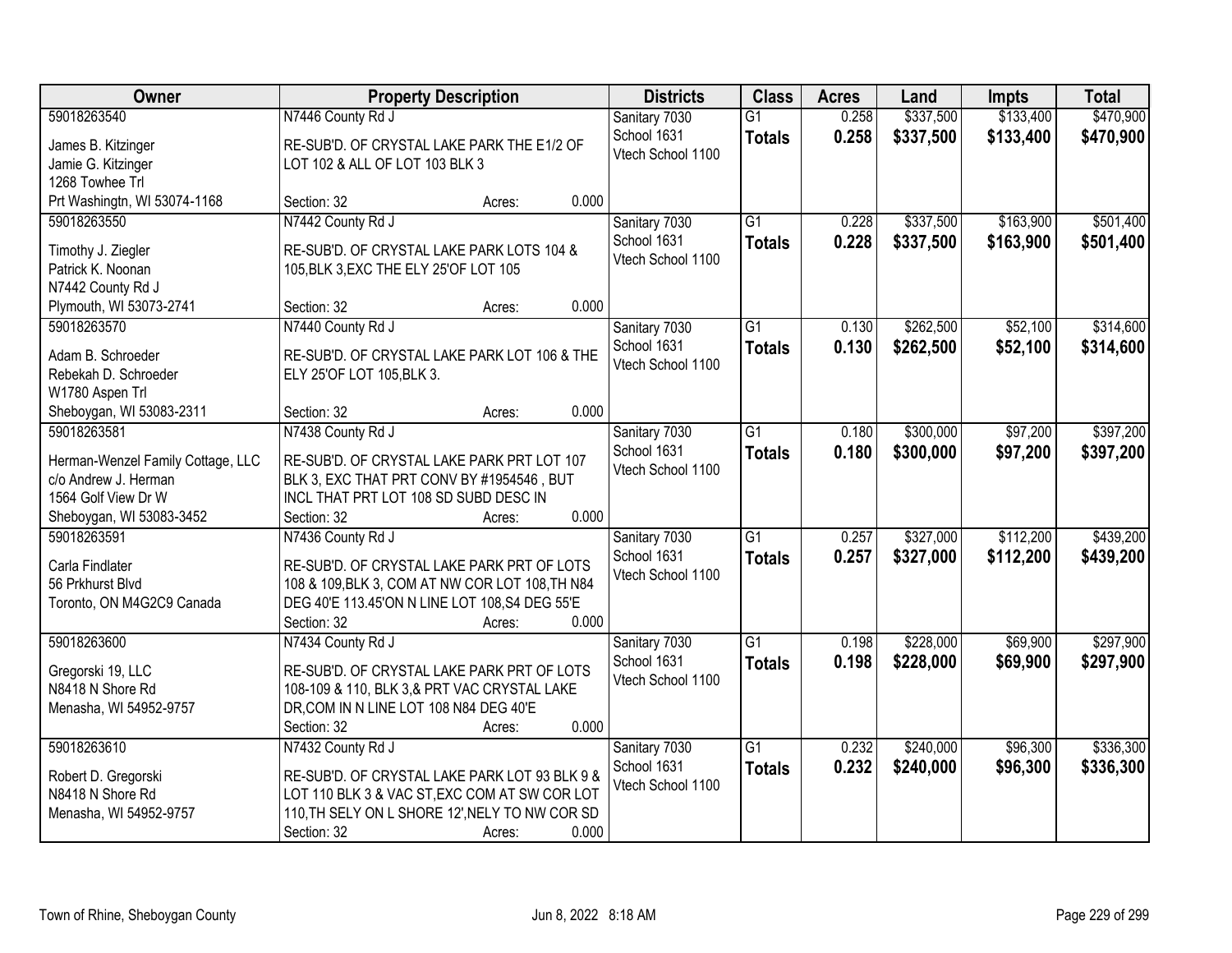| Owner | Property Description | Districts | Class | Acres | Land | Impts | Total |
|---|---|---|---|---|---|---|---|
| 59018263540<br>James B. Kitzinger<br>Jamie G. Kitzinger<br>1268 Towhee Trl<br>Prt Washingtn, WI 53074-1168 | N7446 County Rd J<br>RE-SUB'D. OF CRYSTAL LAKE PARK THE E1/2 OF LOT 102 & ALL OF LOT 103 BLK 3<br>Section: 32 Acres: 0.000 | Sanitary 7030<br>School 1631<br>Vtech School 1100 | G1<br>**Totals** | 0.258<br>**0.258** | $337,500<br>**$337,500** | $133,400<br>**$133,400** | $470,900<br>**$470,900** |
| 59018263550<br>Timothy J. Ziegler<br>Patrick K. Noonan<br>N7442 County Rd J<br>Plymouth, WI 53073-2741 | N7442 County Rd J<br>RE-SUB'D. OF CRYSTAL LAKE PARK LOTS 104 & 105,BLK 3,EXC THE ELY 25'OF LOT 105<br>Section: 32 Acres: 0.000 | Sanitary 7030<br>School 1631<br>Vtech School 1100 | G1<br>**Totals** | 0.228<br>**0.228** | $337,500<br>**$337,500** | $163,900<br>**$163,900** | $501,400<br>**$501,400** |
| 59018263570<br>Adam B. Schroeder<br>Rebekah D. Schroeder<br>W1780 Aspen Trl<br>Sheboygan, WI 53083-2311 | N7440 County Rd J<br>RE-SUB'D. OF CRYSTAL LAKE PARK LOT 106 & THE ELY 25'OF LOT 105,BLK 3.<br>Section: 32 Acres: 0.000 | Sanitary 7030<br>School 1631<br>Vtech School 1100 | G1<br>**Totals** | 0.130<br>**0.130** | $262,500<br>**$262,500** | $52,100<br>**$52,100** | $314,600<br>**$314,600** |
| 59018263581<br>Herman-Wenzel Family Cottage, LLC<br>c/o Andrew J. Herman<br>1564 Golf View Dr W<br>Sheboygan, WI 53083-3452 | N7438 County Rd J<br>RE-SUB'D. OF CRYSTAL LAKE PARK PRT LOT 107 BLK 3, EXC THAT PRT CONV BY #1954546 , BUT INCL THAT PRT LOT 108 SD SUBD DESC IN<br>Section: 32 Acres: 0.000 | Sanitary 7030<br>School 1631<br>Vtech School 1100 | G1<br>**Totals** | 0.180<br>**0.180** | $300,000<br>**$300,000** | $97,200<br>**$97,200** | $397,200<br>**$397,200** |
| 59018263591<br>Carla Findlater<br>56 Prkhurst Blvd<br>Toronto, ON M4G2C9 Canada | N7436 County Rd J<br>RE-SUB'D. OF CRYSTAL LAKE PARK PRT OF LOTS 108 & 109,BLK 3, COM AT NW COR LOT 108,TH N84 DEG 40'E 113.45'ON N LINE LOT 108,S4 DEG 55'E<br>Section: 32 Acres: 0.000 | Sanitary 7030<br>School 1631<br>Vtech School 1100 | G1<br>**Totals** | 0.257<br>**0.257** | $327,000<br>**$327,000** | $112,200<br>**$112,200** | $439,200<br>**$439,200** |
| 59018263600<br>Gregorski 19, LLC<br>N8418 N Shore Rd<br>Menasha, WI 54952-9757 | N7434 County Rd J<br>RE-SUB'D. OF CRYSTAL LAKE PARK PRT OF LOTS 108-109 & 110, BLK 3,& PRT VAC CRYSTAL LAKE DR,COM IN N LINE LOT 108 N84 DEG 40'E<br>Section: 32 Acres: 0.000 | Sanitary 7030<br>School 1631<br>Vtech School 1100 | G1<br>**Totals** | 0.198<br>**0.198** | $228,000<br>**$228,000** | $69,900<br>**$69,900** | $297,900<br>**$297,900** |
| 59018263610<br>Robert D. Gregorski<br>N8418 N Shore Rd<br>Menasha, WI 54952-9757 | N7432 County Rd J<br>RE-SUB'D. OF CRYSTAL LAKE PARK LOT 93 BLK 9 & LOT 110 BLK 3 & VAC ST,EXC COM AT SW COR LOT 110,TH SELY ON L SHORE 12',NELY TO NW COR SD<br>Section: 32 Acres: 0.000 | Sanitary 7030<br>School 1631<br>Vtech School 1100 | G1<br>**Totals** | 0.232<br>**0.232** | $240,000<br>**$240,000** | $96,300<br>**$96,300** | $336,300<br>**$336,300** |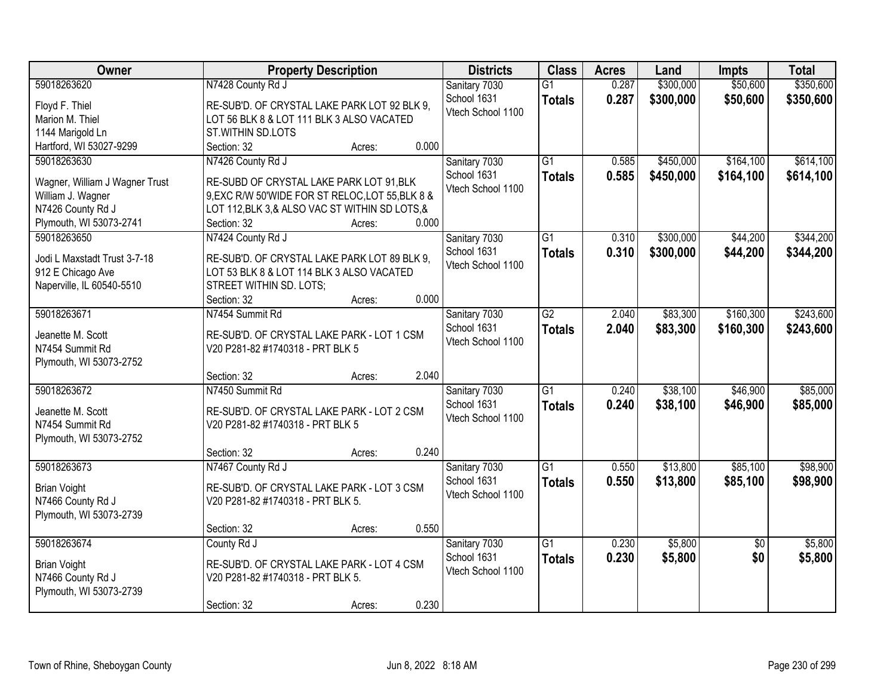| Owner | Property Description | Districts | Class | Acres | Land | Impts | Total |
|---|---|---|---|---|---|---|---|
| 59018263620<br>Floyd F. Thiel<br>Marion M. Thiel<br>1144 Marigold Ln<br>Hartford, WI 53027-9299 | N7428 County Rd J<br>RE-SUB'D. OF CRYSTAL LAKE PARK LOT 92 BLK 9, LOT 56 BLK 8 & LOT 111 BLK 3 ALSO VACATED ST.WITHIN SD.LOTS<br>Section: 32 Acres: 0.000 | Sanitary 7030<br>School 1631<br>Vtech School 1100 | G1<br>**Totals** | 0.287<br>**0.287** | $300,000<br>**$300,000** | $50,600<br>**$50,600** | $350,600<br>**$350,600** |
| 59018263630<br>Wagner, William J Wagner Trust<br>William J. Wagner<br>N7426 County Rd J<br>Plymouth, WI 53073-2741 | N7426 County Rd J<br>RE-SUBD OF CRYSTAL LAKE PARK LOT 91,BLK 9,EXC R/W 50'WIDE FOR ST RELOC,LOT 55,BLK 8 & LOT 112,BLK 3,& ALSO VAC ST WITHIN SD LOTS,&<br>Section: 32 Acres: 0.000 | Sanitary 7030<br>School 1631<br>Vtech School 1100 | G1<br>**Totals** | 0.585<br>**0.585** | $450,000<br>**$450,000** | $164,100<br>**$164,100** | $614,100<br>**$614,100** |
| 59018263650<br>Jodi L Maxstadt Trust 3-7-18<br>912 E Chicago Ave<br>Naperville, IL 60540-5510 | N7424 County Rd J<br>RE-SUB'D. OF CRYSTAL LAKE PARK LOT 89 BLK 9, LOT 53 BLK 8 & LOT 114 BLK 3 ALSO VACATED STREET WITHIN SD. LOTS;<br>Section: 32 Acres: 0.000 | Sanitary 7030<br>School 1631<br>Vtech School 1100 | G1<br>**Totals** | 0.310<br>**0.310** | $300,000<br>**$300,000** | $44,200<br>**$44,200** | $344,200<br>**$344,200** |
| 59018263671<br>Jeanette M. Scott<br>N7454 Summit Rd<br>Plymouth, WI 53073-2752 | N7454 Summit Rd<br>RE-SUB'D. OF CRYSTAL LAKE PARK - LOT 1 CSM V20 P281-82 #1740318 - PRT BLK 5<br>Section: 32 Acres: 2.040 | Sanitary 7030<br>School 1631<br>Vtech School 1100 | G2<br>**Totals** | 2.040<br>**2.040** | $83,300<br>**$83,300** | $160,300<br>**$160,300** | $243,600<br>**$243,600** |
| 59018263672<br>Jeanette M. Scott<br>N7454 Summit Rd<br>Plymouth, WI 53073-2752 | N7450 Summit Rd<br>RE-SUB'D. OF CRYSTAL LAKE PARK - LOT 2 CSM V20 P281-82 #1740318 - PRT BLK 5<br>Section: 32 Acres: 0.240 | Sanitary 7030<br>School 1631<br>Vtech School 1100 | G1<br>**Totals** | 0.240<br>**0.240** | $38,100<br>**$38,100** | $46,900<br>**$46,900** | $85,000<br>**$85,000** |
| 59018263673<br>Brian Voight<br>N7466 County Rd J<br>Plymouth, WI 53073-2739 | N7467 County Rd J<br>RE-SUB'D. OF CRYSTAL LAKE PARK - LOT 3 CSM V20 P281-82 #1740318 - PRT BLK 5.<br>Section: 32 Acres: 0.550 | Sanitary 7030<br>School 1631<br>Vtech School 1100 | G1<br>**Totals** | 0.550<br>**0.550** | $13,800<br>**$13,800** | $85,100<br>**$85,100** | $98,900<br>**$98,900** |
| 59018263674<br>Brian Voight<br>N7466 County Rd J<br>Plymouth, WI 53073-2739 | County Rd J<br>RE-SUB'D. OF CRYSTAL LAKE PARK - LOT 4 CSM V20 P281-82 #1740318 - PRT BLK 5.<br>Section: 32 Acres: 0.230 | Sanitary 7030<br>School 1631<br>Vtech School 1100 | G1<br>**Totals** | 0.230<br>**0.230** | $5,800<br>**$5,800** | $0<br>**$0** | $5,800<br>**$5,800** |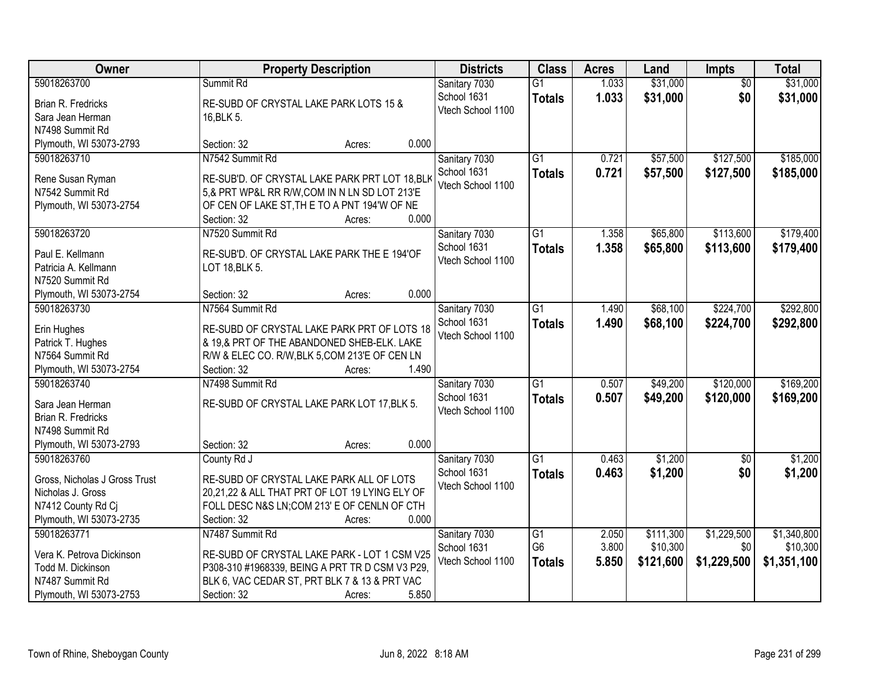| Owner | Property Description | Districts | Class | Acres | Land | Impts | Total |
|---|---|---|---|---|---|---|---|
| 59018263700<br>Brian R. Fredricks<br>Sara Jean Herman<br>N7498 Summit Rd<br>Plymouth, WI 53073-2793 | Summit Rd<br>RE-SUBD OF CRYSTAL LAKE PARK LOTS 15 & 16,BLK 5.<br>Section: 32 Acres: 0.000 | Sanitary 7030<br>School 1631<br>Vtech School 1100 | G1<br>**Totals** | 1.033<br>**1.033** | $31,000<br>**$31,000** | $0<br>**$0** | $31,000<br>**$31,000** |
| 59018263710<br>Rene Susan Ryman<br>N7542 Summit Rd<br>Plymouth, WI 53073-2754 | N7542 Summit Rd<br>RE-SUB'D. OF CRYSTAL LAKE PARK PRT LOT 18,BLK 5,& PRT WP&L RR R/W,COM IN N LN SD LOT 213'E OF CEN OF LAKE ST,TH E TO A PNT 194'W OF NE<br>Section: 32 Acres: 0.000 | Sanitary 7030<br>School 1631<br>Vtech School 1100 | G1<br>**Totals** | 0.721<br>**0.721** | $57,500<br>**$57,500** | $127,500<br>**$127,500** | $185,000<br>**$185,000** |
| 59018263720<br>Paul E. Kellmann<br>Patricia A. Kellmann<br>N7520 Summit Rd<br>Plymouth, WI 53073-2754 | N7520 Summit Rd<br>RE-SUB'D. OF CRYSTAL LAKE PARK THE E 194'OF LOT 18,BLK 5.<br>Section: 32 Acres: 0.000 | Sanitary 7030<br>School 1631<br>Vtech School 1100 | G1<br>**Totals** | 1.358<br>**1.358** | $65,800<br>**$65,800** | $113,600<br>**$113,600** | $179,400<br>**$179,400** |
| 59018263730<br>Erin Hughes<br>Patrick T. Hughes<br>N7564 Summit Rd<br>Plymouth, WI 53073-2754 | N7564 Summit Rd<br>RE-SUBD OF CRYSTAL LAKE PARK PRT OF LOTS 18 & 19,& PRT OF THE ABANDONED SHEB-ELK. LAKE R/W & ELEC CO. R/W,BLK 5,COM 213'E OF CEN LN<br>Section: 32 Acres: 1.490 | Sanitary 7030<br>School 1631<br>Vtech School 1100 | G1<br>**Totals** | 1.490<br>**1.490** | $68,100<br>**$68,100** | $224,700<br>**$224,700** | $292,800<br>**$292,800** |
| 59018263740<br>Sara Jean Herman<br>Brian R. Fredricks<br>N7498 Summit Rd<br>Plymouth, WI 53073-2793 | N7498 Summit Rd<br>RE-SUBD OF CRYSTAL LAKE PARK LOT 17,BLK 5.<br>Section: 32 Acres: 0.000 | Sanitary 7030<br>School 1631<br>Vtech School 1100 | G1<br>**Totals** | 0.507<br>**0.507** | $49,200<br>**$49,200** | $120,000<br>**$120,000** | $169,200<br>**$169,200** |
| 59018263760<br>Gross, Nicholas J Gross Trust<br>Nicholas J. Gross<br>N7412 County Rd Cj<br>Plymouth, WI 53073-2735 | County Rd J<br>RE-SUBD OF CRYSTAL LAKE PARK ALL OF LOTS 20,21,22 & ALL THAT PRT OF LOT 19 LYING ELY OF FOLL DESC N&S LN;COM 213' E OF CENLN OF CTH<br>Section: 32 Acres: 0.000 | Sanitary 7030<br>School 1631<br>Vtech School 1100 | G1<br>**Totals** | 0.463<br>**0.463** | $1,200<br>**$1,200** | $0<br>**$0** | $1,200<br>**$1,200** |
| 59018263771<br>Vera K. Petrova Dickinson<br>Todd M. Dickinson<br>N7487 Summit Rd<br>Plymouth, WI 53073-2753 | N7487 Summit Rd<br>RE-SUBD OF CRYSTAL LAKE PARK - LOT 1 CSM V25 P308-310 #1968339, BEING A PRT TR D CSM V3 P29, BLK 6, VAC CEDAR ST, PRT BLK 7 & 13 & PRT VAC<br>Section: 32 Acres: 5.850 | Sanitary 7030<br>School 1631<br>Vtech School 1100 | G1<br>G6<br>**Totals** | 2.050<br>3.800<br>**5.850** | $111,300<br>$10,300<br>**$121,600** | $1,229,500<br>$0<br>**$1,229,500** | $1,340,800<br>$10,300<br>**$1,351,100** |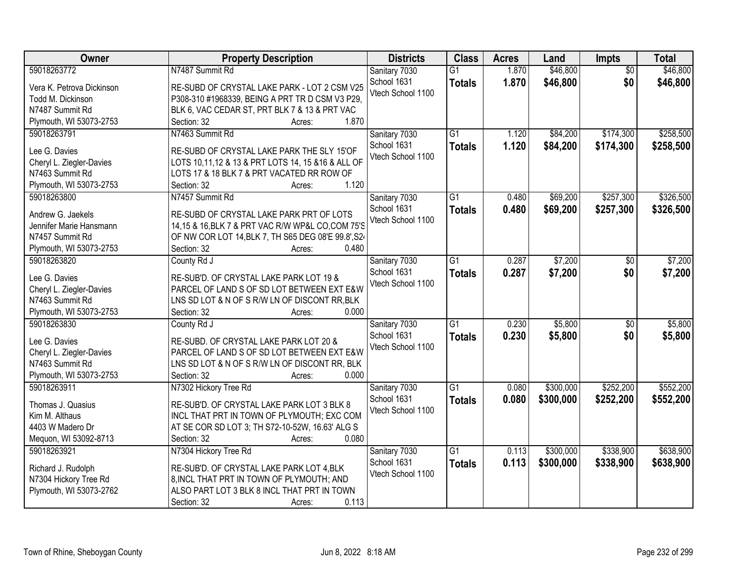| Owner | Property Description | Districts | Class | Acres | Land | Impts | Total |
|---|---|---|---|---|---|---|---|
| 59018263772<br>Vera K. Petrova Dickinson<br>Todd M. Dickinson<br>N7487 Summit Rd<br>Plymouth, WI 53073-2753 | N7487 Summit Rd<br>RE-SUBD OF CRYSTAL LAKE PARK - LOT 2 CSM V25 P308-310 #1968339, BEING A PRT TR D CSM V3 P29, BLK 6, VAC CEDAR ST, PRT BLK 7 & 13 & PRT VAC<br>Section: 32 Acres: 1.870 | Sanitary 7030<br>School 1631<br>Vtech School 1100 | G1<br>**Totals** | 1.870<br>**1.870** | $46,800<br>**$46,800** | $0<br>**$0** | $46,800<br>**$46,800** |
| 59018263791<br>Lee G. Davies<br>Cheryl L. Ziegler-Davies<br>N7463 Summit Rd<br>Plymouth, WI 53073-2753 | N7463 Summit Rd<br>RE-SUBD OF CRYSTAL LAKE PARK THE SLY 15'OF LOTS 10,11,12 & 13 & PRT LOTS 14, 15 &16 & ALL OF LOTS 17 & 18 BLK 7 & PRT VACATED RR ROW OF<br>Section: 32 Acres: 1.120 | Sanitary 7030<br>School 1631<br>Vtech School 1100 | G1<br>**Totals** | 1.120<br>**1.120** | $84,200<br>**$84,200** | $174,300<br>**$174,300** | $258,500<br>**$258,500** |
| 59018263800<br>Andrew G. Jaekels<br>Jennifer Marie Hansmann<br>N7457 Summit Rd<br>Plymouth, WI 53073-2753 | N7457 Summit Rd<br>RE-SUBD OF CRYSTAL LAKE PARK PRT OF LOTS 14,15 & 16,BLK 7 & PRT VAC R/W WP&L CO,COM 75'S OF NW COR LOT 14,BLK 7, TH S65 DEG 08'E 99.8',S24<br>Section: 32 Acres: 0.480 | Sanitary 7030<br>School 1631<br>Vtech School 1100 | G1<br>**Totals** | 0.480<br>**0.480** | $69,200<br>**$69,200** | $257,300<br>**$257,300** | $326,500<br>**$326,500** |
| 59018263820<br>Lee G. Davies<br>Cheryl L. Ziegler-Davies<br>N7463 Summit Rd<br>Plymouth, WI 53073-2753 | County Rd J<br>RE-SUB'D. OF CRYSTAL LAKE PARK LOT 19 & PARCEL OF LAND S OF SD LOT BETWEEN EXT E&W LNS SD LOT & N OF S R/W LN OF DISCONT RR,BLK<br>Section: 32 Acres: 0.000 | Sanitary 7030<br>School 1631<br>Vtech School 1100 | G1<br>**Totals** | 0.287<br>**0.287** | $7,200<br>**$7,200** | $0<br>**$0** | $7,200<br>**$7,200** |
| 59018263830<br>Lee G. Davies<br>Cheryl L. Ziegler-Davies<br>N7463 Summit Rd<br>Plymouth, WI 53073-2753 | County Rd J<br>RE-SUBD. OF CRYSTAL LAKE PARK LOT 20 & PARCEL OF LAND S OF SD LOT BETWEEN EXT E&W LNS SD LOT & N OF S R/W LN OF DISCONT RR, BLK<br>Section: 32 Acres: 0.000 | Sanitary 7030<br>School 1631<br>Vtech School 1100 | G1<br>**Totals** | 0.230<br>**0.230** | $5,800<br>**$5,800** | $0<br>**$0** | $5,800<br>**$5,800** |
| 59018263911<br>Thomas J. Quasius<br>Kim M. Althaus<br>4403 W Madero Dr<br>Mequon, WI 53092-8713 | N7302 Hickory Tree Rd<br>RE-SUB'D. OF CRYSTAL LAKE PARK LOT 3 BLK 8 INCL THAT PRT IN TOWN OF PLYMOUTH; EXC COM AT SE COR SD LOT 3; TH S72-10-52W, 16.63' ALG S<br>Section: 32 Acres: 0.080 | Sanitary 7030<br>School 1631<br>Vtech School 1100 | G1<br>**Totals** | 0.080<br>**0.080** | $300,000<br>**$300,000** | $252,200<br>**$252,200** | $552,200<br>**$552,200** |
| 59018263921<br>Richard J. Rudolph<br>N7304 Hickory Tree Rd<br>Plymouth, WI 53073-2762 | N7304 Hickory Tree Rd<br>RE-SUB'D. OF CRYSTAL LAKE PARK LOT 4,BLK 8,INCL THAT PRT IN TOWN OF PLYMOUTH; AND ALSO PART LOT 3 BLK 8 INCL THAT PRT IN TOWN<br>Section: 32 Acres: 0.113 | Sanitary 7030<br>School 1631<br>Vtech School 1100 | G1<br>**Totals** | 0.113<br>**0.113** | $300,000<br>**$300,000** | $338,900<br>**$338,900** | $638,900<br>**$638,900** |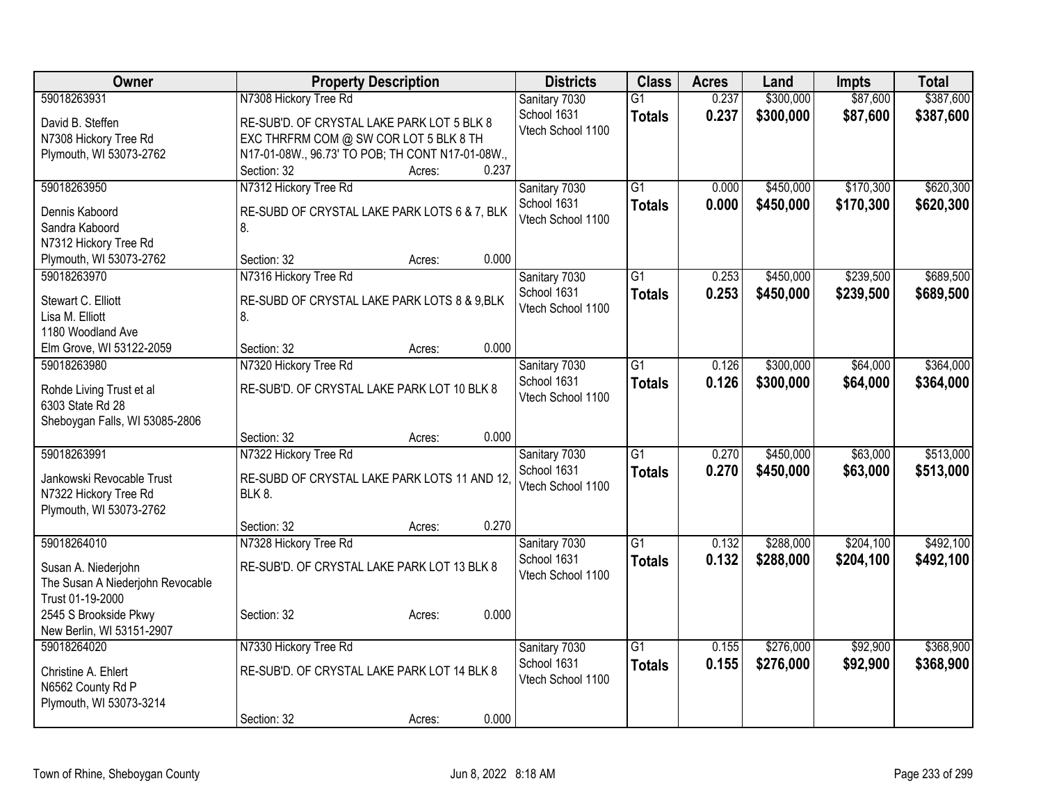| Owner | Property Description | Districts | Class | Acres | Land | Impts | Total |
|---|---|---|---|---|---|---|---|
| 59018263931<br>David B. Steffen<br>N7308 Hickory Tree Rd<br>Plymouth, WI 53073-2762 | N7308 Hickory Tree Rd<br>RE-SUB'D. OF CRYSTAL LAKE PARK LOT 5 BLK 8 EXC THRFRM COM @ SW COR LOT 5 BLK 8 TH N17-01-08W., 96.73' TO POB; TH CONT N17-01-08W.,<br>Section: 32 Acres: 0.237 | Sanitary 7030<br>School 1631<br>Vtech School 1100 | G1<br>**Totals** | 0.237<br>**0.237** | $300,000<br>**$300,000** | $87,600<br>**$87,600** | $387,600<br>**$387,600** |
| 59018263950<br>Dennis Kaboord<br>Sandra Kaboord<br>N7312 Hickory Tree Rd<br>Plymouth, WI 53073-2762 | N7312 Hickory Tree Rd<br>RE-SUBD OF CRYSTAL LAKE PARK LOTS 6 & 7, BLK 8.<br>Section: 32 Acres: 0.000 | Sanitary 7030<br>School 1631<br>Vtech School 1100 | G1<br>**Totals** | 0.000<br>**0.000** | $450,000<br>**$450,000** | $170,300<br>**$170,300** | $620,300<br>**$620,300** |
| 59018263970<br>Stewart C. Elliott<br>Lisa M. Elliott<br>1180 Woodland Ave<br>Elm Grove, WI 53122-2059 | N7316 Hickory Tree Rd<br>RE-SUBD OF CRYSTAL LAKE PARK LOTS 8 & 9,BLK 8.<br>Section: 32 Acres: 0.000 | Sanitary 7030<br>School 1631<br>Vtech School 1100 | G1<br>**Totals** | 0.253<br>**0.253** | $450,000<br>**$450,000** | $239,500<br>**$239,500** | $689,500<br>**$689,500** |
| 59018263980<br>Rohde Living Trust et al<br>6303 State Rd 28<br>Sheboygan Falls, WI 53085-2806 | N7320 Hickory Tree Rd<br>RE-SUB'D. OF CRYSTAL LAKE PARK LOT 10 BLK 8<br>Section: 32 Acres: 0.000 | Sanitary 7030<br>School 1631<br>Vtech School 1100 | G1<br>**Totals** | 0.126<br>**0.126** | $300,000<br>**$300,000** | $64,000<br>**$64,000** | $364,000<br>**$364,000** |
| 59018263991<br>Jankowski Revocable Trust<br>N7322 Hickory Tree Rd<br>Plymouth, WI 53073-2762 | N7322 Hickory Tree Rd<br>RE-SUBD OF CRYSTAL LAKE PARK LOTS 11 AND 12, BLK 8.<br>Section: 32 Acres: 0.270 | Sanitary 7030<br>School 1631<br>Vtech School 1100 | G1<br>**Totals** | 0.270<br>**0.270** | $450,000<br>**$450,000** | $63,000<br>**$63,000** | $513,000<br>**$513,000** |
| 59018264010<br>Susan A. Niederjohn<br>The Susan A Niederjohn Revocable Trust 01-19-2000<br>2545 S Brookside Pkwy<br>New Berlin, WI 53151-2907 | N7328 Hickory Tree Rd<br>RE-SUB'D. OF CRYSTAL LAKE PARK LOT 13 BLK 8<br>Section: 32 Acres: 0.000 | Sanitary 7030<br>School 1631<br>Vtech School 1100 | G1<br>**Totals** | 0.132<br>**0.132** | $288,000<br>**$288,000** | $204,100<br>**$204,100** | $492,100<br>**$492,100** |
| 59018264020<br>Christine A. Ehlert<br>N6562 County Rd P<br>Plymouth, WI 53073-3214 | N7330 Hickory Tree Rd<br>RE-SUB'D. OF CRYSTAL LAKE PARK LOT 14 BLK 8<br>Section: 32 Acres: 0.000 | Sanitary 7030<br>School 1631<br>Vtech School 1100 | G1<br>**Totals** | 0.155<br>**0.155** | $276,000<br>**$276,000** | $92,900<br>**$92,900** | $368,900<br>**$368,900** |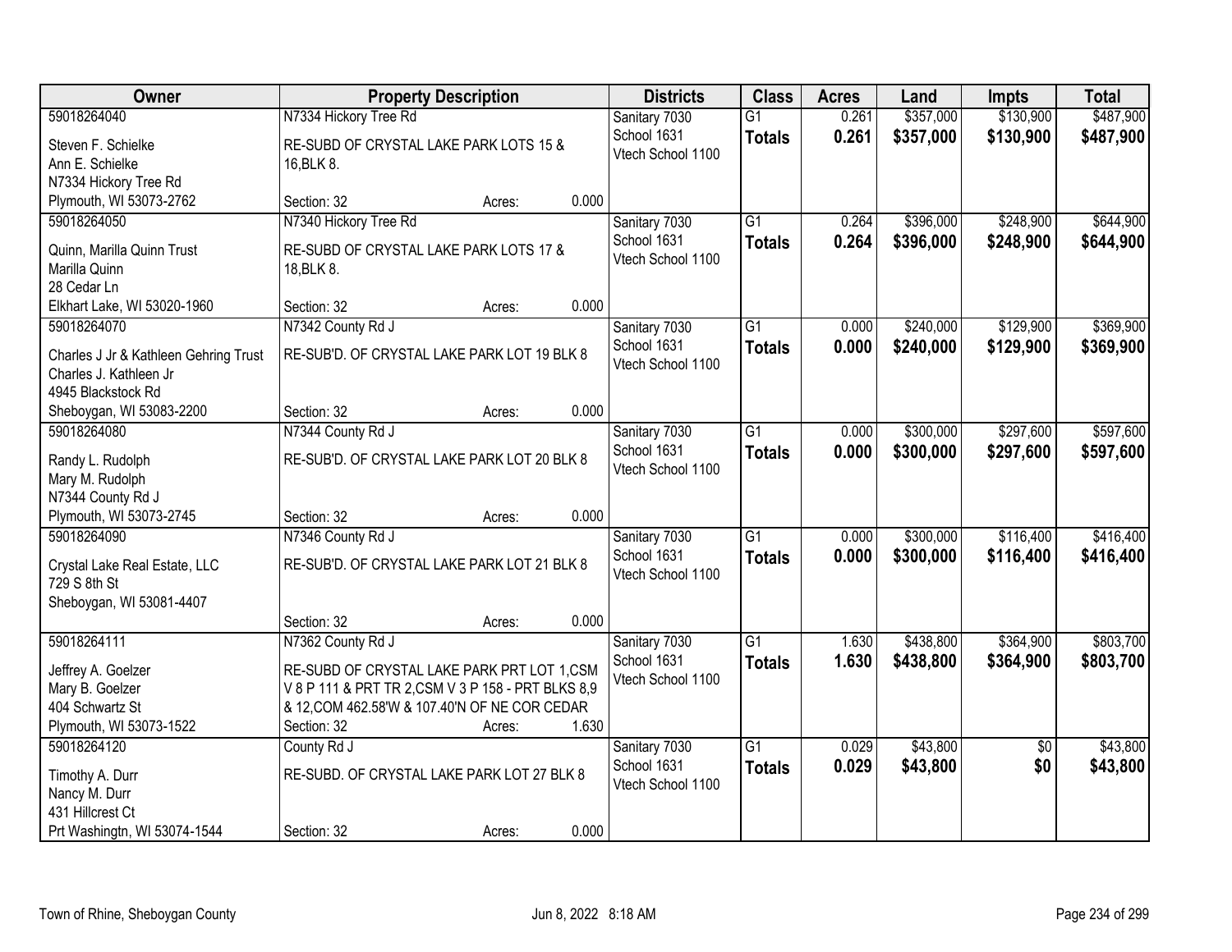| Owner | Property Description | | | Districts | Class | Acres | Land | Impts | Total |
|---|---|---|---|---|---|---|---|---|---|
| 59018264040 | N7334 Hickory Tree Rd | | | Sanitary 7030 | G1 | 0.261 | $357,000 | $130,900 | $487,900 |
| Steven F. Schielke<br>Ann E. Schielke<br>N7334 Hickory Tree Rd<br>Plymouth, WI 53073-2762 | RE-SUBD OF CRYSTAL LAKE PARK LOTS 15 & 16,BLK 8.<br>Section: 32 | Acres: | 0.000 | School 1631<br>Vtech School 1100 | **Totals** | **0.261** | **$357,000** | **$130,900** | **$487,900** |
| 59018264050 | N7340 Hickory Tree Rd | | | Sanitary 7030 | G1 | 0.264 | $396,000 | $248,900 | $644,900 |
| Quinn, Marilla Quinn Trust<br>Marilla Quinn<br>28 Cedar Ln<br>Elkhart Lake, WI 53020-1960 | RE-SUBD OF CRYSTAL LAKE PARK LOTS 17 & 18,BLK 8.<br>Section: 32 | Acres: | 0.000 | School 1631<br>Vtech School 1100 | **Totals** | **0.264** | **$396,000** | **$248,900** | **$644,900** |
| 59018264070 | N7342 County Rd J | | | Sanitary 7030 | G1 | 0.000 | $240,000 | $129,900 | $369,900 |
| Charles J Jr & Kathleen Gehring Trust<br>Charles J. Kathleen Jr<br>4945 Blackstock Rd<br>Sheboygan, WI 53083-2200 | RE-SUB'D. OF CRYSTAL LAKE PARK LOT 19 BLK 8<br>Section: 32 | Acres: | 0.000 | School 1631<br>Vtech School 1100 | **Totals** | **0.000** | **$240,000** | **$129,900** | **$369,900** |
| 59018264080 | N7344 County Rd J | | | Sanitary 7030 | G1 | 0.000 | $300,000 | $297,600 | $597,600 |
| Randy L. Rudolph<br>Mary M. Rudolph<br>N7344 County Rd J<br>Plymouth, WI 53073-2745 | RE-SUB'D. OF CRYSTAL LAKE PARK LOT 20 BLK 8<br>Section: 32 | Acres: | 0.000 | School 1631<br>Vtech School 1100 | **Totals** | **0.000** | **$300,000** | **$297,600** | **$597,600** |
| 59018264090 | N7346 County Rd J | | | Sanitary 7030 | G1 | 0.000 | $300,000 | $116,400 | $416,400 |
| Crystal Lake Real Estate, LLC<br>729 S 8th St<br>Sheboygan, WI 53081-4407 | RE-SUB'D. OF CRYSTAL LAKE PARK LOT 21 BLK 8<br>Section: 32 | Acres: | 0.000 | School 1631<br>Vtech School 1100 | **Totals** | **0.000** | **$300,000** | **$116,400** | **$416,400** |
| 59018264111 | N7362 County Rd J | | | Sanitary 7030 | G1 | 1.630 | $438,800 | $364,900 | $803,700 |
| Jeffrey A. Goelzer<br>Mary B. Goelzer<br>404 Schwartz St<br>Plymouth, WI 53073-1522 | RE-SUBD OF CRYSTAL LAKE PARK PRT LOT 1,CSM V 8 P 111 & PRT TR 2,CSM V 3 P 158 - PRT BLKS 8,9 & 12,COM 462.58'W & 107.40'N OF NE COR CEDAR<br>Section: 32 | Acres: | 1.630 | School 1631<br>Vtech School 1100 | **Totals** | **1.630** | **$438,800** | **$364,900** | **$803,700** |
| 59018264120 | County Rd J | | | Sanitary 7030 | G1 | 0.029 | $43,800 | $0 | $43,800 |
| Timothy A. Durr<br>Nancy M. Durr<br>431 Hillcrest Ct<br>Prt Washingtn, WI 53074-1544 | RE-SUBD. OF CRYSTAL LAKE PARK LOT 27 BLK 8<br>Section: 32 | Acres: | 0.000 | School 1631<br>Vtech School 1100 | **Totals** | **0.029** | **$43,800** | **$0** | **$43,800** |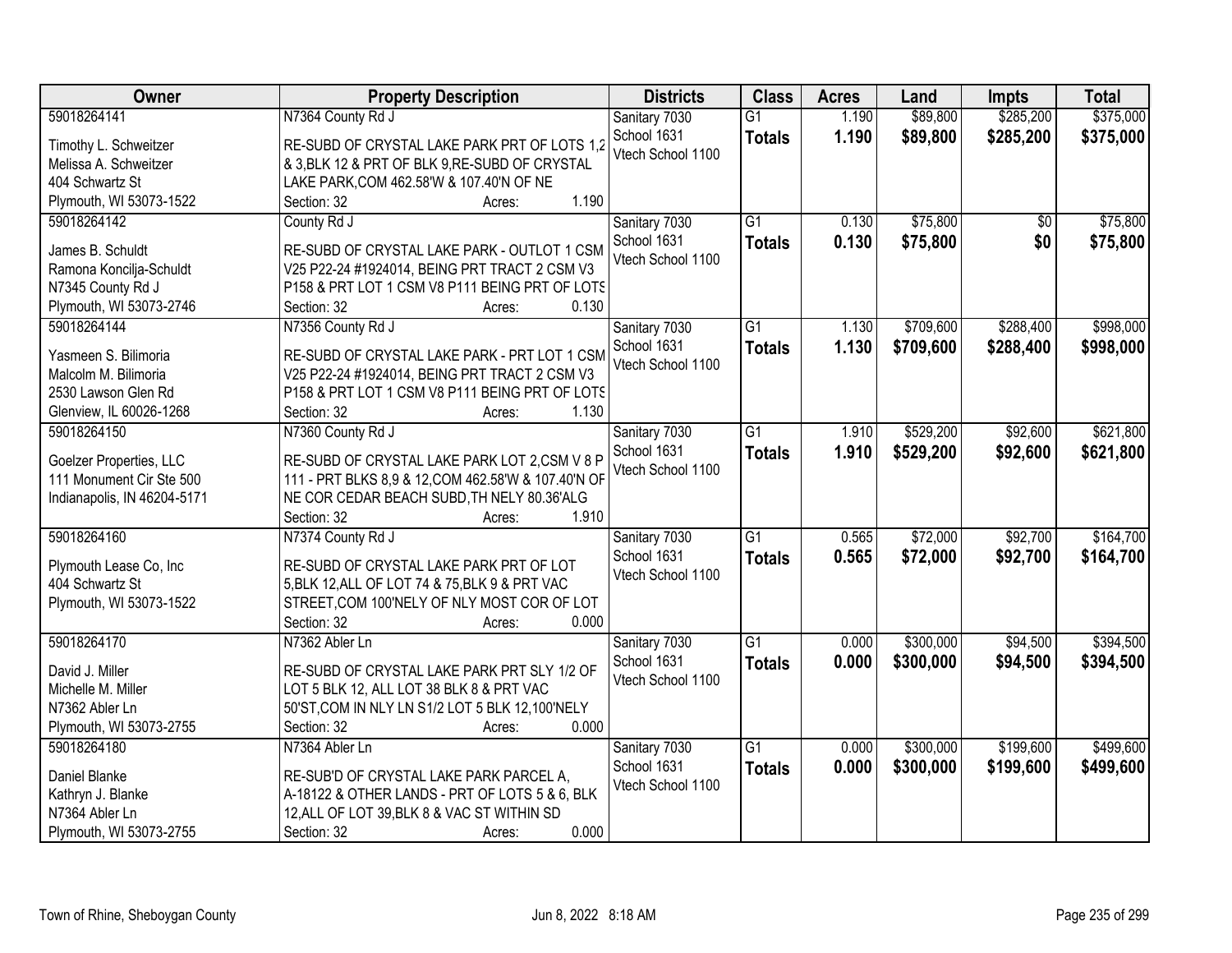| Owner | Property Description | Districts | Class | Acres | Land | Impts | Total |
|---|---|---|---|---|---|---|---|
| 59018264141<br><br>Timothy L. Schweitzer<br>Melissa A. Schweitzer<br>404 Schwartz St<br>Plymouth, WI 53073-1522 | N7364 County Rd J<br><br>RE-SUBD OF CRYSTAL LAKE PARK PRT OF LOTS 1,2 & 3,BLK 12 & PRT OF BLK 9,RE-SUBD OF CRYSTAL LAKE PARK,COM 462.58'W & 107.40'N OF NE<br>Section: 32 Acres: 1.190 | Sanitary 7030<br>School 1631<br>Vtech School 1100 | G1<br>**Totals** | 1.190<br>**1.190** | $89,800<br>**$89,800** | $285,200<br>**$285,200** | $375,000<br>**$375,000** |
| 59018264142<br><br>James B. Schuldt<br>Ramona Koncilja-Schuldt<br>N7345 County Rd J<br>Plymouth, WI 53073-2746 | County Rd J<br><br>RE-SUBD OF CRYSTAL LAKE PARK - OUTLOT 1 CSM V25 P22-24 #1924014, BEING PRT TRACT 2 CSM V3 P158 & PRT LOT 1 CSM V8 P111 BEING PRT OF LOTS<br>Section: 32 Acres: 0.130 | Sanitary 7030<br>School 1631<br>Vtech School 1100 | G1<br>**Totals** | 0.130<br>**0.130** | $75,800<br>**$75,800** | $0<br>**$0** | $75,800<br>**$75,800** |
| 59018264144<br><br>Yasmeen S. Bilimoria<br>Malcolm M. Bilimoria<br>2530 Lawson Glen Rd<br>Glenview, IL 60026-1268 | N7356 County Rd J<br><br>RE-SUBD OF CRYSTAL LAKE PARK - PRT LOT 1 CSM V25 P22-24 #1924014, BEING PRT TRACT 2 CSM V3 P158 & PRT LOT 1 CSM V8 P111 BEING PRT OF LOTS<br>Section: 32 Acres: 1.130 | Sanitary 7030<br>School 1631<br>Vtech School 1100 | G1<br>**Totals** | 1.130<br>**1.130** | $709,600<br>**$709,600** | $288,400<br>**$288,400** | $998,000<br>**$998,000** |
| 59018264150<br><br>Goelzer Properties, LLC<br>111 Monument Cir Ste 500<br>Indianapolis, IN 46204-5171 | N7360 County Rd J<br><br>RE-SUBD OF CRYSTAL LAKE PARK LOT 2,CSM V 8 P 111 - PRT BLKS 8,9 & 12,COM 462.58'W & 107.40'N OF NE COR CEDAR BEACH SUBD,TH NELY 80.36'ALG<br>Section: 32 Acres: 1.910 | Sanitary 7030<br>School 1631<br>Vtech School 1100 | G1<br>**Totals** | 1.910<br>**1.910** | $529,200<br>**$529,200** | $92,600<br>**$92,600** | $621,800<br>**$621,800** |
| 59018264160<br><br>Plymouth Lease Co, Inc<br>404 Schwartz St<br>Plymouth, WI 53073-1522 | N7374 County Rd J<br><br>RE-SUBD OF CRYSTAL LAKE PARK PRT OF LOT 5,BLK 12,ALL OF LOT 74 & 75,BLK 9 & PRT VAC STREET,COM 100'NELY OF NLY MOST COR OF LOT<br>Section: 32 Acres: 0.000 | Sanitary 7030<br>School 1631<br>Vtech School 1100 | G1<br>**Totals** | 0.565<br>**0.565** | $72,000<br>**$72,000** | $92,700<br>**$92,700** | $164,700<br>**$164,700** |
| 59018264170<br><br>David J. Miller<br>Michelle M. Miller<br>N7362 Abler Ln<br>Plymouth, WI 53073-2755 | N7362 Abler Ln<br><br>RE-SUBD OF CRYSTAL LAKE PARK PRT SLY 1/2 OF LOT 5 BLK 12, ALL LOT 38 BLK 8 & PRT VAC 50'ST,COM IN NLY LN S1/2 LOT 5 BLK 12,100'NELY<br>Section: 32 Acres: 0.000 | Sanitary 7030<br>School 1631<br>Vtech School 1100 | G1<br>**Totals** | 0.000<br>**0.000** | $300,000<br>**$300,000** | $94,500<br>**$94,500** | $394,500<br>**$394,500** |
| 59018264180<br><br>Daniel Blanke<br>Kathryn J. Blanke<br>N7364 Abler Ln<br>Plymouth, WI 53073-2755 | N7364 Abler Ln<br><br>RE-SUB'D OF CRYSTAL LAKE PARK PARCEL A, A-18122 & OTHER LANDS - PRT OF LOTS 5 & 6, BLK 12,ALL OF LOT 39,BLK 8 & VAC ST WITHIN SD<br>Section: 32 Acres: 0.000 | Sanitary 7030<br>School 1631<br>Vtech School 1100 | G1<br>**Totals** | 0.000<br>**0.000** | $300,000<br>**$300,000** | $199,600<br>**$199,600** | $499,600<br>**$499,600** |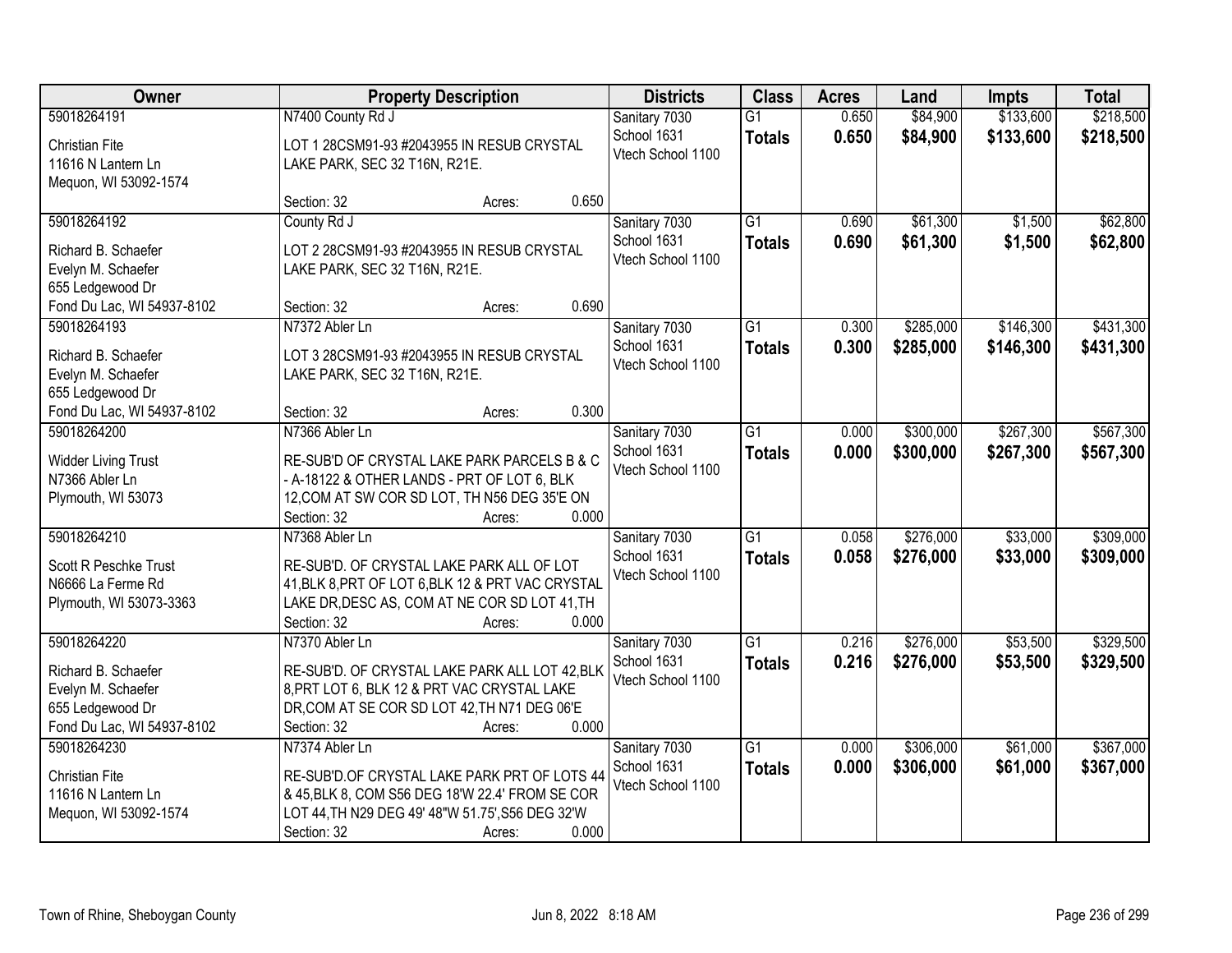| Owner | Property Description | Districts | Class | Acres | Land | Impts | Total |
|---|---|---|---|---|---|---|---|
| 59018264191<br><br>Christian Fite<br>11616 N Lantern Ln<br>Mequon, WI 53092-1574 | N7400 County Rd J<br><br>LOT 1 28CSM91-93 #2043955 IN RESUB CRYSTAL LAKE PARK, SEC 32 T16N, R21E.<br><br>Section: 32 Acres: 0.650 | Sanitary 7030<br>School 1631<br>Vtech School 1100 | G1<br>**Totals** | 0.650<br>**0.650** | $84,900<br>**$84,900** | $133,600<br>**$133,600** | $218,500<br>**$218,500** |
| 59018264192<br><br>Richard B. Schaefer<br>Evelyn M. Schaefer<br>655 Ledgewood Dr<br>Fond Du Lac, WI 54937-8102 | County Rd J<br><br>LOT 2 28CSM91-93 #2043955 IN RESUB CRYSTAL LAKE PARK, SEC 32 T16N, R21E.<br><br>Section: 32 Acres: 0.690 | Sanitary 7030<br>School 1631<br>Vtech School 1100 | G1<br>**Totals** | 0.690<br>**0.690** | $61,300<br>**$61,300** | $1,500<br>**$1,500** | $62,800<br>**$62,800** |
| 59018264193<br><br>Richard B. Schaefer<br>Evelyn M. Schaefer<br>655 Ledgewood Dr<br>Fond Du Lac, WI 54937-8102 | N7372 Abler Ln<br><br>LOT 3 28CSM91-93 #2043955 IN RESUB CRYSTAL LAKE PARK, SEC 32 T16N, R21E.<br><br>Section: 32 Acres: 0.300 | Sanitary 7030<br>School 1631<br>Vtech School 1100 | G1<br>**Totals** | 0.300<br>**0.300** | $285,000<br>**$285,000** | $146,300<br>**$146,300** | $431,300<br>**$431,300** |
| 59018264200<br><br>Widder Living Trust<br>N7366 Abler Ln<br>Plymouth, WI 53073 | N7366 Abler Ln<br><br>RE-SUB'D OF CRYSTAL LAKE PARK PARCELS B & C - A-18122 & OTHER LANDS - PRT OF LOT 6, BLK 12,COM AT SW COR SD LOT, TH N56 DEG 35'E ON<br>Section: 32 Acres: 0.000 | Sanitary 7030<br>School 1631<br>Vtech School 1100 | G1<br>**Totals** | 0.000<br>**0.000** | $300,000<br>**$300,000** | $267,300<br>**$267,300** | $567,300<br>**$567,300** |
| 59018264210<br><br>Scott R Peschke Trust<br>N6666 La Ferme Rd<br>Plymouth, WI 53073-3363 | N7368 Abler Ln<br><br>RE-SUB'D. OF CRYSTAL LAKE PARK ALL OF LOT 41,BLK 8,PRT OF LOT 6,BLK 12 & PRT VAC CRYSTAL LAKE DR,DESC AS, COM AT NE COR SD LOT 41,TH<br>Section: 32 Acres: 0.000 | Sanitary 7030<br>School 1631<br>Vtech School 1100 | G1<br>**Totals** | 0.058<br>**0.058** | $276,000<br>**$276,000** | $33,000<br>**$33,000** | $309,000<br>**$309,000** |
| 59018264220<br><br>Richard B. Schaefer<br>Evelyn M. Schaefer<br>655 Ledgewood Dr<br>Fond Du Lac, WI 54937-8102 | N7370 Abler Ln<br><br>RE-SUB'D. OF CRYSTAL LAKE PARK ALL LOT 42,BLK 8,PRT LOT 6, BLK 12 & PRT VAC CRYSTAL LAKE DR,COM AT SE COR SD LOT 42,TH N71 DEG 06'E<br>Section: 32 Acres: 0.000 | Sanitary 7030<br>School 1631<br>Vtech School 1100 | G1<br>**Totals** | 0.216<br>**0.216** | $276,000<br>**$276,000** | $53,500<br>**$53,500** | $329,500<br>**$329,500** |
| 59018264230<br><br>Christian Fite<br>11616 N Lantern Ln<br>Mequon, WI 53092-1574 | N7374 Abler Ln<br><br>RE-SUB'D.OF CRYSTAL LAKE PARK PRT OF LOTS 44 & 45,BLK 8, COM S56 DEG 18'W 22.4' FROM SE COR LOT 44,TH N29 DEG 49' 48"W 51.75',S56 DEG 32'W<br>Section: 32 Acres: 0.000 | Sanitary 7030<br>School 1631<br>Vtech School 1100 | G1<br>**Totals** | 0.000<br>**0.000** | $306,000<br>**$306,000** | $61,000<br>**$61,000** | $367,000<br>**$367,000** |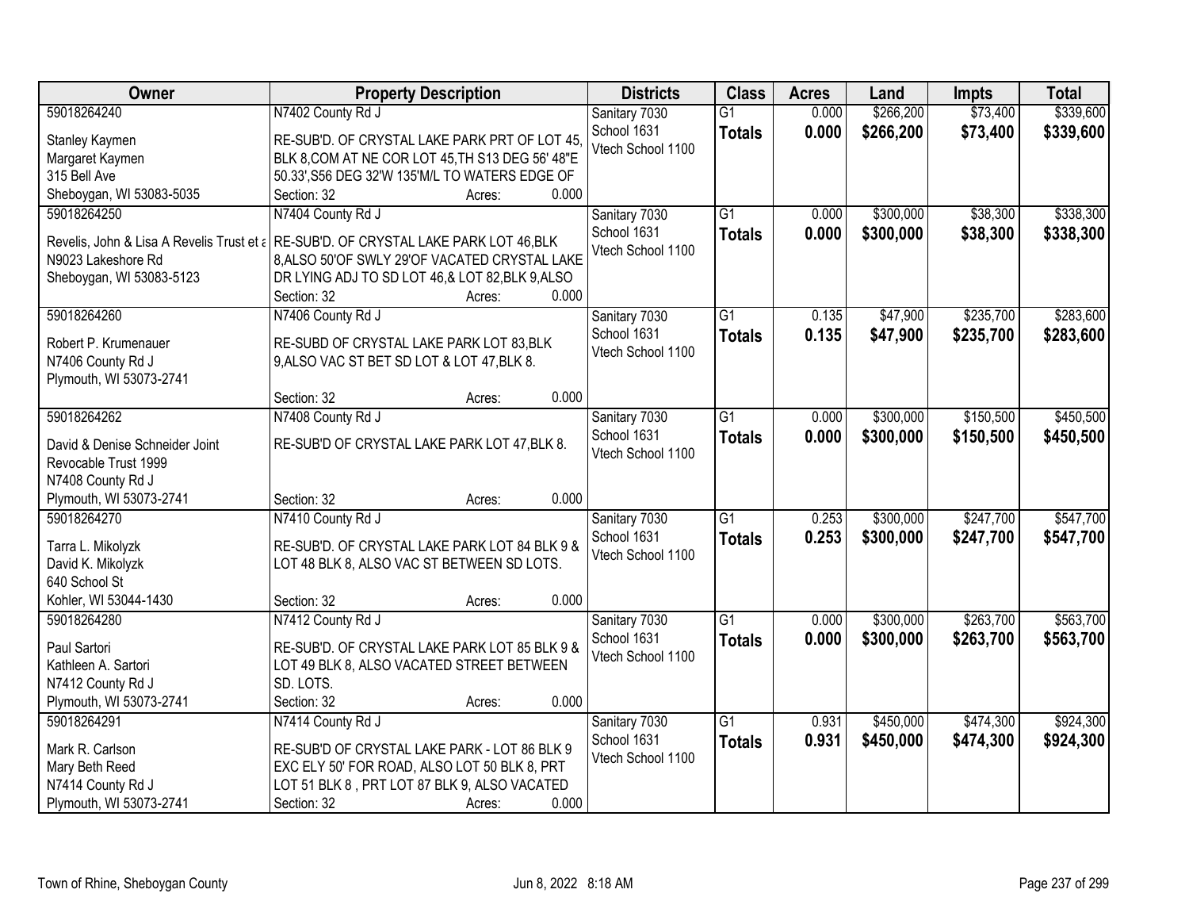| Owner | Property Description | Districts | Class | Acres | Land | Impts | Total |
|---|---|---|---|---|---|---|---|
| 59018264240<br>Stanley Kaymen<br>Margaret Kaymen<br>315 Bell Ave<br>Sheboygan, WI 53083-5035 | N7402 County Rd J<br>RE-SUB'D. OF CRYSTAL LAKE PARK PRT OF LOT 45, BLK 8,COM AT NE COR LOT 45,TH S13 DEG 56' 48"E 50.33',S56 DEG 32'W 135'M/L TO WATERS EDGE OF<br>Section: 32 Acres: 0.000 | Sanitary 7030<br>School 1631<br>Vtech School 1100 | G1<br>**Totals** | 0.000<br>**0.000** | $266,200<br>**$266,200** | $73,400<br>**$73,400** | $339,600<br>**$339,600** |
| 59018264250<br>Revelis, John & Lisa A Revelis Trust et a<br>N9023 Lakeshore Rd<br>Sheboygan, WI 53083-5123 | N7404 County Rd J<br>RE-SUB'D. OF CRYSTAL LAKE PARK LOT 46,BLK 8,ALSO 50'OF SWLY 29'OF VACATED CRYSTAL LAKE DR LYING ADJ TO SD LOT 46,& LOT 82,BLK 9,ALSO<br>Section: 32 Acres: 0.000 | Sanitary 7030<br>School 1631<br>Vtech School 1100 | G1<br>**Totals** | 0.000<br>**0.000** | $300,000<br>**$300,000** | $38,300<br>**$38,300** | $338,300<br>**$338,300** |
| 59018264260<br>Robert P. Krumenauer<br>N7406 County Rd J<br>Plymouth, WI 53073-2741 | N7406 County Rd J<br>RE-SUBD OF CRYSTAL LAKE PARK LOT 83,BLK 9,ALSO VAC ST BET SD LOT & LOT 47,BLK 8.<br>Section: 32 Acres: 0.000 | Sanitary 7030<br>School 1631<br>Vtech School 1100 | G1<br>**Totals** | 0.135<br>**0.135** | $47,900<br>**$47,900** | $235,700<br>**$235,700** | $283,600<br>**$283,600** |
| 59018264262<br>David & Denise Schneider Joint Revocable Trust 1999<br>N7408 County Rd J<br>Plymouth, WI 53073-2741 | N7408 County Rd J<br>RE-SUB'D OF CRYSTAL LAKE PARK LOT 47,BLK 8.<br>Section: 32 Acres: 0.000 | Sanitary 7030<br>School 1631<br>Vtech School 1100 | G1<br>**Totals** | 0.000<br>**0.000** | $300,000<br>**$300,000** | $150,500<br>**$150,500** | $450,500<br>**$450,500** |
| 59018264270<br>Tarra L. Mikolyzk<br>David K. Mikolyzk<br>640 School St<br>Kohler, WI 53044-1430 | N7410 County Rd J<br>RE-SUB'D. OF CRYSTAL LAKE PARK LOT 84 BLK 9 & LOT 48 BLK 8, ALSO VAC ST BETWEEN SD LOTS.<br>Section: 32 Acres: 0.000 | Sanitary 7030<br>School 1631<br>Vtech School 1100 | G1<br>**Totals** | 0.253<br>**0.253** | $300,000<br>**$300,000** | $247,700<br>**$247,700** | $547,700<br>**$547,700** |
| 59018264280<br>Paul Sartori<br>Kathleen A. Sartori<br>N7412 County Rd J<br>Plymouth, WI 53073-2741 | N7412 County Rd J<br>RE-SUB'D. OF CRYSTAL LAKE PARK LOT 85 BLK 9 & LOT 49 BLK 8, ALSO VACATED STREET BETWEEN SD. LOTS.<br>Section: 32 Acres: 0.000 | Sanitary 7030<br>School 1631<br>Vtech School 1100 | G1<br>**Totals** | 0.000<br>**0.000** | $300,000<br>**$300,000** | $263,700<br>**$263,700** | $563,700<br>**$563,700** |
| 59018264291<br>Mark R. Carlson<br>Mary Beth Reed<br>N7414 County Rd J<br>Plymouth, WI 53073-2741 | N7414 County Rd J<br>RE-SUB'D OF CRYSTAL LAKE PARK - LOT 86 BLK 9 EXC ELY 50' FOR ROAD, ALSO LOT 50 BLK 8, PRT LOT 51 BLK 8 , PRT LOT 87 BLK 9, ALSO VACATED<br>Section: 32 Acres: 0.000 | Sanitary 7030<br>School 1631<br>Vtech School 1100 | G1<br>**Totals** | 0.931<br>**0.931** | $450,000<br>**$450,000** | $474,300<br>**$474,300** | $924,300<br>**$924,300** |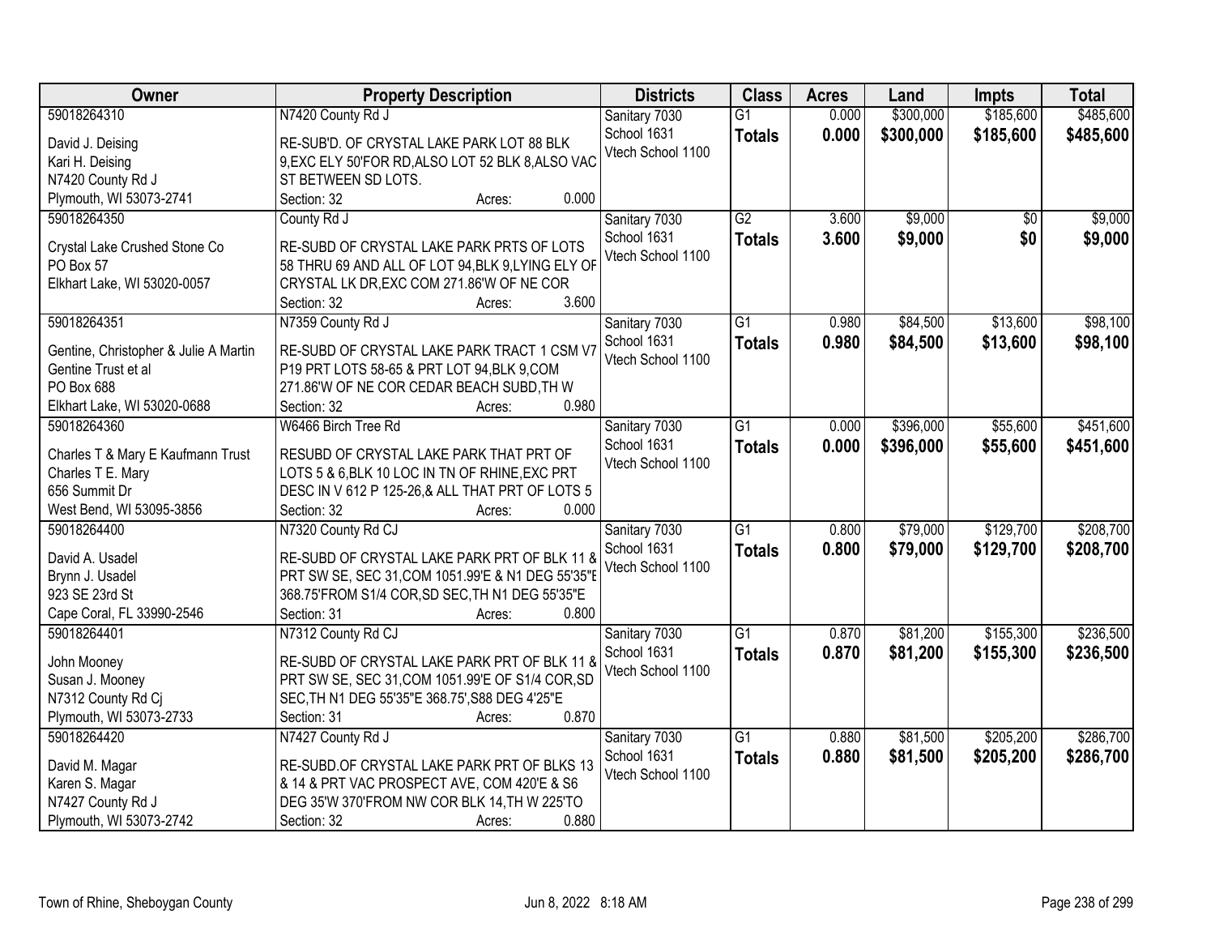| Owner | Property Description | Districts | Class | Acres | Land | Impts | Total |
|---|---|---|---|---|---|---|---|
| 59018264310<br>David J. Deising<br>Kari H. Deising<br>N7420 County Rd J<br>Plymouth, WI 53073-2741 | N7420 County Rd J<br>RE-SUB'D. OF CRYSTAL LAKE PARK LOT 88 BLK 9,EXC ELY 50'FOR RD,ALSO LOT 52 BLK 8,ALSO VAC ST BETWEEN SD LOTS.<br>Section: 32 Acres: 0.000 | Sanitary 7030<br>School 1631<br>Vtech School 1100 | G1<br>**Totals** | 0.000<br>**0.000** | $300,000<br>**$300,000** | $185,600<br>**$185,600** | $485,600<br>**$485,600** |
| 59018264350<br>Crystal Lake Crushed Stone Co<br>PO Box 57<br>Elkhart Lake, WI 53020-0057 | County Rd J<br>RE-SUBD OF CRYSTAL LAKE PARK PRTS OF LOTS 58 THRU 69 AND ALL OF LOT 94,BLK 9,LYING ELY OF CRYSTAL LK DR,EXC COM 271.86'W OF NE COR<br>Section: 32 Acres: 3.600 | Sanitary 7030<br>School 1631<br>Vtech School 1100 | G2<br>**Totals** | 3.600<br>**3.600** | $9,000<br>**$9,000** | $0<br>**$0** | $9,000<br>**$9,000** |
| 59018264351<br>Gentine, Christopher & Julie A Martin<br>Gentine Trust et al<br>PO Box 688<br>Elkhart Lake, WI 53020-0688 | N7359 County Rd J<br>RE-SUBD OF CRYSTAL LAKE PARK TRACT 1 CSM V7 P19 PRT LOTS 58-65 & PRT LOT 94,BLK 9,COM 271.86'W OF NE COR CEDAR BEACH SUBD,TH W<br>Section: 32 Acres: 0.980 | Sanitary 7030<br>School 1631<br>Vtech School 1100 | G1<br>**Totals** | 0.980<br>**0.980** | $84,500<br>**$84,500** | $13,600<br>**$13,600** | $98,100<br>**$98,100** |
| 59018264360<br>Charles T & Mary E Kaufmann Trust<br>Charles T E. Mary<br>656 Summit Dr<br>West Bend, WI 53095-3856 | W6466 Birch Tree Rd<br>RESUBD OF CRYSTAL LAKE PARK THAT PRT OF LOTS 5 & 6,BLK 10 LOC IN TN OF RHINE,EXC PRT DESC IN V 612 P 125-26,& ALL THAT PRT OF LOTS 5<br>Section: 32 Acres: 0.000 | Sanitary 7030<br>School 1631<br>Vtech School 1100 | G1<br>**Totals** | 0.000<br>**0.000** | $396,000<br>**$396,000** | $55,600<br>**$55,600** | $451,600<br>**$451,600** |
| 59018264400<br>David A. Usadel<br>Brynn J. Usadel<br>923 SE 23rd St<br>Cape Coral, FL 33990-2546 | N7320 County Rd CJ<br>RE-SUBD OF CRYSTAL LAKE PARK PRT OF BLK 11 & PRT SW SE, SEC 31,COM 1051.99'E & N1 DEG 55'35"E 368.75'FROM S1/4 COR,SD SEC,TH N1 DEG 55'35"E<br>Section: 31 Acres: 0.800 | Sanitary 7030<br>School 1631<br>Vtech School 1100 | G1<br>**Totals** | 0.800<br>**0.800** | $79,000<br>**$79,000** | $129,700<br>**$129,700** | $208,700<br>**$208,700** |
| 59018264401<br>John Mooney<br>Susan J. Mooney<br>N7312 County Rd Cj<br>Plymouth, WI 53073-2733 | N7312 County Rd CJ<br>RE-SUBD OF CRYSTAL LAKE PARK PRT OF BLK 11 & PRT SW SE, SEC 31,COM 1051.99'E OF S1/4 COR,SD SEC,TH N1 DEG 55'35"E 368.75',S88 DEG 4'25"E<br>Section: 31 Acres: 0.870 | Sanitary 7030<br>School 1631<br>Vtech School 1100 | G1<br>**Totals** | 0.870<br>**0.870** | $81,200<br>**$81,200** | $155,300<br>**$155,300** | $236,500<br>**$236,500** |
| 59018264420<br>David M. Magar<br>Karen S. Magar<br>N7427 County Rd J<br>Plymouth, WI 53073-2742 | N7427 County Rd J<br>RE-SUBD.OF CRYSTAL LAKE PARK PRT OF BLKS 13 & 14 & PRT VAC PROSPECT AVE, COM 420'E & S6 DEG 35'W 370'FROM NW COR BLK 14,TH W 225'TO<br>Section: 32 Acres: 0.880 | Sanitary 7030<br>School 1631<br>Vtech School 1100 | G1<br>**Totals** | 0.880<br>**0.880** | $81,500<br>**$81,500** | $205,200<br>**$205,200** | $286,700<br>**$286,700** |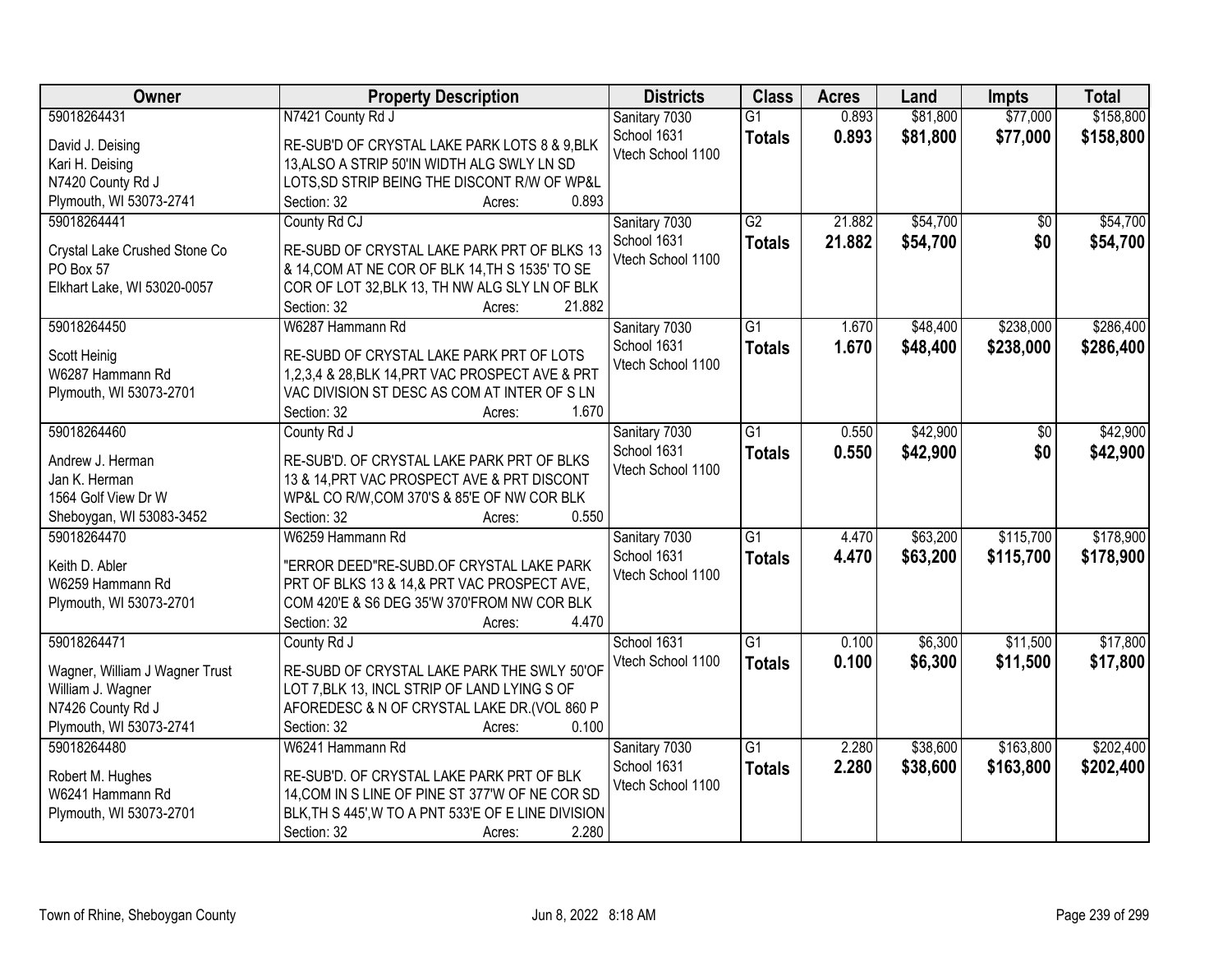| Owner | Property Description | Districts | Class | Acres | Land | Impts | Total |
|---|---|---|---|---|---|---|---|
| 59018264431<br>David J. Deising<br>Kari H. Deising<br>N7420 County Rd J<br>Plymouth, WI 53073-2741 | N7421 County Rd J<br>RE-SUB'D OF CRYSTAL LAKE PARK LOTS 8 & 9,BLK 13,ALSO A STRIP 50'IN WIDTH ALG SWLY LN SD LOTS,SD STRIP BEING THE DISCONT R/W OF WP&L<br>Section: 32 Acres: 0.893 | Sanitary 7030<br>School 1631<br>Vtech School 1100 | G1<br>**Totals** | 0.893<br>**0.893** | $81,800<br>**$81,800** | $77,000<br>**$77,000** | $158,800<br>**$158,800** |
| 59018264441<br>Crystal Lake Crushed Stone Co<br>PO Box 57<br>Elkhart Lake, WI 53020-0057 | County Rd CJ<br>RE-SUBD OF CRYSTAL LAKE PARK PRT OF BLKS 13 & 14,COM AT NE COR OF BLK 14,TH S 1535' TO SE COR OF LOT 32,BLK 13, TH NW ALG SLY LN OF BLK<br>Section: 32 Acres: 21.882 | Sanitary 7030<br>School 1631<br>Vtech School 1100 | G2<br>**Totals** | 21.882<br>**21.882** | $54,700<br>**$54,700** | $0<br>**$0** | $54,700<br>**$54,700** |
| 59018264450<br>Scott Heinig<br>W6287 Hammann Rd<br>Plymouth, WI 53073-2701 | W6287 Hammann Rd<br>RE-SUBD OF CRYSTAL LAKE PARK PRT OF LOTS 1,2,3,4 & 28,BLK 14,PRT VAC PROSPECT AVE & PRT VAC DIVISION ST DESC AS COM AT INTER OF S LN<br>Section: 32 Acres: 1.670 | Sanitary 7030<br>School 1631<br>Vtech School 1100 | G1<br>**Totals** | 1.670<br>**1.670** | $48,400<br>**$48,400** | $238,000<br>**$238,000** | $286,400<br>**$286,400** |
| 59018264460<br>Andrew J. Herman<br>Jan K. Herman<br>1564 Golf View Dr W<br>Sheboygan, WI 53083-3452 | County Rd J<br>RE-SUB'D. OF CRYSTAL LAKE PARK PRT OF BLKS 13 & 14,PRT VAC PROSPECT AVE & PRT DISCONT WP&L CO R/W,COM 370'S & 85'E OF NW COR BLK<br>Section: 32 Acres: 0.550 | Sanitary 7030<br>School 1631<br>Vtech School 1100 | G1<br>**Totals** | 0.550<br>**0.550** | $42,900<br>**$42,900** | $0<br>**$0** | $42,900<br>**$42,900** |
| 59018264470<br>Keith D. Abler<br>W6259 Hammann Rd<br>Plymouth, WI 53073-2701 | W6259 Hammann Rd<br>"ERROR DEED"RE-SUBD.OF CRYSTAL LAKE PARK PRT OF BLKS 13 & 14,& PRT VAC PROSPECT AVE, COM 420'E & S6 DEG 35'W 370'FROM NW COR BLK<br>Section: 32 Acres: 4.470 | Sanitary 7030<br>School 1631<br>Vtech School 1100 | G1<br>**Totals** | 4.470<br>**4.470** | $63,200<br>**$63,200** | $115,700<br>**$115,700** | $178,900<br>**$178,900** |
| 59018264471<br>Wagner, William J Wagner Trust<br>William J. Wagner<br>N7426 County Rd J<br>Plymouth, WI 53073-2741 | County Rd J<br>RE-SUBD OF CRYSTAL LAKE PARK THE SWLY 50'OF LOT 7,BLK 13, INCL STRIP OF LAND LYING S OF AFOREDESC & N OF CRYSTAL LAKE DR.(VOL 860 P<br>Section: 32 Acres: 0.100 | School 1631<br>Vtech School 1100 | G1<br>**Totals** | 0.100<br>**0.100** | $6,300<br>**$6,300** | $11,500<br>**$11,500** | $17,800<br>**$17,800** |
| 59018264480<br>Robert M. Hughes<br>W6241 Hammann Rd<br>Plymouth, WI 53073-2701 | W6241 Hammann Rd<br>RE-SUB'D. OF CRYSTAL LAKE PARK PRT OF BLK 14,COM IN S LINE OF PINE ST 377'W OF NE COR SD BLK,TH S 445',W TO A PNT 533'E OF E LINE DIVISION<br>Section: 32 Acres: 2.280 | Sanitary 7030<br>School 1631<br>Vtech School 1100 | G1<br>**Totals** | 2.280<br>**2.280** | $38,600<br>**$38,600** | $163,800<br>**$163,800** | $202,400<br>**$202,400** |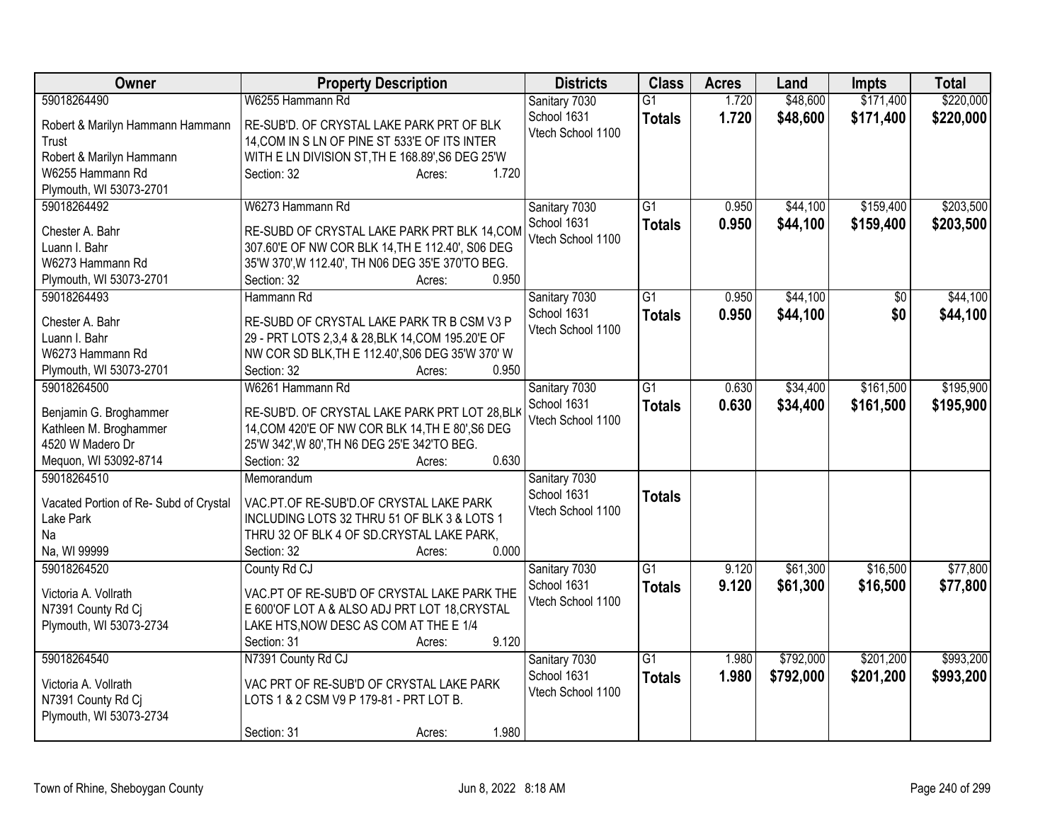| Owner | Property Description | Districts | Class | Acres | Land | Impts | Total |
|---|---|---|---|---|---|---|---|
| 59018264490<br>Robert & Marilyn Hammann Hammann Trust<br>Robert & Marilyn Hammann<br>W6255 Hammann Rd<br>Plymouth, WI 53073-2701 | W6255 Hammann Rd<br>RE-SUB'D. OF CRYSTAL LAKE PARK PRT OF BLK 14,COM IN S LN OF PINE ST 533'E OF ITS INTER WITH E LN DIVISION ST,TH E 168.89',S6 DEG 25'W<br>Section: 32 Acres: 1.720 | Sanitary 7030<br>School 1631<br>Vtech School 1100 | G1<br>**Totals** | 1.720<br>**1.720** | $48,600<br>**$48,600** | $171,400<br>**$171,400** | $220,000<br>**$220,000** |
| 59018264492<br>Chester A. Bahr<br>Luann I. Bahr<br>W6273 Hammann Rd<br>Plymouth, WI 53073-2701 | W6273 Hammann Rd<br>RE-SUBD OF CRYSTAL LAKE PARK PRT BLK 14,COM 307.60'E OF NW COR BLK 14,TH E 112.40', S06 DEG 35'W 370',W 112.40', TH N06 DEG 35'E 370'TO BEG.<br>Section: 32 Acres: 0.950 | Sanitary 7030<br>School 1631<br>Vtech School 1100 | G1<br>**Totals** | 0.950<br>**0.950** | $44,100<br>**$44,100** | $159,400<br>**$159,400** | $203,500<br>**$203,500** |
| 59018264493<br>Chester A. Bahr<br>Luann I. Bahr<br>W6273 Hammann Rd<br>Plymouth, WI 53073-2701 | Hammann Rd<br>RE-SUBD OF CRYSTAL LAKE PARK TR B CSM V3 P 29 - PRT LOTS 2,3,4 & 28,BLK 14,COM 195.20'E OF NW COR SD BLK,TH E 112.40',S06 DEG 35'W 370' W<br>Section: 32 Acres: 0.950 | Sanitary 7030<br>School 1631<br>Vtech School 1100 | G1<br>**Totals** | 0.950<br>**0.950** | $44,100<br>**$44,100** | $0<br>**$0** | $44,100<br>**$44,100** |
| 59018264500<br>Benjamin G. Broghammer<br>Kathleen M. Broghammer<br>4520 W Madero Dr<br>Mequon, WI 53092-8714 | W6261 Hammann Rd<br>RE-SUB'D. OF CRYSTAL LAKE PARK PRT LOT 28,BLK 14,COM 420'E OF NW COR BLK 14,TH E 80',S6 DEG 25'W 342',W 80',TH N6 DEG 25'E 342'TO BEG.<br>Section: 32 Acres: 0.630 | Sanitary 7030<br>School 1631<br>Vtech School 1100 | G1<br>**Totals** | 0.630<br>**0.630** | $34,400<br>**$34,400** | $161,500<br>**$161,500** | $195,900<br>**$195,900** |
| 59018264510<br>Vacated Portion of Re- Subd of Crystal Lake Park<br>Na<br>Na, WI 99999 | Memorandum<br>VAC.PT.OF RE-SUB'D.OF CRYSTAL LAKE PARK INCLUDING LOTS 32 THRU 51 OF BLK 3 & LOTS 1 THRU 32 OF BLK 4 OF SD.CRYSTAL LAKE PARK,<br>Section: 32 Acres: 0.000 | Sanitary 7030<br>School 1631<br>Vtech School 1100 | **Totals** | | | | |
| 59018264520<br>Victoria A. Vollrath<br>N7391 County Rd Cj<br>Plymouth, WI 53073-2734 | County Rd CJ<br>VAC.PT OF RE-SUB'D OF CRYSTAL LAKE PARK THE E 600'OF LOT A & ALSO ADJ PRT LOT 18,CRYSTAL LAKE HTS,NOW DESC AS COM AT THE E 1/4<br>Section: 31 Acres: 9.120 | Sanitary 7030<br>School 1631<br>Vtech School 1100 | G1<br>**Totals** | 9.120<br>**9.120** | $61,300<br>**$61,300** | $16,500<br>**$16,500** | $77,800<br>**$77,800** |
| 59018264540<br>Victoria A. Vollrath<br>N7391 County Rd Cj<br>Plymouth, WI 53073-2734 | N7391 County Rd CJ<br>VAC PRT OF RE-SUB'D OF CRYSTAL LAKE PARK LOTS 1 & 2 CSM V9 P 179-81 - PRT LOT B.<br>Section: 31 Acres: 1.980 | Sanitary 7030<br>School 1631<br>Vtech School 1100 | G1<br>**Totals** | 1.980<br>**1.980** | $792,000<br>**$792,000** | $201,200<br>**$201,200** | $993,200<br>**$993,200** |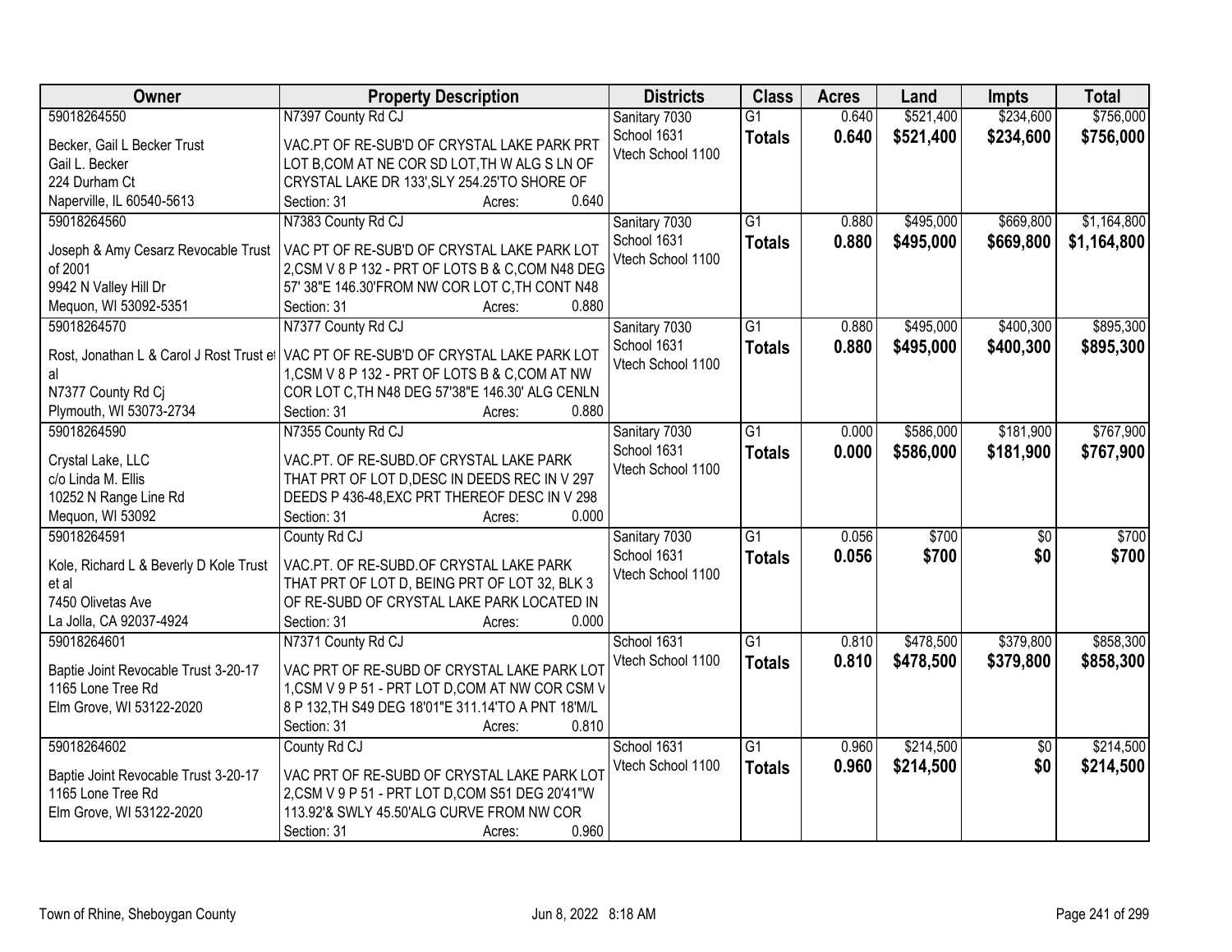| Owner | Property Description | Districts | Class | Acres | Land | Impts | Total |
|---|---|---|---|---|---|---|---|
| 59018264550<br>Becker, Gail L Becker Trust<br>Gail L. Becker<br>224 Durham Ct<br>Naperville, IL 60540-5613 | N7397 County Rd CJ<br>VAC.PT OF RE-SUB'D OF CRYSTAL LAKE PARK PRT LOT B,COM AT NE COR SD LOT,TH W ALG S LN OF CRYSTAL LAKE DR 133',SLY 254.25'TO SHORE OF<br>Section: 31 Acres: 0.640 | Sanitary 7030<br>School 1631<br>Vtech School 1100 | G1<br>**Totals** | 0.640<br>**0.640** | $521,400<br>**$521,400** | $234,600<br>**$234,600** | $756,000<br>**$756,000** |
| 59018264560<br>Joseph & Amy Cesarz Revocable Trust of 2001<br>9942 N Valley Hill Dr<br>Mequon, WI 53092-5351 | N7383 County Rd CJ<br>VAC PT OF RE-SUB'D OF CRYSTAL LAKE PARK LOT 2,CSM V 8 P 132 - PRT OF LOTS B & C,COM N48 DEG 57' 38"E 146.30'FROM NW COR LOT C,TH CONT N48<br>Section: 31 Acres: 0.880 | Sanitary 7030<br>School 1631<br>Vtech School 1100 | G1<br>**Totals** | 0.880<br>**0.880** | $495,000<br>**$495,000** | $669,800<br>**$669,800** | $1,164,800<br>**$1,164,800** |
| 59018264570<br>Rost, Jonathan L & Carol J Rost Trust et al<br>N7377 County Rd Cj<br>Plymouth, WI 53073-2734 | N7377 County Rd CJ<br>VAC PT OF RE-SUB'D OF CRYSTAL LAKE PARK LOT 1,CSM V 8 P 132 - PRT OF LOTS B & C,COM AT NW COR LOT C,TH N48 DEG 57'38"E 146.30' ALG CENLN<br>Section: 31 Acres: 0.880 | Sanitary 7030<br>School 1631<br>Vtech School 1100 | G1<br>**Totals** | 0.880<br>**0.880** | $495,000<br>**$495,000** | $400,300<br>**$400,300** | $895,300<br>**$895,300** |
| 59018264590<br>Crystal Lake, LLC<br>c/o Linda M. Ellis<br>10252 N Range Line Rd<br>Mequon, WI 53092 | N7355 County Rd CJ<br>VAC.PT. OF RE-SUBD.OF CRYSTAL LAKE PARK THAT PRT OF LOT D,DESC IN DEEDS REC IN V 297 DEEDS P 436-48,EXC PRT THEREOF DESC IN V 298<br>Section: 31 Acres: 0.000 | Sanitary 7030<br>School 1631<br>Vtech School 1100 | G1<br>**Totals** | 0.000<br>**0.000** | $586,000<br>**$586,000** | $181,900<br>**$181,900** | $767,900<br>**$767,900** |
| 59018264591<br>Kole, Richard L & Beverly D Kole Trust et al<br>7450 Olivetas Ave<br>La Jolla, CA 92037-4924 | County Rd CJ<br>VAC.PT. OF RE-SUBD.OF CRYSTAL LAKE PARK THAT PRT OF LOT D, BEING PRT OF LOT 32, BLK 3 OF RE-SUBD OF CRYSTAL LAKE PARK LOCATED IN<br>Section: 31 Acres: 0.000 | Sanitary 7030<br>School 1631<br>Vtech School 1100 | G1<br>**Totals** | 0.056<br>**0.056** | $700<br>**$700** | $0<br>**$0** | $700<br>**$700** |
| 59018264601<br>Baptie Joint Revocable Trust 3-20-17<br>1165 Lone Tree Rd<br>Elm Grove, WI 53122-2020 | N7371 County Rd CJ<br>VAC PRT OF RE-SUBD OF CRYSTAL LAKE PARK LOT 1,CSM V 9 P 51 - PRT LOT D,COM AT NW COR CSM V 8 P 132,TH S49 DEG 18'01"E 311.14'TO A PNT 18'M/L<br>Section: 31 Acres: 0.810 | School 1631<br>Vtech School 1100 | G1<br>**Totals** | 0.810<br>**0.810** | $478,500<br>**$478,500** | $379,800<br>**$379,800** | $858,300<br>**$858,300** |
| 59018264602<br>Baptie Joint Revocable Trust 3-20-17<br>1165 Lone Tree Rd<br>Elm Grove, WI 53122-2020 | County Rd CJ<br>VAC PRT OF RE-SUBD OF CRYSTAL LAKE PARK LOT 2,CSM V 9 P 51 - PRT LOT D,COM S51 DEG 20'41"W 113.92'& SWLY 45.50'ALG CURVE FROM NW COR<br>Section: 31 Acres: 0.960 | School 1631<br>Vtech School 1100 | G1<br>**Totals** | 0.960<br>**0.960** | $214,500<br>**$214,500** | $0<br>**$0** | $214,500<br>**$214,500** |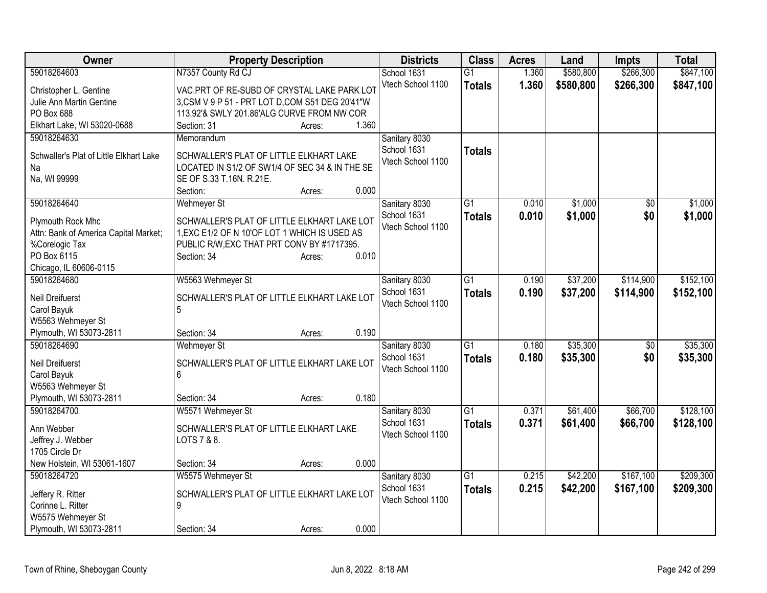| Owner | Property Description | Districts | Class | Acres | Land | Impts | Total |
|---|---|---|---|---|---|---|---|
| 59018264603<br>Christopher L. Gentine<br>Julie Ann Martin Gentine<br>PO Box 688<br>Elkhart Lake, WI 53020-0688 | N7357 County Rd CJ<br>VAC.PRT OF RE-SUBD OF CRYSTAL LAKE PARK LOT 3,CSM V 9 P 51 - PRT LOT D,COM S51 DEG 20'41"W 113.92'& SWLY 201.86'ALG CURVE FROM NW COR<br>Section: 31 Acres: 1.360 | School 1631<br>Vtech School 1100 | G1<br>**Totals** | 1.360<br>**1.360** | $580,800<br>**$580,800** | $266,300<br>**$266,300** | $847,100<br>**$847,100** |
| 59018264630<br>Schwaller's Plat of Little Elkhart Lake<br>Na<br>Na, WI 99999 | Memorandum<br>SCHWALLER'S PLAT OF LITTLE ELKHART LAKE LOCATED IN S1/2 OF SW1/4 OF SEC 34 & IN THE SE SE OF S.33 T.16N. R.21E.<br>Section: Acres: 0.000 | Sanitary 8030<br>School 1631<br>Vtech School 1100 | **Totals** | | | | |
| 59018264640<br>Plymouth Rock Mhc<br>Attn: Bank of America Capital Market;<br>%Corelogic Tax<br>PO Box 6115<br>Chicago, IL 60606-0115 | Wehmeyer St<br>SCHWALLER'S PLAT OF LITTLE ELKHART LAKE LOT 1,EXC E1/2 OF N 10'OF LOT 1 WHICH IS USED AS PUBLIC R/W,EXC THAT PRT CONV BY #1717395.<br>Section: 34 Acres: 0.010 | Sanitary 8030<br>School 1631<br>Vtech School 1100 | G1<br>**Totals** | 0.010<br>**0.010** | $1,000<br>**$1,000** | $0<br>**$0** | $1,000<br>**$1,000** |
| 59018264680<br>Neil Dreifuerst<br>Carol Bayuk<br>W5563 Wehmeyer St<br>Plymouth, WI 53073-2811 | W5563 Wehmeyer St<br>SCHWALLER'S PLAT OF LITTLE ELKHART LAKE LOT 5<br>Section: 34 Acres: 0.190 | Sanitary 8030<br>School 1631<br>Vtech School 1100 | G1<br>**Totals** | 0.190<br>**0.190** | $37,200<br>**$37,200** | $114,900<br>**$114,900** | $152,100<br>**$152,100** |
| 59018264690<br>Neil Dreifuerst<br>Carol Bayuk<br>W5563 Wehmeyer St<br>Plymouth, WI 53073-2811 | Wehmeyer St<br>SCHWALLER'S PLAT OF LITTLE ELKHART LAKE LOT 6<br>Section: 34 Acres: 0.180 | Sanitary 8030<br>School 1631<br>Vtech School 1100 | G1<br>**Totals** | 0.180<br>**0.180** | $35,300<br>**$35,300** | $0<br>**$0** | $35,300<br>**$35,300** |
| 59018264700<br>Ann Webber<br>Jeffrey J. Webber<br>1705 Circle Dr<br>New Holstein, WI 53061-1607 | W5571 Wehmeyer St<br>SCHWALLER'S PLAT OF LITTLE ELKHART LAKE LOTS 7 & 8.<br>Section: 34 Acres: 0.000 | Sanitary 8030<br>School 1631<br>Vtech School 1100 | G1<br>**Totals** | 0.371<br>**0.371** | $61,400<br>**$61,400** | $66,700<br>**$66,700** | $128,100<br>**$128,100** |
| 59018264720<br>Jeffery R. Ritter<br>Corinne L. Ritter<br>W5575 Wehmeyer St<br>Plymouth, WI 53073-2811 | W5575 Wehmeyer St<br>SCHWALLER'S PLAT OF LITTLE ELKHART LAKE LOT 9<br>Section: 34 Acres: 0.000 | Sanitary 8030<br>School 1631<br>Vtech School 1100 | G1<br>**Totals** | 0.215<br>**0.215** | $42,200<br>**$42,200** | $167,100<br>**$167,100** | $209,300<br>**$209,300** |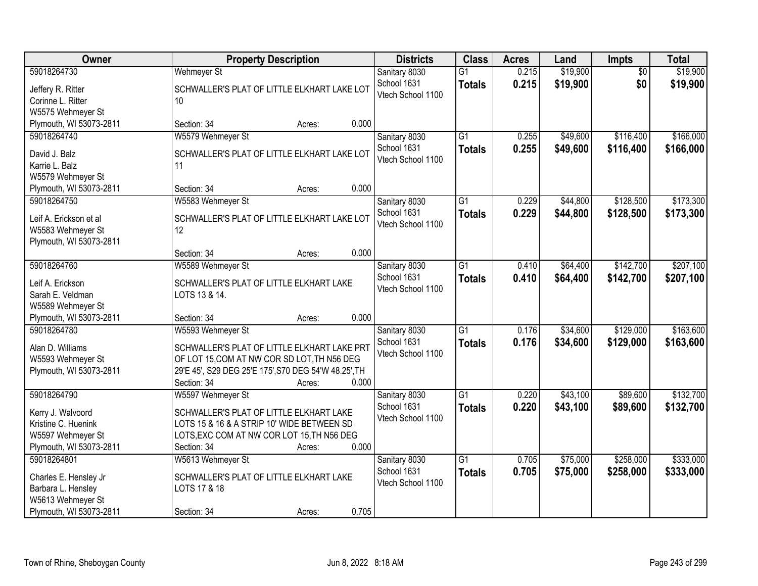| Owner | Property Description | Districts | Class | Acres | Land | Impts | Total |
|---|---|---|---|---|---|---|---|
| 59018264730<br>Jeffery R. Ritter<br>Corinne L. Ritter<br>W5575 Wehmeyer St<br>Plymouth, WI 53073-2811 | Wehmeyer St<br>SCHWALLER'S PLAT OF LITTLE ELKHART LAKE LOT 10<br>Section: 34 Acres: 0.000 | Sanitary 8030<br>School 1631<br>Vtech School 1100 | G1<br>**Totals** | 0.215<br>**0.215** | $19,900<br>**$19,900** | $0<br>**$0** | $19,900<br>**$19,900** |
| 59018264740<br>David J. Balz<br>Karrie L. Balz<br>W5579 Wehmeyer St<br>Plymouth, WI 53073-2811 | W5579 Wehmeyer St<br>SCHWALLER'S PLAT OF LITTLE ELKHART LAKE LOT 11<br>Section: 34 Acres: 0.000 | Sanitary 8030<br>School 1631<br>Vtech School 1100 | G1<br>**Totals** | 0.255<br>**0.255** | $49,600<br>**$49,600** | $116,400<br>**$116,400** | $166,000<br>**$166,000** |
| 59018264750<br>Leif A. Erickson et al<br>W5583 Wehmeyer St<br>Plymouth, WI 53073-2811 | W5583 Wehmeyer St<br>SCHWALLER'S PLAT OF LITTLE ELKHART LAKE LOT 12<br>Section: 34 Acres: 0.000 | Sanitary 8030<br>School 1631<br>Vtech School 1100 | G1<br>**Totals** | 0.229<br>**0.229** | $44,800<br>**$44,800** | $128,500<br>**$128,500** | $173,300<br>**$173,300** |
| 59018264760<br>Leif A. Erickson<br>Sarah E. Veldman<br>W5589 Wehmeyer St<br>Plymouth, WI 53073-2811 | W5589 Wehmeyer St<br>SCHWALLER'S PLAT OF LITTLE ELKHART LAKE LOTS 13 & 14.<br>Section: 34 Acres: 0.000 | Sanitary 8030<br>School 1631<br>Vtech School 1100 | G1<br>**Totals** | 0.410<br>**0.410** | $64,400<br>**$64,400** | $142,700<br>**$142,700** | $207,100<br>**$207,100** |
| 59018264780<br>Alan D. Williams<br>W5593 Wehmeyer St<br>Plymouth, WI 53073-2811 | W5593 Wehmeyer St<br>SCHWALLER'S PLAT OF LITTLE ELKHART LAKE PRT OF LOT 15,COM AT NW COR SD LOT,TH N56 DEG 29'E 45', S29 DEG 25'E 175',S70 DEG 54'W 48.25',TH<br>Section: 34 Acres: 0.000 | Sanitary 8030<br>School 1631<br>Vtech School 1100 | G1<br>**Totals** | 0.176<br>**0.176** | $34,600<br>**$34,600** | $129,000<br>**$129,000** | $163,600<br>**$163,600** |
| 59018264790<br>Kerry J. Walvoord<br>Kristine C. Huenink<br>W5597 Wehmeyer St<br>Plymouth, WI 53073-2811 | W5597 Wehmeyer St<br>SCHWALLER'S PLAT OF LITTLE ELKHART LAKE LOTS 15 & 16 & A STRIP 10' WIDE BETWEEN SD LOTS,EXC COM AT NW COR LOT 15,TH N56 DEG<br>Section: 34 Acres: 0.000 | Sanitary 8030<br>School 1631<br>Vtech School 1100 | G1<br>**Totals** | 0.220<br>**0.220** | $43,100<br>**$43,100** | $89,600<br>**$89,600** | $132,700<br>**$132,700** |
| 59018264801<br>Charles E. Hensley Jr<br>Barbara L. Hensley<br>W5613 Wehmeyer St<br>Plymouth, WI 53073-2811 | W5613 Wehmeyer St<br>SCHWALLER'S PLAT OF LITTLE ELKHART LAKE LOTS 17 & 18<br>Section: 34 Acres: 0.705 | Sanitary 8030<br>School 1631<br>Vtech School 1100 | G1<br>**Totals** | 0.705<br>**0.705** | $75,000<br>**$75,000** | $258,000<br>**$258,000** | $333,000<br>**$333,000** |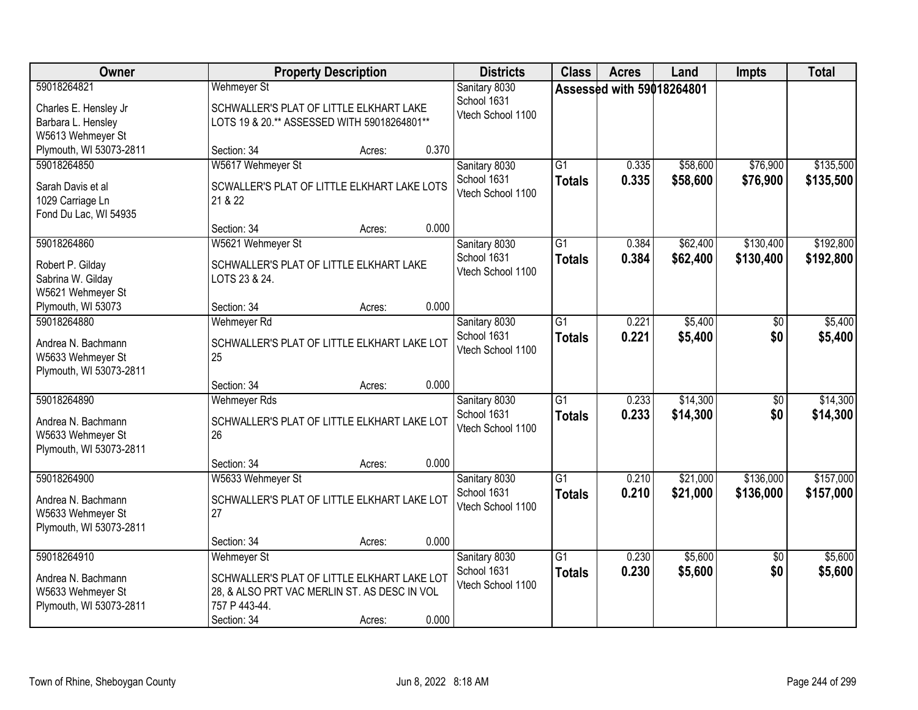| Owner | Property Description | Districts | Class | Acres | Land | Impts | Total |
|---|---|---|---|---|---|---|---|
| 59018264821<br>Charles E. Hensley Jr<br>Barbara L. Hensley<br>W5613 Wehmeyer St<br>Plymouth, WI 53073-2811 | Wehmeyer St<br>SCHWALLER'S PLAT OF LITTLE ELKHART LAKE LOTS 19 & 20.** ASSESSED WITH 59018264801**<br>Section: 34 Acres: 0.370 | Sanitary 8030<br>School 1631<br>Vtech School 1100 | Assessed with 59018264801 | | | | |
| 59018264850<br>Sarah Davis et al<br>1029 Carriage Ln<br>Fond Du Lac, WI 54935 | W5617 Wehmeyer St<br>SCWALLER'S PLAT OF LITTLE ELKHART LAKE LOTS 21 & 22<br>Section: 34 Acres: 0.000 | Sanitary 8030<br>School 1631<br>Vtech School 1100 | G1<br>**Totals** | 0.335<br>**0.335** | $58,600<br>**$58,600** | $76,900<br>**$76,900** | $135,500<br>**$135,500** |
| 59018264860<br>Robert P. Gilday<br>Sabrina W. Gilday<br>W5621 Wehmeyer St<br>Plymouth, WI 53073 | W5621 Wehmeyer St<br>SCHWALLER'S PLAT OF LITTLE ELKHART LAKE LOTS 23 & 24.<br>Section: 34 Acres: 0.000 | Sanitary 8030<br>School 1631<br>Vtech School 1100 | G1<br>**Totals** | 0.384<br>**0.384** | $62,400<br>**$62,400** | $130,400<br>**$130,400** | $192,800<br>**$192,800** |
| 59018264880<br>Andrea N. Bachmann<br>W5633 Wehmeyer St<br>Plymouth, WI 53073-2811 | Wehmeyer Rd<br>SCHWALLER'S PLAT OF LITTLE ELKHART LAKE LOT 25<br>Section: 34 Acres: 0.000 | Sanitary 8030<br>School 1631<br>Vtech School 1100 | G1<br>**Totals** | 0.221<br>**0.221** | $5,400<br>**$5,400** | $0<br>**$0** | $5,400<br>**$5,400** |
| 59018264890<br>Andrea N. Bachmann<br>W5633 Wehmeyer St<br>Plymouth, WI 53073-2811 | Wehmeyer Rds<br>SCHWALLER'S PLAT OF LITTLE ELKHART LAKE LOT 26<br>Section: 34 Acres: 0.000 | Sanitary 8030<br>School 1631<br>Vtech School 1100 | G1<br>**Totals** | 0.233<br>**0.233** | $14,300<br>**$14,300** | $0<br>**$0** | $14,300<br>**$14,300** |
| 59018264900<br>Andrea N. Bachmann<br>W5633 Wehmeyer St<br>Plymouth, WI 53073-2811 | W5633 Wehmeyer St<br>SCHWALLER'S PLAT OF LITTLE ELKHART LAKE LOT 27<br>Section: 34 Acres: 0.000 | Sanitary 8030<br>School 1631<br>Vtech School 1100 | G1<br>**Totals** | 0.210<br>**0.210** | $21,000<br>**$21,000** | $136,000<br>**$136,000** | $157,000<br>**$157,000** |
| 59018264910<br>Andrea N. Bachmann<br>W5633 Wehmeyer St<br>Plymouth, WI 53073-2811 | Wehmeyer St<br>SCHWALLER'S PLAT OF LITTLE ELKHART LAKE LOT 28, & ALSO PRT VAC MERLIN ST. AS DESC IN VOL 757 P 443-44.<br>Section: 34 Acres: 0.000 | Sanitary 8030<br>School 1631<br>Vtech School 1100 | G1<br>**Totals** | 0.230<br>**0.230** | $5,600<br>**$5,600** | $0<br>**$0** | $5,600<br>**$5,600** |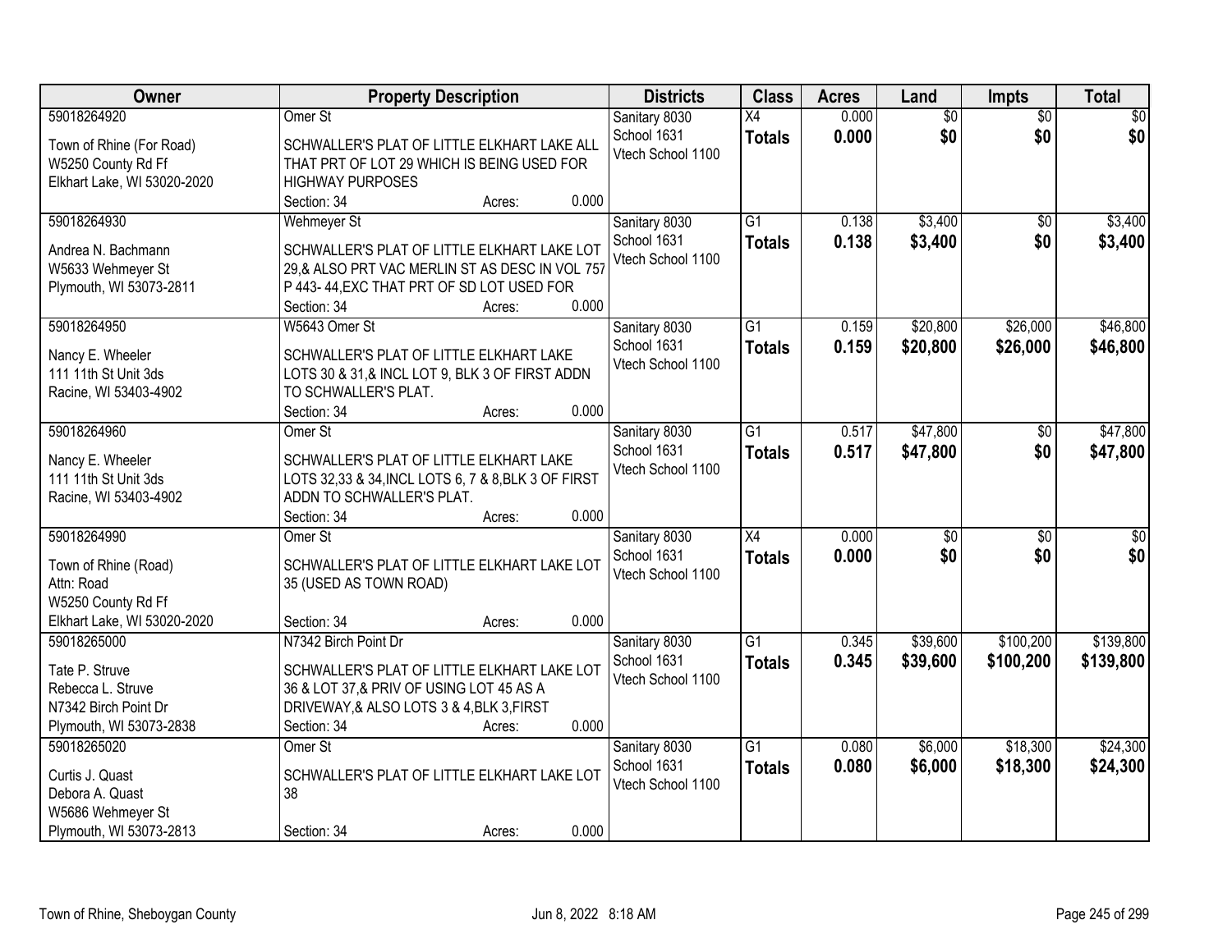| Owner | Property Description | Districts | Class | Acres | Land | Impts | Total |
|---|---|---|---|---|---|---|---|
| 59018264920<br><br>Town of Rhine (For Road)<br>W5250 County Rd Ff<br>Elkhart Lake, WI 53020-2020 | Omer St<br><br>SCHWALLER'S PLAT OF LITTLE ELKHART LAKE ALL THAT PRT OF LOT 29 WHICH IS BEING USED FOR HIGHWAY PURPOSES<br>Section: 34 Acres: 0.000 | Sanitary 8030<br>School 1631<br>Vtech School 1100 | X4<br>**Totals** | 0.000<br>**0.000** | $0<br>**$0** | $0<br>**$0** | $0<br>**$0** |
| 59018264930<br><br>Andrea N. Bachmann<br>W5633 Wehmeyer St<br>Plymouth, WI 53073-2811 | Wehmeyer St<br><br>SCHWALLER'S PLAT OF LITTLE ELKHART LAKE LOT 29,& ALSO PRT VAC MERLIN ST AS DESC IN VOL 757 P 443- 44,EXC THAT PRT OF SD LOT USED FOR<br>Section: 34 Acres: 0.000 | Sanitary 8030<br>School 1631<br>Vtech School 1100 | G1<br>**Totals** | 0.138<br>**0.138** | $3,400<br>**$3,400** | $0<br>**$0** | $3,400<br>**$3,400** |
| 59018264950<br><br>Nancy E. Wheeler<br>111 11th St Unit 3ds<br>Racine, WI 53403-4902 | W5643 Omer St<br><br>SCHWALLER'S PLAT OF LITTLE ELKHART LAKE LOTS 30 & 31,& INCL LOT 9, BLK 3 OF FIRST ADDN TO SCHWALLER'S PLAT.<br>Section: 34 Acres: 0.000 | Sanitary 8030<br>School 1631<br>Vtech School 1100 | G1<br>**Totals** | 0.159<br>**0.159** | $20,800<br>**$20,800** | $26,000<br>**$26,000** | $46,800<br>**$46,800** |
| 59018264960<br><br>Nancy E. Wheeler<br>111 11th St Unit 3ds<br>Racine, WI 53403-4902 | Omer St<br><br>SCHWALLER'S PLAT OF LITTLE ELKHART LAKE LOTS 32,33 & 34,INCL LOTS 6, 7 & 8,BLK 3 OF FIRST ADDN TO SCHWALLER'S PLAT.<br>Section: 34 Acres: 0.000 | Sanitary 8030<br>School 1631<br>Vtech School 1100 | G1<br>**Totals** | 0.517<br>**0.517** | $47,800<br>**$47,800** | $0<br>**$0** | $47,800<br>**$47,800** |
| 59018264990<br><br>Town of Rhine (Road)<br>Attn: Road<br>W5250 County Rd Ff<br>Elkhart Lake, WI 53020-2020 | Omer St<br><br>SCHWALLER'S PLAT OF LITTLE ELKHART LAKE LOT 35 (USED AS TOWN ROAD)<br>Section: 34 Acres: 0.000 | Sanitary 8030<br>School 1631<br>Vtech School 1100 | X4<br>**Totals** | 0.000<br>**0.000** | $0<br>**$0** | $0<br>**$0** | $0<br>**$0** |
| 59018265000<br><br>Tate P. Struve<br>Rebecca L. Struve<br>N7342 Birch Point Dr<br>Plymouth, WI 53073-2838 | N7342 Birch Point Dr<br><br>SCHWALLER'S PLAT OF LITTLE ELKHART LAKE LOT 36 & LOT 37,& PRIV OF USING LOT 45 AS A DRIVEWAY,& ALSO LOTS 3 & 4,BLK 3,FIRST<br>Section: 34 Acres: 0.000 | Sanitary 8030<br>School 1631<br>Vtech School 1100 | G1<br>**Totals** | 0.345<br>**0.345** | $39,600<br>**$39,600** | $100,200<br>**$100,200** | $139,800<br>**$139,800** |
| 59018265020<br><br>Curtis J. Quast<br>Debora A. Quast<br>W5686 Wehmeyer St<br>Plymouth, WI 53073-2813 | Omer St<br><br>SCHWALLER'S PLAT OF LITTLE ELKHART LAKE LOT 38<br>Section: 34 Acres: 0.000 | Sanitary 8030<br>School 1631<br>Vtech School 1100 | G1<br>**Totals** | 0.080<br>**0.080** | $6,000<br>**$6,000** | $18,300<br>**$18,300** | $24,300<br>**$24,300** |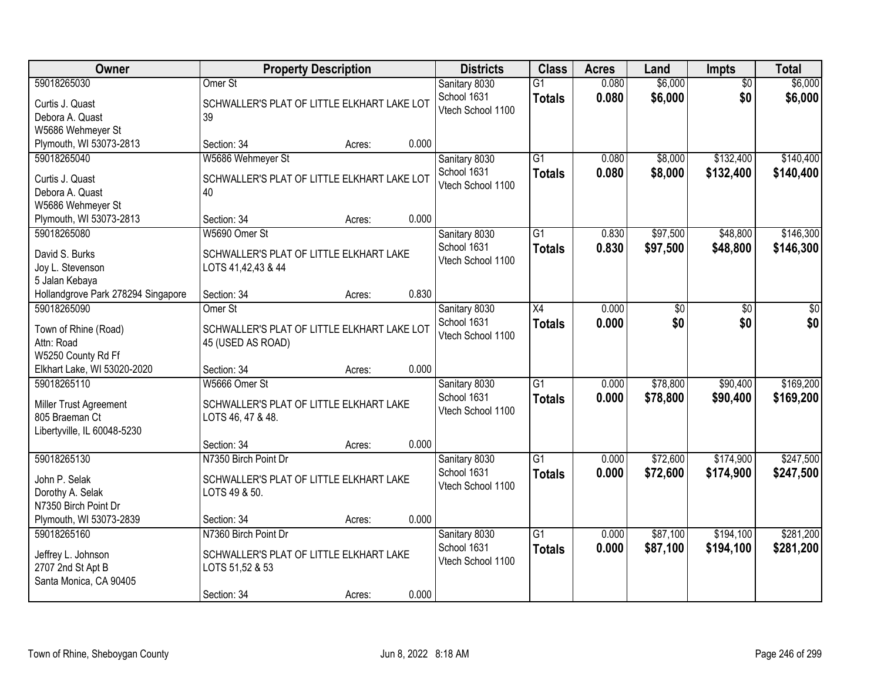| Owner | Property Description | Districts | Class | Acres | Land | Impts | Total |
|---|---|---|---|---|---|---|---|
| 59018265030<br>Curtis J. Quast<br>Debora A. Quast<br>W5686 Wehmeyer St<br>Plymouth, WI 53073-2813 | Omer St<br>SCHWALLER'S PLAT OF LITTLE ELKHART LAKE LOT 39<br>Section: 34 Acres: 0.000 | Sanitary 8030<br>School 1631<br>Vtech School 1100 | G1<br>**Totals** | 0.080<br>**0.080** | $6,000<br>**$6,000** | $0<br>**$0** | $6,000<br>**$6,000** |
| 59018265040<br>Curtis J. Quast<br>Debora A. Quast<br>W5686 Wehmeyer St<br>Plymouth, WI 53073-2813 | W5686 Wehmeyer St<br>SCHWALLER'S PLAT OF LITTLE ELKHART LAKE LOT 40<br>Section: 34 Acres: 0.000 | Sanitary 8030<br>School 1631<br>Vtech School 1100 | G1<br>**Totals** | 0.080<br>**0.080** | $8,000<br>**$8,000** | $132,400<br>**$132,400** | $140,400<br>**$140,400** |
| 59018265080<br>David S. Burks<br>Joy L. Stevenson<br>5 Jalan Kebaya<br>Hollandgrove Park 278294 Singapore | W5690 Omer St<br>SCHWALLER'S PLAT OF LITTLE ELKHART LAKE LOTS 41,42,43 & 44<br>Section: 34 Acres: 0.830 | Sanitary 8030<br>School 1631<br>Vtech School 1100 | G1<br>**Totals** | 0.830<br>**0.830** | $97,500<br>**$97,500** | $48,800<br>**$48,800** | $146,300<br>**$146,300** |
| 59018265090<br>Town of Rhine (Road)<br>Attn: Road<br>W5250 County Rd Ff<br>Elkhart Lake, WI 53020-2020 | Omer St<br>SCHWALLER'S PLAT OF LITTLE ELKHART LAKE LOT 45 (USED AS ROAD)<br>Section: 34 Acres: 0.000 | Sanitary 8030<br>School 1631<br>Vtech School 1100 | X4<br>**Totals** | 0.000<br>**0.000** | $0<br>**$0** | $0<br>**$0** | $0<br>**$0** |
| 59018265110<br>Miller Trust Agreement<br>805 Braeman Ct<br>Libertyville, IL 60048-5230 | W5666 Omer St<br>SCHWALLER'S PLAT OF LITTLE ELKHART LAKE LOTS 46, 47 & 48.<br>Section: 34 Acres: 0.000 | Sanitary 8030<br>School 1631<br>Vtech School 1100 | G1<br>**Totals** | 0.000<br>**0.000** | $78,800<br>**$78,800** | $90,400<br>**$90,400** | $169,200<br>**$169,200** |
| 59018265130<br>John P. Selak<br>Dorothy A. Selak<br>N7350 Birch Point Dr<br>Plymouth, WI 53073-2839 | N7350 Birch Point Dr<br>SCHWALLER'S PLAT OF LITTLE ELKHART LAKE LOTS 49 & 50.<br>Section: 34 Acres: 0.000 | Sanitary 8030<br>School 1631<br>Vtech School 1100 | G1<br>**Totals** | 0.000<br>**0.000** | $72,600<br>**$72,600** | $174,900<br>**$174,900** | $247,500<br>**$247,500** |
| 59018265160<br>Jeffrey L. Johnson<br>2707 2nd St Apt B<br>Santa Monica, CA 90405 | N7360 Birch Point Dr<br>SCHWALLER'S PLAT OF LITTLE ELKHART LAKE LOTS 51,52 & 53<br>Section: 34 Acres: 0.000 | Sanitary 8030<br>School 1631<br>Vtech School 1100 | G1<br>**Totals** | 0.000<br>**0.000** | $87,100<br>**$87,100** | $194,100<br>**$194,100** | $281,200<br>**$281,200** |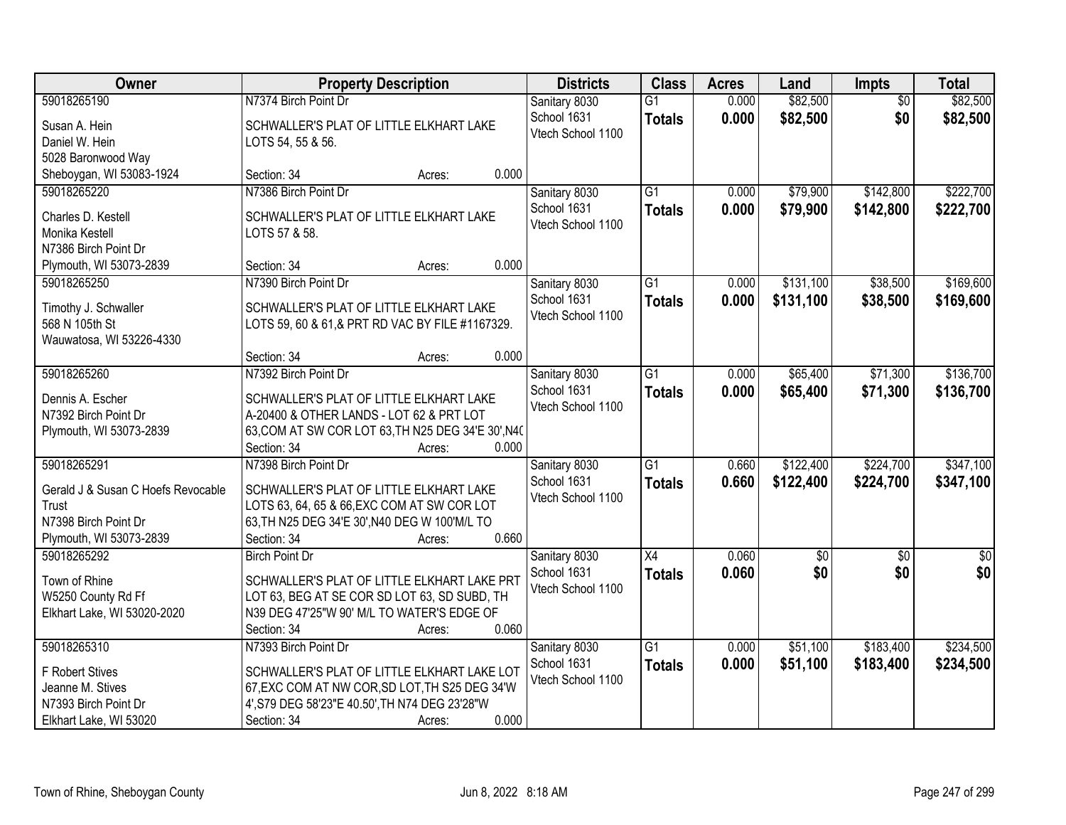| Owner | Property Description | Districts | Class | Acres | Land | Impts | Total |
|---|---|---|---|---|---|---|---|
| 59018265190<br>Susan A. Hein<br>Daniel W. Hein<br>5028 Baronwood Way<br>Sheboygan, WI 53083-1924 | N7374 Birch Point Dr<br>SCHWALLER'S PLAT OF LITTLE ELKHART LAKE LOTS 54, 55 & 56.<br>Section: 34 Acres: 0.000 | Sanitary 8030<br>School 1631<br>Vtech School 1100 | G1<br>**Totals** | 0.000<br>**0.000** | $82,500<br>**$82,500** | $0<br>**$0** | $82,500<br>**$82,500** |
| 59018265220<br>Charles D. Kestell<br>Monika Kestell<br>N7386 Birch Point Dr<br>Plymouth, WI 53073-2839 | N7386 Birch Point Dr<br>SCHWALLER'S PLAT OF LITTLE ELKHART LAKE LOTS 57 & 58.<br>Section: 34 Acres: 0.000 | Sanitary 8030<br>School 1631<br>Vtech School 1100 | G1<br>**Totals** | 0.000<br>**0.000** | $79,900<br>**$79,900** | $142,800<br>**$142,800** | $222,700<br>**$222,700** |
| 59018265250<br>Timothy J. Schwaller<br>568 N 105th St<br>Wauwatosa, WI 53226-4330 | N7390 Birch Point Dr<br>SCHWALLER'S PLAT OF LITTLE ELKHART LAKE LOTS 59, 60 & 61,& PRT RD VAC BY FILE #1167329.<br>Section: 34 Acres: 0.000 | Sanitary 8030<br>School 1631<br>Vtech School 1100 | G1<br>**Totals** | 0.000<br>**0.000** | $131,100<br>**$131,100** | $38,500<br>**$38,500** | $169,600<br>**$169,600** |
| 59018265260<br>Dennis A. Escher<br>N7392 Birch Point Dr<br>Plymouth, WI 53073-2839 | N7392 Birch Point Dr<br>SCHWALLER'S PLAT OF LITTLE ELKHART LAKE A-20400 & OTHER LANDS - LOT 62 & PRT LOT 63,COM AT SW COR LOT 63,TH N25 DEG 34'E 30',N40<br>Section: 34 Acres: 0.000 | Sanitary 8030<br>School 1631<br>Vtech School 1100 | G1<br>**Totals** | 0.000<br>**0.000** | $65,400<br>**$65,400** | $71,300<br>**$71,300** | $136,700<br>**$136,700** |
| 59018265291<br>Gerald J & Susan C Hoefs Revocable Trust<br>N7398 Birch Point Dr<br>Plymouth, WI 53073-2839 | N7398 Birch Point Dr<br>SCHWALLER'S PLAT OF LITTLE ELKHART LAKE LOTS 63, 64, 65 & 66,EXC COM AT SW COR LOT 63,TH N25 DEG 34'E 30',N40 DEG W 100'M/L TO<br>Section: 34 Acres: 0.660 | Sanitary 8030<br>School 1631<br>Vtech School 1100 | G1<br>**Totals** | 0.660<br>**0.660** | $122,400<br>**$122,400** | $224,700<br>**$224,700** | $347,100<br>**$347,100** |
| 59018265292<br>Town of Rhine<br>W5250 County Rd Ff<br>Elkhart Lake, WI 53020-2020 | Birch Point Dr<br>SCHWALLER'S PLAT OF LITTLE ELKHART LAKE PRT LOT 63, BEG AT SE COR SD LOT 63, SD SUBD, TH N39 DEG 47'25"W 90' M/L TO WATER'S EDGE OF<br>Section: 34 Acres: 0.060 | Sanitary 8030<br>School 1631<br>Vtech School 1100 | X4<br>**Totals** | 0.060<br>**0.060** | $0<br>**$0** | $0<br>**$0** | $0<br>**$0** |
| 59018265310<br>F Robert Stives<br>Jeanne M. Stives<br>N7393 Birch Point Dr<br>Elkhart Lake, WI 53020 | N7393 Birch Point Dr<br>SCHWALLER'S PLAT OF LITTLE ELKHART LAKE LOT 67,EXC COM AT NW COR,SD LOT,TH S25 DEG 34'W 4',S79 DEG 58'23"E 40.50',TH N74 DEG 23'28"W<br>Section: 34 Acres: 0.000 | Sanitary 8030<br>School 1631<br>Vtech School 1100 | G1<br>**Totals** | 0.000<br>**0.000** | $51,100<br>**$51,100** | $183,400<br>**$183,400** | $234,500<br>**$234,500** |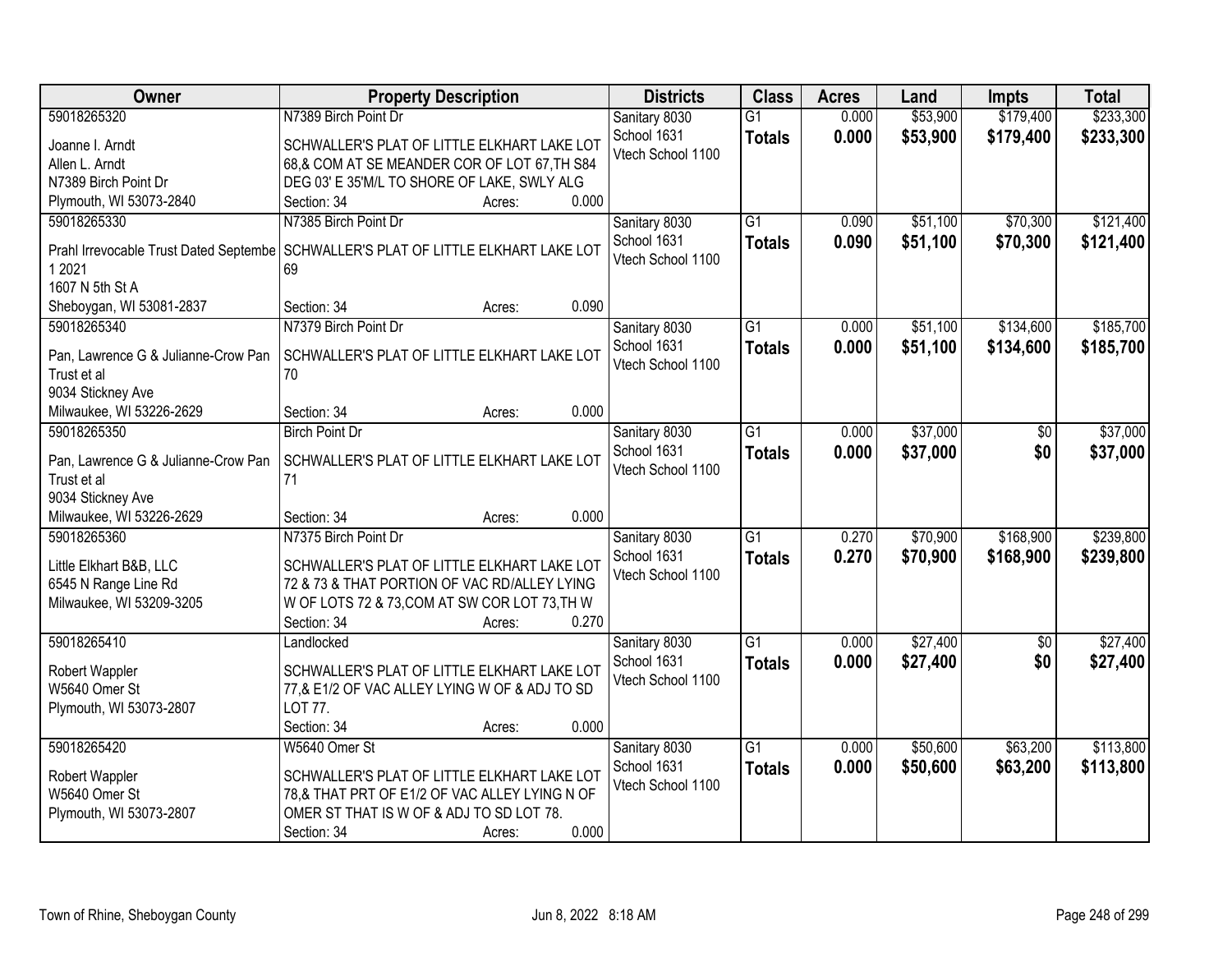| Owner | Property Description | Districts | Class | Acres | Land | Impts | Total |
|---|---|---|---|---|---|---|---|
| 59018265320<br>Joanne I. Arndt<br>Allen L. Arndt<br>N7389 Birch Point Dr<br>Plymouth, WI 53073-2840 | N7389 Birch Point Dr<br>SCHWALLER'S PLAT OF LITTLE ELKHART LAKE LOT 68,& COM AT SE MEANDER COR OF LOT 67,TH S84 DEG 03' E 35'M/L TO SHORE OF LAKE, SWLY ALG<br>Section: 34 Acres: 0.000 | Sanitary 8030<br>School 1631<br>Vtech School 1100 | G1<br>**Totals** | 0.000<br>**0.000** | $53,900<br>**$53,900** | $179,400<br>**$179,400** | $233,300<br>**$233,300** |
| 59018265330<br>Prahl Irrevocable Trust Dated Septembe 1 2021<br>1607 N 5th St A<br>Sheboygan, WI 53081-2837 | N7385 Birch Point Dr<br>SCHWALLER'S PLAT OF LITTLE ELKHART LAKE LOT 69<br>Section: 34 Acres: 0.090 | Sanitary 8030<br>School 1631<br>Vtech School 1100 | G1<br>**Totals** | 0.090<br>**0.090** | $51,100<br>**$51,100** | $70,300<br>**$70,300** | $121,400<br>**$121,400** |
| 59018265340<br>Pan, Lawrence G & Julianne-Crow Pan Trust et al<br>9034 Stickney Ave<br>Milwaukee, WI 53226-2629 | N7379 Birch Point Dr<br>SCHWALLER'S PLAT OF LITTLE ELKHART LAKE LOT 70<br>Section: 34 Acres: 0.000 | Sanitary 8030<br>School 1631<br>Vtech School 1100 | G1<br>**Totals** | 0.000<br>**0.000** | $51,100<br>**$51,100** | $134,600<br>**$134,600** | $185,700<br>**$185,700** |
| 59018265350<br>Pan, Lawrence G & Julianne-Crow Pan Trust et al<br>9034 Stickney Ave<br>Milwaukee, WI 53226-2629 | Birch Point Dr<br>SCHWALLER'S PLAT OF LITTLE ELKHART LAKE LOT 71<br>Section: 34 Acres: 0.000 | Sanitary 8030<br>School 1631<br>Vtech School 1100 | G1<br>**Totals** | 0.000<br>**0.000** | $37,000<br>**$37,000** | $0<br>**$0** | $37,000<br>**$37,000** |
| 59018265360<br>Little Elkhart B&B, LLC<br>6545 N Range Line Rd<br>Milwaukee, WI 53209-3205 | N7375 Birch Point Dr<br>SCHWALLER'S PLAT OF LITTLE ELKHART LAKE LOT 72 & 73 & THAT PORTION OF VAC RD/ALLEY LYING W OF LOTS 72 & 73,COM AT SW COR LOT 73,TH W<br>Section: 34 Acres: 0.270 | Sanitary 8030<br>School 1631<br>Vtech School 1100 | G1<br>**Totals** | 0.270<br>**0.270** | $70,900<br>**$70,900** | $168,900<br>**$168,900** | $239,800<br>**$239,800** |
| 59018265410<br>Robert Wappler<br>W5640 Omer St<br>Plymouth, WI 53073-2807 | Landlocked<br>SCHWALLER'S PLAT OF LITTLE ELKHART LAKE LOT 77,& E1/2 OF VAC ALLEY LYING W OF & ADJ TO SD LOT 77.<br>Section: 34 Acres: 0.000 | Sanitary 8030<br>School 1631<br>Vtech School 1100 | G1<br>**Totals** | 0.000<br>**0.000** | $27,400<br>**$27,400** | $0<br>**$0** | $27,400<br>**$27,400** |
| 59018265420<br>Robert Wappler<br>W5640 Omer St<br>Plymouth, WI 53073-2807 | W5640 Omer St<br>SCHWALLER'S PLAT OF LITTLE ELKHART LAKE LOT 78,& THAT PRT OF E1/2 OF VAC ALLEY LYING N OF OMER ST THAT IS W OF & ADJ TO SD LOT 78.<br>Section: 34 Acres: 0.000 | Sanitary 8030<br>School 1631<br>Vtech School 1100 | G1<br>**Totals** | 0.000<br>**0.000** | $50,600<br>**$50,600** | $63,200<br>**$63,200** | $113,800<br>**$113,800** |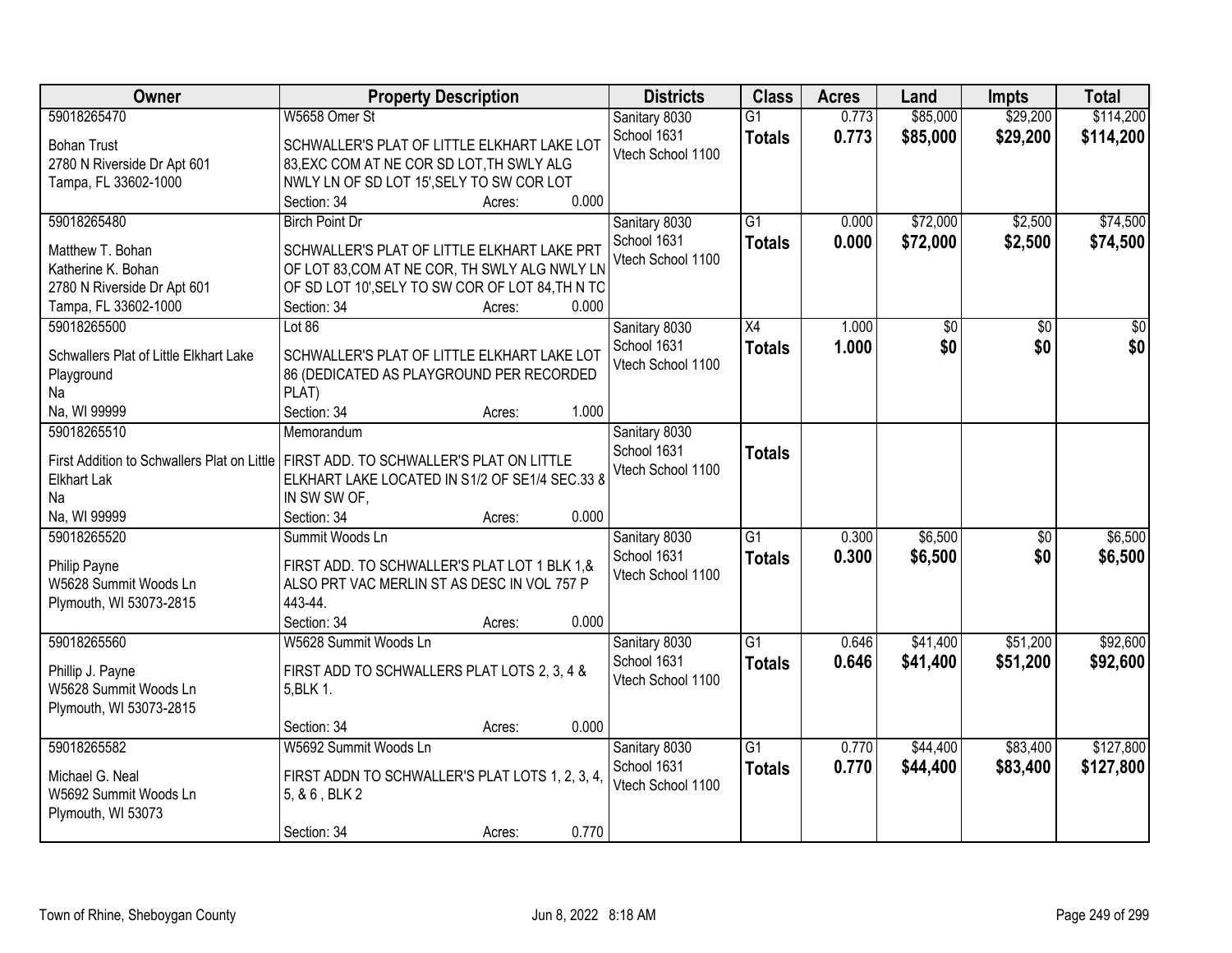| Owner | Property Description | Districts | Class | Acres | Land | Impts | Total |
|---|---|---|---|---|---|---|---|
| 59018265470<br>Bohan Trust<br>2780 N Riverside Dr Apt 601<br>Tampa, FL 33602-1000 | W5658 Omer St<br>SCHWALLER'S PLAT OF LITTLE ELKHART LAKE LOT 83,EXC COM AT NE COR SD LOT,TH SWLY ALG NWLY LN OF SD LOT 15',SELY TO SW COR LOT<br>Section: 34 Acres: 0.000 | Sanitary 8030<br>School 1631<br>Vtech School 1100 | G1<br>**Totals** | 0.773<br>**0.773** | $85,000<br>**$85,000** | $29,200<br>**$29,200** | $114,200<br>**$114,200** |
| 59018265480<br>Matthew T. Bohan<br>Katherine K. Bohan<br>2780 N Riverside Dr Apt 601<br>Tampa, FL 33602-1000 | Birch Point Dr<br>SCHWALLER'S PLAT OF LITTLE ELKHART LAKE PRT OF LOT 83,COM AT NE COR, TH SWLY ALG NWLY LN OF SD LOT 10',SELY TO SW COR OF LOT 84,TH N TC<br>Section: 34 Acres: 0.000 | Sanitary 8030<br>School 1631<br>Vtech School 1100 | G1<br>**Totals** | 0.000<br>**0.000** | $72,000<br>**$72,000** | $2,500<br>**$2,500** | $74,500<br>**$74,500** |
| 59018265500<br>Schwallers Plat of Little Elkhart Lake Playground<br>Na<br>Na, WI 99999 | Lot 86<br>SCHWALLER'S PLAT OF LITTLE ELKHART LAKE LOT 86 (DEDICATED AS PLAYGROUND PER RECORDED PLAT)<br>Section: 34 Acres: 1.000 | Sanitary 8030<br>School 1631<br>Vtech School 1100 | X4<br>**Totals** | 1.000<br>**1.000** | $0<br>**$0** | $0<br>**$0** | $0<br>**$0** |
| 59018265510<br>First Addition to Schwallers Plat on Little Elkhart Lak<br>Na<br>Na, WI 99999 | Memorandum<br>FIRST ADD. TO SCHWALLER'S PLAT ON LITTLE ELKHART LAKE LOCATED IN S1/2 OF SE1/4 SEC.33 & IN SW SW OF,<br>Section: 34 Acres: 0.000 | Sanitary 8030<br>School 1631<br>Vtech School 1100 | **Totals** | | | | |
| 59018265520<br>Philip Payne<br>W5628 Summit Woods Ln<br>Plymouth, WI 53073-2815 | Summit Woods Ln<br>FIRST ADD. TO SCHWALLER'S PLAT LOT 1 BLK 1,& ALSO PRT VAC MERLIN ST AS DESC IN VOL 757 P 443-44.<br>Section: 34 Acres: 0.000 | Sanitary 8030<br>School 1631<br>Vtech School 1100 | G1<br>**Totals** | 0.300<br>**0.300** | $6,500<br>**$6,500** | $0<br>**$0** | $6,500<br>**$6,500** |
| 59018265560<br>Phillip J. Payne<br>W5628 Summit Woods Ln<br>Plymouth, WI 53073-2815 | W5628 Summit Woods Ln<br>FIRST ADD TO SCHWALLERS PLAT LOTS 2, 3, 4 & 5,BLK 1.<br>Section: 34 Acres: 0.000 | Sanitary 8030<br>School 1631<br>Vtech School 1100 | G1<br>**Totals** | 0.646<br>**0.646** | $41,400<br>**$41,400** | $51,200<br>**$51,200** | $92,600<br>**$92,600** |
| 59018265582<br>Michael G. Neal<br>W5692 Summit Woods Ln<br>Plymouth, WI 53073 | W5692 Summit Woods Ln<br>FIRST ADDN TO SCHWALLER'S PLAT LOTS 1, 2, 3, 4, 5, & 6 , BLK 2<br>Section: 34 Acres: 0.770 | Sanitary 8030<br>School 1631<br>Vtech School 1100 | G1<br>**Totals** | 0.770<br>**0.770** | $44,400<br>**$44,400** | $83,400<br>**$83,400** | $127,800<br>**$127,800** |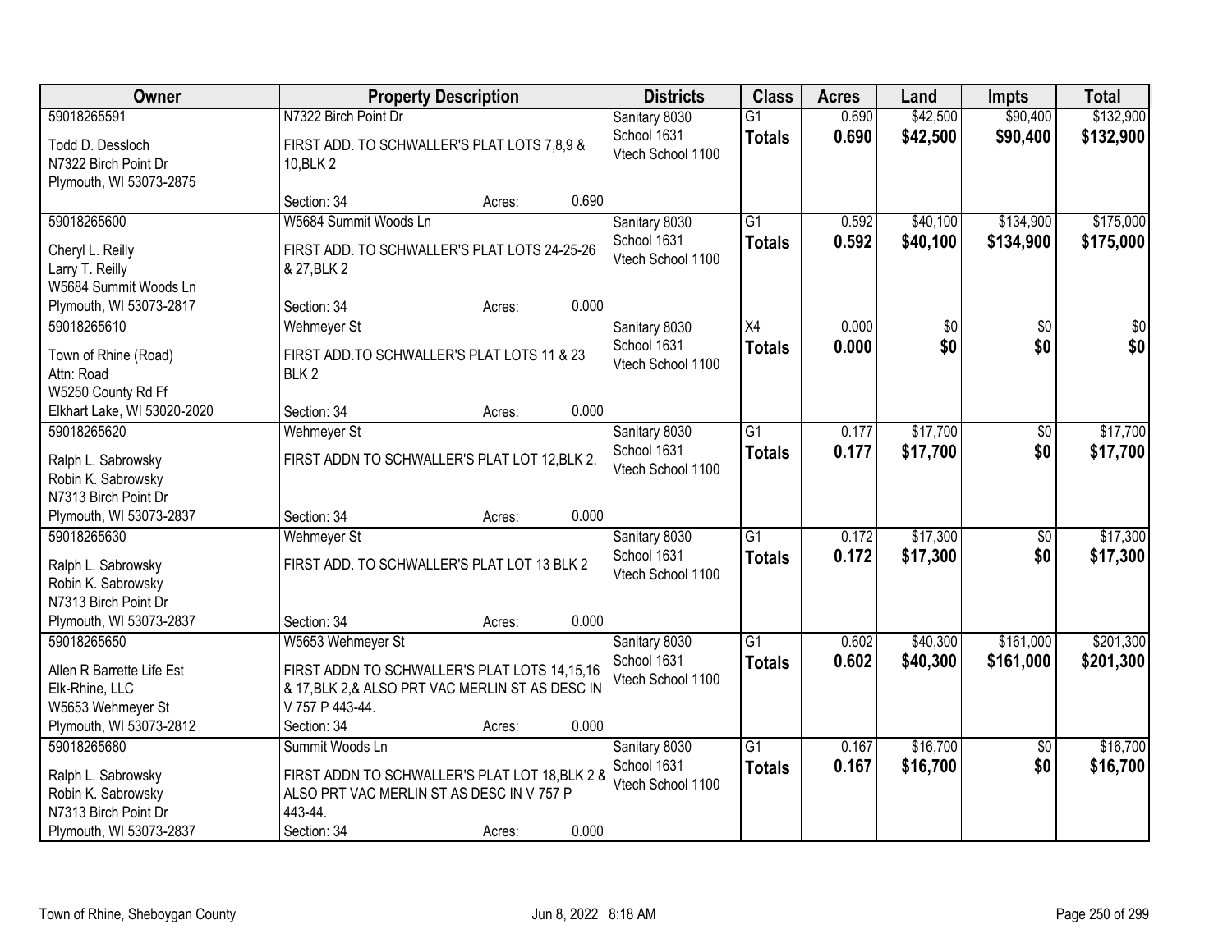| Owner | Property Description | Districts | Class | Acres | Land | Impts | Total |
|---|---|---|---|---|---|---|---|
| 59018265591<br>Todd D. Dessloch<br>N7322 Birch Point Dr<br>Plymouth, WI 53073-2875 | N7322 Birch Point Dr<br>FIRST ADD. TO SCHWALLER'S PLAT LOTS 7,8,9 & 10,BLK 2<br>Section: 34 Acres: 0.690 | Sanitary 8030<br>School 1631<br>Vtech School 1100 | G1<br>**Totals** | 0.690<br>**0.690** | $42,500<br>**$42,500** | $90,400<br>**$90,400** | $132,900<br>**$132,900** |
| 59018265600<br>Cheryl L. Reilly<br>Larry T. Reilly<br>W5684 Summit Woods Ln<br>Plymouth, WI 53073-2817 | W5684 Summit Woods Ln<br>FIRST ADD. TO SCHWALLER'S PLAT LOTS 24-25-26 & 27,BLK 2<br>Section: 34 Acres: 0.000 | Sanitary 8030<br>School 1631<br>Vtech School 1100 | G1<br>**Totals** | 0.592<br>**0.592** | $40,100<br>**$40,100** | $134,900<br>**$134,900** | $175,000<br>**$175,000** |
| 59018265610<br>Town of Rhine (Road)<br>Attn: Road<br>W5250 County Rd Ff<br>Elkhart Lake, WI 53020-2020 | Wehmeyer St<br>FIRST ADD.TO SCHWALLER'S PLAT LOTS 11 & 23 BLK 2<br>Section: 34 Acres: 0.000 | Sanitary 8030<br>School 1631<br>Vtech School 1100 | X4<br>**Totals** | 0.000<br>**0.000** | $0<br>**$0** | $0<br>**$0** | $0<br>**$0** |
| 59018265620<br>Ralph L. Sabrowsky<br>Robin K. Sabrowsky<br>N7313 Birch Point Dr<br>Plymouth, WI 53073-2837 | Wehmeyer St<br>FIRST ADDN TO SCHWALLER'S PLAT LOT 12,BLK 2.<br>Section: 34 Acres: 0.000 | Sanitary 8030<br>School 1631<br>Vtech School 1100 | G1<br>**Totals** | 0.177<br>**0.177** | $17,700<br>**$17,700** | $0<br>**$0** | $17,700<br>**$17,700** |
| 59018265630<br>Ralph L. Sabrowsky<br>Robin K. Sabrowsky<br>N7313 Birch Point Dr<br>Plymouth, WI 53073-2837 | Wehmeyer St<br>FIRST ADD. TO SCHWALLER'S PLAT LOT 13 BLK 2<br>Section: 34 Acres: 0.000 | Sanitary 8030<br>School 1631<br>Vtech School 1100 | G1<br>**Totals** | 0.172<br>**0.172** | $17,300<br>**$17,300** | $0<br>**$0** | $17,300<br>**$17,300** |
| 59018265650<br>Allen R Barrette Life Est<br>Elk-Rhine, LLC<br>W5653 Wehmeyer St<br>Plymouth, WI 53073-2812 | W5653 Wehmeyer St<br>FIRST ADDN TO SCHWALLER'S PLAT LOTS 14,15,16 & 17,BLK 2,& ALSO PRT VAC MERLIN ST AS DESC IN V 757 P 443-44.<br>Section: 34 Acres: 0.000 | Sanitary 8030<br>School 1631<br>Vtech School 1100 | G1<br>**Totals** | 0.602<br>**0.602** | $40,300<br>**$40,300** | $161,000<br>**$161,000** | $201,300<br>**$201,300** |
| 59018265680<br>Ralph L. Sabrowsky<br>Robin K. Sabrowsky<br>N7313 Birch Point Dr<br>Plymouth, WI 53073-2837 | Summit Woods Ln<br>FIRST ADDN TO SCHWALLER'S PLAT LOT 18,BLK 2 & ALSO PRT VAC MERLIN ST AS DESC IN V 757 P 443-44.<br>Section: 34 Acres: 0.000 | Sanitary 8030<br>School 1631<br>Vtech School 1100 | G1<br>**Totals** | 0.167<br>**0.167** | $16,700<br>**$16,700** | $0<br>**$0** | $16,700<br>**$16,700** |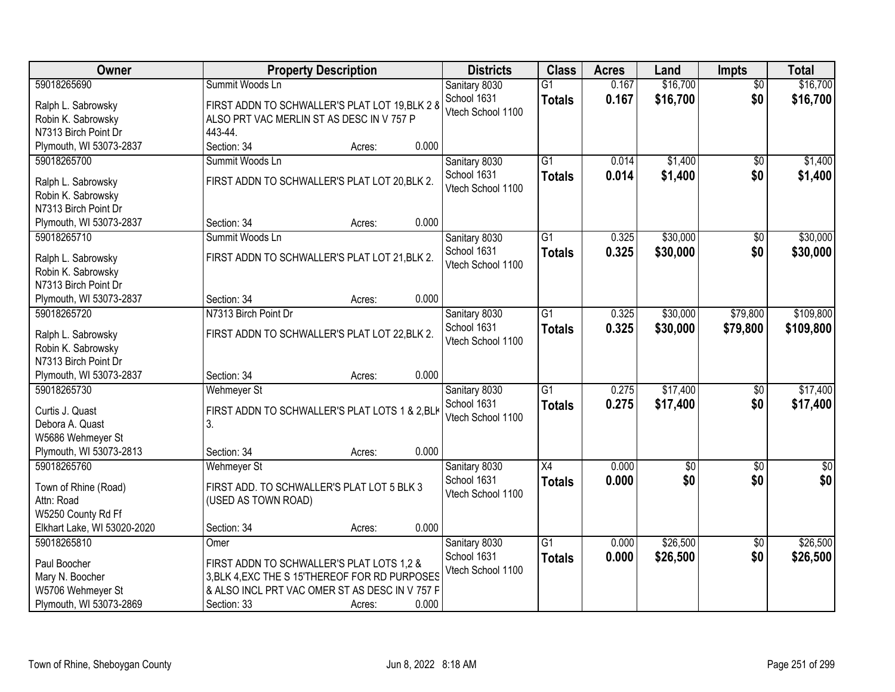| Owner | Property Description | Districts | Class | Acres | Land | Impts | Total |
|---|---|---|---|---|---|---|---|
| 59018265690<br>Ralph L. Sabrowsky<br>Robin K. Sabrowsky<br>N7313 Birch Point Dr<br>Plymouth, WI 53073-2837 | Summit Woods Ln<br>FIRST ADDN TO SCHWALLER'S PLAT LOT 19,BLK 2 & ALSO PRT VAC MERLIN ST AS DESC IN V 757 P 443-44.<br>Section: 34 Acres: 0.000 | Sanitary 8030<br>School 1631<br>Vtech School 1100 | G1<br>**Totals** | 0.167<br>**0.167** | $16,700<br>**$16,700** | $0<br>**$0** | $16,700<br>**$16,700** |
| 59018265700<br>Ralph L. Sabrowsky<br>Robin K. Sabrowsky<br>N7313 Birch Point Dr<br>Plymouth, WI 53073-2837 | Summit Woods Ln<br>FIRST ADDN TO SCHWALLER'S PLAT LOT 20,BLK 2.<br>Section: 34 Acres: 0.000 | Sanitary 8030<br>School 1631<br>Vtech School 1100 | G1<br>**Totals** | 0.014<br>**0.014** | $1,400<br>**$1,400** | $0<br>**$0** | $1,400<br>**$1,400** |
| 59018265710<br>Ralph L. Sabrowsky<br>Robin K. Sabrowsky<br>N7313 Birch Point Dr<br>Plymouth, WI 53073-2837 | Summit Woods Ln<br>FIRST ADDN TO SCHWALLER'S PLAT LOT 21,BLK 2.<br>Section: 34 Acres: 0.000 | Sanitary 8030<br>School 1631<br>Vtech School 1100 | G1<br>**Totals** | 0.325<br>**0.325** | $30,000<br>**$30,000** | $0<br>**$0** | $30,000<br>**$30,000** |
| 59018265720<br>Ralph L. Sabrowsky<br>Robin K. Sabrowsky<br>N7313 Birch Point Dr<br>Plymouth, WI 53073-2837 | N7313 Birch Point Dr<br>FIRST ADDN TO SCHWALLER'S PLAT LOT 22,BLK 2.<br>Section: 34 Acres: 0.000 | Sanitary 8030<br>School 1631<br>Vtech School 1100 | G1<br>**Totals** | 0.325<br>**0.325** | $30,000<br>**$30,000** | $79,800<br>**$79,800** | $109,800<br>**$109,800** |
| 59018265730<br>Curtis J. Quast<br>Debora A. Quast<br>W5686 Wehmeyer St<br>Plymouth, WI 53073-2813 | Wehmeyer St<br>FIRST ADDN TO SCHWALLER'S PLAT LOTS 1 & 2,BLK 3.<br>Section: 34 Acres: 0.000 | Sanitary 8030<br>School 1631<br>Vtech School 1100 | G1<br>**Totals** | 0.275<br>**0.275** | $17,400<br>**$17,400** | $0<br>**$0** | $17,400<br>**$17,400** |
| 59018265760<br>Town of Rhine (Road)<br>Attn: Road<br>W5250 County Rd Ff<br>Elkhart Lake, WI 53020-2020 | Wehmeyer St<br>FIRST ADD. TO SCHWALLER'S PLAT LOT 5 BLK 3 (USED AS TOWN ROAD)<br>Section: 34 Acres: 0.000 | Sanitary 8030<br>School 1631<br>Vtech School 1100 | X4<br>**Totals** | 0.000<br>**0.000** | $0<br>**$0** | $0<br>**$0** | $0<br>**$0** |
| 59018265810<br>Paul Boocher<br>Mary N. Boocher<br>W5706 Wehmeyer St<br>Plymouth, WI 53073-2869 | Omer<br>FIRST ADDN TO SCHWALLER'S PLAT LOTS 1,2 & 3,BLK 4,EXC THE S 15'THEREOF FOR RD PURPOSES & ALSO INCL PRT VAC OMER ST AS DESC IN V 757 P<br>Section: 33 Acres: 0.000 | Sanitary 8030<br>School 1631<br>Vtech School 1100 | G1<br>**Totals** | 0.000<br>**0.000** | $26,500<br>**$26,500** | $0<br>**$0** | $26,500<br>**$26,500** |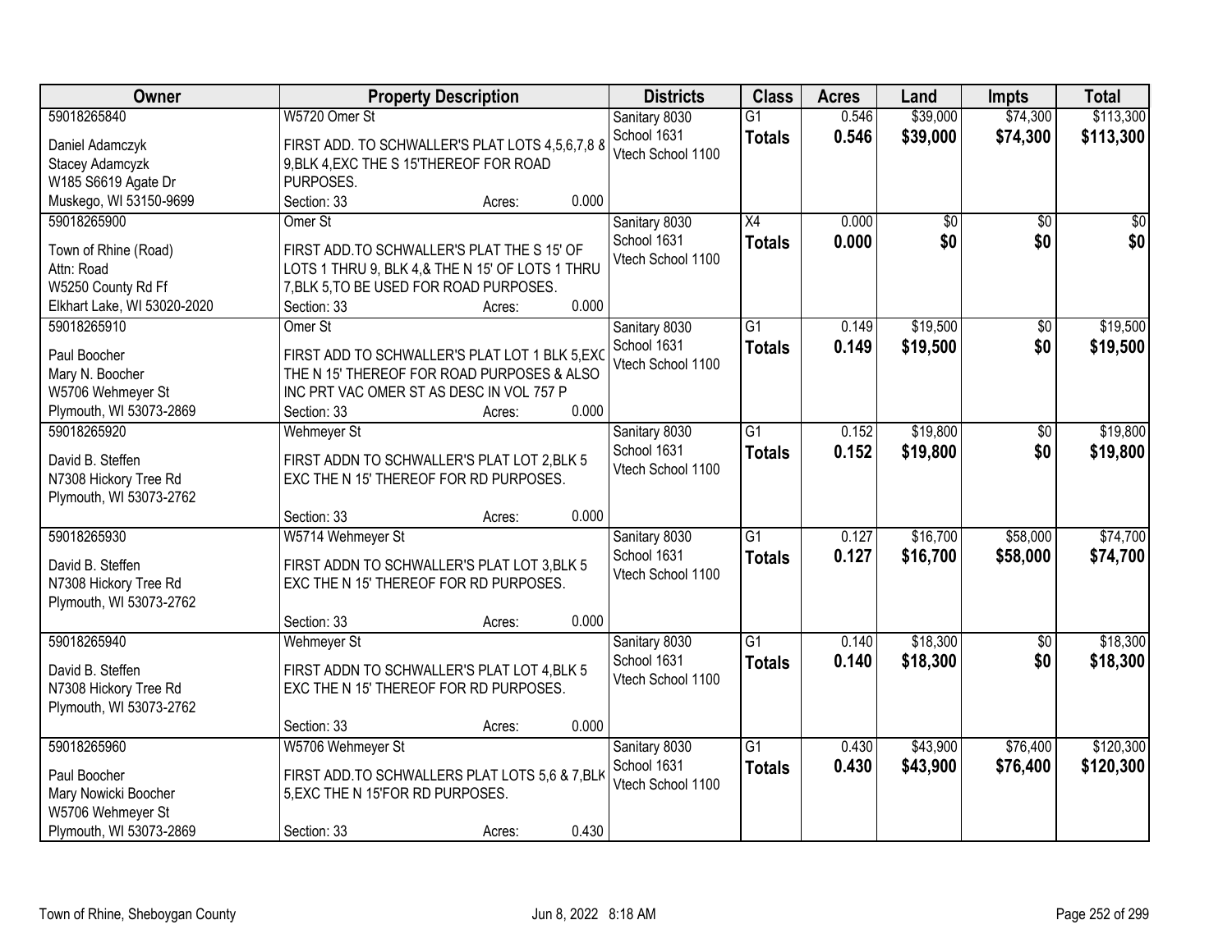| Owner | Property Description | Districts | Class | Acres | Land | Impts | Total |
|---|---|---|---|---|---|---|---|
| 59018265840<br>Daniel Adamczyk<br>Stacey Adamczyk<br>W185 S6619 Agate Dr<br>Muskego, WI 53150-9699 | W5720 Omer St<br>FIRST ADD. TO SCHWALLER'S PLAT LOTS 4,5,6,7,8 & 9,BLK 4,EXC THE S 15'THEREOF FOR ROAD PURPOSES.<br>Section: 33 Acres: 0.000 | Sanitary 8030<br>School 1631<br>Vtech School 1100 | G1<br>**Totals** | 0.546<br>**0.546** | $39,000<br>**$39,000** | $74,300<br>**$74,300** | $113,300<br>**$113,300** |
| 59018265900<br>Town of Rhine (Road)<br>Attn: Road<br>W5250 County Rd Ff<br>Elkhart Lake, WI 53020-2020 | Omer St<br>FIRST ADD.TO SCHWALLER'S PLAT THE S 15' OF LOTS 1 THRU 9, BLK 4,& THE N 15' OF LOTS 1 THRU 7,BLK 5,TO BE USED FOR ROAD PURPOSES.<br>Section: 33 Acres: 0.000 | Sanitary 8030<br>School 1631<br>Vtech School 1100 | X4<br>**Totals** | 0.000<br>**0.000** | $0<br>**$0** | $0<br>**$0** | $0<br>**$0** |
| 59018265910<br>Paul Boocher<br>Mary N. Boocher<br>W5706 Wehmeyer St<br>Plymouth, WI 53073-2869 | Omer St<br>FIRST ADD TO SCHWALLER'S PLAT LOT 1 BLK 5,EXC THE N 15' THEREOF FOR ROAD PURPOSES & ALSO INC PRT VAC OMER ST AS DESC IN VOL 757 P<br>Section: 33 Acres: 0.000 | Sanitary 8030<br>School 1631<br>Vtech School 1100 | G1<br>**Totals** | 0.149<br>**0.149** | $19,500<br>**$19,500** | $0<br>**$0** | $19,500<br>**$19,500** |
| 59018265920<br>David B. Steffen<br>N7308 Hickory Tree Rd<br>Plymouth, WI 53073-2762 | Wehmeyer St<br>FIRST ADDN TO SCHWALLER'S PLAT LOT 2,BLK 5 EXC THE N 15' THEREOF FOR RD PURPOSES.<br>Section: 33 Acres: 0.000 | Sanitary 8030<br>School 1631<br>Vtech School 1100 | G1<br>**Totals** | 0.152<br>**0.152** | $19,800<br>**$19,800** | $0<br>**$0** | $19,800<br>**$19,800** |
| 59018265930<br>David B. Steffen<br>N7308 Hickory Tree Rd<br>Plymouth, WI 53073-2762 | W5714 Wehmeyer St<br>FIRST ADDN TO SCHWALLER'S PLAT LOT 3,BLK 5 EXC THE N 15' THEREOF FOR RD PURPOSES.<br>Section: 33 Acres: 0.000 | Sanitary 8030<br>School 1631<br>Vtech School 1100 | G1<br>**Totals** | 0.127<br>**0.127** | $16,700<br>**$16,700** | $58,000<br>**$58,000** | $74,700<br>**$74,700** |
| 59018265940<br>David B. Steffen<br>N7308 Hickory Tree Rd<br>Plymouth, WI 53073-2762 | Wehmeyer St<br>FIRST ADDN TO SCHWALLER'S PLAT LOT 4,BLK 5 EXC THE N 15' THEREOF FOR RD PURPOSES.<br>Section: 33 Acres: 0.000 | Sanitary 8030<br>School 1631<br>Vtech School 1100 | G1<br>**Totals** | 0.140<br>**0.140** | $18,300<br>**$18,300** | $0<br>**$0** | $18,300<br>**$18,300** |
| 59018265960<br>Paul Boocher<br>Mary Nowicki Boocher<br>W5706 Wehmeyer St<br>Plymouth, WI 53073-2869 | W5706 Wehmeyer St<br>FIRST ADD.TO SCHWALLERS PLAT LOTS 5,6 & 7,BLK 5,EXC THE N 15'FOR RD PURPOSES.<br>Section: 33 Acres: 0.430 | Sanitary 8030<br>School 1631<br>Vtech School 1100 | G1<br>**Totals** | 0.430<br>**0.430** | $43,900<br>**$43,900** | $76,400<br>**$76,400** | $120,300<br>**$120,300** |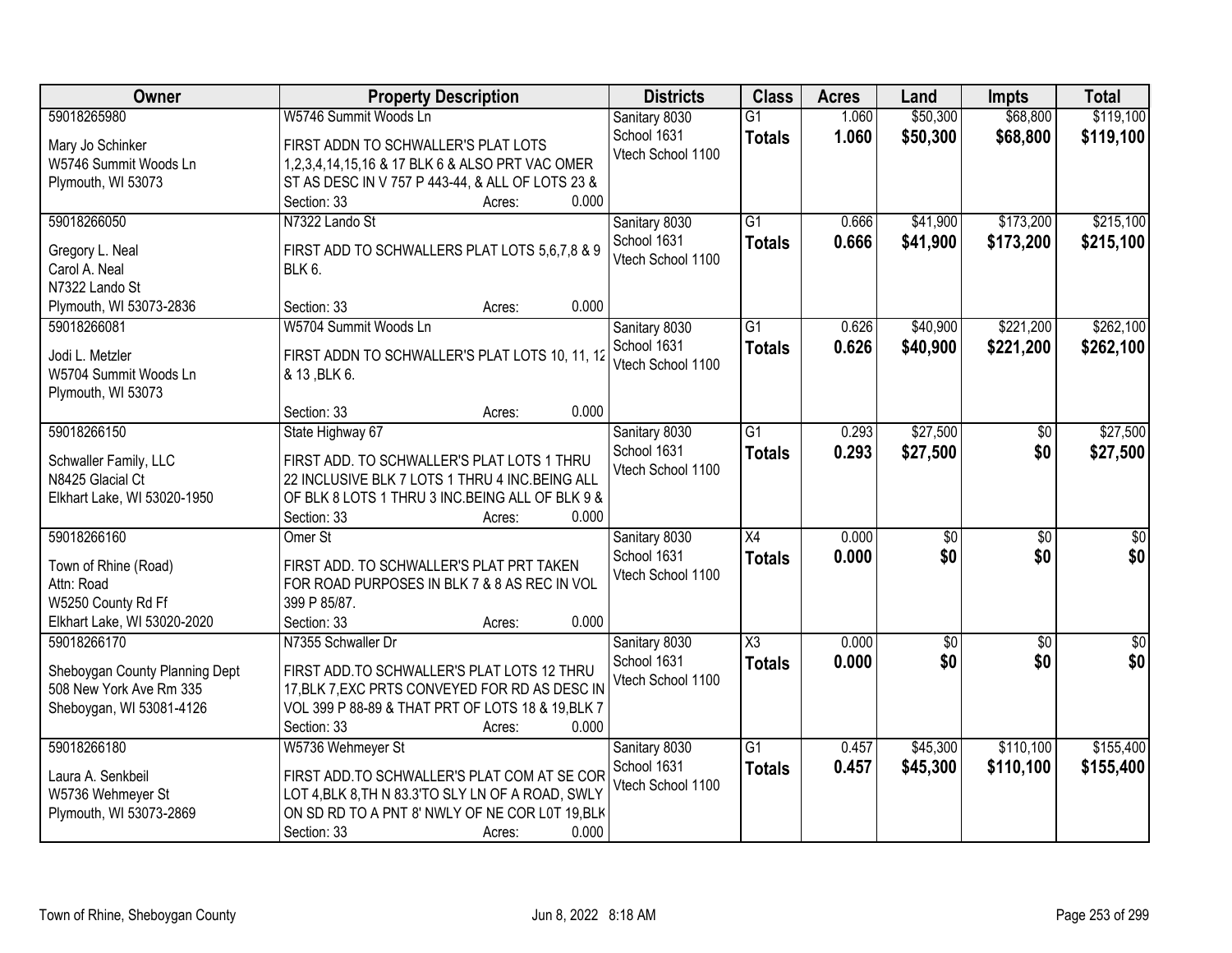| Owner | Property Description | Districts | Class | Acres | Land | Impts | Total |
|---|---|---|---|---|---|---|---|
| 59018265980<br>Mary Jo Schinker<br>W5746 Summit Woods Ln<br>Plymouth, WI 53073 | W5746 Summit Woods Ln<br>FIRST ADDN TO SCHWALLER'S PLAT LOTS 1,2,3,4,14,15,16 & 17 BLK 6 & ALSO PRT VAC OMER ST AS DESC IN V 757 P 443-44, & ALL OF LOTS 23 &<br>Section: 33 Acres: 0.000 | Sanitary 8030<br>School 1631<br>Vtech School 1100 | G1<br>**Totals** | 1.060<br>**1.060** | $50,300<br>**$50,300** | $68,800<br>**$68,800** | $119,100<br>**$119,100** |
| 59018266050<br>Gregory L. Neal<br>Carol A. Neal<br>N7322 Lando St<br>Plymouth, WI 53073-2836 | N7322 Lando St<br>FIRST ADD TO SCHWALLERS PLAT LOTS 5,6,7,8 & 9 BLK 6.<br>Section: 33 Acres: 0.000 | Sanitary 8030<br>School 1631<br>Vtech School 1100 | G1<br>**Totals** | 0.666<br>**0.666** | $41,900<br>**$41,900** | $173,200<br>**$173,200** | $215,100<br>**$215,100** |
| 59018266081<br>Jodi L. Metzler<br>W5704 Summit Woods Ln<br>Plymouth, WI 53073 | W5704 Summit Woods Ln<br>FIRST ADDN TO SCHWALLER'S PLAT LOTS 10, 11, 12 & 13 ,BLK 6.<br>Section: 33 Acres: 0.000 | Sanitary 8030<br>School 1631<br>Vtech School 1100 | G1<br>**Totals** | 0.626<br>**0.626** | $40,900<br>**$40,900** | $221,200<br>**$221,200** | $262,100<br>**$262,100** |
| 59018266150<br>Schwaller Family, LLC<br>N8425 Glacial Ct<br>Elkhart Lake, WI 53020-1950 | State Highway 67<br>FIRST ADD. TO SCHWALLER'S PLAT LOTS 1 THRU 22 INCLUSIVE BLK 7 LOTS 1 THRU 4 INC.BEING ALL OF BLK 8 LOTS 1 THRU 3 INC.BEING ALL OF BLK 9 &<br>Section: 33 Acres: 0.000 | Sanitary 8030<br>School 1631<br>Vtech School 1100 | G1<br>**Totals** | 0.293<br>**0.293** | $27,500<br>**$27,500** | $0<br>**$0** | $27,500<br>**$27,500** |
| 59018266160<br>Town of Rhine (Road)<br>Attn: Road<br>W5250 County Rd Ff<br>Elkhart Lake, WI 53020-2020 | Omer St<br>FIRST ADD. TO SCHWALLER'S PLAT PRT TAKEN FOR ROAD PURPOSES IN BLK 7 & 8 AS REC IN VOL 399 P 85/87.<br>Section: 33 Acres: 0.000 | Sanitary 8030<br>School 1631<br>Vtech School 1100 | X4<br>**Totals** | 0.000<br>**0.000** | $0<br>**$0** | $0<br>**$0** | $0<br>**$0** |
| 59018266170<br>Sheboygan County Planning Dept<br>508 New York Ave Rm 335<br>Sheboygan, WI 53081-4126 | N7355 Schwaller Dr<br>FIRST ADD.TO SCHWALLER'S PLAT LOTS 12 THRU 17,BLK 7,EXC PRTS CONVEYED FOR RD AS DESC IN VOL 399 P 88-89 & THAT PRT OF LOTS 18 & 19,BLK 7<br>Section: 33 Acres: 0.000 | Sanitary 8030<br>School 1631<br>Vtech School 1100 | X3<br>**Totals** | 0.000<br>**0.000** | $0<br>**$0** | $0<br>**$0** | $0<br>**$0** |
| 59018266180<br>Laura A. Senkbeil<br>W5736 Wehmeyer St<br>Plymouth, WI 53073-2869 | W5736 Wehmeyer St<br>FIRST ADD.TO SCHWALLER'S PLAT COM AT SE COR LOT 4,BLK 8,TH N 83.3'TO SLY LN OF A ROAD, SWLY ON SD RD TO A PNT 8' NWLY OF NE COR L0T 19,BLK<br>Section: 33 Acres: 0.000 | Sanitary 8030<br>School 1631<br>Vtech School 1100 | G1<br>**Totals** | 0.457<br>**0.457** | $45,300<br>**$45,300** | $110,100<br>**$110,100** | $155,400<br>**$155,400** |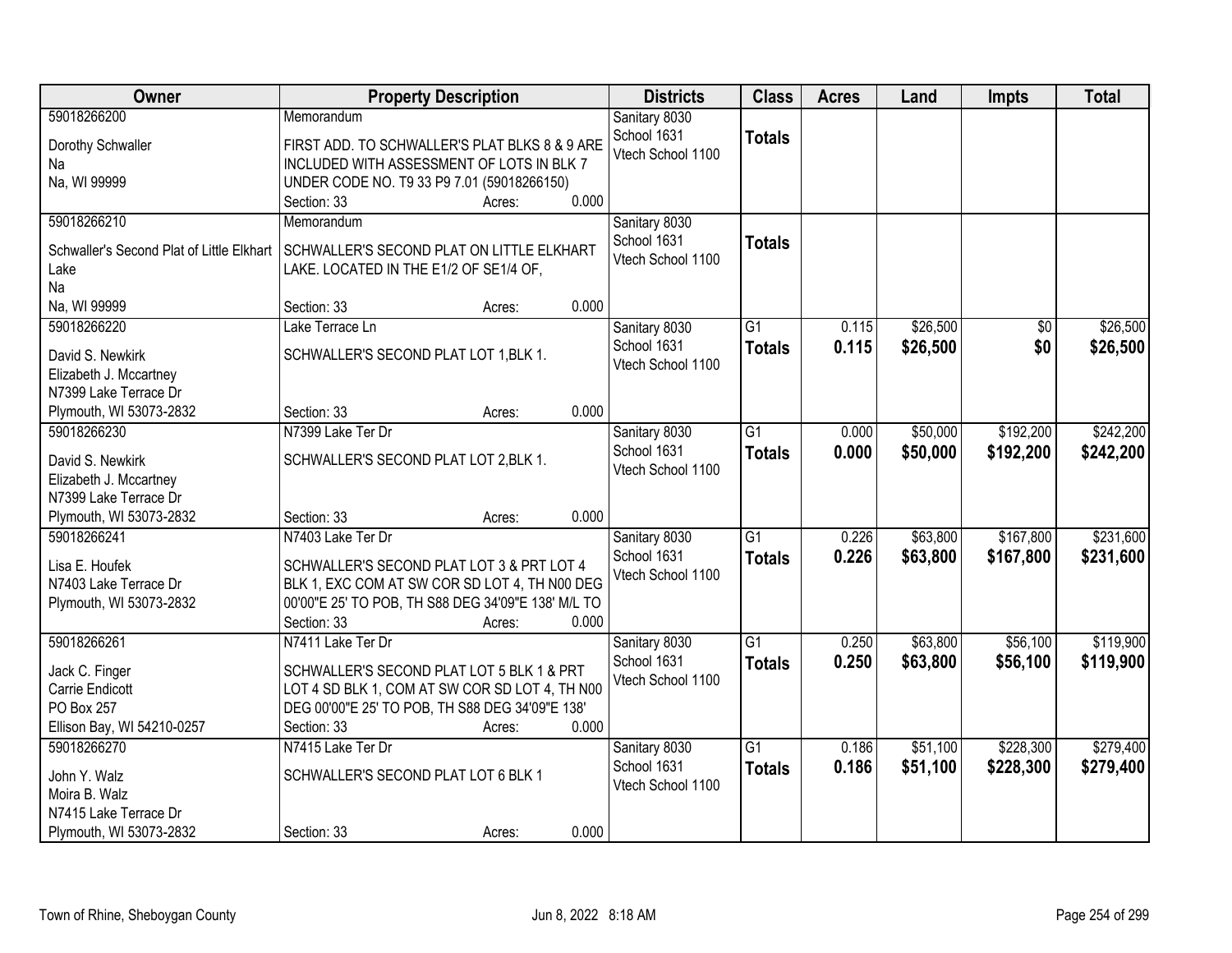| Owner | Property Description | Districts | Class | Acres | Land | Impts | Total |
|---|---|---|---|---|---|---|---|
| 59018266200<br>Dorothy Schwaller<br>Na<br>Na, WI 99999 | Memorandum<br>FIRST ADD. TO SCHWALLER'S PLAT BLKS 8 & 9 ARE INCLUDED WITH ASSESSMENT OF LOTS IN BLK 7 UNDER CODE NO. T9 33 P9 7.01 (59018266150)<br>Section: 33 Acres: 0.000 | Sanitary 8030<br>School 1631<br>Vtech School 1100 | Totals | | | | |
| 59018266210<br>Schwaller's Second Plat of Little Elkhart Lake<br>Na<br>Na, WI 99999 | Memorandum<br>SCHWALLER'S SECOND PLAT ON LITTLE ELKHART LAKE. LOCATED IN THE E1/2 OF SE1/4 OF,<br>Section: 33 Acres: 0.000 | Sanitary 8030<br>School 1631<br>Vtech School 1100 | Totals | | | | |
| 59018266220<br>David S. Newkirk<br>Elizabeth J. Mccartney<br>N7399 Lake Terrace Dr<br>Plymouth, WI 53073-2832 | Lake Terrace Ln<br>SCHWALLER'S SECOND PLAT LOT 1,BLK 1.<br>Section: 33 Acres: 0.000 | Sanitary 8030<br>School 1631<br>Vtech School 1100 | G1<br>**Totals** | 0.115<br>**0.115** | $26,500<br>**$26,500** | $0<br>**$0** | $26,500<br>**$26,500** |
| 59018266230<br>David S. Newkirk<br>Elizabeth J. Mccartney<br>N7399 Lake Terrace Dr<br>Plymouth, WI 53073-2832 | N7399 Lake Ter Dr<br>SCHWALLER'S SECOND PLAT LOT 2,BLK 1.<br>Section: 33 Acres: 0.000 | Sanitary 8030<br>School 1631<br>Vtech School 1100 | G1<br>**Totals** | 0.000<br>**0.000** | $50,000<br>**$50,000** | $192,200<br>**$192,200** | $242,200<br>**$242,200** |
| 59018266241<br>Lisa E. Houfek<br>N7403 Lake Terrace Dr<br>Plymouth, WI 53073-2832 | N7403 Lake Ter Dr<br>SCHWALLER'S SECOND PLAT LOT 3 & PRT LOT 4 BLK 1, EXC COM AT SW COR SD LOT 4, TH N00 DEG 00'00"E 25' TO POB, TH S88 DEG 34'09"E 138' M/L TO<br>Section: 33 Acres: 0.000 | Sanitary 8030<br>School 1631<br>Vtech School 1100 | G1<br>**Totals** | 0.226<br>**0.226** | $63,800<br>**$63,800** | $167,800<br>**$167,800** | $231,600<br>**$231,600** |
| 59018266261<br>Jack C. Finger<br>Carrie Endicott<br>PO Box 257<br>Ellison Bay, WI 54210-0257 | N7411 Lake Ter Dr<br>SCHWALLER'S SECOND PLAT LOT 5 BLK 1 & PRT LOT 4 SD BLK 1, COM AT SW COR SD LOT 4, TH N00 DEG 00'00"E 25' TO POB, TH S88 DEG 34'09"E 138'<br>Section: 33 Acres: 0.000 | Sanitary 8030<br>School 1631<br>Vtech School 1100 | G1<br>**Totals** | 0.250<br>**0.250** | $63,800<br>**$63,800** | $56,100<br>**$56,100** | $119,900<br>**$119,900** |
| 59018266270<br>John Y. Walz<br>Moira B. Walz<br>N7415 Lake Terrace Dr<br>Plymouth, WI 53073-2832 | N7415 Lake Ter Dr<br>SCHWALLER'S SECOND PLAT LOT 6 BLK 1<br>Section: 33 Acres: 0.000 | Sanitary 8030<br>School 1631<br>Vtech School 1100 | G1<br>**Totals** | 0.186<br>**0.186** | $51,100<br>**$51,100** | $228,300<br>**$228,300** | $279,400<br>**$279,400** |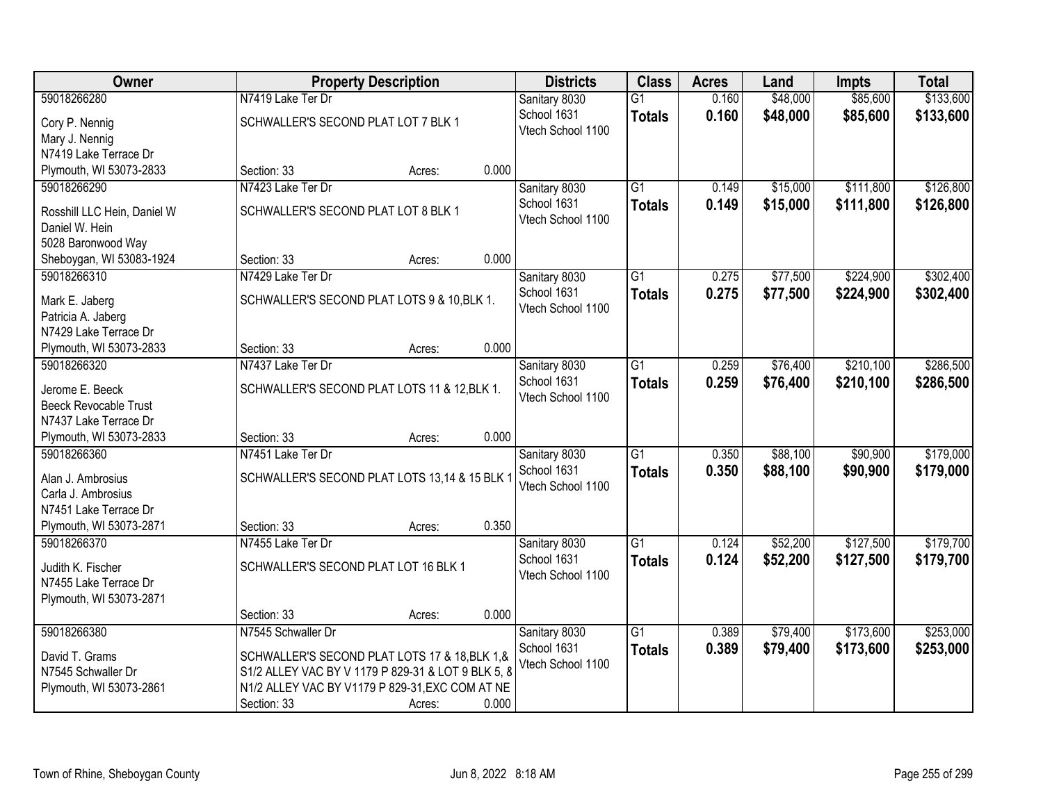| Owner | Property Description | Districts | Class | Acres | Land | Impts | Total |
|---|---|---|---|---|---|---|---|
| 59018266280<br>Cory P. Nennig<br>Mary J. Nennig<br>N7419 Lake Terrace Dr<br>Plymouth, WI 53073-2833 | N7419 Lake Ter Dr<br>SCHWALLER'S SECOND PLAT LOT 7 BLK 1<br>Section: 33 Acres: 0.000 | Sanitary 8030<br>School 1631<br>Vtech School 1100 | G1<br>**Totals** | 0.160<br>**0.160** | $48,000<br>**$48,000** | $85,600<br>**$85,600** | $133,600<br>**$133,600** |
| 59018266290<br>Rosshill LLC Hein, Daniel W<br>Daniel W. Hein<br>5028 Baronwood Way<br>Sheboygan, WI 53083-1924 | N7423 Lake Ter Dr<br>SCHWALLER'S SECOND PLAT LOT 8 BLK 1<br>Section: 33 Acres: 0.000 | Sanitary 8030<br>School 1631<br>Vtech School 1100 | G1<br>**Totals** | 0.149<br>**0.149** | $15,000<br>**$15,000** | $111,800<br>**$111,800** | $126,800<br>**$126,800** |
| 59018266310<br>Mark E. Jaberg<br>Patricia A. Jaberg<br>N7429 Lake Terrace Dr<br>Plymouth, WI 53073-2833 | N7429 Lake Ter Dr<br>SCHWALLER'S SECOND PLAT LOTS 9 & 10,BLK 1.<br>Section: 33 Acres: 0.000 | Sanitary 8030<br>School 1631<br>Vtech School 1100 | G1<br>**Totals** | 0.275<br>**0.275** | $77,500<br>**$77,500** | $224,900<br>**$224,900** | $302,400<br>**$302,400** |
| 59018266320<br>Jerome E. Beeck<br>Beeck Revocable Trust<br>N7437 Lake Terrace Dr<br>Plymouth, WI 53073-2833 | N7437 Lake Ter Dr<br>SCHWALLER'S SECOND PLAT LOTS 11 & 12,BLK 1.<br>Section: 33 Acres: 0.000 | Sanitary 8030<br>School 1631<br>Vtech School 1100 | G1<br>**Totals** | 0.259<br>**0.259** | $76,400<br>**$76,400** | $210,100<br>**$210,100** | $286,500<br>**$286,500** |
| 59018266360<br>Alan J. Ambrosius<br>Carla J. Ambrosius<br>N7451 Lake Terrace Dr<br>Plymouth, WI 53073-2871 | N7451 Lake Ter Dr<br>SCHWALLER'S SECOND PLAT LOTS 13,14 & 15 BLK 1<br>Section: 33 Acres: 0.350 | Sanitary 8030<br>School 1631<br>Vtech School 1100 | G1<br>**Totals** | 0.350<br>**0.350** | $88,100<br>**$88,100** | $90,900<br>**$90,900** | $179,000<br>**$179,000** |
| 59018266370<br>Judith K. Fischer<br>N7455 Lake Terrace Dr<br>Plymouth, WI 53073-2871 | N7455 Lake Ter Dr<br>SCHWALLER'S SECOND PLAT LOT 16 BLK 1<br>Section: 33 Acres: 0.000 | Sanitary 8030<br>School 1631<br>Vtech School 1100 | G1<br>**Totals** | 0.124<br>**0.124** | $52,200<br>**$52,200** | $127,500<br>**$127,500** | $179,700<br>**$179,700** |
| 59018266380<br>David T. Grams<br>N7545 Schwaller Dr<br>Plymouth, WI 53073-2861 | N7545 Schwaller Dr<br>SCHWALLER'S SECOND PLAT LOTS 17 & 18,BLK 1,& S1/2 ALLEY VAC BY V 1179 P 829-31 & LOT 9 BLK 5, & N1/2 ALLEY VAC BY V1179 P 829-31,EXC COM AT NE<br>Section: 33 Acres: 0.000 | Sanitary 8030<br>School 1631<br>Vtech School 1100 | G1<br>**Totals** | 0.389<br>**0.389** | $79,400<br>**$79,400** | $173,600<br>**$173,600** | $253,000<br>**$253,000** |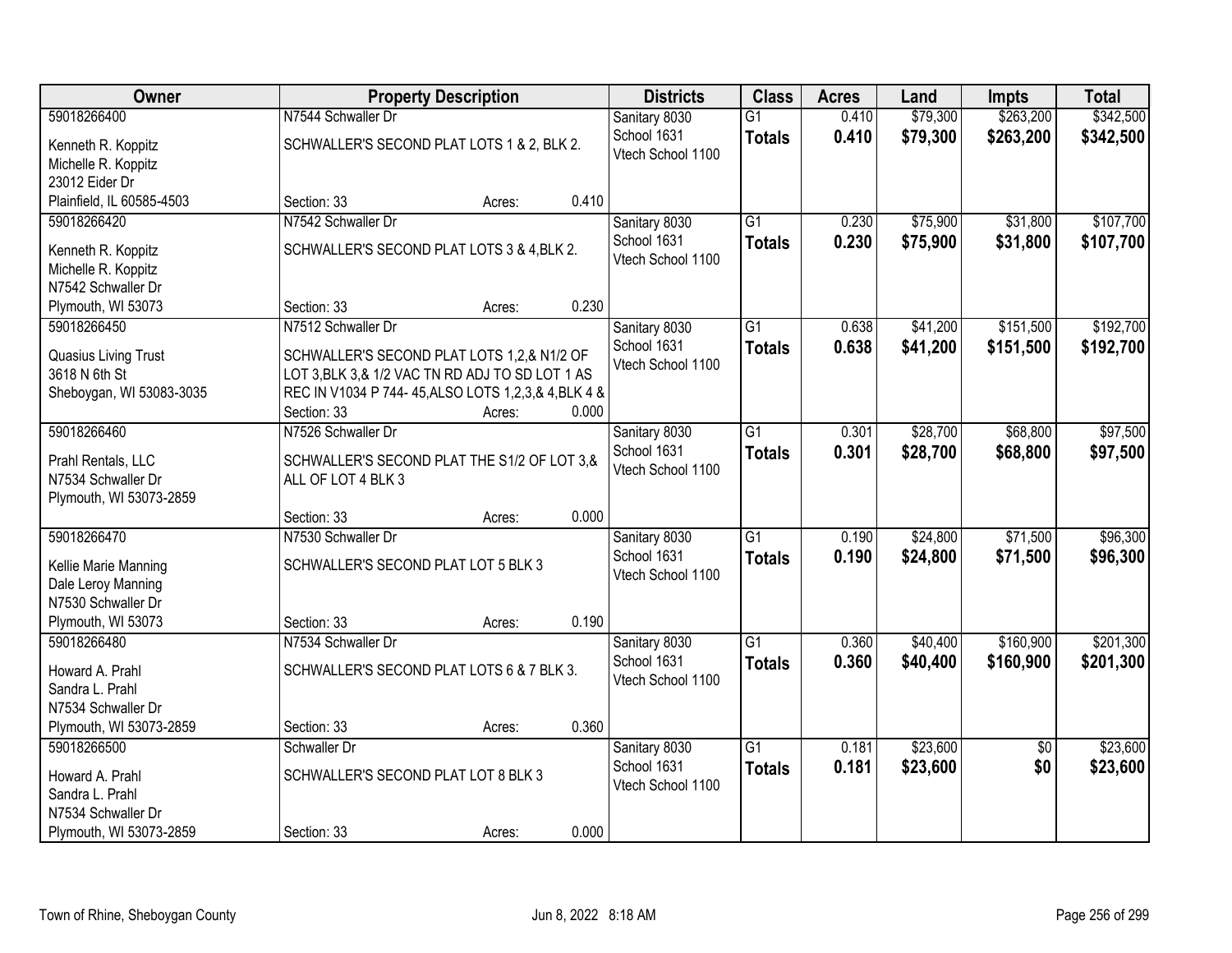| Owner | Property Description | Districts | Class | Acres | Land | Impts | Total |
|---|---|---|---|---|---|---|---|
| 59018266400<br>Kenneth R. Koppitz<br>Michelle R. Koppitz<br>23012 Eider Dr<br>Plainfield, IL 60585-4503 | N7544 Schwaller Dr<br>SCHWALLER'S SECOND PLAT LOTS 1 & 2, BLK 2.<br>Section: 33 Acres: 0.410 | Sanitary 8030<br>School 1631<br>Vtech School 1100 | G1<br>**Totals** | 0.410<br>**0.410** | $79,300<br>**$79,300** | $263,200<br>**$263,200** | $342,500<br>**$342,500** |
| 59018266420<br>Kenneth R. Koppitz<br>Michelle R. Koppitz<br>N7542 Schwaller Dr<br>Plymouth, WI 53073 | N7542 Schwaller Dr<br>SCHWALLER'S SECOND PLAT LOTS 3 & 4,BLK 2.<br>Section: 33 Acres: 0.230 | Sanitary 8030<br>School 1631<br>Vtech School 1100 | G1<br>**Totals** | 0.230<br>**0.230** | $75,900<br>**$75,900** | $31,800<br>**$31,800** | $107,700<br>**$107,700** |
| 59018266450<br>Quasius Living Trust<br>3618 N 6th St<br>Sheboygan, WI 53083-3035 | N7512 Schwaller Dr<br>SCHWALLER'S SECOND PLAT LOTS 1,2,& N1/2 OF LOT 3,BLK 3,& 1/2 VAC TN RD ADJ TO SD LOT 1 AS REC IN V1034 P 744- 45,ALSO LOTS 1,2,3,& 4,BLK 4 &<br>Section: 33 Acres: 0.000 | Sanitary 8030<br>School 1631<br>Vtech School 1100 | G1<br>**Totals** | 0.638<br>**0.638** | $41,200<br>**$41,200** | $151,500<br>**$151,500** | $192,700<br>**$192,700** |
| 59018266460<br>Prahl Rentals, LLC<br>N7534 Schwaller Dr<br>Plymouth, WI 53073-2859 | N7526 Schwaller Dr<br>SCHWALLER'S SECOND PLAT THE S1/2 OF LOT 3,& ALL OF LOT 4 BLK 3<br>Section: 33 Acres: 0.000 | Sanitary 8030<br>School 1631<br>Vtech School 1100 | G1<br>**Totals** | 0.301<br>**0.301** | $28,700<br>**$28,700** | $68,800<br>**$68,800** | $97,500<br>**$97,500** |
| 59018266470<br>Kellie Marie Manning<br>Dale Leroy Manning<br>N7530 Schwaller Dr<br>Plymouth, WI 53073 | N7530 Schwaller Dr<br>SCHWALLER'S SECOND PLAT LOT 5 BLK 3<br>Section: 33 Acres: 0.190 | Sanitary 8030<br>School 1631<br>Vtech School 1100 | G1<br>**Totals** | 0.190<br>**0.190** | $24,800<br>**$24,800** | $71,500<br>**$71,500** | $96,300<br>**$96,300** |
| 59018266480<br>Howard A. Prahl<br>Sandra L. Prahl<br>N7534 Schwaller Dr<br>Plymouth, WI 53073-2859 | N7534 Schwaller Dr<br>SCHWALLER'S SECOND PLAT LOTS 6 & 7 BLK 3.<br>Section: 33 Acres: 0.360 | Sanitary 8030<br>School 1631<br>Vtech School 1100 | G1<br>**Totals** | 0.360<br>**0.360** | $40,400<br>**$40,400** | $160,900<br>**$160,900** | $201,300<br>**$201,300** |
| 59018266500<br>Howard A. Prahl<br>Sandra L. Prahl<br>N7534 Schwaller Dr<br>Plymouth, WI 53073-2859 | Schwaller Dr<br>SCHWALLER'S SECOND PLAT LOT 8 BLK 3<br>Section: 33 Acres: 0.000 | Sanitary 8030<br>School 1631<br>Vtech School 1100 | G1<br>**Totals** | 0.181<br>**0.181** | $23,600<br>**$23,600** | $0<br>**$0** | $23,600<br>**$23,600** |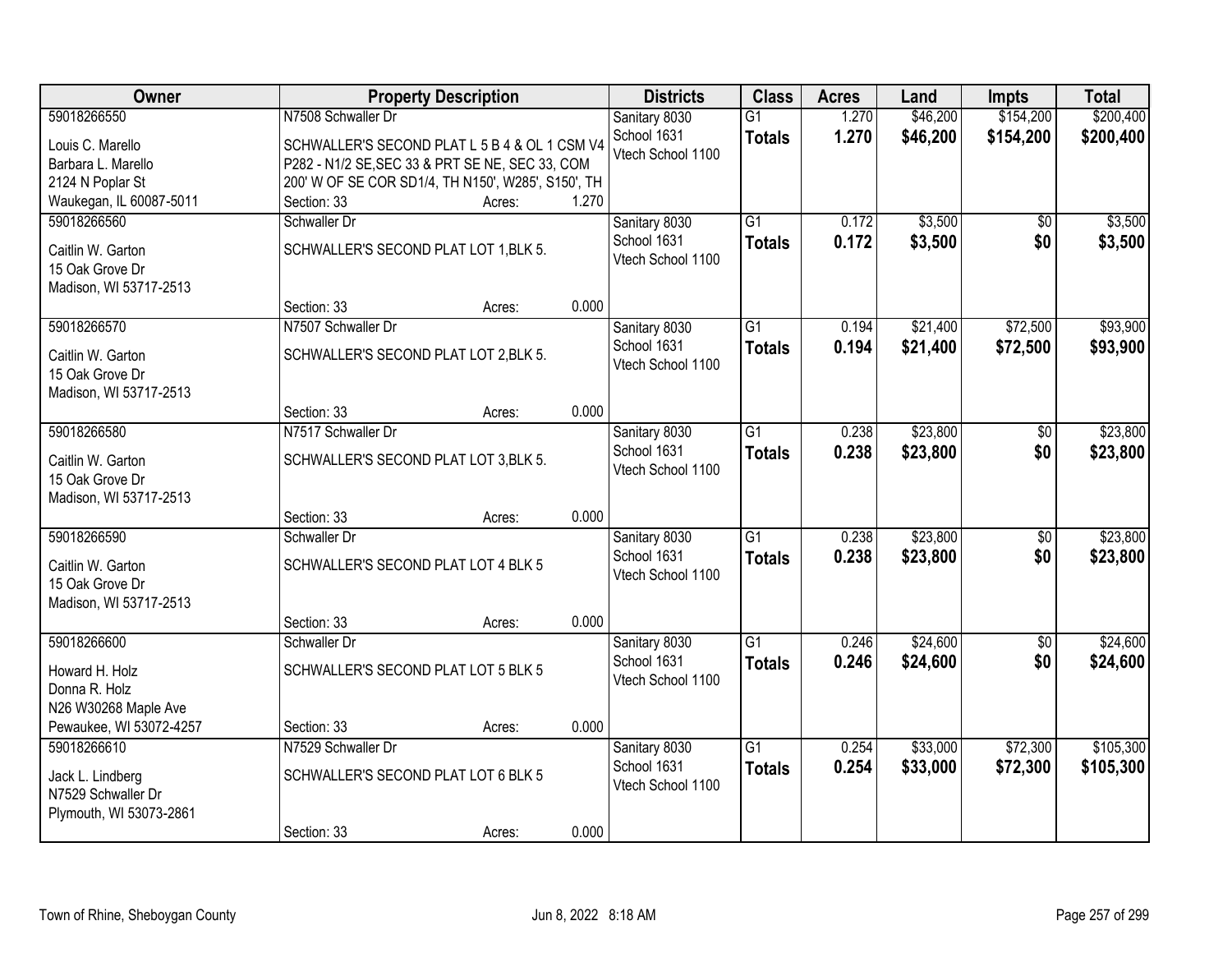| Owner | Property Description | Districts | Class | Acres | Land | Impts | Total |
|---|---|---|---|---|---|---|---|
| 59018266550<br>Louis C. Marello<br>Barbara L. Marello<br>2124 N Poplar St<br>Waukegan, IL 60087-5011 | N7508 Schwaller Dr<br>SCHWALLER'S SECOND PLAT L 5 B 4 & OL 1 CSM V4 P282 - N1/2 SE,SEC 33 & PRT SE NE, SEC 33, COM 200' W OF SE COR SD1/4, TH N150', W285', S150', TH<br>Section: 33 Acres: 1.270 | Sanitary 8030<br>School 1631<br>Vtech School 1100 | G1<br>**Totals** | 1.270<br>**1.270** | $46,200<br>**$46,200** | $154,200<br>**$154,200** | $200,400<br>**$200,400** |
| 59018266560<br>Caitlin W. Garton<br>15 Oak Grove Dr<br>Madison, WI 53717-2513 | Schwaller Dr<br>SCHWALLER'S SECOND PLAT LOT 1,BLK 5.<br>Section: 33 Acres: 0.000 | Sanitary 8030<br>School 1631<br>Vtech School 1100 | G1<br>**Totals** | 0.172<br>**0.172** | $3,500<br>**$3,500** | $0<br>**$0** | $3,500<br>**$3,500** |
| 59018266570<br>Caitlin W. Garton<br>15 Oak Grove Dr<br>Madison, WI 53717-2513 | N7507 Schwaller Dr<br>SCHWALLER'S SECOND PLAT LOT 2,BLK 5.<br>Section: 33 Acres: 0.000 | Sanitary 8030<br>School 1631<br>Vtech School 1100 | G1<br>**Totals** | 0.194<br>**0.194** | $21,400<br>**$21,400** | $72,500<br>**$72,500** | $93,900<br>**$93,900** |
| 59018266580<br>Caitlin W. Garton<br>15 Oak Grove Dr<br>Madison, WI 53717-2513 | N7517 Schwaller Dr<br>SCHWALLER'S SECOND PLAT LOT 3,BLK 5.<br>Section: 33 Acres: 0.000 | Sanitary 8030<br>School 1631<br>Vtech School 1100 | G1<br>**Totals** | 0.238<br>**0.238** | $23,800<br>**$23,800** | $0<br>**$0** | $23,800<br>**$23,800** |
| 59018266590<br>Caitlin W. Garton<br>15 Oak Grove Dr<br>Madison, WI 53717-2513 | Schwaller Dr<br>SCHWALLER'S SECOND PLAT LOT 4 BLK 5<br>Section: 33 Acres: 0.000 | Sanitary 8030<br>School 1631<br>Vtech School 1100 | G1<br>**Totals** | 0.238<br>**0.238** | $23,800<br>**$23,800** | $0<br>**$0** | $23,800<br>**$23,800** |
| 59018266600<br>Howard H. Holz<br>Donna R. Holz<br>N26 W30268 Maple Ave<br>Pewaukee, WI 53072-4257 | Schwaller Dr<br>SCHWALLER'S SECOND PLAT LOT 5 BLK 5<br>Section: 33 Acres: 0.000 | Sanitary 8030<br>School 1631<br>Vtech School 1100 | G1<br>**Totals** | 0.246<br>**0.246** | $24,600<br>**$24,600** | $0<br>**$0** | $24,600<br>**$24,600** |
| 59018266610<br>Jack L. Lindberg<br>N7529 Schwaller Dr<br>Plymouth, WI 53073-2861 | N7529 Schwaller Dr<br>SCHWALLER'S SECOND PLAT LOT 6 BLK 5<br>Section: 33 Acres: 0.000 | Sanitary 8030<br>School 1631<br>Vtech School 1100 | G1<br>**Totals** | 0.254<br>**0.254** | $33,000<br>**$33,000** | $72,300<br>**$72,300** | $105,300<br>**$105,300** |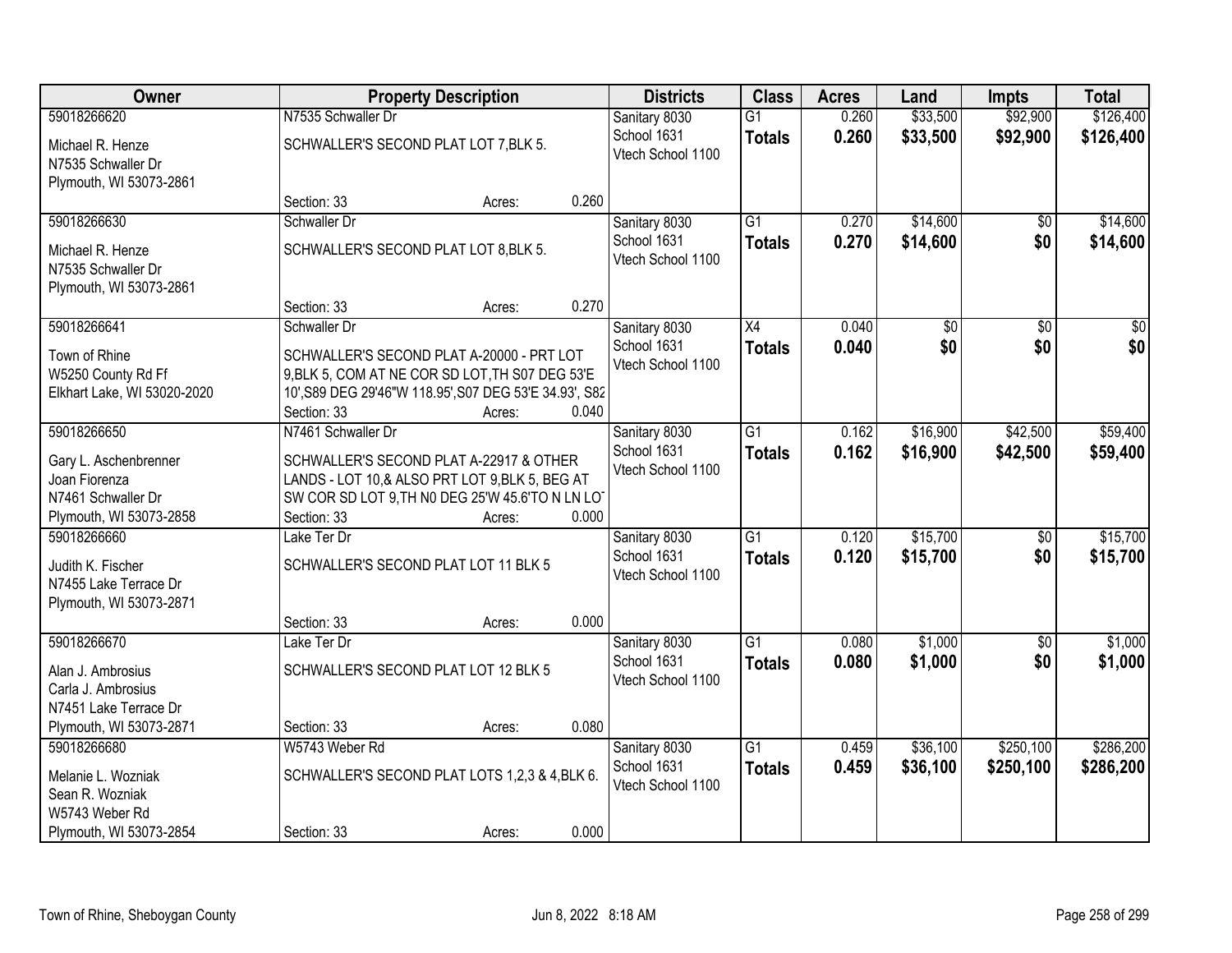| Owner | Property Description | Districts | Class | Acres | Land | Impts | Total |
|---|---|---|---|---|---|---|---|
| 59018266620<br>Michael R. Henze<br>N7535 Schwaller Dr<br>Plymouth, WI 53073-2861 | N7535 Schwaller Dr<br>SCHWALLER'S SECOND PLAT LOT 7,BLK 5.<br>Section: 33 Acres: 0.260 | Sanitary 8030<br>School 1631<br>Vtech School 1100 | G1<br>**Totals** | 0.260<br>**0.260** | $33,500<br>**$33,500** | $92,900<br>**$92,900** | $126,400<br>**$126,400** |
| 59018266630<br>Michael R. Henze<br>N7535 Schwaller Dr<br>Plymouth, WI 53073-2861 | Schwaller Dr<br>SCHWALLER'S SECOND PLAT LOT 8,BLK 5.<br>Section: 33 Acres: 0.270 | Sanitary 8030<br>School 1631<br>Vtech School 1100 | G1<br>**Totals** | 0.270<br>**0.270** | $14,600<br>**$14,600** | $0<br>**$0** | $14,600<br>**$14,600** |
| 59018266641<br>Town of Rhine<br>W5250 County Rd Ff<br>Elkhart Lake, WI 53020-2020 | Schwaller Dr<br>SCHWALLER'S SECOND PLAT A-20000 - PRT LOT 9,BLK 5, COM AT NE COR SD LOT,TH S07 DEG 53'E 10',S89 DEG 29'46"W 118.95',S07 DEG 53'E 34.93', S82<br>Section: 33 Acres: 0.040 | Sanitary 8030<br>School 1631<br>Vtech School 1100 | X4<br>**Totals** | 0.040<br>**0.040** | $0<br>**$0** | $0<br>**$0** | $0<br>**$0** |
| 59018266650<br>Gary L. Aschenbrenner<br>Joan Fiorenza<br>N7461 Schwaller Dr<br>Plymouth, WI 53073-2858 | N7461 Schwaller Dr<br>SCHWALLER'S SECOND PLAT A-22917 & OTHER LANDS - LOT 10,& ALSO PRT LOT 9,BLK 5, BEG AT SW COR SD LOT 9,TH N0 DEG 25'W 45.6'TO N LN LOT<br>Section: 33 Acres: 0.000 | Sanitary 8030<br>School 1631<br>Vtech School 1100 | G1<br>**Totals** | 0.162<br>**0.162** | $16,900<br>**$16,900** | $42,500<br>**$42,500** | $59,400<br>**$59,400** |
| 59018266660<br>Judith K. Fischer<br>N7455 Lake Terrace Dr<br>Plymouth, WI 53073-2871 | Lake Ter Dr<br>SCHWALLER'S SECOND PLAT LOT 11 BLK 5<br>Section: 33 Acres: 0.000 | Sanitary 8030<br>School 1631<br>Vtech School 1100 | G1<br>**Totals** | 0.120<br>**0.120** | $15,700<br>**$15,700** | $0<br>**$0** | $15,700<br>**$15,700** |
| 59018266670<br>Alan J. Ambrosius<br>Carla J. Ambrosius<br>N7451 Lake Terrace Dr<br>Plymouth, WI 53073-2871 | Lake Ter Dr<br>SCHWALLER'S SECOND PLAT LOT 12 BLK 5<br>Section: 33 Acres: 0.080 | Sanitary 8030<br>School 1631<br>Vtech School 1100 | G1<br>**Totals** | 0.080<br>**0.080** | $1,000<br>**$1,000** | $0<br>**$0** | $1,000<br>**$1,000** |
| 59018266680<br>Melanie L. Wozniak<br>Sean R. Wozniak<br>W5743 Weber Rd<br>Plymouth, WI 53073-2854 | W5743 Weber Rd<br>SCHWALLER'S SECOND PLAT LOTS 1,2,3 & 4,BLK 6.<br>Section: 33 Acres: 0.000 | Sanitary 8030<br>School 1631<br>Vtech School 1100 | G1<br>**Totals** | 0.459<br>**0.459** | $36,100<br>**$36,100** | $250,100<br>**$250,100** | $286,200<br>**$286,200** |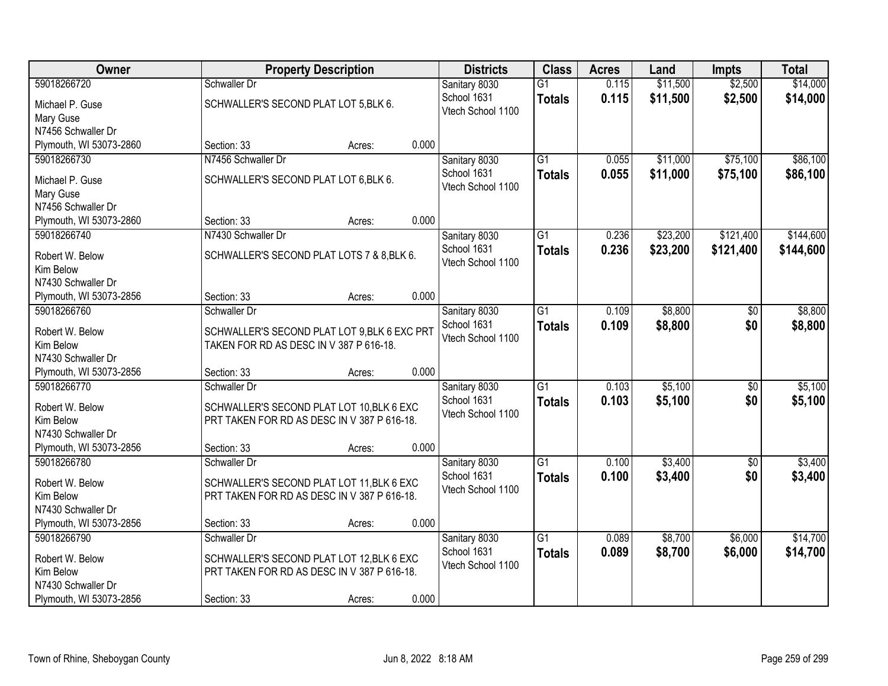| Owner | Property Description | Districts | Class | Acres | Land | Impts | Total |
|---|---|---|---|---|---|---|---|
| 59018266720<br>Michael P. Guse<br>Mary Guse<br>N7456 Schwaller Dr<br>Plymouth, WI 53073-2860 | Schwaller Dr<br>SCHWALLER'S SECOND PLAT LOT 5,BLK 6.<br>Section: 33 Acres: 0.000 | Sanitary 8030<br>School 1631<br>Vtech School 1100 | G1<br>**Totals** | 0.115<br>**0.115** | $11,500<br>**$11,500** | $2,500<br>**$2,500** | $14,000<br>**$14,000** |
| 59018266730<br>Michael P. Guse<br>Mary Guse<br>N7456 Schwaller Dr<br>Plymouth, WI 53073-2860 | N7456 Schwaller Dr<br>SCHWALLER'S SECOND PLAT LOT 6,BLK 6.<br>Section: 33 Acres: 0.000 | Sanitary 8030<br>School 1631<br>Vtech School 1100 | G1<br>**Totals** | 0.055<br>**0.055** | $11,000<br>**$11,000** | $75,100<br>**$75,100** | $86,100<br>**$86,100** |
| 59018266740<br>Robert W. Below<br>Kim Below<br>N7430 Schwaller Dr<br>Plymouth, WI 53073-2856 | N7430 Schwaller Dr<br>SCHWALLER'S SECOND PLAT LOTS 7 & 8,BLK 6.<br>Section: 33 Acres: 0.000 | Sanitary 8030<br>School 1631<br>Vtech School 1100 | G1<br>**Totals** | 0.236<br>**0.236** | $23,200<br>**$23,200** | $121,400<br>**$121,400** | $144,600<br>**$144,600** |
| 59018266760<br>Robert W. Below<br>Kim Below<br>N7430 Schwaller Dr<br>Plymouth, WI 53073-2856 | Schwaller Dr<br>SCHWALLER'S SECOND PLAT LOT 9,BLK 6 EXC PRT TAKEN FOR RD AS DESC IN V 387 P 616-18.<br>Section: 33 Acres: 0.000 | Sanitary 8030<br>School 1631<br>Vtech School 1100 | G1<br>**Totals** | 0.109<br>**0.109** | $8,800<br>**$8,800** | $0<br>**$0** | $8,800<br>**$8,800** |
| 59018266770<br>Robert W. Below<br>Kim Below<br>N7430 Schwaller Dr<br>Plymouth, WI 53073-2856 | Schwaller Dr<br>SCHWALLER'S SECOND PLAT LOT 10,BLK 6 EXC PRT TAKEN FOR RD AS DESC IN V 387 P 616-18.<br>Section: 33 Acres: 0.000 | Sanitary 8030<br>School 1631<br>Vtech School 1100 | G1<br>**Totals** | 0.103<br>**0.103** | $5,100<br>**$5,100** | $0<br>**$0** | $5,100<br>**$5,100** |
| 59018266780<br>Robert W. Below<br>Kim Below<br>N7430 Schwaller Dr<br>Plymouth, WI 53073-2856 | Schwaller Dr<br>SCHWALLER'S SECOND PLAT LOT 11,BLK 6 EXC PRT TAKEN FOR RD AS DESC IN V 387 P 616-18.<br>Section: 33 Acres: 0.000 | Sanitary 8030<br>School 1631<br>Vtech School 1100 | G1<br>**Totals** | 0.100<br>**0.100** | $3,400<br>**$3,400** | $0<br>**$0** | $3,400<br>**$3,400** |
| 59018266790<br>Robert W. Below<br>Kim Below<br>N7430 Schwaller Dr<br>Plymouth, WI 53073-2856 | Schwaller Dr<br>SCHWALLER'S SECOND PLAT LOT 12,BLK 6 EXC PRT TAKEN FOR RD AS DESC IN V 387 P 616-18.<br>Section: 33 Acres: 0.000 | Sanitary 8030<br>School 1631<br>Vtech School 1100 | G1<br>**Totals** | 0.089<br>**0.089** | $8,700<br>**$8,700** | $6,000<br>**$6,000** | $14,700<br>**$14,700** |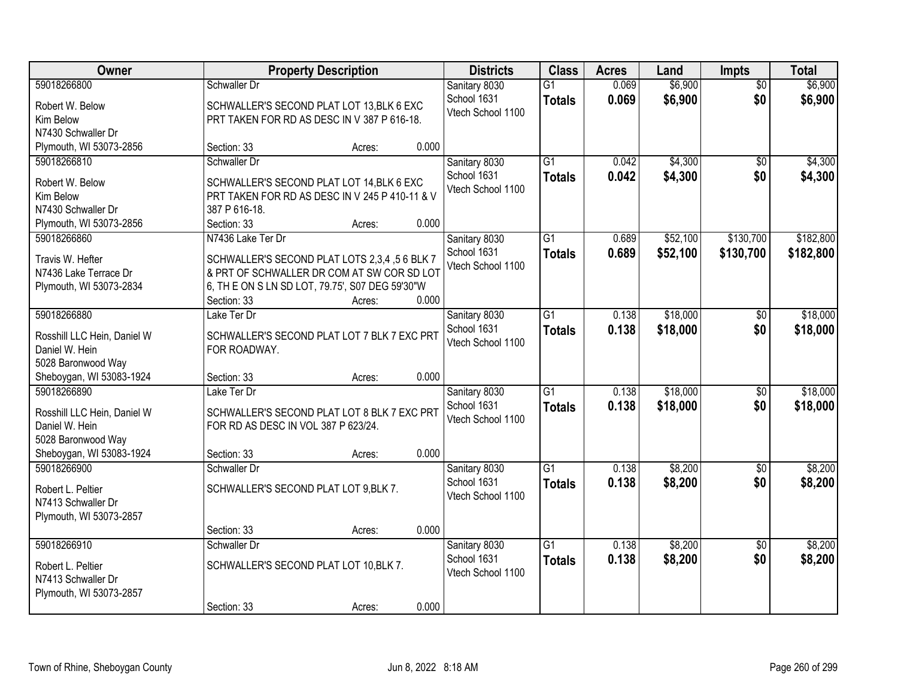| Owner | Property Description | Districts | Class | Acres | Land | Impts | Total |
|---|---|---|---|---|---|---|---|
| 59018266800<br>Robert W. Below<br>Kim Below<br>N7430 Schwaller Dr<br>Plymouth, WI 53073-2856 | Schwaller Dr<br>SCHWALLER'S SECOND PLAT LOT 13,BLK 6 EXC PRT TAKEN FOR RD AS DESC IN V 387 P 616-18.<br>Section: 33 Acres: 0.000 | Sanitary 8030<br>School 1631<br>Vtech School 1100 | G1<br>**Totals** | 0.069<br>**0.069** | $6,900<br>**$6,900** | $0<br>**$0** | $6,900<br>**$6,900** |
| 59018266810<br>Robert W. Below<br>Kim Below<br>N7430 Schwaller Dr<br>Plymouth, WI 53073-2856 | Schwaller Dr<br>SCHWALLER'S SECOND PLAT LOT 14,BLK 6 EXC PRT TAKEN FOR RD AS DESC IN V 245 P 410-11 & V 387 P 616-18.<br>Section: 33 Acres: 0.000 | Sanitary 8030<br>School 1631<br>Vtech School 1100 | G1<br>**Totals** | 0.042<br>**0.042** | $4,300<br>**$4,300** | $0<br>**$0** | $4,300<br>**$4,300** |
| 59018266860<br>Travis W. Hefter<br>N7436 Lake Terrace Dr<br>Plymouth, WI 53073-2834 | N7436 Lake Ter Dr<br>SCHWALLER'S SECOND PLAT LOTS 2,3,4 ,5 6 BLK 7 & PRT OF SCHWALLER DR COM AT SW COR SD LOT 6, TH E ON S LN SD LOT, 79.75', S07 DEG 59'30"W<br>Section: 33 Acres: 0.000 | Sanitary 8030<br>School 1631<br>Vtech School 1100 | G1<br>**Totals** | 0.689<br>**0.689** | $52,100<br>**$52,100** | $130,700<br>**$130,700** | $182,800<br>**$182,800** |
| 59018266880<br>Rosshill LLC Hein, Daniel W<br>Daniel W. Hein<br>5028 Baronwood Way<br>Sheboygan, WI 53083-1924 | Lake Ter Dr<br>SCHWALLER'S SECOND PLAT LOT 7 BLK 7 EXC PRT FOR ROADWAY.<br>Section: 33 Acres: 0.000 | Sanitary 8030<br>School 1631<br>Vtech School 1100 | G1<br>**Totals** | 0.138<br>**0.138** | $18,000<br>**$18,000** | $0<br>**$0** | $18,000<br>**$18,000** |
| 59018266890<br>Rosshill LLC Hein, Daniel W<br>Daniel W. Hein<br>5028 Baronwood Way<br>Sheboygan, WI 53083-1924 | Lake Ter Dr<br>SCHWALLER'S SECOND PLAT LOT 8 BLK 7 EXC PRT FOR RD AS DESC IN VOL 387 P 623/24.<br>Section: 33 Acres: 0.000 | Sanitary 8030<br>School 1631<br>Vtech School 1100 | G1<br>**Totals** | 0.138<br>**0.138** | $18,000<br>**$18,000** | $0<br>**$0** | $18,000<br>**$18,000** |
| 59018266900<br>Robert L. Peltier<br>N7413 Schwaller Dr<br>Plymouth, WI 53073-2857 | Schwaller Dr<br>SCHWALLER'S SECOND PLAT LOT 9,BLK 7.<br>Section: 33 Acres: 0.000 | Sanitary 8030<br>School 1631<br>Vtech School 1100 | G1<br>**Totals** | 0.138<br>**0.138** | $8,200<br>**$8,200** | $0<br>**$0** | $8,200<br>**$8,200** |
| 59018266910<br>Robert L. Peltier<br>N7413 Schwaller Dr<br>Plymouth, WI 53073-2857 | Schwaller Dr<br>SCHWALLER'S SECOND PLAT LOT 10,BLK 7.<br>Section: 33 Acres: 0.000 | Sanitary 8030<br>School 1631<br>Vtech School 1100 | G1<br>**Totals** | 0.138<br>**0.138** | $8,200<br>**$8,200** | $0<br>**$0** | $8,200<br>**$8,200** |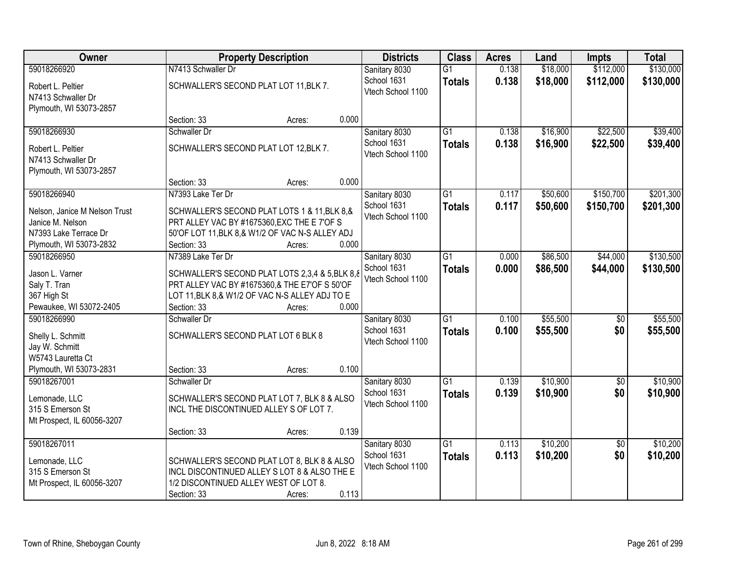| Owner | Property Description | Districts | Class | Acres | Land | Impts | Total |
|---|---|---|---|---|---|---|---|
| 59018266920<br>Robert L. Peltier<br>N7413 Schwaller Dr<br>Plymouth, WI 53073-2857 | N7413 Schwaller Dr<br>SCHWALLER'S SECOND PLAT LOT 11,BLK 7.<br>Section: 33 Acres: 0.000 | Sanitary 8030<br>School 1631<br>Vtech School 1100 | G1<br>**Totals** | 0.138<br>**0.138** | $18,000<br>**$18,000** | $112,000<br>**$112,000** | $130,000<br>**$130,000** |
| 59018266930<br>Robert L. Peltier<br>N7413 Schwaller Dr<br>Plymouth, WI 53073-2857 | Schwaller Dr<br>SCHWALLER'S SECOND PLAT LOT 12,BLK 7.<br>Section: 33 Acres: 0.000 | Sanitary 8030<br>School 1631<br>Vtech School 1100 | G1<br>**Totals** | 0.138<br>**0.138** | $16,900<br>**$16,900** | $22,500<br>**$22,500** | $39,400<br>**$39,400** |
| 59018266940<br>Nelson, Janice M Nelson Trust<br>Janice M. Nelson<br>N7393 Lake Terrace Dr<br>Plymouth, WI 53073-2832 | N7393 Lake Ter Dr<br>SCHWALLER'S SECOND PLAT LOTS 1 & 11,BLK 8,& PRT ALLEY VAC BY #1675360,EXC THE E 7'OF S 50'OF LOT 11,BLK 8,& W1/2 OF VAC N-S ALLEY ADJ<br>Section: 33 Acres: 0.000 | Sanitary 8030<br>School 1631<br>Vtech School 1100 | G1<br>**Totals** | 0.117<br>**0.117** | $50,600<br>**$50,600** | $150,700<br>**$150,700** | $201,300<br>**$201,300** |
| 59018266950<br>Jason L. Varner<br>Saly T. Tran<br>367 High St<br>Pewaukee, WI 53072-2405 | N7389 Lake Ter Dr<br>SCHWALLER'S SECOND PLAT LOTS 2,3,4 & 5,BLK 8,& PRT ALLEY VAC BY #1675360,& THE E7'OF S 50'OF LOT 11,BLK 8,& W1/2 OF VAC N-S ALLEY ADJ TO E<br>Section: 33 Acres: 0.000 | Sanitary 8030<br>School 1631<br>Vtech School 1100 | G1<br>**Totals** | 0.000<br>**0.000** | $86,500<br>**$86,500** | $44,000<br>**$44,000** | $130,500<br>**$130,500** |
| 59018266990<br>Shelly L. Schmitt<br>Jay W. Schmitt<br>W5743 Lauretta Ct<br>Plymouth, WI 53073-2831 | Schwaller Dr<br>SCHWALLER'S SECOND PLAT LOT 6 BLK 8<br>Section: 33 Acres: 0.100 | Sanitary 8030<br>School 1631<br>Vtech School 1100 | G1<br>**Totals** | 0.100<br>**0.100** | $55,500<br>**$55,500** | $0<br>**$0** | $55,500<br>**$55,500** |
| 59018267001<br>Lemonade, LLC<br>315 S Emerson St<br>Mt Prospect, IL 60056-3207 | Schwaller Dr<br>SCHWALLER'S SECOND PLAT LOT 7, BLK 8 & ALSO INCL THE DISCONTINUED ALLEY S OF LOT 7.<br>Section: 33 Acres: 0.139 | Sanitary 8030<br>School 1631<br>Vtech School 1100 | G1<br>**Totals** | 0.139<br>**0.139** | $10,900<br>**$10,900** | $0<br>**$0** | $10,900<br>**$10,900** |
| 59018267011<br>Lemonade, LLC<br>315 S Emerson St<br>Mt Prospect, IL 60056-3207 | SCHWALLER'S SECOND PLAT LOT 8, BLK 8 & ALSO INCL DISCONTINUED ALLEY S LOT 8 & ALSO THE E 1/2 DISCONTINUED ALLEY WEST OF LOT 8.<br>Section: 33 Acres: 0.113 | Sanitary 8030<br>School 1631<br>Vtech School 1100 | G1<br>**Totals** | 0.113<br>**0.113** | $10,200<br>**$10,200** | $0<br>**$0** | $10,200<br>**$10,200** |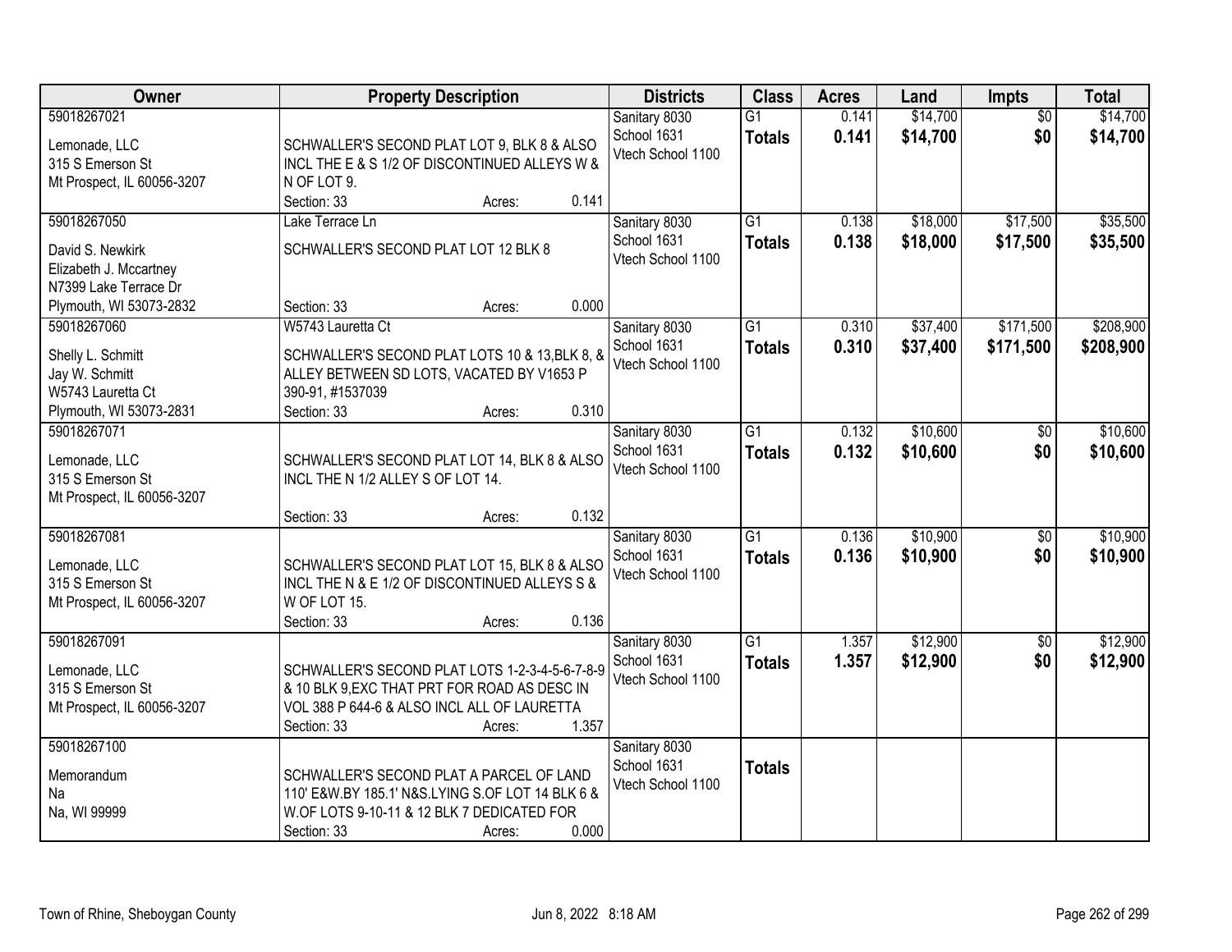| Owner | Property Description | Districts | Class | Acres | Land | Impts | Total |
|---|---|---|---|---|---|---|---|
| 59018267021<br>Lemonade, LLC<br>315 S Emerson St<br>Mt Prospect, IL 60056-3207 | SCHWALLER'S SECOND PLAT LOT 9, BLK 8 & ALSO INCL THE E & S 1/2 OF DISCONTINUED ALLEYS W & N OF LOT 9.<br>Section: 33 Acres: 0.141 | Sanitary 8030<br>School 1631<br>Vtech School 1100 | G1<br>**Totals** | 0.141<br>**0.141** | $14,700<br>**$14,700** | $0<br>**$0** | $14,700<br>**$14,700** |
| 59018267050<br>David S. Newkirk<br>Elizabeth J. Mccartney<br>N7399 Lake Terrace Dr<br>Plymouth, WI 53073-2832 | Lake Terrace Ln<br>SCHWALLER'S SECOND PLAT LOT 12 BLK 8<br>Section: 33 Acres: 0.000 | Sanitary 8030<br>School 1631<br>Vtech School 1100 | G1<br>**Totals** | 0.138<br>**0.138** | $18,000<br>**$18,000** | $17,500<br>**$17,500** | $35,500<br>**$35,500** |
| 59018267060<br>Shelly L. Schmitt<br>Jay W. Schmitt<br>W5743 Lauretta Ct<br>Plymouth, WI 53073-2831 | W5743 Lauretta Ct<br>SCHWALLER'S SECOND PLAT LOTS 10 & 13,BLK 8, & ALLEY BETWEEN SD LOTS, VACATED BY V1653 P 390-91, #1537039<br>Section: 33 Acres: 0.310 | Sanitary 8030<br>School 1631<br>Vtech School 1100 | G1<br>**Totals** | 0.310<br>**0.310** | $37,400<br>**$37,400** | $171,500<br>**$171,500** | $208,900<br>**$208,900** |
| 59018267071<br>Lemonade, LLC<br>315 S Emerson St<br>Mt Prospect, IL 60056-3207 | SCHWALLER'S SECOND PLAT LOT 14, BLK 8 & ALSO INCL THE N 1/2 ALLEY S OF LOT 14.<br>Section: 33 Acres: 0.132 | Sanitary 8030<br>School 1631<br>Vtech School 1100 | G1<br>**Totals** | 0.132<br>**0.132** | $10,600<br>**$10,600** | $0<br>**$0** | $10,600<br>**$10,600** |
| 59018267081<br>Lemonade, LLC<br>315 S Emerson St<br>Mt Prospect, IL 60056-3207 | SCHWALLER'S SECOND PLAT LOT 15, BLK 8 & ALSO INCL THE N & E 1/2 OF DISCONTINUED ALLEYS S & W OF LOT 15.<br>Section: 33 Acres: 0.136 | Sanitary 8030<br>School 1631<br>Vtech School 1100 | G1<br>**Totals** | 0.136<br>**0.136** | $10,900<br>**$10,900** | $0<br>**$0** | $10,900<br>**$10,900** |
| 59018267091<br>Lemonade, LLC<br>315 S Emerson St<br>Mt Prospect, IL 60056-3207 | SCHWALLER'S SECOND PLAT LOTS 1-2-3-4-5-6-7-8-9 & 10 BLK 9,EXC THAT PRT FOR ROAD AS DESC IN VOL 388 P 644-6 & ALSO INCL ALL OF LAURETTA<br>Section: 33 Acres: 1.357 | Sanitary 8030<br>School 1631<br>Vtech School 1100 | G1<br>**Totals** | 1.357<br>**1.357** | $12,900<br>**$12,900** | $0<br>**$0** | $12,900<br>**$12,900** |
| 59018267100<br>Memorandum<br>Na<br>Na, WI 99999 | SCHWALLER'S SECOND PLAT A PARCEL OF LAND 110' E&W.BY 185.1' N&S.LYING S.OF LOT 14 BLK 6 & W.OF LOTS 9-10-11 & 12 BLK 7 DEDICATED FOR<br>Section: 33 Acres: 0.000 | Sanitary 8030<br>School 1631<br>Vtech School 1100 | **Totals** | | | | |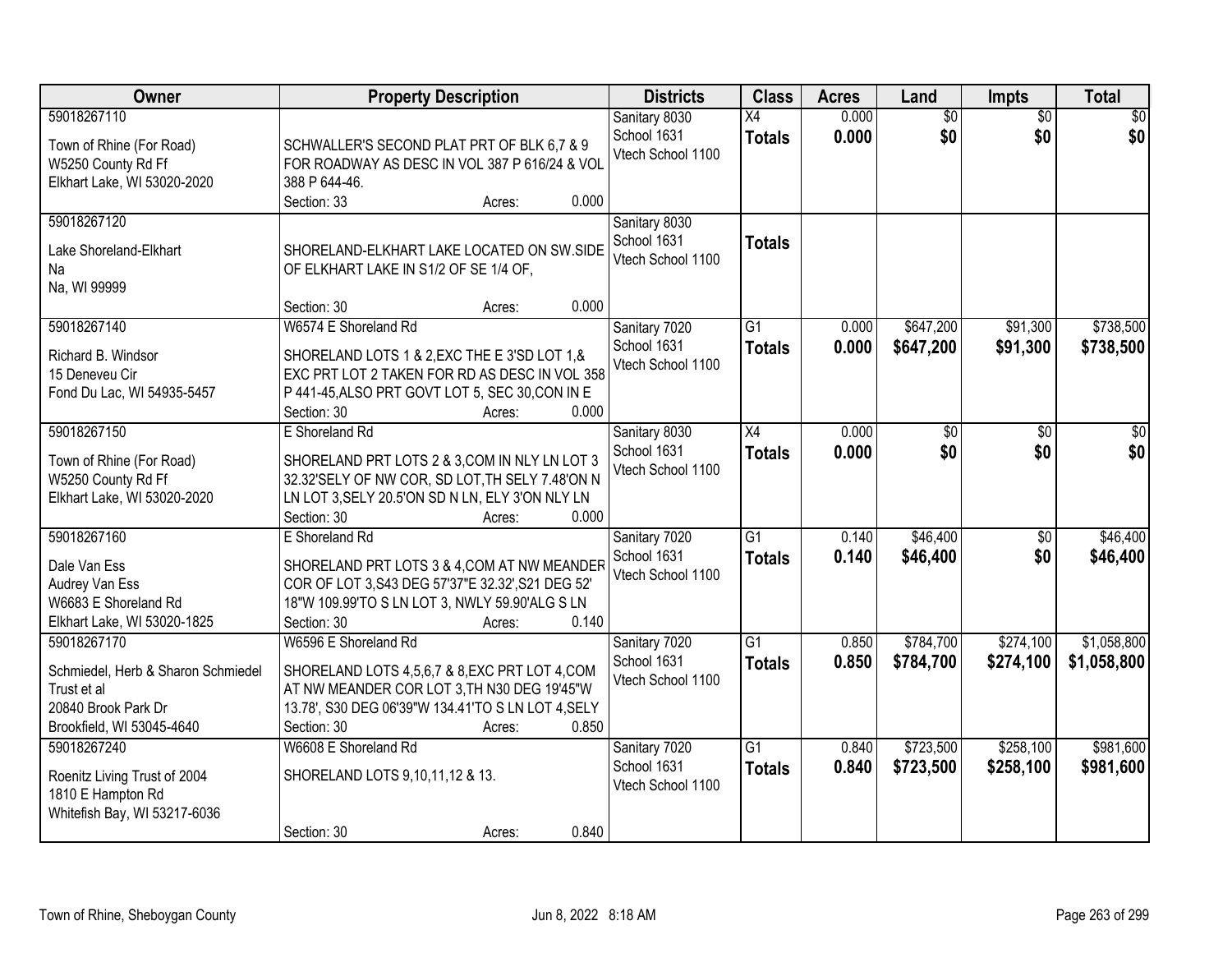| Owner | Property Description | Districts | Class | Acres | Land | Impts | Total |
|---|---|---|---|---|---|---|---|
| 59018267110<br><br>Town of Rhine (For Road)<br>W5250 County Rd Ff<br>Elkhart Lake, WI 53020-2020 | SCHWALLER'S SECOND PLAT PRT OF BLK 6,7 & 9 FOR ROADWAY AS DESC IN VOL 387 P 616/24 & VOL 388 P 644-46.<br>Section: 33 Acres: 0.000 | Sanitary 8030<br>School 1631<br>Vtech School 1100 | X4<br>**Totals** | 0.000<br>**0.000** | $0<br>**$0** | $0<br>**$0** | $0<br>**$0** |
| 59018267120<br><br>Lake Shoreland-Elkhart<br>Na<br>Na, WI 99999 | SHORELAND-ELKHART LAKE LOCATED ON SW.SIDE OF ELKHART LAKE IN S1/2 OF SE 1/4 OF,<br>Section: 30 Acres: 0.000 | Sanitary 8030<br>School 1631<br>Vtech School 1100 | **Totals** | | | | |
| 59018267140<br><br>Richard B. Windsor<br>15 Deneveu Cir<br>Fond Du Lac, WI 54935-5457 | W6574 E Shoreland Rd<br>SHORELAND LOTS 1 & 2,EXC THE E 3'SD LOT 1,& EXC PRT LOT 2 TAKEN FOR RD AS DESC IN VOL 358 P 441-45,ALSO PRT GOVT LOT 5, SEC 30,CON IN E<br>Section: 30 Acres: 0.000 | Sanitary 7020<br>School 1631<br>Vtech School 1100 | G1<br>**Totals** | 0.000<br>**0.000** | $647,200<br>**$647,200** | $91,300<br>**$91,300** | $738,500<br>**$738,500** |
| 59018267150<br><br>Town of Rhine (For Road)<br>W5250 County Rd Ff<br>Elkhart Lake, WI 53020-2020 | E Shoreland Rd<br>SHORELAND PRT LOTS 2 & 3,COM IN NLY LN LOT 3 32.32'SELY OF NW COR, SD LOT,TH SELY 7.48'ON N LN LOT 3,SELY 20.5'ON SD N LN, ELY 3'ON NLY LN<br>Section: 30 Acres: 0.000 | Sanitary 8030<br>School 1631<br>Vtech School 1100 | X4<br>**Totals** | 0.000<br>**0.000** | $0<br>**$0** | $0<br>**$0** | $0<br>**$0** |
| 59018267160<br><br>Dale Van Ess<br>Audrey Van Ess<br>W6683 E Shoreland Rd<br>Elkhart Lake, WI 53020-1825 | E Shoreland Rd<br>SHORELAND PRT LOTS 3 & 4,COM AT NW MEANDER COR OF LOT 3,S43 DEG 57'37"E 32.32',S21 DEG 52' 18"W 109.99'TO S LN LOT 3, NWLY 59.90'ALG S LN<br>Section: 30 Acres: 0.140 | Sanitary 7020<br>School 1631<br>Vtech School 1100 | G1<br>**Totals** | 0.140<br>**0.140** | $46,400<br>**$46,400** | $0<br>**$0** | $46,400<br>**$46,400** |
| 59018267170<br><br>Schmiedel, Herb & Sharon Schmiedel Trust et al<br>20840 Brook Park Dr<br>Brookfield, WI 53045-4640 | W6596 E Shoreland Rd<br>SHORELAND LOTS 4,5,6,7 & 8,EXC PRT LOT 4,COM AT NW MEANDER COR LOT 3,TH N30 DEG 19'45"W 13.78', S30 DEG 06'39"W 134.41'TO S LN LOT 4,SELY<br>Section: 30 Acres: 0.850 | Sanitary 7020<br>School 1631<br>Vtech School 1100 | G1<br>**Totals** | 0.850<br>**0.850** | $784,700<br>**$784,700** | $274,100<br>**$274,100** | $1,058,800<br>**$1,058,800** |
| 59018267240<br><br>Roenitz Living Trust of 2004<br>1810 E Hampton Rd<br>Whitefish Bay, WI 53217-6036 | W6608 E Shoreland Rd<br>SHORELAND LOTS 9,10,11,12 & 13.<br>Section: 30 Acres: 0.840 | Sanitary 7020<br>School 1631<br>Vtech School 1100 | G1<br>**Totals** | 0.840<br>**0.840** | $723,500<br>**$723,500** | $258,100<br>**$258,100** | $981,600<br>**$981,600** |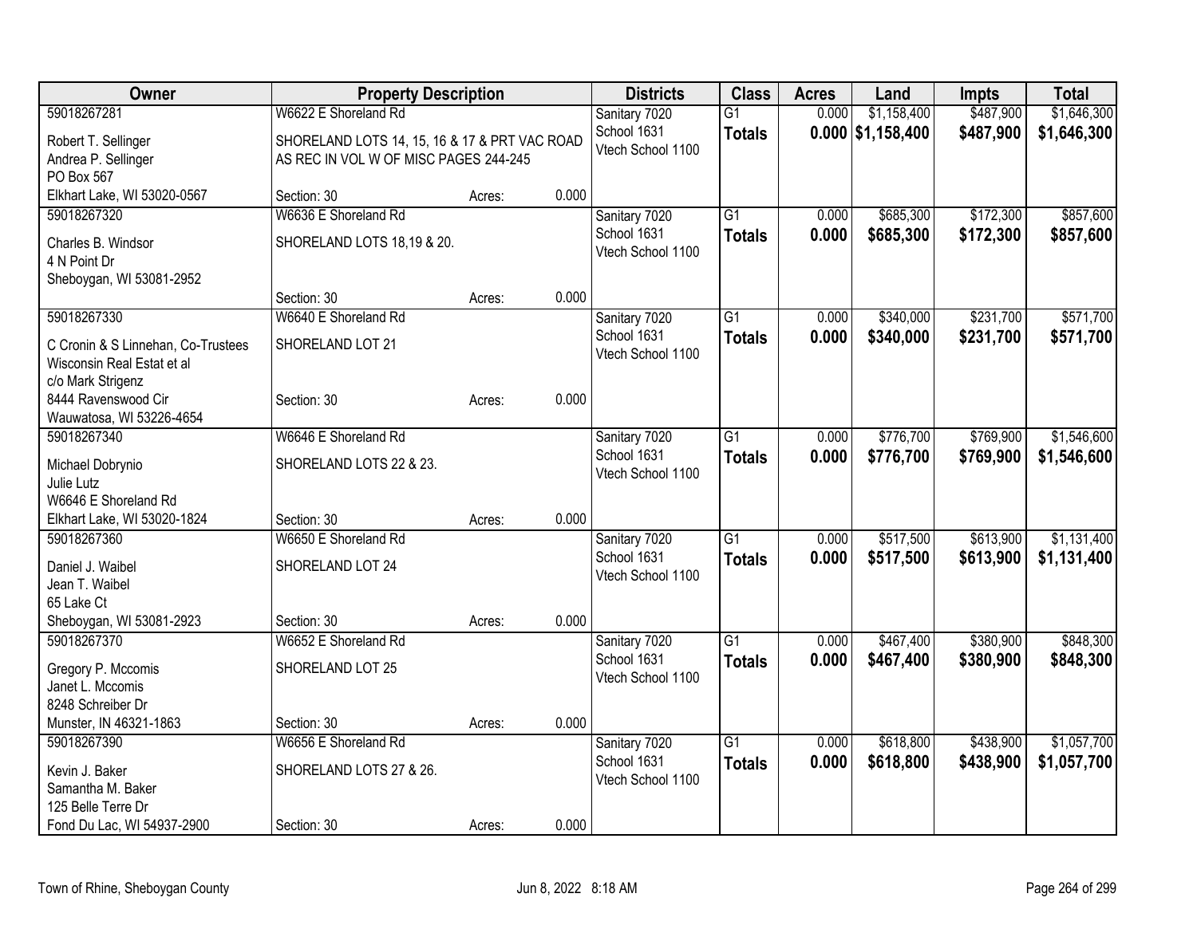| Owner | Property Description | | | Districts | Class | Acres | Land | Impts | Total |
|---|---|---|---|---|---|---|---|---|---|
| 59018267281 | W6622 E Shoreland Rd | | | Sanitary 7020 | G1 | 0.000 | $1,158,400 | $487,900 | $1,646,300 |
| Robert T. Sellinger<br>Andrea P. Sellinger<br>PO Box 567<br>Elkhart Lake, WI 53020-0567 | SHORELAND LOTS 14, 15, 16 & 17 & PRT VAC ROAD AS REC IN VOL W OF MISC PAGES 244-245 | | | School 1631<br>Vtech School 1100 | **Totals** | **0.000** | **$1,158,400** | **$487,900** | **$1,646,300** |
| | Section: 30 | Acres: | 0.000 | | | | | | |
| 59018267320 | W6636 E Shoreland Rd | | | Sanitary 7020 | G1 | 0.000 | $685,300 | $172,300 | $857,600 |
| Charles B. Windsor<br>4 N Point Dr<br>Sheboygan, WI 53081-2952 | SHORELAND LOTS 18,19 & 20. | | | School 1631<br>Vtech School 1100 | **Totals** | **0.000** | **$685,300** | **$172,300** | **$857,600** |
| | Section: 30 | Acres: | 0.000 | | | | | | |
| 59018267330 | W6640 E Shoreland Rd | | | Sanitary 7020 | G1 | 0.000 | $340,000 | $231,700 | $571,700 |
| C Cronin & S Linnehan, Co-Trustees<br>Wisconsin Real Estat et al<br>c/o Mark Strigenz | SHORELAND LOT 21 | | | School 1631<br>Vtech School 1100 | **Totals** | **0.000** | **$340,000** | **$231,700** | **$571,700** |
| 8444 Ravenswood Cir<br>Wauwatosa, WI 53226-4654 | Section: 30 | Acres: | 0.000 | | | | | | |
| 59018267340 | W6646 E Shoreland Rd | | | Sanitary 7020 | G1 | 0.000 | $776,700 | $769,900 | $1,546,600 |
| Michael Dobrynio<br>Julie Lutz<br>W6646 E Shoreland Rd | SHORELAND LOTS 22 & 23. | | | School 1631<br>Vtech School 1100 | **Totals** | **0.000** | **$776,700** | **$769,900** | **$1,546,600** |
| Elkhart Lake, WI 53020-1824 | Section: 30 | Acres: | 0.000 | | | | | | |
| 59018267360 | W6650 E Shoreland Rd | | | Sanitary 7020 | G1 | 0.000 | $517,500 | $613,900 | $1,131,400 |
| Daniel J. Waibel<br>Jean T. Waibel<br>65 Lake Ct | SHORELAND LOT 24 | | | School 1631<br>Vtech School 1100 | **Totals** | **0.000** | **$517,500** | **$613,900** | **$1,131,400** |
| Sheboygan, WI 53081-2923 | Section: 30 | Acres: | 0.000 | | | | | | |
| 59018267370 | W6652 E Shoreland Rd | | | Sanitary 7020 | G1 | 0.000 | $467,400 | $380,900 | $848,300 |
| Gregory P. Mccomis<br>Janet L. Mccomis<br>8248 Schreiber Dr | SHORELAND LOT 25 | | | School 1631<br>Vtech School 1100 | **Totals** | **0.000** | **$467,400** | **$380,900** | **$848,300** |
| Munster, IN 46321-1863 | Section: 30 | Acres: | 0.000 | | | | | | |
| 59018267390 | W6656 E Shoreland Rd | | | Sanitary 7020 | G1 | 0.000 | $618,800 | $438,900 | $1,057,700 |
| Kevin J. Baker<br>Samantha M. Baker<br>125 Belle Terre Dr | SHORELAND LOTS 27 & 26. | | | School 1631<br>Vtech School 1100 | **Totals** | **0.000** | **$618,800** | **$438,900** | **$1,057,700** |
| Fond Du Lac, WI 54937-2900 | Section: 30 | Acres: | 0.000 | | | | | | |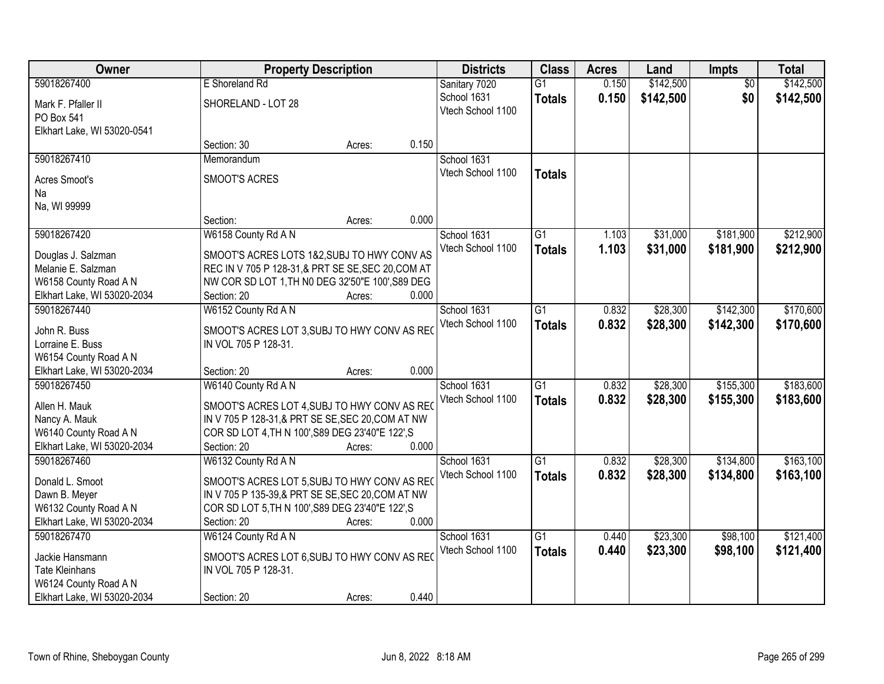| Owner | Property Description | Districts | Class | Acres | Land | Impts | Total |
|---|---|---|---|---|---|---|---|
| 59018267400<br>Mark F. Pfaller II<br>PO Box 541<br>Elkhart Lake, WI 53020-0541 | E Shoreland Rd<br>SHORELAND - LOT 28<br>Section: 30 Acres: 0.150 | Sanitary 7020<br>School 1631<br>Vtech School 1100 | G1<br>**Totals** | 0.150<br>**0.150** | $142,500<br>**$142,500** | $0<br>**$0** | $142,500<br>**$142,500** |
| 59018267410<br>Acres Smoot's<br>Na<br>Na, WI 99999 | Memorandum<br>SMOOT'S ACRES<br>Section: Acres: 0.000 | School 1631<br>Vtech School 1100 | **Totals** | | | | |
| 59018267420<br>Douglas J. Salzman<br>Melanie E. Salzman<br>W6158 County Road A N<br>Elkhart Lake, WI 53020-2034 | W6158 County Rd A N<br>SMOOT'S ACRES LOTS 1&2,SUBJ TO HWY CONV AS REC IN V 705 P 128-31,& PRT SE SE,SEC 20,COM AT NW COR SD LOT 1,TH N0 DEG 32'50"E 100',S89 DEG<br>Section: 20 Acres: 0.000 | School 1631<br>Vtech School 1100 | G1<br>**Totals** | 1.103<br>**1.103** | $31,000<br>**$31,000** | $181,900<br>**$181,900** | $212,900<br>**$212,900** |
| 59018267440<br>John R. Buss<br>Lorraine E. Buss<br>W6154 County Road A N<br>Elkhart Lake, WI 53020-2034 | W6152 County Rd A N<br>SMOOT'S ACRES LOT 3,SUBJ TO HWY CONV AS REC IN VOL 705 P 128-31.<br>Section: 20 Acres: 0.000 | School 1631<br>Vtech School 1100 | G1<br>**Totals** | 0.832<br>**0.832** | $28,300<br>**$28,300** | $142,300<br>**$142,300** | $170,600<br>**$170,600** |
| 59018267450<br>Allen H. Mauk<br>Nancy A. Mauk<br>W6140 County Road A N<br>Elkhart Lake, WI 53020-2034 | W6140 County Rd A N<br>SMOOT'S ACRES LOT 4,SUBJ TO HWY CONV AS REC IN V 705 P 128-31,& PRT SE SE,SEC 20,COM AT NW COR SD LOT 4,TH N 100',S89 DEG 23'40"E 122',S<br>Section: 20 Acres: 0.000 | School 1631<br>Vtech School 1100 | G1<br>**Totals** | 0.832<br>**0.832** | $28,300<br>**$28,300** | $155,300<br>**$155,300** | $183,600<br>**$183,600** |
| 59018267460<br>Donald L. Smoot<br>Dawn B. Meyer<br>W6132 County Road A N<br>Elkhart Lake, WI 53020-2034 | W6132 County Rd A N<br>SMOOT'S ACRES LOT 5,SUBJ TO HWY CONV AS REC IN V 705 P 135-39,& PRT SE SE,SEC 20,COM AT NW COR SD LOT 5,TH N 100',S89 DEG 23'40"E 122',S<br>Section: 20 Acres: 0.000 | School 1631<br>Vtech School 1100 | G1<br>**Totals** | 0.832<br>**0.832** | $28,300<br>**$28,300** | $134,800<br>**$134,800** | $163,100<br>**$163,100** |
| 59018267470<br>Jackie Hansmann<br>Tate Kleinhans<br>W6124 County Road A N<br>Elkhart Lake, WI 53020-2034 | W6124 County Rd A N<br>SMOOT'S ACRES LOT 6,SUBJ TO HWY CONV AS REC IN VOL 705 P 128-31.<br>Section: 20 Acres: 0.440 | School 1631<br>Vtech School 1100 | G1<br>**Totals** | 0.440<br>**0.440** | $23,300<br>**$23,300** | $98,100<br>**$98,100** | $121,400<br>**$121,400** |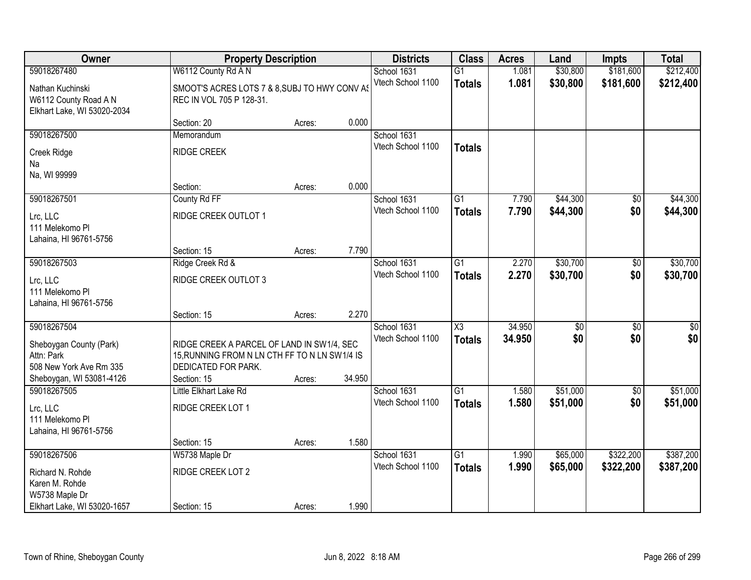| Owner | Property Description | | | Districts | Class | Acres | Land | Impts | Total |
|---|---|---|---|---|---|---|---|---|---|
| 59018267480 | W6112 County Rd A N | | | School 1631 | G1 | 1.081 | $30,800 | $181,600 | $212,400 |
| Nathan Kuchinski<br>W6112 County Road A N<br>Elkhart Lake, WI 53020-2034 | SMOOT'S ACRES LOTS 7 & 8,SUBJ TO HWY CONV AS REC IN VOL 705 P 128-31. | | | Vtech School 1100 | **Totals** | **1.081** | **$30,800** | **$181,600** | **$212,400** |
| | Section: 20 | Acres: | 0.000 | | | | | | |
| 59018267500 | Memorandum | | | School 1631 | | | | | |
| Creek Ridge<br>Na<br>Na, WI 99999 | RIDGE CREEK | | | Vtech School 1100 | **Totals** | | | | |
| | Section: | Acres: | 0.000 | | | | | | |
| 59018267501 | County Rd FF | | | School 1631 | G1 | 7.790 | $44,300 | $0 | $44,300 |
| Lrc, LLC<br>111 Melekomo Pl<br>Lahaina, HI 96761-5756 | RIDGE CREEK OUTLOT 1 | | | Vtech School 1100 | **Totals** | **7.790** | **$44,300** | **$0** | **$44,300** |
| | Section: 15 | Acres: | 7.790 | | | | | | |
| 59018267503 | Ridge Creek Rd & | | | School 1631 | G1 | 2.270 | $30,700 | $0 | $30,700 |
| Lrc, LLC<br>111 Melekomo Pl<br>Lahaina, HI 96761-5756 | RIDGE CREEK OUTLOT 3 | | | Vtech School 1100 | **Totals** | **2.270** | **$30,700** | **$0** | **$30,700** |
| | Section: 15 | Acres: | 2.270 | | | | | | |
| 59018267504 | | | | School 1631 | X3 | 34.950 | $0 | $0 | $0 |
| Sheboygan County (Park)<br>Attn: Park<br>508 New York Ave Rm 335<br>Sheboygan, WI 53081-4126 | RIDGE CREEK A PARCEL OF LAND IN SW1/4, SEC 15,RUNNING FROM N LN CTH FF TO N LN SW1/4 IS DEDICATED FOR PARK. | | | Vtech School 1100 | **Totals** | **34.950** | **$0** | **$0** | **$0** |
| | Section: 15 | Acres: | 34.950 | | | | | | |
| 59018267505 | Little Elkhart Lake Rd | | | School 1631 | G1 | 1.580 | $51,000 | $0 | $51,000 |
| Lrc, LLC<br>111 Melekomo Pl<br>Lahaina, HI 96761-5756 | RIDGE CREEK LOT 1 | | | Vtech School 1100 | **Totals** | **1.580** | **$51,000** | **$0** | **$51,000** |
| | Section: 15 | Acres: | 1.580 | | | | | | |
| 59018267506 | W5738 Maple Dr | | | School 1631 | G1 | 1.990 | $65,000 | $322,200 | $387,200 |
| Richard N. Rohde<br>Karen M. Rohde<br>W5738 Maple Dr<br>Elkhart Lake, WI 53020-1657 | RIDGE CREEK LOT 2 | | | Vtech School 1100 | **Totals** | **1.990** | **$65,000** | **$322,200** | **$387,200** |
| | Section: 15 | Acres: | 1.990 | | | | | | |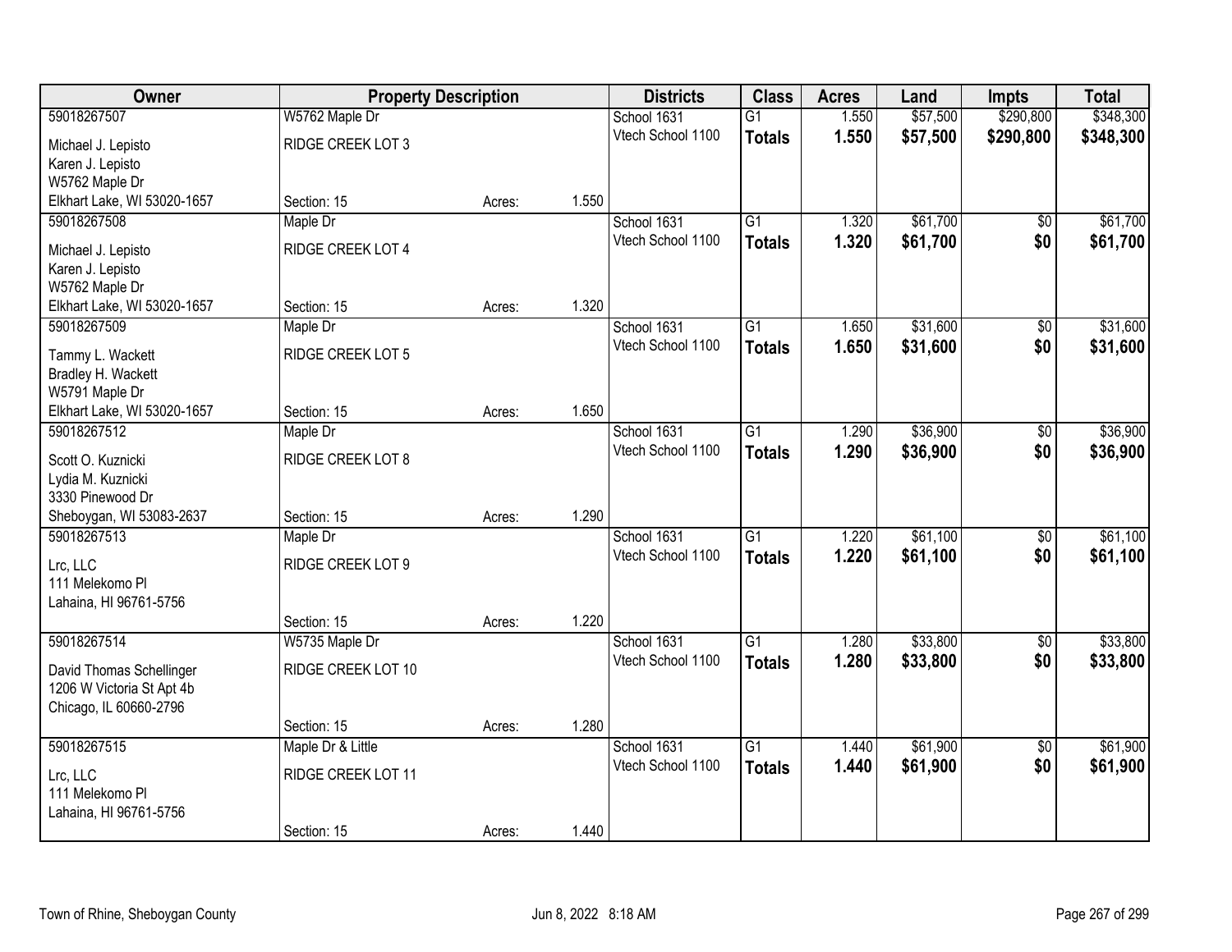| Owner | Property Description | | | Districts | Class | Acres | Land | Impts | Total |
|---|---|---|---|---|---|---|---|---|---|
| 59018267507 | W5762 Maple Dr | | | School 1631 | G1 | 1.550 | $57,500 | $290,800 | $348,300 |
| Michael J. Lepisto<br>Karen J. Lepisto<br>W5762 Maple Dr<br>Elkhart Lake, WI 53020-1657 | RIDGE CREEK LOT 3 | | | Vtech School 1100 | **Totals** | **1.550** | **$57,500** | **$290,800** | **$348,300** |
| | Section: 15 | Acres: | 1.550 | | | | | | |
| 59018267508 | Maple Dr | | | School 1631 | G1 | 1.320 | $61,700 | $0 | $61,700 |
| Michael J. Lepisto<br>Karen J. Lepisto<br>W5762 Maple Dr<br>Elkhart Lake, WI 53020-1657 | RIDGE CREEK LOT 4 | | | Vtech School 1100 | **Totals** | **1.320** | **$61,700** | **$0** | **$61,700** |
| | Section: 15 | Acres: | 1.320 | | | | | | |
| 59018267509 | Maple Dr | | | School 1631 | G1 | 1.650 | $31,600 | $0 | $31,600 |
| Tammy L. Wackett<br>Bradley H. Wackett<br>W5791 Maple Dr<br>Elkhart Lake, WI 53020-1657 | RIDGE CREEK LOT 5 | | | Vtech School 1100 | **Totals** | **1.650** | **$31,600** | **$0** | **$31,600** |
| | Section: 15 | Acres: | 1.650 | | | | | | |
| 59018267512 | Maple Dr | | | School 1631 | G1 | 1.290 | $36,900 | $0 | $36,900 |
| Scott O. Kuznicki<br>Lydia M. Kuznicki<br>3330 Pinewood Dr<br>Sheboygan, WI 53083-2637 | RIDGE CREEK LOT 8 | | | Vtech School 1100 | **Totals** | **1.290** | **$36,900** | **$0** | **$36,900** |
| | Section: 15 | Acres: | 1.290 | | | | | | |
| 59018267513 | Maple Dr | | | School 1631 | G1 | 1.220 | $61,100 | $0 | $61,100 |
| Lrc, LLC<br>111 Melekomo Pl<br>Lahaina, HI 96761-5756 | RIDGE CREEK LOT 9 | | | Vtech School 1100 | **Totals** | **1.220** | **$61,100** | **$0** | **$61,100** |
| | Section: 15 | Acres: | 1.220 | | | | | | |
| 59018267514 | W5735 Maple Dr | | | School 1631 | G1 | 1.280 | $33,800 | $0 | $33,800 |
| David Thomas Schellinger<br>1206 W Victoria St Apt 4b<br>Chicago, IL 60660-2796 | RIDGE CREEK LOT 10 | | | Vtech School 1100 | **Totals** | **1.280** | **$33,800** | **$0** | **$33,800** |
| | Section: 15 | Acres: | 1.280 | | | | | | |
| 59018267515 | Maple Dr & Little | | | School 1631 | G1 | 1.440 | $61,900 | $0 | $61,900 |
| Lrc, LLC<br>111 Melekomo Pl<br>Lahaina, HI 96761-5756 | RIDGE CREEK LOT 11 | | | Vtech School 1100 | **Totals** | **1.440** | **$61,900** | **$0** | **$61,900** |
| | Section: 15 | Acres: | 1.440 | | | | | | |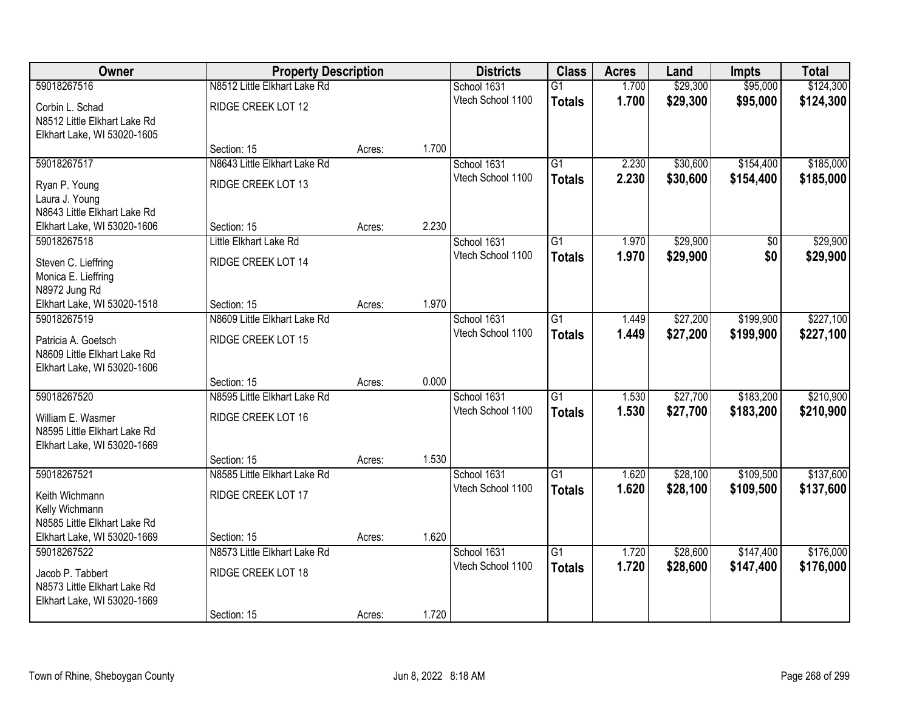| Owner | Property Description | | | Districts | Class | Acres | Land | Impts | Total |
|---|---|---|---|---|---|---|---|---|---|
| 59018267516 | N8512 Little Elkhart Lake Rd | | | School 1631 | G1 | 1.700 | $29,300 | $95,000 | $124,300 |
| Corbin L. Schad<br>N8512 Little Elkhart Lake Rd<br>Elkhart Lake, WI 53020-1605 | RIDGE CREEK LOT 12 | | | Vtech School 1100 | **Totals** | **1.700** | **$29,300** | **$95,000** | **$124,300** |
| | Section: 15 | Acres: | 1.700 | | | | | | |
| 59018267517 | N8643 Little Elkhart Lake Rd | | | School 1631 | G1 | 2.230 | $30,600 | $154,400 | $185,000 |
| Ryan P. Young<br>Laura J. Young<br>N8643 Little Elkhart Lake Rd<br>Elkhart Lake, WI 53020-1606 | RIDGE CREEK LOT 13 | | | Vtech School 1100 | **Totals** | **2.230** | **$30,600** | **$154,400** | **$185,000** |
| | Section: 15 | Acres: | 2.230 | | | | | | |
| 59018267518 | Little Elkhart Lake Rd | | | School 1631 | G1 | 1.970 | $29,900 | $0 | $29,900 |
| Steven C. Lieffring<br>Monica E. Lieffring<br>N8972 Jung Rd<br>Elkhart Lake, WI 53020-1518 | RIDGE CREEK LOT 14 | | | Vtech School 1100 | **Totals** | **1.970** | **$29,900** | **$0** | **$29,900** |
| | Section: 15 | Acres: | 1.970 | | | | | | |
| 59018267519 | N8609 Little Elkhart Lake Rd | | | School 1631 | G1 | 1.449 | $27,200 | $199,900 | $227,100 |
| Patricia A. Goetsch<br>N8609 Little Elkhart Lake Rd<br>Elkhart Lake, WI 53020-1606 | RIDGE CREEK LOT 15 | | | Vtech School 1100 | **Totals** | **1.449** | **$27,200** | **$199,900** | **$227,100** |
| | Section: 15 | Acres: | 0.000 | | | | | | |
| 59018267520 | N8595 Little Elkhart Lake Rd | | | School 1631 | G1 | 1.530 | $27,700 | $183,200 | $210,900 |
| William E. Wasmer<br>N8595 Little Elkhart Lake Rd<br>Elkhart Lake, WI 53020-1669 | RIDGE CREEK LOT 16 | | | Vtech School 1100 | **Totals** | **1.530** | **$27,700** | **$183,200** | **$210,900** |
| | Section: 15 | Acres: | 1.530 | | | | | | |
| 59018267521 | N8585 Little Elkhart Lake Rd | | | School 1631 | G1 | 1.620 | $28,100 | $109,500 | $137,600 |
| Keith Wichmann<br>Kelly Wichmann<br>N8585 Little Elkhart Lake Rd<br>Elkhart Lake, WI 53020-1669 | RIDGE CREEK LOT 17 | | | Vtech School 1100 | **Totals** | **1.620** | **$28,100** | **$109,500** | **$137,600** |
| | Section: 15 | Acres: | 1.620 | | | | | | |
| 59018267522 | N8573 Little Elkhart Lake Rd | | | School 1631 | G1 | 1.720 | $28,600 | $147,400 | $176,000 |
| Jacob P. Tabbert<br>N8573 Little Elkhart Lake Rd<br>Elkhart Lake, WI 53020-1669 | RIDGE CREEK LOT 18 | | | Vtech School 1100 | **Totals** | **1.720** | **$28,600** | **$147,400** | **$176,000** |
| | Section: 15 | Acres: | 1.720 | | | | | | |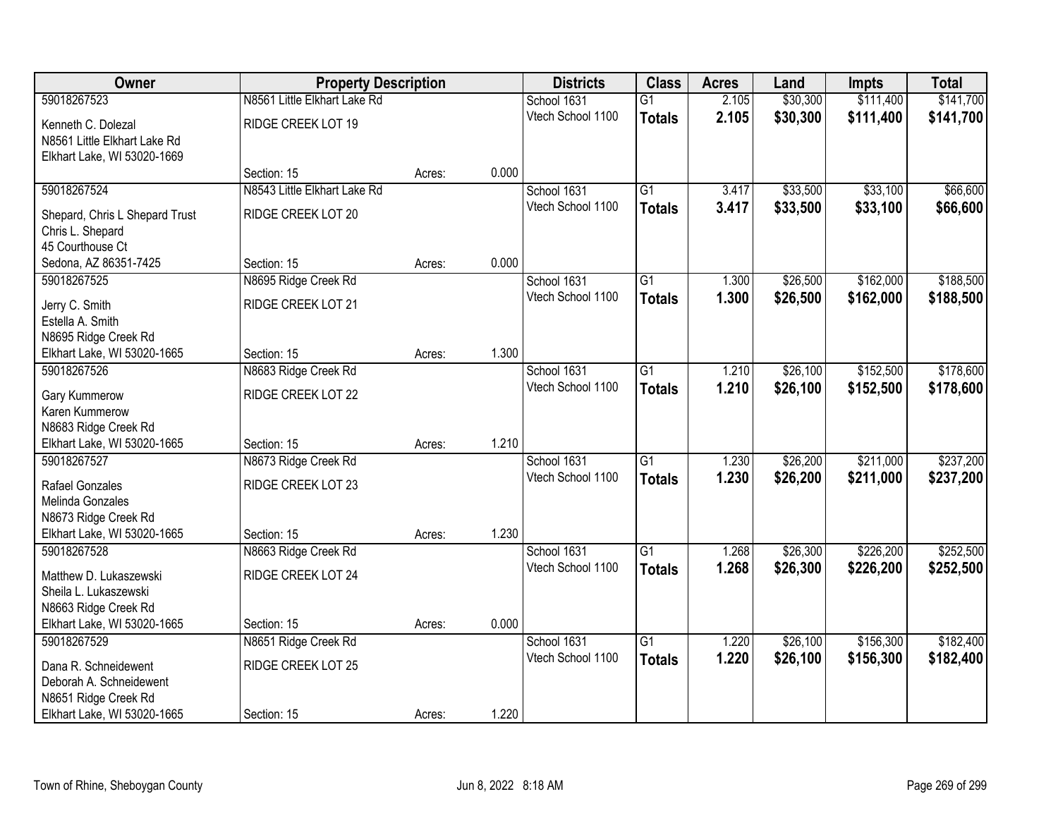| Owner | Property Description | | | Districts | Class | Acres | Land | Impts | Total |
|---|---|---|---|---|---|---|---|---|---|
| 59018267523 | N8561 Little Elkhart Lake Rd | | | School 1631 | G1 | 2.105 | $30,300 | $111,400 | $141,700 |
| Kenneth C. Dolezal<br>N8561 Little Elkhart Lake Rd<br>Elkhart Lake, WI 53020-1669 | RIDGE CREEK LOT 19 | | | Vtech School 1100 | **Totals** | **2.105** | **$30,300** | **$111,400** | **$141,700** |
| | Section: 15 | Acres: | 0.000 | | | | | | |
| 59018267524 | N8543 Little Elkhart Lake Rd | | | School 1631 | G1 | 3.417 | $33,500 | $33,100 | $66,600 |
| Shepard, Chris L Shepard Trust<br>Chris L. Shepard<br>45 Courthouse Ct<br>Sedona, AZ 86351-7425 | RIDGE CREEK LOT 20 | | | Vtech School 1100 | **Totals** | **3.417** | **$33,500** | **$33,100** | **$66,600** |
| | Section: 15 | Acres: | 0.000 | | | | | | |
| 59018267525 | N8695 Ridge Creek Rd | | | School 1631 | G1 | 1.300 | $26,500 | $162,000 | $188,500 |
| Jerry C. Smith<br>Estella A. Smith<br>N8695 Ridge Creek Rd<br>Elkhart Lake, WI 53020-1665 | RIDGE CREEK LOT 21 | | | Vtech School 1100 | **Totals** | **1.300** | **$26,500** | **$162,000** | **$188,500** |
| | Section: 15 | Acres: | 1.300 | | | | | | |
| 59018267526 | N8683 Ridge Creek Rd | | | School 1631 | G1 | 1.210 | $26,100 | $152,500 | $178,600 |
| Gary Kummerow<br>Karen Kummerow<br>N8683 Ridge Creek Rd<br>Elkhart Lake, WI 53020-1665 | RIDGE CREEK LOT 22 | | | Vtech School 1100 | **Totals** | **1.210** | **$26,100** | **$152,500** | **$178,600** |
| | Section: 15 | Acres: | 1.210 | | | | | | |
| 59018267527 | N8673 Ridge Creek Rd | | | School 1631 | G1 | 1.230 | $26,200 | $211,000 | $237,200 |
| Rafael Gonzales<br>Melinda Gonzales<br>N8673 Ridge Creek Rd<br>Elkhart Lake, WI 53020-1665 | RIDGE CREEK LOT 23 | | | Vtech School 1100 | **Totals** | **1.230** | **$26,200** | **$211,000** | **$237,200** |
| | Section: 15 | Acres: | 1.230 | | | | | | |
| 59018267528 | N8663 Ridge Creek Rd | | | School 1631 | G1 | 1.268 | $26,300 | $226,200 | $252,500 |
| Matthew D. Lukaszewski<br>Sheila L. Lukaszewski<br>N8663 Ridge Creek Rd<br>Elkhart Lake, WI 53020-1665 | RIDGE CREEK LOT 24 | | | Vtech School 1100 | **Totals** | **1.268** | **$26,300** | **$226,200** | **$252,500** |
| | Section: 15 | Acres: | 0.000 | | | | | | |
| 59018267529 | N8651 Ridge Creek Rd | | | School 1631 | G1 | 1.220 | $26,100 | $156,300 | $182,400 |
| Dana R. Schneidewent<br>Deborah A. Schneidewent<br>N8651 Ridge Creek Rd<br>Elkhart Lake, WI 53020-1665 | RIDGE CREEK LOT 25 | | | Vtech School 1100 | **Totals** | **1.220** | **$26,100** | **$156,300** | **$182,400** |
| | Section: 15 | Acres: | 1.220 | | | | | | |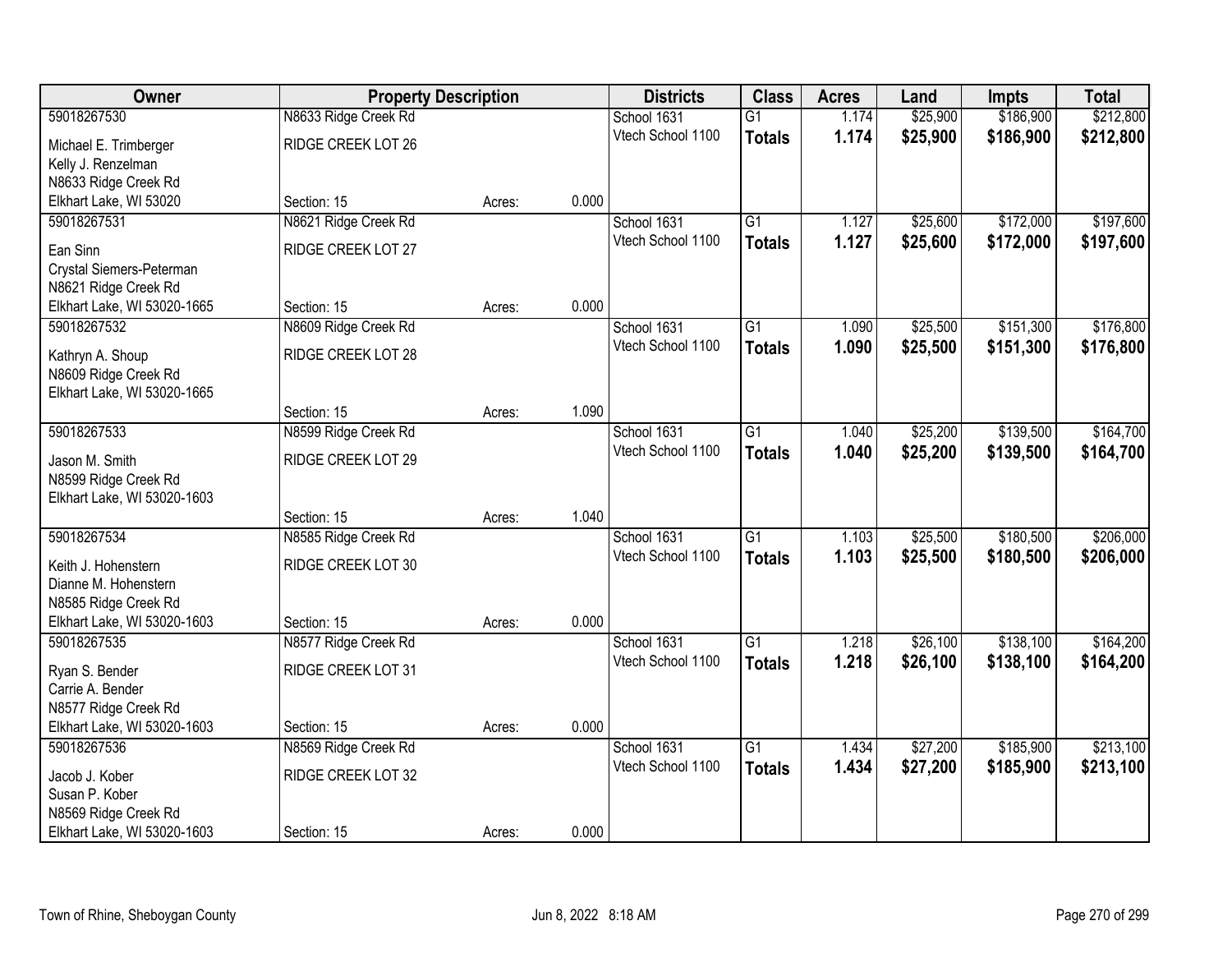| Owner | Property Description | | | Districts | Class | Acres | Land | Impts | Total |
|---|---|---|---|---|---|---|---|---|---|
| 59018267530 | N8633 Ridge Creek Rd | | | School 1631 | G1 | 1.174 | $25,900 | $186,900 | $212,800 |
| Michael E. Trimberger<br>Kelly J. Renzelman<br>N8633 Ridge Creek Rd<br>Elkhart Lake, WI 53020 | RIDGE CREEK LOT 26 | | | Vtech School 1100 | **Totals** | **1.174** | **$25,900** | **$186,900** | **$212,800** |
| | Section: 15 | Acres: | 0.000 | | | | | | |
| 59018267531 | N8621 Ridge Creek Rd | | | School 1631 | G1 | 1.127 | $25,600 | $172,000 | $197,600 |
| Ean Sinn<br>Crystal Siemers-Peterman<br>N8621 Ridge Creek Rd<br>Elkhart Lake, WI 53020-1665 | RIDGE CREEK LOT 27 | | | Vtech School 1100 | **Totals** | **1.127** | **$25,600** | **$172,000** | **$197,600** |
| | Section: 15 | Acres: | 0.000 | | | | | | |
| 59018267532 | N8609 Ridge Creek Rd | | | School 1631 | G1 | 1.090 | $25,500 | $151,300 | $176,800 |
| Kathryn A. Shoup<br>N8609 Ridge Creek Rd<br>Elkhart Lake, WI 53020-1665 | RIDGE CREEK LOT 28 | | | Vtech School 1100 | **Totals** | **1.090** | **$25,500** | **$151,300** | **$176,800** |
| | Section: 15 | Acres: | 1.090 | | | | | | |
| 59018267533 | N8599 Ridge Creek Rd | | | School 1631 | G1 | 1.040 | $25,200 | $139,500 | $164,700 |
| Jason M. Smith<br>N8599 Ridge Creek Rd<br>Elkhart Lake, WI 53020-1603 | RIDGE CREEK LOT 29 | | | Vtech School 1100 | **Totals** | **1.040** | **$25,200** | **$139,500** | **$164,700** |
| | Section: 15 | Acres: | 1.040 | | | | | | |
| 59018267534 | N8585 Ridge Creek Rd | | | School 1631 | G1 | 1.103 | $25,500 | $180,500 | $206,000 |
| Keith J. Hohenstern<br>Dianne M. Hohenstern<br>N8585 Ridge Creek Rd<br>Elkhart Lake, WI 53020-1603 | RIDGE CREEK LOT 30 | | | Vtech School 1100 | **Totals** | **1.103** | **$25,500** | **$180,500** | **$206,000** |
| | Section: 15 | Acres: | 0.000 | | | | | | |
| 59018267535 | N8577 Ridge Creek Rd | | | School 1631 | G1 | 1.218 | $26,100 | $138,100 | $164,200 |
| Ryan S. Bender<br>Carrie A. Bender<br>N8577 Ridge Creek Rd<br>Elkhart Lake, WI 53020-1603 | RIDGE CREEK LOT 31 | | | Vtech School 1100 | **Totals** | **1.218** | **$26,100** | **$138,100** | **$164,200** |
| | Section: 15 | Acres: | 0.000 | | | | | | |
| 59018267536 | N8569 Ridge Creek Rd | | | School 1631 | G1 | 1.434 | $27,200 | $185,900 | $213,100 |
| Jacob J. Kober<br>Susan P. Kober<br>N8569 Ridge Creek Rd<br>Elkhart Lake, WI 53020-1603 | RIDGE CREEK LOT 32 | | | Vtech School 1100 | **Totals** | **1.434** | **$27,200** | **$185,900** | **$213,100** |
| | Section: 15 | Acres: | 0.000 | | | | | | |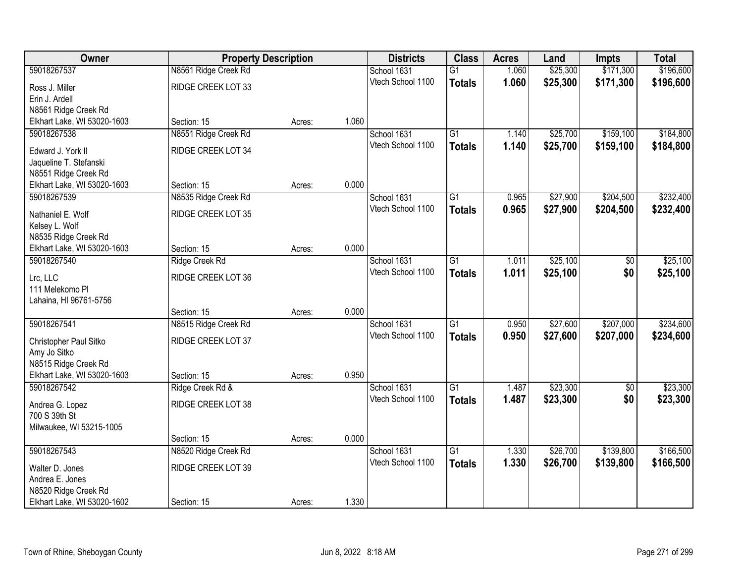| Owner | Property Description | | | Districts | Class | Acres | Land | Impts | Total |
|---|---|---|---|---|---|---|---|---|---|
| 59018267537 | N8561 Ridge Creek Rd | | | School 1631 | G1 | 1.060 | $25,300 | $171,300 | $196,600 |
| Ross J. Miller<br>Erin J. Ardell<br>N8561 Ridge Creek Rd<br>Elkhart Lake, WI 53020-1603 | RIDGE CREEK LOT 33<br><br>Section: 15 | Acres: | 1.060 | Vtech School 1100 | **Totals** | **1.060** | **$25,300** | **$171,300** | **$196,600** |
| 59018267538 | N8551 Ridge Creek Rd | | | School 1631 | G1 | 1.140 | $25,700 | $159,100 | $184,800 |
| Edward J. York II<br>Jaqueline T. Stefanski<br>N8551 Ridge Creek Rd<br>Elkhart Lake, WI 53020-1603 | RIDGE CREEK LOT 34<br><br>Section: 15 | Acres: | 0.000 | Vtech School 1100 | **Totals** | **1.140** | **$25,700** | **$159,100** | **$184,800** |
| 59018267539 | N8535 Ridge Creek Rd | | | School 1631 | G1 | 0.965 | $27,900 | $204,500 | $232,400 |
| Nathaniel E. Wolf<br>Kelsey L. Wolf<br>N8535 Ridge Creek Rd<br>Elkhart Lake, WI 53020-1603 | RIDGE CREEK LOT 35<br><br>Section: 15 | Acres: | 0.000 | Vtech School 1100 | **Totals** | **0.965** | **$27,900** | **$204,500** | **$232,400** |
| 59018267540 | Ridge Creek Rd | | | School 1631 | G1 | 1.011 | $25,100 | $0 | $25,100 |
| Lrc, LLC<br>111 Melekomo Pl<br>Lahaina, HI 96761-5756 | RIDGE CREEK LOT 36<br><br>Section: 15 | Acres: | 0.000 | Vtech School 1100 | **Totals** | **1.011** | **$25,100** | **$0** | **$25,100** |
| 59018267541 | N8515 Ridge Creek Rd | | | School 1631 | G1 | 0.950 | $27,600 | $207,000 | $234,600 |
| Christopher Paul Sitko<br>Amy Jo Sitko<br>N8515 Ridge Creek Rd<br>Elkhart Lake, WI 53020-1603 | RIDGE CREEK LOT 37<br><br>Section: 15 | Acres: | 0.950 | Vtech School 1100 | **Totals** | **0.950** | **$27,600** | **$207,000** | **$234,600** |
| 59018267542 | Ridge Creek Rd & | | | School 1631 | G1 | 1.487 | $23,300 | $0 | $23,300 |
| Andrea G. Lopez<br>700 S 39th St<br>Milwaukee, WI 53215-1005 | RIDGE CREEK LOT 38<br><br>Section: 15 | Acres: | 0.000 | Vtech School 1100 | **Totals** | **1.487** | **$23,300** | **$0** | **$23,300** |
| 59018267543 | N8520 Ridge Creek Rd | | | School 1631 | G1 | 1.330 | $26,700 | $139,800 | $166,500 |
| Walter D. Jones<br>Andrea E. Jones<br>N8520 Ridge Creek Rd<br>Elkhart Lake, WI 53020-1602 | RIDGE CREEK LOT 39<br><br>Section: 15 | Acres: | 1.330 | Vtech School 1100 | **Totals** | **1.330** | **$26,700** | **$139,800** | **$166,500** |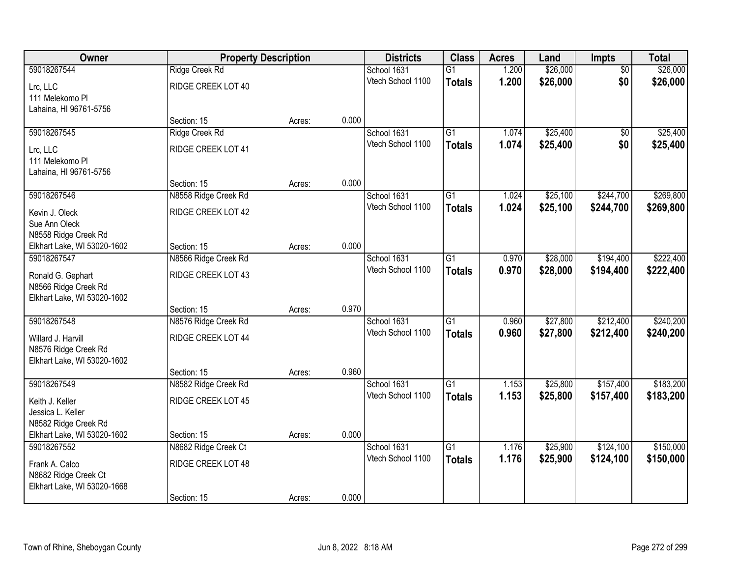| Owner | Property Description | | | Districts | Class | Acres | Land | Impts | Total |
|---|---|---|---|---|---|---|---|---|---|
| 59018267544 | Ridge Creek Rd | | | School 1631 | G1 | 1.200 | $26,000 | $0 | $26,000 |
| Lrc, LLC<br>111 Melekomo Pl<br>Lahaina, HI 96761-5756 | RIDGE CREEK LOT 40 | | | Vtech School 1100 | **Totals** | **1.200** | **$26,000** | **$0** | **$26,000** |
| | Section: 15 | Acres: | 0.000 | | | | | | |
| 59018267545 | Ridge Creek Rd | | | School 1631 | G1 | 1.074 | $25,400 | $0 | $25,400 |
| Lrc, LLC<br>111 Melekomo Pl<br>Lahaina, HI 96761-5756 | RIDGE CREEK LOT 41 | | | Vtech School 1100 | **Totals** | **1.074** | **$25,400** | **$0** | **$25,400** |
| | Section: 15 | Acres: | 0.000 | | | | | | |
| 59018267546 | N8558 Ridge Creek Rd | | | School 1631 | G1 | 1.024 | $25,100 | $244,700 | $269,800 |
| Kevin J. Oleck<br>Sue Ann Oleck<br>N8558 Ridge Creek Rd<br>Elkhart Lake, WI 53020-1602 | RIDGE CREEK LOT 42 | | | Vtech School 1100 | **Totals** | **1.024** | **$25,100** | **$244,700** | **$269,800** |
| | Section: 15 | Acres: | 0.000 | | | | | | |
| 59018267547 | N8566 Ridge Creek Rd | | | School 1631 | G1 | 0.970 | $28,000 | $194,400 | $222,400 |
| Ronald G. Gephart<br>N8566 Ridge Creek Rd<br>Elkhart Lake, WI 53020-1602 | RIDGE CREEK LOT 43 | | | Vtech School 1100 | **Totals** | **0.970** | **$28,000** | **$194,400** | **$222,400** |
| | Section: 15 | Acres: | 0.970 | | | | | | |
| 59018267548 | N8576 Ridge Creek Rd | | | School 1631 | G1 | 0.960 | $27,800 | $212,400 | $240,200 |
| Willard J. Harvill<br>N8576 Ridge Creek Rd<br>Elkhart Lake, WI 53020-1602 | RIDGE CREEK LOT 44 | | | Vtech School 1100 | **Totals** | **0.960** | **$27,800** | **$212,400** | **$240,200** |
| | Section: 15 | Acres: | 0.960 | | | | | | |
| 59018267549 | N8582 Ridge Creek Rd | | | School 1631 | G1 | 1.153 | $25,800 | $157,400 | $183,200 |
| Keith J. Keller<br>Jessica L. Keller<br>N8582 Ridge Creek Rd<br>Elkhart Lake, WI 53020-1602 | RIDGE CREEK LOT 45 | | | Vtech School 1100 | **Totals** | **1.153** | **$25,800** | **$157,400** | **$183,200** |
| | Section: 15 | Acres: | 0.000 | | | | | | |
| 59018267552 | N8682 Ridge Creek Ct | | | School 1631 | G1 | 1.176 | $25,900 | $124,100 | $150,000 |
| Frank A. Calco<br>N8682 Ridge Creek Ct<br>Elkhart Lake, WI 53020-1668 | RIDGE CREEK LOT 48 | | | Vtech School 1100 | **Totals** | **1.176** | **$25,900** | **$124,100** | **$150,000** |
| | Section: 15 | Acres: | 0.000 | | | | | | |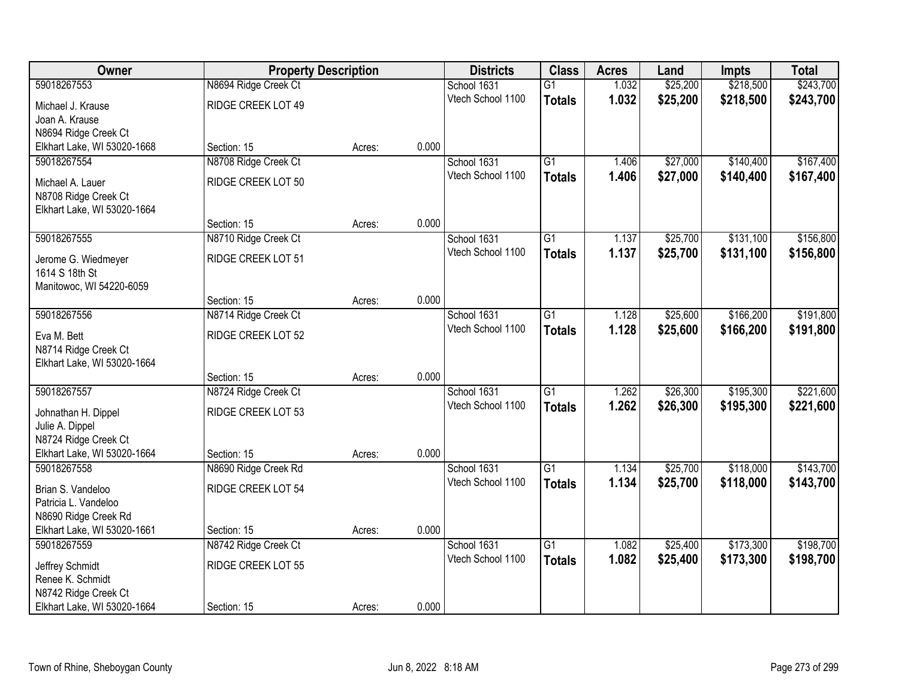| Owner | Property Description | | | Districts | Class | Acres | Land | Impts | Total |
|---|---|---|---|---|---|---|---|---|---|
| 59018267553 | N8694 Ridge Creek Ct | | | School 1631 | G1 | 1.032 | $25,200 | $218,500 | $243,700 |
| Michael J. Krause<br>Joan A. Krause<br>N8694 Ridge Creek Ct<br>Elkhart Lake, WI 53020-1668 | RIDGE CREEK LOT 49 | | | Vtech School 1100 | **Totals** | **1.032** | **$25,200** | **$218,500** | **$243,700** |
| | Section: 15 | Acres: | 0.000 | | | | | | |
| 59018267554 | N8708 Ridge Creek Ct | | | School 1631 | G1 | 1.406 | $27,000 | $140,400 | $167,400 |
| Michael A. Lauer<br>N8708 Ridge Creek Ct<br>Elkhart Lake, WI 53020-1664 | RIDGE CREEK LOT 50 | | | Vtech School 1100 | **Totals** | **1.406** | **$27,000** | **$140,400** | **$167,400** |
| | Section: 15 | Acres: | 0.000 | | | | | | |
| 59018267555 | N8710 Ridge Creek Ct | | | School 1631 | G1 | 1.137 | $25,700 | $131,100 | $156,800 |
| Jerome G. Wiedmeyer<br>1614 S 18th St<br>Manitowoc, WI 54220-6059 | RIDGE CREEK LOT 51 | | | Vtech School 1100 | **Totals** | **1.137** | **$25,700** | **$131,100** | **$156,800** |
| | Section: 15 | Acres: | 0.000 | | | | | | |
| 59018267556 | N8714 Ridge Creek Ct | | | School 1631 | G1 | 1.128 | $25,600 | $166,200 | $191,800 |
| Eva M. Bett<br>N8714 Ridge Creek Ct<br>Elkhart Lake, WI 53020-1664 | RIDGE CREEK LOT 52 | | | Vtech School 1100 | **Totals** | **1.128** | **$25,600** | **$166,200** | **$191,800** |
| | Section: 15 | Acres: | 0.000 | | | | | | |
| 59018267557 | N8724 Ridge Creek Ct | | | School 1631 | G1 | 1.262 | $26,300 | $195,300 | $221,600 |
| Johnathan H. Dippel<br>Julie A. Dippel<br>N8724 Ridge Creek Ct<br>Elkhart Lake, WI 53020-1664 | RIDGE CREEK LOT 53 | | | Vtech School 1100 | **Totals** | **1.262** | **$26,300** | **$195,300** | **$221,600** |
| | Section: 15 | Acres: | 0.000 | | | | | | |
| 59018267558 | N8690 Ridge Creek Rd | | | School 1631 | G1 | 1.134 | $25,700 | $118,000 | $143,700 |
| Brian S. Vandeloo<br>Patricia L. Vandeloo<br>N8690 Ridge Creek Rd<br>Elkhart Lake, WI 53020-1661 | RIDGE CREEK LOT 54 | | | Vtech School 1100 | **Totals** | **1.134** | **$25,700** | **$118,000** | **$143,700** |
| | Section: 15 | Acres: | 0.000 | | | | | | |
| 59018267559 | N8742 Ridge Creek Ct | | | School 1631 | G1 | 1.082 | $25,400 | $173,300 | $198,700 |
| Jeffrey Schmidt<br>Renee K. Schmidt<br>N8742 Ridge Creek Ct<br>Elkhart Lake, WI 53020-1664 | RIDGE CREEK LOT 55 | | | Vtech School 1100 | **Totals** | **1.082** | **$25,400** | **$173,300** | **$198,700** |
| | Section: 15 | Acres: | 0.000 | | | | | | |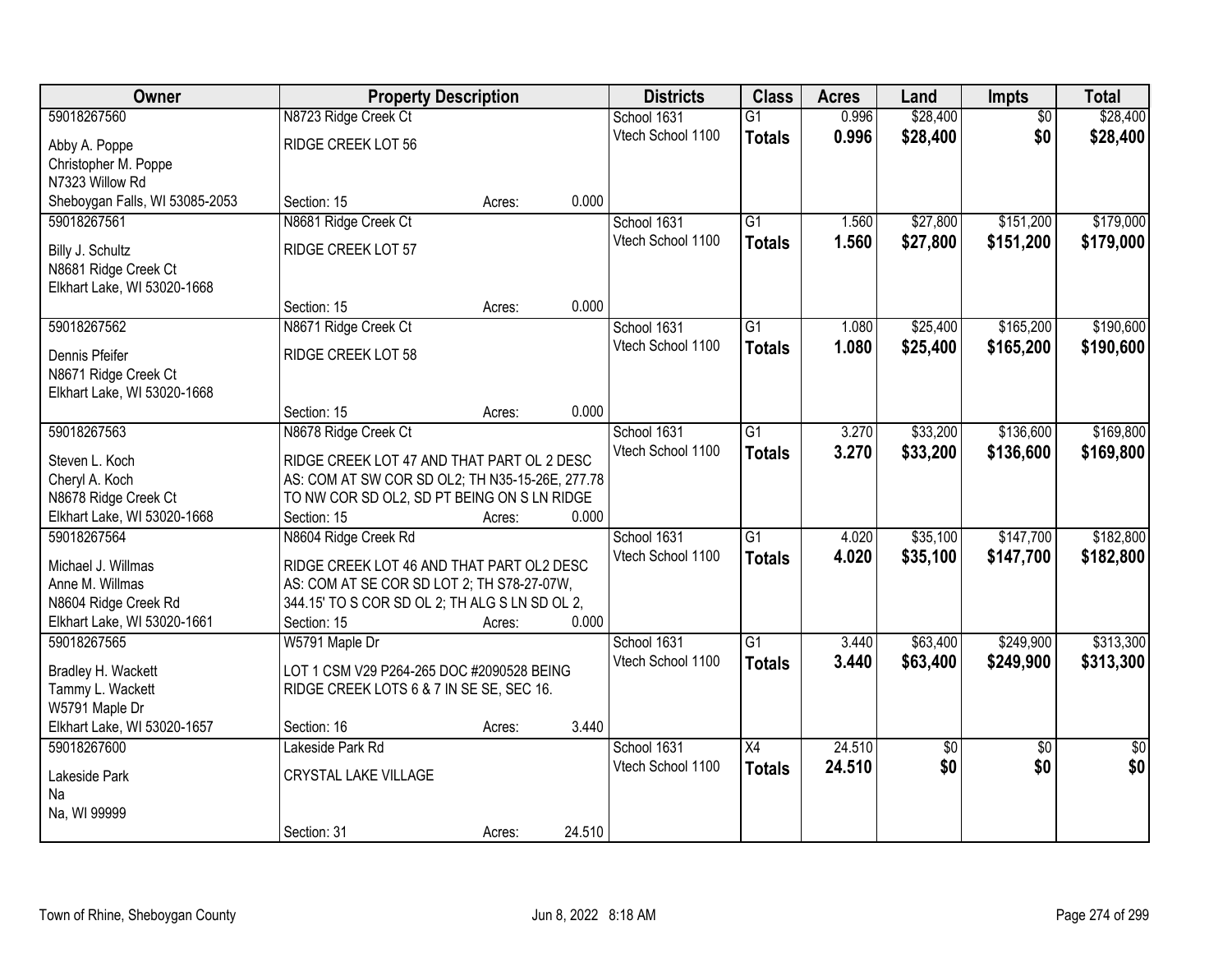| Owner | Property Description | Districts | Class | Acres | Land | Impts | Total |
|---|---|---|---|---|---|---|---|
| 59018267560<br>Abby A. Poppe<br>Christopher M. Poppe<br>N7323 Willow Rd<br>Sheboygan Falls, WI 53085-2053 | N8723 Ridge Creek Ct<br>RIDGE CREEK LOT 56<br>Section: 15 Acres: 0.000 | School 1631<br>Vtech School 1100 | G1<br>**Totals** | 0.996<br>**0.996** | $28,400<br>**$28,400** | $0<br>**$0** | $28,400<br>**$28,400** |
| 59018267561<br>Billy J. Schultz<br>N8681 Ridge Creek Ct<br>Elkhart Lake, WI 53020-1668 | N8681 Ridge Creek Ct<br>RIDGE CREEK LOT 57<br>Section: 15 Acres: 0.000 | School 1631<br>Vtech School 1100 | G1<br>**Totals** | 1.560<br>**1.560** | $27,800<br>**$27,800** | $151,200<br>**$151,200** | $179,000<br>**$179,000** |
| 59018267562<br>Dennis Pfeifer<br>N8671 Ridge Creek Ct<br>Elkhart Lake, WI 53020-1668 | N8671 Ridge Creek Ct<br>RIDGE CREEK LOT 58<br>Section: 15 Acres: 0.000 | School 1631<br>Vtech School 1100 | G1<br>**Totals** | 1.080<br>**1.080** | $25,400<br>**$25,400** | $165,200<br>**$165,200** | $190,600<br>**$190,600** |
| 59018267563<br>Steven L. Koch<br>Cheryl A. Koch<br>N8678 Ridge Creek Ct<br>Elkhart Lake, WI 53020-1668 | N8678 Ridge Creek Ct<br>RIDGE CREEK LOT 47 AND THAT PART OL 2 DESC AS: COM AT SW COR SD OL2; TH N35-15-26E, 277.78 TO NW COR SD OL2, SD PT BEING ON S LN RIDGE<br>Section: 15 Acres: 0.000 | School 1631<br>Vtech School 1100 | G1<br>**Totals** | 3.270<br>**3.270** | $33,200<br>**$33,200** | $136,600<br>**$136,600** | $169,800<br>**$169,800** |
| 59018267564<br>Michael J. Willmas<br>Anne M. Willmas<br>N8604 Ridge Creek Rd<br>Elkhart Lake, WI 53020-1661 | N8604 Ridge Creek Rd<br>RIDGE CREEK LOT 46 AND THAT PART OL2 DESC AS: COM AT SE COR SD LOT 2; TH S78-27-07W, 344.15' TO S COR SD OL 2; TH ALG S LN SD OL 2,<br>Section: 15 Acres: 0.000 | School 1631<br>Vtech School 1100 | G1<br>**Totals** | 4.020<br>**4.020** | $35,100<br>**$35,100** | $147,700<br>**$147,700** | $182,800<br>**$182,800** |
| 59018267565<br>Bradley H. Wackett<br>Tammy L. Wackett<br>W5791 Maple Dr<br>Elkhart Lake, WI 53020-1657 | W5791 Maple Dr<br>LOT 1 CSM V29 P264-265 DOC #2090528 BEING RIDGE CREEK LOTS 6 & 7 IN SE SE, SEC 16.<br>Section: 16 Acres: 3.440 | School 1631<br>Vtech School 1100 | G1<br>**Totals** | 3.440<br>**3.440** | $63,400<br>**$63,400** | $249,900<br>**$249,900** | $313,300<br>**$313,300** |
| 59018267600<br>Lakeside Park<br>Na<br>Na, WI 99999 | Lakeside Park Rd<br>CRYSTAL LAKE VILLAGE<br>Section: 31 Acres: 24.510 | School 1631<br>Vtech School 1100 | X4<br>**Totals** | 24.510<br>**24.510** | $0<br>**$0** | $0<br>**$0** | $0<br>**$0** |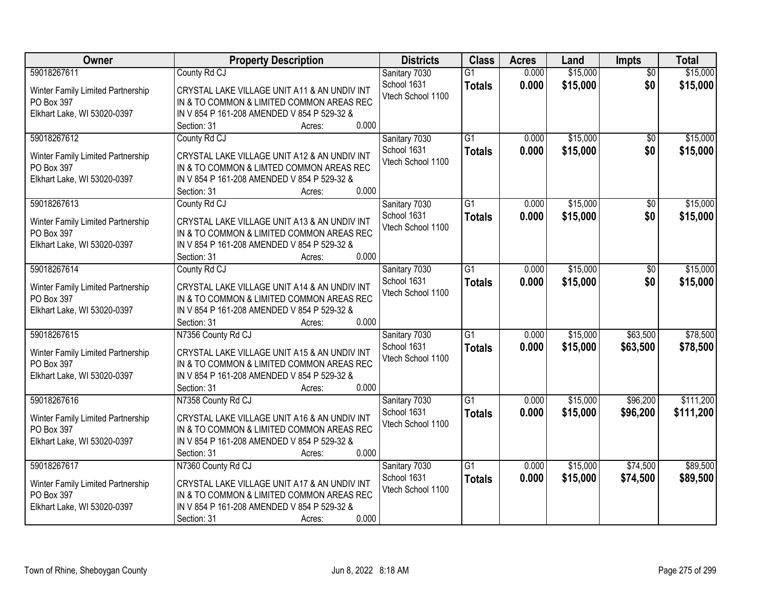| Owner | Property Description | Districts | Class | Acres | Land | Impts | Total |
|---|---|---|---|---|---|---|---|
| 59018267611<br>Winter Family Limited Partnership<br>PO Box 397<br>Elkhart Lake, WI 53020-0397 | County Rd CJ<br>CRYSTAL LAKE VILLAGE UNIT A11 & AN UNDIV INT IN & TO COMMON & LIMITED COMMON AREAS REC IN V 854 P 161-208 AMENDED V 854 P 529-32 &<br>Section: 31 Acres: 0.000 | Sanitary 7030<br>School 1631<br>Vtech School 1100 | G1<br>**Totals** | 0.000<br>**0.000** | $15,000<br>**$15,000** | $0<br>**$0** | $15,000<br>**$15,000** |
| 59018267612<br>Winter Family Limited Partnership<br>PO Box 397<br>Elkhart Lake, WI 53020-0397 | County Rd CJ<br>CRYSTAL LAKE VILLAGE UNIT A12 & AN UNDIV INT IN & TO COMMON & LIMTED COMMON AREAS REC IN V 854 P 161-208 AMENDED V 854 P 529-32 &<br>Section: 31 Acres: 0.000 | Sanitary 7030<br>School 1631<br>Vtech School 1100 | G1<br>**Totals** | 0.000<br>**0.000** | $15,000<br>**$15,000** | $0<br>**$0** | $15,000<br>**$15,000** |
| 59018267613<br>Winter Family Limited Partnership<br>PO Box 397<br>Elkhart Lake, WI 53020-0397 | County Rd CJ<br>CRYSTAL LAKE VILLAGE UNIT A13 & AN UNDIV INT IN & TO COMMON & LIMITED COMMON AREAS REC IN V 854 P 161-208 AMENDED V 854 P 529-32 &<br>Section: 31 Acres: 0.000 | Sanitary 7030<br>School 1631<br>Vtech School 1100 | G1<br>**Totals** | 0.000<br>**0.000** | $15,000<br>**$15,000** | $0<br>**$0** | $15,000<br>**$15,000** |
| 59018267614<br>Winter Family Limited Partnership<br>PO Box 397<br>Elkhart Lake, WI 53020-0397 | County Rd CJ<br>CRYSTAL LAKE VILLAGE UNIT A14 & AN UNDIV INT IN & TO COMMON & LIMITED COMMON AREAS REC IN V 854 P 161-208 AMENDED V 854 P 529-32 &<br>Section: 31 Acres: 0.000 | Sanitary 7030<br>School 1631<br>Vtech School 1100 | G1<br>**Totals** | 0.000<br>**0.000** | $15,000<br>**$15,000** | $0<br>**$0** | $15,000<br>**$15,000** |
| 59018267615<br>Winter Family Limited Partnership<br>PO Box 397<br>Elkhart Lake, WI 53020-0397 | N7356 County Rd CJ<br>CRYSTAL LAKE VILLAGE UNIT A15 & AN UNDIV INT IN & TO COMMON & LIMITED COMMON AREAS REC IN V 854 P 161-208 AMENDED V 854 P 529-32 &<br>Section: 31 Acres: 0.000 | Sanitary 7030<br>School 1631<br>Vtech School 1100 | G1<br>**Totals** | 0.000<br>**0.000** | $15,000<br>**$15,000** | $63,500<br>**$63,500** | $78,500<br>**$78,500** |
| 59018267616<br>Winter Family Limited Partnership<br>PO Box 397<br>Elkhart Lake, WI 53020-0397 | N7358 County Rd CJ<br>CRYSTAL LAKE VILLAGE UNIT A16 & AN UNDIV INT IN & TO COMMON & LIMITED COMMON AREAS REC IN V 854 P 161-208 AMENDED V 854 P 529-32 &<br>Section: 31 Acres: 0.000 | Sanitary 7030<br>School 1631<br>Vtech School 1100 | G1<br>**Totals** | 0.000<br>**0.000** | $15,000<br>**$15,000** | $96,200<br>**$96,200** | $111,200<br>**$111,200** |
| 59018267617<br>Winter Family Limited Partnership<br>PO Box 397<br>Elkhart Lake, WI 53020-0397 | N7360 County Rd CJ<br>CRYSTAL LAKE VILLAGE UNIT A17 & AN UNDIV INT IN & TO COMMON & LIMITED COMMON AREAS REC IN V 854 P 161-208 AMENDED V 854 P 529-32 &<br>Section: 31 Acres: 0.000 | Sanitary 7030<br>School 1631<br>Vtech School 1100 | G1<br>**Totals** | 0.000<br>**0.000** | $15,000<br>**$15,000** | $74,500<br>**$74,500** | $89,500<br>**$89,500** |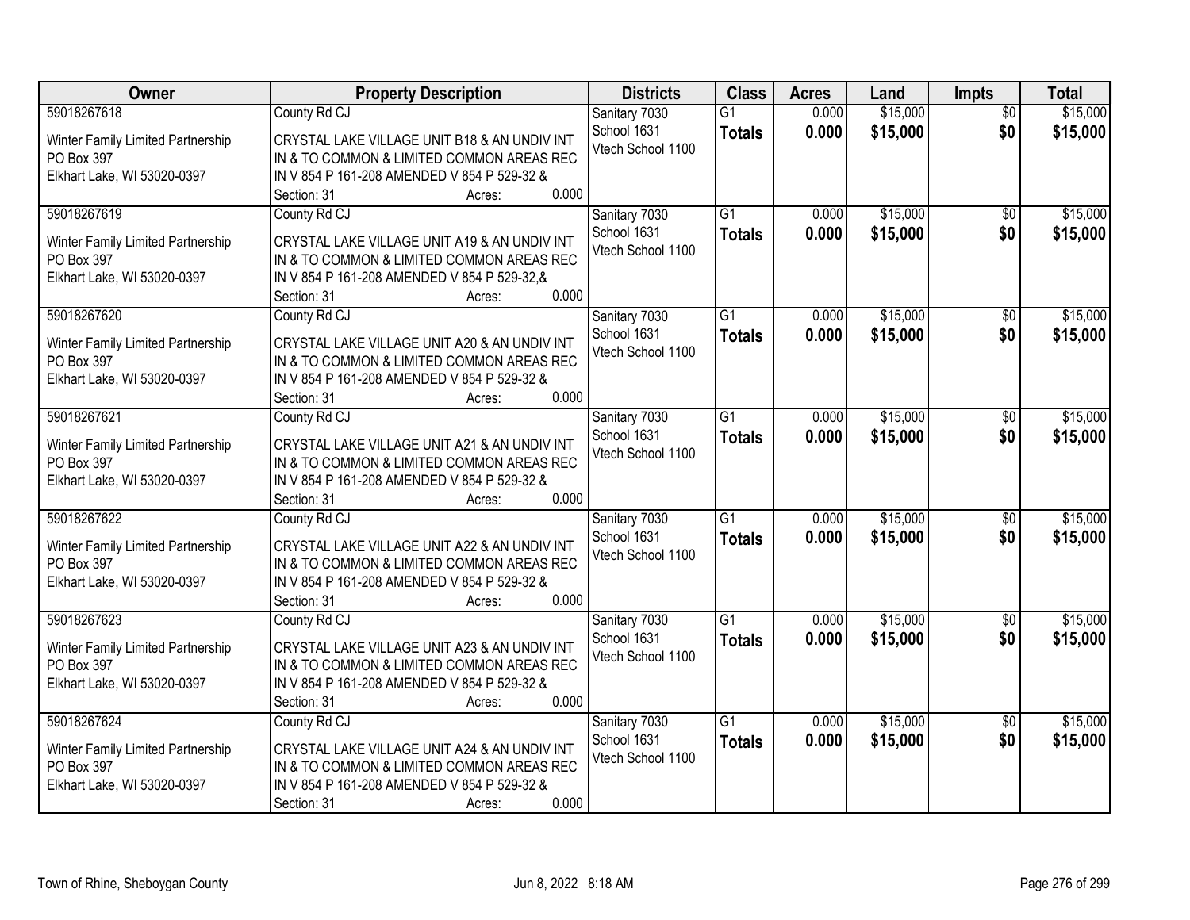| Owner | Property Description | Districts | Class | Acres | Land | Impts | Total |
|---|---|---|---|---|---|---|---|
| 59018267618<br>Winter Family Limited Partnership<br>PO Box 397<br>Elkhart Lake, WI 53020-0397 | County Rd CJ<br>CRYSTAL LAKE VILLAGE UNIT B18 & AN UNDIV INT IN & TO COMMON & LIMITED COMMON AREAS REC IN V 854 P 161-208 AMENDED V 854 P 529-32 &<br>Section: 31 Acres: 0.000 | Sanitary 7030<br>School 1631<br>Vtech School 1100 | G1<br>**Totals** | 0.000<br>**0.000** | $15,000<br>**$15,000** | $0<br>**$0** | $15,000<br>**$15,000** |
| 59018267619<br>Winter Family Limited Partnership<br>PO Box 397<br>Elkhart Lake, WI 53020-0397 | County Rd CJ<br>CRYSTAL LAKE VILLAGE UNIT A19 & AN UNDIV INT IN & TO COMMON & LIMITED COMMON AREAS REC IN V 854 P 161-208 AMENDED V 854 P 529-32,&<br>Section: 31 Acres: 0.000 | Sanitary 7030<br>School 1631<br>Vtech School 1100 | G1<br>**Totals** | 0.000<br>**0.000** | $15,000<br>**$15,000** | $0<br>**$0** | $15,000<br>**$15,000** |
| 59018267620<br>Winter Family Limited Partnership<br>PO Box 397<br>Elkhart Lake, WI 53020-0397 | County Rd CJ<br>CRYSTAL LAKE VILLAGE UNIT A20 & AN UNDIV INT IN & TO COMMON & LIMITED COMMON AREAS REC IN V 854 P 161-208 AMENDED V 854 P 529-32 &<br>Section: 31 Acres: 0.000 | Sanitary 7030<br>School 1631<br>Vtech School 1100 | G1<br>**Totals** | 0.000<br>**0.000** | $15,000<br>**$15,000** | $0<br>**$0** | $15,000<br>**$15,000** |
| 59018267621<br>Winter Family Limited Partnership<br>PO Box 397<br>Elkhart Lake, WI 53020-0397 | County Rd CJ<br>CRYSTAL LAKE VILLAGE UNIT A21 & AN UNDIV INT IN & TO COMMON & LIMITED COMMON AREAS REC IN V 854 P 161-208 AMENDED V 854 P 529-32 &<br>Section: 31 Acres: 0.000 | Sanitary 7030<br>School 1631<br>Vtech School 1100 | G1<br>**Totals** | 0.000<br>**0.000** | $15,000<br>**$15,000** | $0<br>**$0** | $15,000<br>**$15,000** |
| 59018267622<br>Winter Family Limited Partnership<br>PO Box 397<br>Elkhart Lake, WI 53020-0397 | County Rd CJ<br>CRYSTAL LAKE VILLAGE UNIT A22 & AN UNDIV INT IN & TO COMMON & LIMITED COMMON AREAS REC IN V 854 P 161-208 AMENDED V 854 P 529-32 &<br>Section: 31 Acres: 0.000 | Sanitary 7030<br>School 1631<br>Vtech School 1100 | G1<br>**Totals** | 0.000<br>**0.000** | $15,000<br>**$15,000** | $0<br>**$0** | $15,000<br>**$15,000** |
| 59018267623<br>Winter Family Limited Partnership<br>PO Box 397<br>Elkhart Lake, WI 53020-0397 | County Rd CJ<br>CRYSTAL LAKE VILLAGE UNIT A23 & AN UNDIV INT IN & TO COMMON & LIMITED COMMON AREAS REC IN V 854 P 161-208 AMENDED V 854 P 529-32 &<br>Section: 31 Acres: 0.000 | Sanitary 7030<br>School 1631<br>Vtech School 1100 | G1<br>**Totals** | 0.000<br>**0.000** | $15,000<br>**$15,000** | $0<br>**$0** | $15,000<br>**$15,000** |
| 59018267624<br>Winter Family Limited Partnership<br>PO Box 397<br>Elkhart Lake, WI 53020-0397 | County Rd CJ<br>CRYSTAL LAKE VILLAGE UNIT A24 & AN UNDIV INT IN & TO COMMON & LIMITED COMMON AREAS REC IN V 854 P 161-208 AMENDED V 854 P 529-32 &<br>Section: 31 Acres: 0.000 | Sanitary 7030<br>School 1631<br>Vtech School 1100 | G1<br>**Totals** | 0.000<br>**0.000** | $15,000<br>**$15,000** | $0<br>**$0** | $15,000<br>**$15,000** |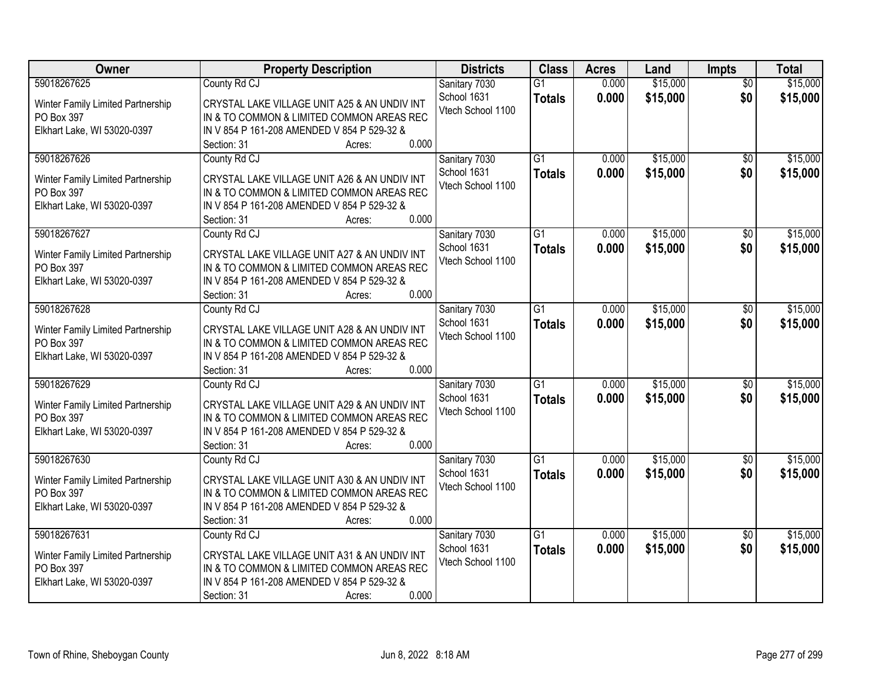| Owner | Property Description | Districts | Class | Acres | Land | Impts | Total |
|---|---|---|---|---|---|---|---|
| 59018267625<br>Winter Family Limited Partnership<br>PO Box 397<br>Elkhart Lake, WI 53020-0397 | County Rd CJ<br>CRYSTAL LAKE VILLAGE UNIT A25 & AN UNDIV INT IN & TO COMMON & LIMITED COMMON AREAS REC IN V 854 P 161-208 AMENDED V 854 P 529-32 &<br>Section: 31 Acres: 0.000 | Sanitary 7030<br>School 1631<br>Vtech School 1100 | G1<br>**Totals** | 0.000<br>**0.000** | $15,000<br>**$15,000** | $0<br>**$0** | $15,000<br>**$15,000** |
| 59018267626<br>Winter Family Limited Partnership<br>PO Box 397<br>Elkhart Lake, WI 53020-0397 | County Rd CJ<br>CRYSTAL LAKE VILLAGE UNIT A26 & AN UNDIV INT IN & TO COMMON & LIMITED COMMON AREAS REC IN V 854 P 161-208 AMENDED V 854 P 529-32 &<br>Section: 31 Acres: 0.000 | Sanitary 7030<br>School 1631<br>Vtech School 1100 | G1<br>**Totals** | 0.000<br>**0.000** | $15,000<br>**$15,000** | $0<br>**$0** | $15,000<br>**$15,000** |
| 59018267627<br>Winter Family Limited Partnership<br>PO Box 397<br>Elkhart Lake, WI 53020-0397 | County Rd CJ<br>CRYSTAL LAKE VILLAGE UNIT A27 & AN UNDIV INT IN & TO COMMON & LIMITED COMMON AREAS REC IN V 854 P 161-208 AMENDED V 854 P 529-32 &<br>Section: 31 Acres: 0.000 | Sanitary 7030<br>School 1631<br>Vtech School 1100 | G1<br>**Totals** | 0.000<br>**0.000** | $15,000<br>**$15,000** | $0<br>**$0** | $15,000<br>**$15,000** |
| 59018267628<br>Winter Family Limited Partnership<br>PO Box 397<br>Elkhart Lake, WI 53020-0397 | County Rd CJ<br>CRYSTAL LAKE VILLAGE UNIT A28 & AN UNDIV INT IN & TO COMMON & LIMITED COMMON AREAS REC IN V 854 P 161-208 AMENDED V 854 P 529-32 &<br>Section: 31 Acres: 0.000 | Sanitary 7030<br>School 1631<br>Vtech School 1100 | G1<br>**Totals** | 0.000<br>**0.000** | $15,000<br>**$15,000** | $0<br>**$0** | $15,000<br>**$15,000** |
| 59018267629<br>Winter Family Limited Partnership<br>PO Box 397<br>Elkhart Lake, WI 53020-0397 | County Rd CJ<br>CRYSTAL LAKE VILLAGE UNIT A29 & AN UNDIV INT IN & TO COMMON & LIMITED COMMON AREAS REC IN V 854 P 161-208 AMENDED V 854 P 529-32 &<br>Section: 31 Acres: 0.000 | Sanitary 7030<br>School 1631<br>Vtech School 1100 | G1<br>**Totals** | 0.000<br>**0.000** | $15,000<br>**$15,000** | $0<br>**$0** | $15,000<br>**$15,000** |
| 59018267630<br>Winter Family Limited Partnership<br>PO Box 397<br>Elkhart Lake, WI 53020-0397 | County Rd CJ<br>CRYSTAL LAKE VILLAGE UNIT A30 & AN UNDIV INT IN & TO COMMON & LIMITED COMMON AREAS REC IN V 854 P 161-208 AMENDED V 854 P 529-32 &<br>Section: 31 Acres: 0.000 | Sanitary 7030<br>School 1631<br>Vtech School 1100 | G1<br>**Totals** | 0.000<br>**0.000** | $15,000<br>**$15,000** | $0<br>**$0** | $15,000<br>**$15,000** |
| 59018267631<br>Winter Family Limited Partnership<br>PO Box 397<br>Elkhart Lake, WI 53020-0397 | County Rd CJ<br>CRYSTAL LAKE VILLAGE UNIT A31 & AN UNDIV INT IN & TO COMMON & LIMITED COMMON AREAS REC IN V 854 P 161-208 AMENDED V 854 P 529-32 &<br>Section: 31 Acres: 0.000 | Sanitary 7030<br>School 1631<br>Vtech School 1100 | G1<br>**Totals** | 0.000<br>**0.000** | $15,000<br>**$15,000** | $0<br>**$0** | $15,000<br>**$15,000** |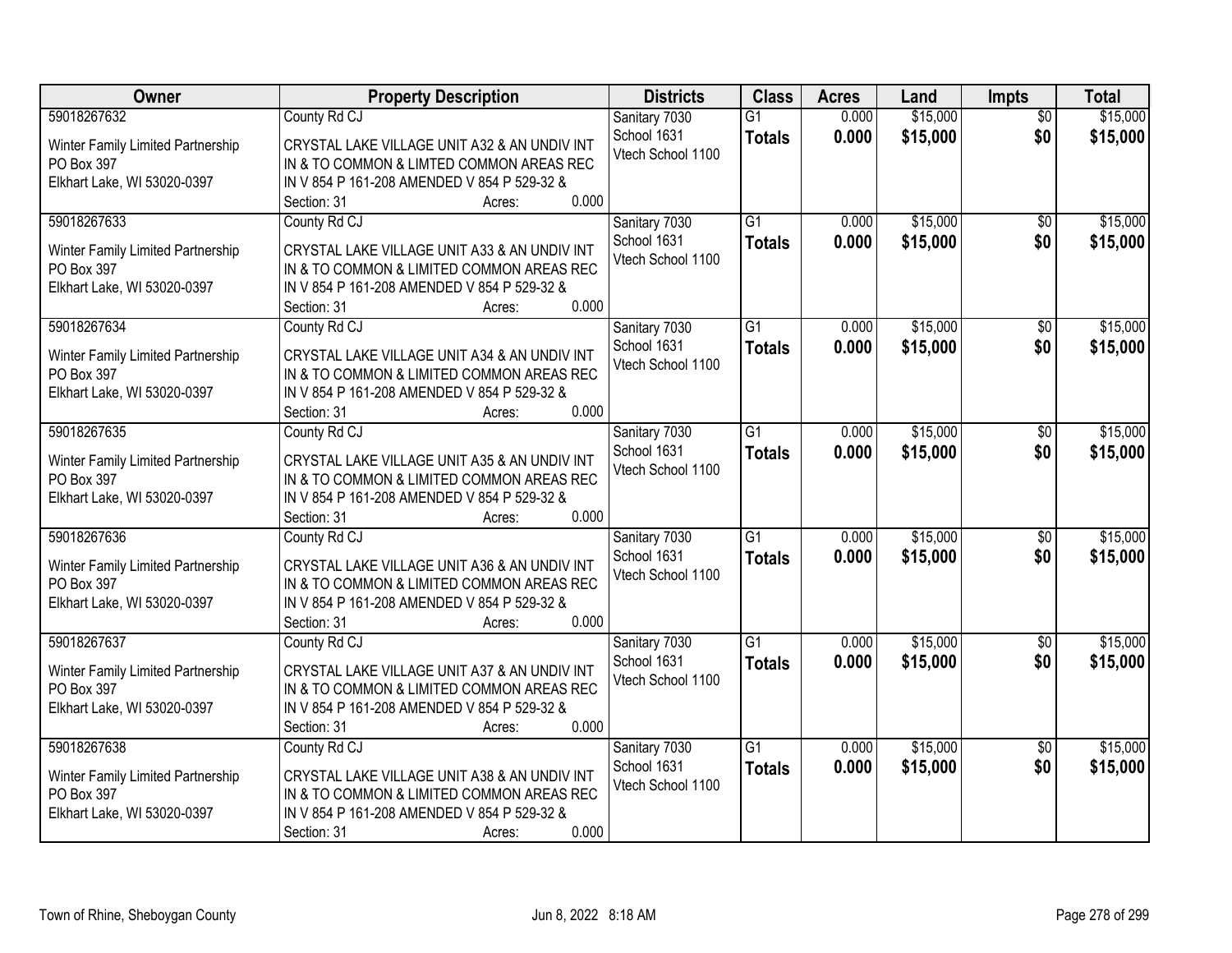| Owner | Property Description | Districts | Class | Acres | Land | Impts | Total |
|---|---|---|---|---|---|---|---|
| 59018267632<br>Winter Family Limited Partnership<br>PO Box 397<br>Elkhart Lake, WI 53020-0397 | County Rd CJ<br>CRYSTAL LAKE VILLAGE UNIT A32 & AN UNDIV INT IN & TO COMMON & LIMTED COMMON AREAS REC IN V 854 P 161-208 AMENDED V 854 P 529-32 &<br>Section: 31 Acres: 0.000 | Sanitary 7030<br>School 1631<br>Vtech School 1100 | G1<br>**Totals** | 0.000<br>**0.000** | $15,000<br>**$15,000** | $0<br>**$0** | $15,000<br>**$15,000** |
| 59018267633<br>Winter Family Limited Partnership<br>PO Box 397<br>Elkhart Lake, WI 53020-0397 | County Rd CJ<br>CRYSTAL LAKE VILLAGE UNIT A33 & AN UNDIV INT IN & TO COMMON & LIMITED COMMON AREAS REC IN V 854 P 161-208 AMENDED V 854 P 529-32 &<br>Section: 31 Acres: 0.000 | Sanitary 7030<br>School 1631<br>Vtech School 1100 | G1<br>**Totals** | 0.000<br>**0.000** | $15,000<br>**$15,000** | $0<br>**$0** | $15,000<br>**$15,000** |
| 59018267634<br>Winter Family Limited Partnership<br>PO Box 397<br>Elkhart Lake, WI 53020-0397 | County Rd CJ<br>CRYSTAL LAKE VILLAGE UNIT A34 & AN UNDIV INT IN & TO COMMON & LIMITED COMMON AREAS REC IN V 854 P 161-208 AMENDED V 854 P 529-32 &<br>Section: 31 Acres: 0.000 | Sanitary 7030<br>School 1631<br>Vtech School 1100 | G1<br>**Totals** | 0.000<br>**0.000** | $15,000<br>**$15,000** | $0<br>**$0** | $15,000<br>**$15,000** |
| 59018267635<br>Winter Family Limited Partnership<br>PO Box 397<br>Elkhart Lake, WI 53020-0397 | County Rd CJ<br>CRYSTAL LAKE VILLAGE UNIT A35 & AN UNDIV INT IN & TO COMMON & LIMITED COMMON AREAS REC IN V 854 P 161-208 AMENDED V 854 P 529-32 &<br>Section: 31 Acres: 0.000 | Sanitary 7030<br>School 1631<br>Vtech School 1100 | G1<br>**Totals** | 0.000<br>**0.000** | $15,000<br>**$15,000** | $0<br>**$0** | $15,000<br>**$15,000** |
| 59018267636<br>Winter Family Limited Partnership<br>PO Box 397<br>Elkhart Lake, WI 53020-0397 | County Rd CJ<br>CRYSTAL LAKE VILLAGE UNIT A36 & AN UNDIV INT IN & TO COMMON & LIMITED COMMON AREAS REC IN V 854 P 161-208 AMENDED V 854 P 529-32 &<br>Section: 31 Acres: 0.000 | Sanitary 7030<br>School 1631<br>Vtech School 1100 | G1<br>**Totals** | 0.000<br>**0.000** | $15,000<br>**$15,000** | $0<br>**$0** | $15,000<br>**$15,000** |
| 59018267637<br>Winter Family Limited Partnership<br>PO Box 397<br>Elkhart Lake, WI 53020-0397 | County Rd CJ<br>CRYSTAL LAKE VILLAGE UNIT A37 & AN UNDIV INT IN & TO COMMON & LIMITED COMMON AREAS REC IN V 854 P 161-208 AMENDED V 854 P 529-32 &<br>Section: 31 Acres: 0.000 | Sanitary 7030<br>School 1631<br>Vtech School 1100 | G1<br>**Totals** | 0.000<br>**0.000** | $15,000<br>**$15,000** | $0<br>**$0** | $15,000<br>**$15,000** |
| 59018267638<br>Winter Family Limited Partnership<br>PO Box 397<br>Elkhart Lake, WI 53020-0397 | County Rd CJ<br>CRYSTAL LAKE VILLAGE UNIT A38 & AN UNDIV INT IN & TO COMMON & LIMITED COMMON AREAS REC IN V 854 P 161-208 AMENDED V 854 P 529-32 &<br>Section: 31 Acres: 0.000 | Sanitary 7030<br>School 1631<br>Vtech School 1100 | G1<br>**Totals** | 0.000<br>**0.000** | $15,000<br>**$15,000** | $0<br>**$0** | $15,000<br>**$15,000** |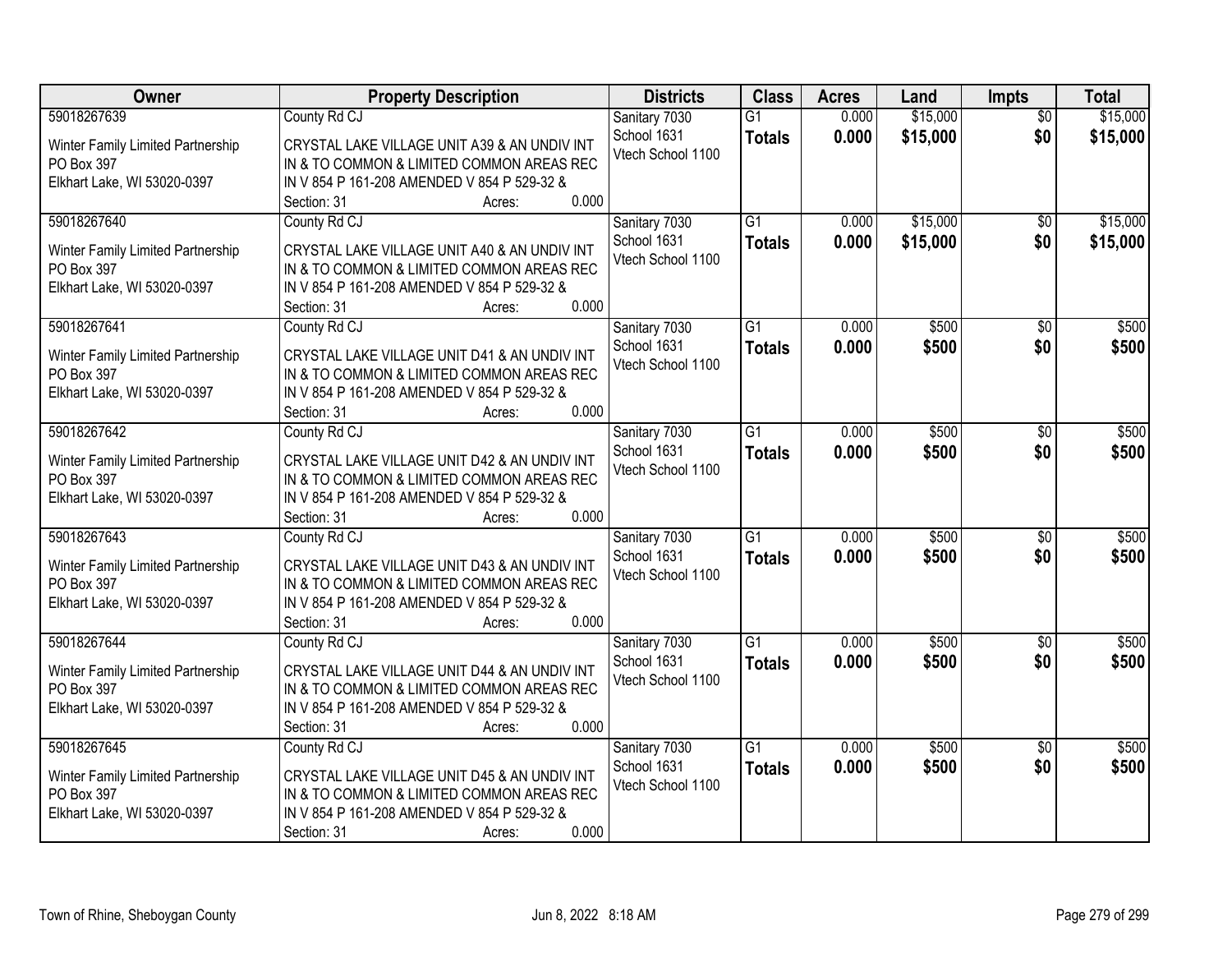| Owner | Property Description | Districts | Class | Acres | Land | Impts | Total |
|---|---|---|---|---|---|---|---|
| 59018267639<br>Winter Family Limited Partnership<br>PO Box 397<br>Elkhart Lake, WI 53020-0397 | County Rd CJ<br>CRYSTAL LAKE VILLAGE UNIT A39 & AN UNDIV INT IN & TO COMMON & LIMITED COMMON AREAS REC IN V 854 P 161-208 AMENDED V 854 P 529-32 &<br>Section: 31 Acres: 0.000 | Sanitary 7030<br>School 1631<br>Vtech School 1100 | G1<br>**Totals** | 0.000<br>**0.000** | $15,000<br>**$15,000** | $0<br>**$0** | $15,000<br>**$15,000** |
| 59018267640<br>Winter Family Limited Partnership<br>PO Box 397<br>Elkhart Lake, WI 53020-0397 | County Rd CJ<br>CRYSTAL LAKE VILLAGE UNIT A40 & AN UNDIV INT IN & TO COMMON & LIMITED COMMON AREAS REC IN V 854 P 161-208 AMENDED V 854 P 529-32 &<br>Section: 31 Acres: 0.000 | Sanitary 7030<br>School 1631<br>Vtech School 1100 | G1<br>**Totals** | 0.000<br>**0.000** | $15,000<br>**$15,000** | $0<br>**$0** | $15,000<br>**$15,000** |
| 59018267641<br>Winter Family Limited Partnership<br>PO Box 397<br>Elkhart Lake, WI 53020-0397 | County Rd CJ<br>CRYSTAL LAKE VILLAGE UNIT D41 & AN UNDIV INT IN & TO COMMON & LIMITED COMMON AREAS REC IN V 854 P 161-208 AMENDED V 854 P 529-32 &<br>Section: 31 Acres: 0.000 | Sanitary 7030<br>School 1631<br>Vtech School 1100 | G1<br>**Totals** | 0.000<br>**0.000** | $500<br>**$500** | $0<br>**$0** | $500<br>**$500** |
| 59018267642<br>Winter Family Limited Partnership<br>PO Box 397<br>Elkhart Lake, WI 53020-0397 | County Rd CJ<br>CRYSTAL LAKE VILLAGE UNIT D42 & AN UNDIV INT IN & TO COMMON & LIMITED COMMON AREAS REC IN V 854 P 161-208 AMENDED V 854 P 529-32 &<br>Section: 31 Acres: 0.000 | Sanitary 7030<br>School 1631<br>Vtech School 1100 | G1<br>**Totals** | 0.000<br>**0.000** | $500<br>**$500** | $0<br>**$0** | $500<br>**$500** |
| 59018267643<br>Winter Family Limited Partnership<br>PO Box 397<br>Elkhart Lake, WI 53020-0397 | County Rd CJ<br>CRYSTAL LAKE VILLAGE UNIT D43 & AN UNDIV INT IN & TO COMMON & LIMITED COMMON AREAS REC IN V 854 P 161-208 AMENDED V 854 P 529-32 &<br>Section: 31 Acres: 0.000 | Sanitary 7030<br>School 1631<br>Vtech School 1100 | G1<br>**Totals** | 0.000<br>**0.000** | $500<br>**$500** | $0<br>**$0** | $500<br>**$500** |
| 59018267644<br>Winter Family Limited Partnership<br>PO Box 397<br>Elkhart Lake, WI 53020-0397 | County Rd CJ<br>CRYSTAL LAKE VILLAGE UNIT D44 & AN UNDIV INT IN & TO COMMON & LIMITED COMMON AREAS REC IN V 854 P 161-208 AMENDED V 854 P 529-32 &<br>Section: 31 Acres: 0.000 | Sanitary 7030<br>School 1631<br>Vtech School 1100 | G1<br>**Totals** | 0.000<br>**0.000** | $500<br>**$500** | $0<br>**$0** | $500<br>**$500** |
| 59018267645<br>Winter Family Limited Partnership<br>PO Box 397<br>Elkhart Lake, WI 53020-0397 | County Rd CJ<br>CRYSTAL LAKE VILLAGE UNIT D45 & AN UNDIV INT IN & TO COMMON & LIMITED COMMON AREAS REC IN V 854 P 161-208 AMENDED V 854 P 529-32 &<br>Section: 31 Acres: 0.000 | Sanitary 7030<br>School 1631<br>Vtech School 1100 | G1<br>**Totals** | 0.000<br>**0.000** | $500<br>**$500** | $0<br>**$0** | $500<br>**$500** |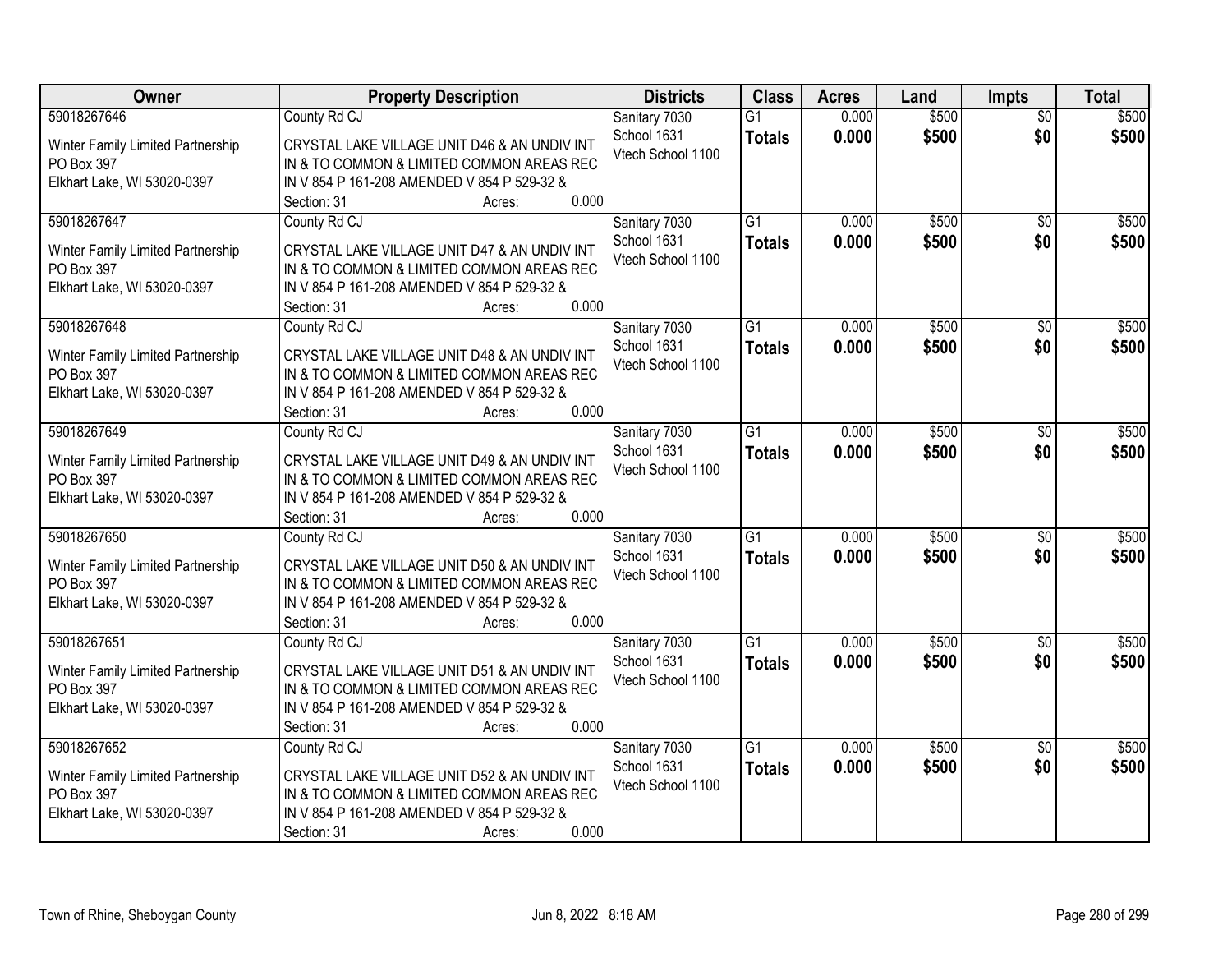| Owner | Property Description | Districts | Class | Acres | Land | Impts | Total |
|---|---|---|---|---|---|---|---|
| 59018267646<br>Winter Family Limited Partnership<br>PO Box 397<br>Elkhart Lake, WI 53020-0397 | County Rd CJ<br>CRYSTAL LAKE VILLAGE UNIT D46 & AN UNDIV INT IN & TO COMMON & LIMITED COMMON AREAS REC IN V 854 P 161-208 AMENDED V 854 P 529-32 &<br>Section: 31 Acres: 0.000 | Sanitary 7030<br>School 1631<br>Vtech School 1100 | G1<br>**Totals** | 0.000<br>**0.000** | $500<br>**$500** | $0<br>**$0** | $500<br>**$500** |
| 59018267647<br>Winter Family Limited Partnership<br>PO Box 397<br>Elkhart Lake, WI 53020-0397 | County Rd CJ<br>CRYSTAL LAKE VILLAGE UNIT D47 & AN UNDIV INT IN & TO COMMON & LIMITED COMMON AREAS REC IN V 854 P 161-208 AMENDED V 854 P 529-32 &<br>Section: 31 Acres: 0.000 | Sanitary 7030<br>School 1631<br>Vtech School 1100 | G1<br>**Totals** | 0.000<br>**0.000** | $500<br>**$500** | $0<br>**$0** | $500<br>**$500** |
| 59018267648<br>Winter Family Limited Partnership<br>PO Box 397<br>Elkhart Lake, WI 53020-0397 | County Rd CJ<br>CRYSTAL LAKE VILLAGE UNIT D48 & AN UNDIV INT IN & TO COMMON & LIMITED COMMON AREAS REC IN V 854 P 161-208 AMENDED V 854 P 529-32 &<br>Section: 31 Acres: 0.000 | Sanitary 7030<br>School 1631<br>Vtech School 1100 | G1<br>**Totals** | 0.000<br>**0.000** | $500<br>**$500** | $0<br>**$0** | $500<br>**$500** |
| 59018267649<br>Winter Family Limited Partnership<br>PO Box 397<br>Elkhart Lake, WI 53020-0397 | County Rd CJ<br>CRYSTAL LAKE VILLAGE UNIT D49 & AN UNDIV INT IN & TO COMMON & LIMITED COMMON AREAS REC IN V 854 P 161-208 AMENDED V 854 P 529-32 &<br>Section: 31 Acres: 0.000 | Sanitary 7030<br>School 1631<br>Vtech School 1100 | G1<br>**Totals** | 0.000<br>**0.000** | $500<br>**$500** | $0<br>**$0** | $500<br>**$500** |
| 59018267650<br>Winter Family Limited Partnership<br>PO Box 397<br>Elkhart Lake, WI 53020-0397 | County Rd CJ<br>CRYSTAL LAKE VILLAGE UNIT D50 & AN UNDIV INT IN & TO COMMON & LIMITED COMMON AREAS REC IN V 854 P 161-208 AMENDED V 854 P 529-32 &<br>Section: 31 Acres: 0.000 | Sanitary 7030<br>School 1631<br>Vtech School 1100 | G1<br>**Totals** | 0.000<br>**0.000** | $500<br>**$500** | $0<br>**$0** | $500<br>**$500** |
| 59018267651<br>Winter Family Limited Partnership<br>PO Box 397<br>Elkhart Lake, WI 53020-0397 | County Rd CJ<br>CRYSTAL LAKE VILLAGE UNIT D51 & AN UNDIV INT IN & TO COMMON & LIMITED COMMON AREAS REC IN V 854 P 161-208 AMENDED V 854 P 529-32 &<br>Section: 31 Acres: 0.000 | Sanitary 7030<br>School 1631<br>Vtech School 1100 | G1<br>**Totals** | 0.000<br>**0.000** | $500<br>**$500** | $0<br>**$0** | $500<br>**$500** |
| 59018267652<br>Winter Family Limited Partnership<br>PO Box 397<br>Elkhart Lake, WI 53020-0397 | County Rd CJ<br>CRYSTAL LAKE VILLAGE UNIT D52 & AN UNDIV INT IN & TO COMMON & LIMITED COMMON AREAS REC IN V 854 P 161-208 AMENDED V 854 P 529-32 &<br>Section: 31 Acres: 0.000 | Sanitary 7030<br>School 1631<br>Vtech School 1100 | G1<br>**Totals** | 0.000<br>**0.000** | $500<br>**$500** | $0<br>**$0** | $500<br>**$500** |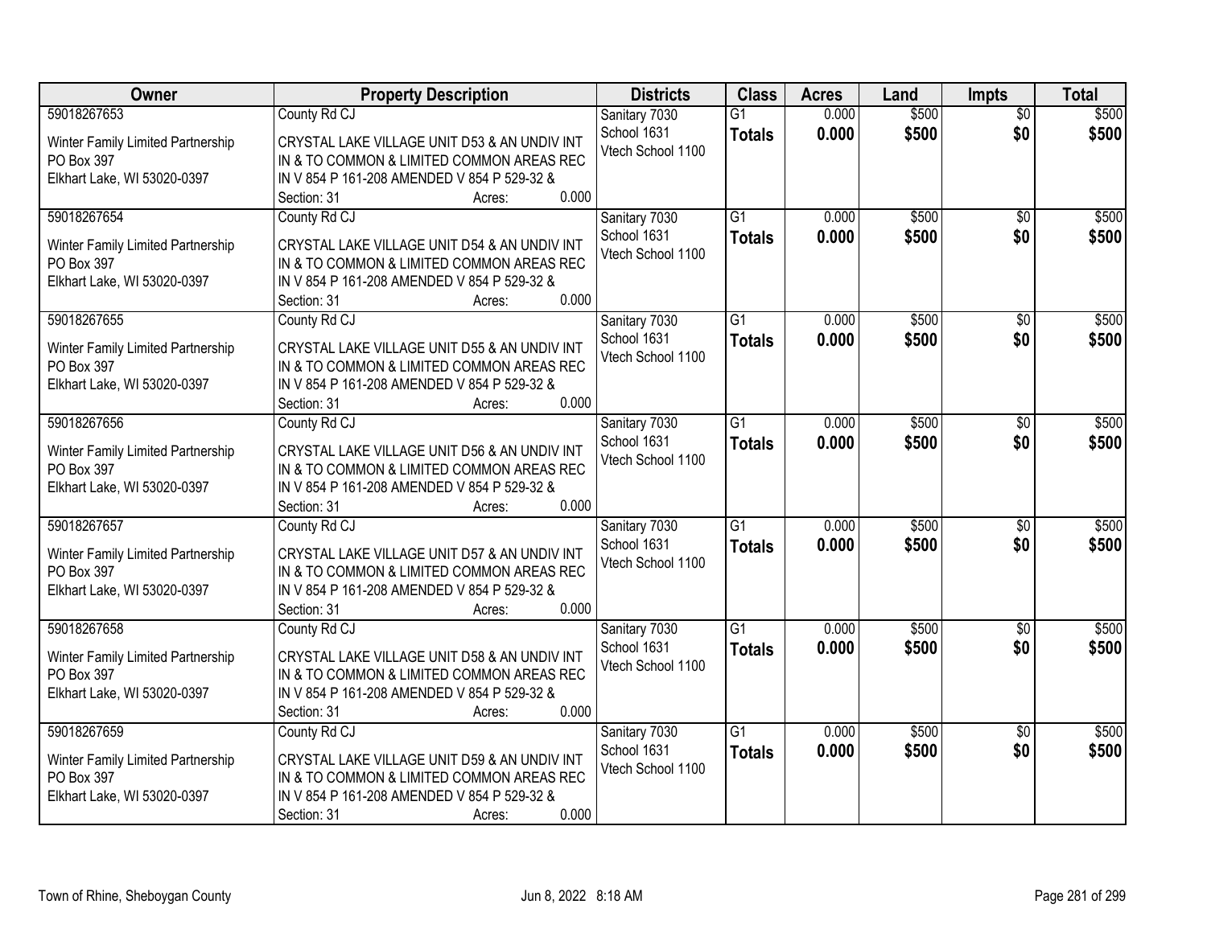| Owner | Property Description | Districts | Class | Acres | Land | Impts | Total |
|---|---|---|---|---|---|---|---|
| 59018267653<br>Winter Family Limited Partnership<br>PO Box 397<br>Elkhart Lake, WI 53020-0397 | County Rd CJ<br>CRYSTAL LAKE VILLAGE UNIT D53 & AN UNDIV INT IN & TO COMMON & LIMITED COMMON AREAS REC IN V 854 P 161-208 AMENDED V 854 P 529-32 &<br>Section: 31 Acres: 0.000 | Sanitary 7030<br>School 1631<br>Vtech School 1100 | G1<br>**Totals** | 0.000<br>**0.000** | $500<br>**$500** | $0<br>**$0** | $500<br>**$500** |
| 59018267654<br>Winter Family Limited Partnership<br>PO Box 397<br>Elkhart Lake, WI 53020-0397 | County Rd CJ<br>CRYSTAL LAKE VILLAGE UNIT D54 & AN UNDIV INT IN & TO COMMON & LIMITED COMMON AREAS REC IN V 854 P 161-208 AMENDED V 854 P 529-32 &<br>Section: 31 Acres: 0.000 | Sanitary 7030<br>School 1631<br>Vtech School 1100 | G1<br>**Totals** | 0.000<br>**0.000** | $500<br>**$500** | $0<br>**$0** | $500<br>**$500** |
| 59018267655<br>Winter Family Limited Partnership<br>PO Box 397<br>Elkhart Lake, WI 53020-0397 | County Rd CJ<br>CRYSTAL LAKE VILLAGE UNIT D55 & AN UNDIV INT IN & TO COMMON & LIMITED COMMON AREAS REC IN V 854 P 161-208 AMENDED V 854 P 529-32 &<br>Section: 31 Acres: 0.000 | Sanitary 7030<br>School 1631<br>Vtech School 1100 | G1<br>**Totals** | 0.000<br>**0.000** | $500<br>**$500** | $0<br>**$0** | $500<br>**$500** |
| 59018267656<br>Winter Family Limited Partnership<br>PO Box 397<br>Elkhart Lake, WI 53020-0397 | County Rd CJ<br>CRYSTAL LAKE VILLAGE UNIT D56 & AN UNDIV INT IN & TO COMMON & LIMITED COMMON AREAS REC IN V 854 P 161-208 AMENDED V 854 P 529-32 &<br>Section: 31 Acres: 0.000 | Sanitary 7030<br>School 1631<br>Vtech School 1100 | G1<br>**Totals** | 0.000<br>**0.000** | $500<br>**$500** | $0<br>**$0** | $500<br>**$500** |
| 59018267657<br>Winter Family Limited Partnership<br>PO Box 397<br>Elkhart Lake, WI 53020-0397 | County Rd CJ<br>CRYSTAL LAKE VILLAGE UNIT D57 & AN UNDIV INT IN & TO COMMON & LIMITED COMMON AREAS REC IN V 854 P 161-208 AMENDED V 854 P 529-32 &<br>Section: 31 Acres: 0.000 | Sanitary 7030<br>School 1631<br>Vtech School 1100 | G1<br>**Totals** | 0.000<br>**0.000** | $500<br>**$500** | $0<br>**$0** | $500<br>**$500** |
| 59018267658<br>Winter Family Limited Partnership<br>PO Box 397<br>Elkhart Lake, WI 53020-0397 | County Rd CJ<br>CRYSTAL LAKE VILLAGE UNIT D58 & AN UNDIV INT IN & TO COMMON & LIMITED COMMON AREAS REC IN V 854 P 161-208 AMENDED V 854 P 529-32 &<br>Section: 31 Acres: 0.000 | Sanitary 7030<br>School 1631<br>Vtech School 1100 | G1<br>**Totals** | 0.000<br>**0.000** | $500<br>**$500** | $0<br>**$0** | $500<br>**$500** |
| 59018267659<br>Winter Family Limited Partnership<br>PO Box 397<br>Elkhart Lake, WI 53020-0397 | County Rd CJ<br>CRYSTAL LAKE VILLAGE UNIT D59 & AN UNDIV INT IN & TO COMMON & LIMITED COMMON AREAS REC IN V 854 P 161-208 AMENDED V 854 P 529-32 &<br>Section: 31 Acres: 0.000 | Sanitary 7030<br>School 1631<br>Vtech School 1100 | G1<br>**Totals** | 0.000<br>**0.000** | $500<br>**$500** | $0<br>**$0** | $500<br>**$500** |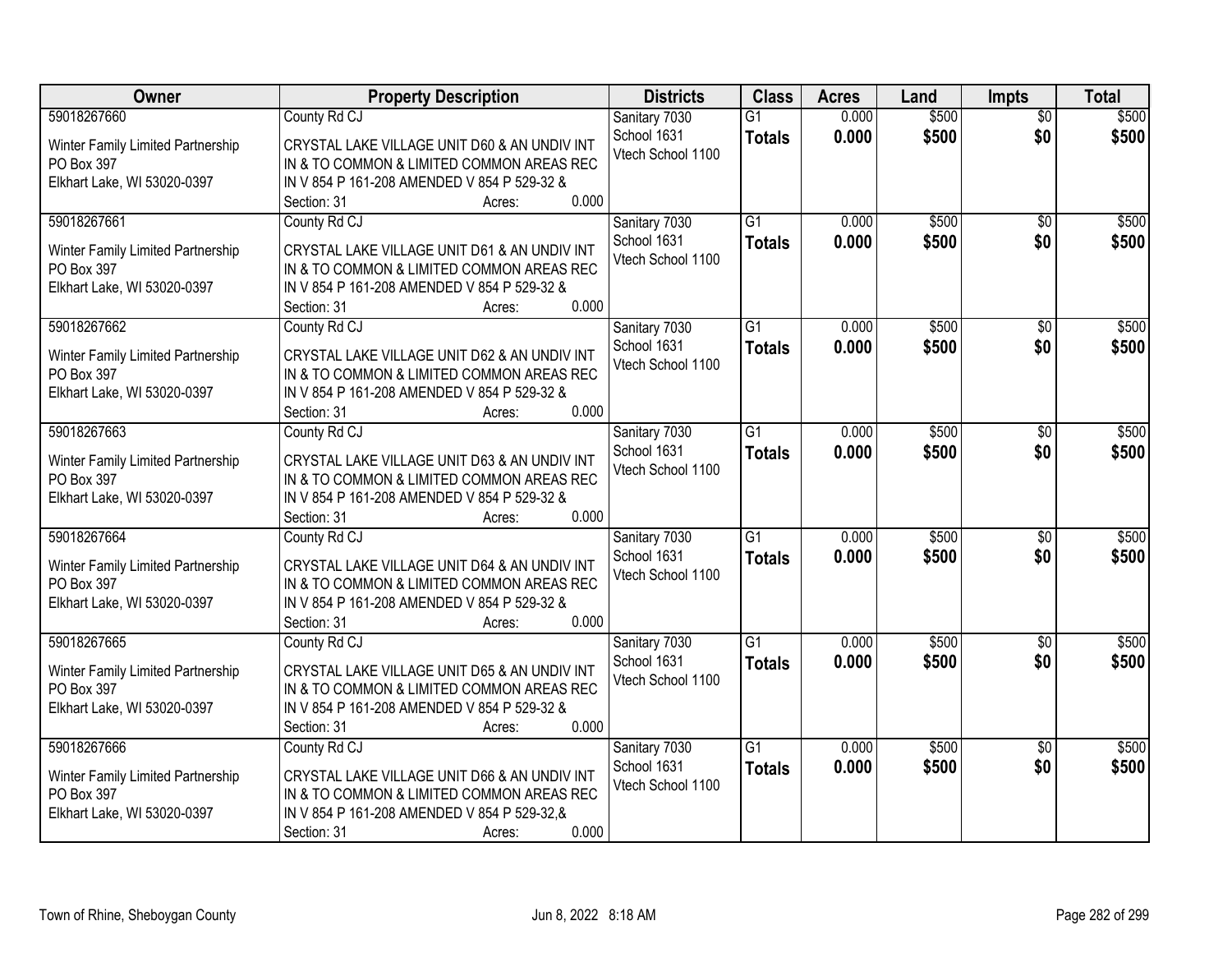| Owner | Property Description | Districts | Class | Acres | Land | Impts | Total |
|---|---|---|---|---|---|---|---|
| 59018267660<br>Winter Family Limited Partnership<br>PO Box 397<br>Elkhart Lake, WI 53020-0397 | County Rd CJ<br>CRYSTAL LAKE VILLAGE UNIT D60 & AN UNDIV INT IN & TO COMMON & LIMITED COMMON AREAS REC IN V 854 P 161-208 AMENDED V 854 P 529-32 &<br>Section: 31 Acres: 0.000 | Sanitary 7030<br>School 1631<br>Vtech School 1100 | G1<br>**Totals** | 0.000<br>**0.000** | $500<br>**$500** | $0<br>**$0** | $500<br>**$500** |
| 59018267661<br>Winter Family Limited Partnership<br>PO Box 397<br>Elkhart Lake, WI 53020-0397 | County Rd CJ<br>CRYSTAL LAKE VILLAGE UNIT D61 & AN UNDIV INT IN & TO COMMON & LIMITED COMMON AREAS REC IN V 854 P 161-208 AMENDED V 854 P 529-32 &<br>Section: 31 Acres: 0.000 | Sanitary 7030<br>School 1631<br>Vtech School 1100 | G1<br>**Totals** | 0.000<br>**0.000** | $500<br>**$500** | $0<br>**$0** | $500<br>**$500** |
| 59018267662<br>Winter Family Limited Partnership<br>PO Box 397<br>Elkhart Lake, WI 53020-0397 | County Rd CJ<br>CRYSTAL LAKE VILLAGE UNIT D62 & AN UNDIV INT IN & TO COMMON & LIMITED COMMON AREAS REC IN V 854 P 161-208 AMENDED V 854 P 529-32 &<br>Section: 31 Acres: 0.000 | Sanitary 7030<br>School 1631<br>Vtech School 1100 | G1<br>**Totals** | 0.000<br>**0.000** | $500<br>**$500** | $0<br>**$0** | $500<br>**$500** |
| 59018267663<br>Winter Family Limited Partnership<br>PO Box 397<br>Elkhart Lake, WI 53020-0397 | County Rd CJ<br>CRYSTAL LAKE VILLAGE UNIT D63 & AN UNDIV INT IN & TO COMMON & LIMITED COMMON AREAS REC IN V 854 P 161-208 AMENDED V 854 P 529-32 &<br>Section: 31 Acres: 0.000 | Sanitary 7030<br>School 1631<br>Vtech School 1100 | G1<br>**Totals** | 0.000<br>**0.000** | $500<br>**$500** | $0<br>**$0** | $500<br>**$500** |
| 59018267664<br>Winter Family Limited Partnership<br>PO Box 397<br>Elkhart Lake, WI 53020-0397 | County Rd CJ<br>CRYSTAL LAKE VILLAGE UNIT D64 & AN UNDIV INT IN & TO COMMON & LIMITED COMMON AREAS REC IN V 854 P 161-208 AMENDED V 854 P 529-32 &<br>Section: 31 Acres: 0.000 | Sanitary 7030<br>School 1631<br>Vtech School 1100 | G1<br>**Totals** | 0.000<br>**0.000** | $500<br>**$500** | $0<br>**$0** | $500<br>**$500** |
| 59018267665<br>Winter Family Limited Partnership<br>PO Box 397<br>Elkhart Lake, WI 53020-0397 | County Rd CJ<br>CRYSTAL LAKE VILLAGE UNIT D65 & AN UNDIV INT IN & TO COMMON & LIMITED COMMON AREAS REC IN V 854 P 161-208 AMENDED V 854 P 529-32 &<br>Section: 31 Acres: 0.000 | Sanitary 7030<br>School 1631<br>Vtech School 1100 | G1<br>**Totals** | 0.000<br>**0.000** | $500<br>**$500** | $0<br>**$0** | $500<br>**$500** |
| 59018267666<br>Winter Family Limited Partnership<br>PO Box 397<br>Elkhart Lake, WI 53020-0397 | County Rd CJ<br>CRYSTAL LAKE VILLAGE UNIT D66 & AN UNDIV INT IN & TO COMMON & LIMITED COMMON AREAS REC IN V 854 P 161-208 AMENDED V 854 P 529-32,&<br>Section: 31 Acres: 0.000 | Sanitary 7030<br>School 1631<br>Vtech School 1100 | G1<br>**Totals** | 0.000<br>**0.000** | $500<br>**$500** | $0<br>**$0** | $500<br>**$500** |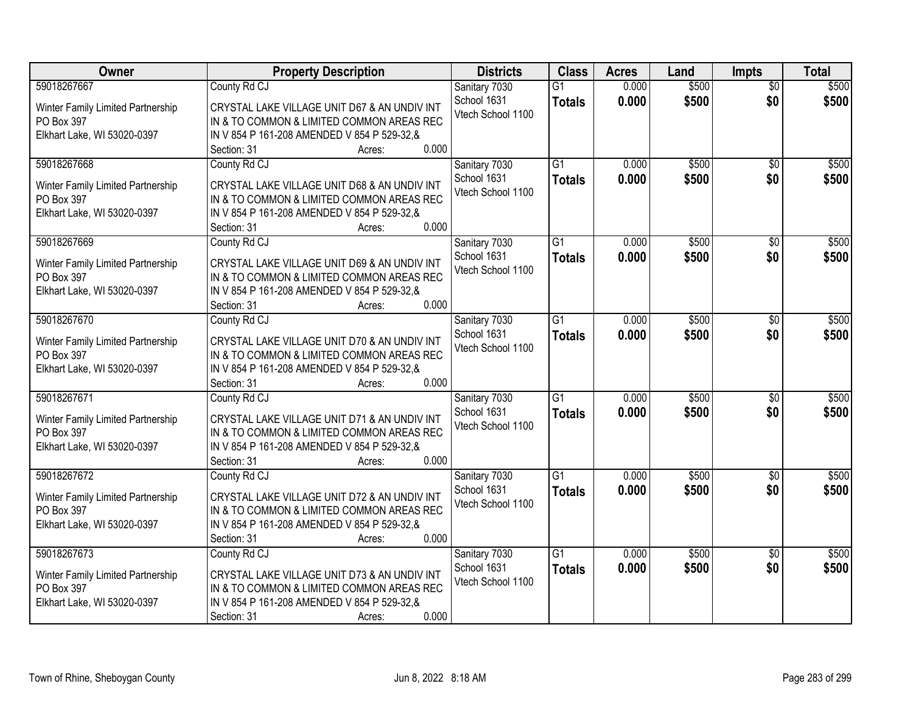| Owner | Property Description | Districts | Class | Acres | Land | Impts | Total |
|---|---|---|---|---|---|---|---|
| 59018267667<br>Winter Family Limited Partnership<br>PO Box 397<br>Elkhart Lake, WI 53020-0397 | County Rd CJ<br>CRYSTAL LAKE VILLAGE UNIT D67 & AN UNDIV INT IN & TO COMMON & LIMITED COMMON AREAS REC IN V 854 P 161-208 AMENDED V 854 P 529-32,&<br>Section: 31 Acres: 0.000 | Sanitary 7030<br>School 1631<br>Vtech School 1100 | G1<br>**Totals** | 0.000<br>**0.000** | $500<br>**$500** | $0<br>**$0** | $500<br>**$500** |
| 59018267668<br>Winter Family Limited Partnership<br>PO Box 397<br>Elkhart Lake, WI 53020-0397 | County Rd CJ<br>CRYSTAL LAKE VILLAGE UNIT D68 & AN UNDIV INT IN & TO COMMON & LIMITED COMMON AREAS REC IN V 854 P 161-208 AMENDED V 854 P 529-32,&<br>Section: 31 Acres: 0.000 | Sanitary 7030<br>School 1631<br>Vtech School 1100 | G1<br>**Totals** | 0.000<br>**0.000** | $500<br>**$500** | $0<br>**$0** | $500<br>**$500** |
| 59018267669<br>Winter Family Limited Partnership<br>PO Box 397<br>Elkhart Lake, WI 53020-0397 | County Rd CJ<br>CRYSTAL LAKE VILLAGE UNIT D69 & AN UNDIV INT IN & TO COMMON & LIMITED COMMON AREAS REC IN V 854 P 161-208 AMENDED V 854 P 529-32,&<br>Section: 31 Acres: 0.000 | Sanitary 7030<br>School 1631<br>Vtech School 1100 | G1<br>**Totals** | 0.000<br>**0.000** | $500<br>**$500** | $0<br>**$0** | $500<br>**$500** |
| 59018267670<br>Winter Family Limited Partnership<br>PO Box 397<br>Elkhart Lake, WI 53020-0397 | County Rd CJ<br>CRYSTAL LAKE VILLAGE UNIT D70 & AN UNDIV INT IN & TO COMMON & LIMITED COMMON AREAS REC IN V 854 P 161-208 AMENDED V 854 P 529-32,&<br>Section: 31 Acres: 0.000 | Sanitary 7030<br>School 1631<br>Vtech School 1100 | G1<br>**Totals** | 0.000<br>**0.000** | $500<br>**$500** | $0<br>**$0** | $500<br>**$500** |
| 59018267671<br>Winter Family Limited Partnership<br>PO Box 397<br>Elkhart Lake, WI 53020-0397 | County Rd CJ<br>CRYSTAL LAKE VILLAGE UNIT D71 & AN UNDIV INT IN & TO COMMON & LIMITED COMMON AREAS REC IN V 854 P 161-208 AMENDED V 854 P 529-32,&<br>Section: 31 Acres: 0.000 | Sanitary 7030<br>School 1631<br>Vtech School 1100 | G1<br>**Totals** | 0.000<br>**0.000** | $500<br>**$500** | $0<br>**$0** | $500<br>**$500** |
| 59018267672<br>Winter Family Limited Partnership<br>PO Box 397<br>Elkhart Lake, WI 53020-0397 | County Rd CJ<br>CRYSTAL LAKE VILLAGE UNIT D72 & AN UNDIV INT IN & TO COMMON & LIMITED COMMON AREAS REC IN V 854 P 161-208 AMENDED V 854 P 529-32,&<br>Section: 31 Acres: 0.000 | Sanitary 7030<br>School 1631<br>Vtech School 1100 | G1<br>**Totals** | 0.000<br>**0.000** | $500<br>**$500** | $0<br>**$0** | $500<br>**$500** |
| 59018267673<br>Winter Family Limited Partnership<br>PO Box 397<br>Elkhart Lake, WI 53020-0397 | County Rd CJ<br>CRYSTAL LAKE VILLAGE UNIT D73 & AN UNDIV INT IN & TO COMMON & LIMITED COMMON AREAS REC IN V 854 P 161-208 AMENDED V 854 P 529-32,&<br>Section: 31 Acres: 0.000 | Sanitary 7030<br>School 1631<br>Vtech School 1100 | G1<br>**Totals** | 0.000<br>**0.000** | $500<br>**$500** | $0<br>**$0** | $500<br>**$500** |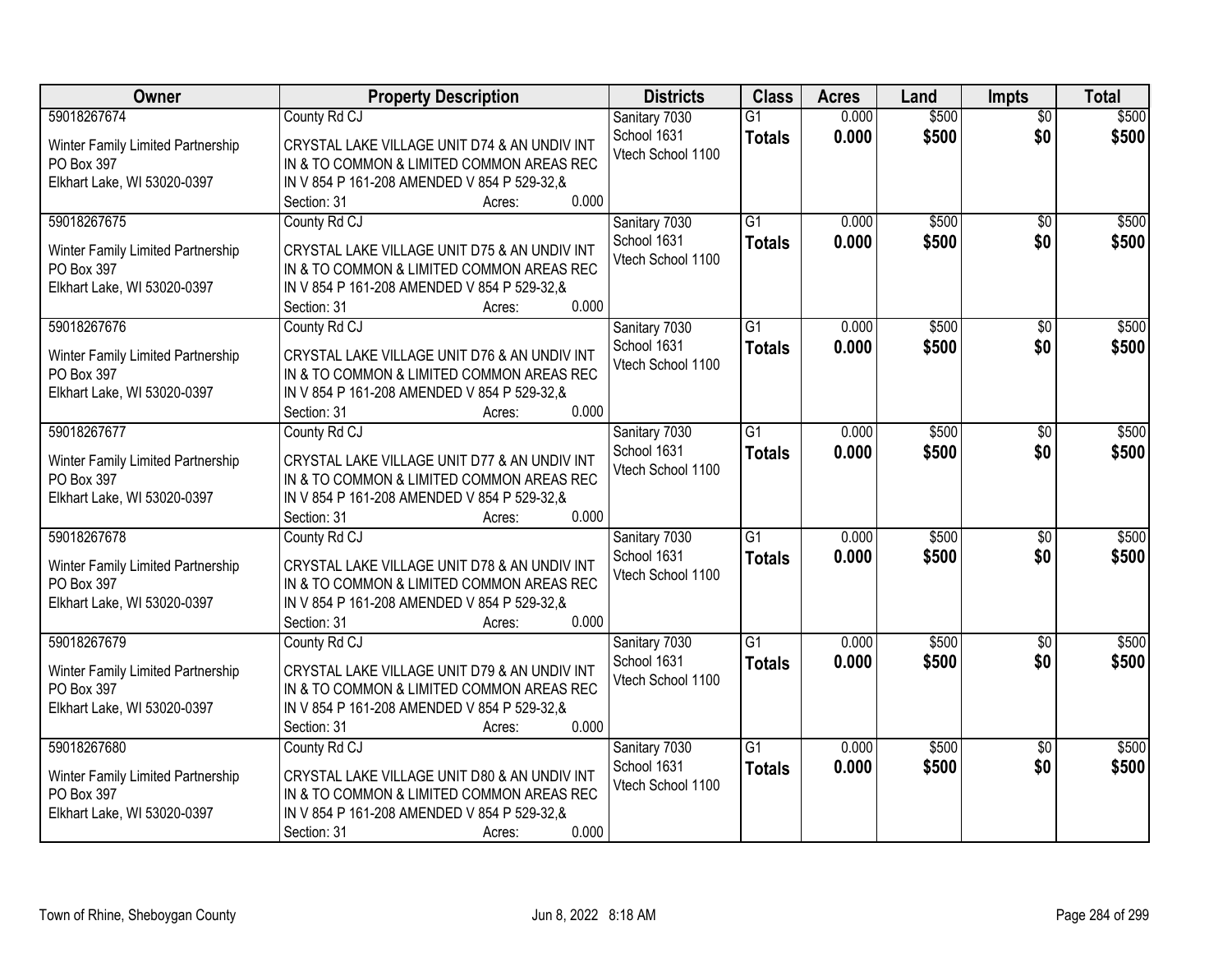| Owner | Property Description | Districts | Class | Acres | Land | Impts | Total |
|---|---|---|---|---|---|---|---|
| 59018267674<br>Winter Family Limited Partnership<br>PO Box 397<br>Elkhart Lake, WI 53020-0397 | County Rd CJ<br>CRYSTAL LAKE VILLAGE UNIT D74 & AN UNDIV INT IN & TO COMMON & LIMITED COMMON AREAS REC IN V 854 P 161-208 AMENDED V 854 P 529-32,&<br>Section: 31 Acres: 0.000 | Sanitary 7030<br>School 1631<br>Vtech School 1100 | G1<br>**Totals** | 0.000<br>**0.000** | $500<br>**$500** | $0<br>**$0** | $500<br>**$500** |
| 59018267675<br>Winter Family Limited Partnership<br>PO Box 397<br>Elkhart Lake, WI 53020-0397 | County Rd CJ<br>CRYSTAL LAKE VILLAGE UNIT D75 & AN UNDIV INT IN & TO COMMON & LIMITED COMMON AREAS REC IN V 854 P 161-208 AMENDED V 854 P 529-32,&<br>Section: 31 Acres: 0.000 | Sanitary 7030<br>School 1631<br>Vtech School 1100 | G1<br>**Totals** | 0.000<br>**0.000** | $500<br>**$500** | $0<br>**$0** | $500<br>**$500** |
| 59018267676<br>Winter Family Limited Partnership<br>PO Box 397<br>Elkhart Lake, WI 53020-0397 | County Rd CJ<br>CRYSTAL LAKE VILLAGE UNIT D76 & AN UNDIV INT IN & TO COMMON & LIMITED COMMON AREAS REC IN V 854 P 161-208 AMENDED V 854 P 529-32,&<br>Section: 31 Acres: 0.000 | Sanitary 7030<br>School 1631<br>Vtech School 1100 | G1<br>**Totals** | 0.000<br>**0.000** | $500<br>**$500** | $0<br>**$0** | $500<br>**$500** |
| 59018267677<br>Winter Family Limited Partnership<br>PO Box 397<br>Elkhart Lake, WI 53020-0397 | County Rd CJ<br>CRYSTAL LAKE VILLAGE UNIT D77 & AN UNDIV INT IN & TO COMMON & LIMITED COMMON AREAS REC IN V 854 P 161-208 AMENDED V 854 P 529-32,&<br>Section: 31 Acres: 0.000 | Sanitary 7030<br>School 1631<br>Vtech School 1100 | G1<br>**Totals** | 0.000<br>**0.000** | $500<br>**$500** | $0<br>**$0** | $500<br>**$500** |
| 59018267678<br>Winter Family Limited Partnership<br>PO Box 397<br>Elkhart Lake, WI 53020-0397 | County Rd CJ<br>CRYSTAL LAKE VILLAGE UNIT D78 & AN UNDIV INT IN & TO COMMON & LIMITED COMMON AREAS REC IN V 854 P 161-208 AMENDED V 854 P 529-32,&<br>Section: 31 Acres: 0.000 | Sanitary 7030<br>School 1631<br>Vtech School 1100 | G1<br>**Totals** | 0.000<br>**0.000** | $500<br>**$500** | $0<br>**$0** | $500<br>**$500** |
| 59018267679<br>Winter Family Limited Partnership<br>PO Box 397<br>Elkhart Lake, WI 53020-0397 | County Rd CJ<br>CRYSTAL LAKE VILLAGE UNIT D79 & AN UNDIV INT IN & TO COMMON & LIMITED COMMON AREAS REC IN V 854 P 161-208 AMENDED V 854 P 529-32,&<br>Section: 31 Acres: 0.000 | Sanitary 7030<br>School 1631<br>Vtech School 1100 | G1<br>**Totals** | 0.000<br>**0.000** | $500<br>**$500** | $0<br>**$0** | $500<br>**$500** |
| 59018267680<br>Winter Family Limited Partnership<br>PO Box 397<br>Elkhart Lake, WI 53020-0397 | County Rd CJ<br>CRYSTAL LAKE VILLAGE UNIT D80 & AN UNDIV INT IN & TO COMMON & LIMITED COMMON AREAS REC IN V 854 P 161-208 AMENDED V 854 P 529-32,&<br>Section: 31 Acres: 0.000 | Sanitary 7030<br>School 1631<br>Vtech School 1100 | G1<br>**Totals** | 0.000<br>**0.000** | $500<br>**$500** | $0<br>**$0** | $500<br>**$500** |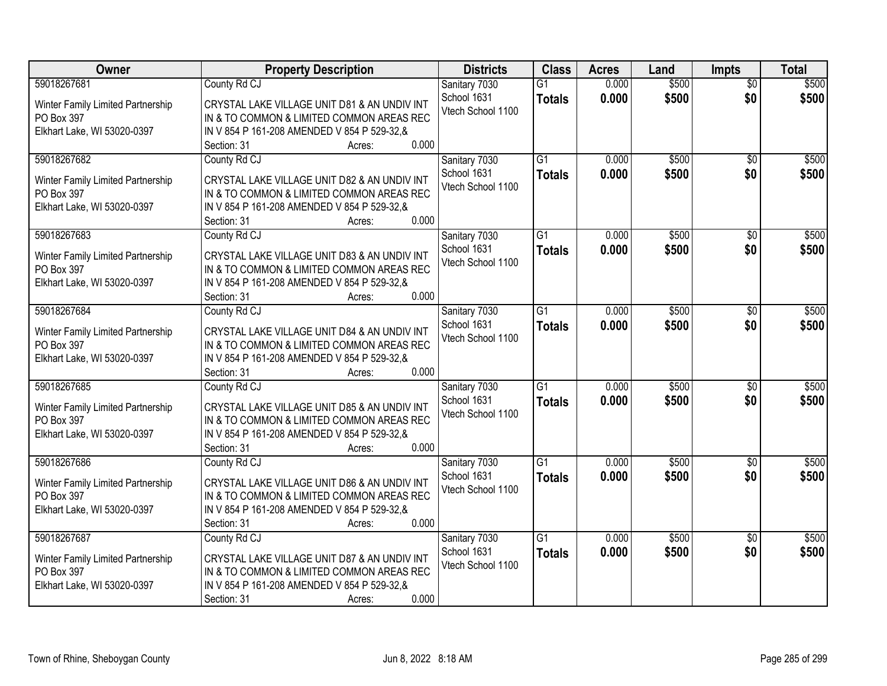| Owner | Property Description | Districts | Class | Acres | Land | Impts | Total |
|---|---|---|---|---|---|---|---|
| 59018267681<br>Winter Family Limited Partnership<br>PO Box 397<br>Elkhart Lake, WI 53020-0397 | County Rd CJ<br>CRYSTAL LAKE VILLAGE UNIT D81 & AN UNDIV INT IN & TO COMMON & LIMITED COMMON AREAS REC IN V 854 P 161-208 AMENDED V 854 P 529-32,&<br>Section: 31 Acres: 0.000 | Sanitary 7030<br>School 1631<br>Vtech School 1100 | G1<br>**Totals** | 0.000<br>**0.000** | $500<br>**$500** | $0<br>**$0** | $500<br>**$500** |
| 59018267682<br>Winter Family Limited Partnership<br>PO Box 397<br>Elkhart Lake, WI 53020-0397 | County Rd CJ<br>CRYSTAL LAKE VILLAGE UNIT D82 & AN UNDIV INT IN & TO COMMON & LIMITED COMMON AREAS REC IN V 854 P 161-208 AMENDED V 854 P 529-32,&<br>Section: 31 Acres: 0.000 | Sanitary 7030<br>School 1631<br>Vtech School 1100 | G1<br>**Totals** | 0.000<br>**0.000** | $500<br>**$500** | $0<br>**$0** | $500<br>**$500** |
| 59018267683<br>Winter Family Limited Partnership<br>PO Box 397<br>Elkhart Lake, WI 53020-0397 | County Rd CJ<br>CRYSTAL LAKE VILLAGE UNIT D83 & AN UNDIV INT IN & TO COMMON & LIMITED COMMON AREAS REC IN V 854 P 161-208 AMENDED V 854 P 529-32,&<br>Section: 31 Acres: 0.000 | Sanitary 7030<br>School 1631<br>Vtech School 1100 | G1<br>**Totals** | 0.000<br>**0.000** | $500<br>**$500** | $0<br>**$0** | $500<br>**$500** |
| 59018267684<br>Winter Family Limited Partnership<br>PO Box 397<br>Elkhart Lake, WI 53020-0397 | County Rd CJ<br>CRYSTAL LAKE VILLAGE UNIT D84 & AN UNDIV INT IN & TO COMMON & LIMITED COMMON AREAS REC IN V 854 P 161-208 AMENDED V 854 P 529-32,&<br>Section: 31 Acres: 0.000 | Sanitary 7030<br>School 1631<br>Vtech School 1100 | G1<br>**Totals** | 0.000<br>**0.000** | $500<br>**$500** | $0<br>**$0** | $500<br>**$500** |
| 59018267685<br>Winter Family Limited Partnership<br>PO Box 397<br>Elkhart Lake, WI 53020-0397 | County Rd CJ<br>CRYSTAL LAKE VILLAGE UNIT D85 & AN UNDIV INT IN & TO COMMON & LIMITED COMMON AREAS REC IN V 854 P 161-208 AMENDED V 854 P 529-32,&<br>Section: 31 Acres: 0.000 | Sanitary 7030<br>School 1631<br>Vtech School 1100 | G1<br>**Totals** | 0.000<br>**0.000** | $500<br>**$500** | $0<br>**$0** | $500<br>**$500** |
| 59018267686<br>Winter Family Limited Partnership<br>PO Box 397<br>Elkhart Lake, WI 53020-0397 | County Rd CJ<br>CRYSTAL LAKE VILLAGE UNIT D86 & AN UNDIV INT IN & TO COMMON & LIMITED COMMON AREAS REC IN V 854 P 161-208 AMENDED V 854 P 529-32,&<br>Section: 31 Acres: 0.000 | Sanitary 7030<br>School 1631<br>Vtech School 1100 | G1<br>**Totals** | 0.000<br>**0.000** | $500<br>**$500** | $0<br>**$0** | $500<br>**$500** |
| 59018267687<br>Winter Family Limited Partnership<br>PO Box 397<br>Elkhart Lake, WI 53020-0397 | County Rd CJ<br>CRYSTAL LAKE VILLAGE UNIT D87 & AN UNDIV INT IN & TO COMMON & LIMITED COMMON AREAS REC IN V 854 P 161-208 AMENDED V 854 P 529-32,&<br>Section: 31 Acres: 0.000 | Sanitary 7030<br>School 1631<br>Vtech School 1100 | G1<br>**Totals** | 0.000<br>**0.000** | $500<br>**$500** | $0<br>**$0** | $500<br>**$500** |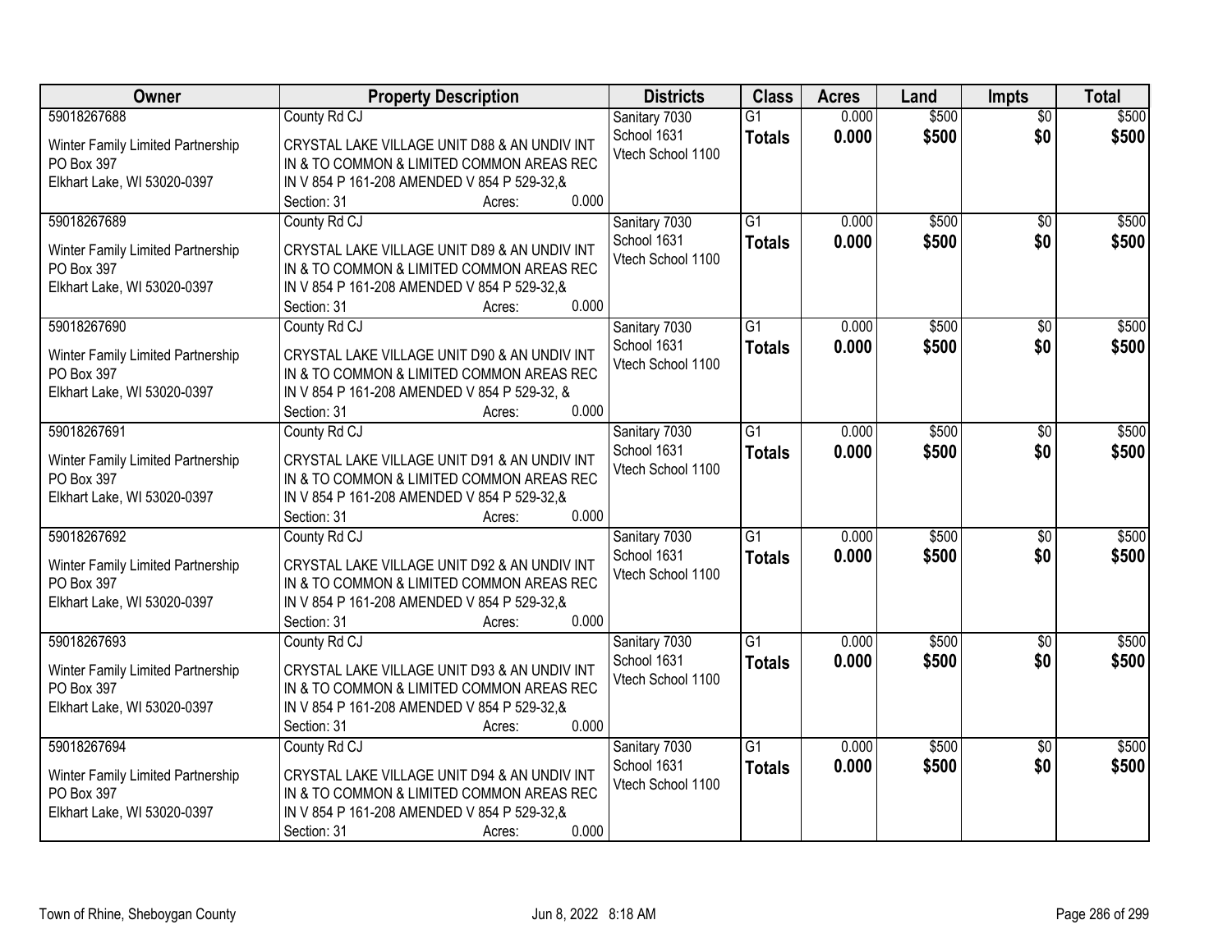| Owner | Property Description | Districts | Class | Acres | Land | Impts | Total |
|---|---|---|---|---|---|---|---|
| 59018267688<br>Winter Family Limited Partnership<br>PO Box 397<br>Elkhart Lake, WI 53020-0397 | County Rd CJ<br>CRYSTAL LAKE VILLAGE UNIT D88 & AN UNDIV INT IN & TO COMMON & LIMITED COMMON AREAS REC IN V 854 P 161-208 AMENDED V 854 P 529-32,&<br>Section: 31 Acres: 0.000 | Sanitary 7030<br>School 1631<br>Vtech School 1100 | G1<br>**Totals** | 0.000<br>**0.000** | $500<br>**$500** | $0<br>**$0** | $500<br>**$500** |
| 59018267689<br>Winter Family Limited Partnership<br>PO Box 397<br>Elkhart Lake, WI 53020-0397 | County Rd CJ<br>CRYSTAL LAKE VILLAGE UNIT D89 & AN UNDIV INT IN & TO COMMON & LIMITED COMMON AREAS REC IN V 854 P 161-208 AMENDED V 854 P 529-32,&<br>Section: 31 Acres: 0.000 | Sanitary 7030<br>School 1631<br>Vtech School 1100 | G1<br>**Totals** | 0.000<br>**0.000** | $500<br>**$500** | $0<br>**$0** | $500<br>**$500** |
| 59018267690<br>Winter Family Limited Partnership<br>PO Box 397<br>Elkhart Lake, WI 53020-0397 | County Rd CJ<br>CRYSTAL LAKE VILLAGE UNIT D90 & AN UNDIV INT IN & TO COMMON & LIMITED COMMON AREAS REC IN V 854 P 161-208 AMENDED V 854 P 529-32, &<br>Section: 31 Acres: 0.000 | Sanitary 7030<br>School 1631<br>Vtech School 1100 | G1<br>**Totals** | 0.000<br>**0.000** | $500<br>**$500** | $0<br>**$0** | $500<br>**$500** |
| 59018267691<br>Winter Family Limited Partnership<br>PO Box 397<br>Elkhart Lake, WI 53020-0397 | County Rd CJ<br>CRYSTAL LAKE VILLAGE UNIT D91 & AN UNDIV INT IN & TO COMMON & LIMITED COMMON AREAS REC IN V 854 P 161-208 AMENDED V 854 P 529-32,&<br>Section: 31 Acres: 0.000 | Sanitary 7030<br>School 1631<br>Vtech School 1100 | G1<br>**Totals** | 0.000<br>**0.000** | $500<br>**$500** | $0<br>**$0** | $500<br>**$500** |
| 59018267692<br>Winter Family Limited Partnership<br>PO Box 397<br>Elkhart Lake, WI 53020-0397 | County Rd CJ<br>CRYSTAL LAKE VILLAGE UNIT D92 & AN UNDIV INT IN & TO COMMON & LIMITED COMMON AREAS REC IN V 854 P 161-208 AMENDED V 854 P 529-32,&<br>Section: 31 Acres: 0.000 | Sanitary 7030<br>School 1631<br>Vtech School 1100 | G1<br>**Totals** | 0.000<br>**0.000** | $500<br>**$500** | $0<br>**$0** | $500<br>**$500** |
| 59018267693<br>Winter Family Limited Partnership<br>PO Box 397<br>Elkhart Lake, WI 53020-0397 | County Rd CJ<br>CRYSTAL LAKE VILLAGE UNIT D93 & AN UNDIV INT IN & TO COMMON & LIMITED COMMON AREAS REC IN V 854 P 161-208 AMENDED V 854 P 529-32,&<br>Section: 31 Acres: 0.000 | Sanitary 7030<br>School 1631<br>Vtech School 1100 | G1<br>**Totals** | 0.000<br>**0.000** | $500<br>**$500** | $0<br>**$0** | $500<br>**$500** |
| 59018267694<br>Winter Family Limited Partnership<br>PO Box 397<br>Elkhart Lake, WI 53020-0397 | County Rd CJ<br>CRYSTAL LAKE VILLAGE UNIT D94 & AN UNDIV INT IN & TO COMMON & LIMITED COMMON AREAS REC IN V 854 P 161-208 AMENDED V 854 P 529-32,&<br>Section: 31 Acres: 0.000 | Sanitary 7030<br>School 1631<br>Vtech School 1100 | G1<br>**Totals** | 0.000<br>**0.000** | $500<br>**$500** | $0<br>**$0** | $500<br>**$500** |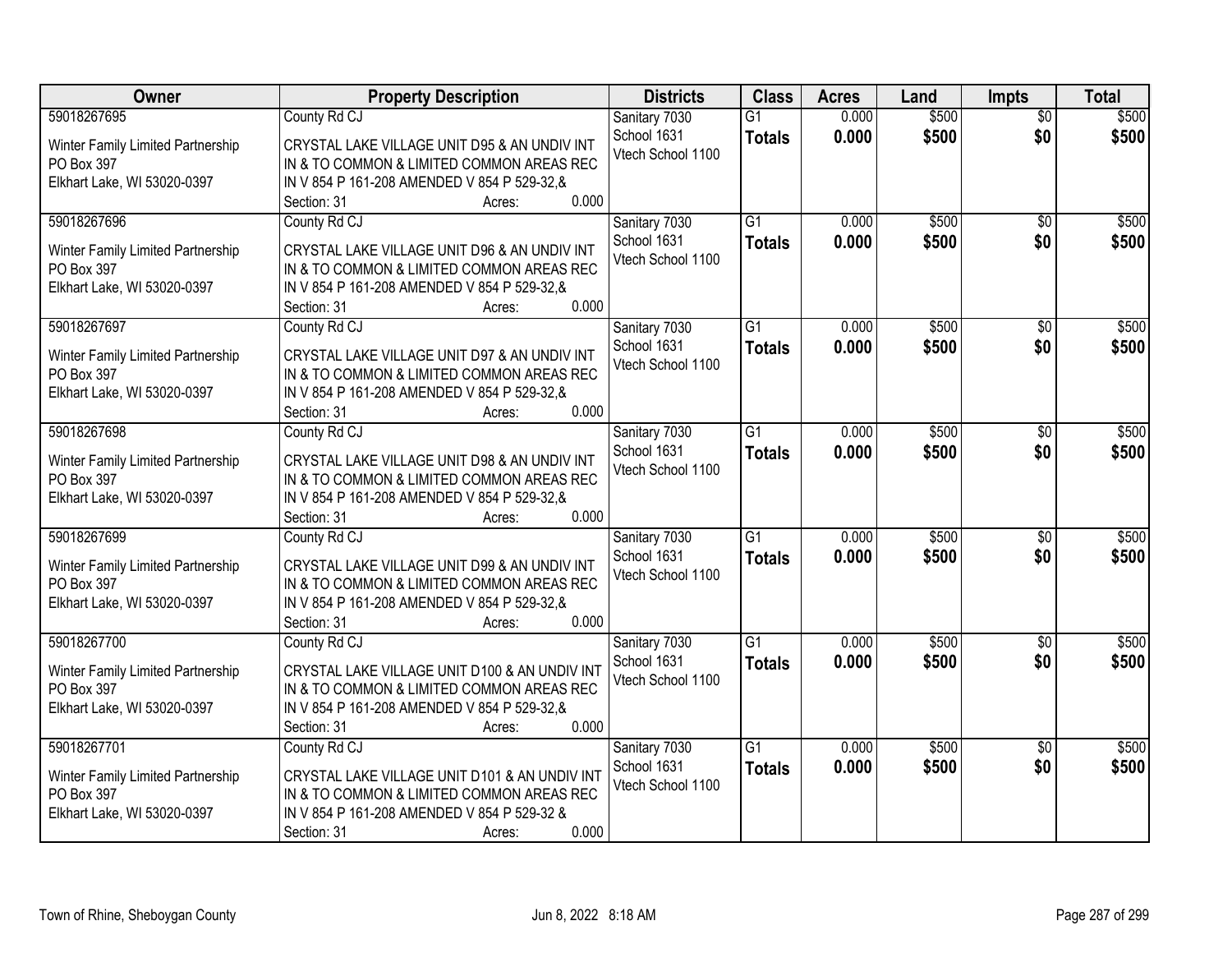| Owner | Property Description | Districts | Class | Acres | Land | Impts | Total |
|---|---|---|---|---|---|---|---|
| 59018267695<br>Winter Family Limited Partnership<br>PO Box 397<br>Elkhart Lake, WI 53020-0397 | County Rd CJ<br>CRYSTAL LAKE VILLAGE UNIT D95 & AN UNDIV INT IN & TO COMMON & LIMITED COMMON AREAS REC IN V 854 P 161-208 AMENDED V 854 P 529-32,&<br>Section: 31 Acres: 0.000 | Sanitary 7030<br>School 1631<br>Vtech School 1100 | G1<br>**Totals** | 0.000<br>**0.000** | $500<br>**$500** | $0<br>**$0** | $500<br>**$500** |
| 59018267696<br>Winter Family Limited Partnership<br>PO Box 397<br>Elkhart Lake, WI 53020-0397 | County Rd CJ<br>CRYSTAL LAKE VILLAGE UNIT D96 & AN UNDIV INT IN & TO COMMON & LIMITED COMMON AREAS REC IN V 854 P 161-208 AMENDED V 854 P 529-32,&<br>Section: 31 Acres: 0.000 | Sanitary 7030<br>School 1631<br>Vtech School 1100 | G1<br>**Totals** | 0.000<br>**0.000** | $500<br>**$500** | $0<br>**$0** | $500<br>**$500** |
| 59018267697<br>Winter Family Limited Partnership<br>PO Box 397<br>Elkhart Lake, WI 53020-0397 | County Rd CJ<br>CRYSTAL LAKE VILLAGE UNIT D97 & AN UNDIV INT IN & TO COMMON & LIMITED COMMON AREAS REC IN V 854 P 161-208 AMENDED V 854 P 529-32,&<br>Section: 31 Acres: 0.000 | Sanitary 7030<br>School 1631<br>Vtech School 1100 | G1<br>**Totals** | 0.000<br>**0.000** | $500<br>**$500** | $0<br>**$0** | $500<br>**$500** |
| 59018267698<br>Winter Family Limited Partnership<br>PO Box 397<br>Elkhart Lake, WI 53020-0397 | County Rd CJ<br>CRYSTAL LAKE VILLAGE UNIT D98 & AN UNDIV INT IN & TO COMMON & LIMITED COMMON AREAS REC IN V 854 P 161-208 AMENDED V 854 P 529-32,&<br>Section: 31 Acres: 0.000 | Sanitary 7030<br>School 1631<br>Vtech School 1100 | G1<br>**Totals** | 0.000<br>**0.000** | $500<br>**$500** | $0<br>**$0** | $500<br>**$500** |
| 59018267699<br>Winter Family Limited Partnership<br>PO Box 397<br>Elkhart Lake, WI 53020-0397 | County Rd CJ<br>CRYSTAL LAKE VILLAGE UNIT D99 & AN UNDIV INT IN & TO COMMON & LIMITED COMMON AREAS REC IN V 854 P 161-208 AMENDED V 854 P 529-32,&<br>Section: 31 Acres: 0.000 | Sanitary 7030<br>School 1631<br>Vtech School 1100 | G1<br>**Totals** | 0.000<br>**0.000** | $500<br>**$500** | $0<br>**$0** | $500<br>**$500** |
| 59018267700<br>Winter Family Limited Partnership<br>PO Box 397<br>Elkhart Lake, WI 53020-0397 | County Rd CJ<br>CRYSTAL LAKE VILLAGE UNIT D100 & AN UNDIV INT IN & TO COMMON & LIMITED COMMON AREAS REC IN V 854 P 161-208 AMENDED V 854 P 529-32,&<br>Section: 31 Acres: 0.000 | Sanitary 7030<br>School 1631<br>Vtech School 1100 | G1<br>**Totals** | 0.000<br>**0.000** | $500<br>**$500** | $0<br>**$0** | $500<br>**$500** |
| 59018267701<br>Winter Family Limited Partnership<br>PO Box 397<br>Elkhart Lake, WI 53020-0397 | County Rd CJ<br>CRYSTAL LAKE VILLAGE UNIT D101 & AN UNDIV INT IN & TO COMMON & LIMITED COMMON AREAS REC IN V 854 P 161-208 AMENDED V 854 P 529-32 &<br>Section: 31 Acres: 0.000 | Sanitary 7030<br>School 1631<br>Vtech School 1100 | G1<br>**Totals** | 0.000<br>**0.000** | $500<br>**$500** | $0<br>**$0** | $500<br>**$500** |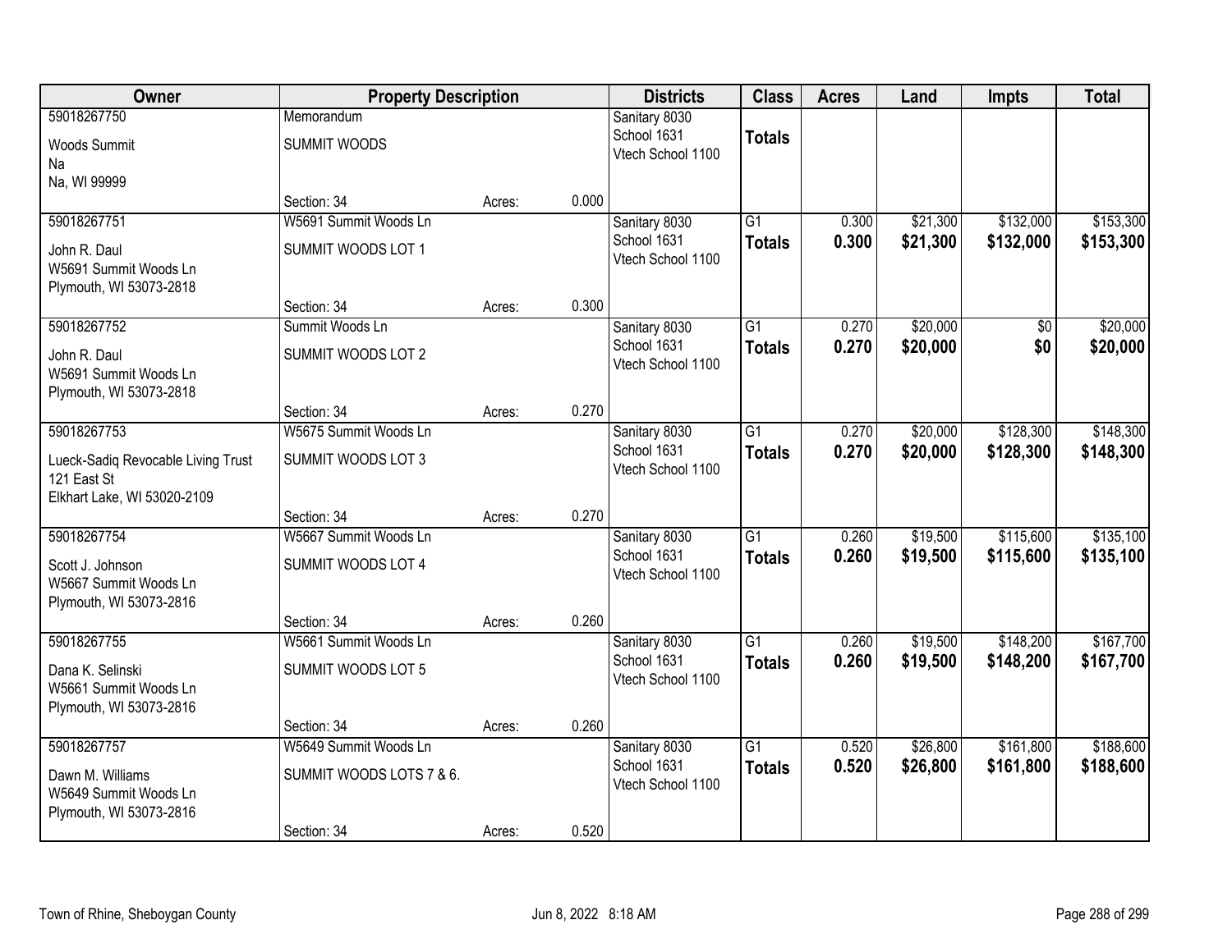| Owner | Property Description | | | Districts | Class | Acres | Land | Impts | Total |
|---|---|---|---|---|---|---|---|---|---|
| 59018267750<br>Woods Summit<br>Na<br>Na, WI 99999 | Memorandum<br>SUMMIT WOODS<br>Section: 34 | Acres: | 0.000 | Sanitary 8030<br>School 1631<br>Vtech School 1100 | Totals | | | | |
| 59018267751<br>John R. Daul<br>W5691 Summit Woods Ln<br>Plymouth, WI 53073-2818 | W5691 Summit Woods Ln<br>SUMMIT WOODS LOT 1<br>Section: 34 | Acres: | 0.300 | Sanitary 8030<br>School 1631<br>Vtech School 1100 | G1<br>**Totals** | 0.300<br>**0.300** | $21,300<br>**$21,300** | $132,000<br>**$132,000** | $153,300<br>**$153,300** |
| 59018267752<br>John R. Daul<br>W5691 Summit Woods Ln<br>Plymouth, WI 53073-2818 | Summit Woods Ln<br>SUMMIT WOODS LOT 2<br>Section: 34 | Acres: | 0.270 | Sanitary 8030<br>School 1631<br>Vtech School 1100 | G1<br>**Totals** | 0.270<br>**0.270** | $20,000<br>**$20,000** | $0<br>**$0** | $20,000<br>**$20,000** |
| 59018267753<br>Lueck-Sadiq Revocable Living Trust<br>121 East St<br>Elkhart Lake, WI 53020-2109 | W5675 Summit Woods Ln<br>SUMMIT WOODS LOT 3<br>Section: 34 | Acres: | 0.270 | Sanitary 8030<br>School 1631<br>Vtech School 1100 | G1<br>**Totals** | 0.270<br>**0.270** | $20,000<br>**$20,000** | $128,300<br>**$128,300** | $148,300<br>**$148,300** |
| 59018267754<br>Scott J. Johnson<br>W5667 Summit Woods Ln<br>Plymouth, WI 53073-2816 | W5667 Summit Woods Ln<br>SUMMIT WOODS LOT 4<br>Section: 34 | Acres: | 0.260 | Sanitary 8030<br>School 1631<br>Vtech School 1100 | G1<br>**Totals** | 0.260<br>**0.260** | $19,500<br>**$19,500** | $115,600<br>**$115,600** | $135,100<br>**$135,100** |
| 59018267755<br>Dana K. Selinski<br>W5661 Summit Woods Ln<br>Plymouth, WI 53073-2816 | W5661 Summit Woods Ln<br>SUMMIT WOODS LOT 5<br>Section: 34 | Acres: | 0.260 | Sanitary 8030<br>School 1631<br>Vtech School 1100 | G1<br>**Totals** | 0.260<br>**0.260** | $19,500<br>**$19,500** | $148,200<br>**$148,200** | $167,700<br>**$167,700** |
| 59018267757<br>Dawn M. Williams<br>W5649 Summit Woods Ln<br>Plymouth, WI 53073-2816 | W5649 Summit Woods Ln<br>SUMMIT WOODS LOTS 7 & 6.<br>Section: 34 | Acres: | 0.520 | Sanitary 8030<br>School 1631<br>Vtech School 1100 | G1<br>**Totals** | 0.520<br>**0.520** | $26,800<br>**$26,800** | $161,800<br>**$161,800** | $188,600<br>**$188,600** |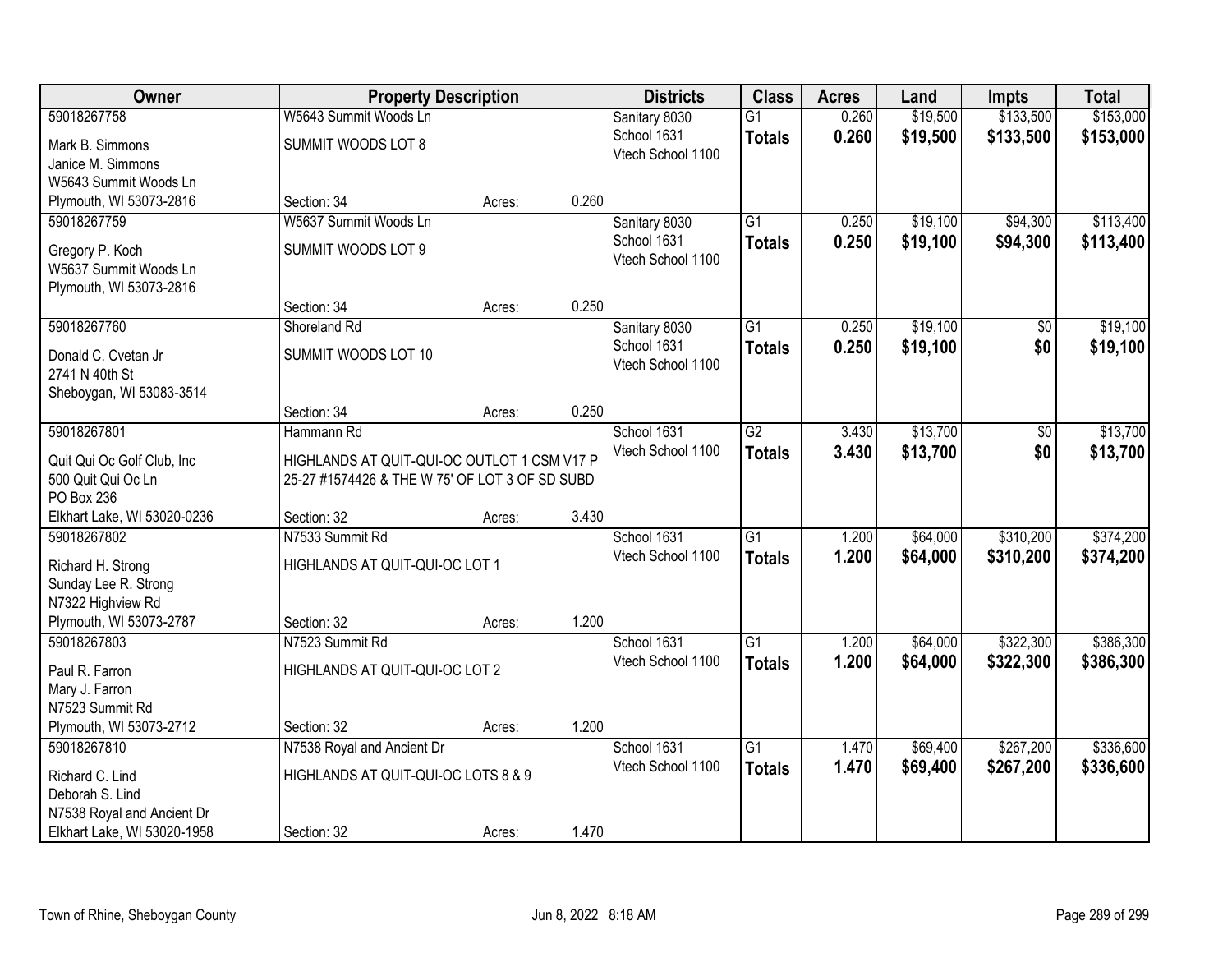| Owner | Property Description | | | Districts | Class | Acres | Land | Impts | Total |
|---|---|---|---|---|---|---|---|---|---|
| 59018267758<br>Mark B. Simmons<br>Janice M. Simmons<br>W5643 Summit Woods Ln<br>Plymouth, WI 53073-2816 | W5643 Summit Woods Ln<br>SUMMIT WOODS LOT 8<br>Section: 34 | Acres: | 0.260 | Sanitary 8030<br>School 1631<br>Vtech School 1100 | G1<br>**Totals** | 0.260<br>**0.260** | $19,500<br>**$19,500** | $133,500<br>**$133,500** | $153,000<br>**$153,000** |
| 59018267759<br>Gregory P. Koch<br>W5637 Summit Woods Ln<br>Plymouth, WI 53073-2816 | W5637 Summit Woods Ln<br>SUMMIT WOODS LOT 9<br>Section: 34 | Acres: | 0.250 | Sanitary 8030<br>School 1631<br>Vtech School 1100 | G1<br>**Totals** | 0.250<br>**0.250** | $19,100<br>**$19,100** | $94,300<br>**$94,300** | $113,400<br>**$113,400** |
| 59018267760<br>Donald C. Cvetan Jr<br>2741 N 40th St<br>Sheboygan, WI 53083-3514 | Shoreland Rd<br>SUMMIT WOODS LOT 10<br>Section: 34 | Acres: | 0.250 | Sanitary 8030<br>School 1631<br>Vtech School 1100 | G1<br>**Totals** | 0.250<br>**0.250** | $19,100<br>**$19,100** | $0<br>**$0** | $19,100<br>**$19,100** |
| 59018267801<br>Quit Qui Oc Golf Club, Inc<br>500 Quit Qui Oc Ln<br>PO Box 236<br>Elkhart Lake, WI 53020-0236 | Hammann Rd<br>HIGHLANDS AT QUIT-QUI-OC OUTLOT 1 CSM V17 P 25-27 #1574426 & THE W 75' OF LOT 3 OF SD SUBD<br>Section: 32 | Acres: | 3.430 | School 1631<br>Vtech School 1100 | G2<br>**Totals** | 3.430<br>**3.430** | $13,700<br>**$13,700** | $0<br>**$0** | $13,700<br>**$13,700** |
| 59018267802<br>Richard H. Strong<br>Sunday Lee R. Strong<br>N7322 Highview Rd<br>Plymouth, WI 53073-2787 | N7533 Summit Rd<br>HIGHLANDS AT QUIT-QUI-OC LOT 1<br>Section: 32 | Acres: | 1.200 | School 1631<br>Vtech School 1100 | G1<br>**Totals** | 1.200<br>**1.200** | $64,000<br>**$64,000** | $310,200<br>**$310,200** | $374,200<br>**$374,200** |
| 59018267803<br>Paul R. Farron<br>Mary J. Farron<br>N7523 Summit Rd<br>Plymouth, WI 53073-2712 | N7523 Summit Rd<br>HIGHLANDS AT QUIT-QUI-OC LOT 2<br>Section: 32 | Acres: | 1.200 | School 1631<br>Vtech School 1100 | G1<br>**Totals** | 1.200<br>**1.200** | $64,000<br>**$64,000** | $322,300<br>**$322,300** | $386,300<br>**$386,300** |
| 59018267810<br>Richard C. Lind<br>Deborah S. Lind<br>N7538 Royal and Ancient Dr<br>Elkhart Lake, WI 53020-1958 | N7538 Royal and Ancient Dr<br>HIGHLANDS AT QUIT-QUI-OC LOTS 8 & 9<br>Section: 32 | Acres: | 1.470 | School 1631<br>Vtech School 1100 | G1<br>**Totals** | 1.470<br>**1.470** | $69,400<br>**$69,400** | $267,200<br>**$267,200** | $336,600<br>**$336,600** |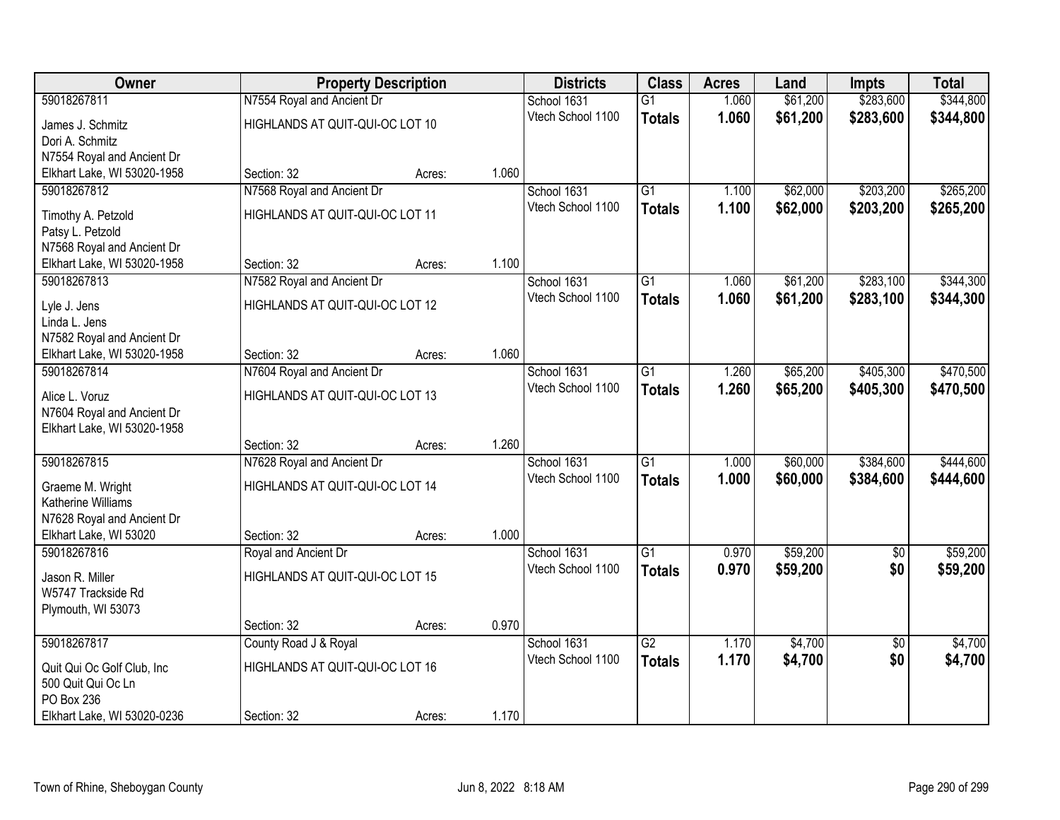| Owner | Property Description | | | Districts | Class | Acres | Land | Impts | Total |
|---|---|---|---|---|---|---|---|---|---|
| 59018267811 | N7554 Royal and Ancient Dr | | | School 1631 | G1 | 1.060 | $61,200 | $283,600 | $344,800 |
| James J. Schmitz<br>Dori A. Schmitz<br>N7554 Royal and Ancient Dr<br>Elkhart Lake, WI 53020-1958 | HIGHLANDS AT QUIT-QUI-OC LOT 10<br><br>Section: 32 | Acres: | 1.060 | Vtech School 1100 | **Totals** | **1.060** | **$61,200** | **$283,600** | **$344,800** |
| 59018267812 | N7568 Royal and Ancient Dr | | | School 1631 | G1 | 1.100 | $62,000 | $203,200 | $265,200 |
| Timothy A. Petzold<br>Patsy L. Petzold<br>N7568 Royal and Ancient Dr<br>Elkhart Lake, WI 53020-1958 | HIGHLANDS AT QUIT-QUI-OC LOT 11<br><br>Section: 32 | Acres: | 1.100 | Vtech School 1100 | **Totals** | **1.100** | **$62,000** | **$203,200** | **$265,200** |
| 59018267813 | N7582 Royal and Ancient Dr | | | School 1631 | G1 | 1.060 | $61,200 | $283,100 | $344,300 |
| Lyle J. Jens<br>Linda L. Jens<br>N7582 Royal and Ancient Dr<br>Elkhart Lake, WI 53020-1958 | HIGHLANDS AT QUIT-QUI-OC LOT 12<br><br>Section: 32 | Acres: | 1.060 | Vtech School 1100 | **Totals** | **1.060** | **$61,200** | **$283,100** | **$344,300** |
| 59018267814 | N7604 Royal and Ancient Dr | | | School 1631 | G1 | 1.260 | $65,200 | $405,300 | $470,500 |
| Alice L. Voruz<br>N7604 Royal and Ancient Dr<br>Elkhart Lake, WI 53020-1958 | HIGHLANDS AT QUIT-QUI-OC LOT 13<br><br>Section: 32 | Acres: | 1.260 | Vtech School 1100 | **Totals** | **1.260** | **$65,200** | **$405,300** | **$470,500** |
| 59018267815 | N7628 Royal and Ancient Dr | | | School 1631 | G1 | 1.000 | $60,000 | $384,600 | $444,600 |
| Graeme M. Wright<br>Katherine Williams<br>N7628 Royal and Ancient Dr<br>Elkhart Lake, WI 53020 | HIGHLANDS AT QUIT-QUI-OC LOT 14<br><br>Section: 32 | Acres: | 1.000 | Vtech School 1100 | **Totals** | **1.000** | **$60,000** | **$384,600** | **$444,600** |
| 59018267816 | Royal and Ancient Dr | | | School 1631 | G1 | 0.970 | $59,200 | $0 | $59,200 |
| Jason R. Miller<br>W5747 Trackside Rd<br>Plymouth, WI 53073 | HIGHLANDS AT QUIT-QUI-OC LOT 15<br><br>Section: 32 | Acres: | 0.970 | Vtech School 1100 | **Totals** | **0.970** | **$59,200** | **$0** | **$59,200** |
| 59018267817 | County Road J & Royal | | | School 1631 | G2 | 1.170 | $4,700 | $0 | $4,700 |
| Quit Qui Oc Golf Club, Inc<br>500 Quit Qui Oc Ln<br>PO Box 236<br>Elkhart Lake, WI 53020-0236 | HIGHLANDS AT QUIT-QUI-OC LOT 16<br><br>Section: 32 | Acres: | 1.170 | Vtech School 1100 | **Totals** | **1.170** | **$4,700** | **$0** | **$4,700** |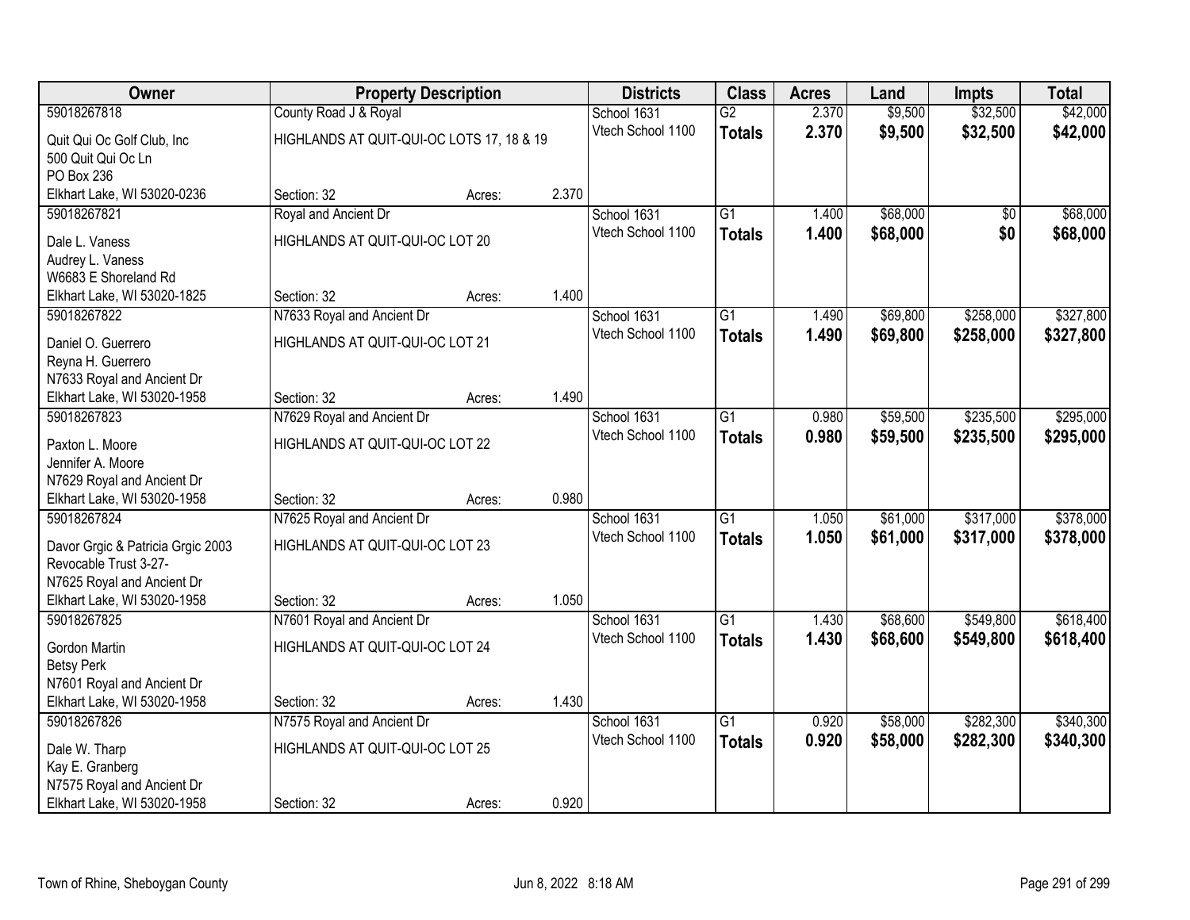| Owner | Property Description | | | Districts | Class | Acres | Land | Impts | Total |
|---|---|---|---|---|---|---|---|---|---|
| 59018267818 | County Road J & Royal | | | School 1631 | G2 | 2.370 | $9,500 | $32,500 | $42,000 |
| Quit Qui Oc Golf Club, Inc<br>500 Quit Qui Oc Ln<br>PO Box 236<br>Elkhart Lake, WI 53020-0236 | HIGHLANDS AT QUIT-QUI-OC LOTS 17, 18 & 19<br>Section: 32 | Acres: | 2.370 | Vtech School 1100 | **Totals** | **2.370** | **$9,500** | **$32,500** | **$42,000** |
| 59018267821 | Royal and Ancient Dr | | | School 1631 | G1 | 1.400 | $68,000 | $0 | $68,000 |
| Dale L. Vaness<br>Audrey L. Vaness<br>W6683 E Shoreland Rd<br>Elkhart Lake, WI 53020-1825 | HIGHLANDS AT QUIT-QUI-OC LOT 20<br>Section: 32 | Acres: | 1.400 | Vtech School 1100 | **Totals** | **1.400** | **$68,000** | **$0** | **$68,000** |
| 59018267822 | N7633 Royal and Ancient Dr | | | School 1631 | G1 | 1.490 | $69,800 | $258,000 | $327,800 |
| Daniel O. Guerrero<br>Reyna H. Guerrero<br>N7633 Royal and Ancient Dr<br>Elkhart Lake, WI 53020-1958 | HIGHLANDS AT QUIT-QUI-OC LOT 21<br>Section: 32 | Acres: | 1.490 | Vtech School 1100 | **Totals** | **1.490** | **$69,800** | **$258,000** | **$327,800** |
| 59018267823 | N7629 Royal and Ancient Dr | | | School 1631 | G1 | 0.980 | $59,500 | $235,500 | $295,000 |
| Paxton L. Moore<br>Jennifer A. Moore<br>N7629 Royal and Ancient Dr<br>Elkhart Lake, WI 53020-1958 | HIGHLANDS AT QUIT-QUI-OC LOT 22<br>Section: 32 | Acres: | 0.980 | Vtech School 1100 | **Totals** | **0.980** | **$59,500** | **$235,500** | **$295,000** |
| 59018267824 | N7625 Royal and Ancient Dr | | | School 1631 | G1 | 1.050 | $61,000 | $317,000 | $378,000 |
| Davor Grgic & Patricia Grgic 2003<br>Revocable Trust 3-27-<br>N7625 Royal and Ancient Dr<br>Elkhart Lake, WI 53020-1958 | HIGHLANDS AT QUIT-QUI-OC LOT 23<br>Section: 32 | Acres: | 1.050 | Vtech School 1100 | **Totals** | **1.050** | **$61,000** | **$317,000** | **$378,000** |
| 59018267825 | N7601 Royal and Ancient Dr | | | School 1631 | G1 | 1.430 | $68,600 | $549,800 | $618,400 |
| Gordon Martin<br>Betsy Perk<br>N7601 Royal and Ancient Dr<br>Elkhart Lake, WI 53020-1958 | HIGHLANDS AT QUIT-QUI-OC LOT 24<br>Section: 32 | Acres: | 1.430 | Vtech School 1100 | **Totals** | **1.430** | **$68,600** | **$549,800** | **$618,400** |
| 59018267826 | N7575 Royal and Ancient Dr | | | School 1631 | G1 | 0.920 | $58,000 | $282,300 | $340,300 |
| Dale W. Tharp<br>Kay E. Granberg<br>N7575 Royal and Ancient Dr<br>Elkhart Lake, WI 53020-1958 | HIGHLANDS AT QUIT-QUI-OC LOT 25<br>Section: 32 | Acres: | 0.920 | Vtech School 1100 | **Totals** | **0.920** | **$58,000** | **$282,300** | **$340,300** |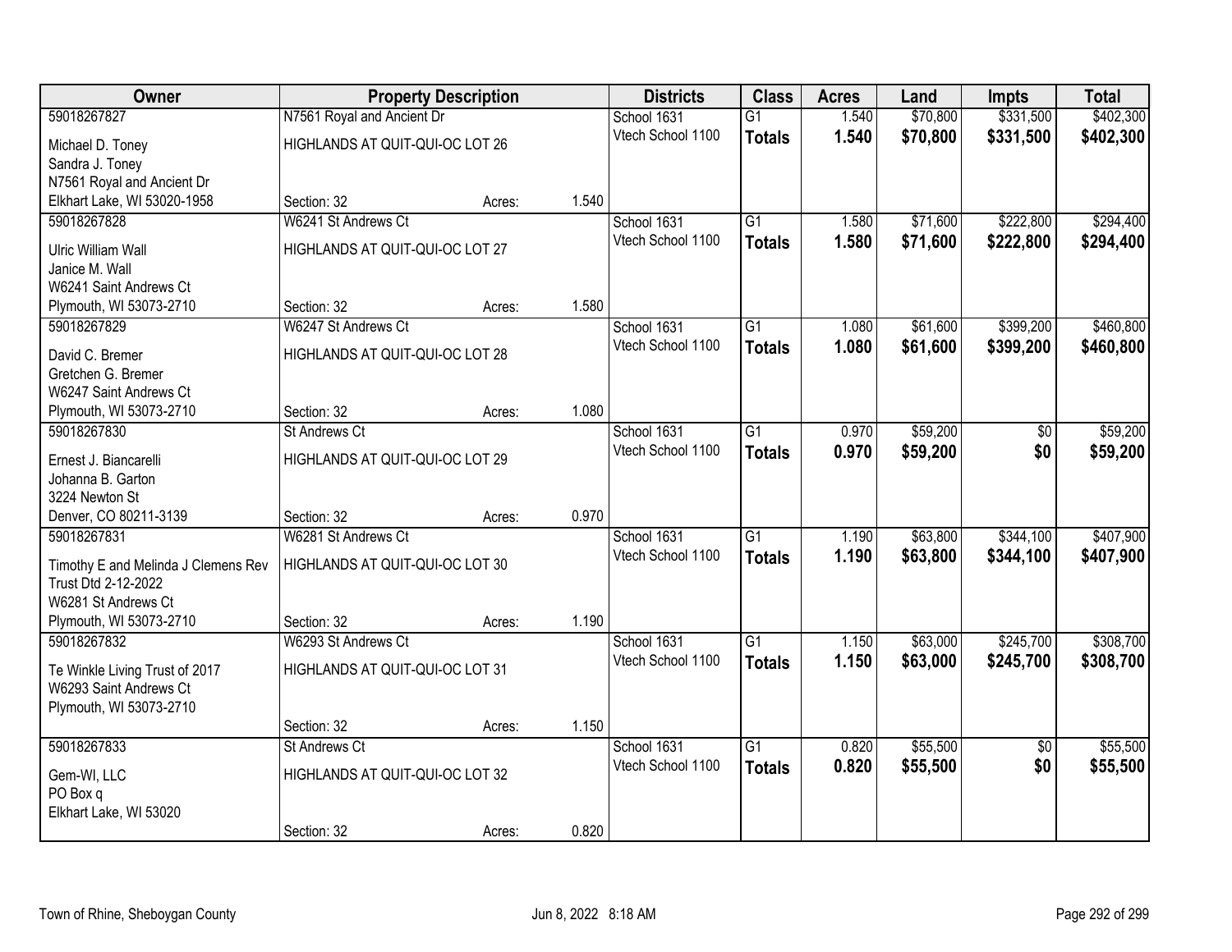| Owner | Property Description | | | Districts | Class | Acres | Land | Impts | Total |
|---|---|---|---|---|---|---|---|---|---|
| 59018267827<br>Michael D. Toney<br>Sandra J. Toney<br>N7561 Royal and Ancient Dr<br>Elkhart Lake, WI 53020-1958 | N7561 Royal and Ancient Dr<br>HIGHLANDS AT QUIT-QUI-OC LOT 26<br>Section: 32 | Acres: | 1.540 | School 1631<br>Vtech School 1100 | G1<br>**Totals** | 1.540<br>**1.540** | $70,800<br>**$70,800** | $331,500<br>**$331,500** | $402,300<br>**$402,300** |
| 59018267828<br>Ulric William Wall<br>Janice M. Wall<br>W6241 Saint Andrews Ct<br>Plymouth, WI 53073-2710 | W6241 St Andrews Ct<br>HIGHLANDS AT QUIT-QUI-OC LOT 27<br>Section: 32 | Acres: | 1.580 | School 1631<br>Vtech School 1100 | G1<br>**Totals** | 1.580<br>**1.580** | $71,600<br>**$71,600** | $222,800<br>**$222,800** | $294,400<br>**$294,400** |
| 59018267829<br>David C. Bremer<br>Gretchen G. Bremer<br>W6247 Saint Andrews Ct<br>Plymouth, WI 53073-2710 | W6247 St Andrews Ct<br>HIGHLANDS AT QUIT-QUI-OC LOT 28<br>Section: 32 | Acres: | 1.080 | School 1631<br>Vtech School 1100 | G1<br>**Totals** | 1.080<br>**1.080** | $61,600<br>**$61,600** | $399,200<br>**$399,200** | $460,800<br>**$460,800** |
| 59018267830<br>Ernest J. Biancarelli<br>Johanna B. Garton<br>3224 Newton St<br>Denver, CO 80211-3139 | St Andrews Ct<br>HIGHLANDS AT QUIT-QUI-OC LOT 29<br>Section: 32 | Acres: | 0.970 | School 1631<br>Vtech School 1100 | G1<br>**Totals** | 0.970<br>**0.970** | $59,200<br>**$59,200** | $0<br>**$0** | $59,200<br>**$59,200** |
| 59018267831<br>Timothy E and Melinda J Clemens Rev Trust Dtd 2-12-2022<br>W6281 St Andrews Ct<br>Plymouth, WI 53073-2710 | W6281 St Andrews Ct<br>HIGHLANDS AT QUIT-QUI-OC LOT 30<br>Section: 32 | Acres: | 1.190 | School 1631<br>Vtech School 1100 | G1<br>**Totals** | 1.190<br>**1.190** | $63,800<br>**$63,800** | $344,100<br>**$344,100** | $407,900<br>**$407,900** |
| 59018267832<br>Te Winkle Living Trust of 2017<br>W6293 Saint Andrews Ct<br>Plymouth, WI 53073-2710 | W6293 St Andrews Ct<br>HIGHLANDS AT QUIT-QUI-OC LOT 31<br>Section: 32 | Acres: | 1.150 | School 1631<br>Vtech School 1100 | G1<br>**Totals** | 1.150<br>**1.150** | $63,000<br>**$63,000** | $245,700<br>**$245,700** | $308,700<br>**$308,700** |
| 59018267833<br>Gem-WI, LLC<br>PO Box q<br>Elkhart Lake, WI 53020 | St Andrews Ct<br>HIGHLANDS AT QUIT-QUI-OC LOT 32<br>Section: 32 | Acres: | 0.820 | School 1631<br>Vtech School 1100 | G1<br>**Totals** | 0.820<br>**0.820** | $55,500<br>**$55,500** | $0<br>**$0** | $55,500<br>**$55,500** |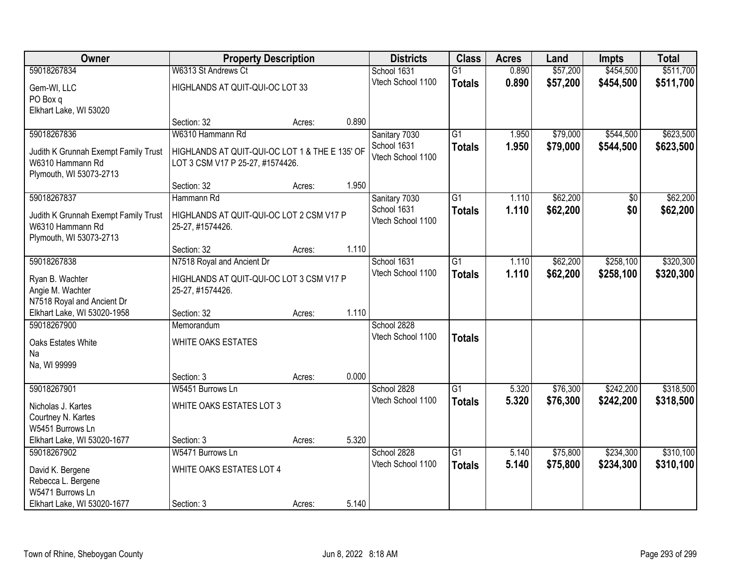| Owner | Property Description | | | Districts | Class | Acres | Land | Impts | Total |
|---|---|---|---|---|---|---|---|---|---|
| 59018267834 | W6313 St Andrews Ct | | | School 1631 | G1 | 0.890 | $57,200 | $454,500 | $511,700 |
| Gem-WI, LLC<br>PO Box q<br>Elkhart Lake, WI 53020 | HIGHLANDS AT QUIT-QUI-OC LOT 33 | | | Vtech School 1100 | **Totals** | **0.890** | **$57,200** | **$454,500** | **$511,700** |
| | Section: 32 | Acres: | 0.890 | | | | | | |
| 59018267836 | W6310 Hammann Rd | | | Sanitary 7030 | G1 | 1.950 | $79,000 | $544,500 | $623,500 |
| Judith K Grunnah Exempt Family Trust<br>W6310 Hammann Rd<br>Plymouth, WI 53073-2713 | HIGHLANDS AT QUIT-QUI-OC LOT 1 & THE E 135' OF LOT 3 CSM V17 P 25-27, #1574426. | | | School 1631<br>Vtech School 1100 | **Totals** | **1.950** | **$79,000** | **$544,500** | **$623,500** |
| | Section: 32 | Acres: | 1.950 | | | | | | |
| 59018267837 | Hammann Rd | | | Sanitary 7030 | G1 | 1.110 | $62,200 | $0 | $62,200 |
| Judith K Grunnah Exempt Family Trust<br>W6310 Hammann Rd<br>Plymouth, WI 53073-2713 | HIGHLANDS AT QUIT-QUI-OC LOT 2 CSM V17 P 25-27, #1574426. | | | School 1631<br>Vtech School 1100 | **Totals** | **1.110** | **$62,200** | **$0** | **$62,200** |
| | Section: 32 | Acres: | 1.110 | | | | | | |
| 59018267838 | N7518 Royal and Ancient Dr | | | School 1631 | G1 | 1.110 | $62,200 | $258,100 | $320,300 |
| Ryan B. Wachter<br>Angie M. Wachter<br>N7518 Royal and Ancient Dr<br>Elkhart Lake, WI 53020-1958 | HIGHLANDS AT QUIT-QUI-OC LOT 3 CSM V17 P 25-27, #1574426. | | | Vtech School 1100 | **Totals** | **1.110** | **$62,200** | **$258,100** | **$320,300** |
| | Section: 32 | Acres: | 1.110 | | | | | | |
| 59018267900 | Memorandum | | | School 2828 | | | | | |
| Oaks Estates White<br>Na<br>Na, WI 99999 | WHITE OAKS ESTATES | | | Vtech School 1100 | **Totals** | | | | |
| | Section: 3 | Acres: | 0.000 | | | | | | |
| 59018267901 | W5451 Burrows Ln | | | School 2828 | G1 | 5.320 | $76,300 | $242,200 | $318,500 |
| Nicholas J. Kartes<br>Courtney N. Kartes<br>W5451 Burrows Ln<br>Elkhart Lake, WI 53020-1677 | WHITE OAKS ESTATES LOT 3 | | | Vtech School 1100 | **Totals** | **5.320** | **$76,300** | **$242,200** | **$318,500** |
| | Section: 3 | Acres: | 5.320 | | | | | | |
| 59018267902 | W5471 Burrows Ln | | | School 2828 | G1 | 5.140 | $75,800 | $234,300 | $310,100 |
| David K. Bergene<br>Rebecca L. Bergene<br>W5471 Burrows Ln<br>Elkhart Lake, WI 53020-1677 | WHITE OAKS ESTATES LOT 4 | | | Vtech School 1100 | **Totals** | **5.140** | **$75,800** | **$234,300** | **$310,100** |
| | Section: 3 | Acres: | 5.140 | | | | | | |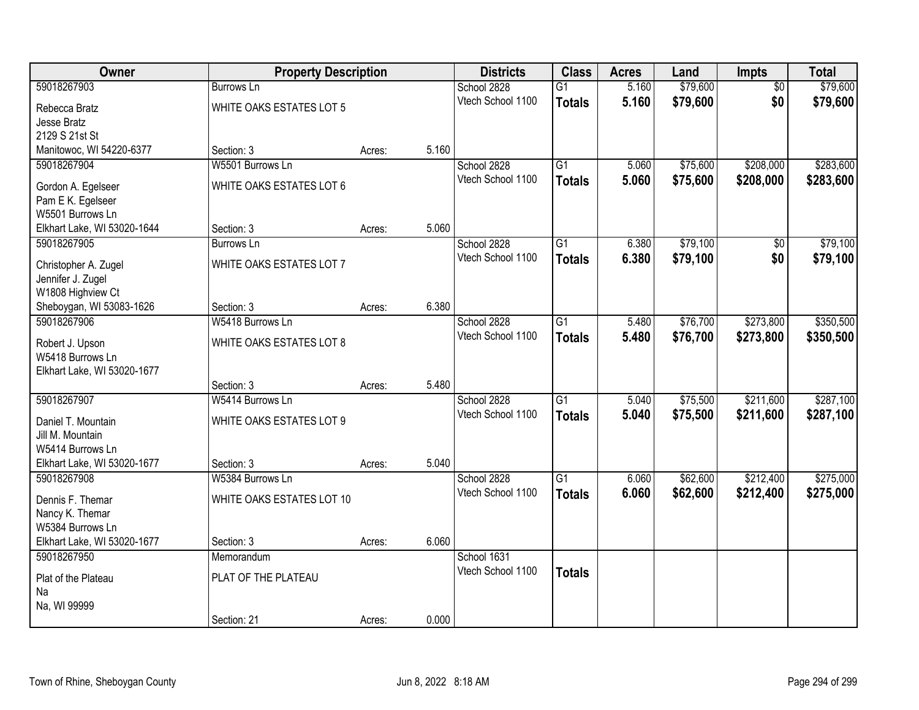| Owner | Property Description | | | Districts | Class | Acres | Land | Impts | Total |
|---|---|---|---|---|---|---|---|---|---|
| 59018267903 | Burrows Ln | | | School 2828 | G1 | 5.160 | $79,600 | $0 | $79,600 |
| Rebecca Bratz<br>Jesse Bratz<br>2129 S 21st St<br>Manitowoc, WI 54220-6377 | WHITE OAKS ESTATES LOT 5<br>Section: 3 | Acres: | 5.160 | Vtech School 1100 | **Totals** | **5.160** | **$79,600** | **$0** | **$79,600** |
| 59018267904 | W5501 Burrows Ln | | | School 2828 | G1 | 5.060 | $75,600 | $208,000 | $283,600 |
| Gordon A. Egelseer<br>Pam E K. Egelseer<br>W5501 Burrows Ln<br>Elkhart Lake, WI 53020-1644 | WHITE OAKS ESTATES LOT 6<br>Section: 3 | Acres: | 5.060 | Vtech School 1100 | **Totals** | **5.060** | **$75,600** | **$208,000** | **$283,600** |
| 59018267905 | Burrows Ln | | | School 2828 | G1 | 6.380 | $79,100 | $0 | $79,100 |
| Christopher A. Zugel<br>Jennifer J. Zugel<br>W1808 Highview Ct<br>Sheboygan, WI 53083-1626 | WHITE OAKS ESTATES LOT 7<br>Section: 3 | Acres: | 6.380 | Vtech School 1100 | **Totals** | **6.380** | **$79,100** | **$0** | **$79,100** |
| 59018267906 | W5418 Burrows Ln | | | School 2828 | G1 | 5.480 | $76,700 | $273,800 | $350,500 |
| Robert J. Upson<br>W5418 Burrows Ln<br>Elkhart Lake, WI 53020-1677 | WHITE OAKS ESTATES LOT 8<br>Section: 3 | Acres: | 5.480 | Vtech School 1100 | **Totals** | **5.480** | **$76,700** | **$273,800** | **$350,500** |
| 59018267907 | W5414 Burrows Ln | | | School 2828 | G1 | 5.040 | $75,500 | $211,600 | $287,100 |
| Daniel T. Mountain<br>Jill M. Mountain<br>W5414 Burrows Ln<br>Elkhart Lake, WI 53020-1677 | WHITE OAKS ESTATES LOT 9<br>Section: 3 | Acres: | 5.040 | Vtech School 1100 | **Totals** | **5.040** | **$75,500** | **$211,600** | **$287,100** |
| 59018267908 | W5384 Burrows Ln | | | School 2828 | G1 | 6.060 | $62,600 | $212,400 | $275,000 |
| Dennis F. Themar<br>Nancy K. Themar<br>W5384 Burrows Ln<br>Elkhart Lake, WI 53020-1677 | WHITE OAKS ESTATES LOT 10<br>Section: 3 | Acres: | 6.060 | Vtech School 1100 | **Totals** | **6.060** | **$62,600** | **$212,400** | **$275,000** |
| 59018267950 | Memorandum | | | School 1631 | | | | | |
| Plat of the Plateau<br>Na<br>Na, WI 99999 | PLAT OF THE PLATEAU<br>Section: 21 | Acres: | 0.000 | Vtech School 1100 | **Totals** | | | | |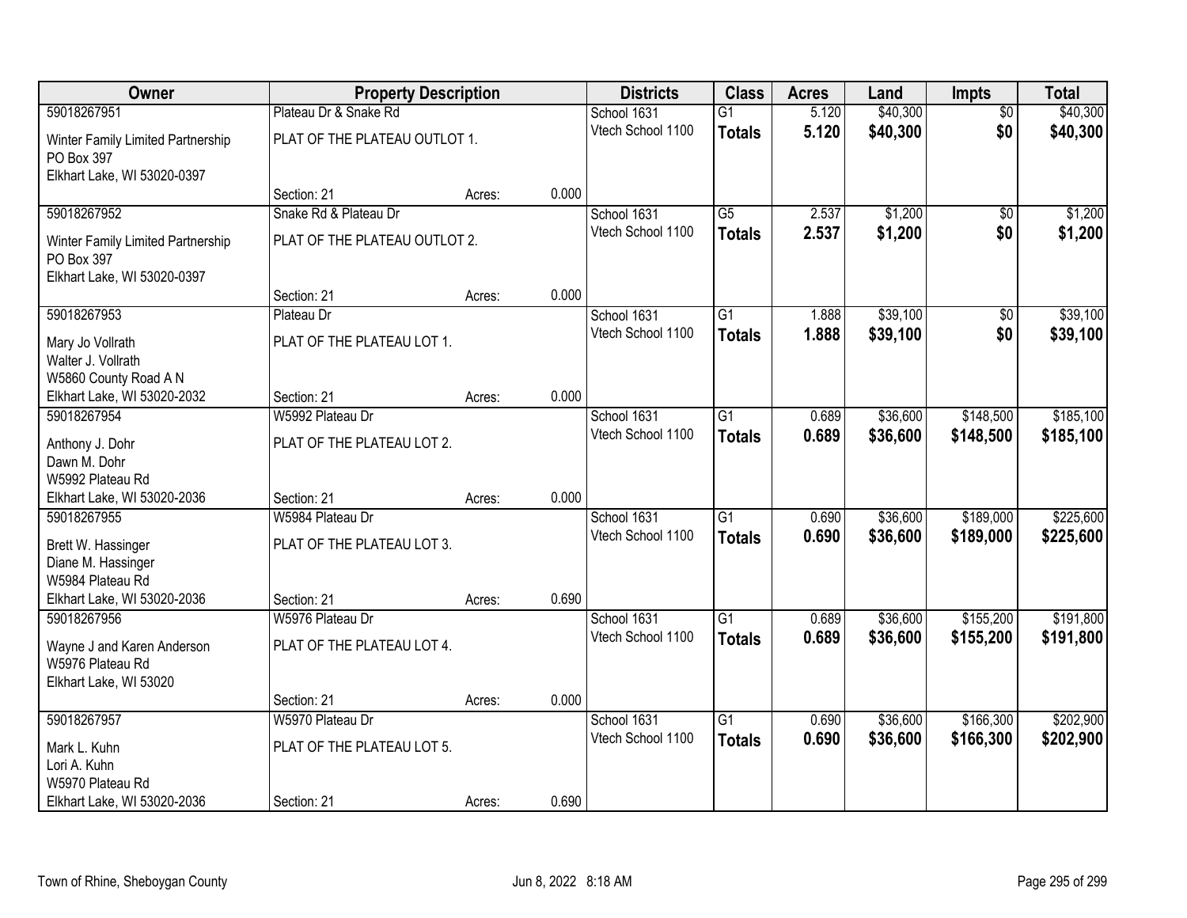| Owner | Property Description | | | Districts | Class | Acres | Land | Impts | Total |
|---|---|---|---|---|---|---|---|---|---|
| 59018267951 | Plateau Dr & Snake Rd | | | School 1631 | G1 | 5.120 | $40,300 | $0 | $40,300 |
| Winter Family Limited Partnership<br>PO Box 397<br>Elkhart Lake, WI 53020-0397 | PLAT OF THE PLATEAU OUTLOT 1. | | | Vtech School 1100 | **Totals** | **5.120** | **$40,300** | **$0** | **$40,300** |
| | Section: 21 | Acres: | 0.000 | | | | | | |
| 59018267952 | Snake Rd & Plateau Dr | | | School 1631 | G5 | 2.537 | $1,200 | $0 | $1,200 |
| Winter Family Limited Partnership<br>PO Box 397<br>Elkhart Lake, WI 53020-0397 | PLAT OF THE PLATEAU OUTLOT 2. | | | Vtech School 1100 | **Totals** | **2.537** | **$1,200** | **$0** | **$1,200** |
| | Section: 21 | Acres: | 0.000 | | | | | | |
| 59018267953 | Plateau Dr | | | School 1631 | G1 | 1.888 | $39,100 | $0 | $39,100 |
| Mary Jo Vollrath<br>Walter J. Vollrath<br>W5860 County Road A N<br>Elkhart Lake, WI 53020-2032 | PLAT OF THE PLATEAU LOT 1. | | | Vtech School 1100 | **Totals** | **1.888** | **$39,100** | **$0** | **$39,100** |
| | Section: 21 | Acres: | 0.000 | | | | | | |
| 59018267954 | W5992 Plateau Dr | | | School 1631 | G1 | 0.689 | $36,600 | $148,500 | $185,100 |
| Anthony J. Dohr<br>Dawn M. Dohr<br>W5992 Plateau Rd<br>Elkhart Lake, WI 53020-2036 | PLAT OF THE PLATEAU LOT 2. | | | Vtech School 1100 | **Totals** | **0.689** | **$36,600** | **$148,500** | **$185,100** |
| | Section: 21 | Acres: | 0.000 | | | | | | |
| 59018267955 | W5984 Plateau Dr | | | School 1631 | G1 | 0.690 | $36,600 | $189,000 | $225,600 |
| Brett W. Hassinger<br>Diane M. Hassinger<br>W5984 Plateau Rd<br>Elkhart Lake, WI 53020-2036 | PLAT OF THE PLATEAU LOT 3. | | | Vtech School 1100 | **Totals** | **0.690** | **$36,600** | **$189,000** | **$225,600** |
| | Section: 21 | Acres: | 0.690 | | | | | | |
| 59018267956 | W5976 Plateau Dr | | | School 1631 | G1 | 0.689 | $36,600 | $155,200 | $191,800 |
| Wayne J and Karen Anderson<br>W5976 Plateau Rd<br>Elkhart Lake, WI 53020 | PLAT OF THE PLATEAU LOT 4. | | | Vtech School 1100 | **Totals** | **0.689** | **$36,600** | **$155,200** | **$191,800** |
| | Section: 21 | Acres: | 0.000 | | | | | | |
| 59018267957 | W5970 Plateau Dr | | | School 1631 | G1 | 0.690 | $36,600 | $166,300 | $202,900 |
| Mark L. Kuhn<br>Lori A. Kuhn<br>W5970 Plateau Rd<br>Elkhart Lake, WI 53020-2036 | PLAT OF THE PLATEAU LOT 5. | | | Vtech School 1100 | **Totals** | **0.690** | **$36,600** | **$166,300** | **$202,900** |
| | Section: 21 | Acres: | 0.690 | | | | | | |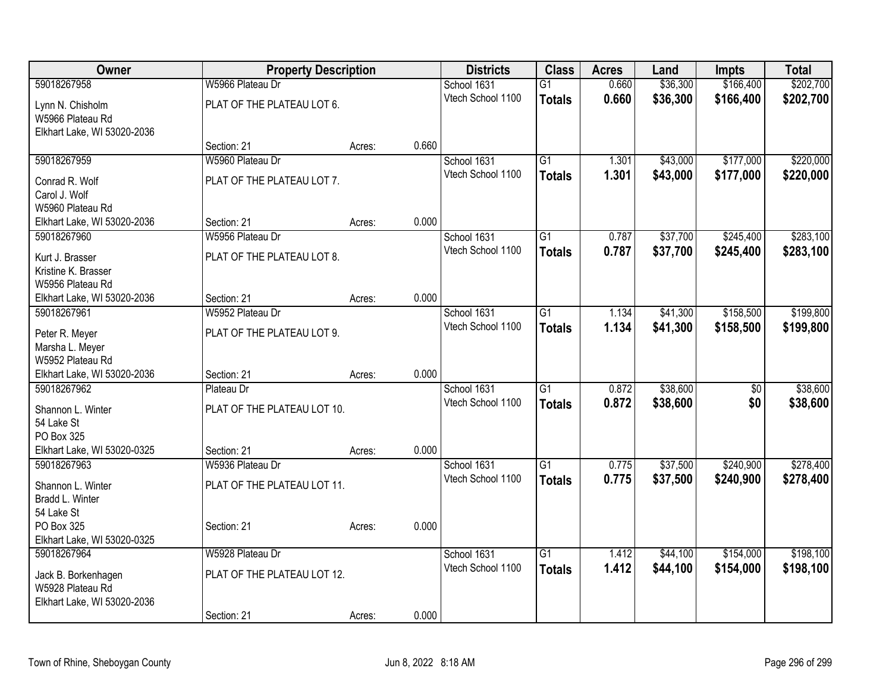| Owner | Property Description | | | Districts | Class | Acres | Land | Impts | Total |
|---|---|---|---|---|---|---|---|---|---|
| 59018267958 | W5966 Plateau Dr | | | School 1631 | G1 | 0.660 | $36,300 | $166,400 | $202,700 |
| Lynn N. Chisholm<br>W5966 Plateau Rd<br>Elkhart Lake, WI 53020-2036 | PLAT OF THE PLATEAU LOT 6. | | | Vtech School 1100 | **Totals** | **0.660** | **$36,300** | **$166,400** | **$202,700** |
| | Section: 21 | Acres: | 0.660 | | | | | | |
| 59018267959 | W5960 Plateau Dr | | | School 1631 | G1 | 1.301 | $43,000 | $177,000 | $220,000 |
| Conrad R. Wolf<br>Carol J. Wolf<br>W5960 Plateau Rd<br>Elkhart Lake, WI 53020-2036 | PLAT OF THE PLATEAU LOT 7. | | | Vtech School 1100 | **Totals** | **1.301** | **$43,000** | **$177,000** | **$220,000** |
| | Section: 21 | Acres: | 0.000 | | | | | | |
| 59018267960 | W5956 Plateau Dr | | | School 1631 | G1 | 0.787 | $37,700 | $245,400 | $283,100 |
| Kurt J. Brasser<br>Kristine K. Brasser<br>W5956 Plateau Rd<br>Elkhart Lake, WI 53020-2036 | PLAT OF THE PLATEAU LOT 8. | | | Vtech School 1100 | **Totals** | **0.787** | **$37,700** | **$245,400** | **$283,100** |
| | Section: 21 | Acres: | 0.000 | | | | | | |
| 59018267961 | W5952 Plateau Dr | | | School 1631 | G1 | 1.134 | $41,300 | $158,500 | $199,800 |
| Peter R. Meyer<br>Marsha L. Meyer<br>W5952 Plateau Rd<br>Elkhart Lake, WI 53020-2036 | PLAT OF THE PLATEAU LOT 9. | | | Vtech School 1100 | **Totals** | **1.134** | **$41,300** | **$158,500** | **$199,800** |
| | Section: 21 | Acres: | 0.000 | | | | | | |
| 59018267962 | Plateau Dr | | | School 1631 | G1 | 0.872 | $38,600 | $0 | $38,600 |
| Shannon L. Winter<br>54 Lake St<br>PO Box 325<br>Elkhart Lake, WI 53020-0325 | PLAT OF THE PLATEAU LOT 10. | | | Vtech School 1100 | **Totals** | **0.872** | **$38,600** | **$0** | **$38,600** |
| | Section: 21 | Acres: | 0.000 | | | | | | |
| 59018267963 | W5936 Plateau Dr | | | School 1631 | G1 | 0.775 | $37,500 | $240,900 | $278,400 |
| Shannon L. Winter<br>Bradd L. Winter<br>54 Lake St<br>PO Box 325<br>Elkhart Lake, WI 53020-0325 | PLAT OF THE PLATEAU LOT 11. | | | Vtech School 1100 | **Totals** | **0.775** | **$37,500** | **$240,900** | **$278,400** |
| | Section: 21 | Acres: | 0.000 | | | | | | |
| 59018267964 | W5928 Plateau Dr | | | School 1631 | G1 | 1.412 | $44,100 | $154,000 | $198,100 |
| Jack B. Borkenhagen<br>W5928 Plateau Rd<br>Elkhart Lake, WI 53020-2036 | PLAT OF THE PLATEAU LOT 12. | | | Vtech School 1100 | **Totals** | **1.412** | **$44,100** | **$154,000** | **$198,100** |
| | Section: 21 | Acres: | 0.000 | | | | | | |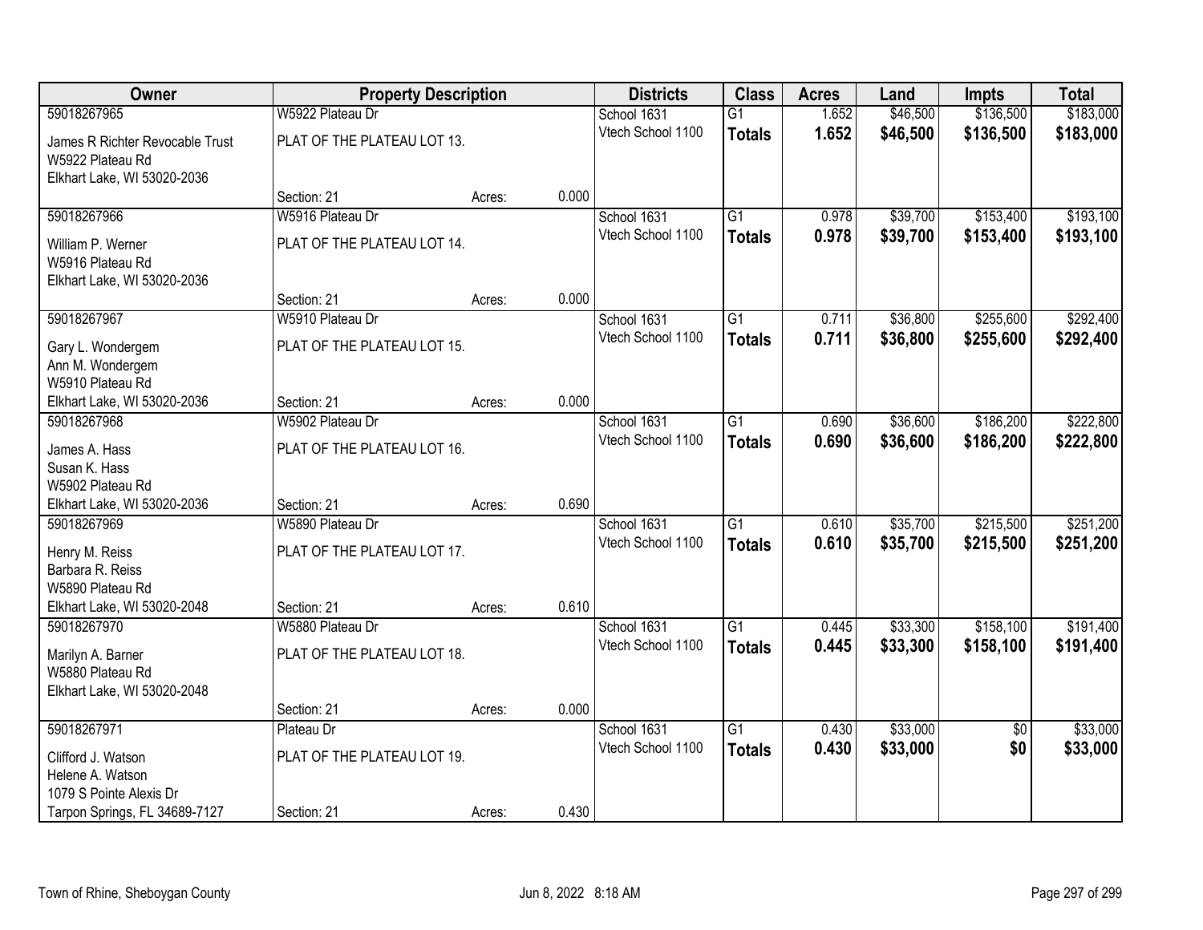| Owner | Property Description | | | Districts | Class | Acres | Land | Impts | Total |
|---|---|---|---|---|---|---|---|---|---|
| 59018267965 | W5922 Plateau Dr | | | School 1631 | G1 | 1.652 | $46,500 | $136,500 | $183,000 |
| James R Richter Revocable Trust<br>W5922 Plateau Rd<br>Elkhart Lake, WI 53020-2036 | PLAT OF THE PLATEAU LOT 13. | | | Vtech School 1100 | **Totals** | **1.652** | **$46,500** | **$136,500** | **$183,000** |
| | Section: 21 | Acres: | 0.000 | | | | | | |
| 59018267966 | W5916 Plateau Dr | | | School 1631 | G1 | 0.978 | $39,700 | $153,400 | $193,100 |
| William P. Werner<br>W5916 Plateau Rd<br>Elkhart Lake, WI 53020-2036 | PLAT OF THE PLATEAU LOT 14. | | | Vtech School 1100 | **Totals** | **0.978** | **$39,700** | **$153,400** | **$193,100** |
| | Section: 21 | Acres: | 0.000 | | | | | | |
| 59018267967 | W5910 Plateau Dr | | | School 1631 | G1 | 0.711 | $36,800 | $255,600 | $292,400 |
| Gary L. Wondergem<br>Ann M. Wondergem<br>W5910 Plateau Rd | PLAT OF THE PLATEAU LOT 15. | | | Vtech School 1100 | **Totals** | **0.711** | **$36,800** | **$255,600** | **$292,400** |
| Elkhart Lake, WI 53020-2036 | Section: 21 | Acres: | 0.000 | | | | | | |
| 59018267968 | W5902 Plateau Dr | | | School 1631 | G1 | 0.690 | $36,600 | $186,200 | $222,800 |
| James A. Hass<br>Susan K. Hass<br>W5902 Plateau Rd | PLAT OF THE PLATEAU LOT 16. | | | Vtech School 1100 | **Totals** | **0.690** | **$36,600** | **$186,200** | **$222,800** |
| Elkhart Lake, WI 53020-2036 | Section: 21 | Acres: | 0.690 | | | | | | |
| 59018267969 | W5890 Plateau Dr | | | School 1631 | G1 | 0.610 | $35,700 | $215,500 | $251,200 |
| Henry M. Reiss<br>Barbara R. Reiss<br>W5890 Plateau Rd | PLAT OF THE PLATEAU LOT 17. | | | Vtech School 1100 | **Totals** | **0.610** | **$35,700** | **$215,500** | **$251,200** |
| Elkhart Lake, WI 53020-2048 | Section: 21 | Acres: | 0.610 | | | | | | |
| 59018267970 | W5880 Plateau Dr | | | School 1631 | G1 | 0.445 | $33,300 | $158,100 | $191,400 |
| Marilyn A. Barner<br>W5880 Plateau Rd<br>Elkhart Lake, WI 53020-2048 | PLAT OF THE PLATEAU LOT 18. | | | Vtech School 1100 | **Totals** | **0.445** | **$33,300** | **$158,100** | **$191,400** |
| | Section: 21 | Acres: | 0.000 | | | | | | |
| 59018267971 | Plateau Dr | | | School 1631 | G1 | 0.430 | $33,000 | $0 | $33,000 |
| Clifford J. Watson<br>Helene A. Watson<br>1079 S Pointe Alexis Dr | PLAT OF THE PLATEAU LOT 19. | | | Vtech School 1100 | **Totals** | **0.430** | **$33,000** | **$0** | **$33,000** |
| Tarpon Springs, FL 34689-7127 | Section: 21 | Acres: | 0.430 | | | | | | |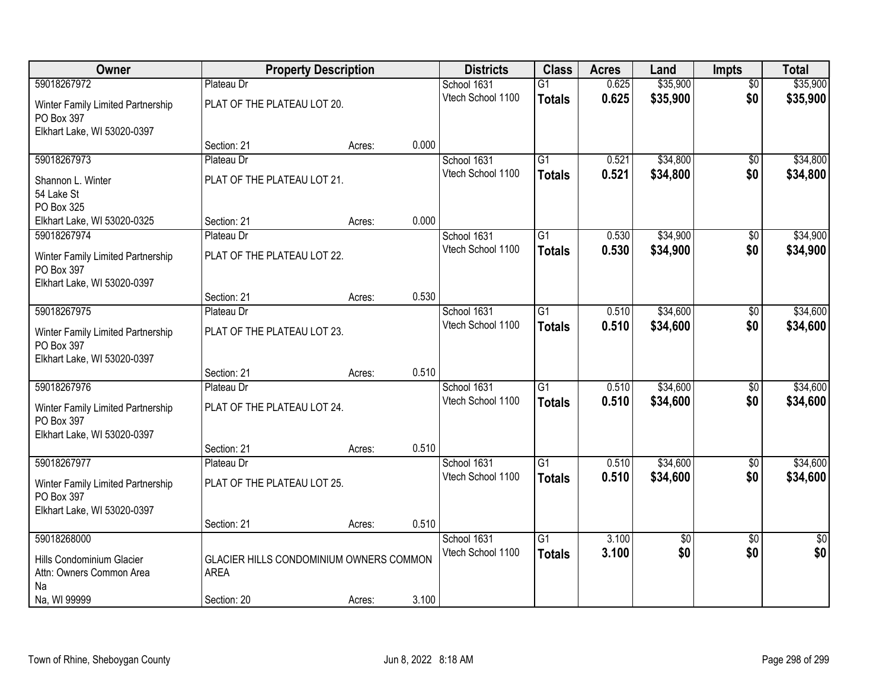| Owner | Property Description | | | Districts | Class | Acres | Land | Impts | Total |
|---|---|---|---|---|---|---|---|---|---|
| 59018267972 | Plateau Dr | | | School 1631 | G1 | 0.625 | $35,900 | $0 | $35,900 |
| Winter Family Limited Partnership<br>PO Box 397<br>Elkhart Lake, WI 53020-0397 | PLAT OF THE PLATEAU LOT 20. | | | Vtech School 1100 | **Totals** | **0.625** | **$35,900** | **$0** | **$35,900** |
| | Section: 21 | Acres: | 0.000 | | | | | | |
| 59018267973 | Plateau Dr | | | School 1631 | G1 | 0.521 | $34,800 | $0 | $34,800 |
| Shannon L. Winter<br>54 Lake St<br>PO Box 325<br>Elkhart Lake, WI 53020-0325 | PLAT OF THE PLATEAU LOT 21. | | | Vtech School 1100 | **Totals** | **0.521** | **$34,800** | **$0** | **$34,800** |
| | Section: 21 | Acres: | 0.000 | | | | | | |
| 59018267974 | Plateau Dr | | | School 1631 | G1 | 0.530 | $34,900 | $0 | $34,900 |
| Winter Family Limited Partnership<br>PO Box 397<br>Elkhart Lake, WI 53020-0397 | PLAT OF THE PLATEAU LOT 22. | | | Vtech School 1100 | **Totals** | **0.530** | **$34,900** | **$0** | **$34,900** |
| | Section: 21 | Acres: | 0.530 | | | | | | |
| 59018267975 | Plateau Dr | | | School 1631 | G1 | 0.510 | $34,600 | $0 | $34,600 |
| Winter Family Limited Partnership<br>PO Box 397<br>Elkhart Lake, WI 53020-0397 | PLAT OF THE PLATEAU LOT 23. | | | Vtech School 1100 | **Totals** | **0.510** | **$34,600** | **$0** | **$34,600** |
| | Section: 21 | Acres: | 0.510 | | | | | | |
| 59018267976 | Plateau Dr | | | School 1631 | G1 | 0.510 | $34,600 | $0 | $34,600 |
| Winter Family Limited Partnership<br>PO Box 397<br>Elkhart Lake, WI 53020-0397 | PLAT OF THE PLATEAU LOT 24. | | | Vtech School 1100 | **Totals** | **0.510** | **$34,600** | **$0** | **$34,600** |
| | Section: 21 | Acres: | 0.510 | | | | | | |
| 59018267977 | Plateau Dr | | | School 1631 | G1 | 0.510 | $34,600 | $0 | $34,600 |
| Winter Family Limited Partnership<br>PO Box 397<br>Elkhart Lake, WI 53020-0397 | PLAT OF THE PLATEAU LOT 25. | | | Vtech School 1100 | **Totals** | **0.510** | **$34,600** | **$0** | **$34,600** |
| | Section: 21 | Acres: | 0.510 | | | | | | |
| 59018268000 | | | | School 1631 | G1 | 3.100 | $0 | $0 | $0 |
| Hills Condominium Glacier<br>Attn: Owners Common Area<br>Na<br>Na, WI 99999 | GLACIER HILLS CONDOMINIUM OWNERS COMMON AREA | | | Vtech School 1100 | **Totals** | **3.100** | **$0** | **$0** | **$0** |
| | Section: 20 | Acres: | 3.100 | | | | | | |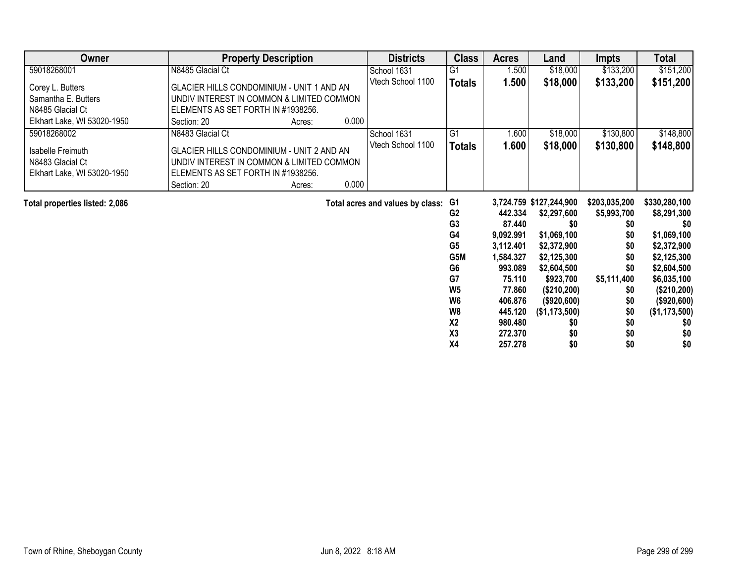| Owner | Property Description | Districts | Class | Acres | Land | Impts | Total |
|---|---|---|---|---|---|---|---|
| 59018268001<br><br>Corey L. Butters<br>Samantha E. Butters<br>N8485 Glacial Ct<br>Elkhart Lake, WI 53020-1950 | N8485 Glacial Ct<br><br>GLACIER HILLS CONDOMINIUM - UNIT 1 AND AN UNDIV INTEREST IN COMMON & LIMITED COMMON ELEMENTS AS SET FORTH IN #1938256.<br>Section: 20 Acres: 0.000 | School 1631<br>Vtech School 1100 | G1<br>**Totals** | 1.500<br>**1.500** | $18,000<br>**$18,000** | $133,200<br>**$133,200** | $151,200<br>**$151,200** |
| 59018268002<br><br>Isabelle Freimuth<br>N8483 Glacial Ct<br>Elkhart Lake, WI 53020-1950 | N8483 Glacial Ct<br><br>GLACIER HILLS CONDOMINIUM - UNIT 2 AND AN UNDIV INTEREST IN COMMON & LIMITED COMMON ELEMENTS AS SET FORTH IN #1938256.<br>Section: 20 Acres: 0.000 | School 1631<br>Vtech School 1100 | G1<br>**Totals** | 1.600<br>**1.600** | $18,000<br>**$18,000** | $130,800<br>**$130,800** | $148,800<br>**$148,800** |

**Total properties listed: 2,086**

**Total acres and values by class:**

| Class | Acres | Land | Impts | Total |
|---|---|---|---|---|
| **G1** | **3,724.759** | **$127,244,900** | **$203,035,200** | **$330,280,100** |
| **G2** | **442.334** | **$2,297,600** | **$5,993,700** | **$8,291,300** |
| **G3** | **87.440** | **$0** | **$0** | **$0** |
| **G4** | **9,092.991** | **$1,069,100** | **$0** | **$1,069,100** |
| **G5** | **3,112.401** | **$2,372,900** | **$0** | **$2,372,900** |
| **G5M** | **1,584.327** | **$2,125,300** | **$0** | **$2,125,300** |
| **G6** | **993.089** | **$2,604,500** | **$0** | **$2,604,500** |
| **G7** | **75.110** | **$923,700** | **$5,111,400** | **$6,035,100** |
| **W5** | **77.860** | **($210,200)** | **$0** | **($210,200)** |
| **W6** | **406.876** | **($920,600)** | **$0** | **($920,600)** |
| **W8** | **445.120** | **($1,173,500)** | **$0** | **($1,173,500)** |
| **X2** | **980.480** | **$0** | **$0** | **$0** |
| **X3** | **272.370** | **$0** | **$0** | **$0** |
| **X4** | **257.278** | **$0** | **$0** | **$0** |